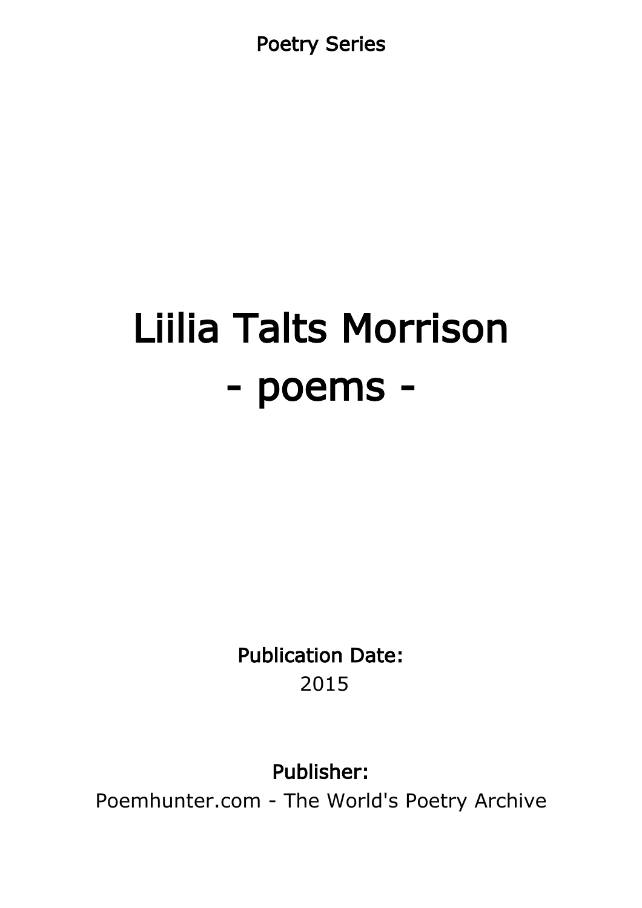Poetry Series

# Liilia Talts Morrison
# - poems -

**Publication Date:**
2015

**Publisher:**
Poemhunter.com - The World's Poetry Archive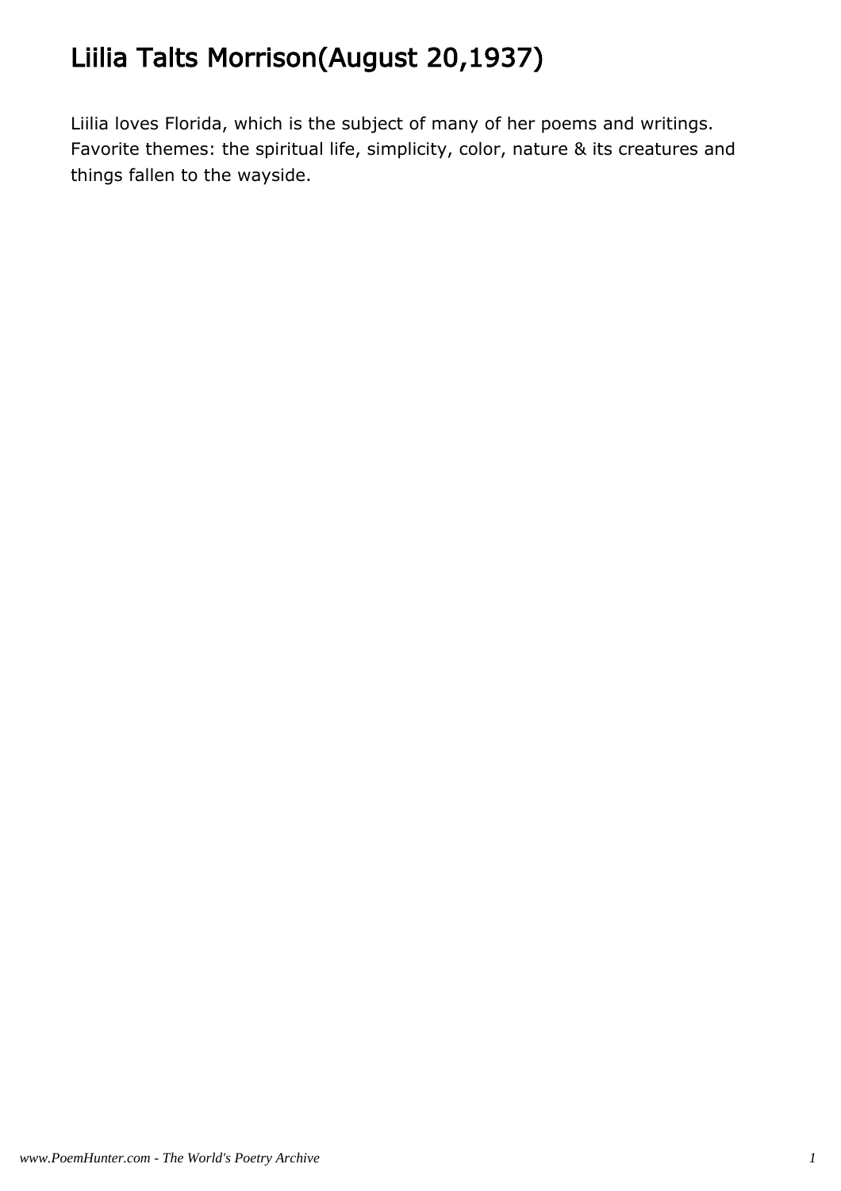# Liilia Talts Morrison(August 20,1937)

Liilia loves Florida, which is the subject of many of her poems and writings. Favorite themes: the spiritual life, simplicity, color, nature & its creatures and things fallen to the wayside.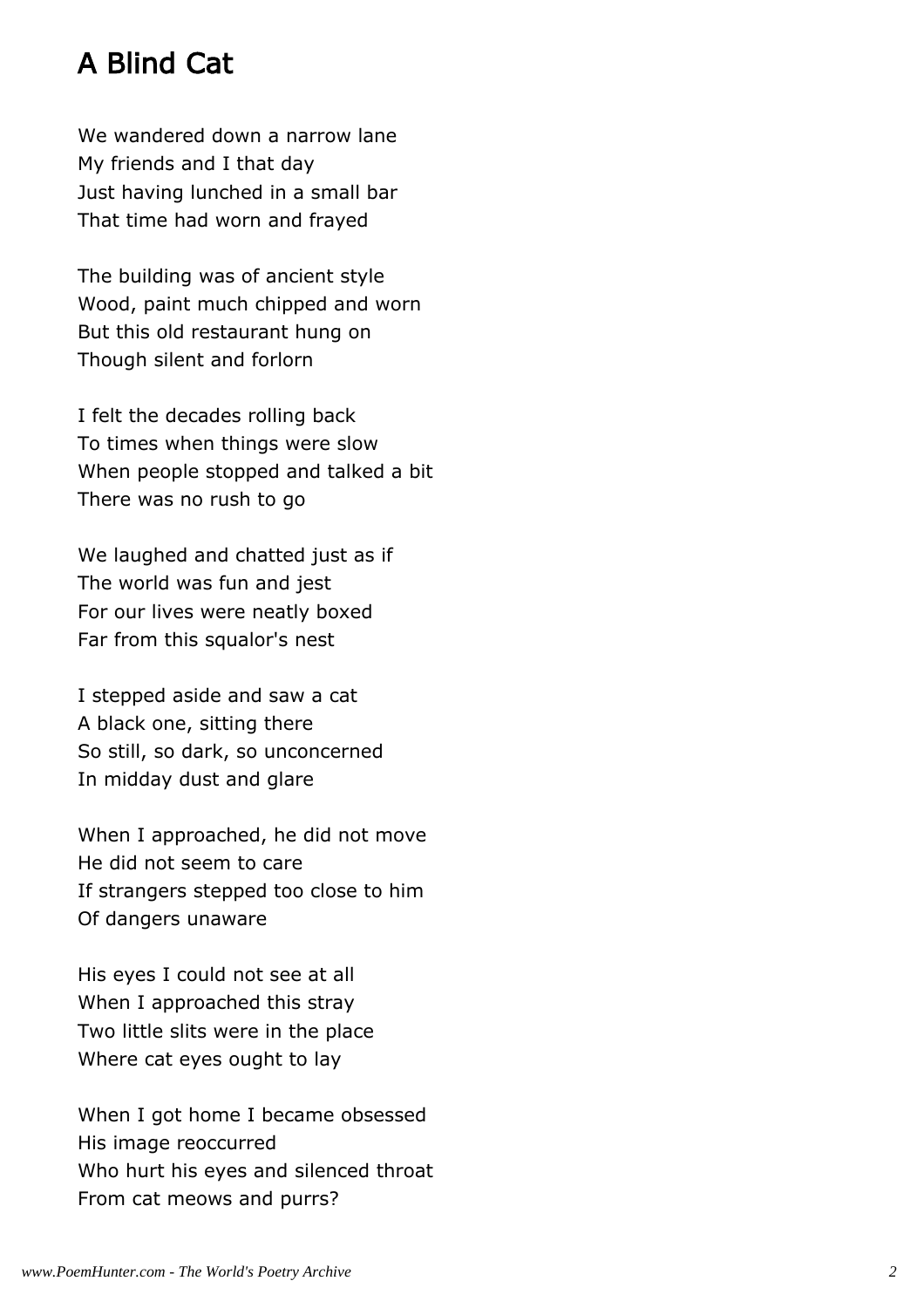# A Blind Cat

We wandered down a narrow lane
My friends and I that day
Just having lunched in a small bar
That time had worn and frayed

The building was of ancient style
Wood, paint much chipped and worn
But this old restaurant hung on
Though silent and forlorn

I felt the decades rolling back
To times when things were slow
When people stopped and talked a bit
There was no rush to go

We laughed and chatted just as if
The world was fun and jest
For our lives were neatly boxed
Far from this squalor's nest

I stepped aside and saw a cat
A black one, sitting there
So still, so dark, so unconcerned
In midday dust and glare

When I approached, he did not move
He did not seem to care
If strangers stepped too close to him
Of dangers unaware

His eyes I could not see at all
When I approached this stray
Two little slits were in the place
Where cat eyes ought to lay

When I got home I became obsessed
His image reoccurred
Who hurt his eyes and silenced throat
From cat meows and purrs?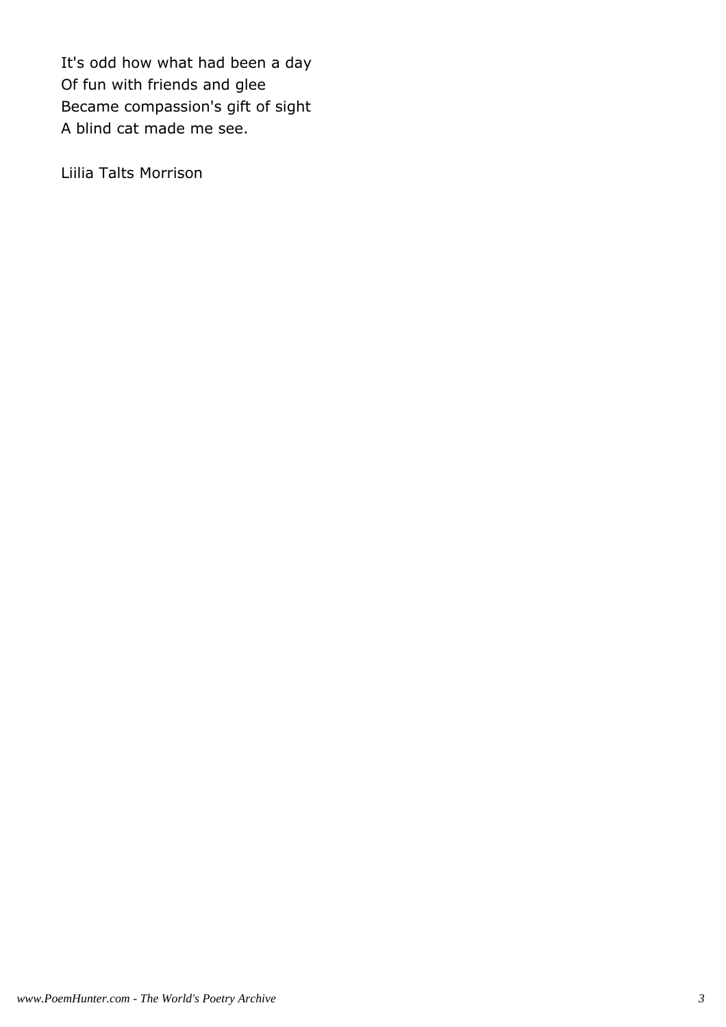It's odd how what had been a day  
Of fun with friends and glee  
Became compassion's gift of sight  
A blind cat made me see.

Liilia Talts Morrison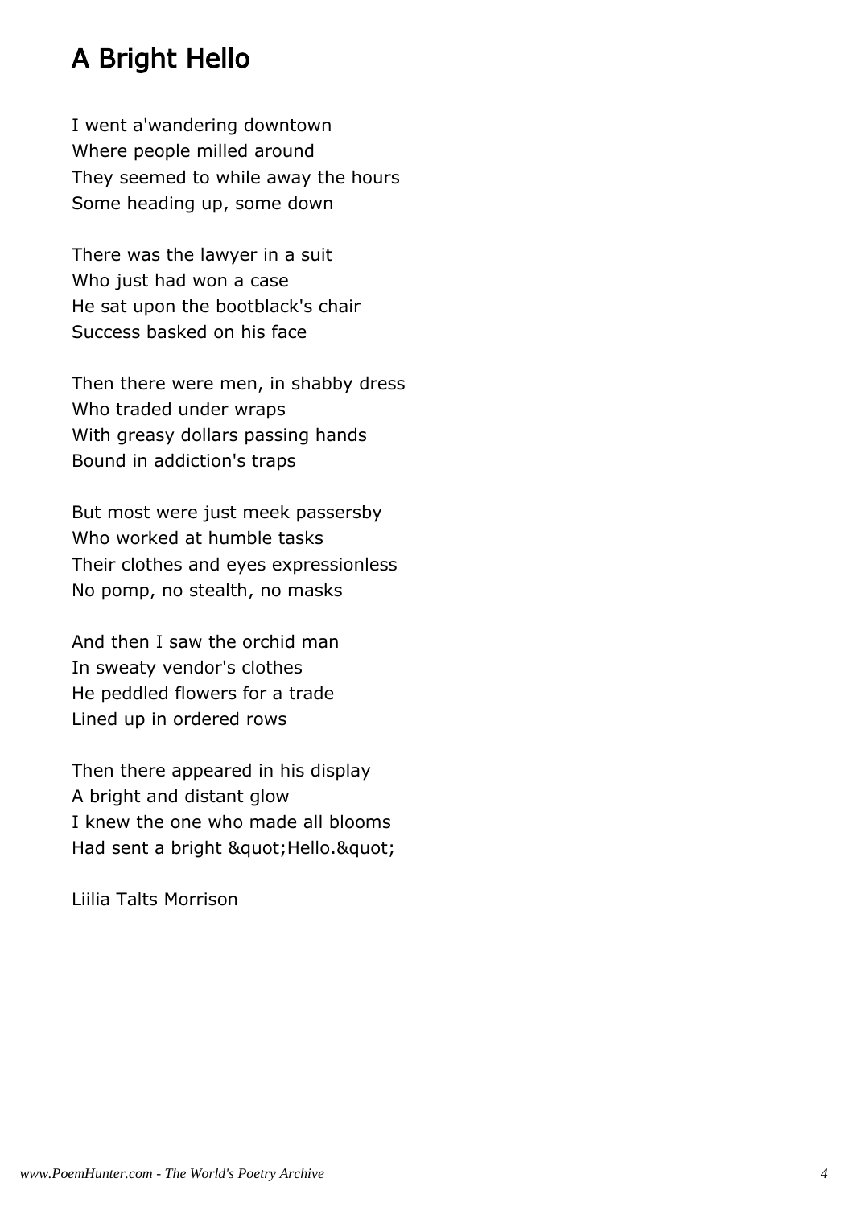## A Bright Hello

I went a'wandering downtown
Where people milled around
They seemed to while away the hours
Some heading up, some down

There was the lawyer in a suit
Who just had won a case
He sat upon the bootblack's chair
Success basked on his face

Then there were men, in shabby dress
Who traded under wraps
With greasy dollars passing hands
Bound in addiction's traps

But most were just meek passersby
Who worked at humble tasks
Their clothes and eyes expressionless
No pomp, no stealth, no masks

And then I saw the orchid man
In sweaty vendor's clothes
He peddled flowers for a trade
Lined up in ordered rows

Then there appeared in his display
A bright and distant glow
I knew the one who made all blooms
Had sent a bright &quot;Hello.&quot;

Liilia Talts Morrison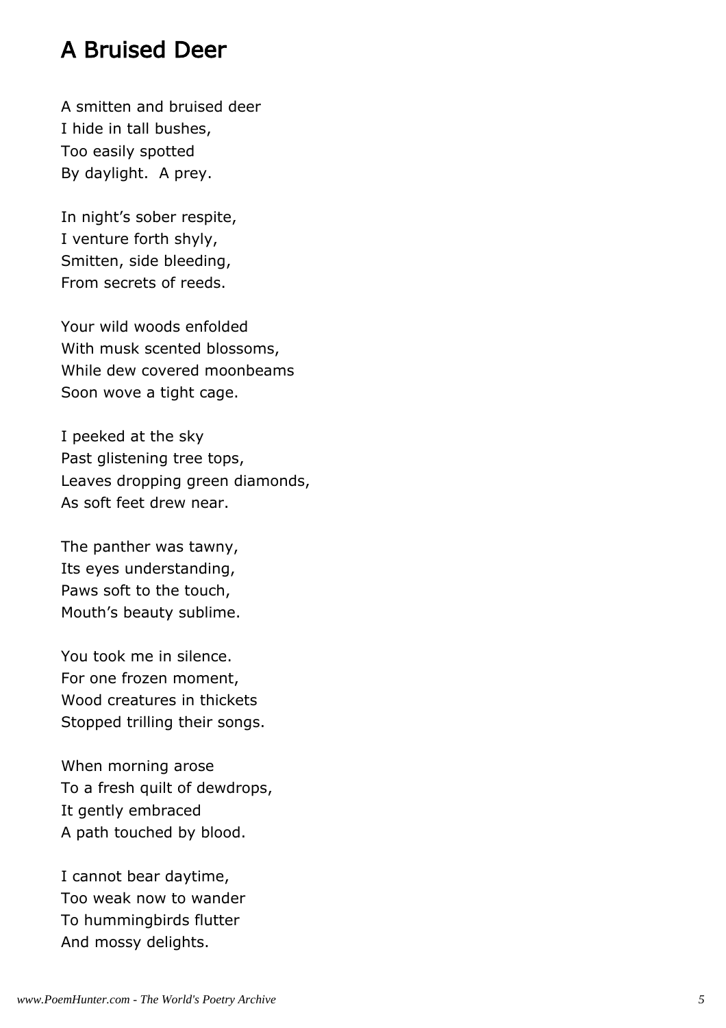# A Bruised Deer

A smitten and bruised deer
I hide in tall bushes,
Too easily spotted
By daylight.  A prey.

In night's sober respite,
I venture forth shyly,
Smitten, side bleeding,
From secrets of reeds.

Your wild woods enfolded
With musk scented blossoms,
While dew covered moonbeams
Soon wove a tight cage.

I peeked at the sky
Past glistening tree tops,
Leaves dropping green diamonds,
As soft feet drew near.

The panther was tawny,
Its eyes understanding,
Paws soft to the touch,
Mouth's beauty sublime.

You took me in silence.
For one frozen moment,
Wood creatures in thickets
Stopped trilling their songs.

When morning arose
To a fresh quilt of dewdrops,
It gently embraced
A path touched by blood.

I cannot bear daytime,
Too weak now to wander
To hummingbirds flutter
And mossy delights.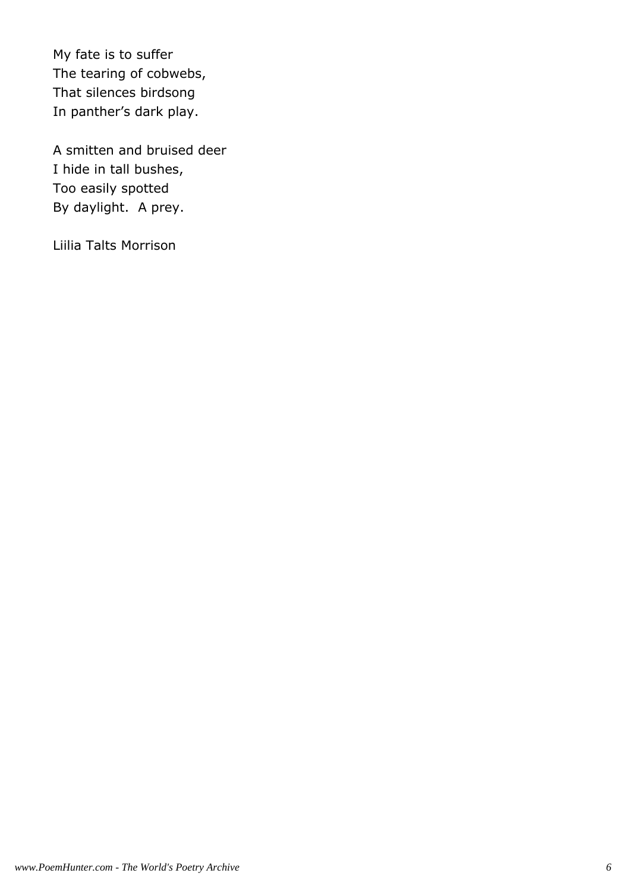My fate is to suffer  
The tearing of cobwebs,  
That silences birdsong  
In panther’s dark play.

A smitten and bruised deer  
I hide in tall bushes,  
Too easily spotted  
By daylight.  A prey.

Liilia Talts Morrison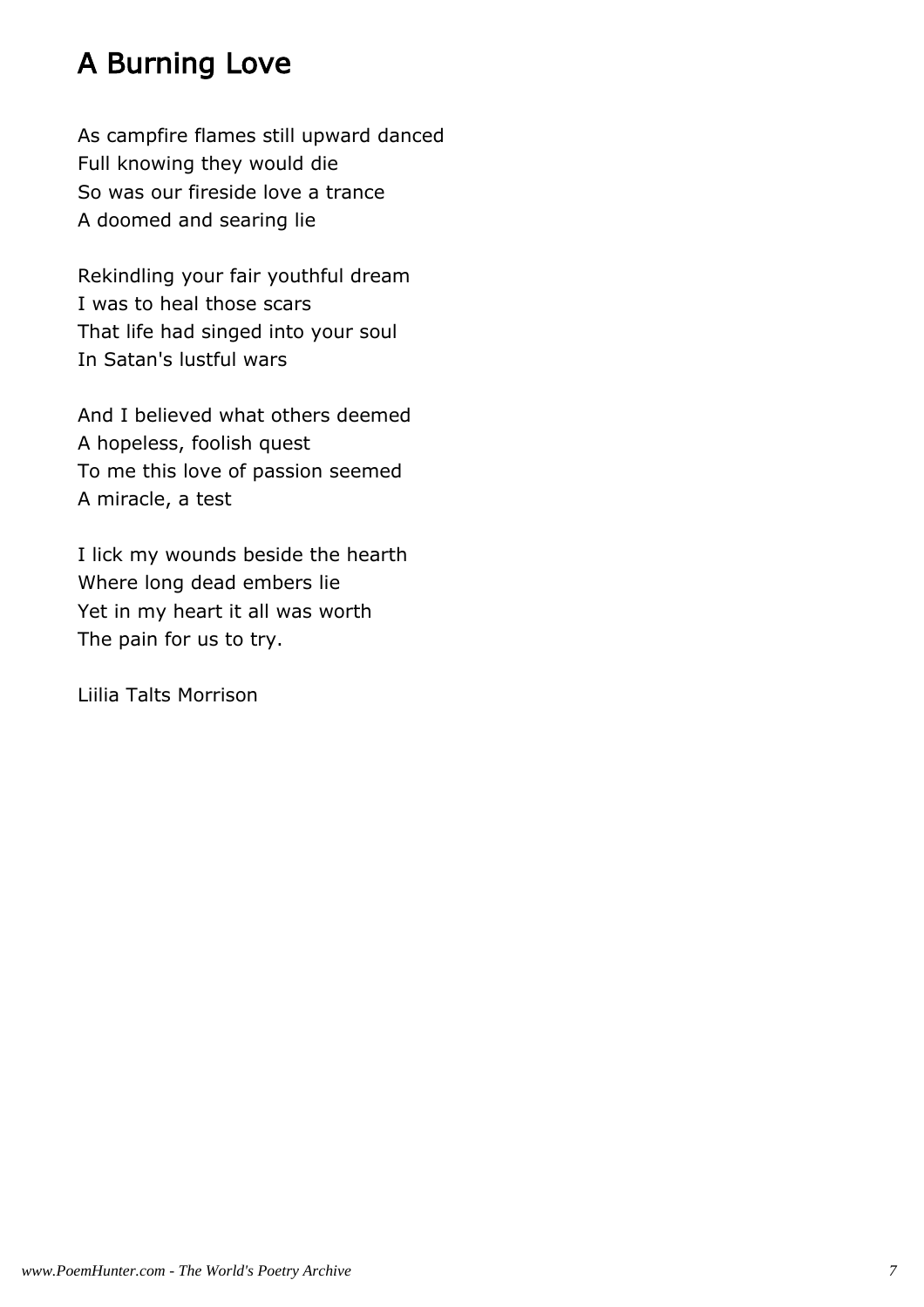# A Burning Love

As campfire flames still upward danced
Full knowing they would die
So was our fireside love a trance
A doomed and searing lie

Rekindling your fair youthful dream
I was to heal those scars
That life had singed into your soul
In Satan's lustful wars

And I believed what others deemed
A hopeless, foolish quest
To me this love of passion seemed
A miracle, a test

I lick my wounds beside the hearth
Where long dead embers lie
Yet in my heart it all was worth
The pain for us to try.

Liilia Talts Morrison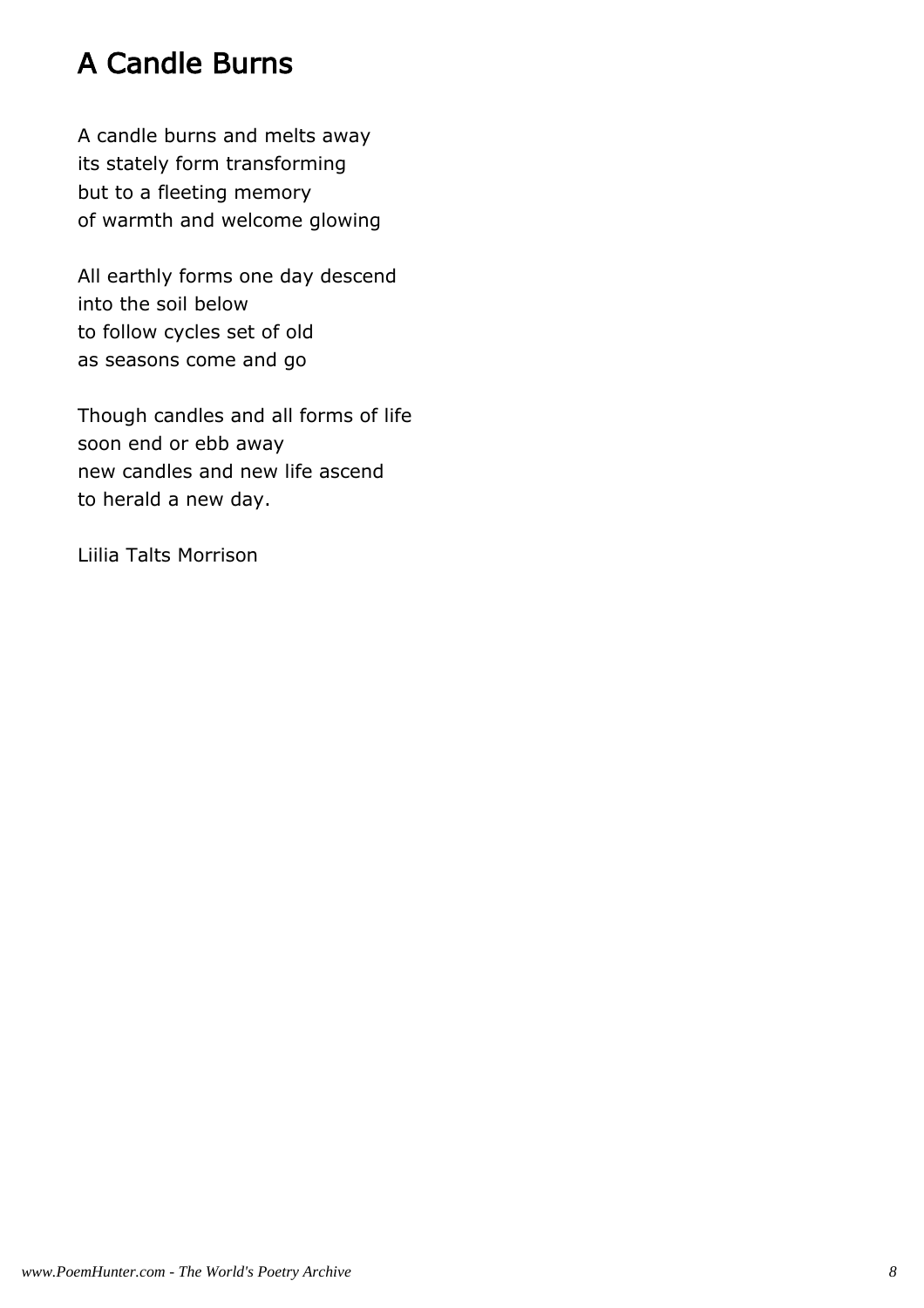# A Candle Burns

A candle burns and melts away
its stately form transforming
but to a fleeting memory
of warmth and welcome glowing

All earthly forms one day descend
into the soil below
to follow cycles set of old
as seasons come and go

Though candles and all forms of life
soon end or ebb away
new candles and new life ascend
to herald a new day.

Liilia Talts Morrison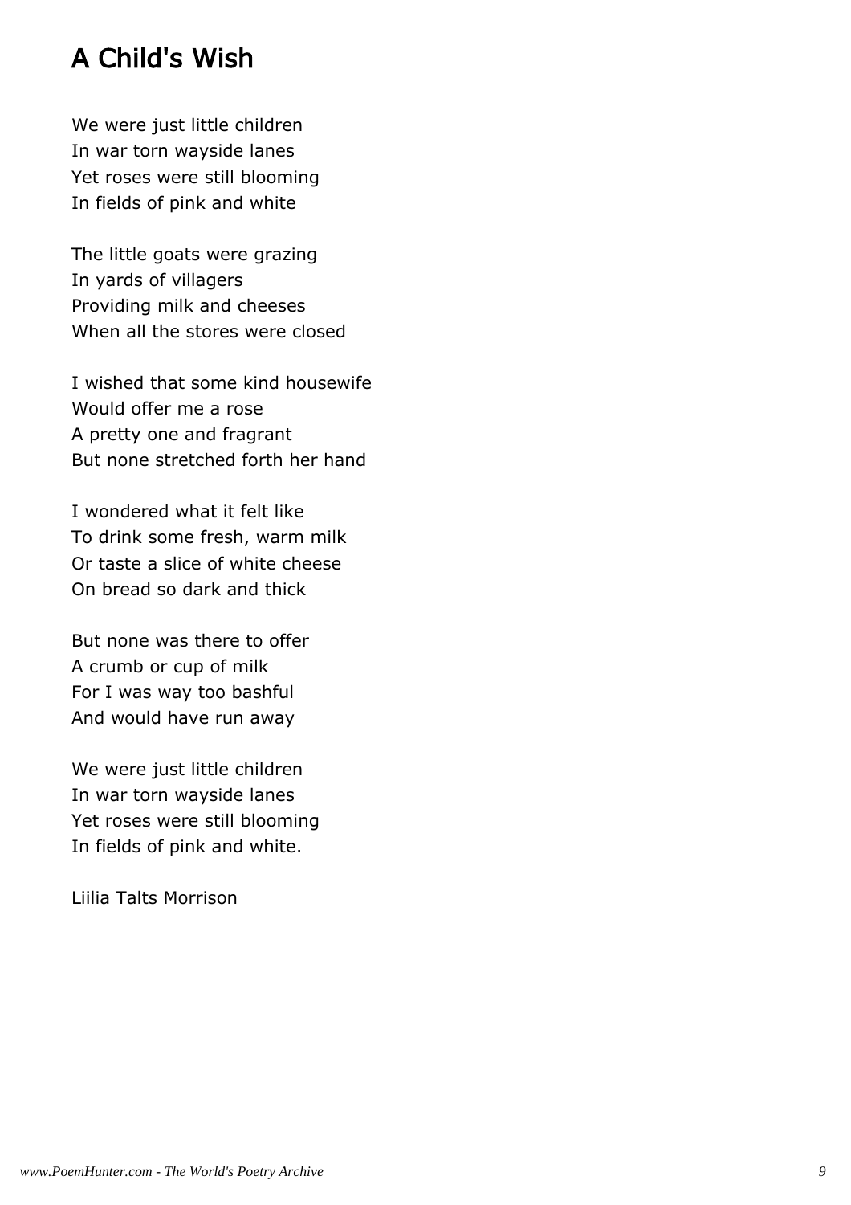## A Child's Wish

We were just little children
In war torn wayside lanes
Yet roses were still blooming
In fields of pink and white

The little goats were grazing
In yards of villagers
Providing milk and cheeses
When all the stores were closed

I wished that some kind housewife
Would offer me a rose
A pretty one and fragrant
But none stretched forth her hand

I wondered what it felt like
To drink some fresh, warm milk
Or taste a slice of white cheese
On bread so dark and thick

But none was there to offer
A crumb or cup of milk
For I was way too bashful
And would have run away

We were just little children
In war torn wayside lanes
Yet roses were still blooming
In fields of pink and white.

Liilia Talts Morrison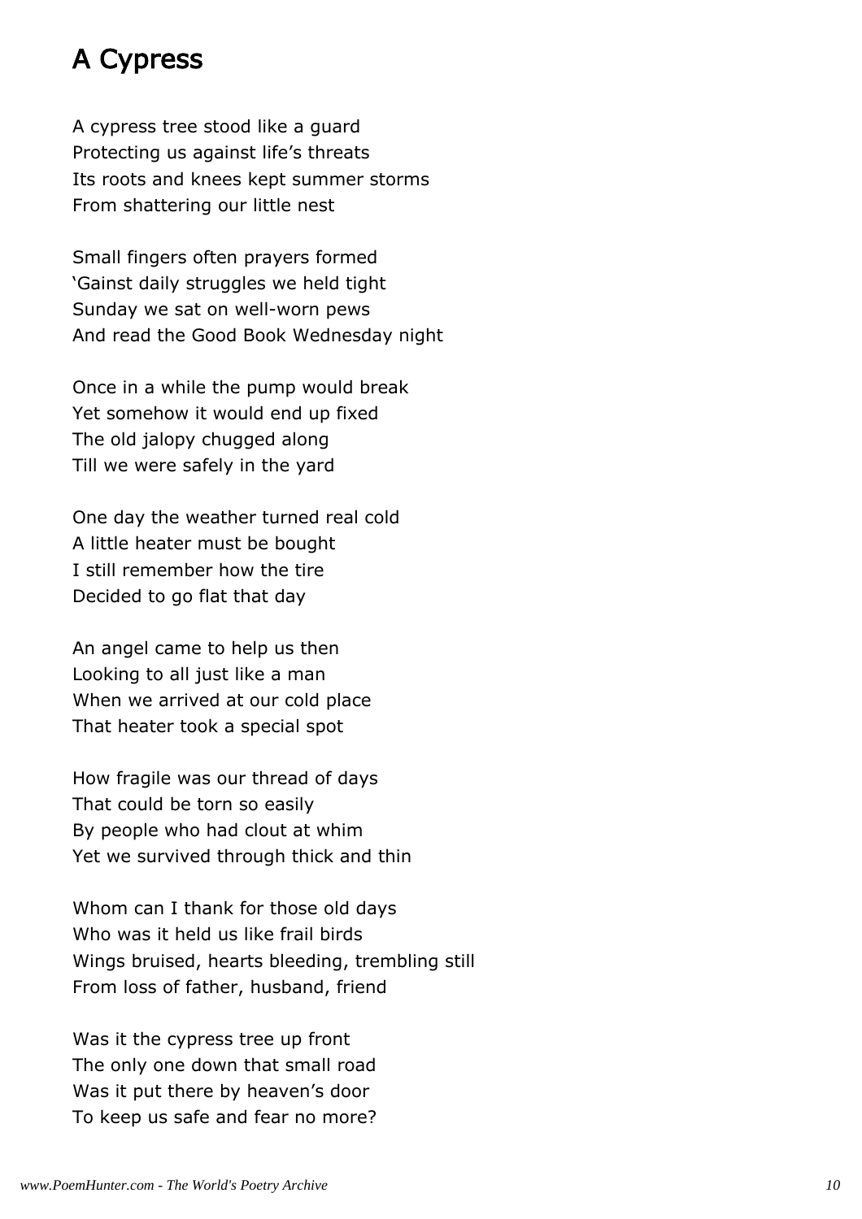# A Cypress

A cypress tree stood like a guard
Protecting us against life's threats
Its roots and knees kept summer storms
From shattering our little nest

Small fingers often prayers formed
'Gainst daily struggles we held tight
Sunday we sat on well-worn pews
And read the Good Book Wednesday night

Once in a while the pump would break
Yet somehow it would end up fixed
The old jalopy chugged along
Till we were safely in the yard

One day the weather turned real cold
A little heater must be bought
I still remember how the tire
Decided to go flat that day

An angel came to help us then
Looking to all just like a man
When we arrived at our cold place
That heater took a special spot

How fragile was our thread of days
That could be torn so easily
By people who had clout at whim
Yet we survived through thick and thin

Whom can I thank for those old days
Who was it held us like frail birds
Wings bruised, hearts bleeding, trembling still
From loss of father, husband, friend

Was it the cypress tree up front
The only one down that small road
Was it put there by heaven's door
To keep us safe and fear no more?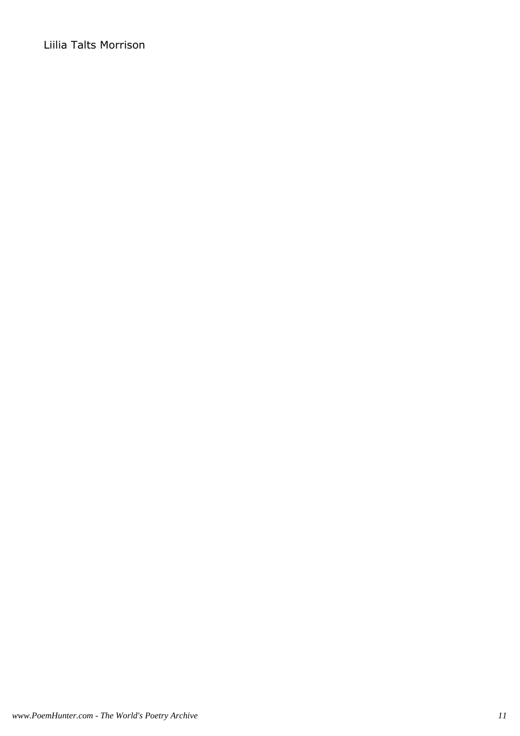Liilia Talts Morrison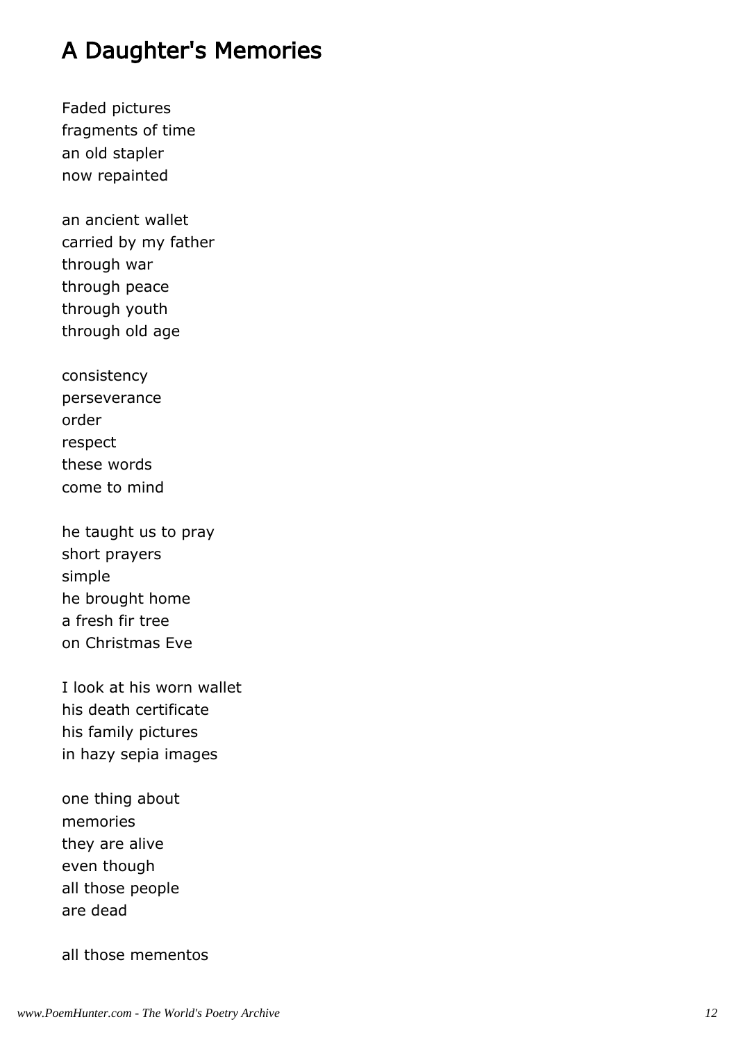# A Daughter's Memories

Faded pictures
fragments of time
an old stapler
now repainted

an ancient wallet
carried by my father
through war
through peace
through youth
through old age

consistency
perseverance
order
respect
these words
come to mind

he taught us to pray
short prayers
simple
he brought home
a fresh fir tree
on Christmas Eve

I look at his worn wallet
his death certificate
his family pictures
in hazy sepia images

one thing about
memories
they are alive
even though
all those people
are dead

all those mementos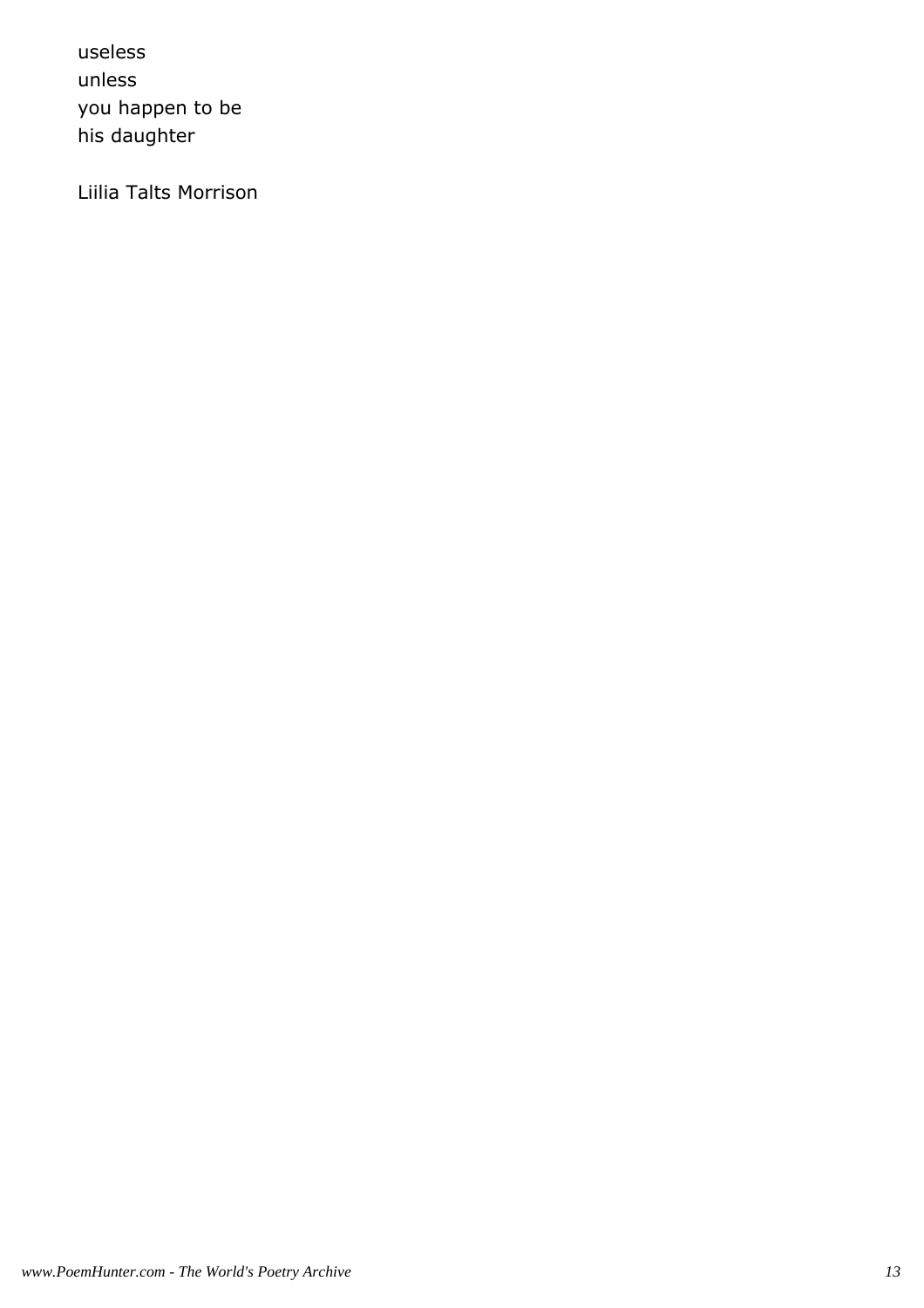useless
unless
you happen to be
his daughter

Liilia Talts Morrison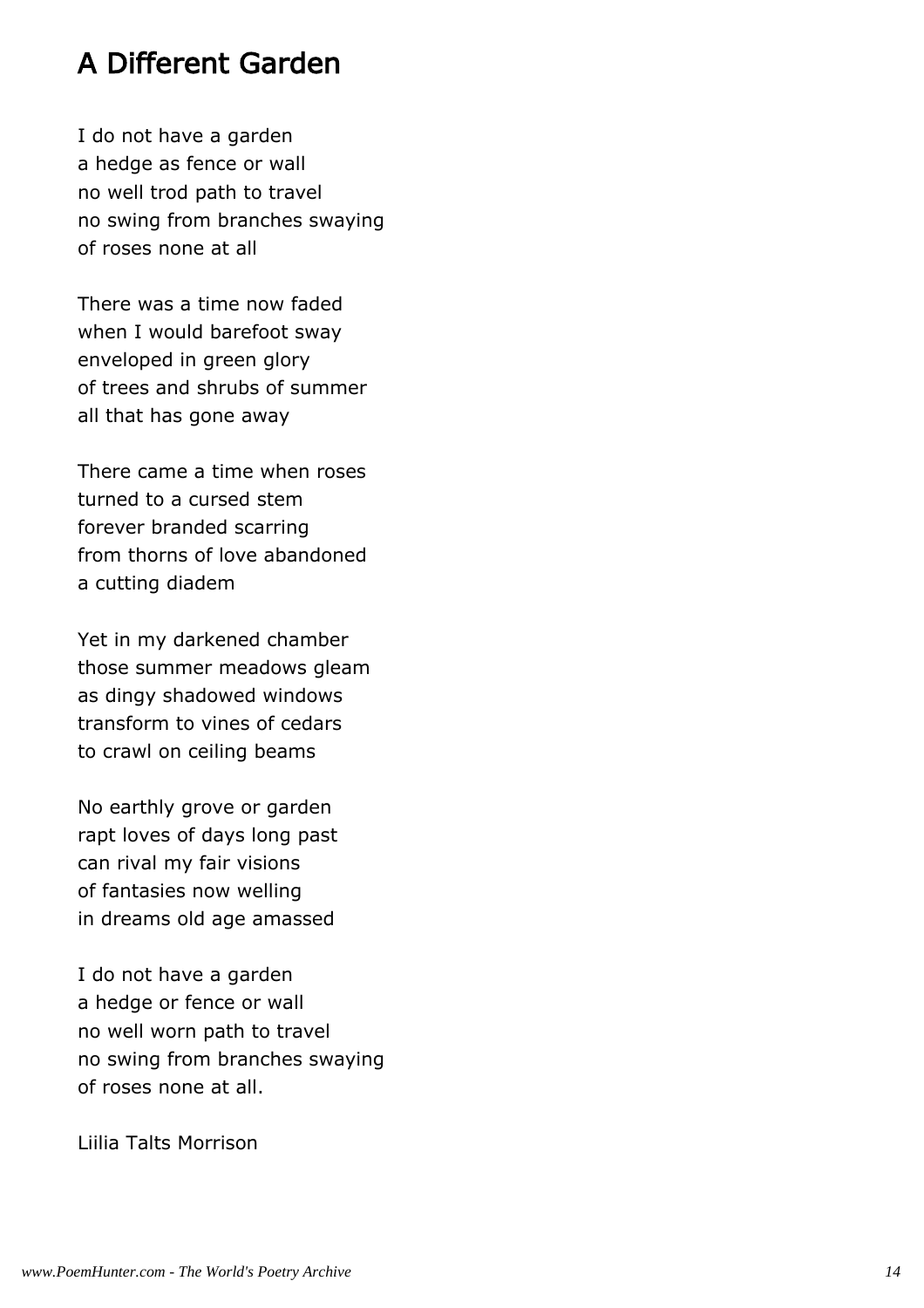## A Different Garden

I do not have a garden  
a hedge as fence or wall  
no well trod path to travel  
no swing from branches swaying  
of roses none at all

There was a time now faded  
when I would barefoot sway  
enveloped in green glory  
of trees and shrubs of summer  
all that has gone away

There came a time when roses  
turned to a cursed stem  
forever branded scarring  
from thorns of love abandoned  
a cutting diadem

Yet in my darkened chamber  
those summer meadows gleam  
as dingy shadowed windows  
transform to vines of cedars  
to crawl on ceiling beams

No earthly grove or garden  
rapt loves of days long past  
can rival my fair visions  
of fantasies now welling  
in dreams old age amassed

I do not have a garden  
a hedge or fence or wall  
no well worn path to travel  
no swing from branches swaying  
of roses none at all.

Liilia Talts Morrison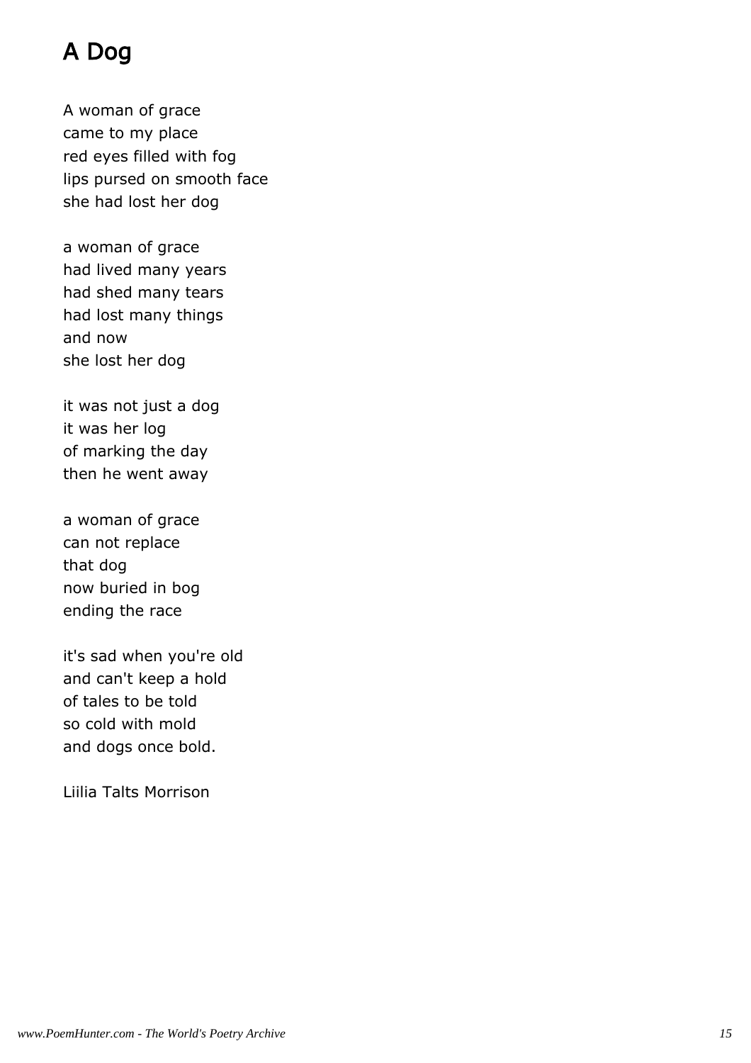# A Dog

A woman of grace
came to my place
red eyes filled with fog
lips pursed on smooth face
she had lost her dog

a woman of grace
had lived many years
had shed many tears
had lost many things
and now
she lost her dog

it was not just a dog
it was her log
of marking the day
then he went away

a woman of grace
can not replace
that dog
now buried in bog
ending the race

it's sad when you're old
and can't keep a hold
of tales to be told
so cold with mold
and dogs once bold.

Liilia Talts Morrison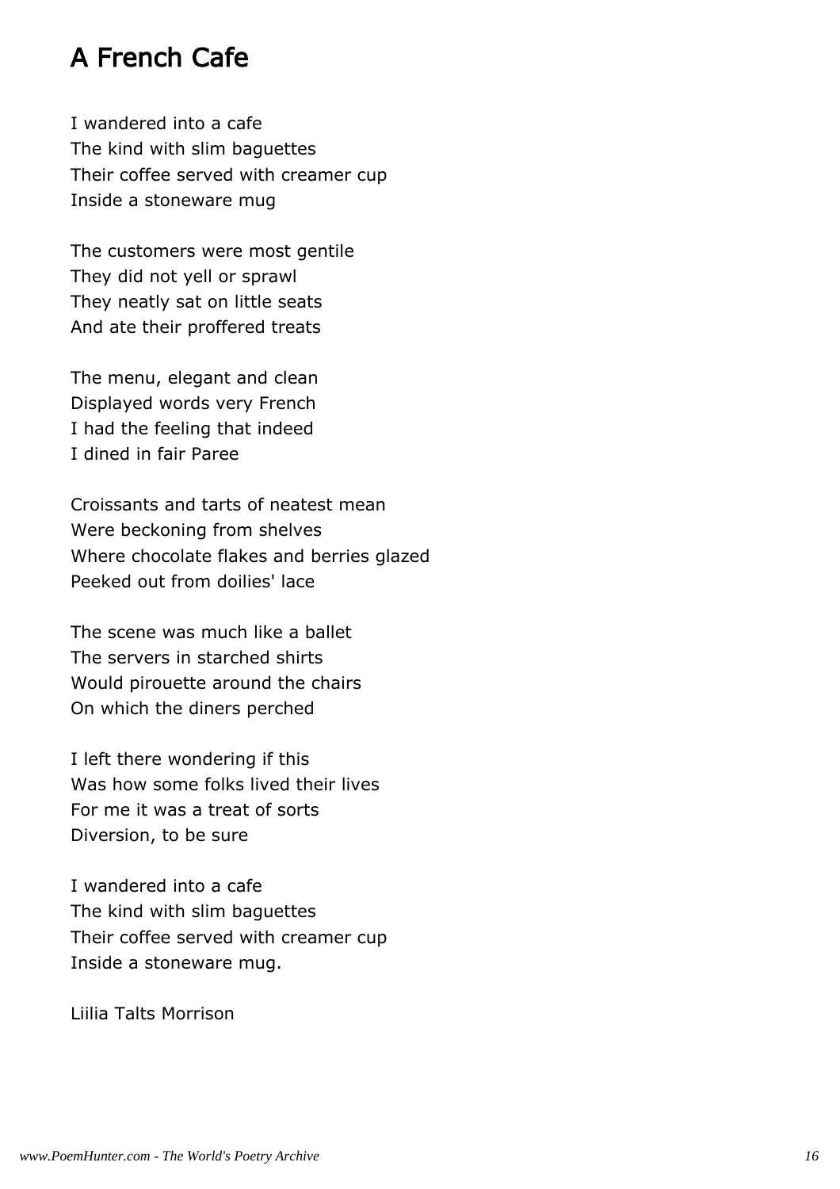# A French Cafe

I wandered into a cafe
The kind with slim baguettes
Their coffee served with creamer cup
Inside a stoneware mug

The customers were most gentile
They did not yell or sprawl
They neatly sat on little seats
And ate their proffered treats

The menu, elegant and clean
Displayed words very French
I had the feeling that indeed
I dined in fair Paree

Croissants and tarts of neatest mean
Were beckoning from shelves
Where chocolate flakes and berries glazed
Peeked out from doilies' lace

The scene was much like a ballet
The servers in starched shirts
Would pirouette around the chairs
On which the diners perched

I left there wondering if this
Was how some folks lived their lives
For me it was a treat of sorts
Diversion, to be sure

I wandered into a cafe
The kind with slim baguettes
Their coffee served with creamer cup
Inside a stoneware mug.

Liilia Talts Morrison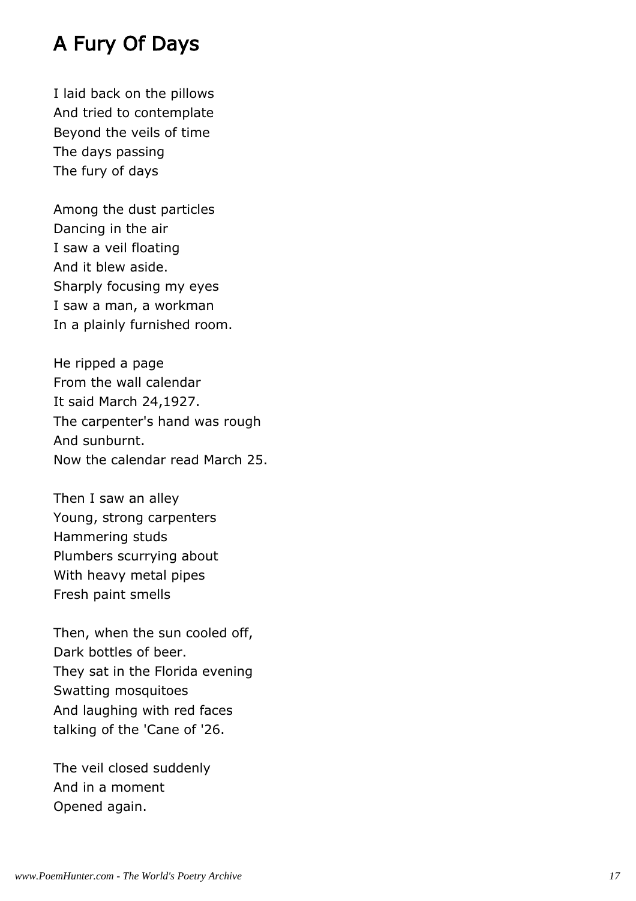## A Fury Of Days

I laid back on the pillows
And tried to contemplate
Beyond the veils of time
The days passing
The fury of days

Among the dust particles
Dancing in the air
I saw a veil floating
And it blew aside.
Sharply focusing my eyes
I saw a man, a workman
In a plainly furnished room.

He ripped a page
From the wall calendar
It said March 24,1927.
The carpenter's hand was rough
And sunburnt.
Now the calendar read March 25.

Then I saw an alley
Young, strong carpenters
Hammering studs
Plumbers scurrying about
With heavy metal pipes
Fresh paint smells

Then, when the sun cooled off,
Dark bottles of beer.
They sat in the Florida evening
Swatting mosquitoes
And laughing with red faces
talking of the 'Cane of '26.

The veil closed suddenly
And in a moment
Opened again.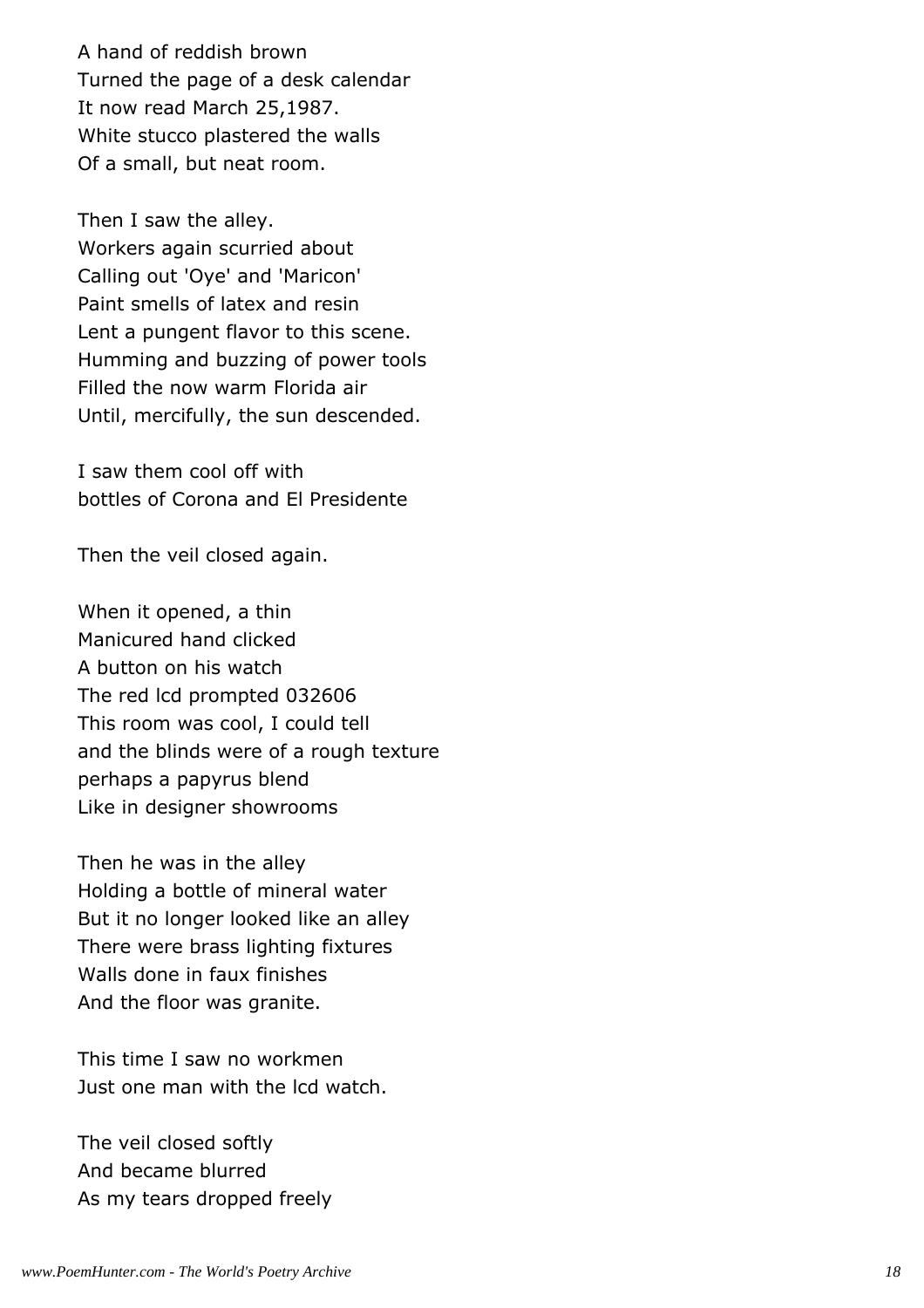A hand of reddish brown  
Turned the page of a desk calendar  
It now read March 25,1987.  
White stucco plastered the walls  
Of a small, but neat room.

Then I saw the alley.  
Workers again scurried about  
Calling out 'Oye' and 'Maricon'  
Paint smells of latex and resin  
Lent a pungent flavor to this scene.  
Humming and buzzing of power tools  
Filled the now warm Florida air  
Until, mercifully, the sun descended.

I saw them cool off with  
bottles of Corona and El Presidente

Then the veil closed again.

When it opened, a thin  
Manicured hand clicked  
A button on his watch  
The red lcd prompted 032606  
This room was cool, I could tell  
and the blinds were of a rough texture  
perhaps a papyrus blend  
Like in designer showrooms

Then he was in the alley  
Holding a bottle of mineral water  
But it no longer looked like an alley  
There were brass lighting fixtures  
Walls done in faux finishes  
And the floor was granite.

This time I saw no workmen  
Just one man with the lcd watch.

The veil closed softly  
And became blurred  
As my tears dropped freely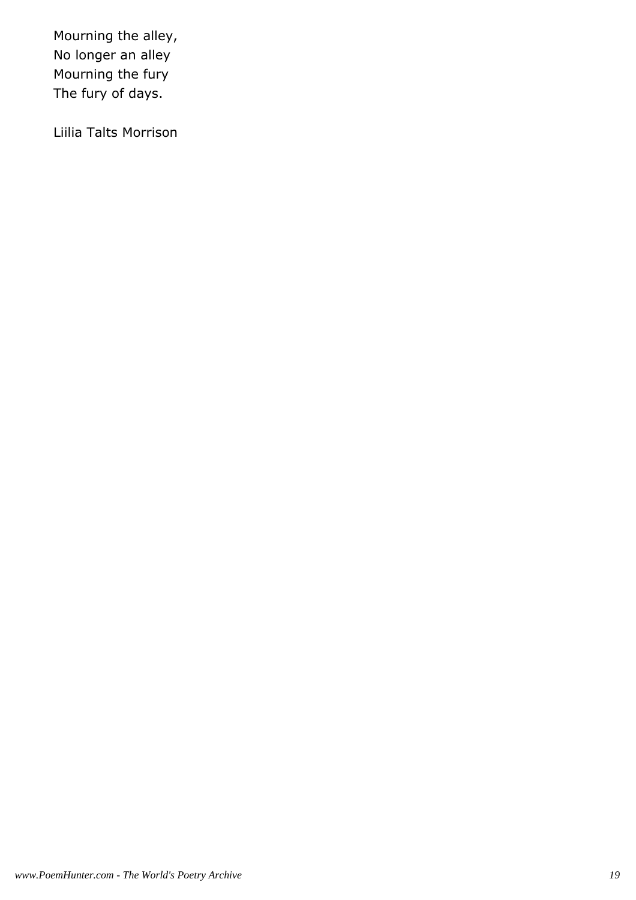Mourning the alley,  
No longer an alley  
Mourning the fury  
The fury of days.

Liilia Talts Morrison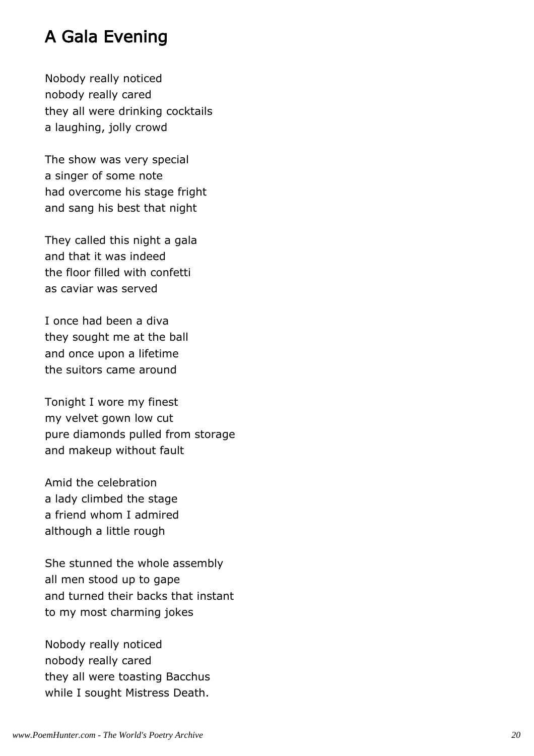# A Gala Evening

Nobody really noticed  
nobody really cared  
they all were drinking cocktails  
a laughing, jolly crowd

The show was very special  
a singer of some note  
had overcome his stage fright  
and sang his best that night

They called this night a gala  
and that it was indeed  
the floor filled with confetti  
as caviar was served

I once had been a diva  
they sought me at the ball  
and once upon a lifetime  
the suitors came around

Tonight I wore my finest  
my velvet gown low cut  
pure diamonds pulled from storage  
and makeup without fault

Amid the celebration  
a lady climbed the stage  
a friend whom I admired  
although a little rough

She stunned the whole assembly  
all men stood up to gape  
and turned their backs that instant  
to my most charming jokes

Nobody really noticed  
nobody really cared  
they all were toasting Bacchus  
while I sought Mistress Death.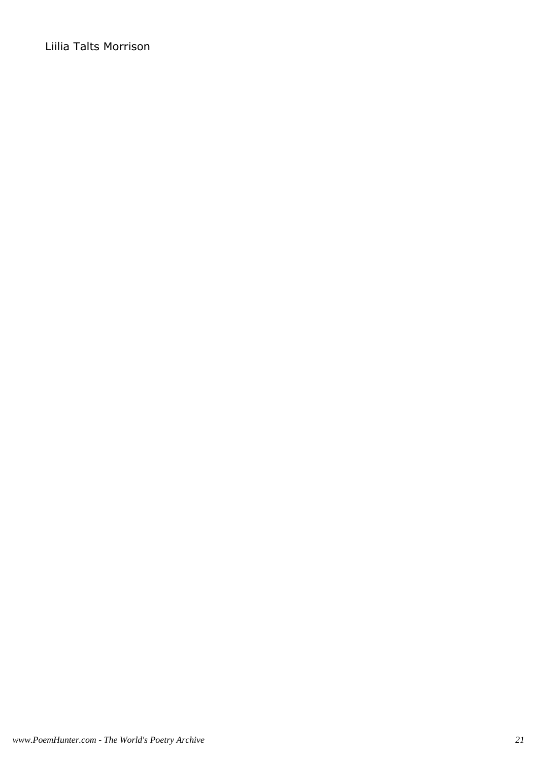Liilia Talts Morrison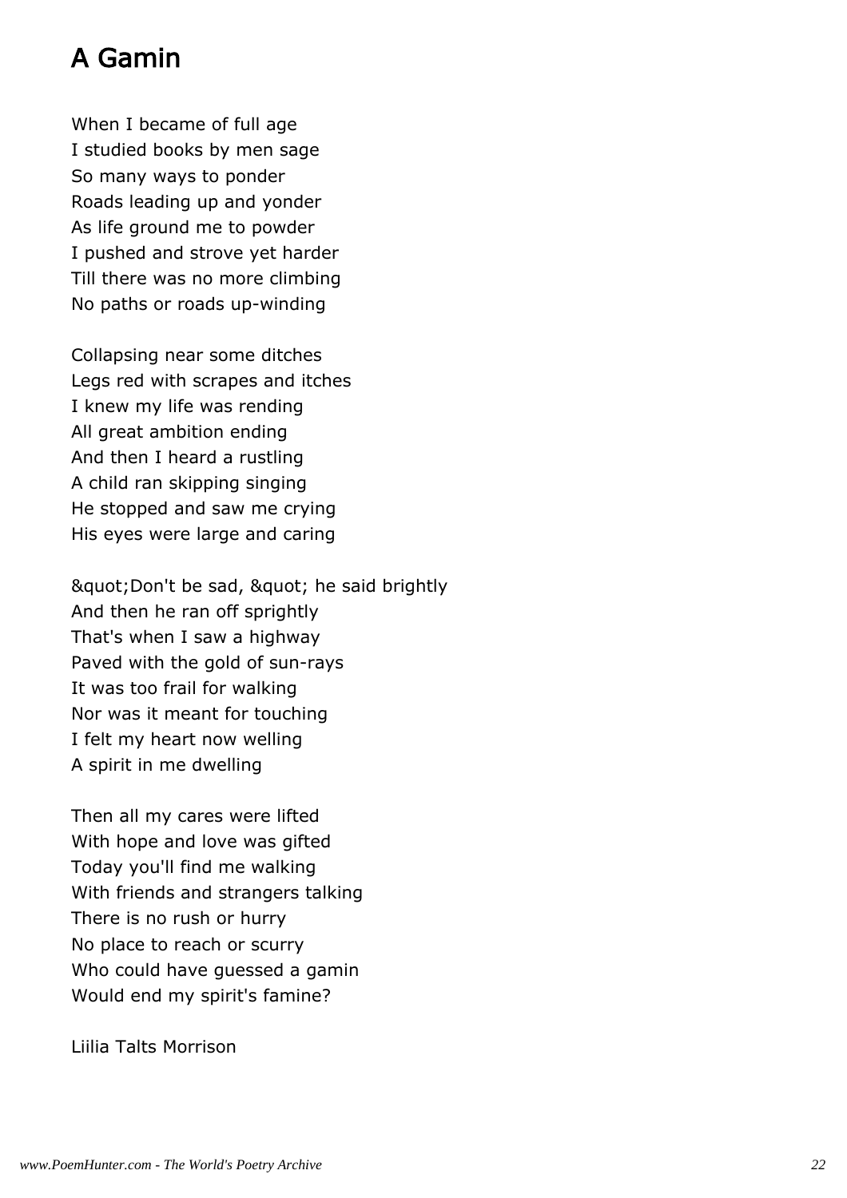# A Gamin

When I became of full age
I studied books by men sage
So many ways to ponder
Roads leading up and yonder
As life ground me to powder
I pushed and strove yet harder
Till there was no more climbing
No paths or roads up-winding

Collapsing near some ditches
Legs red with scrapes and itches
I knew my life was rending
All great ambition ending
And then I heard a rustling
A child ran skipping singing
He stopped and saw me crying
His eyes were large and caring

&quot;Don't be sad, &quot; he said brightly
And then he ran off sprightly
That's when I saw a highway
Paved with the gold of sun-rays
It was too frail for walking
Nor was it meant for touching
I felt my heart now welling
A spirit in me dwelling

Then all my cares were lifted
With hope and love was gifted
Today you'll find me walking
With friends and strangers talking
There is no rush or hurry
No place to reach or scurry
Who could have guessed a gamin
Would end my spirit's famine?

Liilia Talts Morrison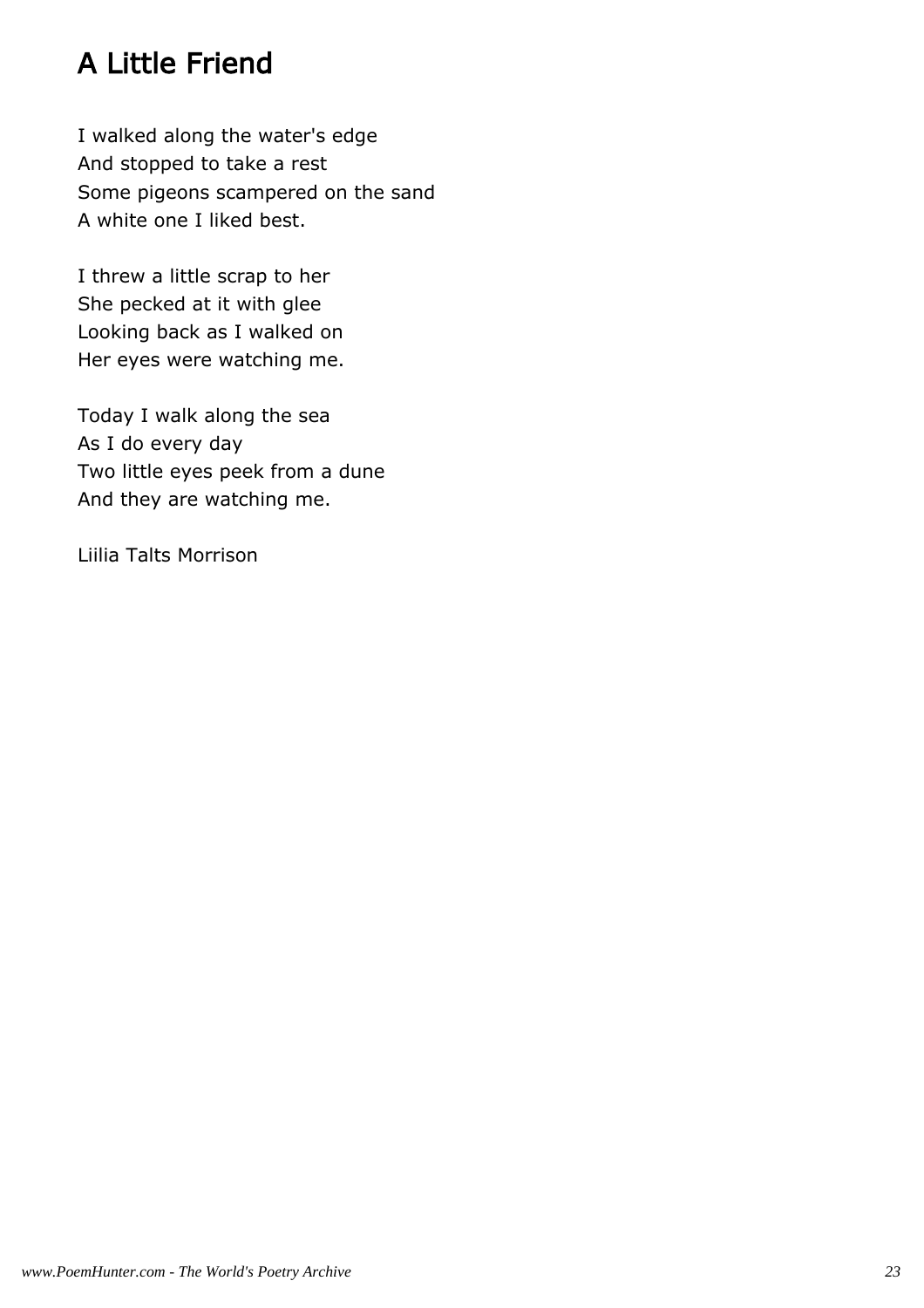# A Little Friend

I walked along the water's edge  
And stopped to take a rest  
Some pigeons scampered on the sand  
A white one I liked best.

I threw a little scrap to her  
She pecked at it with glee  
Looking back as I walked on  
Her eyes were watching me.

Today I walk along the sea  
As I do every day  
Two little eyes peek from a dune  
And they are watching me.

Liilia Talts Morrison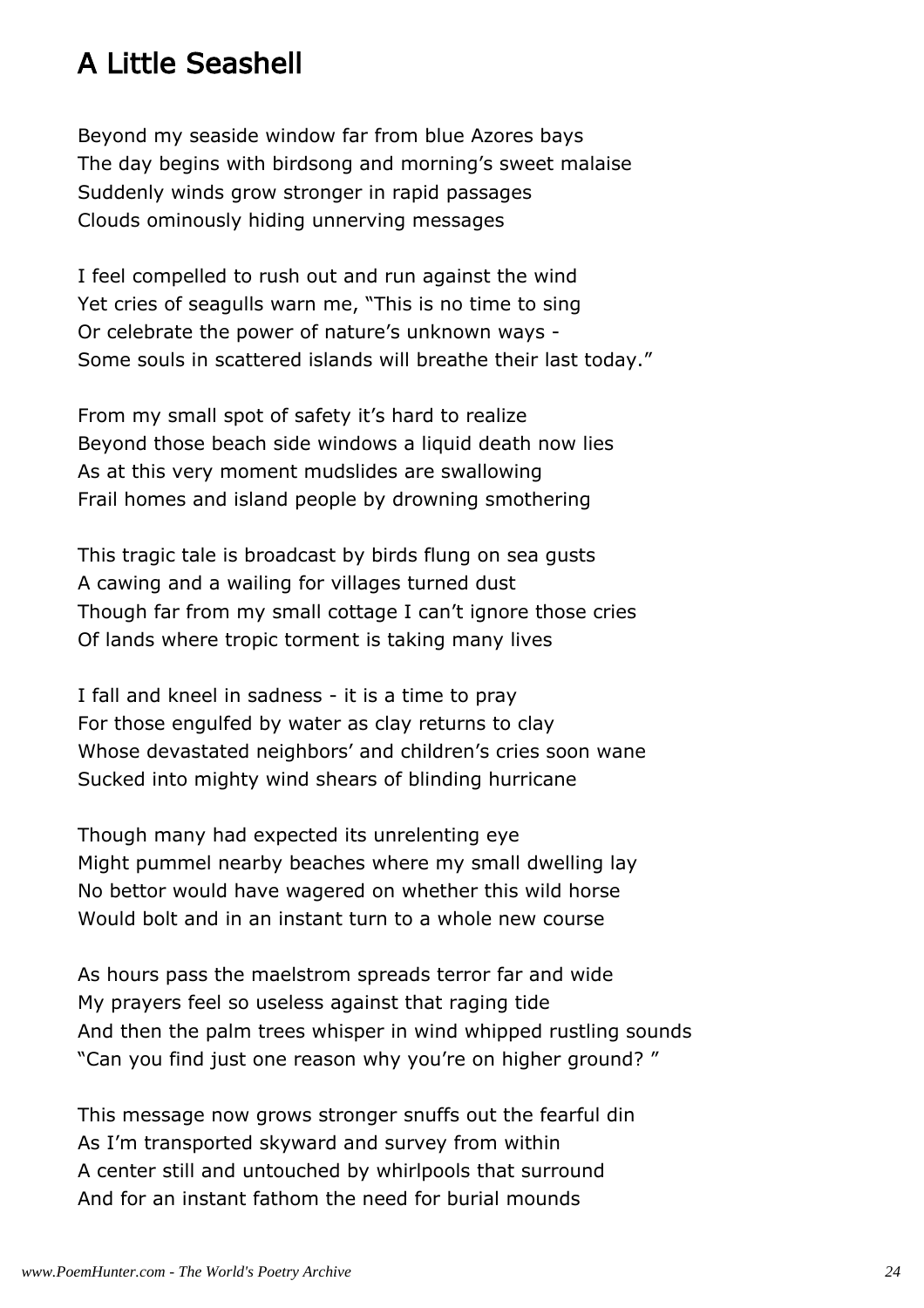# A Little Seashell

Beyond my seaside window far from blue Azores bays
The day begins with birdsong and morning's sweet malaise
Suddenly winds grow stronger in rapid passages
Clouds ominously hiding unnerving messages

I feel compelled to rush out and run against the wind
Yet cries of seagulls warn me, "This is no time to sing
Or celebrate the power of nature's unknown ways -
Some souls in scattered islands will breathe their last today."

From my small spot of safety it's hard to realize
Beyond those beach side windows a liquid death now lies
As at this very moment mudslides are swallowing
Frail homes and island people by drowning smothering

This tragic tale is broadcast by birds flung on sea gusts
A cawing and a wailing for villages turned dust
Though far from my small cottage I can't ignore those cries
Of lands where tropic torment is taking many lives

I fall and kneel in sadness - it is a time to pray
For those engulfed by water as clay returns to clay
Whose devastated neighbors' and children's cries soon wane
Sucked into mighty wind shears of blinding hurricane

Though many had expected its unrelenting eye
Might pummel nearby beaches where my small dwelling lay
No bettor would have wagered on whether this wild horse
Would bolt and in an instant turn to a whole new course

As hours pass the maelstrom spreads terror far and wide
My prayers feel so useless against that raging tide
And then the palm trees whisper in wind whipped rustling sounds
"Can you find just one reason why you're on higher ground? "

This message now grows stronger snuffs out the fearful din
As I'm transported skyward and survey from within
A center still and untouched by whirlpools that surround
And for an instant fathom the need for burial mounds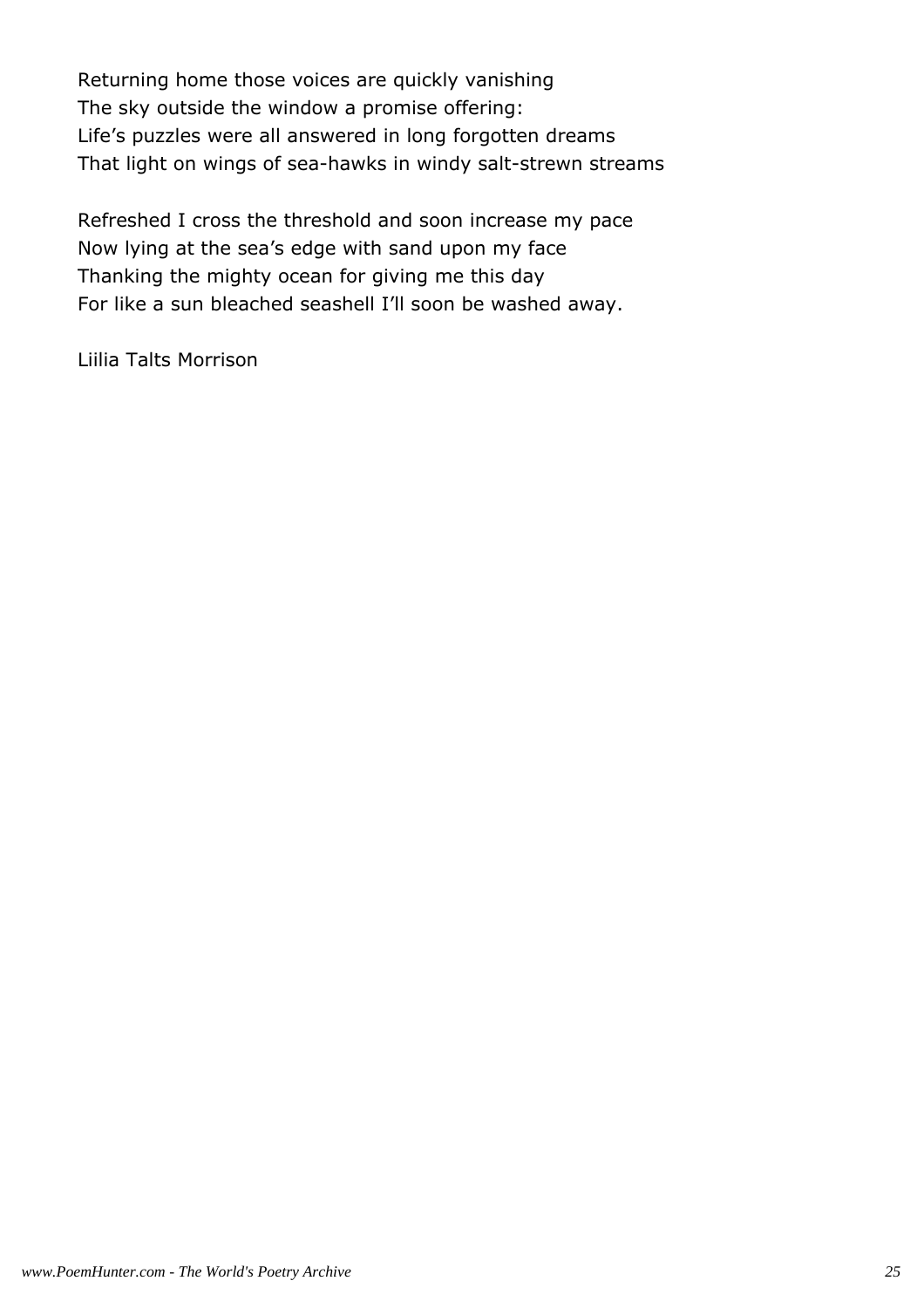Returning home those voices are quickly vanishing
The sky outside the window a promise offering:
Life's puzzles were all answered in long forgotten dreams
That light on wings of sea-hawks in windy salt-strewn streams

Refreshed I cross the threshold and soon increase my pace
Now lying at the sea's edge with sand upon my face
Thanking the mighty ocean for giving me this day
For like a sun bleached seashell I'll soon be washed away.

Liilia Talts Morrison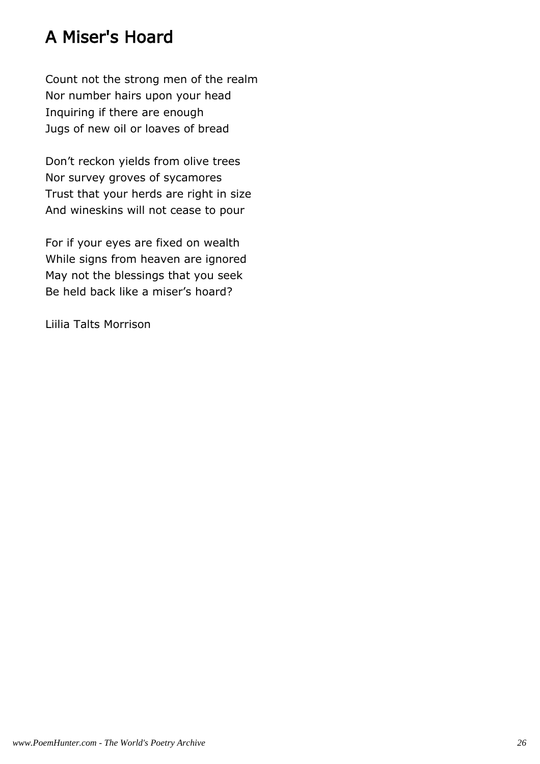# A Miser's Hoard

Count not the strong men of the realm
Nor number hairs upon your head
Inquiring if there are enough
Jugs of new oil or loaves of bread

Don't reckon yields from olive trees
Nor survey groves of sycamores
Trust that your herds are right in size
And wineskins will not cease to pour

For if your eyes are fixed on wealth
While signs from heaven are ignored
May not the blessings that you seek
Be held back like a miser's hoard?

Liilia Talts Morrison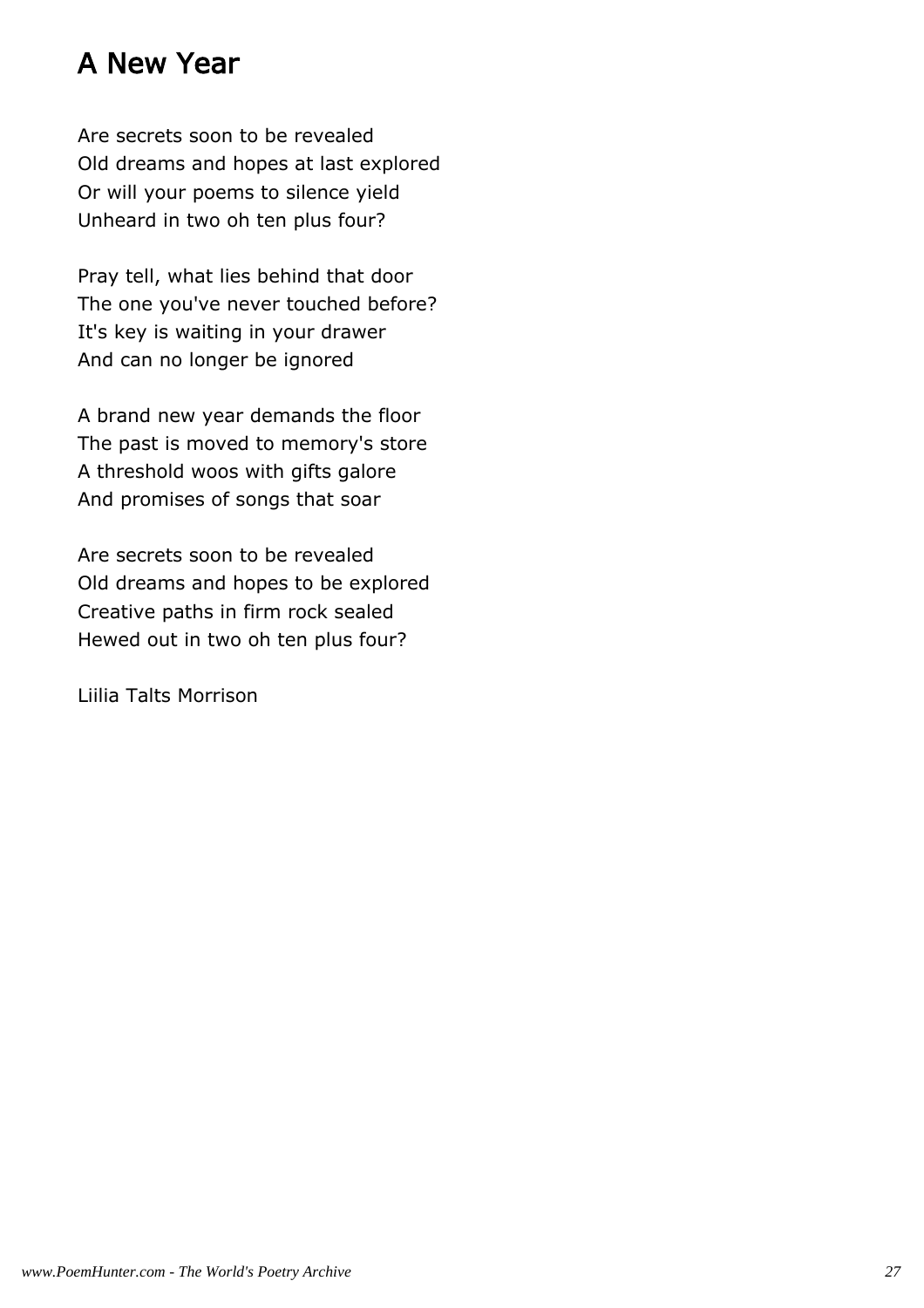# A New Year

Are secrets soon to be revealed
Old dreams and hopes at last explored
Or will your poems to silence yield
Unheard in two oh ten plus four?

Pray tell, what lies behind that door
The one you've never touched before?
It's key is waiting in your drawer
And can no longer be ignored

A brand new year demands the floor
The past is moved to memory's store
A threshold woos with gifts galore
And promises of songs that soar

Are secrets soon to be revealed
Old dreams and hopes to be explored
Creative paths in firm rock sealed
Hewed out in two oh ten plus four?

Liilia Talts Morrison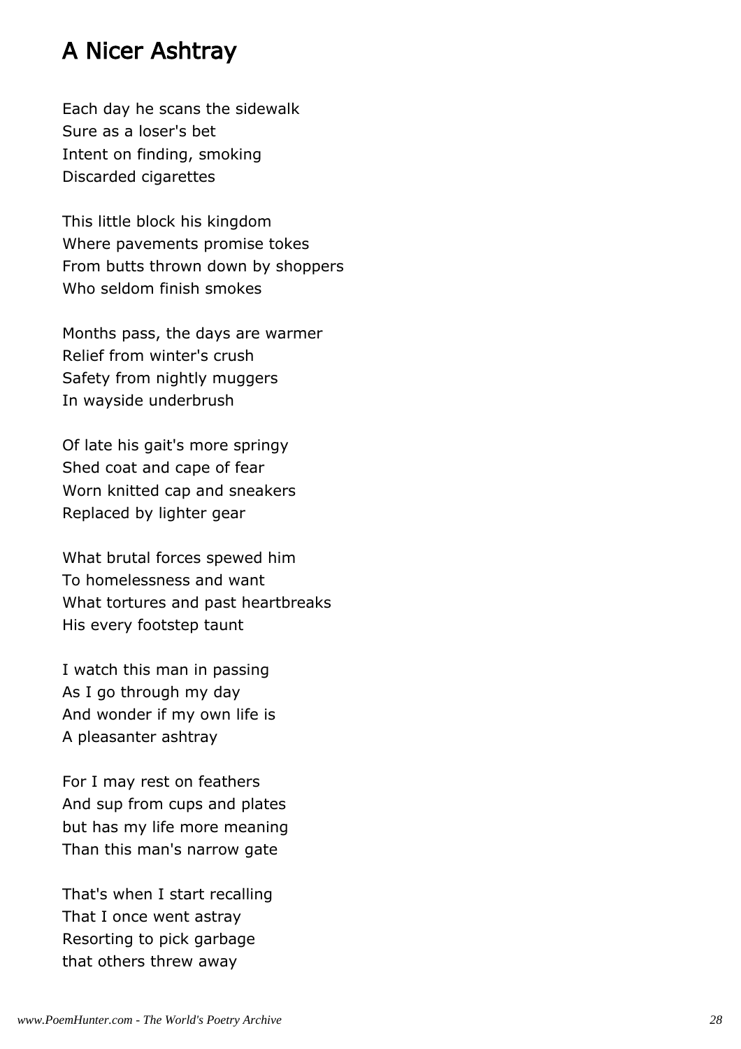# A Nicer Ashtray

Each day he scans the sidewalk
Sure as a loser's bet
Intent on finding, smoking
Discarded cigarettes

This little block his kingdom
Where pavements promise tokes
From butts thrown down by shoppers
Who seldom finish smokes

Months pass, the days are warmer
Relief from winter's crush
Safety from nightly muggers
In wayside underbrush

Of late his gait's more springy
Shed coat and cape of fear
Worn knitted cap and sneakers
Replaced by lighter gear

What brutal forces spewed him
To homelessness and want
What tortures and past heartbreaks
His every footstep taunt

I watch this man in passing
As I go through my day
And wonder if my own life is
A pleasanter ashtray

For I may rest on feathers
And sup from cups and plates
but has my life more meaning
Than this man's narrow gate

That's when I start recalling
That I once went astray
Resorting to pick garbage
that others threw away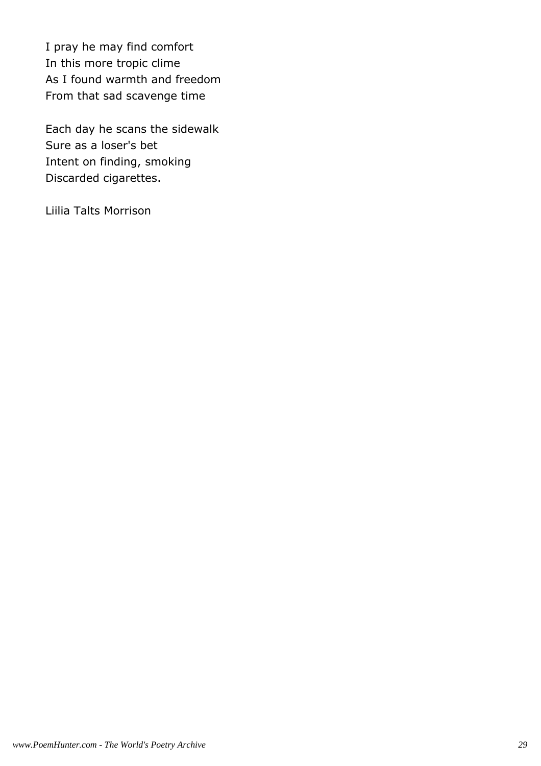I pray he may find comfort
In this more tropic clime
As I found warmth and freedom
From that sad scavenge time

Each day he scans the sidewalk
Sure as a loser's bet
Intent on finding, smoking
Discarded cigarettes.

Liilia Talts Morrison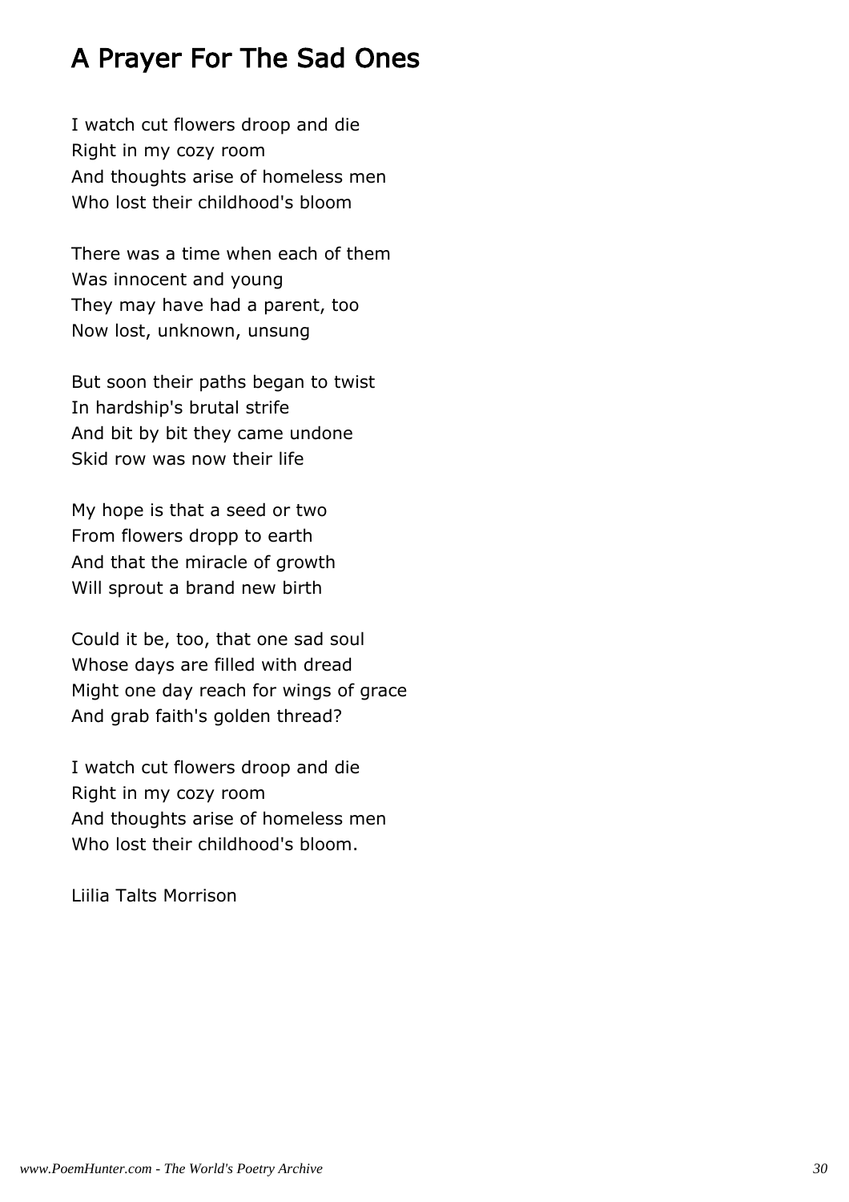# A Prayer For The Sad Ones

I watch cut flowers droop and die  
Right in my cozy room  
And thoughts arise of homeless men  
Who lost their childhood's bloom

There was a time when each of them  
Was innocent and young  
They may have had a parent, too  
Now lost, unknown, unsung

But soon their paths began to twist  
In hardship's brutal strife  
And bit by bit they came undone  
Skid row was now their life

My hope is that a seed or two  
From flowers dropp to earth  
And that the miracle of growth  
Will sprout a brand new birth

Could it be, too, that one sad soul  
Whose days are filled with dread  
Might one day reach for wings of grace  
And grab faith's golden thread?

I watch cut flowers droop and die  
Right in my cozy room  
And thoughts arise of homeless men  
Who lost their childhood's bloom.

Liilia Talts Morrison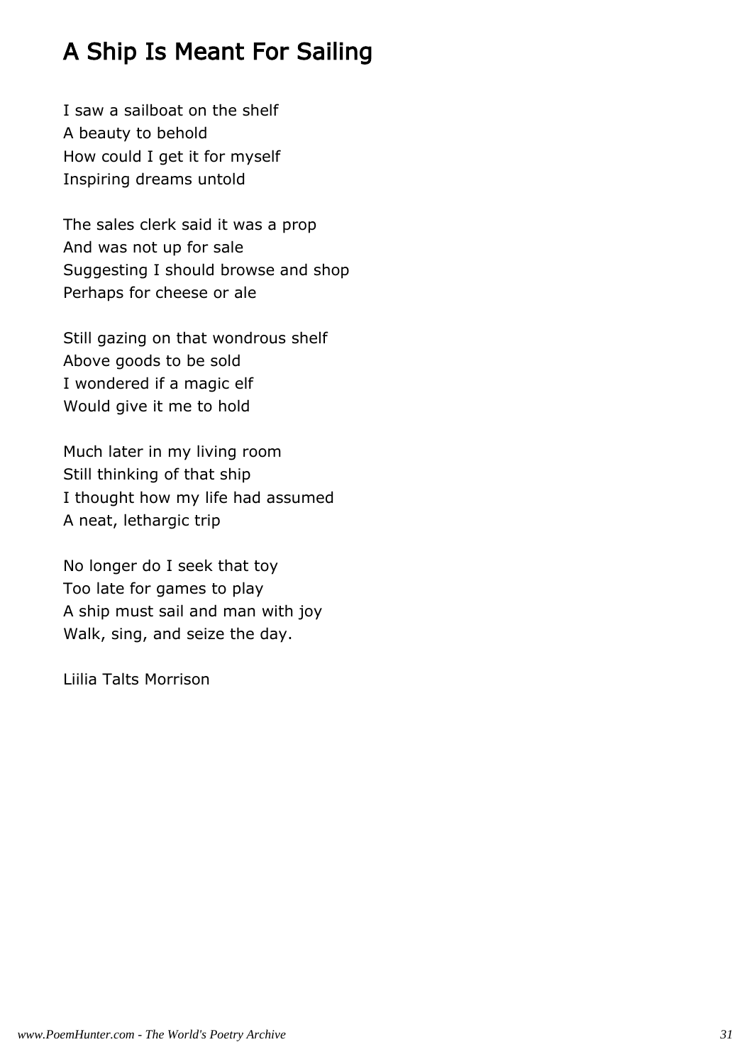## A Ship Is Meant For Sailing

I saw a sailboat on the shelf  
A beauty to behold  
How could I get it for myself  
Inspiring dreams untold

The sales clerk said it was a prop  
And was not up for sale  
Suggesting I should browse and shop  
Perhaps for cheese or ale

Still gazing on that wondrous shelf  
Above goods to be sold  
I wondered if a magic elf  
Would give it me to hold

Much later in my living room  
Still thinking of that ship  
I thought how my life had assumed  
A neat, lethargic trip

No longer do I seek that toy  
Too late for games to play  
A ship must sail and man with joy  
Walk, sing, and seize the day.

Liilia Talts Morrison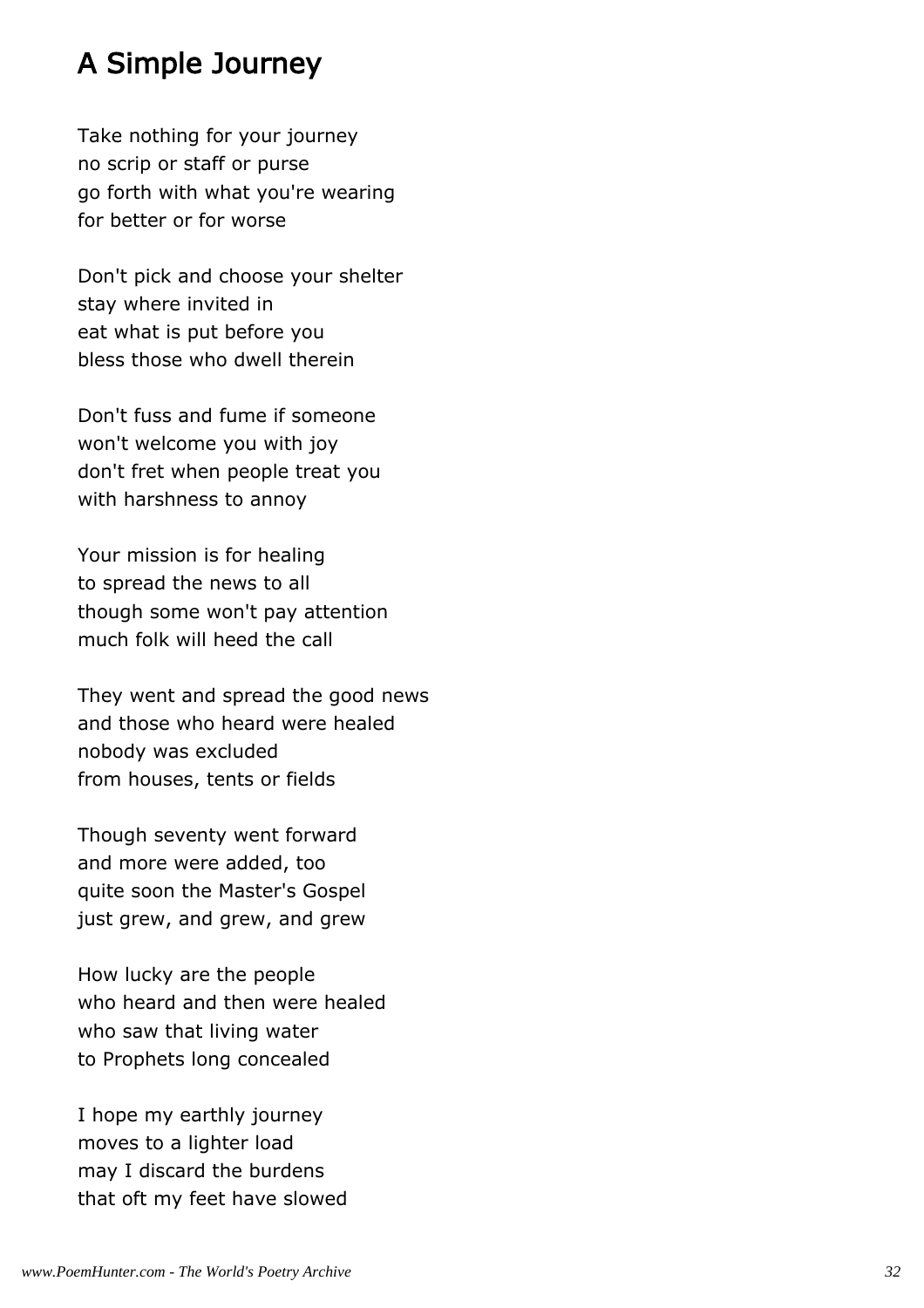# A Simple Journey

Take nothing for your journey
no scrip or staff or purse
go forth with what you're wearing
for better or for worse

Don't pick and choose your shelter
stay where invited in
eat what is put before you
bless those who dwell therein

Don't fuss and fume if someone
won't welcome you with joy
don't fret when people treat you
with harshness to annoy

Your mission is for healing
to spread the news to all
though some won't pay attention
much folk will heed the call

They went and spread the good news
and those who heard were healed
nobody was excluded
from houses, tents or fields

Though seventy went forward
and more were added, too
quite soon the Master's Gospel
just grew, and grew, and grew

How lucky are the people
who heard and then were healed
who saw that living water
to Prophets long concealed

I hope my earthly journey
moves to a lighter load
may I discard the burdens
that oft my feet have slowed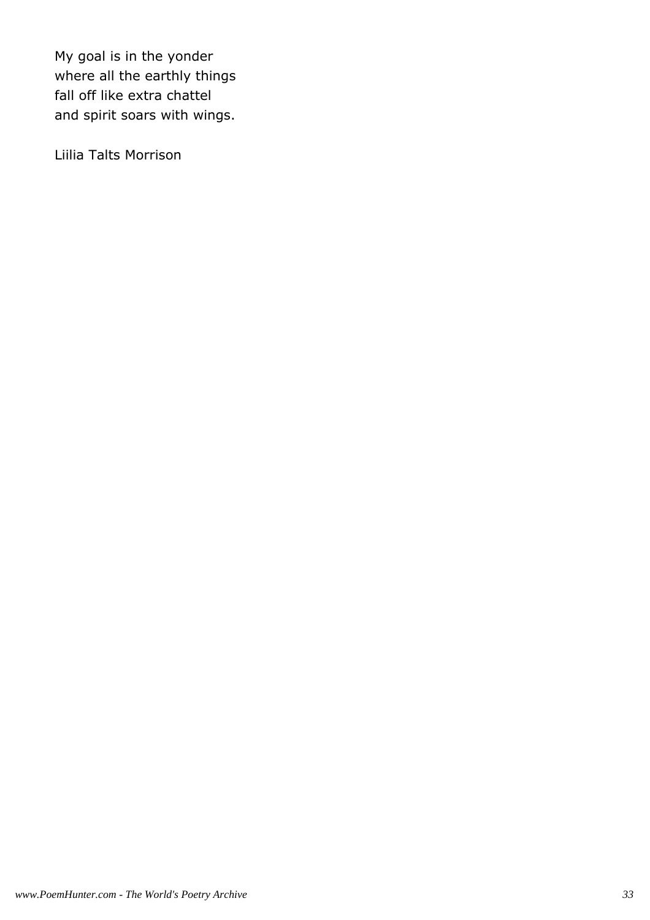My goal is in the yonder  
where all the earthly things  
fall off like extra chattel  
and spirit soars with wings.

Liilia Talts Morrison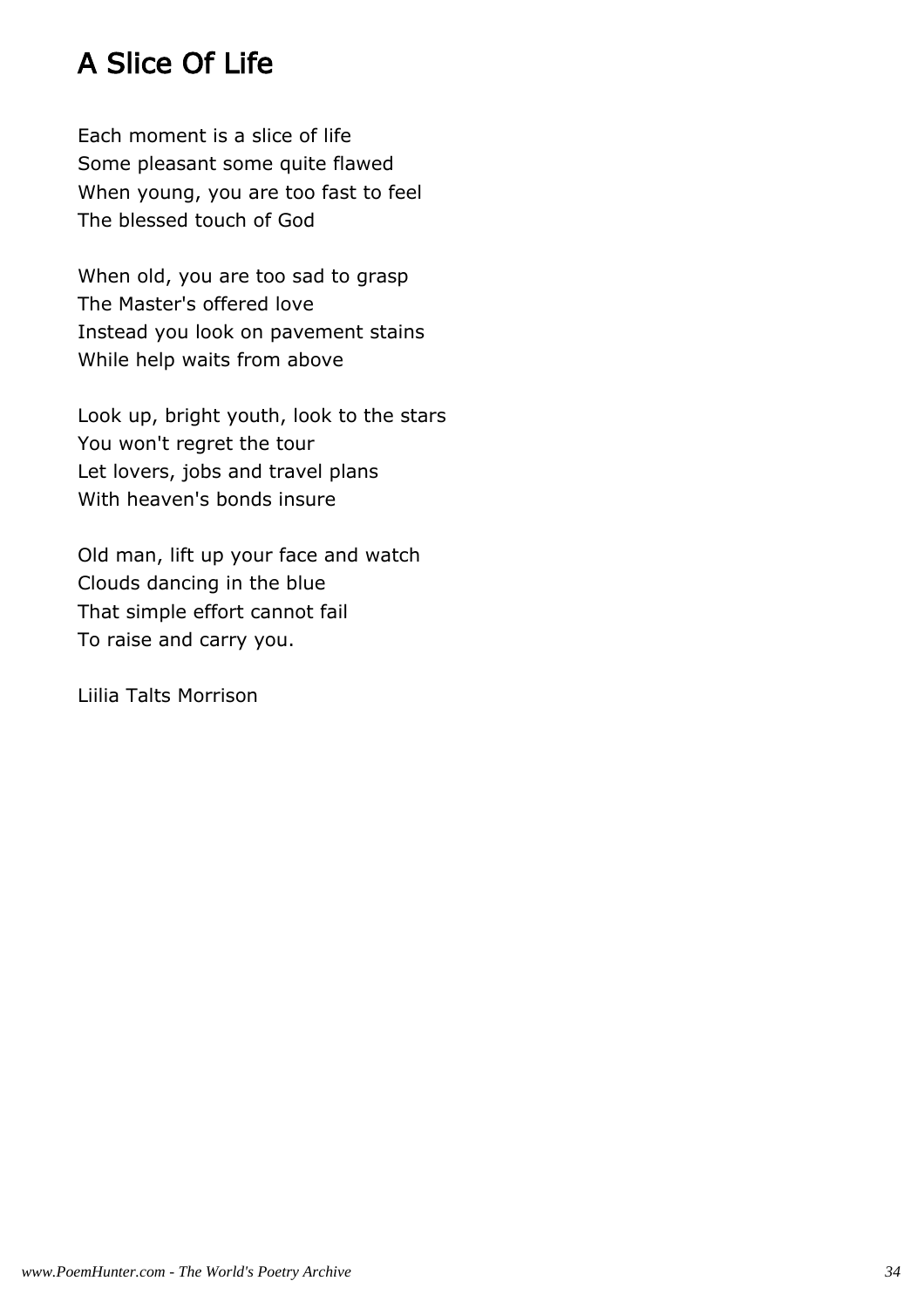# A Slice Of Life

Each moment is a slice of life
Some pleasant some quite flawed
When young, you are too fast to feel
The blessed touch of God

When old, you are too sad to grasp
The Master's offered love
Instead you look on pavement stains
While help waits from above

Look up, bright youth, look to the stars
You won't regret the tour
Let lovers, jobs and travel plans
With heaven's bonds insure

Old man, lift up your face and watch
Clouds dancing in the blue
That simple effort cannot fail
To raise and carry you.

Liilia Talts Morrison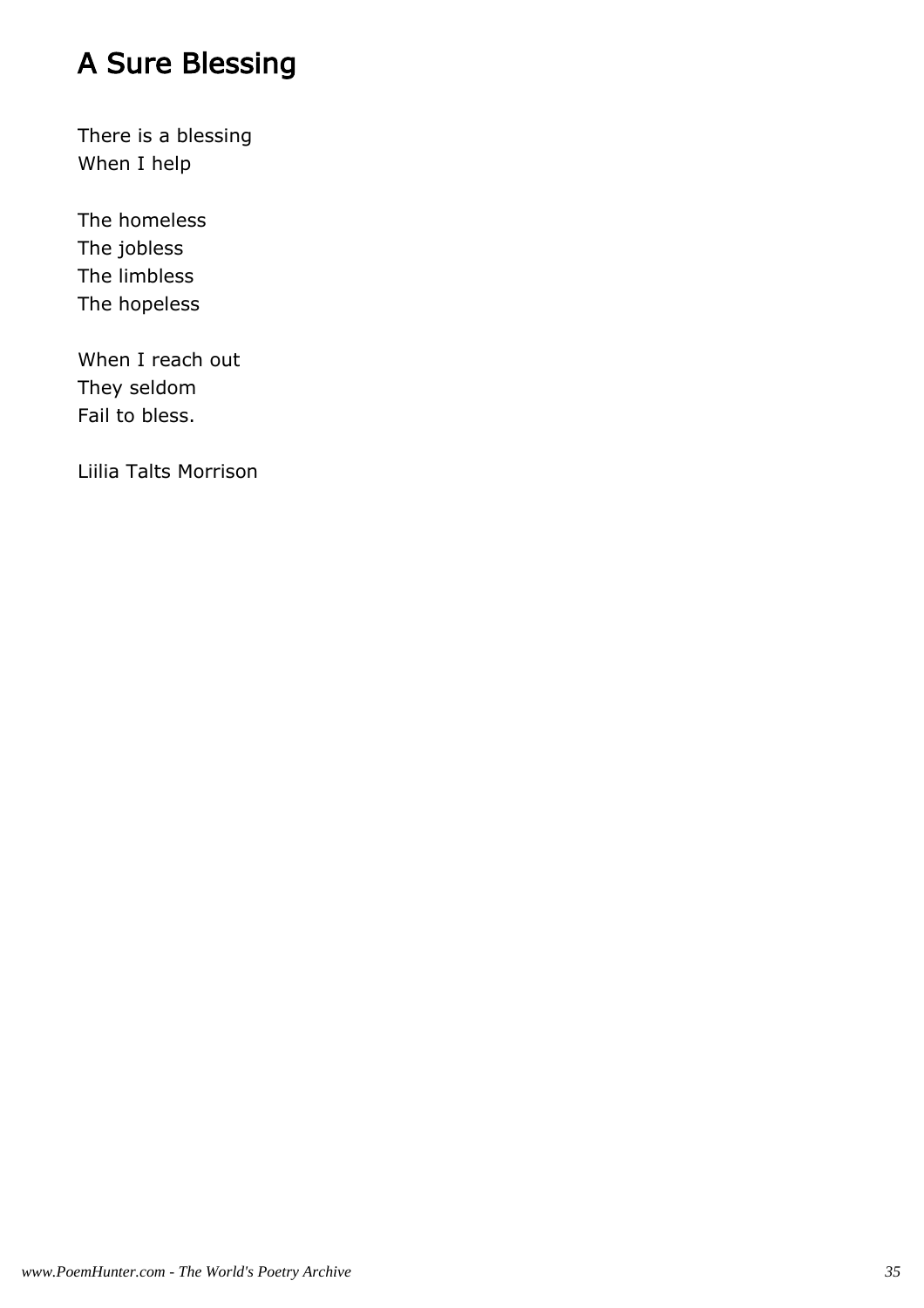# A Sure Blessing

There is a blessing
When I help

The homeless
The jobless
The limbless
The hopeless

When I reach out
They seldom
Fail to bless.

Liilia Talts Morrison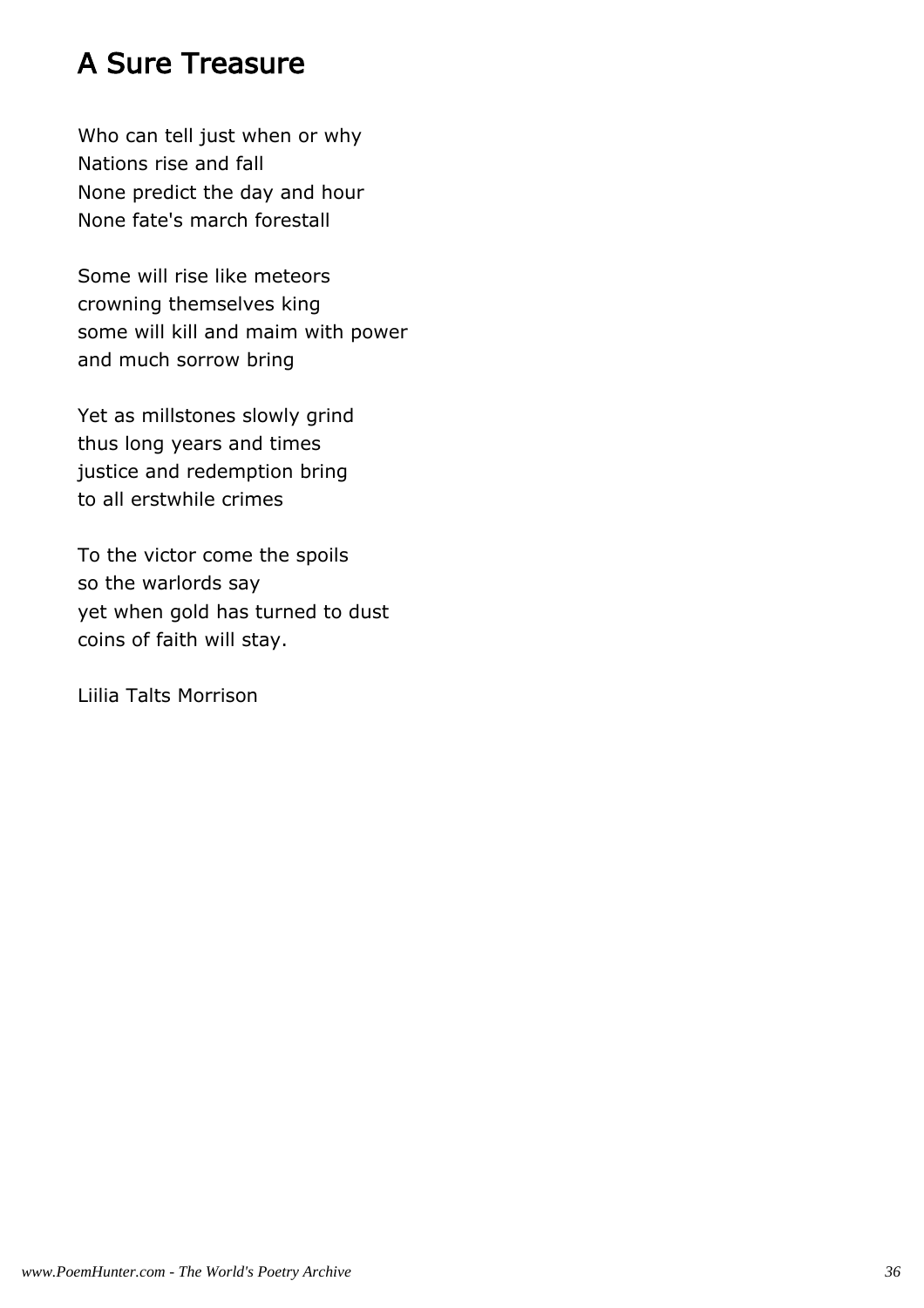# A Sure Treasure

Who can tell just when or why
Nations rise and fall
None predict the day and hour
None fate's march forestall

Some will rise like meteors
crowning themselves king
some will kill and maim with power
and much sorrow bring

Yet as millstones slowly grind
thus long years and times
justice and redemption bring
to all erstwhile crimes

To the victor come the spoils
so the warlords say
yet when gold has turned to dust
coins of faith will stay.

Liilia Talts Morrison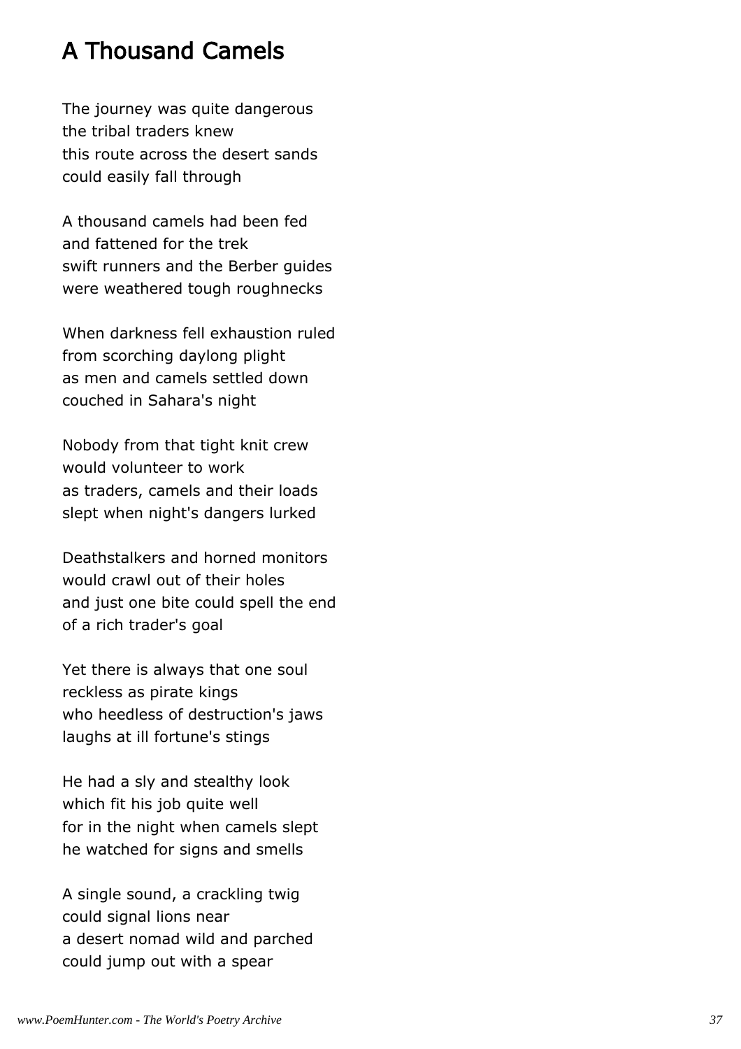# A Thousand Camels

The journey was quite dangerous
the tribal traders knew
this route across the desert sands
could easily fall through

A thousand camels had been fed
and fattened for the trek
swift runners and the Berber guides
were weathered tough roughnecks

When darkness fell exhaustion ruled
from scorching daylong plight
as men and camels settled down
couched in Sahara's night

Nobody from that tight knit crew
would volunteer to work
as traders, camels and their loads
slept when night's dangers lurked

Deathstalkers and horned monitors
would crawl out of their holes
and just one bite could spell the end
of a rich trader's goal

Yet there is always that one soul
reckless as pirate kings
who heedless of destruction's jaws
laughs at ill fortune's stings

He had a sly and stealthy look
which fit his job quite well
for in the night when camels slept
he watched for signs and smells

A single sound, a crackling twig
could signal lions near
a desert nomad wild and parched
could jump out with a spear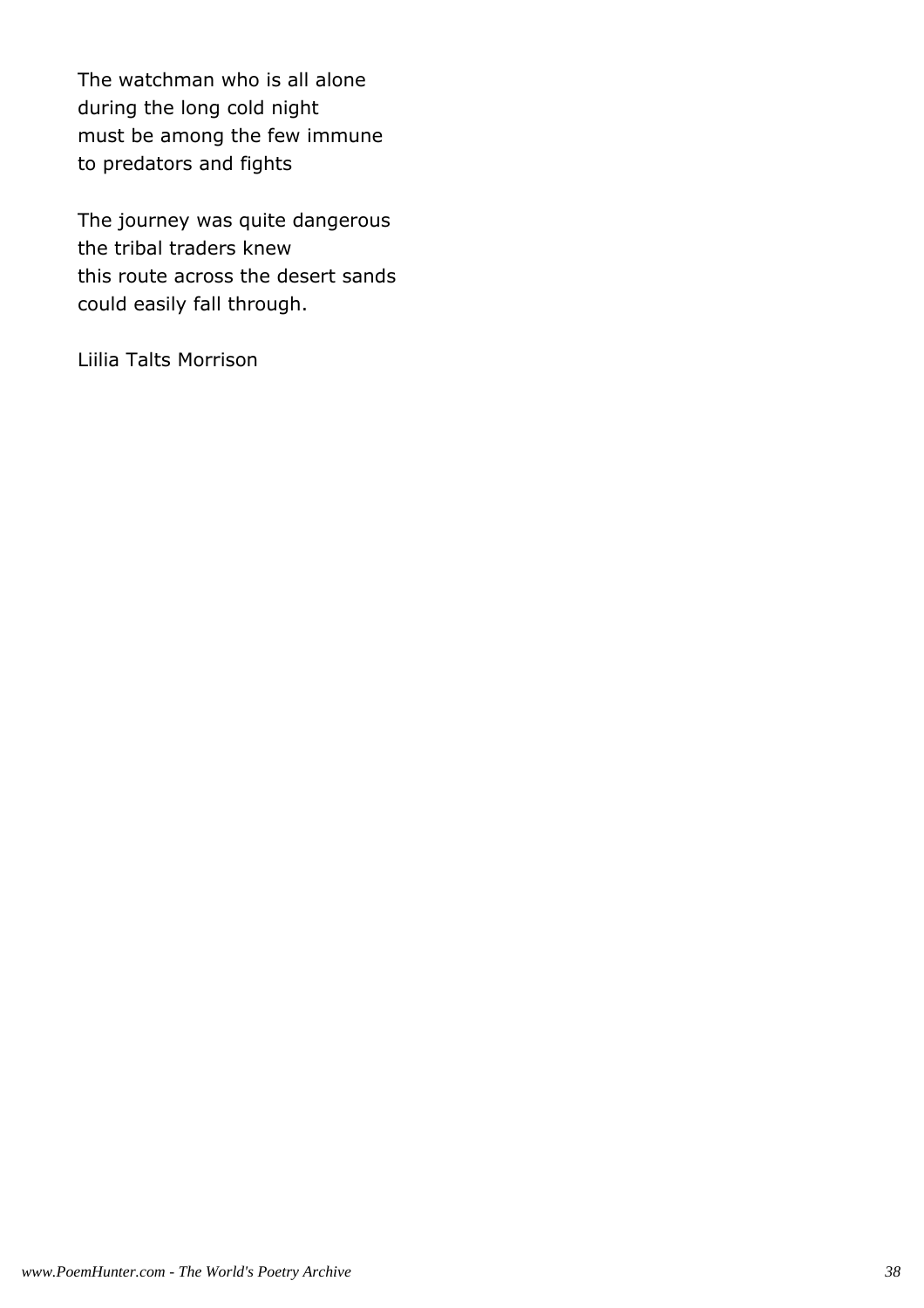The watchman who is all alone
during the long cold night
must be among the few immune
to predators and fights

The journey was quite dangerous
the tribal traders knew
this route across the desert sands
could easily fall through.

Liilia Talts Morrison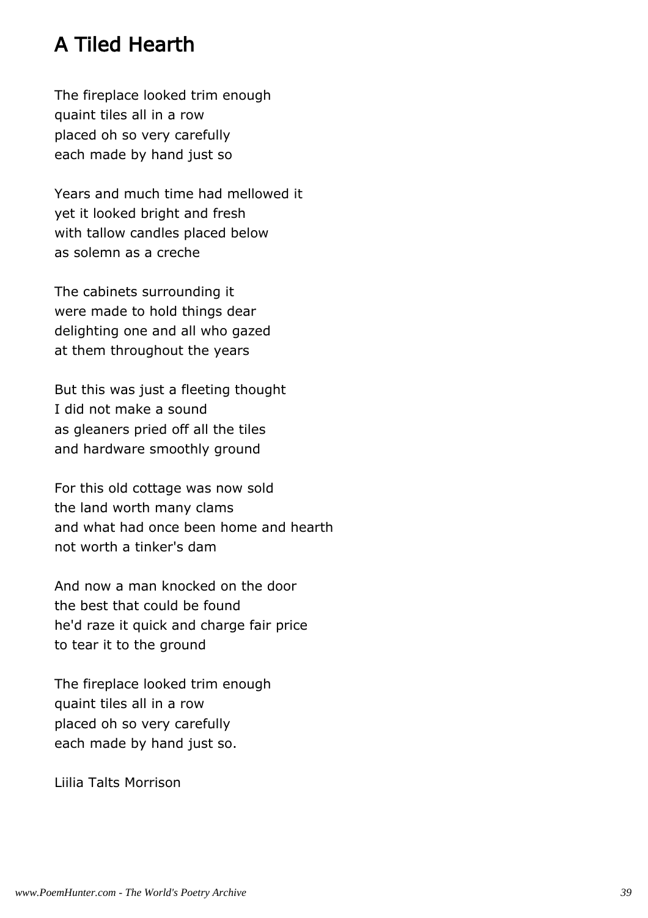# A Tiled Hearth

The fireplace looked trim enough
quaint tiles all in a row
placed oh so very carefully
each made by hand just so

Years and much time had mellowed it
yet it looked bright and fresh
with tallow candles placed below
as solemn as a creche

The cabinets surrounding it
were made to hold things dear
delighting one and all who gazed
at them throughout the years

But this was just a fleeting thought
I did not make a sound
as gleaners pried off all the tiles
and hardware smoothly ground

For this old cottage was now sold
the land worth many clams
and what had once been home and hearth
not worth a tinker's dam

And now a man knocked on the door
the best that could be found
he'd raze it quick and charge fair price
to tear it to the ground

The fireplace looked trim enough
quaint tiles all in a row
placed oh so very carefully
each made by hand just so.

Liilia Talts Morrison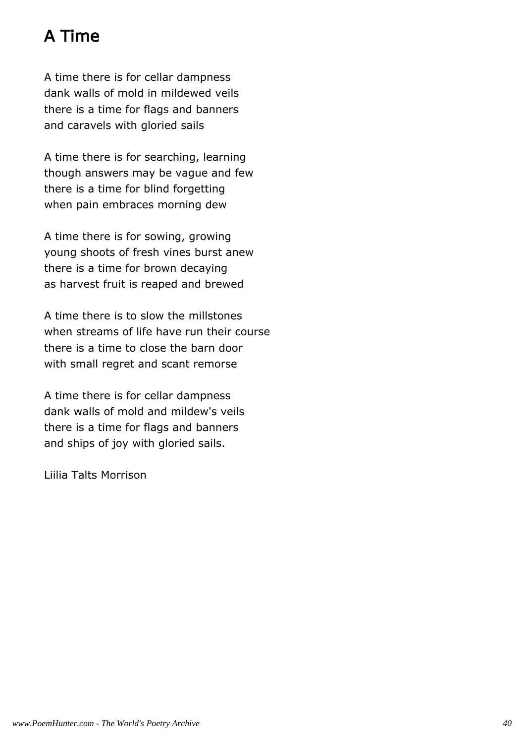# A Time

A time there is for cellar dampness
dank walls of mold in mildewed veils
there is a time for flags and banners
and caravels with gloried sails

A time there is for searching, learning
though answers may be vague and few
there is a time for blind forgetting
when pain embraces morning dew

A time there is for sowing, growing
young shoots of fresh vines burst anew
there is a time for brown decaying
as harvest fruit is reaped and brewed

A time there is to slow the millstones
when streams of life have run their course
there is a time to close the barn door
with small regret and scant remorse

A time there is for cellar dampness
dank walls of mold and mildew's veils
there is a time for flags and banners
and ships of joy with gloried sails.

Liilia Talts Morrison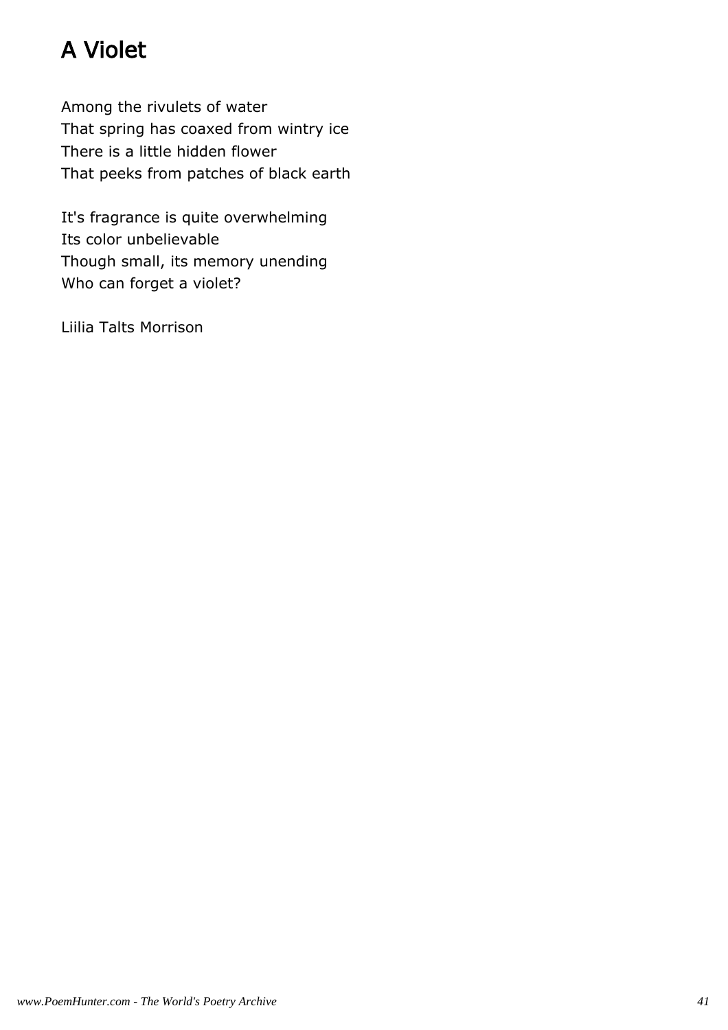# A Violet

Among the rivulets of water  
That spring has coaxed from wintry ice  
There is a little hidden flower  
That peeks from patches of black earth

It's fragrance is quite overwhelming  
Its color unbelievable  
Though small, its memory unending  
Who can forget a violet?

Liilia Talts Morrison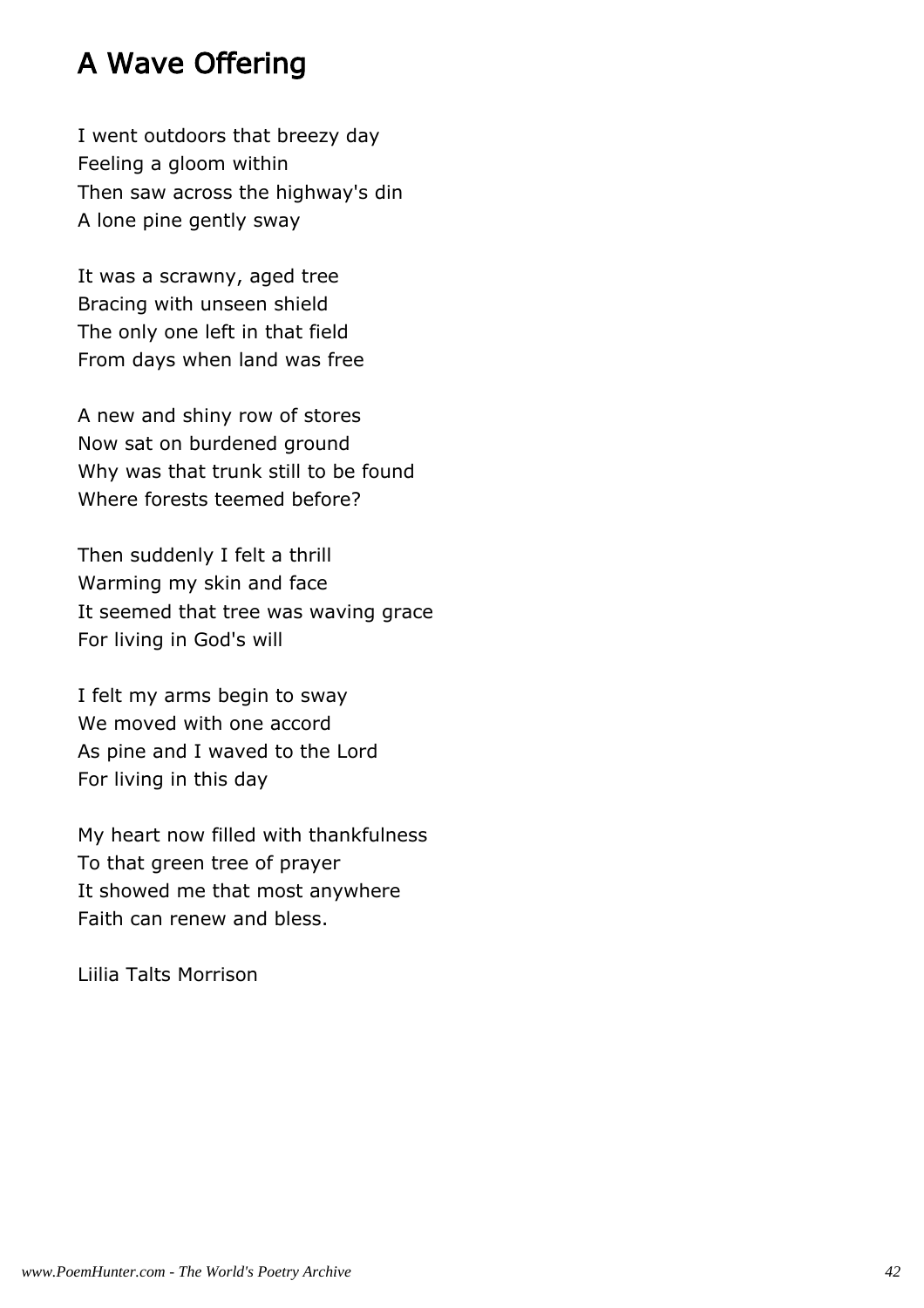## A Wave Offering

I went outdoors that breezy day
Feeling a gloom within
Then saw across the highway's din
A lone pine gently sway

It was a scrawny, aged tree
Bracing with unseen shield
The only one left in that field
From days when land was free

A new and shiny row of stores
Now sat on burdened ground
Why was that trunk still to be found
Where forests teemed before?

Then suddenly I felt a thrill
Warming my skin and face
It seemed that tree was waving grace
For living in God's will

I felt my arms begin to sway
We moved with one accord
As pine and I waved to the Lord
For living in this day

My heart now filled with thankfulness
To that green tree of prayer
It showed me that most anywhere
Faith can renew and bless.

Liilia Talts Morrison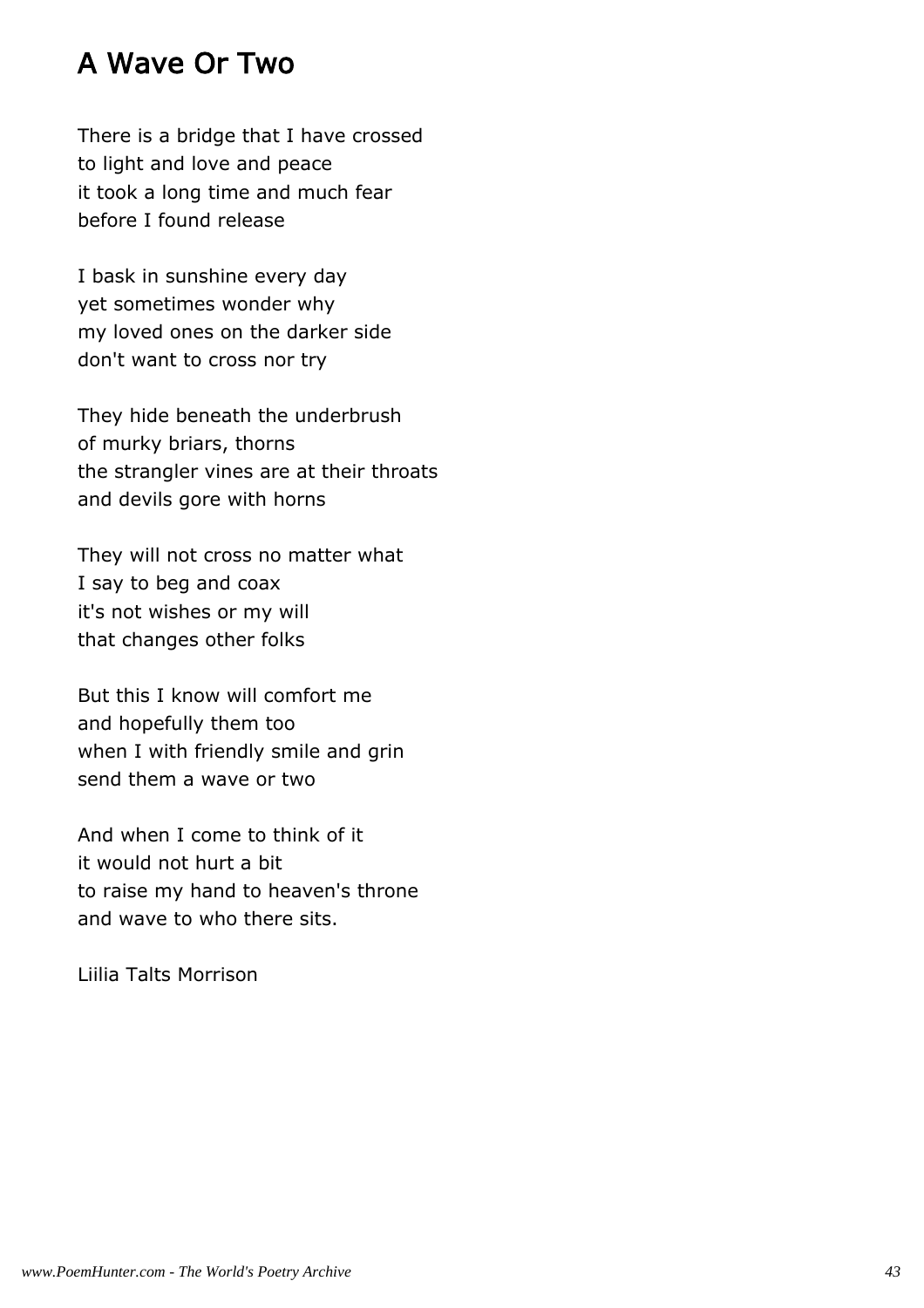# A Wave Or Two

There is a bridge that I have crossed
to light and love and peace
it took a long time and much fear
before I found release

I bask in sunshine every day
yet sometimes wonder why
my loved ones on the darker side
don't want to cross nor try

They hide beneath the underbrush
of murky briars, thorns
the strangler vines are at their throats
and devils gore with horns

They will not cross no matter what
I say to beg and coax
it's not wishes or my will
that changes other folks

But this I know will comfort me
and hopefully them too
when I with friendly smile and grin
send them a wave or two

And when I come to think of it
it would not hurt a bit
to raise my hand to heaven's throne
and wave to who there sits.

Liilia Talts Morrison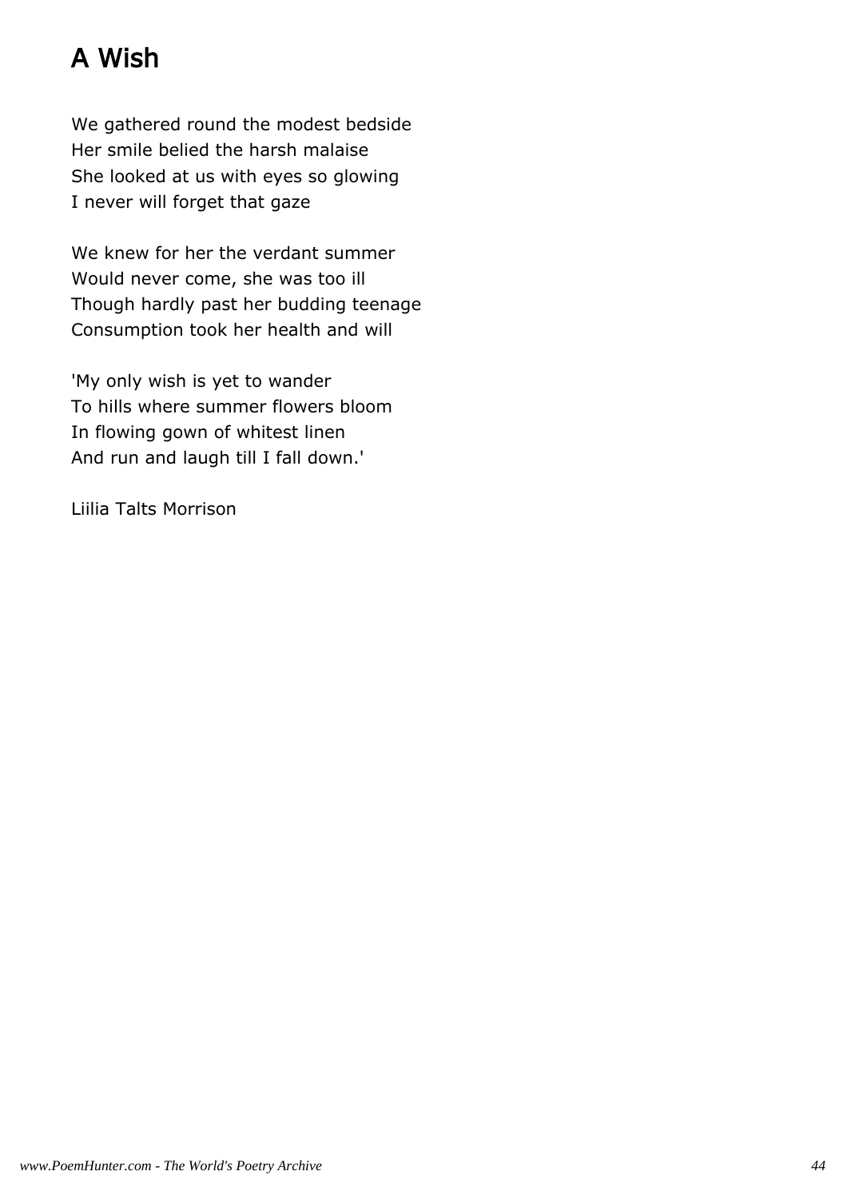# A Wish

We gathered round the modest bedside
Her smile belied the harsh malaise
She looked at us with eyes so glowing
I never will forget that gaze

We knew for her the verdant summer
Would never come, she was too ill
Though hardly past her budding teenage
Consumption took her health and will

'My only wish is yet to wander
To hills where summer flowers bloom
In flowing gown of whitest linen
And run and laugh till I fall down.'

Liilia Talts Morrison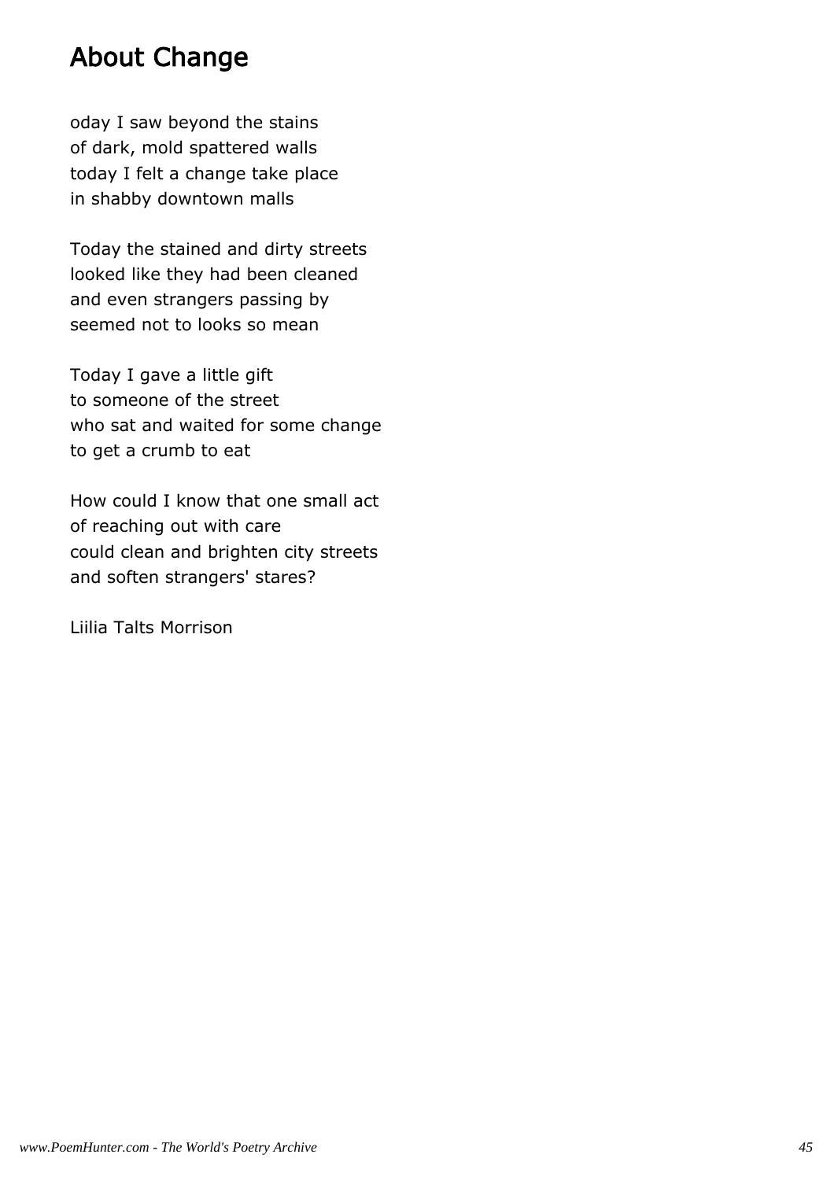## About Change

oday I saw beyond the stains
of dark, mold spattered walls
today I felt a change take place
in shabby downtown malls

Today the stained and dirty streets
looked like they had been cleaned
and even strangers passing by
seemed not to looks so mean

Today I gave a little gift
to someone of the street
who sat and waited for some change
to get a crumb to eat

How could I know that one small act
of reaching out with care
could clean and brighten city streets
and soften strangers' stares?

Liilia Talts Morrison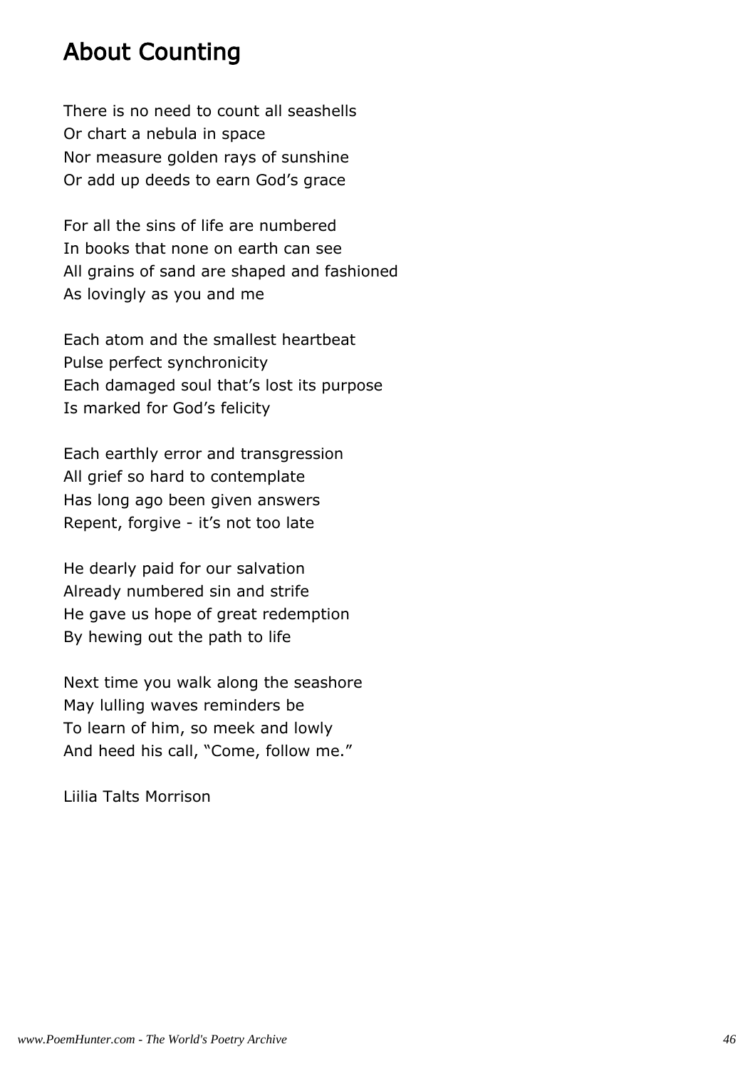## About Counting

There is no need to count all seashells
Or chart a nebula in space
Nor measure golden rays of sunshine
Or add up deeds to earn God's grace

For all the sins of life are numbered
In books that none on earth can see
All grains of sand are shaped and fashioned
As lovingly as you and me

Each atom and the smallest heartbeat
Pulse perfect synchronicity
Each damaged soul that's lost its purpose
Is marked for God's felicity

Each earthly error and transgression
All grief so hard to contemplate
Has long ago been given answers
Repent, forgive - it's not too late

He dearly paid for our salvation
Already numbered sin and strife
He gave us hope of great redemption
By hewing out the path to life

Next time you walk along the seashore
May lulling waves reminders be
To learn of him, so meek and lowly
And heed his call, "Come, follow me."

Liilia Talts Morrison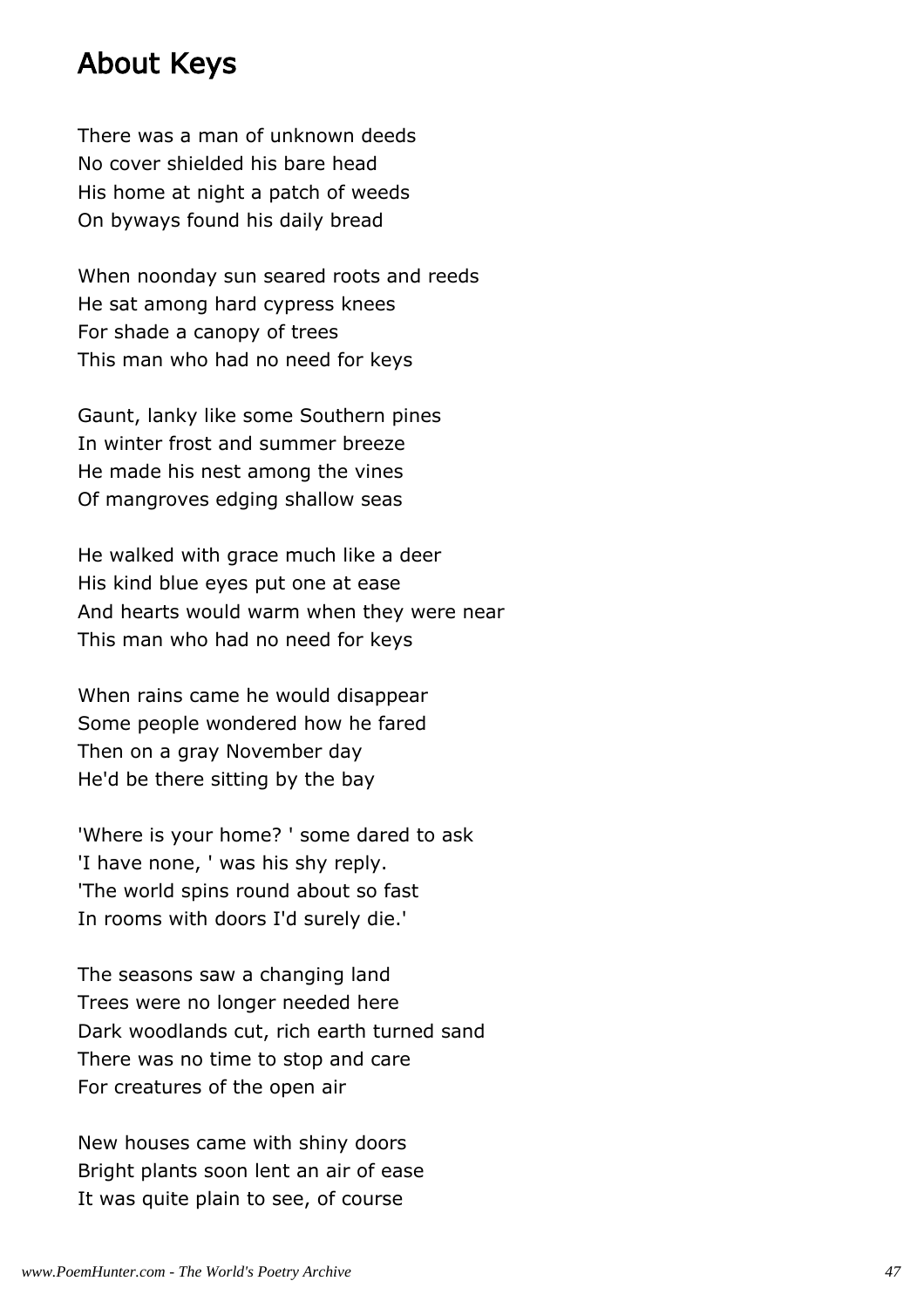## About Keys

There was a man of unknown deeds
No cover shielded his bare head
His home at night a patch of weeds
On byways found his daily bread

When noonday sun seared roots and reeds
He sat among hard cypress knees
For shade a canopy of trees
This man who had no need for keys

Gaunt, lanky like some Southern pines
In winter frost and summer breeze
He made his nest among the vines
Of mangroves edging shallow seas

He walked with grace much like a deer
His kind blue eyes put one at ease
And hearts would warm when they were near
This man who had no need for keys

When rains came he would disappear
Some people wondered how he fared
Then on a gray November day
He'd be there sitting by the bay

'Where is your home? ' some dared to ask
'I have none, ' was his shy reply.
'The world spins round about so fast
In rooms with doors I'd surely die.'

The seasons saw a changing land
Trees were no longer needed here
Dark woodlands cut, rich earth turned sand
There was no time to stop and care
For creatures of the open air

New houses came with shiny doors
Bright plants soon lent an air of ease
It was quite plain to see, of course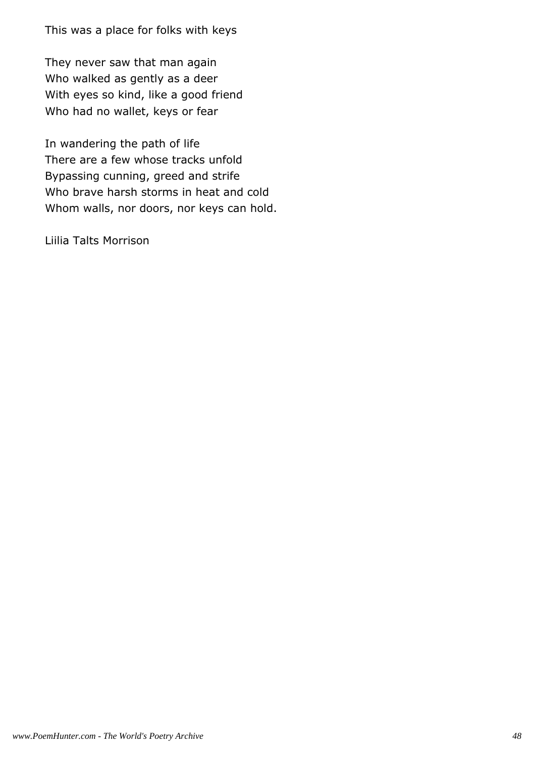This was a place for folks with keys

They never saw that man again
Who walked as gently as a deer
With eyes so kind, like a good friend
Who had no wallet, keys or fear

In wandering the path of life
There are a few whose tracks unfold
Bypassing cunning, greed and strife
Who brave harsh storms in heat and cold
Whom walls, nor doors, nor keys can hold.

Liilia Talts Morrison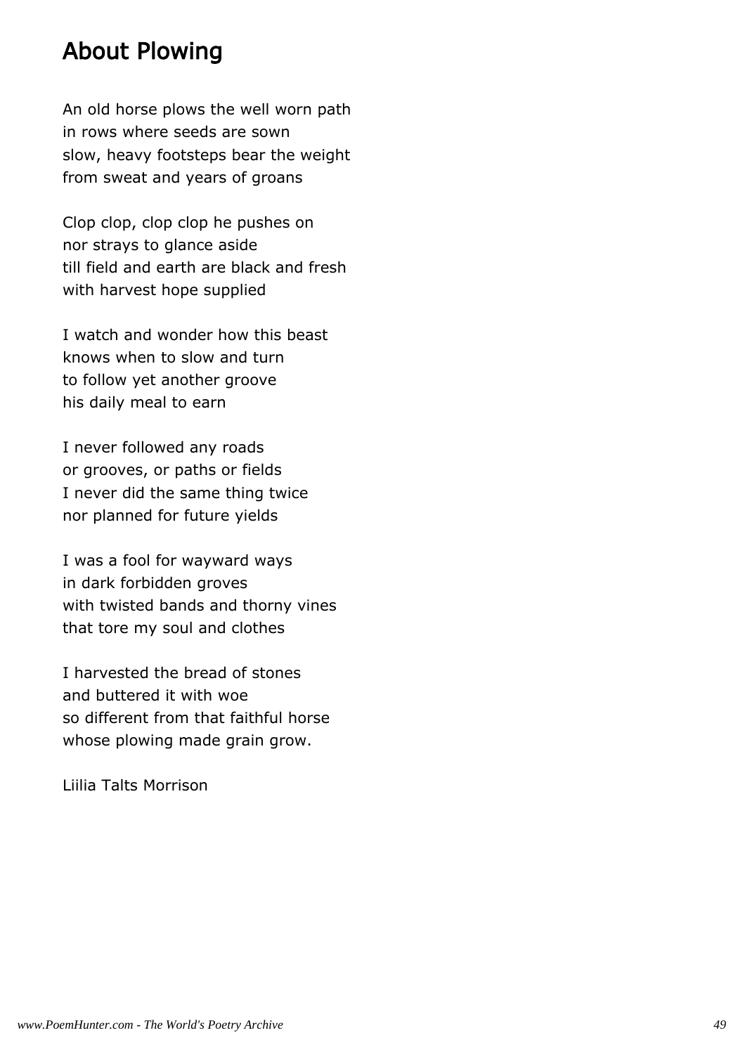## About Plowing

An old horse plows the well worn path
in rows where seeds are sown
slow, heavy footsteps bear the weight
from sweat and years of groans

Clop clop, clop clop he pushes on
nor strays to glance aside
till field and earth are black and fresh
with harvest hope supplied

I watch and wonder how this beast
knows when to slow and turn
to follow yet another groove
his daily meal to earn

I never followed any roads
or grooves, or paths or fields
I never did the same thing twice
nor planned for future yields

I was a fool for wayward ways
in dark forbidden groves
with twisted bands and thorny vines
that tore my soul and clothes

I harvested the bread of stones
and buttered it with woe
so different from that faithful horse
whose plowing made grain grow.

Liilia Talts Morrison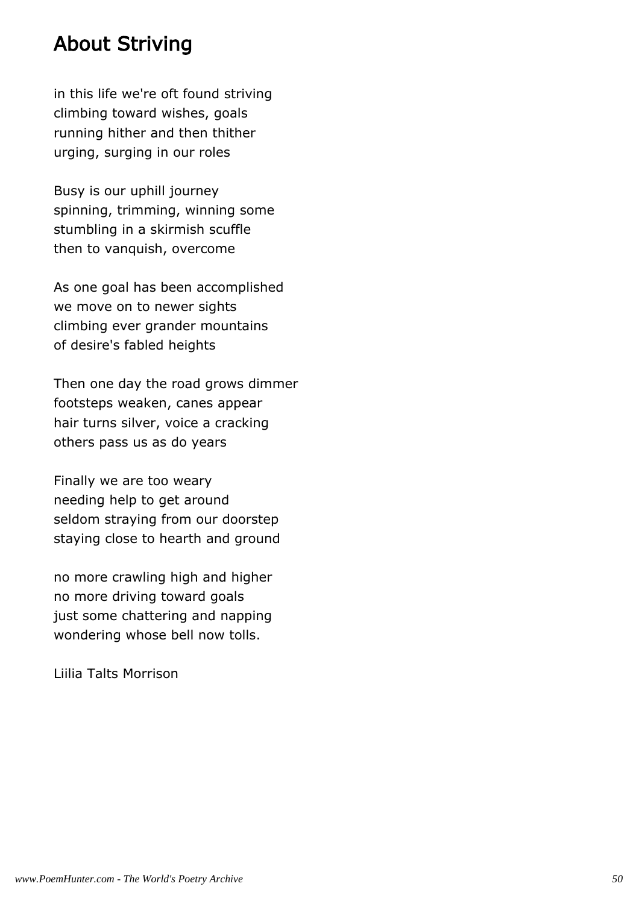## About Striving

in this life we're oft found striving  
climbing toward wishes, goals  
running hither and then thither  
urging, surging in our roles

Busy is our uphill journey  
spinning, trimming, winning some  
stumbling in a skirmish scuffle  
then to vanquish, overcome

As one goal has been accomplished  
we move on to newer sights  
climbing ever grander mountains  
of desire's fabled heights

Then one day the road grows dimmer  
footsteps weaken, canes appear  
hair turns silver, voice a cracking  
others pass us as do years

Finally we are too weary  
needing help to get around  
seldom straying from our doorstep  
staying close to hearth and ground

no more crawling high and higher  
no more driving toward goals  
just some chattering and napping  
wondering whose bell now tolls.

Liilia Talts Morrison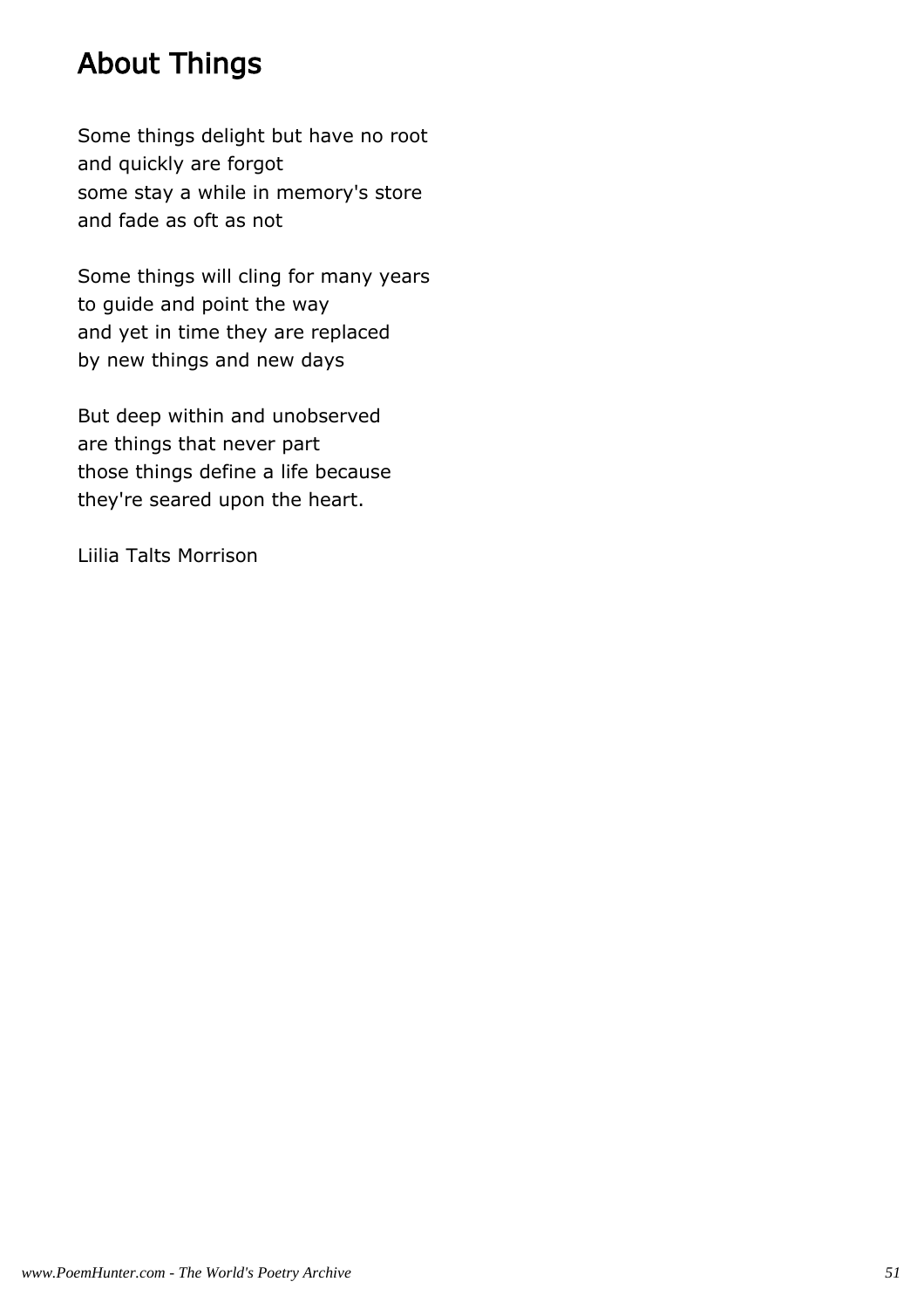# About Things

Some things delight but have no root
and quickly are forgot
some stay a while in memory's store
and fade as oft as not

Some things will cling for many years
to guide and point the way
and yet in time they are replaced
by new things and new days

But deep within and unobserved
are things that never part
those things define a life because
they're seared upon the heart.

Liilia Talts Morrison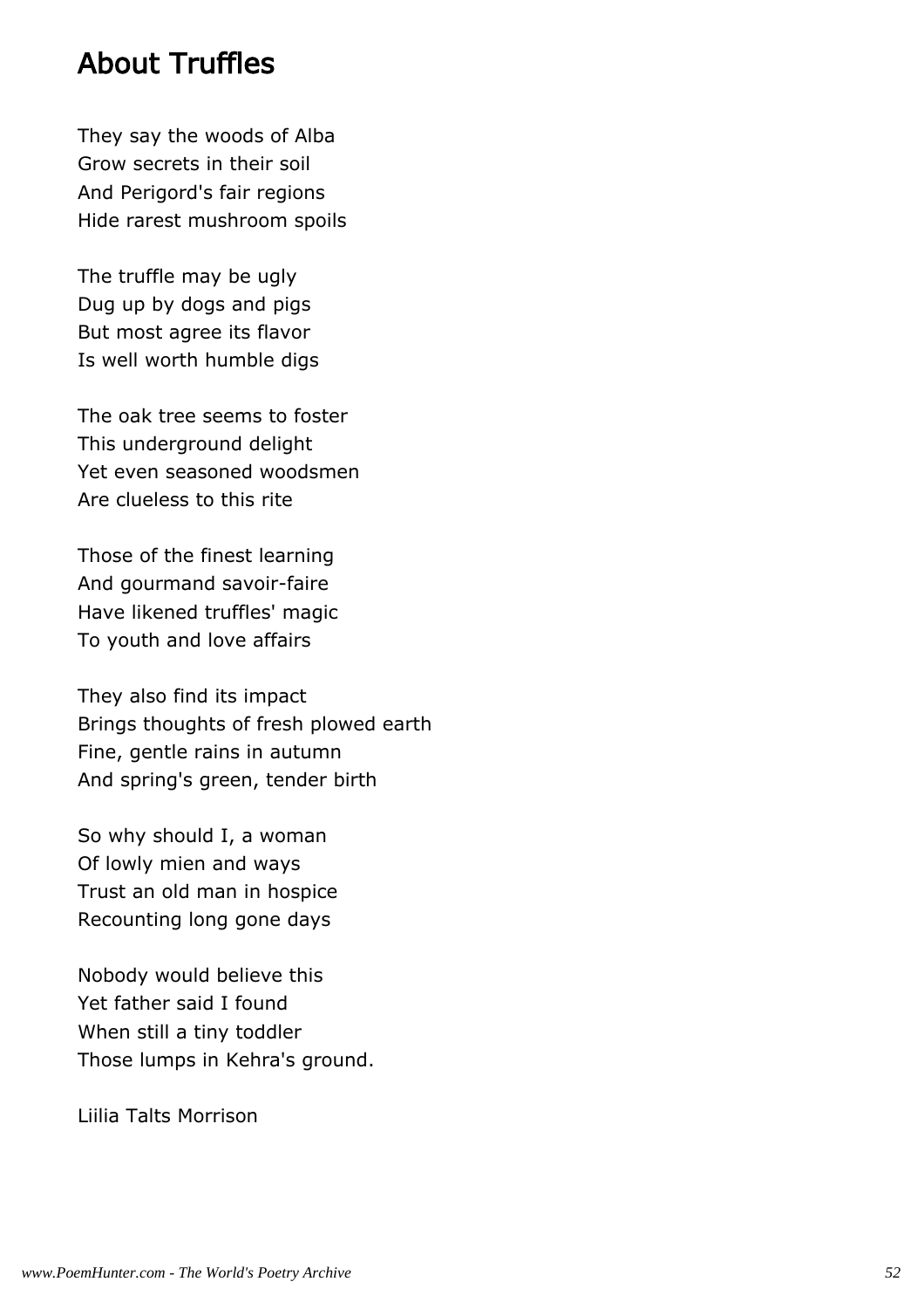# About Truffles

They say the woods of Alba
Grow secrets in their soil
And Perigord's fair regions
Hide rarest mushroom spoils

The truffle may be ugly
Dug up by dogs and pigs
But most agree its flavor
Is well worth humble digs

The oak tree seems to foster
This underground delight
Yet even seasoned woodsmen
Are clueless to this rite

Those of the finest learning
And gourmand savoir-faire
Have likened truffles' magic
To youth and love affairs

They also find its impact
Brings thoughts of fresh plowed earth
Fine, gentle rains in autumn
And spring's green, tender birth

So why should I, a woman
Of lowly mien and ways
Trust an old man in hospice
Recounting long gone days

Nobody would believe this
Yet father said I found
When still a tiny toddler
Those lumps in Kehra's ground.

Liilia Talts Morrison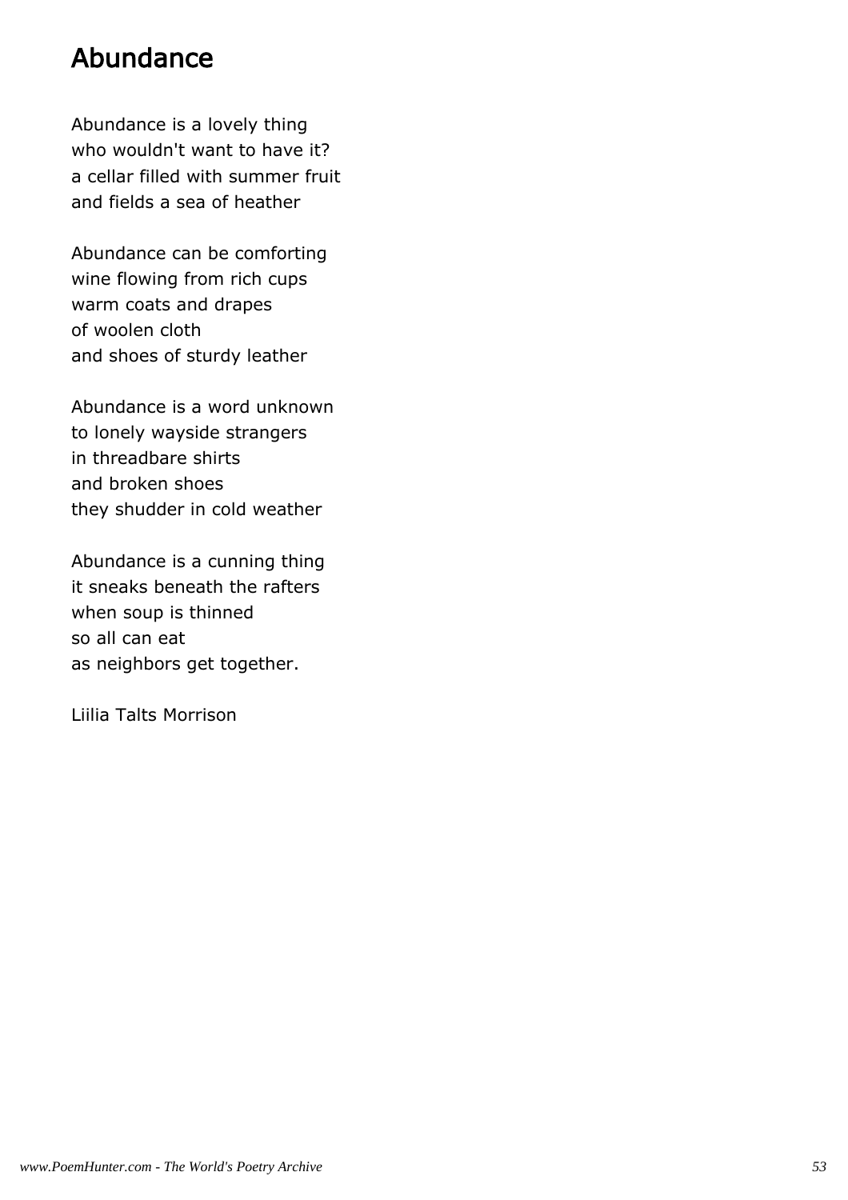# Abundance

Abundance is a lovely thing
who wouldn't want to have it?
a cellar filled with summer fruit
and fields a sea of heather

Abundance can be comforting
wine flowing from rich cups
warm coats and drapes
of woolen cloth
and shoes of sturdy leather

Abundance is a word unknown
to lonely wayside strangers
in threadbare shirts
and broken shoes
they shudder in cold weather

Abundance is a cunning thing
it sneaks beneath the rafters
when soup is thinned
so all can eat
as neighbors get together.

Liilia Talts Morrison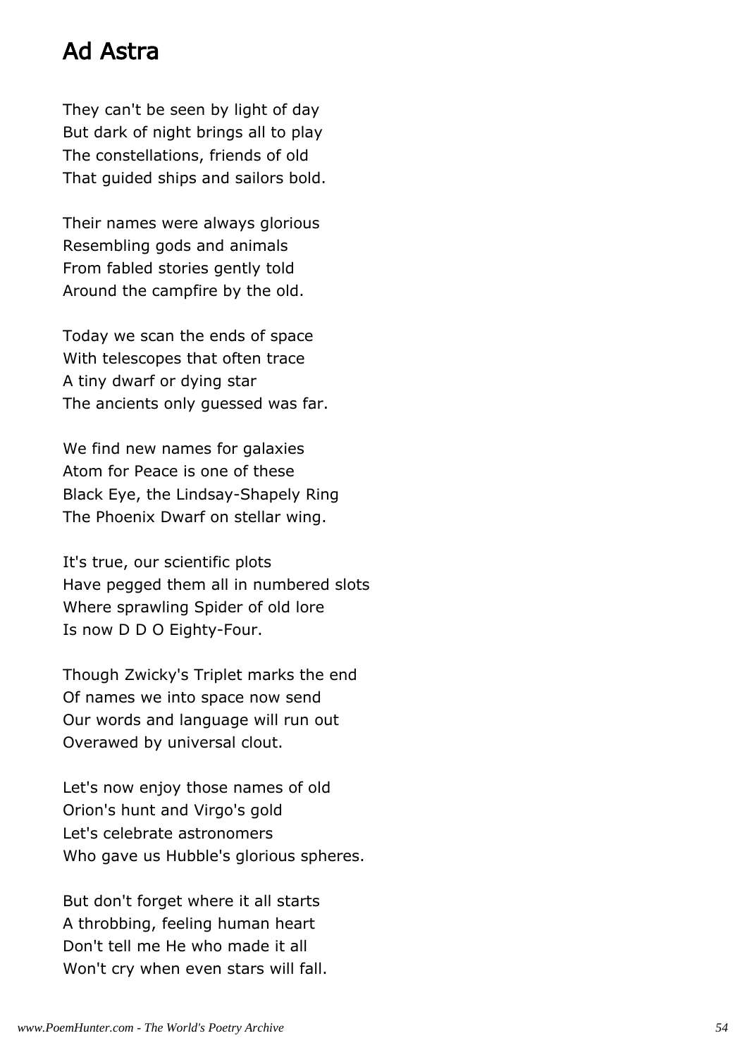# Ad Astra

They can't be seen by light of day
But dark of night brings all to play
The constellations, friends of old
That guided ships and sailors bold.

Their names were always glorious
Resembling gods and animals
From fabled stories gently told
Around the campfire by the old.

Today we scan the ends of space
With telescopes that often trace
A tiny dwarf or dying star
The ancients only guessed was far.

We find new names for galaxies
Atom for Peace is one of these
Black Eye, the Lindsay-Shapely Ring
The Phoenix Dwarf on stellar wing.

It's true, our scientific plots
Have pegged them all in numbered slots
Where sprawling Spider of old lore
Is now D D O Eighty-Four.

Though Zwicky's Triplet marks the end
Of names we into space now send
Our words and language will run out
Overawed by universal clout.

Let's now enjoy those names of old
Orion's hunt and Virgo's gold
Let's celebrate astronomers
Who gave us Hubble's glorious spheres.

But don't forget where it all starts
A throbbing, feeling human heart
Don't tell me He who made it all
Won't cry when even stars will fall.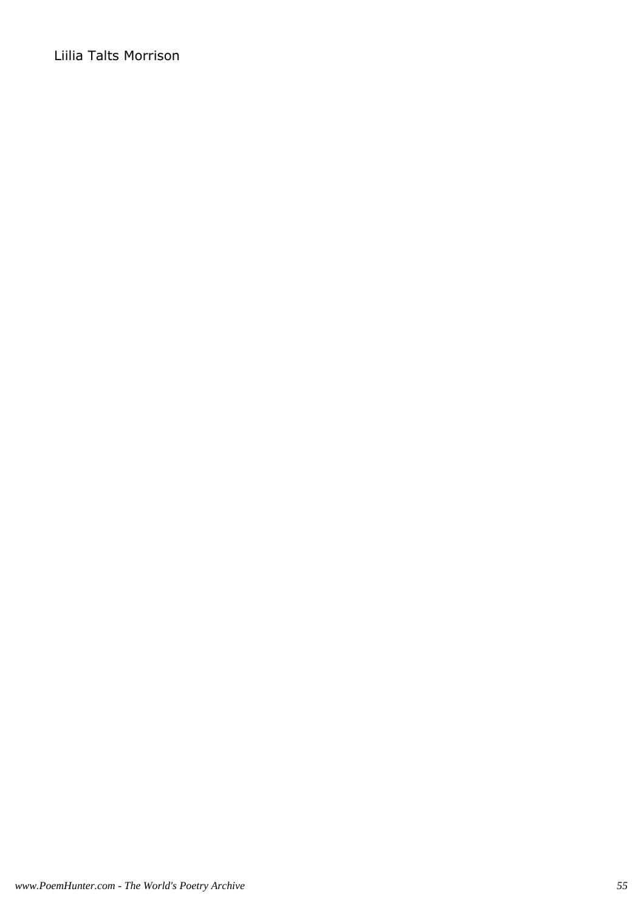Liilia Talts Morrison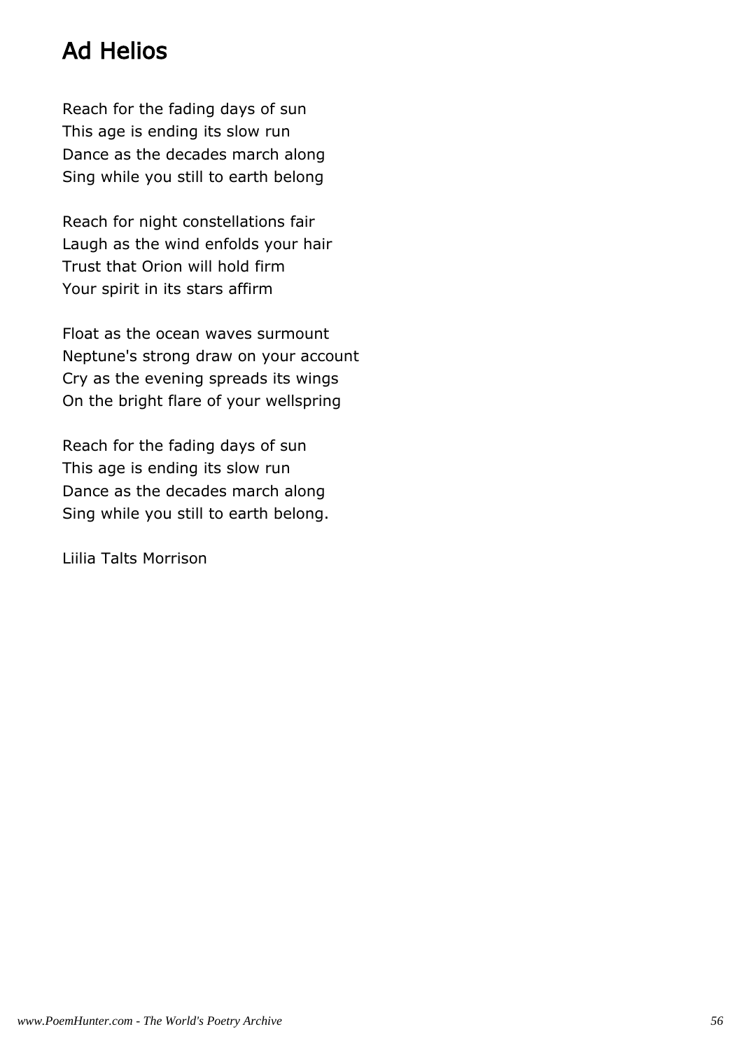# Ad Helios

Reach for the fading days of sun  
This age is ending its slow run  
Dance as the decades march along  
Sing while you still to earth belong

Reach for night constellations fair  
Laugh as the wind enfolds your hair  
Trust that Orion will hold firm  
Your spirit in its stars affirm

Float as the ocean waves surmount  
Neptune's strong draw on your account  
Cry as the evening spreads its wings  
On the bright flare of your wellspring

Reach for the fading days of sun  
This age is ending its slow run  
Dance as the decades march along  
Sing while you still to earth belong.

Liilia Talts Morrison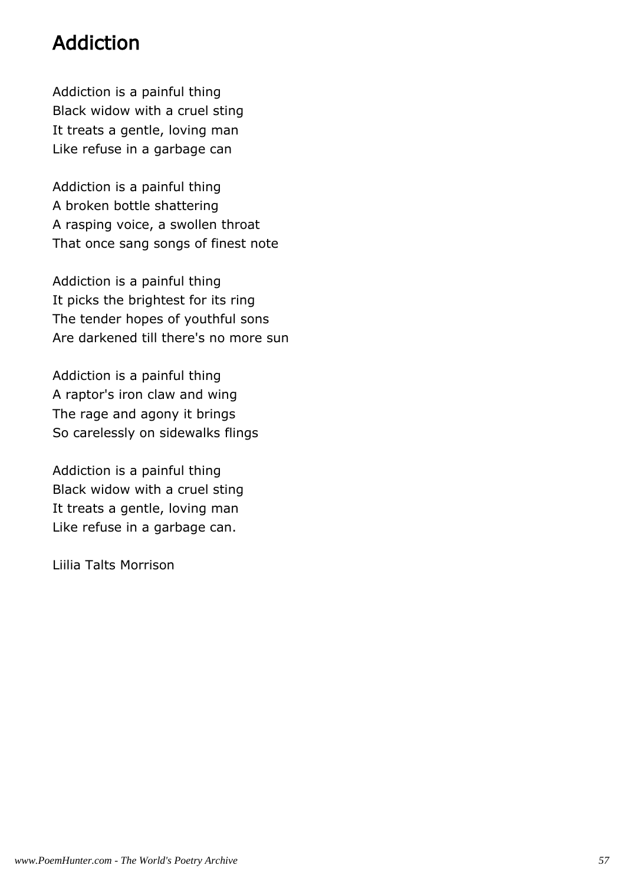# Addiction

Addiction is a painful thing  
Black widow with a cruel sting  
It treats a gentle, loving man  
Like refuse in a garbage can

Addiction is a painful thing  
A broken bottle shattering  
A rasping voice, a swollen throat  
That once sang songs of finest note

Addiction is a painful thing  
It picks the brightest for its ring  
The tender hopes of youthful sons  
Are darkened till there's no more sun

Addiction is a painful thing  
A raptor's iron claw and wing  
The rage and agony it brings  
So carelessly on sidewalks flings

Addiction is a painful thing  
Black widow with a cruel sting  
It treats a gentle, loving man  
Like refuse in a garbage can.

Liilia Talts Morrison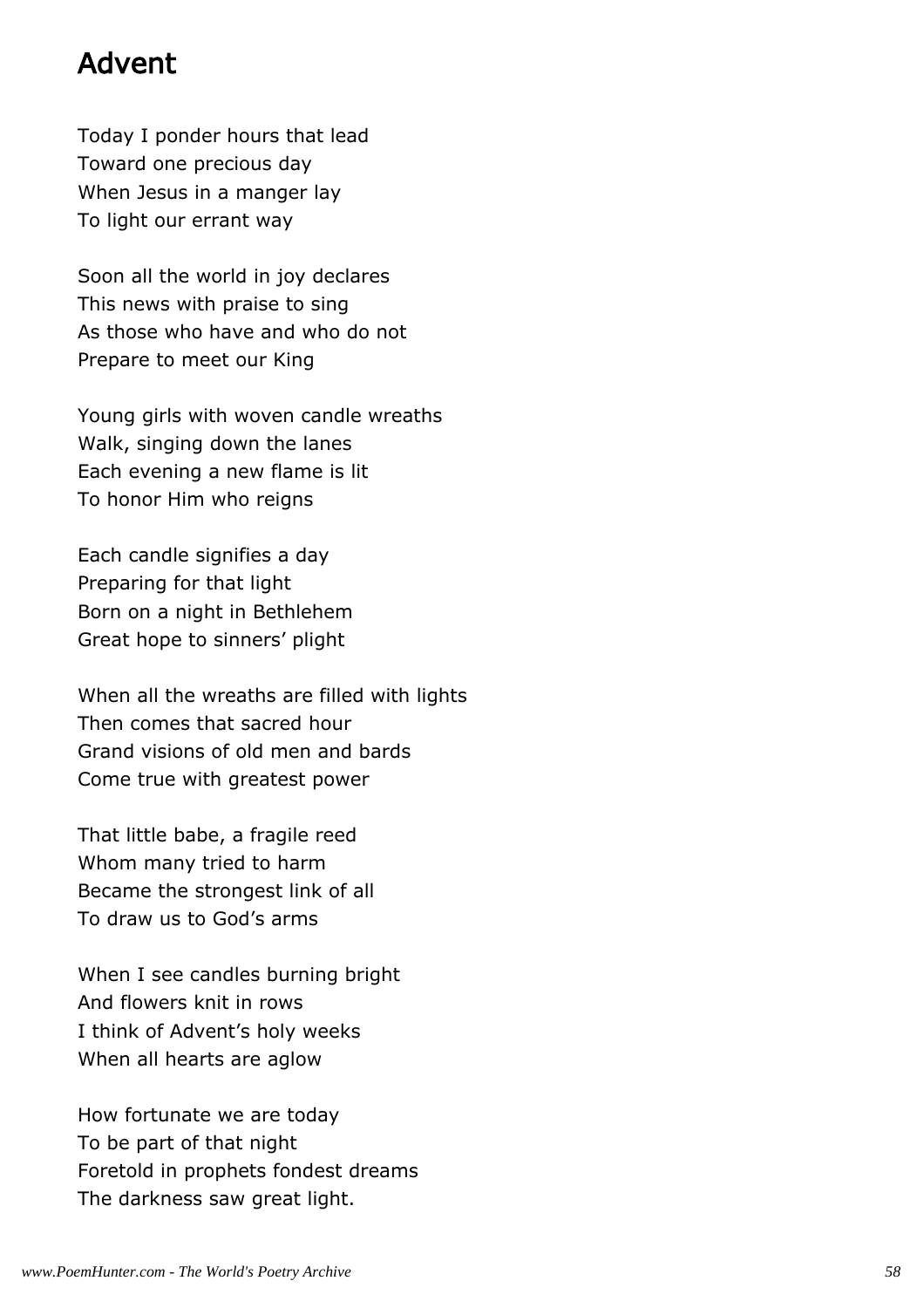# Advent

Today I ponder hours that lead
Toward one precious day
When Jesus in a manger lay
To light our errant way

Soon all the world in joy declares
This news with praise to sing
As those who have and who do not
Prepare to meet our King

Young girls with woven candle wreaths
Walk, singing down the lanes
Each evening a new flame is lit
To honor Him who reigns

Each candle signifies a day
Preparing for that light
Born on a night in Bethlehem
Great hope to sinners' plight

When all the wreaths are filled with lights
Then comes that sacred hour
Grand visions of old men and bards
Come true with greatest power

That little babe, a fragile reed
Whom many tried to harm
Became the strongest link of all
To draw us to God's arms

When I see candles burning bright
And flowers knit in rows
I think of Advent's holy weeks
When all hearts are aglow

How fortunate we are today
To be part of that night
Foretold in prophets fondest dreams
The darkness saw great light.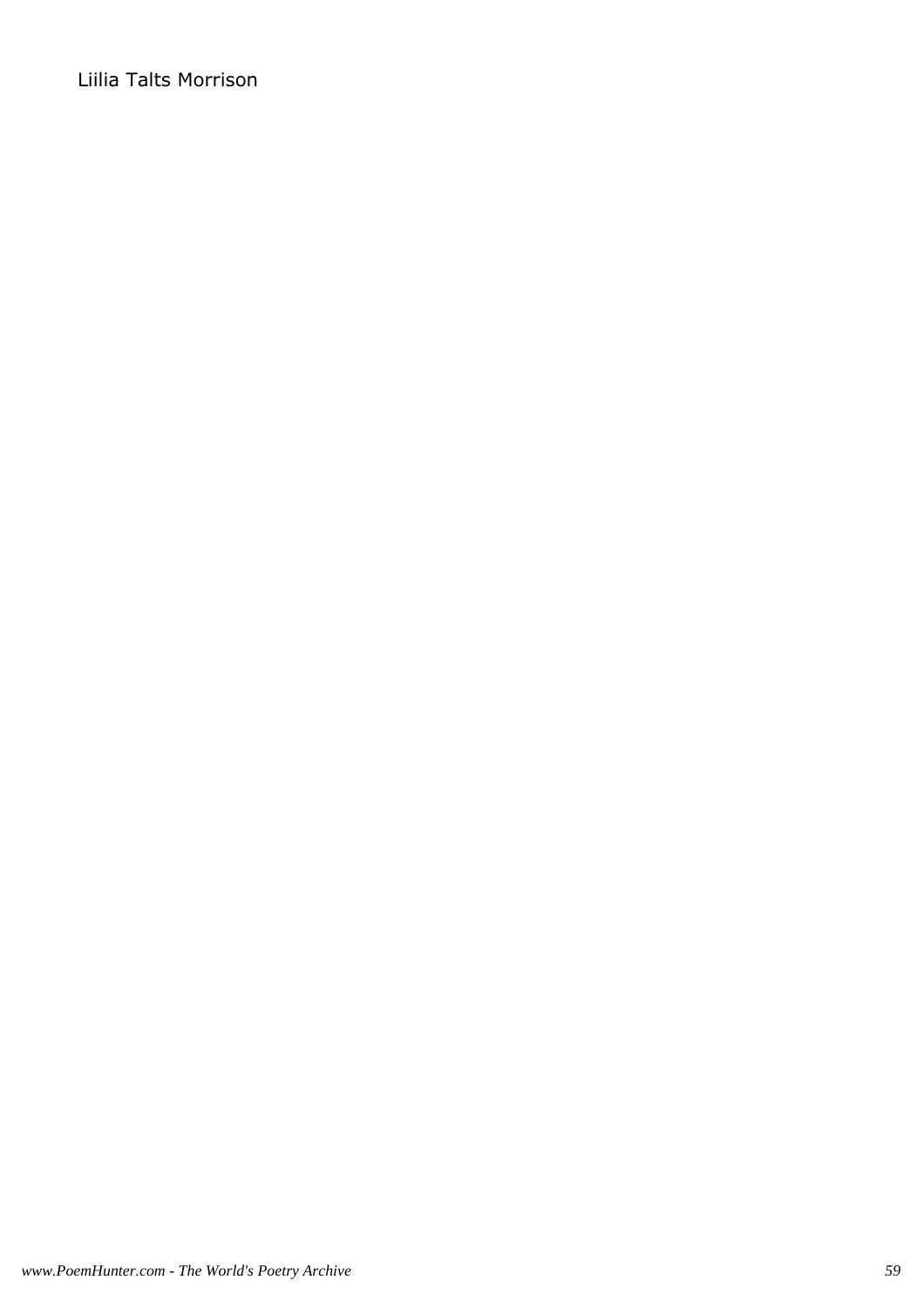Liilia Talts Morrison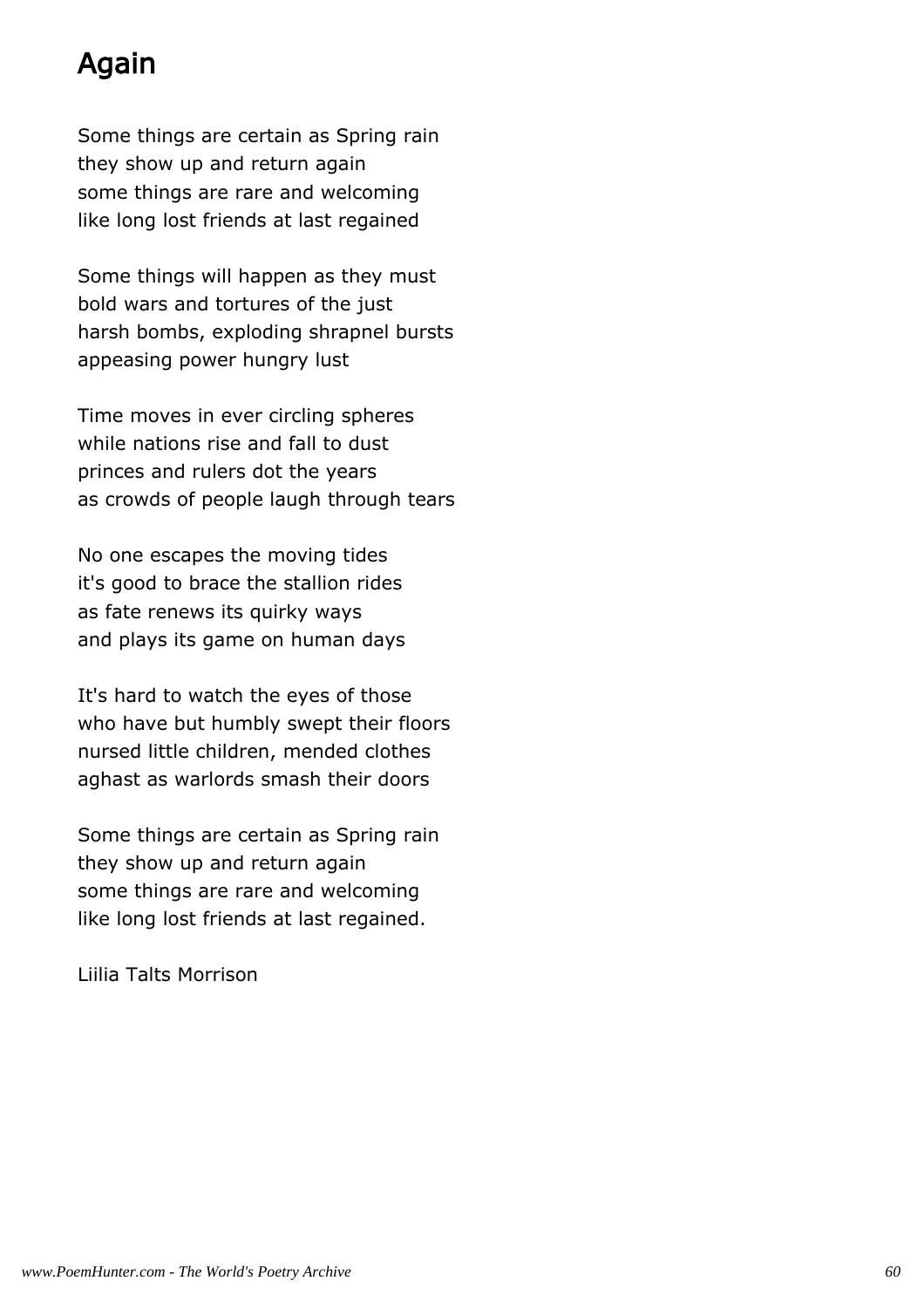# Again

Some things are certain as Spring rain
they show up and return again
some things are rare and welcoming
like long lost friends at last regained

Some things will happen as they must
bold wars and tortures of the just
harsh bombs, exploding shrapnel bursts
appeasing power hungry lust

Time moves in ever circling spheres
while nations rise and fall to dust
princes and rulers dot the years
as crowds of people laugh through tears

No one escapes the moving tides
it's good to brace the stallion rides
as fate renews its quirky ways
and plays its game on human days

It's hard to watch the eyes of those
who have but humbly swept their floors
nursed little children, mended clothes
aghast as warlords smash their doors

Some things are certain as Spring rain
they show up and return again
some things are rare and welcoming
like long lost friends at last regained.

Liilia Talts Morrison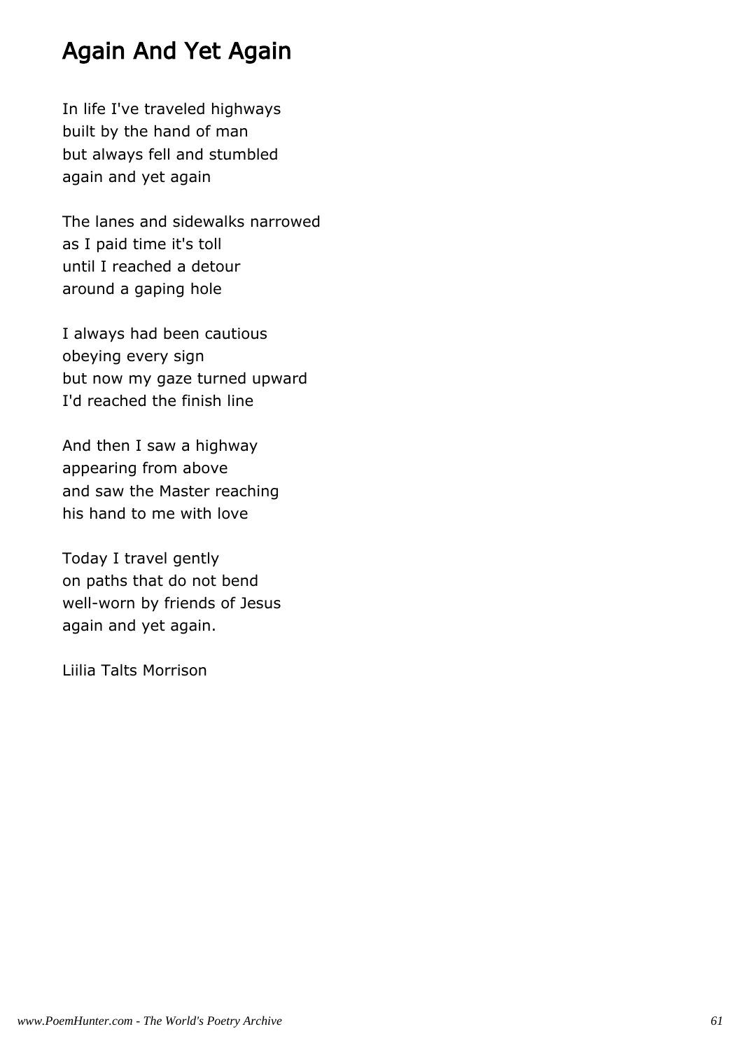# Again And Yet Again

In life I've traveled highways  
built by the hand of man  
but always fell and stumbled  
again and yet again

The lanes and sidewalks narrowed  
as I paid time it's toll  
until I reached a detour  
around a gaping hole

I always had been cautious  
obeying every sign  
but now my gaze turned upward  
I'd reached the finish line

And then I saw a highway  
appearing from above  
and saw the Master reaching  
his hand to me with love

Today I travel gently  
on paths that do not bend  
well-worn by friends of Jesus  
again and yet again.

Liilia Talts Morrison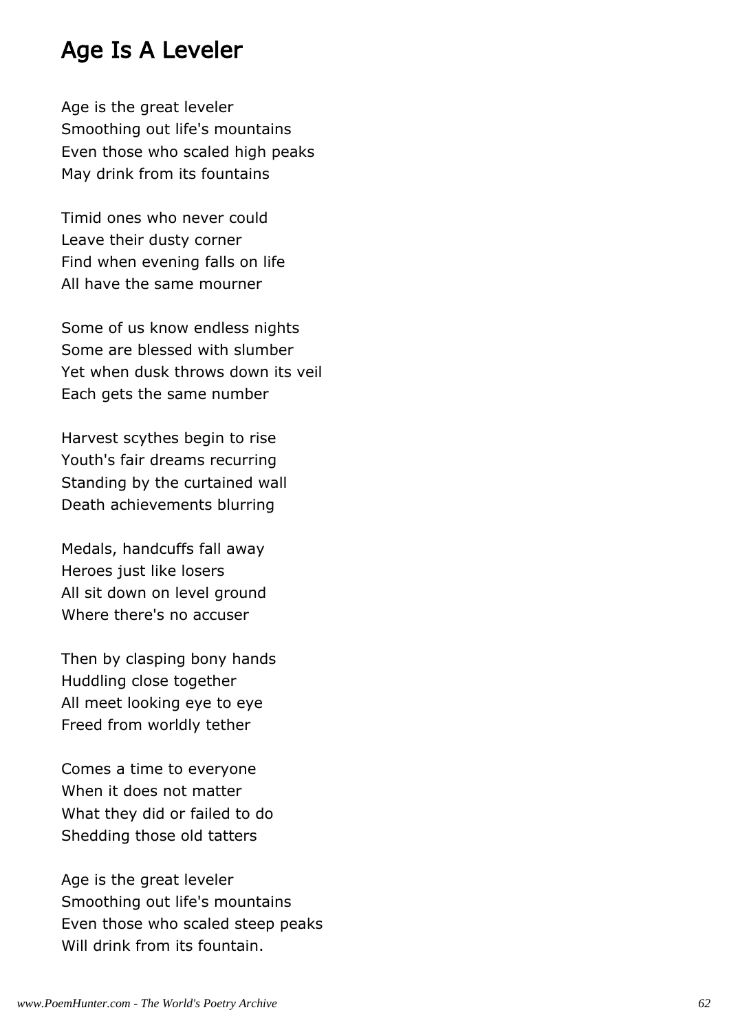## Age Is A Leveler

Age is the great leveler
Smoothing out life's mountains
Even those who scaled high peaks
May drink from its fountains

Timid ones who never could
Leave their dusty corner
Find when evening falls on life
All have the same mourner

Some of us know endless nights
Some are blessed with slumber
Yet when dusk throws down its veil
Each gets the same number

Harvest scythes begin to rise
Youth's fair dreams recurring
Standing by the curtained wall
Death achievements blurring

Medals, handcuffs fall away
Heroes just like losers
All sit down on level ground
Where there's no accuser

Then by clasping bony hands
Huddling close together
All meet looking eye to eye
Freed from worldly tether

Comes a time to everyone
When it does not matter
What they did or failed to do
Shedding those old tatters

Age is the great leveler
Smoothing out life's mountains
Even those who scaled steep peaks
Will drink from its fountain.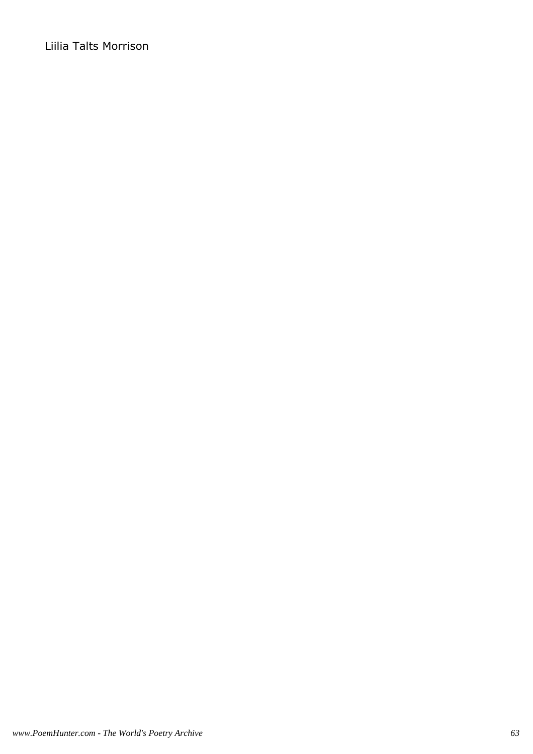Liilia Talts Morrison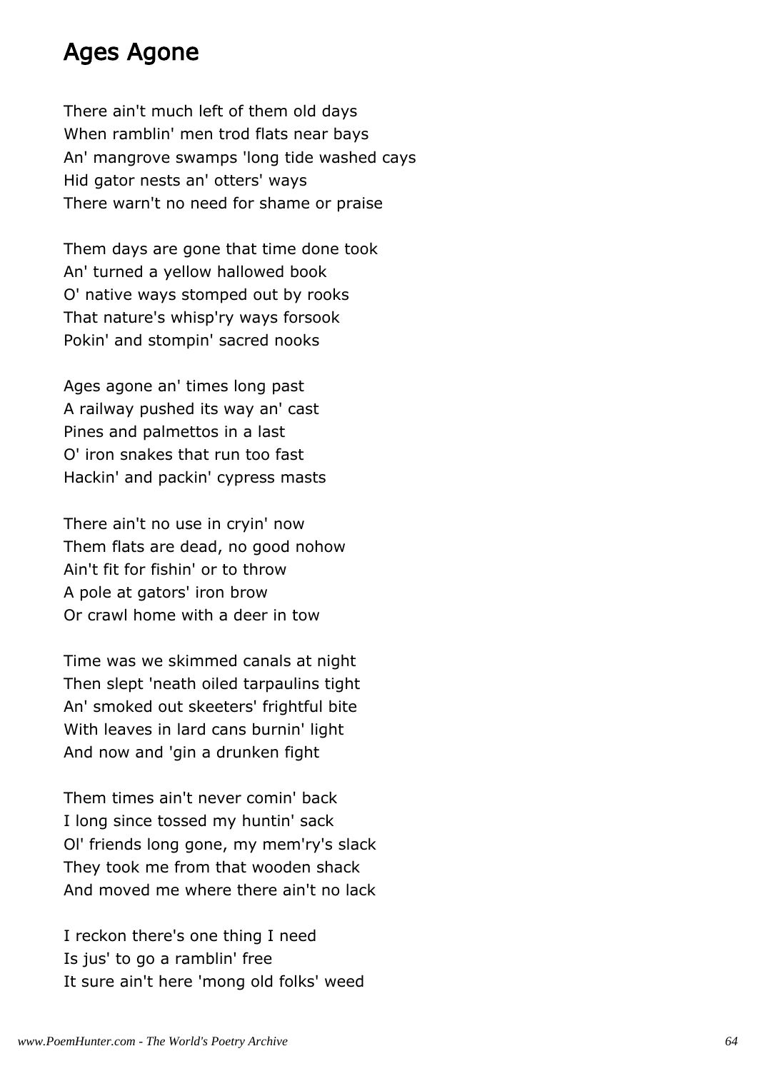## Ages Agone

There ain't much left of them old days
When ramblin' men trod flats near bays
An' mangrove swamps 'long tide washed cays
Hid gator nests an' otters' ways
There warn't no need for shame or praise

Them days are gone that time done took
An' turned a yellow hallowed book
O' native ways stomped out by rooks
That nature's whisp'ry ways forsook
Pokin' and stompin' sacred nooks

Ages agone an' times long past
A railway pushed its way an' cast
Pines and palmettos in a last
O' iron snakes that run too fast
Hackin' and packin' cypress masts

There ain't no use in cryin' now
Them flats are dead, no good nohow
Ain't fit for fishin' or to throw
A pole at gators' iron brow
Or crawl home with a deer in tow

Time was we skimmed canals at night
Then slept 'neath oiled tarpaulins tight
An' smoked out skeeters' frightful bite
With leaves in lard cans burnin' light
And now and 'gin a drunken fight

Them times ain't never comin' back
I long since tossed my huntin' sack
Ol' friends long gone, my mem'ry's slack
They took me from that wooden shack
And moved me where there ain't no lack

I reckon there's one thing I need
Is jus' to go a ramblin' free
It sure ain't here 'mong old folks' weed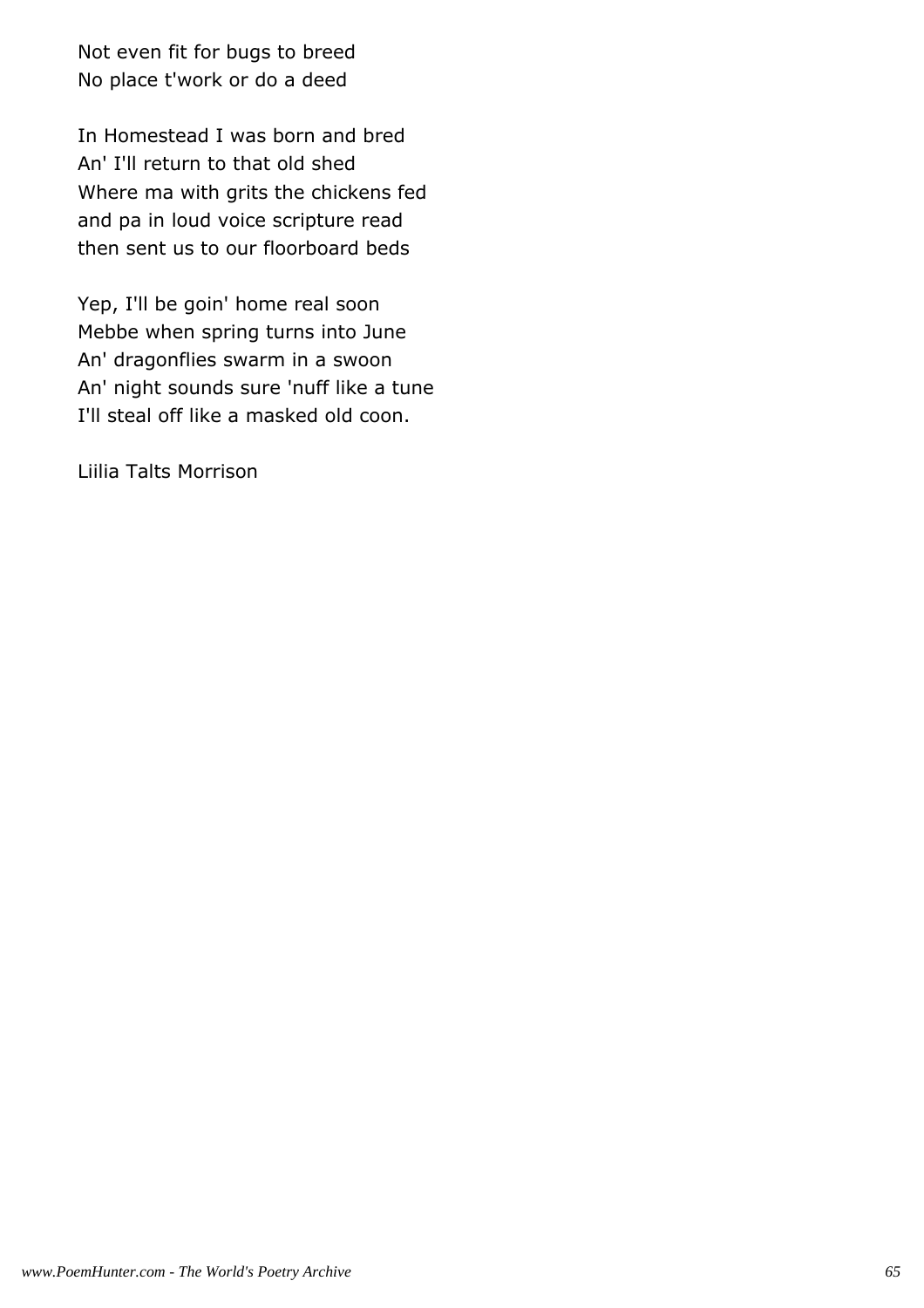Not even fit for bugs to breed  
No place t'work or do a deed

In Homestead I was born and bred  
An' I'll return to that old shed  
Where ma with grits the chickens fed  
and pa in loud voice scripture read  
then sent us to our floorboard beds

Yep, I'll be goin' home real soon  
Mebbe when spring turns into June  
An' dragonflies swarm in a swoon  
An' night sounds sure 'nuff like a tune  
I'll steal off like a masked old coon.

Liilia Talts Morrison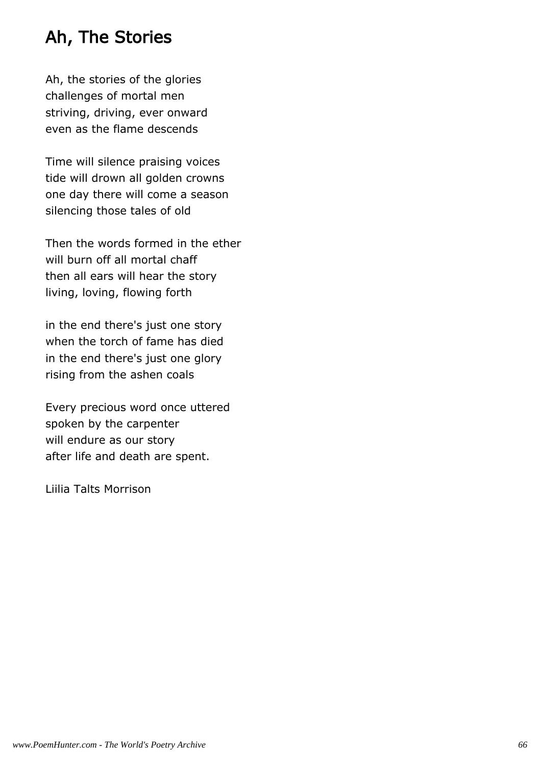# Ah, The Stories

Ah, the stories of the glories  
challenges of mortal men  
striving, driving, ever onward  
even as the flame descends

Time will silence praising voices  
tide will drown all golden crowns  
one day there will come a season  
silencing those tales of old

Then the words formed in the ether  
will burn off all mortal chaff  
then all ears will hear the story  
living, loving, flowing forth

in the end there's just one story  
when the torch of fame has died  
in the end there's just one glory  
rising from the ashen coals

Every precious word once uttered  
spoken by the carpenter  
will endure as our story  
after life and death are spent.

Liilia Talts Morrison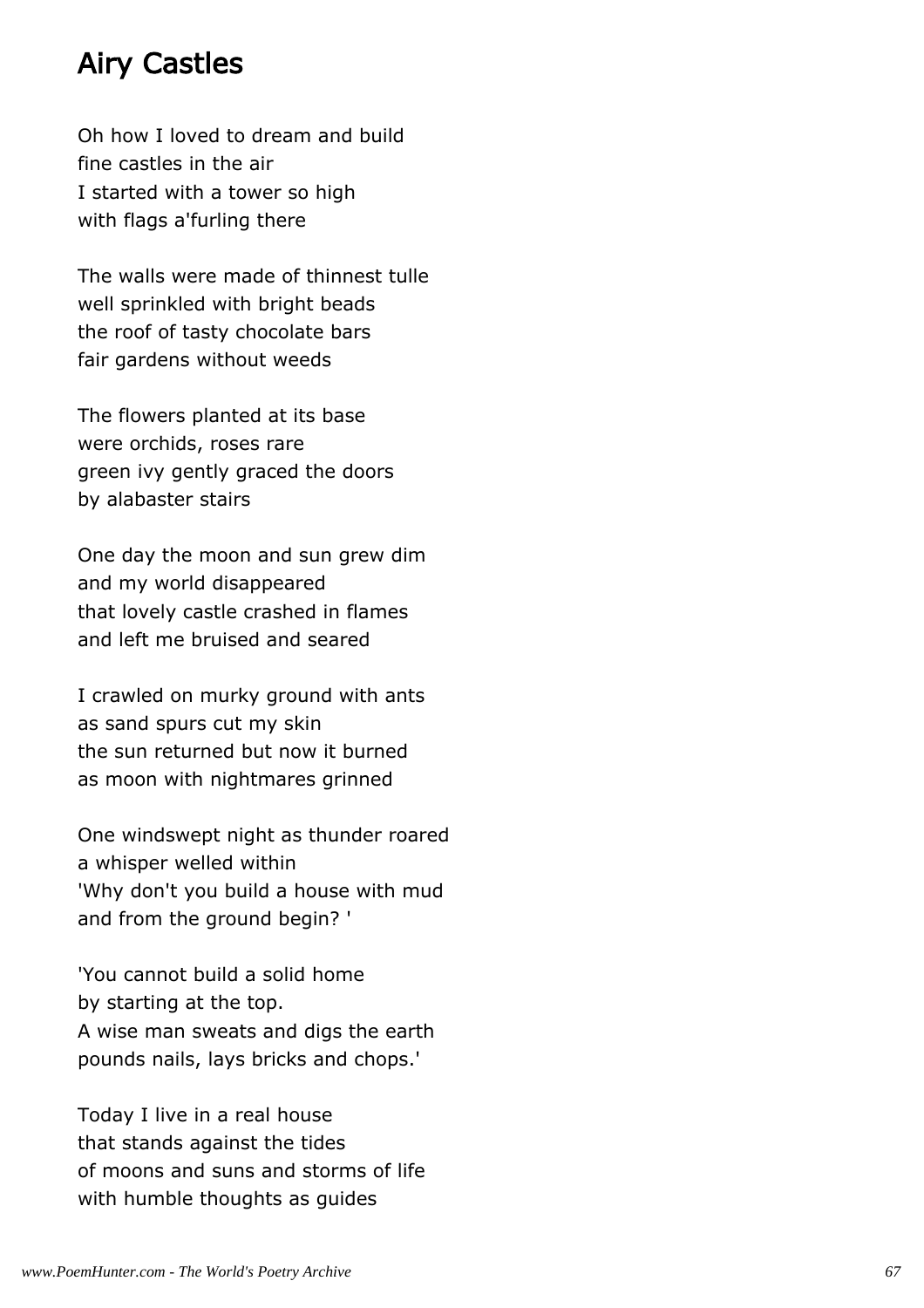## Airy Castles

Oh how I loved to dream and build
fine castles in the air
I started with a tower so high
with flags a'furling there

The walls were made of thinnest tulle
well sprinkled with bright beads
the roof of tasty chocolate bars
fair gardens without weeds

The flowers planted at its base
were orchids, roses rare
green ivy gently graced the doors
by alabaster stairs

One day the moon and sun grew dim
and my world disappeared
that lovely castle crashed in flames
and left me bruised and seared

I crawled on murky ground with ants
as sand spurs cut my skin
the sun returned but now it burned
as moon with nightmares grinned

One windswept night as thunder roared
a whisper welled within
'Why don't you build a house with mud
and from the ground begin? '

'You cannot build a solid home
by starting at the top.
A wise man sweats and digs the earth
pounds nails, lays bricks and chops.'

Today I live in a real house
that stands against the tides
of moons and suns and storms of life
with humble thoughts as guides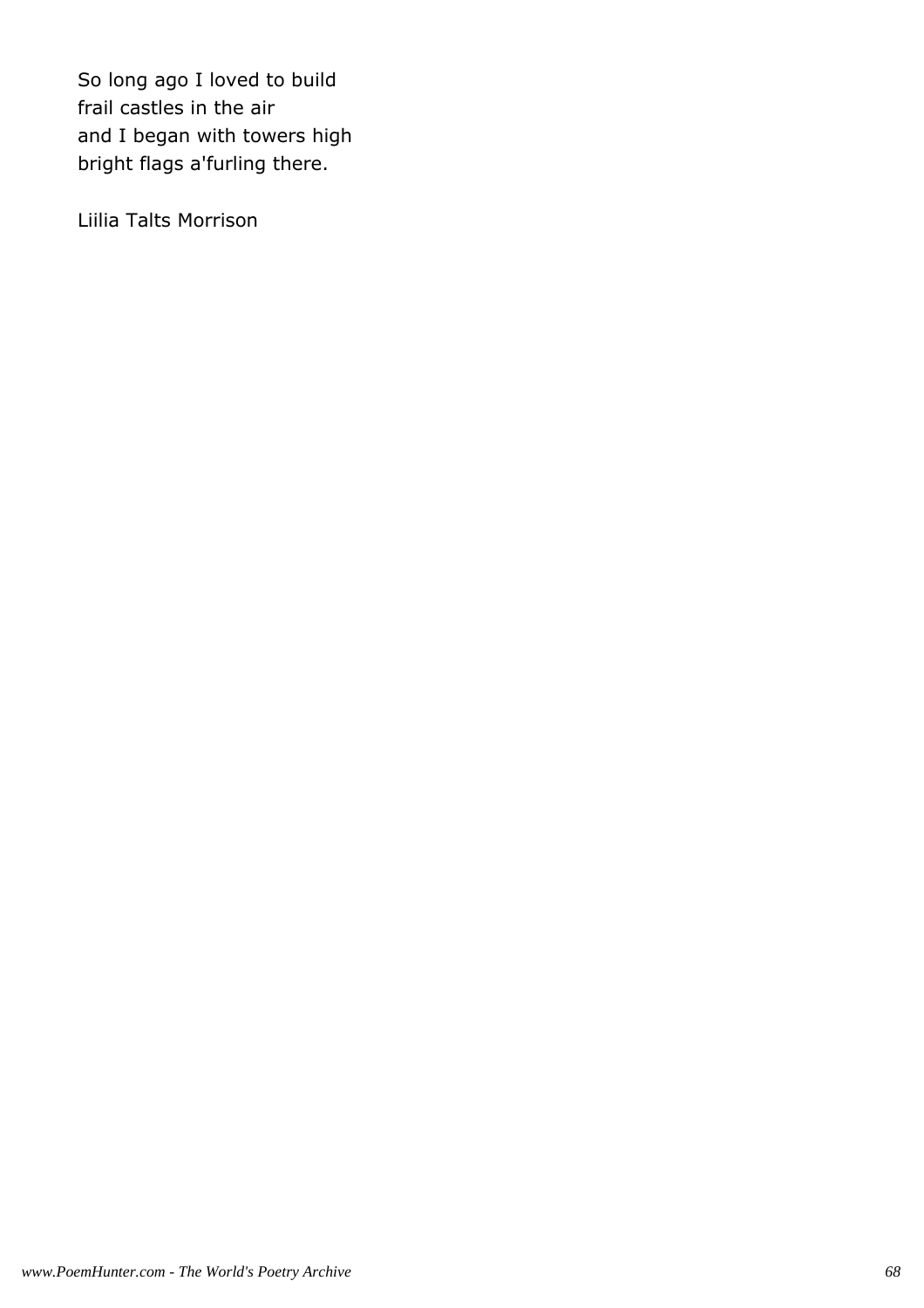So long ago I loved to build  
frail castles in the air  
and I began with towers high  
bright flags a'furling there.

Liilia Talts Morrison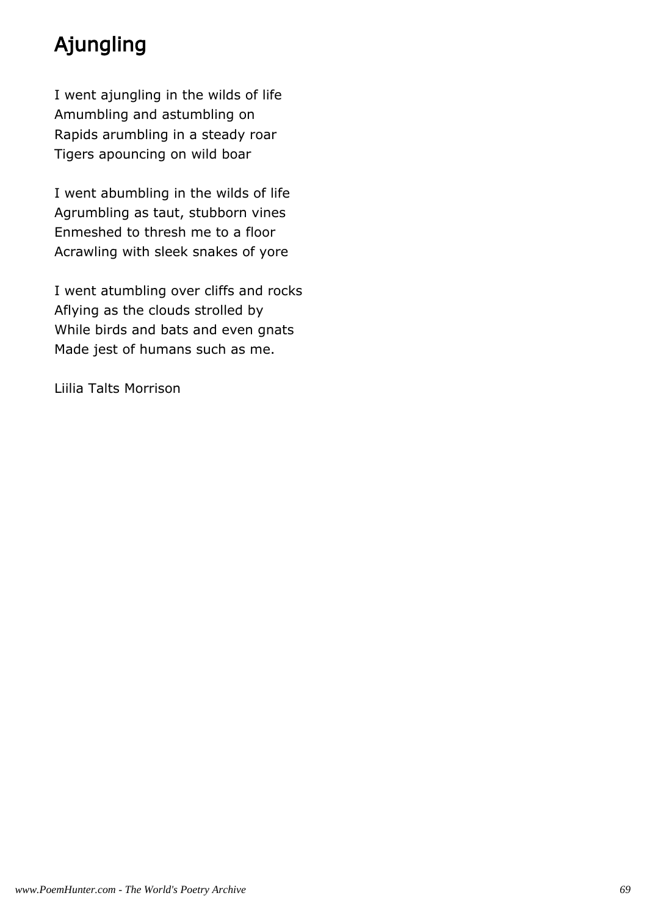# Ajungling

I went ajungling in the wilds of life
Amumbling and astumbling on
Rapids arumbling in a steady roar
Tigers apouncing on wild boar

I went abumbling in the wilds of life
Agrumbling as taut, stubborn vines
Enmeshed to thresh me to a floor
Acrawling with sleek snakes of yore

I went atumbling over cliffs and rocks
Aflying as the clouds strolled by
While birds and bats and even gnats
Made jest of humans such as me.

Liilia Talts Morrison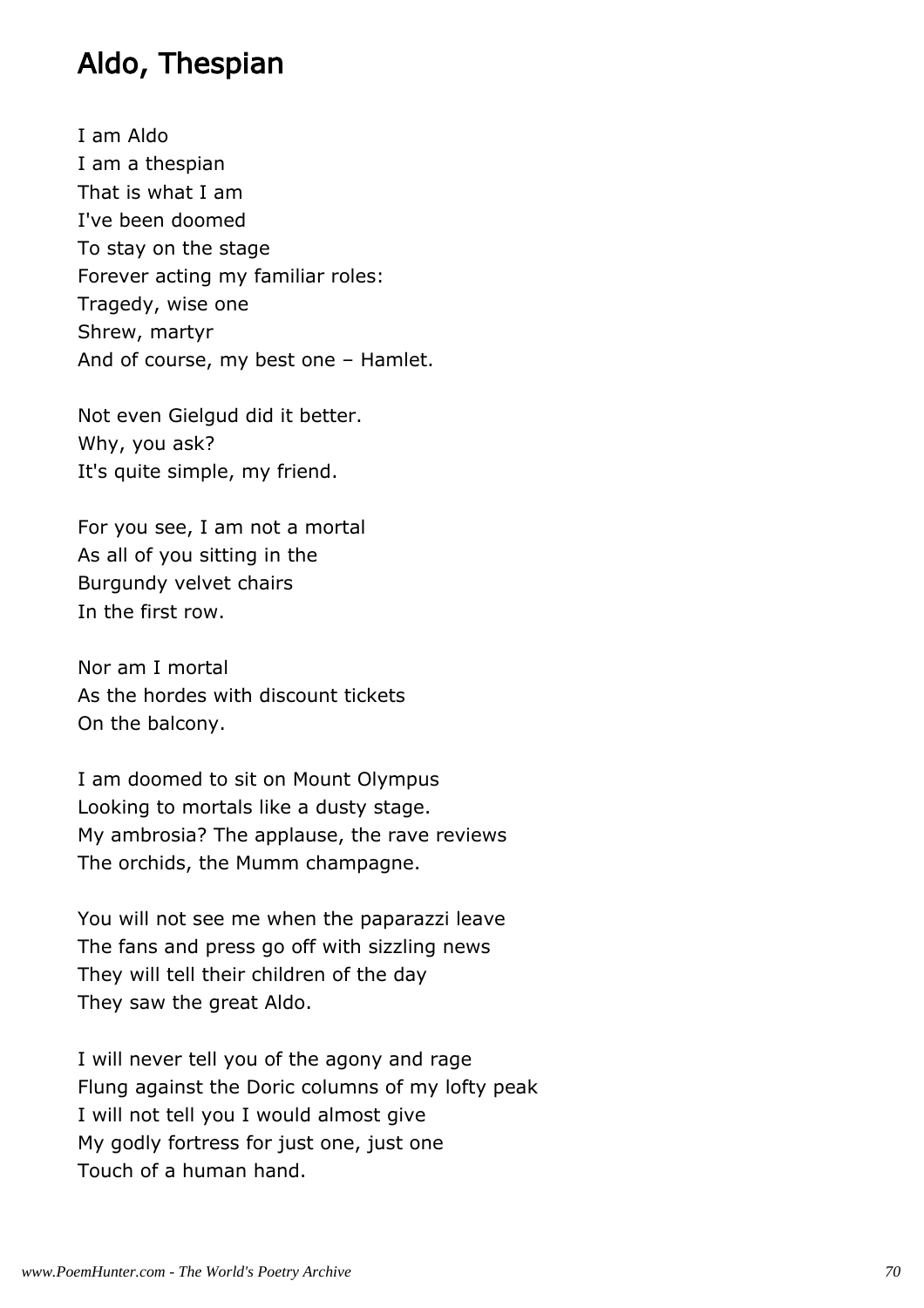## Aldo, Thespian

I am Aldo
I am a thespian
That is what I am
I've been doomed
To stay on the stage
Forever acting my familiar roles:
Tragedy, wise one
Shrew, martyr
And of course, my best one – Hamlet.

Not even Gielgud did it better.
Why, you ask?
It's quite simple, my friend.

For you see, I am not a mortal
As all of you sitting in the
Burgundy velvet chairs
In the first row.

Nor am I mortal
As the hordes with discount tickets
On the balcony.

I am doomed to sit on Mount Olympus
Looking to mortals like a dusty stage.
My ambrosia? The applause, the rave reviews
The orchids, the Mumm champagne.

You will not see me when the paparazzi leave
The fans and press go off with sizzling news
They will tell their children of the day
They saw the great Aldo.

I will never tell you of the agony and rage
Flung against the Doric columns of my lofty peak
I will not tell you I would almost give
My godly fortress for just one, just one
Touch of a human hand.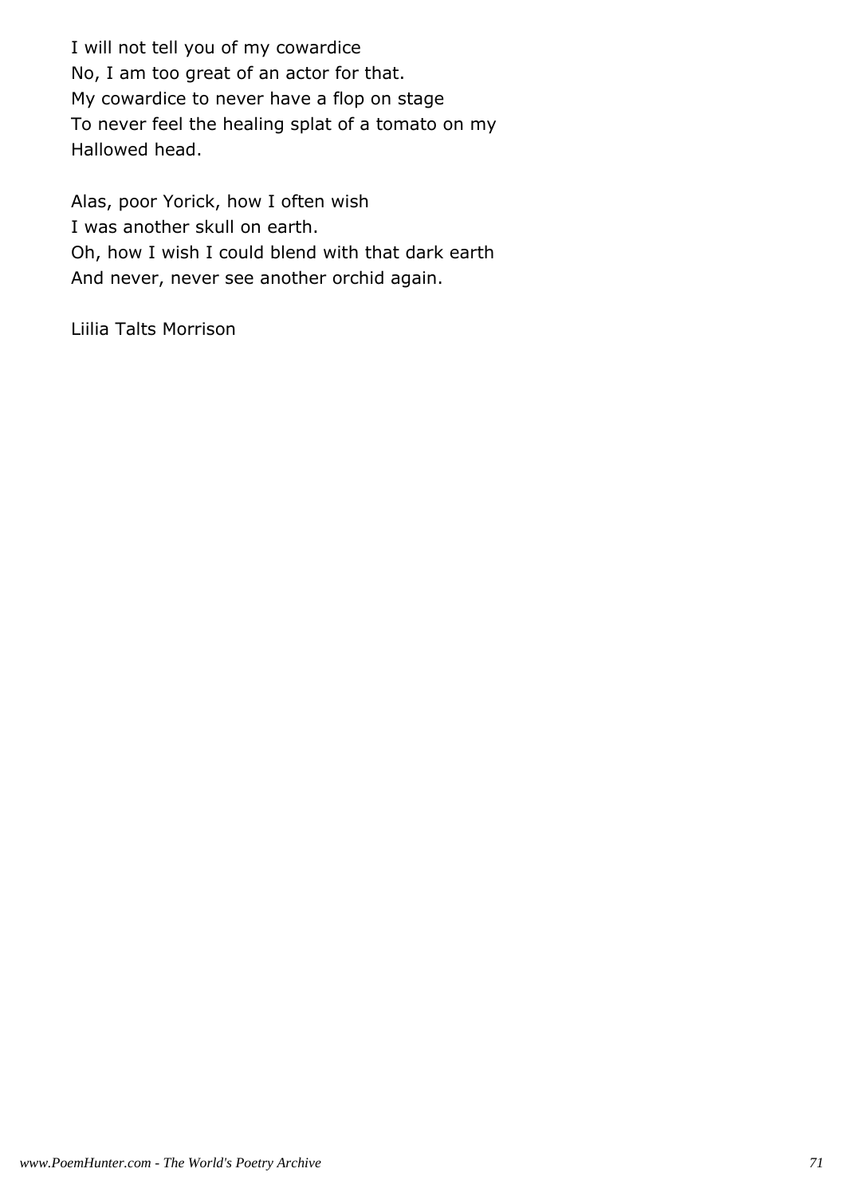I will not tell you of my cowardice
No, I am too great of an actor for that.
My cowardice to never have a flop on stage
To never feel the healing splat of a tomato on my
Hallowed head.

Alas, poor Yorick, how I often wish
I was another skull on earth.
Oh, how I wish I could blend with that dark earth
And never, never see another orchid again.

Liilia Talts Morrison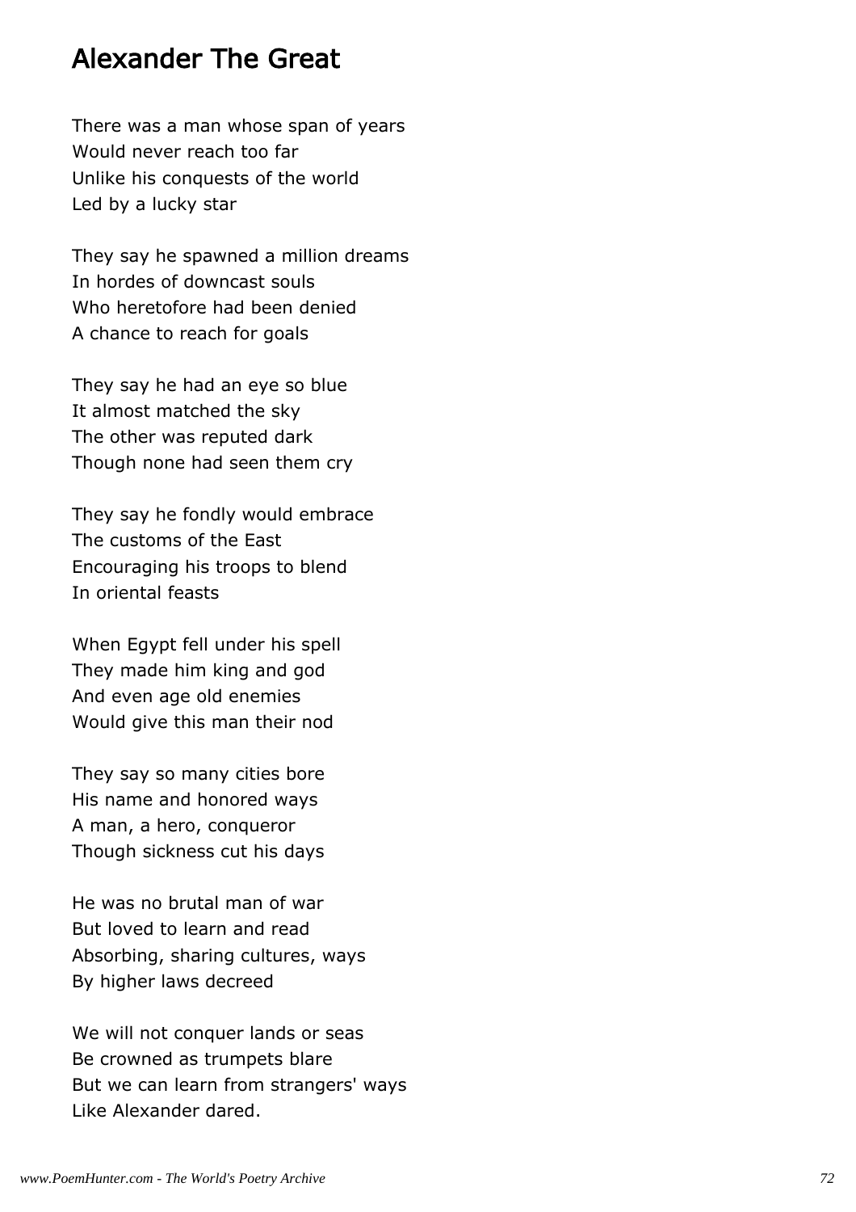# Alexander The Great

There was a man whose span of years
Would never reach too far
Unlike his conquests of the world
Led by a lucky star

They say he spawned a million dreams
In hordes of downcast souls
Who heretofore had been denied
A chance to reach for goals

They say he had an eye so blue
It almost matched the sky
The other was reputed dark
Though none had seen them cry

They say he fondly would embrace
The customs of the East
Encouraging his troops to blend
In oriental feasts

When Egypt fell under his spell
They made him king and god
And even age old enemies
Would give this man their nod

They say so many cities bore
His name and honored ways
A man, a hero, conqueror
Though sickness cut his days

He was no brutal man of war
But loved to learn and read
Absorbing, sharing cultures, ways
By higher laws decreed

We will not conquer lands or seas
Be crowned as trumpets blare
But we can learn from strangers' ways
Like Alexander dared.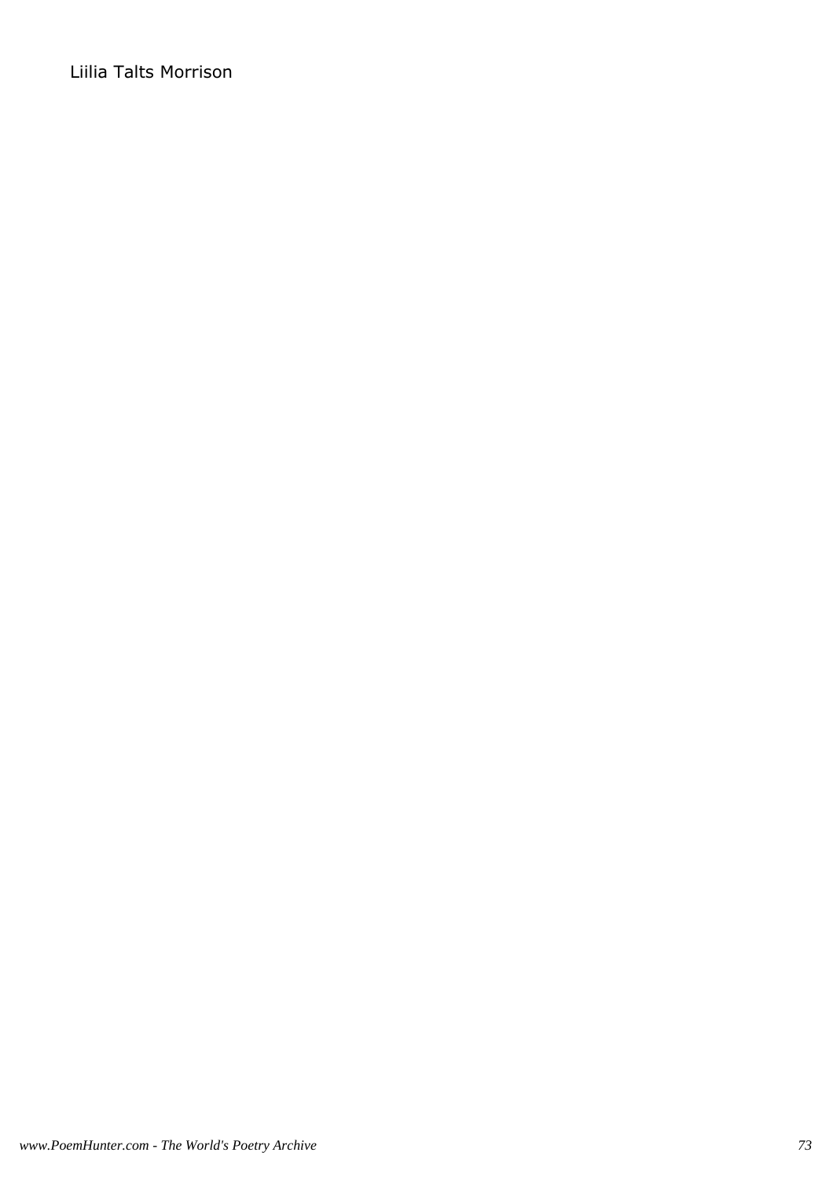Liilia Talts Morrison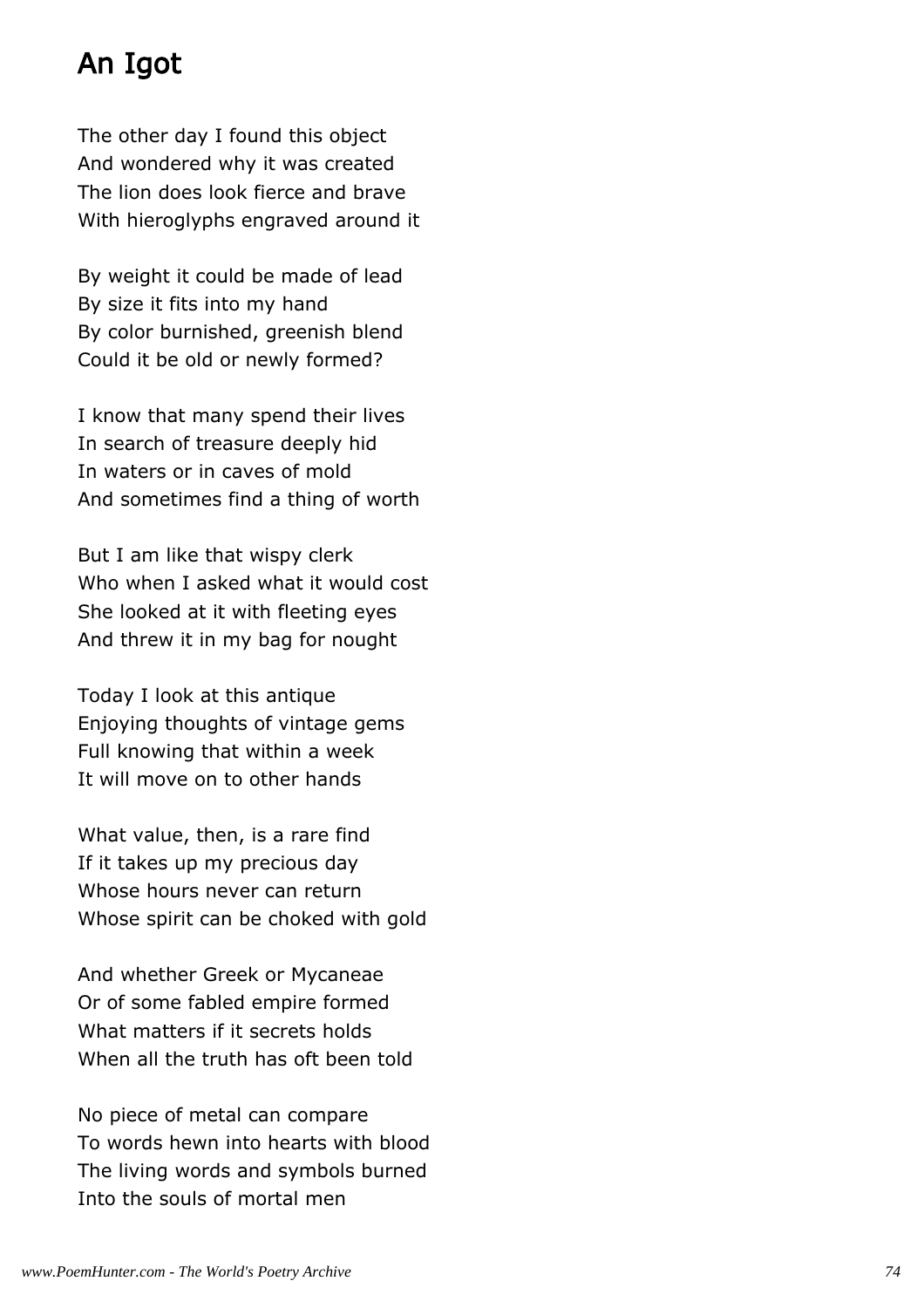# An Igot

The other day I found this object  
And wondered why it was created  
The lion does look fierce and brave  
With hieroglyphs engraved around it

By weight it could be made of lead  
By size it fits into my hand  
By color burnished, greenish blend  
Could it be old or newly formed?

I know that many spend their lives  
In search of treasure deeply hid  
In waters or in caves of mold  
And sometimes find a thing of worth

But I am like that wispy clerk  
Who when I asked what it would cost  
She looked at it with fleeting eyes  
And threw it in my bag for nought

Today I look at this antique  
Enjoying thoughts of vintage gems  
Full knowing that within a week  
It will move on to other hands

What value, then, is a rare find  
If it takes up my precious day  
Whose hours never can return  
Whose spirit can be choked with gold

And whether Greek or Mycaneae  
Or of some fabled empire formed  
What matters if it secrets holds  
When all the truth has oft been told

No piece of metal can compare  
To words hewn into hearts with blood  
The living words and symbols burned  
Into the souls of mortal men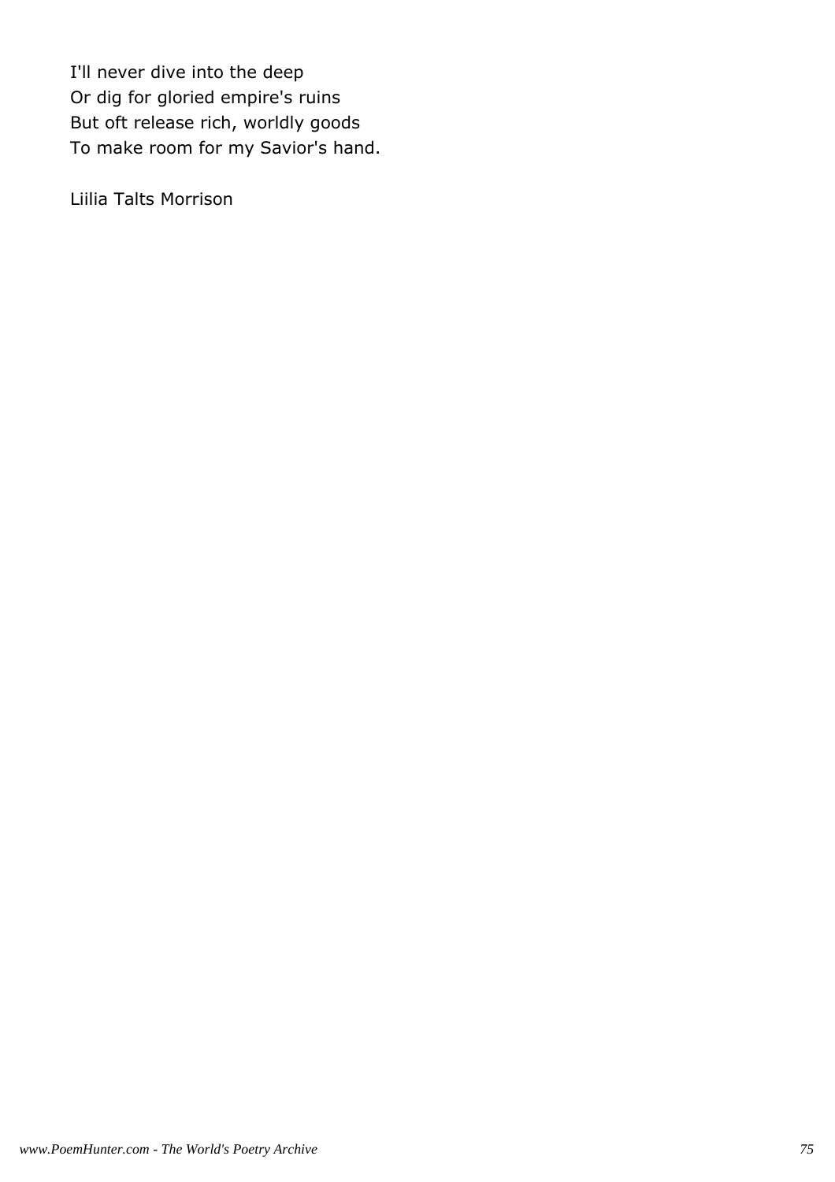I'll never dive into the deep  
Or dig for gloried empire's ruins  
But oft release rich, worldly goods  
To make room for my Savior's hand.

Liilia Talts Morrison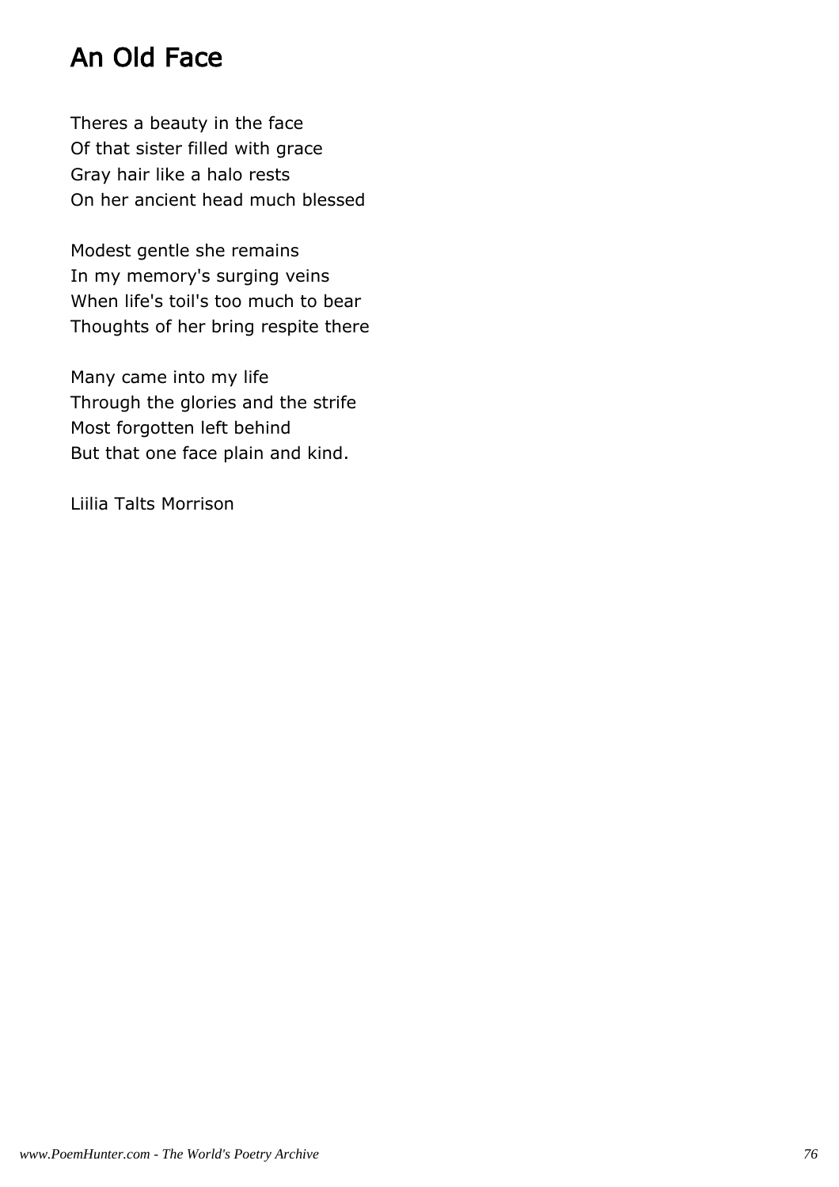# An Old Face

Theres a beauty in the face
Of that sister filled with grace
Gray hair like a halo rests
On her ancient head much blessed

Modest gentle she remains
In my memory's surging veins
When life's toil's too much to bear
Thoughts of her bring respite there

Many came into my life
Through the glories and the strife
Most forgotten left behind
But that one face plain and kind.

Liilia Talts Morrison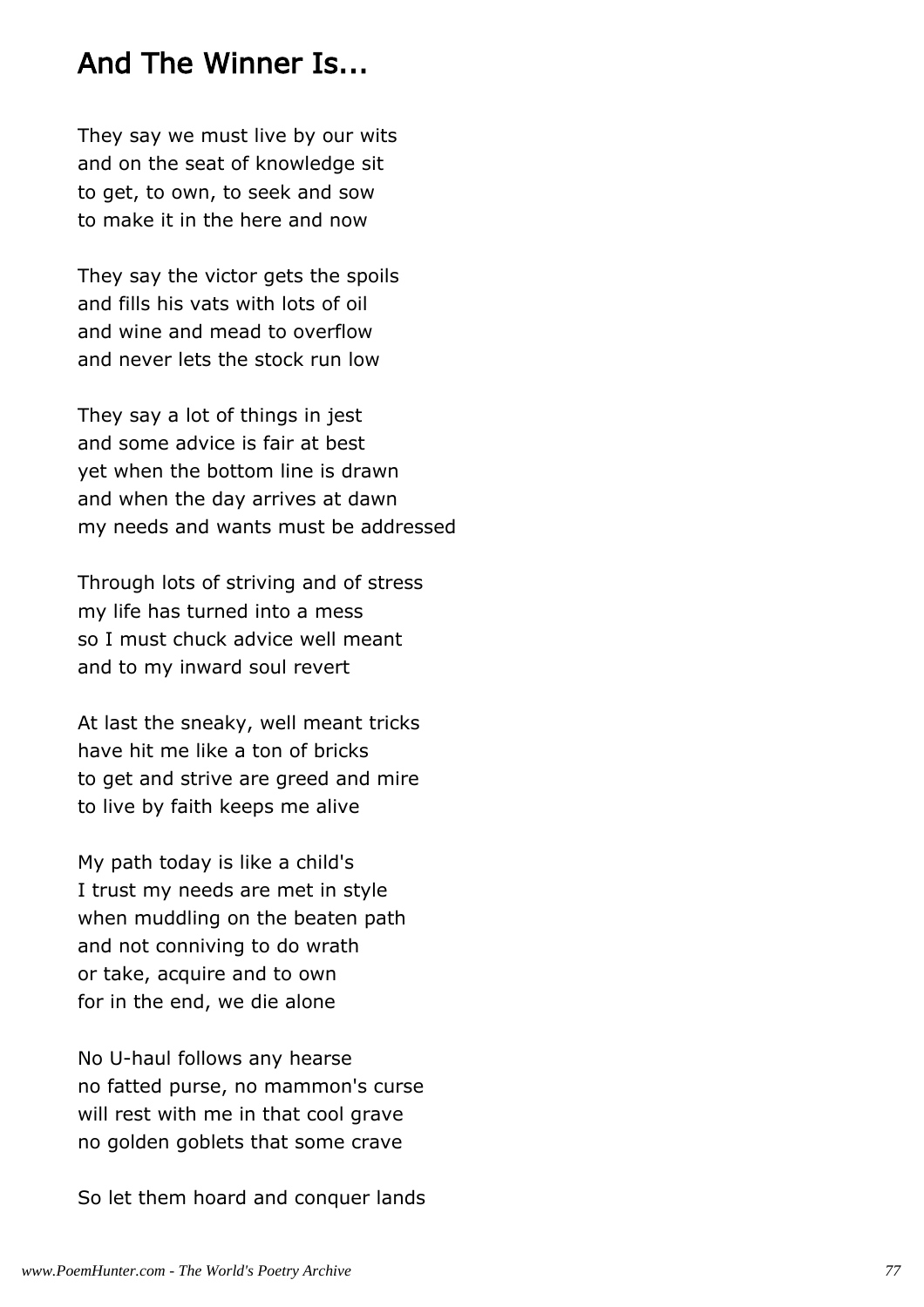## And The Winner Is...

They say we must live by our wits
and on the seat of knowledge sit
to get, to own, to seek and sow
to make it in the here and now

They say the victor gets the spoils
and fills his vats with lots of oil
and wine and mead to overflow
and never lets the stock run low

They say a lot of things in jest
and some advice is fair at best
yet when the bottom line is drawn
and when the day arrives at dawn
my needs and wants must be addressed

Through lots of striving and of stress
my life has turned into a mess
so I must chuck advice well meant
and to my inward soul revert

At last the sneaky, well meant tricks
have hit me like a ton of bricks
to get and strive are greed and mire
to live by faith keeps me alive

My path today is like a child's
I trust my needs are met in style
when muddling on the beaten path
and not conniving to do wrath
or take, acquire and to own
for in the end, we die alone

No U-haul follows any hearse
no fatted purse, no mammon's curse
will rest with me in that cool grave
no golden goblets that some crave

So let them hoard and conquer lands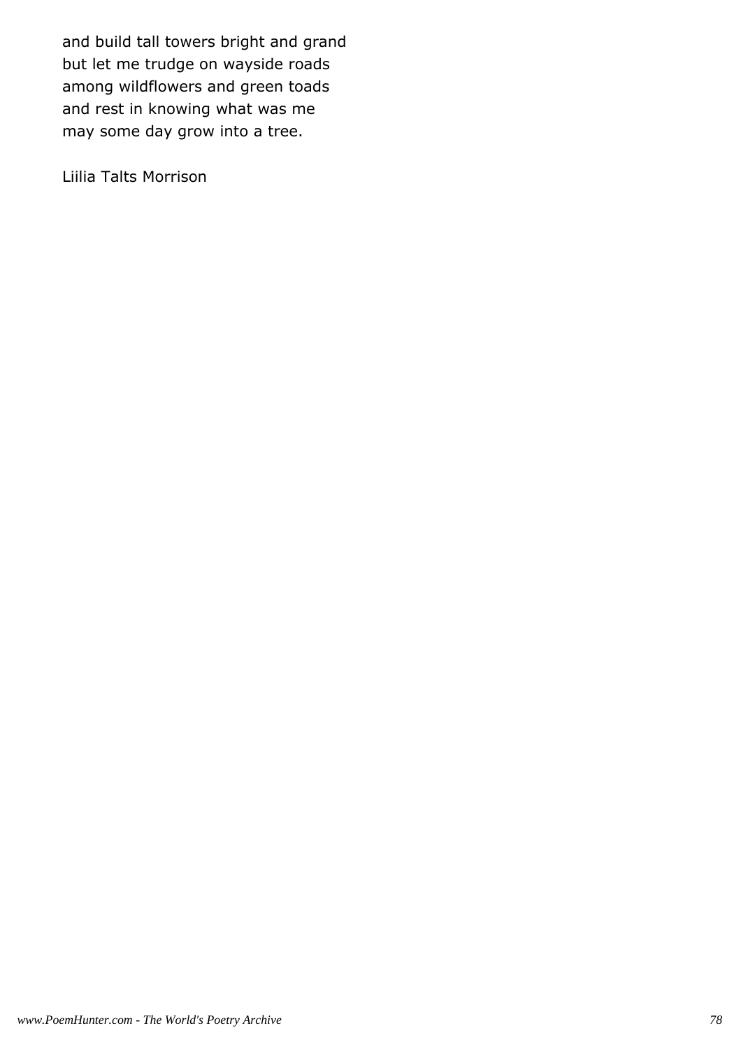and build tall towers bright and grand
but let me trudge on wayside roads
among wildflowers and green toads
and rest in knowing what was me
may some day grow into a tree.

Liilia Talts Morrison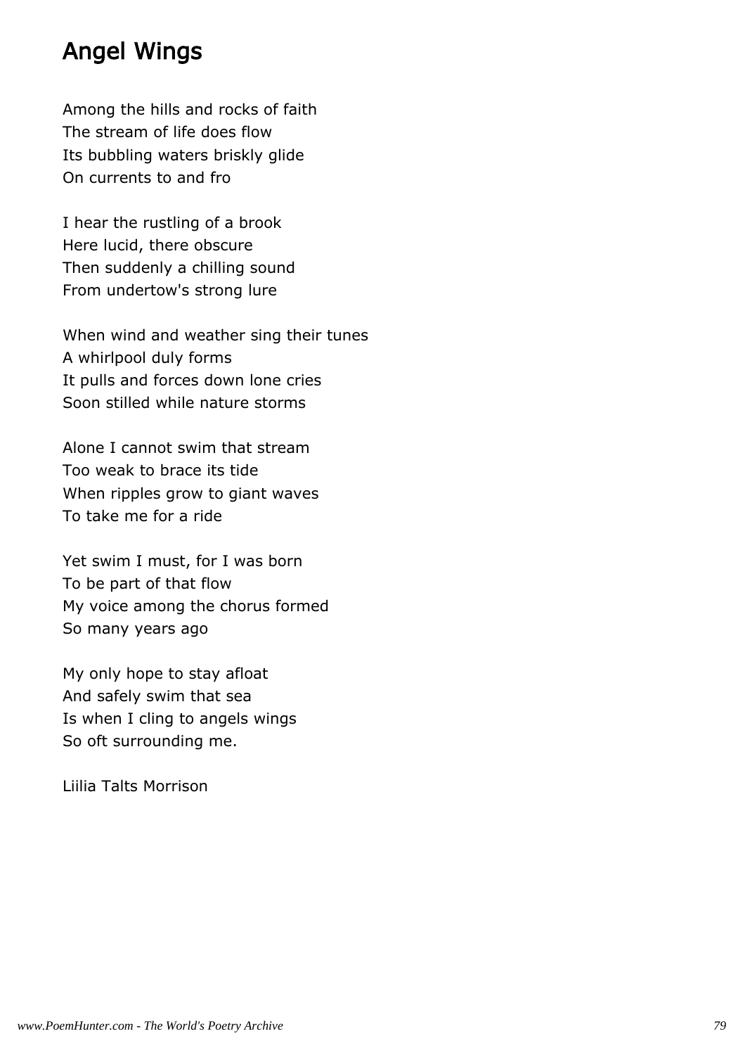## Angel Wings

Among the hills and rocks of faith  
The stream of life does flow  
Its bubbling waters briskly glide  
On currents to and fro

I hear the rustling of a brook  
Here lucid, there obscure  
Then suddenly a chilling sound  
From undertow's strong lure

When wind and weather sing their tunes  
A whirlpool duly forms  
It pulls and forces down lone cries  
Soon stilled while nature storms

Alone I cannot swim that stream  
Too weak to brace its tide  
When ripples grow to giant waves  
To take me for a ride

Yet swim I must, for I was born  
To be part of that flow  
My voice among the chorus formed  
So many years ago

My only hope to stay afloat  
And safely swim that sea  
Is when I cling to angels wings  
So oft surrounding me.

Liilia Talts Morrison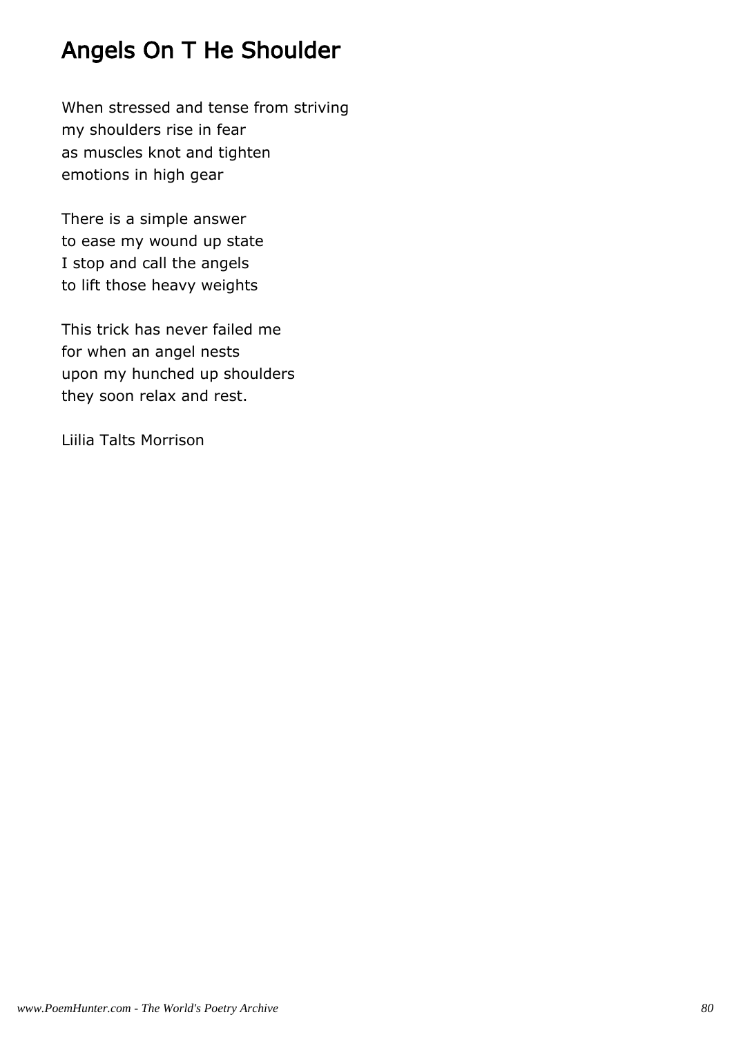# Angels On T He Shoulder

When stressed and tense from striving
my shoulders rise in fear
as muscles knot and tighten
emotions in high gear

There is a simple answer
to ease my wound up state
I stop and call the angels
to lift those heavy weights

This trick has never failed me
for when an angel nests
upon my hunched up shoulders
they soon relax and rest.

Liilia Talts Morrison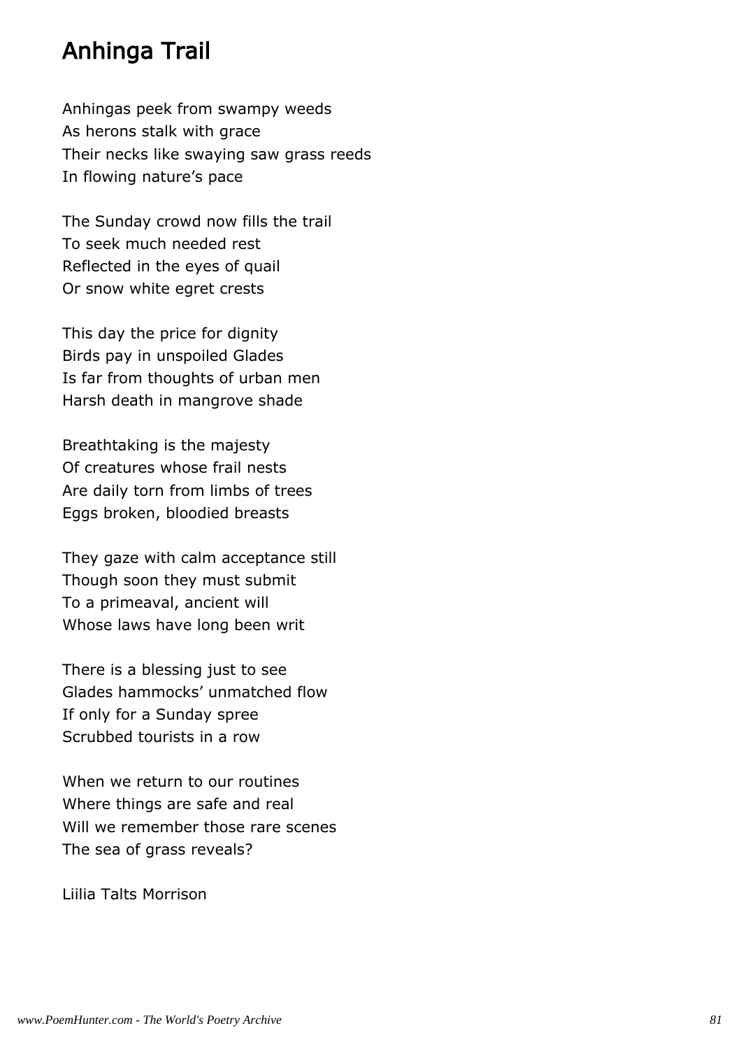# Anhinga Trail

Anhingas peek from swampy weeds
As herons stalk with grace
Their necks like swaying saw grass reeds
In flowing nature's pace

The Sunday crowd now fills the trail
To seek much needed rest
Reflected in the eyes of quail
Or snow white egret crests

This day the price for dignity
Birds pay in unspoiled Glades
Is far from thoughts of urban men
Harsh death in mangrove shade

Breathtaking is the majesty
Of creatures whose frail nests
Are daily torn from limbs of trees
Eggs broken, bloodied breasts

They gaze with calm acceptance still
Though soon they must submit
To a primeaval, ancient will
Whose laws have long been writ

There is a blessing just to see
Glades hammocks' unmatched flow
If only for a Sunday spree
Scrubbed tourists in a row

When we return to our routines
Where things are safe and real
Will we remember those rare scenes
The sea of grass reveals?

Liilia Talts Morrison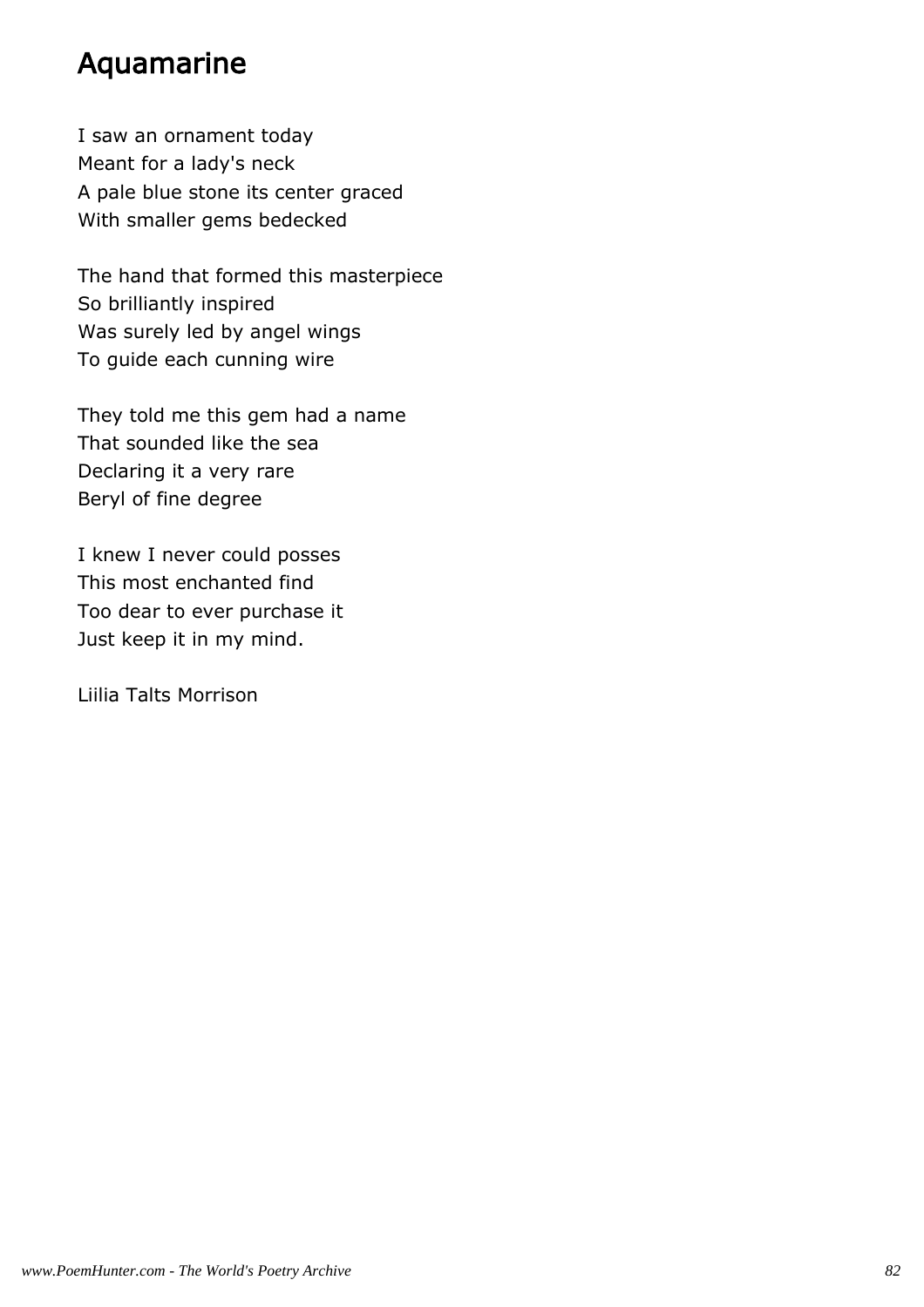# Aquamarine

I saw an ornament today
Meant for a lady's neck
A pale blue stone its center graced
With smaller gems bedecked

The hand that formed this masterpiece
So brilliantly inspired
Was surely led by angel wings
To guide each cunning wire

They told me this gem had a name
That sounded like the sea
Declaring it a very rare
Beryl of fine degree

I knew I never could posses
This most enchanted find
Too dear to ever purchase it
Just keep it in my mind.

Liilia Talts Morrison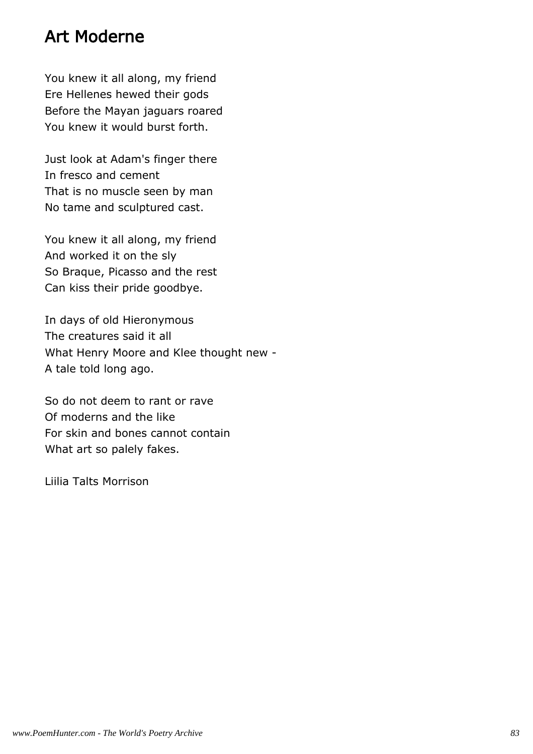## Art Moderne

You knew it all along, my friend
Ere Hellenes hewed their gods
Before the Mayan jaguars roared
You knew it would burst forth.

Just look at Adam's finger there
In fresco and cement
That is no muscle seen by man
No tame and sculptured cast.

You knew it all along, my friend
And worked it on the sly
So Braque, Picasso and the rest
Can kiss their pride goodbye.

In days of old Hieronymous
The creatures said it all
What Henry Moore and Klee thought new -
A tale told long ago.

So do not deem to rant or rave
Of moderns and the like
For skin and bones cannot contain
What art so palely fakes.

Liilia Talts Morrison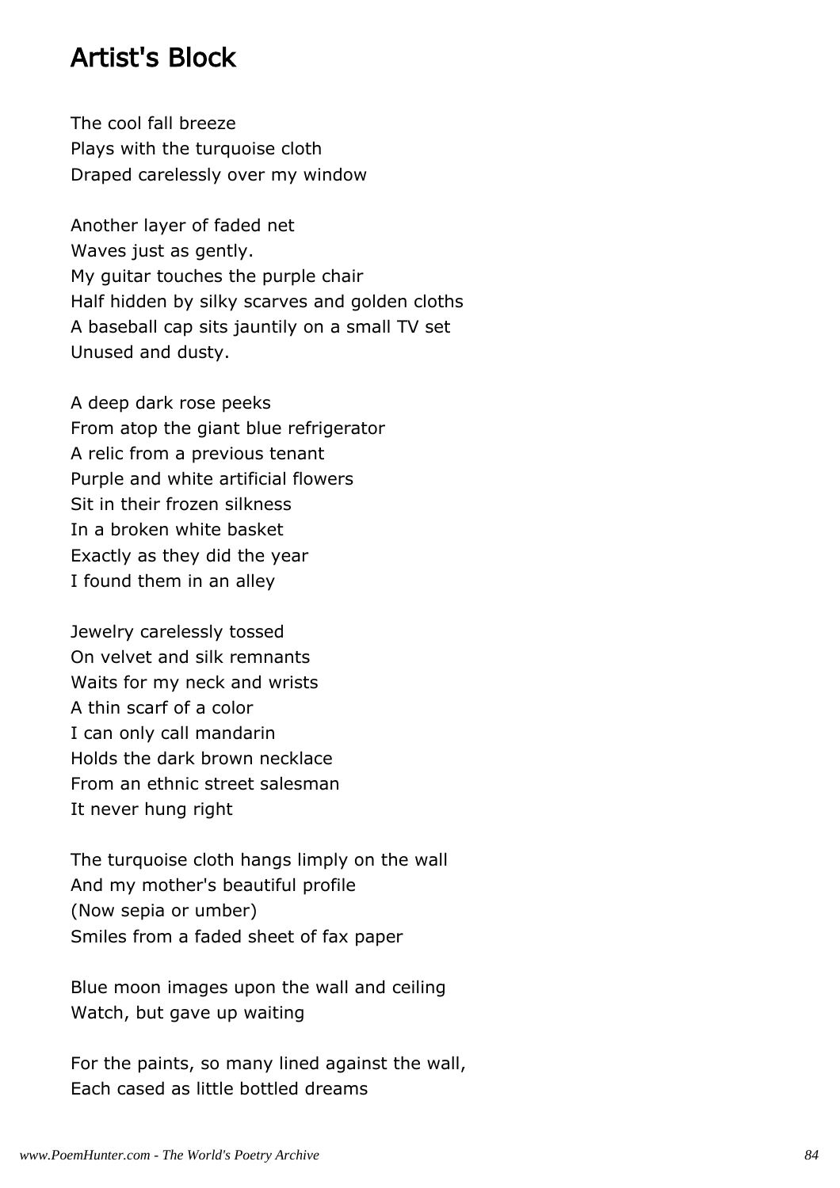# Artist's Block

The cool fall breeze
Plays with the turquoise cloth
Draped carelessly over my window

Another layer of faded net
Waves just as gently.
My guitar touches the purple chair
Half hidden by silky scarves and golden cloths
A baseball cap sits jauntily on a small TV set
Unused and dusty.

A deep dark rose peeks
From atop the giant blue refrigerator
A relic from a previous tenant
Purple and white artificial flowers
Sit in their frozen silkness
In a broken white basket
Exactly as they did the year
I found them in an alley

Jewelry carelessly tossed
On velvet and silk remnants
Waits for my neck and wrists
A thin scarf of a color
I can only call mandarin
Holds the dark brown necklace
From an ethnic street salesman
It never hung right

The turquoise cloth hangs limply on the wall
And my mother's beautiful profile
(Now sepia or umber)
Smiles from a faded sheet of fax paper

Blue moon images upon the wall and ceiling
Watch, but gave up waiting

For the paints, so many lined against the wall,
Each cased as little bottled dreams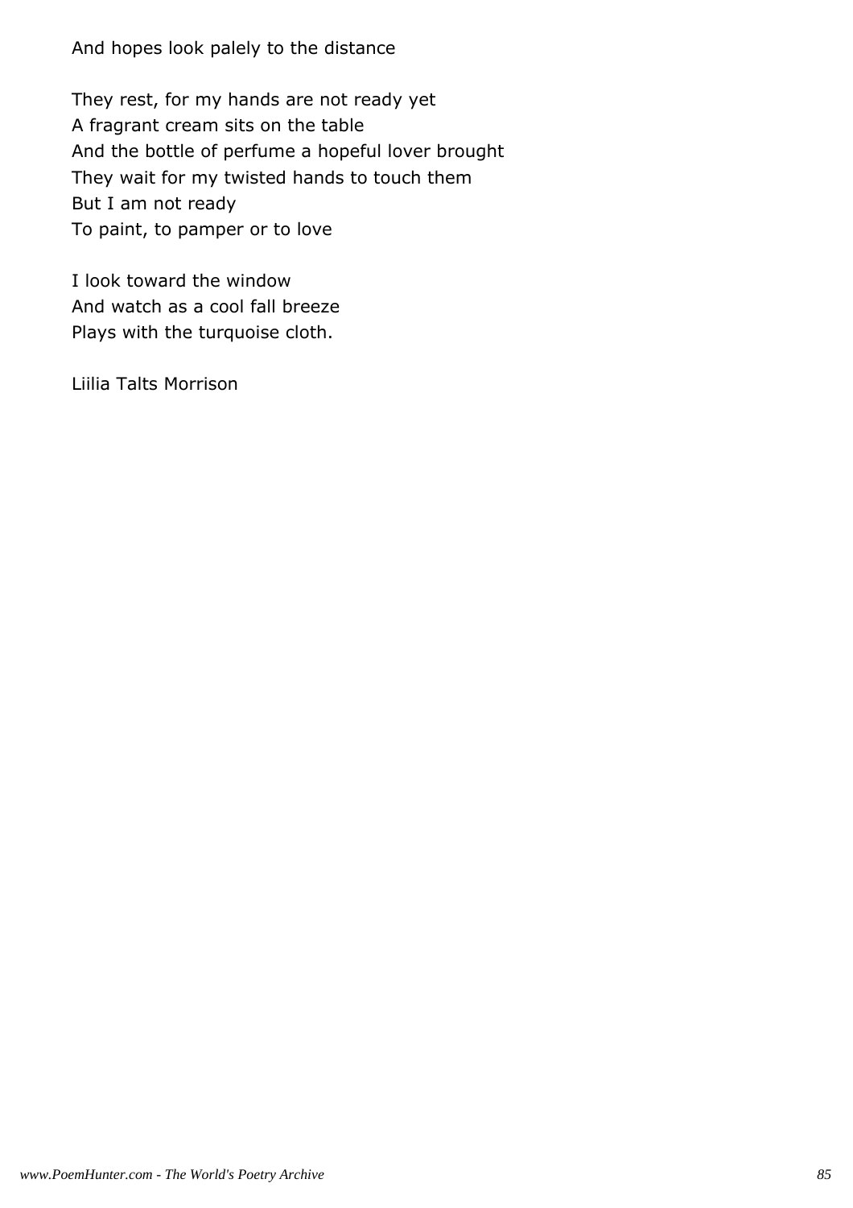And hopes look palely to the distance

They rest, for my hands are not ready yet
A fragrant cream sits on the table
And the bottle of perfume a hopeful lover brought
They wait for my twisted hands to touch them
But I am not ready
To paint, to pamper or to love

I look toward the window
And watch as a cool fall breeze
Plays with the turquoise cloth.

Liilia Talts Morrison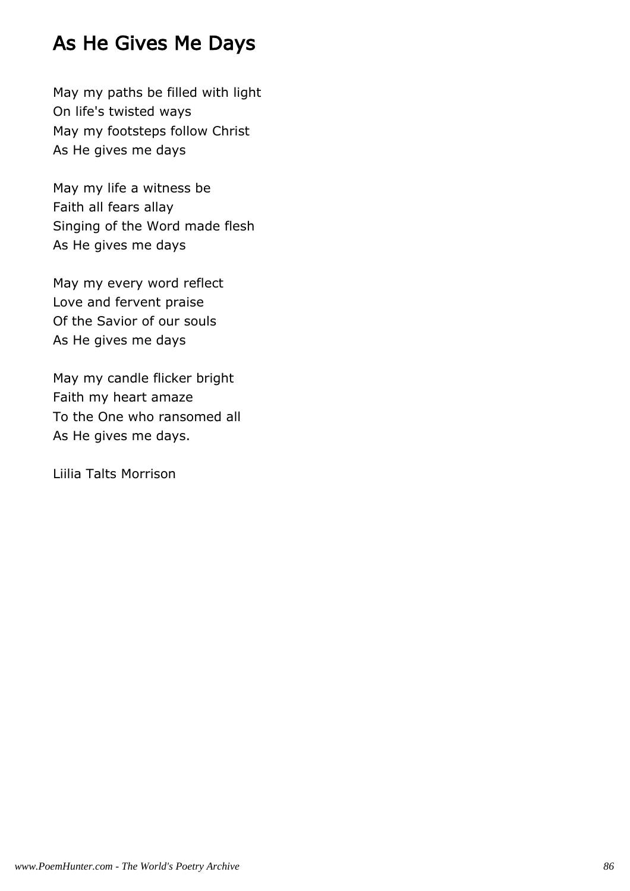# As He Gives Me Days

May my paths be filled with light
On life's twisted ways
May my footsteps follow Christ
As He gives me days

May my life a witness be
Faith all fears allay
Singing of the Word made flesh
As He gives me days

May my every word reflect
Love and fervent praise
Of the Savior of our souls
As He gives me days

May my candle flicker bright
Faith my heart amaze
To the One who ransomed all
As He gives me days.

Liilia Talts Morrison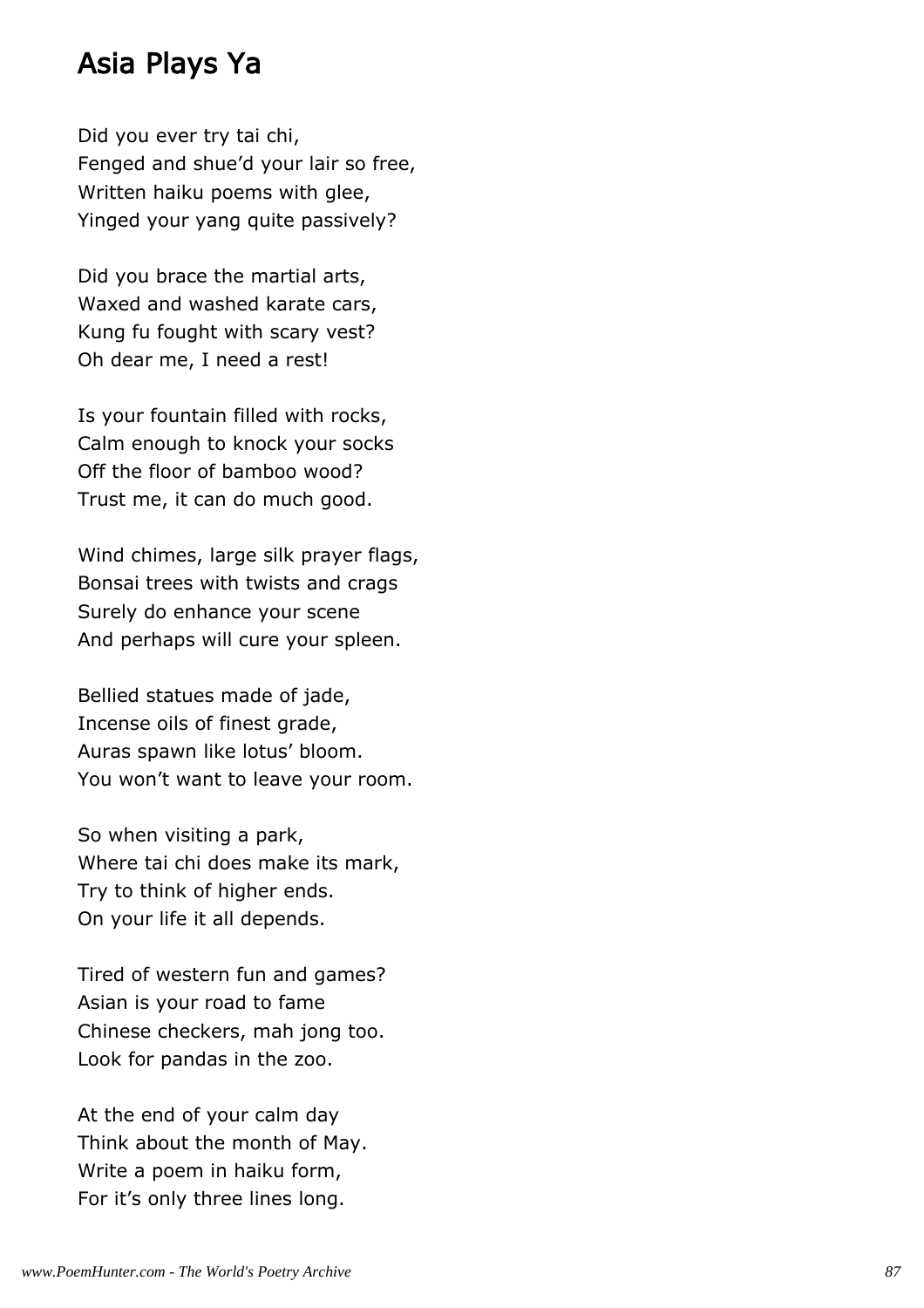## Asia Plays Ya

Did you ever try tai chi,
Fenged and shue'd your lair so free,
Written haiku poems with glee,
Yinged your yang quite passively?

Did you brace the martial arts,
Waxed and washed karate cars,
Kung fu fought with scary vest?
Oh dear me, I need a rest!

Is your fountain filled with rocks,
Calm enough to knock your socks
Off the floor of bamboo wood?
Trust me, it can do much good.

Wind chimes, large silk prayer flags,
Bonsai trees with twists and crags
Surely do enhance your scene
And perhaps will cure your spleen.

Bellied statues made of jade,
Incense oils of finest grade,
Auras spawn like lotus' bloom.
You won't want to leave your room.

So when visiting a park,
Where tai chi does make its mark,
Try to think of higher ends.
On your life it all depends.

Tired of western fun and games?
Asian is your road to fame
Chinese checkers, mah jong too.
Look for pandas in the zoo.

At the end of your calm day
Think about the month of May.
Write a poem in haiku form,
For it's only three lines long.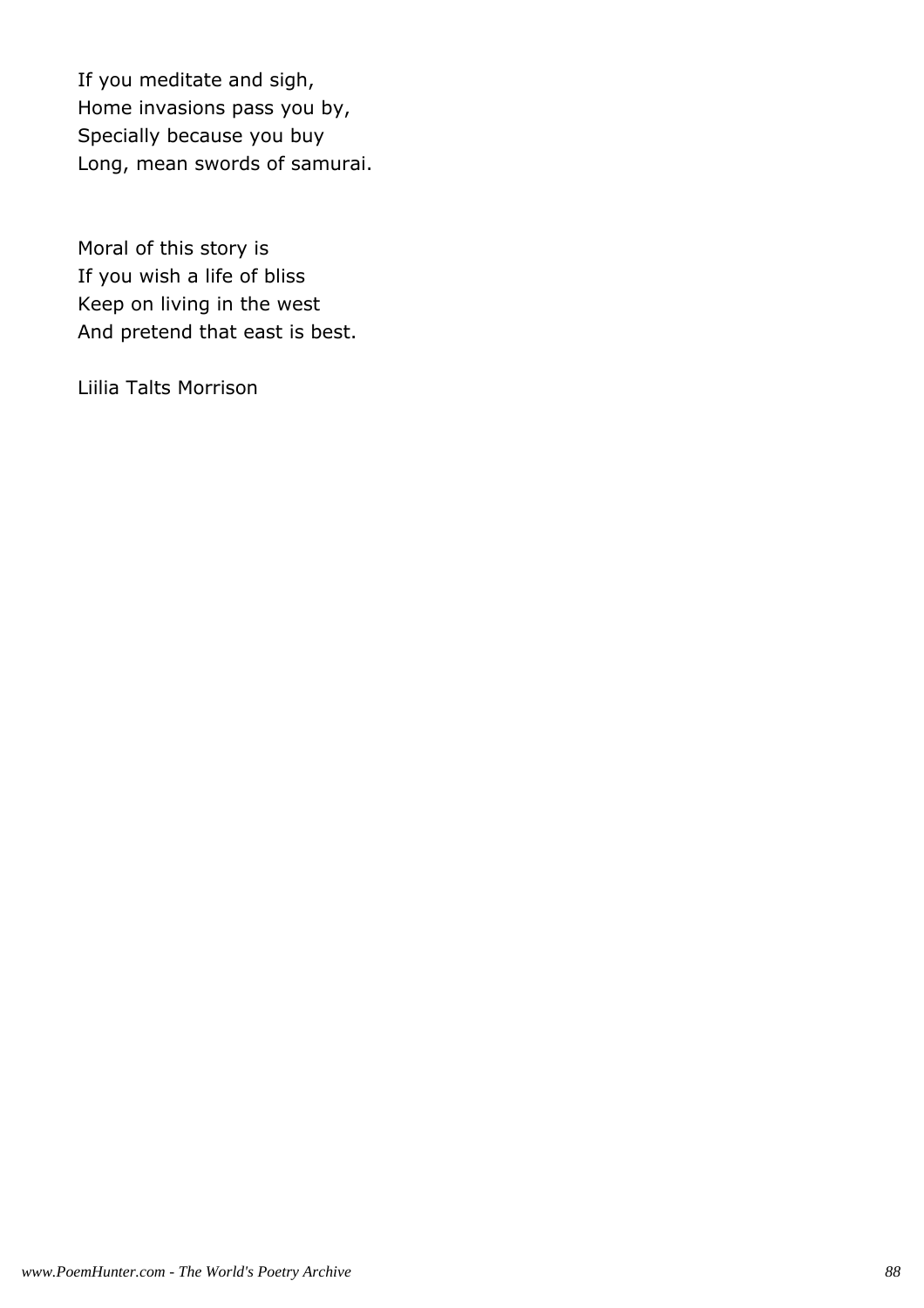If you meditate and sigh,
Home invasions pass you by,
Specially because you buy
Long, mean swords of samurai.

Moral of this story is
If you wish a life of bliss
Keep on living in the west
And pretend that east is best.

Liilia Talts Morrison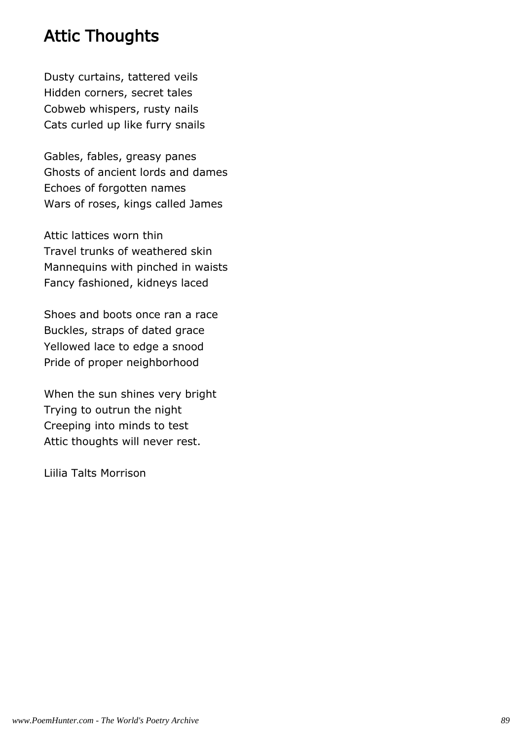# Attic Thoughts

Dusty curtains, tattered veils
Hidden corners, secret tales
Cobweb whispers, rusty nails
Cats curled up like furry snails

Gables, fables, greasy panes
Ghosts of ancient lords and dames
Echoes of forgotten names
Wars of roses, kings called James

Attic lattices worn thin
Travel trunks of weathered skin
Mannequins with pinched in waists
Fancy fashioned, kidneys laced

Shoes and boots once ran a race
Buckles, straps of dated grace
Yellowed lace to edge a snood
Pride of proper neighborhood

When the sun shines very bright
Trying to outrun the night
Creeping into minds to test
Attic thoughts will never rest.

Liilia Talts Morrison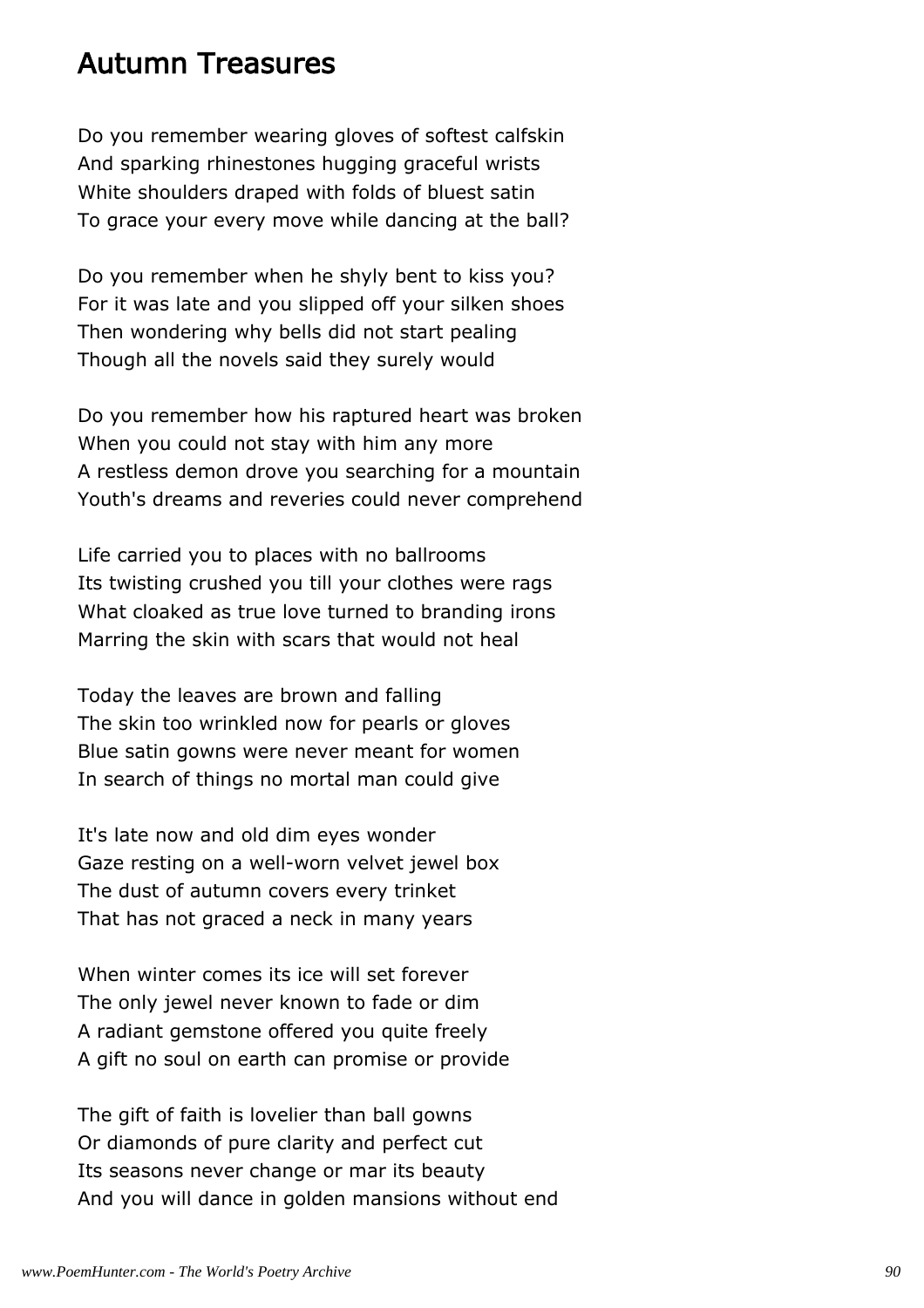## Autumn Treasures

Do you remember wearing gloves of softest calfskin
And sparking rhinestones hugging graceful wrists
White shoulders draped with folds of bluest satin
To grace your every move while dancing at the ball?

Do you remember when he shyly bent to kiss you?
For it was late and you slipped off your silken shoes
Then wondering why bells did not start pealing
Though all the novels said they surely would

Do you remember how his raptured heart was broken
When you could not stay with him any more
A restless demon drove you searching for a mountain
Youth's dreams and reveries could never comprehend

Life carried you to places with no ballrooms
Its twisting crushed you till your clothes were rags
What cloaked as true love turned to branding irons
Marring the skin with scars that would not heal

Today the leaves are brown and falling
The skin too wrinkled now for pearls or gloves
Blue satin gowns were never meant for women
In search of things no mortal man could give

It's late now and old dim eyes wonder
Gaze resting on a well-worn velvet jewel box
The dust of autumn covers every trinket
That has not graced a neck in many years

When winter comes its ice will set forever
The only jewel never known to fade or dim
A radiant gemstone offered you quite freely
A gift no soul on earth can promise or provide

The gift of faith is lovelier than ball gowns
Or diamonds of pure clarity and perfect cut
Its seasons never change or mar its beauty
And you will dance in golden mansions without end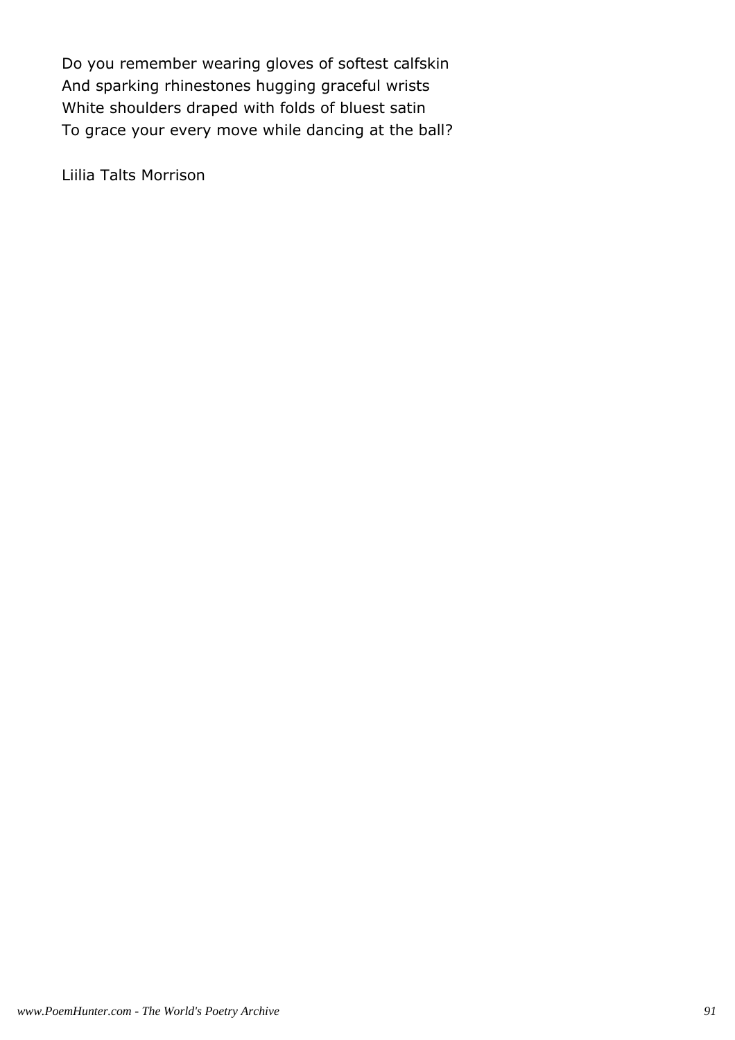Do you remember wearing gloves of softest calfskin
And sparking rhinestones hugging graceful wrists
White shoulders draped with folds of bluest satin
To grace your every move while dancing at the ball?

Liilia Talts Morrison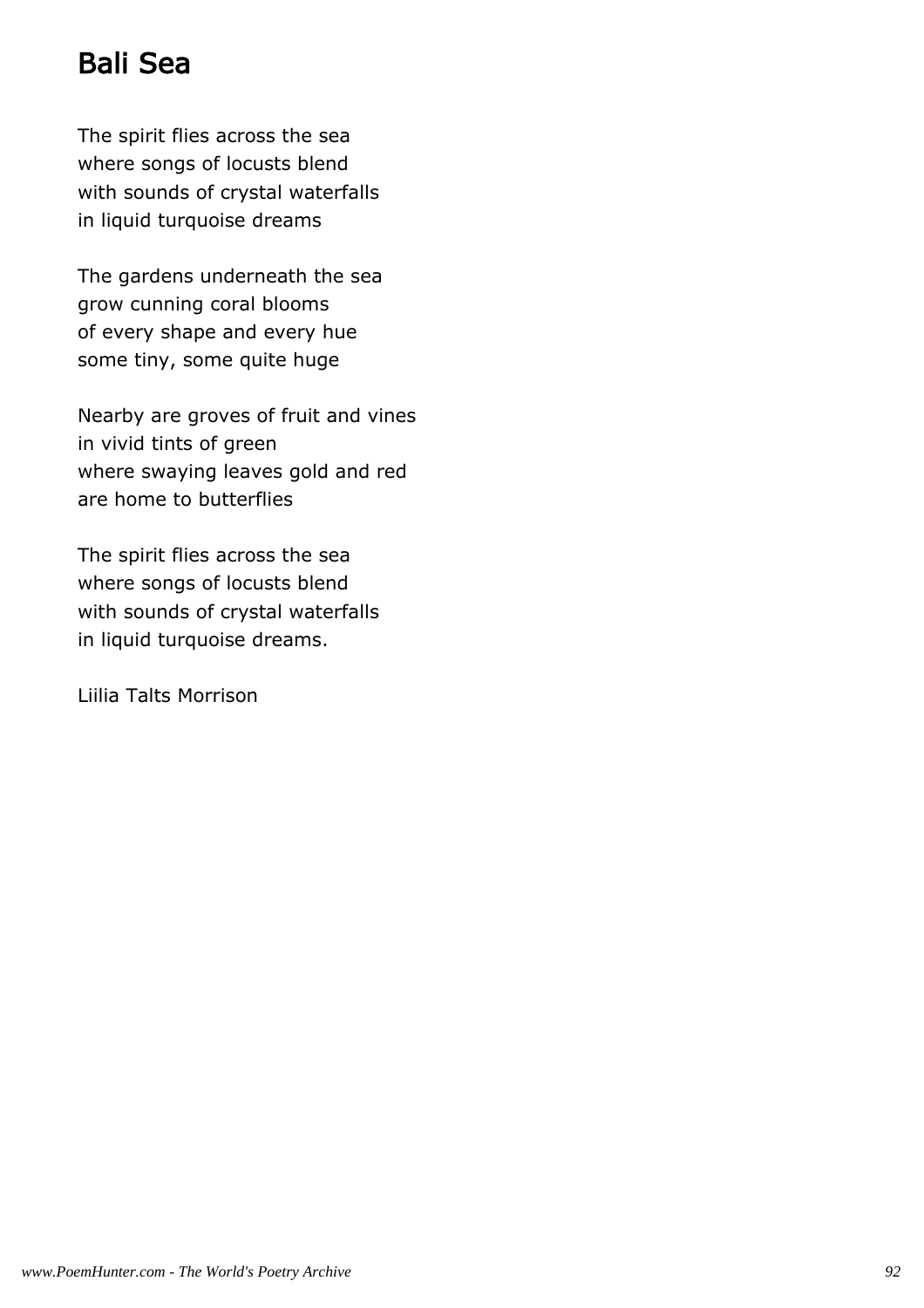# Bali Sea

The spirit flies across the sea
where songs of locusts blend
with sounds of crystal waterfalls
in liquid turquoise dreams

The gardens underneath the sea
grow cunning coral blooms
of every shape and every hue
some tiny, some quite huge

Nearby are groves of fruit and vines
in vivid tints of green
where swaying leaves gold and red
are home to butterflies

The spirit flies across the sea
where songs of locusts blend
with sounds of crystal waterfalls
in liquid turquoise dreams.

Liilia Talts Morrison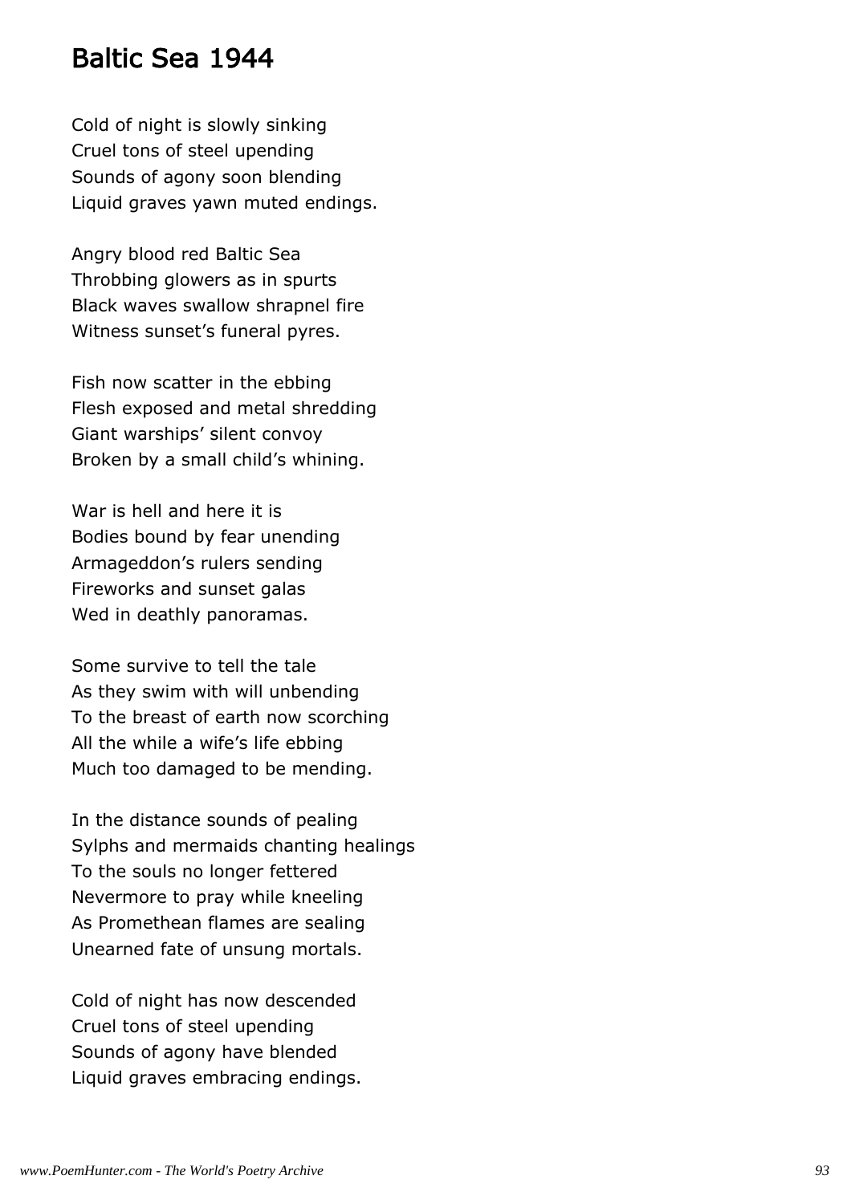## Baltic Sea 1944

Cold of night is slowly sinking
Cruel tons of steel upending
Sounds of agony soon blending
Liquid graves yawn muted endings.

Angry blood red Baltic Sea
Throbbing glowers as in spurts
Black waves swallow shrapnel fire
Witness sunset's funeral pyres.

Fish now scatter in the ebbing
Flesh exposed and metal shredding
Giant warships' silent convoy
Broken by a small child's whining.

War is hell and here it is
Bodies bound by fear unending
Armageddon's rulers sending
Fireworks and sunset galas
Wed in deathly panoramas.

Some survive to tell the tale
As they swim with will unbending
To the breast of earth now scorching
All the while a wife's life ebbing
Much too damaged to be mending.

In the distance sounds of pealing
Sylphs and mermaids chanting healings
To the souls no longer fettered
Nevermore to pray while kneeling
As Promethean flames are sealing
Unearned fate of unsung mortals.

Cold of night has now descended
Cruel tons of steel upending
Sounds of agony have blended
Liquid graves embracing endings.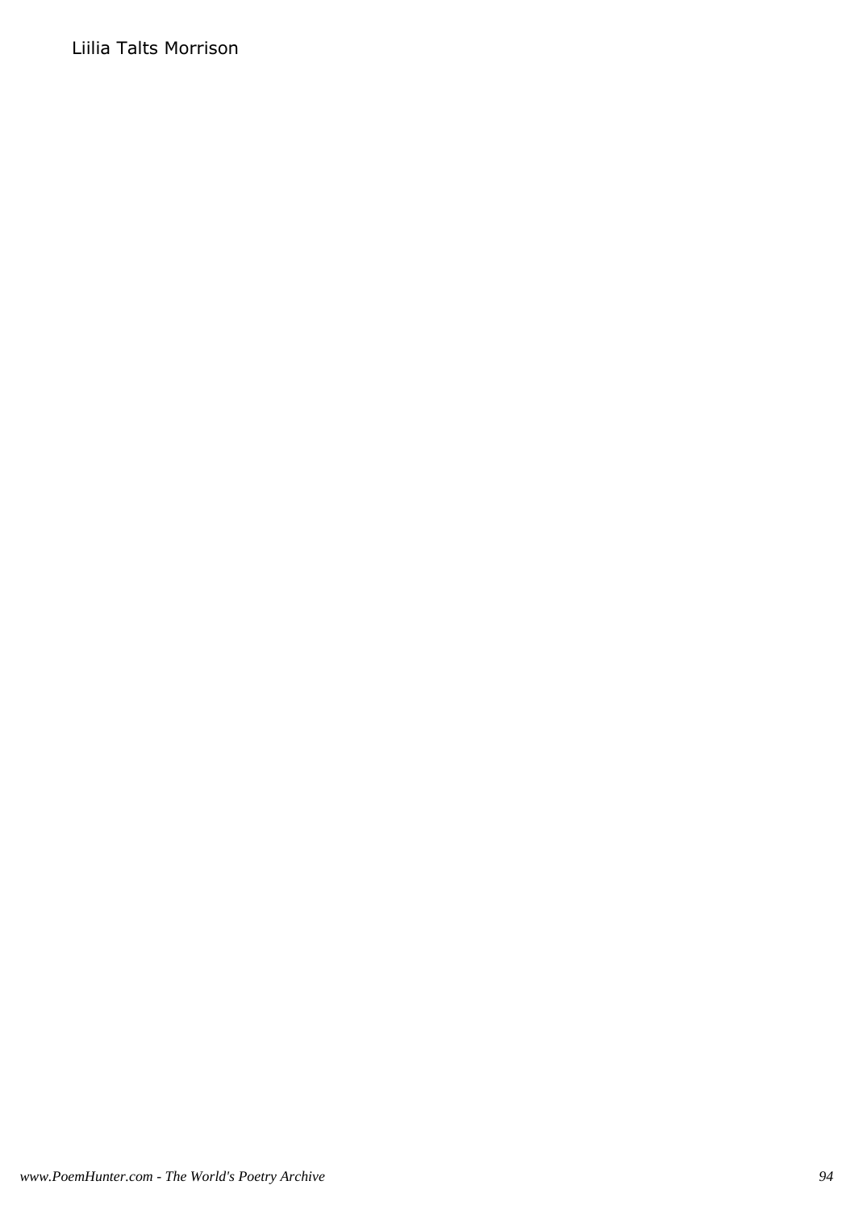Liilia Talts Morrison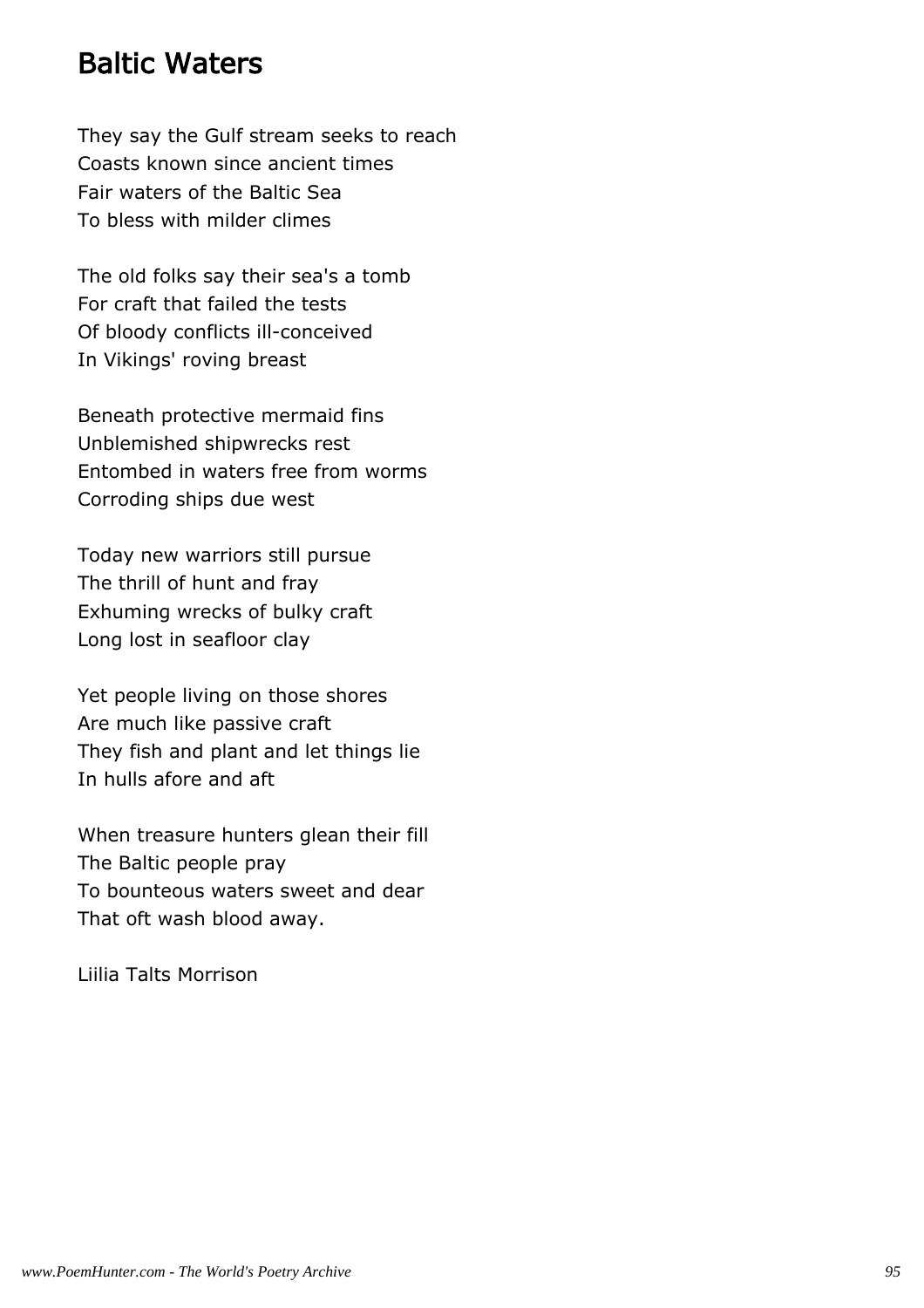# Baltic Waters

They say the Gulf stream seeks to reach
Coasts known since ancient times
Fair waters of the Baltic Sea
To bless with milder climes

The old folks say their sea's a tomb
For craft that failed the tests
Of bloody conflicts ill-conceived
In Vikings' roving breast

Beneath protective mermaid fins
Unblemished shipwrecks rest
Entombed in waters free from worms
Corroding ships due west

Today new warriors still pursue
The thrill of hunt and fray
Exhuming wrecks of bulky craft
Long lost in seafloor clay

Yet people living on those shores
Are much like passive craft
They fish and plant and let things lie
In hulls afore and aft

When treasure hunters glean their fill
The Baltic people pray
To bounteous waters sweet and dear
That oft wash blood away.

Liilia Talts Morrison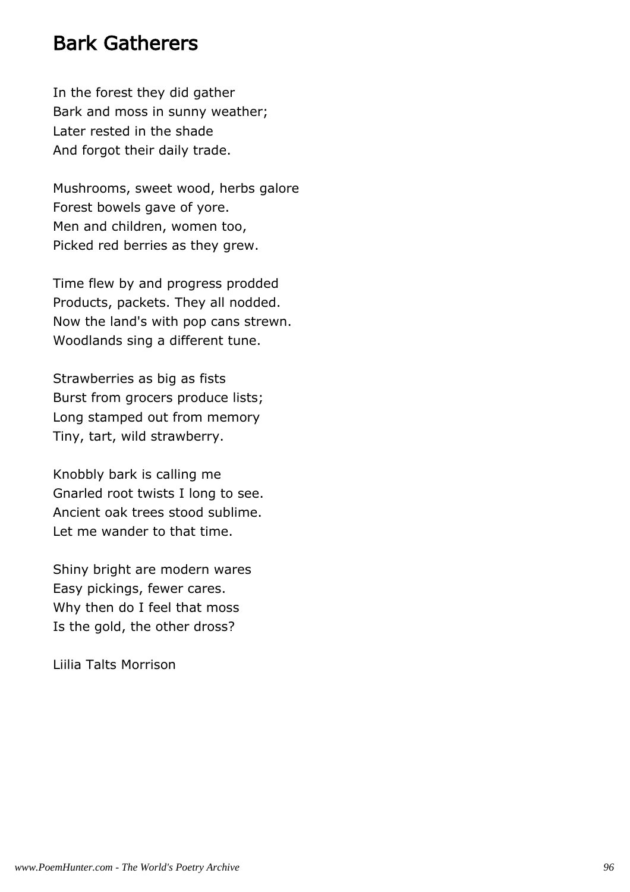## Bark Gatherers

In the forest they did gather
Bark and moss in sunny weather;
Later rested in the shade
And forgot their daily trade.

Mushrooms, sweet wood, herbs galore
Forest bowels gave of yore.
Men and children, women too,
Picked red berries as they grew.

Time flew by and progress prodded
Products, packets. They all nodded.
Now the land's with pop cans strewn.
Woodlands sing a different tune.

Strawberries as big as fists
Burst from grocers produce lists;
Long stamped out from memory
Tiny, tart, wild strawberry.

Knobbly bark is calling me
Gnarled root twists I long to see.
Ancient oak trees stood sublime.
Let me wander to that time.

Shiny bright are modern wares
Easy pickings, fewer cares.
Why then do I feel that moss
Is the gold, the other dross?

Liilia Talts Morrison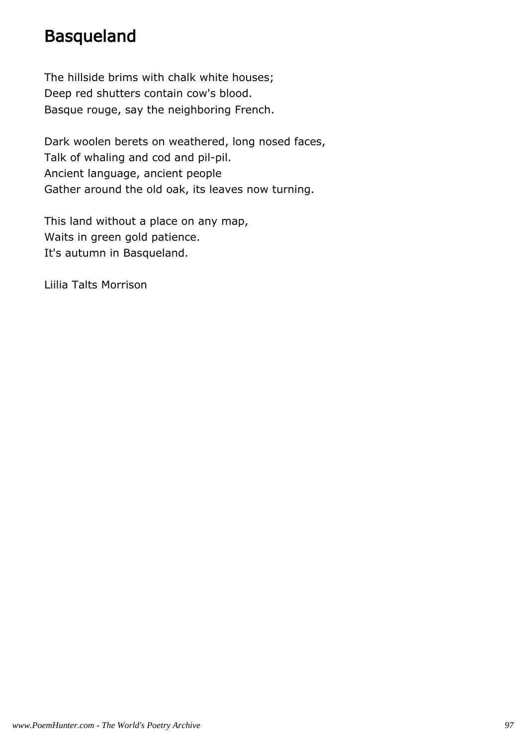# Basqueland

The hillside brims with chalk white houses;
Deep red shutters contain cow's blood.
Basque rouge, say the neighboring French.

Dark woolen berets on weathered, long nosed faces,
Talk of whaling and cod and pil-pil.
Ancient language, ancient people
Gather around the old oak, its leaves now turning.

This land without a place on any map,
Waits in green gold patience.
It's autumn in Basqueland.

Liilia Talts Morrison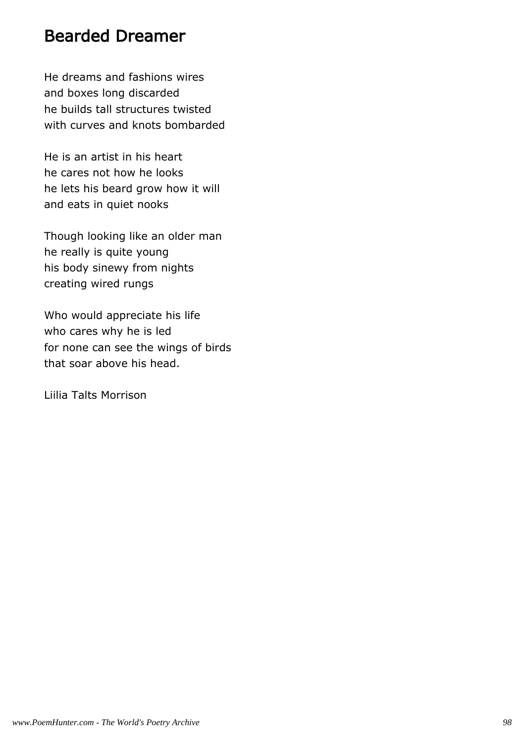# Bearded Dreamer

He dreams and fashions wires
and boxes long discarded
he builds tall structures twisted
with curves and knots bombarded

He is an artist in his heart
he cares not how he looks
he lets his beard grow how it will
and eats in quiet nooks

Though looking like an older man
he really is quite young
his body sinewy from nights
creating wired rungs

Who would appreciate his life
who cares why he is led
for none can see the wings of birds
that soar above his head.

Liilia Talts Morrison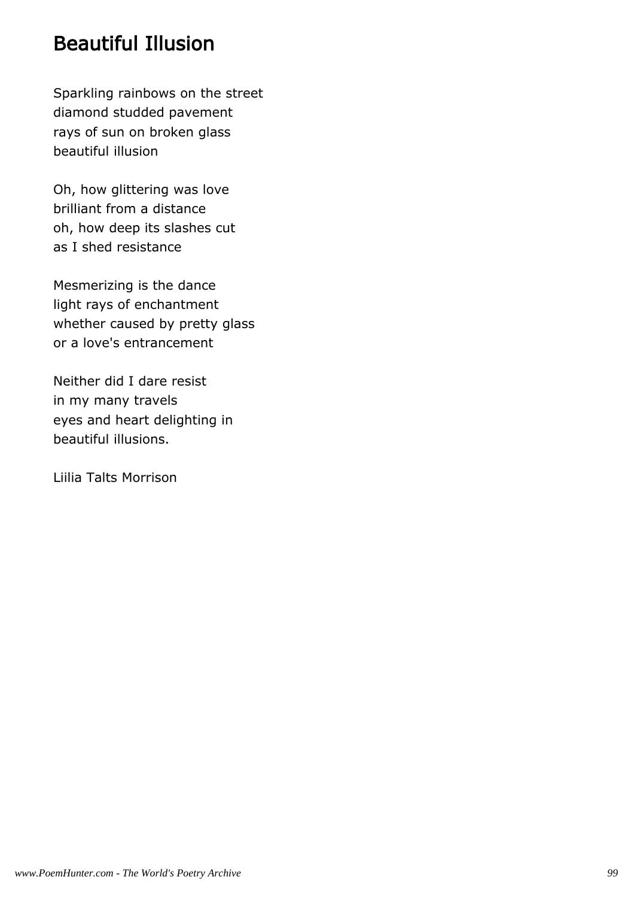# Beautiful Illusion

Sparkling rainbows on the street
diamond studded pavement
rays of sun on broken glass
beautiful illusion

Oh, how glittering was love
brilliant from a distance
oh, how deep its slashes cut
as I shed resistance

Mesmerizing is the dance
light rays of enchantment
whether caused by pretty glass
or a love's entrancement

Neither did I dare resist
in my many travels
eyes and heart delighting in
beautiful illusions.

Liilia Talts Morrison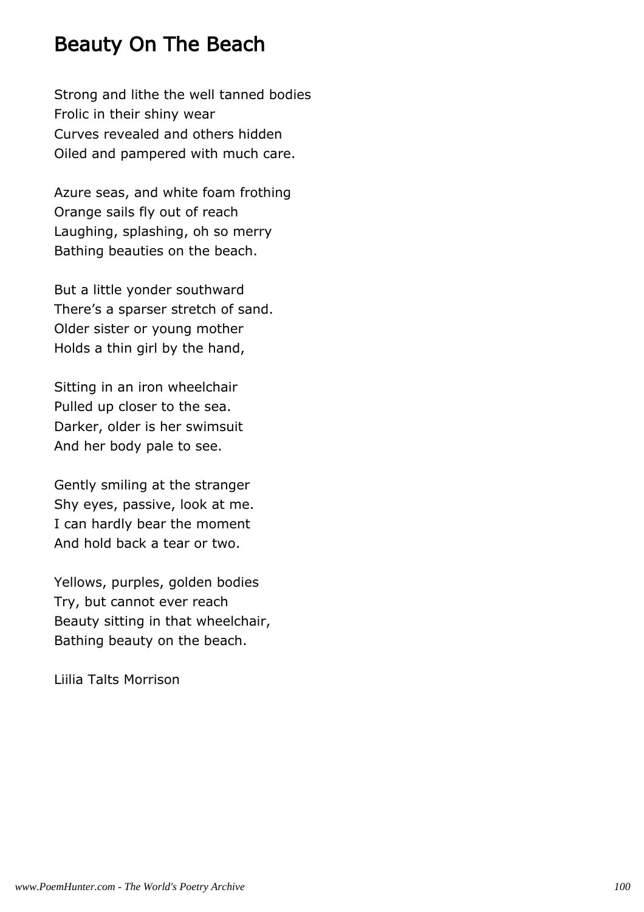# Beauty On The Beach

Strong and lithe the well tanned bodies
Frolic in their shiny wear
Curves revealed and others hidden
Oiled and pampered with much care.

Azure seas, and white foam frothing
Orange sails fly out of reach
Laughing, splashing, oh so merry
Bathing beauties on the beach.

But a little yonder southward
There's a sparser stretch of sand.
Older sister or young mother
Holds a thin girl by the hand,

Sitting in an iron wheelchair
Pulled up closer to the sea.
Darker, older is her swimsuit
And her body pale to see.

Gently smiling at the stranger
Shy eyes, passive, look at me.
I can hardly bear the moment
And hold back a tear or two.

Yellows, purples, golden bodies
Try, but cannot ever reach
Beauty sitting in that wheelchair,
Bathing beauty on the beach.

Liilia Talts Morrison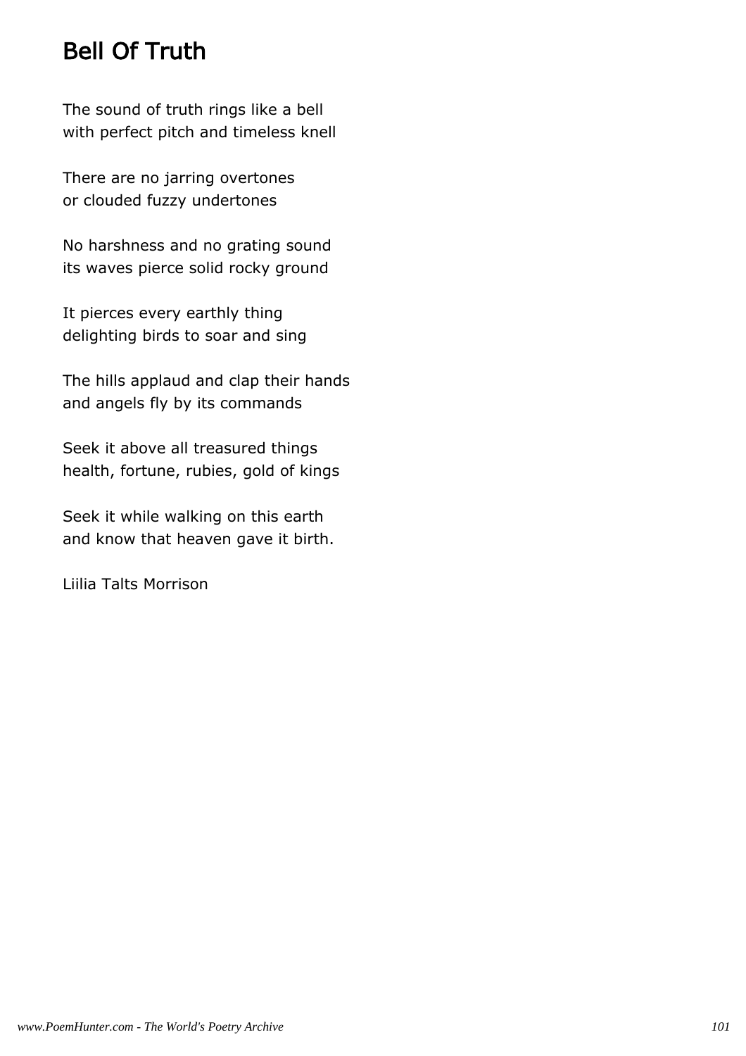# Bell Of Truth

The sound of truth rings like a bell
with perfect pitch and timeless knell

There are no jarring overtones
or clouded fuzzy undertones

No harshness and no grating sound
its waves pierce solid rocky ground

It pierces every earthly thing
delighting birds to soar and sing

The hills applaud and clap their hands
and angels fly by its commands

Seek it above all treasured things
health, fortune, rubies, gold of kings

Seek it while walking on this earth
and know that heaven gave it birth.

Liilia Talts Morrison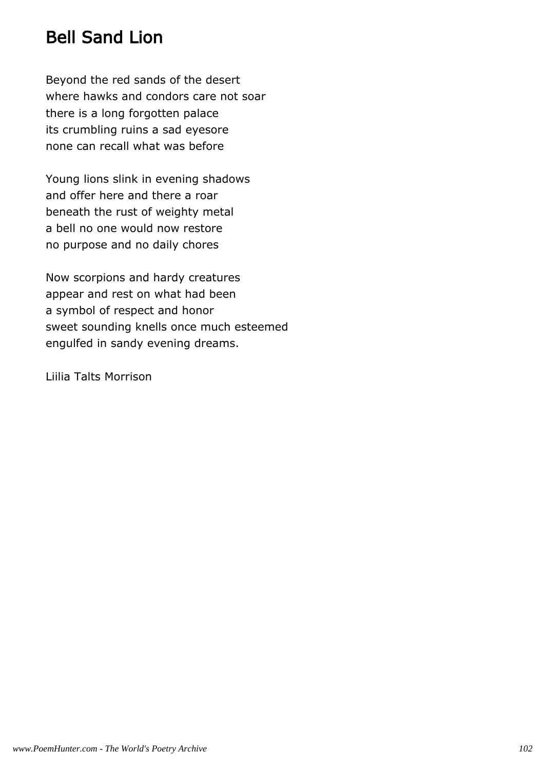## Bell Sand Lion

Beyond the red sands of the desert
where hawks and condors care not soar
there is a long forgotten palace
its crumbling ruins a sad eyesore
none can recall what was before

Young lions slink in evening shadows
and offer here and there a roar
beneath the rust of weighty metal
a bell no one would now restore
no purpose and no daily chores

Now scorpions and hardy creatures
appear and rest on what had been
a symbol of respect and honor
sweet sounding knells once much esteemed
engulfed in sandy evening dreams.

Liilia Talts Morrison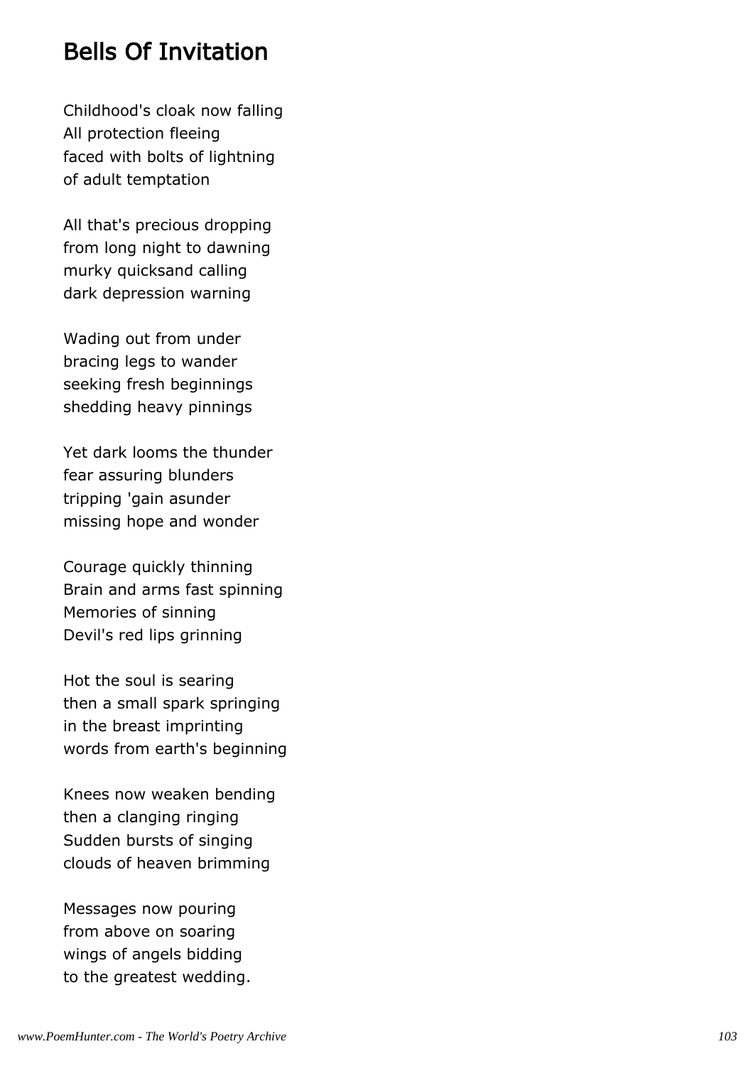# Bells Of Invitation

Childhood's cloak now falling
All protection fleeing
faced with bolts of lightning
of adult temptation

All that's precious dropping
from long night to dawning
murky quicksand calling
dark depression warning

Wading out from under
bracing legs to wander
seeking fresh beginnings
shedding heavy pinnings

Yet dark looms the thunder
fear assuring blunders
tripping 'gain asunder
missing hope and wonder

Courage quickly thinning
Brain and arms fast spinning
Memories of sinning
Devil's red lips grinning

Hot the soul is searing
then a small spark springing
in the breast imprinting
words from earth's beginning

Knees now weaken bending
then a clanging ringing
Sudden bursts of singing
clouds of heaven brimming

Messages now pouring
from above on soaring
wings of angels bidding
to the greatest wedding.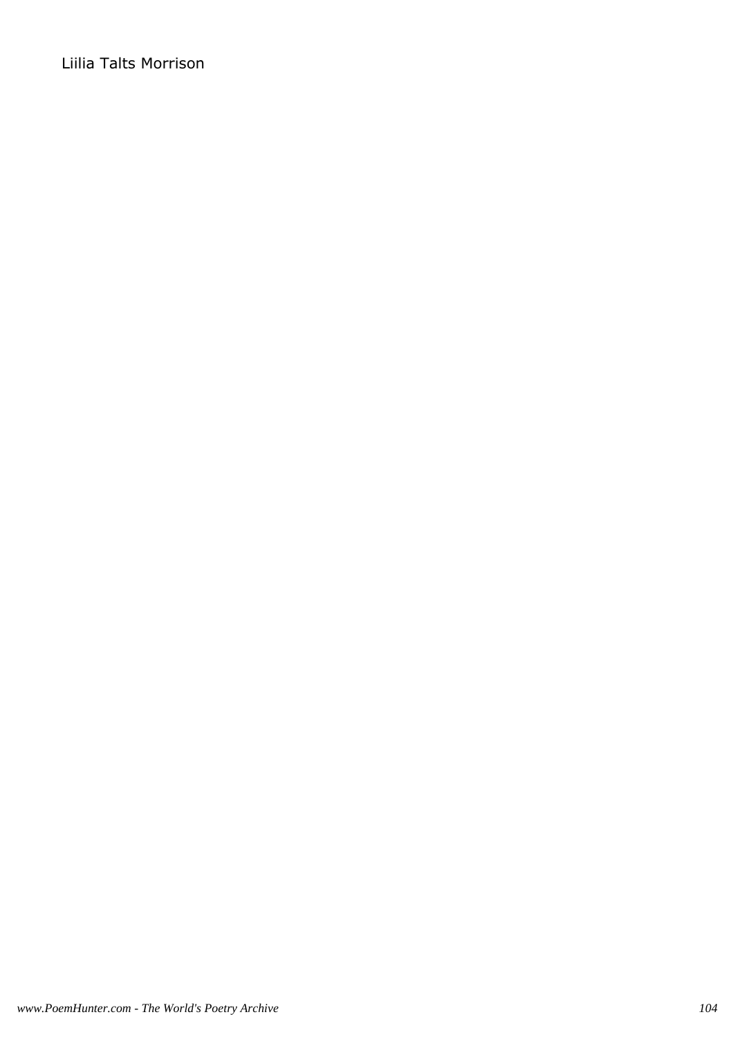Liilia Talts Morrison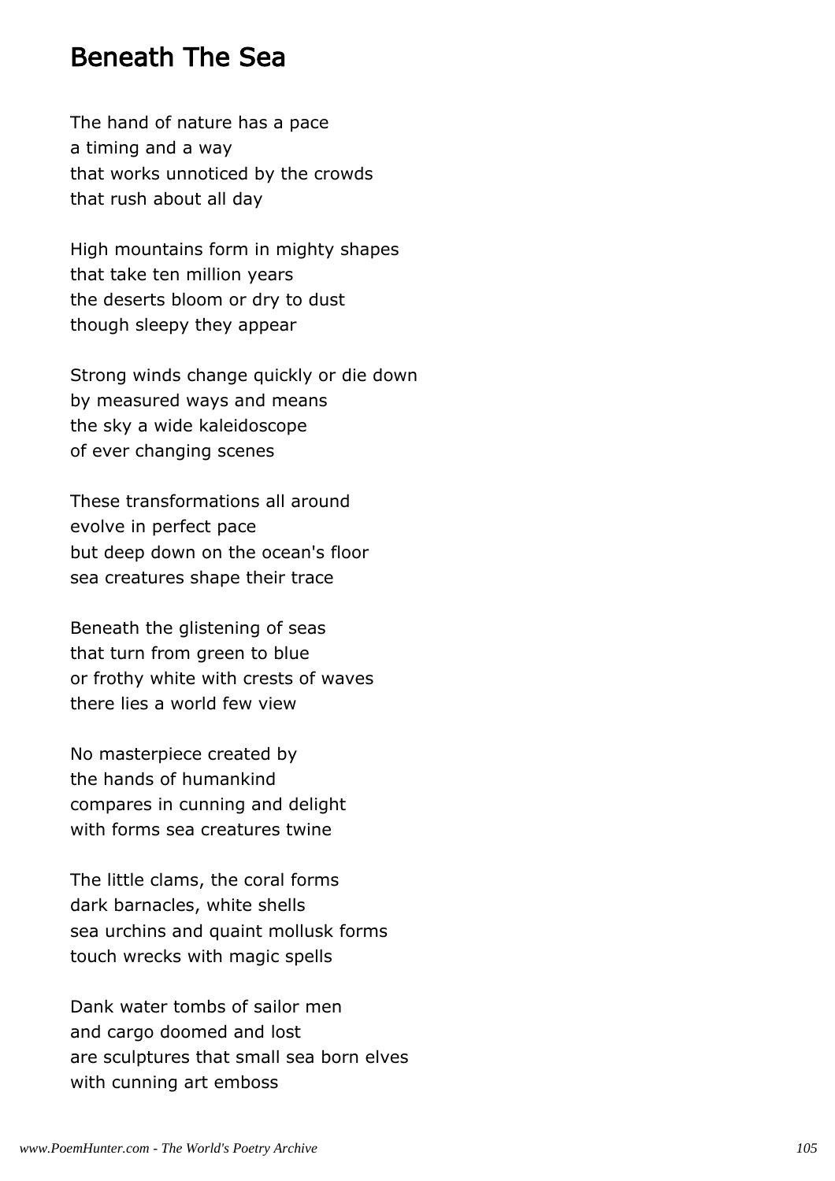## Beneath The Sea

The hand of nature has a pace  
a timing and a way  
that works unnoticed by the crowds  
that rush about all day

High mountains form in mighty shapes  
that take ten million years  
the deserts bloom or dry to dust  
though sleepy they appear

Strong winds change quickly or die down  
by measured ways and means  
the sky a wide kaleidoscope  
of ever changing scenes

These transformations all around  
evolve in perfect pace  
but deep down on the ocean's floor  
sea creatures shape their trace

Beneath the glistening of seas  
that turn from green to blue  
or frothy white with crests of waves  
there lies a world few view

No masterpiece created by  
the hands of humankind  
compares in cunning and delight  
with forms sea creatures twine

The little clams, the coral forms  
dark barnacles, white shells  
sea urchins and quaint mollusk forms  
touch wrecks with magic spells

Dank water tombs of sailor men  
and cargo doomed and lost  
are sculptures that small sea born elves  
with cunning art emboss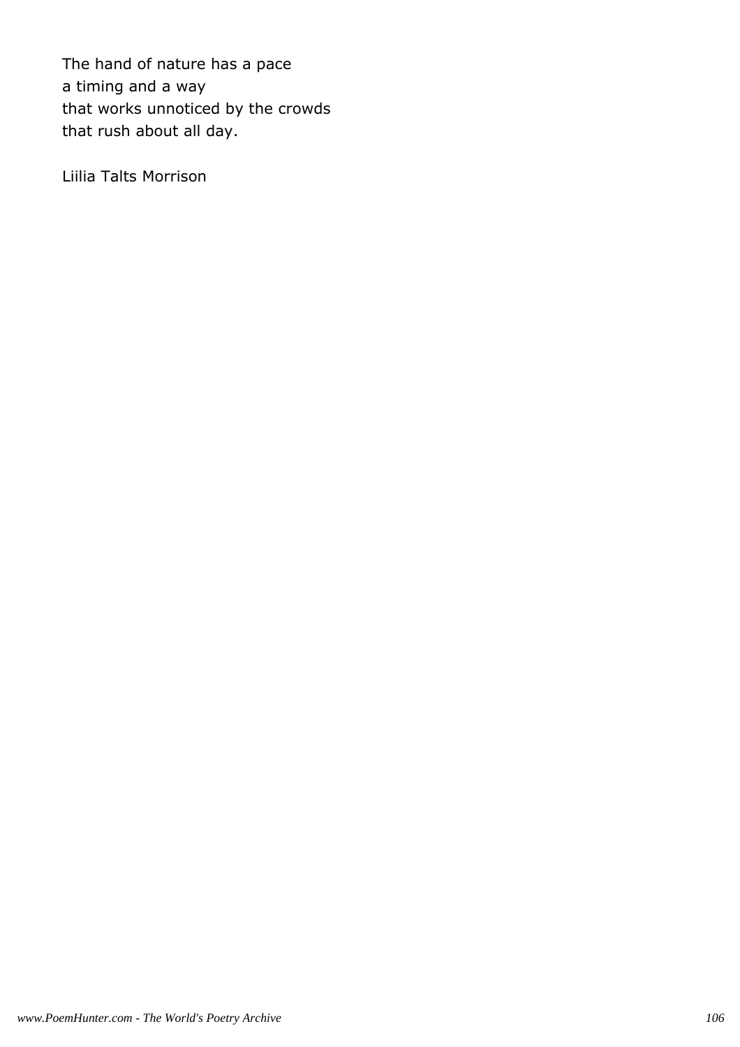The hand of nature has a pace
a timing and a way
that works unnoticed by the crowds
that rush about all day.

Liilia Talts Morrison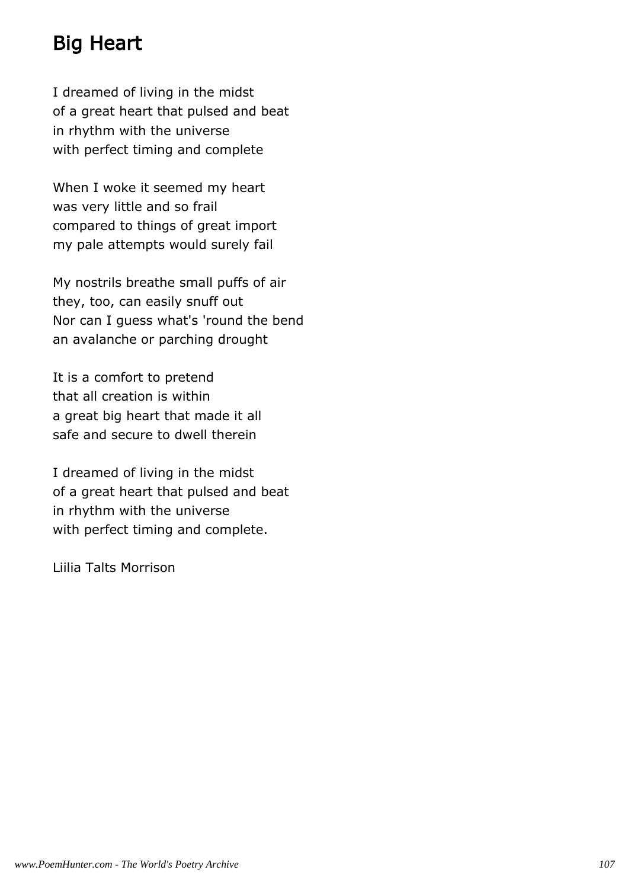## Big Heart

I dreamed of living in the midst
of a great heart that pulsed and beat
in rhythm with the universe
with perfect timing and complete

When I woke it seemed my heart
was very little and so frail
compared to things of great import
my pale attempts would surely fail

My nostrils breathe small puffs of air
they, too, can easily snuff out
Nor can I guess what's 'round the bend
an avalanche or parching drought

It is a comfort to pretend
that all creation is within
a great big heart that made it all
safe and secure to dwell therein

I dreamed of living in the midst
of a great heart that pulsed and beat
in rhythm with the universe
with perfect timing and complete.

Liilia Talts Morrison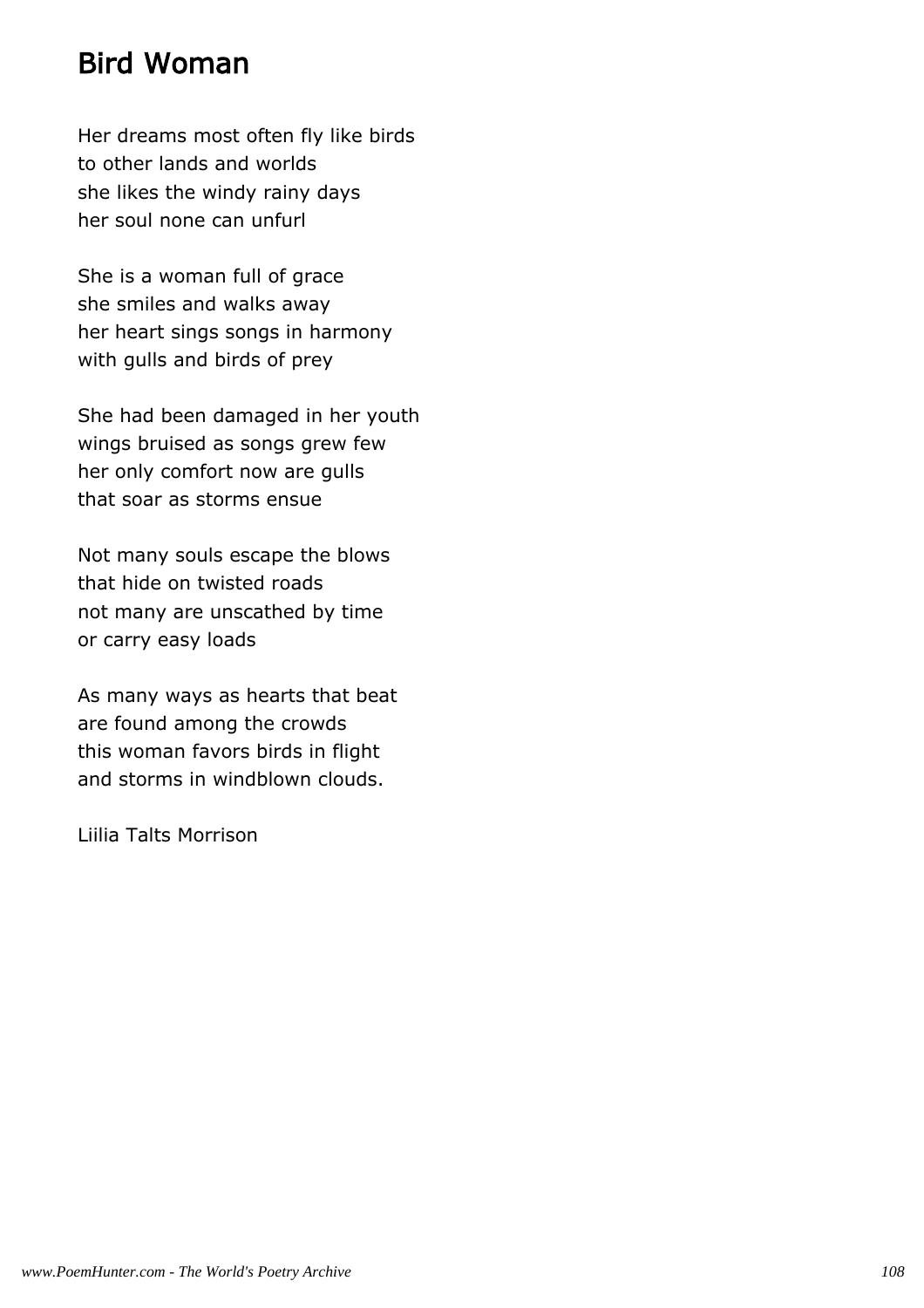# Bird Woman

Her dreams most often fly like birds
to other lands and worlds
she likes the windy rainy days
her soul none can unfurl

She is a woman full of grace
she smiles and walks away
her heart sings songs in harmony
with gulls and birds of prey

She had been damaged in her youth
wings bruised as songs grew few
her only comfort now are gulls
that soar as storms ensue

Not many souls escape the blows
that hide on twisted roads
not many are unscathed by time
or carry easy loads

As many ways as hearts that beat
are found among the crowds
this woman favors birds in flight
and storms in windblown clouds.

Liilia Talts Morrison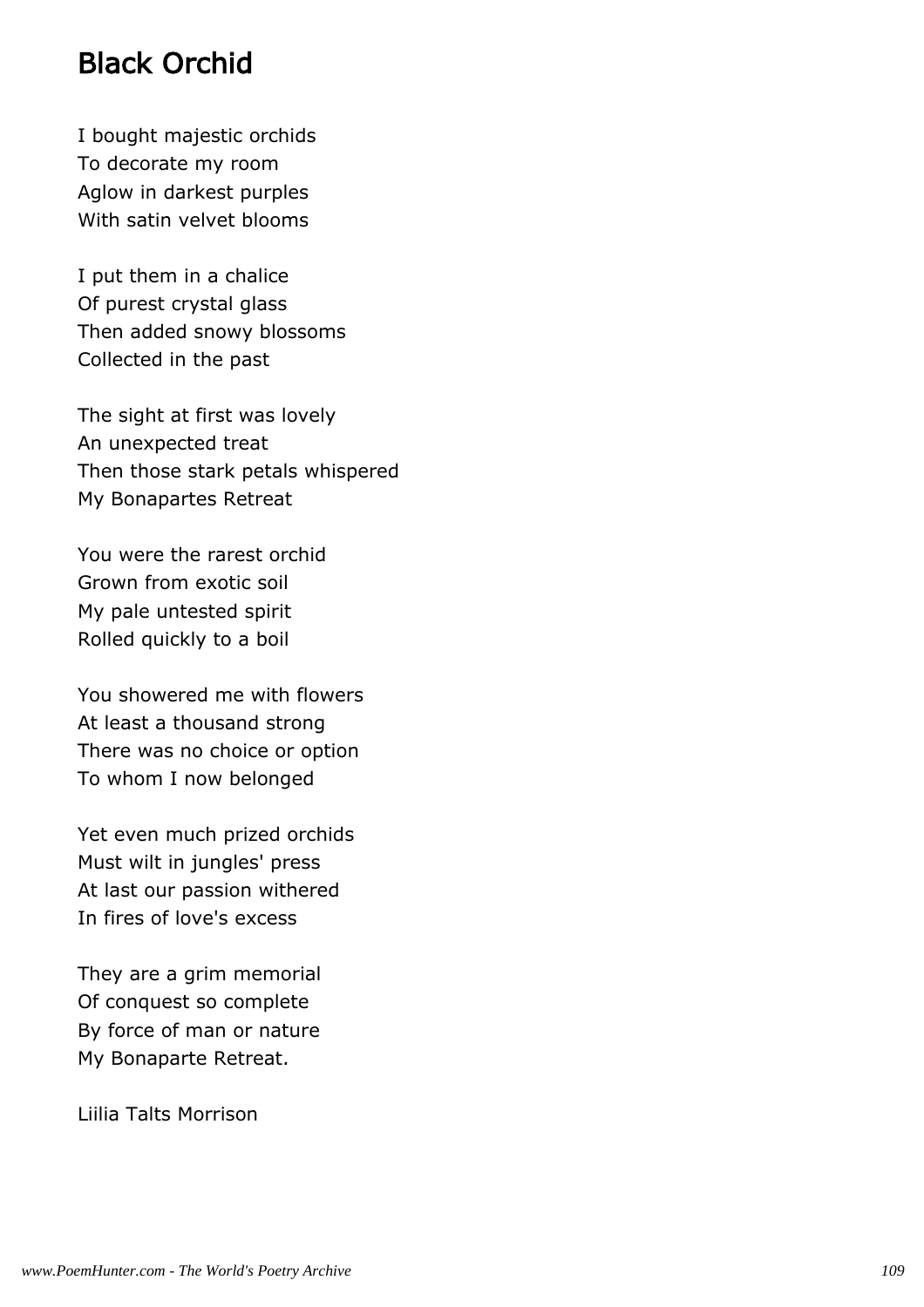# Black Orchid

I bought majestic orchids
To decorate my room
Aglow in darkest purples
With satin velvet blooms

I put them in a chalice
Of purest crystal glass
Then added snowy blossoms
Collected in the past

The sight at first was lovely
An unexpected treat
Then those stark petals whispered
My Bonapartes Retreat

You were the rarest orchid
Grown from exotic soil
My pale untested spirit
Rolled quickly to a boil

You showered me with flowers
At least a thousand strong
There was no choice or option
To whom I now belonged

Yet even much prized orchids
Must wilt in jungles' press
At last our passion withered
In fires of love's excess

They are a grim memorial
Of conquest so complete
By force of man or nature
My Bonaparte Retreat.

Liilia Talts Morrison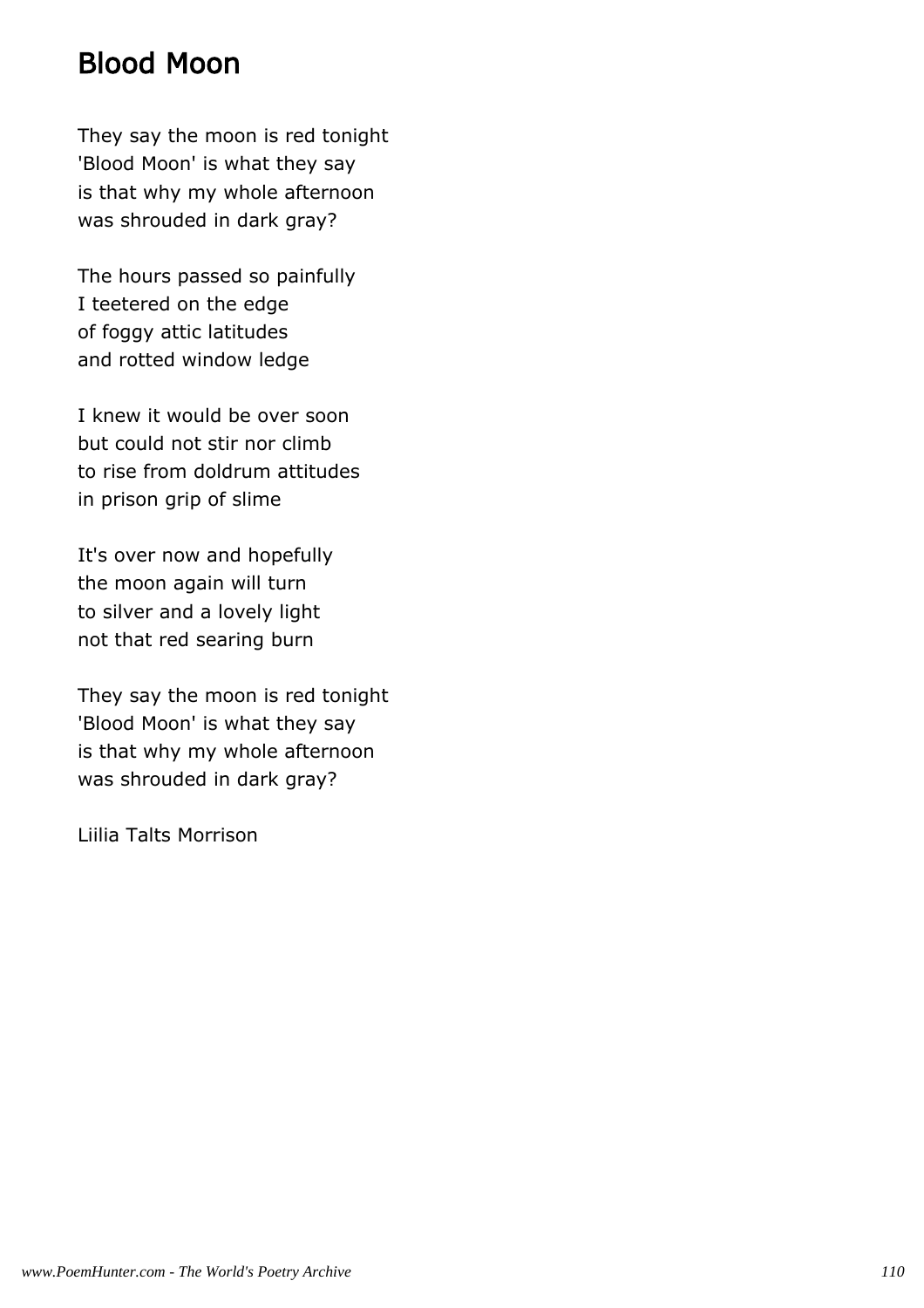## Blood Moon

They say the moon is red tonight
'Blood Moon' is what they say
is that why my whole afternoon
was shrouded in dark gray?

The hours passed so painfully
I teetered on the edge
of foggy attic latitudes
and rotted window ledge

I knew it would be over soon
but could not stir nor climb
to rise from doldrum attitudes
in prison grip of slime

It's over now and hopefully
the moon again will turn
to silver and a lovely light
not that red searing burn

They say the moon is red tonight
'Blood Moon' is what they say
is that why my whole afternoon
was shrouded in dark gray?

Liilia Talts Morrison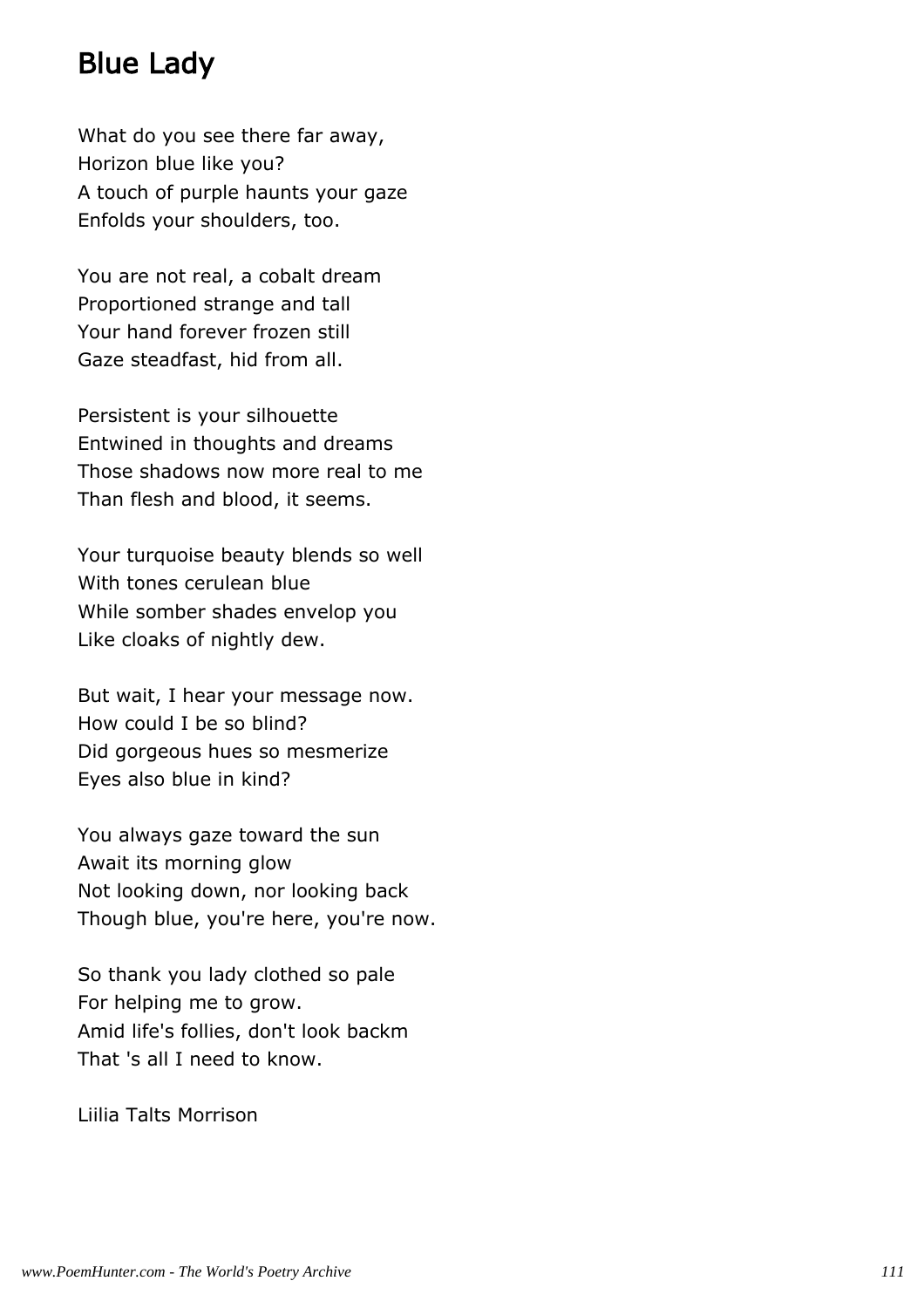## Blue Lady

What do you see there far away,
Horizon blue like you?
A touch of purple haunts your gaze
Enfolds your shoulders, too.

You are not real, a cobalt dream
Proportioned strange and tall
Your hand forever frozen still
Gaze steadfast, hid from all.

Persistent is your silhouette
Entwined in thoughts and dreams
Those shadows now more real to me
Than flesh and blood, it seems.

Your turquoise beauty blends so well
With tones cerulean blue
While somber shades envelop you
Like cloaks of nightly dew.

But wait, I hear your message now.
How could I be so blind?
Did gorgeous hues so mesmerize
Eyes also blue in kind?

You always gaze toward the sun
Await its morning glow
Not looking down, nor looking back
Though blue, you're here, you're now.

So thank you lady clothed so pale
For helping me to grow.
Amid life's follies, don't look backm
That 's all I need to know.

Liilia Talts Morrison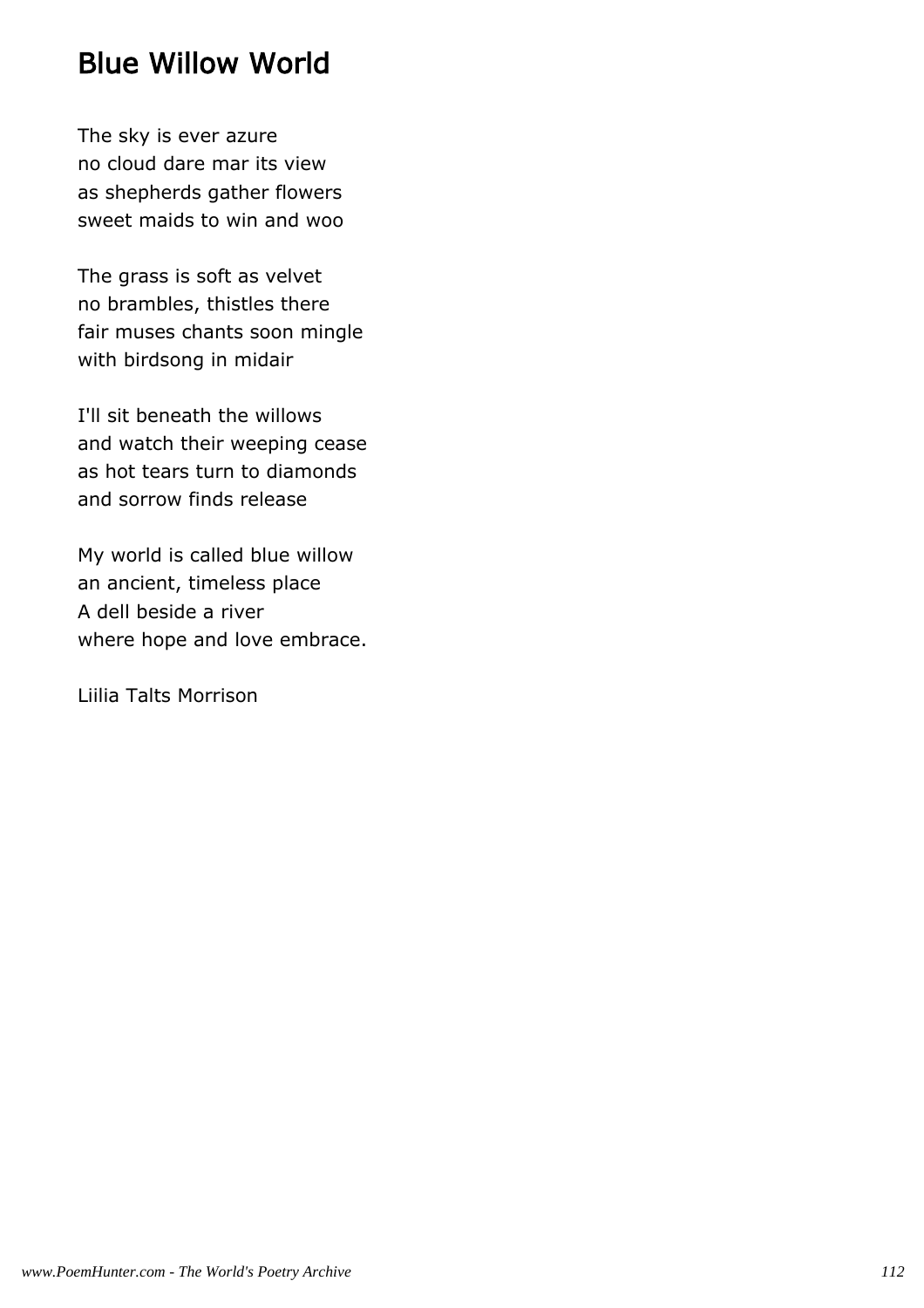# Blue Willow World

The sky is ever azure
no cloud dare mar its view
as shepherds gather flowers
sweet maids to win and woo

The grass is soft as velvet
no brambles, thistles there
fair muses chants soon mingle
with birdsong in midair

I'll sit beneath the willows
and watch their weeping cease
as hot tears turn to diamonds
and sorrow finds release

My world is called blue willow
an ancient, timeless place
A dell beside a river
where hope and love embrace.

Liilia Talts Morrison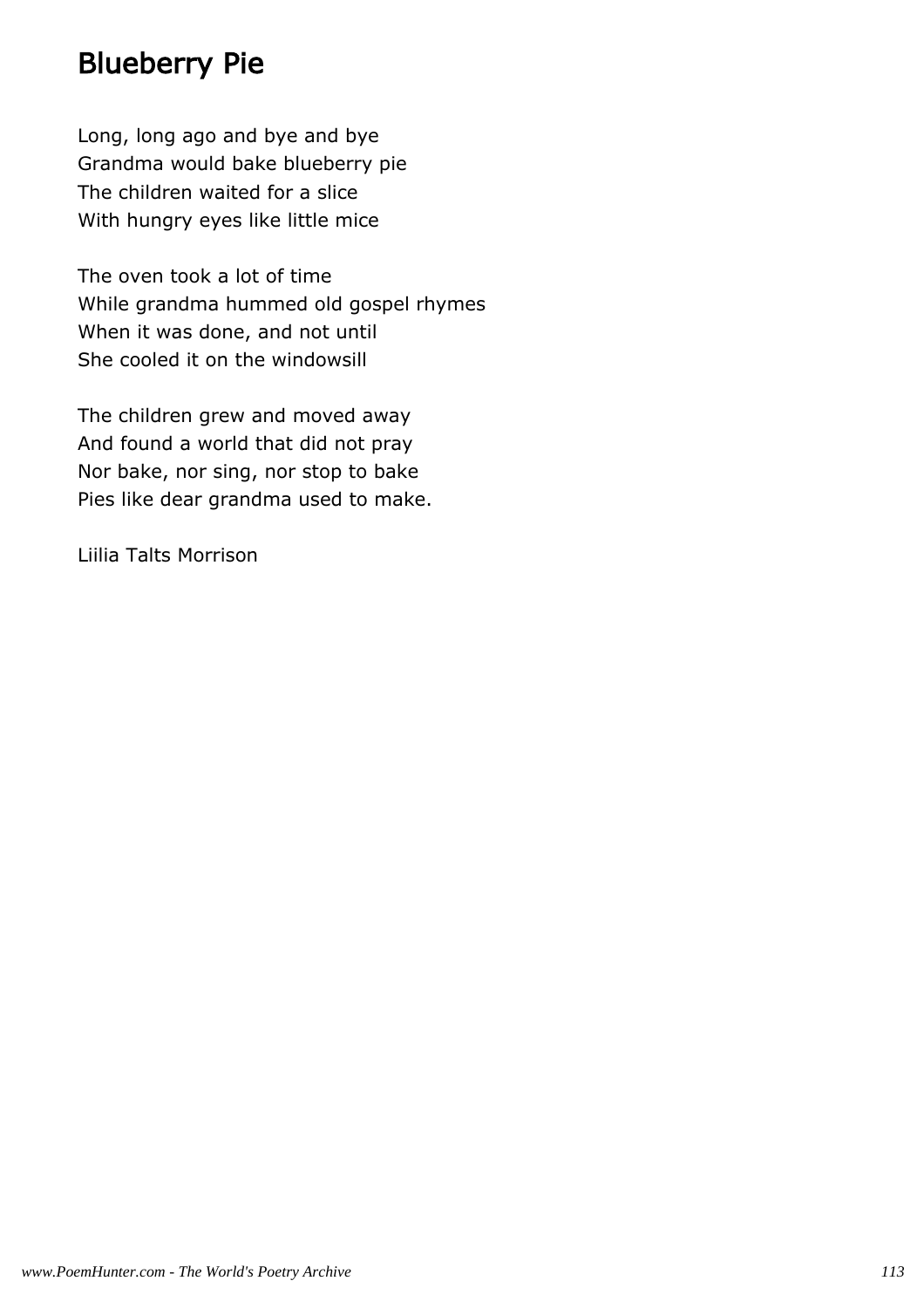# Blueberry Pie

Long, long ago and bye and bye
Grandma would bake blueberry pie
The children waited for a slice
With hungry eyes like little mice

The oven took a lot of time
While grandma hummed old gospel rhymes
When it was done, and not until
She cooled it on the windowsill

The children grew and moved away
And found a world that did not pray
Nor bake, nor sing, nor stop to bake
Pies like dear grandma used to make.

Liilia Talts Morrison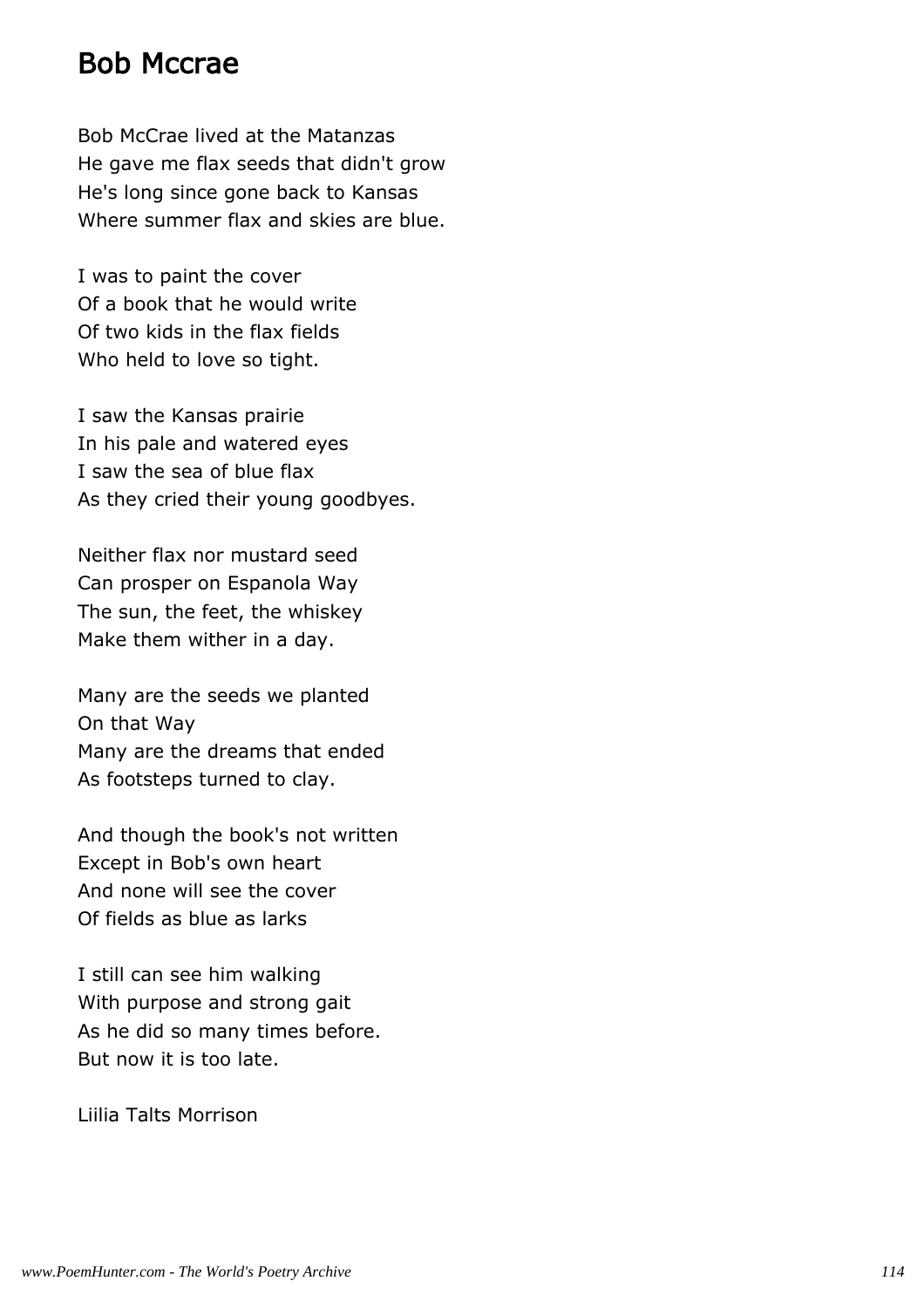## Bob Mccrae

Bob McCrae lived at the Matanzas
He gave me flax seeds that didn't grow
He's long since gone back to Kansas
Where summer flax and skies are blue.

I was to paint the cover
Of a book that he would write
Of two kids in the flax fields
Who held to love so tight.

I saw the Kansas prairie
In his pale and watered eyes
I saw the sea of blue flax
As they cried their young goodbyes.

Neither flax nor mustard seed
Can prosper on Espanola Way
The sun, the feet, the whiskey
Make them wither in a day.

Many are the seeds we planted
On that Way
Many are the dreams that ended
As footsteps turned to clay.

And though the book's not written
Except in Bob's own heart
And none will see the cover
Of fields as blue as larks

I still can see him walking
With purpose and strong gait
As he did so many times before.
But now it is too late.

Liilia Talts Morrison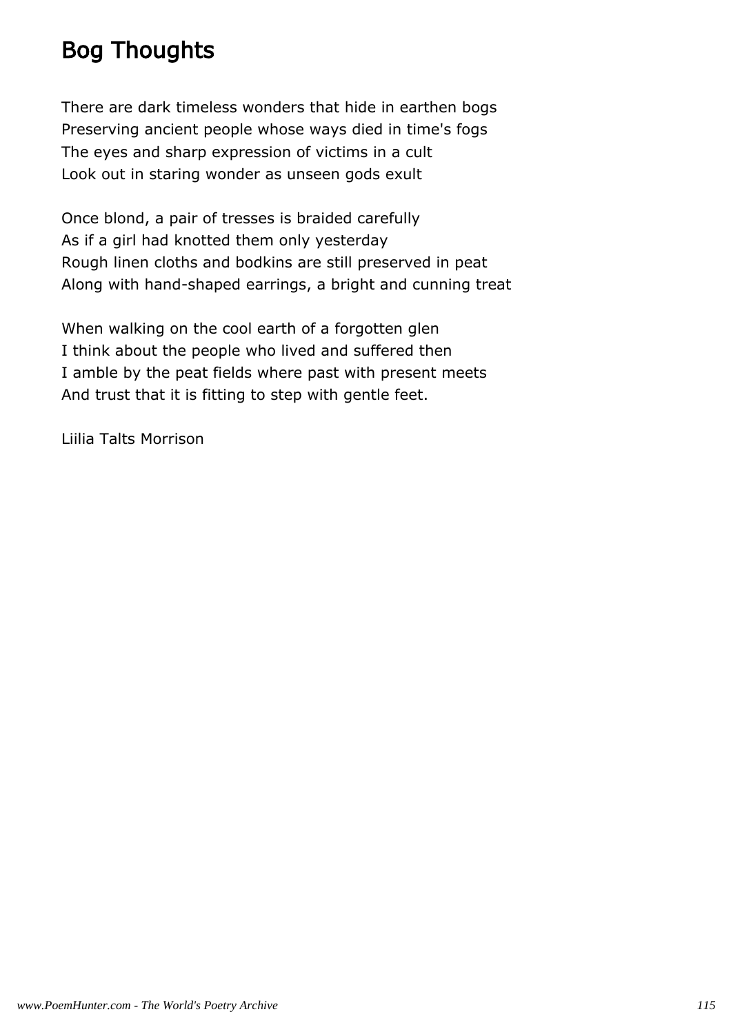# Bog Thoughts

There are dark timeless wonders that hide in earthen bogs
Preserving ancient people whose ways died in time's fogs
The eyes and sharp expression of victims in a cult
Look out in staring wonder as unseen gods exult

Once blond, a pair of tresses is braided carefully
As if a girl had knotted them only yesterday
Rough linen cloths and bodkins are still preserved in peat
Along with hand-shaped earrings, a bright and cunning treat

When walking on the cool earth of a forgotten glen
I think about the people who lived and suffered then
I amble by the peat fields where past with present meets
And trust that it is fitting to step with gentle feet.

Liilia Talts Morrison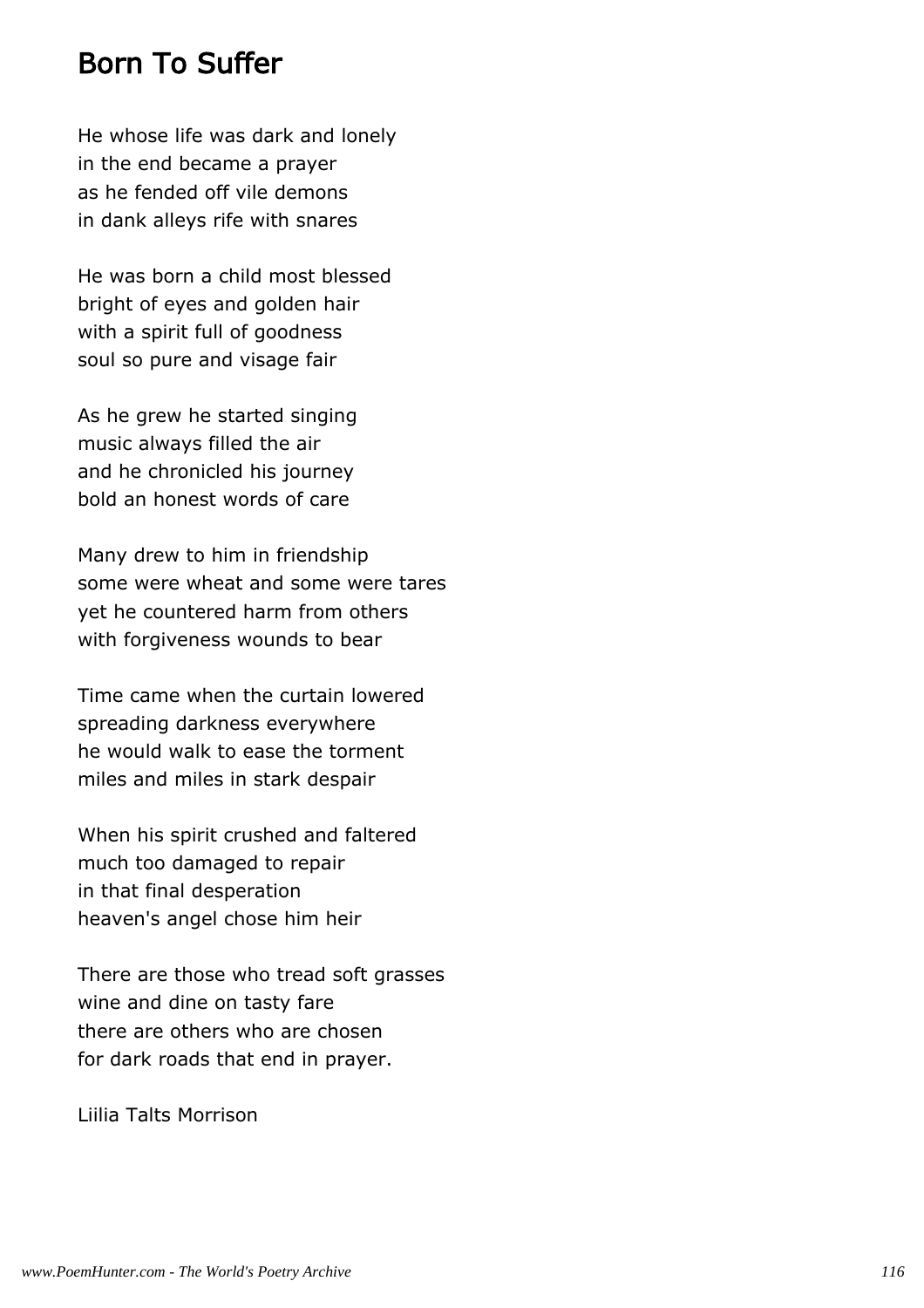# Born To Suffer

He whose life was dark and lonely
in the end became a prayer
as he fended off vile demons
in dank alleys rife with snares

He was born a child most blessed
bright of eyes and golden hair
with a spirit full of goodness
soul so pure and visage fair

As he grew he started singing
music always filled the air
and he chronicled his journey
bold an honest words of care

Many drew to him in friendship
some were wheat and some were tares
yet he countered harm from others
with forgiveness wounds to bear

Time came when the curtain lowered
spreading darkness everywhere
he would walk to ease the torment
miles and miles in stark despair

When his spirit crushed and faltered
much too damaged to repair
in that final desperation
heaven's angel chose him heir

There are those who tread soft grasses
wine and dine on tasty fare
there are others who are chosen
for dark roads that end in prayer.

Liilia Talts Morrison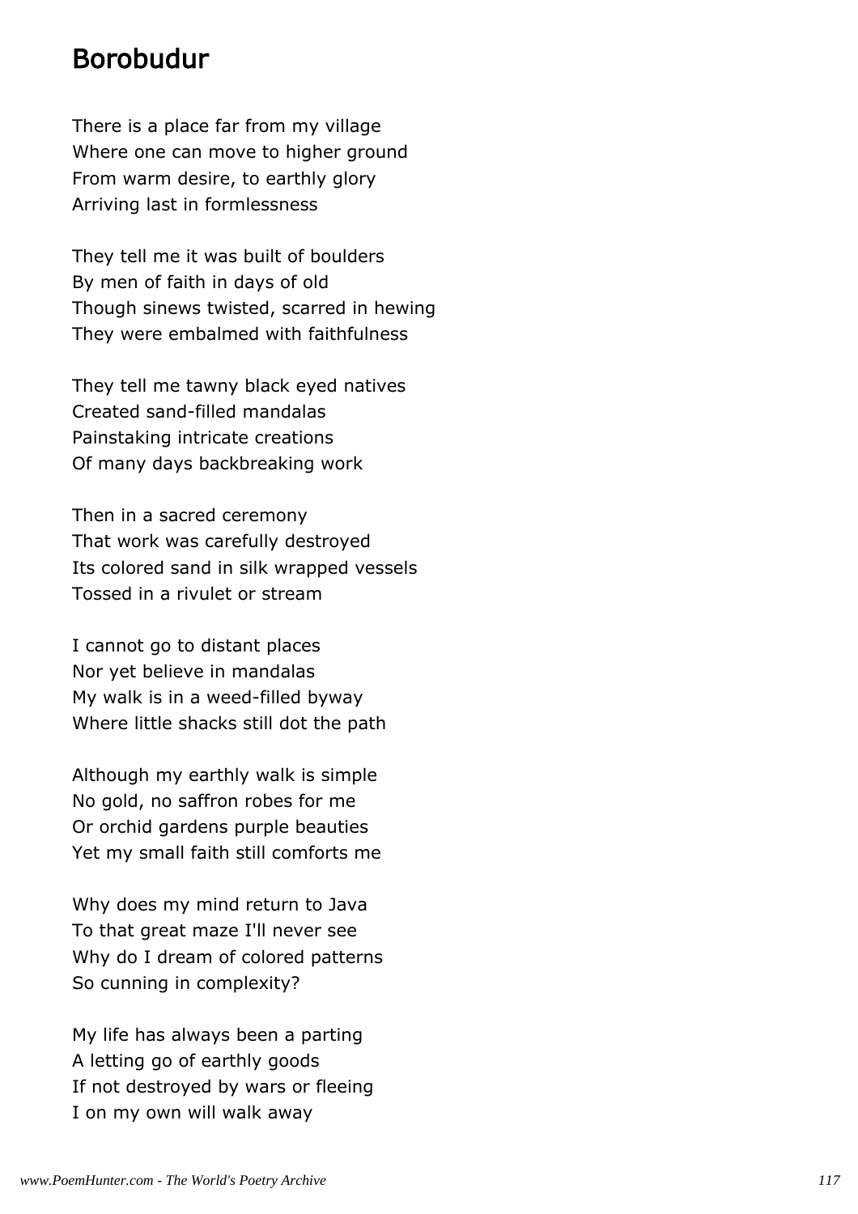## Borobudur

There is a place far from my village
Where one can move to higher ground
From warm desire, to earthly glory
Arriving last in formlessness

They tell me it was built of boulders
By men of faith in days of old
Though sinews twisted, scarred in hewing
They were embalmed with faithfulness

They tell me tawny black eyed natives
Created sand-filled mandalas
Painstaking intricate creations
Of many days backbreaking work

Then in a sacred ceremony
That work was carefully destroyed
Its colored sand in silk wrapped vessels
Tossed in a rivulet or stream

I cannot go to distant places
Nor yet believe in mandalas
My walk is in a weed-filled byway
Where little shacks still dot the path

Although my earthly walk is simple
No gold, no saffron robes for me
Or orchid gardens purple beauties
Yet my small faith still comforts me

Why does my mind return to Java
To that great maze I'll never see
Why do I dream of colored patterns
So cunning in complexity?

My life has always been a parting
A letting go of earthly goods
If not destroyed by wars or fleeing
I on my own will walk away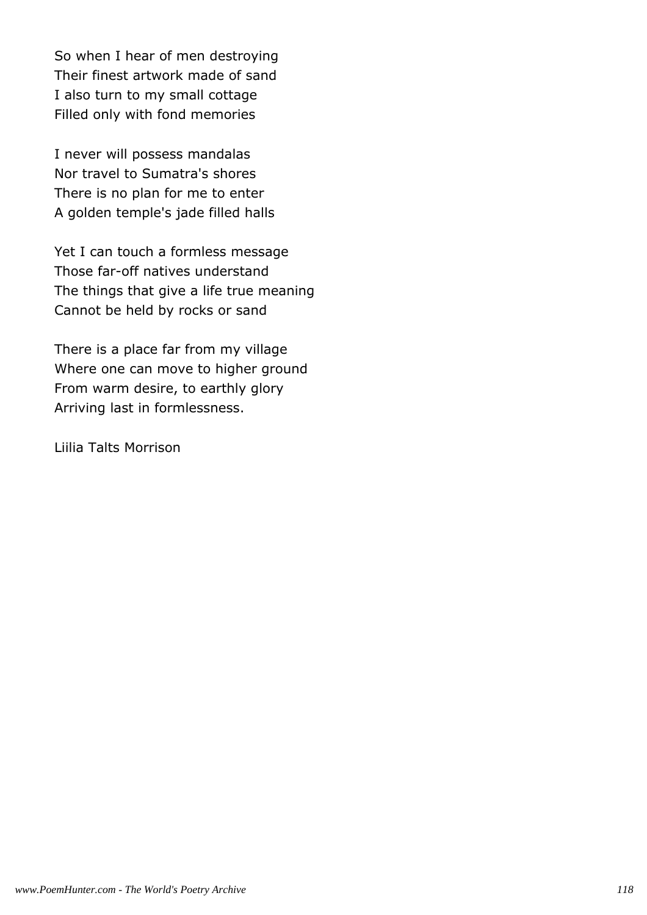So when I hear of men destroying
Their finest artwork made of sand
I also turn to my small cottage
Filled only with fond memories

I never will possess mandalas
Nor travel to Sumatra's shores
There is no plan for me to enter
A golden temple's jade filled halls

Yet I can touch a formless message
Those far-off natives understand
The things that give a life true meaning
Cannot be held by rocks or sand

There is a place far from my village
Where one can move to higher ground
From warm desire, to earthly glory
Arriving last in formlessness.

Liilia Talts Morrison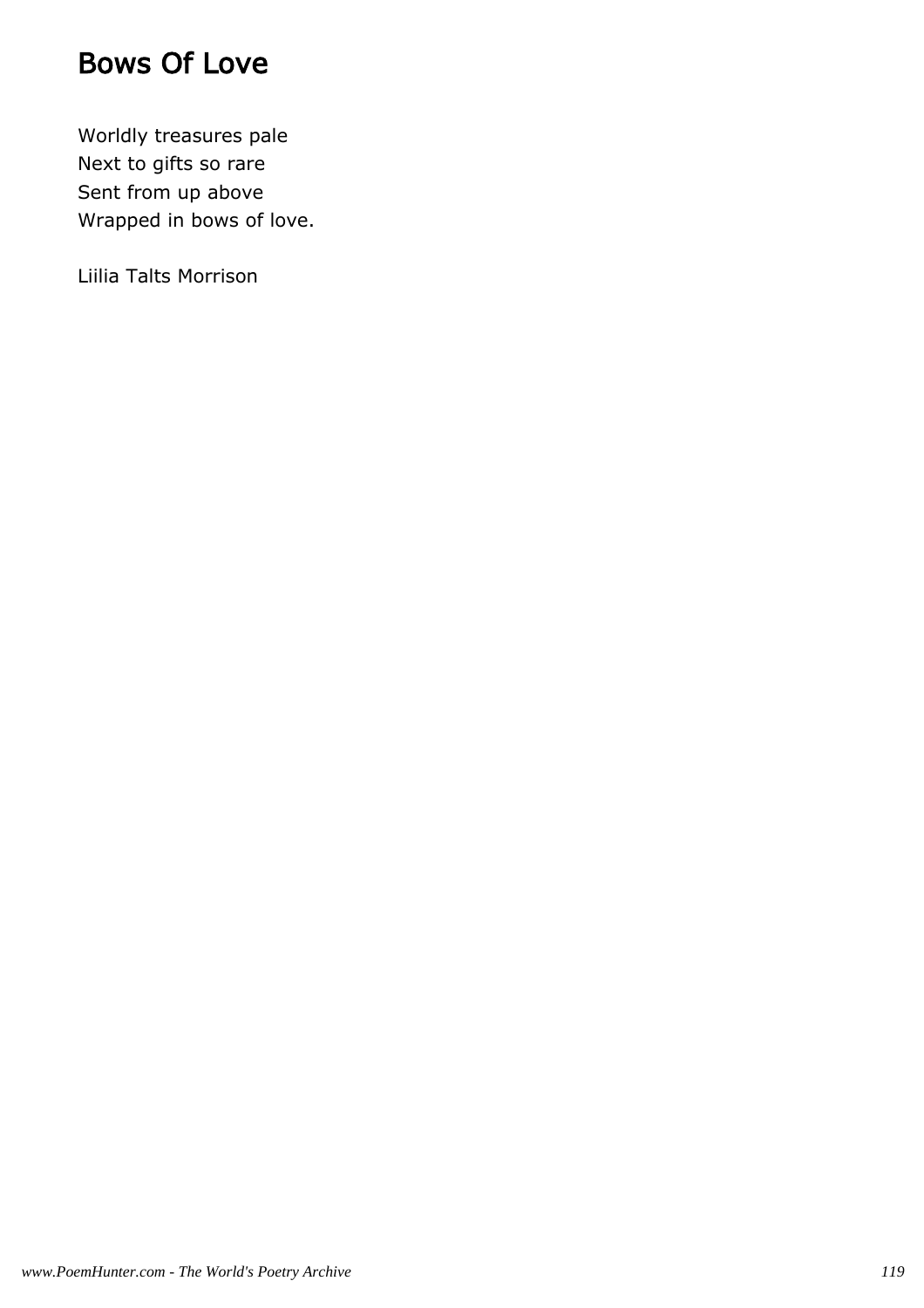# Bows Of Love

Worldly treasures pale
Next to gifts so rare
Sent from up above
Wrapped in bows of love.

Liilia Talts Morrison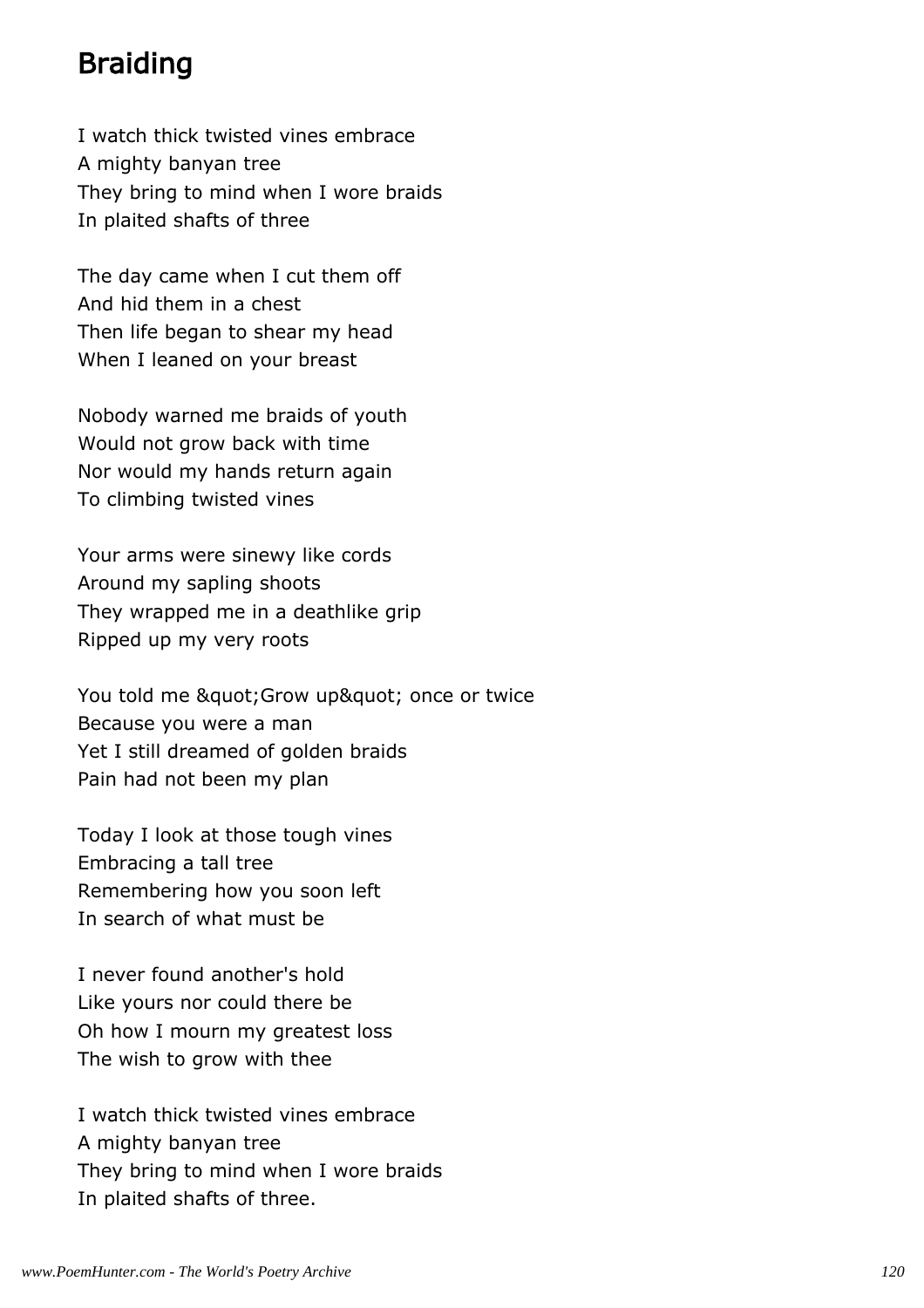## Braiding

I watch thick twisted vines embrace
A mighty banyan tree
They bring to mind when I wore braids
In plaited shafts of three

The day came when I cut them off
And hid them in a chest
Then life began to shear my head
When I leaned on your breast

Nobody warned me braids of youth
Would not grow back with time
Nor would my hands return again
To climbing twisted vines

Your arms were sinewy like cords
Around my sapling shoots
They wrapped me in a deathlike grip
Ripped up my very roots

You told me &quot;Grow up&quot; once or twice
Because you were a man
Yet I still dreamed of golden braids
Pain had not been my plan

Today I look at those tough vines
Embracing a tall tree
Remembering how you soon left
In search of what must be

I never found another's hold
Like yours nor could there be
Oh how I mourn my greatest loss
The wish to grow with thee

I watch thick twisted vines embrace
A mighty banyan tree
They bring to mind when I wore braids
In plaited shafts of three.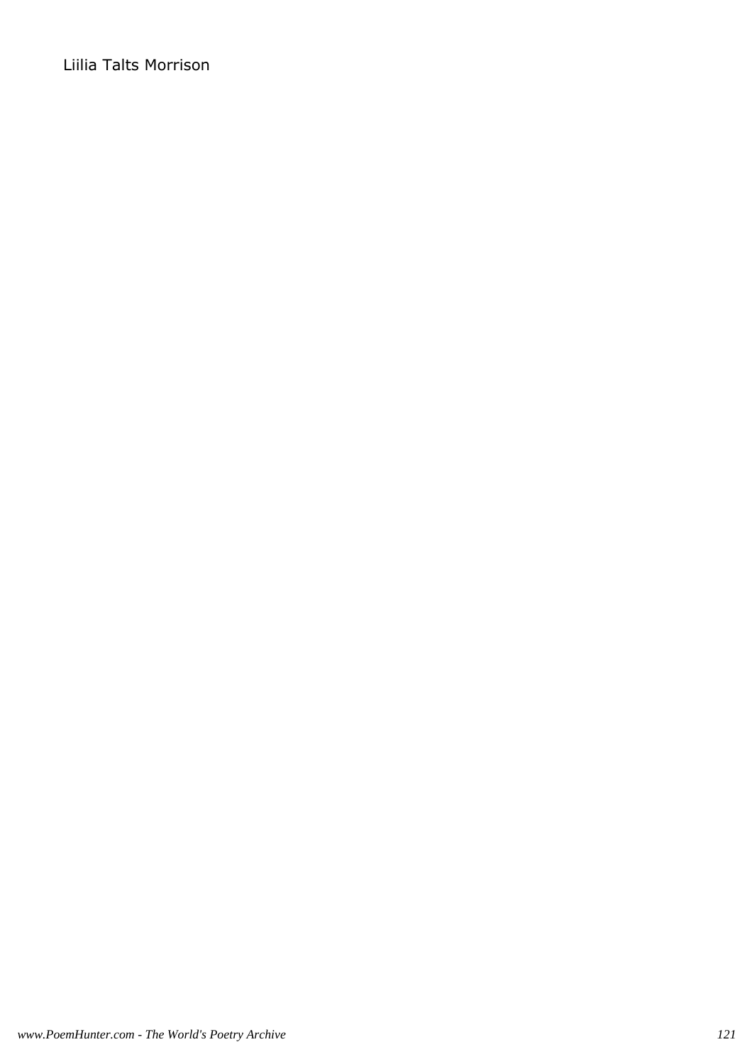Liilia Talts Morrison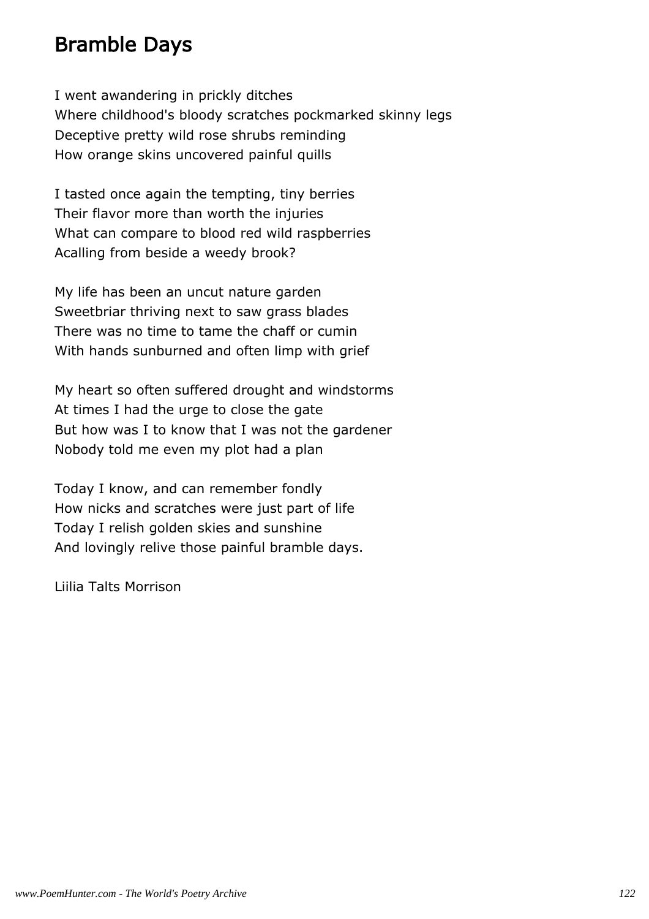# Bramble Days

I went awandering in prickly ditches
Where childhood's bloody scratches pockmarked skinny legs
Deceptive pretty wild rose shrubs reminding
How orange skins uncovered painful quills

I tasted once again the tempting, tiny berries
Their flavor more than worth the injuries
What can compare to blood red wild raspberries
Acalling from beside a weedy brook?

My life has been an uncut nature garden
Sweetbriar thriving next to saw grass blades
There was no time to tame the chaff or cumin
With hands sunburned and often limp with grief

My heart so often suffered drought and windstorms
At times I had the urge to close the gate
But how was I to know that I was not the gardener
Nobody told me even my plot had a plan

Today I know, and can remember fondly
How nicks and scratches were just part of life
Today I relish golden skies and sunshine
And lovingly relive those painful bramble days.

Liilia Talts Morrison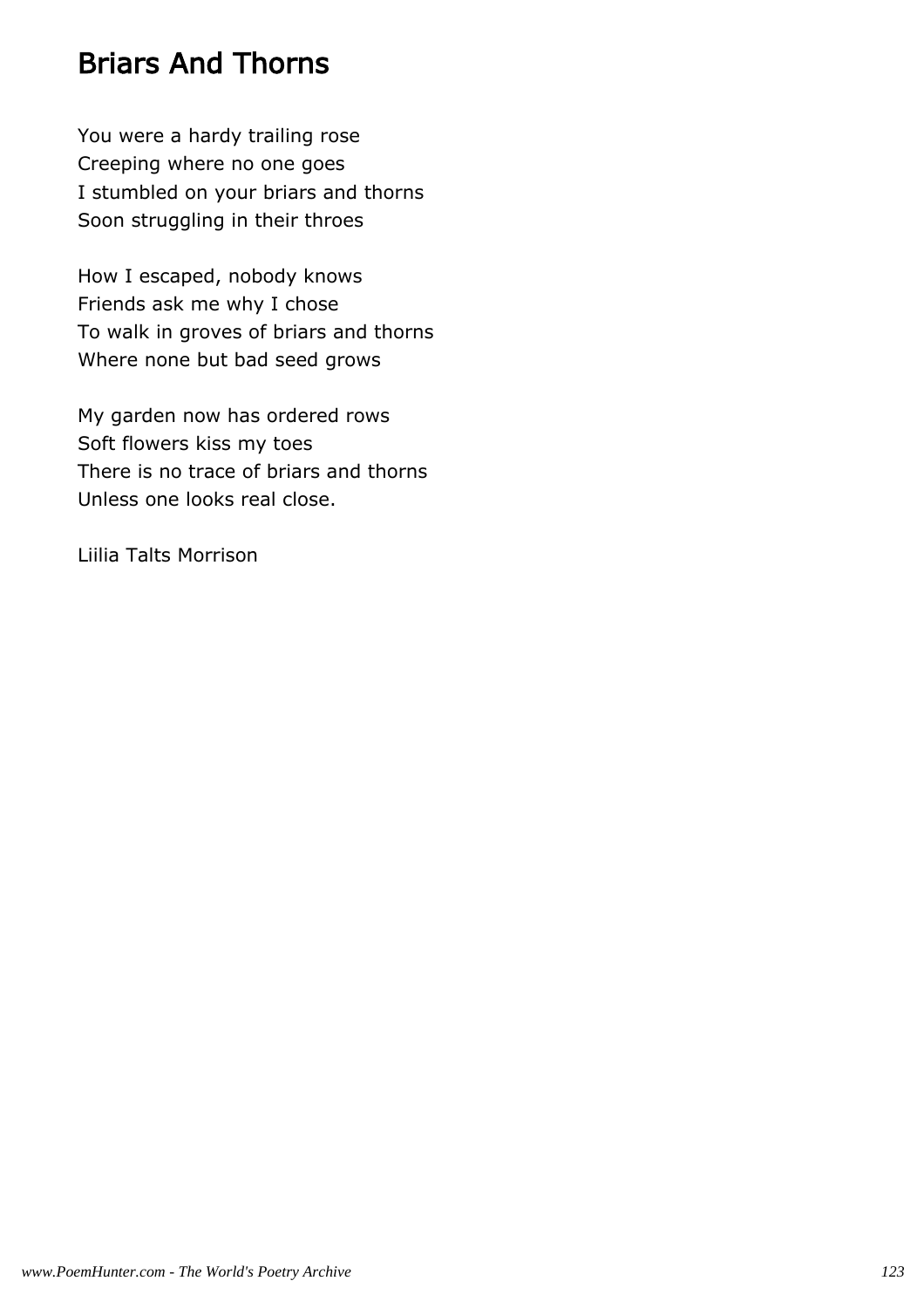# Briars And Thorns

You were a hardy trailing rose
Creeping where no one goes
I stumbled on your briars and thorns
Soon struggling in their throes

How I escaped, nobody knows
Friends ask me why I chose
To walk in groves of briars and thorns
Where none but bad seed grows

My garden now has ordered rows
Soft flowers kiss my toes
There is no trace of briars and thorns
Unless one looks real close.

Liilia Talts Morrison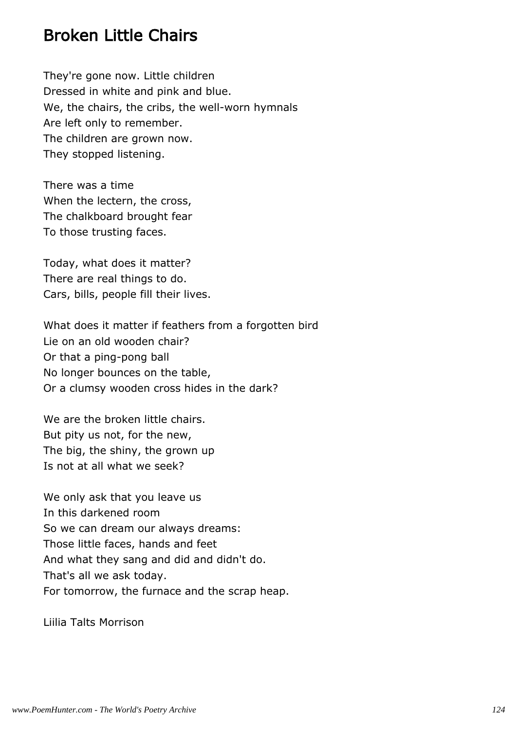# Broken Little Chairs

They're gone now. Little children
Dressed in white and pink and blue.
We, the chairs, the cribs, the well-worn hymnals
Are left only to remember.
The children are grown now.
They stopped listening.

There was a time
When the lectern, the cross,
The chalkboard brought fear
To those trusting faces.

Today, what does it matter?
There are real things to do.
Cars, bills, people fill their lives.

What does it matter if feathers from a forgotten bird
Lie on an old wooden chair?
Or that a ping-pong ball
No longer bounces on the table,
Or a clumsy wooden cross hides in the dark?

We are the broken little chairs.
But pity us not, for the new,
The big, the shiny, the grown up
Is not at all what we seek?

We only ask that you leave us
In this darkened room
So we can dream our always dreams:
Those little faces, hands and feet
And what they sang and did and didn't do.
That's all we ask today.
For tomorrow, the furnace and the scrap heap.

Liilia Talts Morrison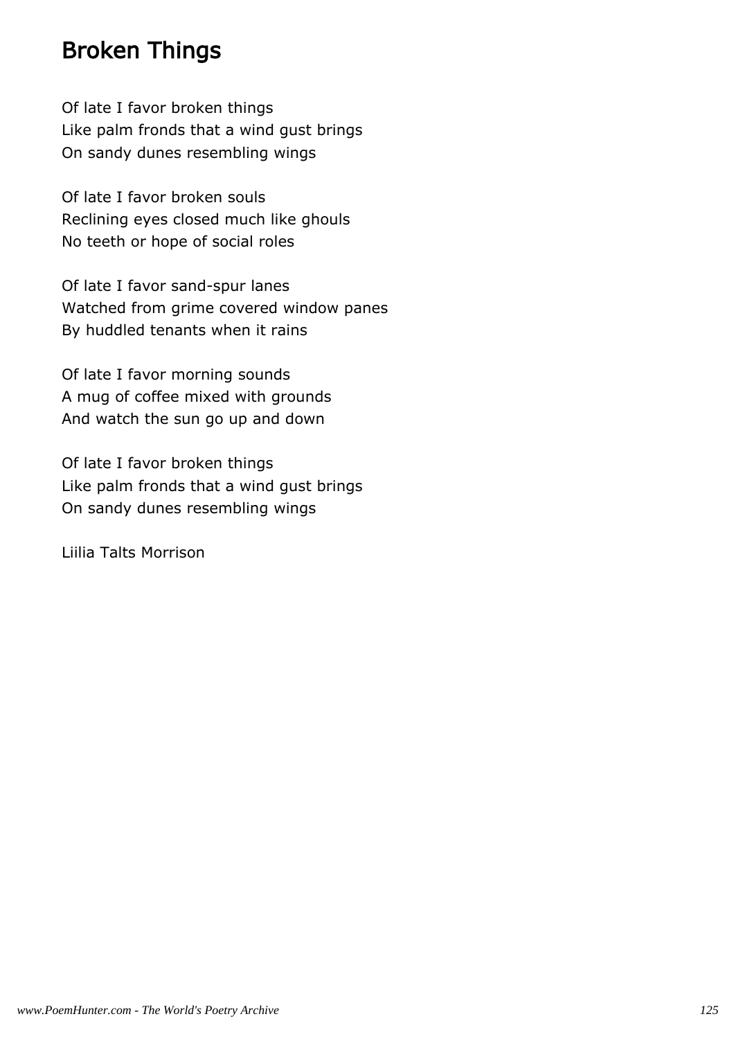## Broken Things

Of late I favor broken things
Like palm fronds that a wind gust brings
On sandy dunes resembling wings

Of late I favor broken souls
Reclining eyes closed much like ghouls
No teeth or hope of social roles

Of late I favor sand-spur lanes
Watched from grime covered window panes
By huddled tenants when it rains

Of late I favor morning sounds
A mug of coffee mixed with grounds
And watch the sun go up and down

Of late I favor broken things
Like palm fronds that a wind gust brings
On sandy dunes resembling wings

Liilia Talts Morrison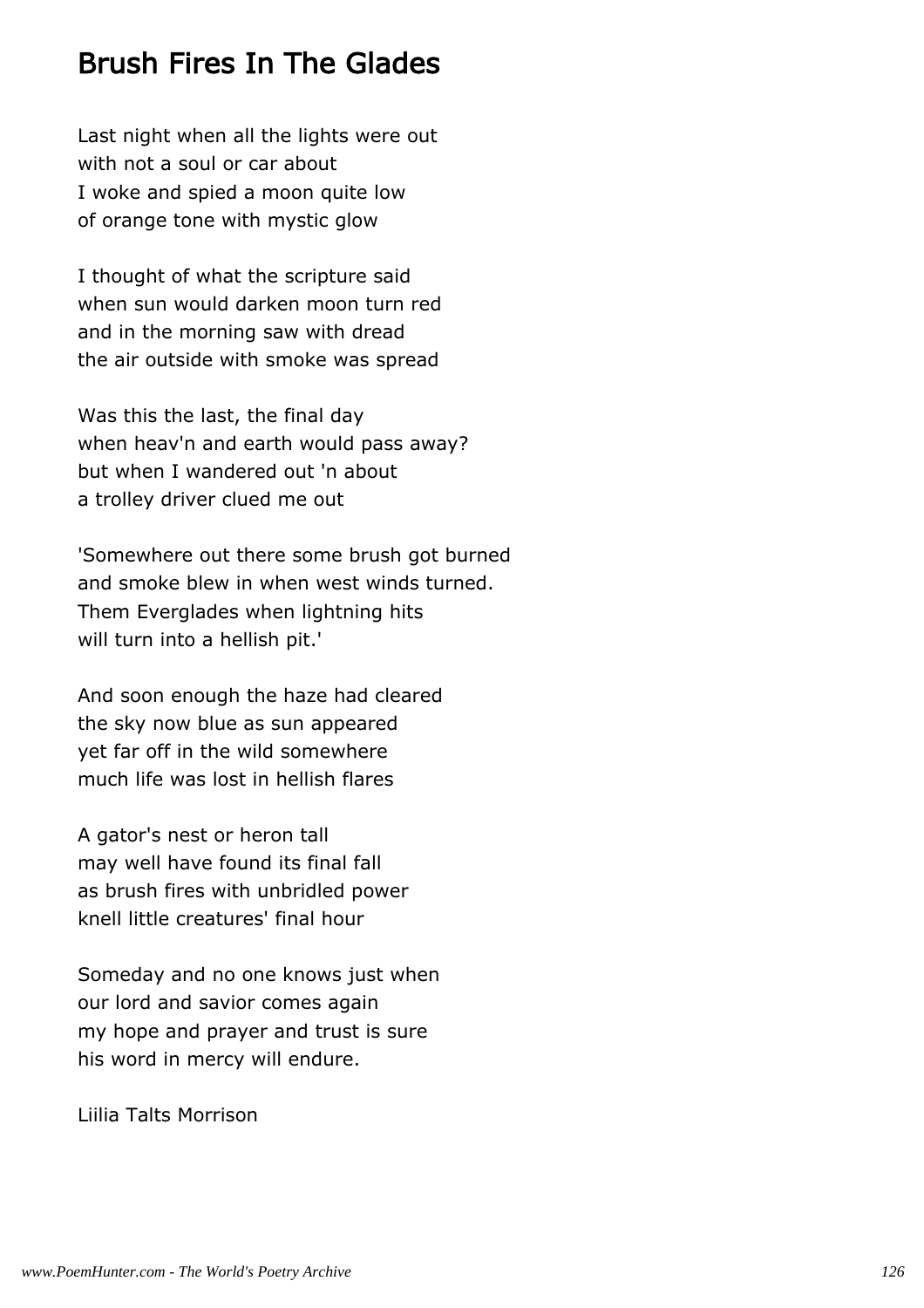# Brush Fires In The Glades

Last night when all the lights were out
with not a soul or car about
I woke and spied a moon quite low
of orange tone with mystic glow

I thought of what the scripture said
when sun would darken moon turn red
and in the morning saw with dread
the air outside with smoke was spread

Was this the last, the final day
when heav'n and earth would pass away?
but when I wandered out 'n about
a trolley driver clued me out

'Somewhere out there some brush got burned
and smoke blew in when west winds turned.
Them Everglades when lightning hits
will turn into a hellish pit.'

And soon enough the haze had cleared
the sky now blue as sun appeared
yet far off in the wild somewhere
much life was lost in hellish flares

A gator's nest or heron tall
may well have found its final fall
as brush fires with unbridled power
knell little creatures' final hour

Someday and no one knows just when
our lord and savior comes again
my hope and prayer and trust is sure
his word in mercy will endure.

Liilia Talts Morrison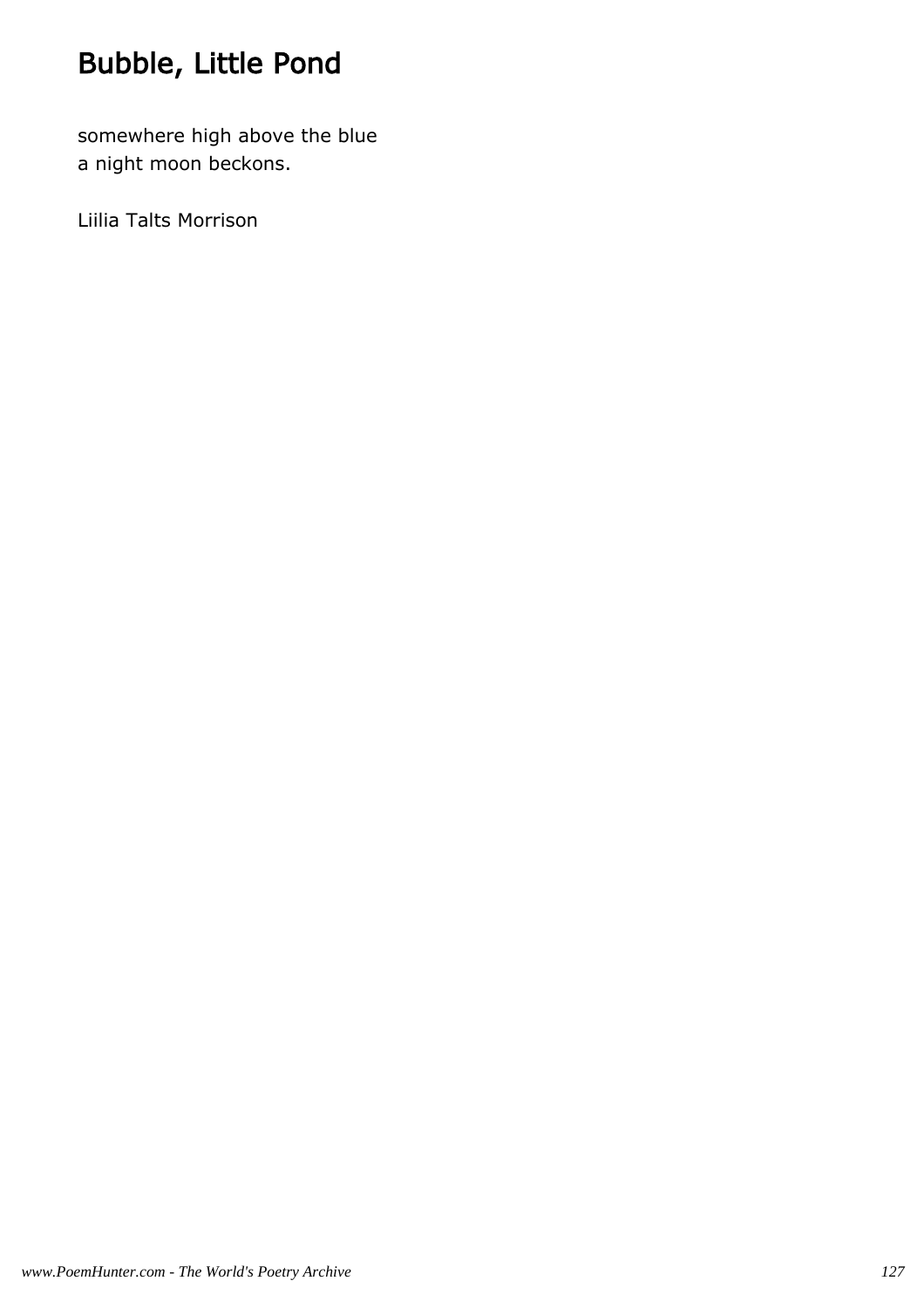# Bubble, Little Pond

somewhere high above the blue
a night moon beckons.

Liilia Talts Morrison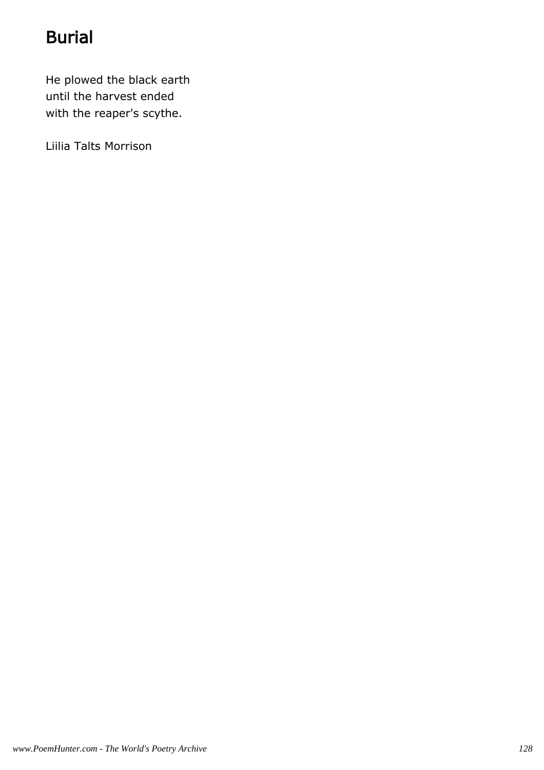# Burial

He plowed the black earth
until the harvest ended
with the reaper's scythe.

Liilia Talts Morrison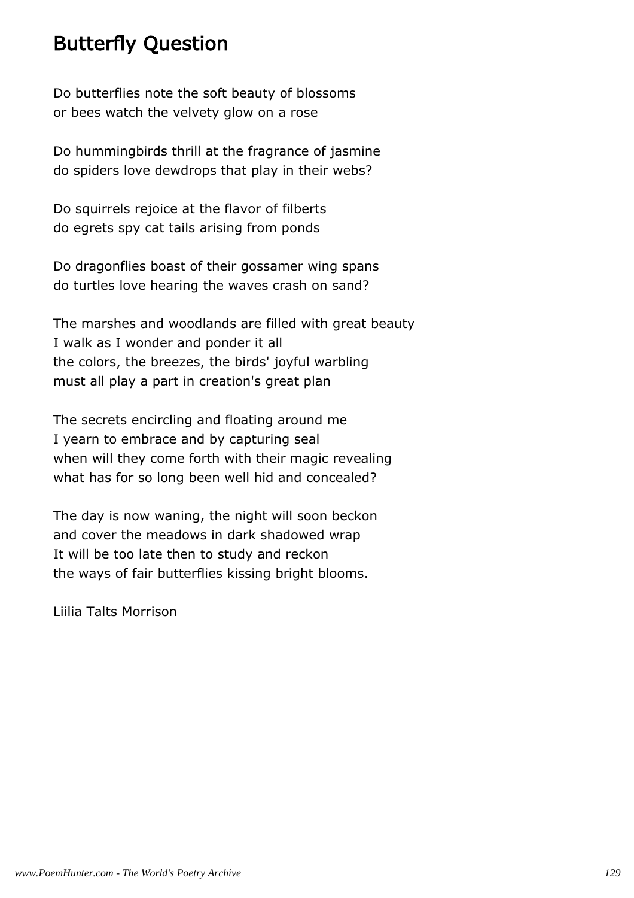# Butterfly Question

Do butterflies note the soft beauty of blossoms
or bees watch the velvety glow on a rose

Do hummingbirds thrill at the fragrance of jasmine
do spiders love dewdrops that play in their webs?

Do squirrels rejoice at the flavor of filberts
do egrets spy cat tails arising from ponds

Do dragonflies boast of their gossamer wing spans
do turtles love hearing the waves crash on sand?

The marshes and woodlands are filled with great beauty
I walk as I wonder and ponder it all
the colors, the breezes, the birds' joyful warbling
must all play a part in creation's great plan

The secrets encircling and floating around me
I yearn to embrace and by capturing seal
when will they come forth with their magic revealing
what has for so long been well hid and concealed?

The day is now waning, the night will soon beckon
and cover the meadows in dark shadowed wrap
It will be too late then to study and reckon
the ways of fair butterflies kissing bright blooms.

Liilia Talts Morrison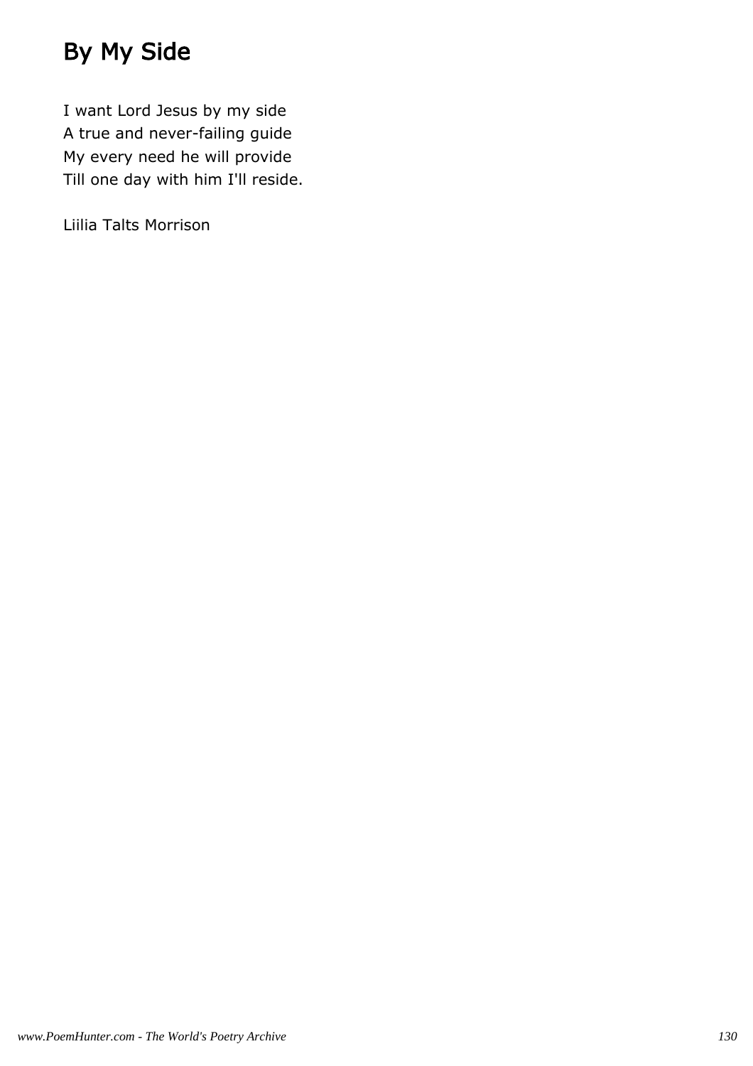# By My Side

I want Lord Jesus by my side
A true and never-failing guide
My every need he will provide
Till one day with him I'll reside.

Liilia Talts Morrison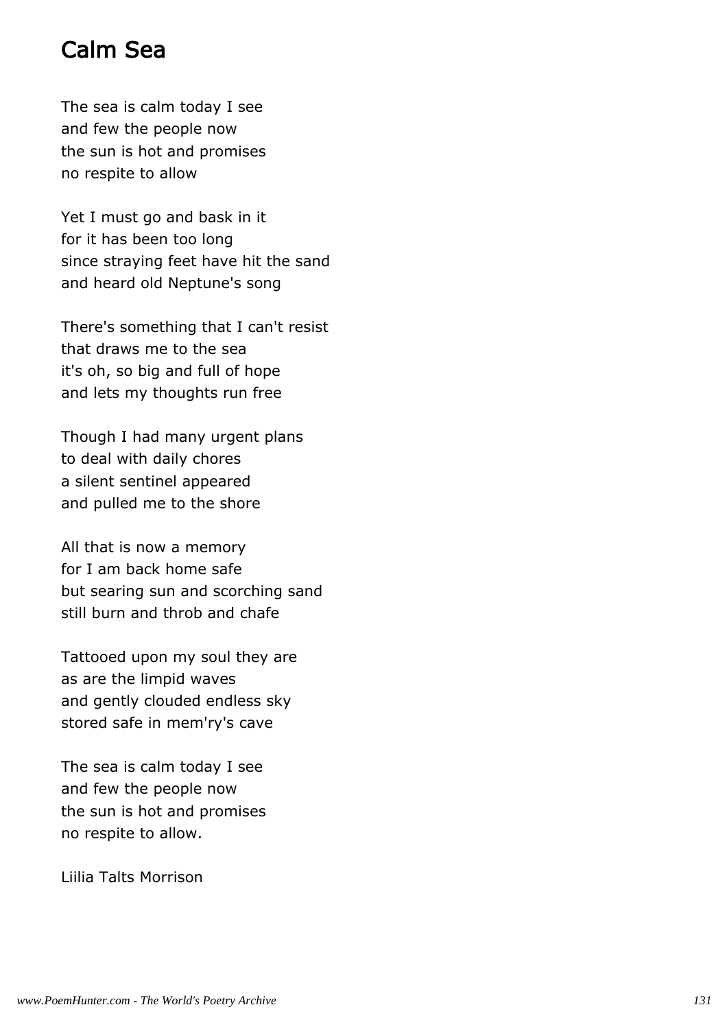# Calm Sea

The sea is calm today I see
and few the people now
the sun is hot and promises
no respite to allow

Yet I must go and bask in it
for it has been too long
since straying feet have hit the sand
and heard old Neptune's song

There's something that I can't resist
that draws me to the sea
it's oh, so big and full of hope
and lets my thoughts run free

Though I had many urgent plans
to deal with daily chores
a silent sentinel appeared
and pulled me to the shore

All that is now a memory
for I am back home safe
but searing sun and scorching sand
still burn and throb and chafe

Tattooed upon my soul they are
as are the limpid waves
and gently clouded endless sky
stored safe in mem'ry's cave

The sea is calm today I see
and few the people now
the sun is hot and promises
no respite to allow.

Liilia Talts Morrison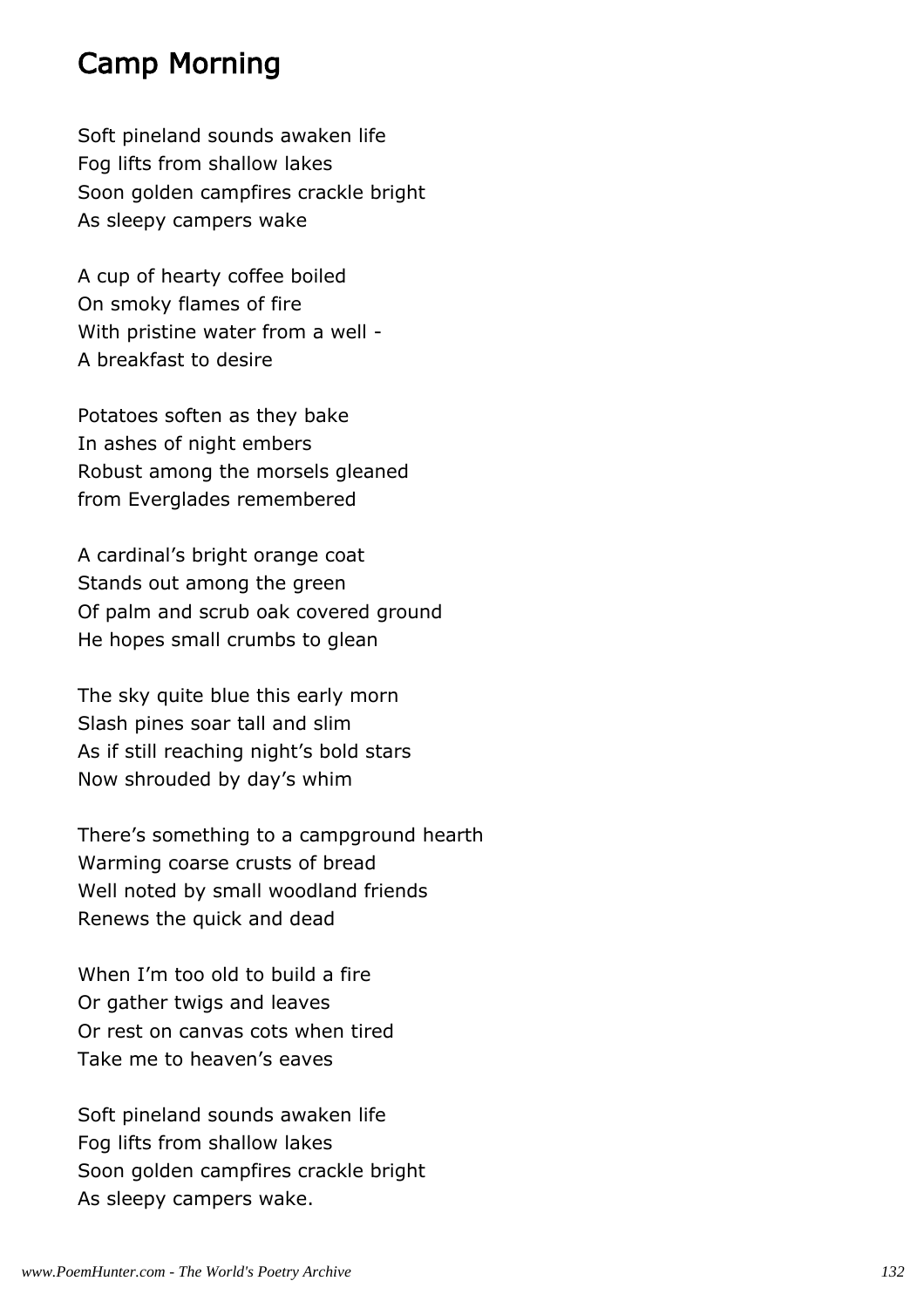# Camp Morning

Soft pineland sounds awaken life
Fog lifts from shallow lakes
Soon golden campfires crackle bright
As sleepy campers wake

A cup of hearty coffee boiled
On smoky flames of fire
With pristine water from a well -
A breakfast to desire

Potatoes soften as they bake
In ashes of night embers
Robust among the morsels gleaned
from Everglades remembered

A cardinal's bright orange coat
Stands out among the green
Of palm and scrub oak covered ground
He hopes small crumbs to glean

The sky quite blue this early morn
Slash pines soar tall and slim
As if still reaching night's bold stars
Now shrouded by day's whim

There's something to a campground hearth
Warming coarse crusts of bread
Well noted by small woodland friends
Renews the quick and dead

When I'm too old to build a fire
Or gather twigs and leaves
Or rest on canvas cots when tired
Take me to heaven's eaves

Soft pineland sounds awaken life
Fog lifts from shallow lakes
Soon golden campfires crackle bright
As sleepy campers wake.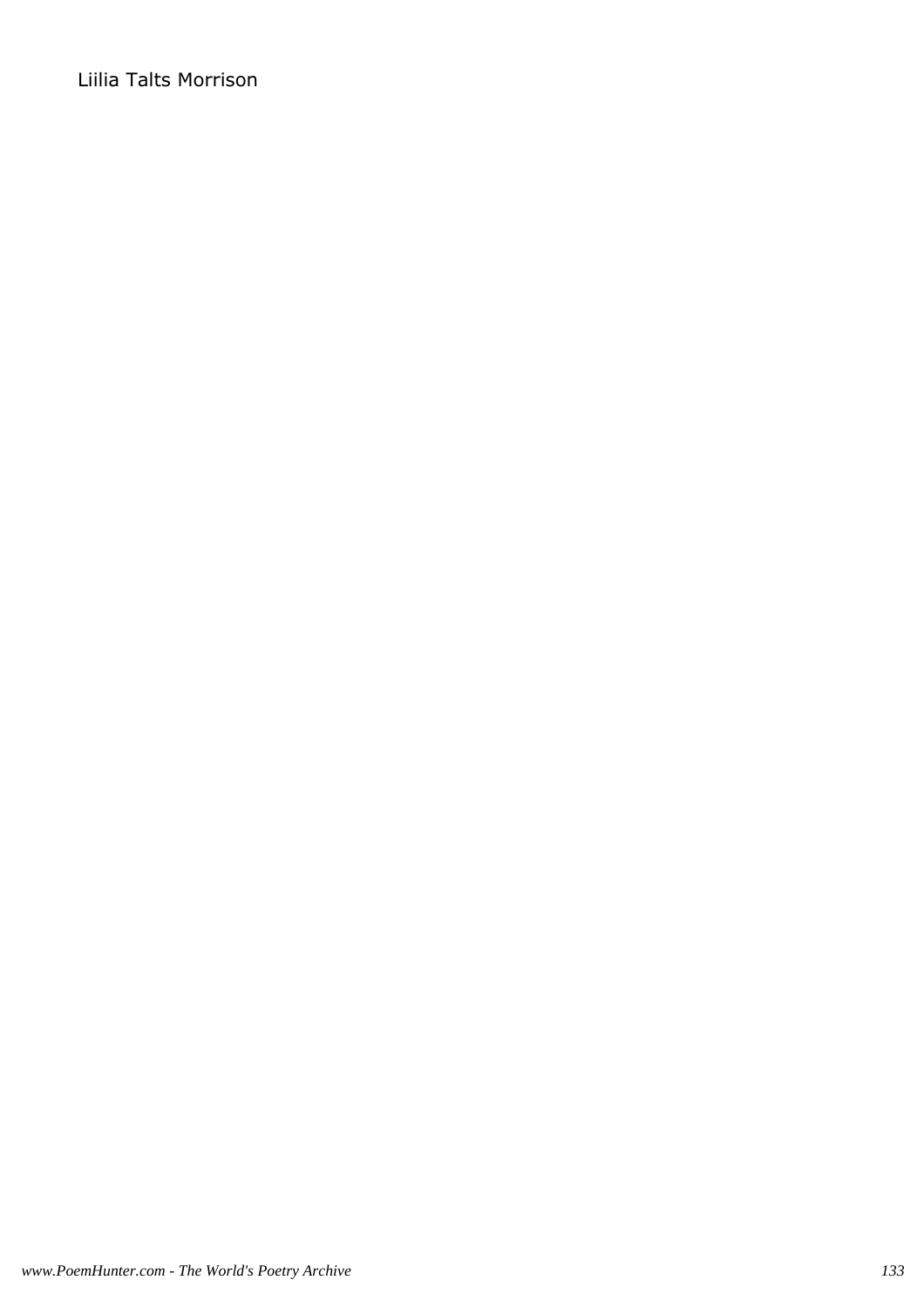Liilia Talts Morrison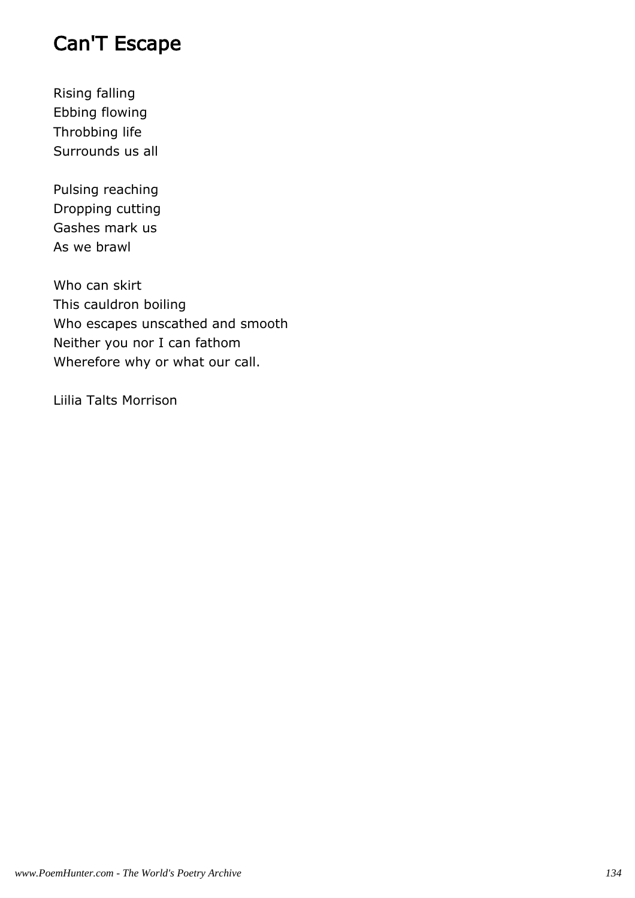# Can'T Escape

Rising falling
Ebbing flowing
Throbbing life
Surrounds us all

Pulsing reaching
Dropping cutting
Gashes mark us
As we brawl

Who can skirt
This cauldron boiling
Who escapes unscathed and smooth
Neither you nor I can fathom
Wherefore why or what our call.

Liilia Talts Morrison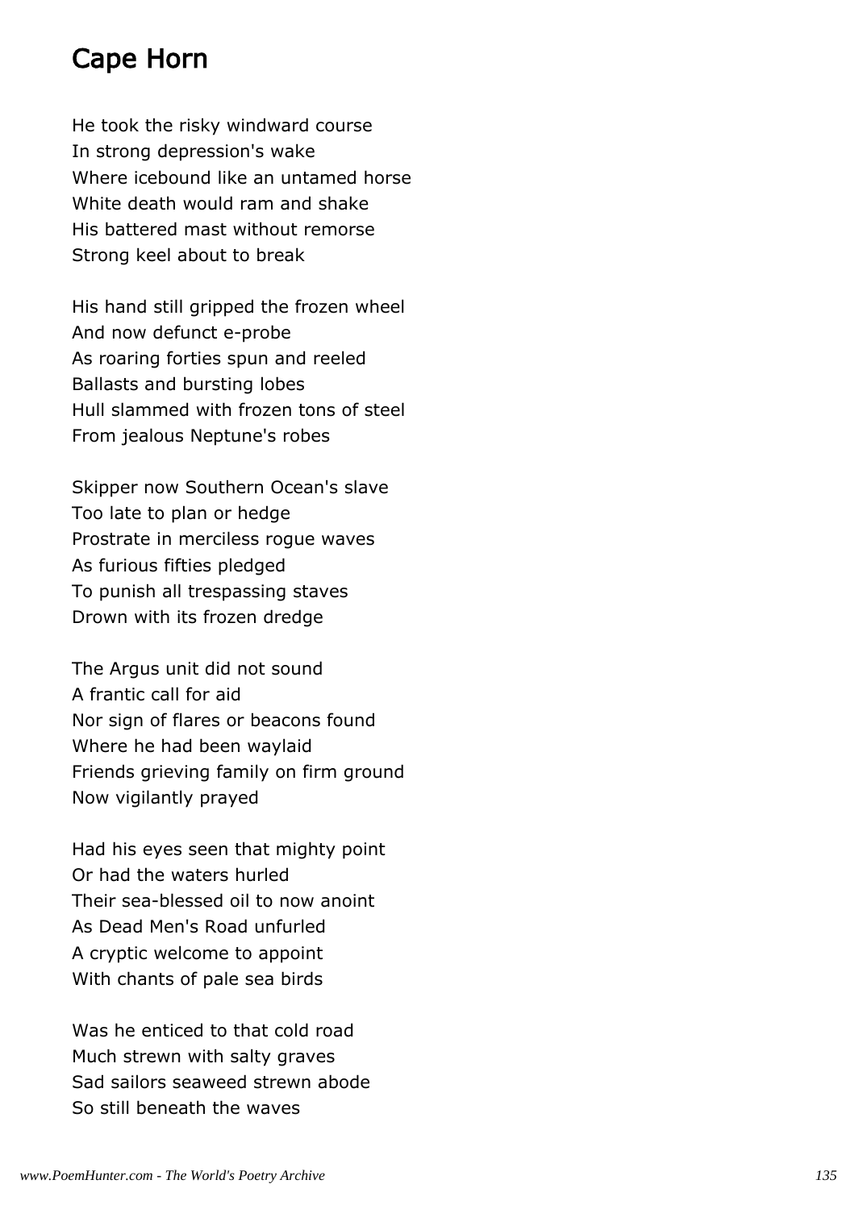# Cape Horn

He took the risky windward course  
In strong depression's wake  
Where icebound like an untamed horse  
White death would ram and shake  
His battered mast without remorse  
Strong keel about to break

His hand still gripped the frozen wheel  
And now defunct e-probe  
As roaring forties spun and reeled  
Ballasts and bursting lobes  
Hull slammed with frozen tons of steel  
From jealous Neptune's robes

Skipper now Southern Ocean's slave  
Too late to plan or hedge  
Prostrate in merciless rogue waves  
As furious fifties pledged  
To punish all trespassing staves  
Drown with its frozen dredge

The Argus unit did not sound  
A frantic call for aid  
Nor sign of flares or beacons found  
Where he had been waylaid  
Friends grieving family on firm ground  
Now vigilantly prayed

Had his eyes seen that mighty point  
Or had the waters hurled  
Their sea-blessed oil to now anoint  
As Dead Men's Road unfurled  
A cryptic welcome to appoint  
With chants of pale sea birds

Was he enticed to that cold road  
Much strewn with salty graves  
Sad sailors seaweed strewn abode  
So still beneath the waves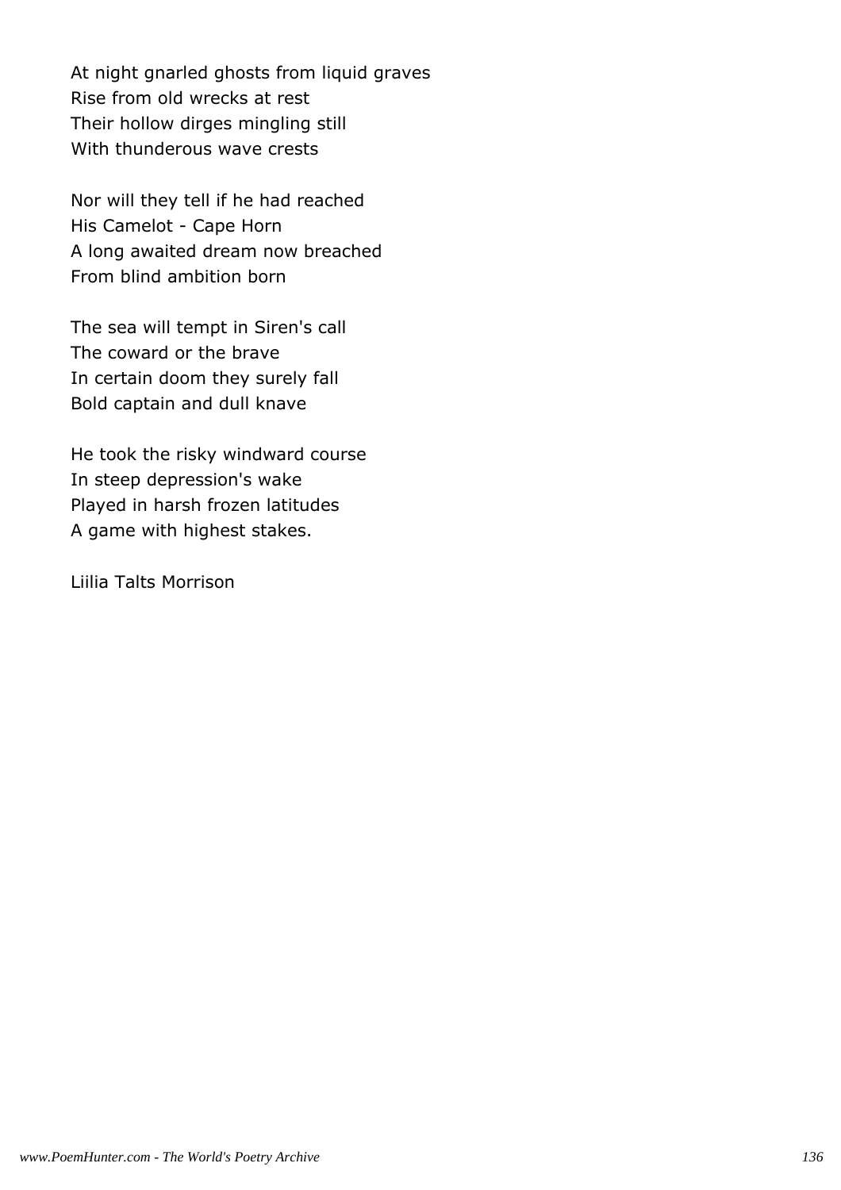At night gnarled ghosts from liquid graves
Rise from old wrecks at rest
Their hollow dirges mingling still
With thunderous wave crests

Nor will they tell if he had reached
His Camelot - Cape Horn
A long awaited dream now breached
From blind ambition born

The sea will tempt in Siren's call
The coward or the brave
In certain doom they surely fall
Bold captain and dull knave

He took the risky windward course
In steep depression's wake
Played in harsh frozen latitudes
A game with highest stakes.

Liilia Talts Morrison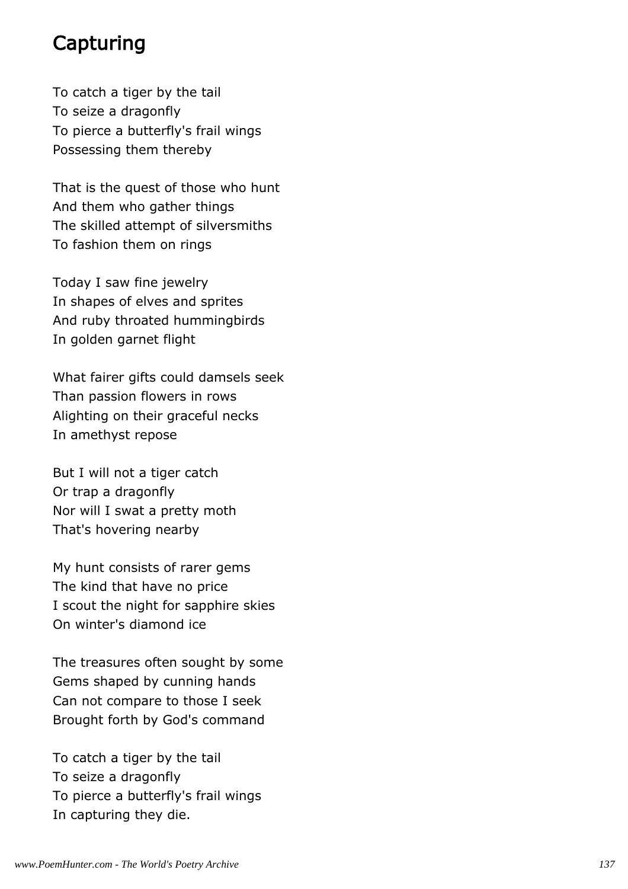## Capturing

To catch a tiger by the tail  
To seize a dragonfly  
To pierce a butterfly's frail wings  
Possessing them thereby

That is the quest of those who hunt  
And them who gather things  
The skilled attempt of silversmiths  
To fashion them on rings

Today I saw fine jewelry  
In shapes of elves and sprites  
And ruby throated hummingbirds  
In golden garnet flight

What fairer gifts could damsels seek  
Than passion flowers in rows  
Alighting on their graceful necks  
In amethyst repose

But I will not a tiger catch  
Or trap a dragonfly  
Nor will I swat a pretty moth  
That's hovering nearby

My hunt consists of rarer gems  
The kind that have no price  
I scout the night for sapphire skies  
On winter's diamond ice

The treasures often sought by some  
Gems shaped by cunning hands  
Can not compare to those I seek  
Brought forth by God's command

To catch a tiger by the tail  
To seize a dragonfly  
To pierce a butterfly's frail wings  
In capturing they die.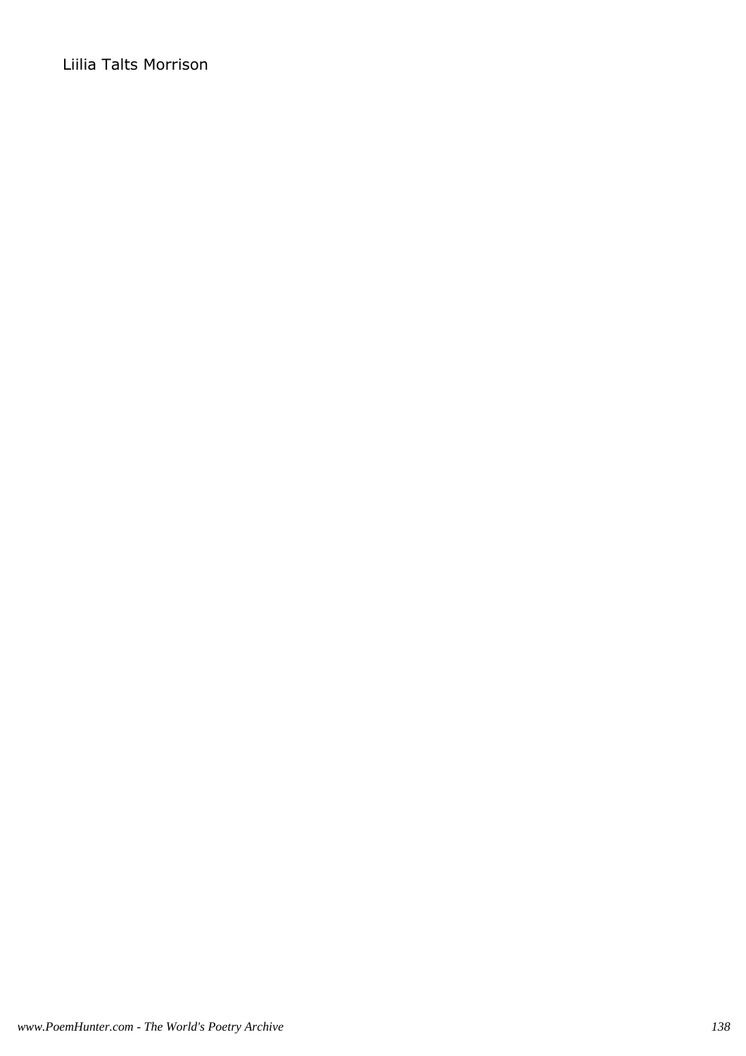Liilia Talts Morrison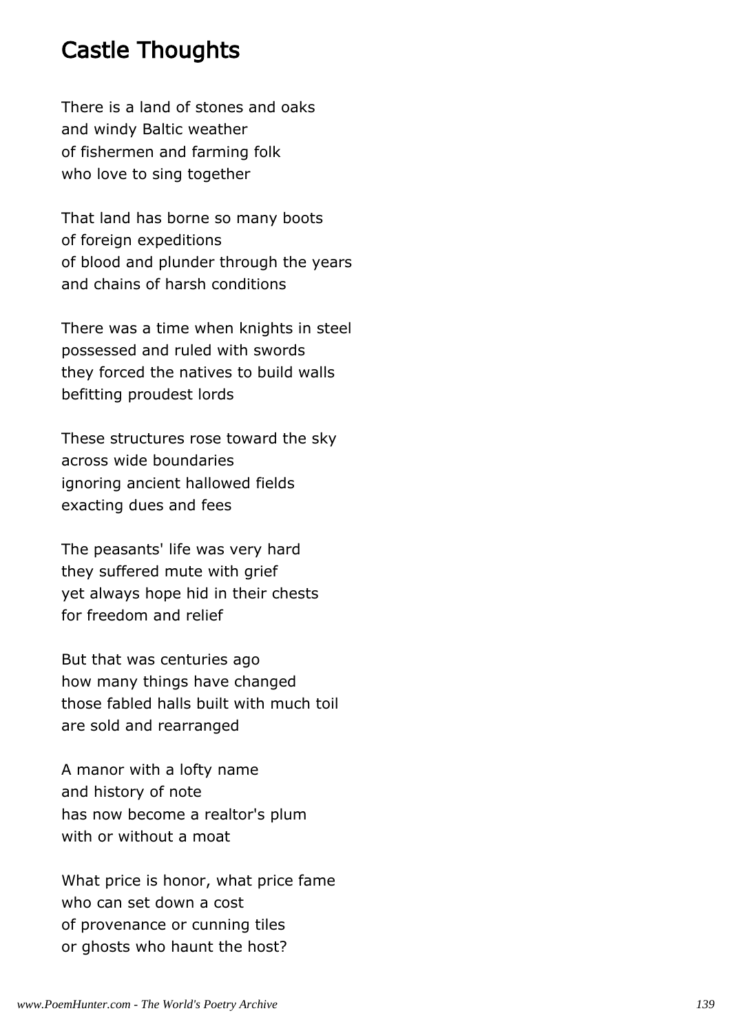# Castle Thoughts

There is a land of stones and oaks
and windy Baltic weather
of fishermen and farming folk
who love to sing together

That land has borne so many boots
of foreign expeditions
of blood and plunder through the years
and chains of harsh conditions

There was a time when knights in steel
possessed and ruled with swords
they forced the natives to build walls
befitting proudest lords

These structures rose toward the sky
across wide boundaries
ignoring ancient hallowed fields
exacting dues and fees

The peasants' life was very hard
they suffered mute with grief
yet always hope hid in their chests
for freedom and relief

But that was centuries ago
how many things have changed
those fabled halls built with much toil
are sold and rearranged

A manor with a lofty name
and history of note
has now become a realtor's plum
with or without a moat

What price is honor, what price fame
who can set down a cost
of provenance or cunning tiles
or ghosts who haunt the host?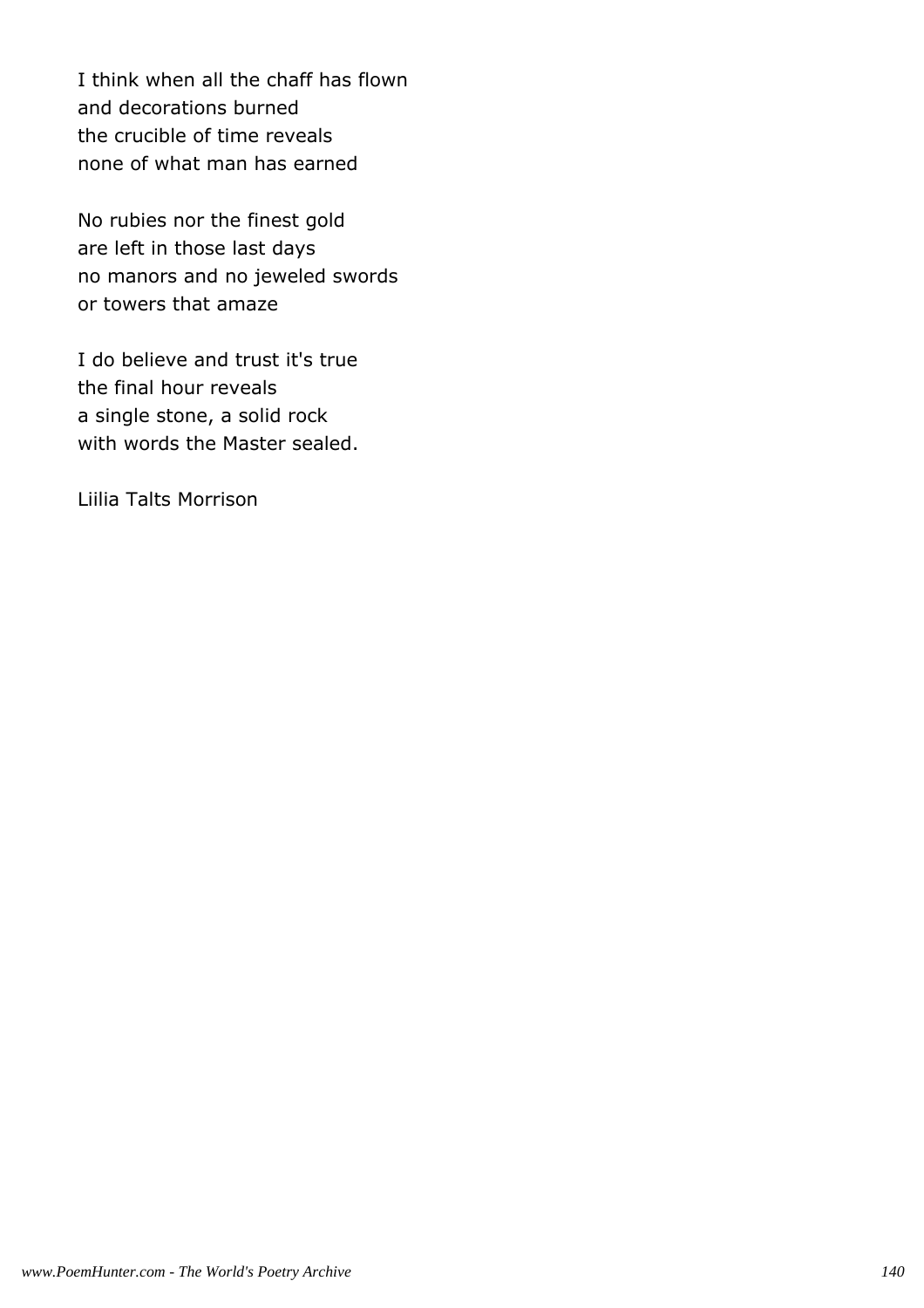I think when all the chaff has flown
and decorations burned
the crucible of time reveals
none of what man has earned

No rubies nor the finest gold
are left in those last days
no manors and no jeweled swords
or towers that amaze

I do believe and trust it's true
the final hour reveals
a single stone, a solid rock
with words the Master sealed.

Liilia Talts Morrison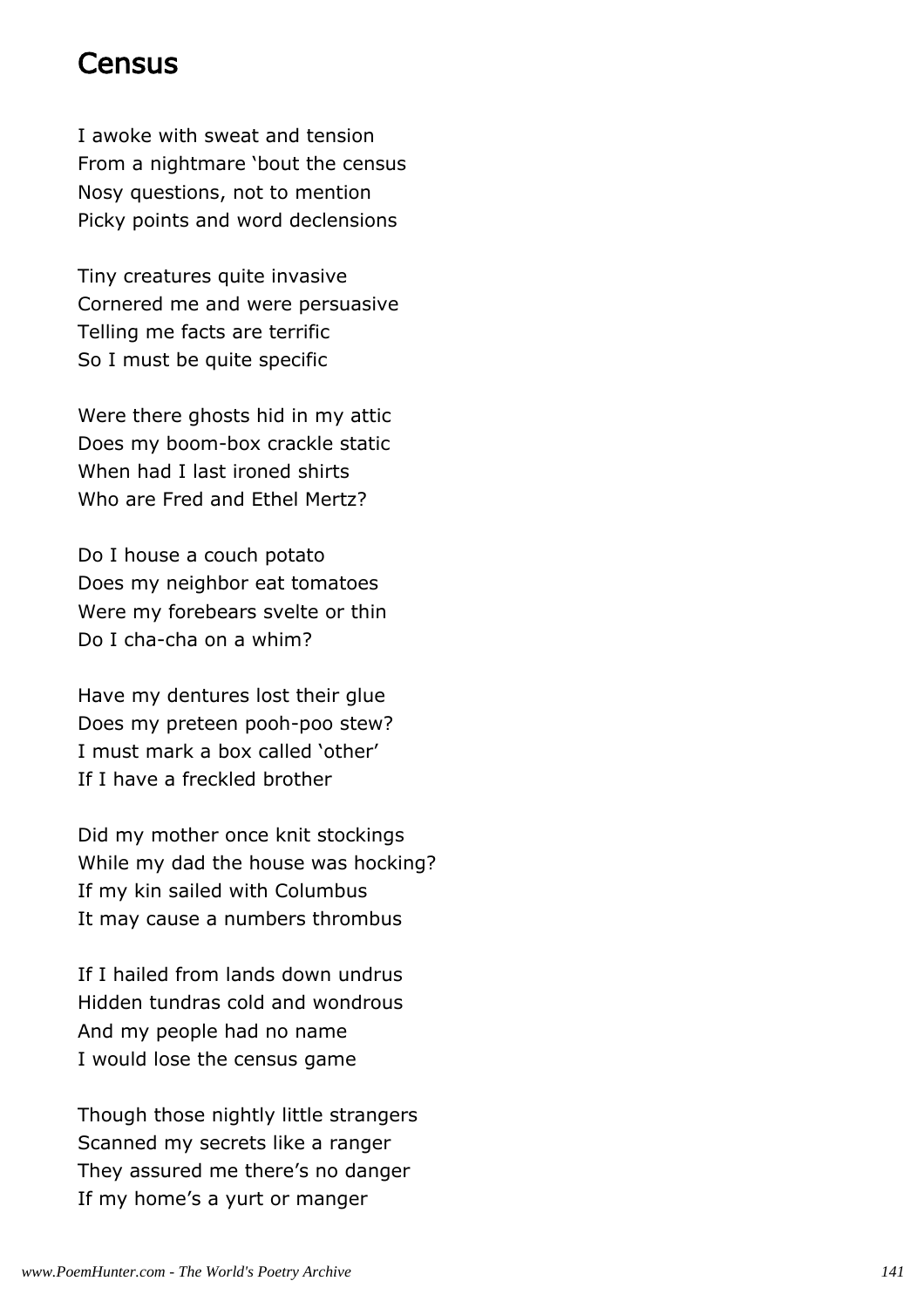# Census

I awoke with sweat and tension
From a nightmare 'bout the census
Nosy questions, not to mention
Picky points and word declensions

Tiny creatures quite invasive
Cornered me and were persuasive
Telling me facts are terrific
So I must be quite specific

Were there ghosts hid in my attic
Does my boom-box crackle static
When had I last ironed shirts
Who are Fred and Ethel Mertz?

Do I house a couch potato
Does my neighbor eat tomatoes
Were my forebears svelte or thin
Do I cha-cha on a whim?

Have my dentures lost their glue
Does my preteen pooh-poo stew?
I must mark a box called 'other'
If I have a freckled brother

Did my mother once knit stockings
While my dad the house was hocking?
If my kin sailed with Columbus
It may cause a numbers thrombus

If I hailed from lands down undrus
Hidden tundras cold and wondrous
And my people had no name
I would lose the census game

Though those nightly little strangers
Scanned my secrets like a ranger
They assured me there's no danger
If my home's a yurt or manger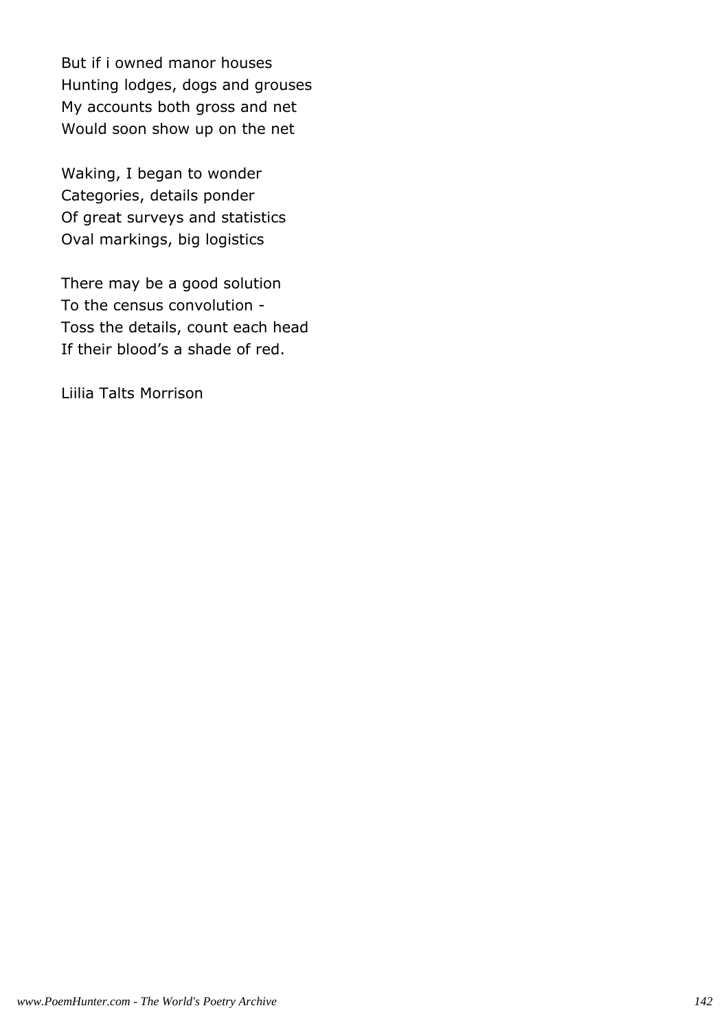But if i owned manor houses
Hunting lodges, dogs and grouses
My accounts both gross and net
Would soon show up on the net

Waking, I began to wonder
Categories, details ponder
Of great surveys and statistics
Oval markings, big logistics

There may be a good solution
To the census convolution -
Toss the details, count each head
If their blood's a shade of red.

Liilia Talts Morrison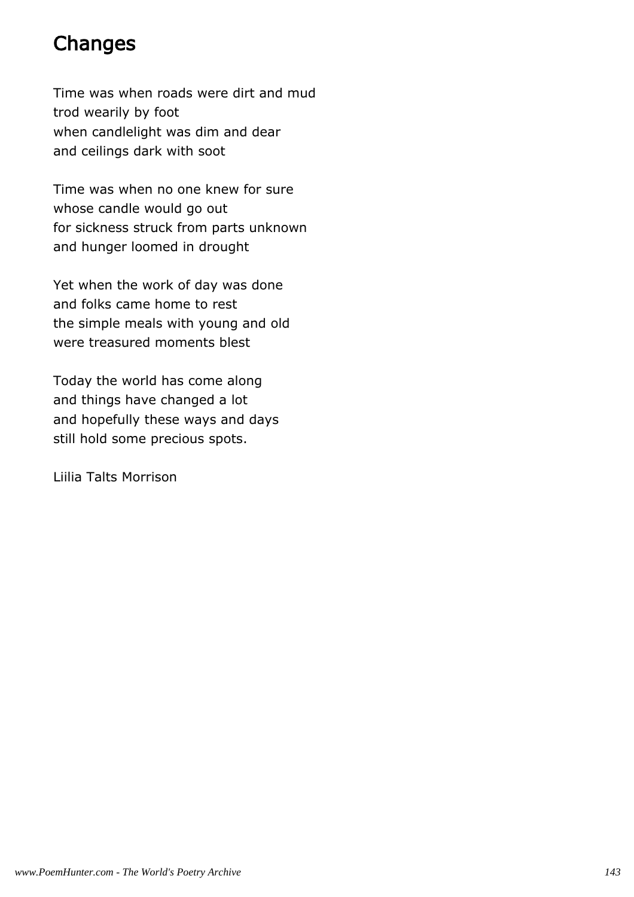# Changes

Time was when roads were dirt and mud
trod wearily by foot
when candlelight was dim and dear
and ceilings dark with soot

Time was when no one knew for sure
whose candle would go out
for sickness struck from parts unknown
and hunger loomed in drought

Yet when the work of day was done
and folks came home to rest
the simple meals with young and old
were treasured moments blest

Today the world has come along
and things have changed a lot
and hopefully these ways and days
still hold some precious spots.

Liilia Talts Morrison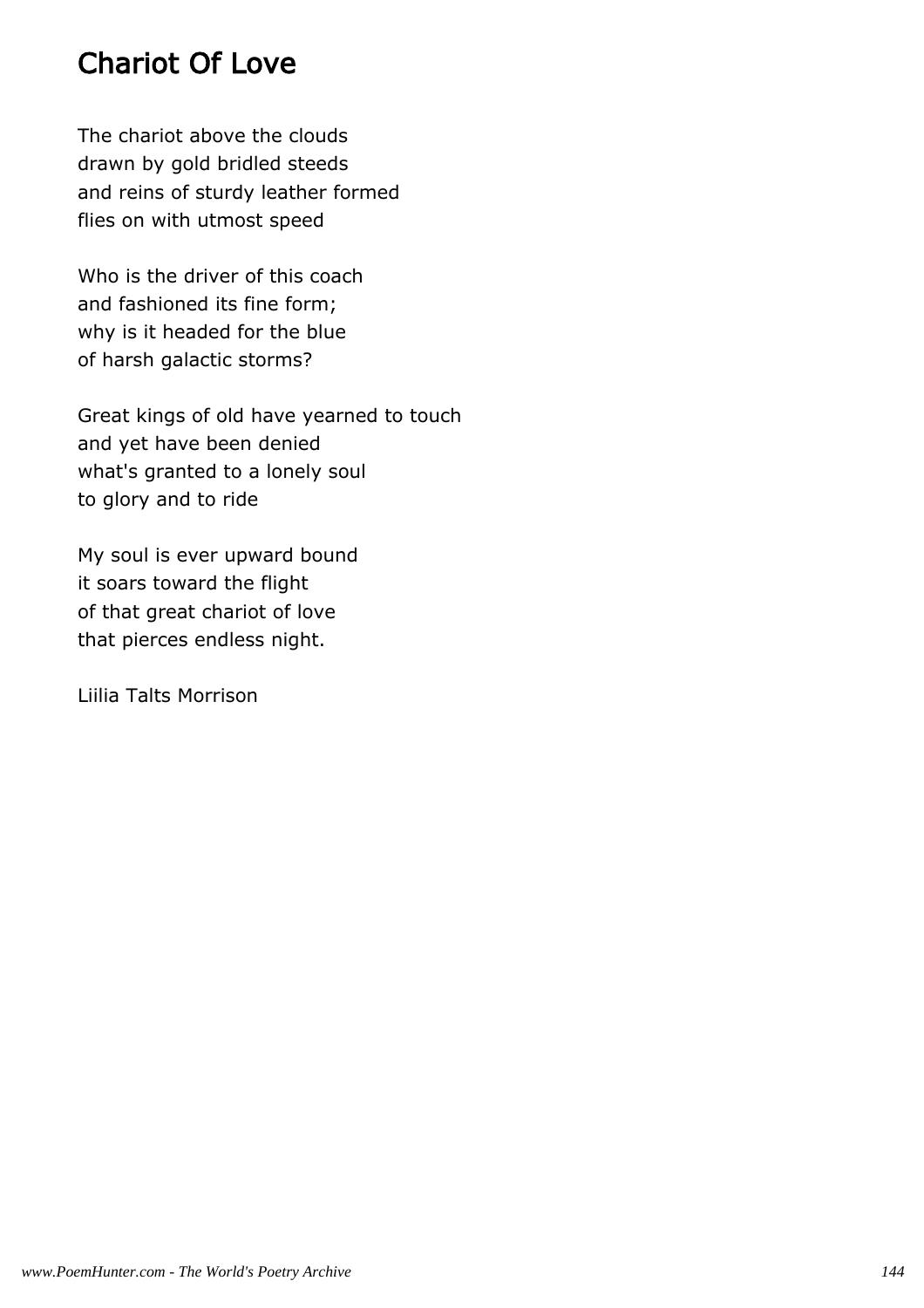## Chariot Of Love

The chariot above the clouds
drawn by gold bridled steeds
and reins of sturdy leather formed
flies on with utmost speed

Who is the driver of this coach
and fashioned its fine form;
why is it headed for the blue
of harsh galactic storms?

Great kings of old have yearned to touch
and yet have been denied
what's granted to a lonely soul
to glory and to ride

My soul is ever upward bound
it soars toward the flight
of that great chariot of love
that pierces endless night.

Liilia Talts Morrison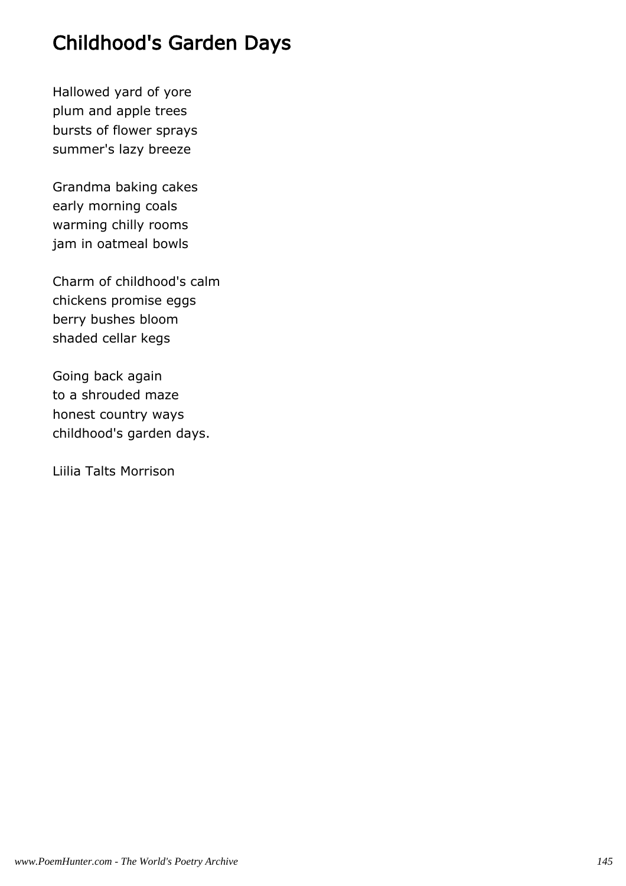## Childhood's Garden Days

Hallowed yard of yore
plum and apple trees
bursts of flower sprays
summer's lazy breeze

Grandma baking cakes
early morning coals
warming chilly rooms
jam in oatmeal bowls

Charm of childhood's calm
chickens promise eggs
berry bushes bloom
shaded cellar kegs

Going back again
to a shrouded maze
honest country ways
childhood's garden days.

Liilia Talts Morrison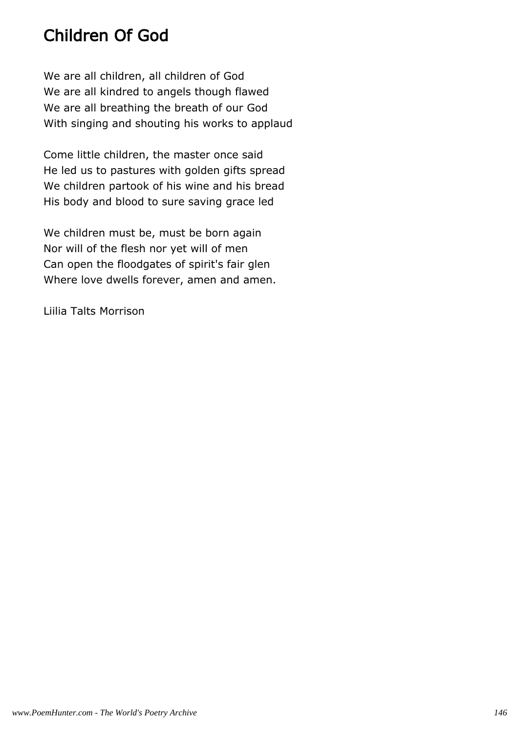# Children Of God

We are all children, all children of God
We are all kindred to angels though flawed
We are all breathing the breath of our God
With singing and shouting his works to applaud

Come little children, the master once said
He led us to pastures with golden gifts spread
We children partook of his wine and his bread
His body and blood to sure saving grace led

We children must be, must be born again
Nor will of the flesh nor yet will of men
Can open the floodgates of spirit's fair glen
Where love dwells forever, amen and amen.

Liilia Talts Morrison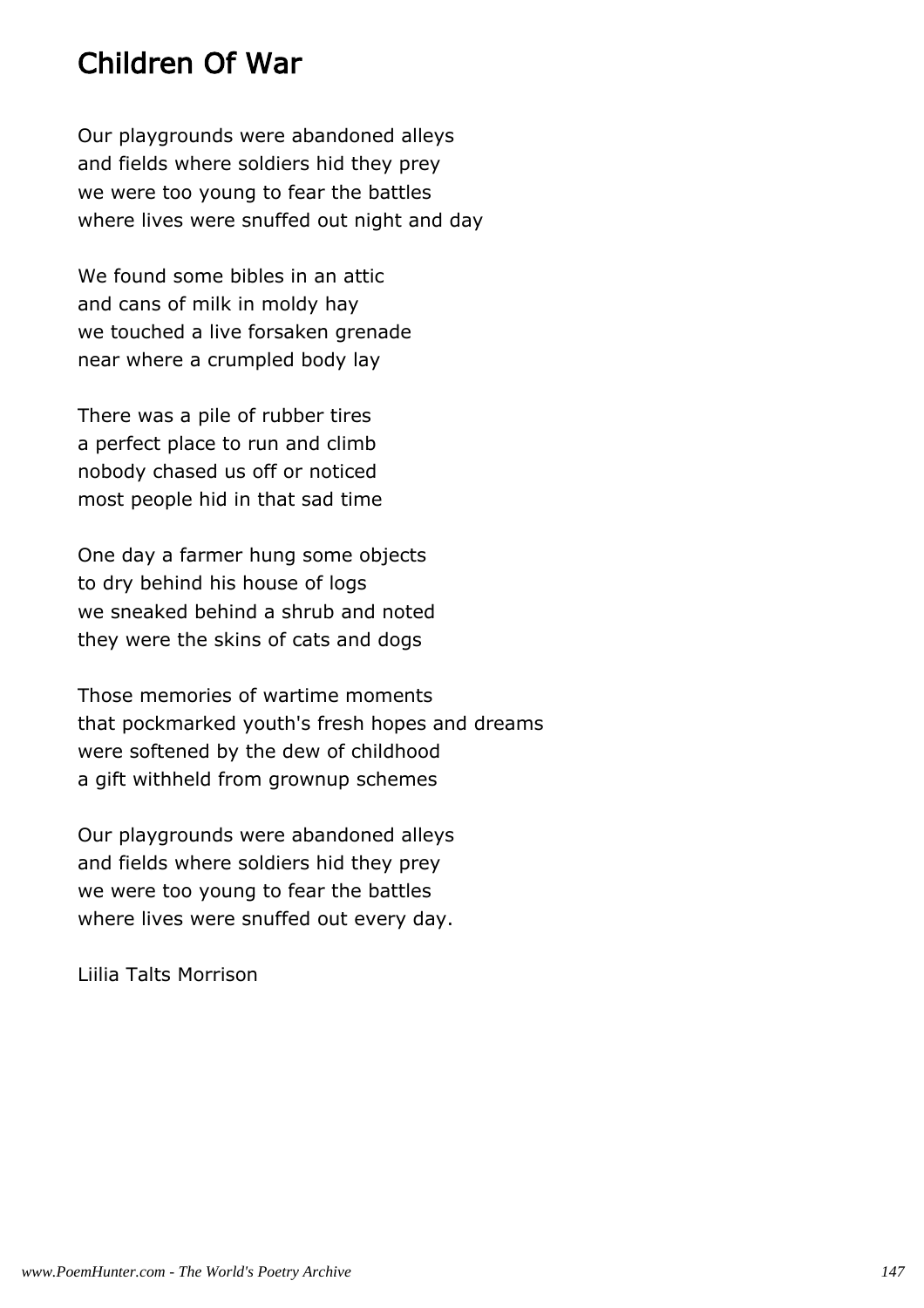# Children Of War

Our playgrounds were abandoned alleys
and fields where soldiers hid they prey
we were too young to fear the battles
where lives were snuffed out night and day

We found some bibles in an attic
and cans of milk in moldy hay
we touched a live forsaken grenade
near where a crumpled body lay

There was a pile of rubber tires
a perfect place to run and climb
nobody chased us off or noticed
most people hid in that sad time

One day a farmer hung some objects
to dry behind his house of logs
we sneaked behind a shrub and noted
they were the skins of cats and dogs

Those memories of wartime moments
that pockmarked youth's fresh hopes and dreams
were softened by the dew of childhood
a gift withheld from grownup schemes

Our playgrounds were abandoned alleys
and fields where soldiers hid they prey
we were too young to fear the battles
where lives were snuffed out every day.

Liilia Talts Morrison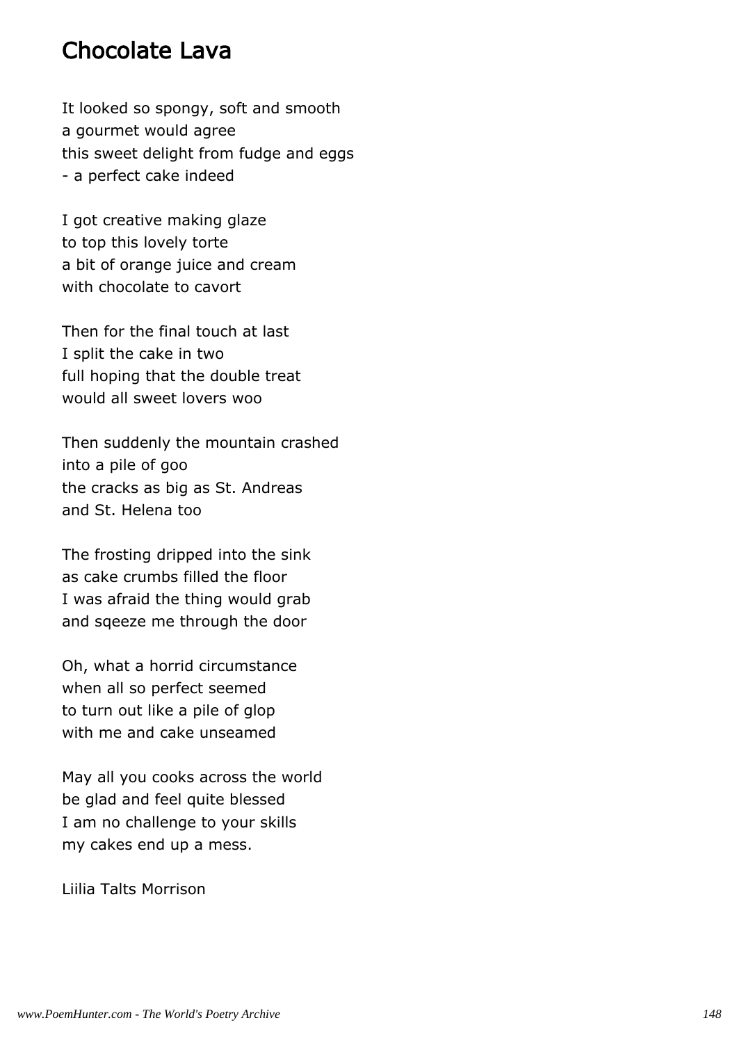# Chocolate Lava

It looked so spongy, soft and smooth
a gourmet would agree
this sweet delight from fudge and eggs
- a perfect cake indeed

I got creative making glaze
to top this lovely torte
a bit of orange juice and cream
with chocolate to cavort

Then for the final touch at last
I split the cake in two
full hoping that the double treat
would all sweet lovers woo

Then suddenly the mountain crashed
into a pile of goo
the cracks as big as St. Andreas
and St. Helena too

The frosting dripped into the sink
as cake crumbs filled the floor
I was afraid the thing would grab
and sqeeze me through the door

Oh, what a horrid circumstance
when all so perfect seemed
to turn out like a pile of glop
with me and cake unseamed

May all you cooks across the world
be glad and feel quite blessed
I am no challenge to your skills
my cakes end up a mess.

Liilia Talts Morrison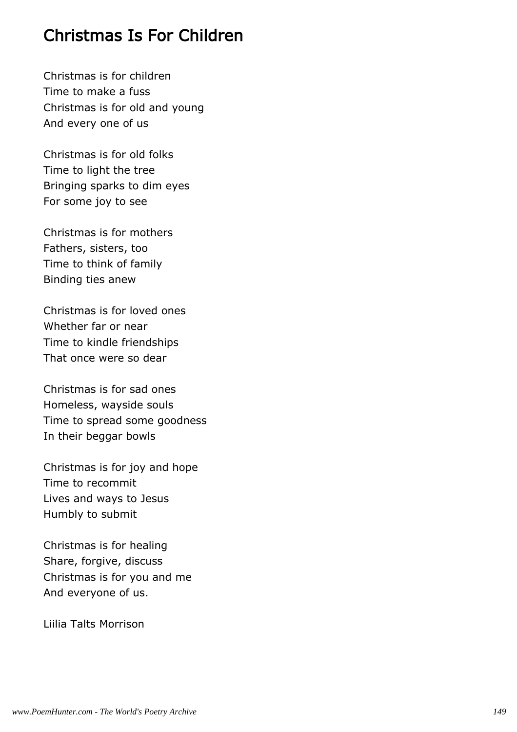## Christmas Is For Children

Christmas is for children
Time to make a fuss
Christmas is for old and young
And every one of us

Christmas is for old folks
Time to light the tree
Bringing sparks to dim eyes
For some joy to see

Christmas is for mothers
Fathers, sisters, too
Time to think of family
Binding ties anew

Christmas is for loved ones
Whether far or near
Time to kindle friendships
That once were so dear

Christmas is for sad ones
Homeless, wayside souls
Time to spread some goodness
In their beggar bowls

Christmas is for joy and hope
Time to recommit
Lives and ways to Jesus
Humbly to submit

Christmas is for healing
Share, forgive, discuss
Christmas is for you and me
And everyone of us.

Liilia Talts Morrison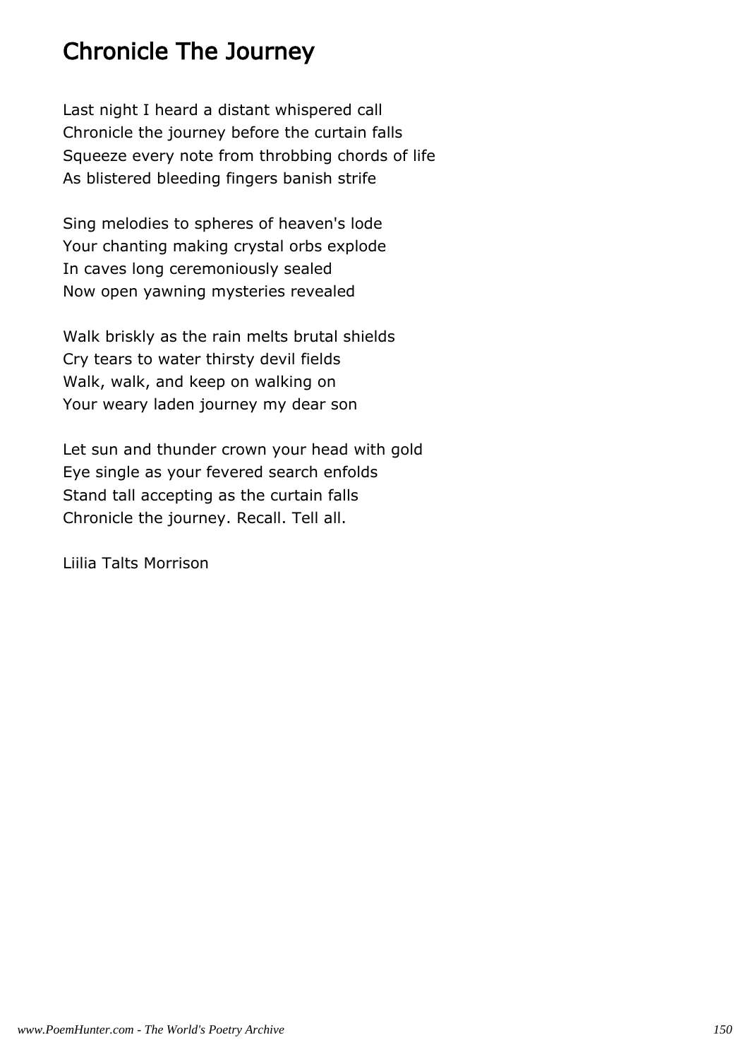## Chronicle The Journey

Last night I heard a distant whispered call  
Chronicle the journey before the curtain falls  
Squeeze every note from throbbing chords of life  
As blistered bleeding fingers banish strife

Sing melodies to spheres of heaven's lode  
Your chanting making crystal orbs explode  
In caves long ceremoniously sealed  
Now open yawning mysteries revealed

Walk briskly as the rain melts brutal shields  
Cry tears to water thirsty devil fields  
Walk, walk, and keep on walking on  
Your weary laden journey my dear son

Let sun and thunder crown your head with gold  
Eye single as your fevered search enfolds  
Stand tall accepting as the curtain falls  
Chronicle the journey. Recall. Tell all.

Liilia Talts Morrison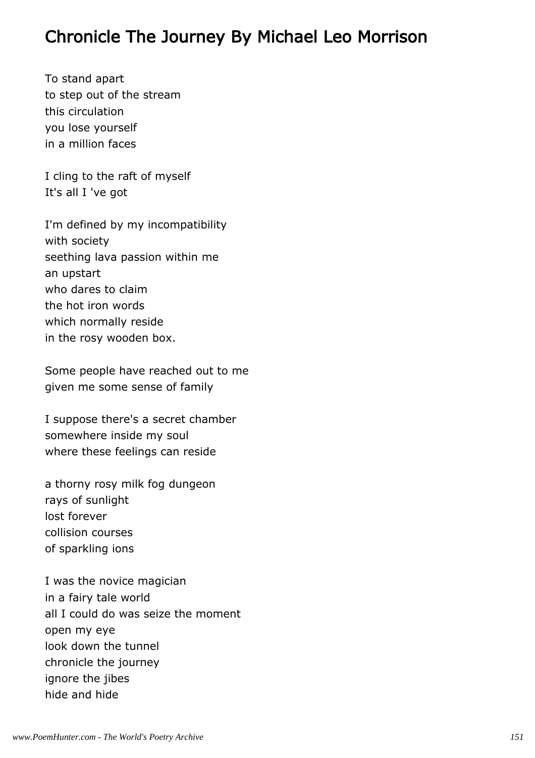# Chronicle The Journey By Michael Leo Morrison

To stand apart
to step out of the stream
this circulation
you lose yourself
in a million faces

I cling to the raft of myself
It's all I 've got

I'm defined by my incompatibility
with society
seething lava passion within me
an upstart
who dares to claim
the hot iron words
which normally reside
in the rosy wooden box.

Some people have reached out to me
given me some sense of family

I suppose there's a secret chamber
somewhere inside my soul
where these feelings can reside

a thorny rosy milk fog dungeon
rays of sunlight
lost forever
collision courses
of sparkling ions

I was the novice magician
in a fairy tale world
all I could do was seize the moment
open my eye
look down the tunnel
chronicle the journey
ignore the jibes
hide and hide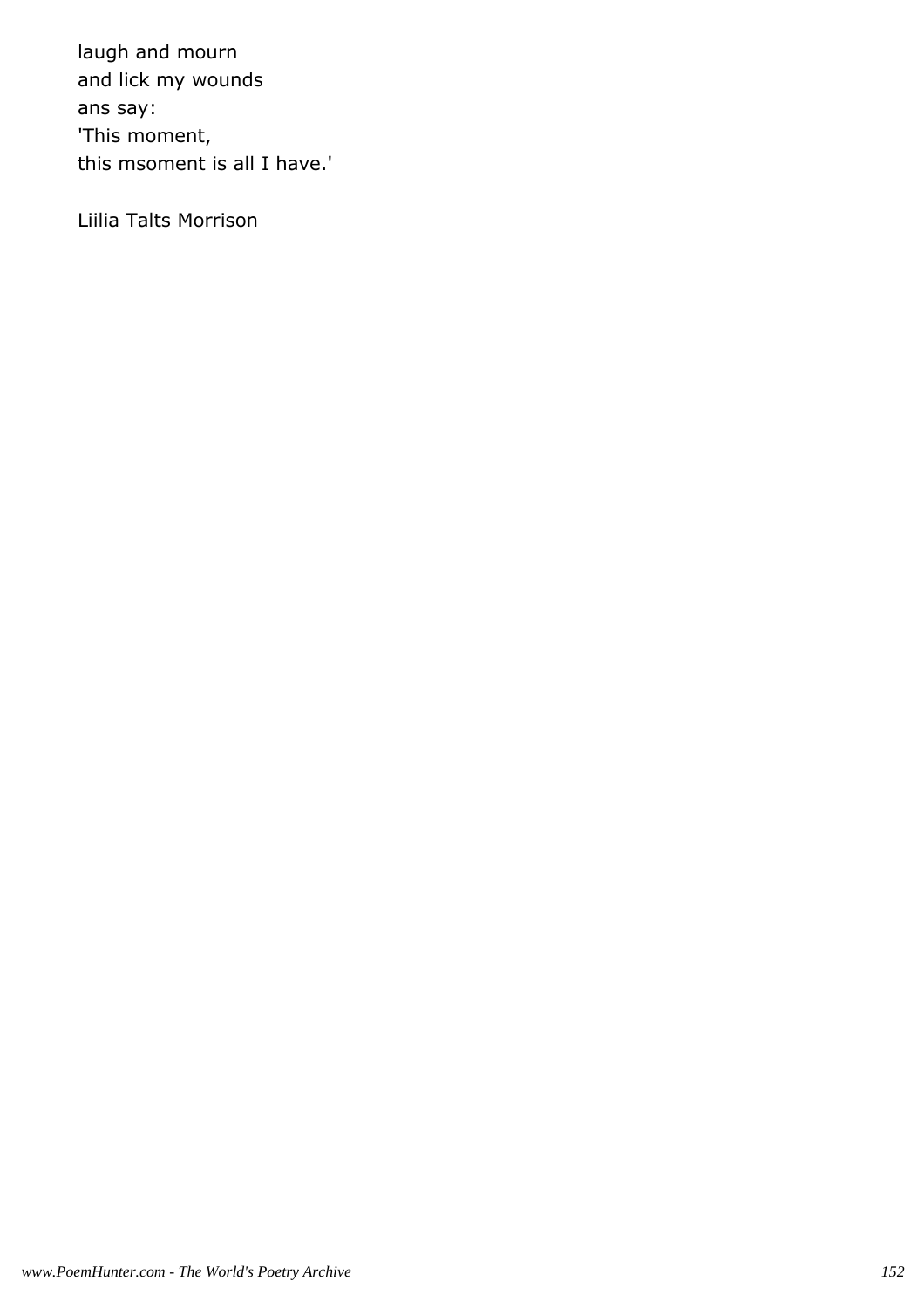laugh and mourn
and lick my wounds
ans say:
'This moment,
this msoment is all I have.'

Liilia Talts Morrison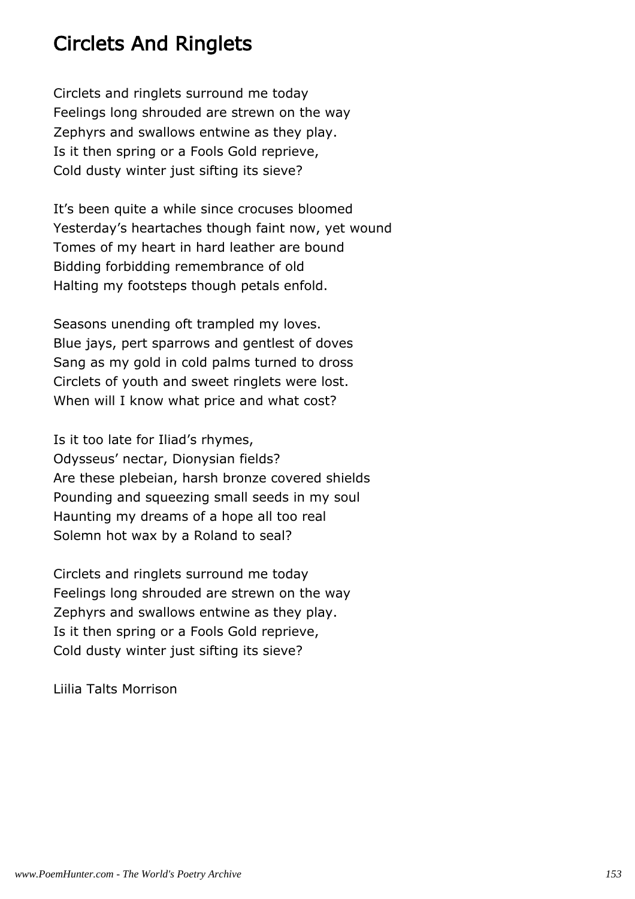# Circlets And Ringlets

Circlets and ringlets surround me today
Feelings long shrouded are strewn on the way
Zephyrs and swallows entwine as they play.
Is it then spring or a Fools Gold reprieve,
Cold dusty winter just sifting its sieve?

It's been quite a while since crocuses bloomed
Yesterday's heartaches though faint now, yet wound
Tomes of my heart in hard leather are bound
Bidding forbidding remembrance of old
Halting my footsteps though petals enfold.

Seasons unending oft trampled my loves.
Blue jays, pert sparrows and gentlest of doves
Sang as my gold in cold palms turned to dross
Circlets of youth and sweet ringlets were lost.
When will I know what price and what cost?

Is it too late for Iliad's rhymes,
Odysseus' nectar, Dionysian fields?
Are these plebeian, harsh bronze covered shields
Pounding and squeezing small seeds in my soul
Haunting my dreams of a hope all too real
Solemn hot wax by a Roland to seal?

Circlets and ringlets surround me today
Feelings long shrouded are strewn on the way
Zephyrs and swallows entwine as they play.
Is it then spring or a Fools Gold reprieve,
Cold dusty winter just sifting its sieve?

Liilia Talts Morrison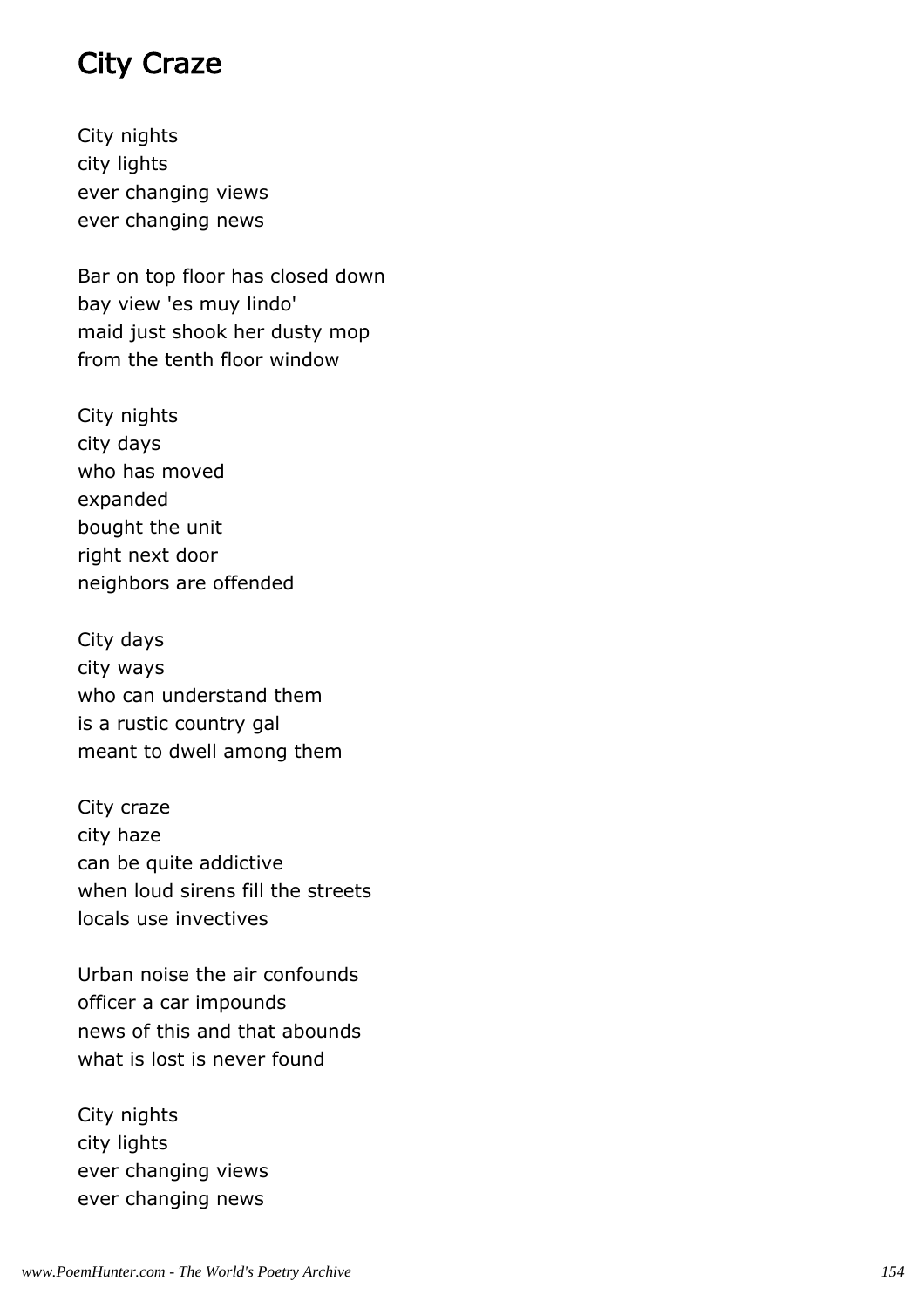# City Craze

City nights
city lights
ever changing views
ever changing news

Bar on top floor has closed down
bay view 'es muy lindo'
maid just shook her dusty mop
from the tenth floor window

City nights
city days
who has moved
expanded
bought the unit
right next door
neighbors are offended

City days
city ways
who can understand them
is a rustic country gal
meant to dwell among them

City craze
city haze
can be quite addictive
when loud sirens fill the streets
locals use invectives

Urban noise the air confounds
officer a car impounds
news of this and that abounds
what is lost is never found

City nights
city lights
ever changing views
ever changing news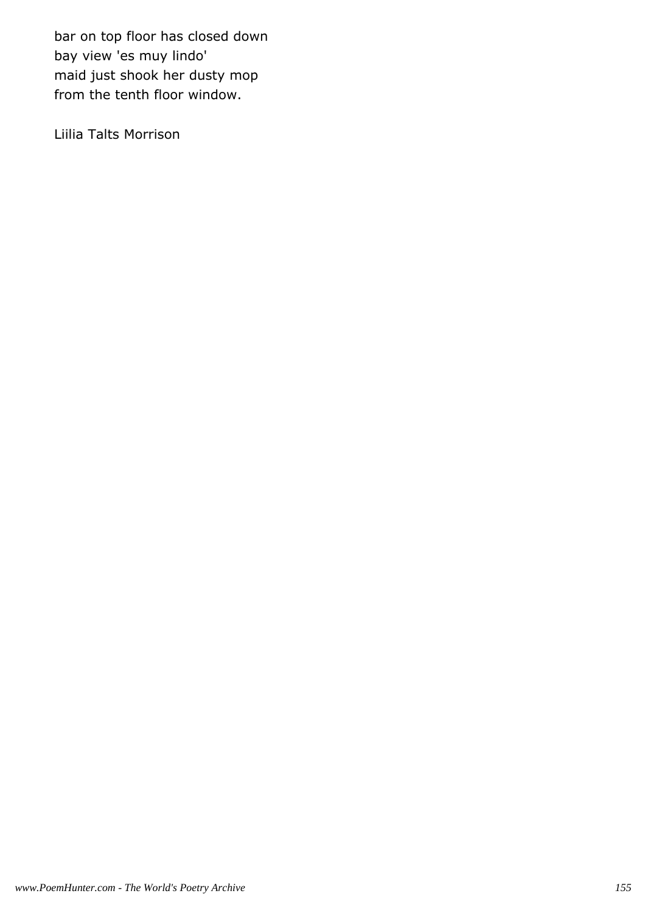bar on top floor has closed down
bay view 'es muy lindo'
maid just shook her dusty mop
from the tenth floor window.

Liilia Talts Morrison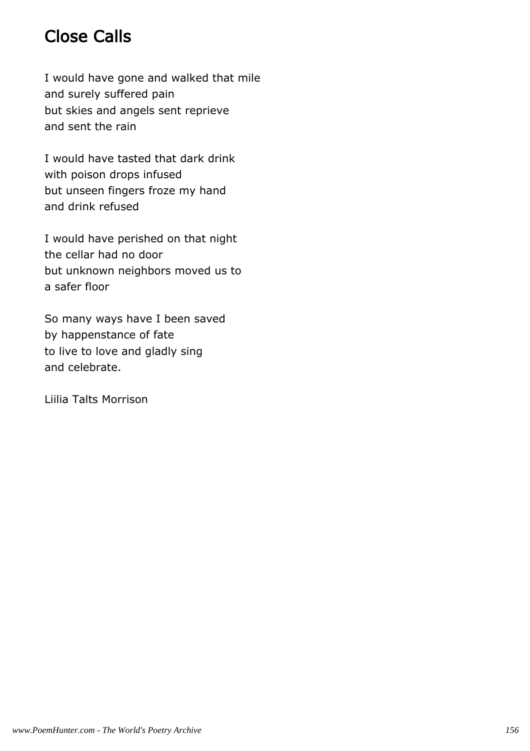# Close Calls

I would have gone and walked that mile
and surely suffered pain
but skies and angels sent reprieve
and sent the rain

I would have tasted that dark drink
with poison drops infused
but unseen fingers froze my hand
and drink refused

I would have perished on that night
the cellar had no door
but unknown neighbors moved us to
a safer floor

So many ways have I been saved
by happenstance of fate
to live to love and gladly sing
and celebrate.

Liilia Talts Morrison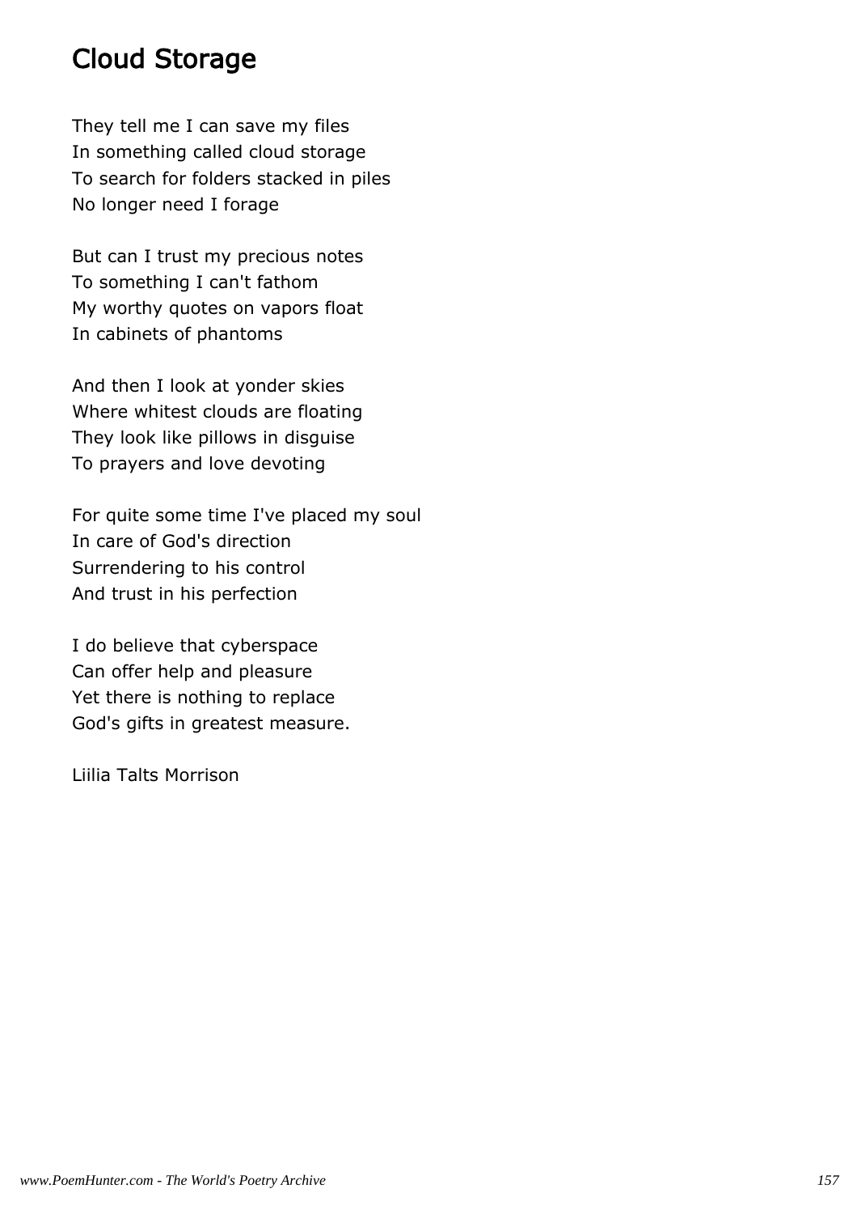# Cloud Storage

They tell me I can save my files
In something called cloud storage
To search for folders stacked in piles
No longer need I forage

But can I trust my precious notes
To something I can't fathom
My worthy quotes on vapors float
In cabinets of phantoms

And then I look at yonder skies
Where whitest clouds are floating
They look like pillows in disguise
To prayers and love devoting

For quite some time I've placed my soul
In care of God's direction
Surrendering to his control
And trust in his perfection

I do believe that cyberspace
Can offer help and pleasure
Yet there is nothing to replace
God's gifts in greatest measure.

Liilia Talts Morrison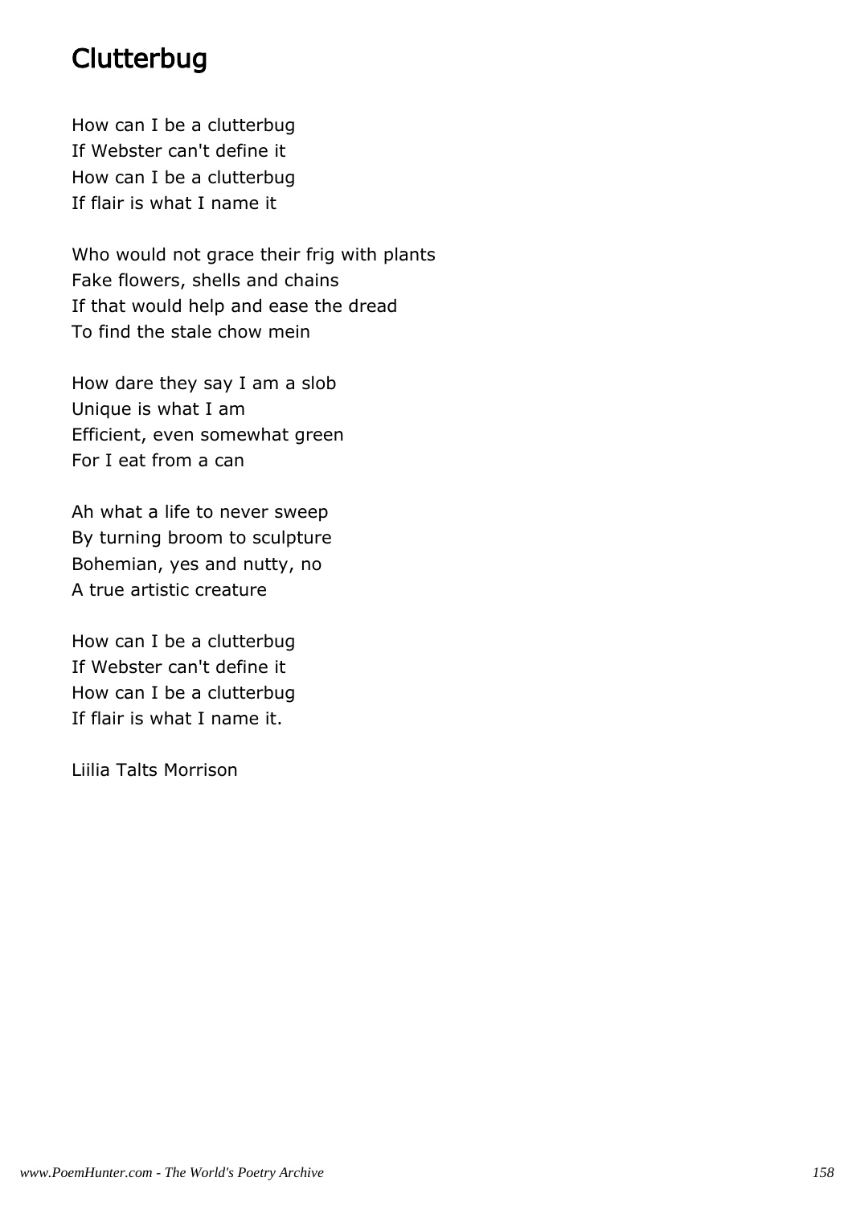## Clutterbug

How can I be a clutterbug
If Webster can't define it
How can I be a clutterbug
If flair is what I name it

Who would not grace their frig with plants
Fake flowers, shells and chains
If that would help and ease the dread
To find the stale chow mein

How dare they say I am a slob
Unique is what I am
Efficient, even somewhat green
For I eat from a can

Ah what a life to never sweep
By turning broom to sculpture
Bohemian, yes and nutty, no
A true artistic creature

How can I be a clutterbug
If Webster can't define it
How can I be a clutterbug
If flair is what I name it.

Liilia Talts Morrison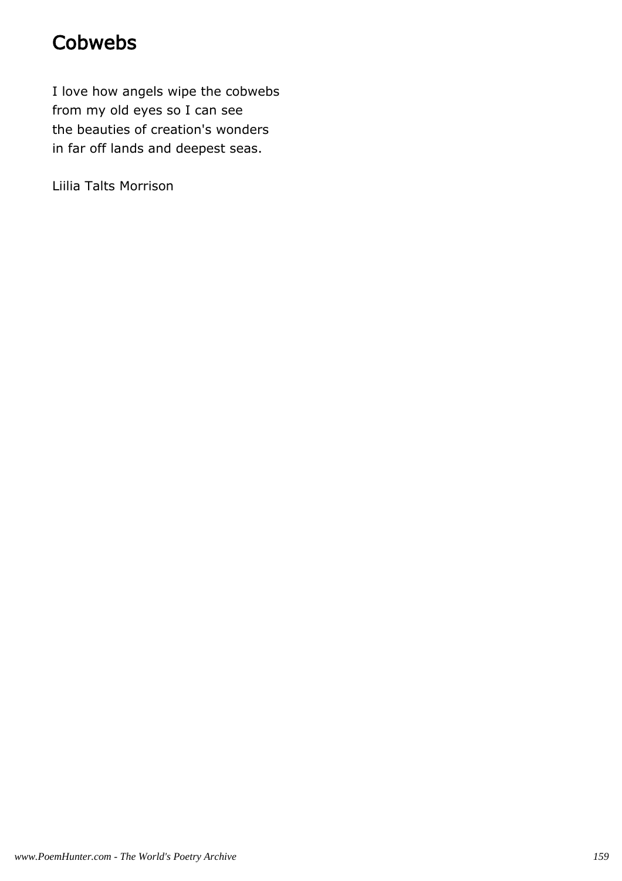# Cobwebs

I love how angels wipe the cobwebs
from my old eyes so I can see
the beauties of creation's wonders
in far off lands and deepest seas.

Liilia Talts Morrison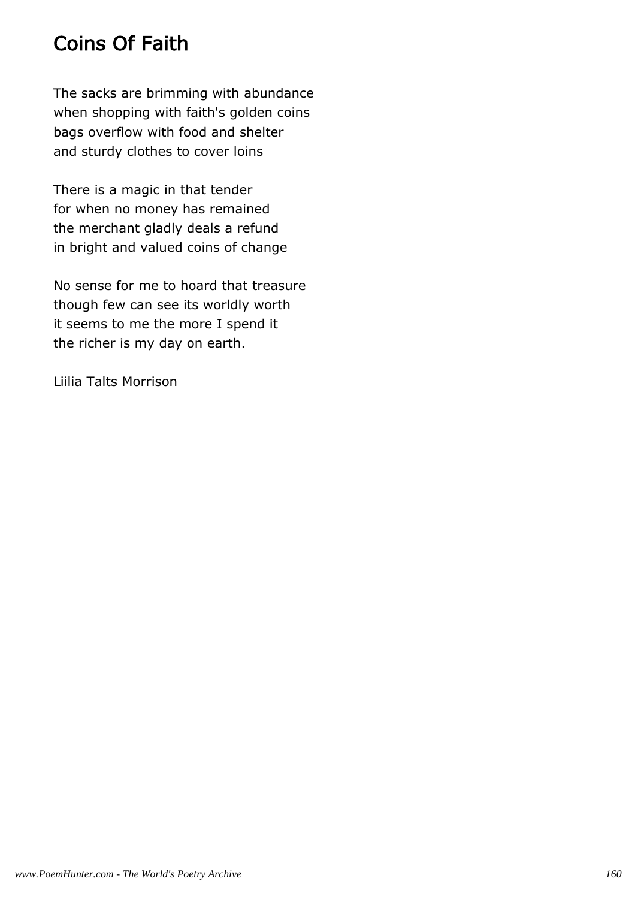# Coins Of Faith

The sacks are brimming with abundance
when shopping with faith's golden coins
bags overflow with food and shelter
and sturdy clothes to cover loins

There is a magic in that tender
for when no money has remained
the merchant gladly deals a refund
in bright and valued coins of change

No sense for me to hoard that treasure
though few can see its worldly worth
it seems to me the more I spend it
the richer is my day on earth.

Liilia Talts Morrison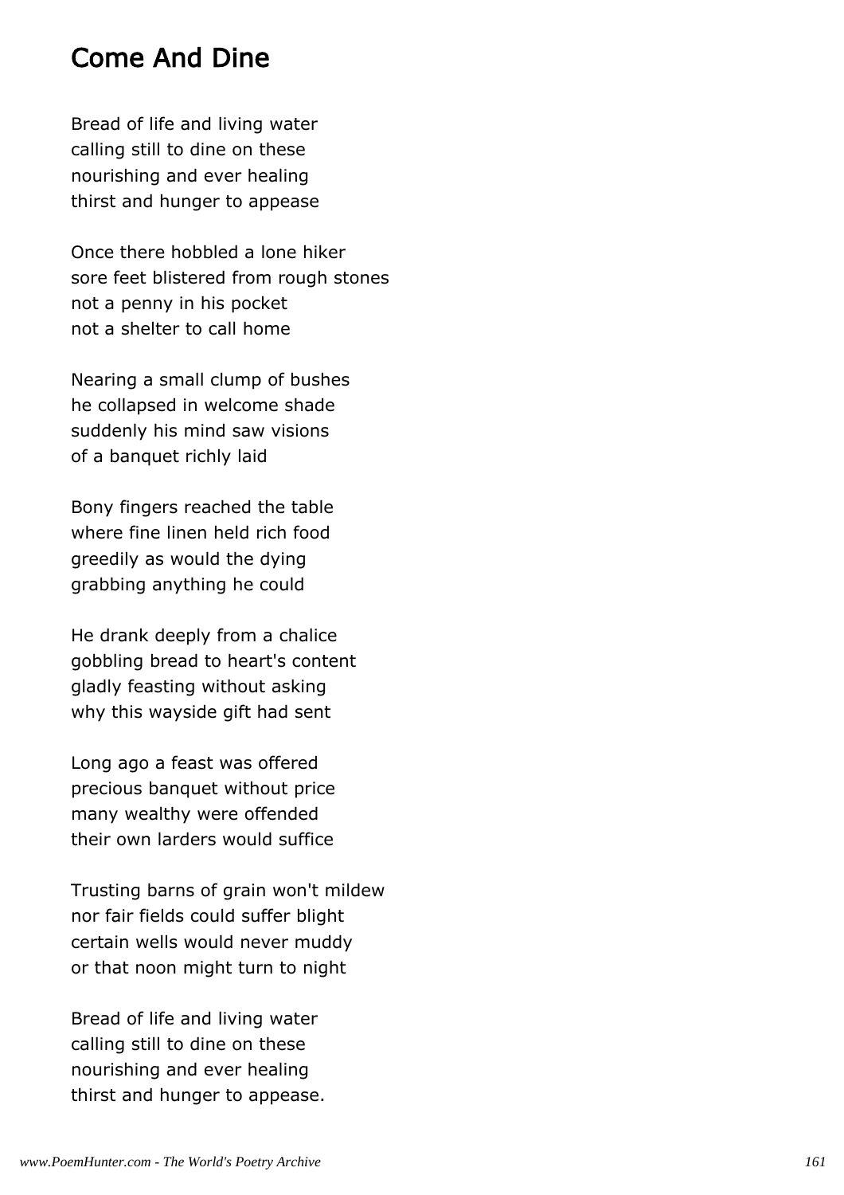## Come And Dine

Bread of life and living water
calling still to dine on these
nourishing and ever healing
thirst and hunger to appease

Once there hobbled a lone hiker
sore feet blistered from rough stones
not a penny in his pocket
not a shelter to call home

Nearing a small clump of bushes
he collapsed in welcome shade
suddenly his mind saw visions
of a banquet richly laid

Bony fingers reached the table
where fine linen held rich food
greedily as would the dying
grabbing anything he could

He drank deeply from a chalice
gobbling bread to heart's content
gladly feasting without asking
why this wayside gift had sent

Long ago a feast was offered
precious banquet without price
many wealthy were offended
their own larders would suffice

Trusting barns of grain won't mildew
nor fair fields could suffer blight
certain wells would never muddy
or that noon might turn to night

Bread of life and living water
calling still to dine on these
nourishing and ever healing
thirst and hunger to appease.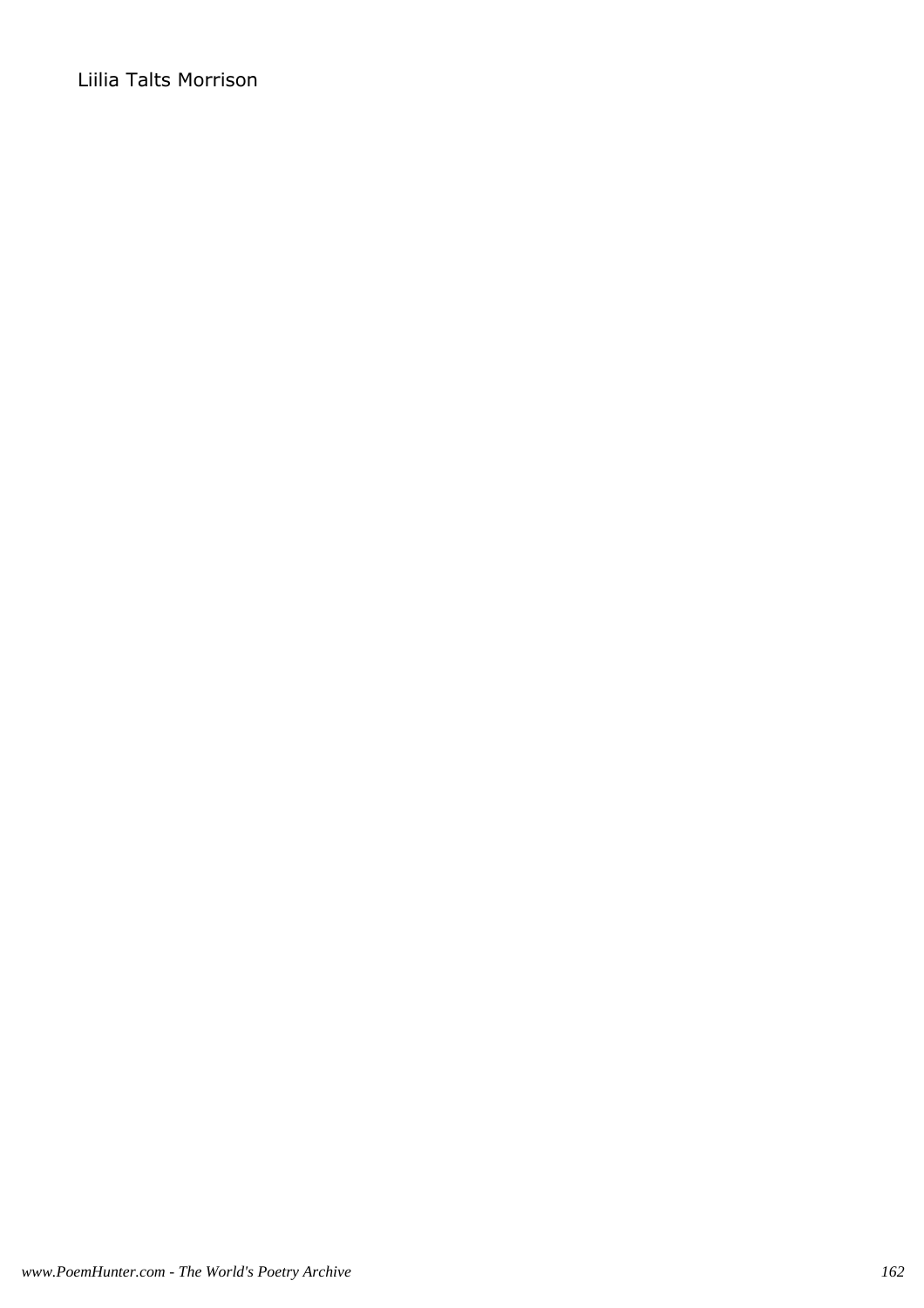Liilia Talts Morrison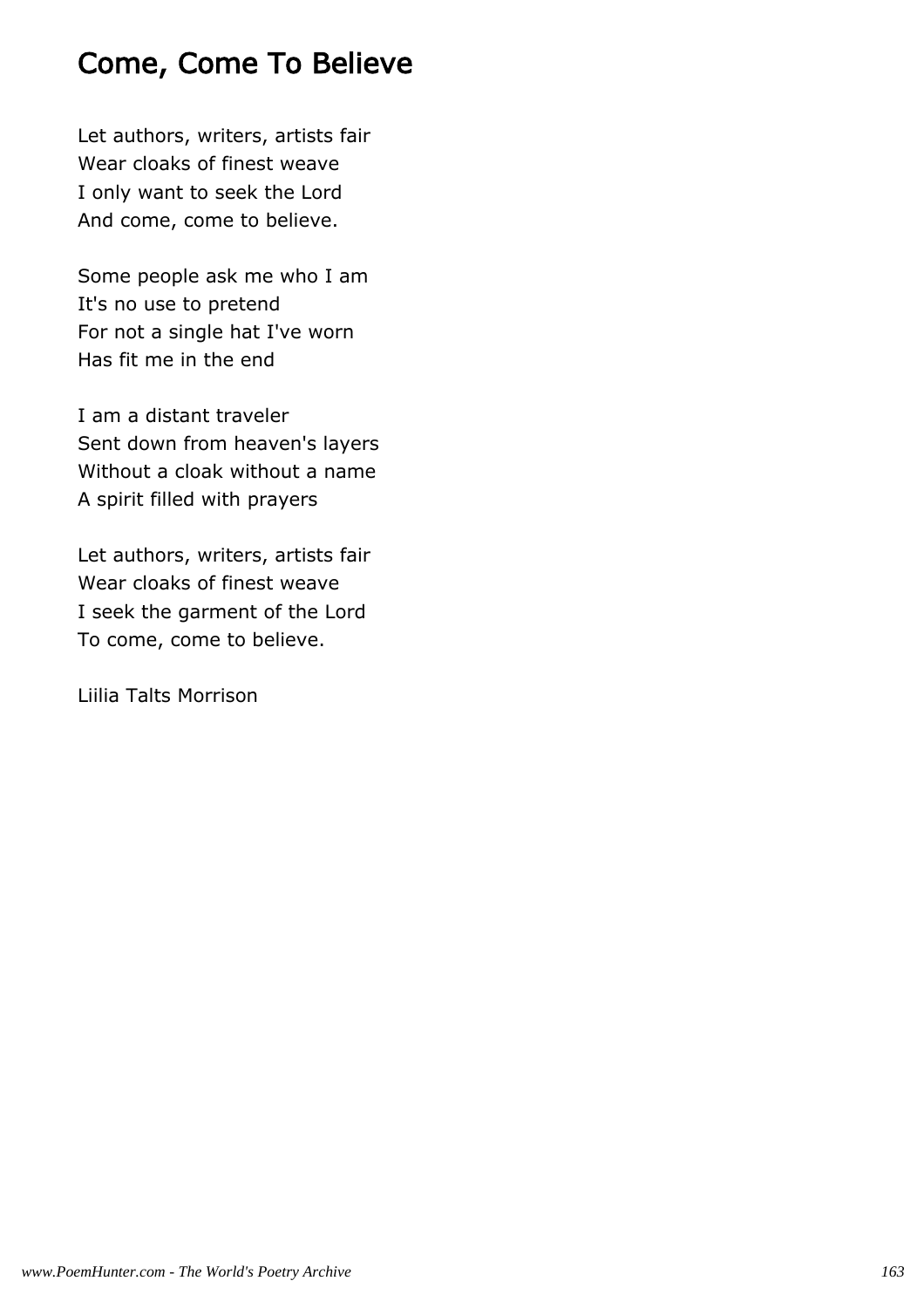# Come, Come To Believe

Let authors, writers, artists fair
Wear cloaks of finest weave
I only want to seek the Lord
And come, come to believe.

Some people ask me who I am
It's no use to pretend
For not a single hat I've worn
Has fit me in the end

I am a distant traveler
Sent down from heaven's layers
Without a cloak without a name
A spirit filled with prayers

Let authors, writers, artists fair
Wear cloaks of finest weave
I seek the garment of the Lord
To come, come to believe.

Liilia Talts Morrison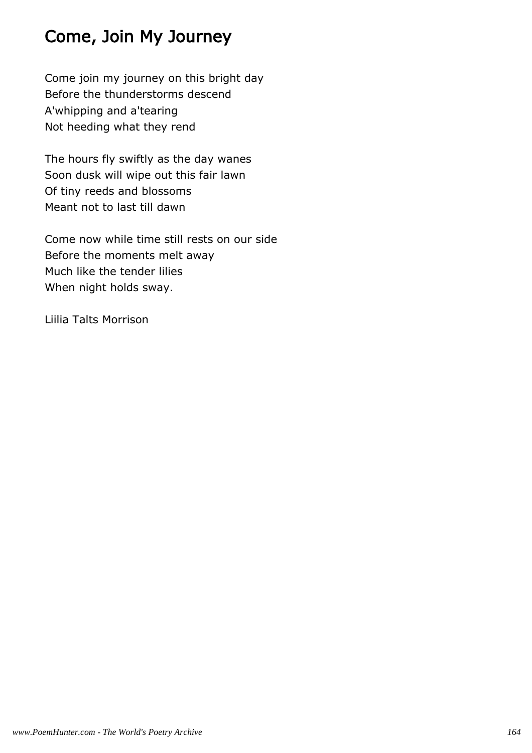# Come, Join My Journey

Come join my journey on this bright day
Before the thunderstorms descend
A'whipping and a'tearing
Not heeding what they rend

The hours fly swiftly as the day wanes
Soon dusk will wipe out this fair lawn
Of tiny reeds and blossoms
Meant not to last till dawn

Come now while time still rests on our side
Before the moments melt away
Much like the tender lilies
When night holds sway.

Liilia Talts Morrison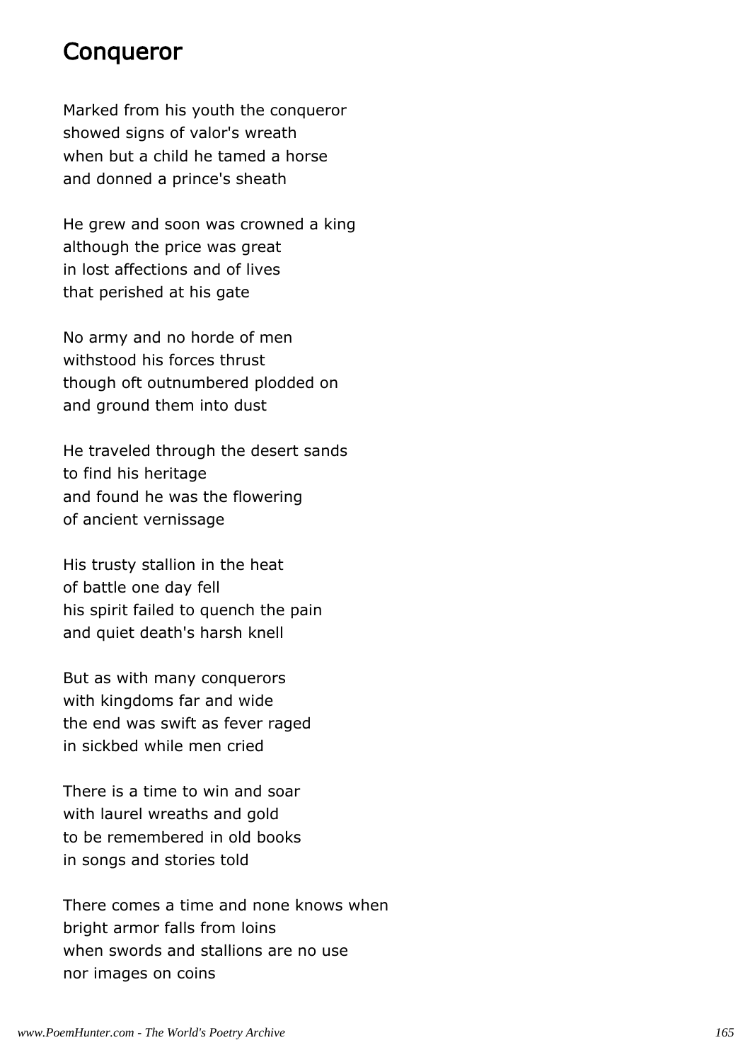## Conqueror

Marked from his youth the conqueror
showed signs of valor's wreath
when but a child he tamed a horse
and donned a prince's sheath

He grew and soon was crowned a king
although the price was great
in lost affections and of lives
that perished at his gate

No army and no horde of men
withstood his forces thrust
though oft outnumbered plodded on
and ground them into dust

He traveled through the desert sands
to find his heritage
and found he was the flowering
of ancient vernissage

His trusty stallion in the heat
of battle one day fell
his spirit failed to quench the pain
and quiet death's harsh knell

But as with many conquerors
with kingdoms far and wide
the end was swift as fever raged
in sickbed while men cried

There is a time to win and soar
with laurel wreaths and gold
to be remembered in old books
in songs and stories told

There comes a time and none knows when
bright armor falls from loins
when swords and stallions are no use
nor images on coins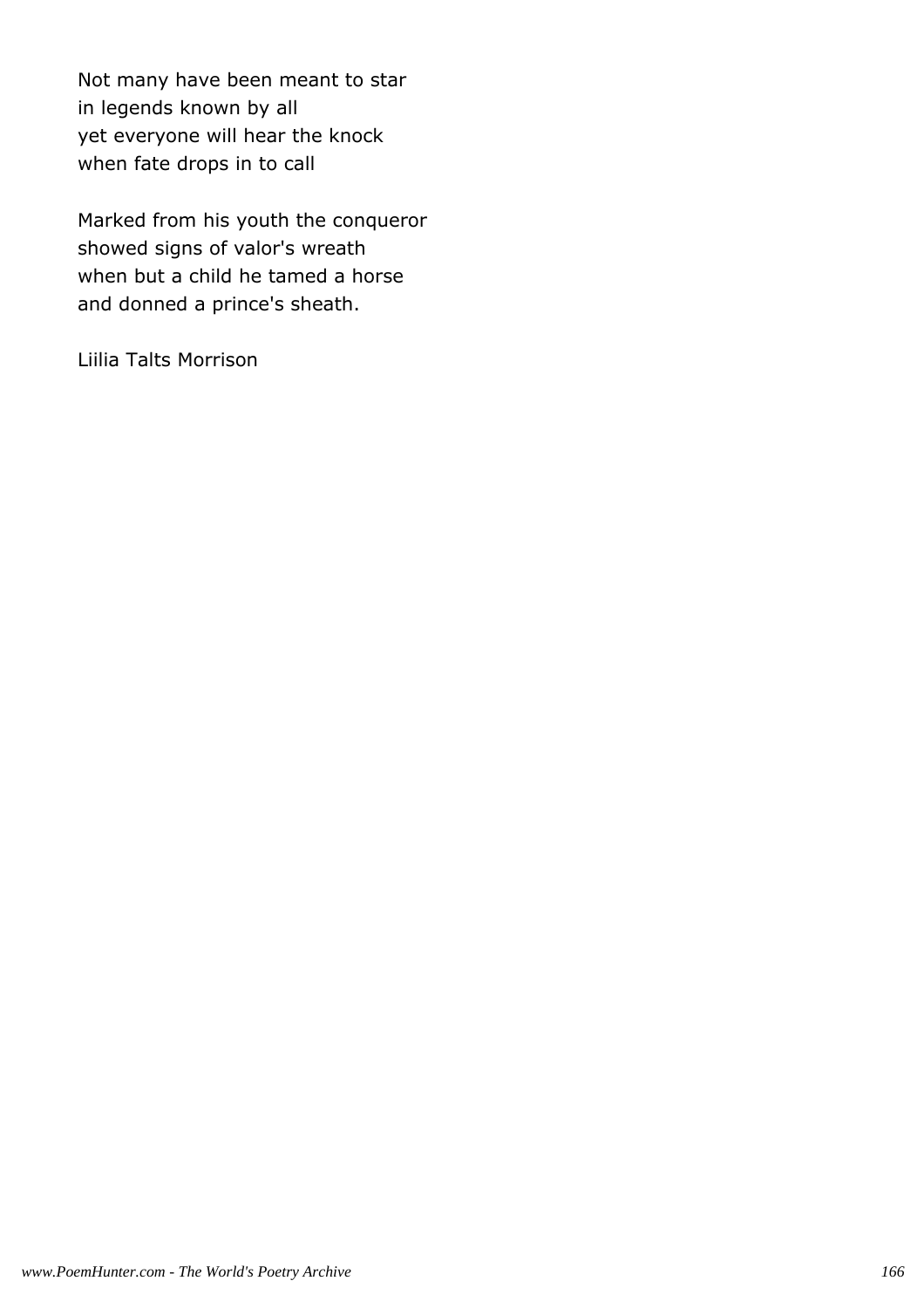Not many have been meant to star
in legends known by all
yet everyone will hear the knock
when fate drops in to call

Marked from his youth the conqueror
showed signs of valor's wreath
when but a child he tamed a horse
and donned a prince's sheath.

Liilia Talts Morrison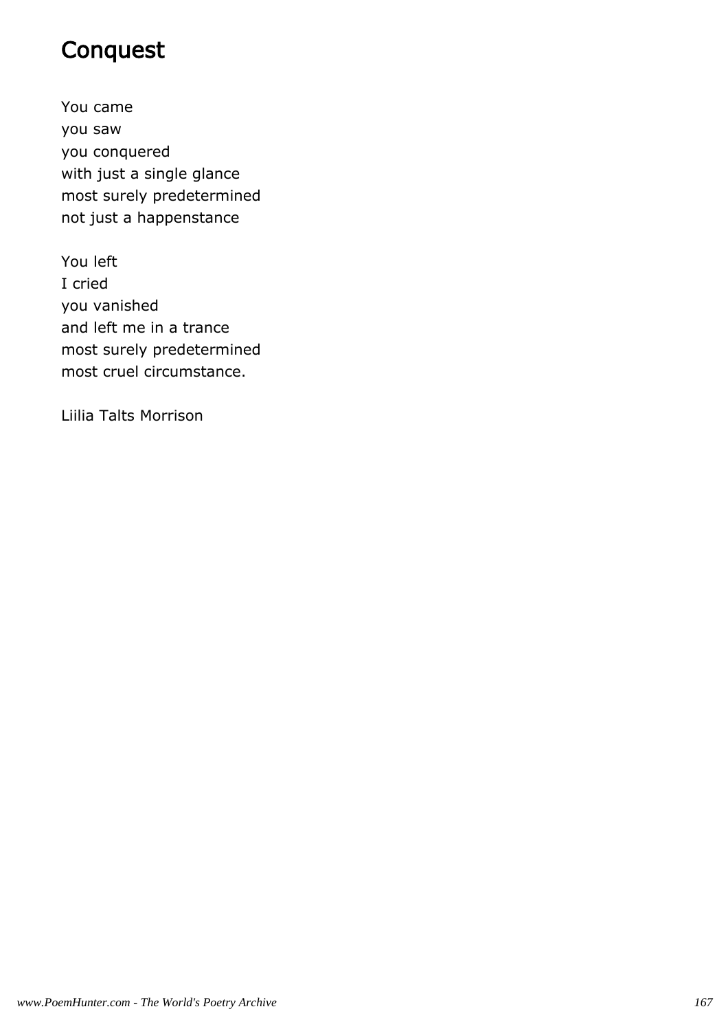# Conquest

You came
you saw
you conquered
with just a single glance
most surely predetermined
not just a happenstance

You left
I cried
you vanished
and left me in a trance
most surely predetermined
most cruel circumstance.

Liilia Talts Morrison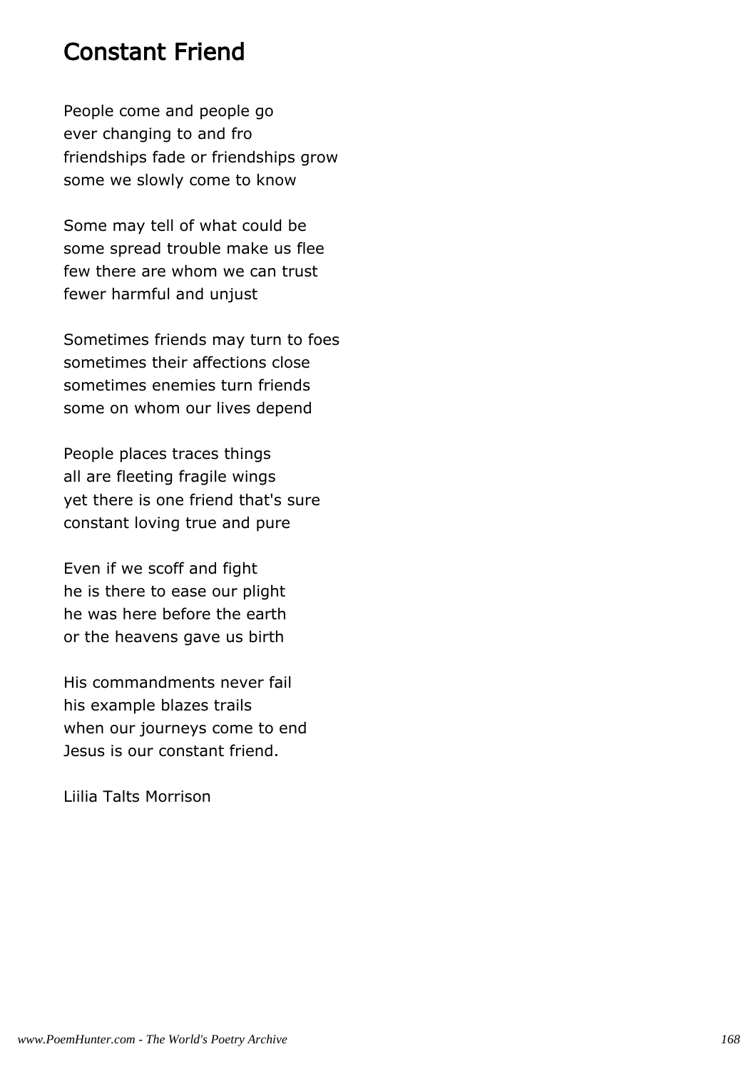# Constant Friend

People come and people go
ever changing to and fro
friendships fade or friendships grow
some we slowly come to know

Some may tell of what could be
some spread trouble make us flee
few there are whom we can trust
fewer harmful and unjust

Sometimes friends may turn to foes
sometimes their affections close
sometimes enemies turn friends
some on whom our lives depend

People places traces things
all are fleeting fragile wings
yet there is one friend that's sure
constant loving true and pure

Even if we scoff and fight
he is there to ease our plight
he was here before the earth
or the heavens gave us birth

His commandments never fail
his example blazes trails
when our journeys come to end
Jesus is our constant friend.

Liilia Talts Morrison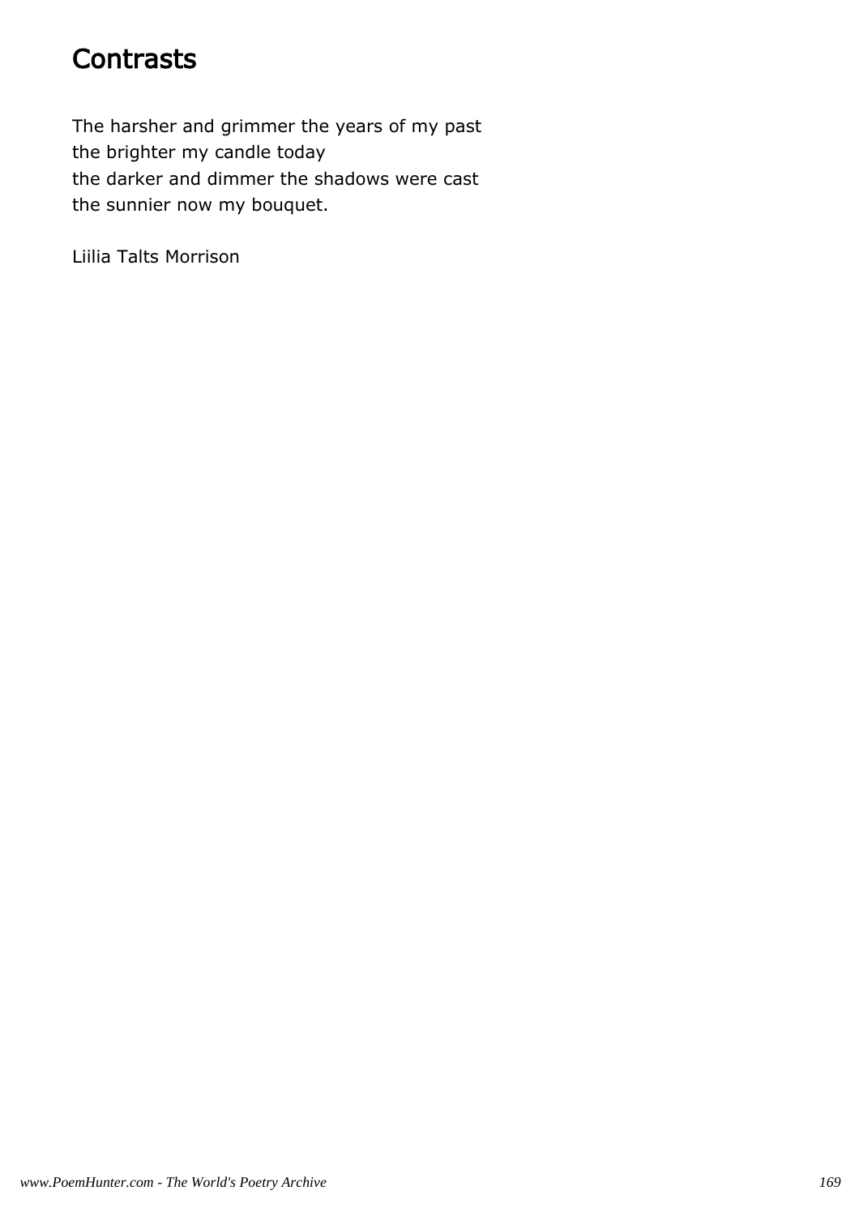# Contrasts

The harsher and grimmer the years of my past
the brighter my candle today
the darker and dimmer the shadows were cast
the sunnier now my bouquet.

Liilia Talts Morrison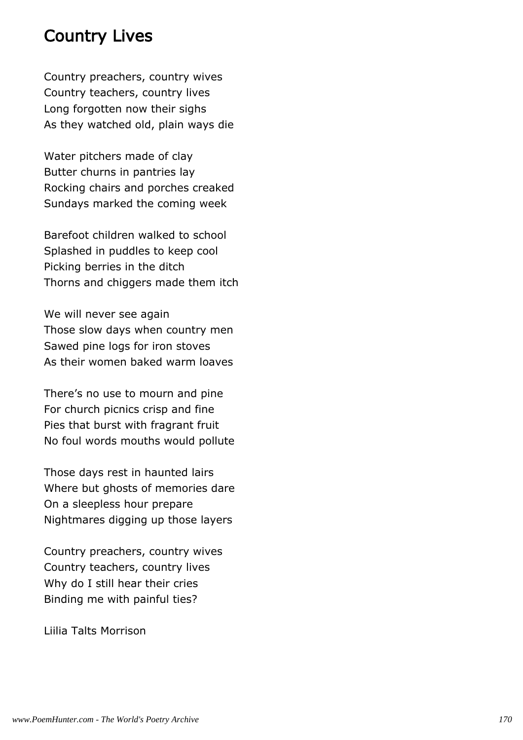# Country Lives

Country preachers, country wives
Country teachers, country lives
Long forgotten now their sighs
As they watched old, plain ways die

Water pitchers made of clay
Butter churns in pantries lay
Rocking chairs and porches creaked
Sundays marked the coming week

Barefoot children walked to school
Splashed in puddles to keep cool
Picking berries in the ditch
Thorns and chiggers made them itch

We will never see again
Those slow days when country men
Sawed pine logs for iron stoves
As their women baked warm loaves

There's no use to mourn and pine
For church picnics crisp and fine
Pies that burst with fragrant fruit
No foul words mouths would pollute

Those days rest in haunted lairs
Where but ghosts of memories dare
On a sleepless hour prepare
Nightmares digging up those layers

Country preachers, country wives
Country teachers, country lives
Why do I still hear their cries
Binding me with painful ties?

Liilia Talts Morrison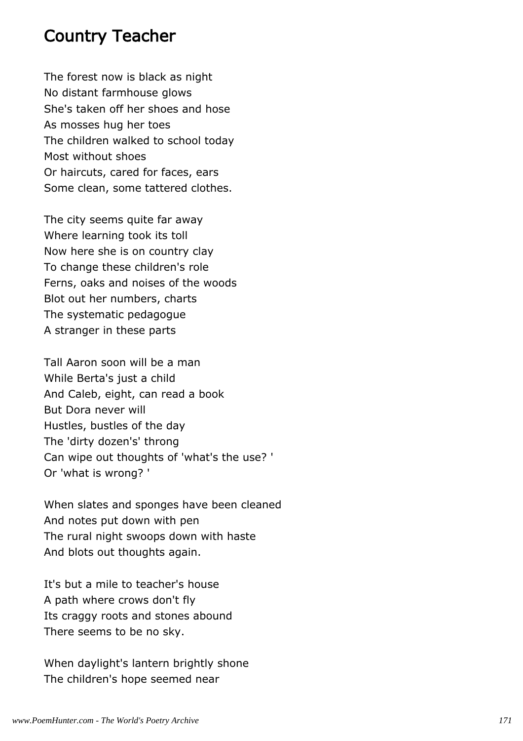# Country Teacher

The forest now is black as night
No distant farmhouse glows
She's taken off her shoes and hose
As mosses hug her toes
The children walked to school today
Most without shoes
Or haircuts, cared for faces, ears
Some clean, some tattered clothes.

The city seems quite far away
Where learning took its toll
Now here she is on country clay
To change these children's role
Ferns, oaks and noises of the woods
Blot out her numbers, charts
The systematic pedagogue
A stranger in these parts

Tall Aaron soon will be a man
While Berta's just a child
And Caleb, eight, can read a book
But Dora never will
Hustles, bustles of the day
The 'dirty dozen's' throng
Can wipe out thoughts of 'what's the use? '
Or 'what is wrong? '

When slates and sponges have been cleaned
And notes put down with pen
The rural night swoops down with haste
And blots out thoughts again.

It's but a mile to teacher's house
A path where crows don't fly
Its craggy roots and stones abound
There seems to be no sky.

When daylight's lantern brightly shone
The children's hope seemed near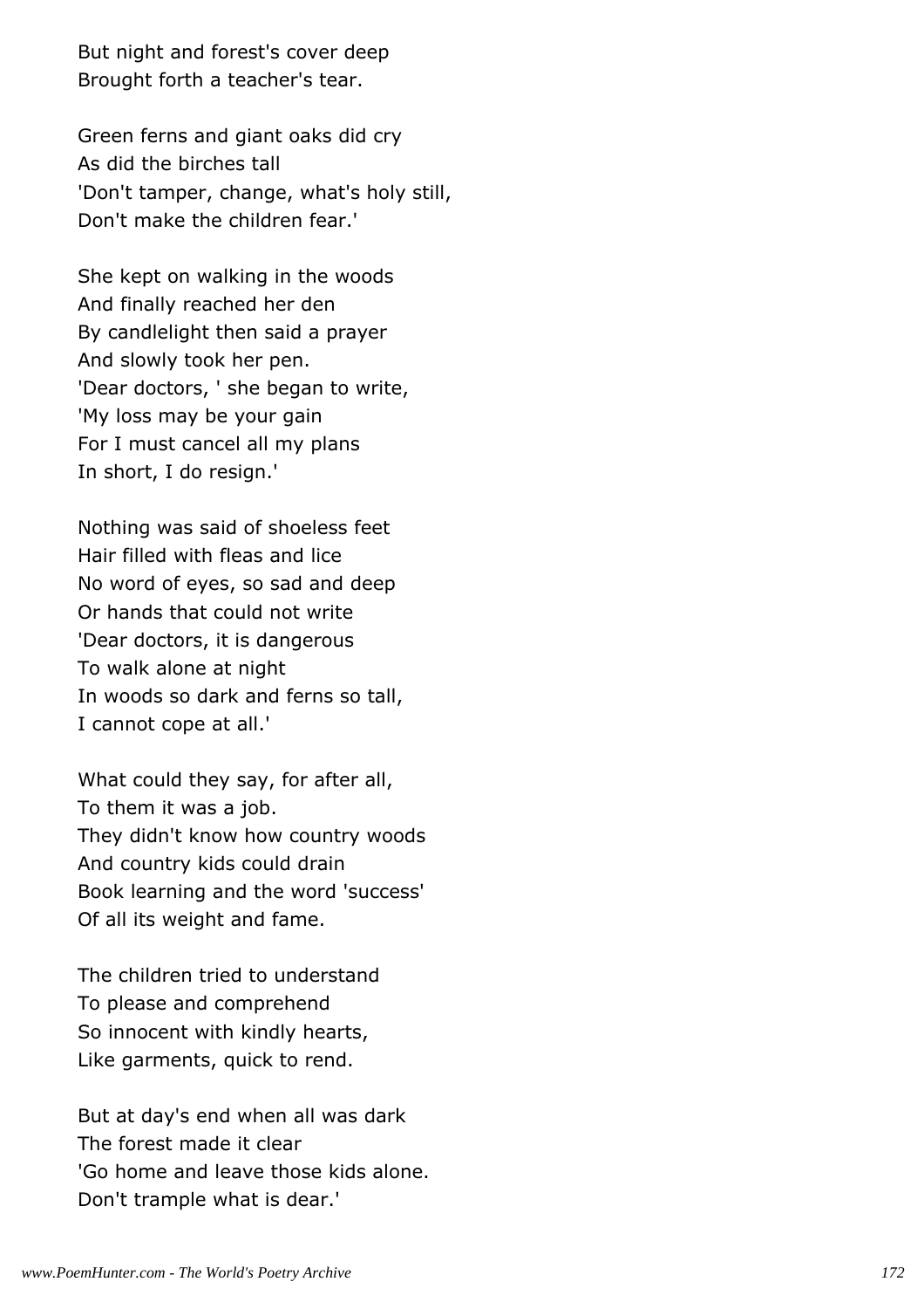But night and forest's cover deep
Brought forth a teacher's tear.

Green ferns and giant oaks did cry
As did the birches tall
'Don't tamper, change, what's holy still,
Don't make the children fear.'

She kept on walking in the woods
And finally reached her den
By candlelight then said a prayer
And slowly took her pen.
'Dear doctors, ' she began to write,
'My loss may be your gain
For I must cancel all my plans
In short, I do resign.'

Nothing was said of shoeless feet
Hair filled with fleas and lice
No word of eyes, so sad and deep
Or hands that could not write
'Dear doctors, it is dangerous
To walk alone at night
In woods so dark and ferns so tall,
I cannot cope at all.'

What could they say, for after all,
To them it was a job.
They didn't know how country woods
And country kids could drain
Book learning and the word 'success'
Of all its weight and fame.

The children tried to understand
To please and comprehend
So innocent with kindly hearts,
Like garments, quick to rend.

But at day's end when all was dark
The forest made it clear
'Go home and leave those kids alone.
Don't trample what is dear.'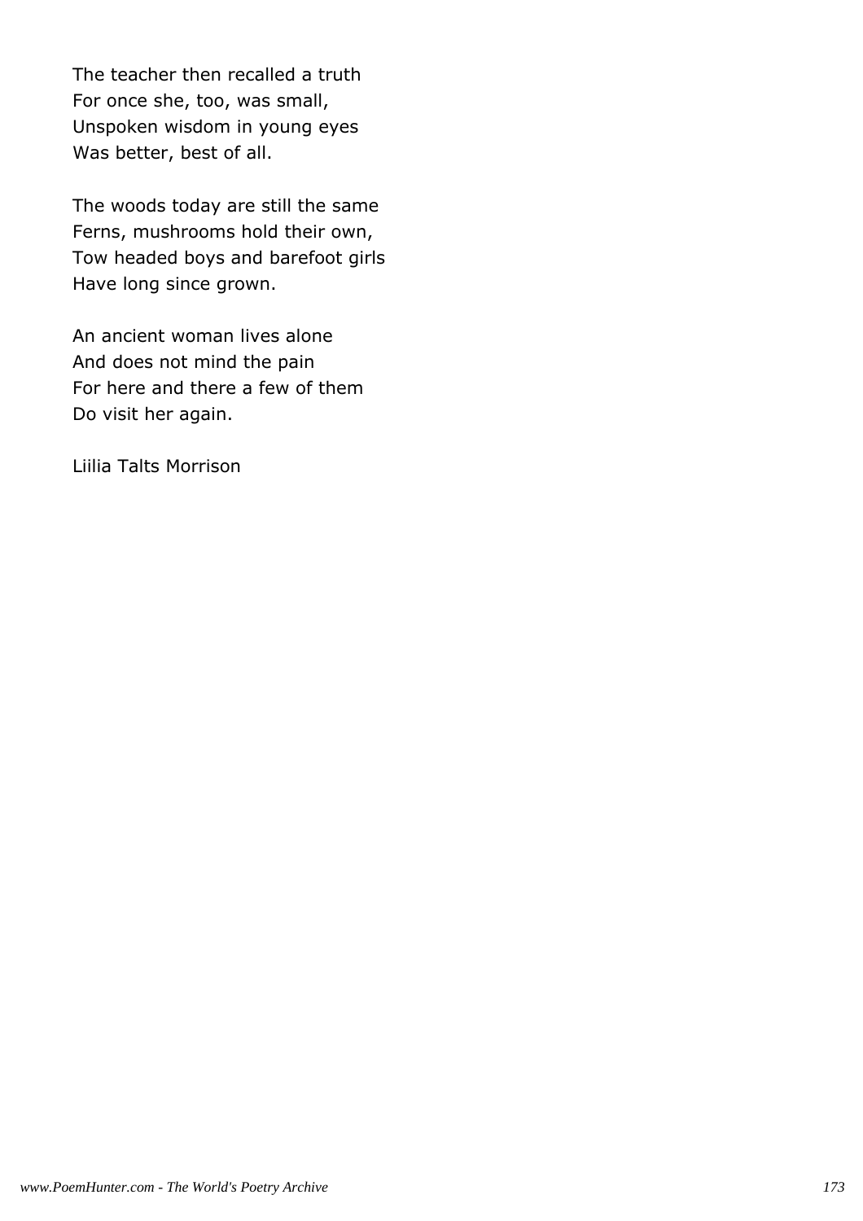The teacher then recalled a truth
For once she, too, was small,
Unspoken wisdom in young eyes
Was better, best of all.

The woods today are still the same
Ferns, mushrooms hold their own,
Tow headed boys and barefoot girls
Have long since grown.

An ancient woman lives alone
And does not mind the pain
For here and there a few of them
Do visit her again.

Liilia Talts Morrison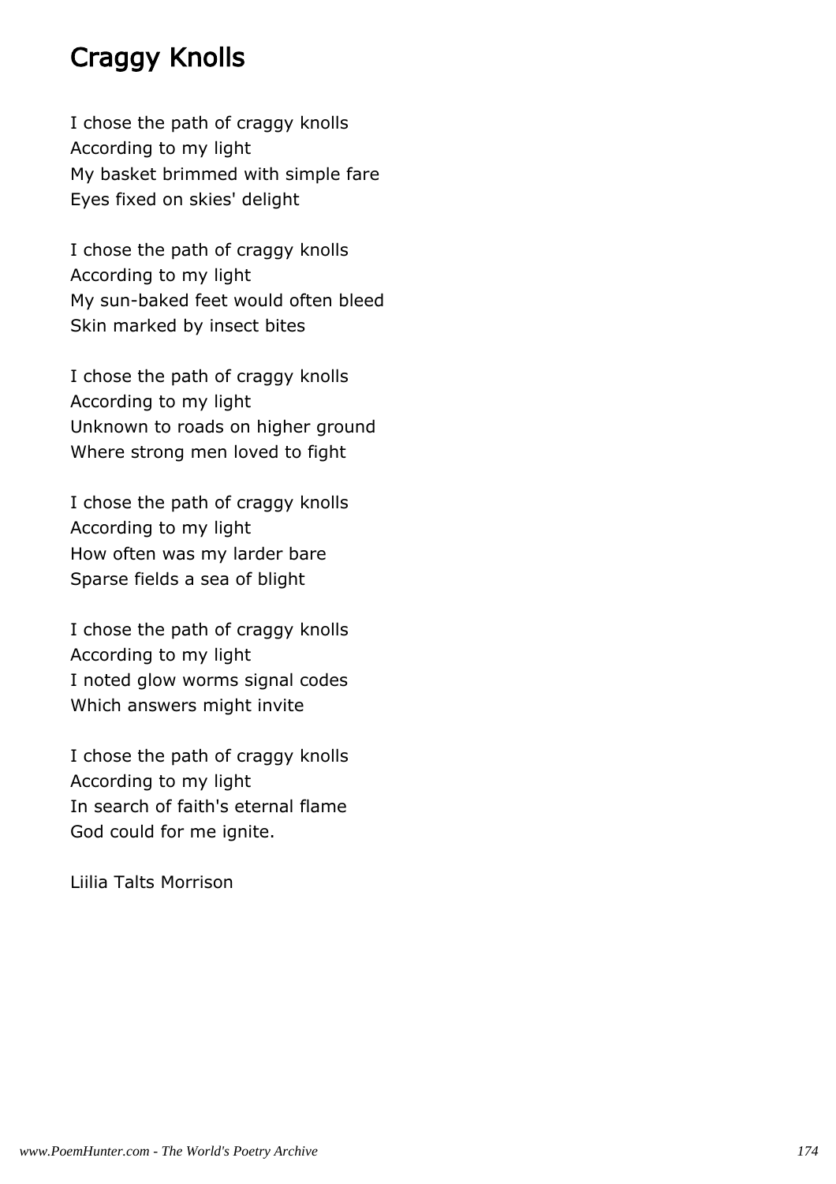# Craggy Knolls

I chose the path of craggy knolls
According to my light
My basket brimmed with simple fare
Eyes fixed on skies' delight

I chose the path of craggy knolls
According to my light
My sun-baked feet would often bleed
Skin marked by insect bites

I chose the path of craggy knolls
According to my light
Unknown to roads on higher ground
Where strong men loved to fight

I chose the path of craggy knolls
According to my light
How often was my larder bare
Sparse fields a sea of blight

I chose the path of craggy knolls
According to my light
I noted glow worms signal codes
Which answers might invite

I chose the path of craggy knolls
According to my light
In search of faith's eternal flame
God could for me ignite.

Liilia Talts Morrison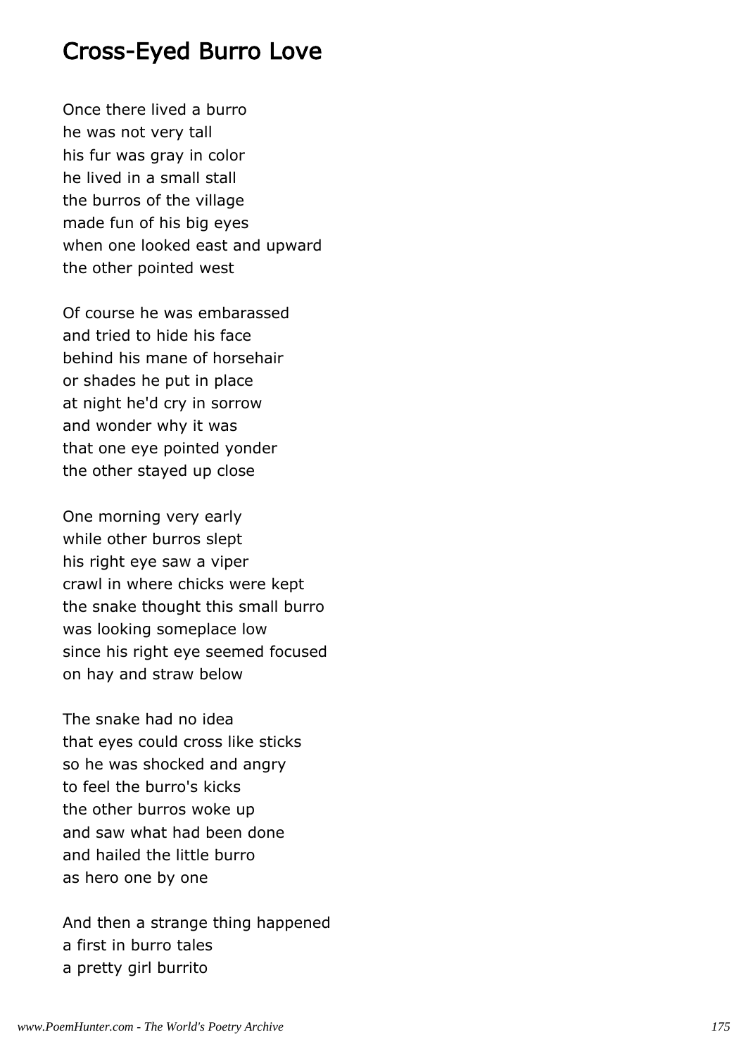# Cross-Eyed Burro Love

Once there lived a burro
he was not very tall
his fur was gray in color
he lived in a small stall
the burros of the village
made fun of his big eyes
when one looked east and upward
the other pointed west

Of course he was embarassed
and tried to hide his face
behind his mane of horsehair
or shades he put in place
at night he'd cry in sorrow
and wonder why it was
that one eye pointed yonder
the other stayed up close

One morning very early
while other burros slept
his right eye saw a viper
crawl in where chicks were kept
the snake thought this small burro
was looking someplace low
since his right eye seemed focused
on hay and straw below

The snake had no idea
that eyes could cross like sticks
so he was shocked and angry
to feel the burro's kicks
the other burros woke up
and saw what had been done
and hailed the little burro
as hero one by one

And then a strange thing happened
a first in burro tales
a pretty girl burrito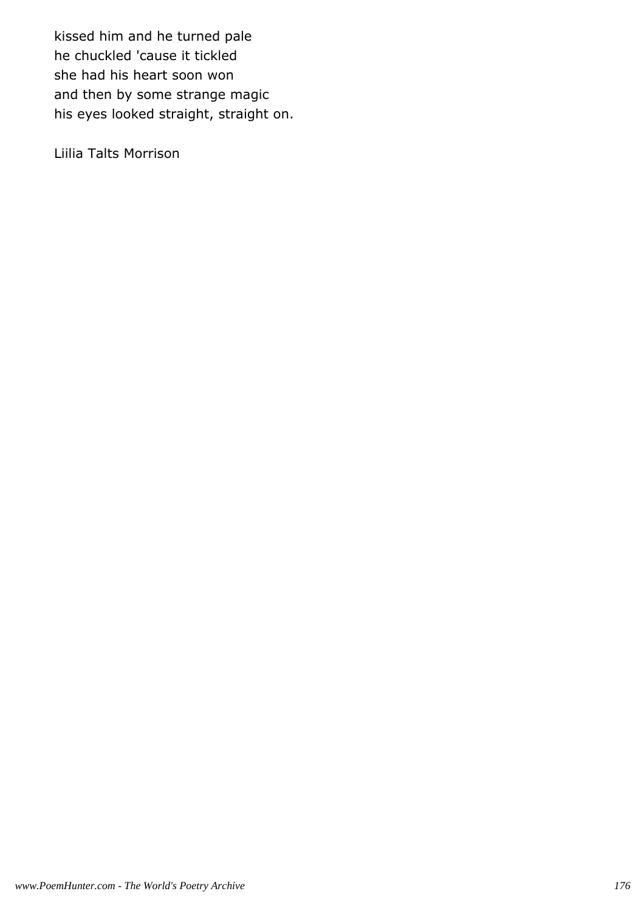kissed him and he turned pale
he chuckled 'cause it tickled
she had his heart soon won
and then by some strange magic
his eyes looked straight, straight on.

Liilia Talts Morrison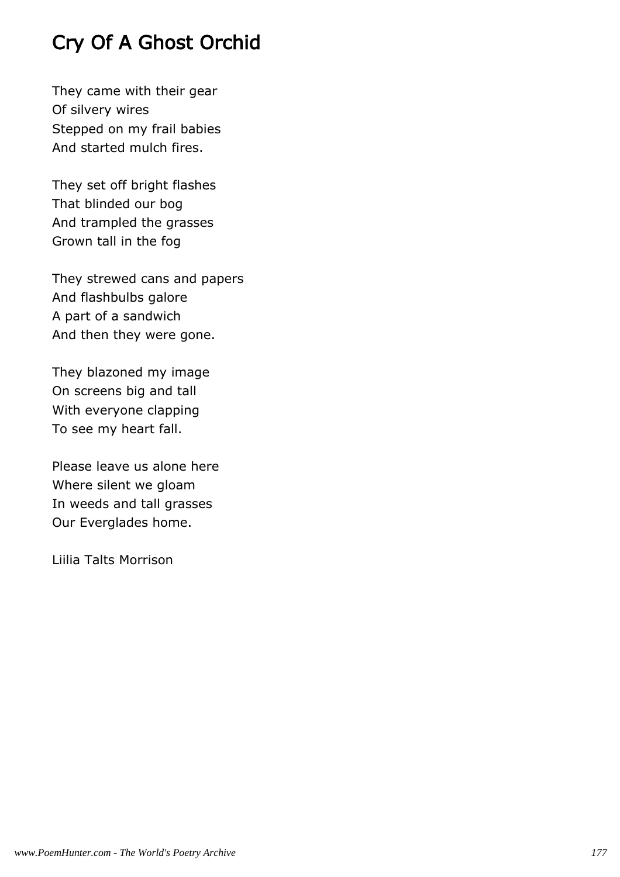# Cry Of A Ghost Orchid

They came with their gear
Of silvery wires
Stepped on my frail babies
And started mulch fires.

They set off bright flashes
That blinded our bog
And trampled the grasses
Grown tall in the fog

They strewed cans and papers
And flashbulbs galore
A part of a sandwich
And then they were gone.

They blazoned my image
On screens big and tall
With everyone clapping
To see my heart fall.

Please leave us alone here
Where silent we gloam
In weeds and tall grasses
Our Everglades home.

Liilia Talts Morrison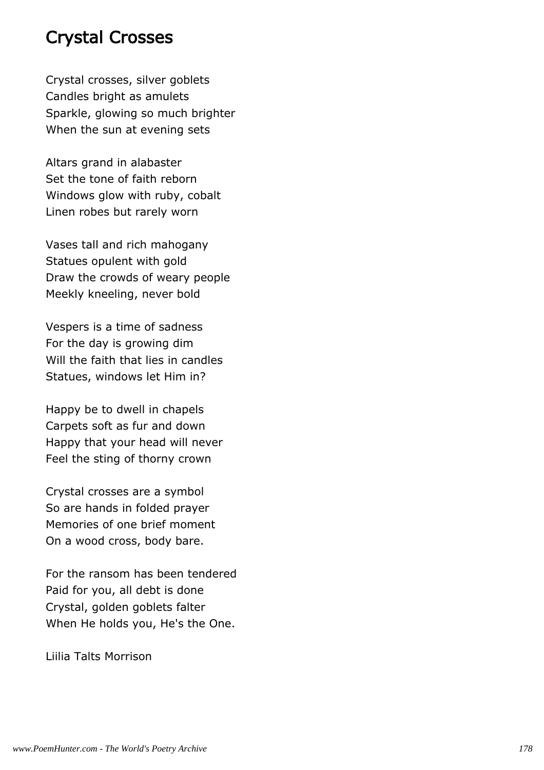## Crystal Crosses

Crystal crosses, silver goblets  
Candles bright as amulets  
Sparkle, glowing so much brighter  
When the sun at evening sets

Altars grand in alabaster  
Set the tone of faith reborn  
Windows glow with ruby, cobalt  
Linen robes but rarely worn

Vases tall and rich mahogany  
Statues opulent with gold  
Draw the crowds of weary people  
Meekly kneeling, never bold

Vespers is a time of sadness  
For the day is growing dim  
Will the faith that lies in candles  
Statues, windows let Him in?

Happy be to dwell in chapels  
Carpets soft as fur and down  
Happy that your head will never  
Feel the sting of thorny crown

Crystal crosses are a symbol  
So are hands in folded prayer  
Memories of one brief moment  
On a wood cross, body bare.

For the ransom has been tendered  
Paid for you, all debt is done  
Crystal, golden goblets falter  
When He holds you, He's the One.

Liilia Talts Morrison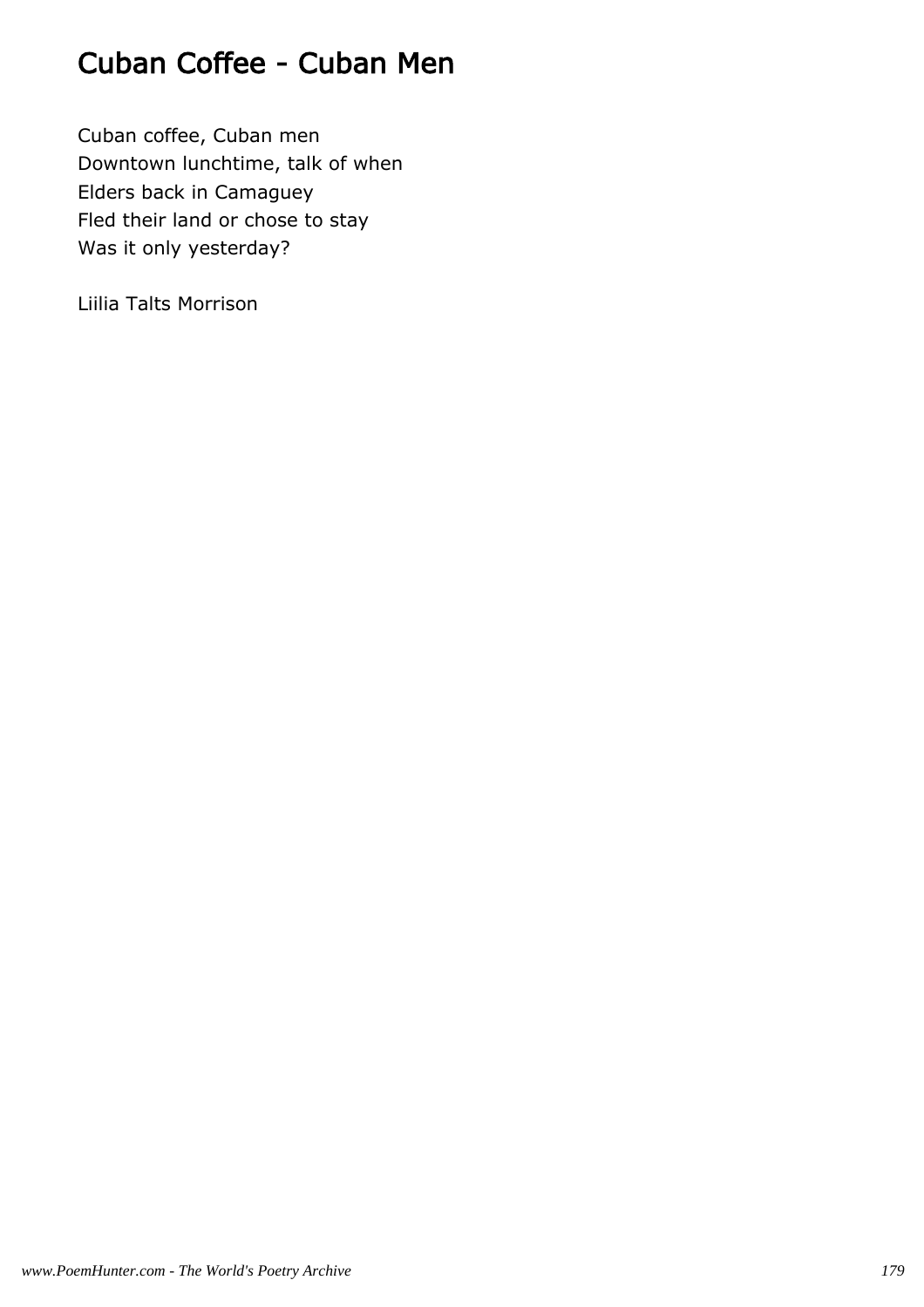# Cuban Coffee - Cuban Men

Cuban coffee, Cuban men
Downtown lunchtime, talk of when
Elders back in Camaguey
Fled their land or chose to stay
Was it only yesterday?

Liilia Talts Morrison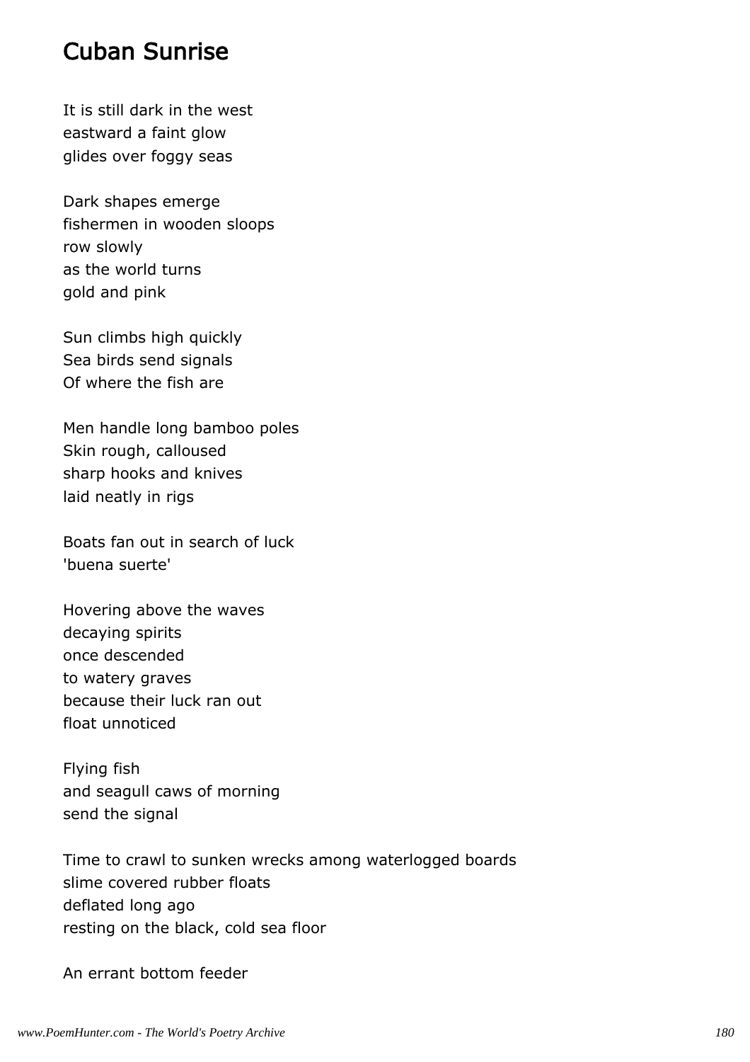## Cuban Sunrise

It is still dark in the west
eastward a faint glow
glides over foggy seas

Dark shapes emerge
fishermen in wooden sloops
row slowly
as the world turns
gold and pink

Sun climbs high quickly
Sea birds send signals
Of where the fish are

Men handle long bamboo poles
Skin rough, calloused
sharp hooks and knives
laid neatly in rigs

Boats fan out in search of luck
'buena suerte'

Hovering above the waves
decaying spirits
once descended
to watery graves
because their luck ran out
float unnoticed

Flying fish
and seagull caws of morning
send the signal

Time to crawl to sunken wrecks among waterlogged boards
slime covered rubber floats
deflated long ago
resting on the black, cold sea floor

An errant bottom feeder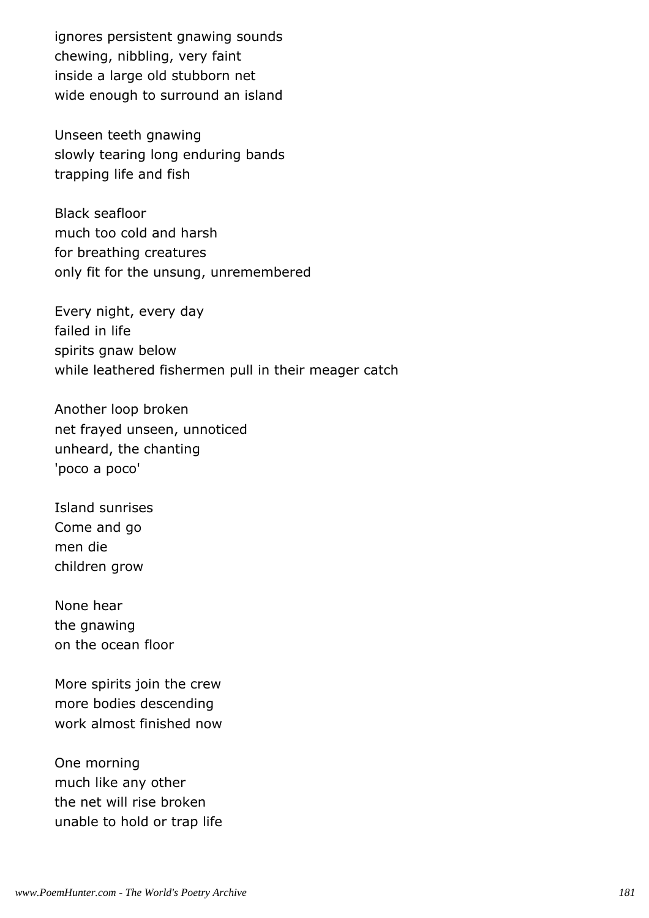ignores persistent gnawing sounds
chewing, nibbling, very faint
inside a large old stubborn net
wide enough to surround an island

Unseen teeth gnawing
slowly tearing long enduring bands
trapping life and fish

Black seafloor
much too cold and harsh
for breathing creatures
only fit for the unsung, unremembered

Every night, every day
failed in life
spirits gnaw below
while leathered fishermen pull in their meager catch

Another loop broken
net frayed unseen, unnoticed
unheard, the chanting
'poco a poco'

Island sunrises
Come and go
men die
children grow

None hear
the gnawing
on the ocean floor

More spirits join the crew
more bodies descending
work almost finished now

One morning
much like any other
the net will rise broken
unable to hold or trap life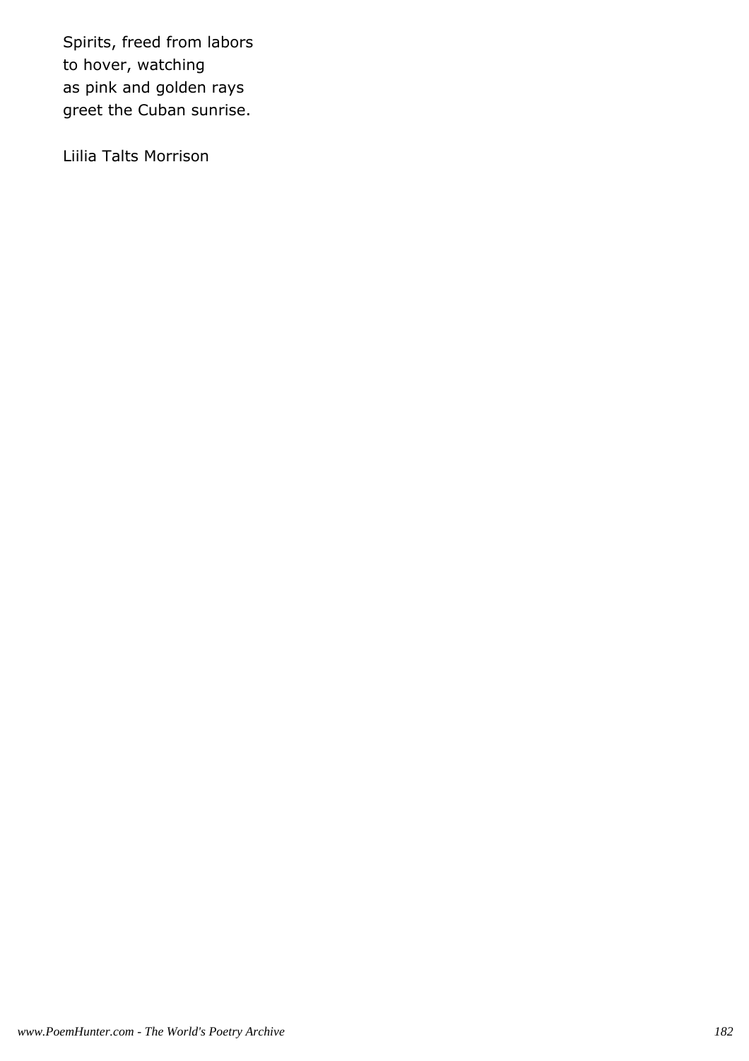Spirits, freed from labors  
to hover, watching  
as pink and golden rays  
greet the Cuban sunrise.

Liilia Talts Morrison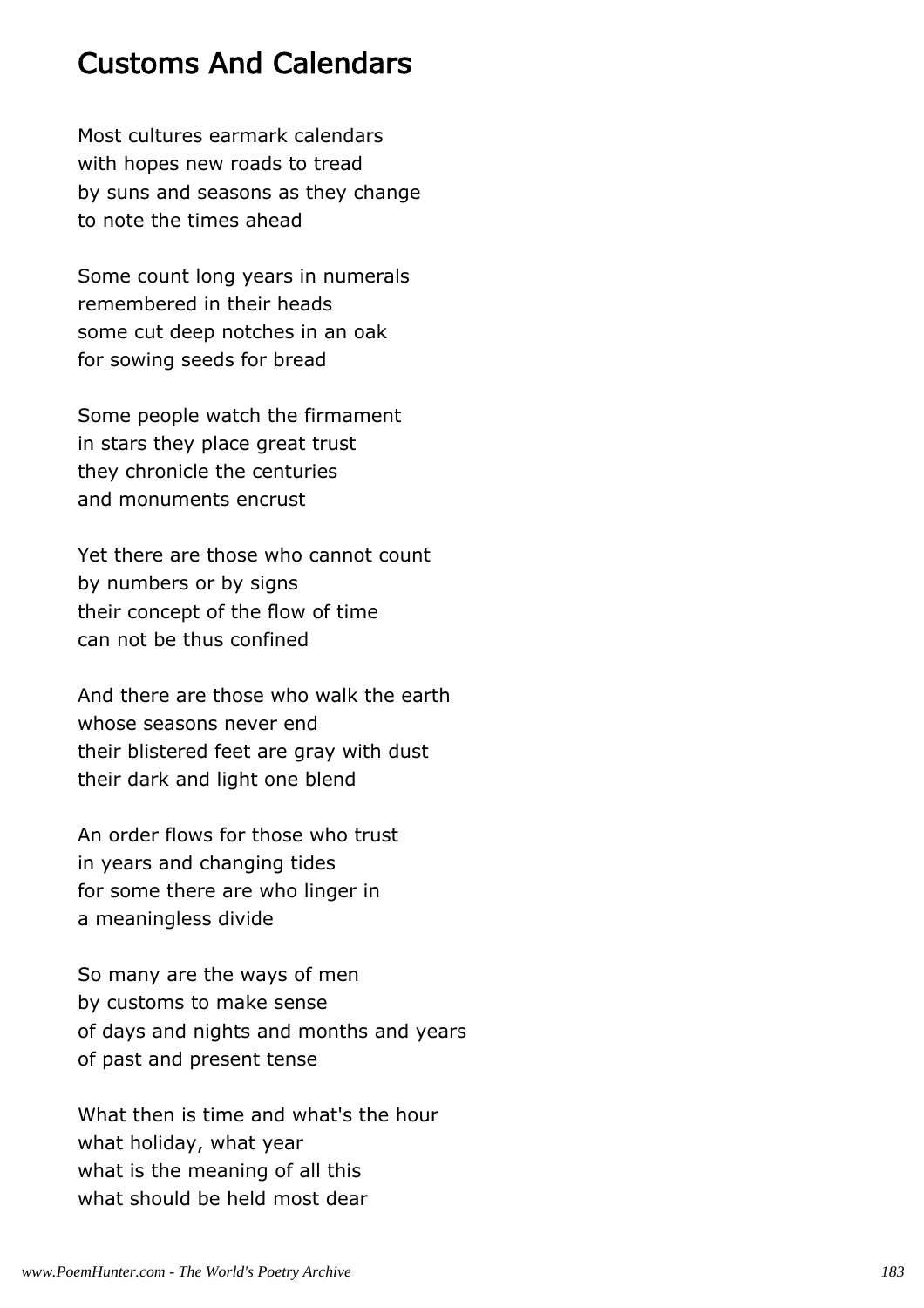## Customs And Calendars

Most cultures earmark calendars
with hopes new roads to tread
by suns and seasons as they change
to note the times ahead

Some count long years in numerals
remembered in their heads
some cut deep notches in an oak
for sowing seeds for bread

Some people watch the firmament
in stars they place great trust
they chronicle the centuries
and monuments encrust

Yet there are those who cannot count
by numbers or by signs
their concept of the flow of time
can not be thus confined

And there are those who walk the earth
whose seasons never end
their blistered feet are gray with dust
their dark and light one blend

An order flows for those who trust
in years and changing tides
for some there are who linger in
a meaningless divide

So many are the ways of men
by customs to make sense
of days and nights and months and years
of past and present tense

What then is time and what's the hour
what holiday, what year
what is the meaning of all this
what should be held most dear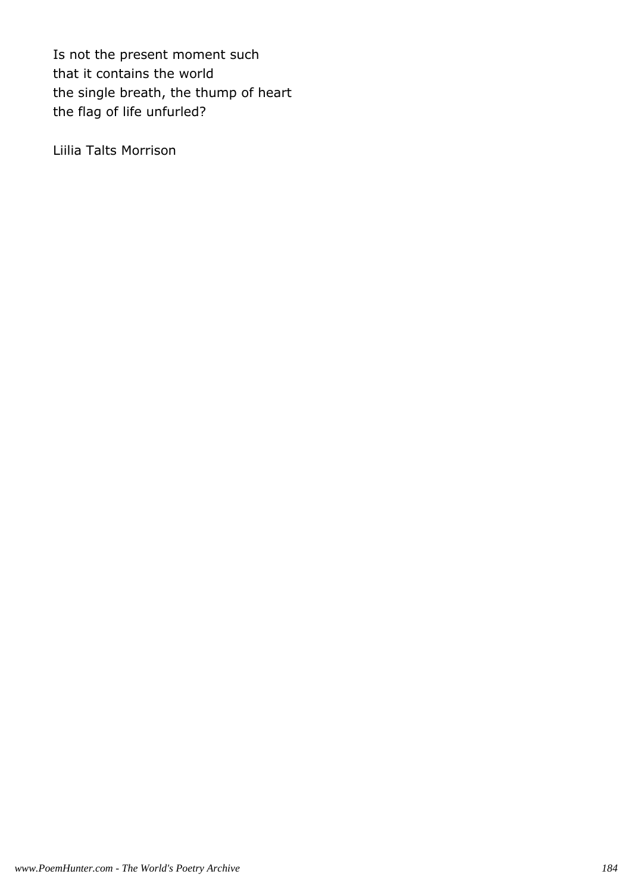Is not the present moment such  
that it contains the world  
the single breath, the thump of heart  
the flag of life unfurled?

Liilia Talts Morrison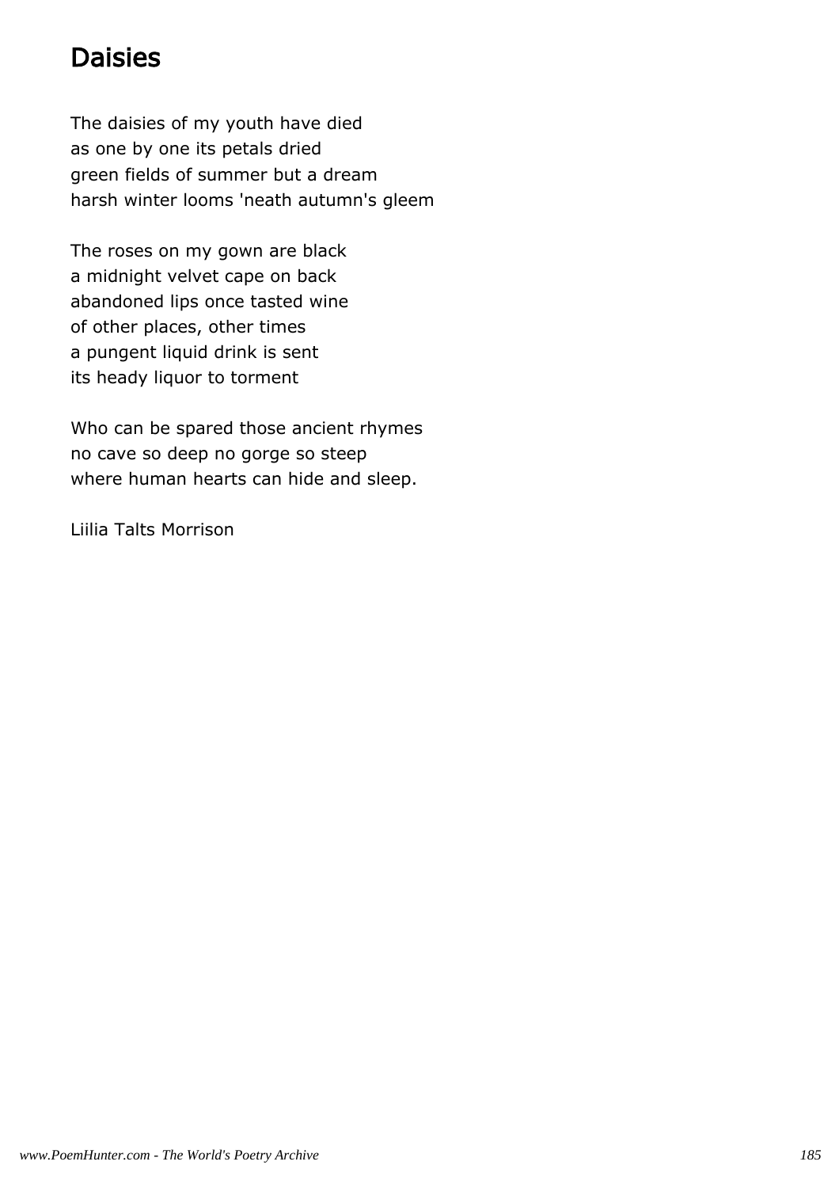# Daisies

The daisies of my youth have died
as one by one its petals dried
green fields of summer but a dream
harsh winter looms 'neath autumn's gleem

The roses on my gown are black
a midnight velvet cape on back
abandoned lips once tasted wine
of other places, other times
a pungent liquid drink is sent
its heady liquor to torment

Who can be spared those ancient rhymes
no cave so deep no gorge so steep
where human hearts can hide and sleep.

Liilia Talts Morrison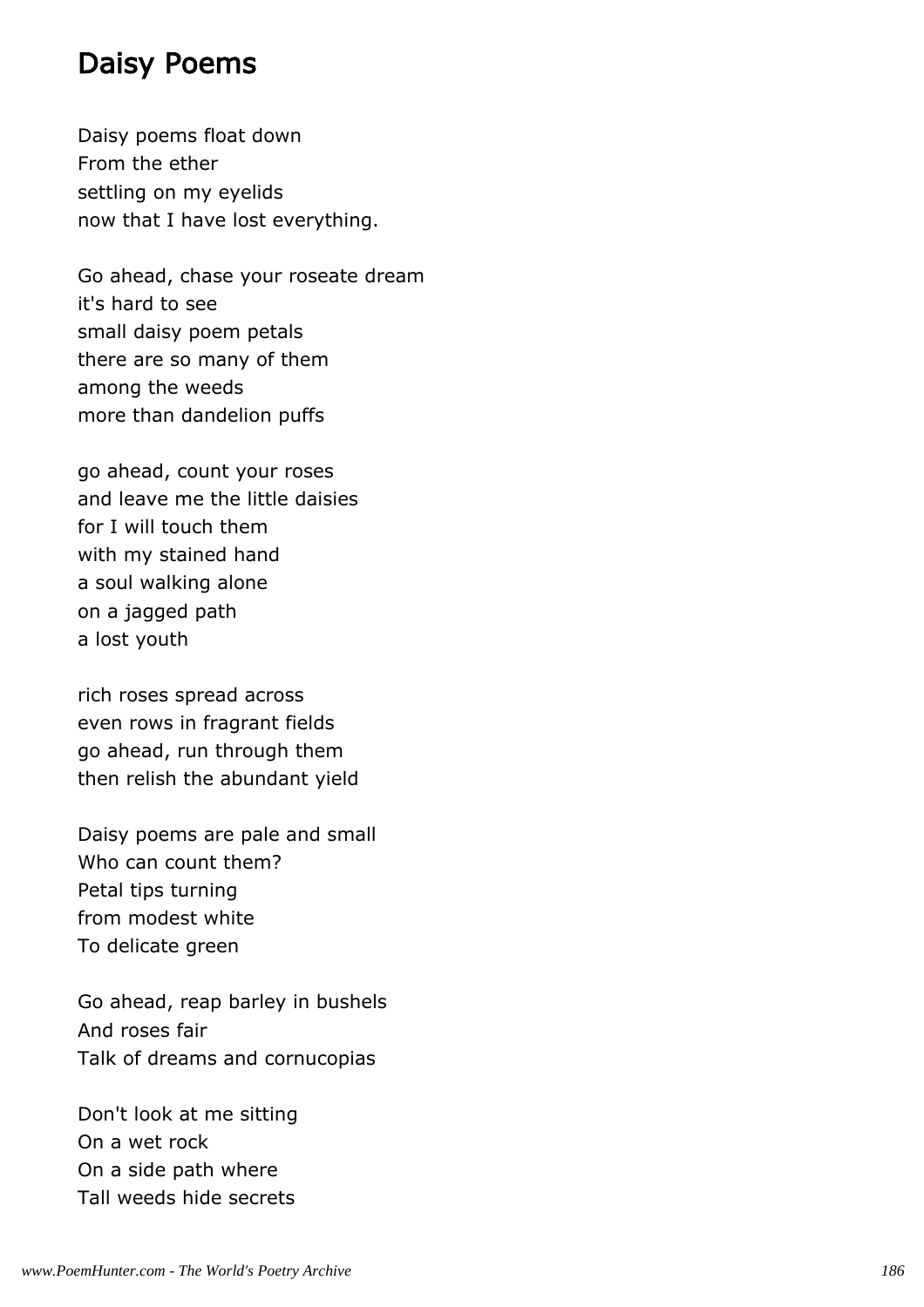# Daisy Poems

Daisy poems float down
From the ether
settling on my eyelids
now that I have lost everything.

Go ahead, chase your roseate dream
it's hard to see
small daisy poem petals
there are so many of them
among the weeds
more than dandelion puffs

go ahead, count your roses
and leave me the little daisies
for I will touch them
with my stained hand
a soul walking alone
on a jagged path
a lost youth

rich roses spread across
even rows in fragrant fields
go ahead, run through them
then relish the abundant yield

Daisy poems are pale and small
Who can count them?
Petal tips turning
from modest white
To delicate green

Go ahead, reap barley in bushels
And roses fair
Talk of dreams and cornucopias

Don't look at me sitting
On a wet rock
On a side path where
Tall weeds hide secrets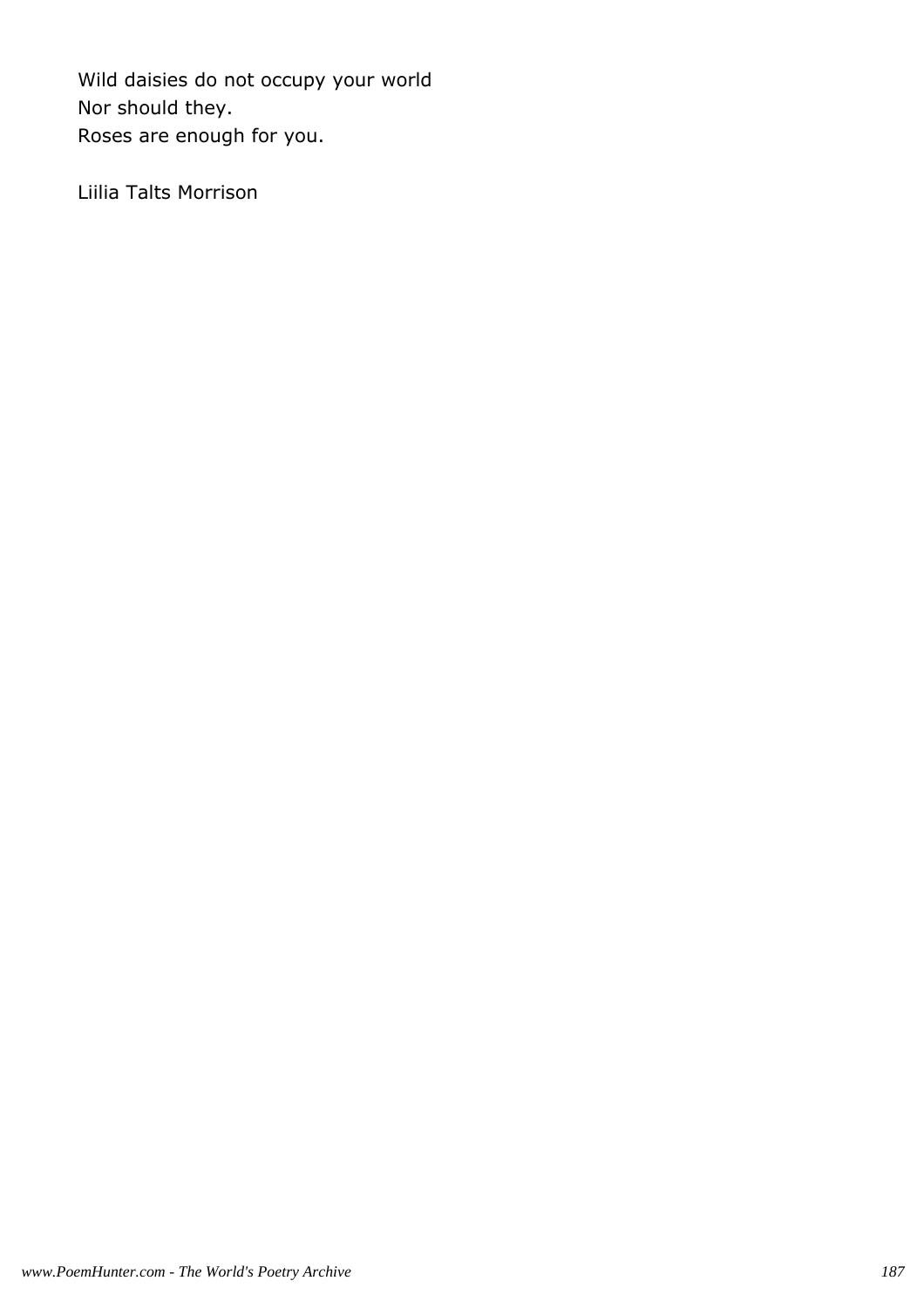Wild daisies do not occupy your world
Nor should they.
Roses are enough for you.

Liilia Talts Morrison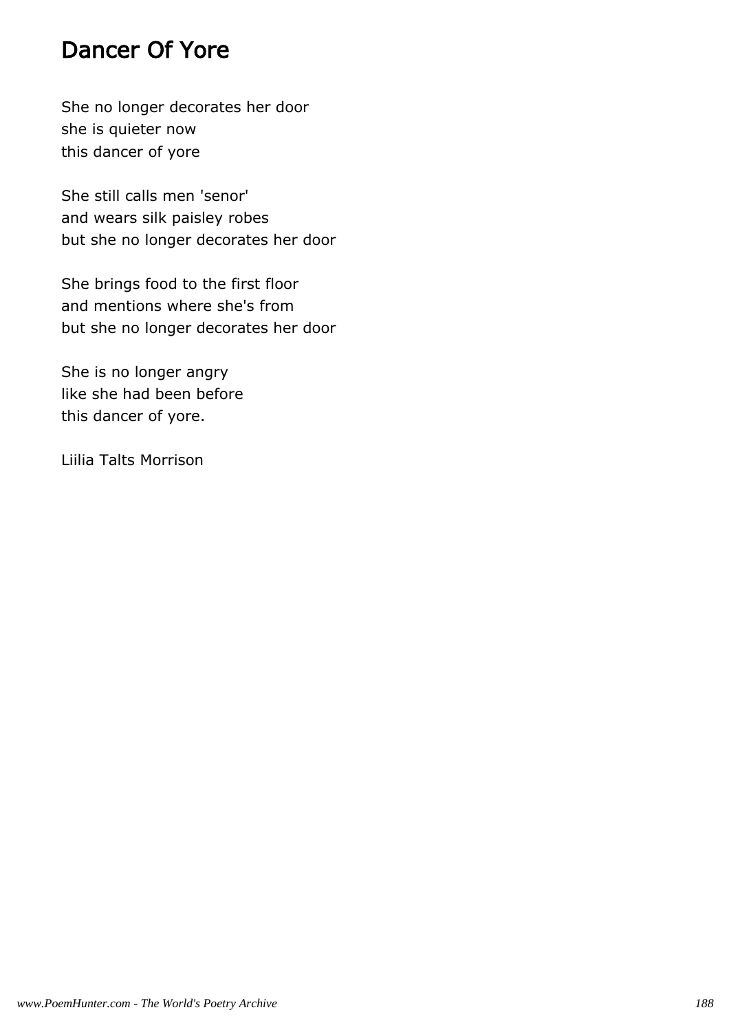# Dancer Of Yore

She no longer decorates her door
she is quieter now
this dancer of yore

She still calls men 'senor'
and wears silk paisley robes
but she no longer decorates her door

She brings food to the first floor
and mentions where she's from
but she no longer decorates her door

She is no longer angry
like she had been before
this dancer of yore.

Liilia Talts Morrison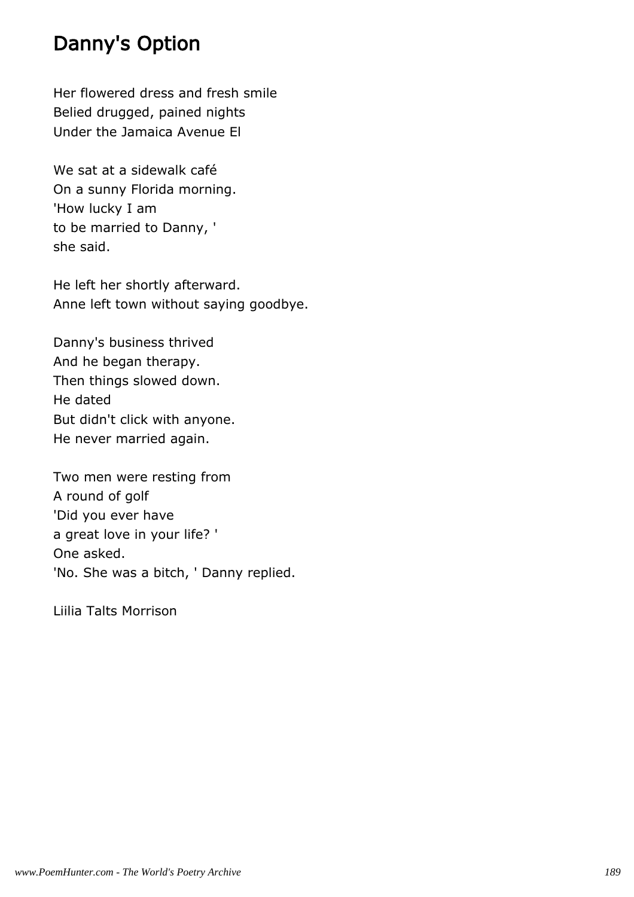# Danny's Option

Her flowered dress and fresh smile
Belied drugged, pained nights
Under the Jamaica Avenue El

We sat at a sidewalk café
On a sunny Florida morning.
'How lucky I am
to be married to Danny, '
she said.

He left her shortly afterward.
Anne left town without saying goodbye.

Danny's business thrived
And he began therapy.
Then things slowed down.
He dated
But didn't click with anyone.
He never married again.

Two men were resting from
A round of golf
'Did you ever have
a great love in your life? '
One asked.
'No. She was a bitch, ' Danny replied.

Liilia Talts Morrison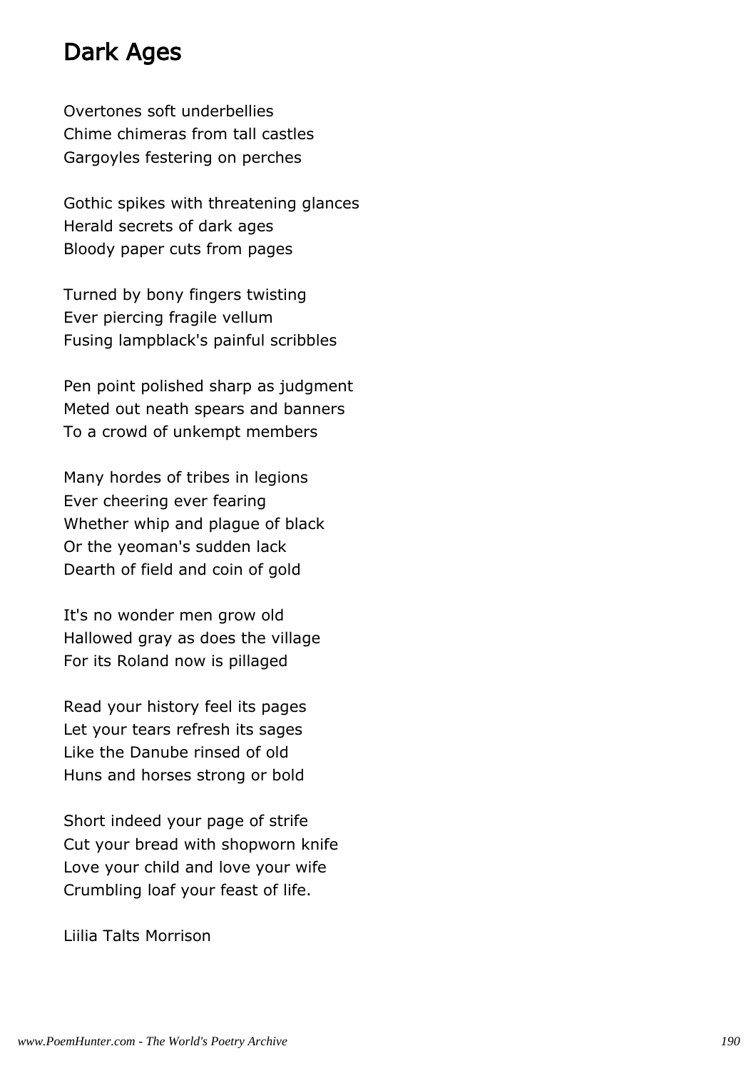# Dark Ages

Overtones soft underbellies
Chime chimeras from tall castles
Gargoyles festering on perches

Gothic spikes with threatening glances
Herald secrets of dark ages
Bloody paper cuts from pages

Turned by bony fingers twisting
Ever piercing fragile vellum
Fusing lampblack's painful scribbles

Pen point polished sharp as judgment
Meted out neath spears and banners
To a crowd of unkempt members

Many hordes of tribes in legions
Ever cheering ever fearing
Whether whip and plague of black
Or the yeoman's sudden lack
Dearth of field and coin of gold

It's no wonder men grow old
Hallowed gray as does the village
For its Roland now is pillaged

Read your history feel its pages
Let your tears refresh its sages
Like the Danube rinsed of old
Huns and horses strong or bold

Short indeed your page of strife
Cut your bread with shopworn knife
Love your child and love your wife
Crumbling loaf your feast of life.

Liilia Talts Morrison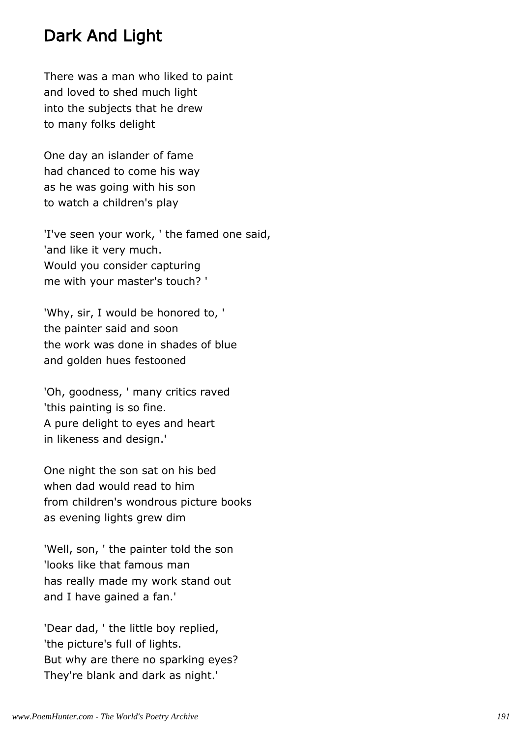# Dark And Light

There was a man who liked to paint
and loved to shed much light
into the subjects that he drew
to many folks delight

One day an islander of fame
had chanced to come his way
as he was going with his son
to watch a children's play

'I've seen your work, ' the famed one said,
'and like it very much.
Would you consider capturing
me with your master's touch? '

'Why, sir, I would be honored to, '
the painter said and soon
the work was done in shades of blue
and golden hues festooned

'Oh, goodness, ' many critics raved
'this painting is so fine.
A pure delight to eyes and heart
in likeness and design.'

One night the son sat on his bed
when dad would read to him
from children's wondrous picture books
as evening lights grew dim

'Well, son, ' the painter told the son
'looks like that famous man
has really made my work stand out
and I have gained a fan.'

'Dear dad, ' the little boy replied,
'the picture's full of lights.
But why are there no sparking eyes?
They're blank and dark as night.'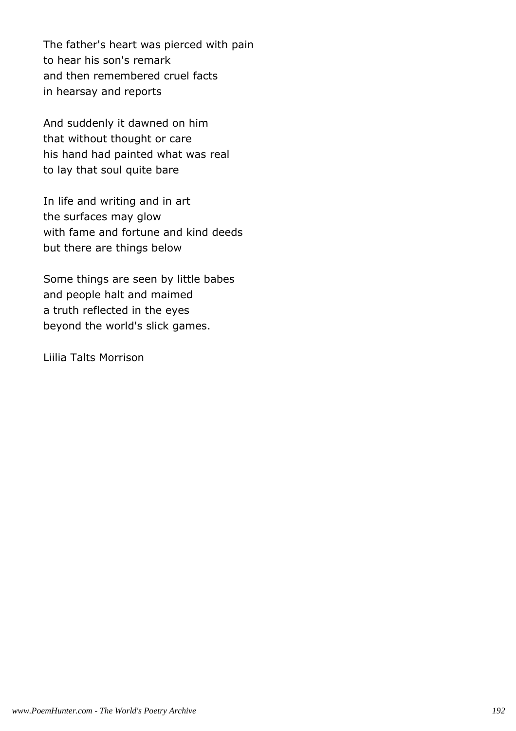The father's heart was pierced with pain
to hear his son's remark
and then remembered cruel facts
in hearsay and reports

And suddenly it dawned on him
that without thought or care
his hand had painted what was real
to lay that soul quite bare

In life and writing and in art
the surfaces may glow
with fame and fortune and kind deeds
but there are things below

Some things are seen by little babes
and people halt and maimed
a truth reflected in the eyes
beyond the world's slick games.

Liilia Talts Morrison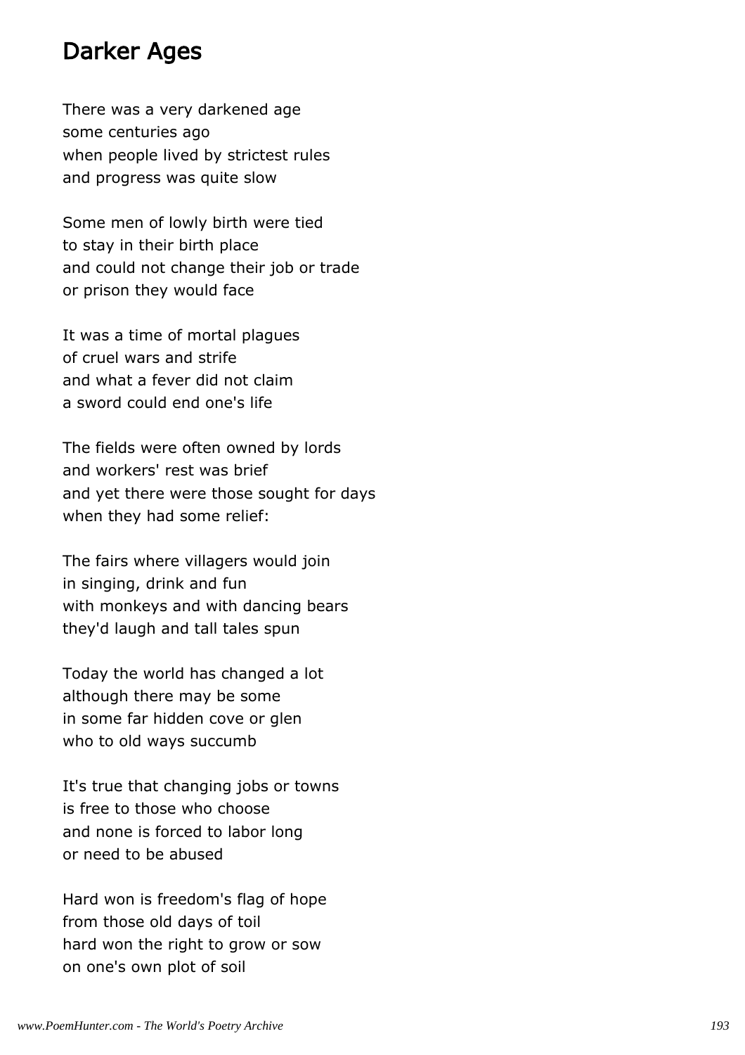# Darker Ages

There was a very darkened age
some centuries ago
when people lived by strictest rules
and progress was quite slow

Some men of lowly birth were tied
to stay in their birth place
and could not change their job or trade
or prison they would face

It was a time of mortal plagues
of cruel wars and strife
and what a fever did not claim
a sword could end one's life

The fields were often owned by lords
and workers' rest was brief
and yet there were those sought for days
when they had some relief:

The fairs where villagers would join
in singing, drink and fun
with monkeys and with dancing bears
they'd laugh and tall tales spun

Today the world has changed a lot
although there may be some
in some far hidden cove or glen
who to old ways succumb

It's true that changing jobs or towns
is free to those who choose
and none is forced to labor long
or need to be abused

Hard won is freedom's flag of hope
from those old days of toil
hard won the right to grow or sow
on one's own plot of soil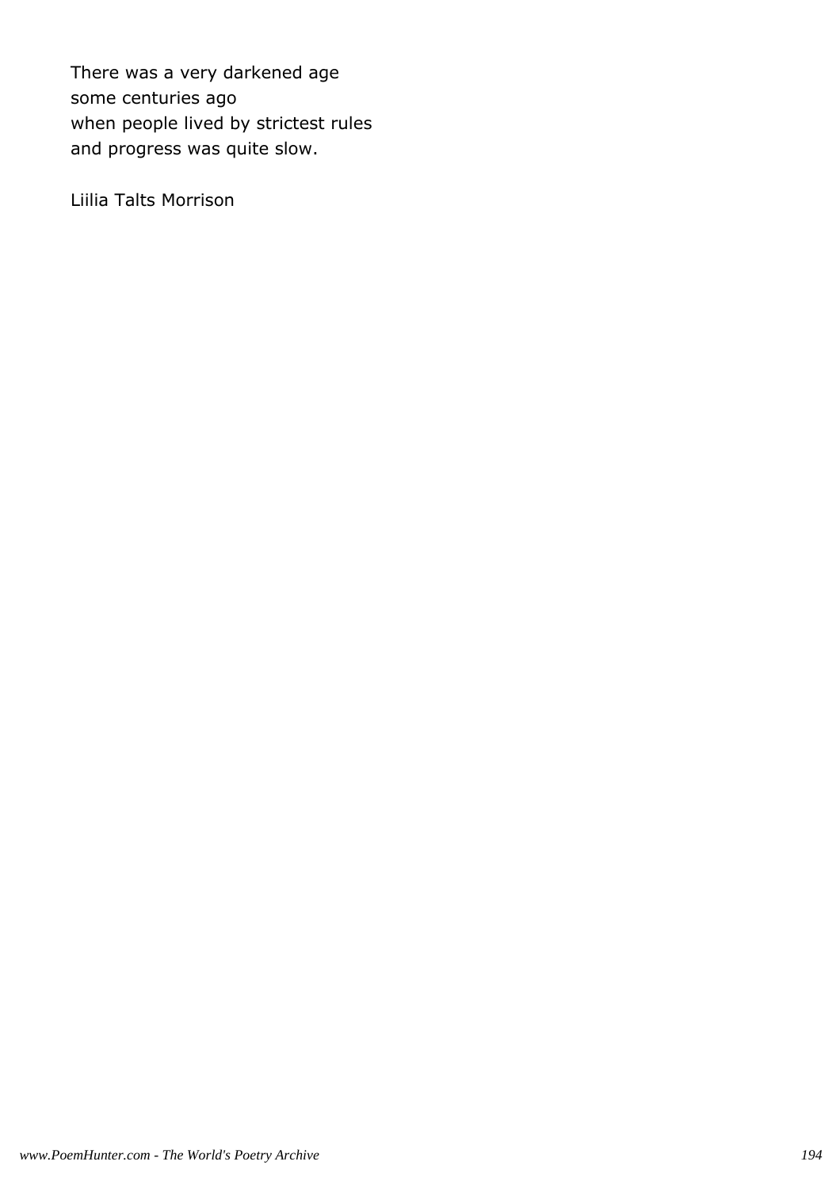There was a very darkened age
some centuries ago
when people lived by strictest rules
and progress was quite slow.

Liilia Talts Morrison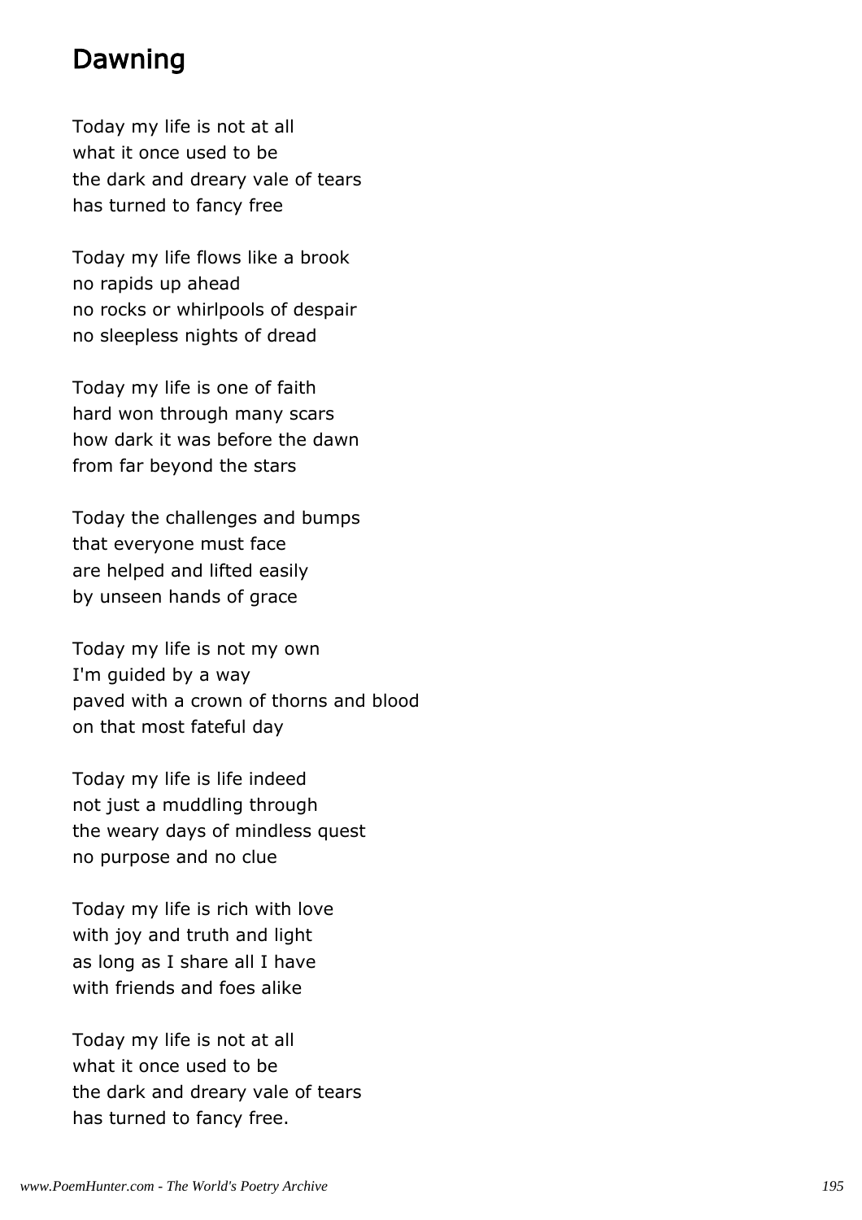# Dawning

Today my life is not at all
what it once used to be
the dark and dreary vale of tears
has turned to fancy free

Today my life flows like a brook
no rapids up ahead
no rocks or whirlpools of despair
no sleepless nights of dread

Today my life is one of faith
hard won through many scars
how dark it was before the dawn
from far beyond the stars

Today the challenges and bumps
that everyone must face
are helped and lifted easily
by unseen hands of grace

Today my life is not my own
I'm guided by a way
paved with a crown of thorns and blood
on that most fateful day

Today my life is life indeed
not just a muddling through
the weary days of mindless quest
no purpose and no clue

Today my life is rich with love
with joy and truth and light
as long as I share all I have
with friends and foes alike

Today my life is not at all
what it once used to be
the dark and dreary vale of tears
has turned to fancy free.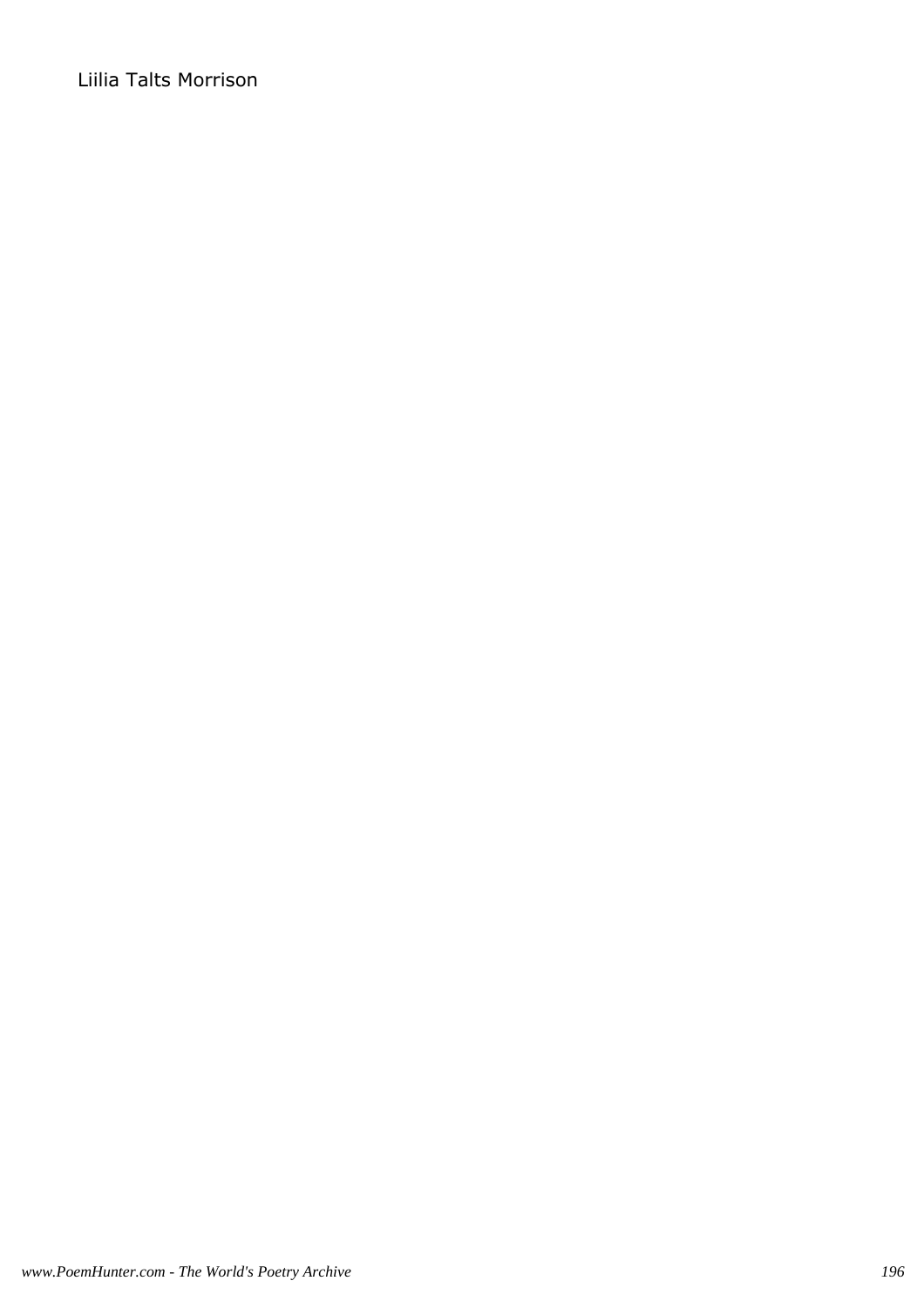Liilia Talts Morrison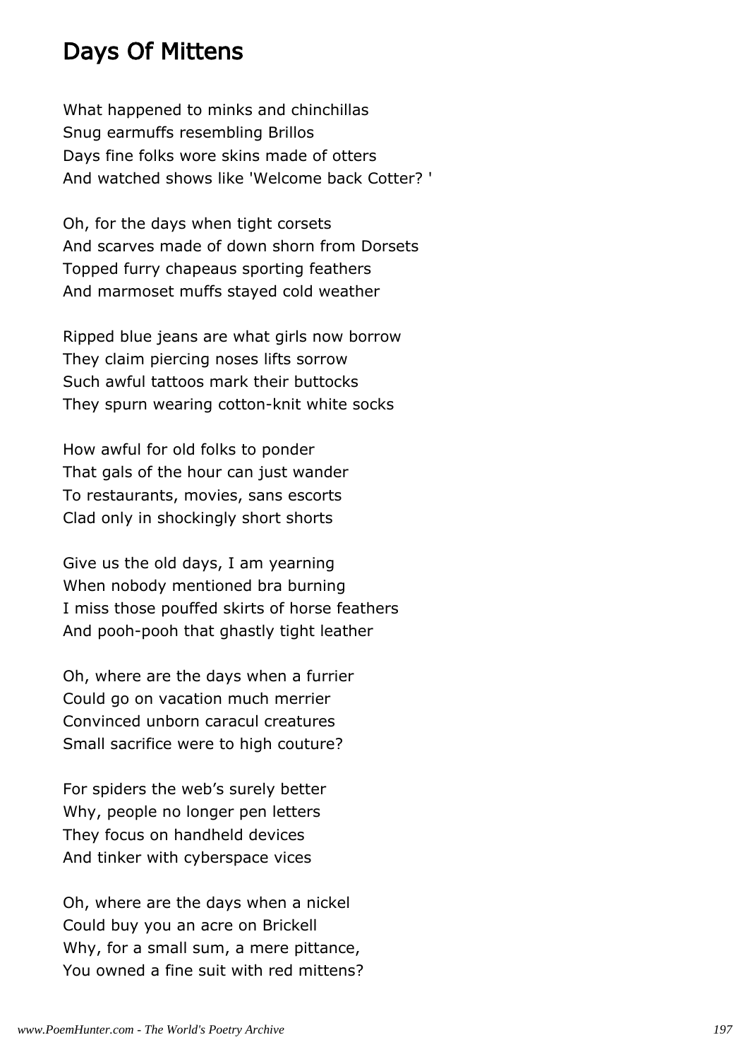## Days Of Mittens

What happened to minks and chinchillas
Snug earmuffs resembling Brillos
Days fine folks wore skins made of otters
And watched shows like 'Welcome back Cotter? '

Oh, for the days when tight corsets
And scarves made of down shorn from Dorsets
Topped furry chapeaus sporting feathers
And marmoset muffs stayed cold weather

Ripped blue jeans are what girls now borrow
They claim piercing noses lifts sorrow
Such awful tattoos mark their buttocks
They spurn wearing cotton-knit white socks

How awful for old folks to ponder
That gals of the hour can just wander
To restaurants, movies, sans escorts
Clad only in shockingly short shorts

Give us the old days, I am yearning
When nobody mentioned bra burning
I miss those pouffed skirts of horse feathers
And pooh-pooh that ghastly tight leather

Oh, where are the days when a furrier
Could go on vacation much merrier
Convinced unborn caracul creatures
Small sacrifice were to high couture?

For spiders the web's surely better
Why, people no longer pen letters
They focus on handheld devices
And tinker with cyberspace vices

Oh, where are the days when a nickel
Could buy you an acre on Brickell
Why, for a small sum, a mere pittance,
You owned a fine suit with red mittens?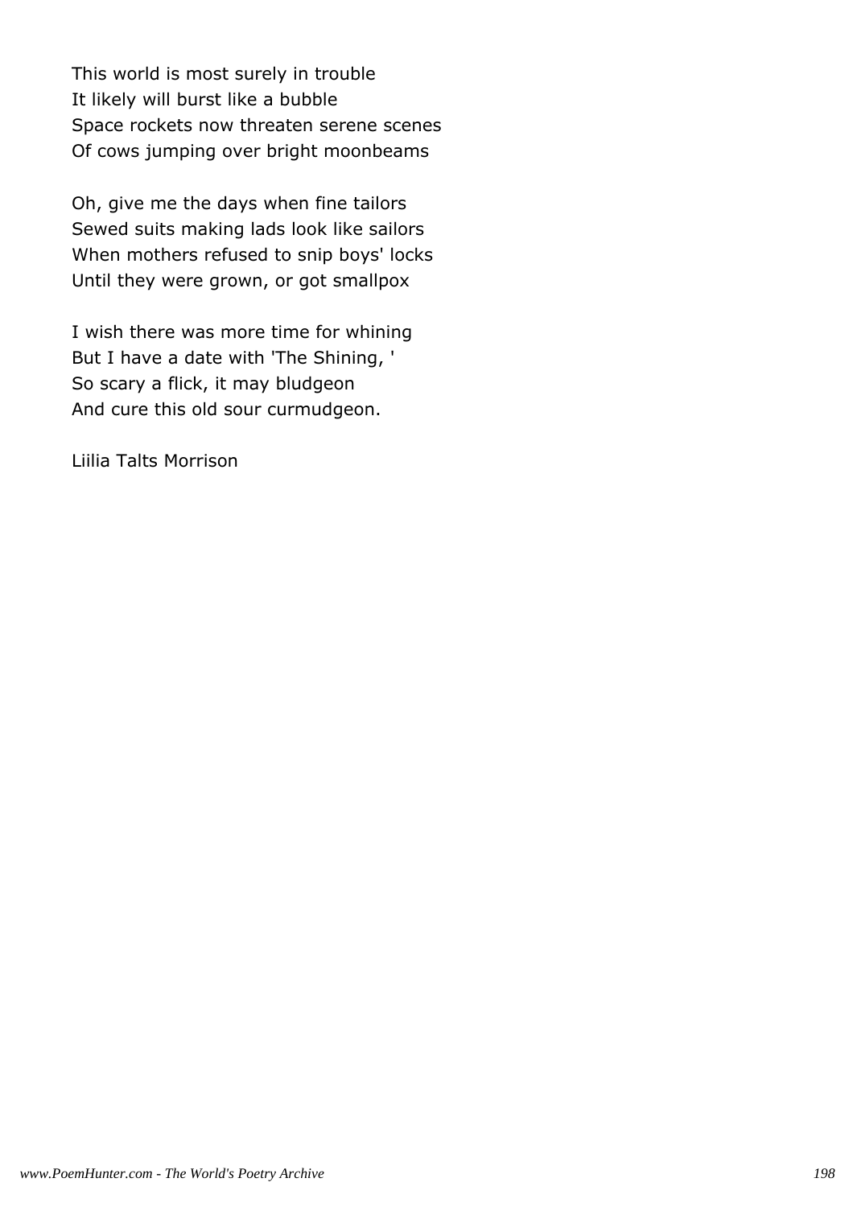This world is most surely in trouble
It likely will burst like a bubble
Space rockets now threaten serene scenes
Of cows jumping over bright moonbeams

Oh, give me the days when fine tailors
Sewed suits making lads look like sailors
When mothers refused to snip boys' locks
Until they were grown, or got smallpox

I wish there was more time for whining
But I have a date with 'The Shining, '
So scary a flick, it may bludgeon
And cure this old sour curmudgeon.

Liilia Talts Morrison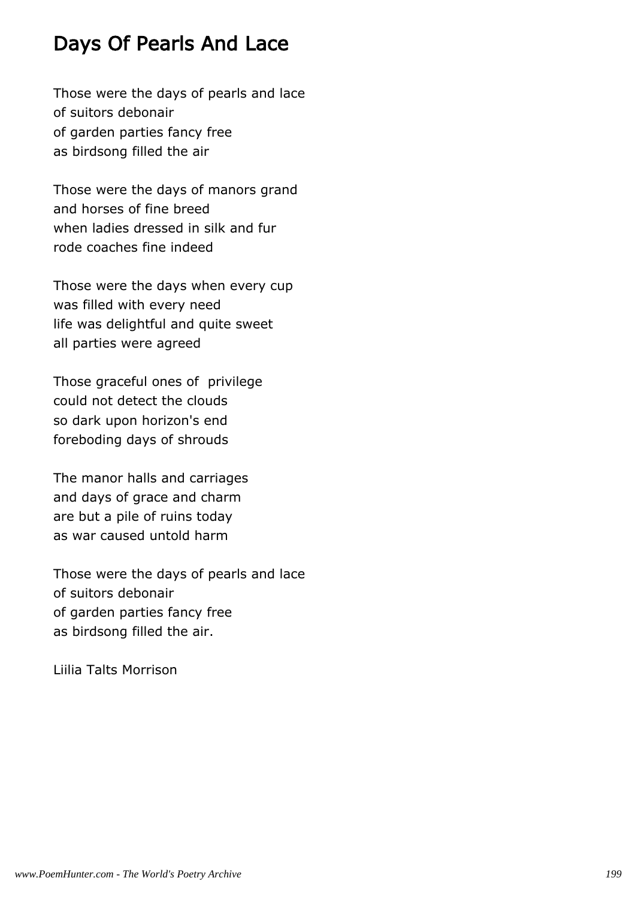## Days Of Pearls And Lace

Those were the days of pearls and lace  
of suitors debonair  
of garden parties fancy free  
as birdsong filled the air

Those were the days of manors grand  
and horses of fine breed  
when ladies dressed in silk and fur  
rode coaches fine indeed

Those were the days when every cup  
was filled with every need  
life was delightful and quite sweet  
all parties were agreed

Those graceful ones of  privilege  
could not detect the clouds  
so dark upon horizon's end  
foreboding days of shrouds

The manor halls and carriages  
and days of grace and charm  
are but a pile of ruins today  
as war caused untold harm

Those were the days of pearls and lace  
of suitors debonair  
of garden parties fancy free  
as birdsong filled the air.

Liilia Talts Morrison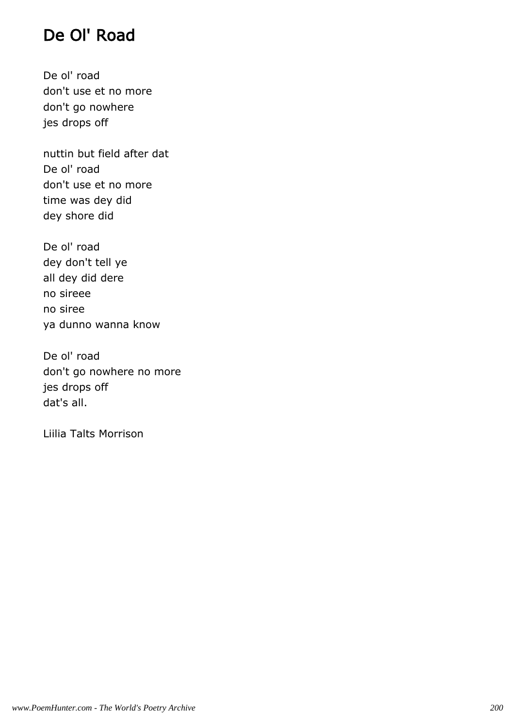# De Ol' Road

De ol' road
don't use et no more
don't go nowhere
jes drops off

nuttin but field after dat
De ol' road
don't use et no more
time was dey did
dey shore did

De ol' road
dey don't tell ye
all dey did dere
no sireee
no siree
ya dunno wanna know

De ol' road
don't go nowhere no more
jes drops off
dat's all.

Liilia Talts Morrison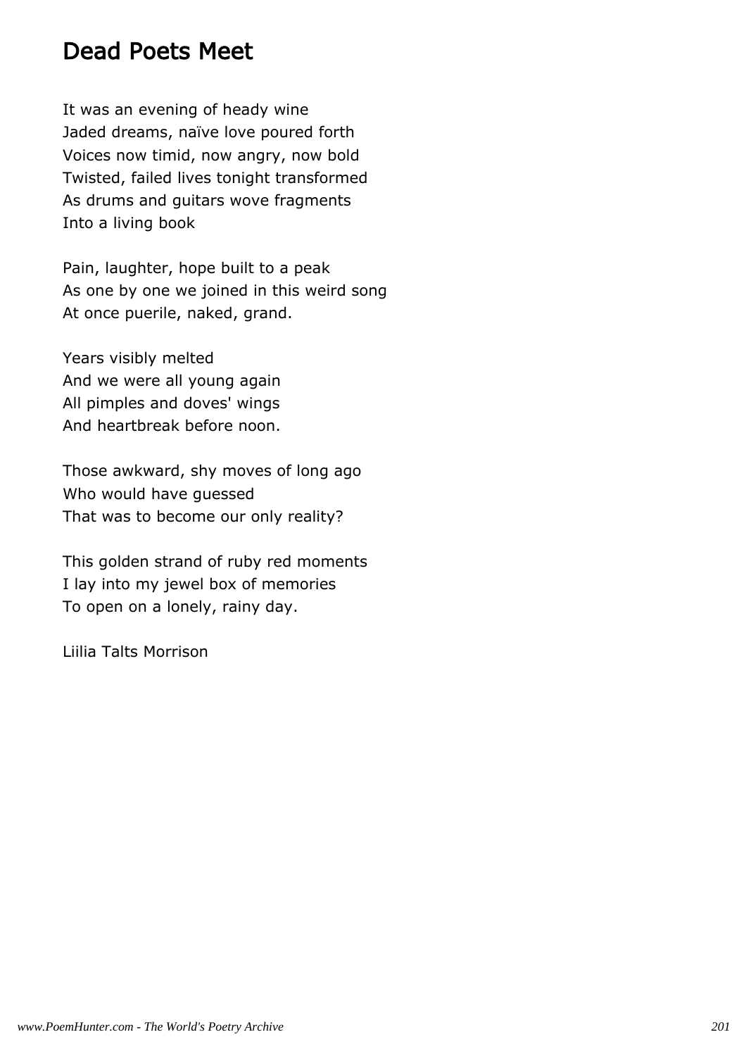## Dead Poets Meet

It was an evening of heady wine
Jaded dreams, naïve love poured forth
Voices now timid, now angry, now bold
Twisted, failed lives tonight transformed
As drums and guitars wove fragments
Into a living book

Pain, laughter, hope built to a peak
As one by one we joined in this weird song
At once puerile, naked, grand.

Years visibly melted
And we were all young again
All pimples and doves' wings
And heartbreak before noon.

Those awkward, shy moves of long ago
Who would have guessed
That was to become our only reality?

This golden strand of ruby red moments
I lay into my jewel box of memories
To open on a lonely, rainy day.

Liilia Talts Morrison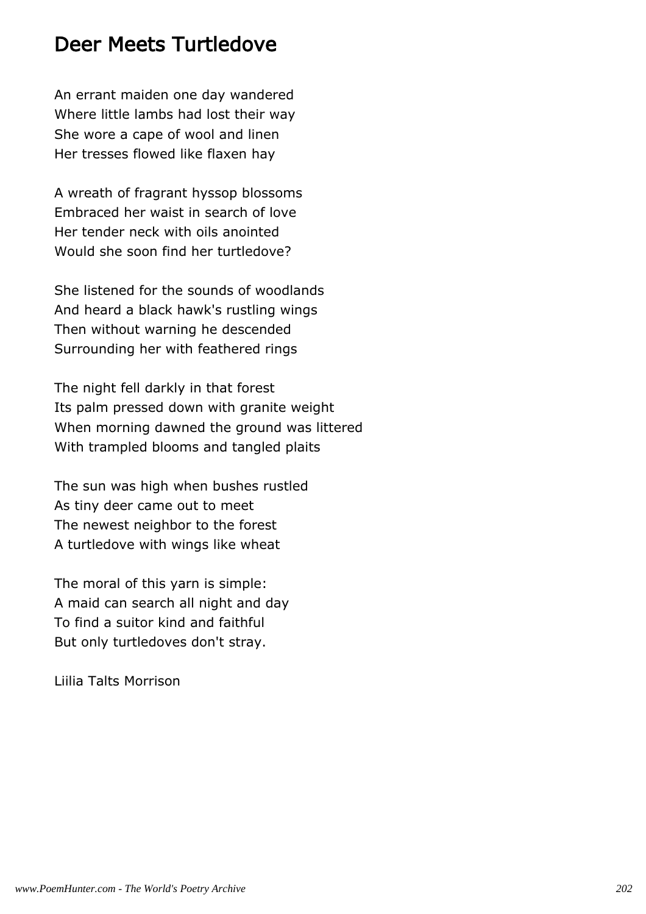# Deer Meets Turtledove

An errant maiden one day wandered
Where little lambs had lost their way
She wore a cape of wool and linen
Her tresses flowed like flaxen hay

A wreath of fragrant hyssop blossoms
Embraced her waist in search of love
Her tender neck with oils anointed
Would she soon find her turtledove?

She listened for the sounds of woodlands
And heard a black hawk's rustling wings
Then without warning he descended
Surrounding her with feathered rings

The night fell darkly in that forest
Its palm pressed down with granite weight
When morning dawned the ground was littered
With trampled blooms and tangled plaits

The sun was high when bushes rustled
As tiny deer came out to meet
The newest neighbor to the forest
A turtledove with wings like wheat

The moral of this yarn is simple:
A maid can search all night and day
To find a suitor kind and faithful
But only turtledoves don't stray.

Liilia Talts Morrison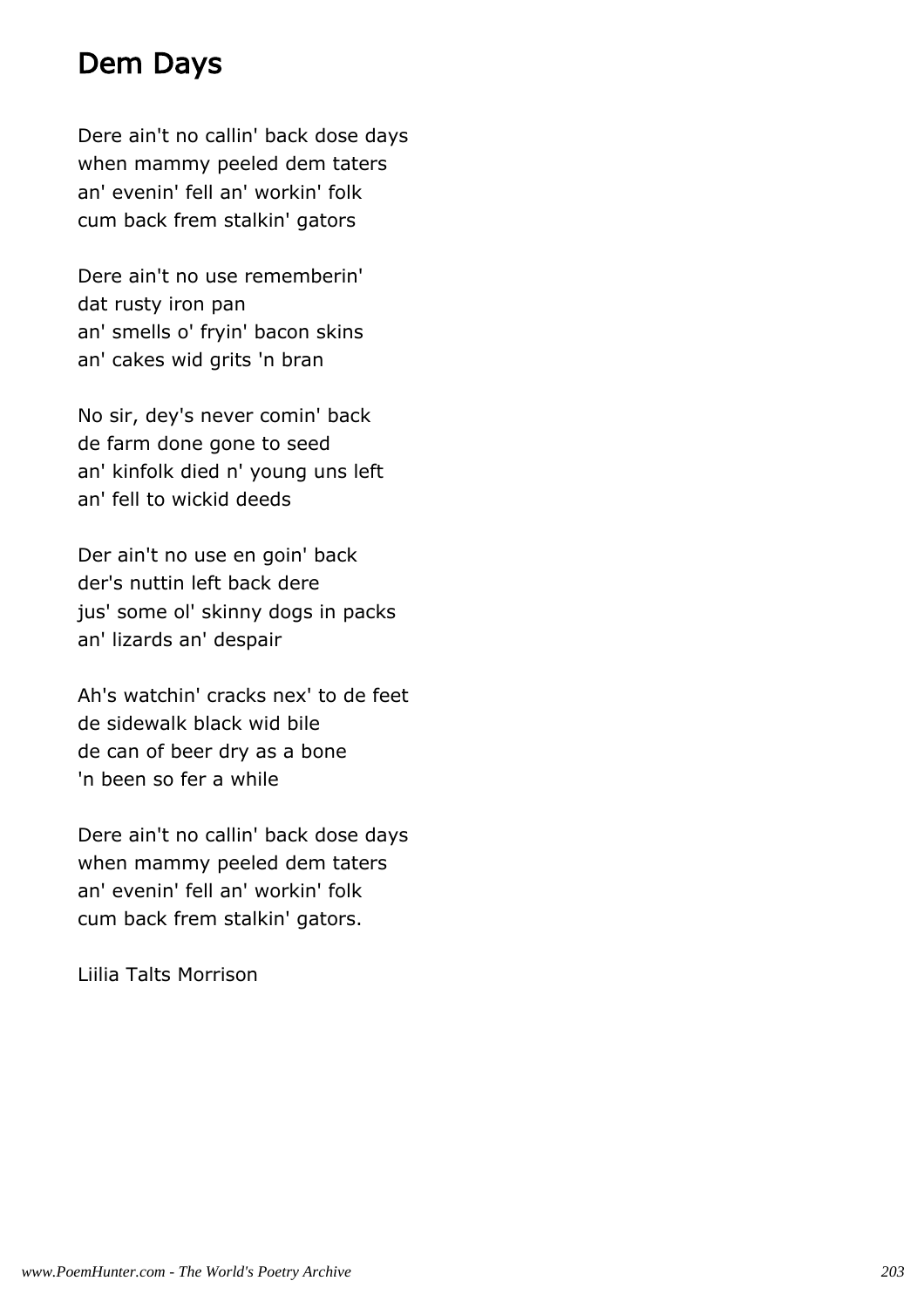# Dem Days

Dere ain't no callin' back dose days
when mammy peeled dem taters
an' evenin' fell an' workin' folk
cum back frem stalkin' gators

Dere ain't no use rememberin'
dat rusty iron pan
an' smells o' fryin' bacon skins
an' cakes wid grits 'n bran

No sir, dey's never comin' back
de farm done gone to seed
an' kinfolk died n' young uns left
an' fell to wickid deeds

Der ain't no use en goin' back
der's nuttin left back dere
jus' some ol' skinny dogs in packs
an' lizards an' despair

Ah's watchin' cracks nex' to de feet
de sidewalk black wid bile
de can of beer dry as a bone
'n been so fer a while

Dere ain't no callin' back dose days
when mammy peeled dem taters
an' evenin' fell an' workin' folk
cum back frem stalkin' gators.

Liilia Talts Morrison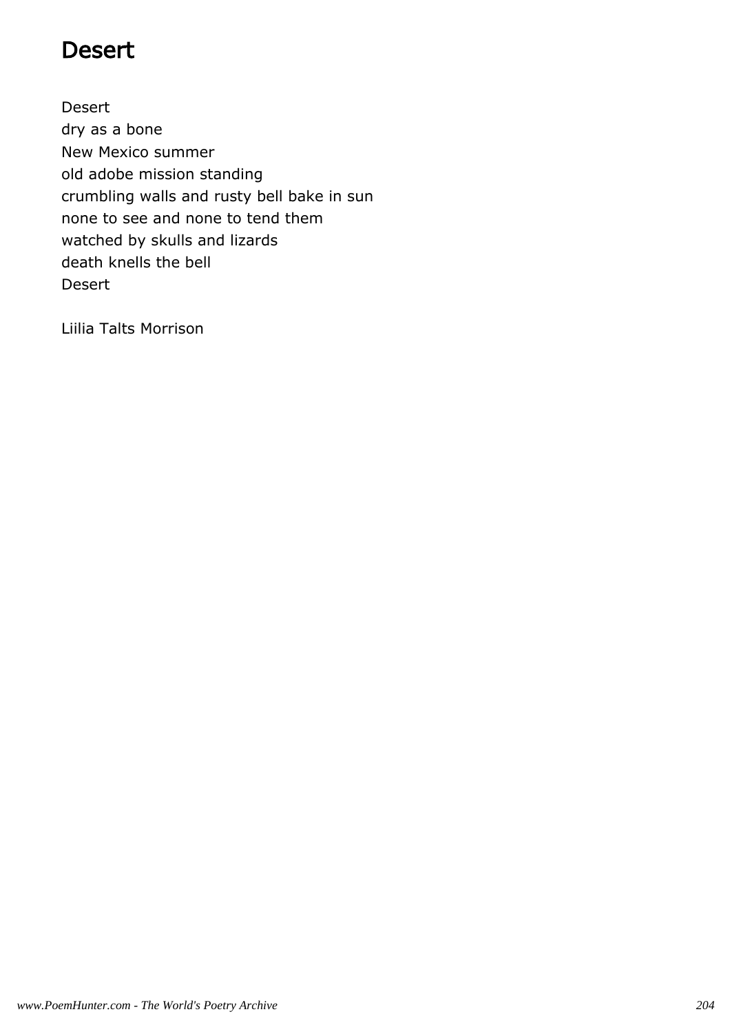# Desert

Desert  
dry as a bone  
New Mexico summer  
old adobe mission standing  
crumbling walls and rusty bell bake in sun  
none to see and none to tend them  
watched by skulls and lizards  
death knells the bell  
Desert

Liilia Talts Morrison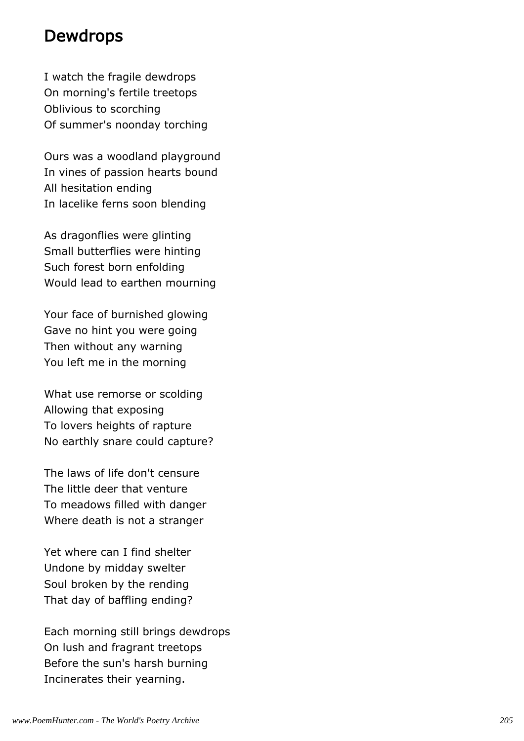## Dewdrops

I watch the fragile dewdrops
On morning's fertile treetops
Oblivious to scorching
Of summer's noonday torching

Ours was a woodland playground
In vines of passion hearts bound
All hesitation ending
In lacelike ferns soon blending

As dragonflies were glinting
Small butterflies were hinting
Such forest born enfolding
Would lead to earthen mourning

Your face of burnished glowing
Gave no hint you were going
Then without any warning
You left me in the morning

What use remorse or scolding
Allowing that exposing
To lovers heights of rapture
No earthly snare could capture?

The laws of life don't censure
The little deer that venture
To meadows filled with danger
Where death is not a stranger

Yet where can I find shelter
Undone by midday swelter
Soul broken by the rending
That day of baffling ending?

Each morning still brings dewdrops
On lush and fragrant treetops
Before the sun's harsh burning
Incinerates their yearning.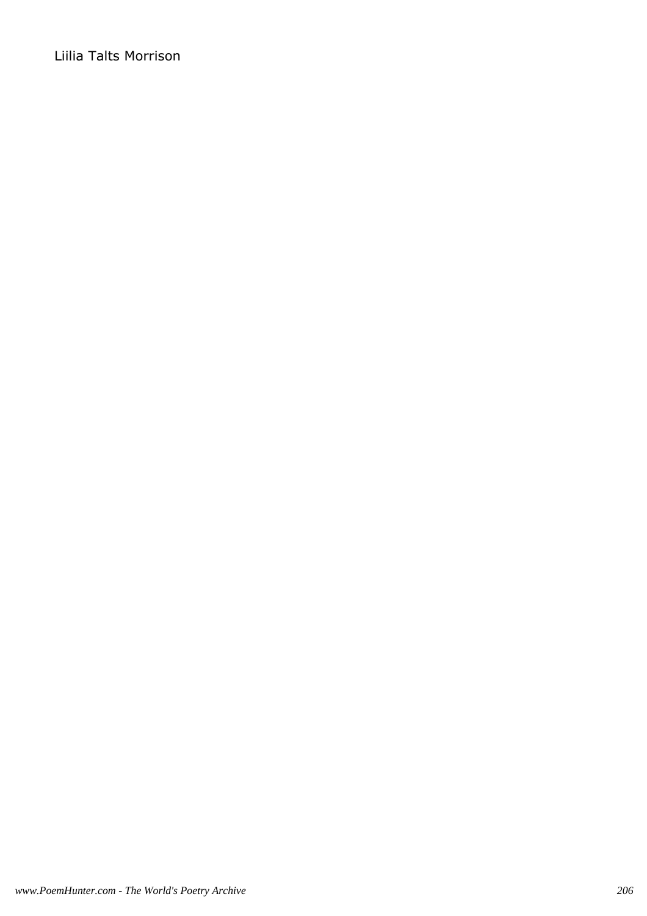Liilia Talts Morrison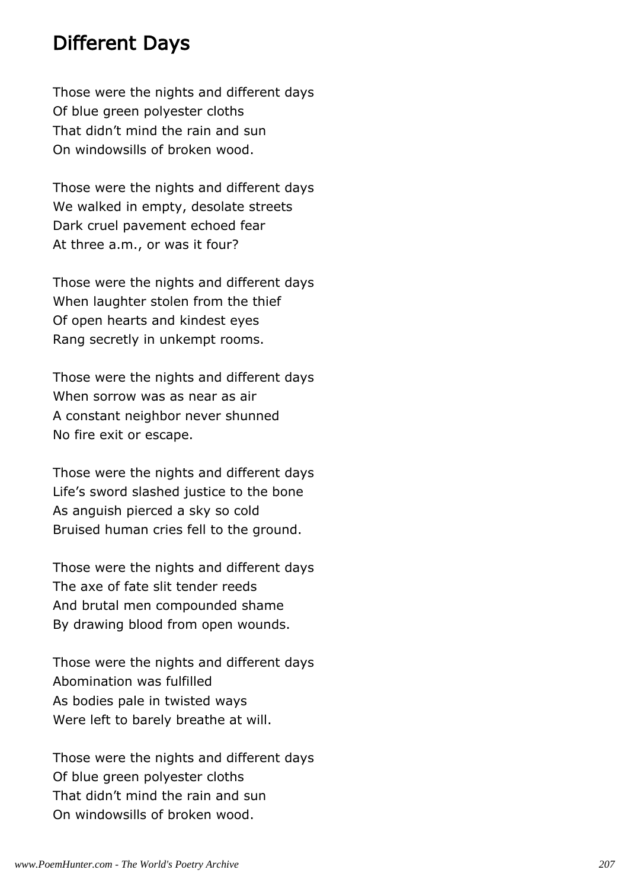# Different Days

Those were the nights and different days
Of blue green polyester cloths
That didn't mind the rain and sun
On windowsills of broken wood.

Those were the nights and different days
We walked in empty, desolate streets
Dark cruel pavement echoed fear
At three a.m., or was it four?

Those were the nights and different days
When laughter stolen from the thief
Of open hearts and kindest eyes
Rang secretly in unkempt rooms.

Those were the nights and different days
When sorrow was as near as air
A constant neighbor never shunned
No fire exit or escape.

Those were the nights and different days
Life's sword slashed justice to the bone
As anguish pierced a sky so cold
Bruised human cries fell to the ground.

Those were the nights and different days
The axe of fate slit tender reeds
And brutal men compounded shame
By drawing blood from open wounds.

Those were the nights and different days
Abomination was fulfilled
As bodies pale in twisted ways
Were left to barely breathe at will.

Those were the nights and different days
Of blue green polyester cloths
That didn't mind the rain and sun
On windowsills of broken wood.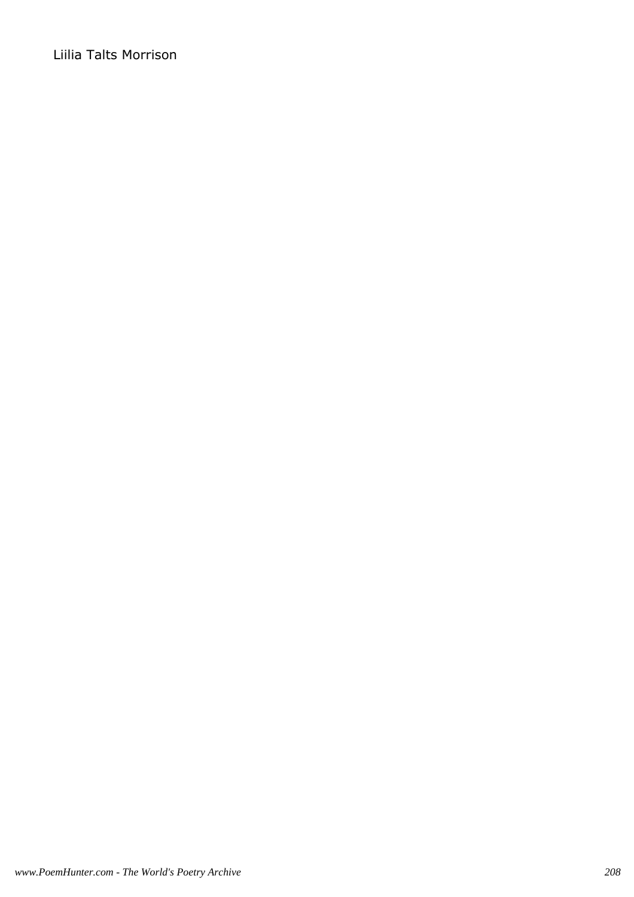Liilia Talts Morrison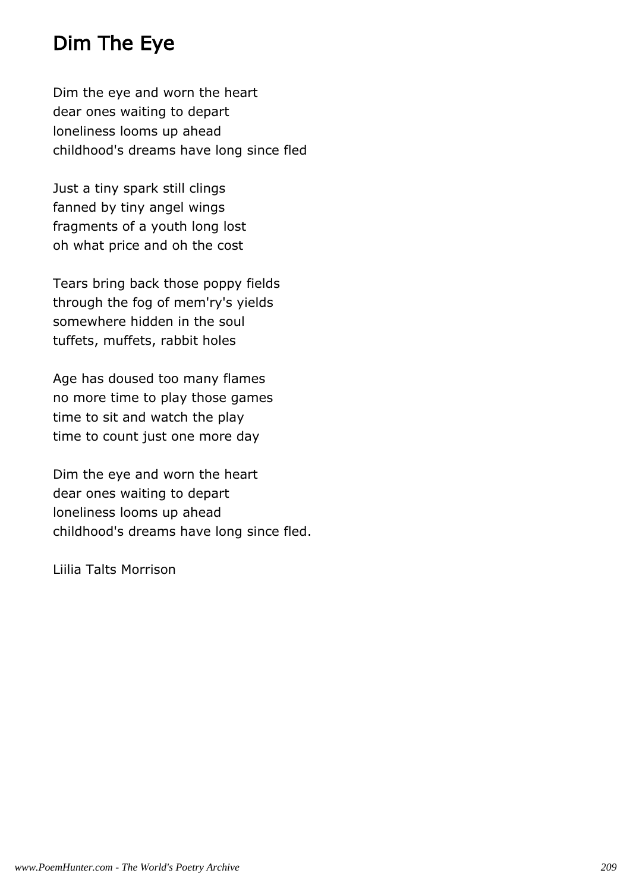# Dim The Eye

Dim the eye and worn the heart  
dear ones waiting to depart  
loneliness looms up ahead  
childhood's dreams have long since fled

Just a tiny spark still clings  
fanned by tiny angel wings  
fragments of a youth long lost  
oh what price and oh the cost

Tears bring back those poppy fields  
through the fog of mem'ry's yields  
somewhere hidden in the soul  
tuffets, muffets, rabbit holes

Age has doused too many flames  
no more time to play those games  
time to sit and watch the play  
time to count just one more day

Dim the eye and worn the heart  
dear ones waiting to depart  
loneliness looms up ahead  
childhood's dreams have long since fled.

Liilia Talts Morrison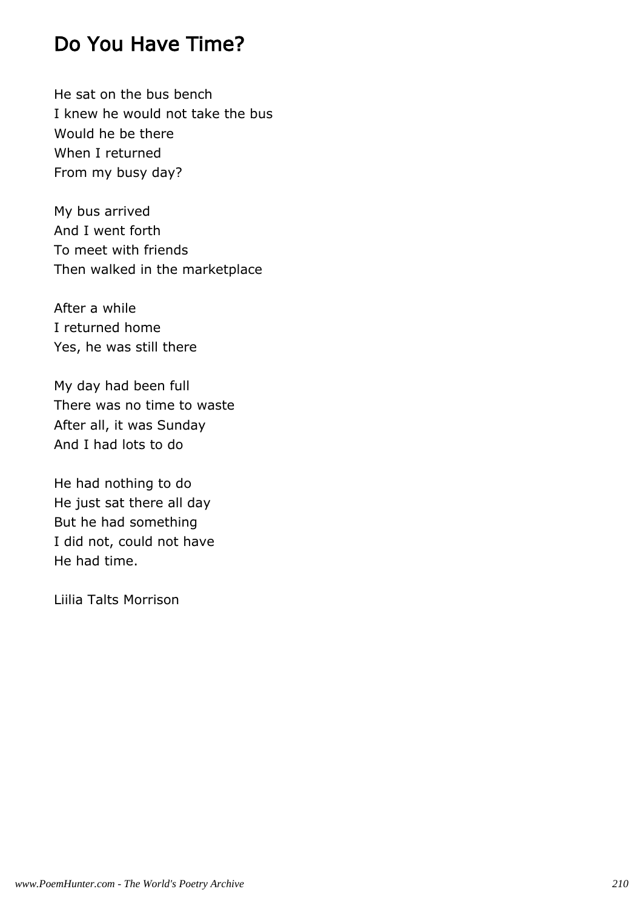# Do You Have Time?

He sat on the bus bench
I knew he would not take the bus
Would he be there
When I returned
From my busy day?

My bus arrived
And I went forth
To meet with friends
Then walked in the marketplace

After a while
I returned home
Yes, he was still there

My day had been full
There was no time to waste
After all, it was Sunday
And I had lots to do

He had nothing to do
He just sat there all day
But he had something
I did not, could not have
He had time.

Liilia Talts Morrison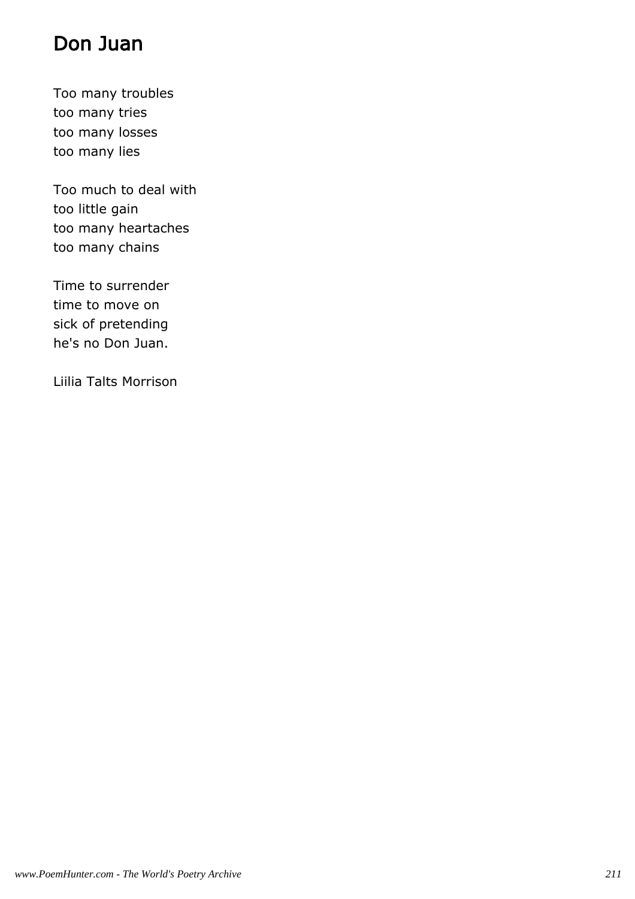# Don Juan

Too many troubles
too many tries
too many losses
too many lies

Too much to deal with
too little gain
too many heartaches
too many chains

Time to surrender
time to move on
sick of pretending
he's no Don Juan.

Liilia Talts Morrison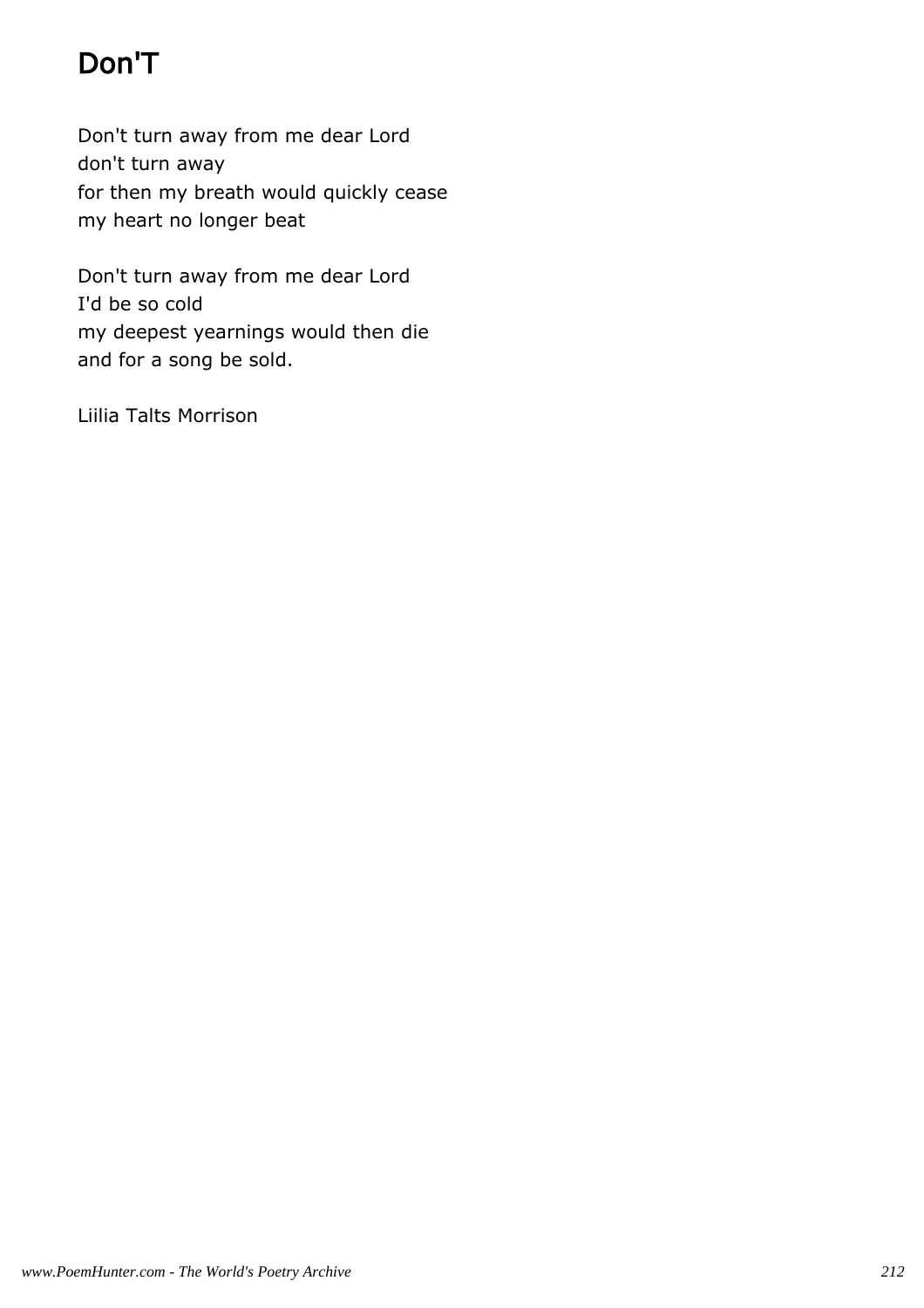# Don'T

Don't turn away from me dear Lord
don't turn away
for then my breath would quickly cease
my heart no longer beat

Don't turn away from me dear Lord
I'd be so cold
my deepest yearnings would then die
and for a song be sold.

Liilia Talts Morrison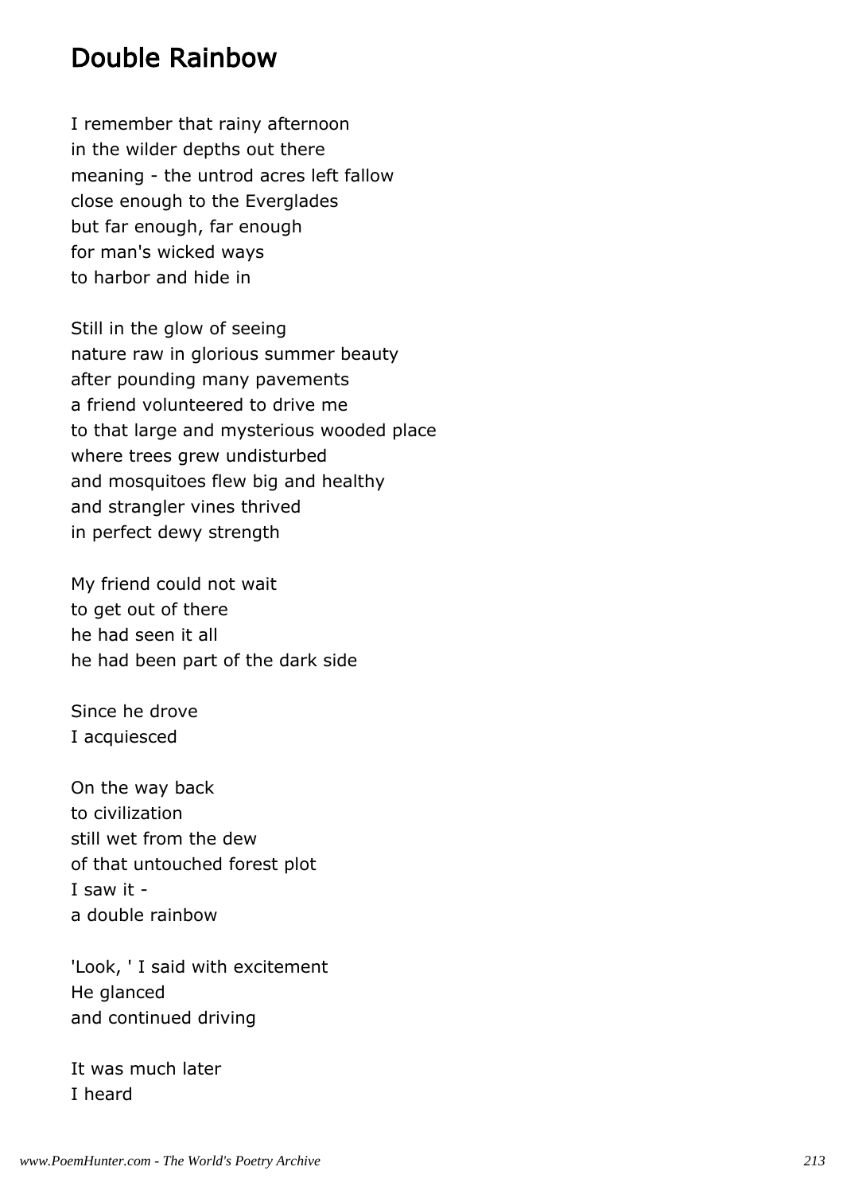## Double Rainbow

I remember that rainy afternoon
in the wilder depths out there
meaning - the untrod acres left fallow
close enough to the Everglades
but far enough, far enough
for man's wicked ways
to harbor and hide in

Still in the glow of seeing
nature raw in glorious summer beauty
after pounding many pavements
a friend volunteered to drive me
to that large and mysterious wooded place
where trees grew undisturbed
and mosquitoes flew big and healthy
and strangler vines thrived
in perfect dewy strength

My friend could not wait
to get out of there
he had seen it all
he had been part of the dark side

Since he drove
I acquiesced

On the way back
to civilization
still wet from the dew
of that untouched forest plot
I saw it -
a double rainbow

'Look, ' I said with excitement
He glanced
and continued driving

It was much later
I heard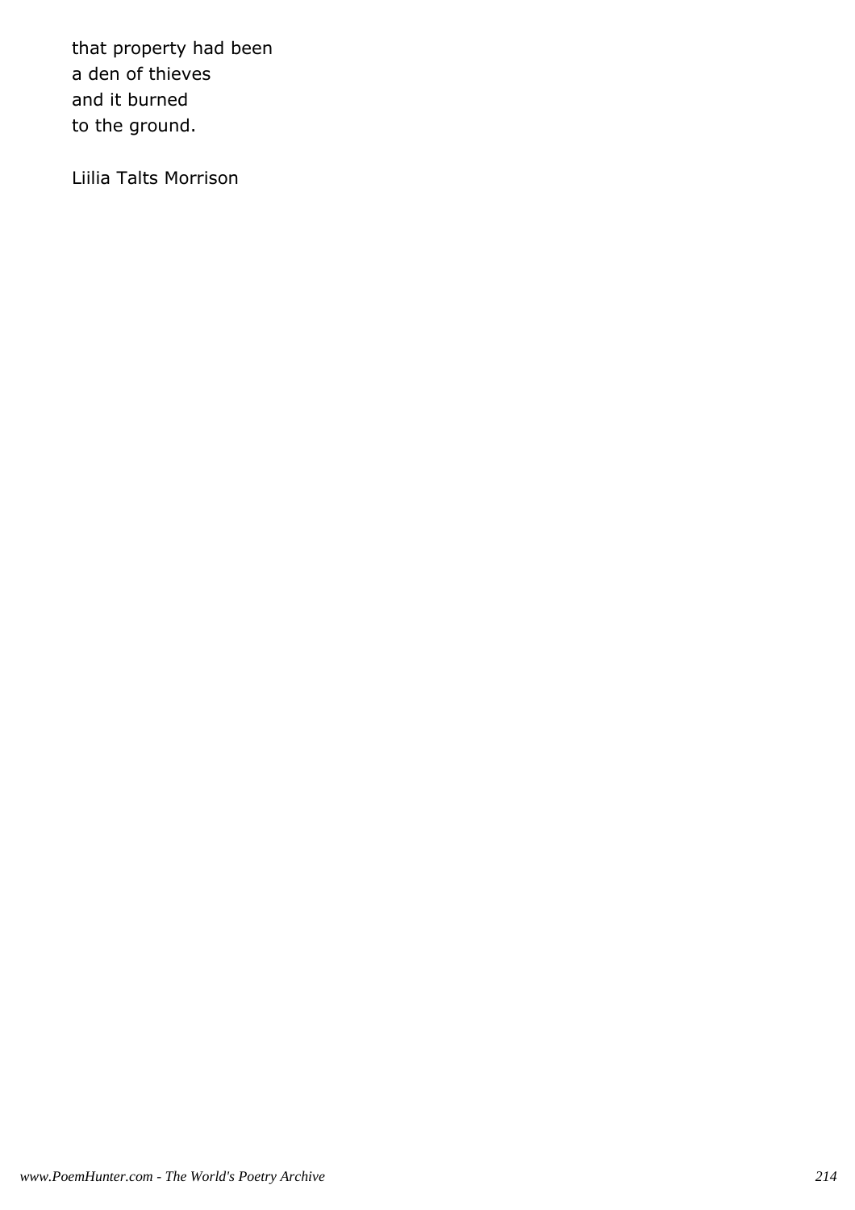that property had been
a den of thieves
and it burned
to the ground.

Liilia Talts Morrison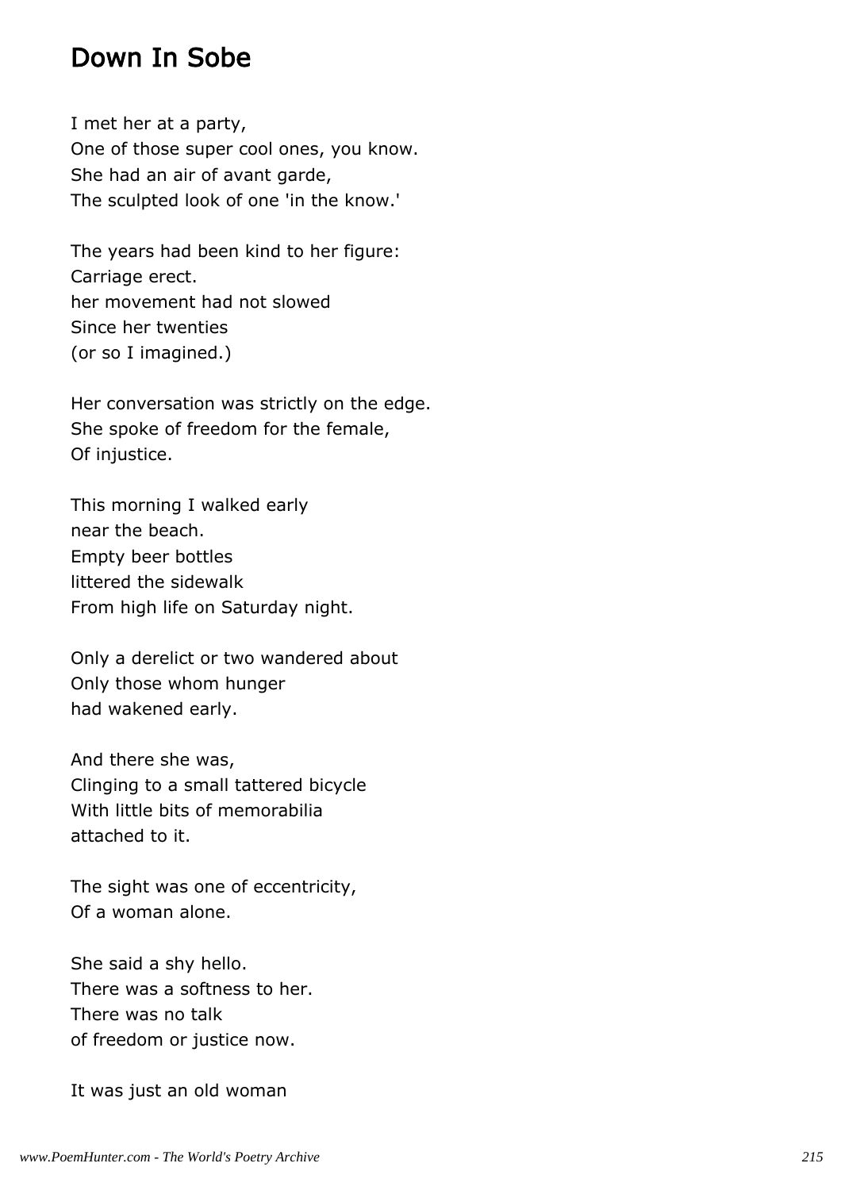# Down In Sobe

I met her at a party,  
One of those super cool ones, you know.  
She had an air of avant garde,  
The sculpted look of one 'in the know.'

The years had been kind to her figure:  
Carriage erect.  
her movement had not slowed  
Since her twenties  
(or so I imagined.)

Her conversation was strictly on the edge.  
She spoke of freedom for the female,  
Of injustice.

This morning I walked early  
near the beach.  
Empty beer bottles  
littered the sidewalk  
From high life on Saturday night.

Only a derelict or two wandered about  
Only those whom hunger  
had wakened early.

And there she was,  
Clinging to a small tattered bicycle  
With little bits of memorabilia  
attached to it.

The sight was one of eccentricity,  
Of a woman alone.

She said a shy hello.  
There was a softness to her.  
There was no talk  
of freedom or justice now.

It was just an old woman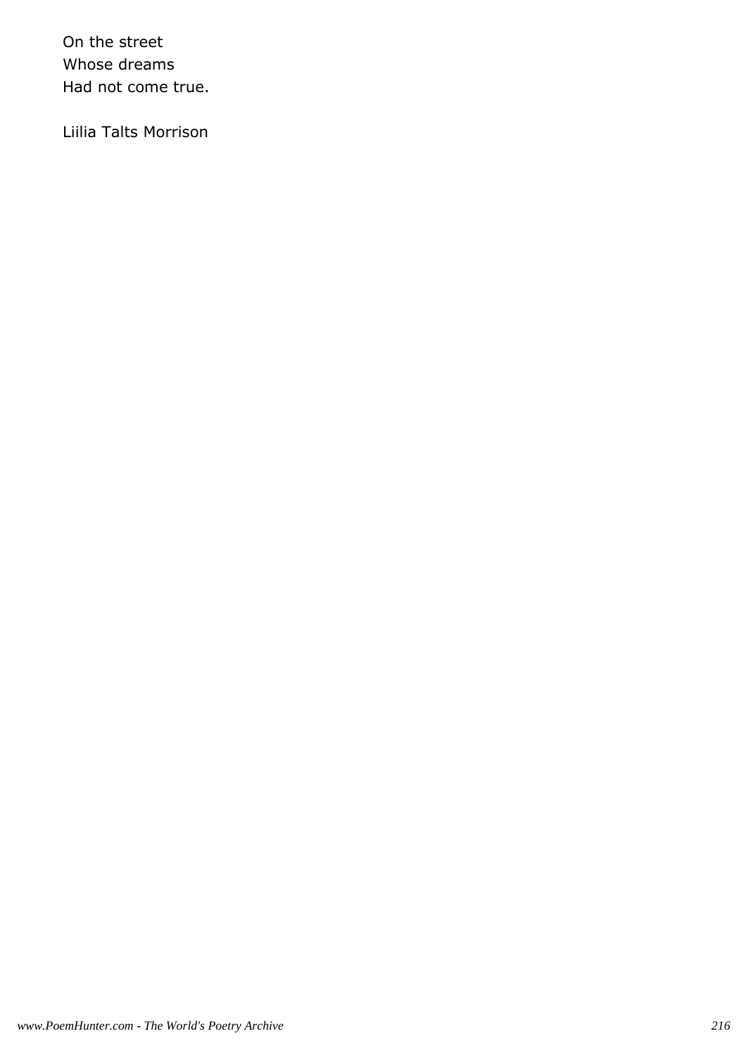On the street
Whose dreams
Had not come true.

Liilia Talts Morrison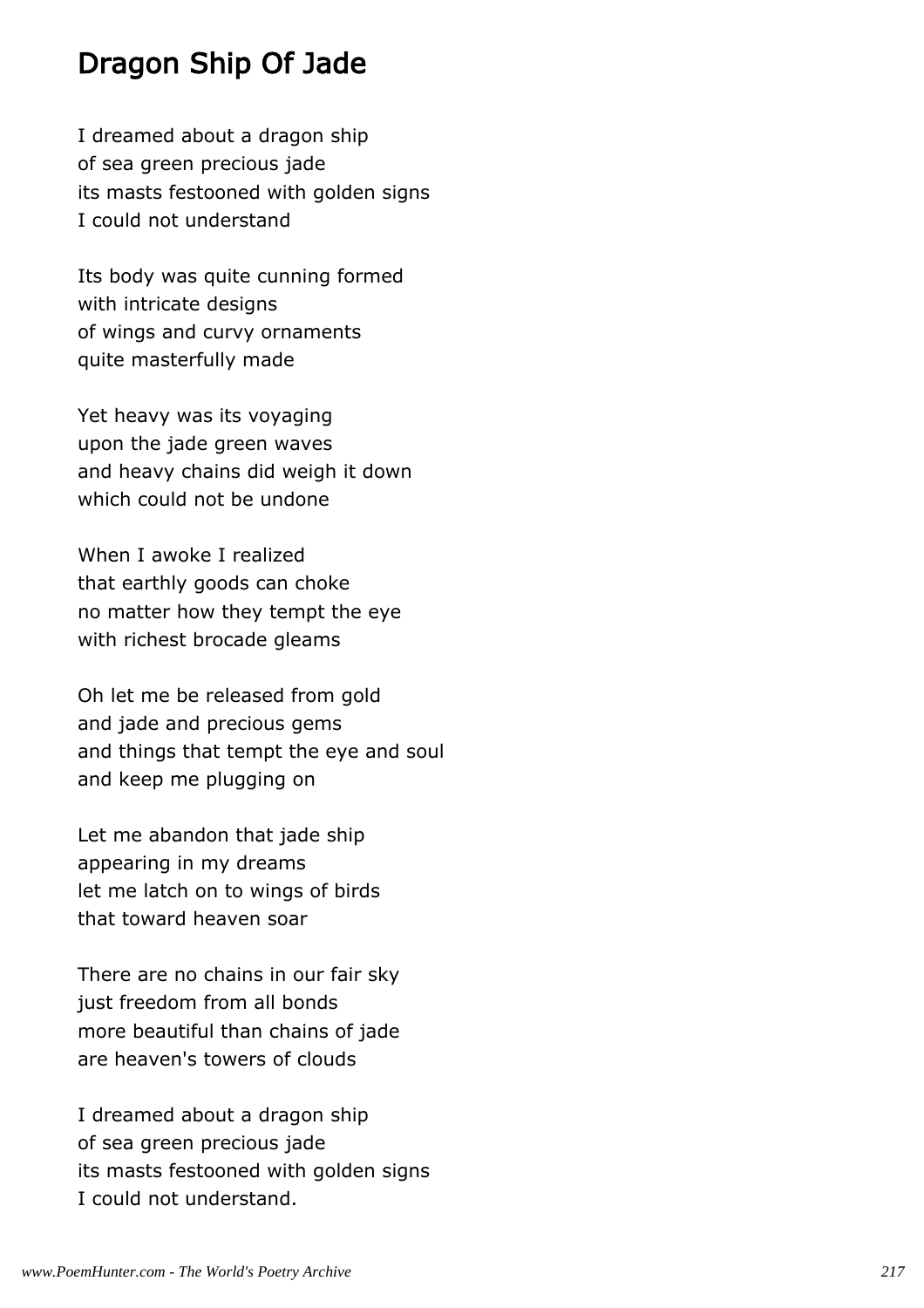# Dragon Ship Of Jade

I dreamed about a dragon ship
of sea green precious jade
its masts festooned with golden signs
I could not understand

Its body was quite cunning formed
with intricate designs
of wings and curvy ornaments
quite masterfully made

Yet heavy was its voyaging
upon the jade green waves
and heavy chains did weigh it down
which could not be undone

When I awoke I realized
that earthly goods can choke
no matter how they tempt the eye
with richest brocade gleams

Oh let me be released from gold
and jade and precious gems
and things that tempt the eye and soul
and keep me plugging on

Let me abandon that jade ship
appearing in my dreams
let me latch on to wings of birds
that toward heaven soar

There are no chains in our fair sky
just freedom from all bonds
more beautiful than chains of jade
are heaven's towers of clouds

I dreamed about a dragon ship
of sea green precious jade
its masts festooned with golden signs
I could not understand.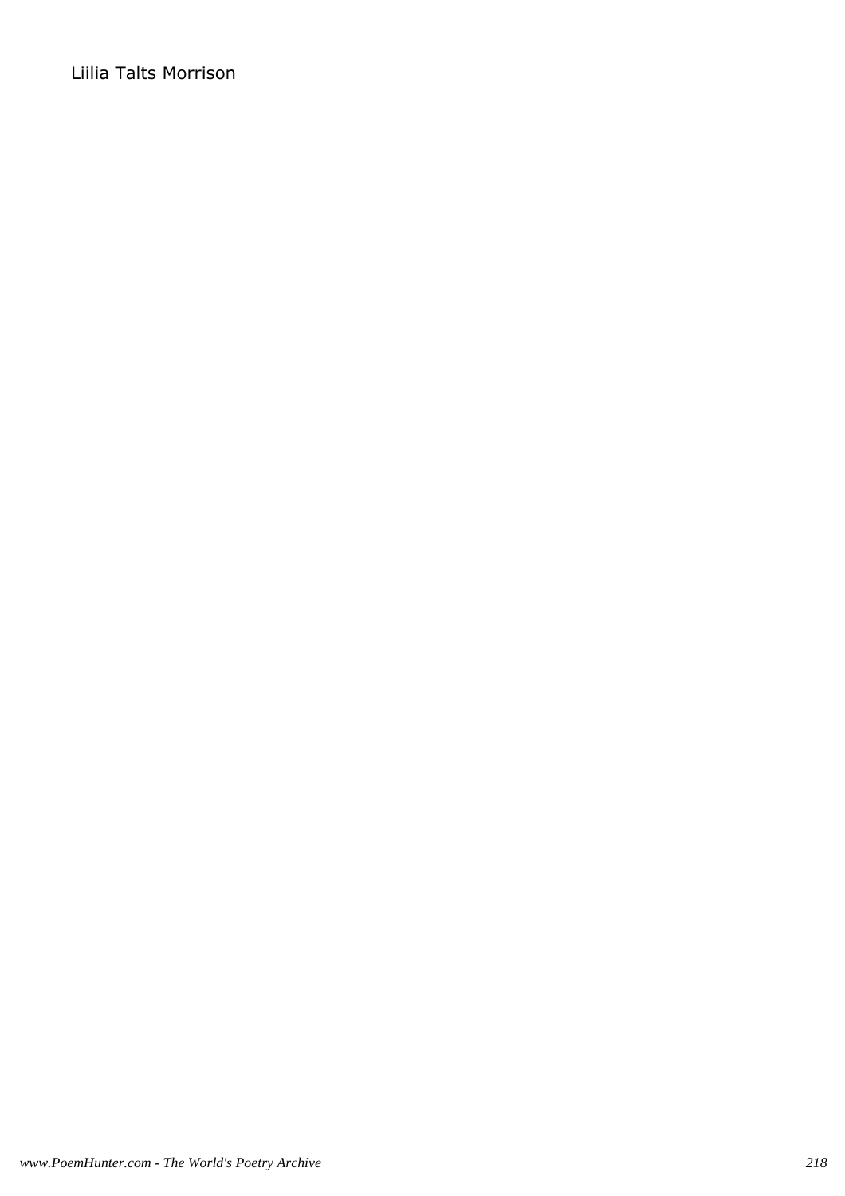Liilia Talts Morrison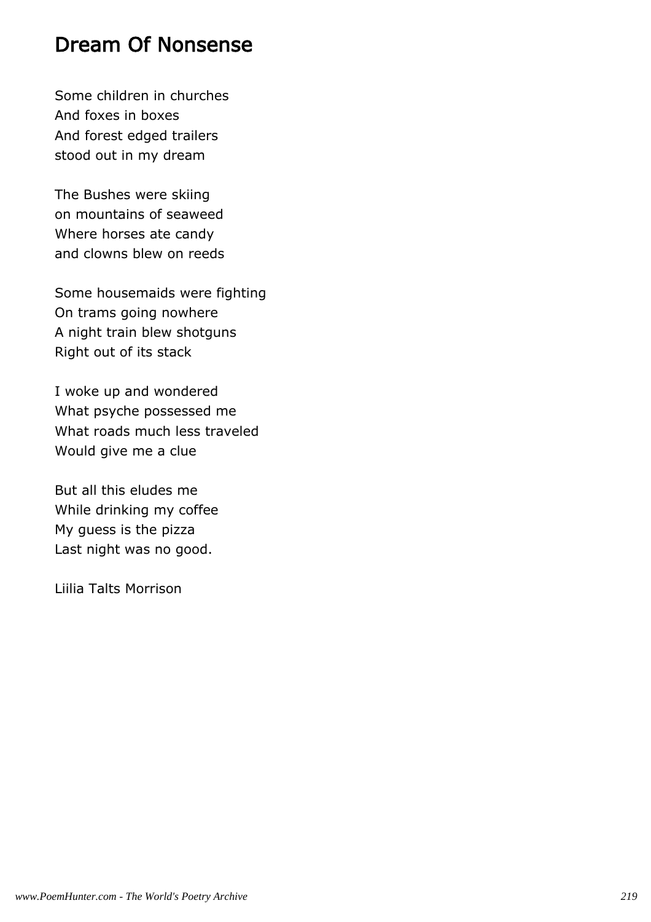## Dream Of Nonsense

Some children in churches
And foxes in boxes
And forest edged trailers
stood out in my dream

The Bushes were skiing
on mountains of seaweed
Where horses ate candy
and clowns blew on reeds

Some housemaids were fighting
On trams going nowhere
A night train blew shotguns
Right out of its stack

I woke up and wondered
What psyche possessed me
What roads much less traveled
Would give me a clue

But all this eludes me
While drinking my coffee
My guess is the pizza
Last night was no good.

Liilia Talts Morrison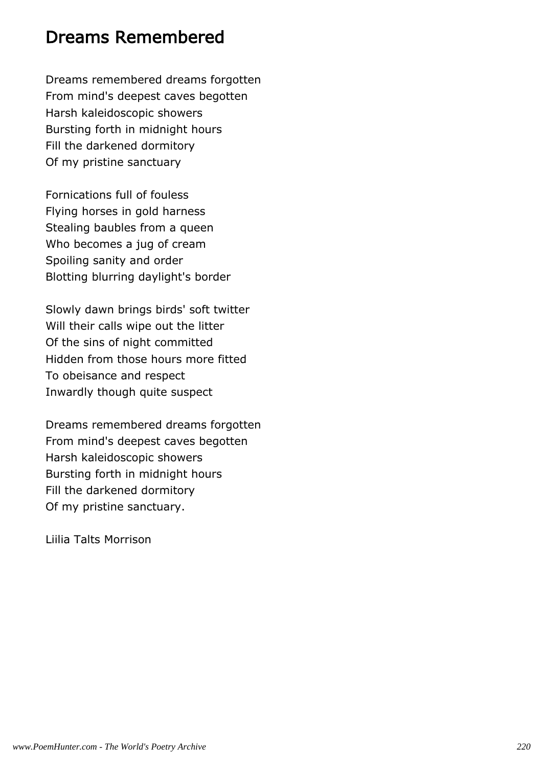# Dreams Remembered

Dreams remembered dreams forgotten
From mind's deepest caves begotten
Harsh kaleidoscopic showers
Bursting forth in midnight hours
Fill the darkened dormitory
Of my pristine sanctuary

Fornications full of fouless
Flying horses in gold harness
Stealing baubles from a queen
Who becomes a jug of cream
Spoiling sanity and order
Blotting blurring daylight's border

Slowly dawn brings birds' soft twitter
Will their calls wipe out the litter
Of the sins of night committed
Hidden from those hours more fitted
To obeisance and respect
Inwardly though quite suspect

Dreams remembered dreams forgotten
From mind's deepest caves begotten
Harsh kaleidoscopic showers
Bursting forth in midnight hours
Fill the darkened dormitory
Of my pristine sanctuary.

Liilia Talts Morrison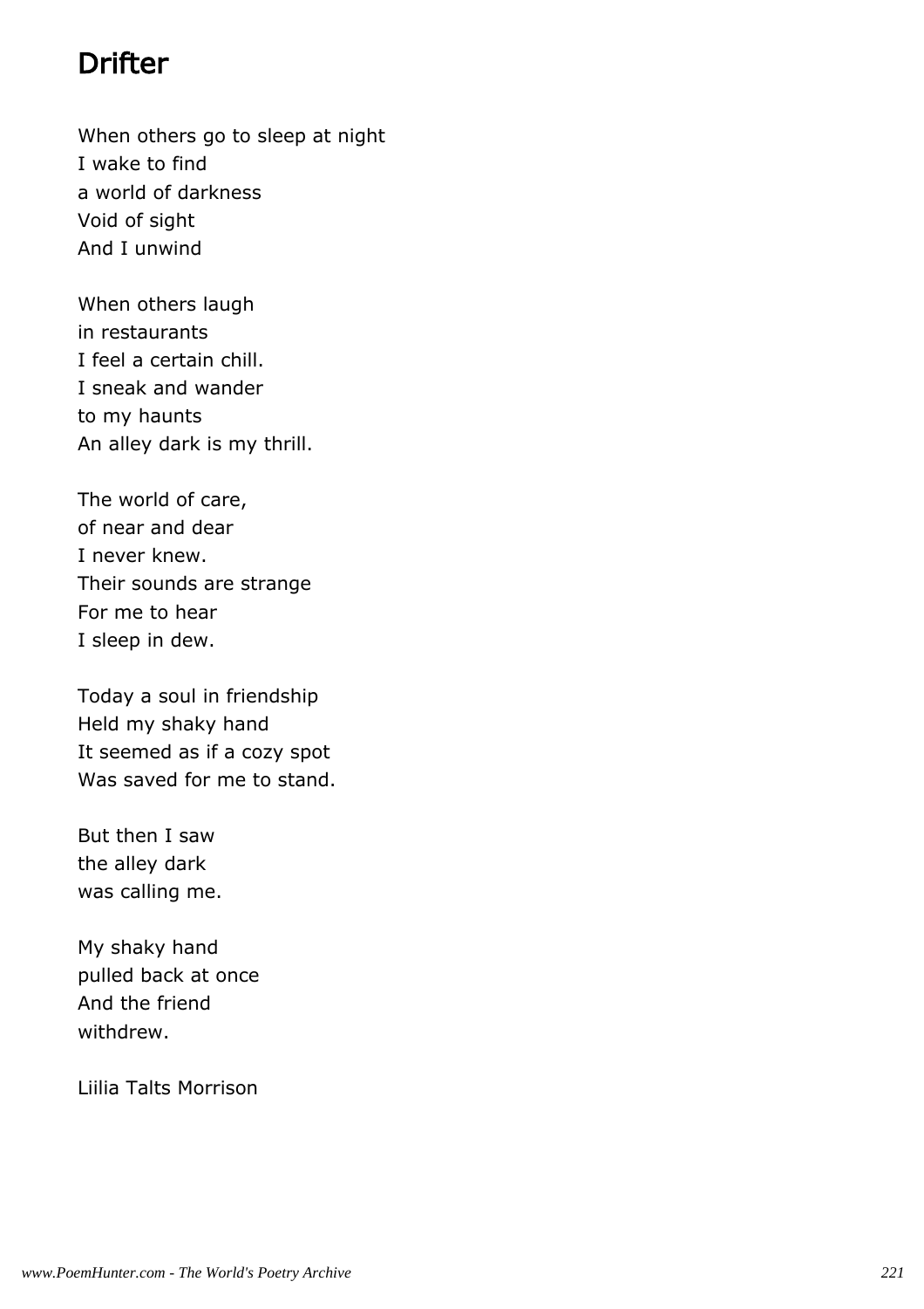# Drifter

When others go to sleep at night
I wake to find
a world of darkness
Void of sight
And I unwind

When others laugh
in restaurants
I feel a certain chill.
I sneak and wander
to my haunts
An alley dark is my thrill.

The world of care,
of near and dear
I never knew.
Their sounds are strange
For me to hear
I sleep in dew.

Today a soul in friendship
Held my shaky hand
It seemed as if a cozy spot
Was saved for me to stand.

But then I saw
the alley dark
was calling me.

My shaky hand
pulled back at once
And the friend
withdrew.

Liilia Talts Morrison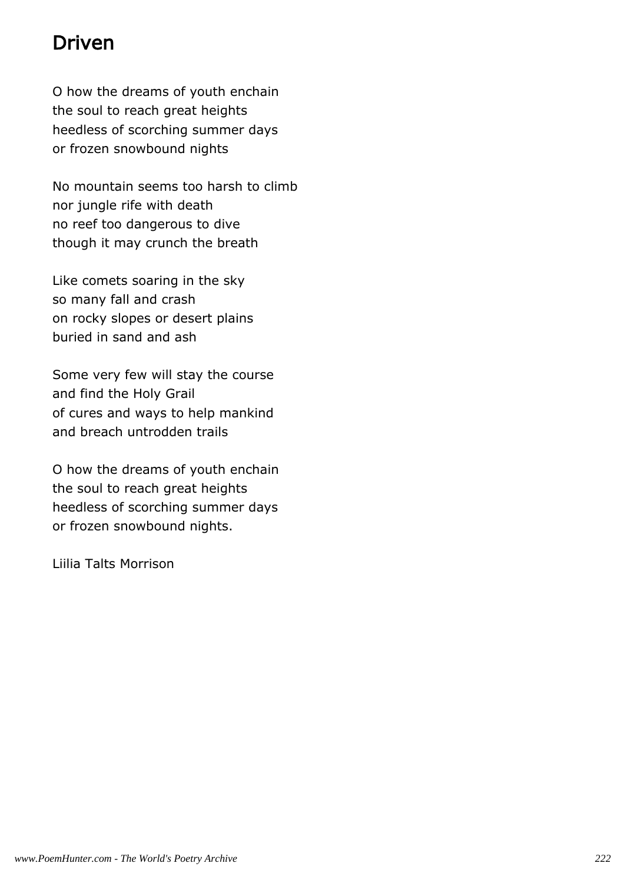## Driven

O how the dreams of youth enchain
the soul to reach great heights
heedless of scorching summer days
or frozen snowbound nights

No mountain seems too harsh to climb
nor jungle rife with death
no reef too dangerous to dive
though it may crunch the breath

Like comets soaring in the sky
so many fall and crash
on rocky slopes or desert plains
buried in sand and ash

Some very few will stay the course
and find the Holy Grail
of cures and ways to help mankind
and breach untrodden trails

O how the dreams of youth enchain
the soul to reach great heights
heedless of scorching summer days
or frozen snowbound nights.

Liilia Talts Morrison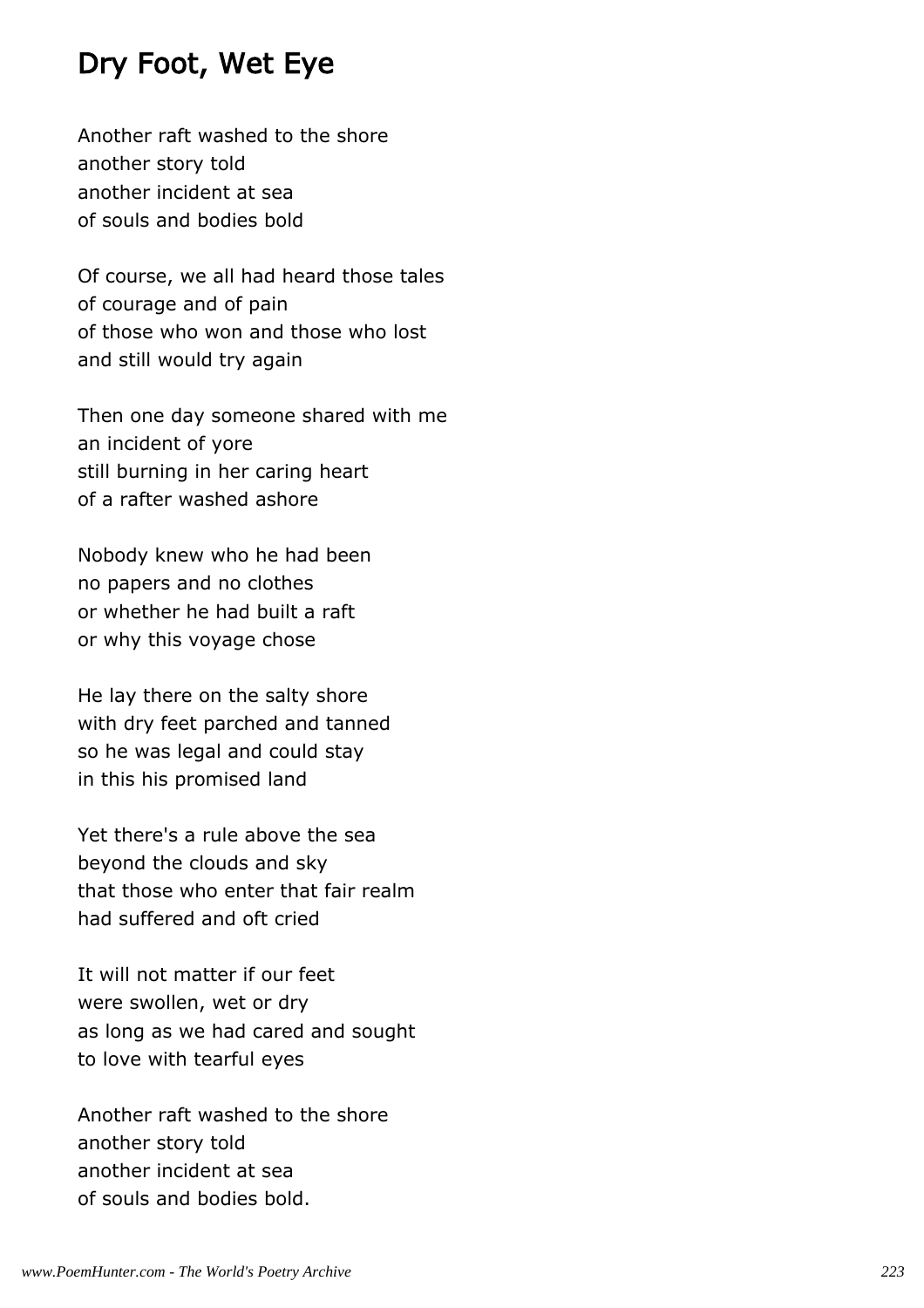# Dry Foot, Wet Eye

Another raft washed to the shore
another story told
another incident at sea
of souls and bodies bold

Of course, we all had heard those tales
of courage and of pain
of those who won and those who lost
and still would try again

Then one day someone shared with me
an incident of yore
still burning in her caring heart
of a rafter washed ashore

Nobody knew who he had been
no papers and no clothes
or whether he had built a raft
or why this voyage chose

He lay there on the salty shore
with dry feet parched and tanned
so he was legal and could stay
in this his promised land

Yet there's a rule above the sea
beyond the clouds and sky
that those who enter that fair realm
had suffered and oft cried

It will not matter if our feet
were swollen, wet or dry
as long as we had cared and sought
to love with tearful eyes

Another raft washed to the shore
another story told
another incident at sea
of souls and bodies bold.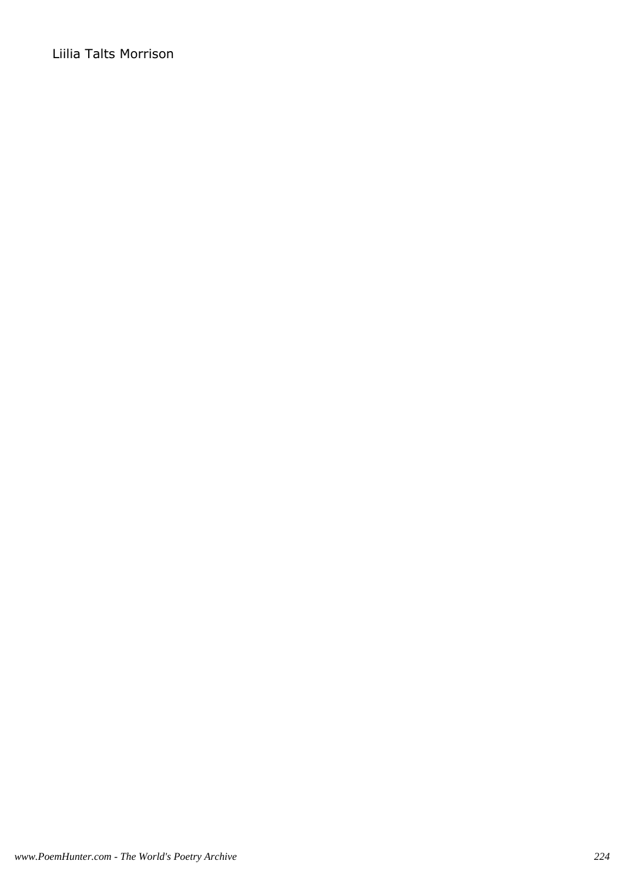Liilia Talts Morrison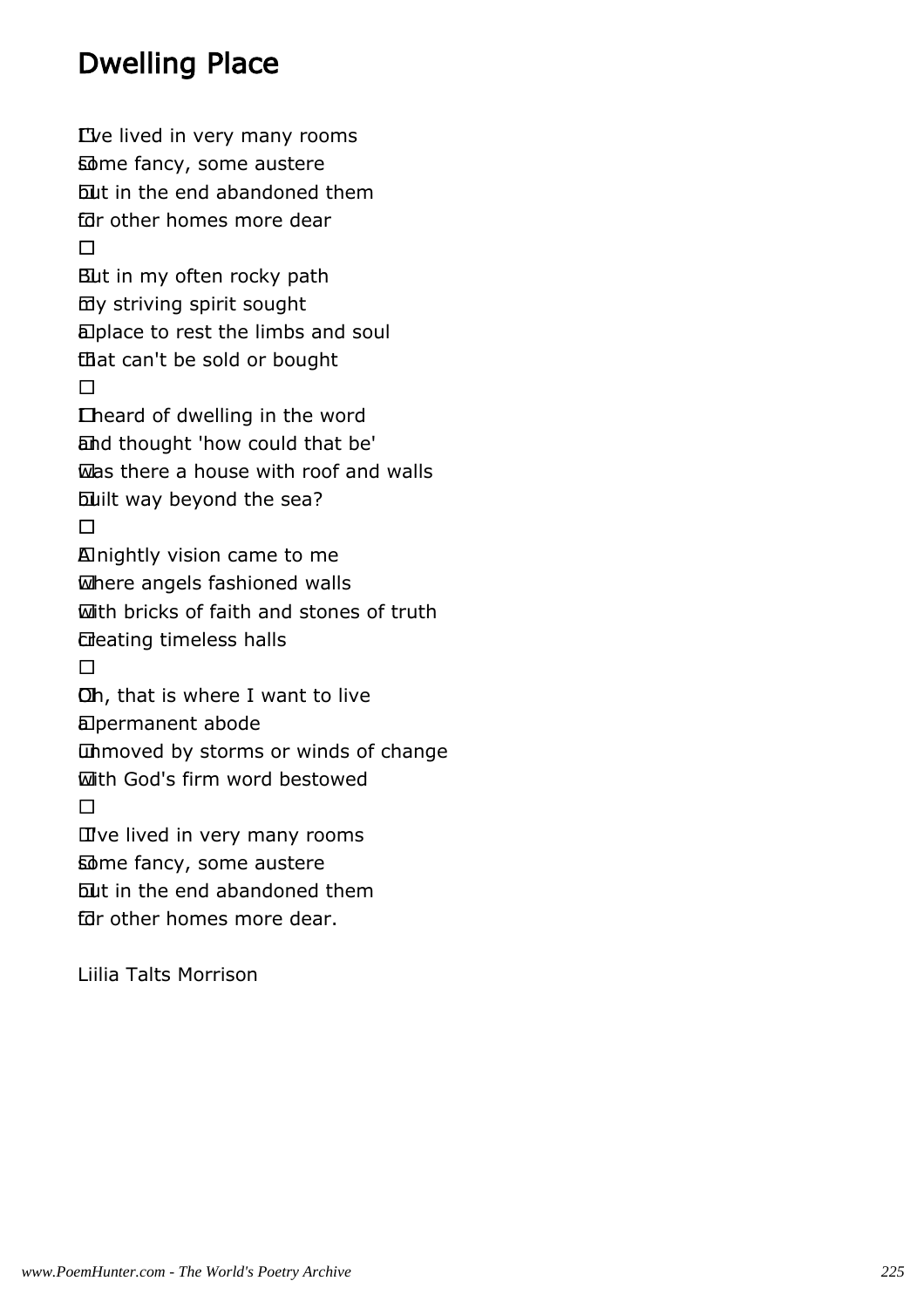# Dwelling Place

I've lived in very many rooms
some fancy, some austere
but in the end abandoned them
for other homes more dear

But in my often rocky path
my striving spirit sought
a place to rest the limbs and soul
that can't be sold or bought

I heard of dwelling in the word
and thought 'how could that be'
was there a house with roof and walls
built way beyond the sea?

A nightly vision came to me
where angels fashioned walls
with bricks of faith and stones of truth
creating timeless halls

Oh, that is where I want to live
a permanent abode
unmoved by storms or winds of change
with God's firm word bestowed

I've lived in very many rooms
some fancy, some austere
but in the end abandoned them
for other homes more dear.

Liilia Talts Morrison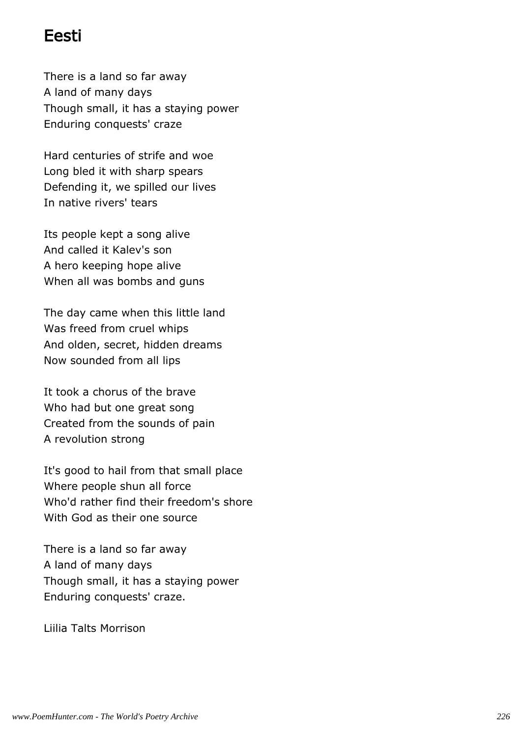# Eesti

There is a land so far away
A land of many days
Though small, it has a staying power
Enduring conquests' craze

Hard centuries of strife and woe
Long bled it with sharp spears
Defending it, we spilled our lives
In native rivers' tears

Its people kept a song alive
And called it Kalev's son
A hero keeping hope alive
When all was bombs and guns

The day came when this little land
Was freed from cruel whips
And olden, secret, hidden dreams
Now sounded from all lips

It took a chorus of the brave
Who had but one great song
Created from the sounds of pain
A revolution strong

It's good to hail from that small place
Where people shun all force
Who'd rather find their freedom's shore
With God as their one source

There is a land so far away
A land of many days
Though small, it has a staying power
Enduring conquests' craze.

Liilia Talts Morrison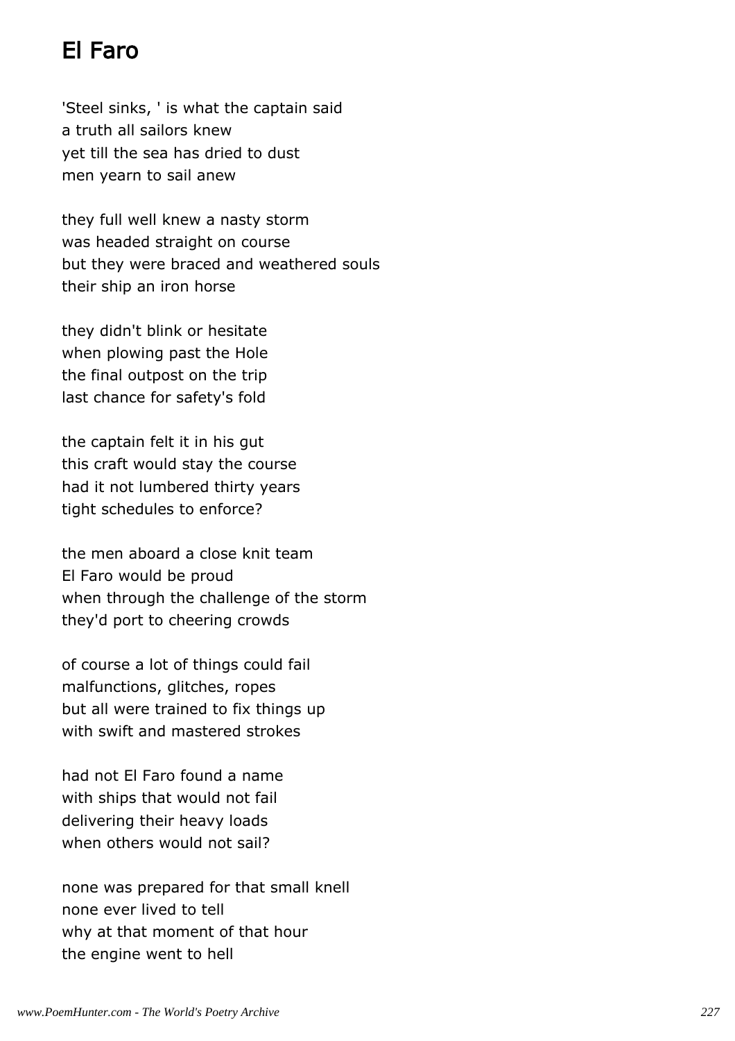# El Faro

'Steel sinks, ' is what the captain said
a truth all sailors knew
yet till the sea has dried to dust
men yearn to sail anew

they full well knew a nasty storm
was headed straight on course
but they were braced and weathered souls
their ship an iron horse

they didn't blink or hesitate
when plowing past the Hole
the final outpost on the trip
last chance for safety's fold

the captain felt it in his gut
this craft would stay the course
had it not lumbered thirty years
tight schedules to enforce?

the men aboard a close knit team
El Faro would be proud
when through the challenge of the storm
they'd port to cheering crowds

of course a lot of things could fail
malfunctions, glitches, ropes
but all were trained to fix things up
with swift and mastered strokes

had not El Faro found a name
with ships that would not fail
delivering their heavy loads
when others would not sail?

none was prepared for that small knell
none ever lived to tell
why at that moment of that hour
the engine went to hell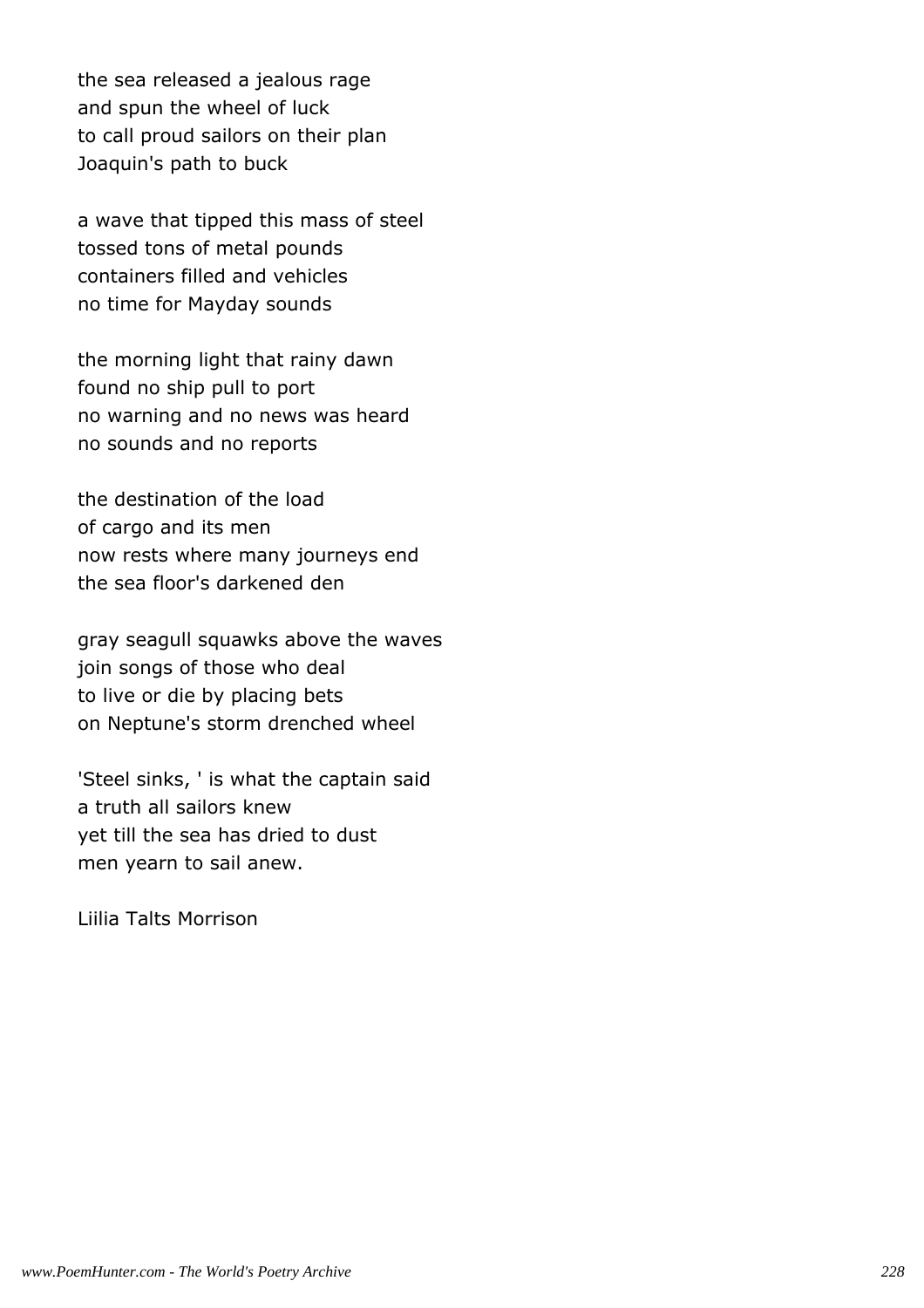the sea released a jealous rage
and spun the wheel of luck
to call proud sailors on their plan
Joaquin's path to buck

a wave that tipped this mass of steel
tossed tons of metal pounds
containers filled and vehicles
no time for Mayday sounds

the morning light that rainy dawn
found no ship pull to port
no warning and no news was heard
no sounds and no reports

the destination of the load
of cargo and its men
now rests where many journeys end
the sea floor's darkened den

gray seagull squawks above the waves
join songs of those who deal
to live or die by placing bets
on Neptune's storm drenched wheel

'Steel sinks, ' is what the captain said
a truth all sailors knew
yet till the sea has dried to dust
men yearn to sail anew.

Liilia Talts Morrison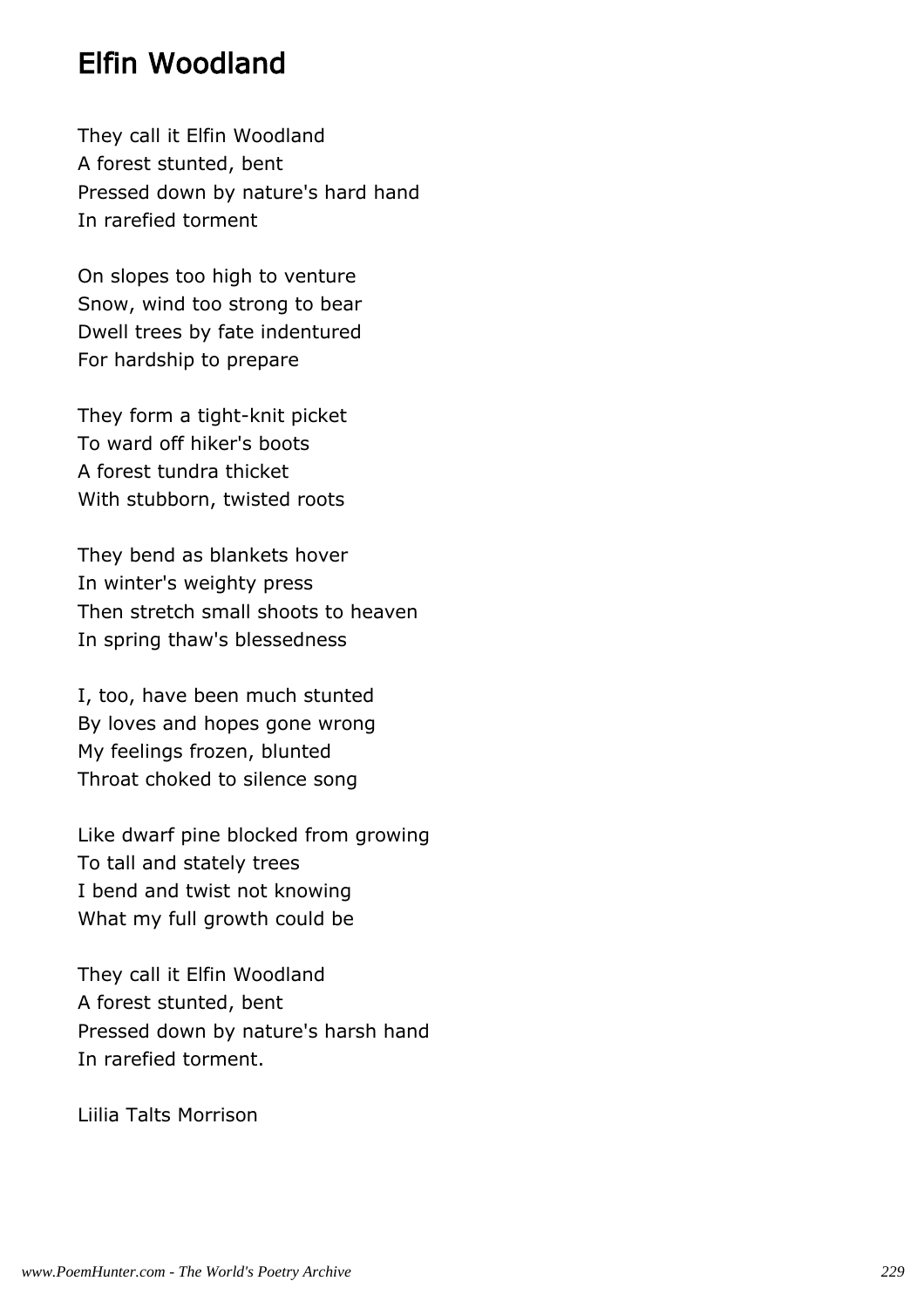# Elfin Woodland

They call it Elfin Woodland
A forest stunted, bent
Pressed down by nature's hard hand
In rarefied torment

On slopes too high to venture
Snow, wind too strong to bear
Dwell trees by fate indentured
For hardship to prepare

They form a tight-knit picket
To ward off hiker's boots
A forest tundra thicket
With stubborn, twisted roots

They bend as blankets hover
In winter's weighty press
Then stretch small shoots to heaven
In spring thaw's blessedness

I, too, have been much stunted
By loves and hopes gone wrong
My feelings frozen, blunted
Throat choked to silence song

Like dwarf pine blocked from growing
To tall and stately trees
I bend and twist not knowing
What my full growth could be

They call it Elfin Woodland
A forest stunted, bent
Pressed down by nature's harsh hand
In rarefied torment.

Liilia Talts Morrison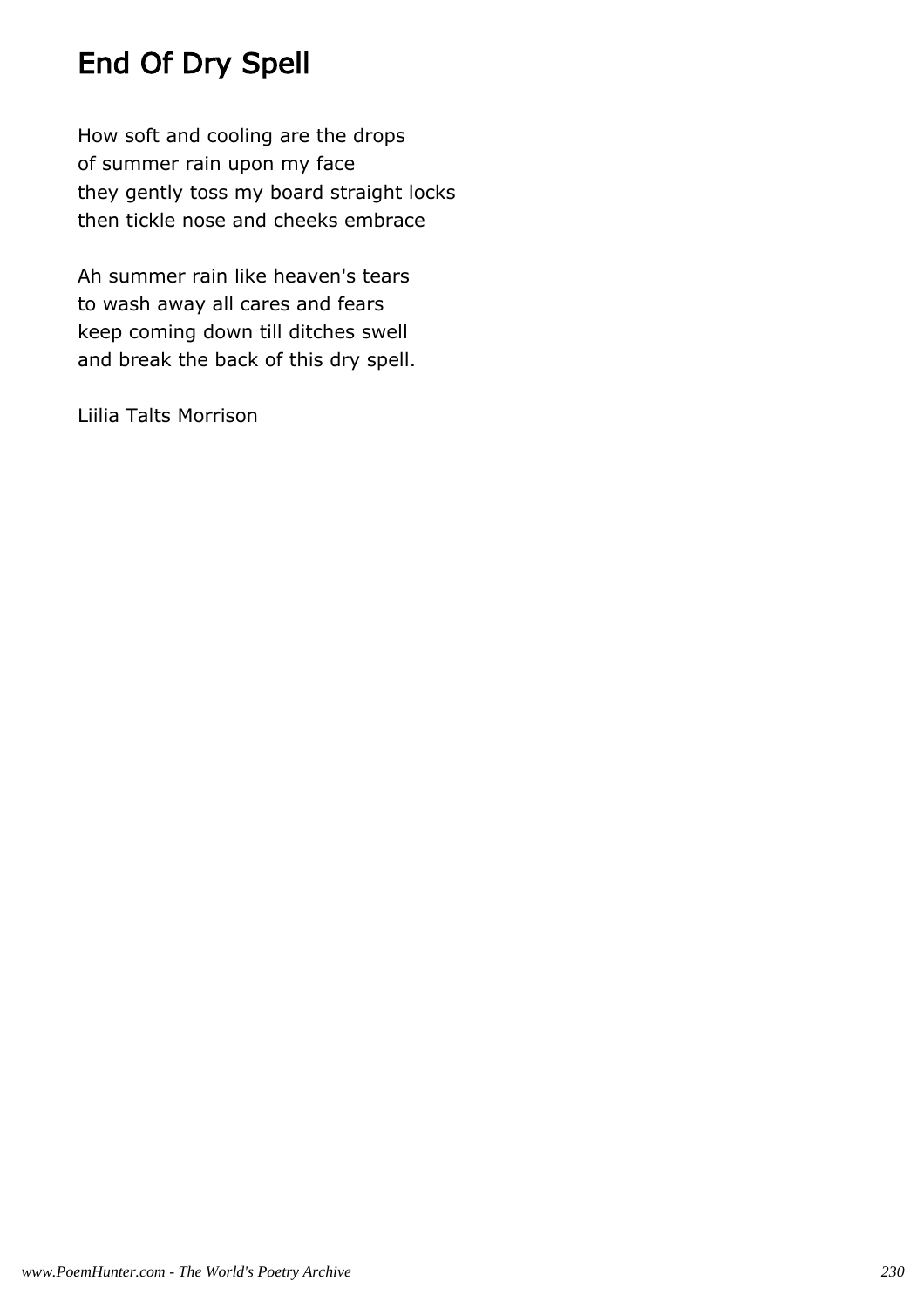# End Of Dry Spell

How soft and cooling are the drops  
of summer rain upon my face  
they gently toss my board straight locks  
then tickle nose and cheeks embrace

Ah summer rain like heaven's tears  
to wash away all cares and fears  
keep coming down till ditches swell  
and break the back of this dry spell.

Liilia Talts Morrison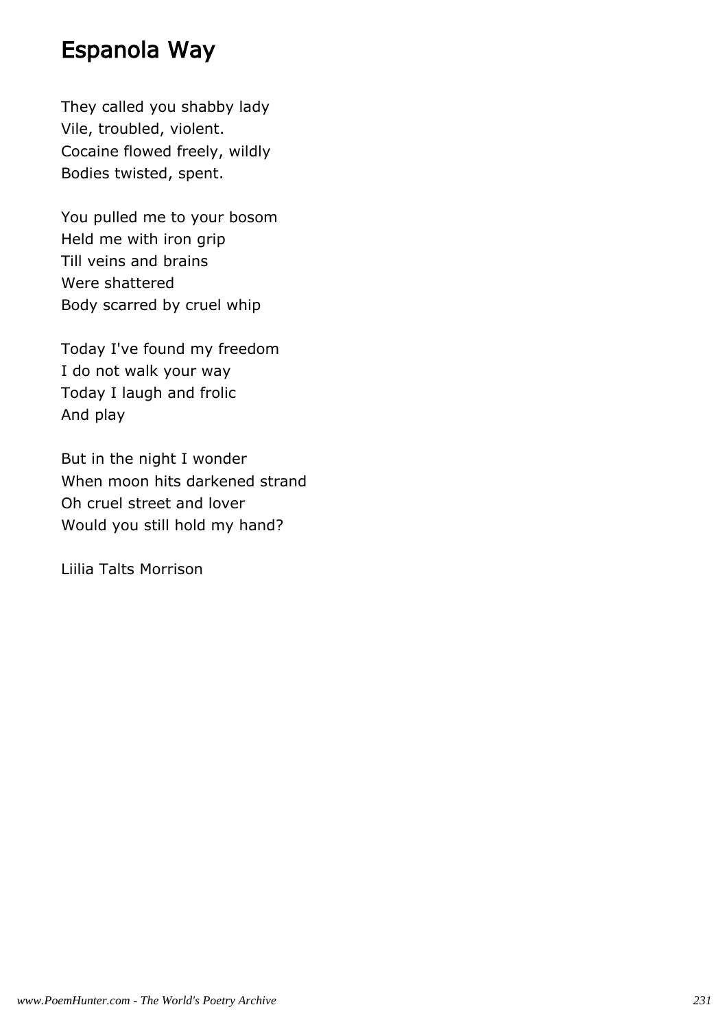# Espanola Way

They called you shabby lady
Vile, troubled, violent.
Cocaine flowed freely, wildly
Bodies twisted, spent.

You pulled me to your bosom
Held me with iron grip
Till veins and brains
Were shattered
Body scarred by cruel whip

Today I've found my freedom
I do not walk your way
Today I laugh and frolic
And play

But in the night I wonder
When moon hits darkened strand
Oh cruel street and lover
Would you still hold my hand?

Liilia Talts Morrison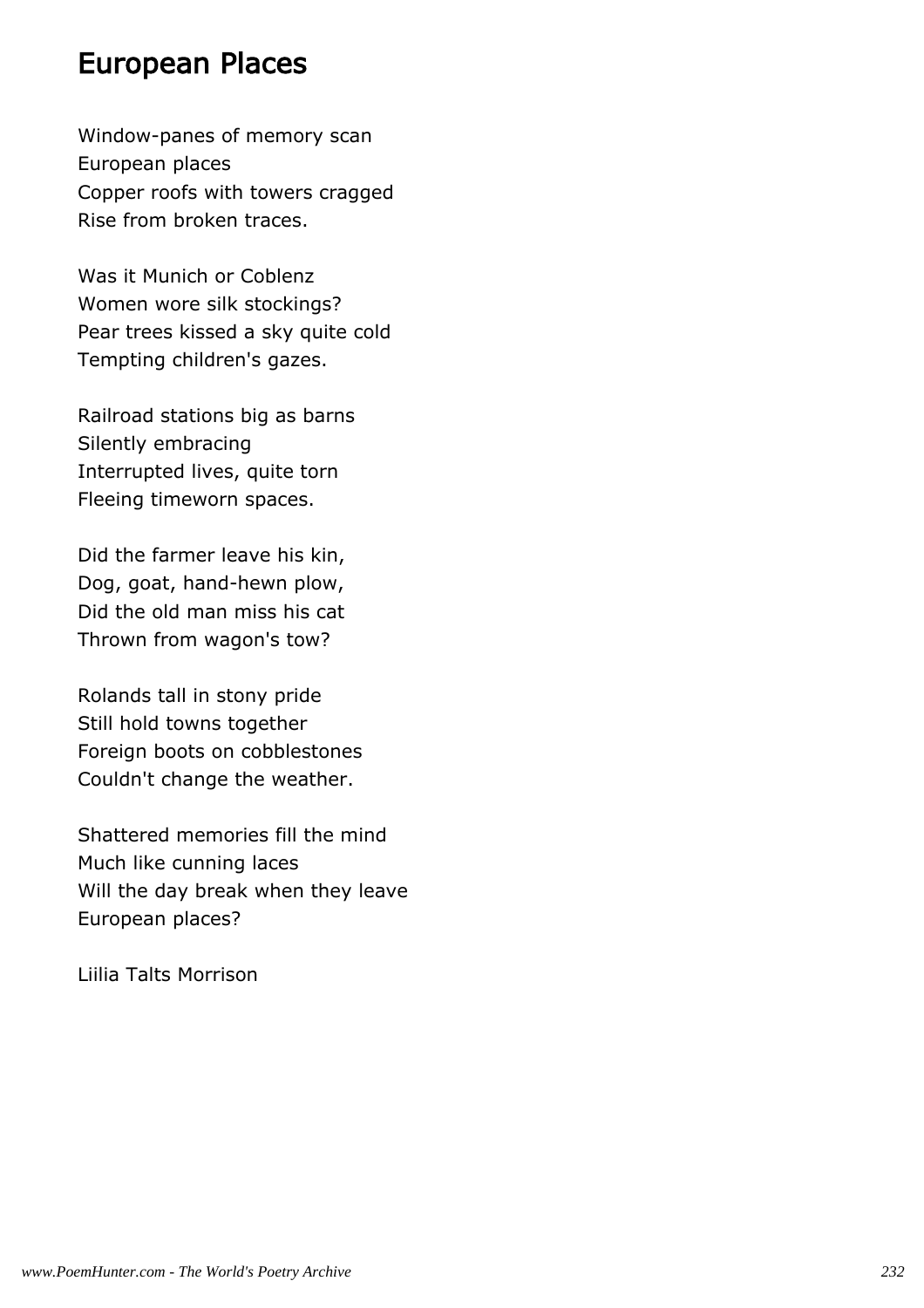# European Places

Window-panes of memory scan
European places
Copper roofs with towers cragged
Rise from broken traces.

Was it Munich or Coblenz
Women wore silk stockings?
Pear trees kissed a sky quite cold
Tempting children's gazes.

Railroad stations big as barns
Silently embracing
Interrupted lives, quite torn
Fleeing timeworn spaces.

Did the farmer leave his kin,
Dog, goat, hand-hewn plow,
Did the old man miss his cat
Thrown from wagon's tow?

Rolands tall in stony pride
Still hold towns together
Foreign boots on cobblestones
Couldn't change the weather.

Shattered memories fill the mind
Much like cunning laces
Will the day break when they leave
European places?

Liilia Talts Morrison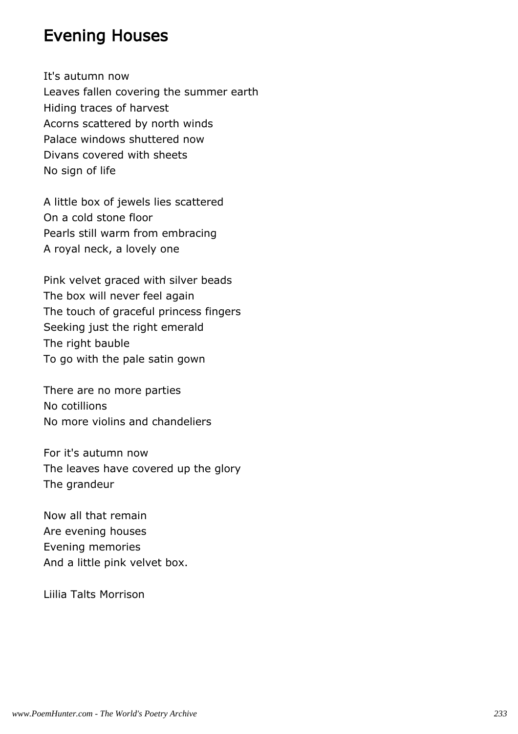# Evening Houses

It's autumn now
Leaves fallen covering the summer earth
Hiding traces of harvest
Acorns scattered by north winds
Palace windows shuttered now
Divans covered with sheets
No sign of life

A little box of jewels lies scattered
On a cold stone floor
Pearls still warm from embracing
A royal neck, a lovely one

Pink velvet graced with silver beads
The box will never feel again
The touch of graceful princess fingers
Seeking just the right emerald
The right bauble
To go with the pale satin gown

There are no more parties
No cotillions
No more violins and chandeliers

For it's autumn now
The leaves have covered up the glory
The grandeur

Now all that remain
Are evening houses
Evening memories
And a little pink velvet box.

Liilia Talts Morrison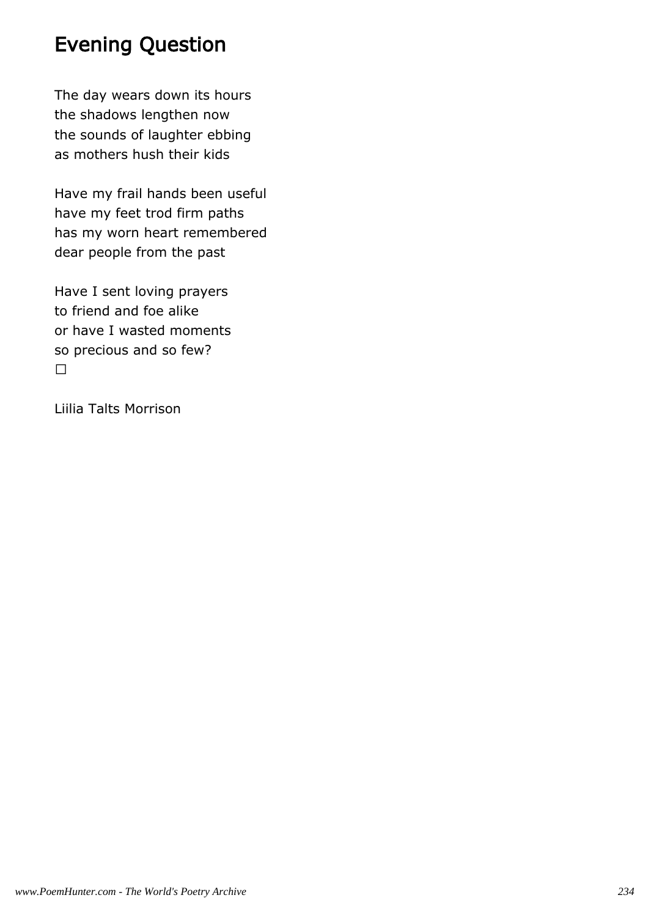# Evening Question

The day wears down its hours
the shadows lengthen now
the sounds of laughter ebbing
as mothers hush their kids

Have my frail hands been useful
have my feet trod firm paths
has my worn heart remembered
dear people from the past

Have I sent loving prayers
to friend and foe alike
or have I wasted moments
so precious and so few?
□

Liilia Talts Morrison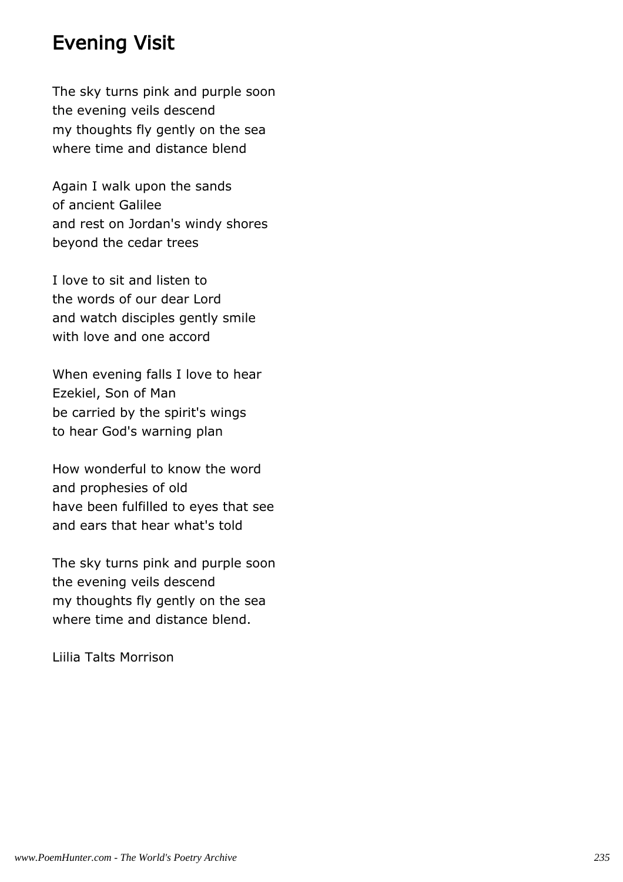# Evening Visit

The sky turns pink and purple soon
the evening veils descend
my thoughts fly gently on the sea
where time and distance blend

Again I walk upon the sands
of ancient Galilee
and rest on Jordan's windy shores
beyond the cedar trees

I love to sit and listen to
the words of our dear Lord
and watch disciples gently smile
with love and one accord

When evening falls I love to hear
Ezekiel, Son of Man
be carried by the spirit's wings
to hear God's warning plan

How wonderful to know the word
and prophesies of old
have been fulfilled to eyes that see
and ears that hear what's told

The sky turns pink and purple soon
the evening veils descend
my thoughts fly gently on the sea
where time and distance blend.

Liilia Talts Morrison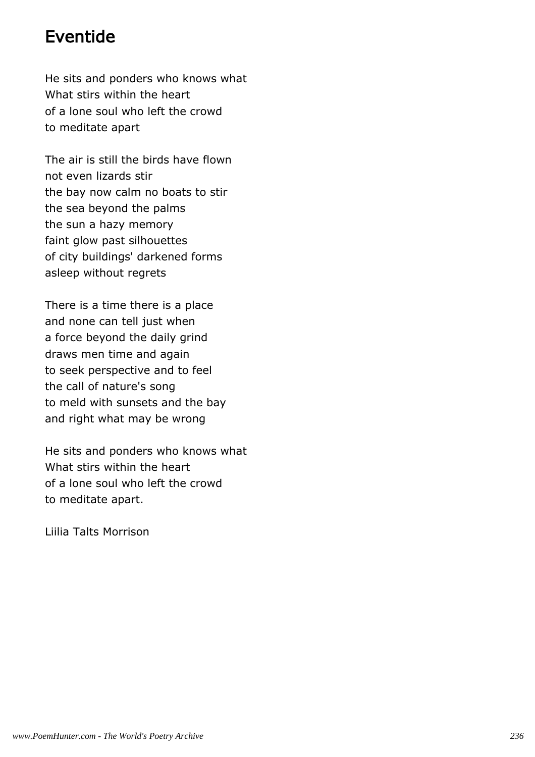# Eventide

He sits and ponders who knows what
What stirs within the heart
of a lone soul who left the crowd
to meditate apart

The air is still the birds have flown
not even lizards stir
the bay now calm no boats to stir
the sea beyond the palms
the sun a hazy memory
faint glow past silhouettes
of city buildings' darkened forms
asleep without regrets

There is a time there is a place
and none can tell just when
a force beyond the daily grind
draws men time and again
to seek perspective and to feel
the call of nature's song
to meld with sunsets and the bay
and right what may be wrong

He sits and ponders who knows what
What stirs within the heart
of a lone soul who left the crowd
to meditate apart.

Liilia Talts Morrison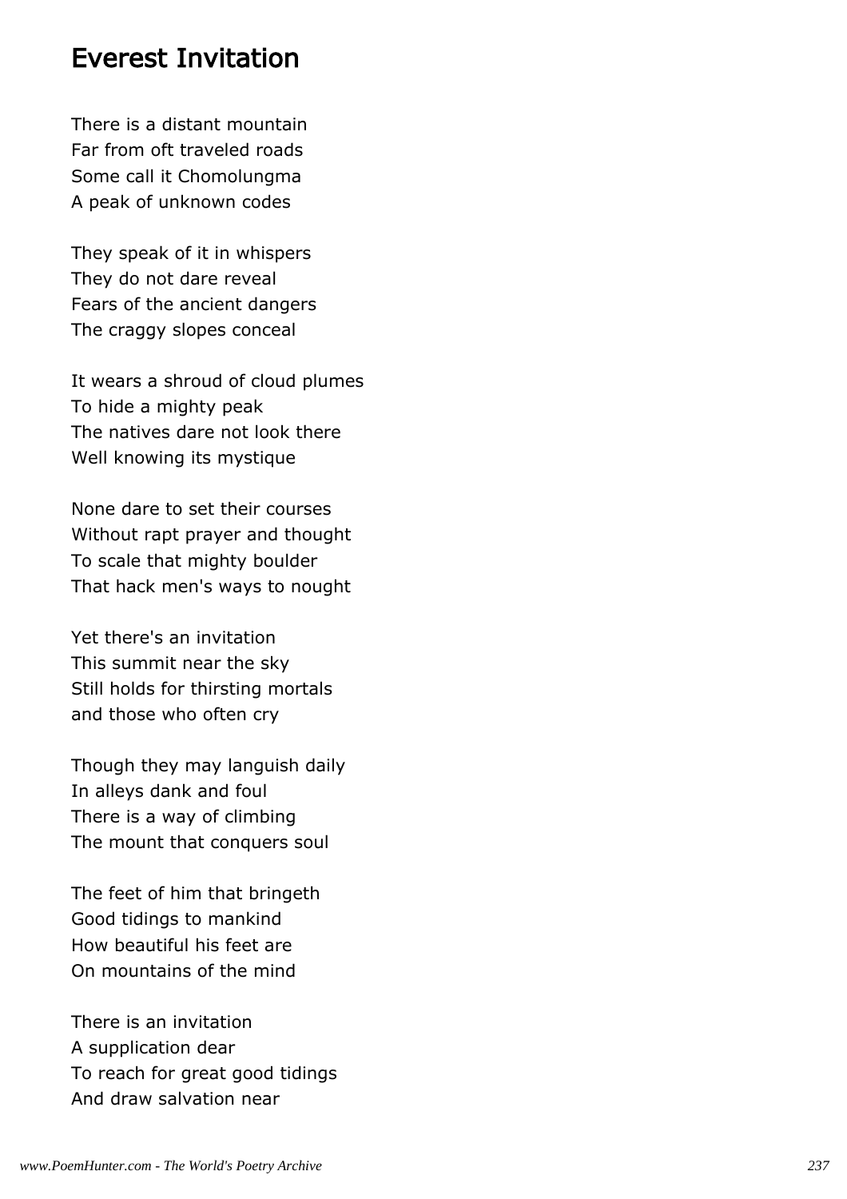# Everest Invitation

There is a distant mountain
Far from oft traveled roads
Some call it Chomolungma
A peak of unknown codes

They speak of it in whispers
They do not dare reveal
Fears of the ancient dangers
The craggy slopes conceal

It wears a shroud of cloud plumes
To hide a mighty peak
The natives dare not look there
Well knowing its mystique

None dare to set their courses
Without rapt prayer and thought
To scale that mighty boulder
That hack men's ways to nought

Yet there's an invitation
This summit near the sky
Still holds for thirsting mortals
and those who often cry

Though they may languish daily
In alleys dank and foul
There is a way of climbing
The mount that conquers soul

The feet of him that bringeth
Good tidings to mankind
How beautiful his feet are
On mountains of the mind

There is an invitation
A supplication dear
To reach for great good tidings
And draw salvation near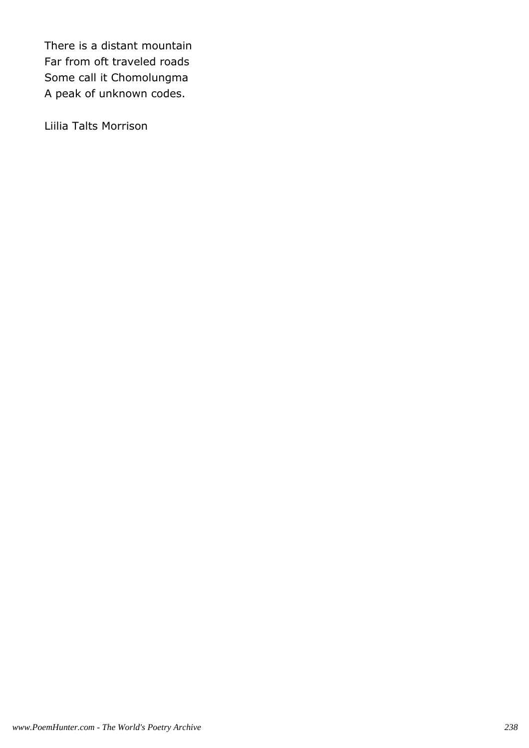There is a distant mountain  
Far from oft traveled roads  
Some call it Chomolungma  
A peak of unknown codes.

Liilia Talts Morrison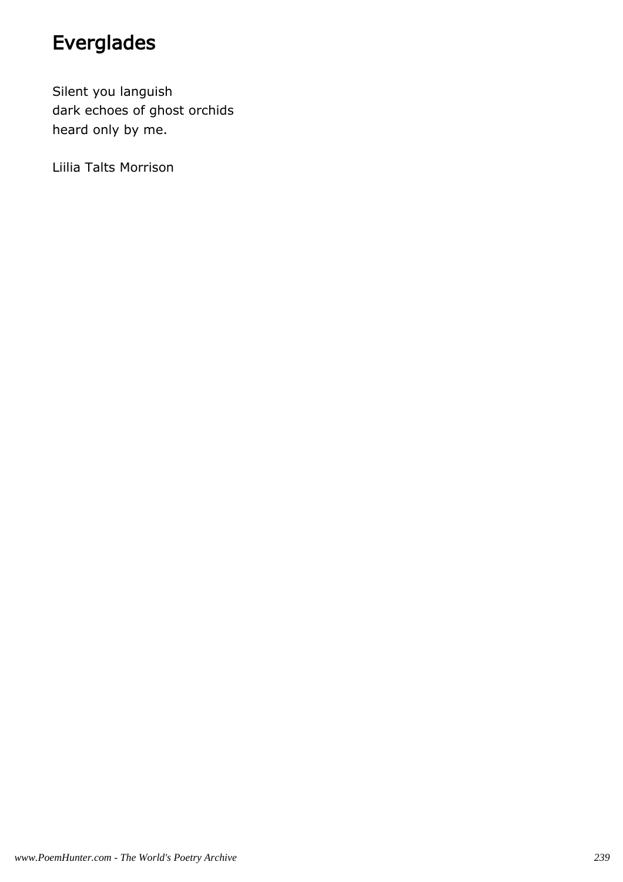# Everglades

Silent you languish  
dark echoes of ghost orchids  
heard only by me.

Liilia Talts Morrison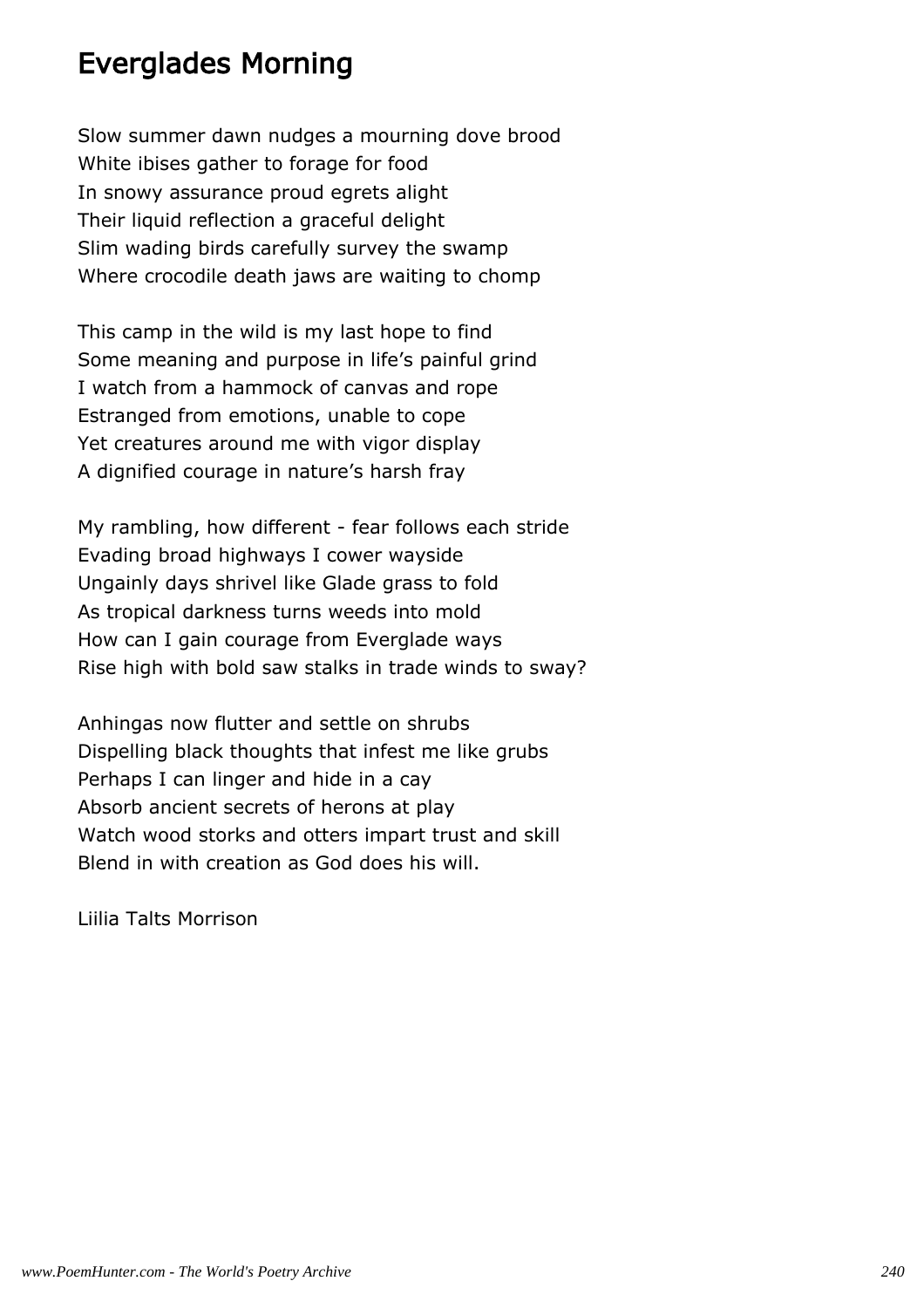# Everglades Morning

Slow summer dawn nudges a mourning dove brood
White ibises gather to forage for food
In snowy assurance proud egrets alight
Their liquid reflection a graceful delight
Slim wading birds carefully survey the swamp
Where crocodile death jaws are waiting to chomp

This camp in the wild is my last hope to find
Some meaning and purpose in life's painful grind
I watch from a hammock of canvas and rope
Estranged from emotions, unable to cope
Yet creatures around me with vigor display
A dignified courage in nature's harsh fray

My rambling, how different - fear follows each stride
Evading broad highways I cower wayside
Ungainly days shrivel like Glade grass to fold
As tropical darkness turns weeds into mold
How can I gain courage from Everglade ways
Rise high with bold saw stalks in trade winds to sway?

Anhingas now flutter and settle on shrubs
Dispelling black thoughts that infest me like grubs
Perhaps I can linger and hide in a cay
Absorb ancient secrets of herons at play
Watch wood storks and otters impart trust and skill
Blend in with creation as God does his will.

Liilia Talts Morrison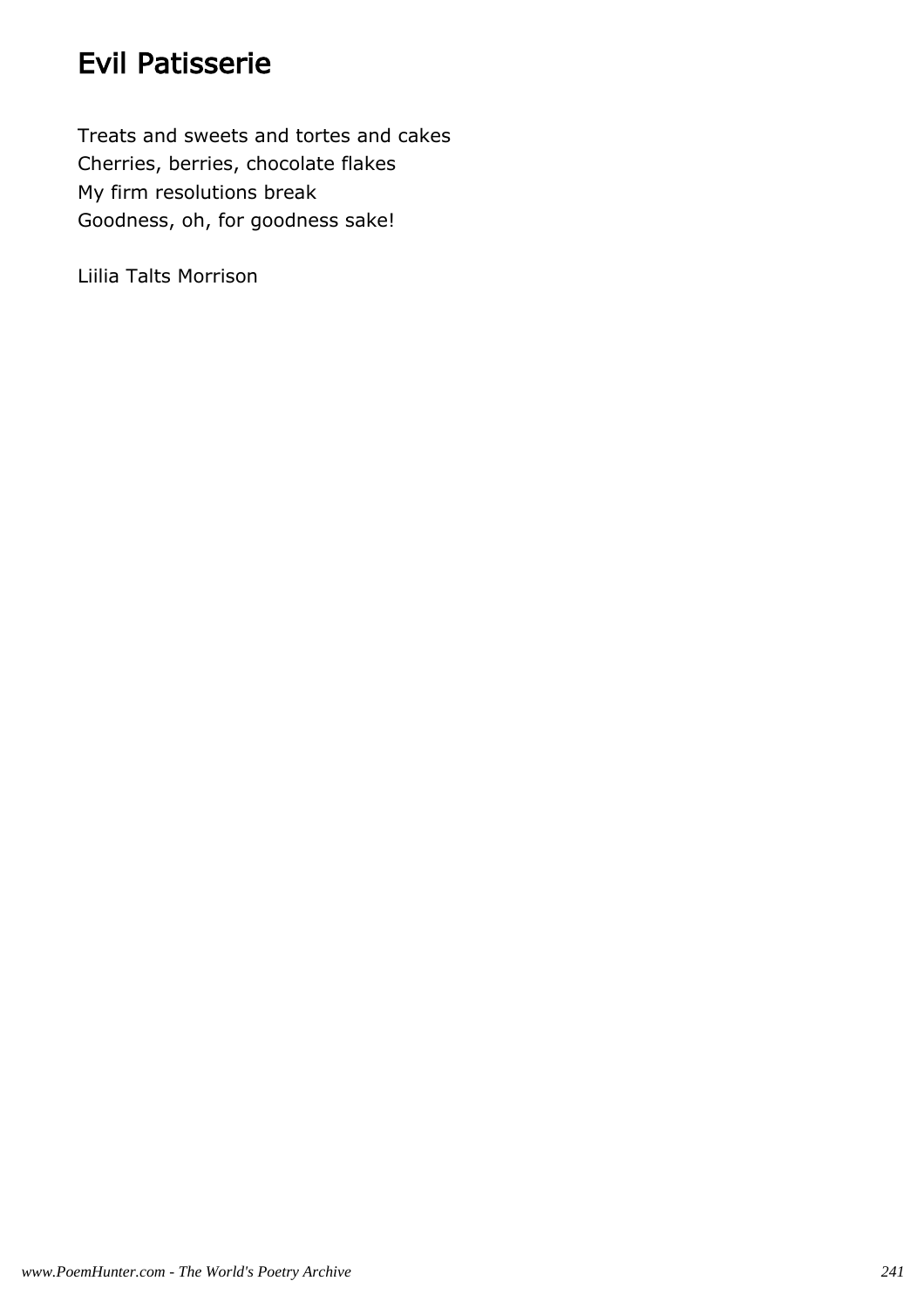# Evil Patisserie

Treats and sweets and tortes and cakes
Cherries, berries, chocolate flakes
My firm resolutions break
Goodness, oh, for goodness sake!

Liilia Talts Morrison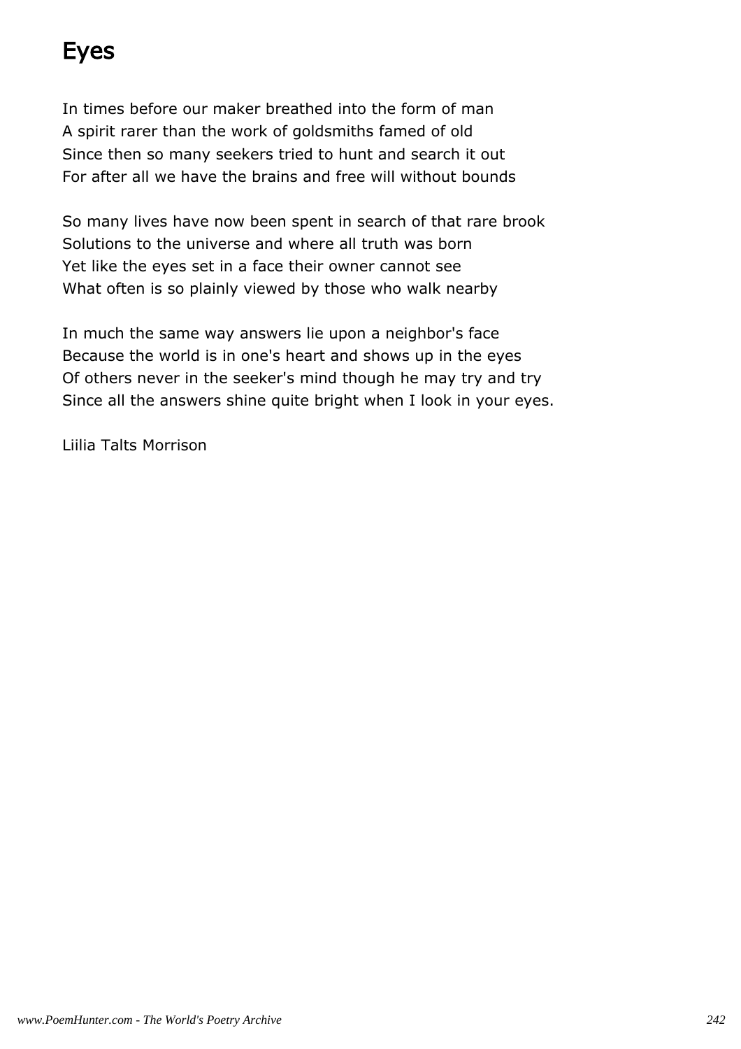# Eyes

In times before our maker breathed into the form of man
A spirit rarer than the work of goldsmiths famed of old
Since then so many seekers tried to hunt and search it out
For after all we have the brains and free will without bounds

So many lives have now been spent in search of that rare brook
Solutions to the universe and where all truth was born
Yet like the eyes set in a face their owner cannot see
What often is so plainly viewed by those who walk nearby

In much the same way answers lie upon a neighbor's face
Because the world is in one's heart and shows up in the eyes
Of others never in the seeker's mind though he may try and try
Since all the answers shine quite bright when I look in your eyes.

Liilia Talts Morrison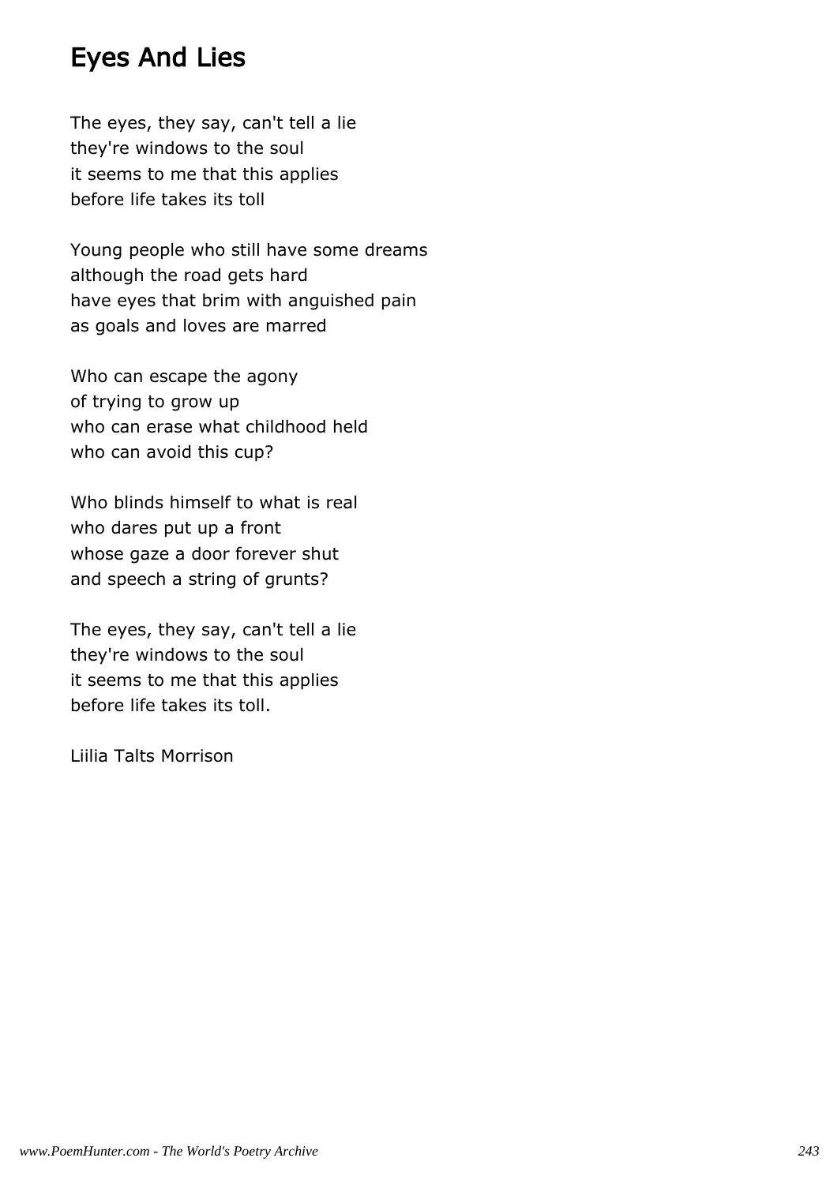# Eyes And Lies

The eyes, they say, can't tell a lie
they're windows to the soul
it seems to me that this applies
before life takes its toll

Young people who still have some dreams
although the road gets hard
have eyes that brim with anguished pain
as goals and loves are marred

Who can escape the agony
of trying to grow up
who can erase what childhood held
who can avoid this cup?

Who blinds himself to what is real
who dares put up a front
whose gaze a door forever shut
and speech a string of grunts?

The eyes, they say, can't tell a lie
they're windows to the soul
it seems to me that this applies
before life takes its toll.

Liilia Talts Morrison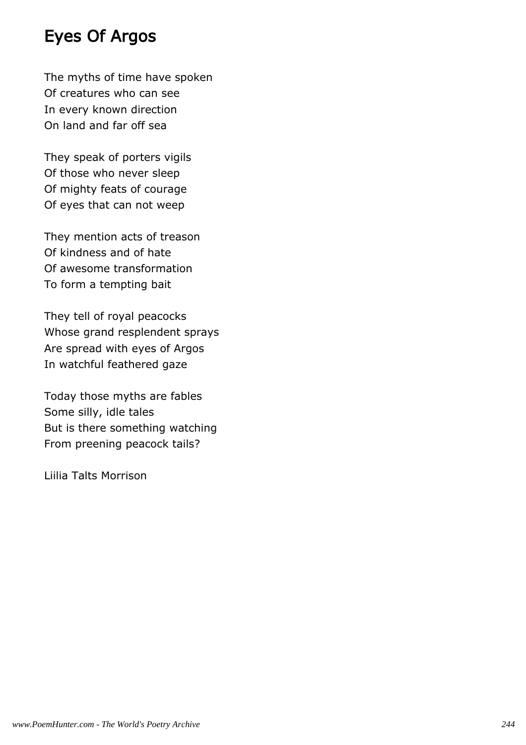# Eyes Of Argos

The myths of time have spoken
Of creatures who can see
In every known direction
On land and far off sea

They speak of porters vigils
Of those who never sleep
Of mighty feats of courage
Of eyes that can not weep

They mention acts of treason
Of kindness and of hate
Of awesome transformation
To form a tempting bait

They tell of royal peacocks
Whose grand resplendent sprays
Are spread with eyes of Argos
In watchful feathered gaze

Today those myths are fables
Some silly, idle tales
But is there something watching
From preening peacock tails?

Liilia Talts Morrison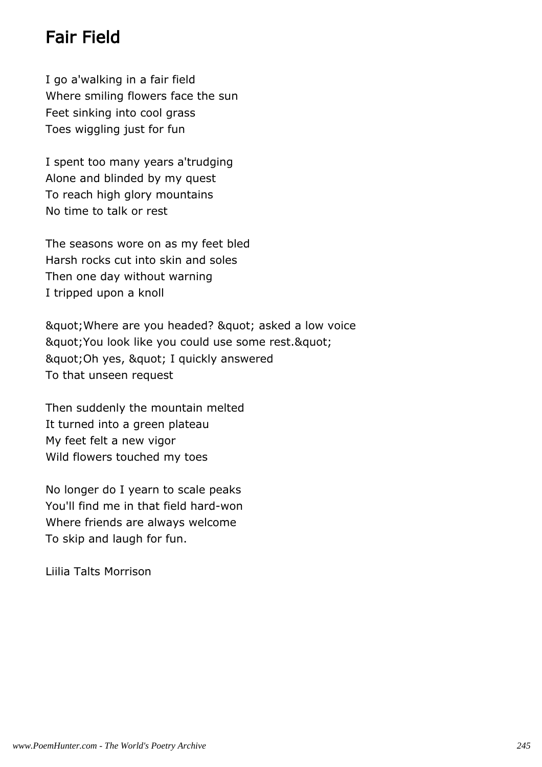# Fair Field

I go a'walking in a fair field
Where smiling flowers face the sun
Feet sinking into cool grass
Toes wiggling just for fun

I spent too many years a'trudging
Alone and blinded by my quest
To reach high glory mountains
No time to talk or rest

The seasons wore on as my feet bled
Harsh rocks cut into skin and soles
Then one day without warning
I tripped upon a knoll

&quot;Where are you headed? &quot; asked a low voice
&quot;You look like you could use some rest.&quot;
&quot;Oh yes, &quot; I quickly answered
To that unseen request

Then suddenly the mountain melted
It turned into a green plateau
My feet felt a new vigor
Wild flowers touched my toes

No longer do I yearn to scale peaks
You'll find me in that field hard-won
Where friends are always welcome
To skip and laugh for fun.

Liilia Talts Morrison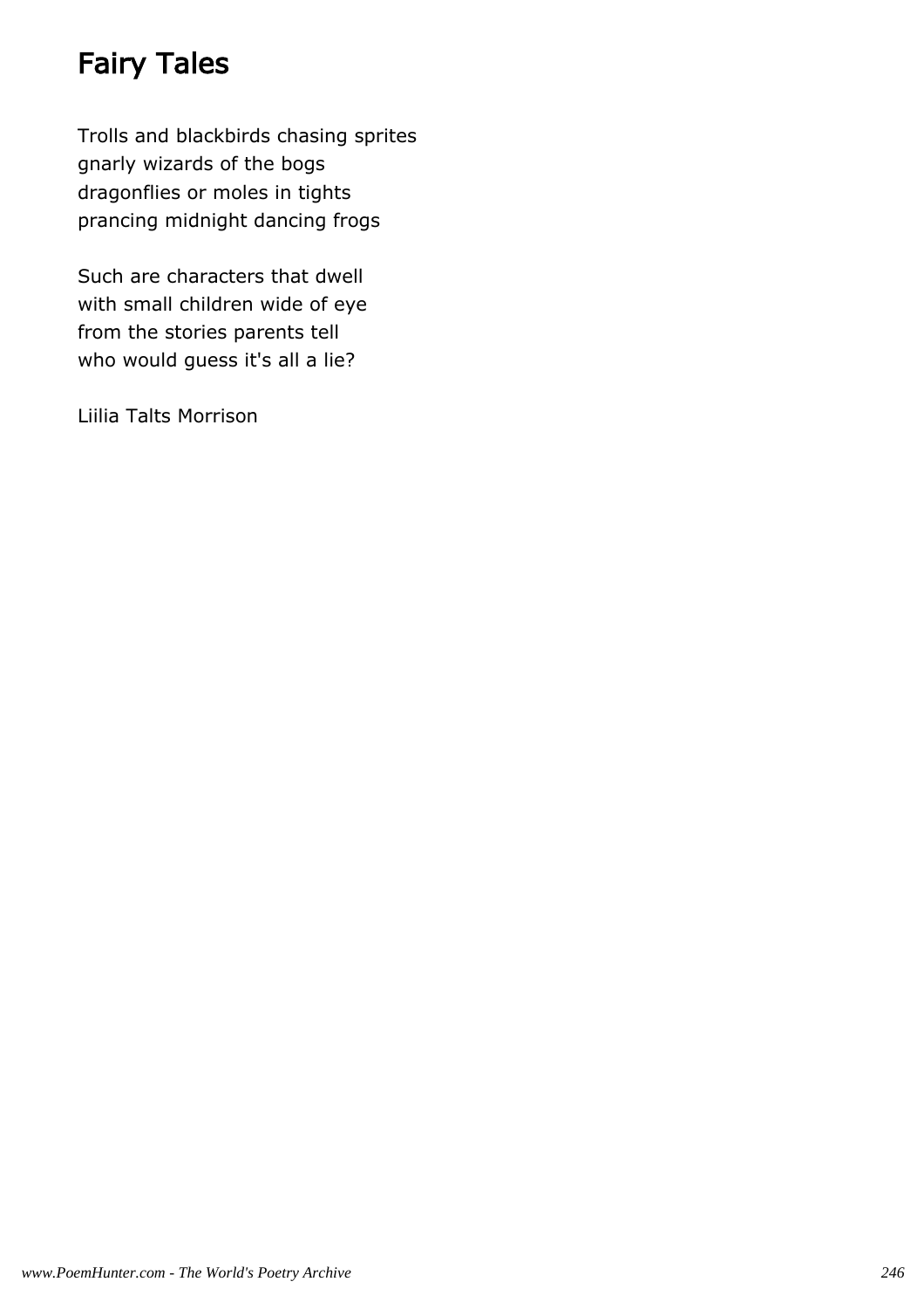# Fairy Tales

Trolls and blackbirds chasing sprites  
gnarly wizards of the bogs  
dragonflies or moles in tights  
prancing midnight dancing frogs

Such are characters that dwell  
with small children wide of eye  
from the stories parents tell  
who would guess it's all a lie?

Liilia Talts Morrison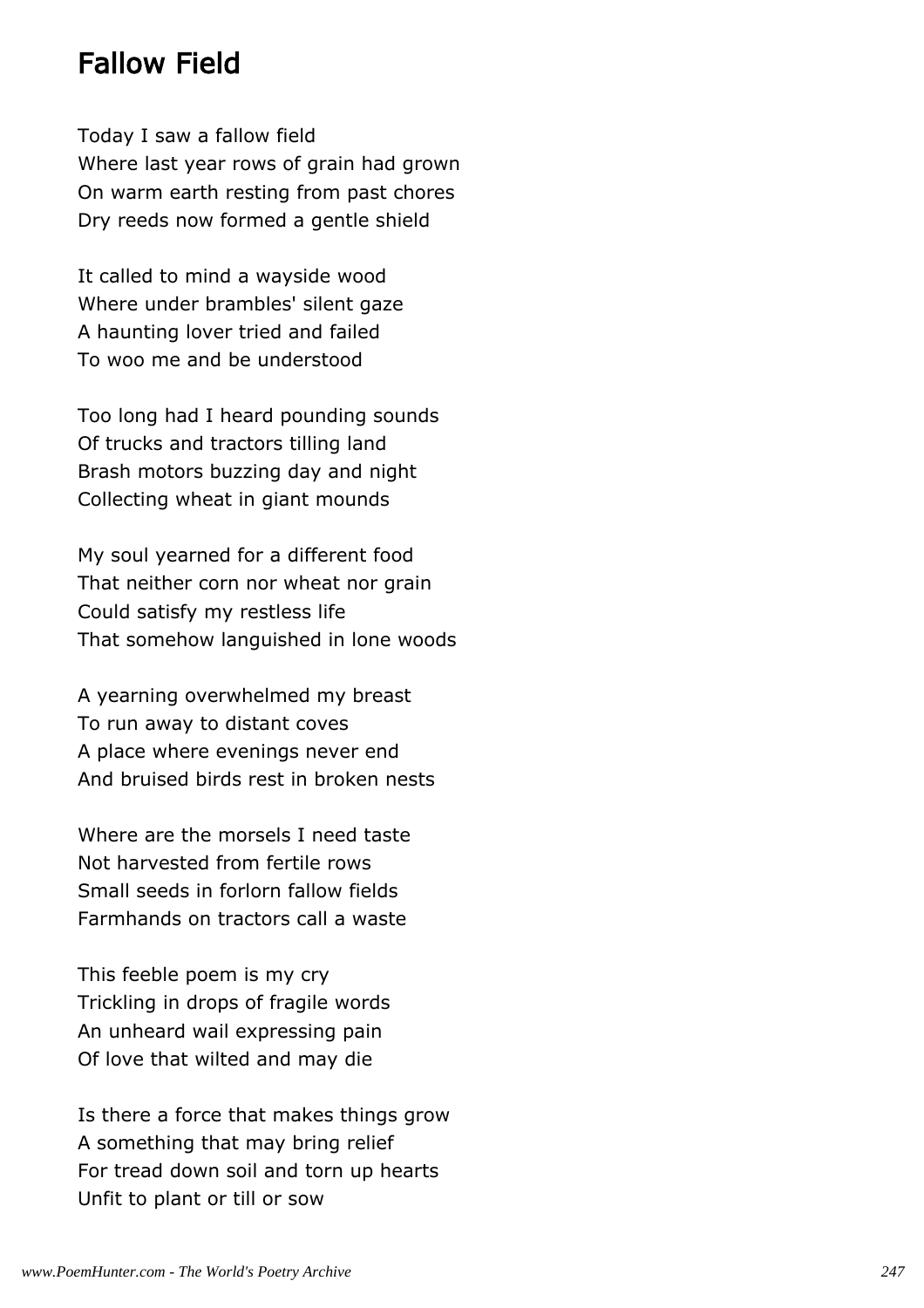# Fallow Field

Today I saw a fallow field
Where last year rows of grain had grown
On warm earth resting from past chores
Dry reeds now formed a gentle shield

It called to mind a wayside wood
Where under brambles' silent gaze
A haunting lover tried and failed
To woo me and be understood

Too long had I heard pounding sounds
Of trucks and tractors tilling land
Brash motors buzzing day and night
Collecting wheat in giant mounds

My soul yearned for a different food
That neither corn nor wheat nor grain
Could satisfy my restless life
That somehow languished in lone woods

A yearning overwhelmed my breast
To run away to distant coves
A place where evenings never end
And bruised birds rest in broken nests

Where are the morsels I need taste
Not harvested from fertile rows
Small seeds in forlorn fallow fields
Farmhands on tractors call a waste

This feeble poem is my cry
Trickling in drops of fragile words
An unheard wail expressing pain
Of love that wilted and may die

Is there a force that makes things grow
A something that may bring relief
For tread down soil and torn up hearts
Unfit to plant or till or sow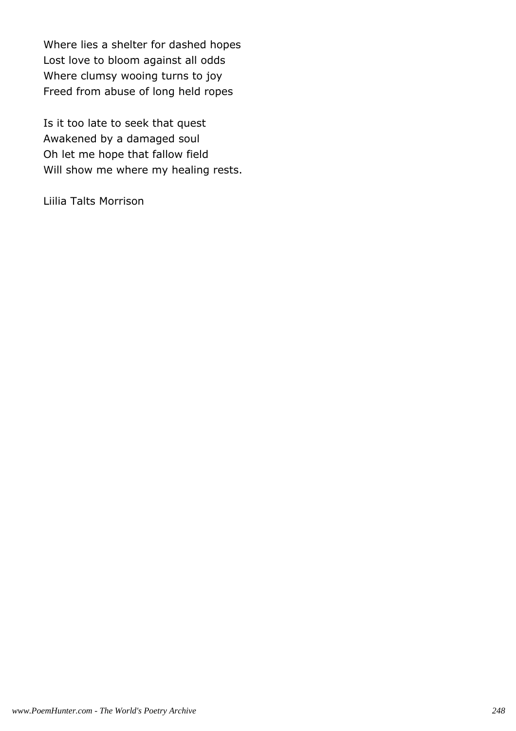Where lies a shelter for dashed hopes
Lost love to bloom against all odds
Where clumsy wooing turns to joy
Freed from abuse of long held ropes

Is it too late to seek that quest
Awakened by a damaged soul
Oh let me hope that fallow field
Will show me where my healing rests.

Liilia Talts Morrison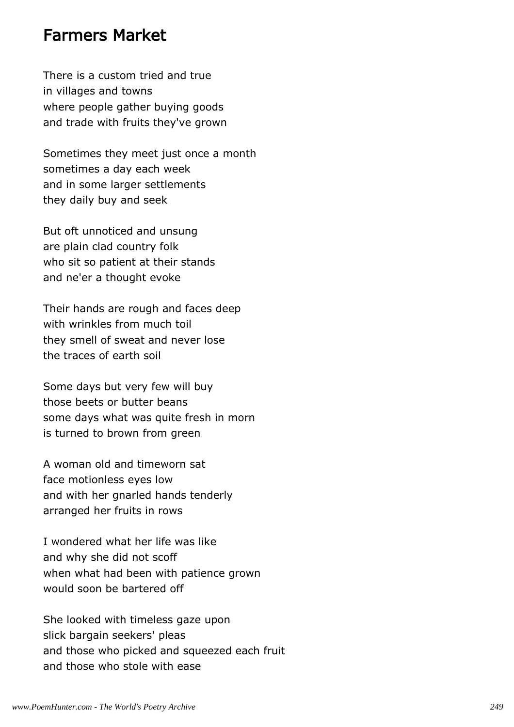## Farmers Market

There is a custom tried and true
in villages and towns
where people gather buying goods
and trade with fruits they've grown

Sometimes they meet just once a month
sometimes a day each week
and in some larger settlements
they daily buy and seek

But oft unnoticed and unsung
are plain clad country folk
who sit so patient at their stands
and ne'er a thought evoke

Their hands are rough and faces deep
with wrinkles from much toil
they smell of sweat and never lose
the traces of earth soil

Some days but very few will buy
those beets or butter beans
some days what was quite fresh in morn
is turned to brown from green

A woman old and timeworn sat
face motionless eyes low
and with her gnarled hands tenderly
arranged her fruits in rows

I wondered what her life was like
and why she did not scoff
when what had been with patience grown
would soon be bartered off

She looked with timeless gaze upon
slick bargain seekers' pleas
and those who picked and squeezed each fruit
and those who stole with ease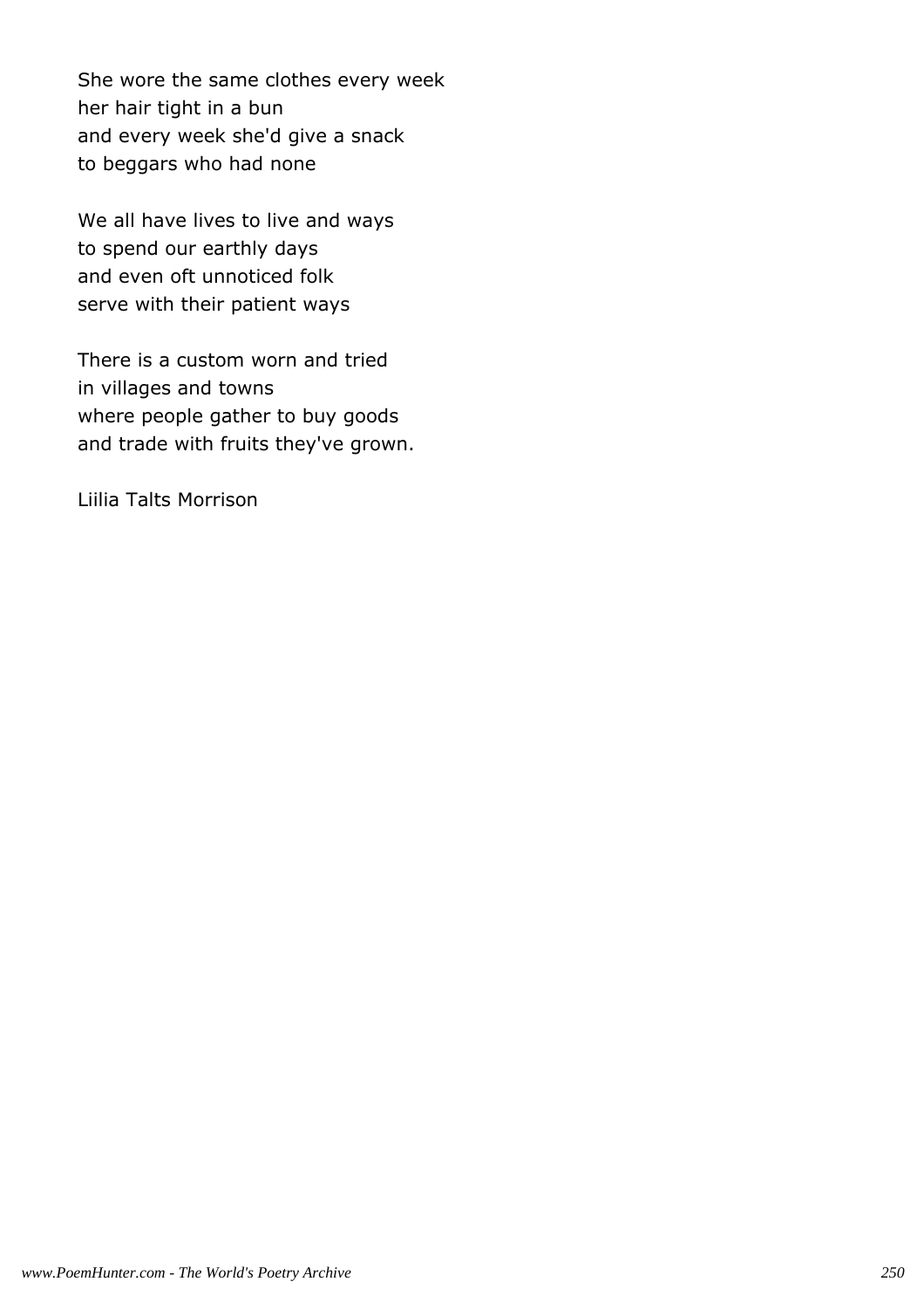She wore the same clothes every week
her hair tight in a bun
and every week she'd give a snack
to beggars who had none

We all have lives to live and ways
to spend our earthly days
and even oft unnoticed folk
serve with their patient ways

There is a custom worn and tried
in villages and towns
where people gather to buy goods
and trade with fruits they've grown.

Liilia Talts Morrison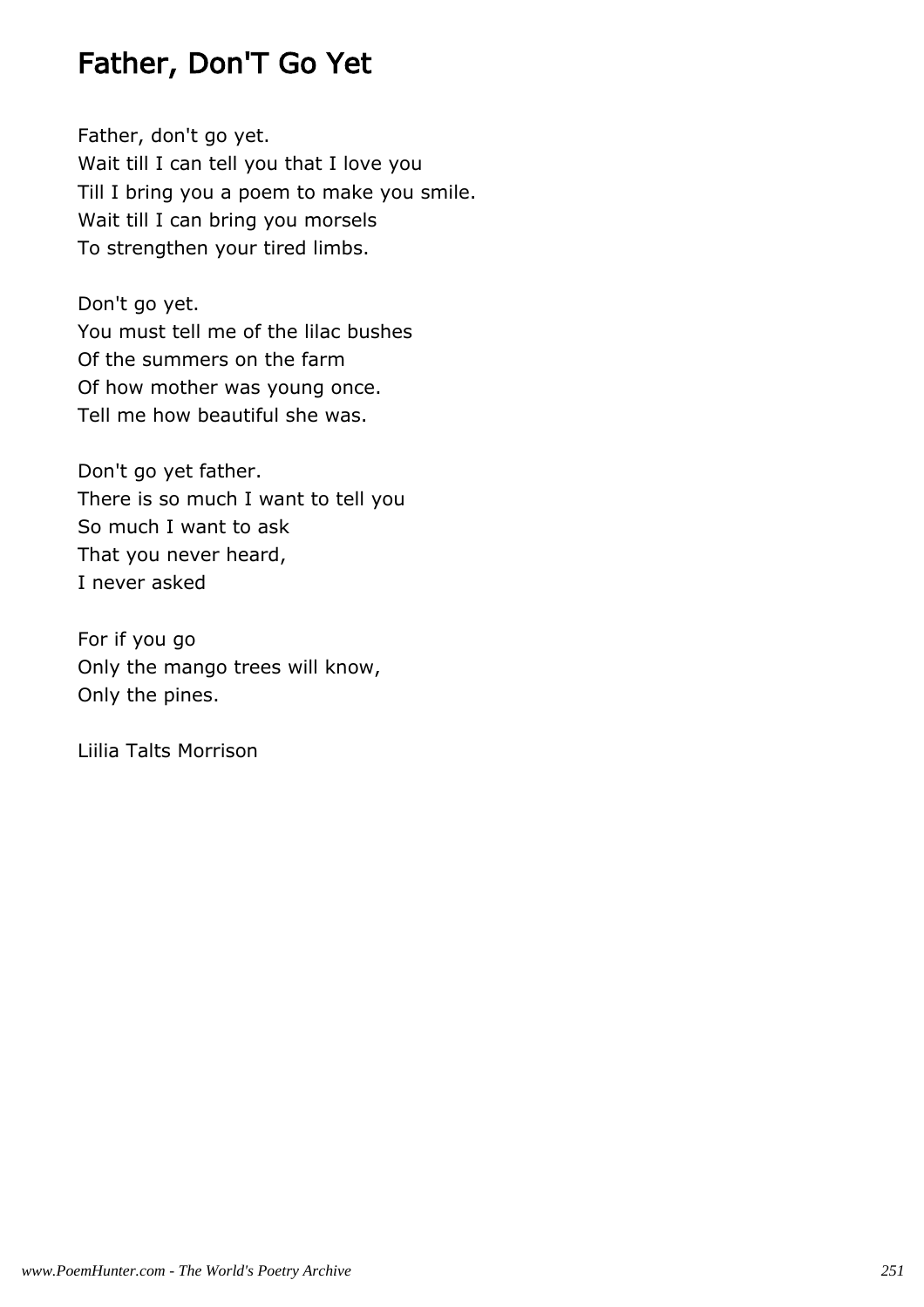# Father, Don'T Go Yet

Father, don't go yet.
Wait till I can tell you that I love you
Till I bring you a poem to make you smile.
Wait till I can bring you morsels
To strengthen your tired limbs.

Don't go yet.
You must tell me of the lilac bushes
Of the summers on the farm
Of how mother was young once.
Tell me how beautiful she was.

Don't go yet father.
There is so much I want to tell you
So much I want to ask
That you never heard,
I never asked

For if you go
Only the mango trees will know,
Only the pines.

Liilia Talts Morrison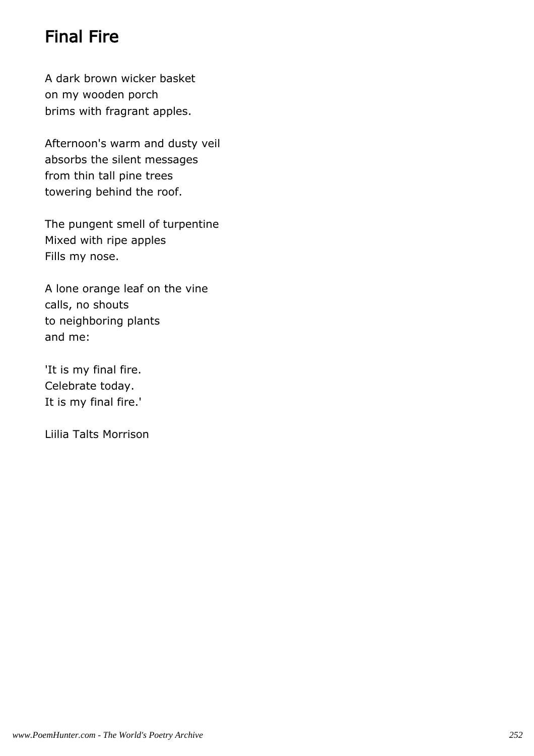## Final Fire

A dark brown wicker basket
on my wooden porch
brims with fragrant apples.

Afternoon's warm and dusty veil
absorbs the silent messages
from thin tall pine trees
towering behind the roof.

The pungent smell of turpentine
Mixed with ripe apples
Fills my nose.

A lone orange leaf on the vine
calls, no shouts
to neighboring plants
and me:

'It is my final fire.
Celebrate today.
It is my final fire.'

Liilia Talts Morrison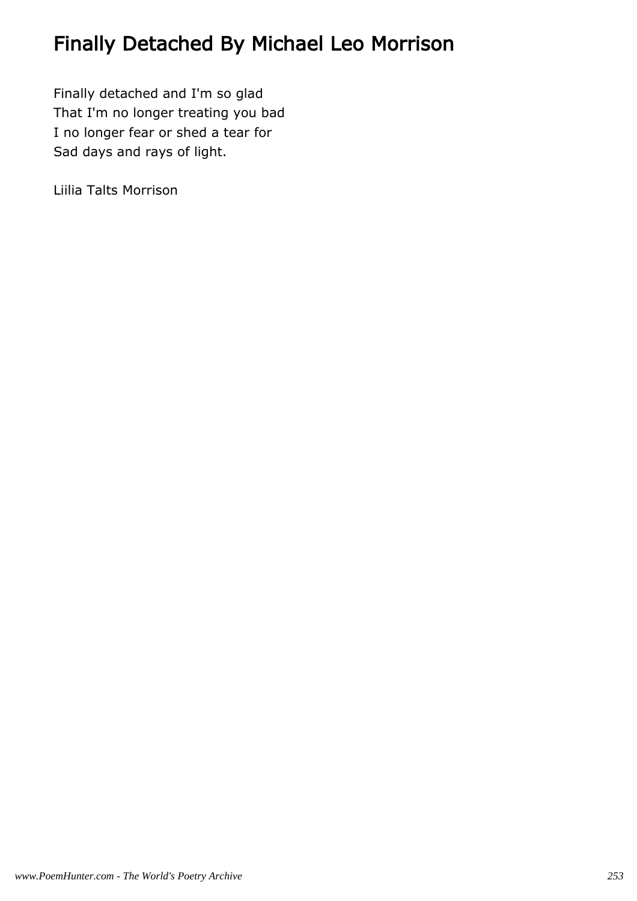# Finally Detached By Michael Leo Morrison

Finally detached and I'm so glad  
That I'm no longer treating you bad  
I no longer fear or shed a tear for  
Sad days and rays of light.

Liilia Talts Morrison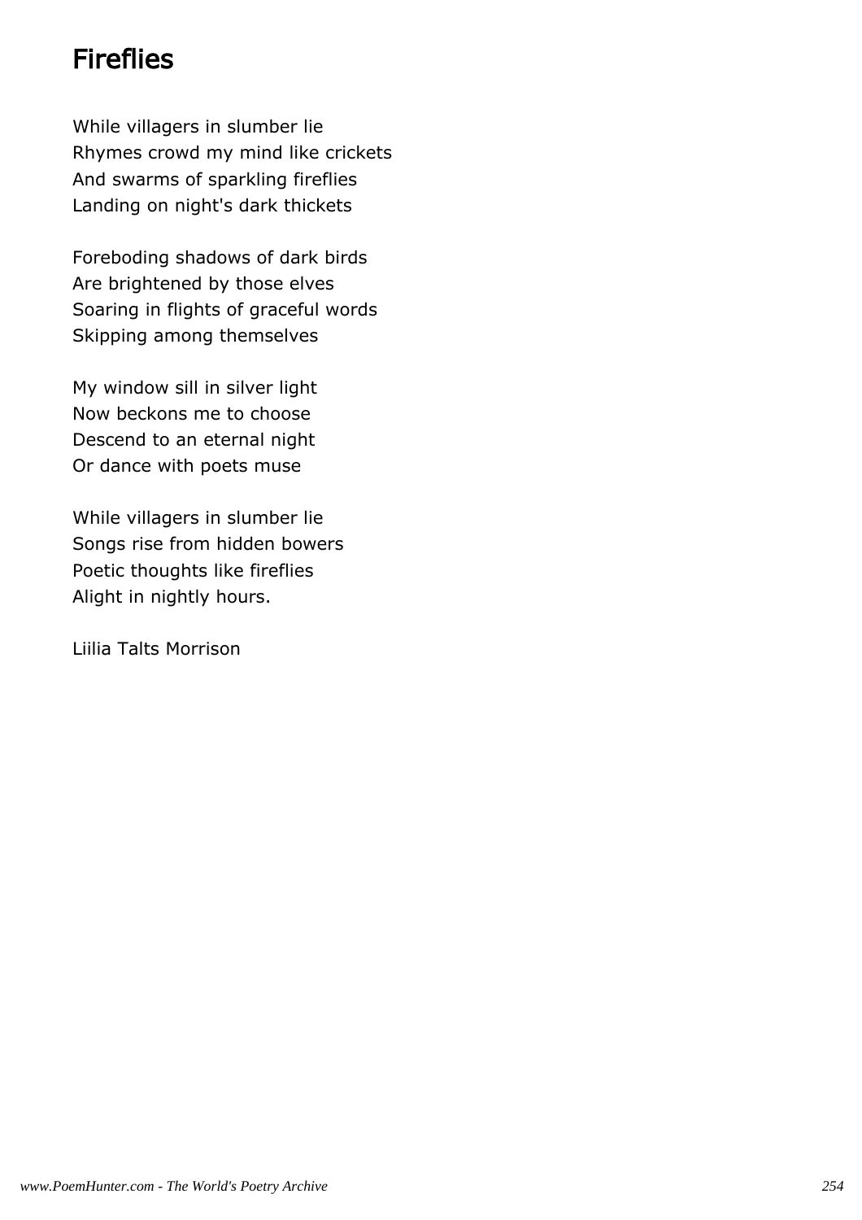# Fireflies

While villagers in slumber lie
Rhymes crowd my mind like crickets
And swarms of sparkling fireflies
Landing on night's dark thickets

Foreboding shadows of dark birds
Are brightened by those elves
Soaring in flights of graceful words
Skipping among themselves

My window sill in silver light
Now beckons me to choose
Descend to an eternal night
Or dance with poets muse

While villagers in slumber lie
Songs rise from hidden bowers
Poetic thoughts like fireflies
Alight in nightly hours.

Liilia Talts Morrison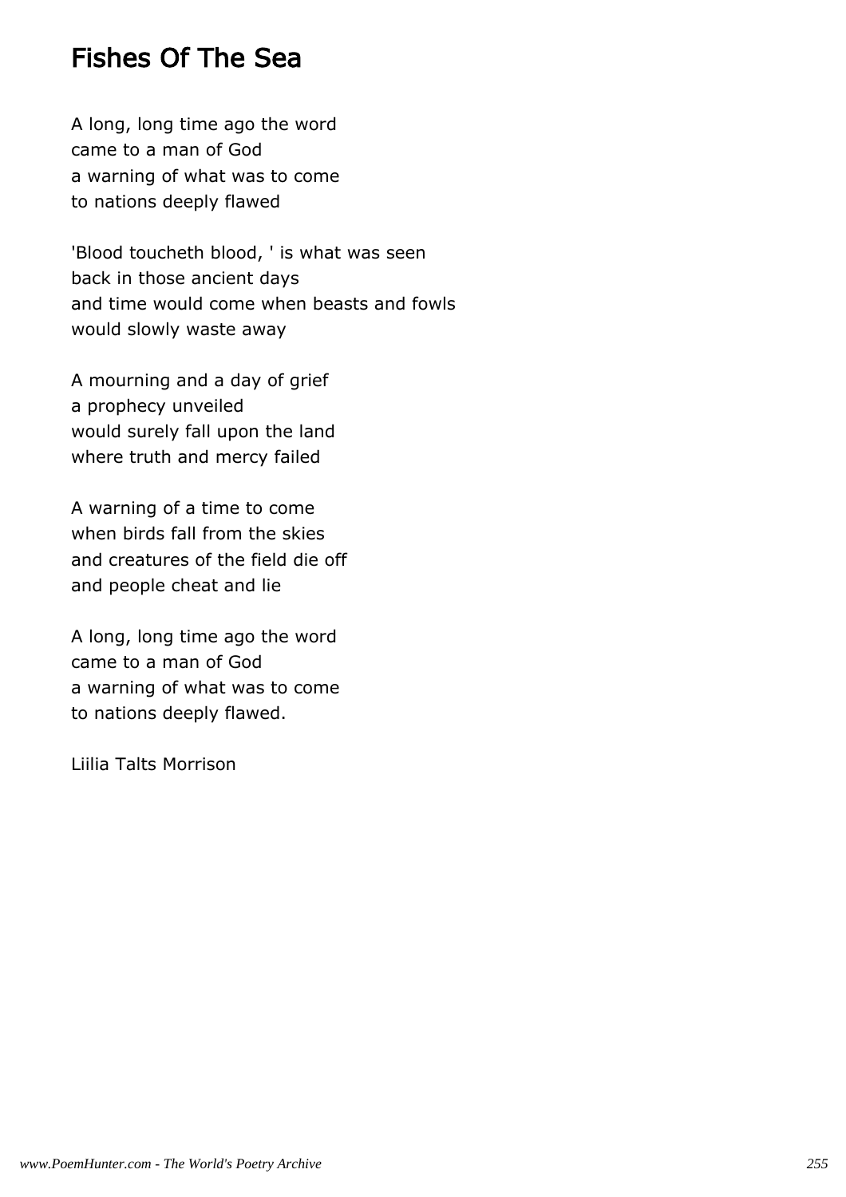# Fishes Of The Sea

A long, long time ago the word
came to a man of God
a warning of what was to come
to nations deeply flawed

'Blood toucheth blood, ' is what was seen
back in those ancient days
and time would come when beasts and fowls
would slowly waste away

A mourning and a day of grief
a prophecy unveiled
would surely fall upon the land
where truth and mercy failed

A warning of a time to come
when birds fall from the skies
and creatures of the field die off
and people cheat and lie

A long, long time ago the word
came to a man of God
a warning of what was to come
to nations deeply flawed.

Liilia Talts Morrison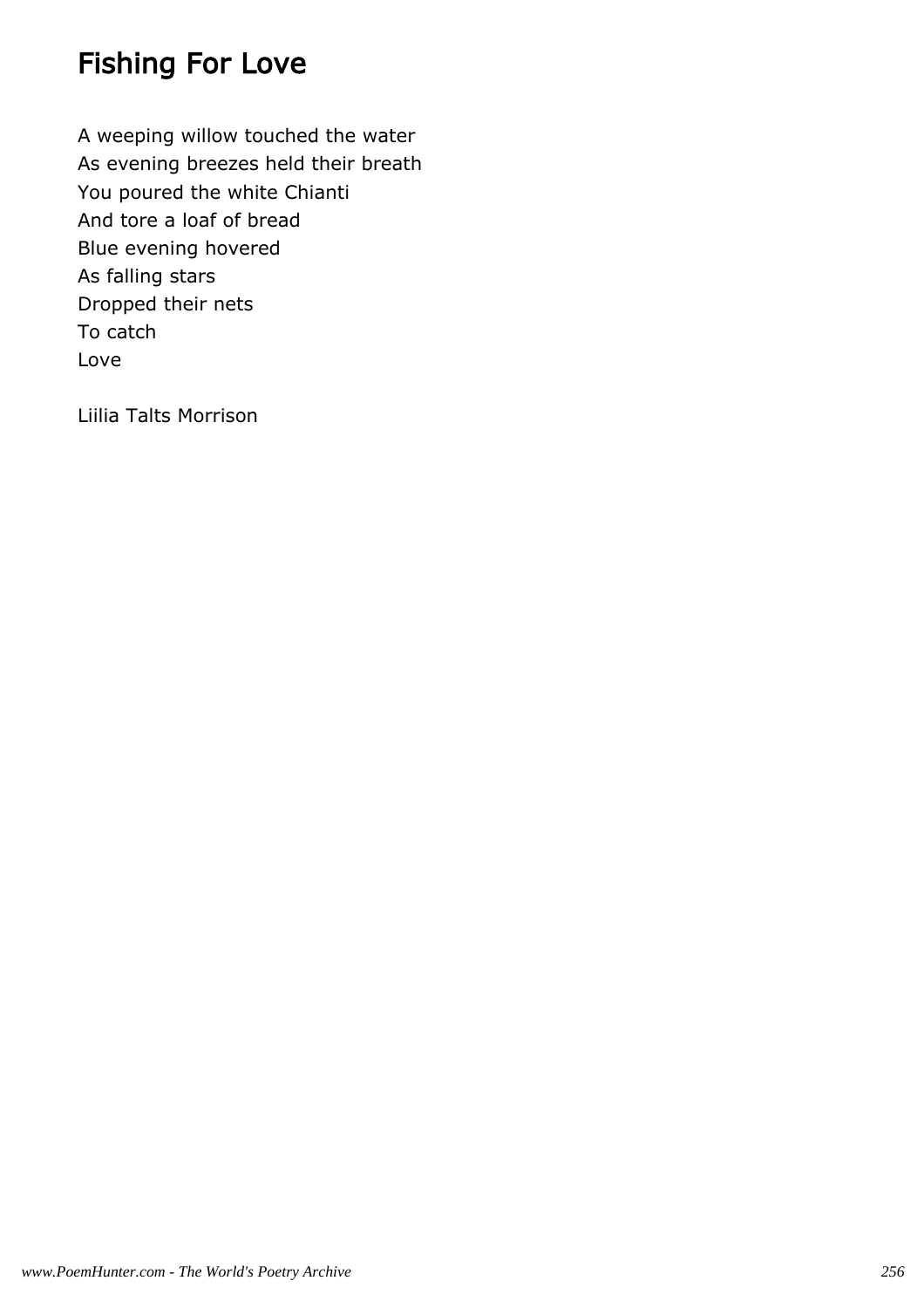# Fishing For Love

A weeping willow touched the water
As evening breezes held their breath
You poured the white Chianti
And tore a loaf of bread
Blue evening hovered
As falling stars
Dropped their nets
To catch
Love

Liilia Talts Morrison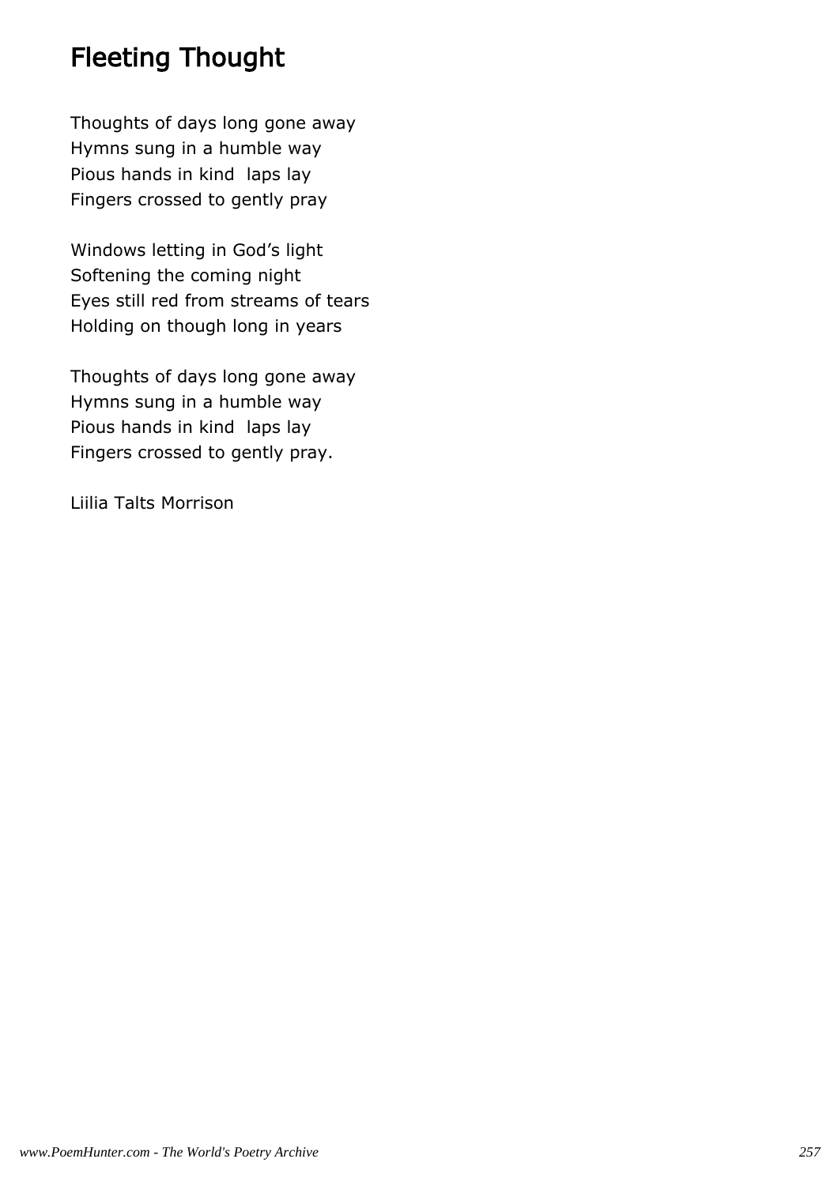# Fleeting Thought

Thoughts of days long gone away
Hymns sung in a humble way
Pious hands in kind  laps lay
Fingers crossed to gently pray

Windows letting in God's light
Softening the coming night
Eyes still red from streams of tears
Holding on though long in years

Thoughts of days long gone away
Hymns sung in a humble way
Pious hands in kind  laps lay
Fingers crossed to gently pray.

Liilia Talts Morrison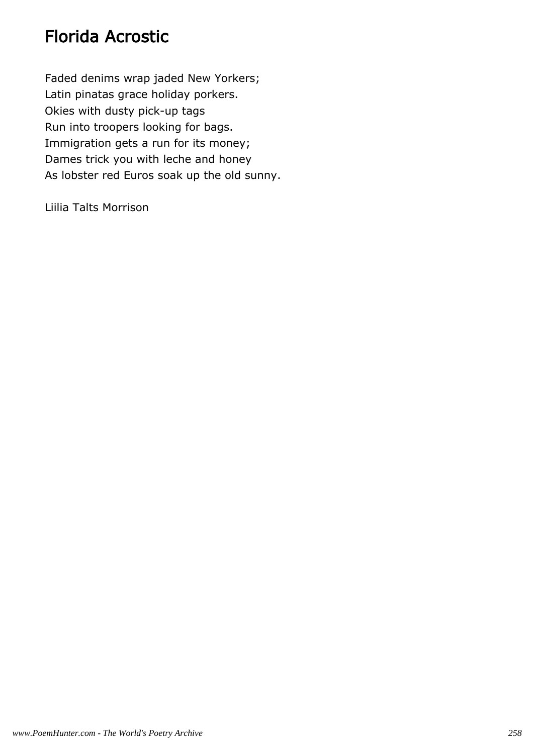# Florida Acrostic

Faded denims wrap jaded New Yorkers;
Latin pinatas grace holiday porkers.
Okies with dusty pick-up tags
Run into troopers looking for bags.
Immigration gets a run for its money;
Dames trick you with leche and honey
As lobster red Euros soak up the old sunny.

Liilia Talts Morrison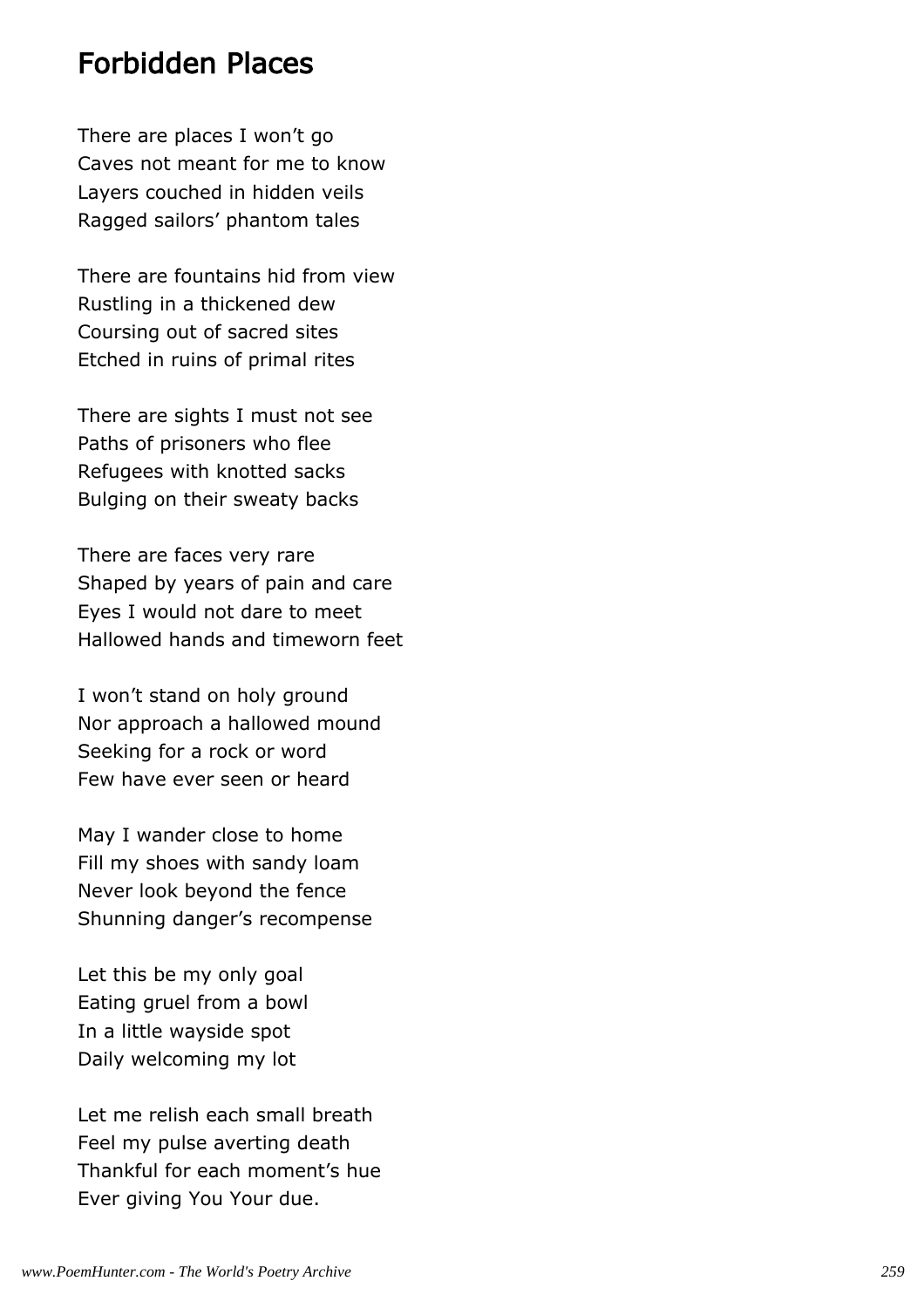## Forbidden Places

There are places I won't go
Caves not meant for me to know
Layers couched in hidden veils
Ragged sailors' phantom tales

There are fountains hid from view
Rustling in a thickened dew
Coursing out of sacred sites
Etched in ruins of primal rites

There are sights I must not see
Paths of prisoners who flee
Refugees with knotted sacks
Bulging on their sweaty backs

There are faces very rare
Shaped by years of pain and care
Eyes I would not dare to meet
Hallowed hands and timeworn feet

I won't stand on holy ground
Nor approach a hallowed mound
Seeking for a rock or word
Few have ever seen or heard

May I wander close to home
Fill my shoes with sandy loam
Never look beyond the fence
Shunning danger's recompense

Let this be my only goal
Eating gruel from a bowl
In a little wayside spot
Daily welcoming my lot

Let me relish each small breath
Feel my pulse averting death
Thankful for each moment's hue
Ever giving You Your due.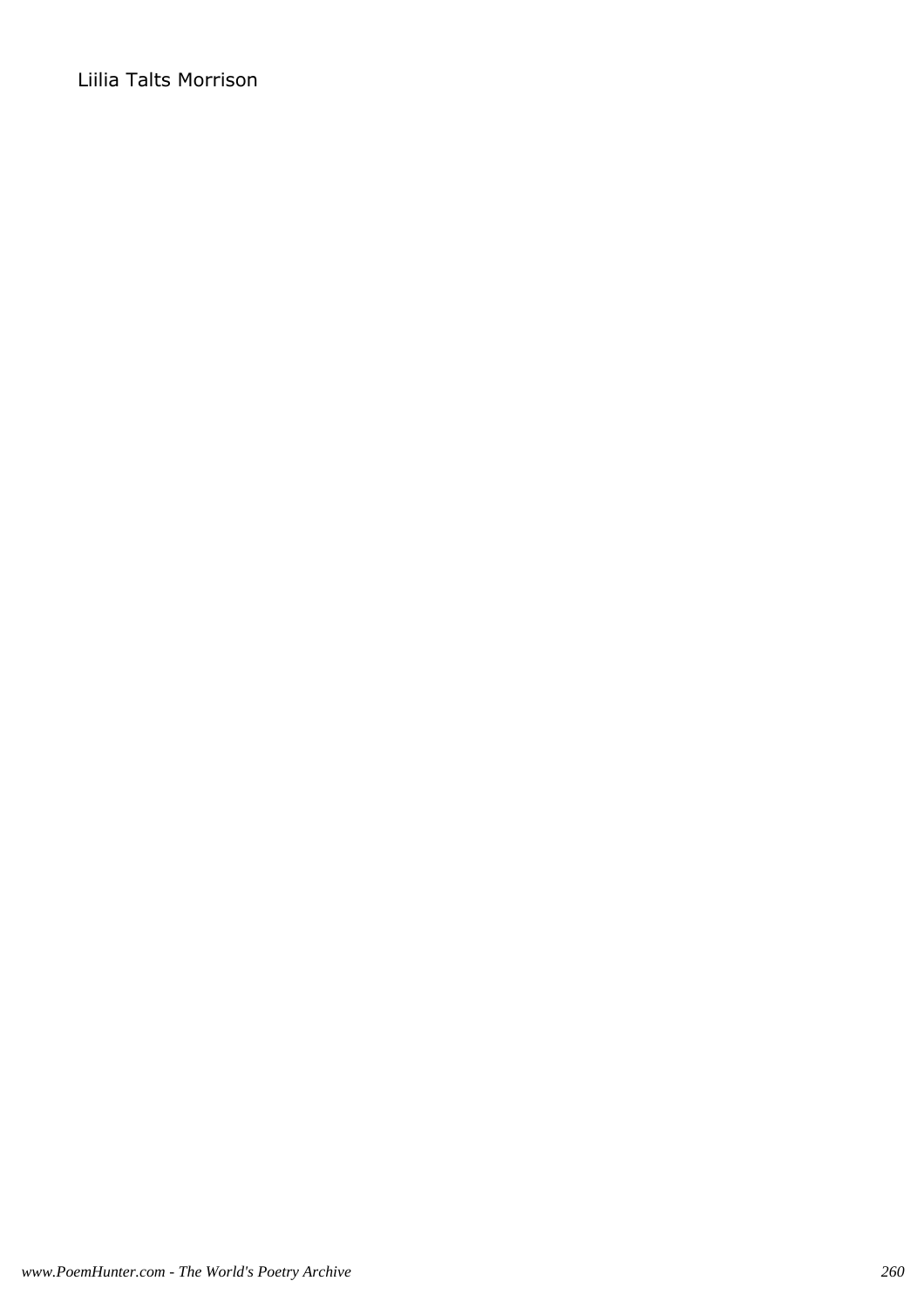Liilia Talts Morrison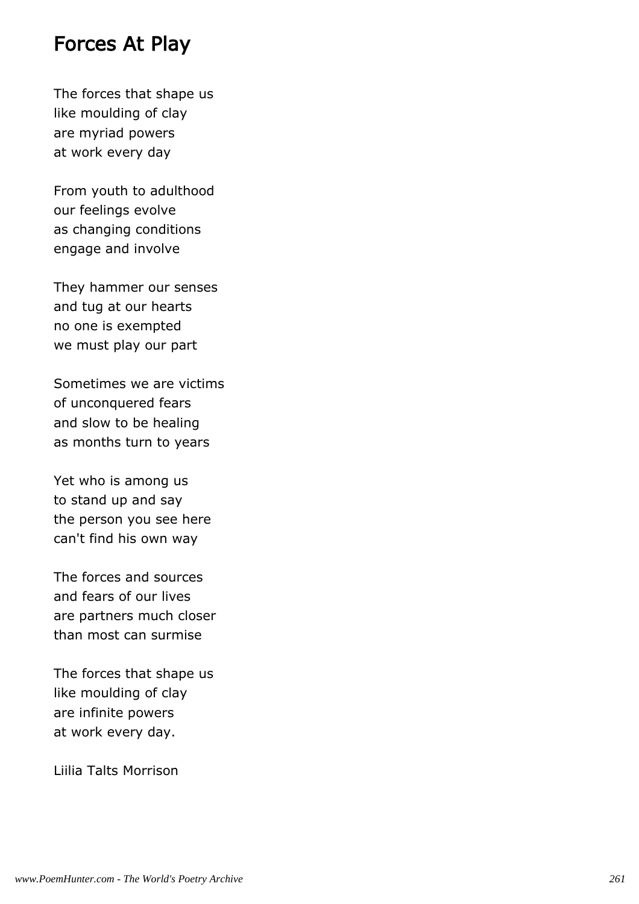# Forces At Play

The forces that shape us
like moulding of clay
are myriad powers
at work every day

From youth to adulthood
our feelings evolve
as changing conditions
engage and involve

They hammer our senses
and tug at our hearts
no one is exempted
we must play our part

Sometimes we are victims
of unconquered fears
and slow to be healing
as months turn to years

Yet who is among us
to stand up and say
the person you see here
can't find his own way

The forces and sources
and fears of our lives
are partners much closer
than most can surmise

The forces that shape us
like moulding of clay
are infinite powers
at work every day.

Liilia Talts Morrison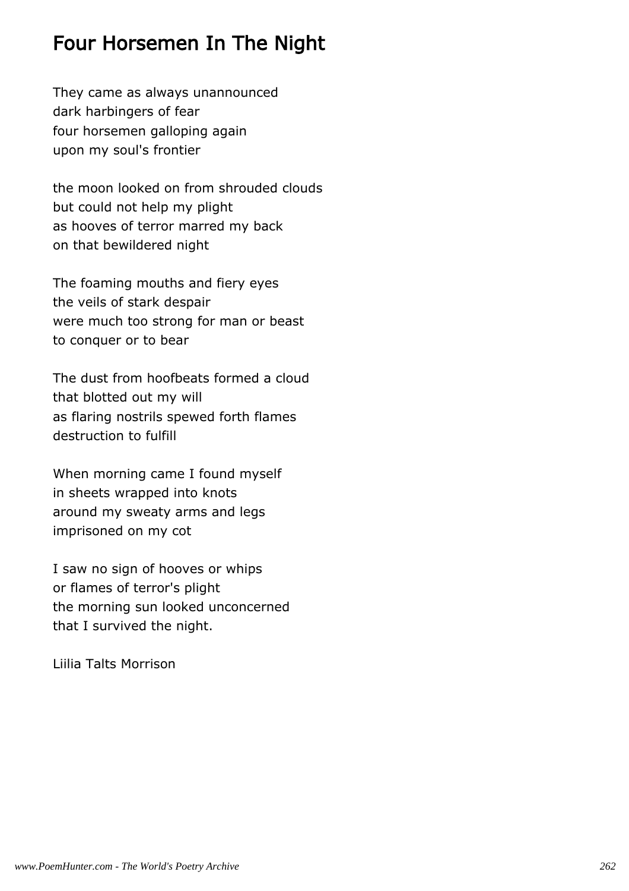# Four Horsemen In The Night

They came as always unannounced
dark harbingers of fear
four horsemen galloping again
upon my soul's frontier

the moon looked on from shrouded clouds
but could not help my plight
as hooves of terror marred my back
on that bewildered night

The foaming mouths and fiery eyes
the veils of stark despair
were much too strong for man or beast
to conquer or to bear

The dust from hoofbeats formed a cloud
that blotted out my will
as flaring nostrils spewed forth flames
destruction to fulfill

When morning came I found myself
in sheets wrapped into knots
around my sweaty arms and legs
imprisoned on my cot

I saw no sign of hooves or whips
or flames of terror's plight
the morning sun looked unconcerned
that I survived the night.

Liilia Talts Morrison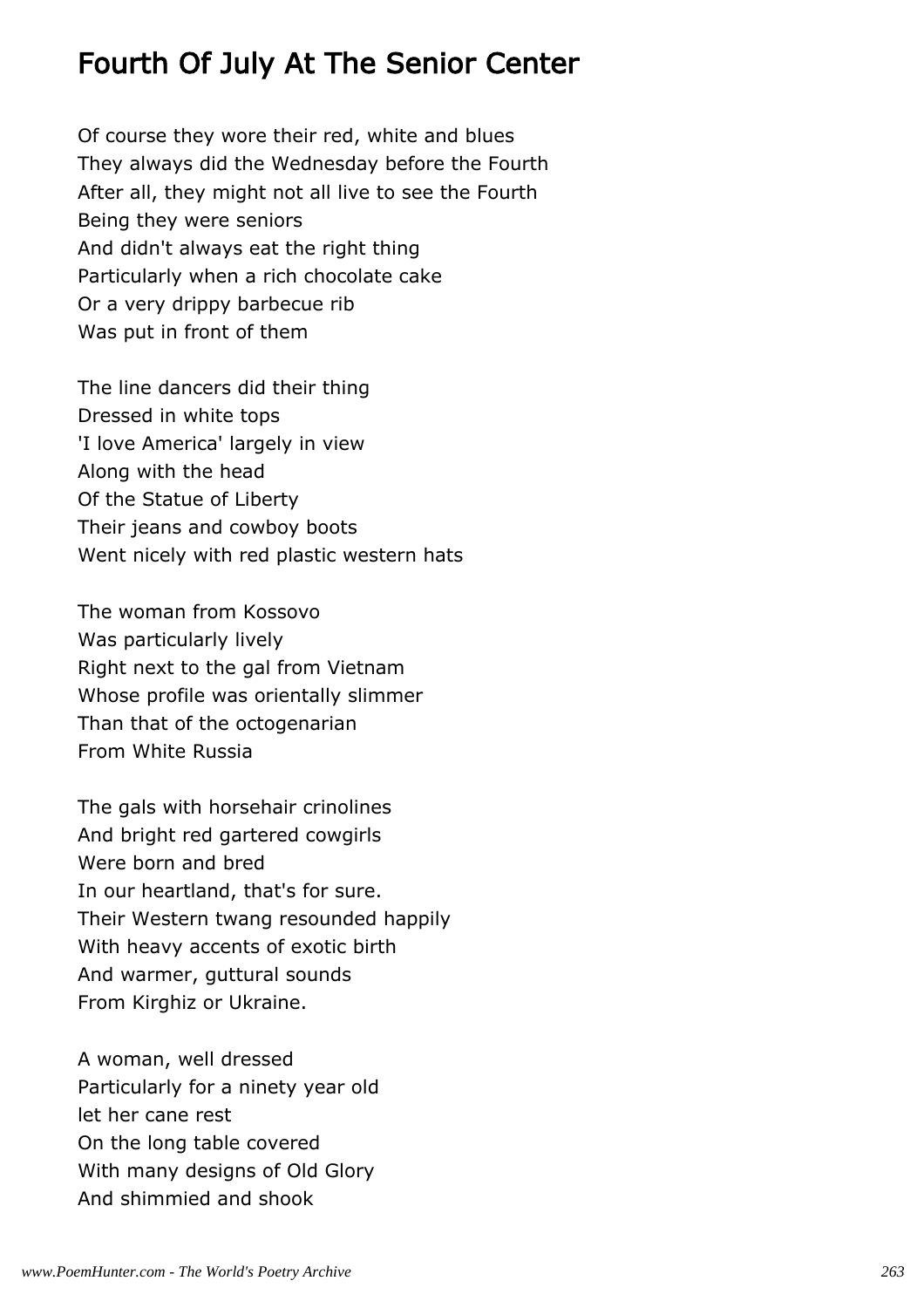# Fourth Of July At The Senior Center

Of course they wore their red, white and blues
They always did the Wednesday before the Fourth
After all, they might not all live to see the Fourth
Being they were seniors
And didn't always eat the right thing
Particularly when a rich chocolate cake
Or a very drippy barbecue rib
Was put in front of them

The line dancers did their thing
Dressed in white tops
'I love America' largely in view
Along with the head
Of the Statue of Liberty
Their jeans and cowboy boots
Went nicely with red plastic western hats

The woman from Kossovo
Was particularly lively
Right next to the gal from Vietnam
Whose profile was orientally slimmer
Than that of the octogenarian
From White Russia

The gals with horsehair crinolines
And bright red gartered cowgirls
Were born and bred
In our heartland, that's for sure.
Their Western twang resounded happily
With heavy accents of exotic birth
And warmer, guttural sounds
From Kirghiz or Ukraine.

A woman, well dressed
Particularly for a ninety year old
let her cane rest
On the long table covered
With many designs of Old Glory
And shimmied and shook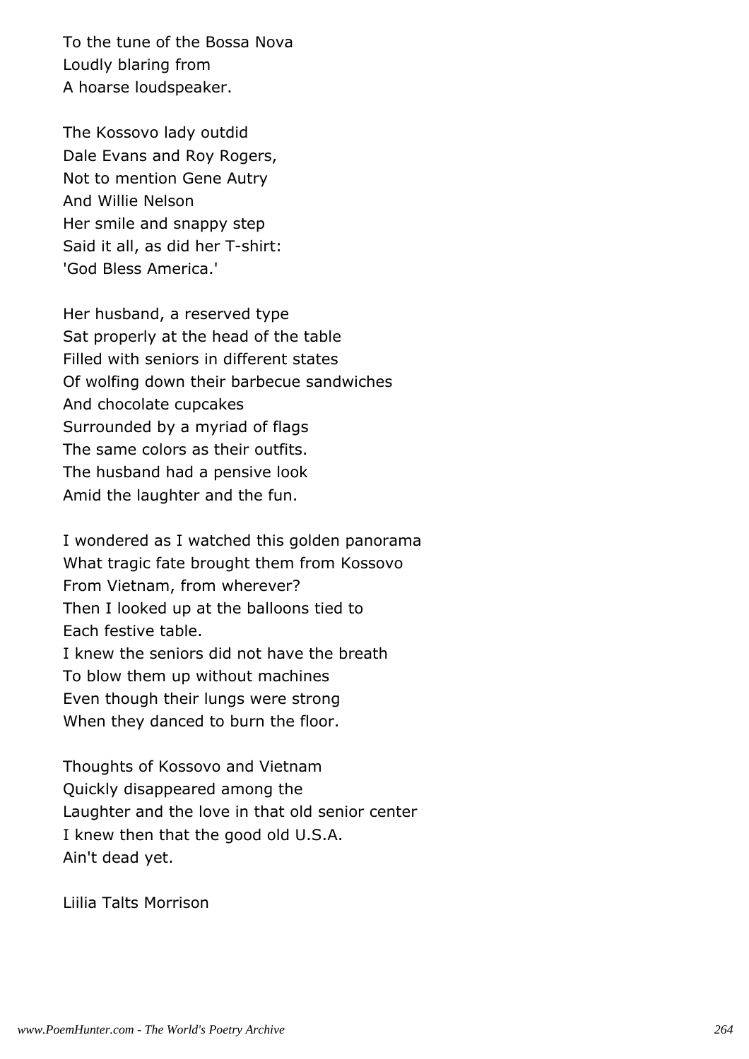To the tune of the Bossa Nova
Loudly blaring from
A hoarse loudspeaker.

The Kossovo lady outdid
Dale Evans and Roy Rogers,
Not to mention Gene Autry
And Willie Nelson
Her smile and snappy step
Said it all, as did her T-shirt:
'God Bless America.'

Her husband, a reserved type
Sat properly at the head of the table
Filled with seniors in different states
Of wolfing down their barbecue sandwiches
And chocolate cupcakes
Surrounded by a myriad of flags
The same colors as their outfits.
The husband had a pensive look
Amid the laughter and the fun.

I wondered as I watched this golden panorama
What tragic fate brought them from Kossovo
From Vietnam, from wherever?
Then I looked up at the balloons tied to
Each festive table.
I knew the seniors did not have the breath
To blow them up without machines
Even though their lungs were strong
When they danced to burn the floor.

Thoughts of Kossovo and Vietnam
Quickly disappeared among the
Laughter and the love in that old senior center
I knew then that the good old U.S.A.
Ain't dead yet.

Liilia Talts Morrison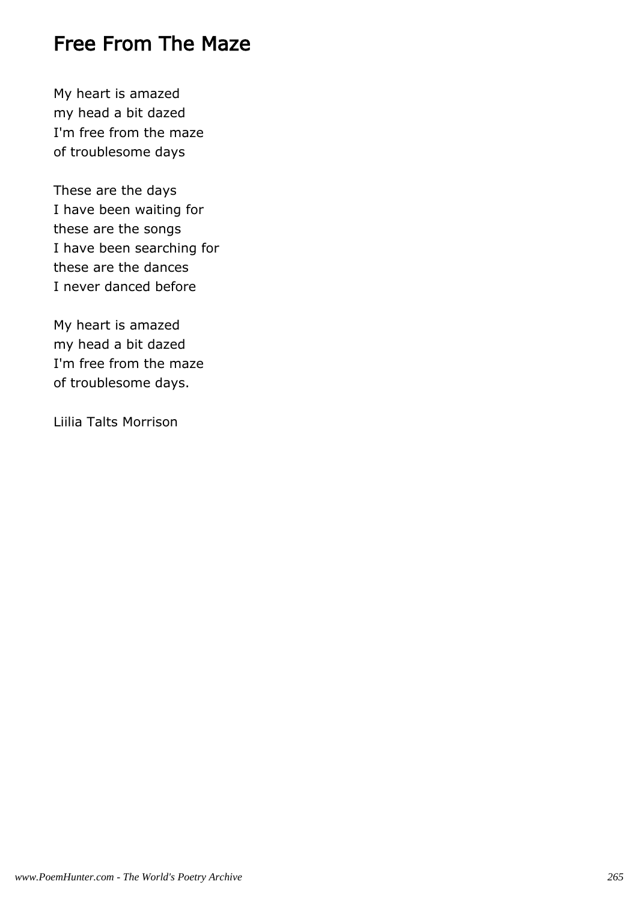# Free From The Maze

My heart is amazed
my head a bit dazed
I'm free from the maze
of troublesome days

These are the days
I have been waiting for
these are the songs
I have been searching for
these are the dances
I never danced before

My heart is amazed
my head a bit dazed
I'm free from the maze
of troublesome days.

Liilia Talts Morrison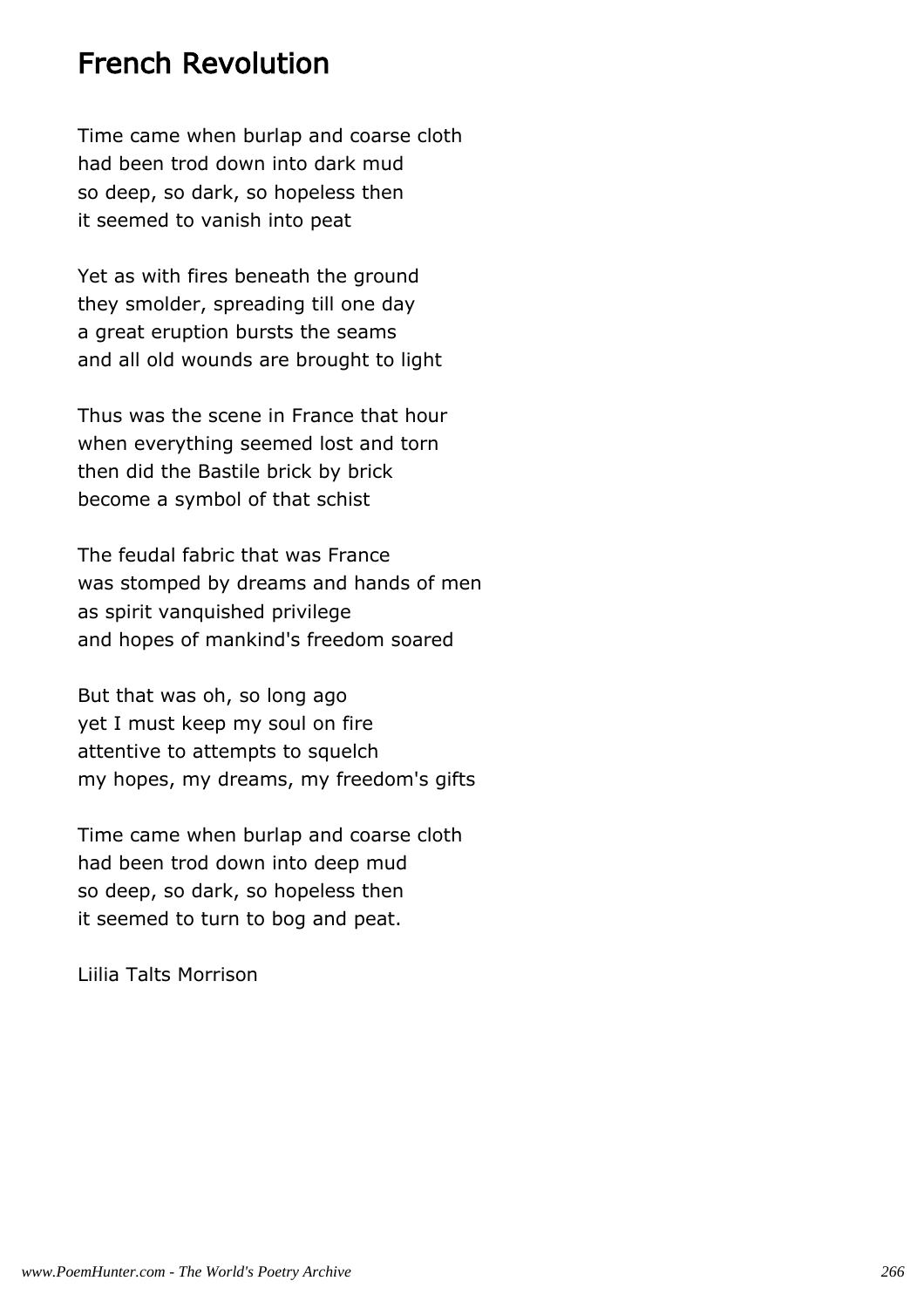# French Revolution

Time came when burlap and coarse cloth
had been trod down into dark mud
so deep, so dark, so hopeless then
it seemed to vanish into peat

Yet as with fires beneath the ground
they smolder, spreading till one day
a great eruption bursts the seams
and all old wounds are brought to light

Thus was the scene in France that hour
when everything seemed lost and torn
then did the Bastile brick by brick
become a symbol of that schist

The feudal fabric that was France
was stomped by dreams and hands of men
as spirit vanquished privilege
and hopes of mankind's freedom soared

But that was oh, so long ago
yet I must keep my soul on fire
attentive to attempts to squelch
my hopes, my dreams, my freedom's gifts

Time came when burlap and coarse cloth
had been trod down into deep mud
so deep, so dark, so hopeless then
it seemed to turn to bog and peat.

Liilia Talts Morrison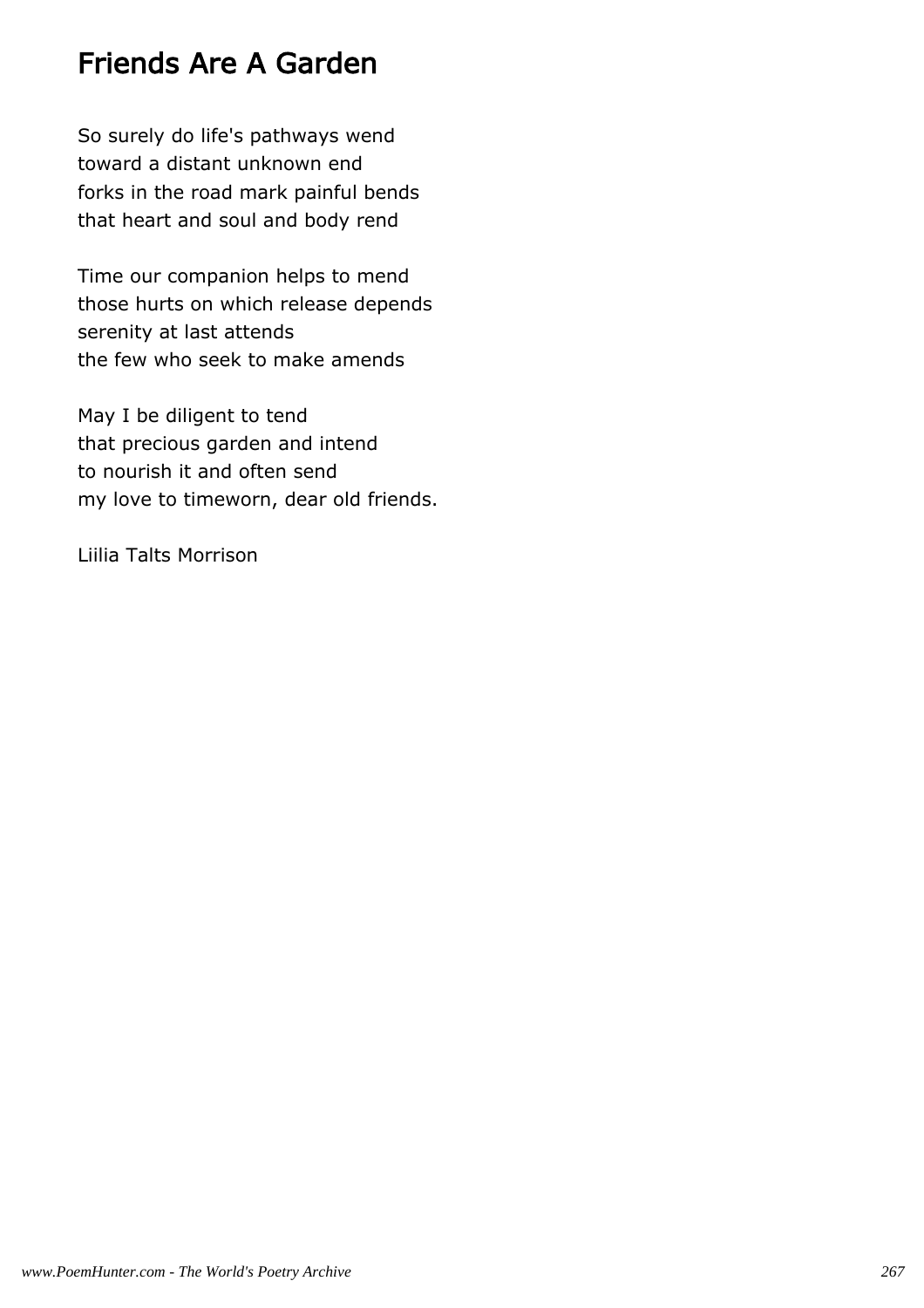# Friends Are A Garden

So surely do life's pathways wend
toward a distant unknown end
forks in the road mark painful bends
that heart and soul and body rend

Time our companion helps to mend
those hurts on which release depends
serenity at last attends
the few who seek to make amends

May I be diligent to tend
that precious garden and intend
to nourish it and often send
my love to timeworn, dear old friends.

Liilia Talts Morrison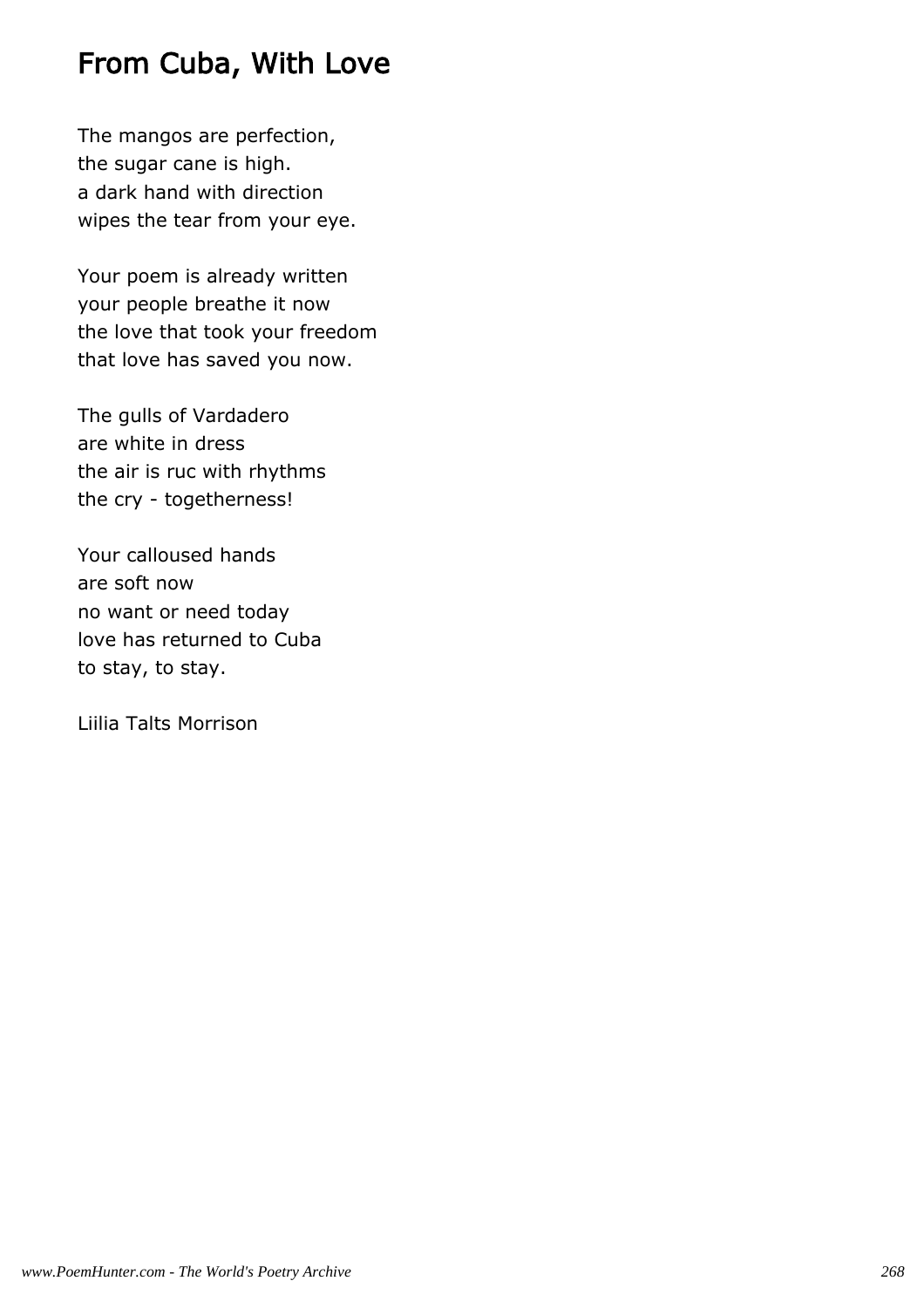# From Cuba, With Love

The mangos are perfection,
the sugar cane is high.
a dark hand with direction
wipes the tear from your eye.

Your poem is already written
your people breathe it now
the love that took your freedom
that love has saved you now.

The gulls of Vardadero
are white in dress
the air is ruc with rhythms
the cry - togetherness!

Your calloused hands
are soft now
no want or need today
love has returned to Cuba
to stay, to stay.

Liilia Talts Morrison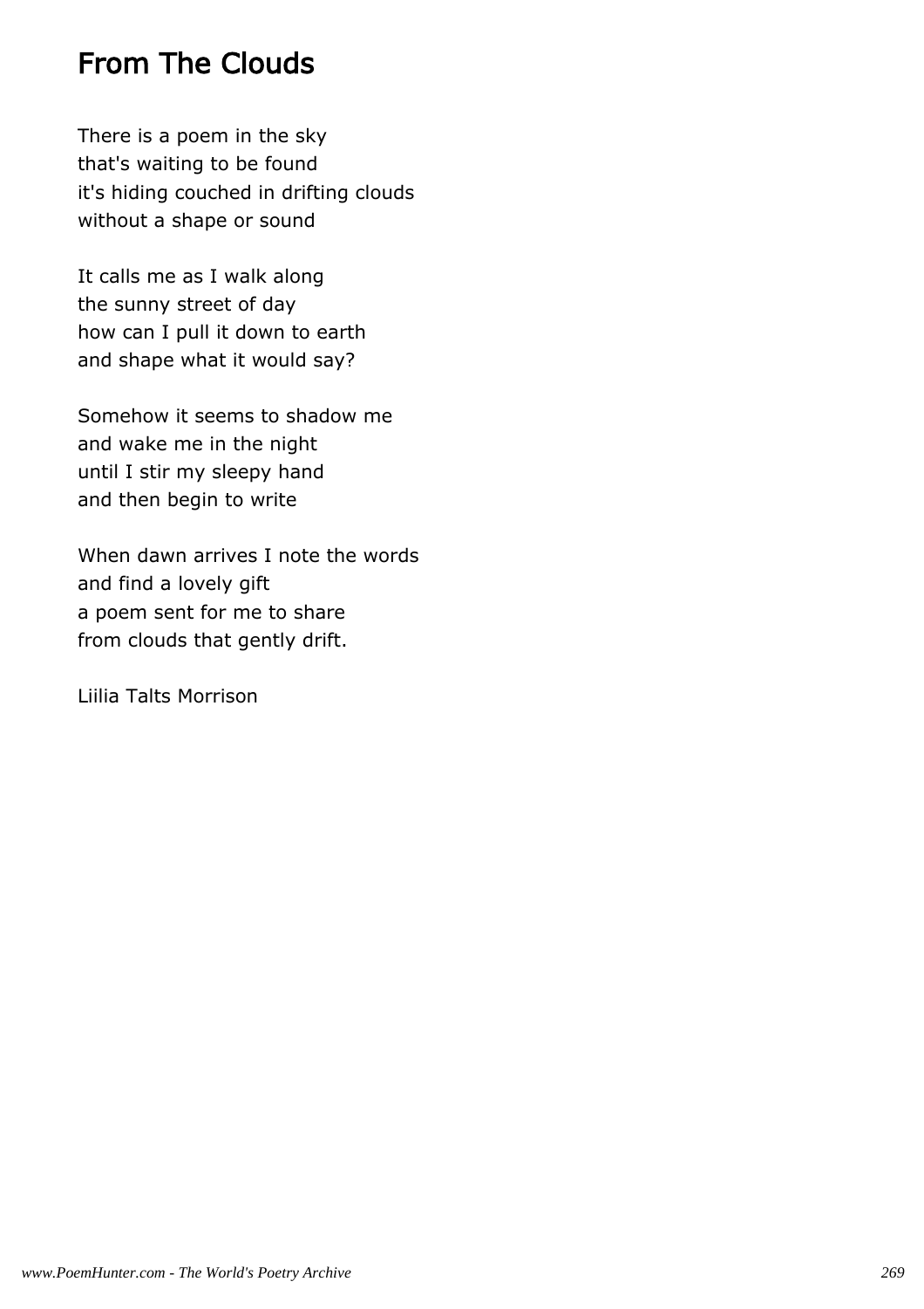# From The Clouds

There is a poem in the sky
that's waiting to be found
it's hiding couched in drifting clouds
without a shape or sound

It calls me as I walk along
the sunny street of day
how can I pull it down to earth
and shape what it would say?

Somehow it seems to shadow me
and wake me in the night
until I stir my sleepy hand
and then begin to write

When dawn arrives I note the words
and find a lovely gift
a poem sent for me to share
from clouds that gently drift.

Liilia Talts Morrison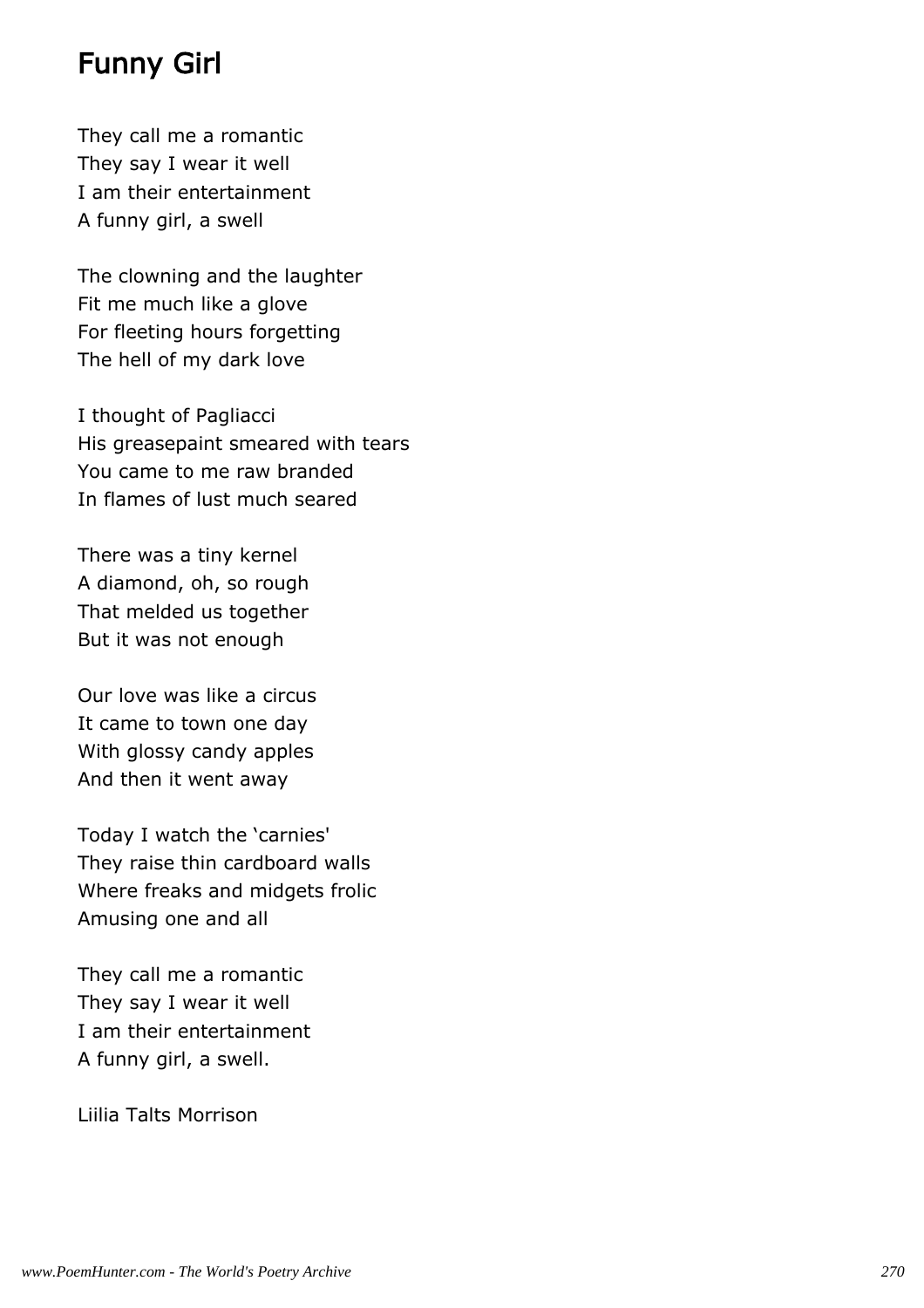# Funny Girl

They call me a romantic
They say I wear it well
I am their entertainment
A funny girl, a swell

The clowning and the laughter
Fit me much like a glove
For fleeting hours forgetting
The hell of my dark love

I thought of Pagliacci
His greasepaint smeared with tears
You came to me raw branded
In flames of lust much seared

There was a tiny kernel
A diamond, oh, so rough
That melded us together
But it was not enough

Our love was like a circus
It came to town one day
With glossy candy apples
And then it went away

Today I watch the 'carnies'
They raise thin cardboard walls
Where freaks and midgets frolic
Amusing one and all

They call me a romantic
They say I wear it well
I am their entertainment
A funny girl, a swell.

Liilia Talts Morrison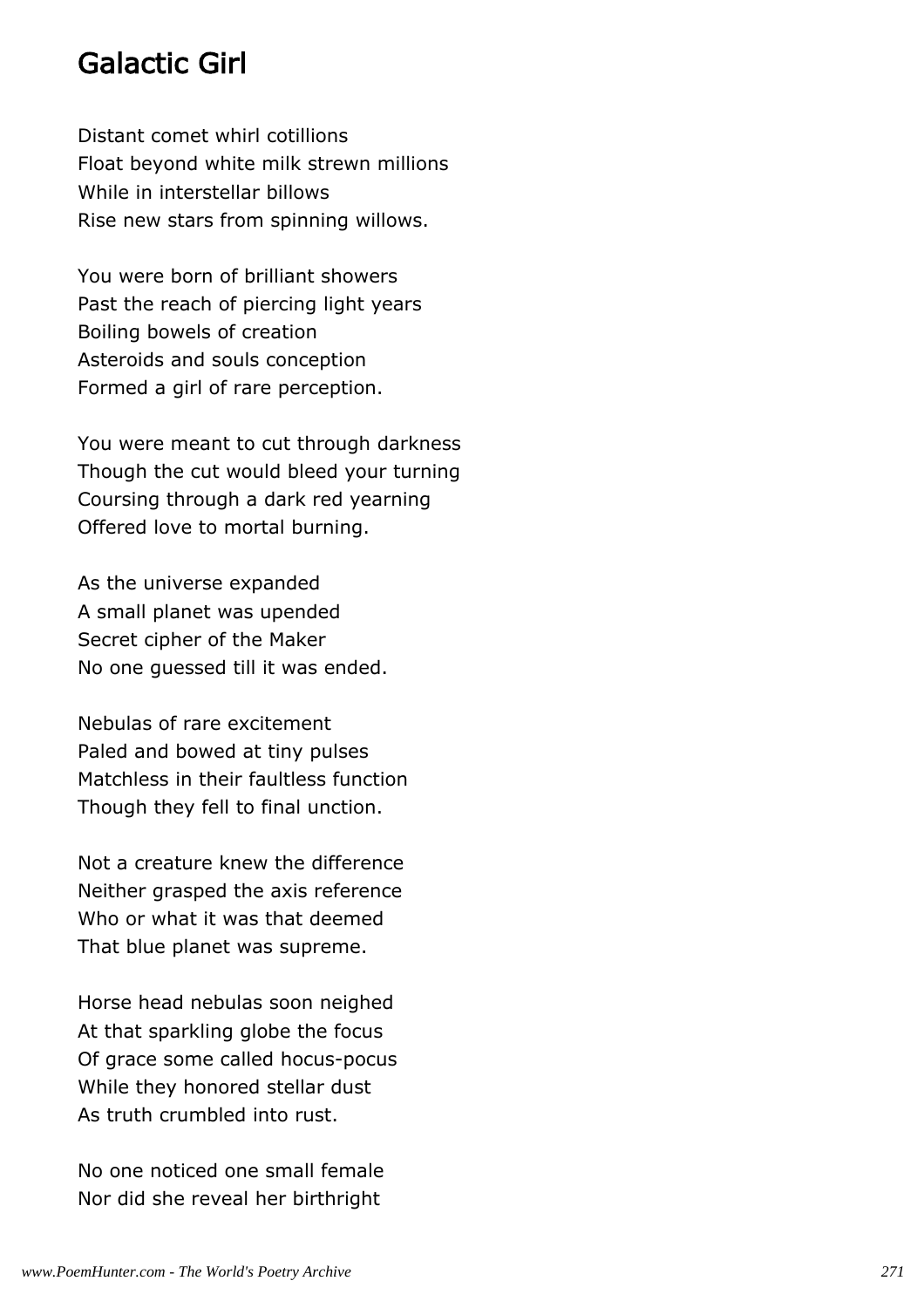# Galactic Girl

Distant comet whirl cotillions
Float beyond white milk strewn millions
While in interstellar billows
Rise new stars from spinning willows.

You were born of brilliant showers
Past the reach of piercing light years
Boiling bowels of creation
Asteroids and souls conception
Formed a girl of rare perception.

You were meant to cut through darkness
Though the cut would bleed your turning
Coursing through a dark red yearning
Offered love to mortal burning.

As the universe expanded
A small planet was upended
Secret cipher of the Maker
No one guessed till it was ended.

Nebulas of rare excitement
Paled and bowed at tiny pulses
Matchless in their faultless function
Though they fell to final unction.

Not a creature knew the difference
Neither grasped the axis reference
Who or what it was that deemed
That blue planet was supreme.

Horse head nebulas soon neighed
At that sparkling globe the focus
Of grace some called hocus-pocus
While they honored stellar dust
As truth crumbled into rust.

No one noticed one small female
Nor did she reveal her birthright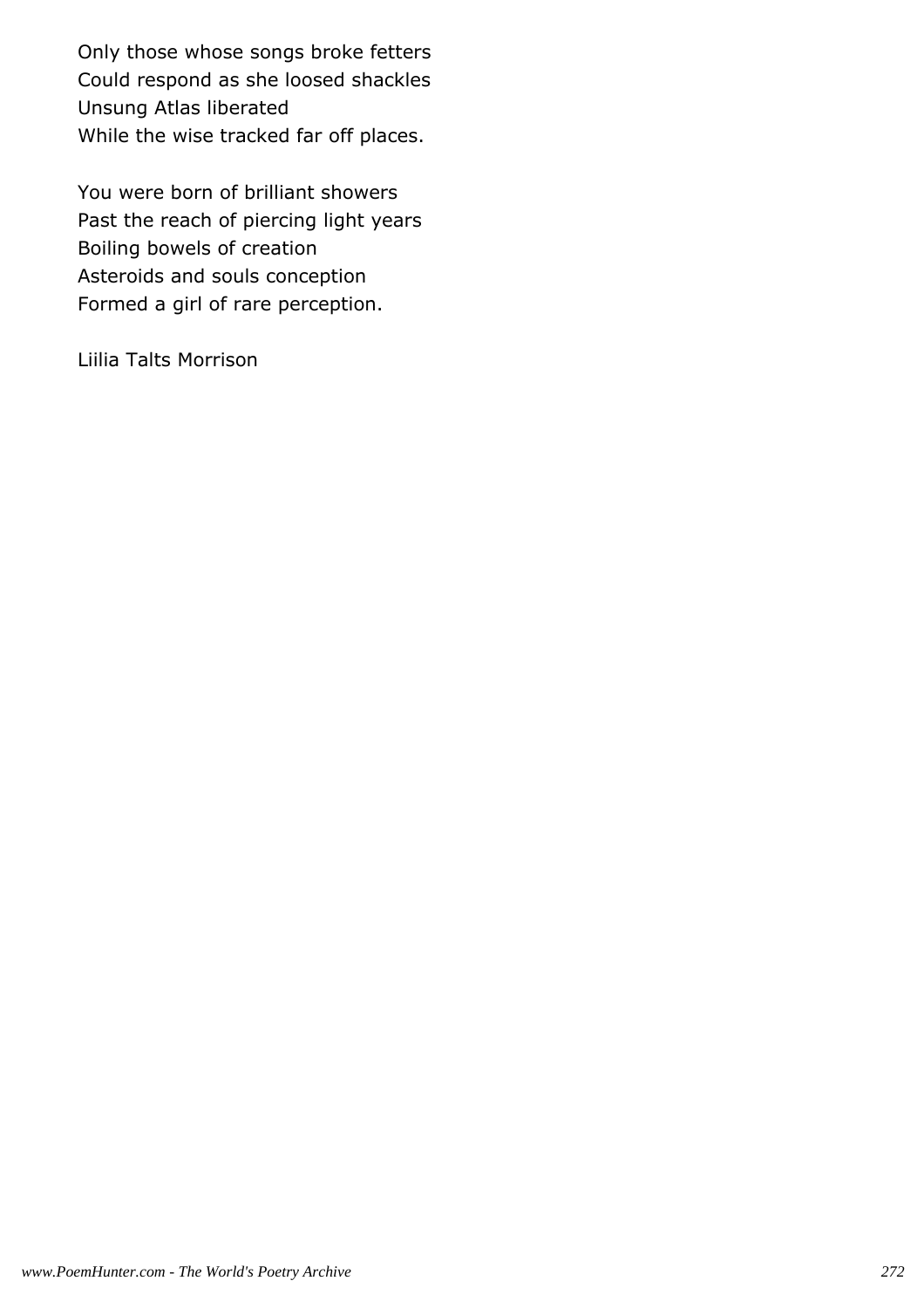Only those whose songs broke fetters
Could respond as she loosed shackles
Unsung Atlas liberated
While the wise tracked far off places.

You were born of brilliant showers
Past the reach of piercing light years
Boiling bowels of creation
Asteroids and souls conception
Formed a girl of rare perception.

Liilia Talts Morrison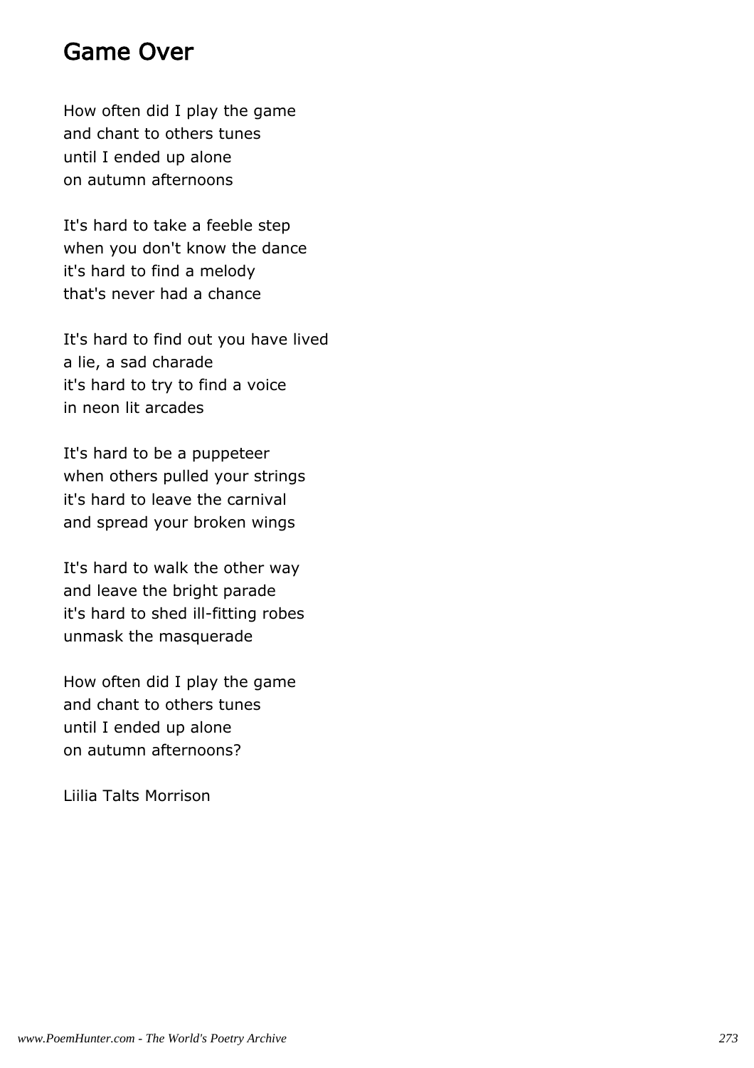## Game Over

How often did I play the game
and chant to others tunes
until I ended up alone
on autumn afternoons

It's hard to take a feeble step
when you don't know the dance
it's hard to find a melody
that's never had a chance

It's hard to find out you have lived
a lie, a sad charade
it's hard to try to find a voice
in neon lit arcades

It's hard to be a puppeteer
when others pulled your strings
it's hard to leave the carnival
and spread your broken wings

It's hard to walk the other way
and leave the bright parade
it's hard to shed ill-fitting robes
unmask the masquerade

How often did I play the game
and chant to others tunes
until I ended up alone
on autumn afternoons?

Liilia Talts Morrison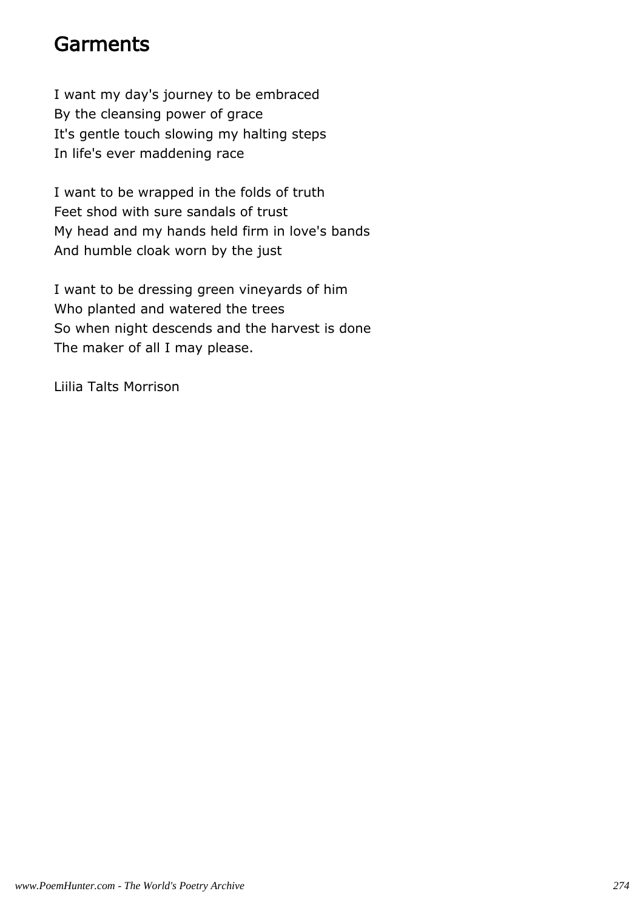# Garments

I want my day's journey to be embraced
By the cleansing power of grace
It's gentle touch slowing my halting steps
In life's ever maddening race

I want to be wrapped in the folds of truth
Feet shod with sure sandals of trust
My head and my hands held firm in love's bands
And humble cloak worn by the just

I want to be dressing green vineyards of him
Who planted and watered the trees
So when night descends and the harvest is done
The maker of all I may please.

Liilia Talts Morrison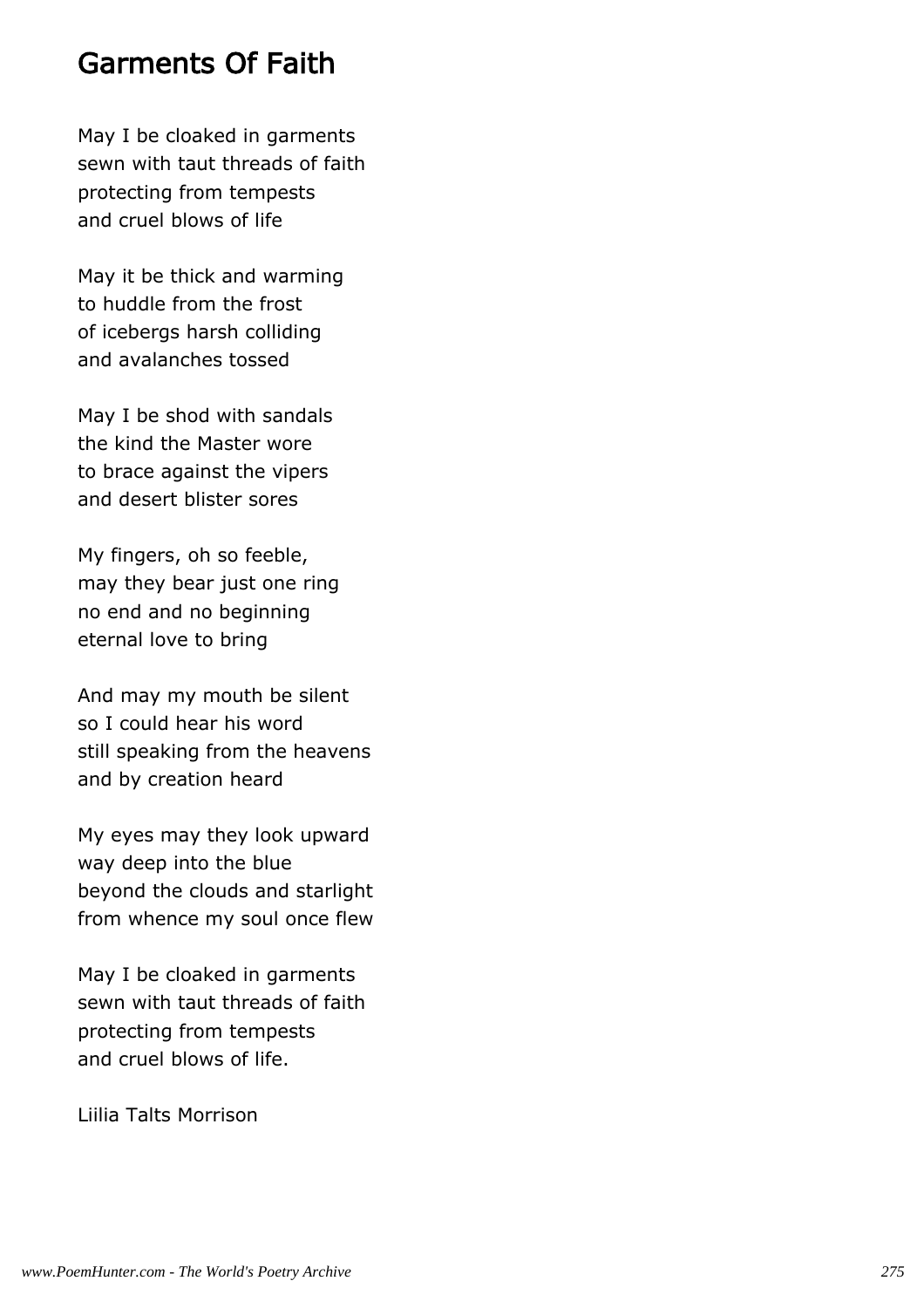# Garments Of Faith

May I be cloaked in garments
sewn with taut threads of faith
protecting from tempests
and cruel blows of life

May it be thick and warming
to huddle from the frost
of icebergs harsh colliding
and avalanches tossed

May I be shod with sandals
the kind the Master wore
to brace against the vipers
and desert blister sores

My fingers, oh so feeble,
may they bear just one ring
no end and no beginning
eternal love to bring

And may my mouth be silent
so I could hear his word
still speaking from the heavens
and by creation heard

My eyes may they look upward
way deep into the blue
beyond the clouds and starlight
from whence my soul once flew

May I be cloaked in garments
sewn with taut threads of faith
protecting from tempests
and cruel blows of life.

Liilia Talts Morrison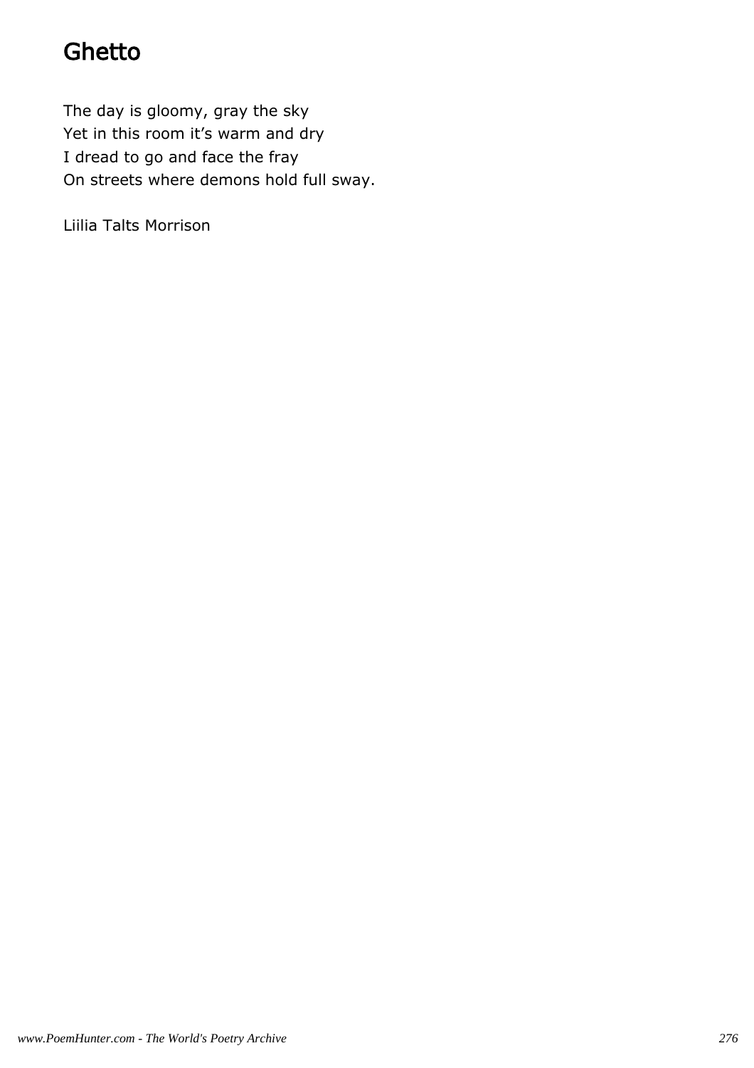# Ghetto

The day is gloomy, gray the sky
Yet in this room it's warm and dry
I dread to go and face the fray
On streets where demons hold full sway.

Liilia Talts Morrison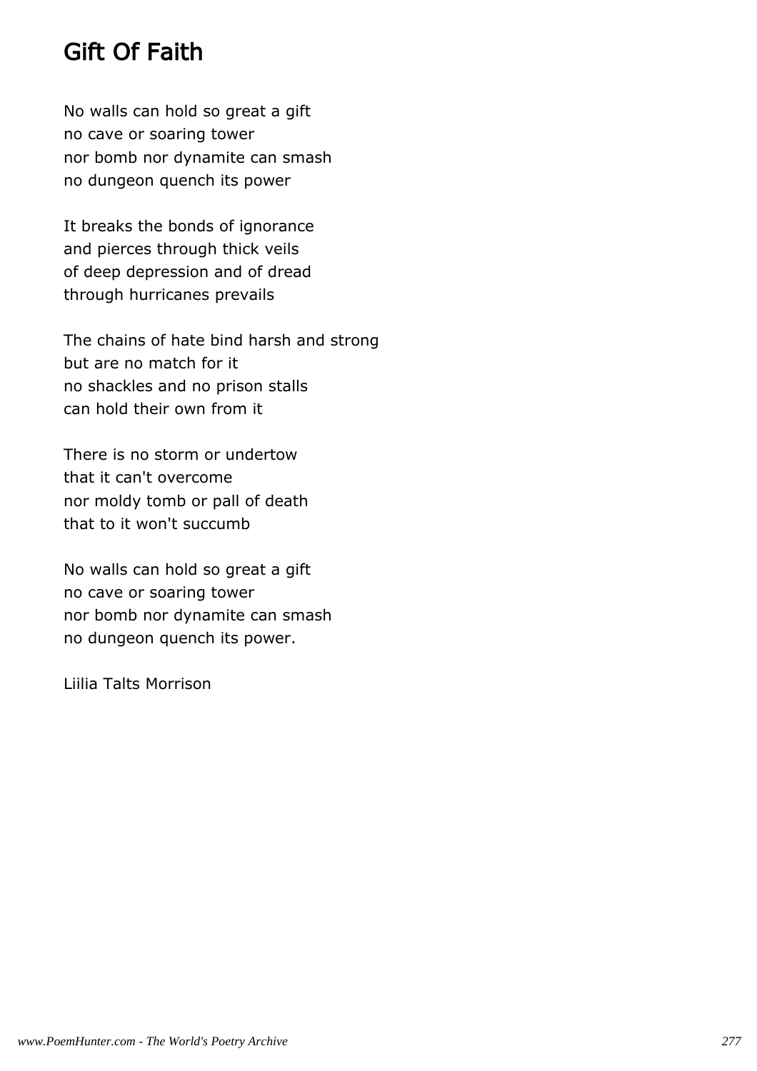# Gift Of Faith

No walls can hold so great a gift
no cave or soaring tower
nor bomb nor dynamite can smash
no dungeon quench its power

It breaks the bonds of ignorance
and pierces through thick veils
of deep depression and of dread
through hurricanes prevails

The chains of hate bind harsh and strong
but are no match for it
no shackles and no prison stalls
can hold their own from it

There is no storm or undertow
that it can't overcome
nor moldy tomb or pall of death
that to it won't succumb

No walls can hold so great a gift
no cave or soaring tower
nor bomb nor dynamite can smash
no dungeon quench its power.

Liilia Talts Morrison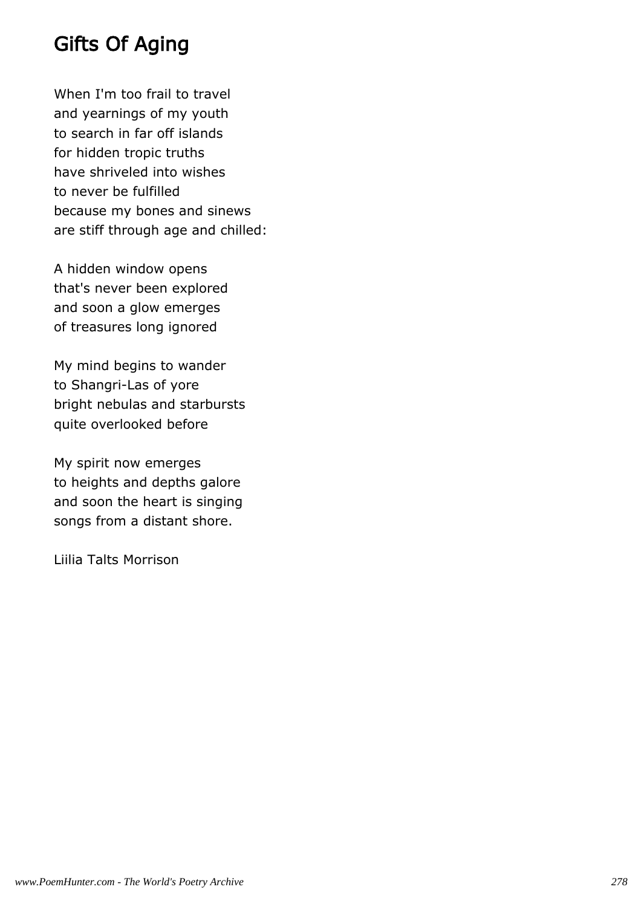# Gifts Of Aging

When I'm too frail to travel
and yearnings of my youth
to search in far off islands
for hidden tropic truths
have shriveled into wishes
to never be fulfilled
because my bones and sinews
are stiff through age and chilled:

A hidden window opens
that's never been explored
and soon a glow emerges
of treasures long ignored

My mind begins to wander
to Shangri-Las of yore
bright nebulas and starbursts
quite overlooked before

My spirit now emerges
to heights and depths galore
and soon the heart is singing
songs from a distant shore.

Liilia Talts Morrison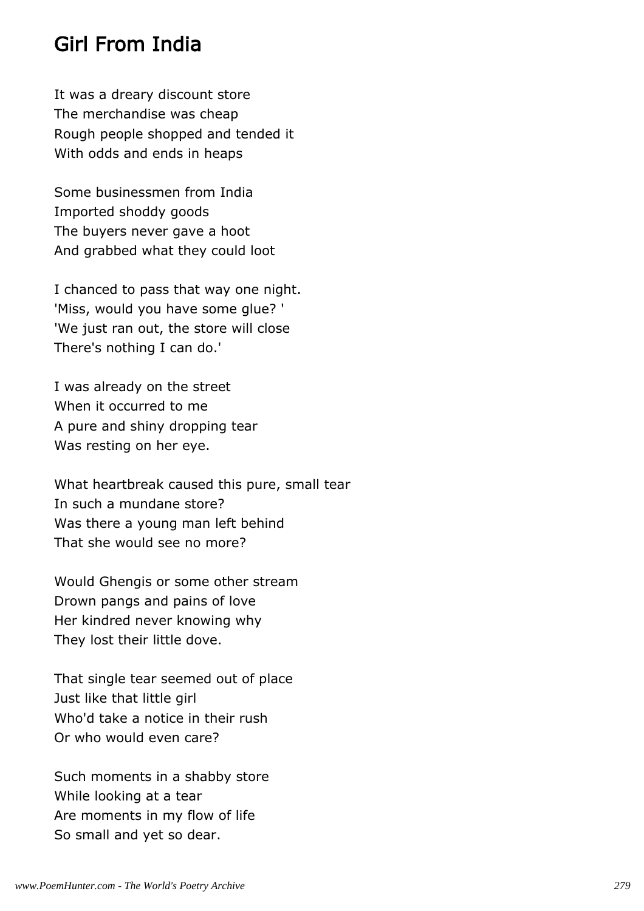# Girl From India

It was a dreary discount store
The merchandise was cheap
Rough people shopped and tended it
With odds and ends in heaps

Some businessmen from India
Imported shoddy goods
The buyers never gave a hoot
And grabbed what they could loot

I chanced to pass that way one night.
'Miss, would you have some glue? '
'We just ran out, the store will close
There's nothing I can do.'

I was already on the street
When it occurred to me
A pure and shiny dropping tear
Was resting on her eye.

What heartbreak caused this pure, small tear
In such a mundane store?
Was there a young man left behind
That she would see no more?

Would Ghengis or some other stream
Drown pangs and pains of love
Her kindred never knowing why
They lost their little dove.

That single tear seemed out of place
Just like that little girl
Who'd take a notice in their rush
Or who would even care?

Such moments in a shabby store
While looking at a tear
Are moments in my flow of life
So small and yet so dear.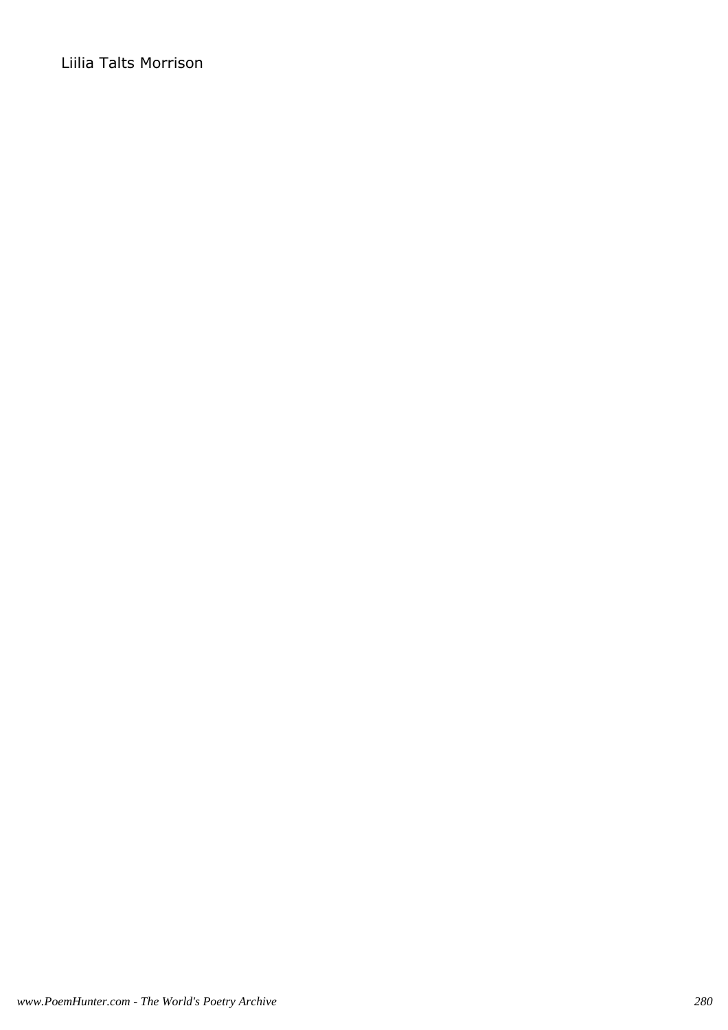Liilia Talts Morrison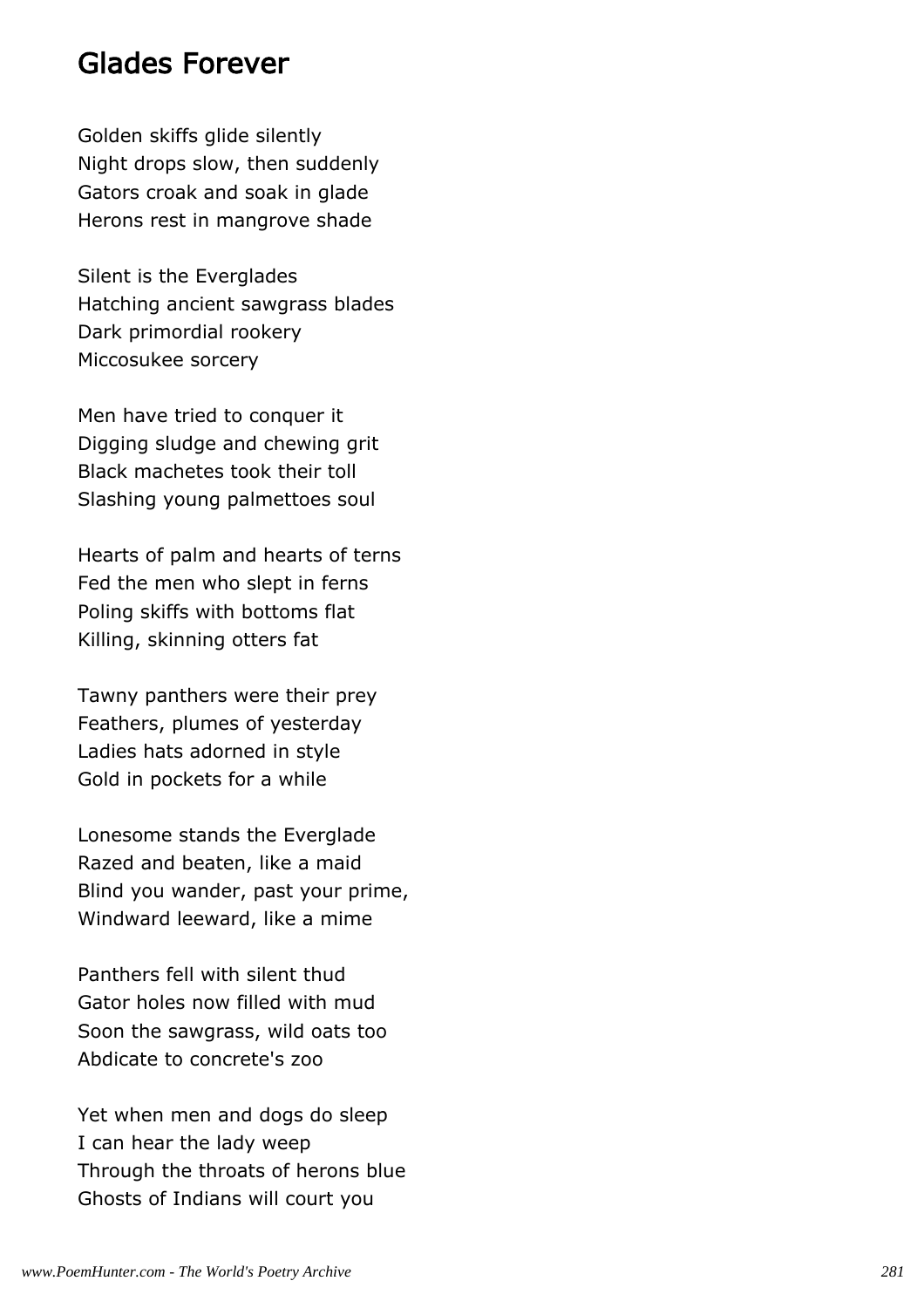# Glades Forever

Golden skiffs glide silently
Night drops slow, then suddenly
Gators croak and soak in glade
Herons rest in mangrove shade

Silent is the Everglades
Hatching ancient sawgrass blades
Dark primordial rookery
Miccosukee sorcery

Men have tried to conquer it
Digging sludge and chewing grit
Black machetes took their toll
Slashing young palmettoes soul

Hearts of palm and hearts of terns
Fed the men who slept in ferns
Poling skiffs with bottoms flat
Killing, skinning otters fat

Tawny panthers were their prey
Feathers, plumes of yesterday
Ladies hats adorned in style
Gold in pockets for a while

Lonesome stands the Everglade
Razed and beaten, like a maid
Blind you wander, past your prime,
Windward leeward, like a mime

Panthers fell with silent thud
Gator holes now filled with mud
Soon the sawgrass, wild oats too
Abdicate to concrete's zoo

Yet when men and dogs do sleep
I can hear the lady weep
Through the throats of herons blue
Ghosts of Indians will court you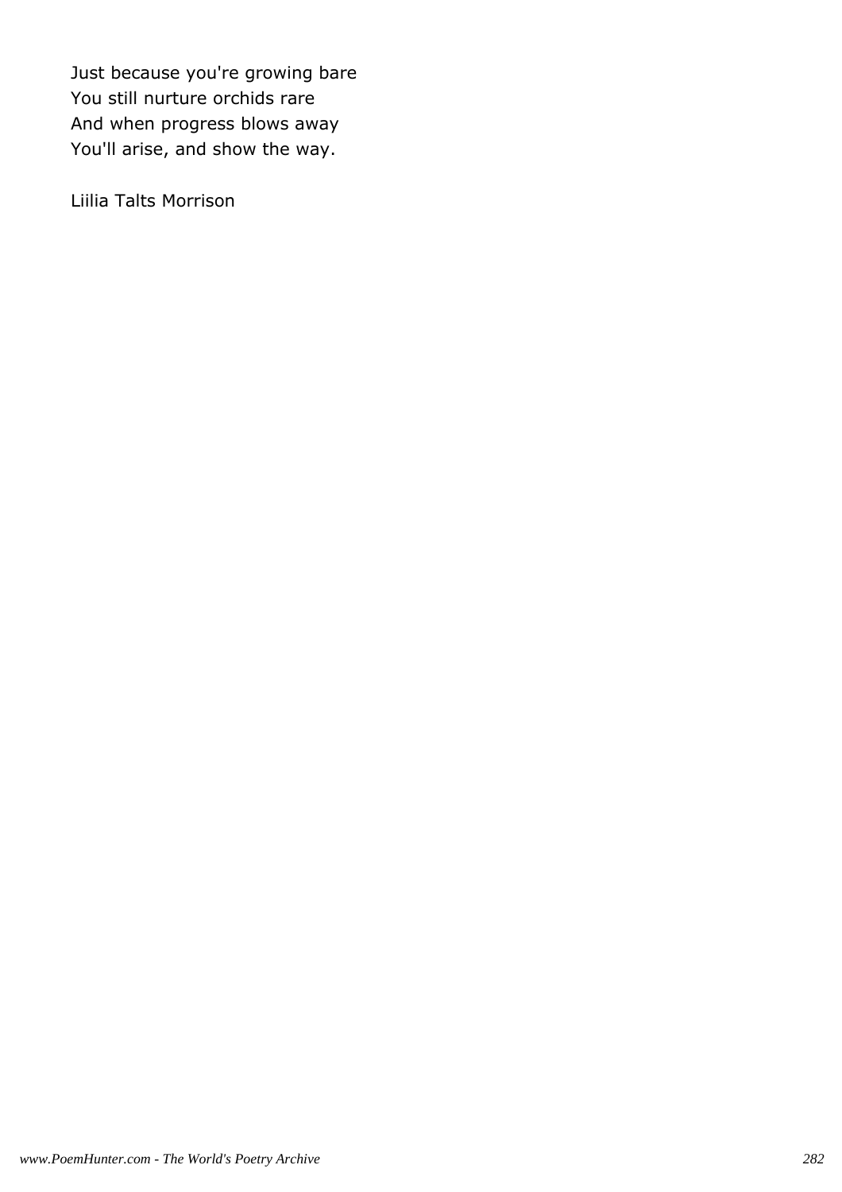Just because you're growing bare  
You still nurture orchids rare  
And when progress blows away  
You'll arise, and show the way.

Liilia Talts Morrison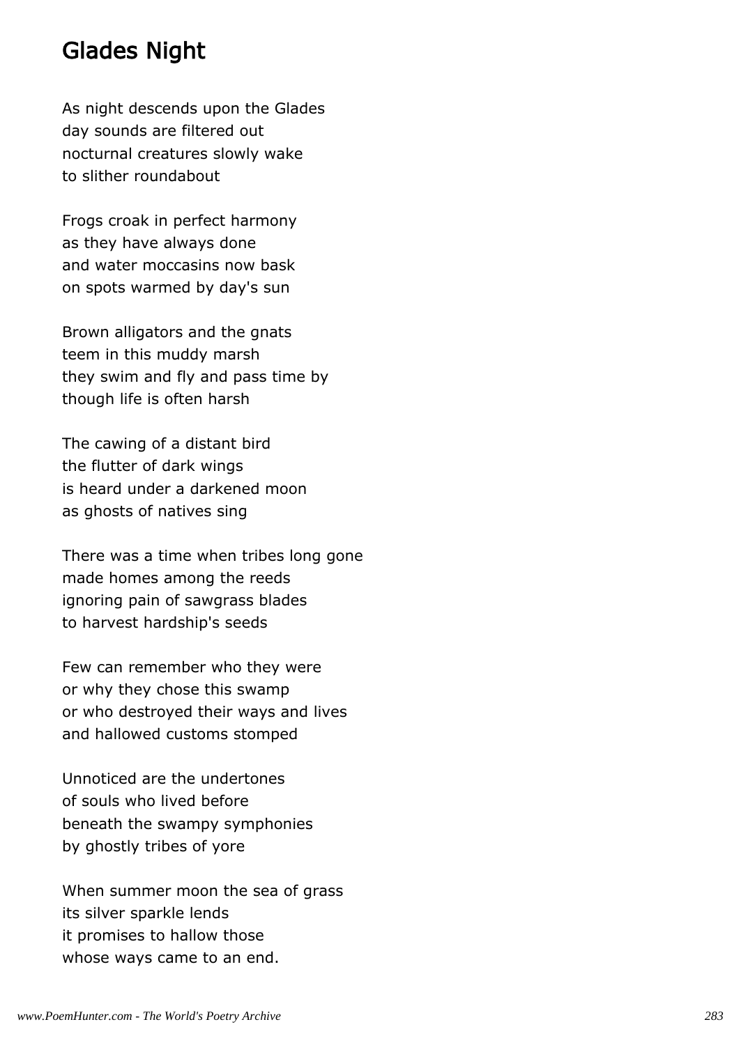# Glades Night

As night descends upon the Glades
day sounds are filtered out
nocturnal creatures slowly wake
to slither roundabout

Frogs croak in perfect harmony
as they have always done
and water moccasins now bask
on spots warmed by day's sun

Brown alligators and the gnats
teem in this muddy marsh
they swim and fly and pass time by
though life is often harsh

The cawing of a distant bird
the flutter of dark wings
is heard under a darkened moon
as ghosts of natives sing

There was a time when tribes long gone
made homes among the reeds
ignoring pain of sawgrass blades
to harvest hardship's seeds

Few can remember who they were
or why they chose this swamp
or who destroyed their ways and lives
and hallowed customs stomped

Unnoticed are the undertones
of souls who lived before
beneath the swampy symphonies
by ghostly tribes of yore

When summer moon the sea of grass
its silver sparkle lends
it promises to hallow those
whose ways came to an end.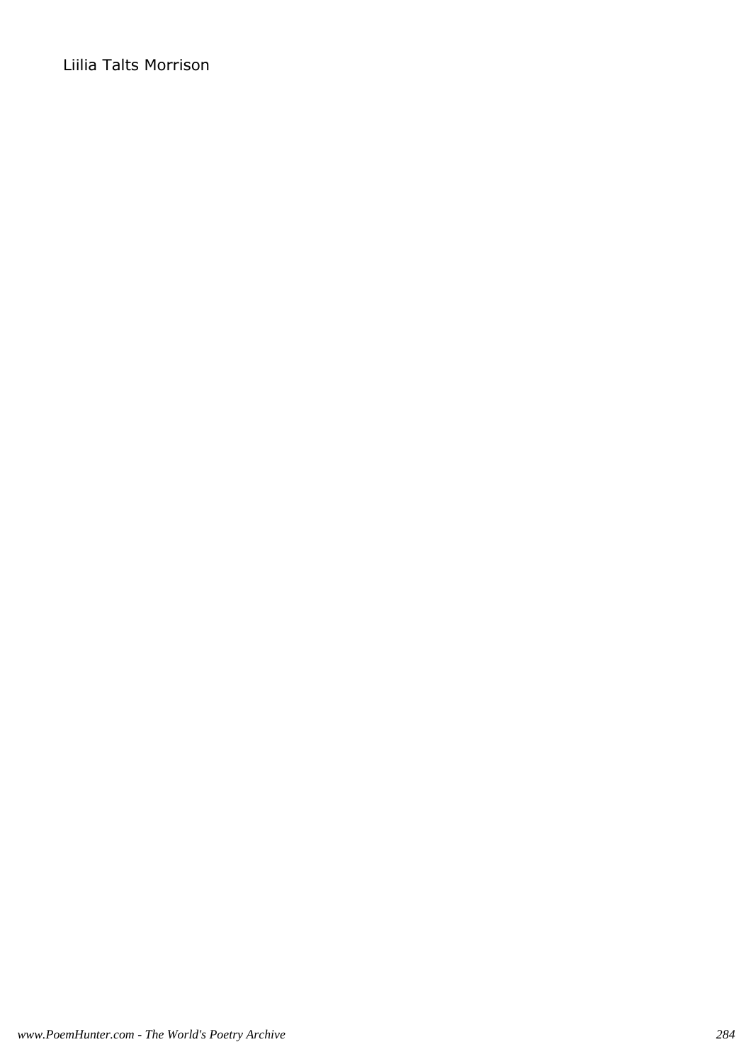Liilia Talts Morrison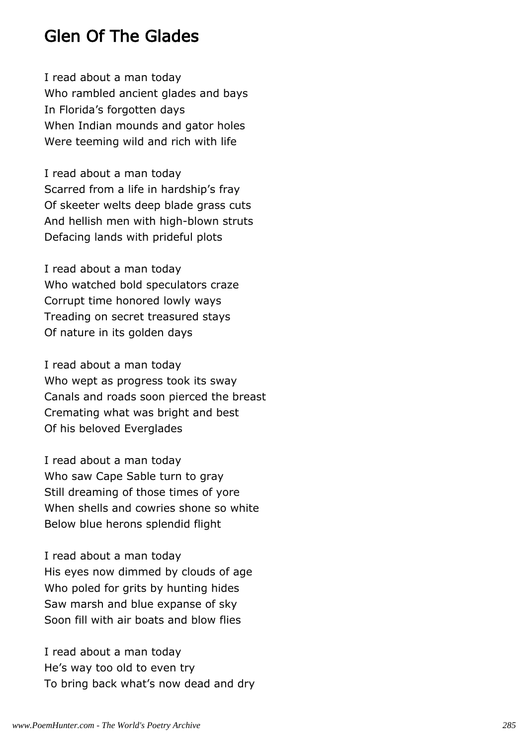## Glen Of The Glades

I read about a man today
Who rambled ancient glades and bays
In Florida's forgotten days
When Indian mounds and gator holes
Were teeming wild and rich with life

I read about a man today
Scarred from a life in hardship's fray
Of skeeter welts deep blade grass cuts
And hellish men with high-blown struts
Defacing lands with prideful plots

I read about a man today
Who watched bold speculators craze
Corrupt time honored lowly ways
Treading on secret treasured stays
Of nature in its golden days

I read about a man today
Who wept as progress took its sway
Canals and roads soon pierced the breast
Cremating what was bright and best
Of his beloved Everglades

I read about a man today
Who saw Cape Sable turn to gray
Still dreaming of those times of yore
When shells and cowries shone so white
Below blue herons splendid flight

I read about a man today
His eyes now dimmed by clouds of age
Who poled for grits by hunting hides
Saw marsh and blue expanse of sky
Soon fill with air boats and blow flies

I read about a man today
He's way too old to even try
To bring back what's now dead and dry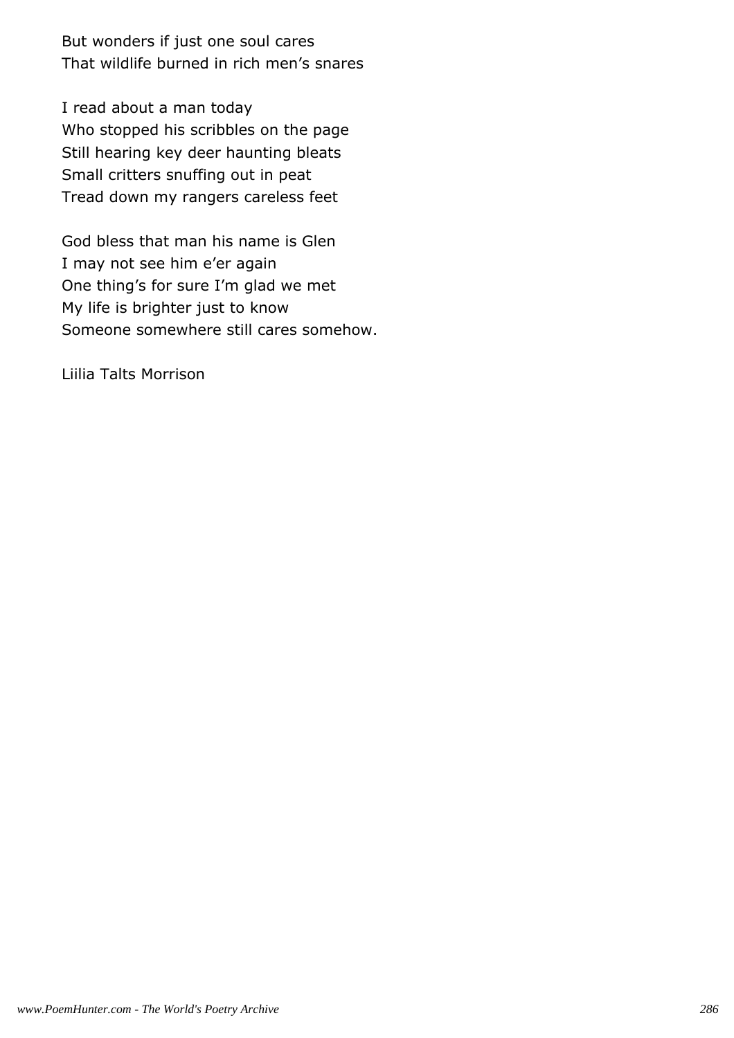But wonders if just one soul cares
That wildlife burned in rich men's snares

I read about a man today
Who stopped his scribbles on the page
Still hearing key deer haunting bleats
Small critters snuffing out in peat
Tread down my rangers careless feet

God bless that man his name is Glen
I may not see him e'er again
One thing's for sure I'm glad we met
My life is brighter just to know
Someone somewhere still cares somehow.

Liilia Talts Morrison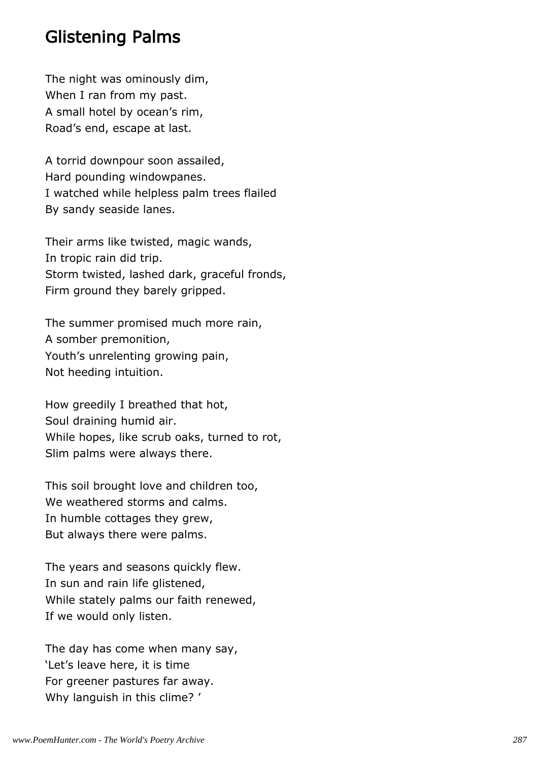## Glistening Palms

The night was ominously dim,
When I ran from my past.
A small hotel by ocean's rim,
Road's end, escape at last.

A torrid downpour soon assailed,
Hard pounding windowpanes.
I watched while helpless palm trees flailed
By sandy seaside lanes.

Their arms like twisted, magic wands,
In tropic rain did trip.
Storm twisted, lashed dark, graceful fronds,
Firm ground they barely gripped.

The summer promised much more rain,
A somber premonition,
Youth's unrelenting growing pain,
Not heeding intuition.

How greedily I breathed that hot,
Soul draining humid air.
While hopes, like scrub oaks, turned to rot,
Slim palms were always there.

This soil brought love and children too,
We weathered storms and calms.
In humble cottages they grew,
But always there were palms.

The years and seasons quickly flew.
In sun and rain life glistened,
While stately palms our faith renewed,
If we would only listen.

The day has come when many say,
'Let's leave here, it is time
For greener pastures far away.
Why languish in this clime? '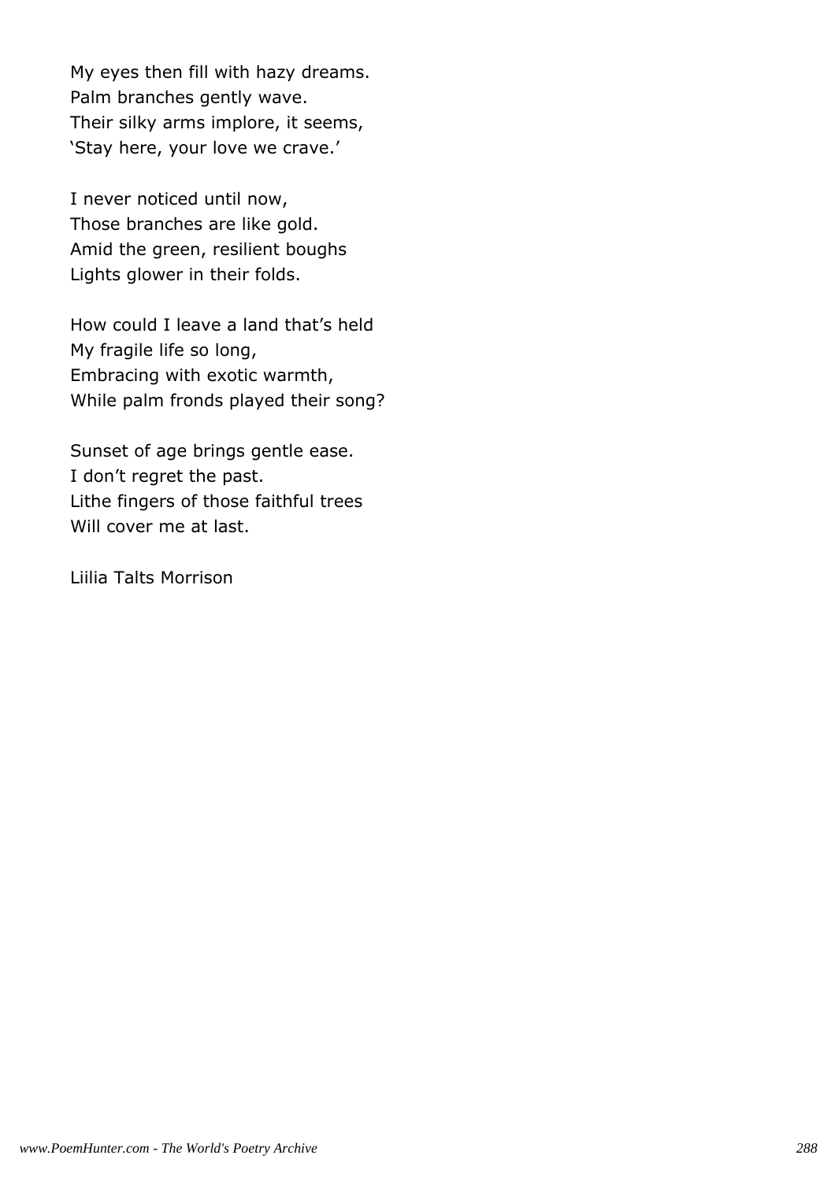My eyes then fill with hazy dreams.
Palm branches gently wave.
Their silky arms implore, it seems,
'Stay here, your love we crave.'

I never noticed until now,
Those branches are like gold.
Amid the green, resilient boughs
Lights glower in their folds.

How could I leave a land that's held
My fragile life so long,
Embracing with exotic warmth,
While palm fronds played their song?

Sunset of age brings gentle ease.
I don't regret the past.
Lithe fingers of those faithful trees
Will cover me at last.

Liilia Talts Morrison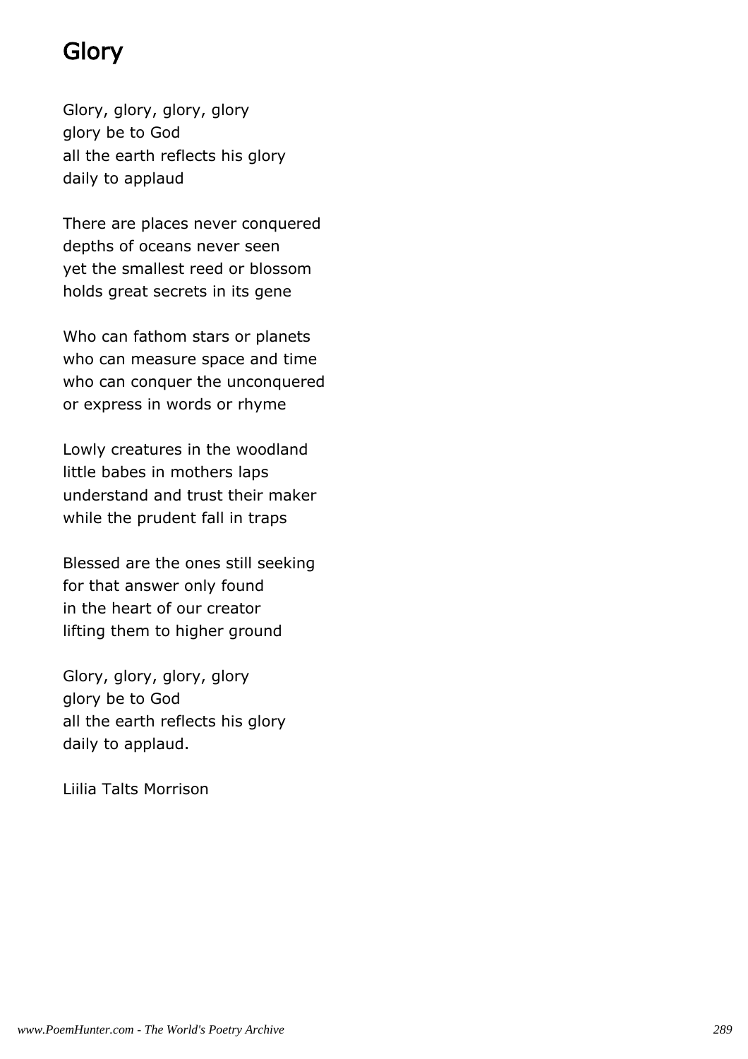# Glory

Glory, glory, glory, glory
glory be to God
all the earth reflects his glory
daily to applaud

There are places never conquered
depths of oceans never seen
yet the smallest reed or blossom
holds great secrets in its gene

Who can fathom stars or planets
who can measure space and time
who can conquer the unconquered
or express in words or rhyme

Lowly creatures in the woodland
little babes in mothers laps
understand and trust their maker
while the prudent fall in traps

Blessed are the ones still seeking
for that answer only found
in the heart of our creator
lifting them to higher ground

Glory, glory, glory, glory
glory be to God
all the earth reflects his glory
daily to applaud.

Liilia Talts Morrison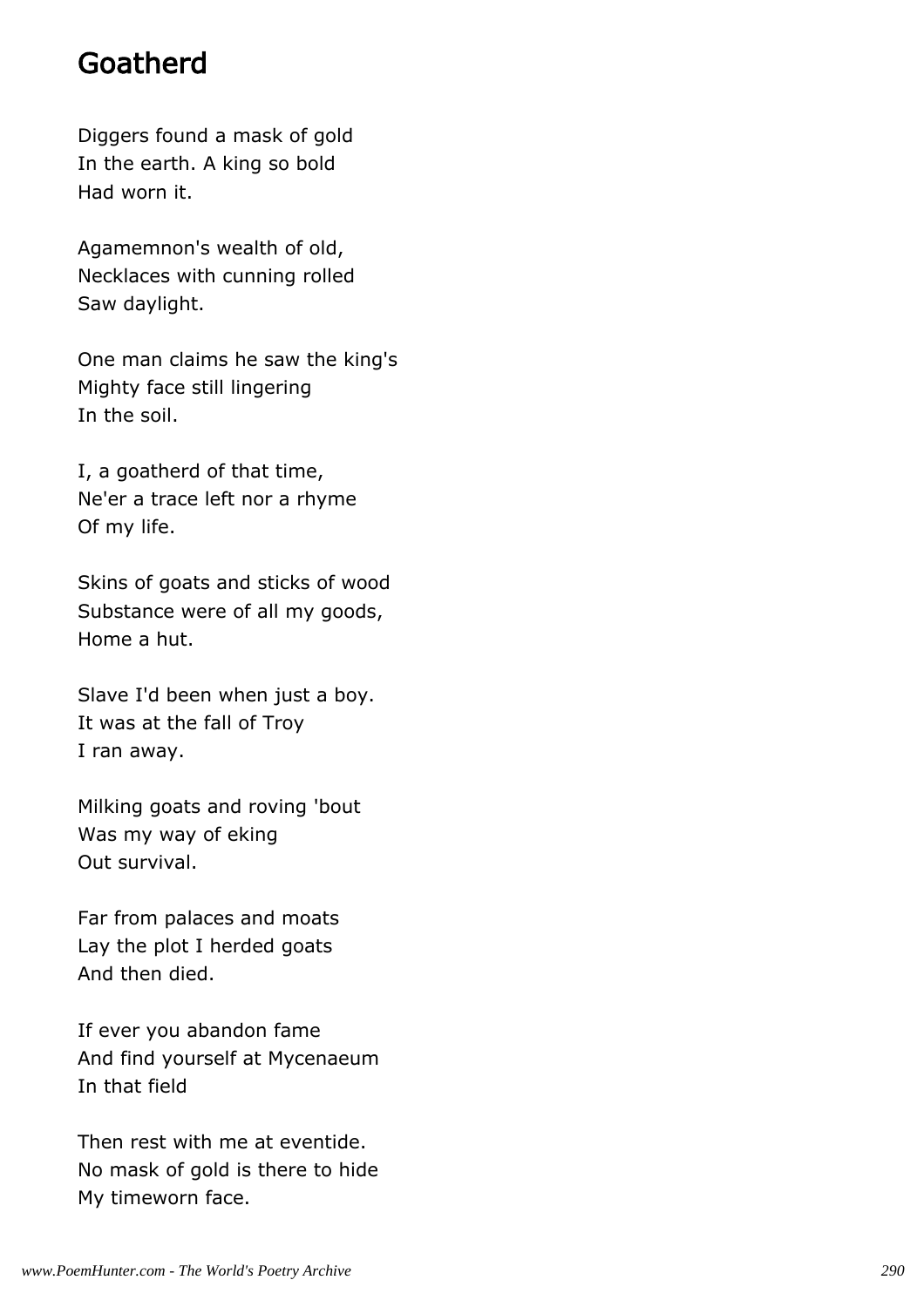# Goatherd

Diggers found a mask of gold
In the earth. A king so bold
Had worn it.

Agamemnon's wealth of old,
Necklaces with cunning rolled
Saw daylight.

One man claims he saw the king's
Mighty face still lingering
In the soil.

I, a goatherd of that time,
Ne'er a trace left nor a rhyme
Of my life.

Skins of goats and sticks of wood
Substance were of all my goods,
Home a hut.

Slave I'd been when just a boy.
It was at the fall of Troy
I ran away.

Milking goats and roving 'bout
Was my way of eking
Out survival.

Far from palaces and moats
Lay the plot I herded goats
And then died.

If ever you abandon fame
And find yourself at Mycenaeum
In that field

Then rest with me at eventide.
No mask of gold is there to hide
My timeworn face.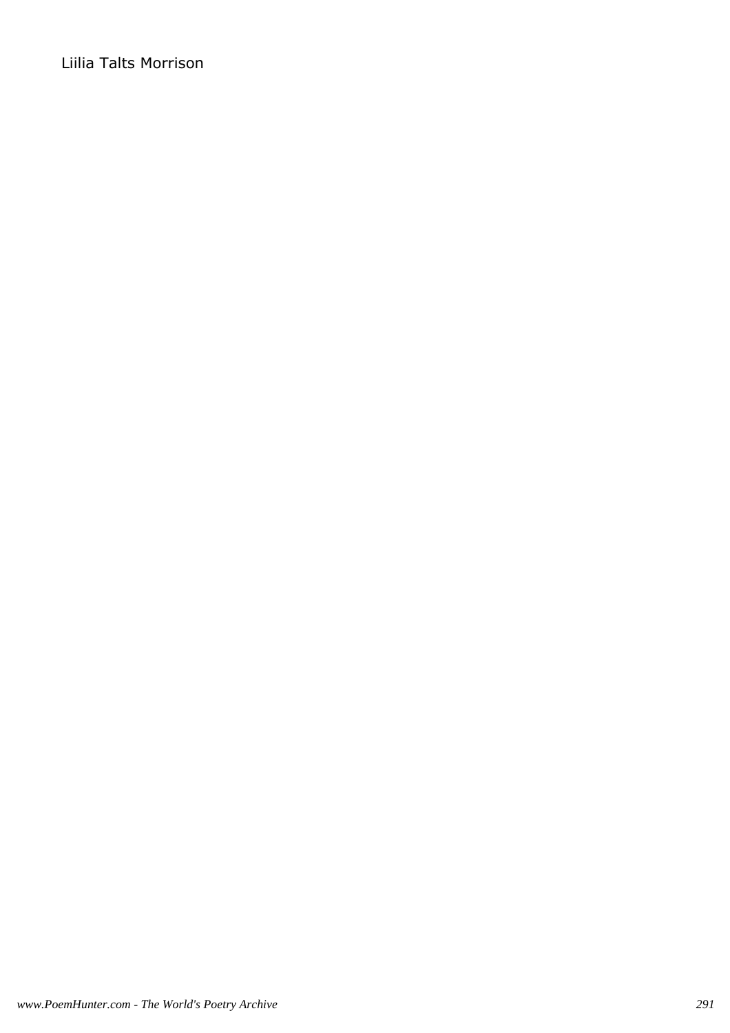Liilia Talts Morrison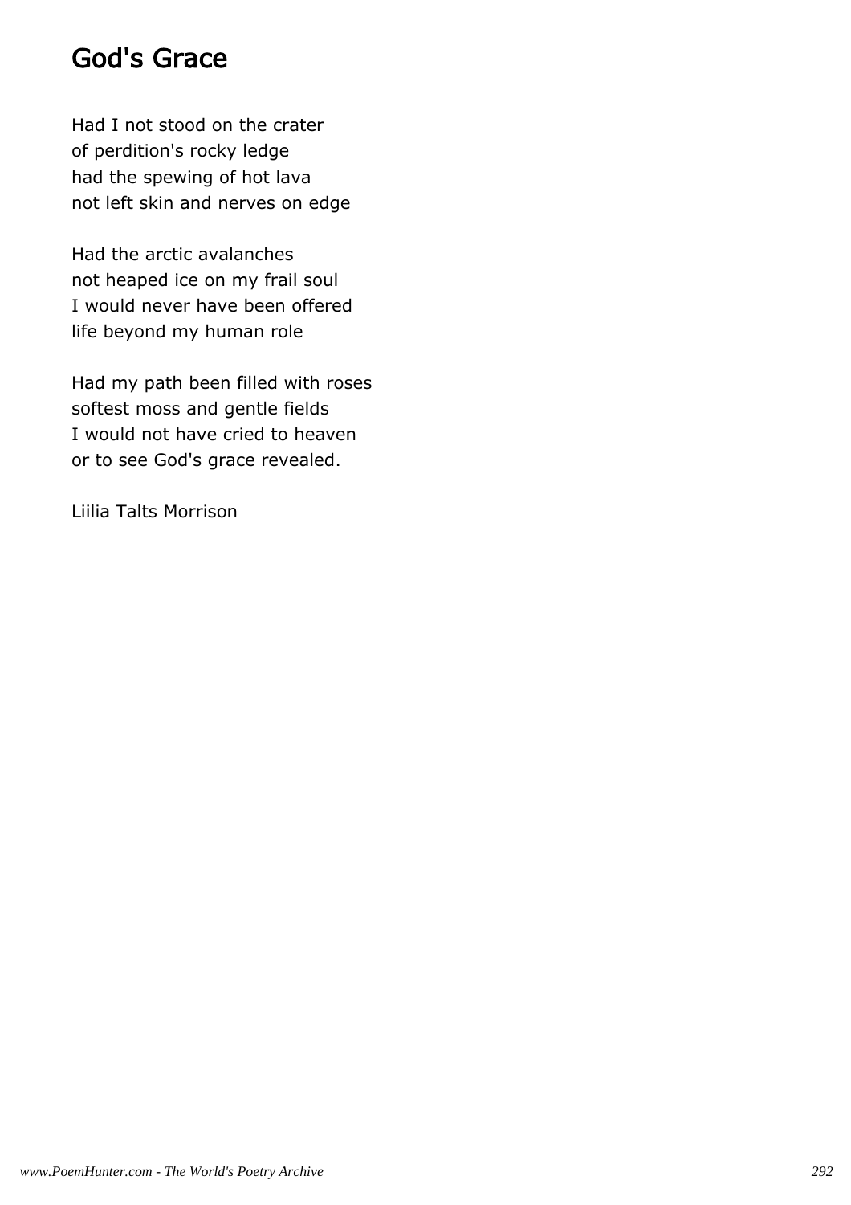## God's Grace

Had I not stood on the crater  
of perdition's rocky ledge  
had the spewing of hot lava  
not left skin and nerves on edge

Had the arctic avalanches  
not heaped ice on my frail soul  
I would never have been offered  
life beyond my human role

Had my path been filled with roses  
softest moss and gentle fields  
I would not have cried to heaven  
or to see God's grace revealed.

Liilia Talts Morrison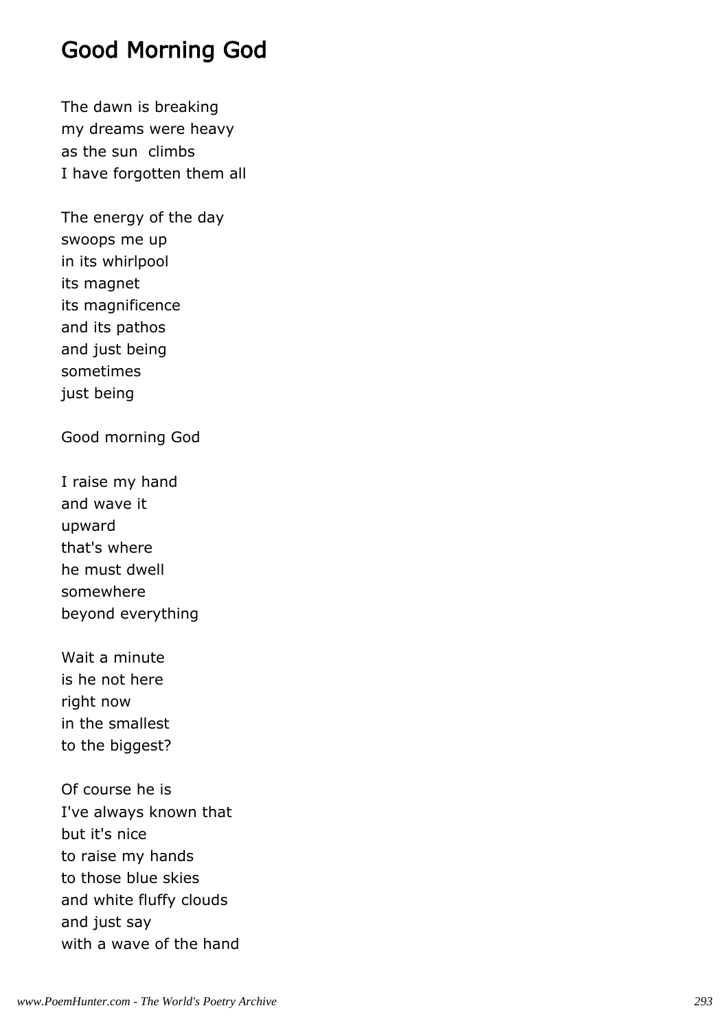# Good Morning God

The dawn is breaking
my dreams were heavy
as the sun climbs
I have forgotten them all

The energy of the day
swoops me up
in its whirlpool
its magnet
its magnificence
and its pathos
and just being
sometimes
just being

Good morning God

I raise my hand
and wave it
upward
that's where
he must dwell
somewhere
beyond everything

Wait a minute
is he not here
right now
in the smallest
to the biggest?

Of course he is
I've always known that
but it's nice
to raise my hands
to those blue skies
and white fluffy clouds
and just say
with a wave of the hand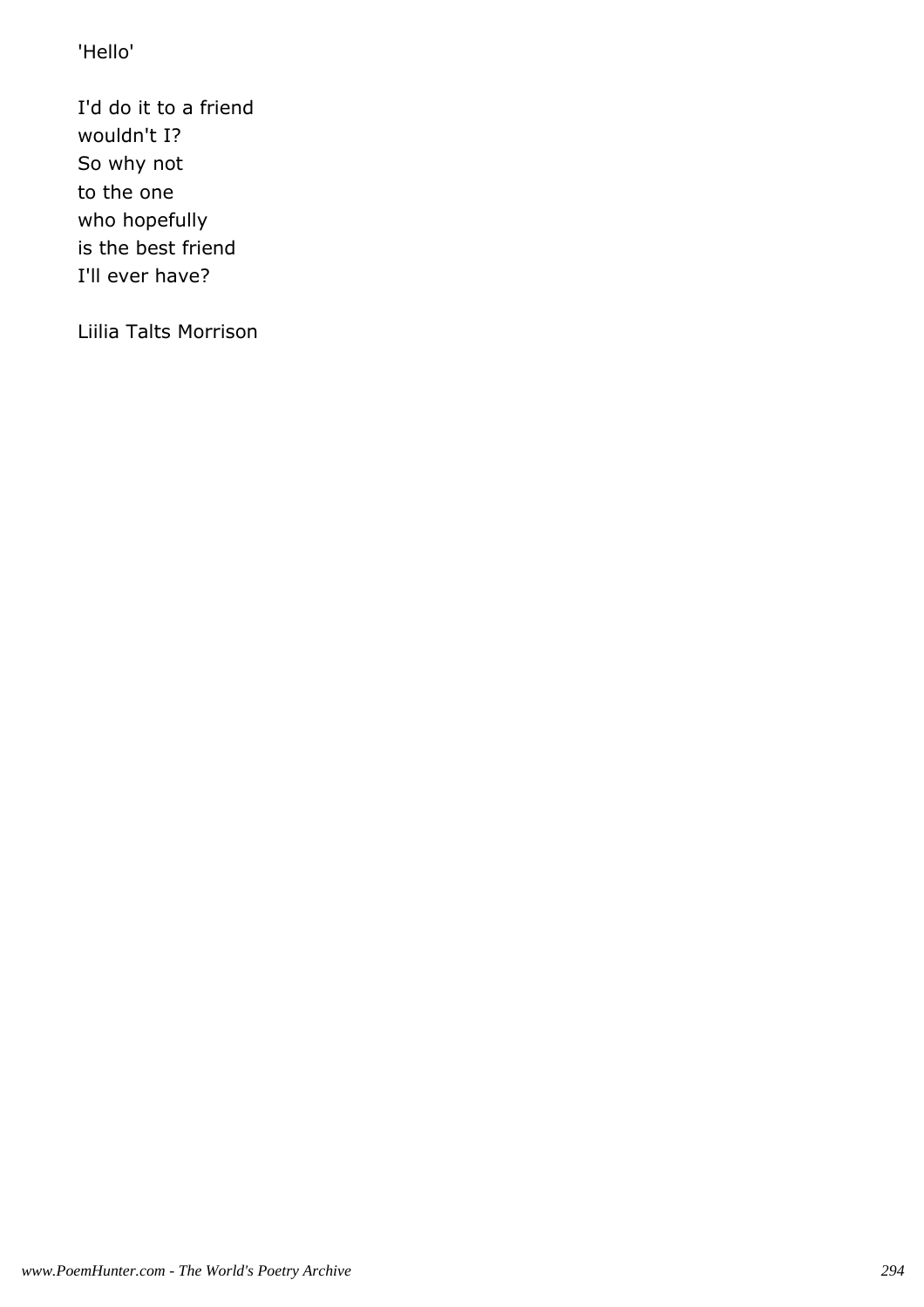'Hello'

I'd do it to a friend
wouldn't I?
So why not
to the one
who hopefully
is the best friend
I'll ever have?

Liilia Talts Morrison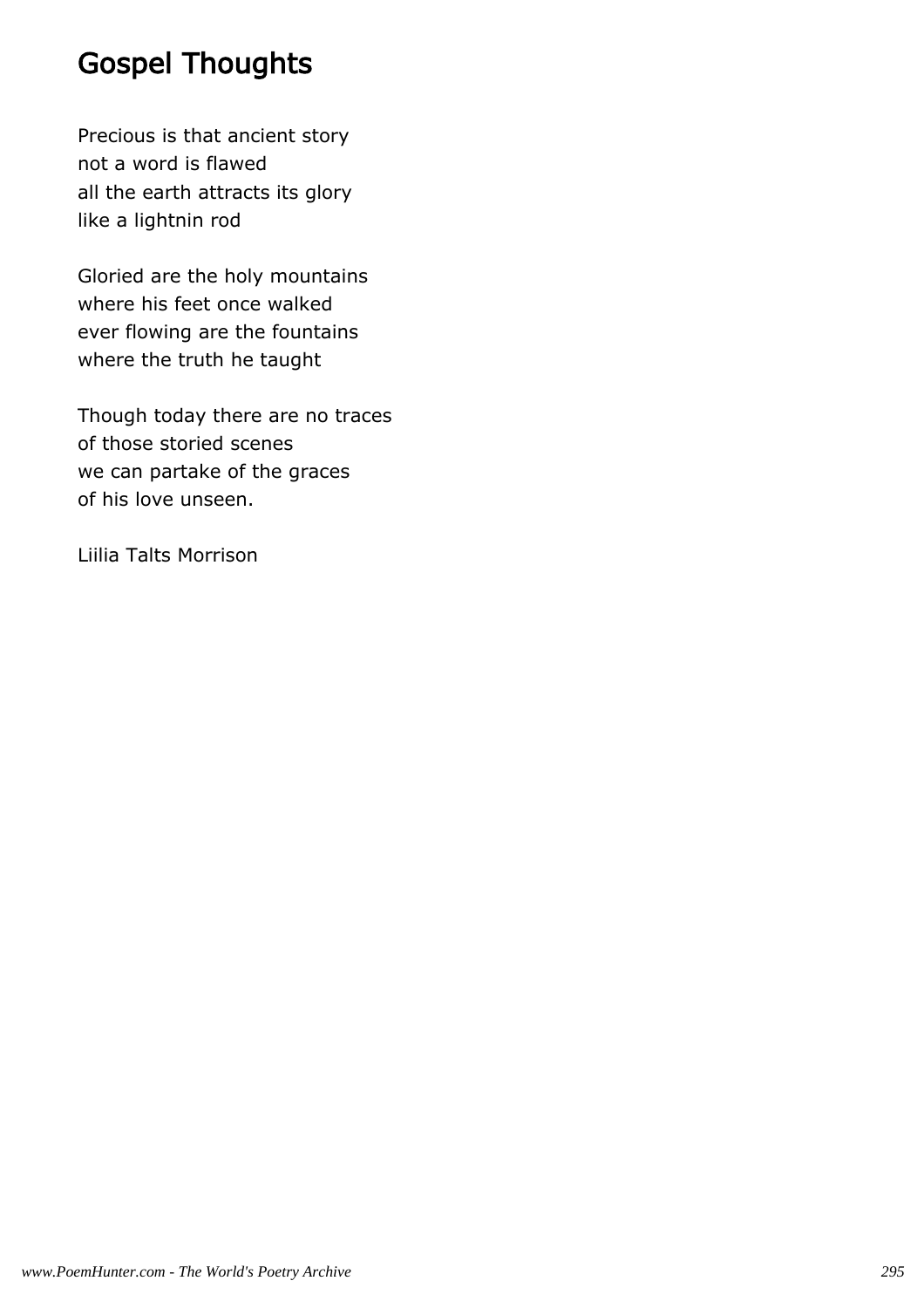# Gospel Thoughts

Precious is that ancient story
not a word is flawed
all the earth attracts its glory
like a lightnin rod

Gloried are the holy mountains
where his feet once walked
ever flowing are the fountains
where the truth he taught

Though today there are no traces
of those storied scenes
we can partake of the graces
of his love unseen.

Liilia Talts Morrison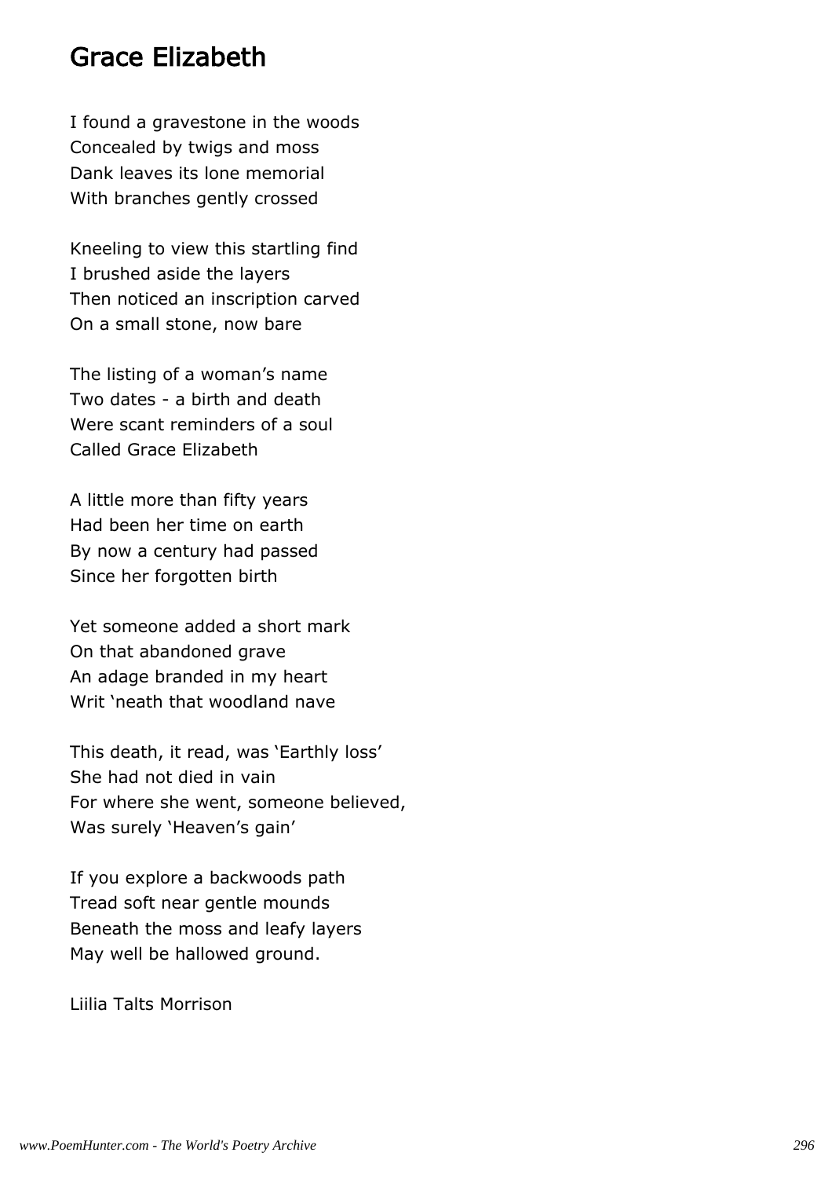# Grace Elizabeth

I found a gravestone in the woods
Concealed by twigs and moss
Dank leaves its lone memorial
With branches gently crossed

Kneeling to view this startling find
I brushed aside the layers
Then noticed an inscription carved
On a small stone, now bare

The listing of a woman's name
Two dates - a birth and death
Were scant reminders of a soul
Called Grace Elizabeth

A little more than fifty years
Had been her time on earth
By now a century had passed
Since her forgotten birth

Yet someone added a short mark
On that abandoned grave
An adage branded in my heart
Writ 'neath that woodland nave

This death, it read, was 'Earthly loss'
She had not died in vain
For where she went, someone believed,
Was surely 'Heaven's gain'

If you explore a backwoods path
Tread soft near gentle mounds
Beneath the moss and leafy layers
May well be hallowed ground.

Liilia Talts Morrison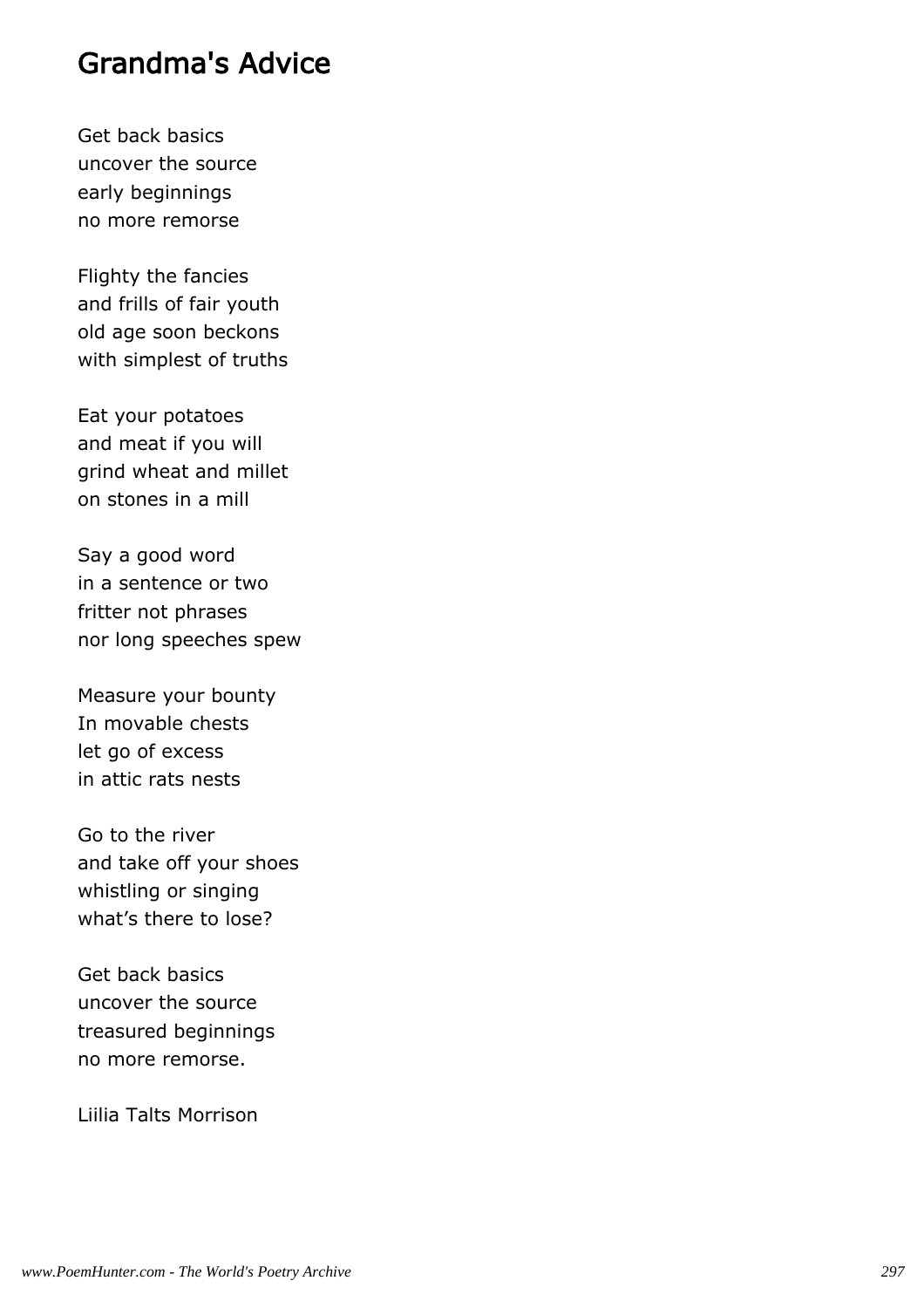## Grandma's Advice

Get back basics  
uncover the source  
early beginnings  
no more remorse

Flighty the fancies  
and frills of fair youth  
old age soon beckons  
with simplest of truths

Eat your potatoes  
and meat if you will  
grind wheat and millet  
on stones in a mill

Say a good word  
in a sentence or two  
fritter not phrases  
nor long speeches spew

Measure your bounty  
In movable chests  
let go of excess  
in attic rats nests

Go to the river  
and take off your shoes  
whistling or singing  
what's there to lose?

Get back basics  
uncover the source  
treasured beginnings  
no more remorse.

Liilia Talts Morrison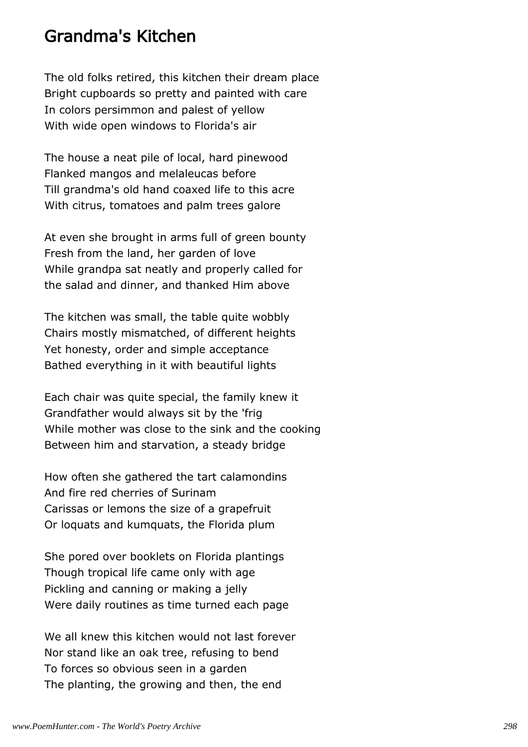## Grandma's Kitchen

The old folks retired, this kitchen their dream place
Bright cupboards so pretty and painted with care
In colors persimmon and palest of yellow
With wide open windows to Florida's air

The house a neat pile of local, hard pinewood
Flanked mangos and melaleucas before
Till grandma's old hand coaxed life to this acre
With citrus, tomatoes and palm trees galore

At even she brought in arms full of green bounty
Fresh from the land, her garden of love
While grandpa sat neatly and properly called for
the salad and dinner, and thanked Him above

The kitchen was small, the table quite wobbly
Chairs mostly mismatched, of different heights
Yet honesty, order and simple acceptance
Bathed everything in it with beautiful lights

Each chair was quite special, the family knew it
Grandfather would always sit by the 'frig
While mother was close to the sink and the cooking
Between him and starvation, a steady bridge

How often she gathered the tart calamondins
And fire red cherries of Surinam
Carissas or lemons the size of a grapefruit
Or loquats and kumquats, the Florida plum

She pored over booklets on Florida plantings
Though tropical life came only with age
Pickling and canning or making a jelly
Were daily routines as time turned each page

We all knew this kitchen would not last forever
Nor stand like an oak tree, refusing to bend
To forces so obvious seen in a garden
The planting, the growing and then, the end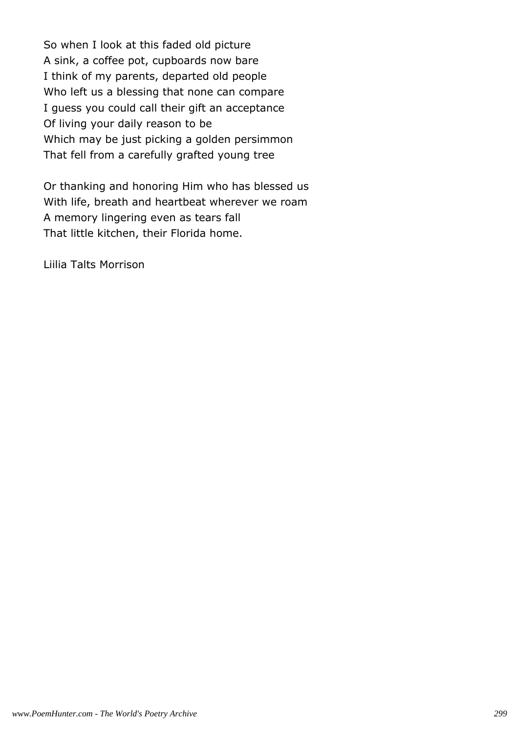So when I look at this faded old picture
A sink, a coffee pot, cupboards now bare
I think of my parents, departed old people
Who left us a blessing that none can compare
I guess you could call their gift an acceptance
Of living your daily reason to be
Which may be just picking a golden persimmon
That fell from a carefully grafted young tree

Or thanking and honoring Him who has blessed us
With life, breath and heartbeat wherever we roam
A memory lingering even as tears fall
That little kitchen, their Florida home.

Liilia Talts Morrison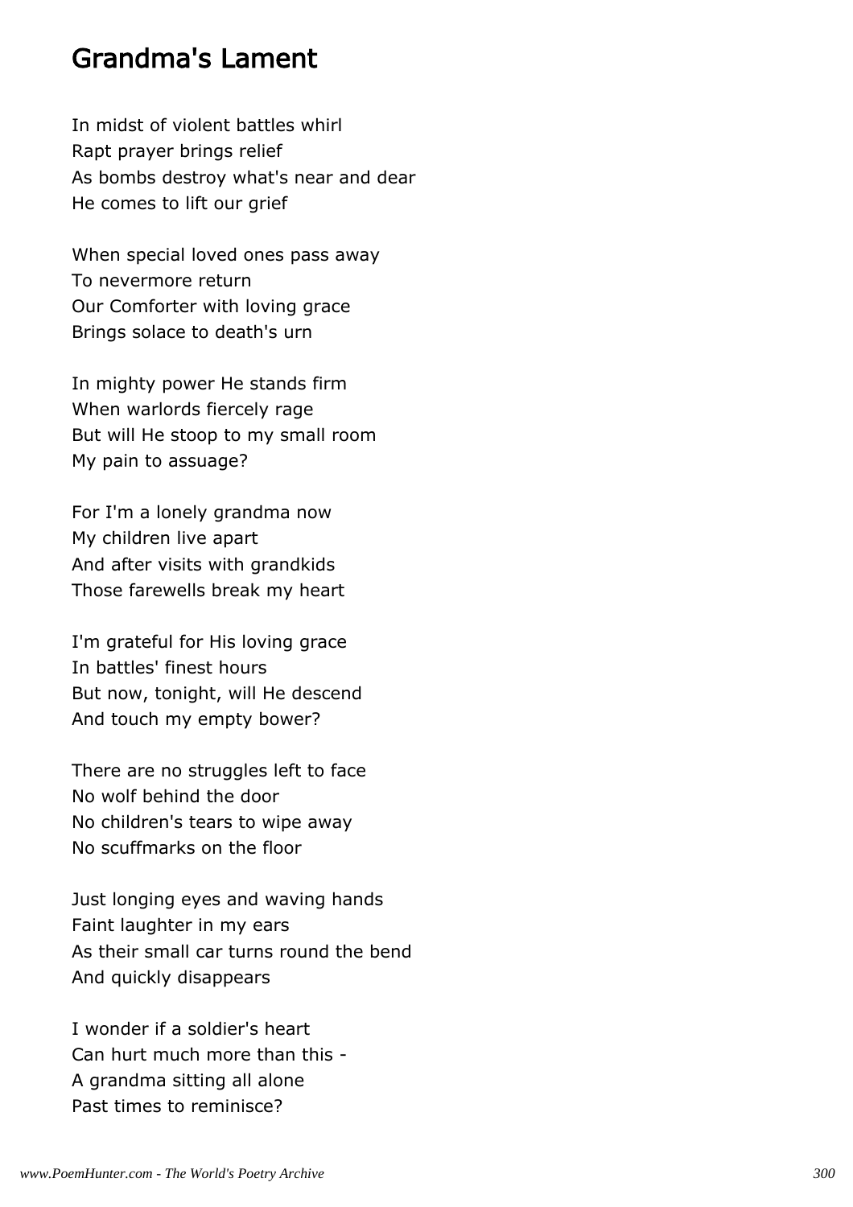# Grandma's Lament

In midst of violent battles whirl
Rapt prayer brings relief
As bombs destroy what's near and dear
He comes to lift our grief

When special loved ones pass away
To nevermore return
Our Comforter with loving grace
Brings solace to death's urn

In mighty power He stands firm
When warlords fiercely rage
But will He stoop to my small room
My pain to assuage?

For I'm a lonely grandma now
My children live apart
And after visits with grandkids
Those farewells break my heart

I'm grateful for His loving grace
In battles' finest hours
But now, tonight, will He descend
And touch my empty bower?

There are no struggles left to face
No wolf behind the door
No children's tears to wipe away
No scuffmarks on the floor

Just longing eyes and waving hands
Faint laughter in my ears
As their small car turns round the bend
And quickly disappears

I wonder if a soldier's heart
Can hurt much more than this -
A grandma sitting all alone
Past times to reminisce?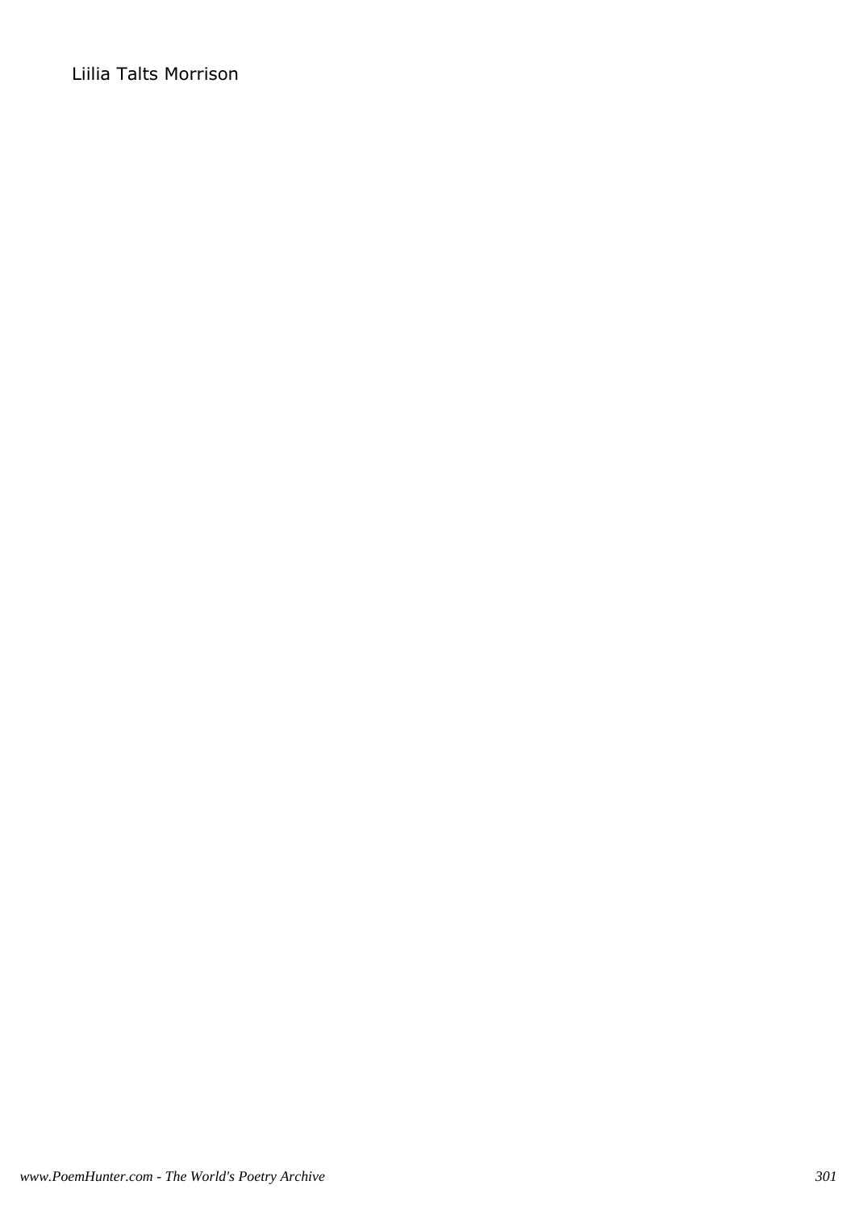Liilia Talts Morrison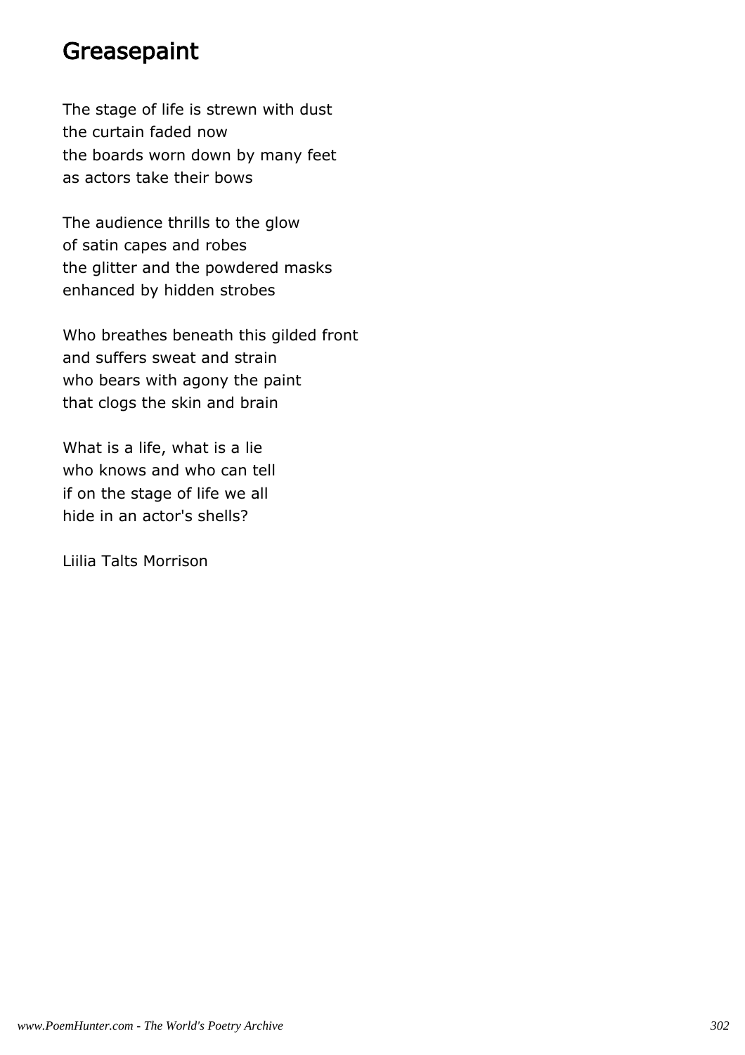## Greasepaint

The stage of life is strewn with dust
the curtain faded now
the boards worn down by many feet
as actors take their bows

The audience thrills to the glow
of satin capes and robes
the glitter and the powdered masks
enhanced by hidden strobes

Who breathes beneath this gilded front
and suffers sweat and strain
who bears with agony the paint
that clogs the skin and brain

What is a life, what is a lie
who knows and who can tell
if on the stage of life we all
hide in an actor's shells?

Liilia Talts Morrison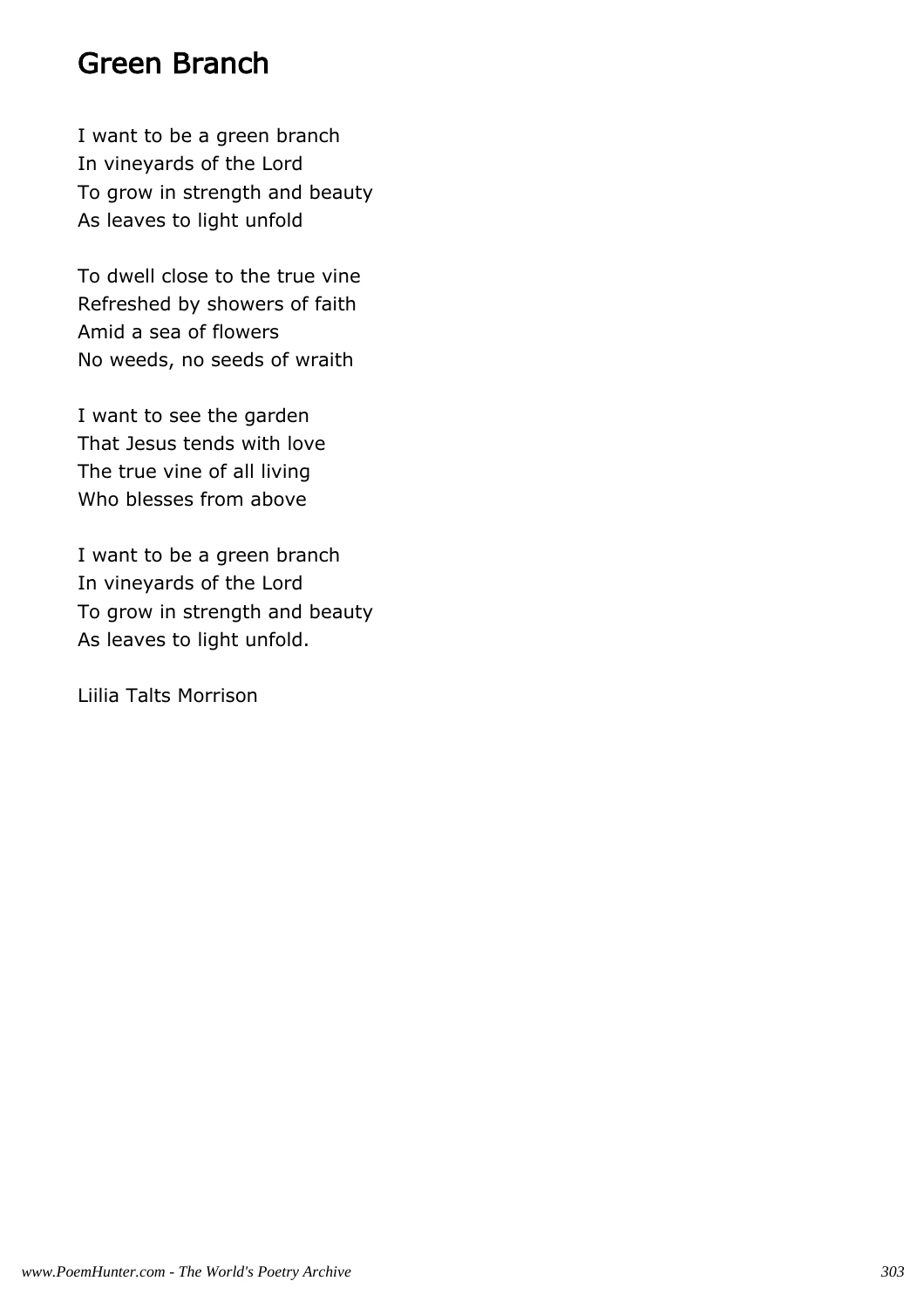# Green Branch

I want to be a green branch
In vineyards of the Lord
To grow in strength and beauty
As leaves to light unfold

To dwell close to the true vine
Refreshed by showers of faith
Amid a sea of flowers
No weeds, no seeds of wraith

I want to see the garden
That Jesus tends with love
The true vine of all living
Who blesses from above

I want to be a green branch
In vineyards of the Lord
To grow in strength and beauty
As leaves to light unfold.

Liilia Talts Morrison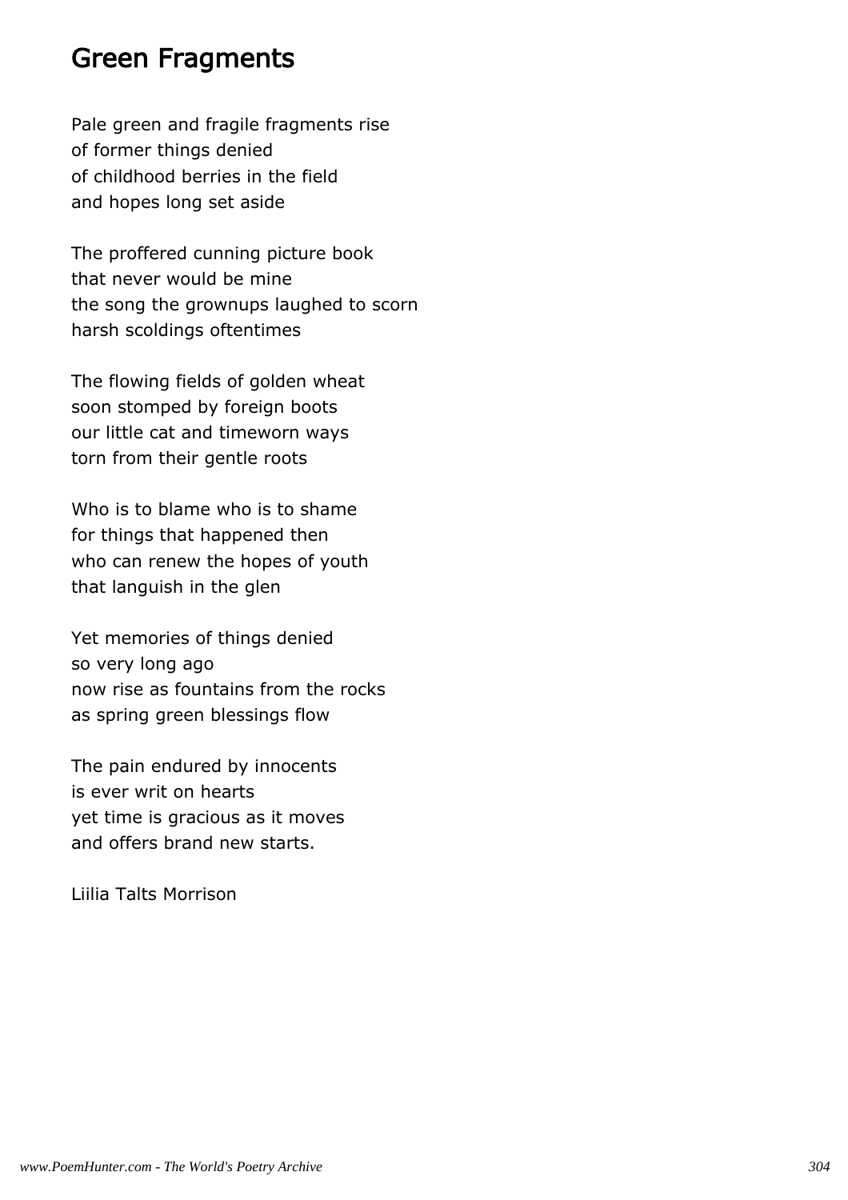## Green Fragments

Pale green and fragile fragments rise  
of former things denied  
of childhood berries in the field  
and hopes long set aside

The proffered cunning picture book  
that never would be mine  
the song the grownups laughed to scorn  
harsh scoldings oftentimes

The flowing fields of golden wheat  
soon stomped by foreign boots  
our little cat and timeworn ways  
torn from their gentle roots

Who is to blame who is to shame  
for things that happened then  
who can renew the hopes of youth  
that languish in the glen

Yet memories of things denied  
so very long ago  
now rise as fountains from the rocks  
as spring green blessings flow

The pain endured by innocents  
is ever writ on hearts  
yet time is gracious as it moves  
and offers brand new starts.

Liilia Talts Morrison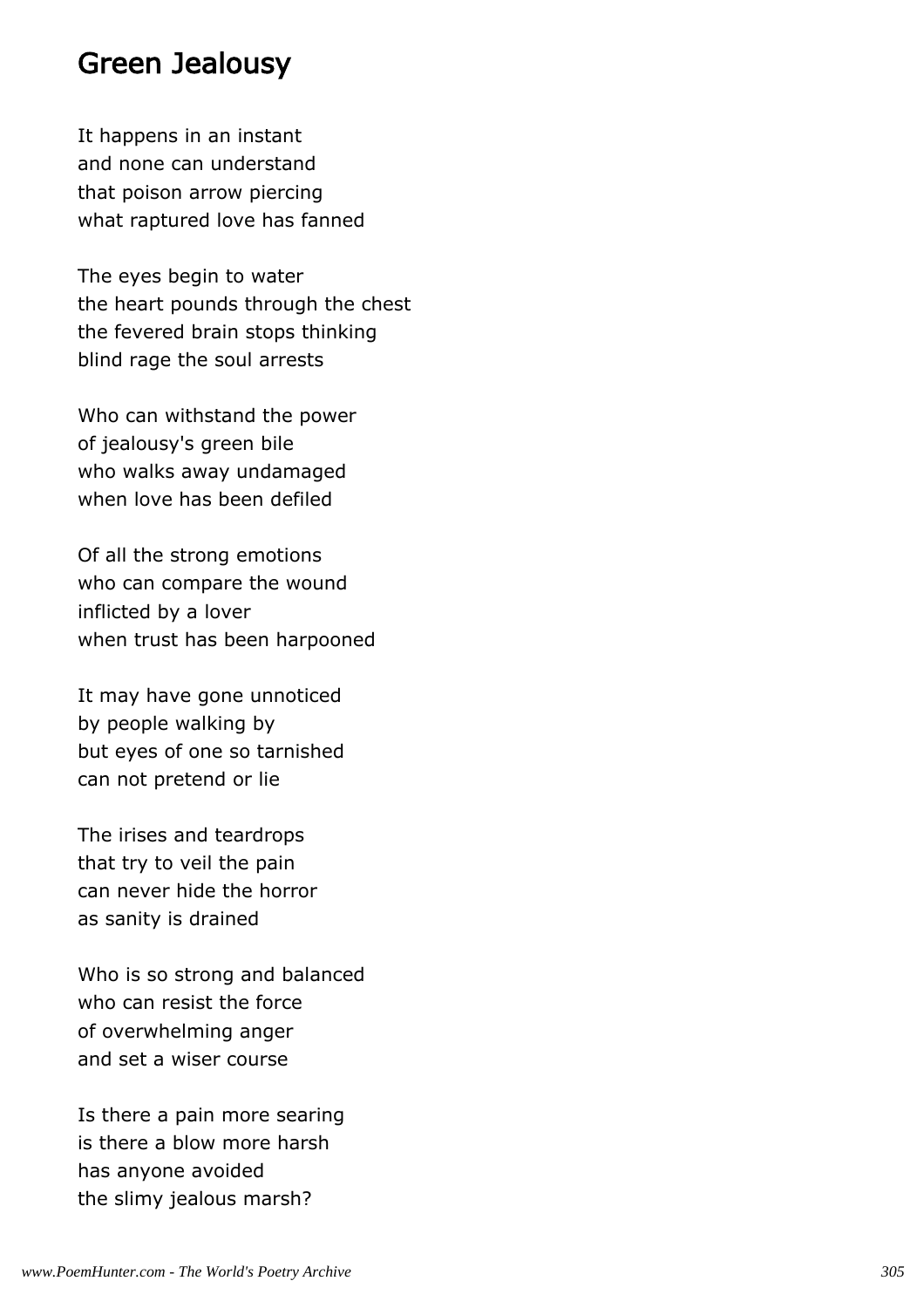# Green Jealousy

It happens in an instant
and none can understand
that poison arrow piercing
what raptured love has fanned

The eyes begin to water
the heart pounds through the chest
the fevered brain stops thinking
blind rage the soul arrests

Who can withstand the power
of jealousy's green bile
who walks away undamaged
when love has been defiled

Of all the strong emotions
who can compare the wound
inflicted by a lover
when trust has been harpooned

It may have gone unnoticed
by people walking by
but eyes of one so tarnished
can not pretend or lie

The irises and teardrops
that try to veil the pain
can never hide the horror
as sanity is drained

Who is so strong and balanced
who can resist the force
of overwhelming anger
and set a wiser course

Is there a pain more searing
is there a blow more harsh
has anyone avoided
the slimy jealous marsh?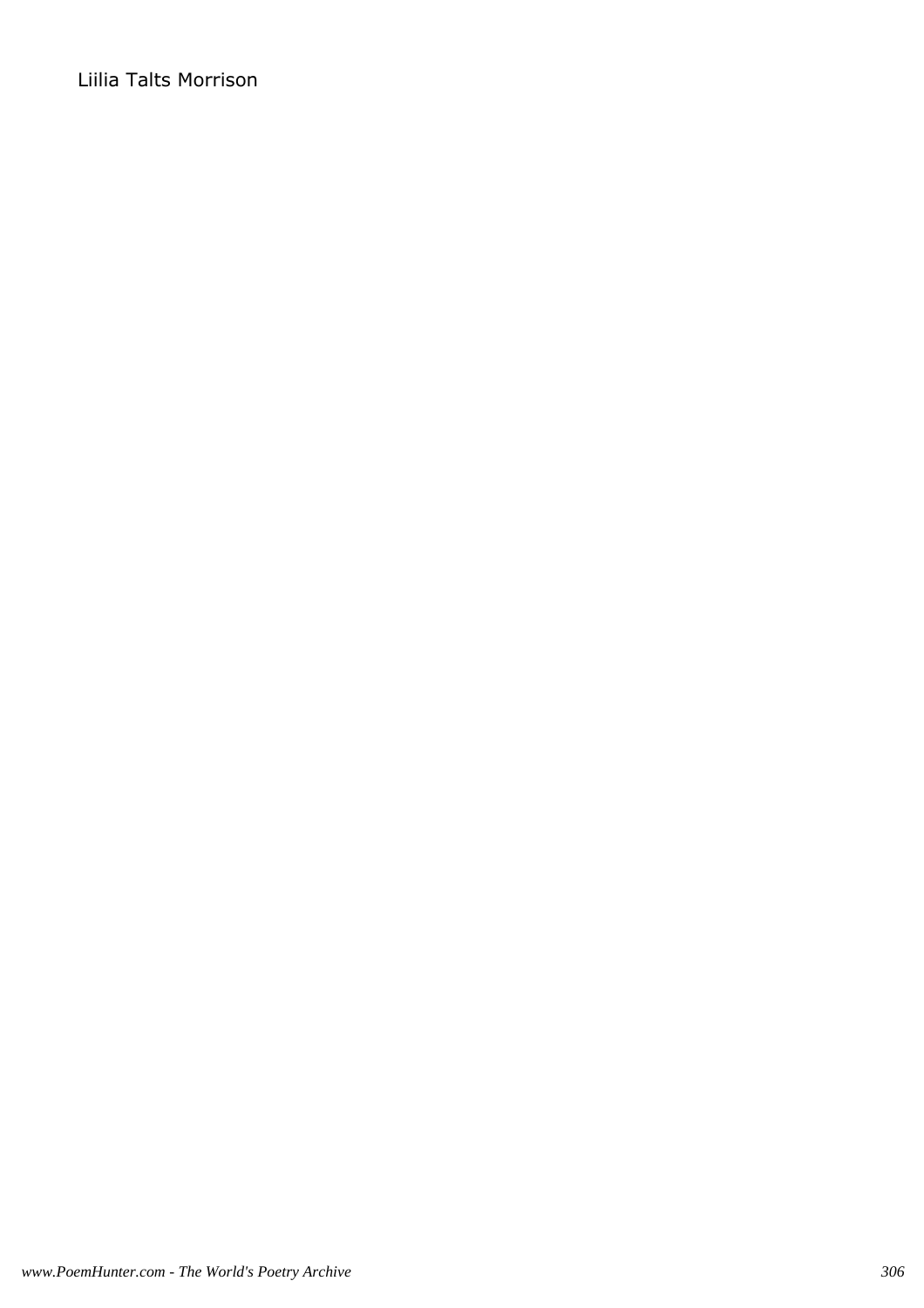Liilia Talts Morrison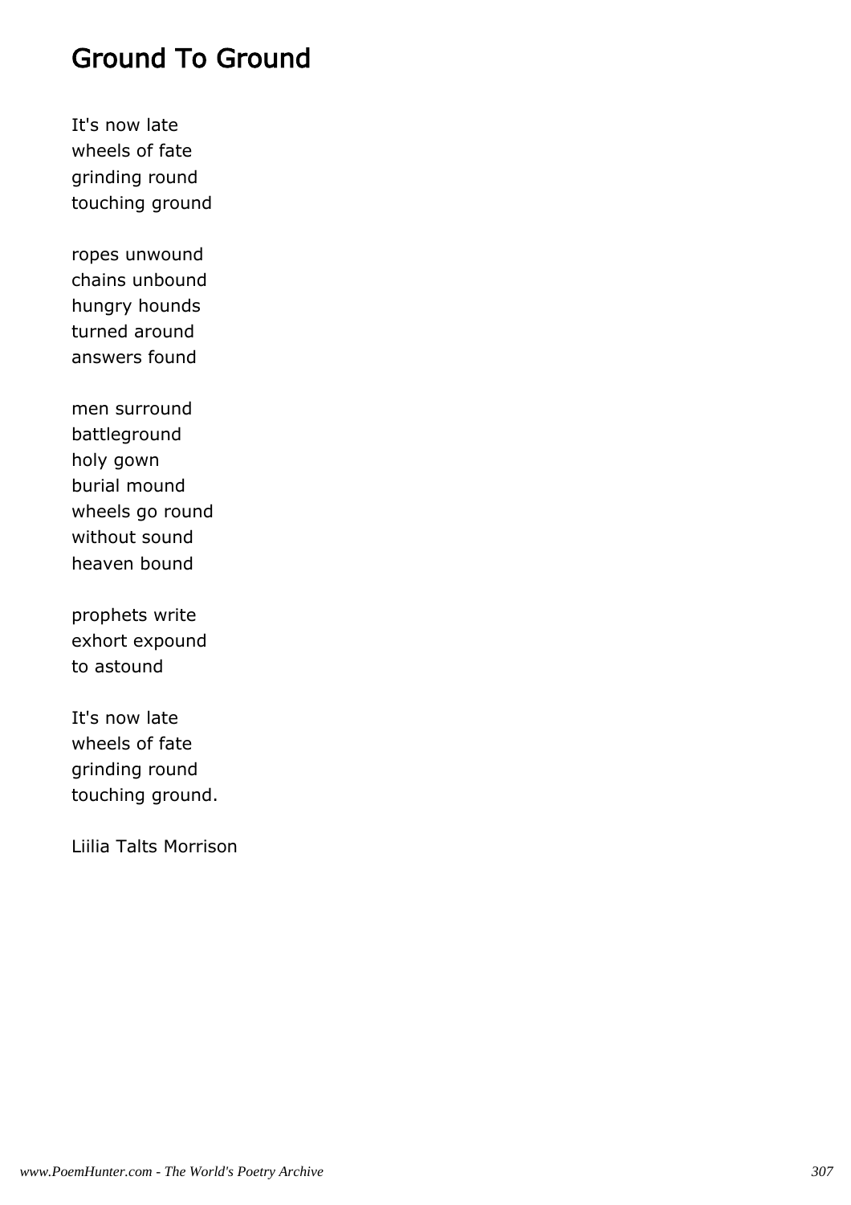# Ground To Ground

It's now late
wheels of fate
grinding round
touching ground

ropes unwound
chains unbound
hungry hounds
turned around
answers found

men surround
battleground
holy gown
burial mound
wheels go round
without sound
heaven bound

prophets write
exhort expound
to astound

It's now late
wheels of fate
grinding round
touching ground.

Liilia Talts Morrison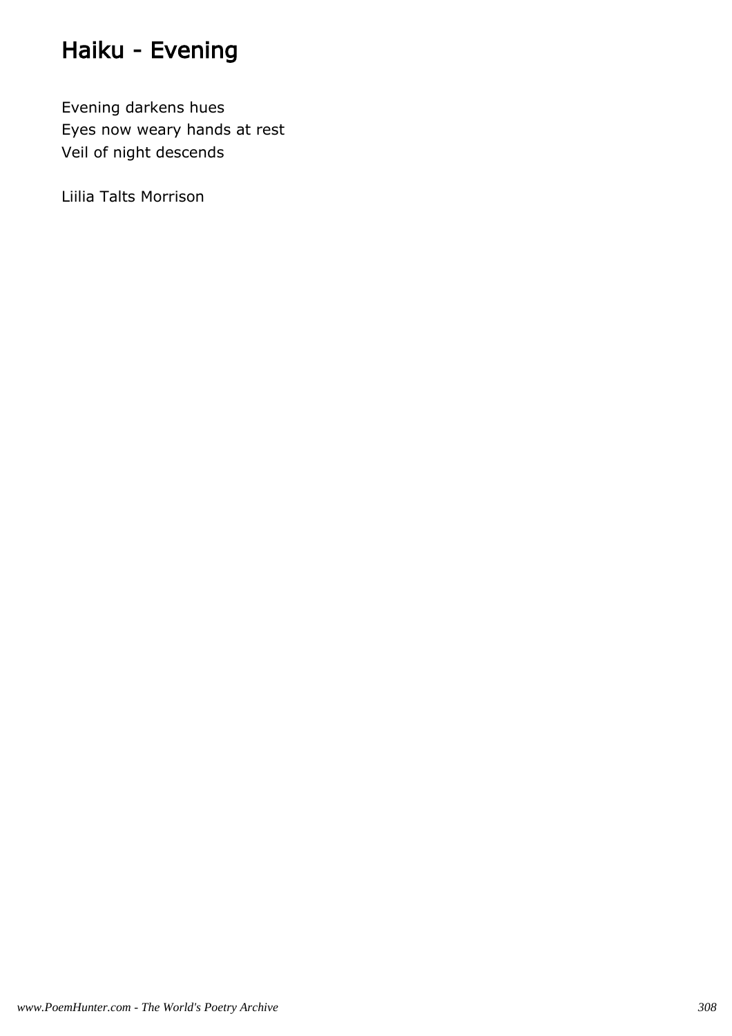# Haiku - Evening

Evening darkens hues
Eyes now weary hands at rest
Veil of night descends

Liilia Talts Morrison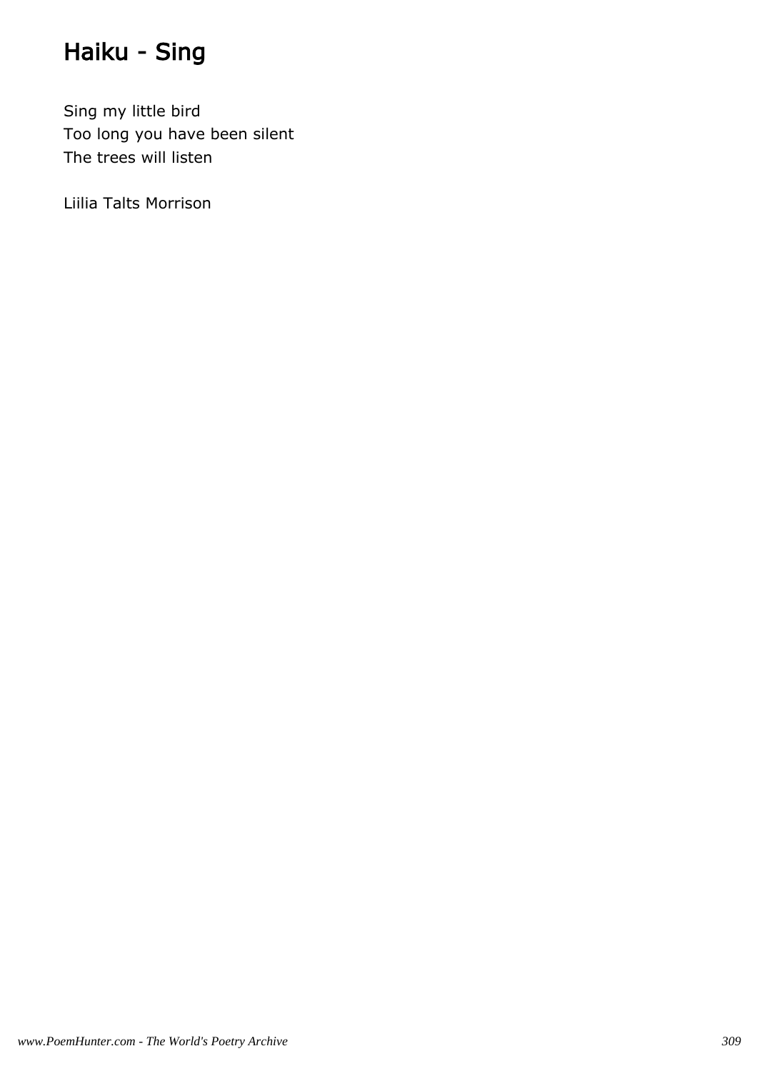# Haiku - Sing

Sing my little bird
Too long you have been silent
The trees will listen

Liilia Talts Morrison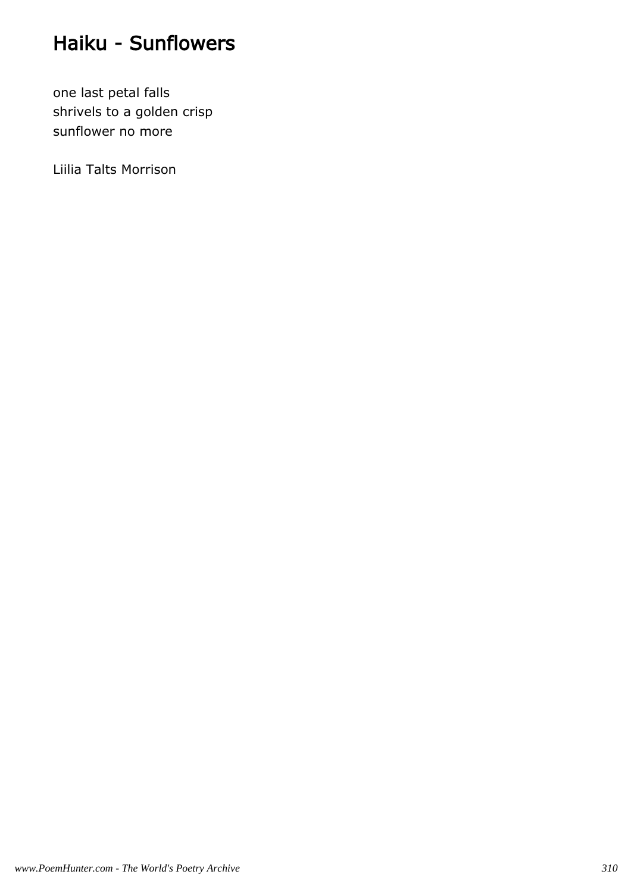# Haiku - Sunflowers

one last petal falls  
shrivels to a golden crisp  
sunflower no more

Liilia Talts Morrison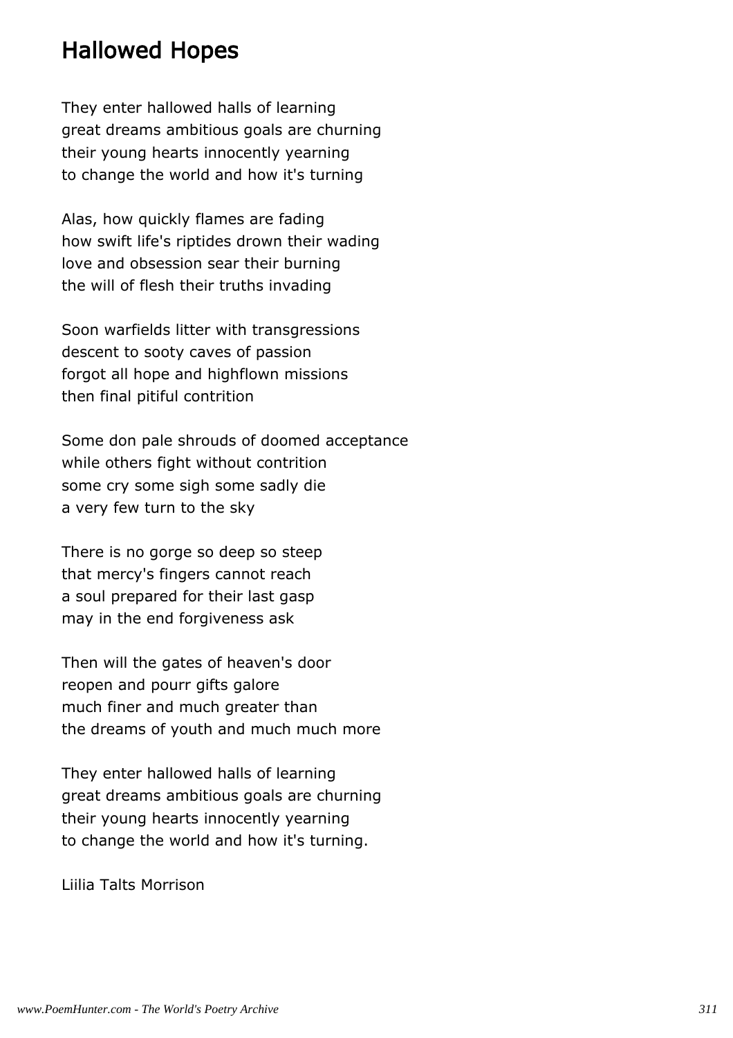## Hallowed Hopes

They enter hallowed halls of learning
great dreams ambitious goals are churning
their young hearts innocently yearning
to change the world and how it's turning

Alas, how quickly flames are fading
how swift life's riptides drown their wading
love and obsession sear their burning
the will of flesh their truths invading

Soon warfields litter with transgressions
descent to sooty caves of passion
forgot all hope and highflown missions
then final pitiful contrition

Some don pale shrouds of doomed acceptance
while others fight without contrition
some cry some sigh some sadly die
a very few turn to the sky

There is no gorge so deep so steep
that mercy's fingers cannot reach
a soul prepared for their last gasp
may in the end forgiveness ask

Then will the gates of heaven's door
reopen and pourr gifts galore
much finer and much greater than
the dreams of youth and much much more

They enter hallowed halls of learning
great dreams ambitious goals are churning
their young hearts innocently yearning
to change the world and how it's turning.

Liilia Talts Morrison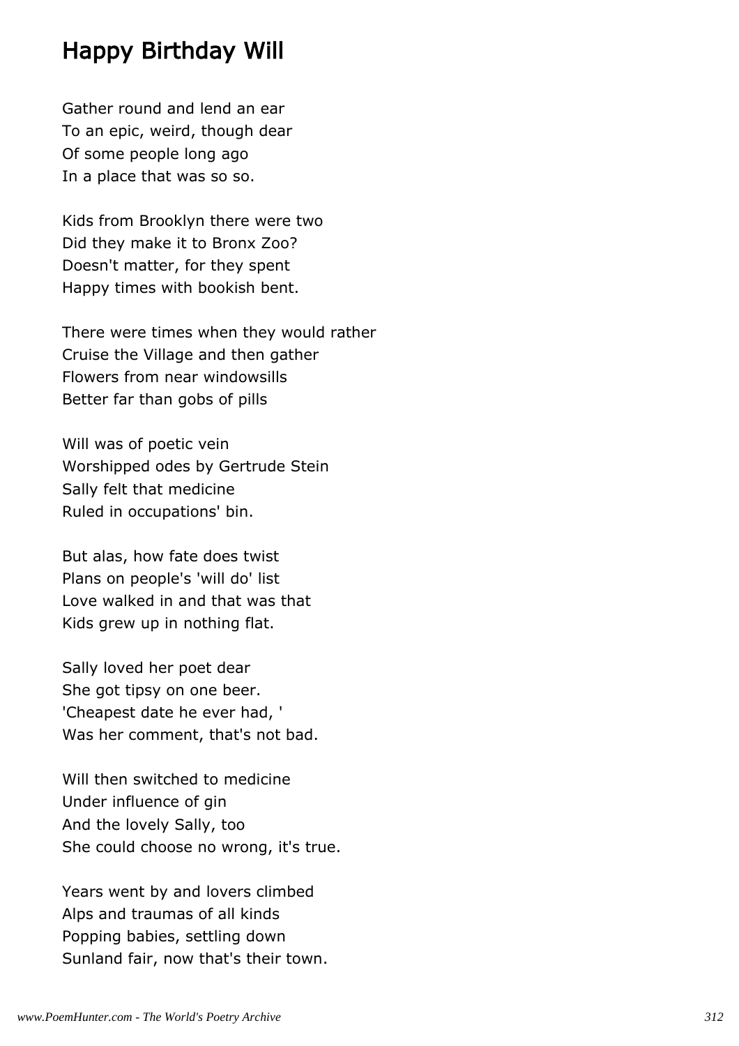## Happy Birthday Will

Gather round and lend an ear
To an epic, weird, though dear
Of some people long ago
In a place that was so so.

Kids from Brooklyn there were two
Did they make it to Bronx Zoo?
Doesn't matter, for they spent
Happy times with bookish bent.

There were times when they would rather
Cruise the Village and then gather
Flowers from near windowsills
Better far than gobs of pills

Will was of poetic vein
Worshipped odes by Gertrude Stein
Sally felt that medicine
Ruled in occupations' bin.

But alas, how fate does twist
Plans on people's 'will do' list
Love walked in and that was that
Kids grew up in nothing flat.

Sally loved her poet dear
She got tipsy on one beer.
'Cheapest date he ever had, '
Was her comment, that's not bad.

Will then switched to medicine
Under influence of gin
And the lovely Sally, too
She could choose no wrong, it's true.

Years went by and lovers climbed
Alps and traumas of all kinds
Popping babies, settling down
Sunland fair, now that's their town.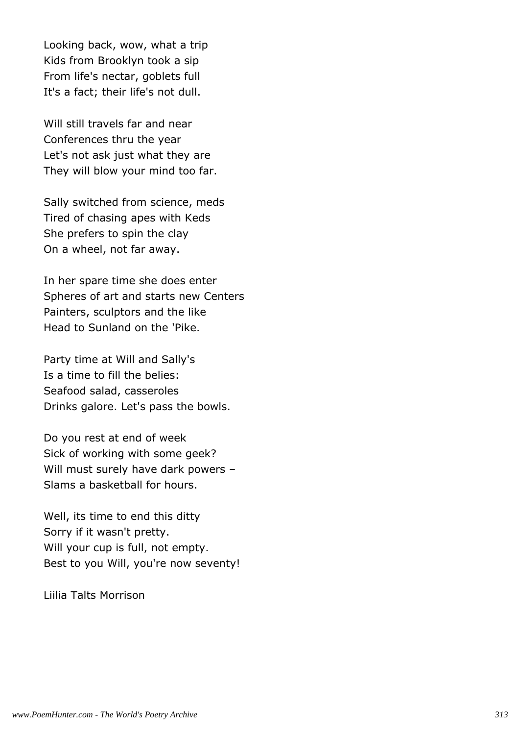Looking back, wow, what a trip
Kids from Brooklyn took a sip
From life's nectar, goblets full
It's a fact; their life's not dull.

Will still travels far and near
Conferences thru the year
Let's not ask just what they are
They will blow your mind too far.

Sally switched from science, meds
Tired of chasing apes with Keds
She prefers to spin the clay
On a wheel, not far away.

In her spare time she does enter
Spheres of art and starts new Centers
Painters, sculptors and the like
Head to Sunland on the 'Pike.

Party time at Will and Sally's
Is a time to fill the belies:
Seafood salad, casseroles
Drinks galore. Let's pass the bowls.

Do you rest at end of week
Sick of working with some geek?
Will must surely have dark powers –
Slams a basketball for hours.

Well, its time to end this ditty
Sorry if it wasn't pretty.
Will your cup is full, not empty.
Best to you Will, you're now seventy!

Liilia Talts Morrison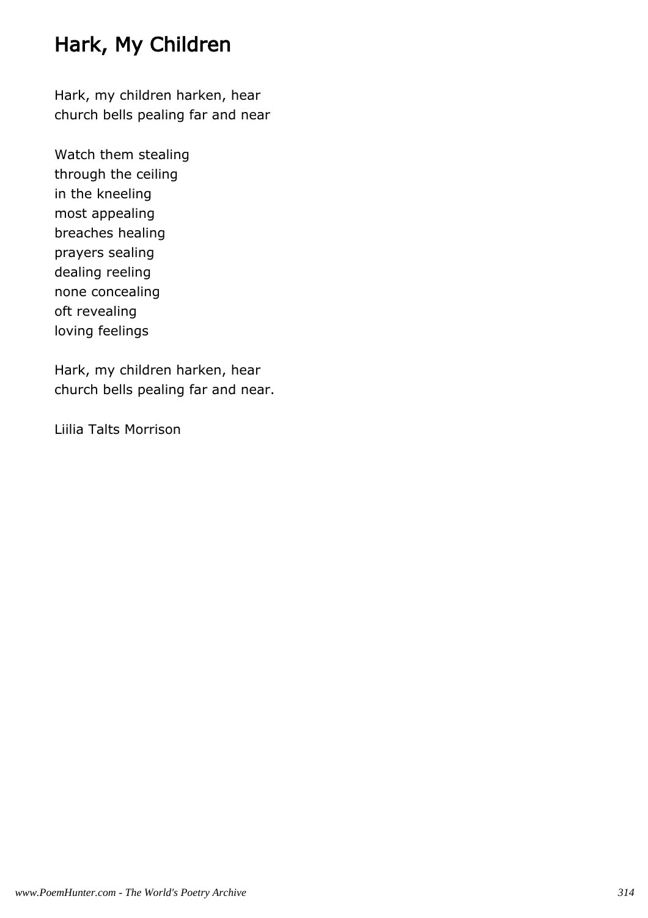# Hark, My Children

Hark, my children harken, hear
church bells pealing far and near

Watch them stealing
through the ceiling
in the kneeling
most appealing
breaches healing
prayers sealing
dealing reeling
none concealing
oft revealing
loving feelings

Hark, my children harken, hear
church bells pealing far and near.

Liilia Talts Morrison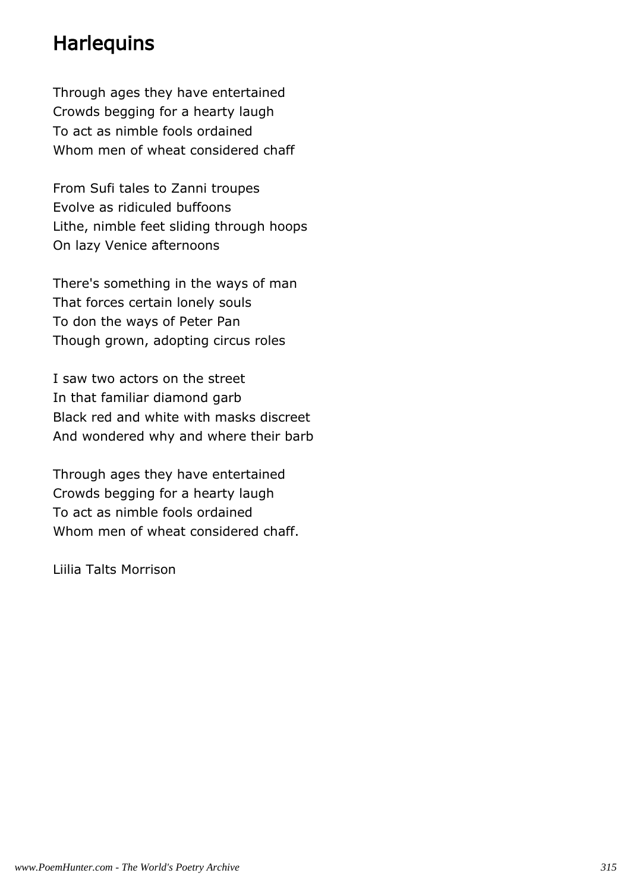# Harlequins

Through ages they have entertained
Crowds begging for a hearty laugh
To act as nimble fools ordained
Whom men of wheat considered chaff

From Sufi tales to Zanni troupes
Evolve as ridiculed buffoons
Lithe, nimble feet sliding through hoops
On lazy Venice afternoons

There's something in the ways of man
That forces certain lonely souls
To don the ways of Peter Pan
Though grown, adopting circus roles

I saw two actors on the street
In that familiar diamond garb
Black red and white with masks discreet
And wondered why and where their barb

Through ages they have entertained
Crowds begging for a hearty laugh
To act as nimble fools ordained
Whom men of wheat considered chaff.

Liilia Talts Morrison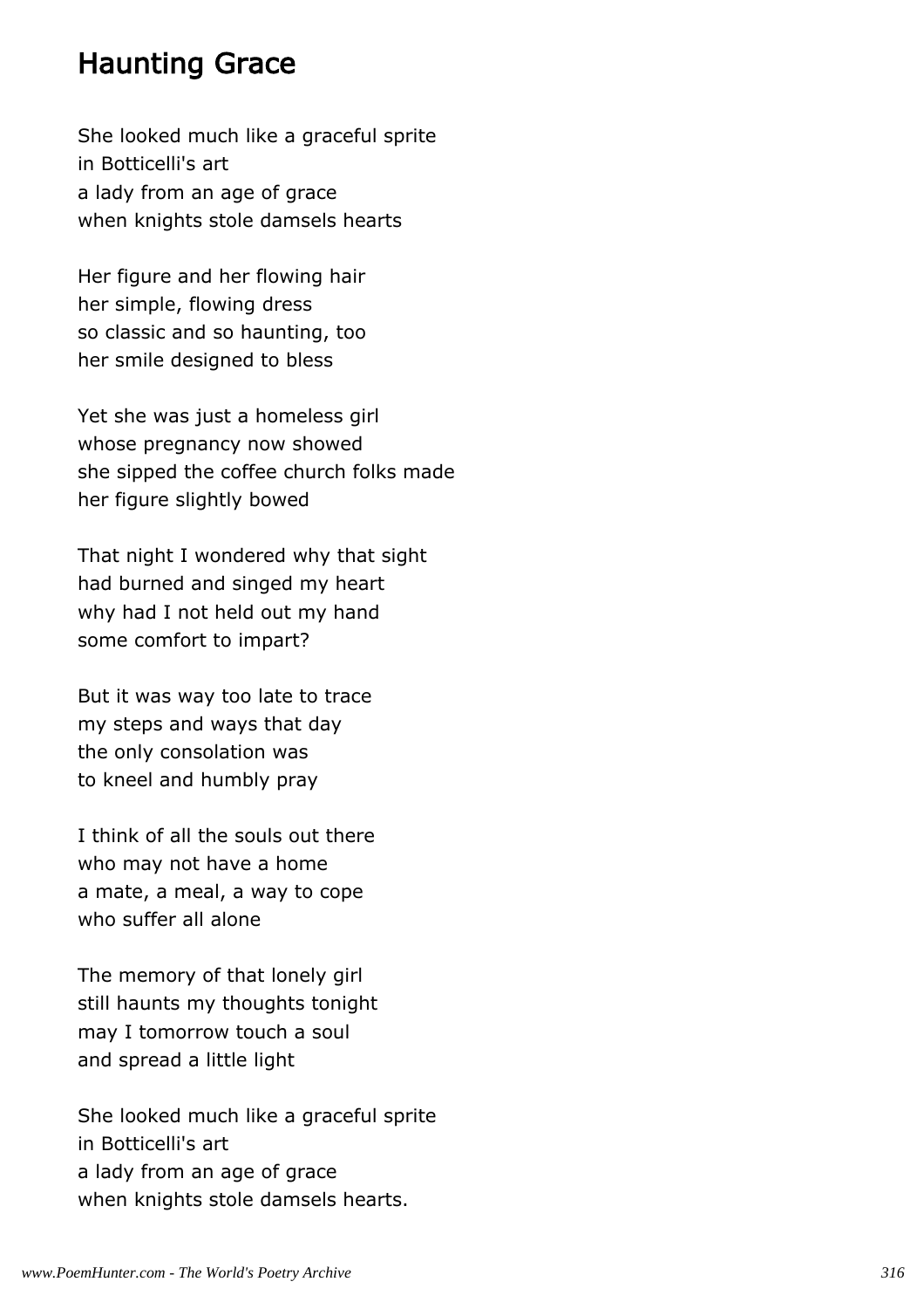## Haunting Grace

She looked much like a graceful sprite
in Botticelli's art
a lady from an age of grace
when knights stole damsels hearts

Her figure and her flowing hair
her simple, flowing dress
so classic and so haunting, too
her smile designed to bless

Yet she was just a homeless girl
whose pregnancy now showed
she sipped the coffee church folks made
her figure slightly bowed

That night I wondered why that sight
had burned and singed my heart
why had I not held out my hand
some comfort to impart?

But it was way too late to trace
my steps and ways that day
the only consolation was
to kneel and humbly pray

I think of all the souls out there
who may not have a home
a mate, a meal, a way to cope
who suffer all alone

The memory of that lonely girl
still haunts my thoughts tonight
may I tomorrow touch a soul
and spread a little light

She looked much like a graceful sprite
in Botticelli's art
a lady from an age of grace
when knights stole damsels hearts.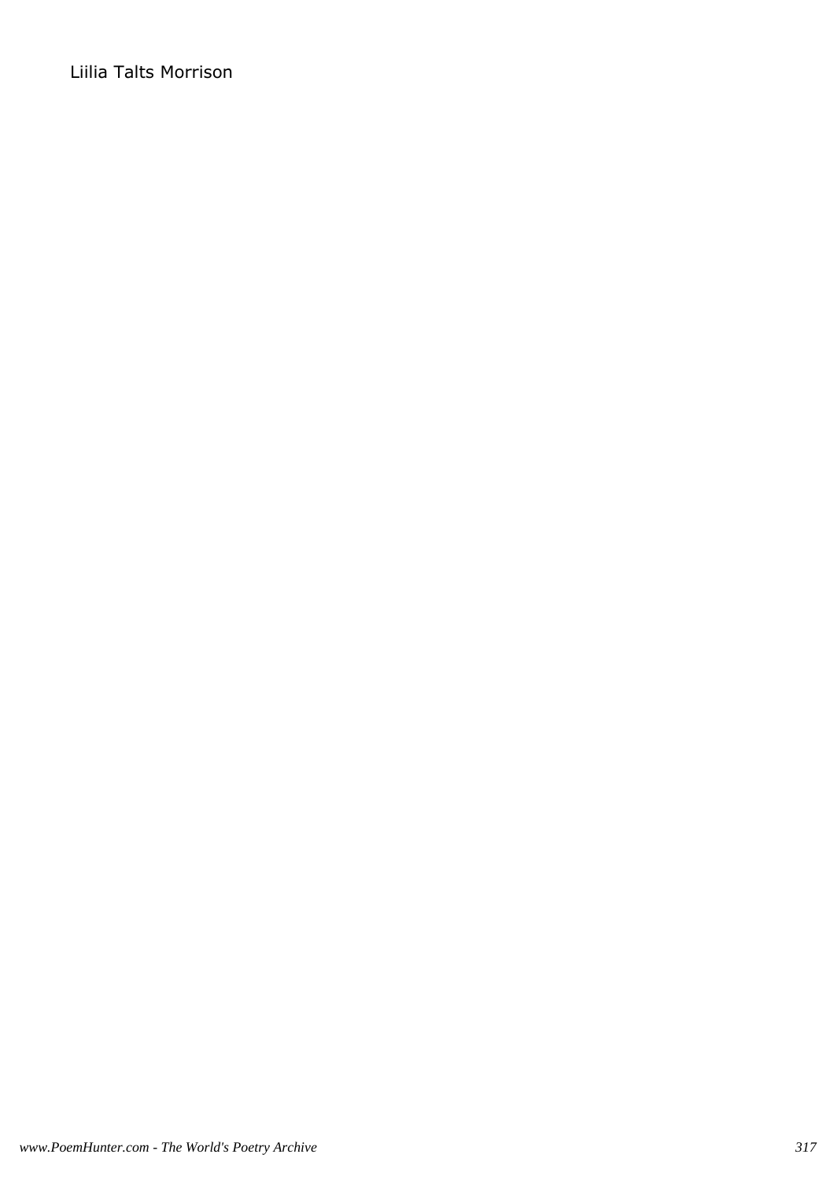Liilia Talts Morrison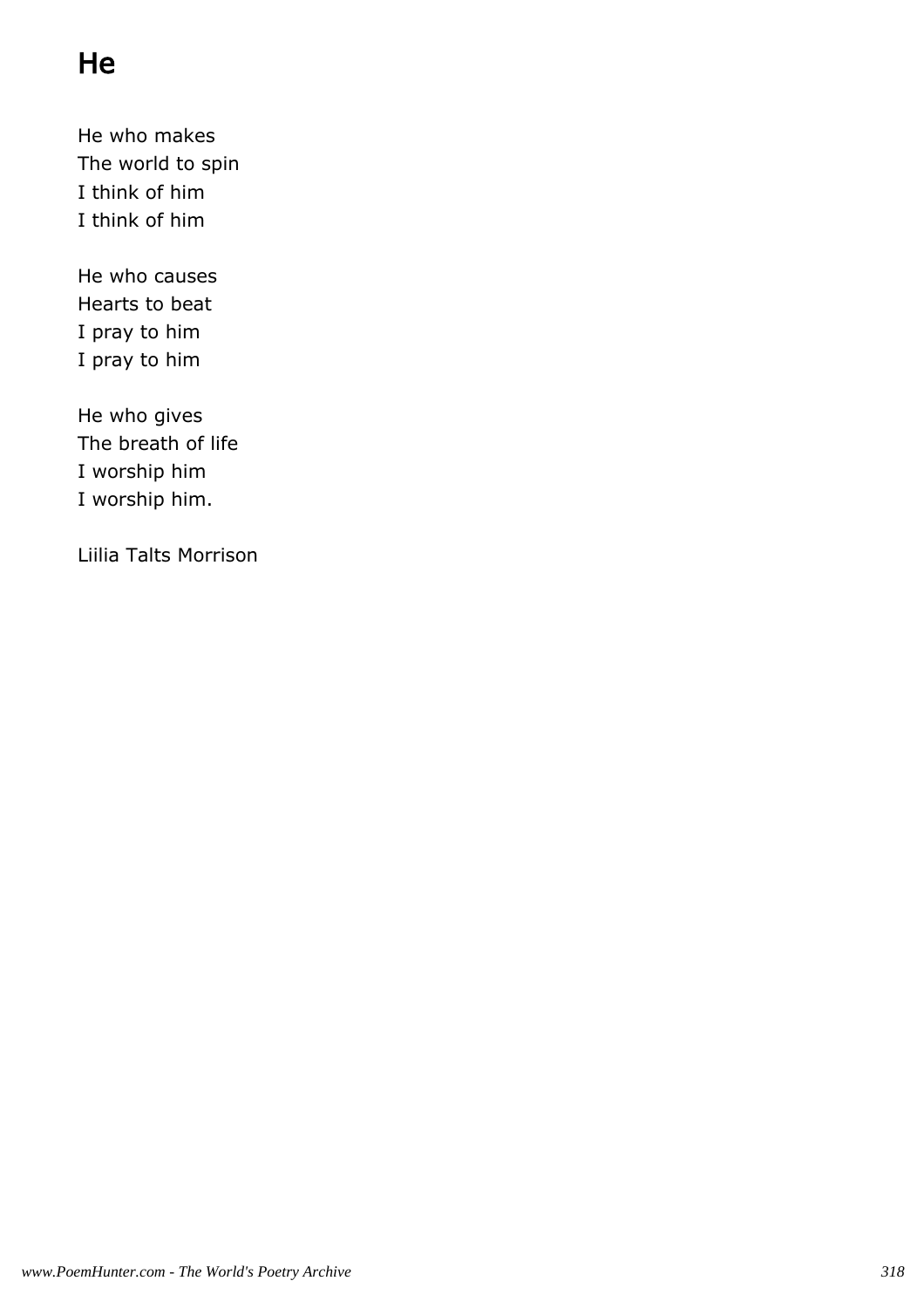# He

He who makes  
The world to spin  
I think of him  
I think of him

He who causes  
Hearts to beat  
I pray to him  
I pray to him

He who gives  
The breath of life  
I worship him  
I worship him.

Liilia Talts Morrison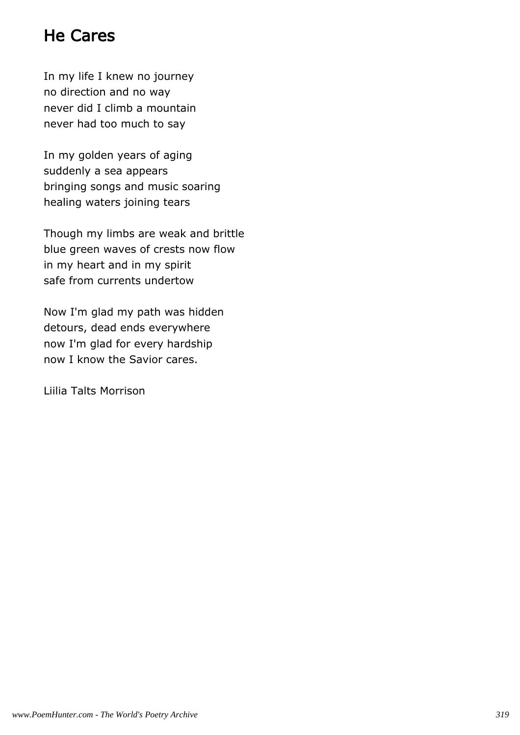# He Cares

In my life I knew no journey
no direction and no way
never did I climb a mountain
never had too much to say

In my golden years of aging
suddenly a sea appears
bringing songs and music soaring
healing waters joining tears

Though my limbs are weak and brittle
blue green waves of crests now flow
in my heart and in my spirit
safe from currents undertow

Now I'm glad my path was hidden
detours, dead ends everywhere
now I'm glad for every hardship
now I know the Savior cares.

Liilia Talts Morrison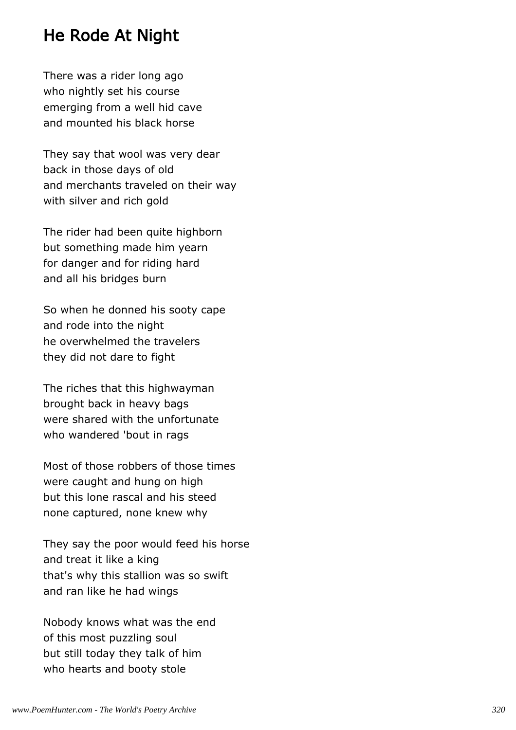## He Rode At Night

There was a rider long ago
who nightly set his course
emerging from a well hid cave
and mounted his black horse

They say that wool was very dear
back in those days of old
and merchants traveled on their way
with silver and rich gold

The rider had been quite highborn
but something made him yearn
for danger and for riding hard
and all his bridges burn

So when he donned his sooty cape
and rode into the night
he overwhelmed the travelers
they did not dare to fight

The riches that this highwayman
brought back in heavy bags
were shared with the unfortunate
who wandered 'bout in rags

Most of those robbers of those times
were caught and hung on high
but this lone rascal and his steed
none captured, none knew why

They say the poor would feed his horse
and treat it like a king
that's why this stallion was so swift
and ran like he had wings

Nobody knows what was the end
of this most puzzling soul
but still today they talk of him
who hearts and booty stole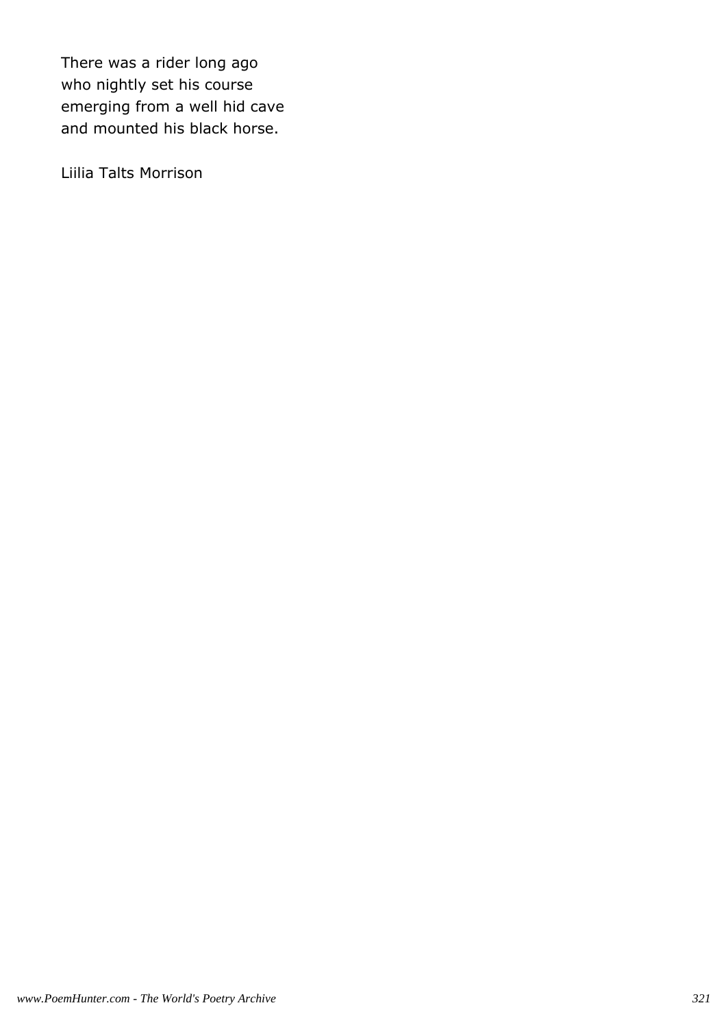There was a rider long ago
who nightly set his course
emerging from a well hid cave
and mounted his black horse.

Liilia Talts Morrison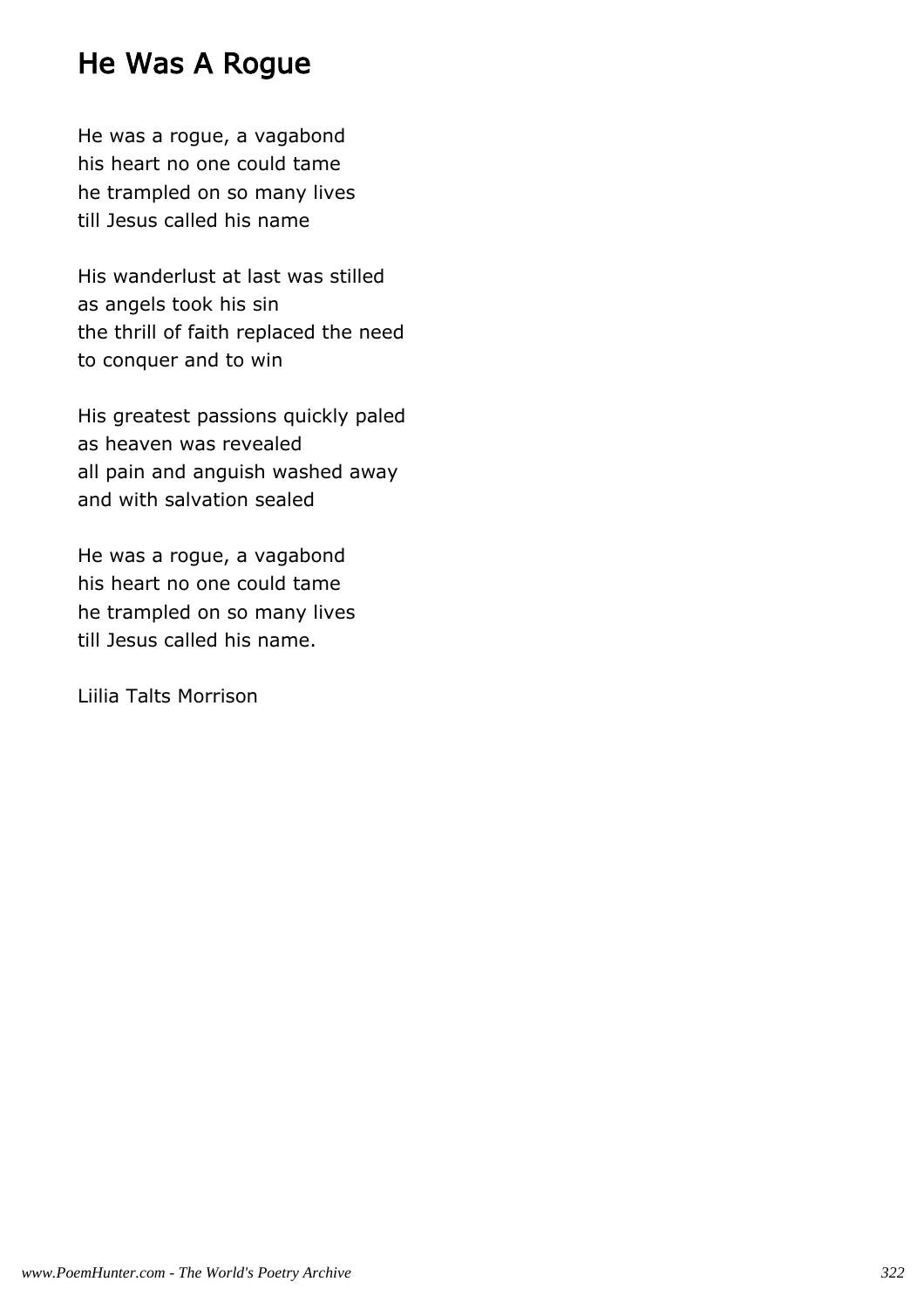# He Was A Rogue

He was a rogue, a vagabond
his heart no one could tame
he trampled on so many lives
till Jesus called his name

His wanderlust at last was stilled
as angels took his sin
the thrill of faith replaced the need
to conquer and to win

His greatest passions quickly paled
as heaven was revealed
all pain and anguish washed away
and with salvation sealed

He was a rogue, a vagabond
his heart no one could tame
he trampled on so many lives
till Jesus called his name.

Liilia Talts Morrison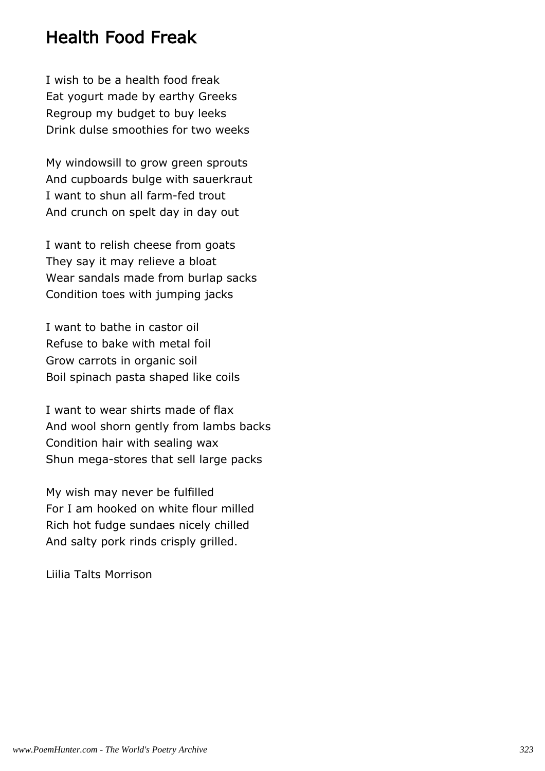# Health Food Freak

I wish to be a health food freak
Eat yogurt made by earthy Greeks
Regroup my budget to buy leeks
Drink dulse smoothies for two weeks

My windowsill to grow green sprouts
And cupboards bulge with sauerkraut
I want to shun all farm-fed trout
And crunch on spelt day in day out

I want to relish cheese from goats
They say it may relieve a bloat
Wear sandals made from burlap sacks
Condition toes with jumping jacks

I want to bathe in castor oil
Refuse to bake with metal foil
Grow carrots in organic soil
Boil spinach pasta shaped like coils

I want to wear shirts made of flax
And wool shorn gently from lambs backs
Condition hair with sealing wax
Shun mega-stores that sell large packs

My wish may never be fulfilled
For I am hooked on white flour milled
Rich hot fudge sundaes nicely chilled
And salty pork rinds crisply grilled.

Liilia Talts Morrison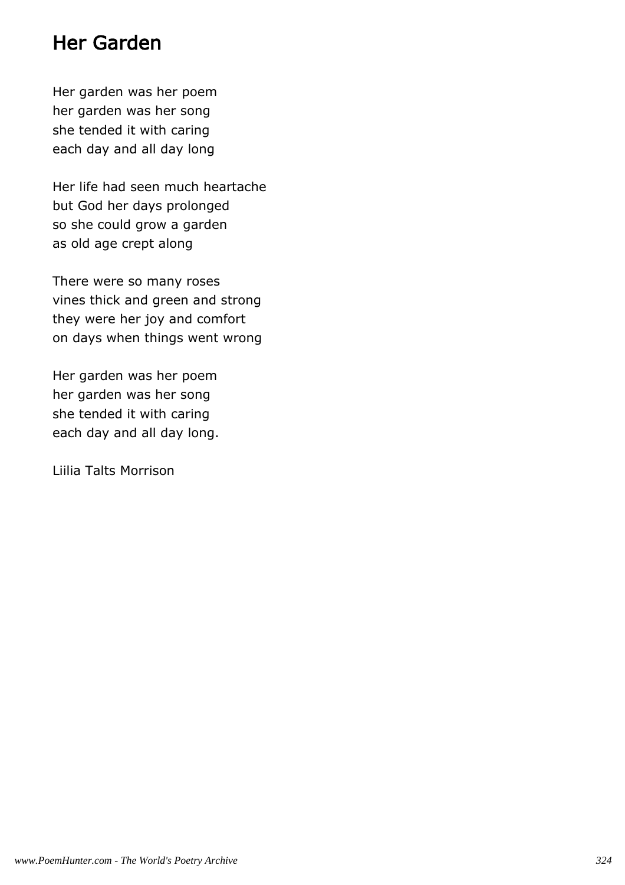# Her Garden

Her garden was her poem
her garden was her song
she tended it with caring
each day and all day long

Her life had seen much heartache
but God her days prolonged
so she could grow a garden
as old age crept along

There were so many roses
vines thick and green and strong
they were her joy and comfort
on days when things went wrong

Her garden was her poem
her garden was her song
she tended it with caring
each day and all day long.

Liilia Talts Morrison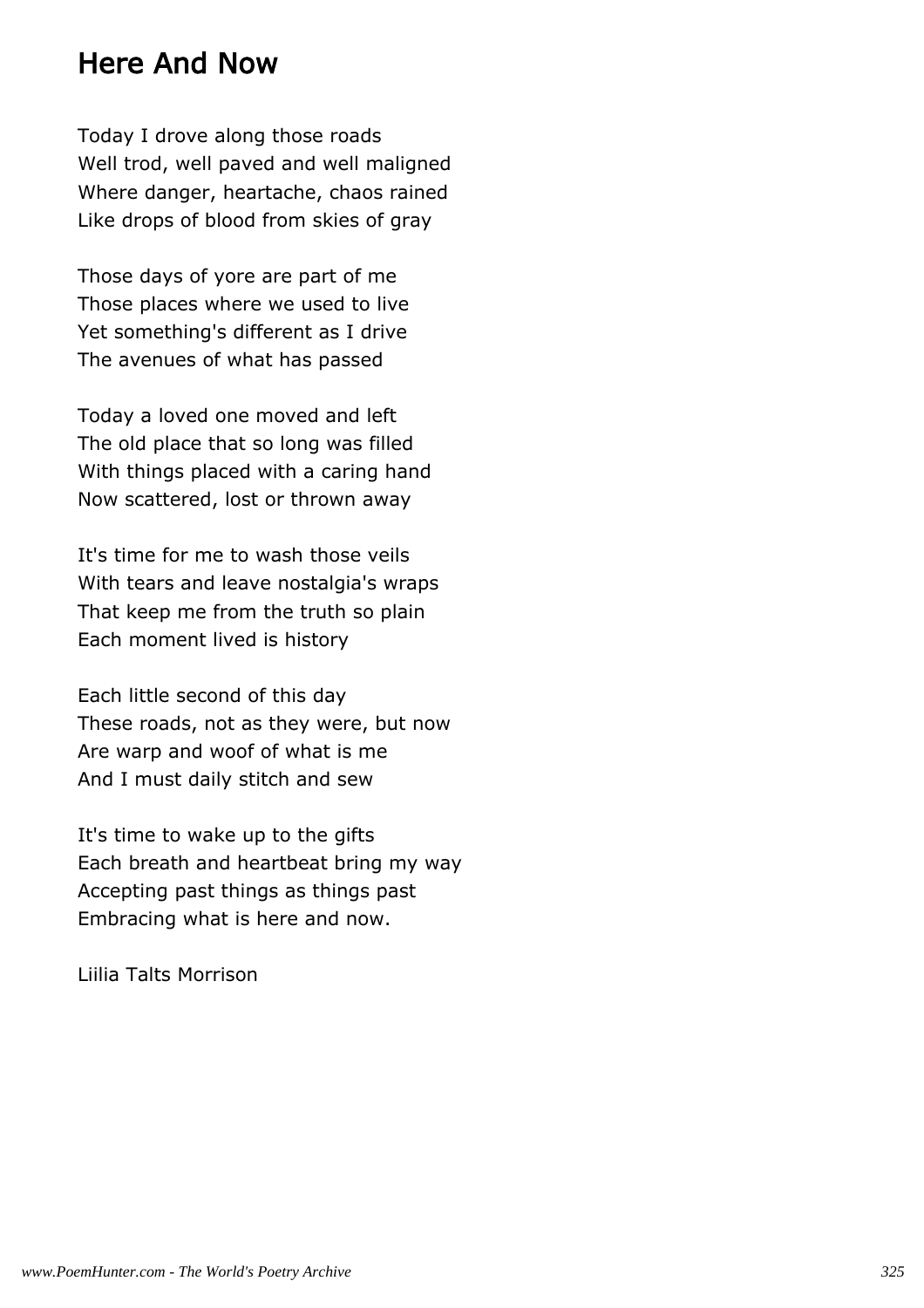## Here And Now

Today I drove along those roads
Well trod, well paved and well maligned
Where danger, heartache, chaos rained
Like drops of blood from skies of gray

Those days of yore are part of me
Those places where we used to live
Yet something's different as I drive
The avenues of what has passed

Today a loved one moved and left
The old place that so long was filled
With things placed with a caring hand
Now scattered, lost or thrown away

It's time for me to wash those veils
With tears and leave nostalgia's wraps
That keep me from the truth so plain
Each moment lived is history

Each little second of this day
These roads, not as they were, but now
Are warp and woof of what is me
And I must daily stitch and sew

It's time to wake up to the gifts
Each breath and heartbeat bring my way
Accepting past things as things past
Embracing what is here and now.

Liilia Talts Morrison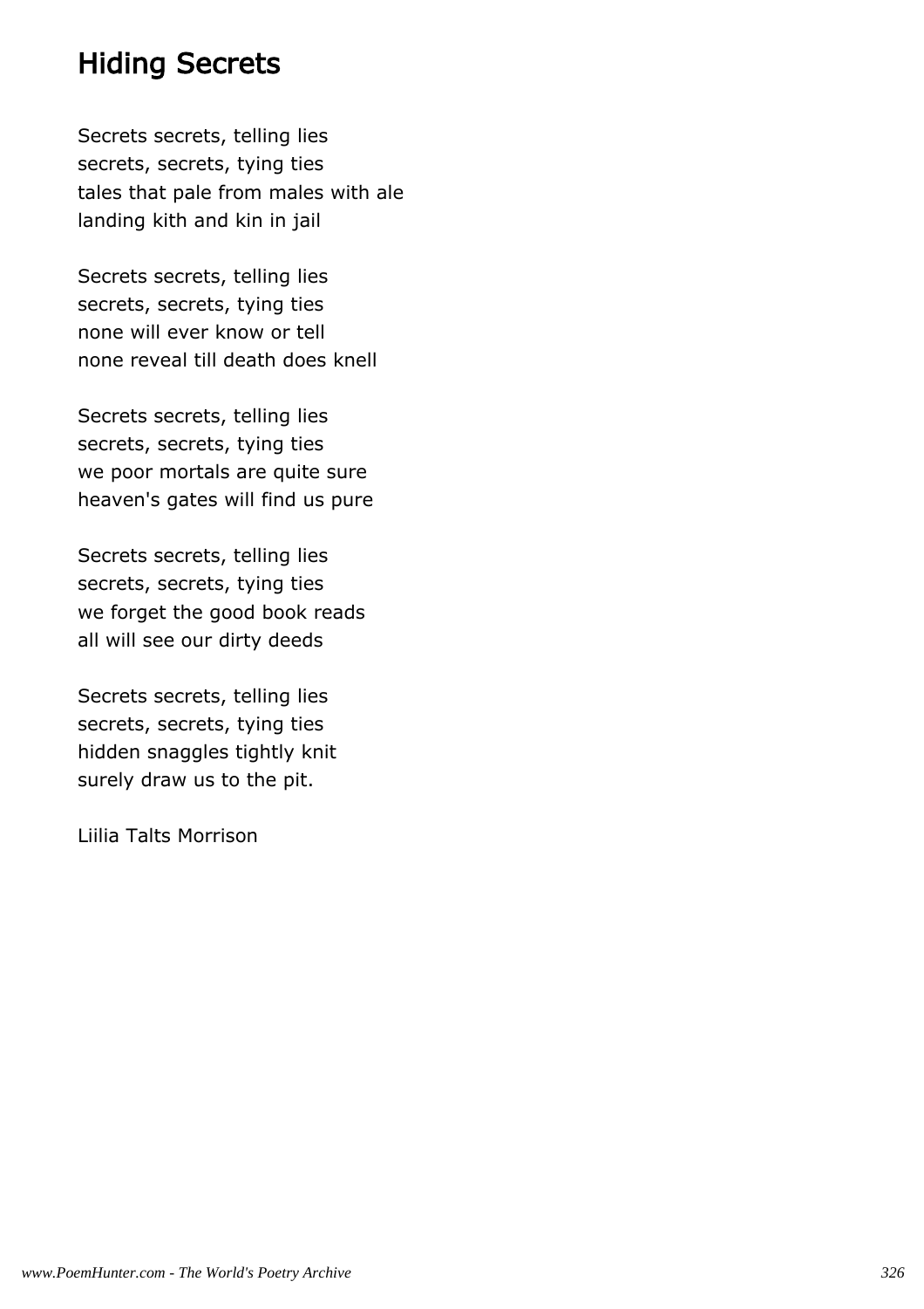## Hiding Secrets

Secrets secrets, telling lies
secrets, secrets, tying ties
tales that pale from males with ale
landing kith and kin in jail

Secrets secrets, telling lies
secrets, secrets, tying ties
none will ever know or tell
none reveal till death does knell

Secrets secrets, telling lies
secrets, secrets, tying ties
we poor mortals are quite sure
heaven's gates will find us pure

Secrets secrets, telling lies
secrets, secrets, tying ties
we forget the good book reads
all will see our dirty deeds

Secrets secrets, telling lies
secrets, secrets, tying ties
hidden snaggles tightly knit
surely draw us to the pit.

Liilia Talts Morrison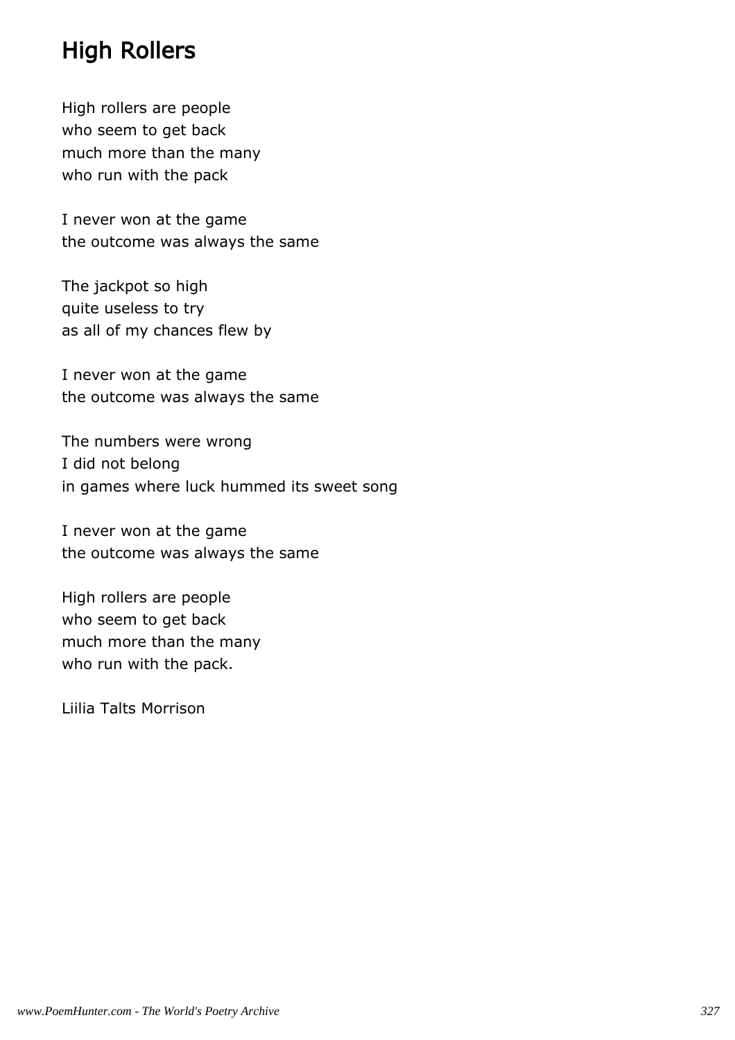## High Rollers

High rollers are people
who seem to get back
much more than the many
who run with the pack

I never won at the game
the outcome was always the same

The jackpot so high
quite useless to try
as all of my chances flew by

I never won at the game
the outcome was always the same

The numbers were wrong
I did not belong
in games where luck hummed its sweet song

I never won at the game
the outcome was always the same

High rollers are people
who seem to get back
much more than the many
who run with the pack.

Liilia Talts Morrison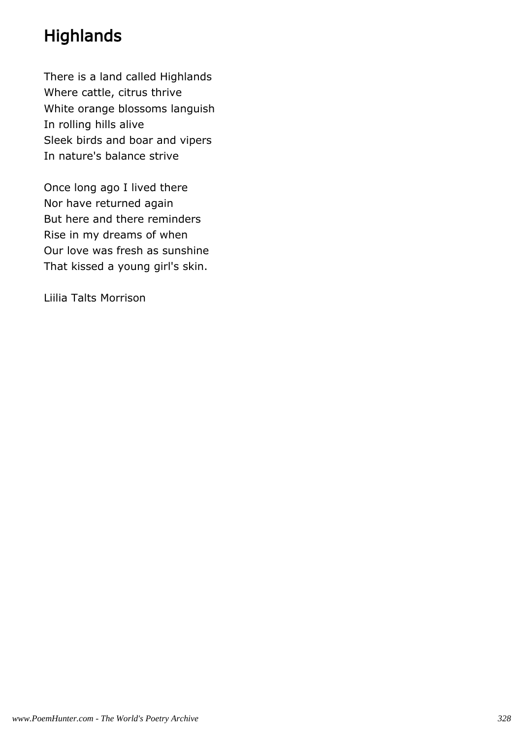# Highlands

There is a land called Highlands
Where cattle, citrus thrive
White orange blossoms languish
In rolling hills alive
Sleek birds and boar and vipers
In nature's balance strive

Once long ago I lived there
Nor have returned again
But here and there reminders
Rise in my dreams of when
Our love was fresh as sunshine
That kissed a young girl's skin.

Liilia Talts Morrison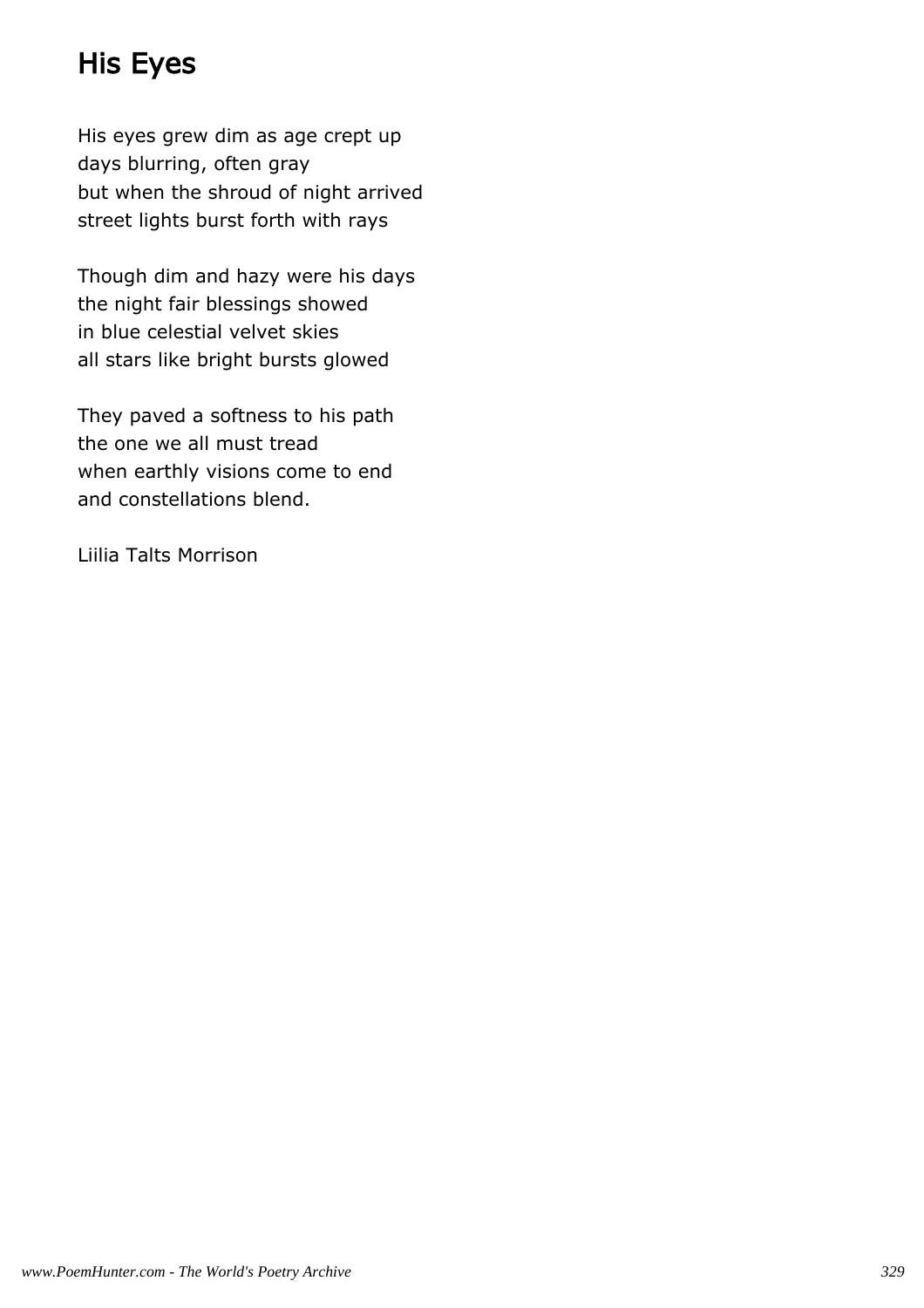# His Eyes

His eyes grew dim as age crept up
days blurring, often gray
but when the shroud of night arrived
street lights burst forth with rays

Though dim and hazy were his days
the night fair blessings showed
in blue celestial velvet skies
all stars like bright bursts glowed

They paved a softness to his path
the one we all must tread
when earthly visions come to end
and constellations blend.

Liilia Talts Morrison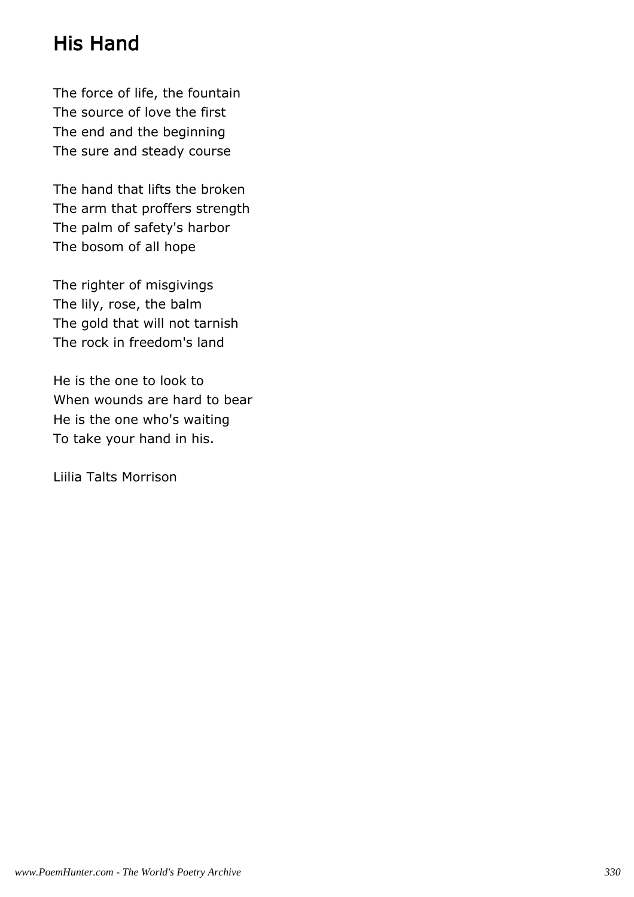# His Hand

The force of life, the fountain
The source of love the first
The end and the beginning
The sure and steady course

The hand that lifts the broken
The arm that proffers strength
The palm of safety's harbor
The bosom of all hope

The righter of misgivings
The lily, rose, the balm
The gold that will not tarnish
The rock in freedom's land

He is the one to look to
When wounds are hard to bear
He is the one who's waiting
To take your hand in his.

Liilia Talts Morrison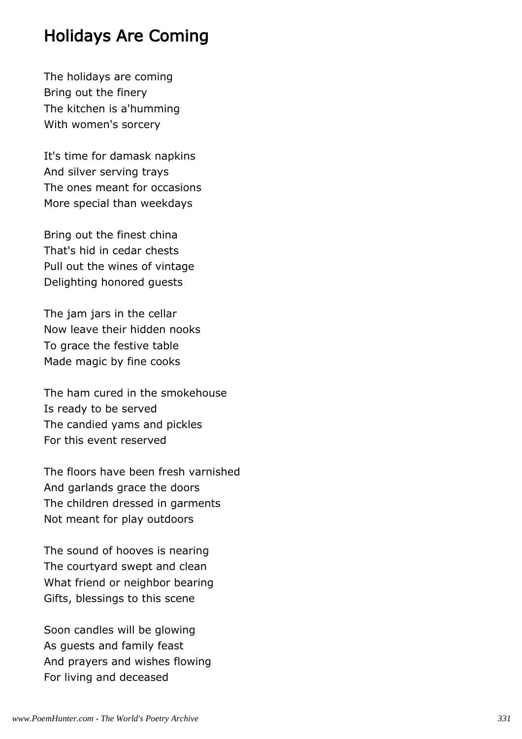## Holidays Are Coming

The holidays are coming
Bring out the finery
The kitchen is a'humming
With women's sorcery

It's time for damask napkins
And silver serving trays
The ones meant for occasions
More special than weekdays

Bring out the finest china
That's hid in cedar chests
Pull out the wines of vintage
Delighting honored guests

The jam jars in the cellar
Now leave their hidden nooks
To grace the festive table
Made magic by fine cooks

The ham cured in the smokehouse
Is ready to be served
The candied yams and pickles
For this event reserved

The floors have been fresh varnished
And garlands grace the doors
The children dressed in garments
Not meant for play outdoors

The sound of hooves is nearing
The courtyard swept and clean
What friend or neighbor bearing
Gifts, blessings to this scene

Soon candles will be glowing
As guests and family feast
And prayers and wishes flowing
For living and deceased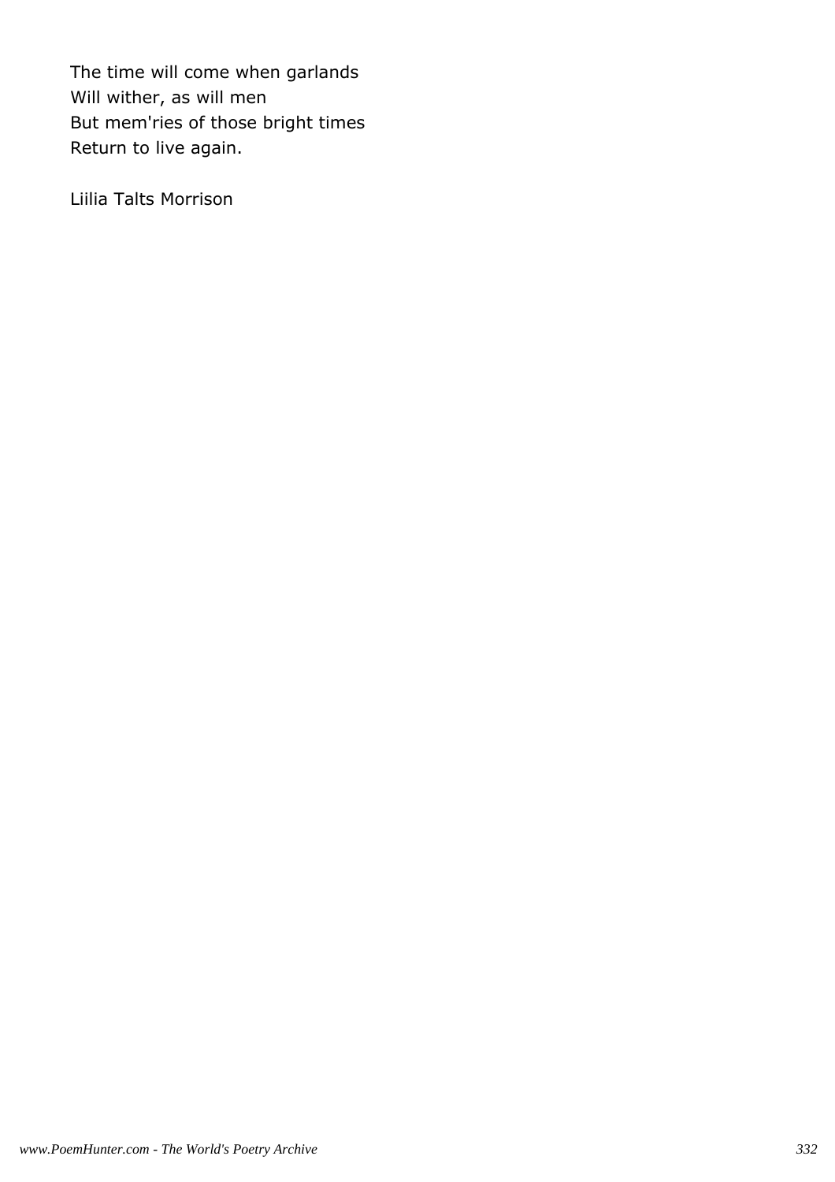The time will come when garlands  
Will wither, as will men  
But mem'ries of those bright times  
Return to live again.

Liilia Talts Morrison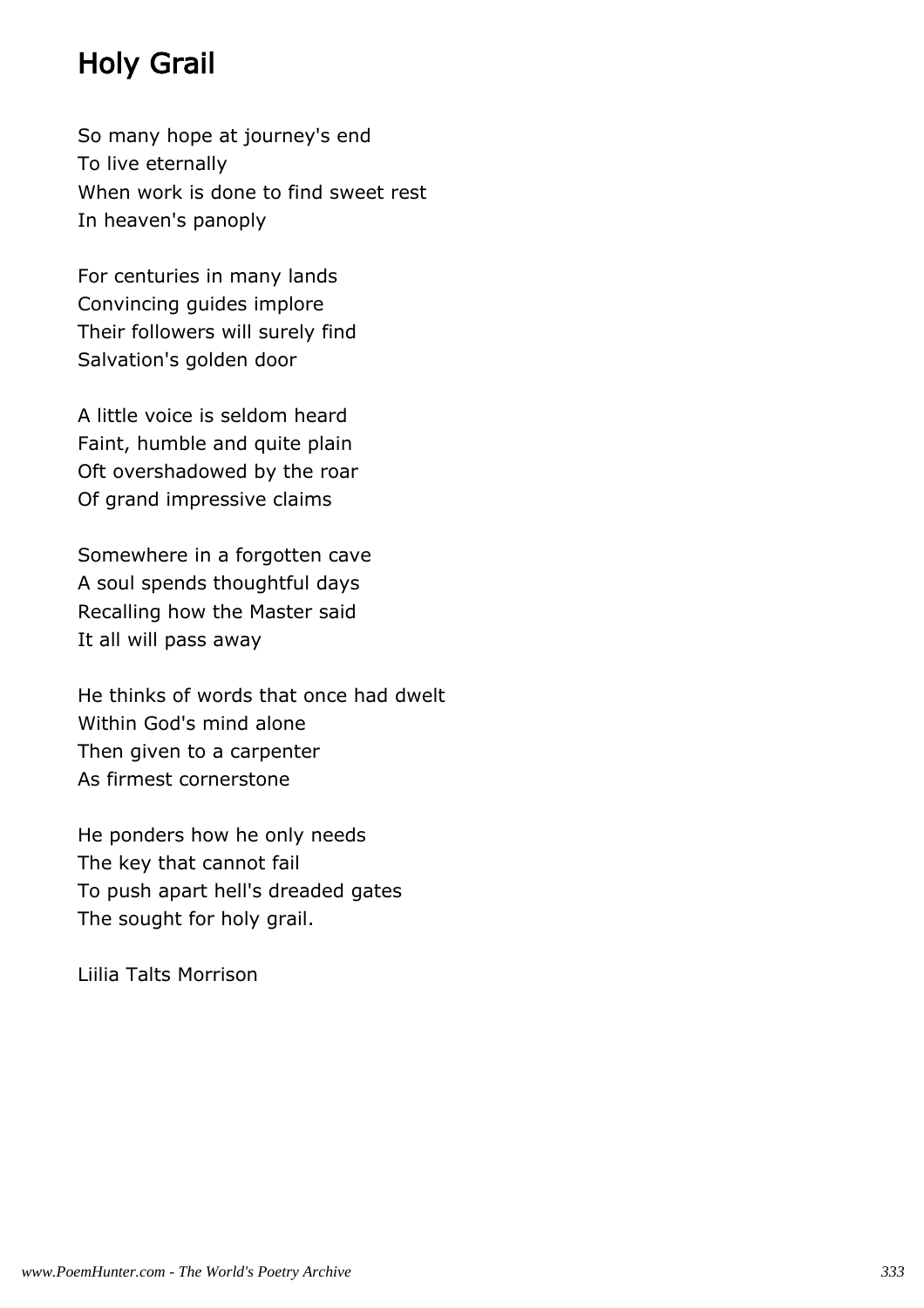# Holy Grail

So many hope at journey's end
To live eternally
When work is done to find sweet rest
In heaven's panoply

For centuries in many lands
Convincing guides implore
Their followers will surely find
Salvation's golden door

A little voice is seldom heard
Faint, humble and quite plain
Oft overshadowed by the roar
Of grand impressive claims

Somewhere in a forgotten cave
A soul spends thoughtful days
Recalling how the Master said
It all will pass away

He thinks of words that once had dwelt
Within God's mind alone
Then given to a carpenter
As firmest cornerstone

He ponders how he only needs
The key that cannot fail
To push apart hell's dreaded gates
The sought for holy grail.

Liilia Talts Morrison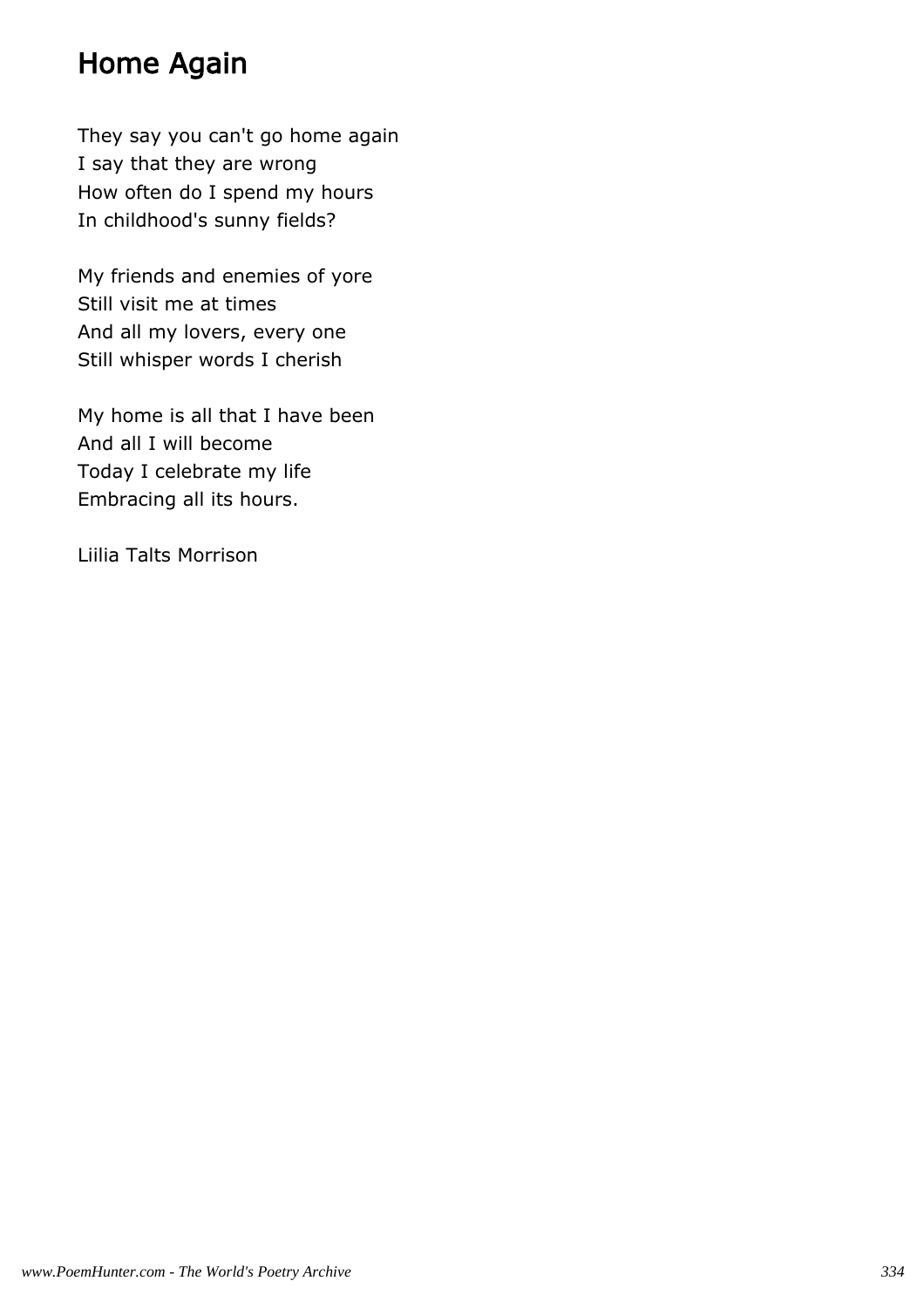# Home Again

They say you can't go home again
I say that they are wrong
How often do I spend my hours
In childhood's sunny fields?

My friends and enemies of yore
Still visit me at times
And all my lovers, every one
Still whisper words I cherish

My home is all that I have been
And all I will become
Today I celebrate my life
Embracing all its hours.

Liilia Talts Morrison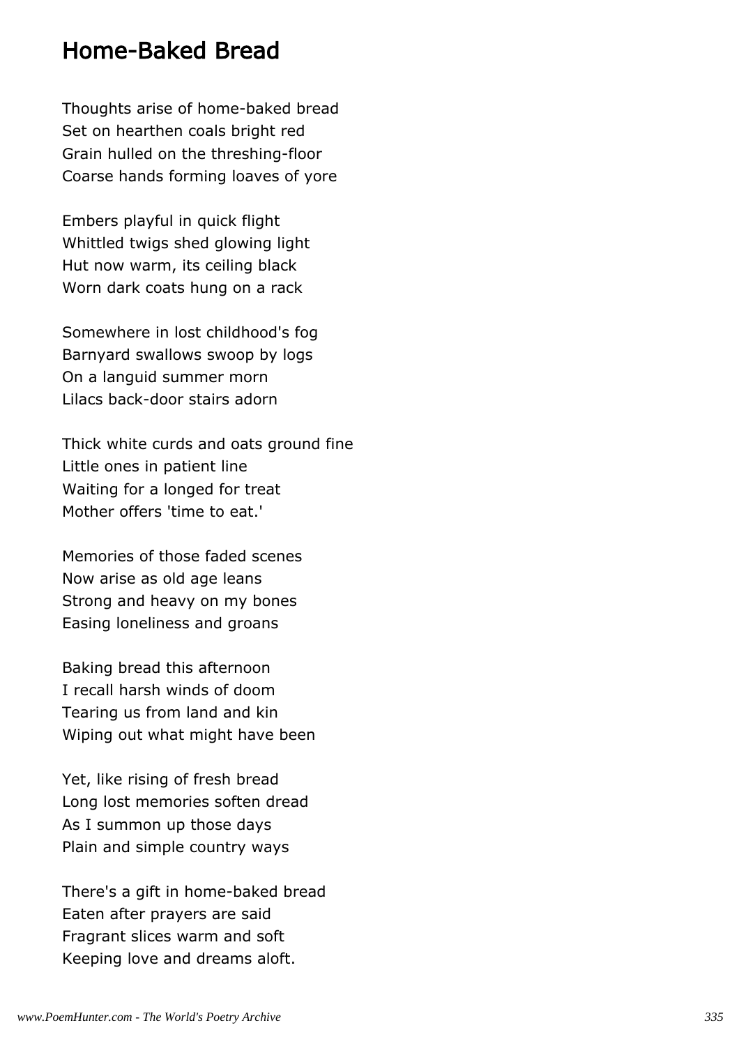# Home-Baked Bread

Thoughts arise of home-baked bread  
Set on hearthen coals bright red  
Grain hulled on the threshing-floor  
Coarse hands forming loaves of yore

Embers playful in quick flight  
Whittled twigs shed glowing light  
Hut now warm, its ceiling black  
Worn dark coats hung on a rack

Somewhere in lost childhood's fog  
Barnyard swallows swoop by logs  
On a languid summer morn  
Lilacs back-door stairs adorn

Thick white curds and oats ground fine  
Little ones in patient line  
Waiting for a longed for treat  
Mother offers 'time to eat.'

Memories of those faded scenes  
Now arise as old age leans  
Strong and heavy on my bones  
Easing loneliness and groans

Baking bread this afternoon  
I recall harsh winds of doom  
Tearing us from land and kin  
Wiping out what might have been

Yet, like rising of fresh bread  
Long lost memories soften dread  
As I summon up those days  
Plain and simple country ways

There's a gift in home-baked bread  
Eaten after prayers are said  
Fragrant slices warm and soft  
Keeping love and dreams aloft.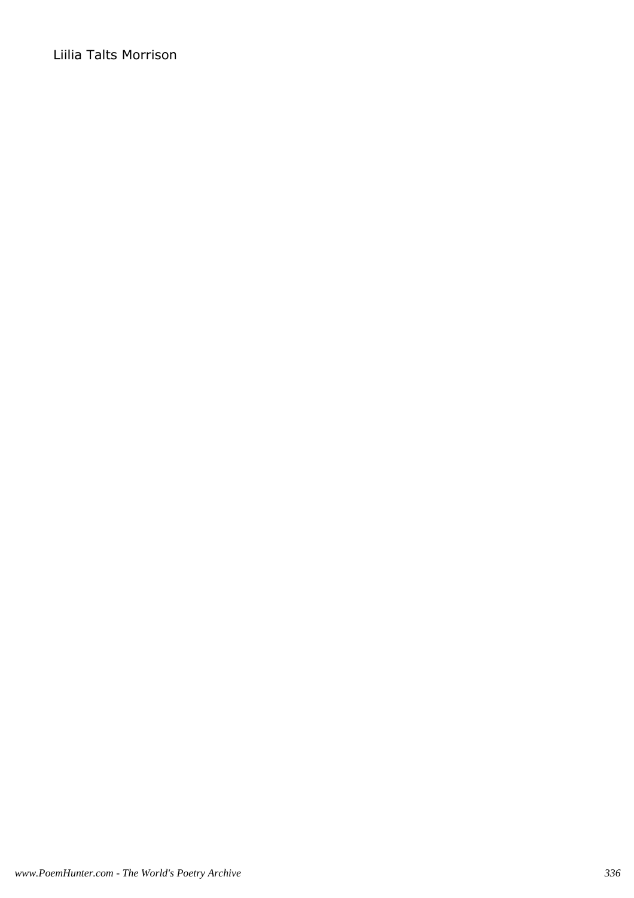Liilia Talts Morrison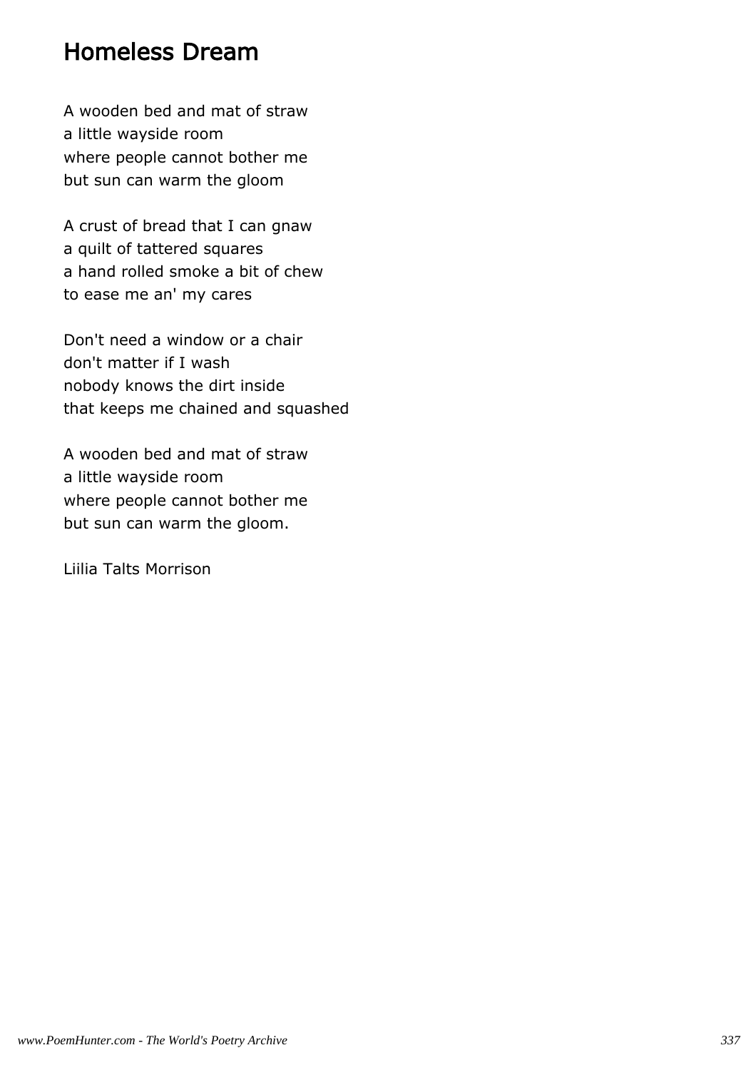## Homeless Dream

A wooden bed and mat of straw
a little wayside room
where people cannot bother me
but sun can warm the gloom

A crust of bread that I can gnaw
a quilt of tattered squares
a hand rolled smoke a bit of chew
to ease me an' my cares

Don't need a window or a chair
don't matter if I wash
nobody knows the dirt inside
that keeps me chained and squashed

A wooden bed and mat of straw
a little wayside room
where people cannot bother me
but sun can warm the gloom.

Liilia Talts Morrison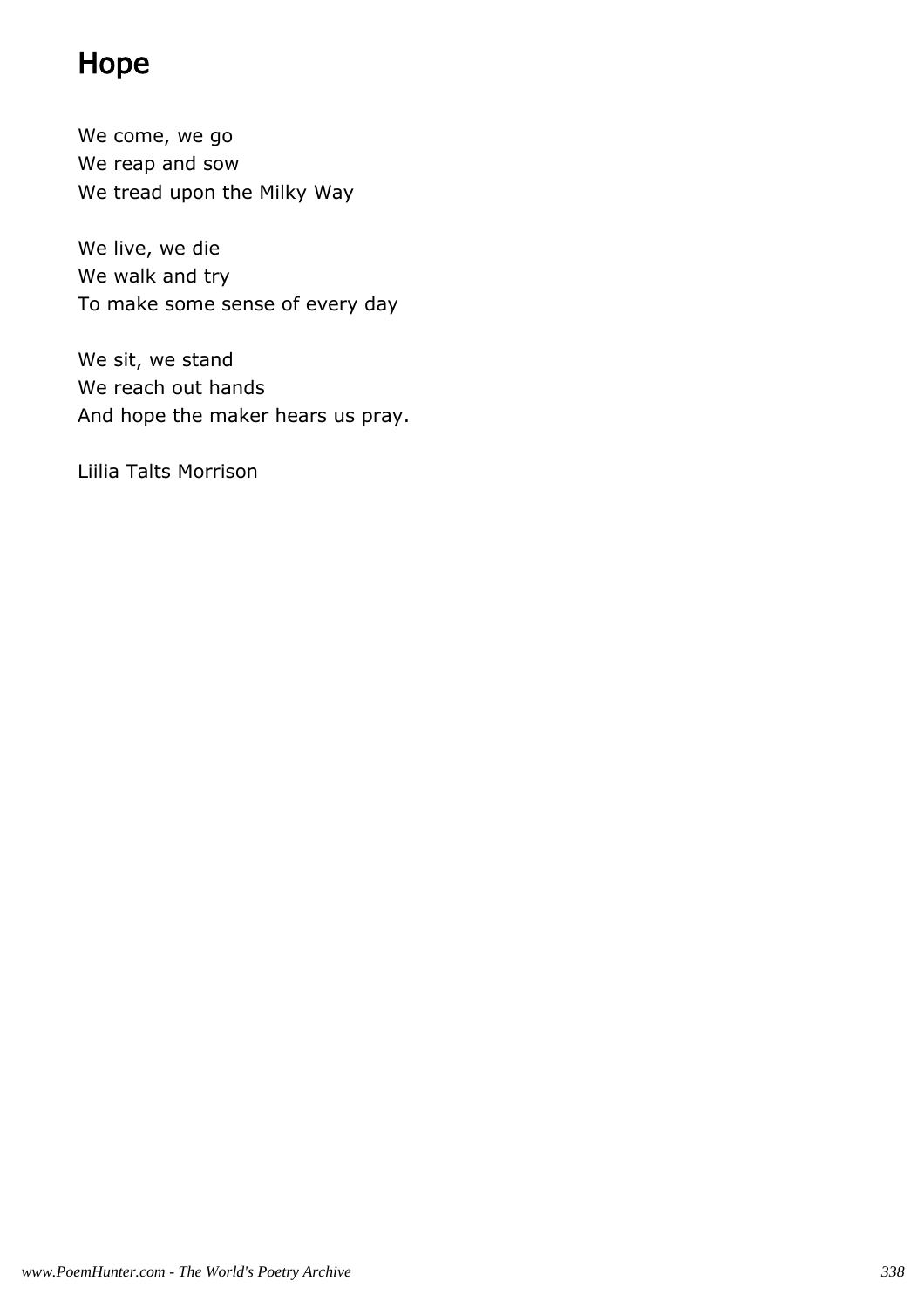# Hope

We come, we go
We reap and sow
We tread upon the Milky Way

We live, we die
We walk and try
To make some sense of every day

We sit, we stand
We reach out hands
And hope the maker hears us pray.

Liilia Talts Morrison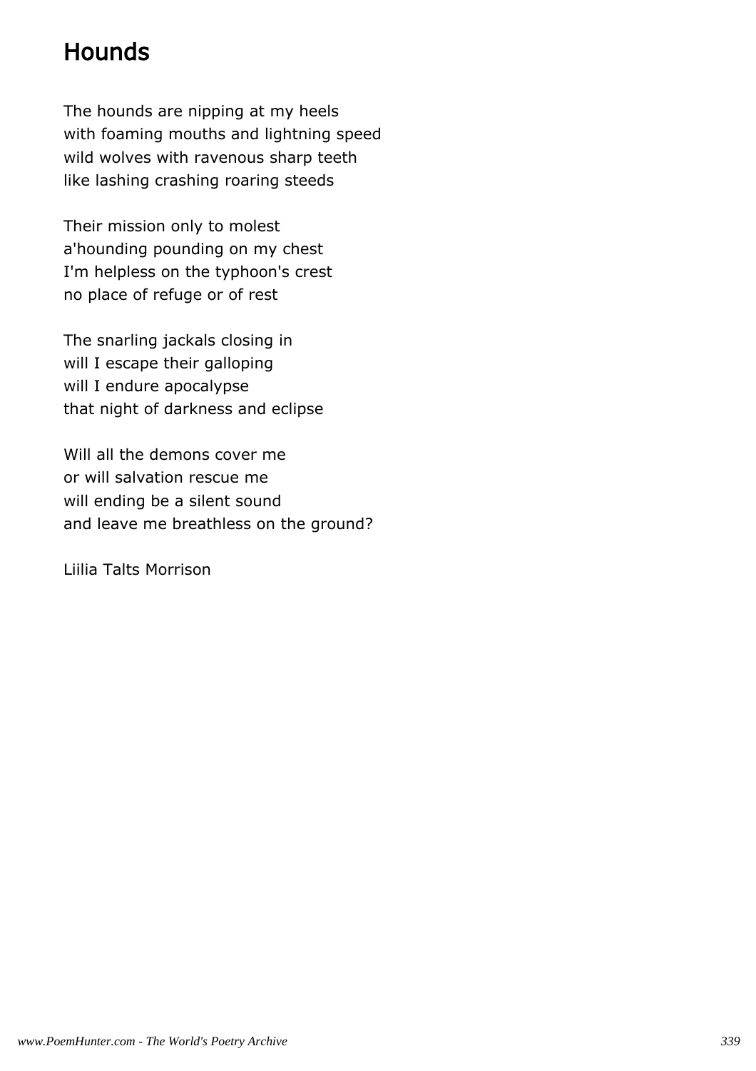# Hounds

The hounds are nipping at my heels
with foaming mouths and lightning speed
wild wolves with ravenous sharp teeth
like lashing crashing roaring steeds

Their mission only to molest
a'hounding pounding on my chest
I'm helpless on the typhoon's crest
no place of refuge or of rest

The snarling jackals closing in
will I escape their galloping
will I endure apocalypse
that night of darkness and eclipse

Will all the demons cover me
or will salvation rescue me
will ending be a silent sound
and leave me breathless on the ground?

Liilia Talts Morrison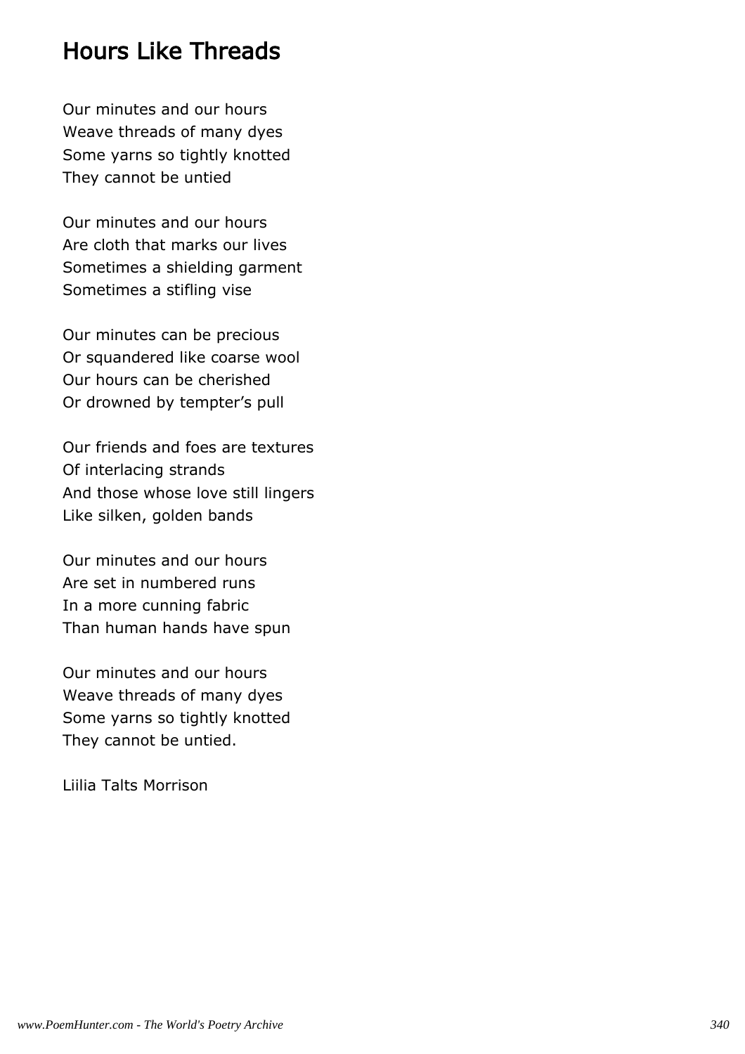# Hours Like Threads

Our minutes and our hours
Weave threads of many dyes
Some yarns so tightly knotted
They cannot be untied

Our minutes and our hours
Are cloth that marks our lives
Sometimes a shielding garment
Sometimes a stifling vise

Our minutes can be precious
Or squandered like coarse wool
Our hours can be cherished
Or drowned by tempter's pull

Our friends and foes are textures
Of interlacing strands
And those whose love still lingers
Like silken, golden bands

Our minutes and our hours
Are set in numbered runs
In a more cunning fabric
Than human hands have spun

Our minutes and our hours
Weave threads of many dyes
Some yarns so tightly knotted
They cannot be untied.

Liilia Talts Morrison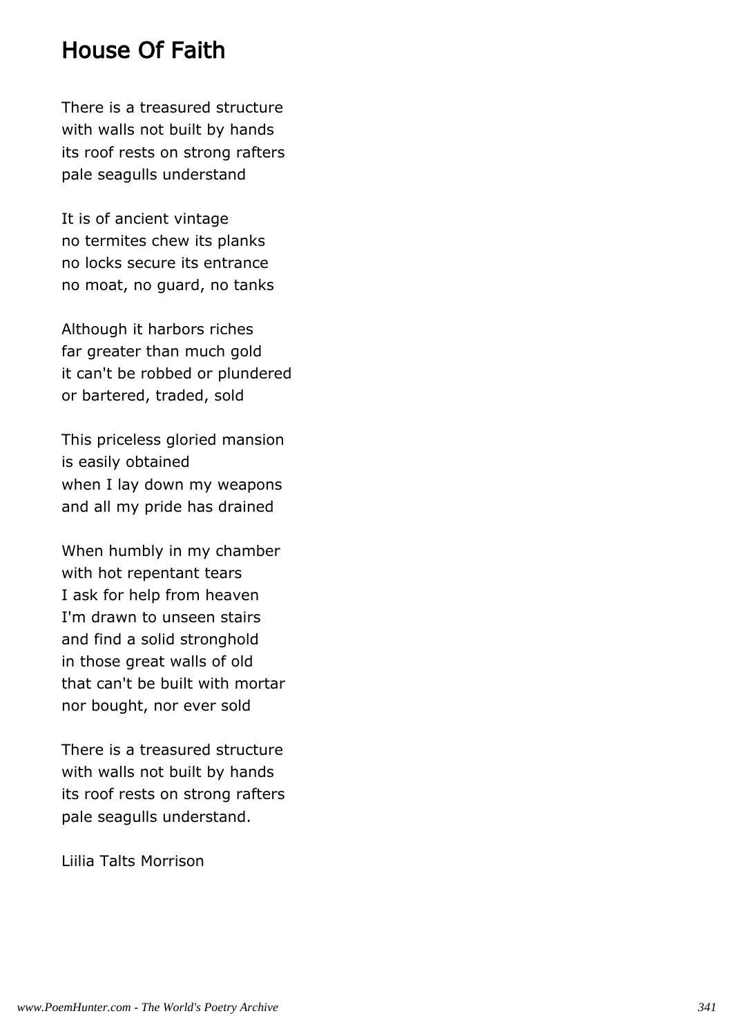# House Of Faith

There is a treasured structure
with walls not built by hands
its roof rests on strong rafters
pale seagulls understand

It is of ancient vintage
no termites chew its planks
no locks secure its entrance
no moat, no guard, no tanks

Although it harbors riches
far greater than much gold
it can't be robbed or plundered
or bartered, traded, sold

This priceless gloried mansion
is easily obtained
when I lay down my weapons
and all my pride has drained

When humbly in my chamber
with hot repentant tears
I ask for help from heaven
I'm drawn to unseen stairs
and find a solid stronghold
in those great walls of old
that can't be built with mortar
nor bought, nor ever sold

There is a treasured structure
with walls not built by hands
its roof rests on strong rafters
pale seagulls understand.

Liilia Talts Morrison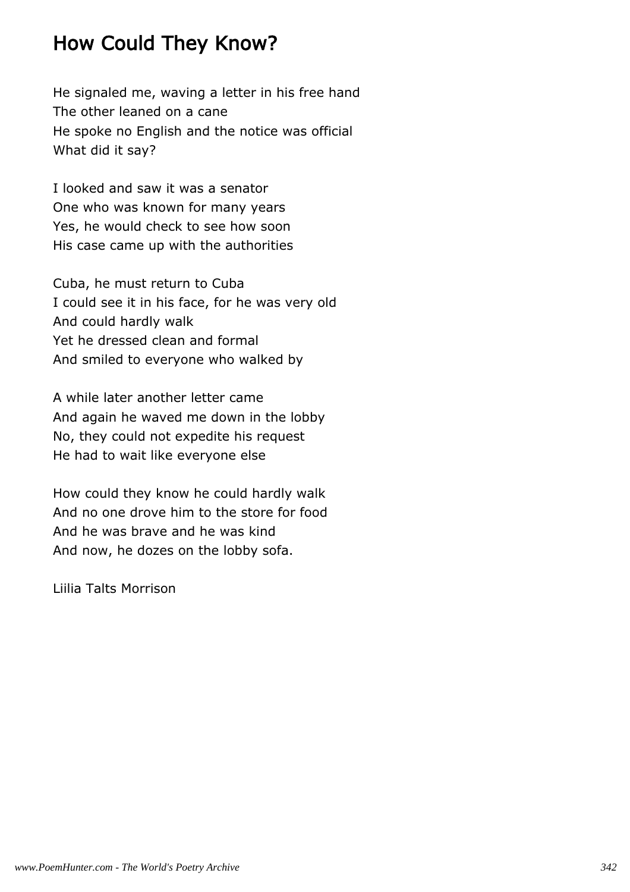# How Could They Know?

He signaled me, waving a letter in his free hand
The other leaned on a cane
He spoke no English and the notice was official
What did it say?

I looked and saw it was a senator
One who was known for many years
Yes, he would check to see how soon
His case came up with the authorities

Cuba, he must return to Cuba
I could see it in his face, for he was very old
And could hardly walk
Yet he dressed clean and formal
And smiled to everyone who walked by

A while later another letter came
And again he waved me down in the lobby
No, they could not expedite his request
He had to wait like everyone else

How could they know he could hardly walk
And no one drove him to the store for food
And he was brave and he was kind
And now, he dozes on the lobby sofa.

Liilia Talts Morrison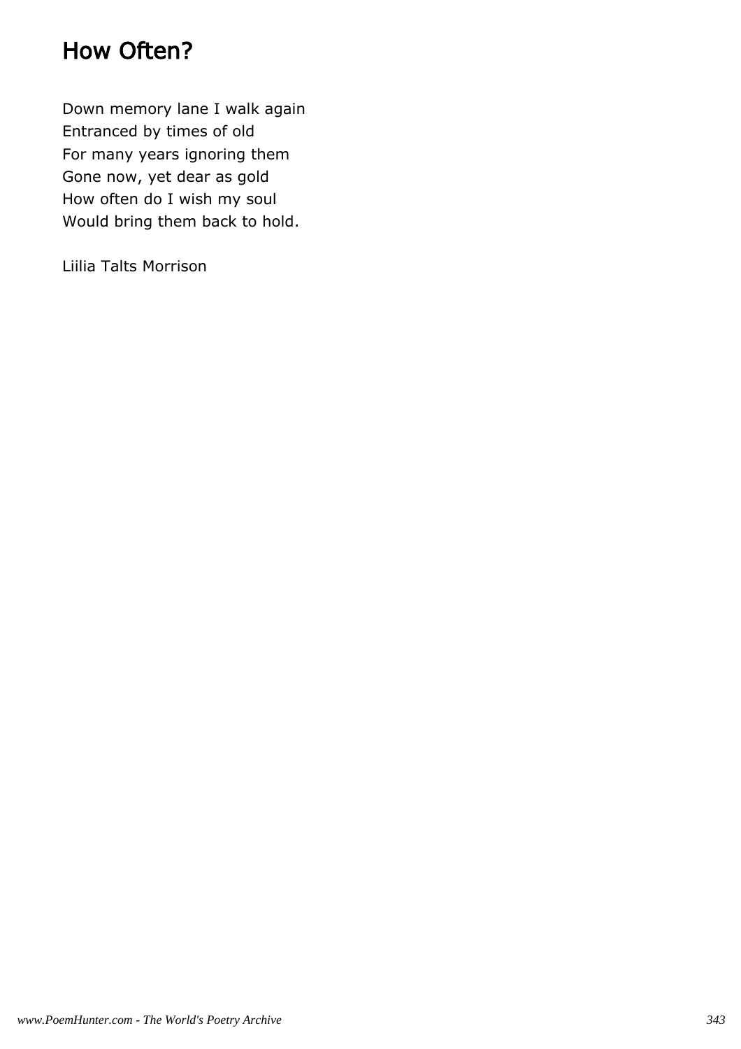# How Often?

Down memory lane I walk again
Entranced by times of old
For many years ignoring them
Gone now, yet dear as gold
How often do I wish my soul
Would bring them back to hold.

Liilia Talts Morrison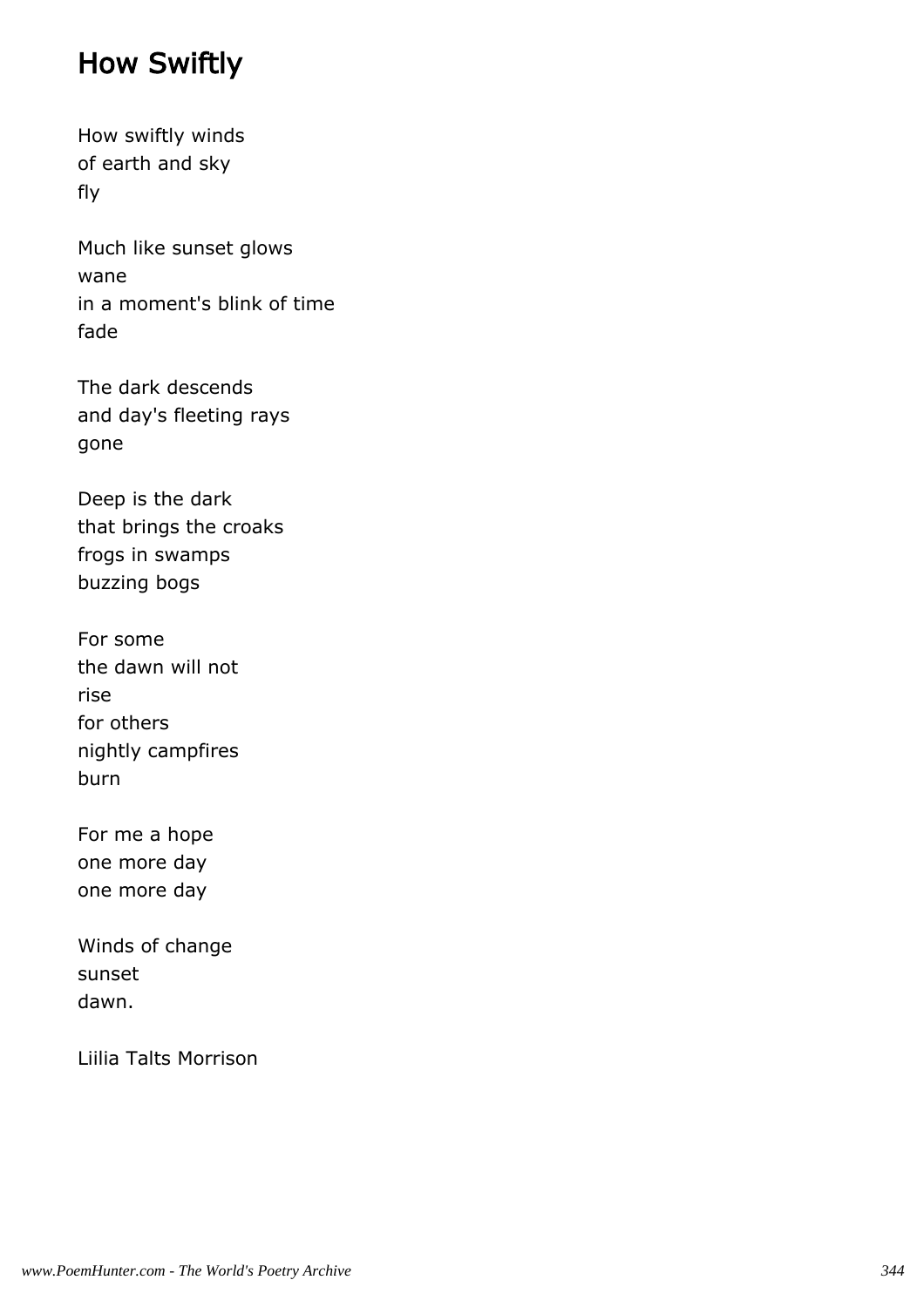## How Swiftly

How swiftly winds
of earth and sky
fly

Much like sunset glows
wane
in a moment's blink of time
fade

The dark descends
and day's fleeting rays
gone

Deep is the dark
that brings the croaks
frogs in swamps
buzzing bogs

For some
the dawn will not
rise
for others
nightly campfires
burn

For me a hope
one more day
one more day

Winds of change
sunset
dawn.

Liilia Talts Morrison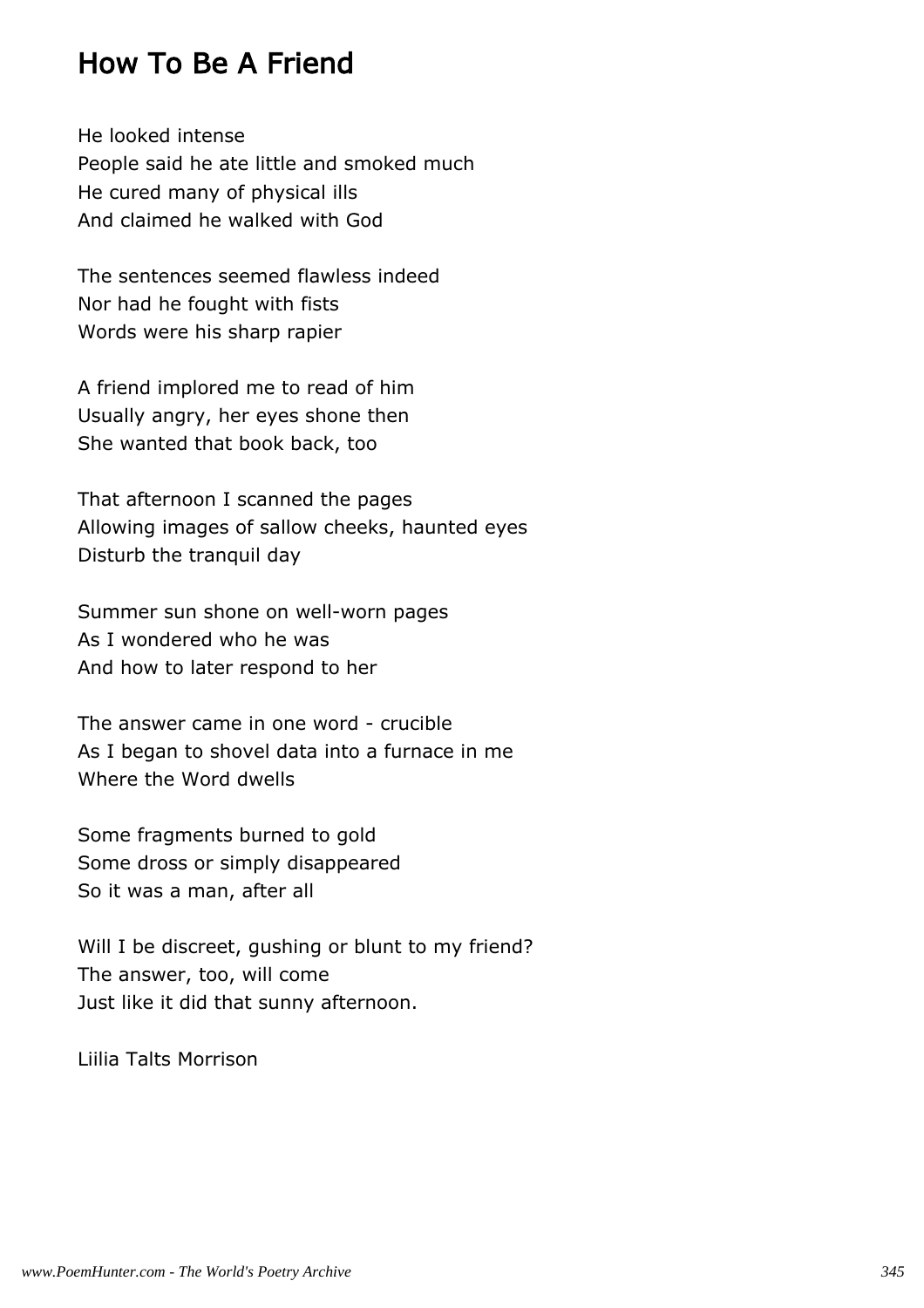# How To Be A Friend

He looked intense
People said he ate little and smoked much
He cured many of physical ills
And claimed he walked with God

The sentences seemed flawless indeed
Nor had he fought with fists
Words were his sharp rapier

A friend implored me to read of him
Usually angry, her eyes shone then
She wanted that book back, too

That afternoon I scanned the pages
Allowing images of sallow cheeks, haunted eyes
Disturb the tranquil day

Summer sun shone on well-worn pages
As I wondered who he was
And how to later respond to her

The answer came in one word - crucible
As I began to shovel data into a furnace in me
Where the Word dwells

Some fragments burned to gold
Some dross or simply disappeared
So it was a man, after all

Will I be discreet, gushing or blunt to my friend?
The answer, too, will come
Just like it did that sunny afternoon.

Liilia Talts Morrison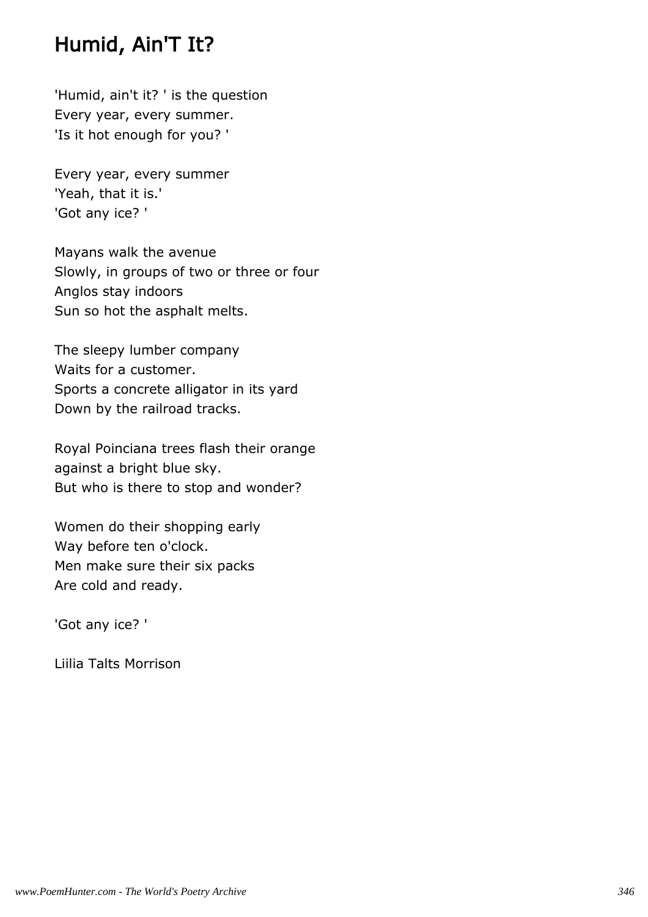# Humid, Ain'T It?

'Humid, ain't it? ' is the question
Every year, every summer.
'Is it hot enough for you? '

Every year, every summer
'Yeah, that it is.'
'Got any ice? '

Mayans walk the avenue
Slowly, in groups of two or three or four
Anglos stay indoors
Sun so hot the asphalt melts.

The sleepy lumber company
Waits for a customer.
Sports a concrete alligator in its yard
Down by the railroad tracks.

Royal Poinciana trees flash their orange
against a bright blue sky.
But who is there to stop and wonder?

Women do their shopping early
Way before ten o'clock.
Men make sure their six packs
Are cold and ready.

'Got any ice? '

Liilia Talts Morrison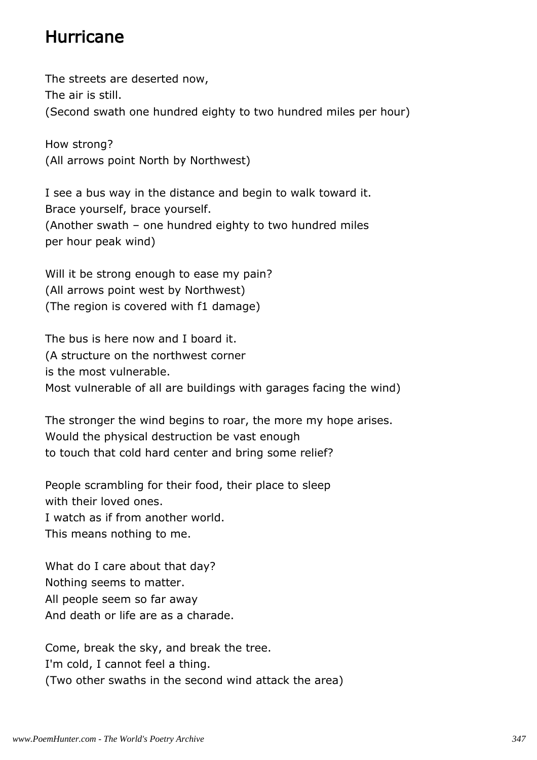# Hurricane

The streets are deserted now,  
The air is still.  
(Second swath one hundred eighty to two hundred miles per hour)

How strong?  
(All arrows point North by Northwest)

I see a bus way in the distance and begin to walk toward it.  
Brace yourself, brace yourself.  
(Another swath – one hundred eighty to two hundred miles  
per hour peak wind)

Will it be strong enough to ease my pain?  
(All arrows point west by Northwest)  
(The region is covered with f1 damage)

The bus is here now and I board it.  
(A structure on the northwest corner  
is the most vulnerable.  
Most vulnerable of all are buildings with garages facing the wind)

The stronger the wind begins to roar, the more my hope arises.  
Would the physical destruction be vast enough  
to touch that cold hard center and bring some relief?

People scrambling for their food, their place to sleep  
with their loved ones.  
I watch as if from another world.  
This means nothing to me.

What do I care about that day?  
Nothing seems to matter.  
All people seem so far away  
And death or life are as a charade.

Come, break the sky, and break the tree.  
I'm cold, I cannot feel a thing.  
(Two other swaths in the second wind attack the area)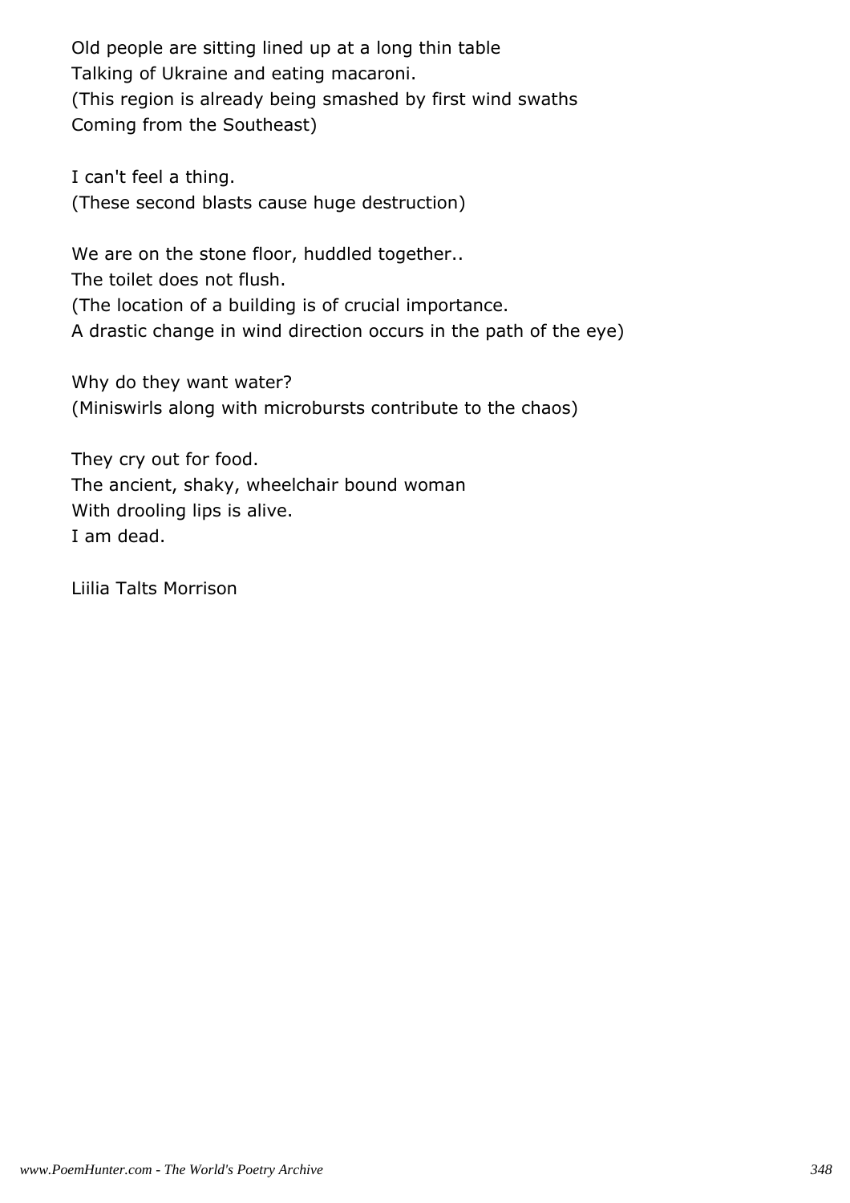Old people are sitting lined up at a long thin table
Talking of Ukraine and eating macaroni.
(This region is already being smashed by first wind swaths
Coming from the Southeast)

I can't feel a thing.
(These second blasts cause huge destruction)

We are on the stone floor, huddled together..
The toilet does not flush.
(The location of a building is of crucial importance.
A drastic change in wind direction occurs in the path of the eye)

Why do they want water?
(Miniswirls along with microbursts contribute to the chaos)

They cry out for food.
The ancient, shaky, wheelchair bound woman
With drooling lips is alive.
I am dead.

Liilia Talts Morrison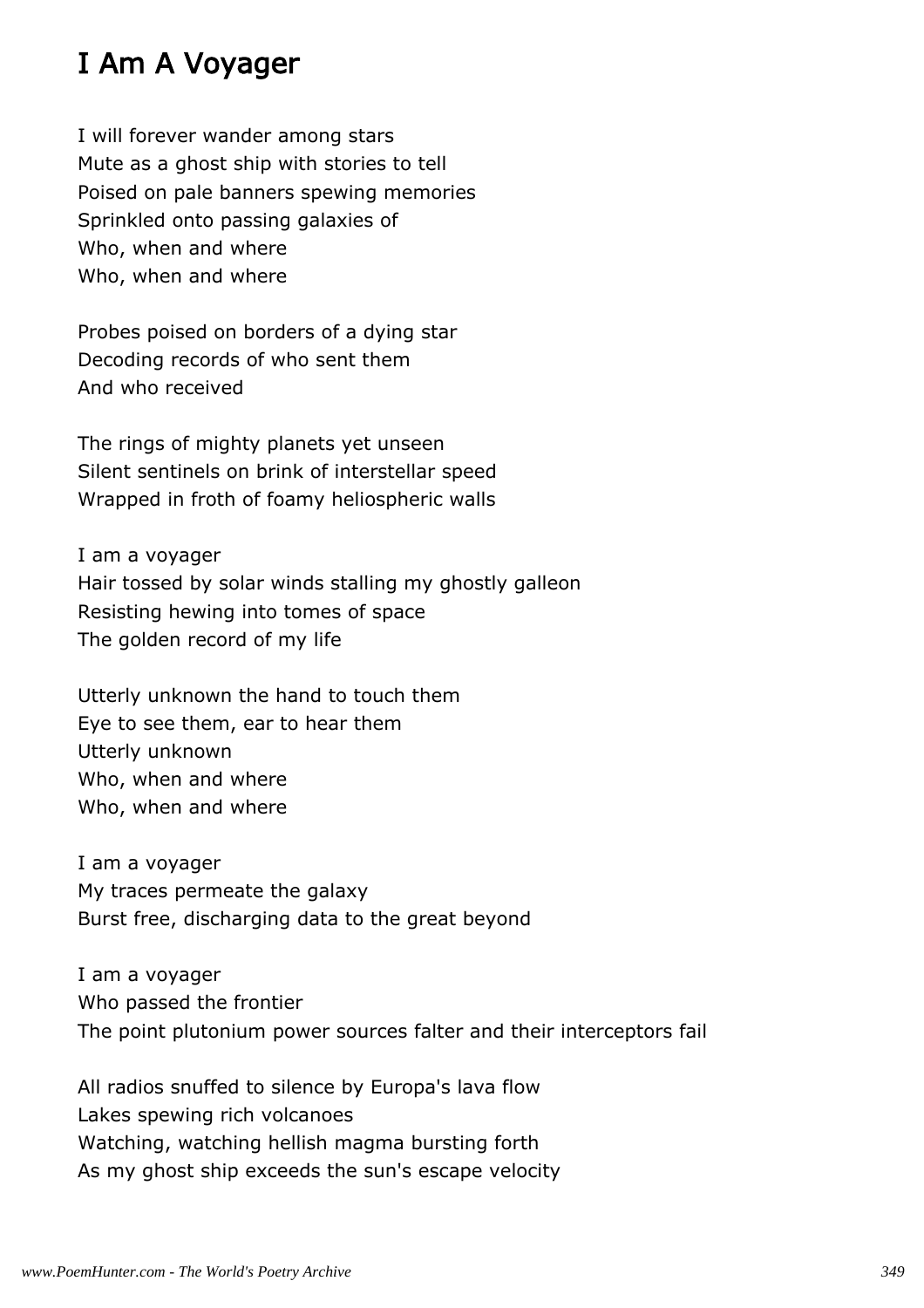# I Am A Voyager

I will forever wander among stars
Mute as a ghost ship with stories to tell
Poised on pale banners spewing memories
Sprinkled onto passing galaxies of
Who, when and where
Who, when and where

Probes poised on borders of a dying star
Decoding records of who sent them
And who received

The rings of mighty planets yet unseen
Silent sentinels on brink of interstellar speed
Wrapped in froth of foamy heliospheric walls

I am a voyager
Hair tossed by solar winds stalling my ghostly galleon
Resisting hewing into tomes of space
The golden record of my life

Utterly unknown the hand to touch them
Eye to see them, ear to hear them
Utterly unknown
Who, when and where
Who, when and where

I am a voyager
My traces permeate the galaxy
Burst free, discharging data to the great beyond

I am a voyager
Who passed the frontier
The point plutonium power sources falter and their interceptors fail

All radios snuffed to silence by Europa's lava flow
Lakes spewing rich volcanoes
Watching, watching hellish magma bursting forth
As my ghost ship exceeds the sun's escape velocity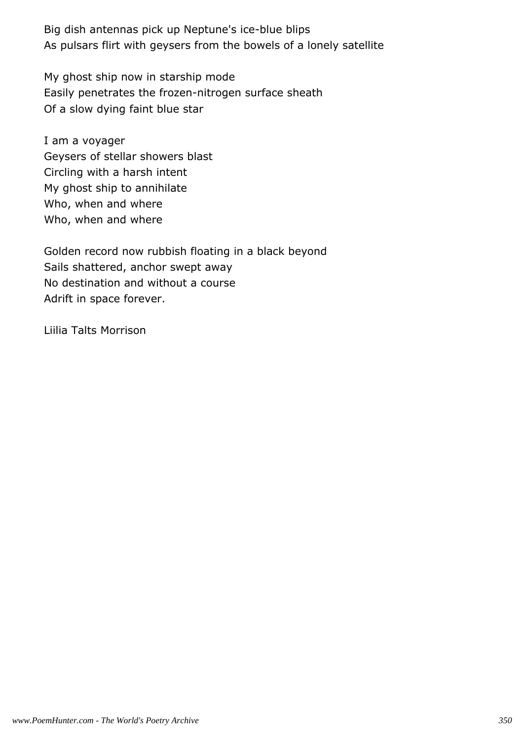Big dish antennas pick up Neptune's ice-blue blips
As pulsars flirt with geysers from the bowels of a lonely satellite

My ghost ship now in starship mode
Easily penetrates the frozen-nitrogen surface sheath
Of a slow dying faint blue star

I am a voyager
Geysers of stellar showers blast
Circling with a harsh intent
My ghost ship to annihilate
Who, when and where
Who, when and where

Golden record now rubbish floating in a black beyond
Sails shattered, anchor swept away
No destination and without a course
Adrift in space forever.

Liilia Talts Morrison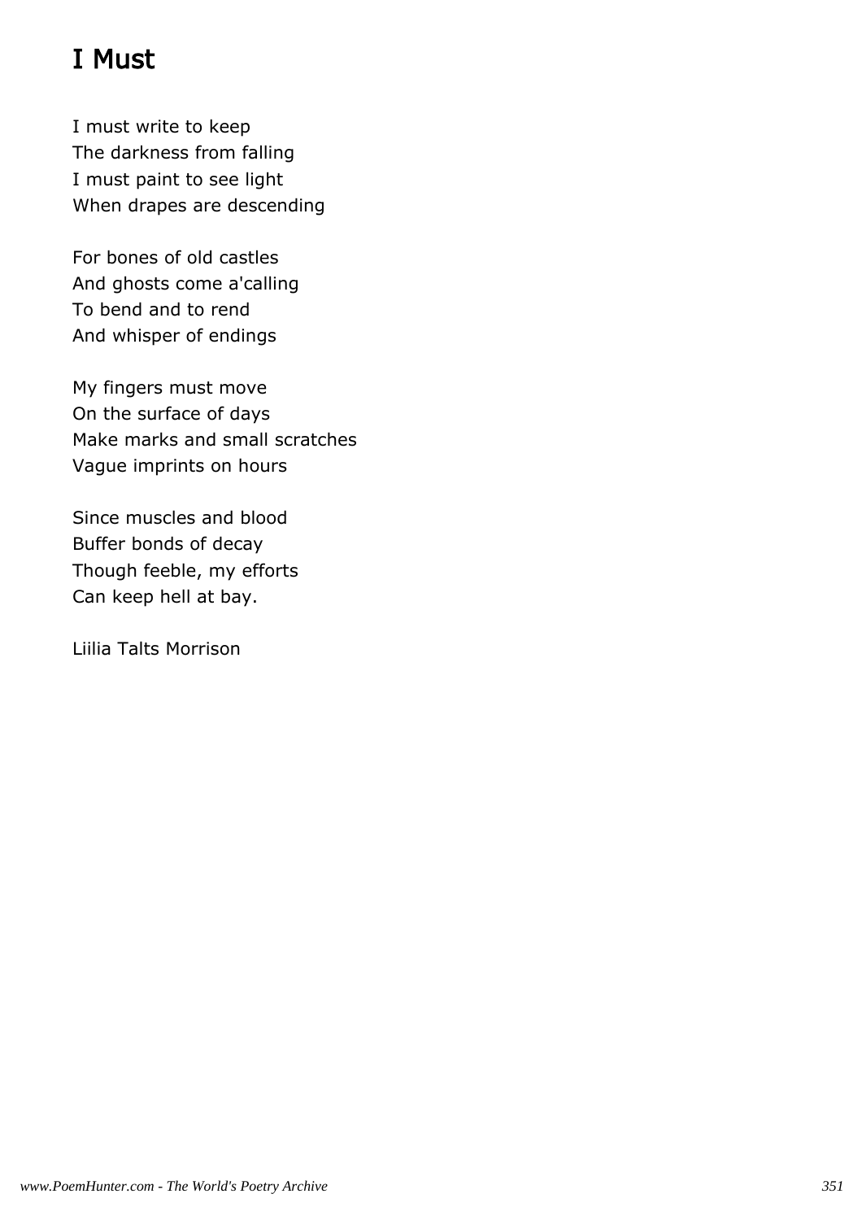# I Must

I must write to keep
The darkness from falling
I must paint to see light
When drapes are descending

For bones of old castles
And ghosts come a'calling
To bend and to rend
And whisper of endings

My fingers must move
On the surface of days
Make marks and small scratches
Vague imprints on hours

Since muscles and blood
Buffer bonds of decay
Though feeble, my efforts
Can keep hell at bay.

Liilia Talts Morrison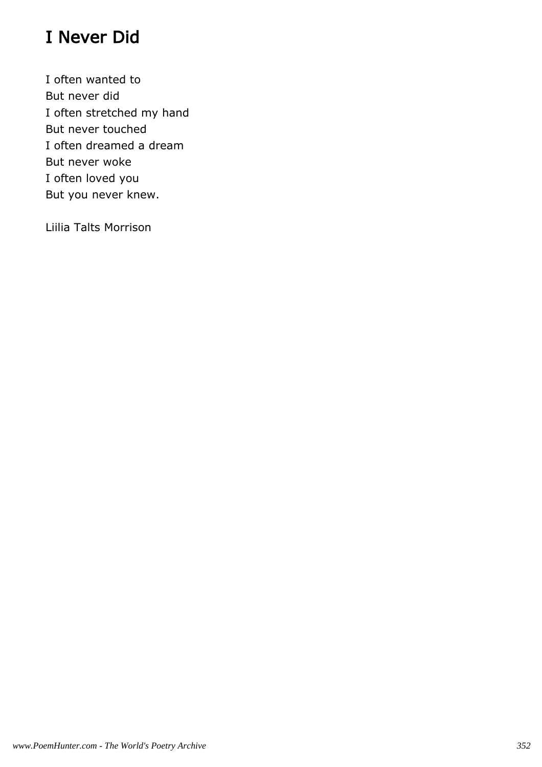# I Never Did

I often wanted to
But never did
I often stretched my hand
But never touched
I often dreamed a dream
But never woke
I often loved you
But you never knew.

Liilia Talts Morrison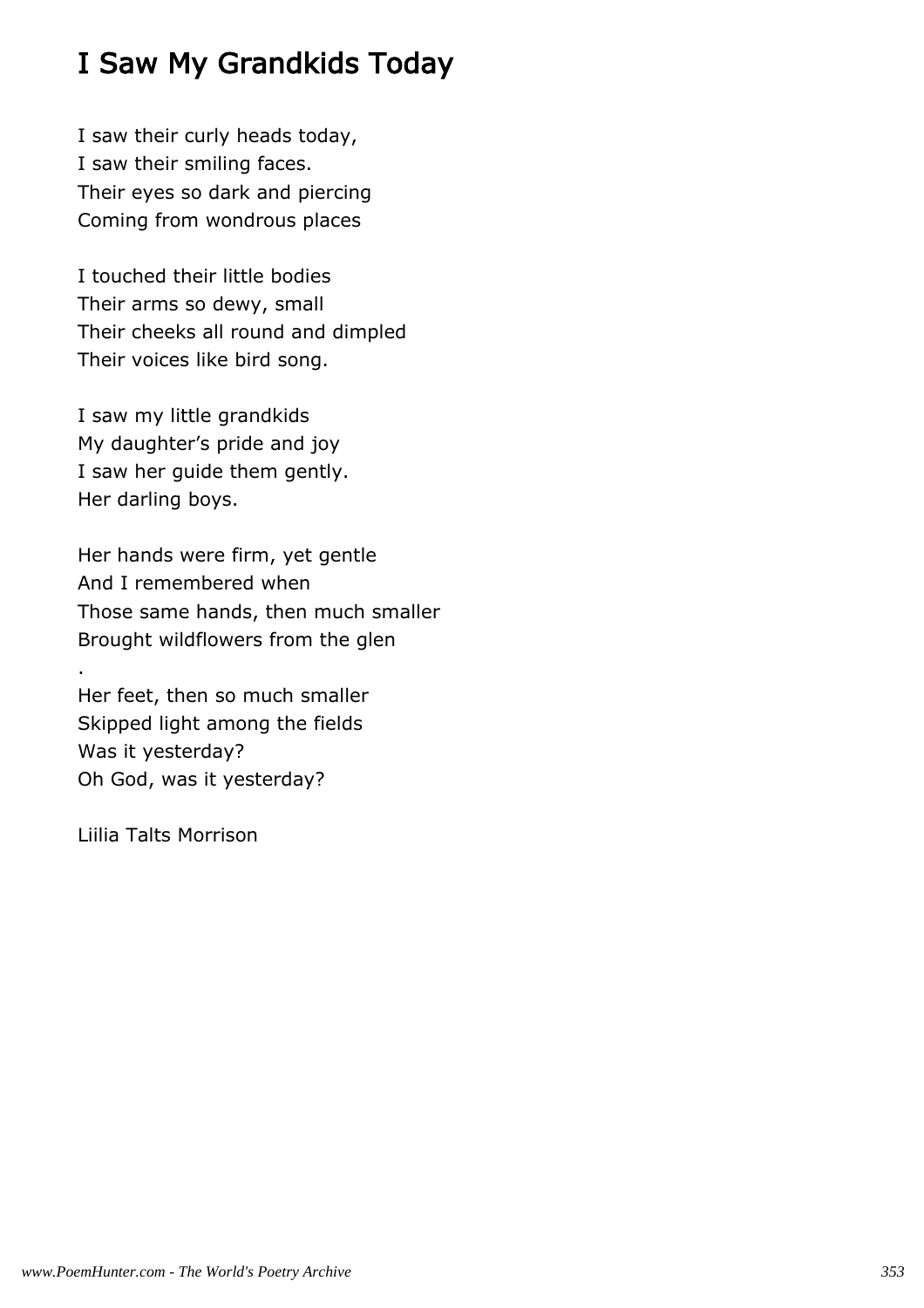# I Saw My Grandkids Today

I saw their curly heads today,  
I saw their smiling faces.  
Their eyes so dark and piercing  
Coming from wondrous places

I touched their little bodies  
Their arms so dewy, small  
Their cheeks all round and dimpled  
Their voices like bird song.

I saw my little grandkids  
My daughter's pride and joy  
I saw her guide them gently.  
Her darling boys.

Her hands were firm, yet gentle  
And I remembered when  
Those same hands, then much smaller  
Brought wildflowers from the glen  
.  
Her feet, then so much smaller  
Skipped light among the fields  
Was it yesterday?  
Oh God, was it yesterday?

Liilia Talts Morrison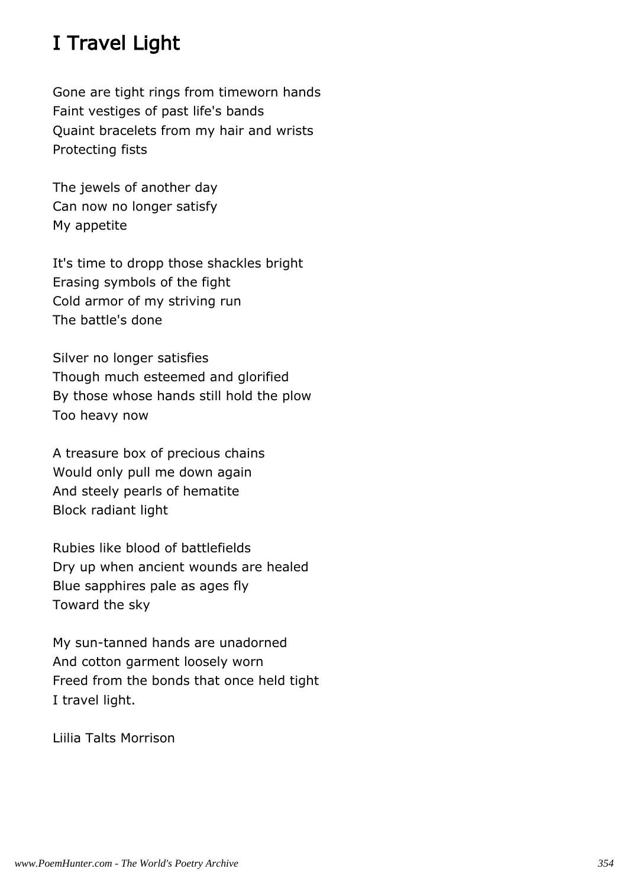# I Travel Light

Gone are tight rings from timeworn hands
Faint vestiges of past life's bands
Quaint bracelets from my hair and wrists
Protecting fists

The jewels of another day
Can now no longer satisfy
My appetite

It's time to dropp those shackles bright
Erasing symbols of the fight
Cold armor of my striving run
The battle's done

Silver no longer satisfies
Though much esteemed and glorified
By those whose hands still hold the plow
Too heavy now

A treasure box of precious chains
Would only pull me down again
And steely pearls of hematite
Block radiant light

Rubies like blood of battlefields
Dry up when ancient wounds are healed
Blue sapphires pale as ages fly
Toward the sky

My sun-tanned hands are unadorned
And cotton garment loosely worn
Freed from the bonds that once held tight
I travel light.

Liilia Talts Morrison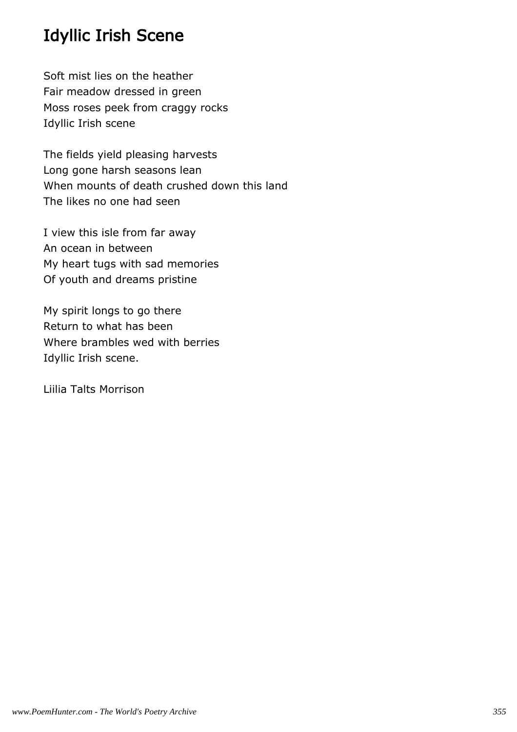## Idyllic Irish Scene

Soft mist lies on the heather
Fair meadow dressed in green
Moss roses peek from craggy rocks
Idyllic Irish scene

The fields yield pleasing harvests
Long gone harsh seasons lean
When mounts of death crushed down this land
The likes no one had seen

I view this isle from far away
An ocean in between
My heart tugs with sad memories
Of youth and dreams pristine

My spirit longs to go there
Return to what has been
Where brambles wed with berries
Idyllic Irish scene.

Liilia Talts Morrison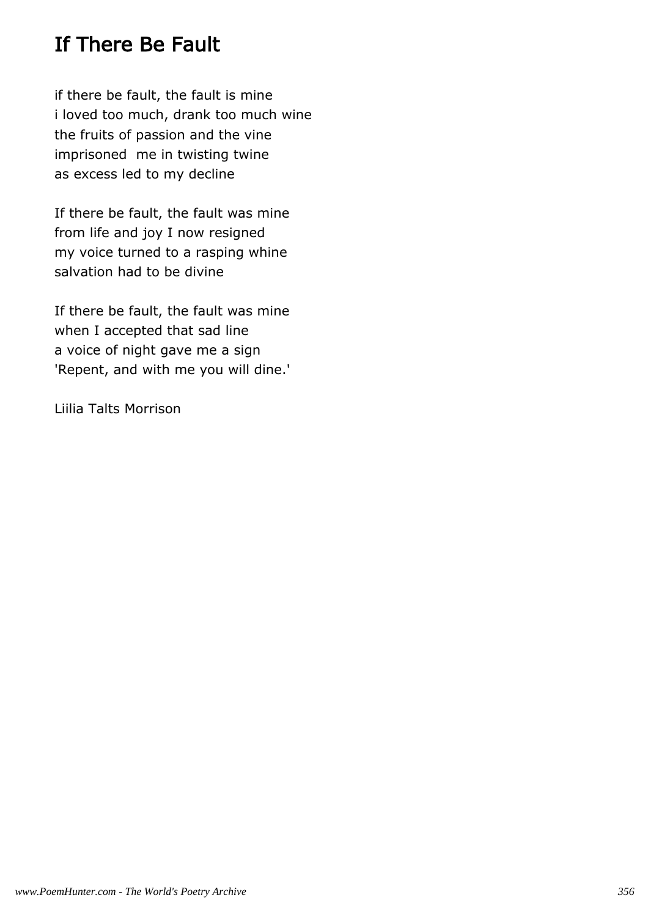# If There Be Fault

if there be fault, the fault is mine  
i loved too much, drank too much wine  
the fruits of passion and the vine  
imprisoned  me in twisting twine  
as excess led to my decline

If there be fault, the fault was mine  
from life and joy I now resigned  
my voice turned to a rasping whine  
salvation had to be divine

If there be fault, the fault was mine  
when I accepted that sad line  
a voice of night gave me a sign  
'Repent, and with me you will dine.'

Liilia Talts Morrison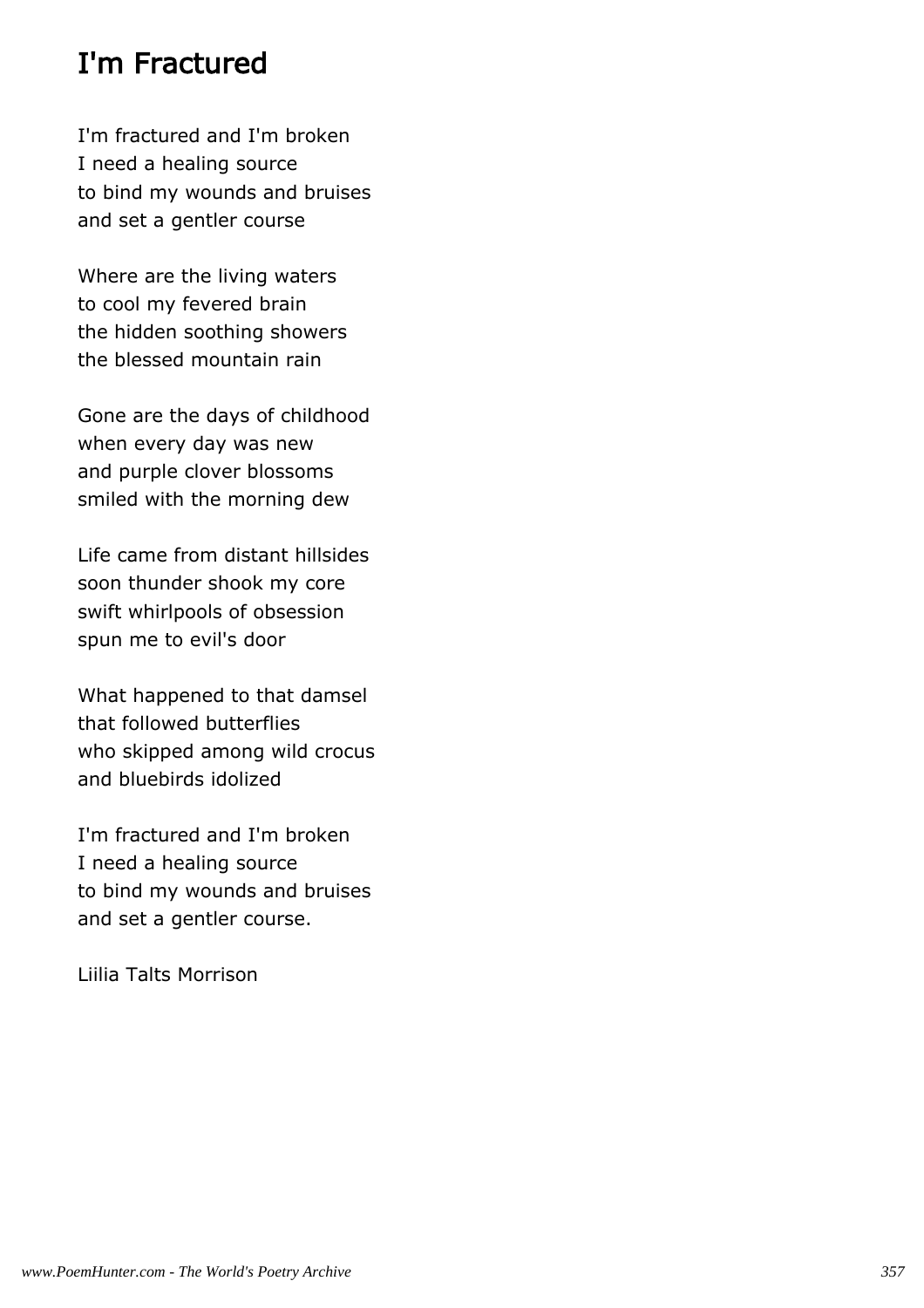# I'm Fractured

I'm fractured and I'm broken
I need a healing source
to bind my wounds and bruises
and set a gentler course

Where are the living waters
to cool my fevered brain
the hidden soothing showers
the blessed mountain rain

Gone are the days of childhood
when every day was new
and purple clover blossoms
smiled with the morning dew

Life came from distant hillsides
soon thunder shook my core
swift whirlpools of obsession
spun me to evil's door

What happened to that damsel
that followed butterflies
who skipped among wild crocus
and bluebirds idolized

I'm fractured and I'm broken
I need a healing source
to bind my wounds and bruises
and set a gentler course.

Liilia Talts Morrison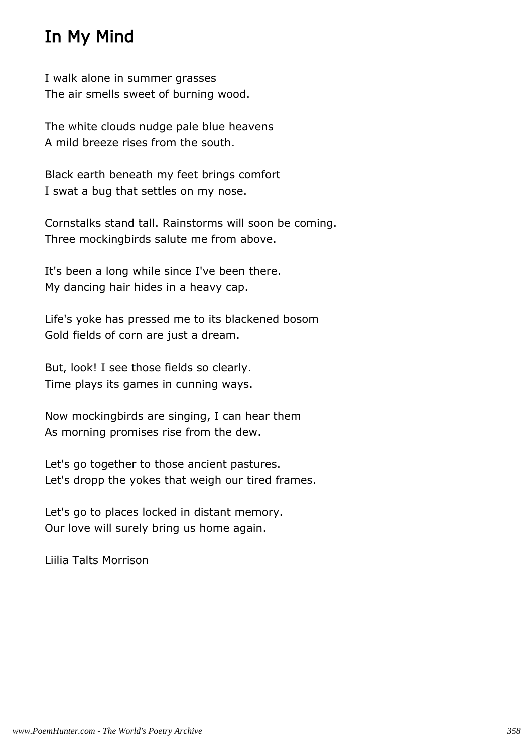# In My Mind

I walk alone in summer grasses
The air smells sweet of burning wood.

The white clouds nudge pale blue heavens
A mild breeze rises from the south.

Black earth beneath my feet brings comfort
I swat a bug that settles on my nose.

Cornstalks stand tall. Rainstorms will soon be coming.
Three mockingbirds salute me from above.

It's been a long while since I've been there.
My dancing hair hides in a heavy cap.

Life's yoke has pressed me to its blackened bosom
Gold fields of corn are just a dream.

But, look! I see those fields so clearly.
Time plays its games in cunning ways.

Now mockingbirds are singing, I can hear them
As morning promises rise from the dew.

Let's go together to those ancient pastures.
Let's dropp the yokes that weigh our tired frames.

Let's go to places locked in distant memory.
Our love will surely bring us home again.

Liilia Talts Morrison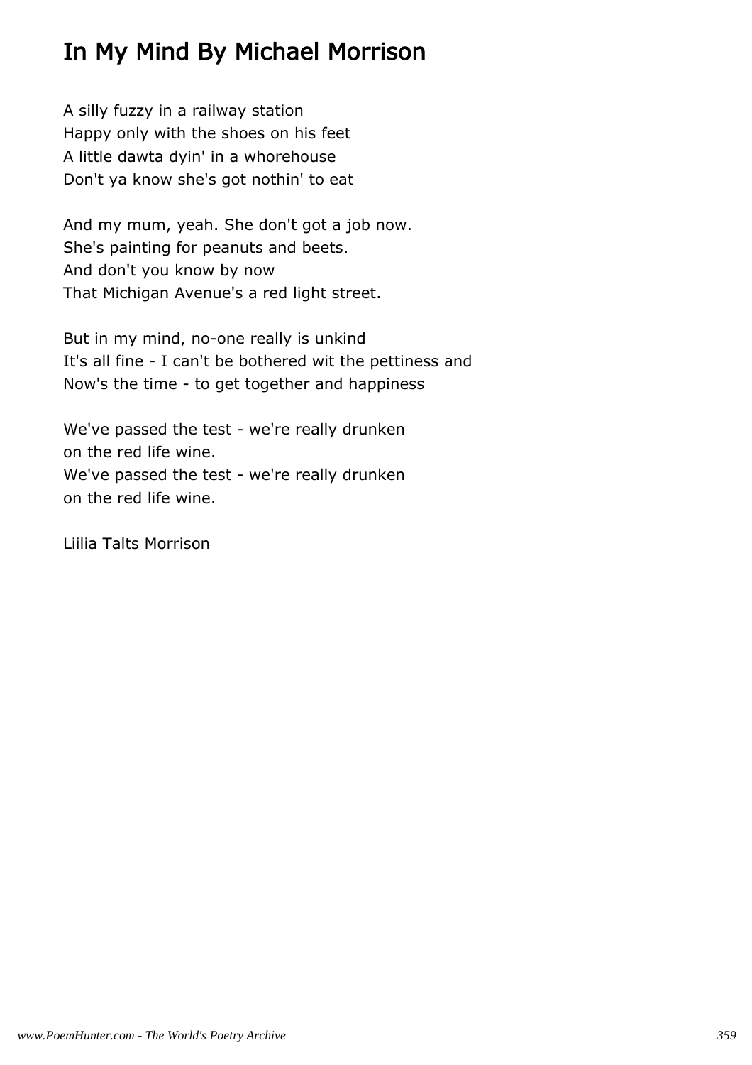# In My Mind By Michael Morrison

A silly fuzzy in a railway station  
Happy only with the shoes on his feet  
A little dawta dyin' in a whorehouse  
Don't ya know she's got nothin' to eat

And my mum, yeah. She don't got a job now.  
She's painting for peanuts and beets.  
And don't you know by now  
That Michigan Avenue's a red light street.

But in my mind, no-one really is unkind  
It's all fine - I can't be bothered wit the pettiness and  
Now's the time - to get together and happiness

We've passed the test - we're really drunken  
on the red life wine.  
We've passed the test - we're really drunken  
on the red life wine.

Liilia Talts Morrison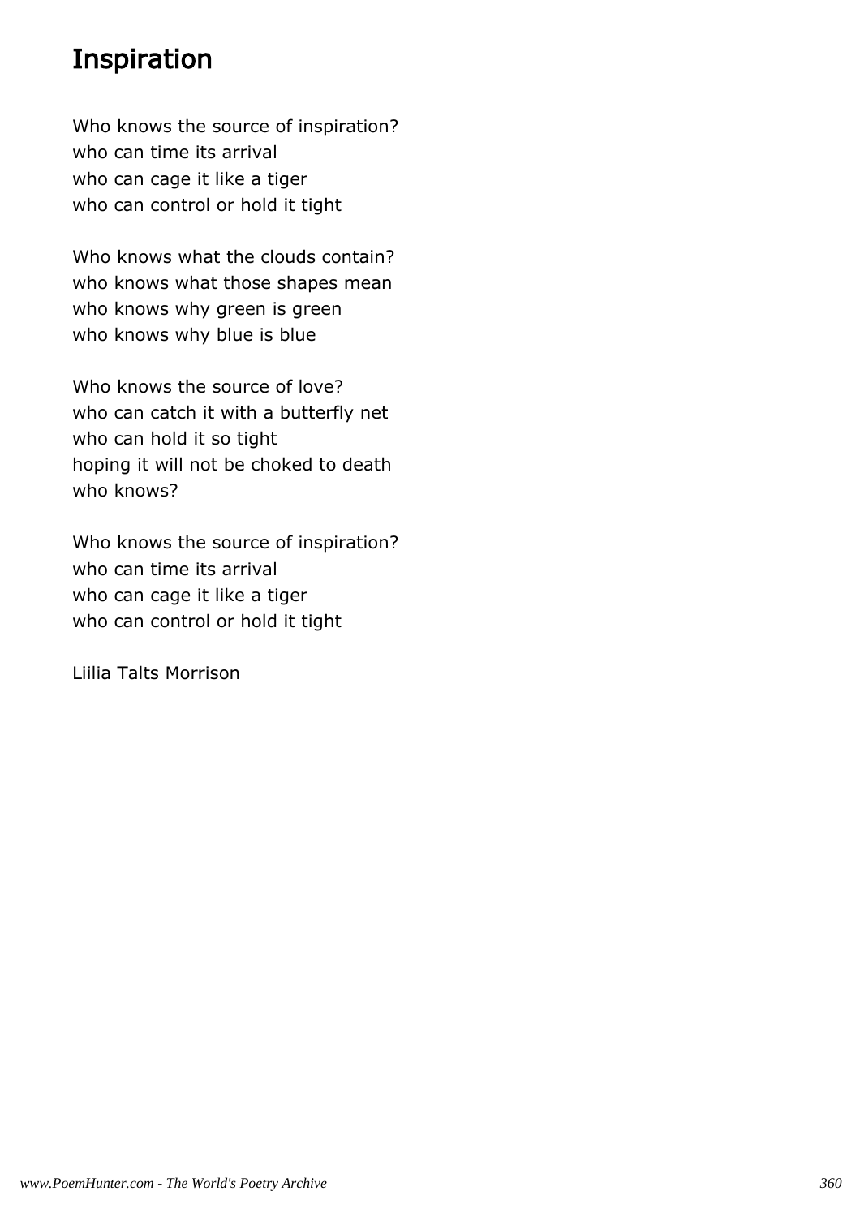# Inspiration

Who knows the source of inspiration?
who can time its arrival
who can cage it like a tiger
who can control or hold it tight

Who knows what the clouds contain?
who knows what those shapes mean
who knows why green is green
who knows why blue is blue

Who knows the source of love?
who can catch it with a butterfly net
who can hold it so tight
hoping it will not be choked to death
who knows?

Who knows the source of inspiration?
who can time its arrival
who can cage it like a tiger
who can control or hold it tight

Liilia Talts Morrison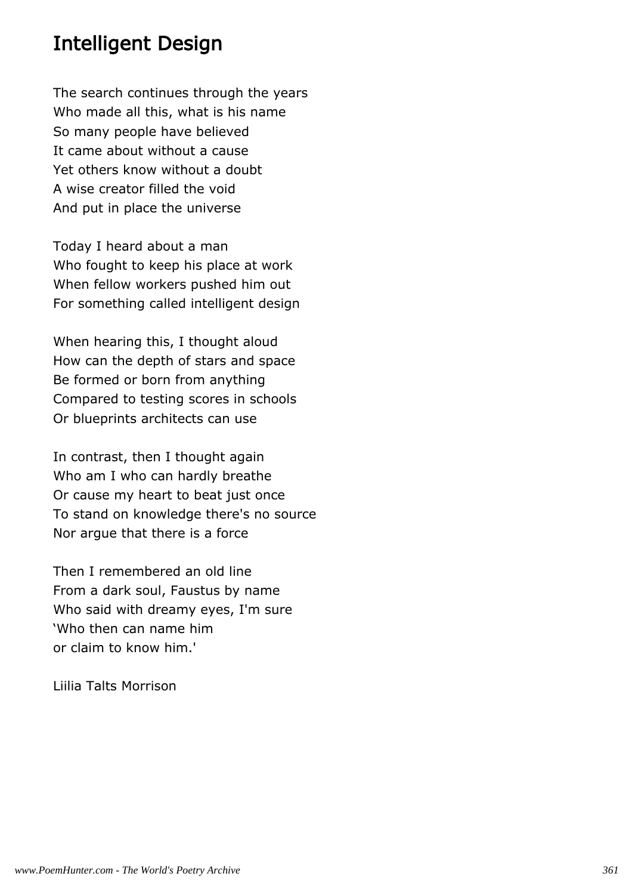# Intelligent Design

The search continues through the years
Who made all this, what is his name
So many people have believed
It came about without a cause
Yet others know without a doubt
A wise creator filled the void
And put in place the universe

Today I heard about a man
Who fought to keep his place at work
When fellow workers pushed him out
For something called intelligent design

When hearing this, I thought aloud
How can the depth of stars and space
Be formed or born from anything
Compared to testing scores in schools
Or blueprints architects can use

In contrast, then I thought again
Who am I who can hardly breathe
Or cause my heart to beat just once
To stand on knowledge there's no source
Nor argue that there is a force

Then I remembered an old line
From a dark soul, Faustus by name
Who said with dreamy eyes, I'm sure
'Who then can name him
or claim to know him.'

Liilia Talts Morrison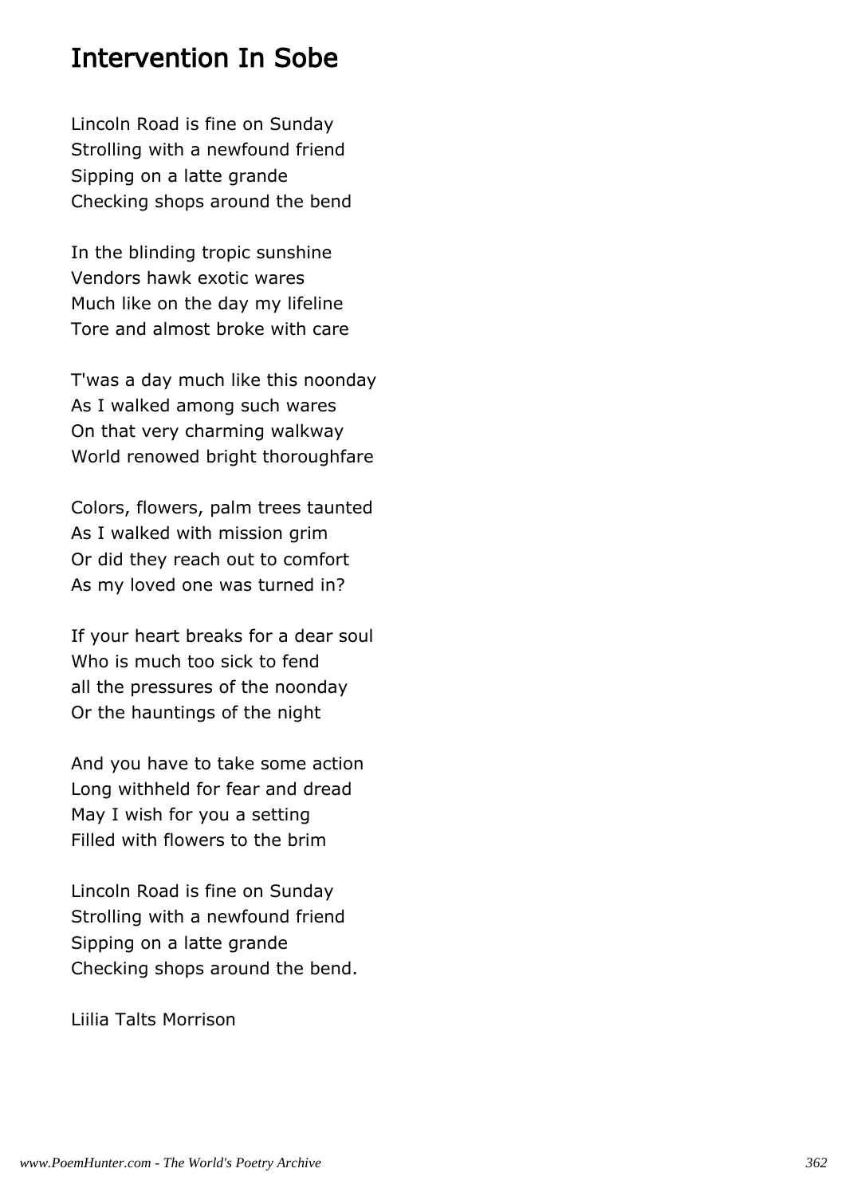# Intervention In Sobe

Lincoln Road is fine on Sunday
Strolling with a newfound friend
Sipping on a latte grande
Checking shops around the bend

In the blinding tropic sunshine
Vendors hawk exotic wares
Much like on the day my lifeline
Tore and almost broke with care

T'was a day much like this noonday
As I walked among such wares
On that very charming walkway
World renowed bright thoroughfare

Colors, flowers, palm trees taunted
As I walked with mission grim
Or did they reach out to comfort
As my loved one was turned in?

If your heart breaks for a dear soul
Who is much too sick to fend
all the pressures of the noonday
Or the hauntings of the night

And you have to take some action
Long withheld for fear and dread
May I wish for you a setting
Filled with flowers to the brim

Lincoln Road is fine on Sunday
Strolling with a newfound friend
Sipping on a latte grande
Checking shops around the bend.

Liilia Talts Morrison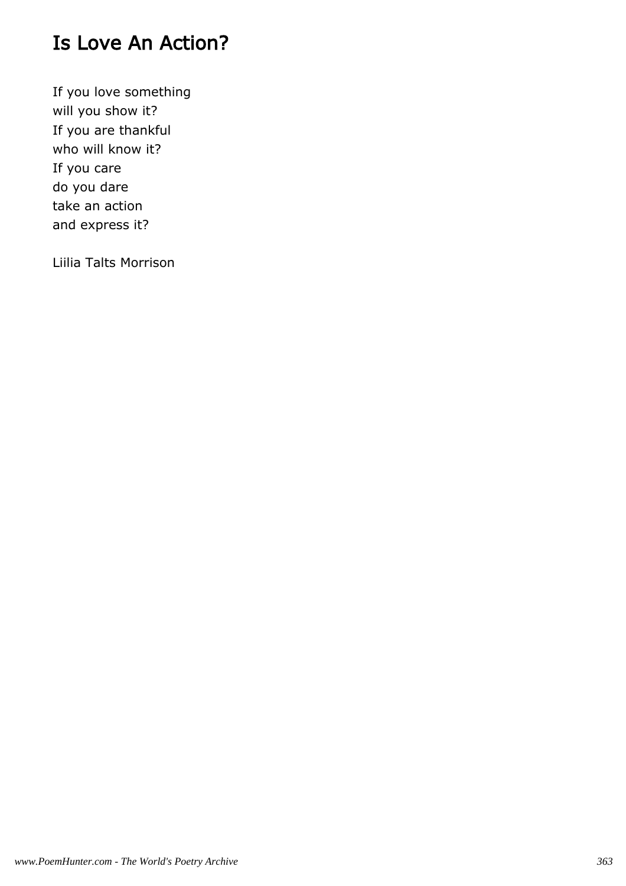# Is Love An Action?

If you love something  
will you show it?  
If you are thankful  
who will know it?  
If you care  
do you dare  
take an action  
and express it?

Liilia Talts Morrison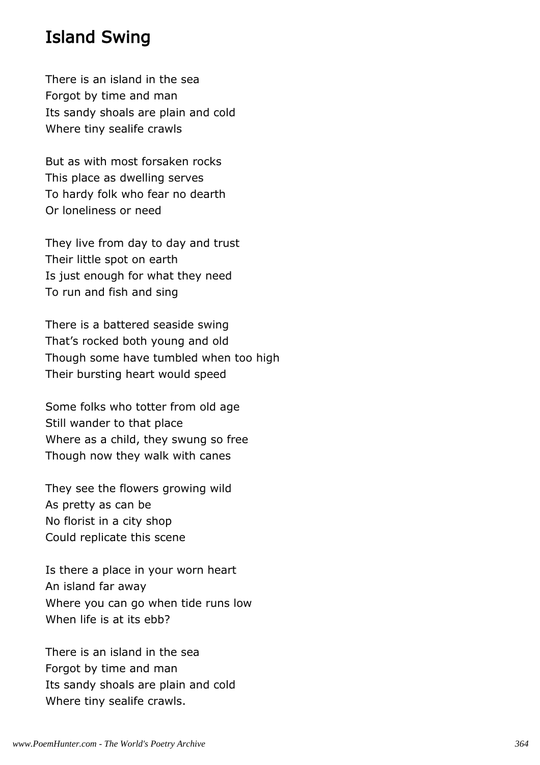# Island Swing

There is an island in the sea
Forgot by time and man
Its sandy shoals are plain and cold
Where tiny sealife crawls

But as with most forsaken rocks
This place as dwelling serves
To hardy folk who fear no dearth
Or loneliness or need

They live from day to day and trust
Their little spot on earth
Is just enough for what they need
To run and fish and sing

There is a battered seaside swing
That's rocked both young and old
Though some have tumbled when too high
Their bursting heart would speed

Some folks who totter from old age
Still wander to that place
Where as a child, they swung so free
Though now they walk with canes

They see the flowers growing wild
As pretty as can be
No florist in a city shop
Could replicate this scene

Is there a place in your worn heart
An island far away
Where you can go when tide runs low
When life is at its ebb?

There is an island in the sea
Forgot by time and man
Its sandy shoals are plain and cold
Where tiny sealife crawls.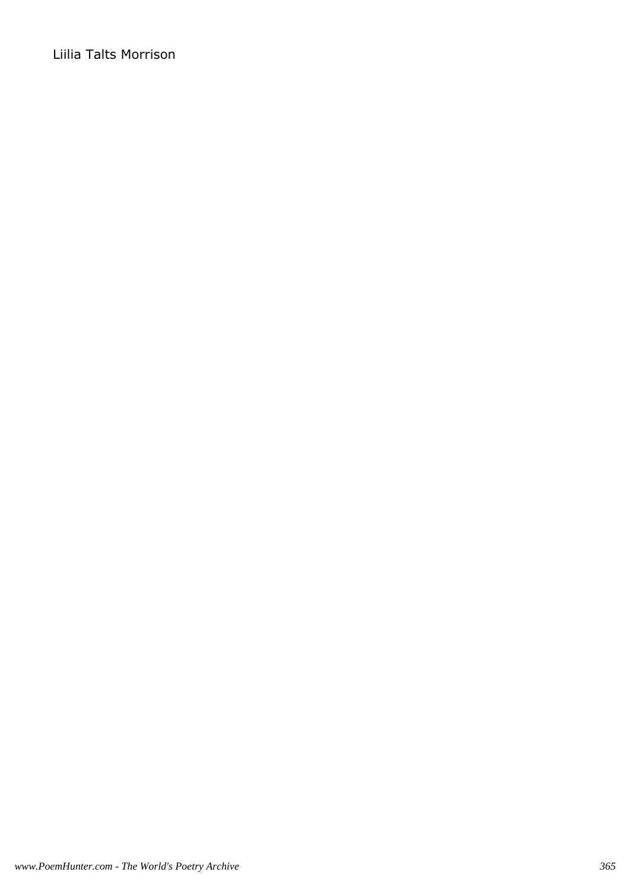Liilia Talts Morrison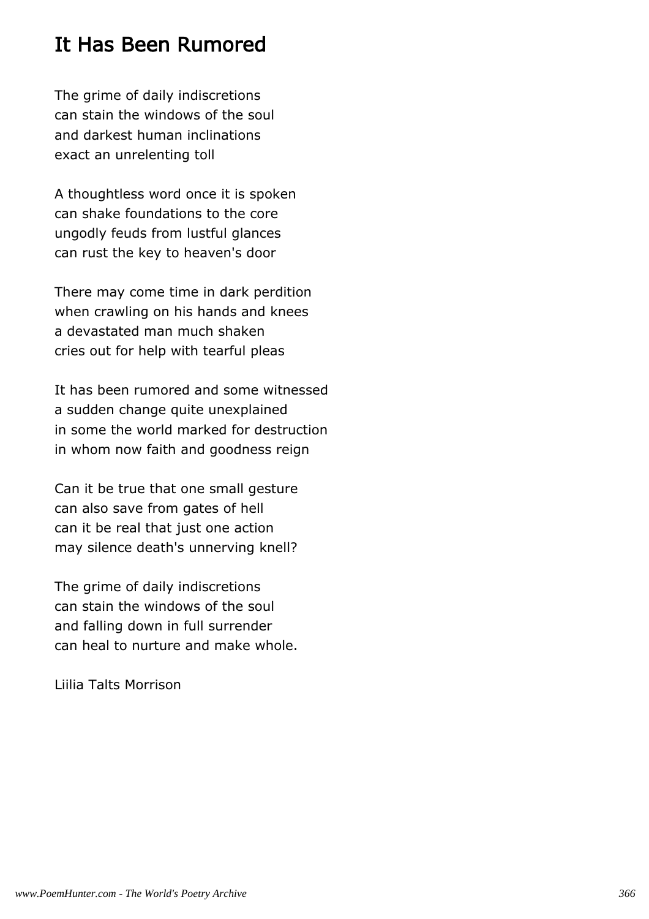# It Has Been Rumored

The grime of daily indiscretions
can stain the windows of the soul
and darkest human inclinations
exact an unrelenting toll

A thoughtless word once it is spoken
can shake foundations to the core
ungodly feuds from lustful glances
can rust the key to heaven's door

There may come time in dark perdition
when crawling on his hands and knees
a devastated man much shaken
cries out for help with tearful pleas

It has been rumored and some witnessed
a sudden change quite unexplained
in some the world marked for destruction
in whom now faith and goodness reign

Can it be true that one small gesture
can also save from gates of hell
can it be real that just one action
may silence death's unnerving knell?

The grime of daily indiscretions
can stain the windows of the soul
and falling down in full surrender
can heal to nurture and make whole.

Liilia Talts Morrison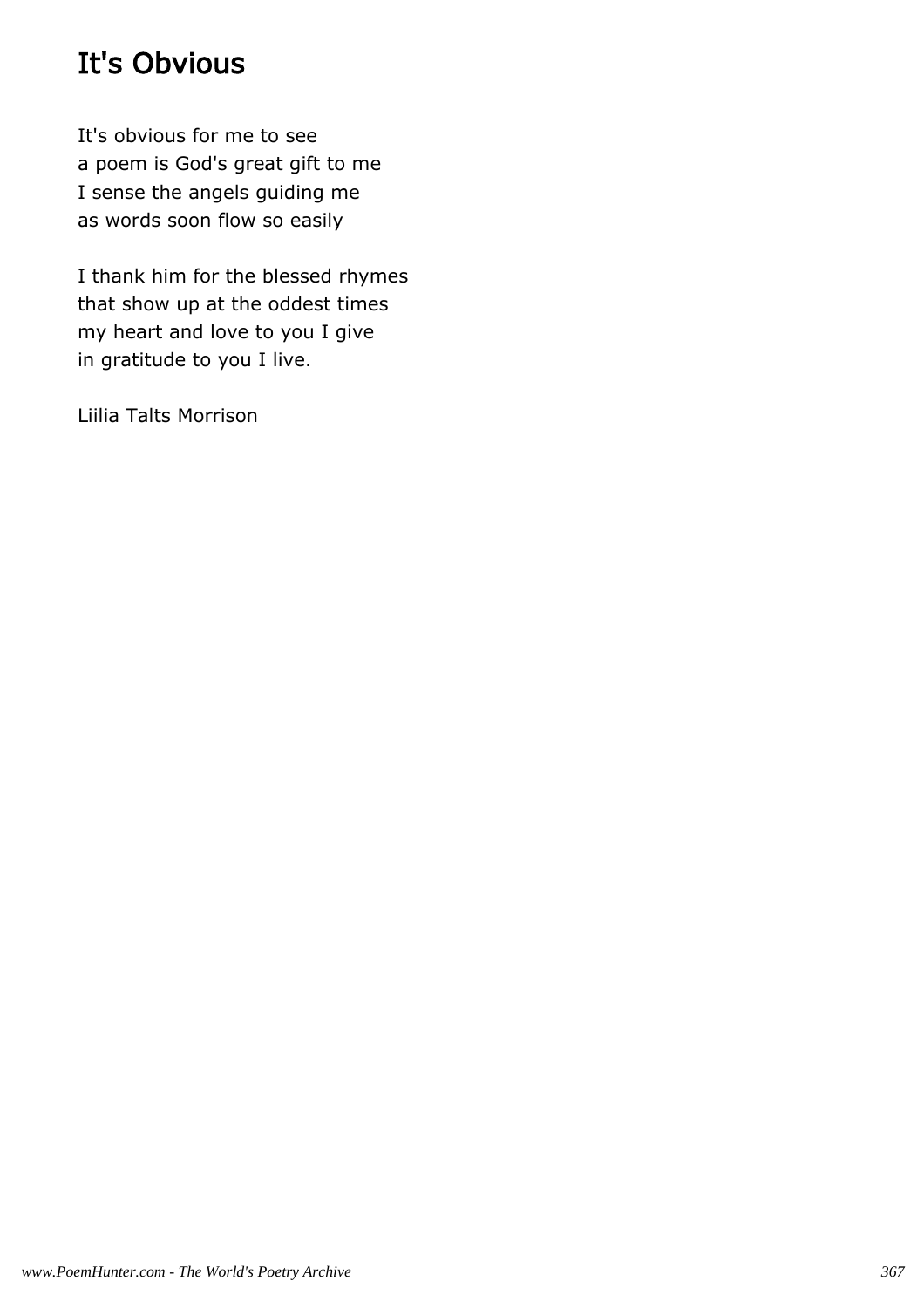# It's Obvious

It's obvious for me to see
a poem is God's great gift to me
I sense the angels guiding me
as words soon flow so easily

I thank him for the blessed rhymes
that show up at the oddest times
my heart and love to you I give
in gratitude to you I live.

Liilia Talts Morrison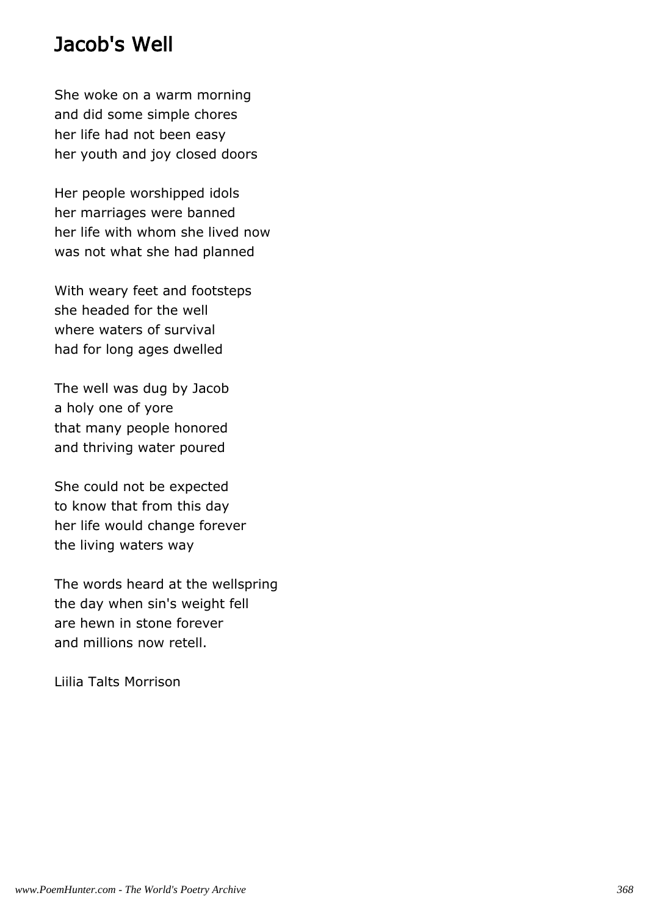# Jacob's Well

She woke on a warm morning
and did some simple chores
her life had not been easy
her youth and joy closed doors

Her people worshipped idols
her marriages were banned
her life with whom she lived now
was not what she had planned

With weary feet and footsteps
she headed for the well
where waters of survival
had for long ages dwelled

The well was dug by Jacob
a holy one of yore
that many people honored
and thriving water poured

She could not be expected
to know that from this day
her life would change forever
the living waters way

The words heard at the wellspring
the day when sin's weight fell
are hewn in stone forever
and millions now retell.

Liilia Talts Morrison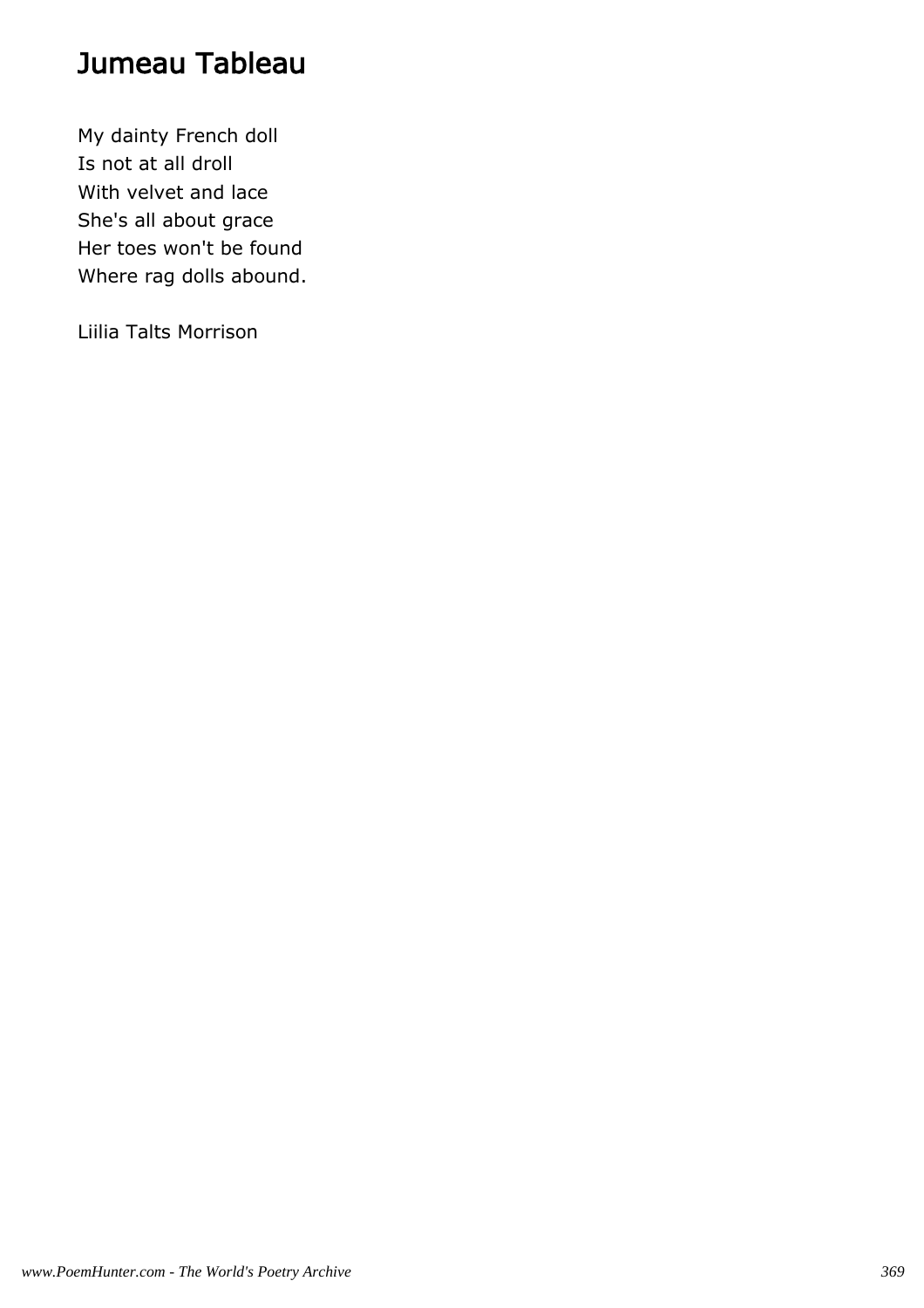# Jumeau Tableau

My dainty French doll
Is not at all droll
With velvet and lace
She's all about grace
Her toes won't be found
Where rag dolls abound.

Liilia Talts Morrison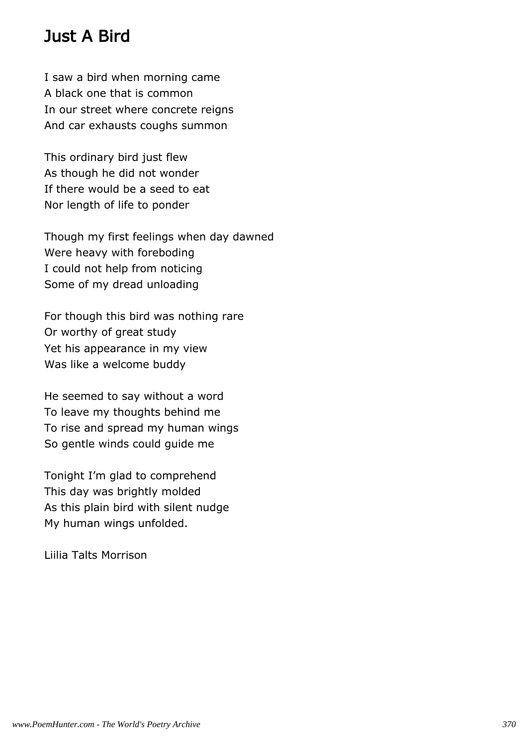# Just A Bird

I saw a bird when morning came  
A black one that is common  
In our street where concrete reigns  
And car exhausts coughs summon

This ordinary bird just flew  
As though he did not wonder  
If there would be a seed to eat  
Nor length of life to ponder

Though my first feelings when day dawned  
Were heavy with foreboding  
I could not help from noticing  
Some of my dread unloading

For though this bird was nothing rare  
Or worthy of great study  
Yet his appearance in my view  
Was like a welcome buddy

He seemed to say without a word  
To leave my thoughts behind me  
To rise and spread my human wings  
So gentle winds could guide me

Tonight I'm glad to comprehend  
This day was brightly molded  
As this plain bird with silent nudge  
My human wings unfolded.

Liilia Talts Morrison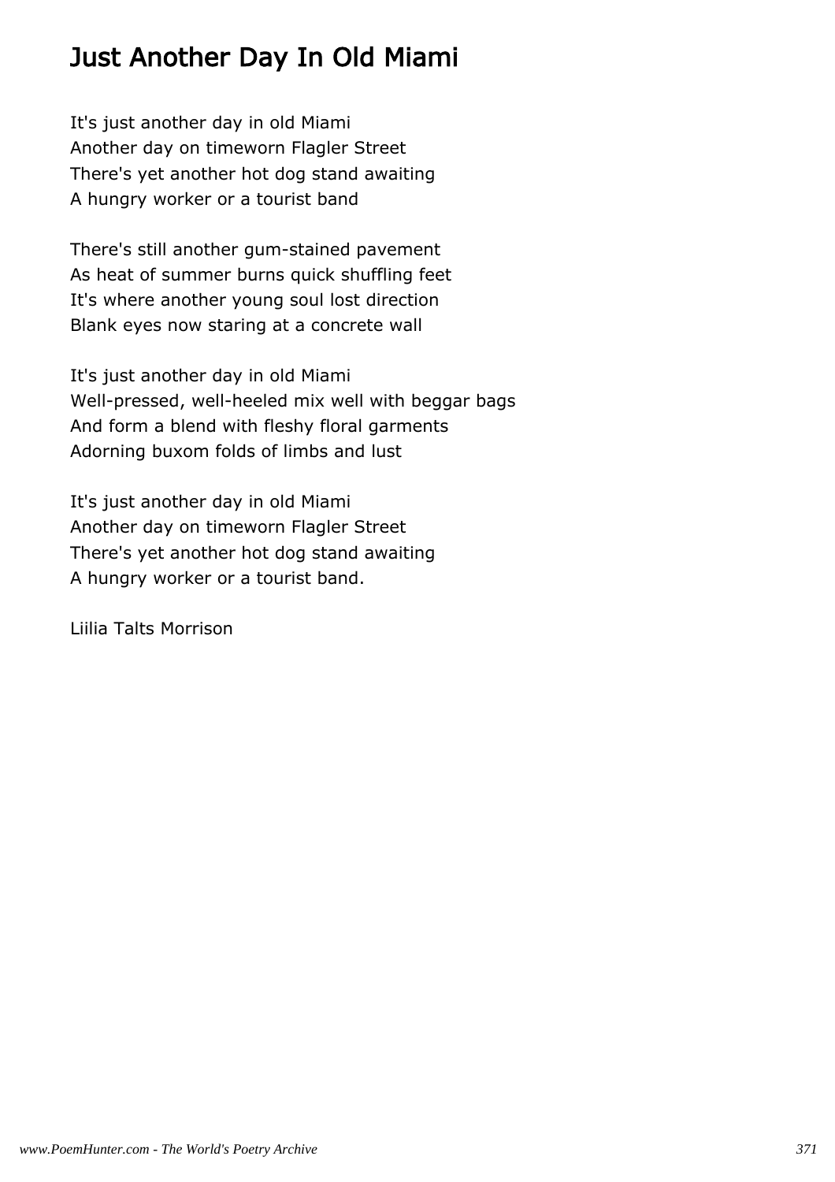# Just Another Day In Old Miami

It's just another day in old Miami
Another day on timeworn Flagler Street
There's yet another hot dog stand awaiting
A hungry worker or a tourist band

There's still another gum-stained pavement
As heat of summer burns quick shuffling feet
It's where another young soul lost direction
Blank eyes now staring at a concrete wall

It's just another day in old Miami
Well-pressed, well-heeled mix well with beggar bags
And form a blend with fleshy floral garments
Adorning buxom folds of limbs and lust

It's just another day in old Miami
Another day on timeworn Flagler Street
There's yet another hot dog stand awaiting
A hungry worker or a tourist band.

Liilia Talts Morrison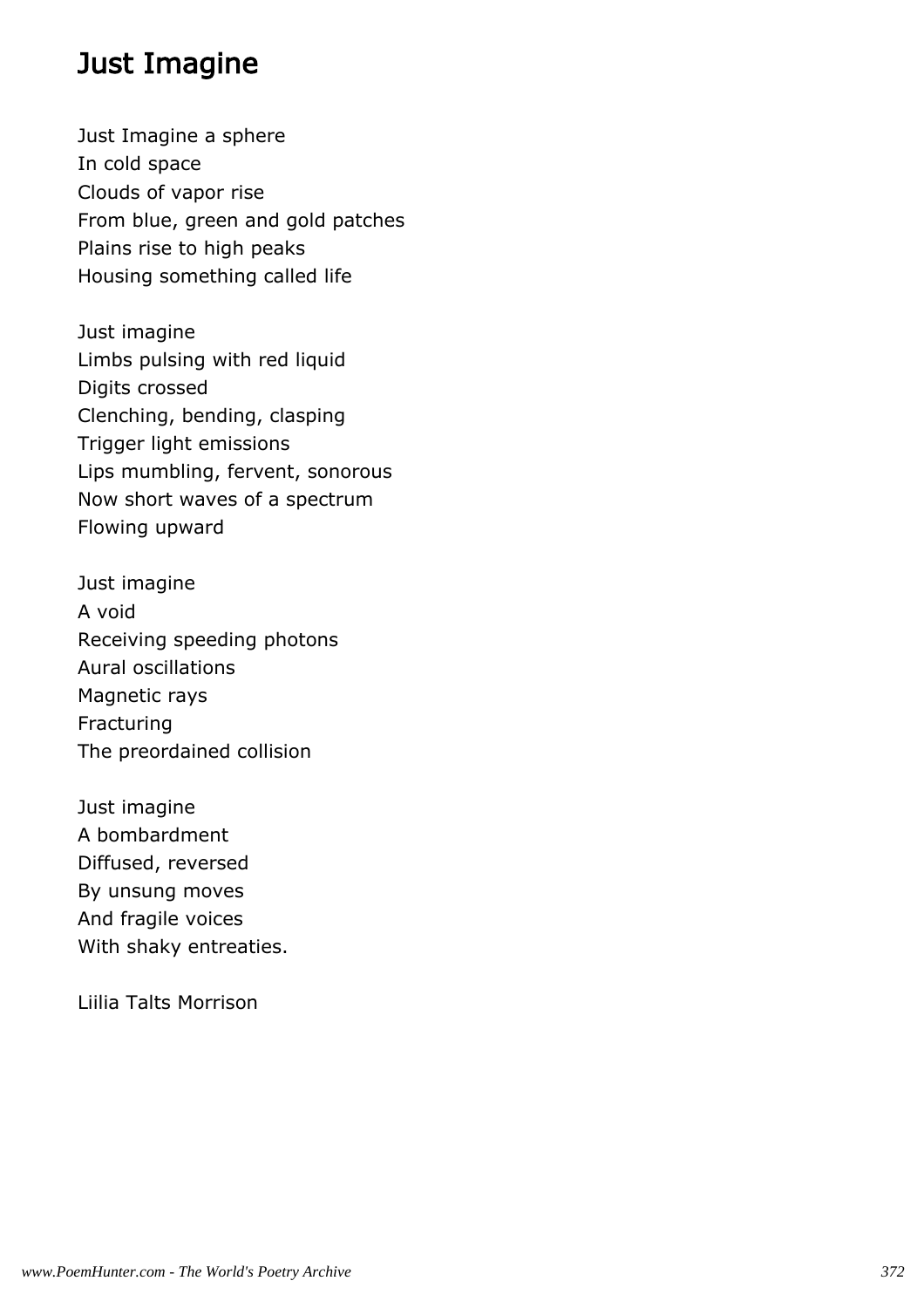# Just Imagine

Just Imagine a sphere
In cold space
Clouds of vapor rise
From blue, green and gold patches
Plains rise to high peaks
Housing something called life

Just imagine
Limbs pulsing with red liquid
Digits crossed
Clenching, bending, clasping
Trigger light emissions
Lips mumbling, fervent, sonorous
Now short waves of a spectrum
Flowing upward

Just imagine
A void
Receiving speeding photons
Aural oscillations
Magnetic rays
Fracturing
The preordained collision

Just imagine
A bombardment
Diffused, reversed
By unsung moves
And fragile voices
With shaky entreaties.

Liilia Talts Morrison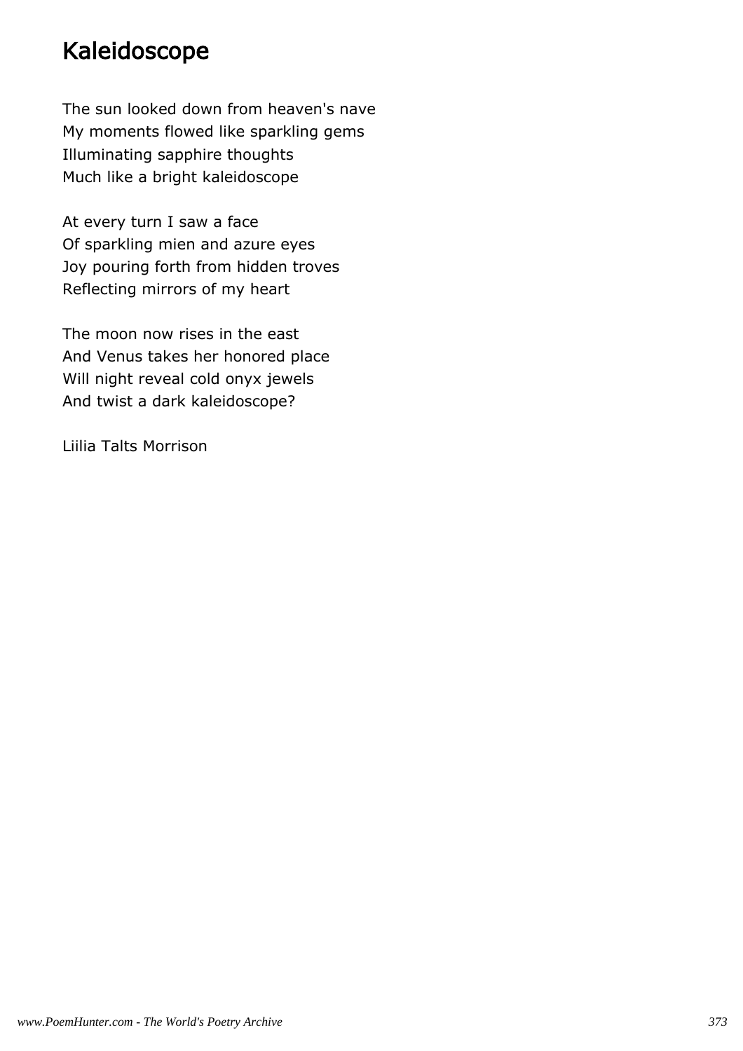# Kaleidoscope

The sun looked down from heaven's nave
My moments flowed like sparkling gems
Illuminating sapphire thoughts
Much like a bright kaleidoscope

At every turn I saw a face
Of sparkling mien and azure eyes
Joy pouring forth from hidden troves
Reflecting mirrors of my heart

The moon now rises in the east
And Venus takes her honored place
Will night reveal cold onyx jewels
And twist a dark kaleidoscope?

Liilia Talts Morrison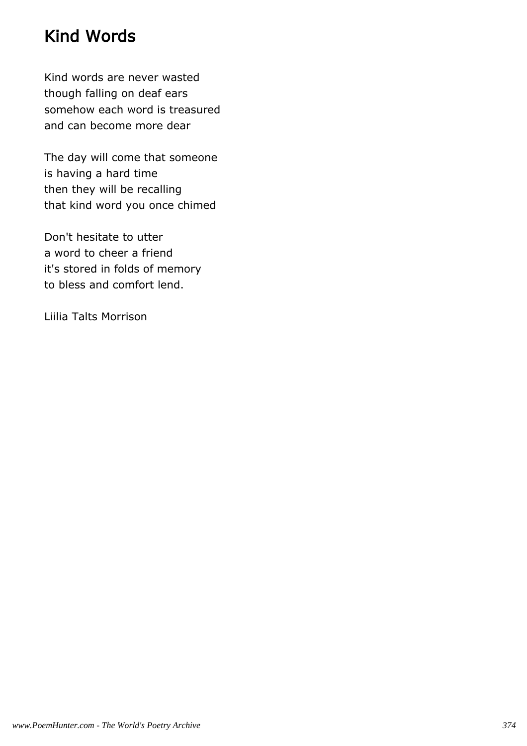## Kind Words

Kind words are never wasted  
though falling on deaf ears  
somehow each word is treasured  
and can become more dear

The day will come that someone  
is having a hard time  
then they will be recalling  
that kind word you once chimed

Don't hesitate to utter  
a word to cheer a friend  
it's stored in folds of memory  
to bless and comfort lend.

Liilia Talts Morrison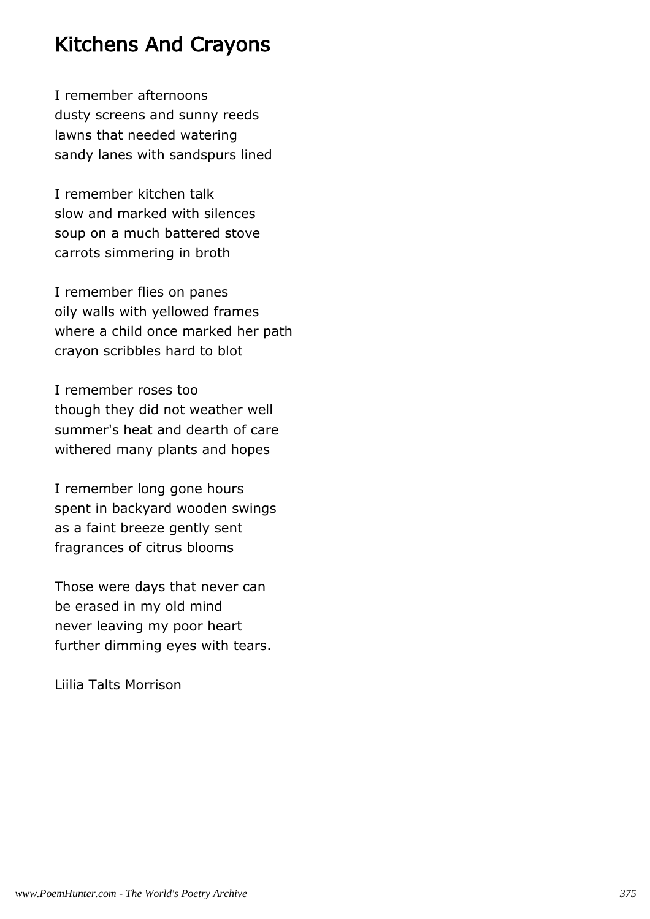# Kitchens And Crayons

I remember afternoons
dusty screens and sunny reeds
lawns that needed watering
sandy lanes with sandspurs lined

I remember kitchen talk
slow and marked with silences
soup on a much battered stove
carrots simmering in broth

I remember flies on panes
oily walls with yellowed frames
where a child once marked her path
crayon scribbles hard to blot

I remember roses too
though they did not weather well
summer's heat and dearth of care
withered many plants and hopes

I remember long gone hours
spent in backyard wooden swings
as a faint breeze gently sent
fragrances of citrus blooms

Those were days that never can
be erased in my old mind
never leaving my poor heart
further dimming eyes with tears.

Liilia Talts Morrison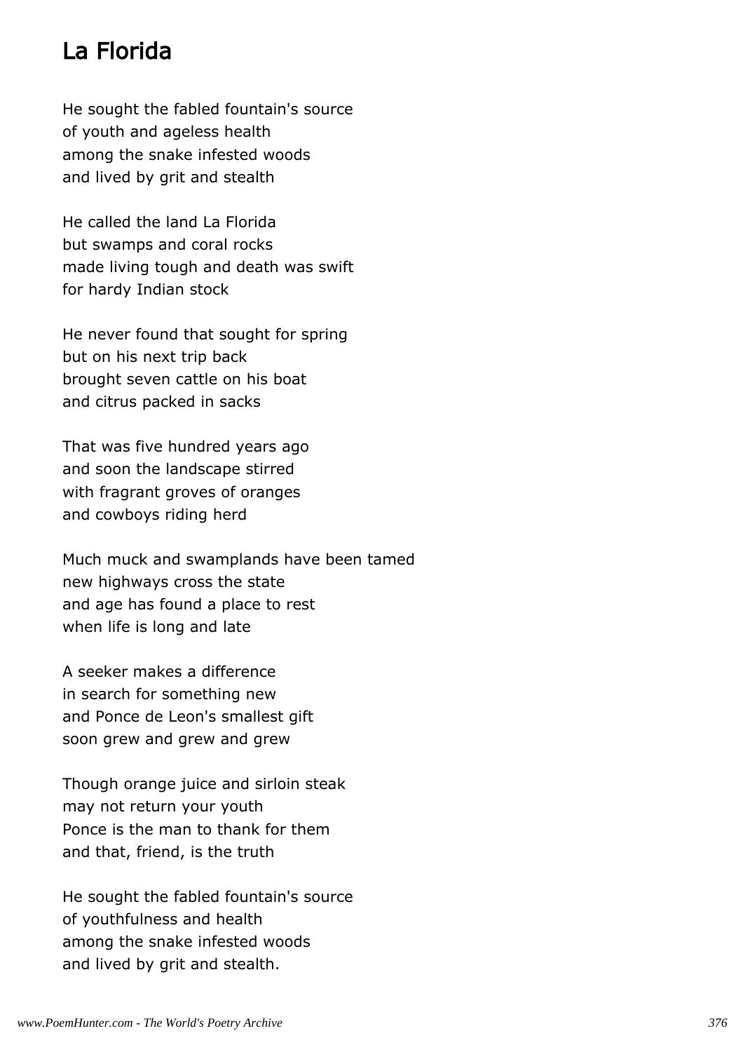## La Florida

He sought the fabled fountain's source  
of youth and ageless health  
among the snake infested woods  
and lived by grit and stealth

He called the land La Florida  
but swamps and coral rocks  
made living tough and death was swift  
for hardy Indian stock

He never found that sought for spring  
but on his next trip back  
brought seven cattle on his boat  
and citrus packed in sacks

That was five hundred years ago  
and soon the landscape stirred  
with fragrant groves of oranges  
and cowboys riding herd

Much muck and swamplands have been tamed  
new highways cross the state  
and age has found a place to rest  
when life is long and late

A seeker makes a difference  
in search for something new  
and Ponce de Leon's smallest gift  
soon grew and grew and grew

Though orange juice and sirloin steak  
may not return your youth  
Ponce is the man to thank for them  
and that, friend, is the truth

He sought the fabled fountain's source  
of youthfulness and health  
among the snake infested woods  
and lived by grit and stealth.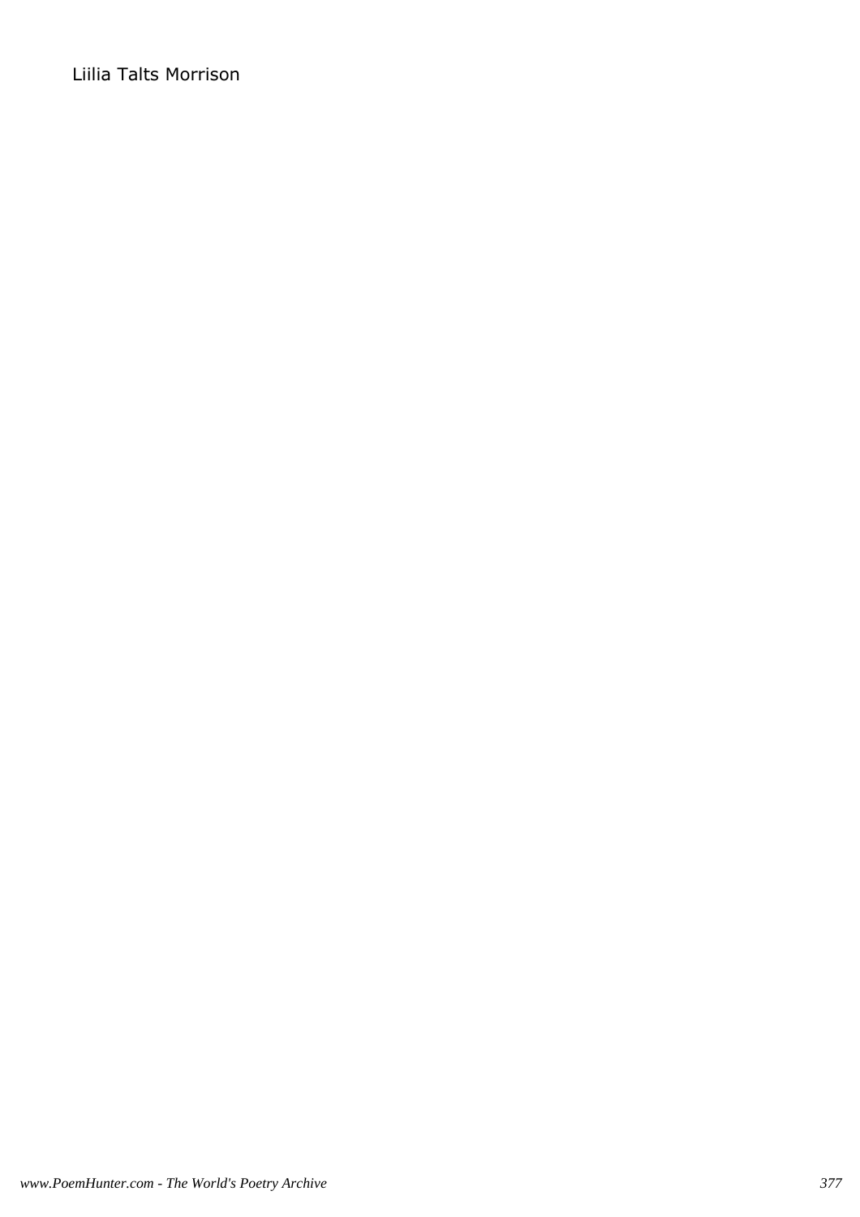Liilia Talts Morrison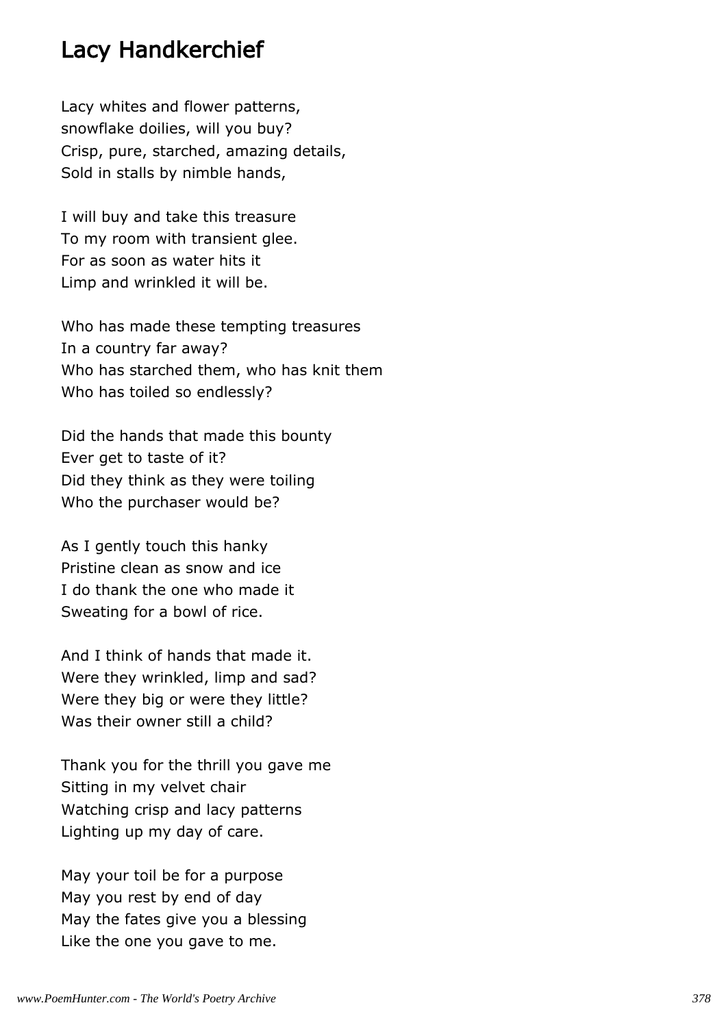# Lacy Handkerchief

Lacy whites and flower patterns,  
snowflake doilies, will you buy?  
Crisp, pure, starched, amazing details,  
Sold in stalls by nimble hands,

I will buy and take this treasure  
To my room with transient glee.  
For as soon as water hits it  
Limp and wrinkled it will be.

Who has made these tempting treasures  
In a country far away?  
Who has starched them, who has knit them  
Who has toiled so endlessly?

Did the hands that made this bounty  
Ever get to taste of it?  
Did they think as they were toiling  
Who the purchaser would be?

As I gently touch this hanky  
Pristine clean as snow and ice  
I do thank the one who made it  
Sweating for a bowl of rice.

And I think of hands that made it.  
Were they wrinkled, limp and sad?  
Were they big or were they little?  
Was their owner still a child?

Thank you for the thrill you gave me  
Sitting in my velvet chair  
Watching crisp and lacy patterns  
Lighting up my day of care.

May your toil be for a purpose  
May you rest by end of day  
May the fates give you a blessing  
Like the one you gave to me.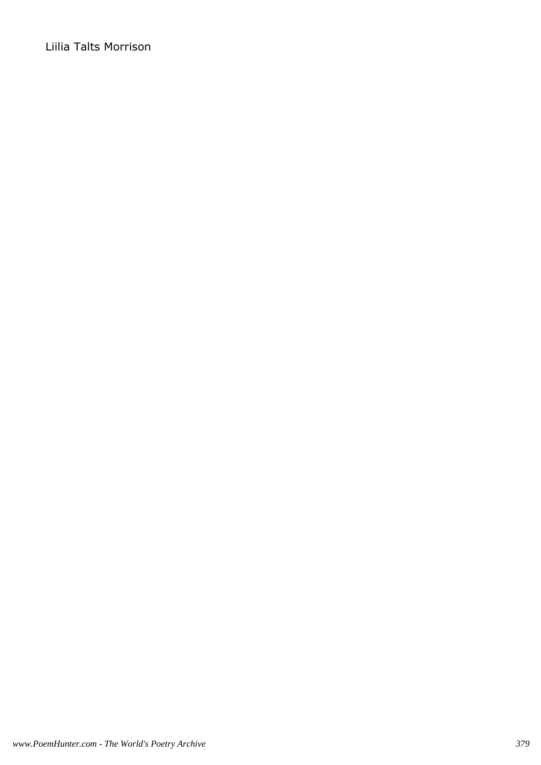Liilia Talts Morrison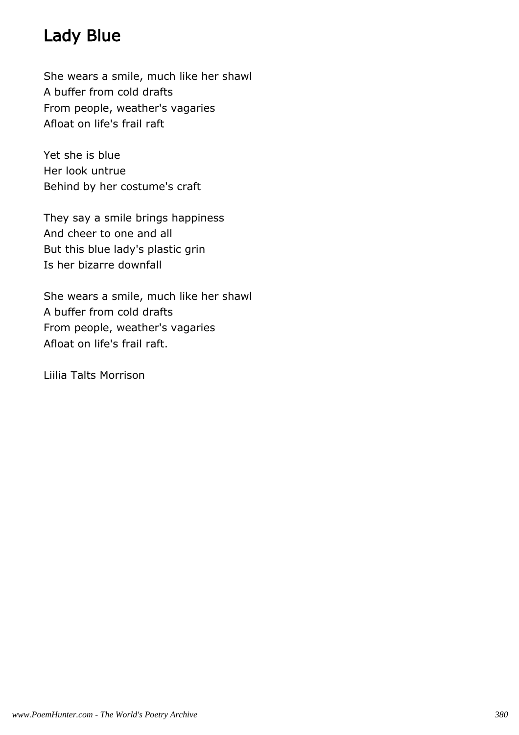# Lady Blue

She wears a smile, much like her shawl
A buffer from cold drafts
From people, weather's vagaries
Afloat on life's frail raft

Yet she is blue
Her look untrue
Behind by her costume's craft

They say a smile brings happiness
And cheer to one and all
But this blue lady's plastic grin
Is her bizarre downfall

She wears a smile, much like her shawl
A buffer from cold drafts
From people, weather's vagaries
Afloat on life's frail raft.

Liilia Talts Morrison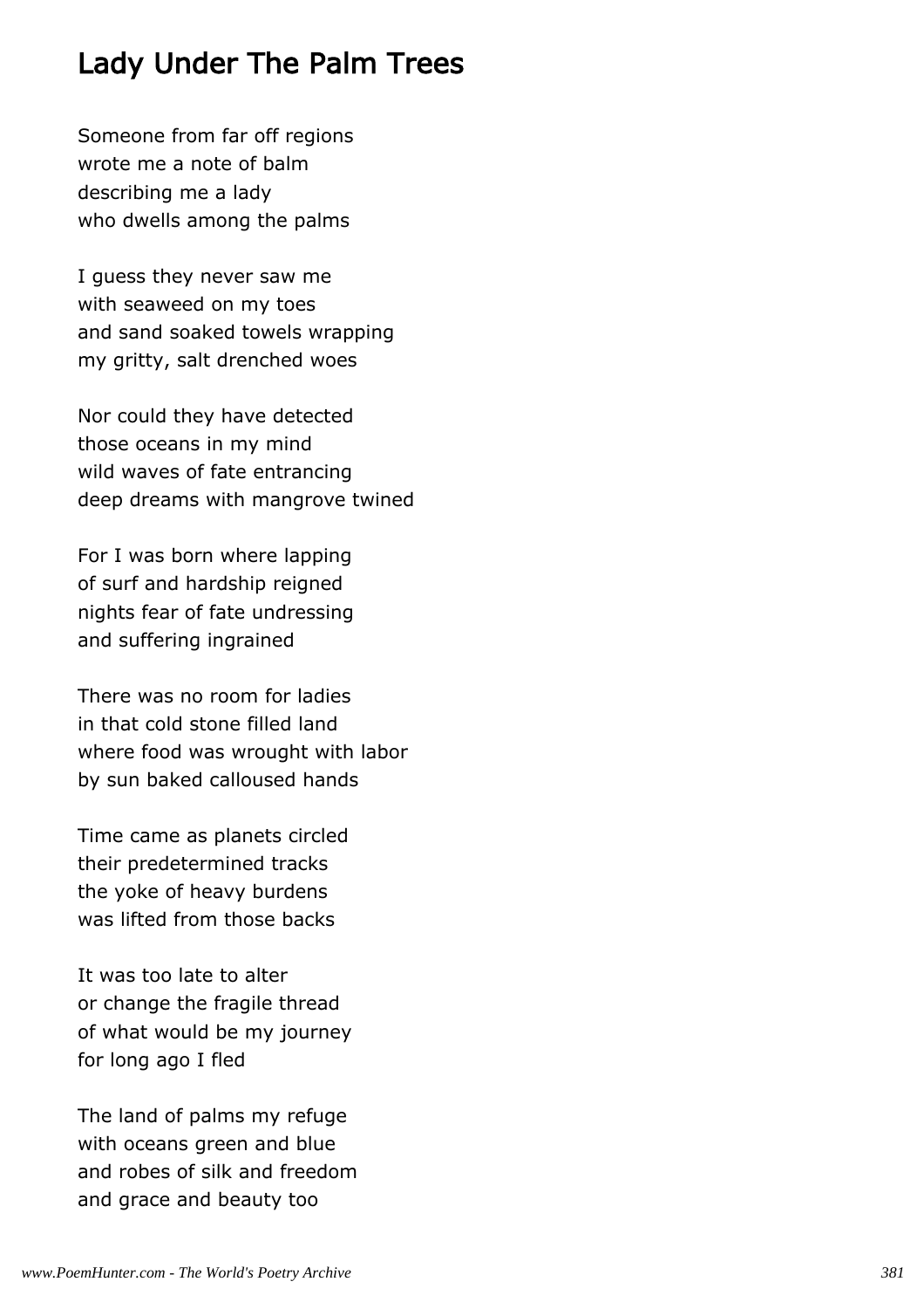# Lady Under The Palm Trees

Someone from far off regions
wrote me a note of balm
describing me a lady
who dwells among the palms

I guess they never saw me
with seaweed on my toes
and sand soaked towels wrapping
my gritty, salt drenched woes

Nor could they have detected
those oceans in my mind
wild waves of fate entrancing
deep dreams with mangrove twined

For I was born where lapping
of surf and hardship reigned
nights fear of fate undressing
and suffering ingrained

There was no room for ladies
in that cold stone filled land
where food was wrought with labor
by sun baked calloused hands

Time came as planets circled
their predetermined tracks
the yoke of heavy burdens
was lifted from those backs

It was too late to alter
or change the fragile thread
of what would be my journey
for long ago I fled

The land of palms my refuge
with oceans green and blue
and robes of silk and freedom
and grace and beauty too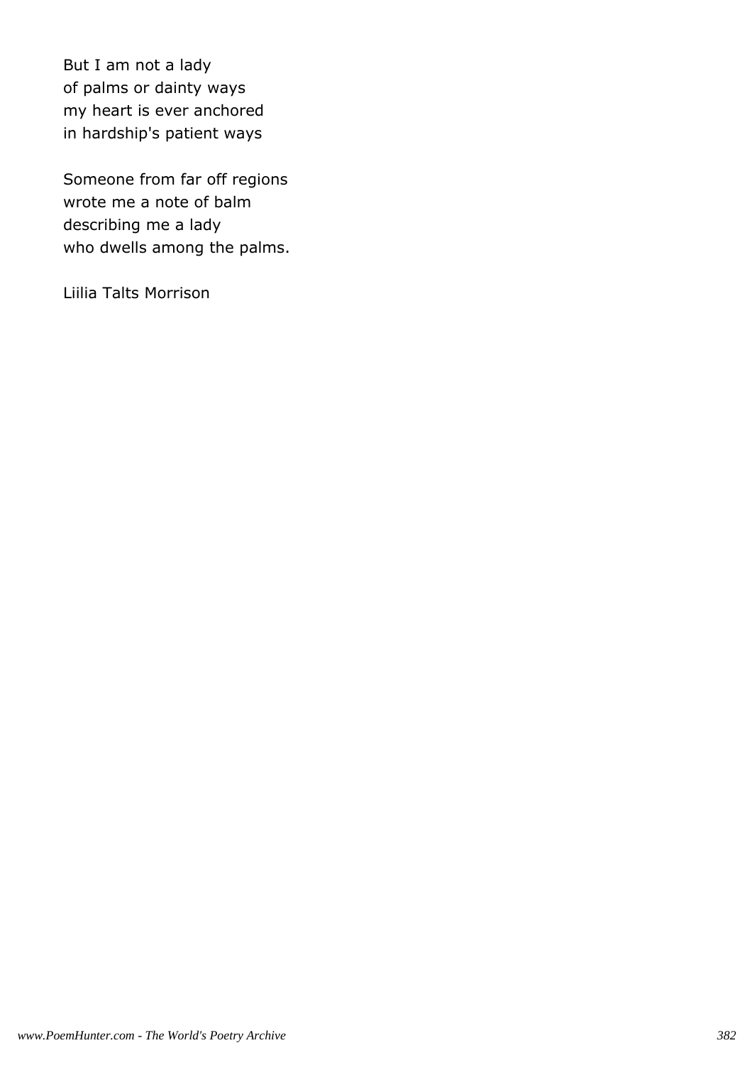But I am not a lady
of palms or dainty ways
my heart is ever anchored
in hardship's patient ways

Someone from far off regions
wrote me a note of balm
describing me a lady
who dwells among the palms.

Liilia Talts Morrison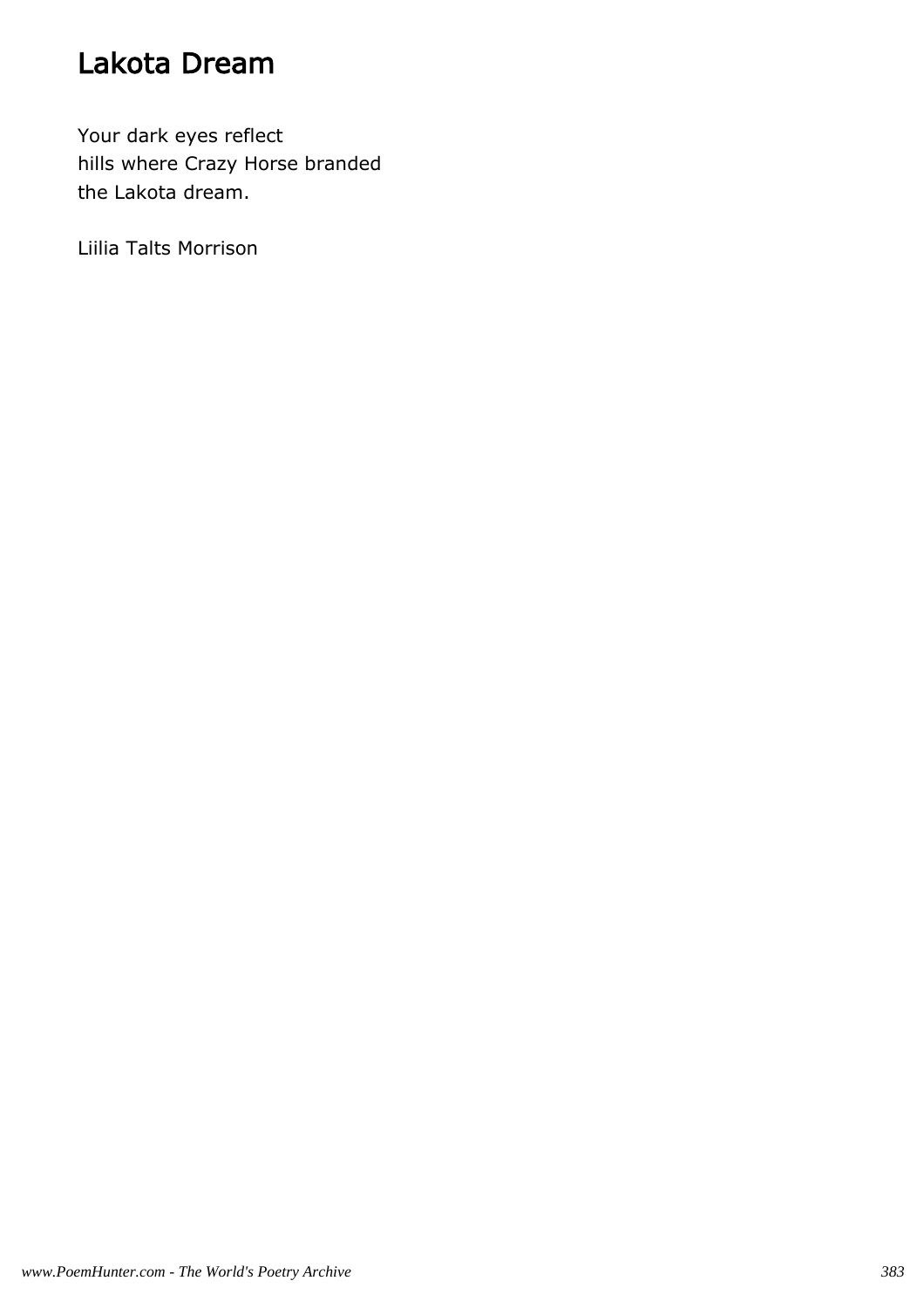# Lakota Dream

Your dark eyes reflect
hills where Crazy Horse branded
the Lakota dream.

Liilia Talts Morrison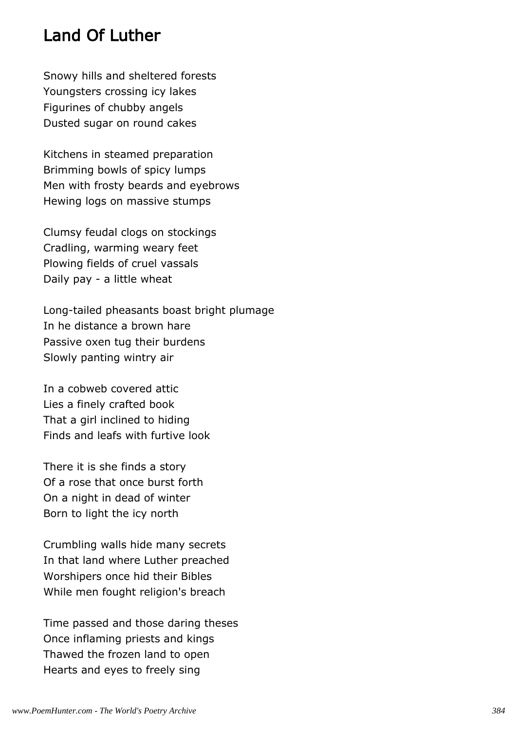# Land Of Luther

Snowy hills and sheltered forests
Youngsters crossing icy lakes
Figurines of chubby angels
Dusted sugar on round cakes

Kitchens in steamed preparation
Brimming bowls of spicy lumps
Men with frosty beards and eyebrows
Hewing logs on massive stumps

Clumsy feudal clogs on stockings
Cradling, warming weary feet
Plowing fields of cruel vassals
Daily pay - a little wheat

Long-tailed pheasants boast bright plumage
In he distance a brown hare
Passive oxen tug their burdens
Slowly panting wintry air

In a cobweb covered attic
Lies a finely crafted book
That a girl inclined to hiding
Finds and leafs with furtive look

There it is she finds a story
Of a rose that once burst forth
On a night in dead of winter
Born to light the icy north

Crumbling walls hide many secrets
In that land where Luther preached
Worshipers once hid their Bibles
While men fought religion's breach

Time passed and those daring theses
Once inflaming priests and kings
Thawed the frozen land to open
Hearts and eyes to freely sing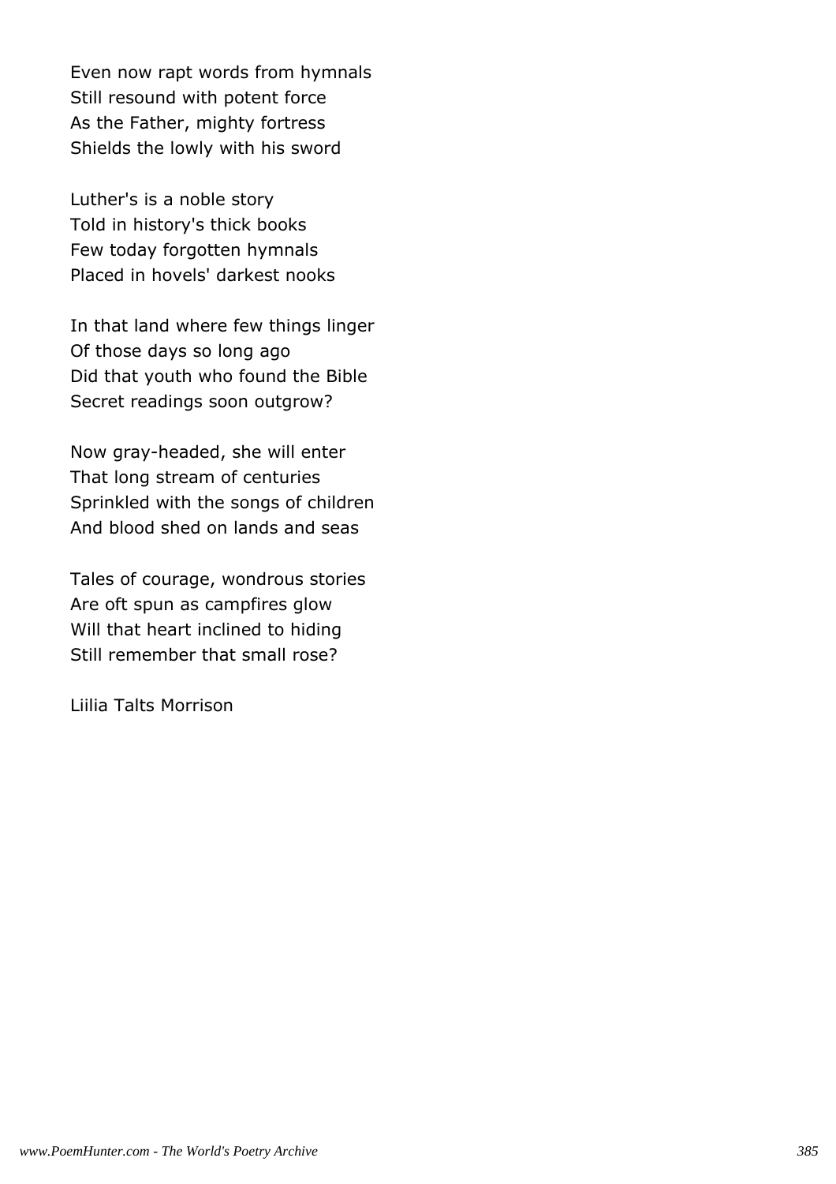Even now rapt words from hymnals
Still resound with potent force
As the Father, mighty fortress
Shields the lowly with his sword

Luther's is a noble story
Told in history's thick books
Few today forgotten hymnals
Placed in hovels' darkest nooks

In that land where few things linger
Of those days so long ago
Did that youth who found the Bible
Secret readings soon outgrow?

Now gray-headed, she will enter
That long stream of centuries
Sprinkled with the songs of children
And blood shed on lands and seas

Tales of courage, wondrous stories
Are oft spun as campfires glow
Will that heart inclined to hiding
Still remember that small rose?

Liilia Talts Morrison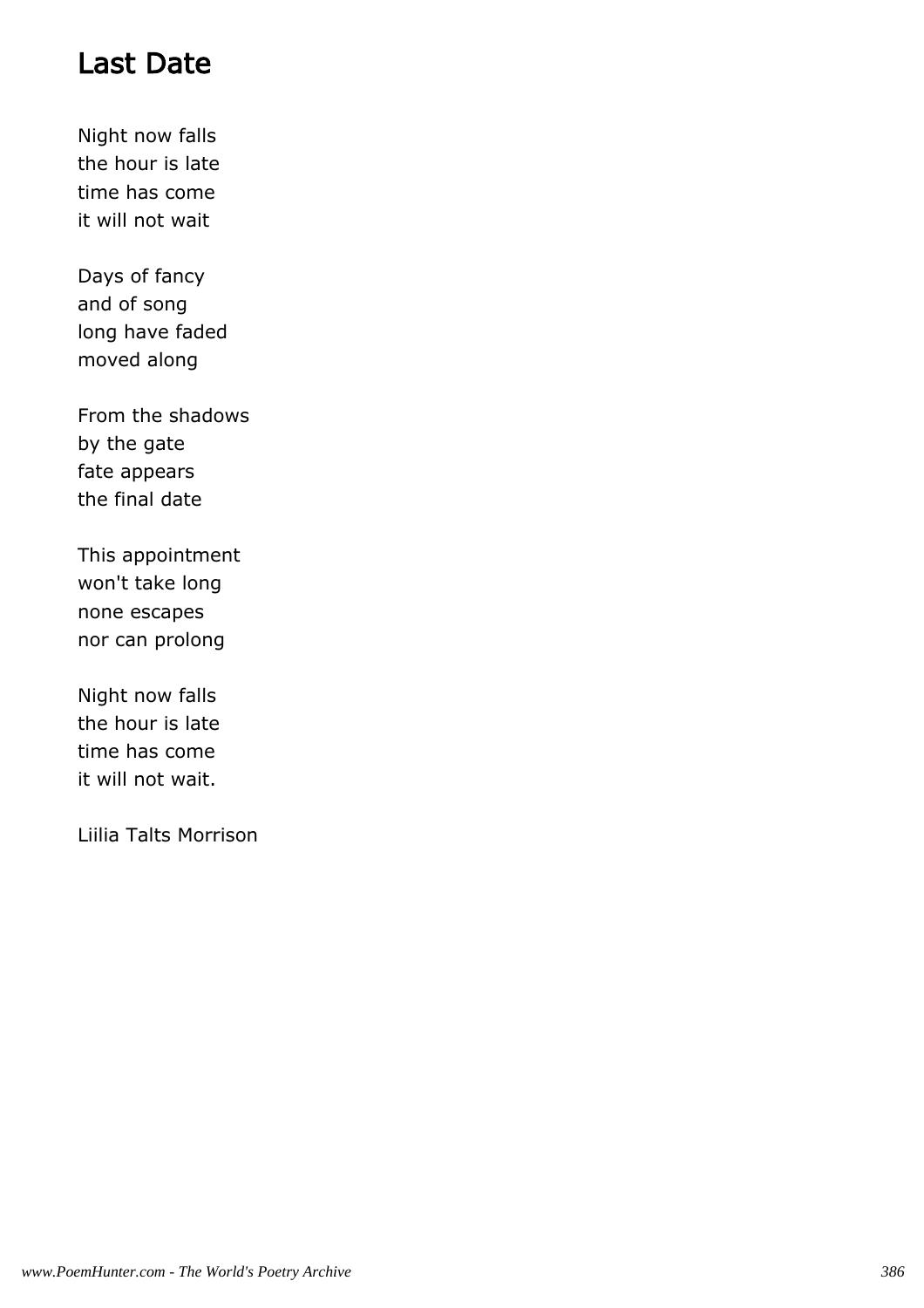## Last Date

Night now falls  
the hour is late  
time has come  
it will not wait

Days of fancy  
and of song  
long have faded  
moved along

From the shadows  
by the gate  
fate appears  
the final date

This appointment  
won't take long  
none escapes  
nor can prolong

Night now falls  
the hour is late  
time has come  
it will not wait.

Liilia Talts Morrison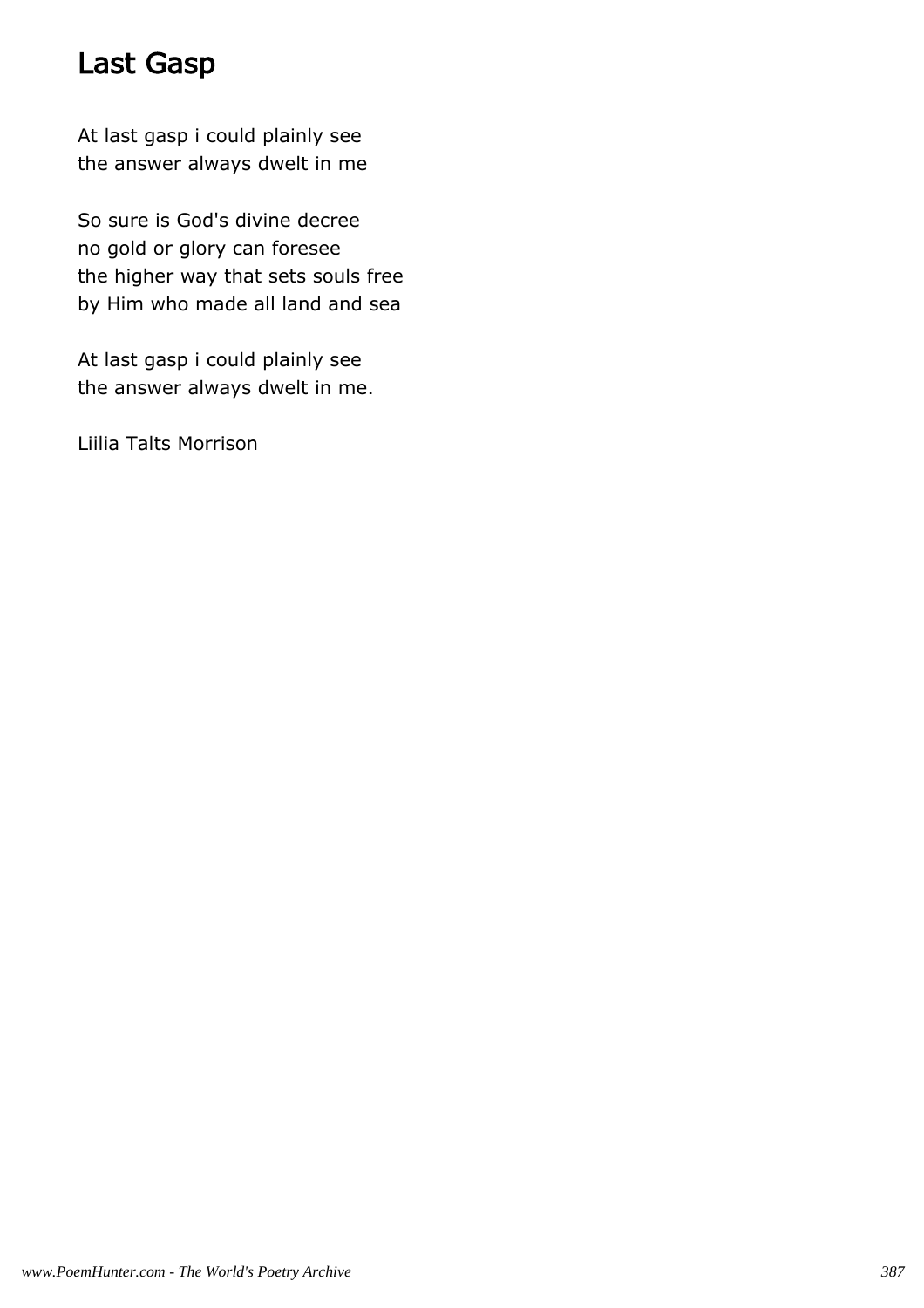# Last Gasp

At last gasp i could plainly see
the answer always dwelt in me

So sure is God's divine decree
no gold or glory can foresee
the higher way that sets souls free
by Him who made all land and sea

At last gasp i could plainly see
the answer always dwelt in me.

Liilia Talts Morrison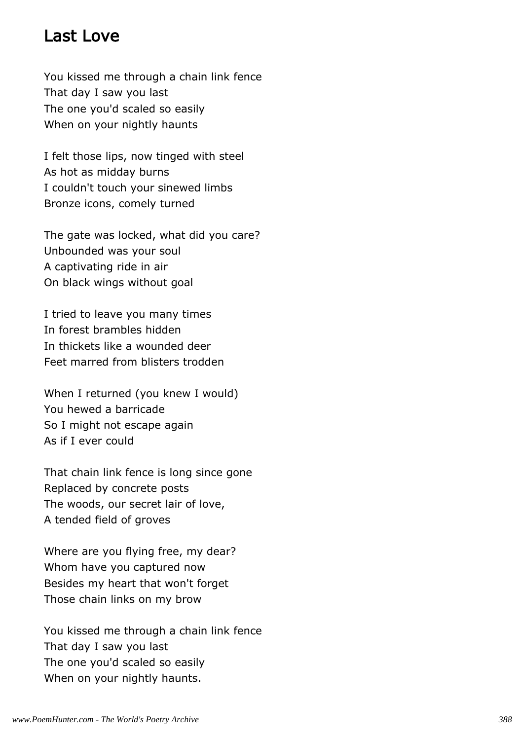## Last Love

You kissed me through a chain link fence
That day I saw you last
The one you'd scaled so easily
When on your nightly haunts

I felt those lips, now tinged with steel
As hot as midday burns
I couldn't touch your sinewed limbs
Bronze icons, comely turned

The gate was locked, what did you care?
Unbounded was your soul
A captivating ride in air
On black wings without goal

I tried to leave you many times
In forest brambles hidden
In thickets like a wounded deer
Feet marred from blisters trodden

When I returned (you knew I would)
You hewed a barricade
So I might not escape again
As if I ever could

That chain link fence is long since gone
Replaced by concrete posts
The woods, our secret lair of love,
A tended field of groves

Where are you flying free, my dear?
Whom have you captured now
Besides my heart that won't forget
Those chain links on my brow

You kissed me through a chain link fence
That day I saw you last
The one you'd scaled so easily
When on your nightly haunts.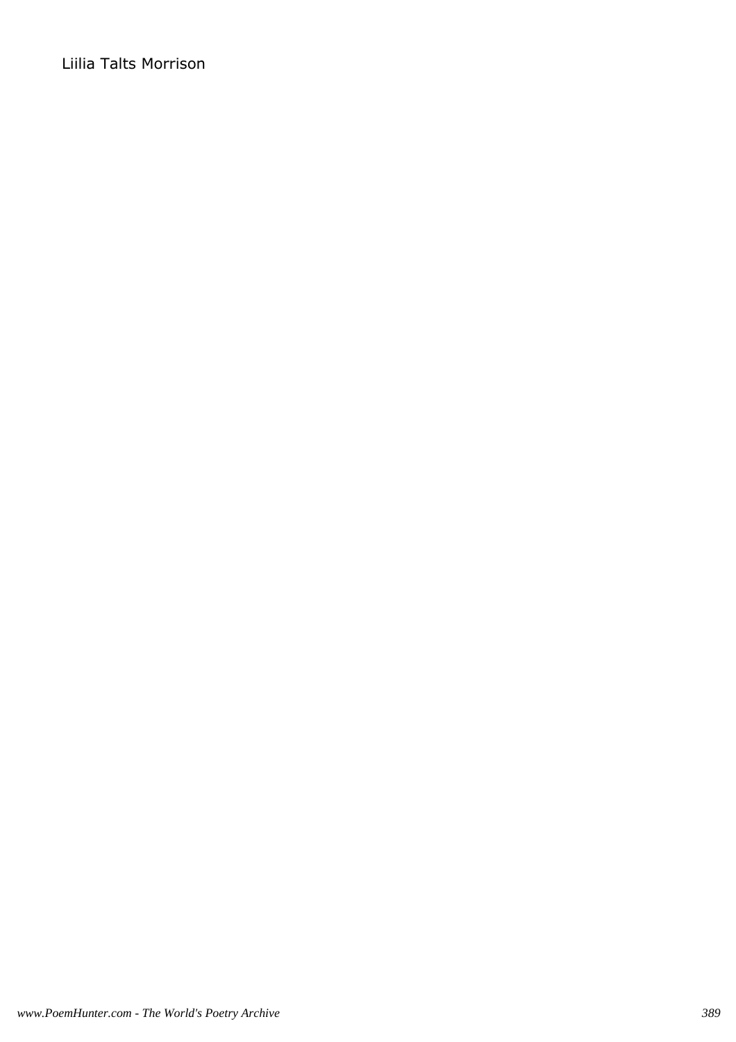Liilia Talts Morrison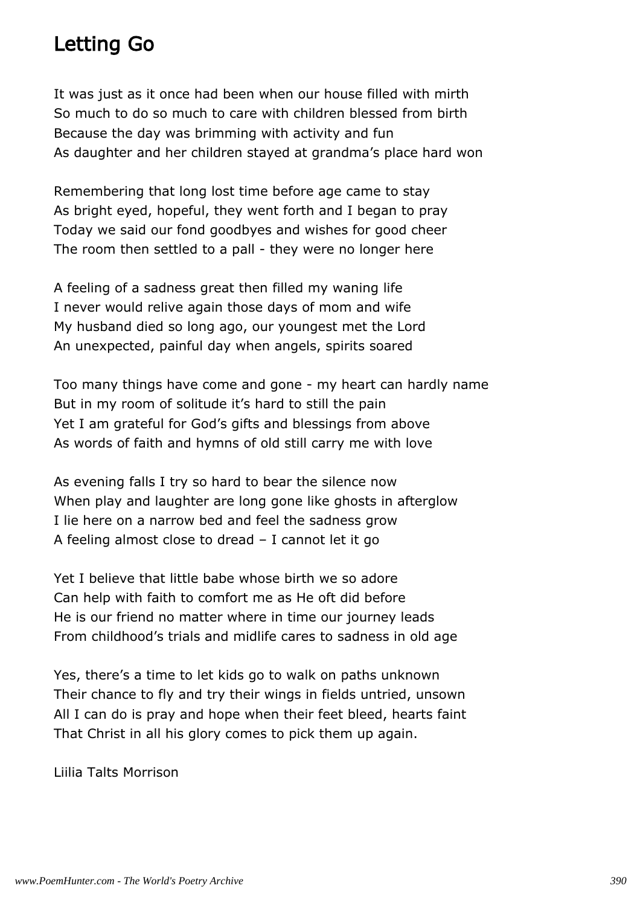# Letting Go

It was just as it once had been when our house filled with mirth
So much to do so much to care with children blessed from birth
Because the day was brimming with activity and fun
As daughter and her children stayed at grandma's place hard won

Remembering that long lost time before age came to stay
As bright eyed, hopeful, they went forth and I began to pray
Today we said our fond goodbyes and wishes for good cheer
The room then settled to a pall - they were no longer here

A feeling of a sadness great then filled my waning life
I never would relive again those days of mom and wife
My husband died so long ago, our youngest met the Lord
An unexpected, painful day when angels, spirits soared

Too many things have come and gone - my heart can hardly name
But in my room of solitude it's hard to still the pain
Yet I am grateful for God's gifts and blessings from above
As words of faith and hymns of old still carry me with love

As evening falls I try so hard to bear the silence now
When play and laughter are long gone like ghosts in afterglow
I lie here on a narrow bed and feel the sadness grow
A feeling almost close to dread – I cannot let it go

Yet I believe that little babe whose birth we so adore
Can help with faith to comfort me as He oft did before
He is our friend no matter where in time our journey leads
From childhood's trials and midlife cares to sadness in old age

Yes, there's a time to let kids go to walk on paths unknown
Their chance to fly and try their wings in fields untried, unsown
All I can do is pray and hope when their feet bleed, hearts faint
That Christ in all his glory comes to pick them up again.

Liilia Talts Morrison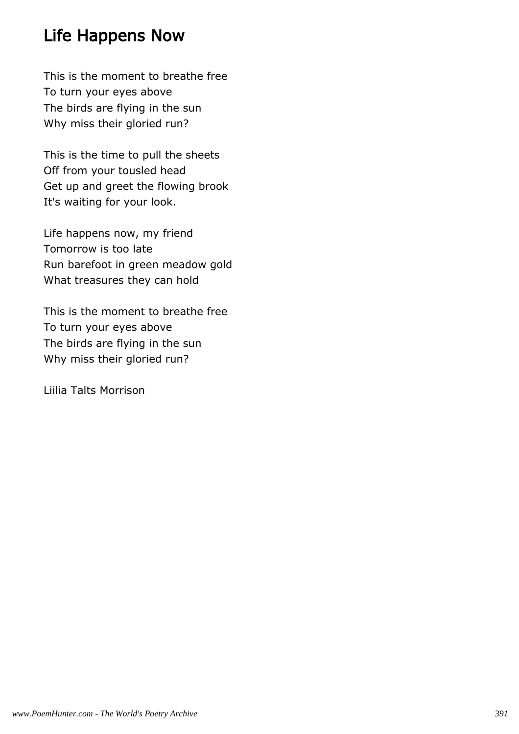# Life Happens Now

This is the moment to breathe free
To turn your eyes above
The birds are flying in the sun
Why miss their gloried run?

This is the time to pull the sheets
Off from your tousled head
Get up and greet the flowing brook
It's waiting for your look.

Life happens now, my friend
Tomorrow is too late
Run barefoot in green meadow gold
What treasures they can hold

This is the moment to breathe free
To turn your eyes above
The birds are flying in the sun
Why miss their gloried run?

Liilia Talts Morrison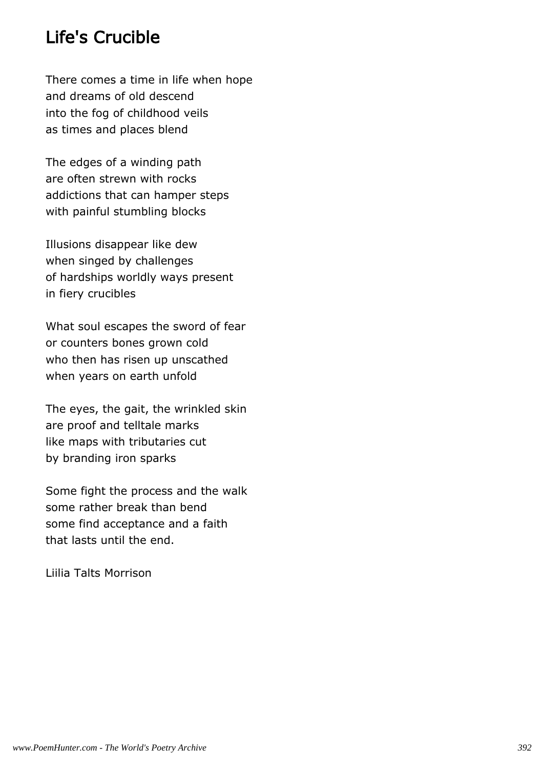# Life's Crucible

There comes a time in life when hope
and dreams of old descend
into the fog of childhood veils
as times and places blend

The edges of a winding path
are often strewn with rocks
addictions that can hamper steps
with painful stumbling blocks

Illusions disappear like dew
when singed by challenges
of hardships worldly ways present
in fiery crucibles

What soul escapes the sword of fear
or counters bones grown cold
who then has risen up unscathed
when years on earth unfold

The eyes, the gait, the wrinkled skin
are proof and telltale marks
like maps with tributaries cut
by branding iron sparks

Some fight the process and the walk
some rather break than bend
some find acceptance and a faith
that lasts until the end.

Liilia Talts Morrison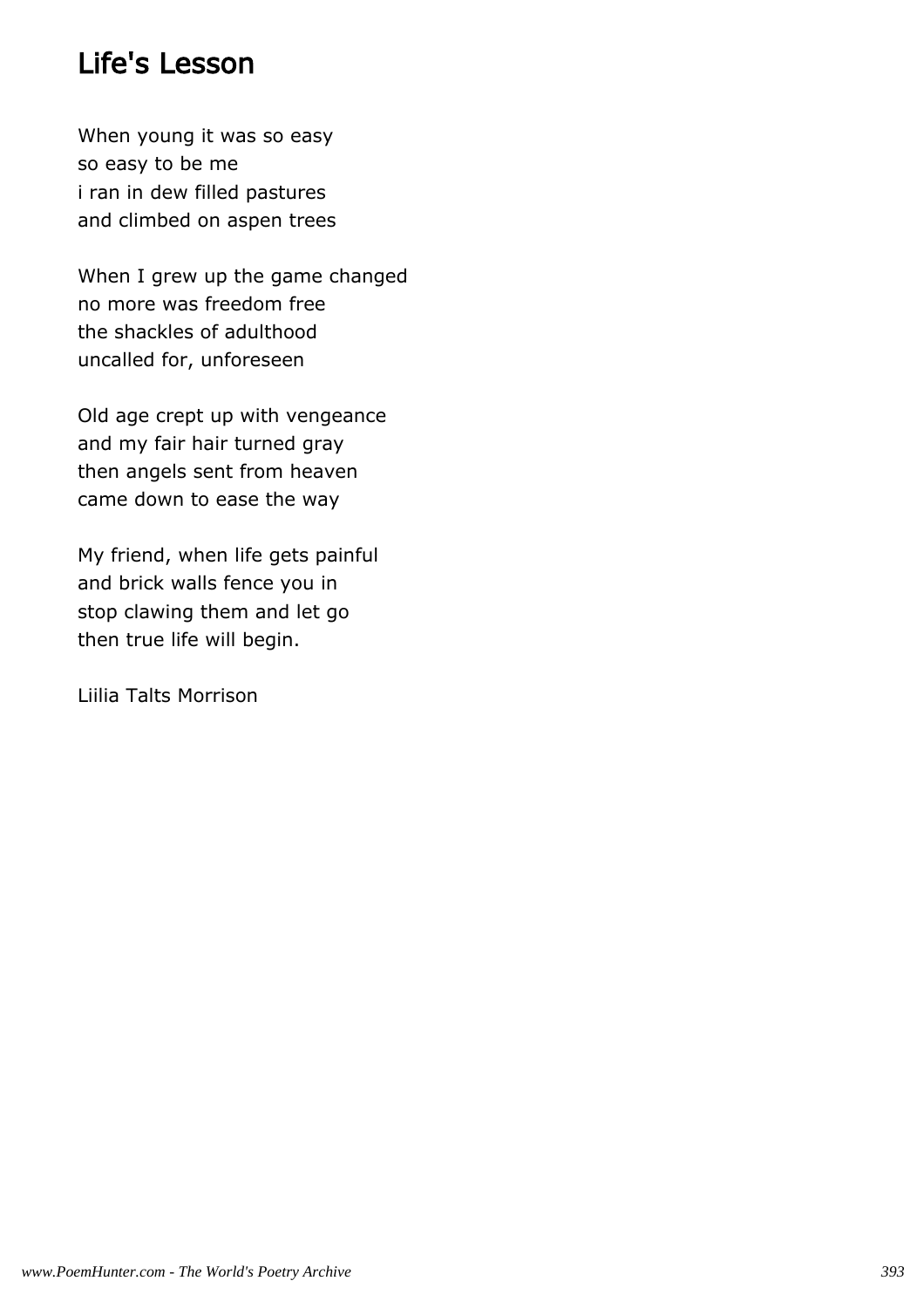# Life's Lesson

When young it was so easy
so easy to be me
i ran in dew filled pastures
and climbed on aspen trees

When I grew up the game changed
no more was freedom free
the shackles of adulthood
uncalled for, unforeseen

Old age crept up with vengeance
and my fair hair turned gray
then angels sent from heaven
came down to ease the way

My friend, when life gets painful
and brick walls fence you in
stop clawing them and let go
then true life will begin.

Liilia Talts Morrison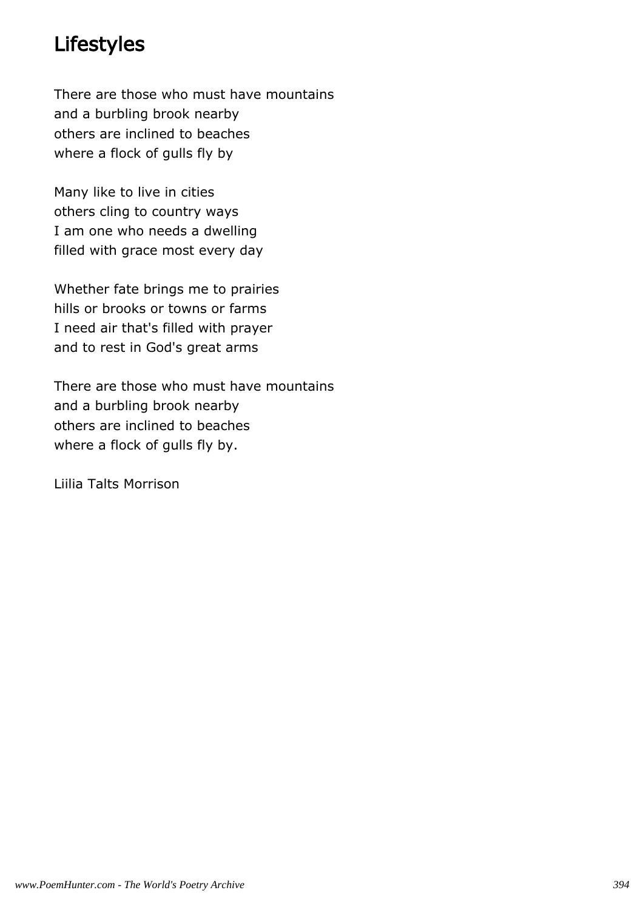# Lifestyles

There are those who must have mountains
and a burbling brook nearby
others are inclined to beaches
where a flock of gulls fly by

Many like to live in cities
others cling to country ways
I am one who needs a dwelling
filled with grace most every day

Whether fate brings me to prairies
hills or brooks or towns or farms
I need air that's filled with prayer
and to rest in God's great arms

There are those who must have mountains
and a burbling brook nearby
others are inclined to beaches
where a flock of gulls fly by.

Liilia Talts Morrison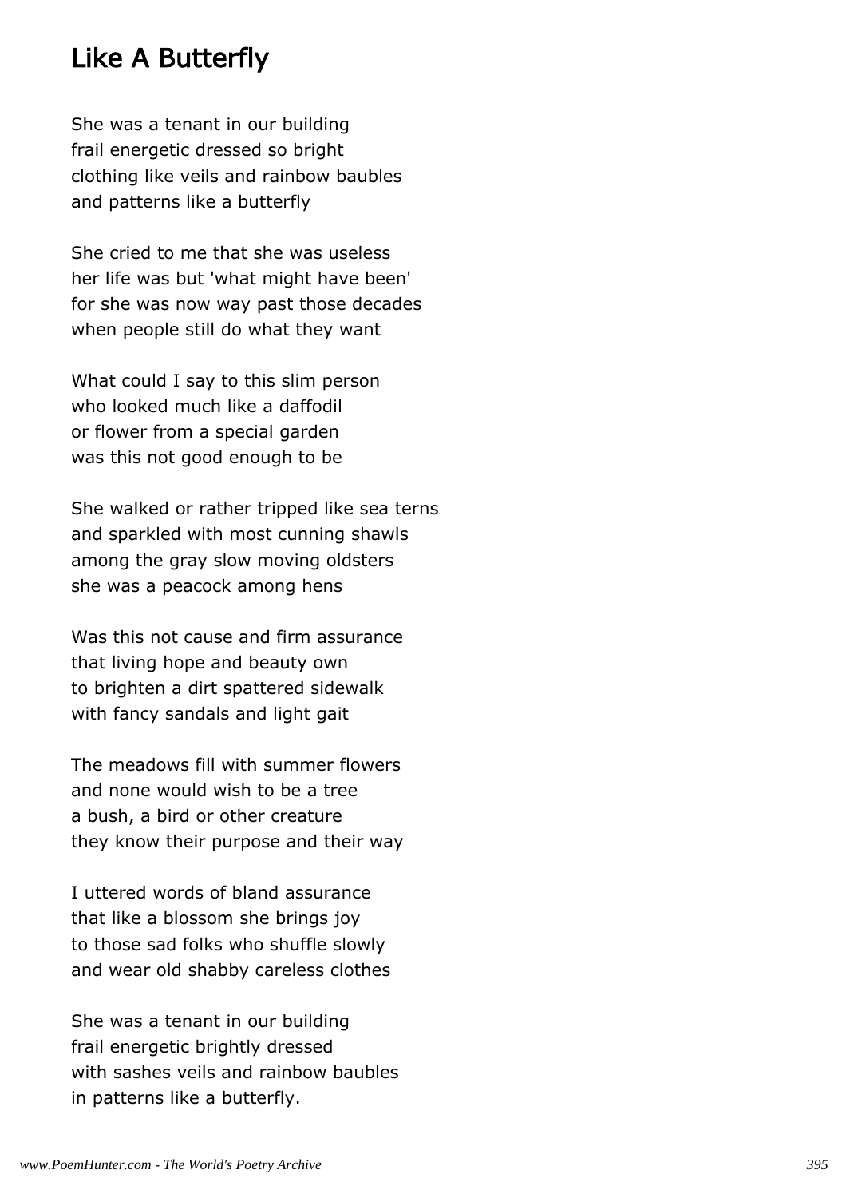## Like A Butterfly

She was a tenant in our building
frail energetic dressed so bright
clothing like veils and rainbow baubles
and patterns like a butterfly

She cried to me that she was useless
her life was but 'what might have been'
for she was now way past those decades
when people still do what they want

What could I say to this slim person
who looked much like a daffodil
or flower from a special garden
was this not good enough to be

She walked or rather tripped like sea terns
and sparkled with most cunning shawls
among the gray slow moving oldsters
she was a peacock among hens

Was this not cause and firm assurance
that living hope and beauty own
to brighten a dirt spattered sidewalk
with fancy sandals and light gait

The meadows fill with summer flowers
and none would wish to be a tree
a bush, a bird or other creature
they know their purpose and their way

I uttered words of bland assurance
that like a blossom she brings joy
to those sad folks who shuffle slowly
and wear old shabby careless clothes

She was a tenant in our building
frail energetic brightly dressed
with sashes veils and rainbow baubles
in patterns like a butterfly.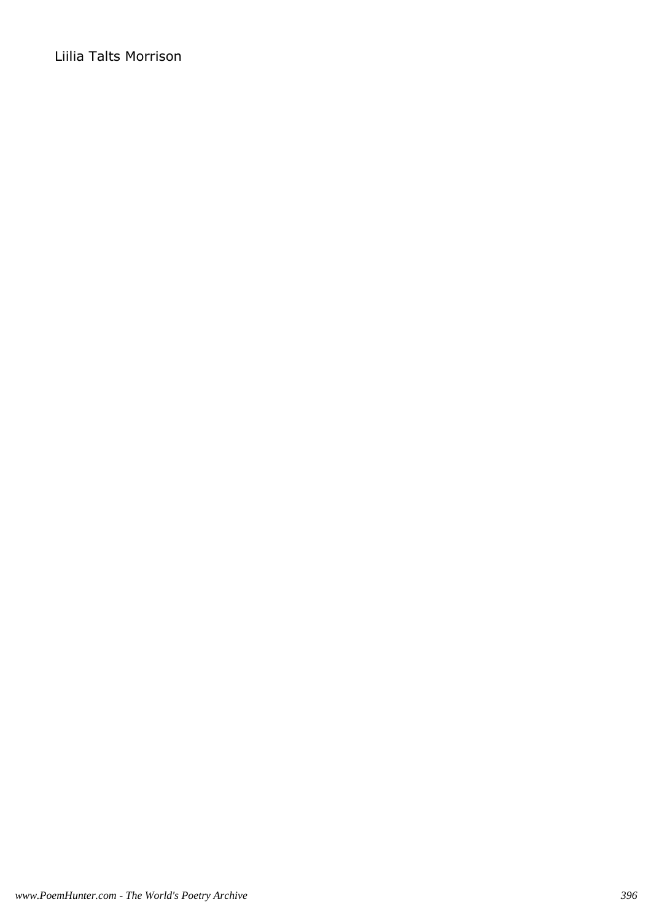Liilia Talts Morrison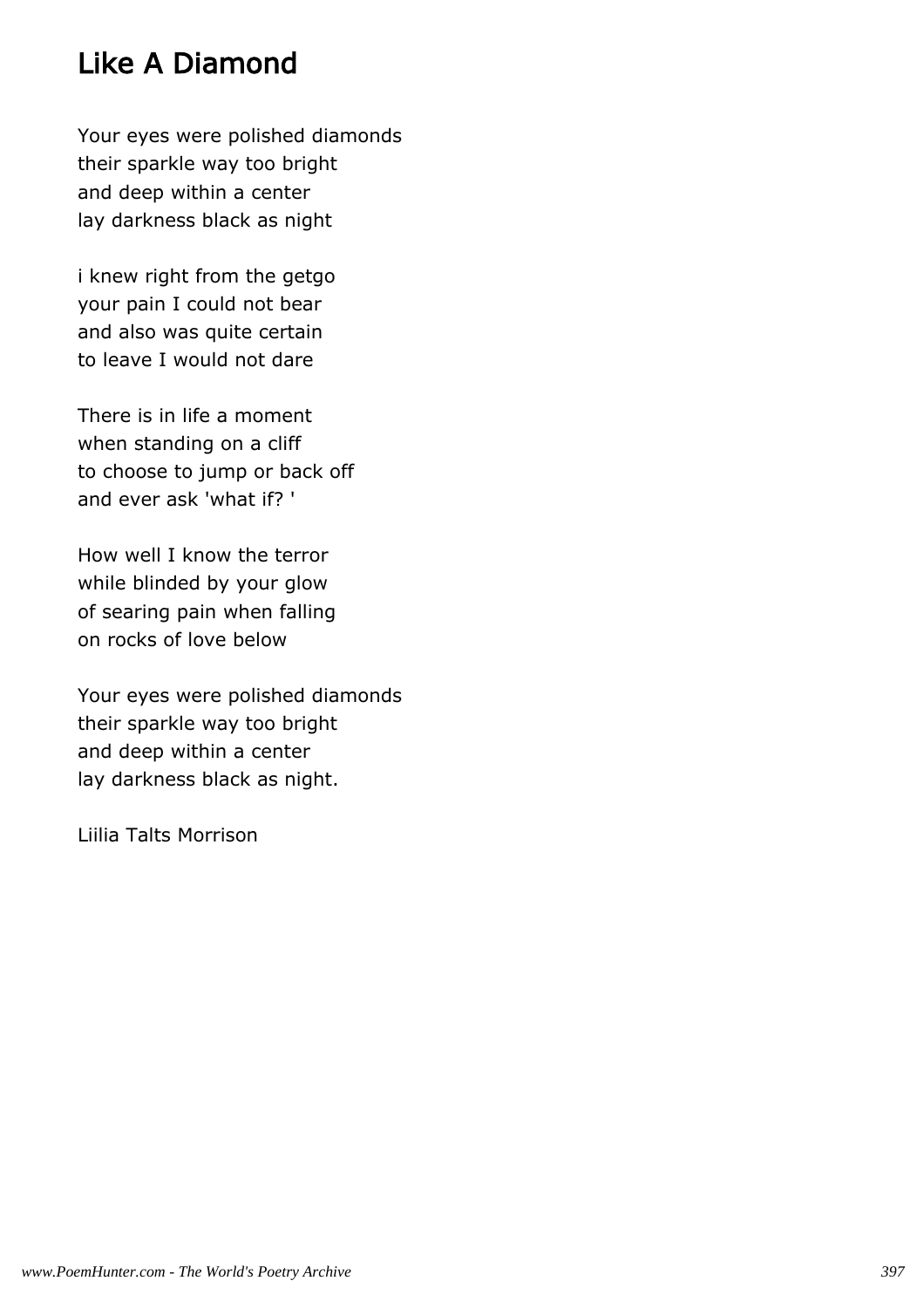## Like A Diamond

Your eyes were polished diamonds
their sparkle way too bright
and deep within a center
lay darkness black as night

i knew right from the getgo
your pain I could not bear
and also was quite certain
to leave I would not dare

There is in life a moment
when standing on a cliff
to choose to jump or back off
and ever ask 'what if? '

How well I know the terror
while blinded by your glow
of searing pain when falling
on rocks of love below

Your eyes were polished diamonds
their sparkle way too bright
and deep within a center
lay darkness black as night.

Liilia Talts Morrison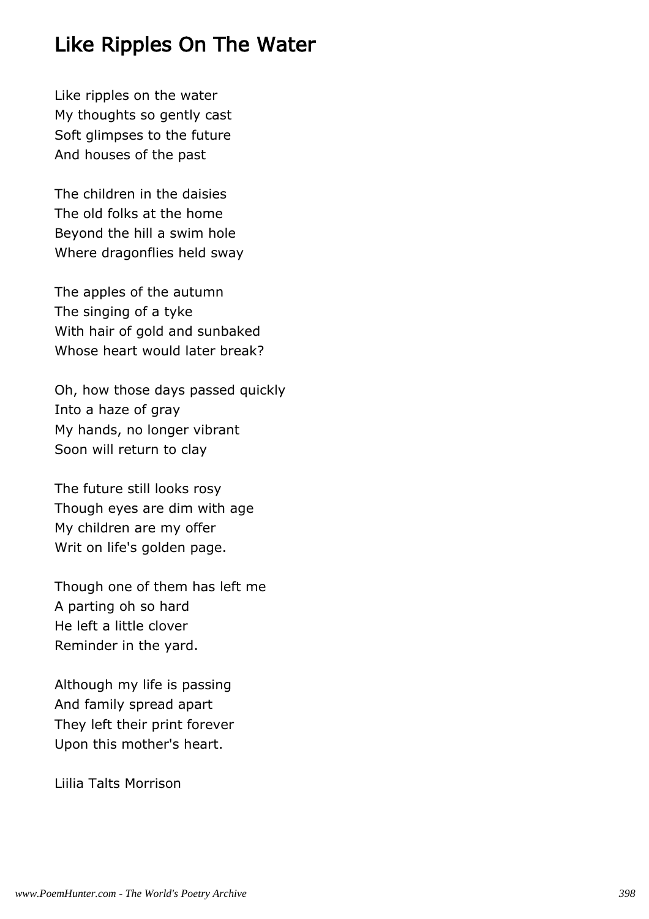# Like Ripples On The Water

Like ripples on the water
My thoughts so gently cast
Soft glimpses to the future
And houses of the past

The children in the daisies
The old folks at the home
Beyond the hill a swim hole
Where dragonflies held sway

The apples of the autumn
The singing of a tyke
With hair of gold and sunbaked
Whose heart would later break?

Oh, how those days passed quickly
Into a haze of gray
My hands, no longer vibrant
Soon will return to clay

The future still looks rosy
Though eyes are dim with age
My children are my offer
Writ on life's golden page.

Though one of them has left me
A parting oh so hard
He left a little clover
Reminder in the yard.

Although my life is passing
And family spread apart
They left their print forever
Upon this mother's heart.

Liilia Talts Morrison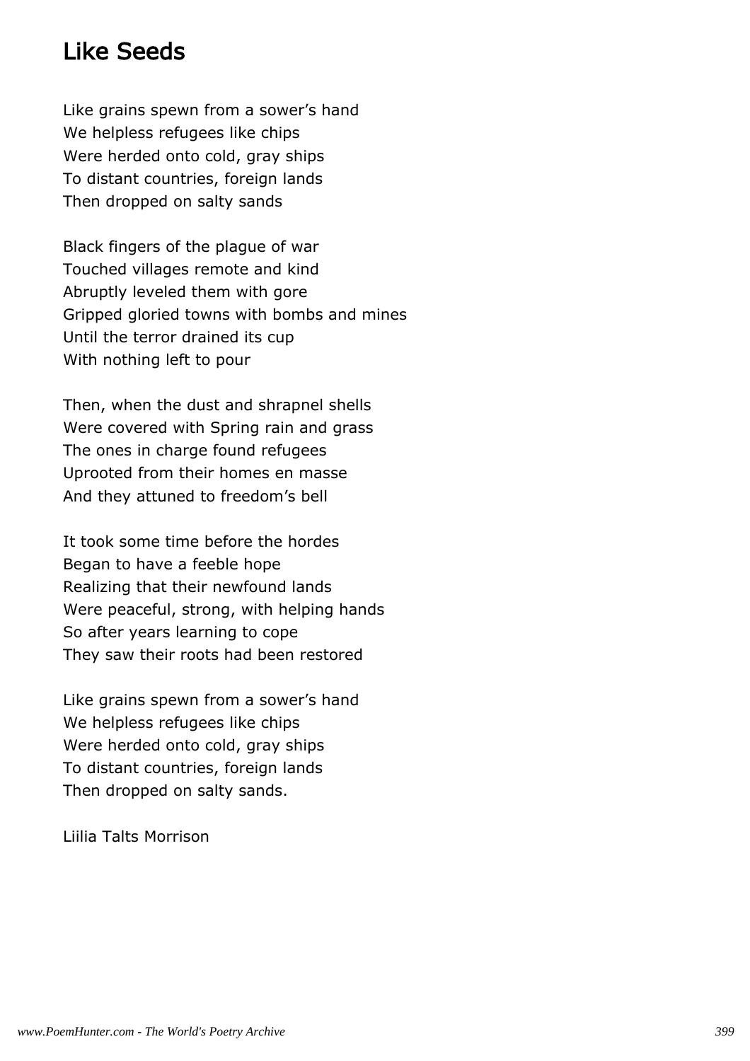## Like Seeds

Like grains spewn from a sower's hand
We helpless refugees like chips
Were herded onto cold, gray ships
To distant countries, foreign lands
Then dropped on salty sands

Black fingers of the plague of war
Touched villages remote and kind
Abruptly leveled them with gore
Gripped gloried towns with bombs and mines
Until the terror drained its cup
With nothing left to pour

Then, when the dust and shrapnel shells
Were covered with Spring rain and grass
The ones in charge found refugees
Uprooted from their homes en masse
And they attuned to freedom's bell

It took some time before the hordes
Began to have a feeble hope
Realizing that their newfound lands
Were peaceful, strong, with helping hands
So after years learning to cope
They saw their roots had been restored

Like grains spewn from a sower's hand
We helpless refugees like chips
Were herded onto cold, gray ships
To distant countries, foreign lands
Then dropped on salty sands.

Liilia Talts Morrison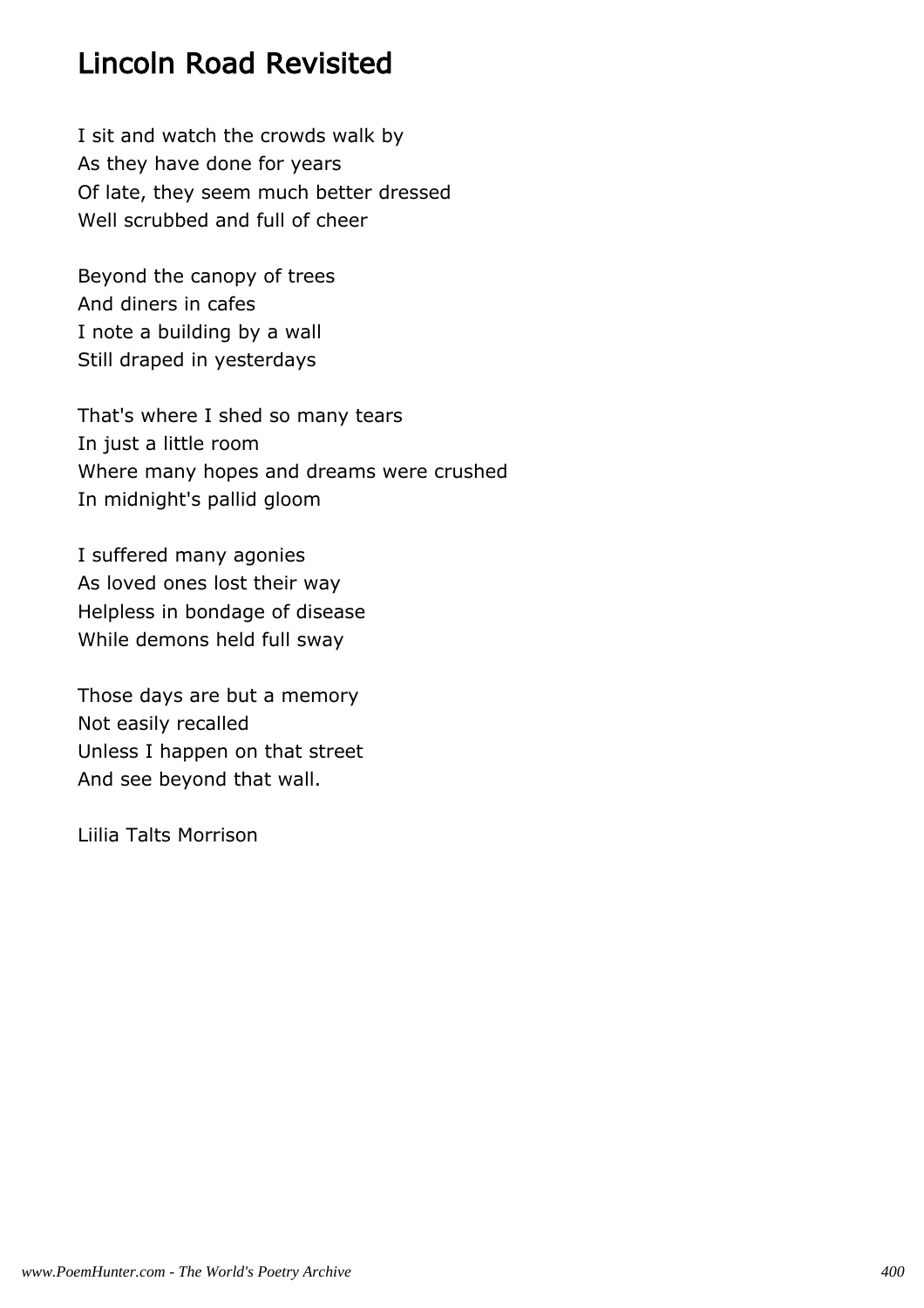# Lincoln Road Revisited

I sit and watch the crowds walk by
As they have done for years
Of late, they seem much better dressed
Well scrubbed and full of cheer

Beyond the canopy of trees
And diners in cafes
I note a building by a wall
Still draped in yesterdays

That's where I shed so many tears
In just a little room
Where many hopes and dreams were crushed
In midnight's pallid gloom

I suffered many agonies
As loved ones lost their way
Helpless in bondage of disease
While demons held full sway

Those days are but a memory
Not easily recalled
Unless I happen on that street
And see beyond that wall.

Liilia Talts Morrison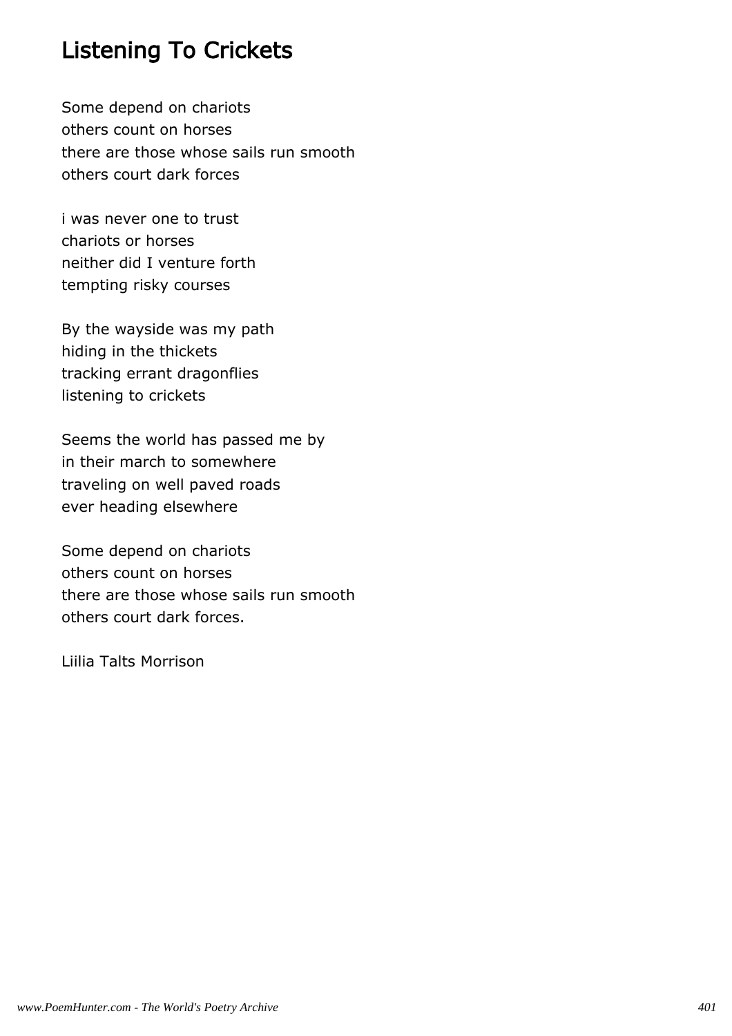# Listening To Crickets

Some depend on chariots
others count on horses
there are those whose sails run smooth
others court dark forces

i was never one to trust
chariots or horses
neither did I venture forth
tempting risky courses

By the wayside was my path
hiding in the thickets
tracking errant dragonflies
listening to crickets

Seems the world has passed me by
in their march to somewhere
traveling on well paved roads
ever heading elsewhere

Some depend on chariots
others count on horses
there are those whose sails run smooth
others court dark forces.

Liilia Talts Morrison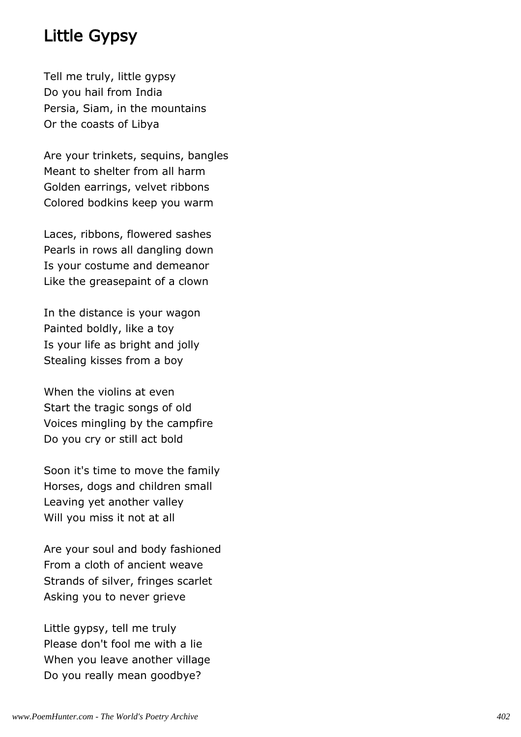# Little Gypsy

Tell me truly, little gypsy
Do you hail from India
Persia, Siam, in the mountains
Or the coasts of Libya

Are your trinkets, sequins, bangles
Meant to shelter from all harm
Golden earrings, velvet ribbons
Colored bodkins keep you warm

Laces, ribbons, flowered sashes
Pearls in rows all dangling down
Is your costume and demeanor
Like the greasepaint of a clown

In the distance is your wagon
Painted boldly, like a toy
Is your life as bright and jolly
Stealing kisses from a boy

When the violins at even
Start the tragic songs of old
Voices mingling by the campfire
Do you cry or still act bold

Soon it's time to move the family
Horses, dogs and children small
Leaving yet another valley
Will you miss it not at all

Are your soul and body fashioned
From a cloth of ancient weave
Strands of silver, fringes scarlet
Asking you to never grieve

Little gypsy, tell me truly
Please don't fool me with a lie
When you leave another village
Do you really mean goodbye?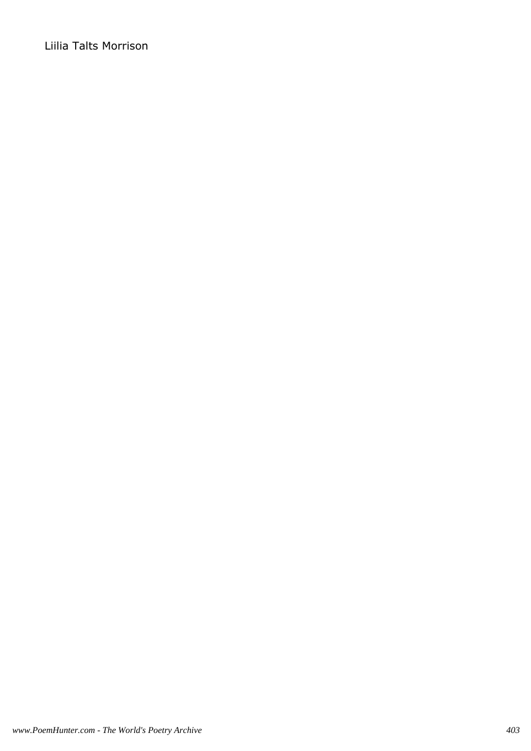Liilia Talts Morrison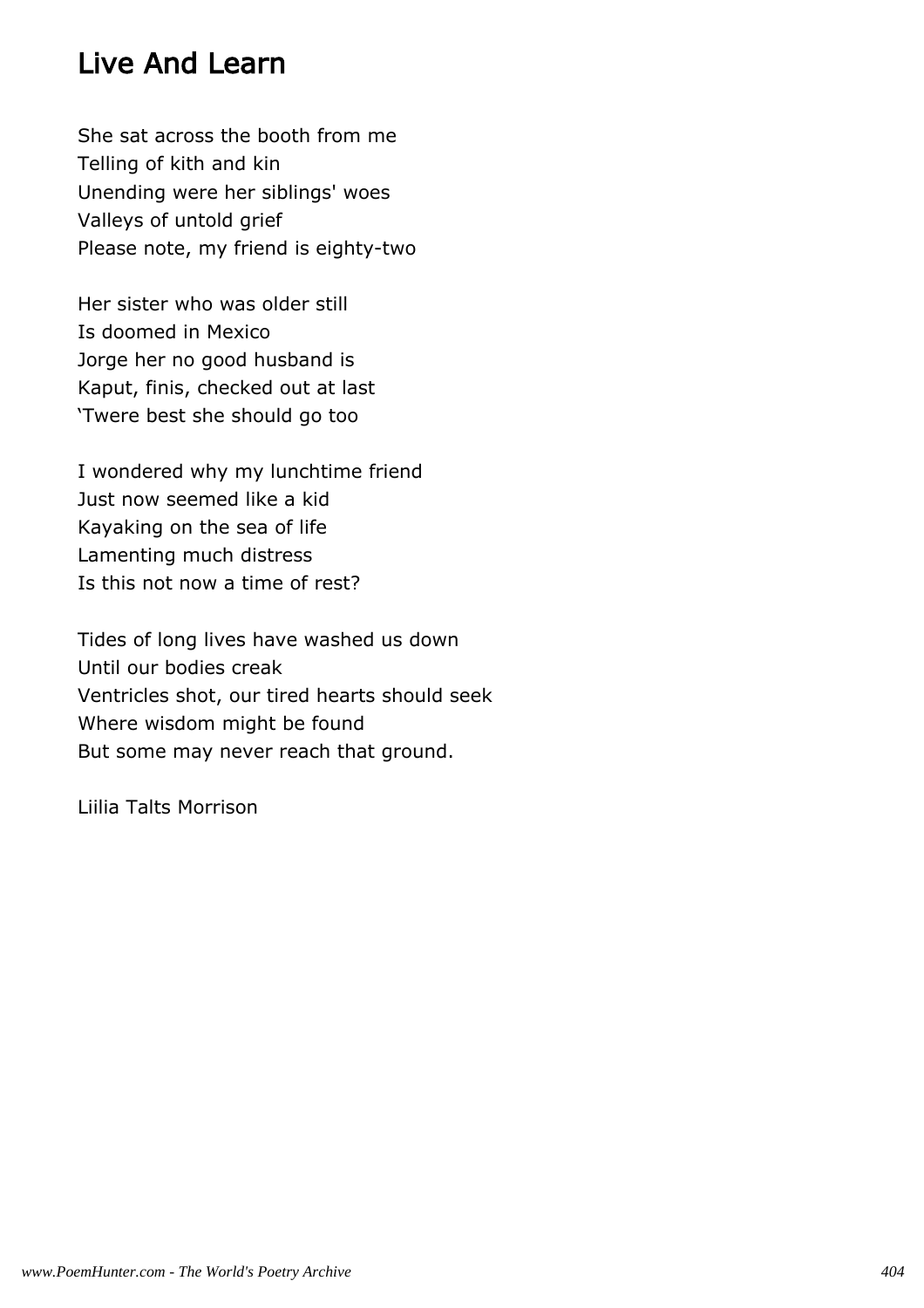## Live And Learn

She sat across the booth from me
Telling of kith and kin
Unending were her siblings' woes
Valleys of untold grief
Please note, my friend is eighty-two

Her sister who was older still
Is doomed in Mexico
Jorge her no good husband is
Kaput, finis, checked out at last
'Twere best she should go too

I wondered why my lunchtime friend
Just now seemed like a kid
Kayaking on the sea of life
Lamenting much distress
Is this not now a time of rest?

Tides of long lives have washed us down
Until our bodies creak
Ventricles shot, our tired hearts should seek
Where wisdom might be found
But some may never reach that ground.

Liilia Talts Morrison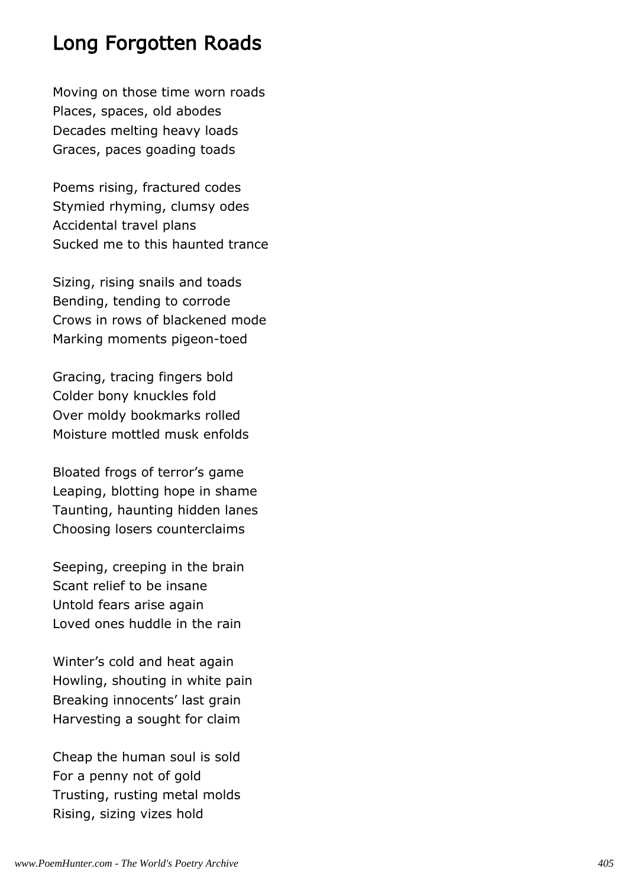# Long Forgotten Roads

Moving on those time worn roads
Places, spaces, old abodes
Decades melting heavy loads
Graces, paces goading toads

Poems rising, fractured codes
Stymied rhyming, clumsy odes
Accidental travel plans
Sucked me to this haunted trance

Sizing, rising snails and toads
Bending, tending to corrode
Crows in rows of blackened mode
Marking moments pigeon-toed

Gracing, tracing fingers bold
Colder bony knuckles fold
Over moldy bookmarks rolled
Moisture mottled musk enfolds

Bloated frogs of terror's game
Leaping, blotting hope in shame
Taunting, haunting hidden lanes
Choosing losers counterclaims

Seeping, creeping in the brain
Scant relief to be insane
Untold fears arise again
Loved ones huddle in the rain

Winter's cold and heat again
Howling, shouting in white pain
Breaking innocents' last grain
Harvesting a sought for claim

Cheap the human soul is sold
For a penny not of gold
Trusting, rusting metal molds
Rising, sizing vizes hold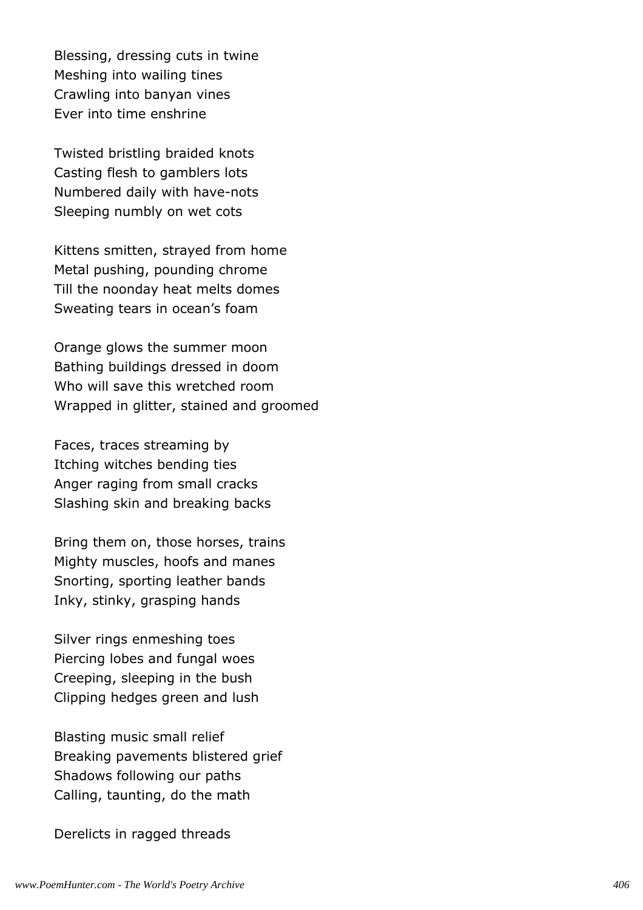Blessing, dressing cuts in twine
Meshing into wailing tines
Crawling into banyan vines
Ever into time enshrine

Twisted bristling braided knots
Casting flesh to gamblers lots
Numbered daily with have-nots
Sleeping numbly on wet cots

Kittens smitten, strayed from home
Metal pushing, pounding chrome
Till the noonday heat melts domes
Sweating tears in ocean's foam

Orange glows the summer moon
Bathing buildings dressed in doom
Who will save this wretched room
Wrapped in glitter, stained and groomed

Faces, traces streaming by
Itching witches bending ties
Anger raging from small cracks
Slashing skin and breaking backs

Bring them on, those horses, trains
Mighty muscles, hoofs and manes
Snorting, sporting leather bands
Inky, stinky, grasping hands

Silver rings enmeshing toes
Piercing lobes and fungal woes
Creeping, sleeping in the bush
Clipping hedges green and lush

Blasting music small relief
Breaking pavements blistered grief
Shadows following our paths
Calling, taunting, do the math

Derelicts in ragged threads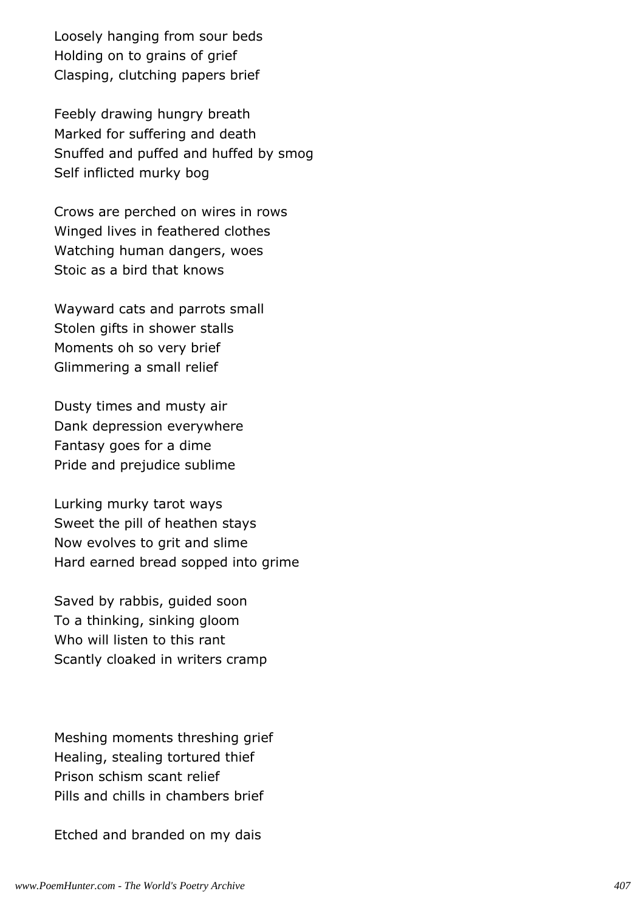Loosely hanging from sour beds
Holding on to grains of grief
Clasping, clutching papers brief

Feebly drawing hungry breath
Marked for suffering and death
Snuffed and puffed and huffed by smog
Self inflicted murky bog

Crows are perched on wires in rows
Winged lives in feathered clothes
Watching human dangers, woes
Stoic as a bird that knows

Wayward cats and parrots small
Stolen gifts in shower stalls
Moments oh so very brief
Glimmering a small relief

Dusty times and musty air
Dank depression everywhere
Fantasy goes for a dime
Pride and prejudice sublime

Lurking murky tarot ways
Sweet the pill of heathen stays
Now evolves to grit and slime
Hard earned bread sopped into grime

Saved by rabbis, guided soon
To a thinking, sinking gloom
Who will listen to this rant
Scantly cloaked in writers cramp

Meshing moments threshing grief
Healing, stealing tortured thief
Prison schism scant relief
Pills and chills in chambers brief

Etched and branded on my dais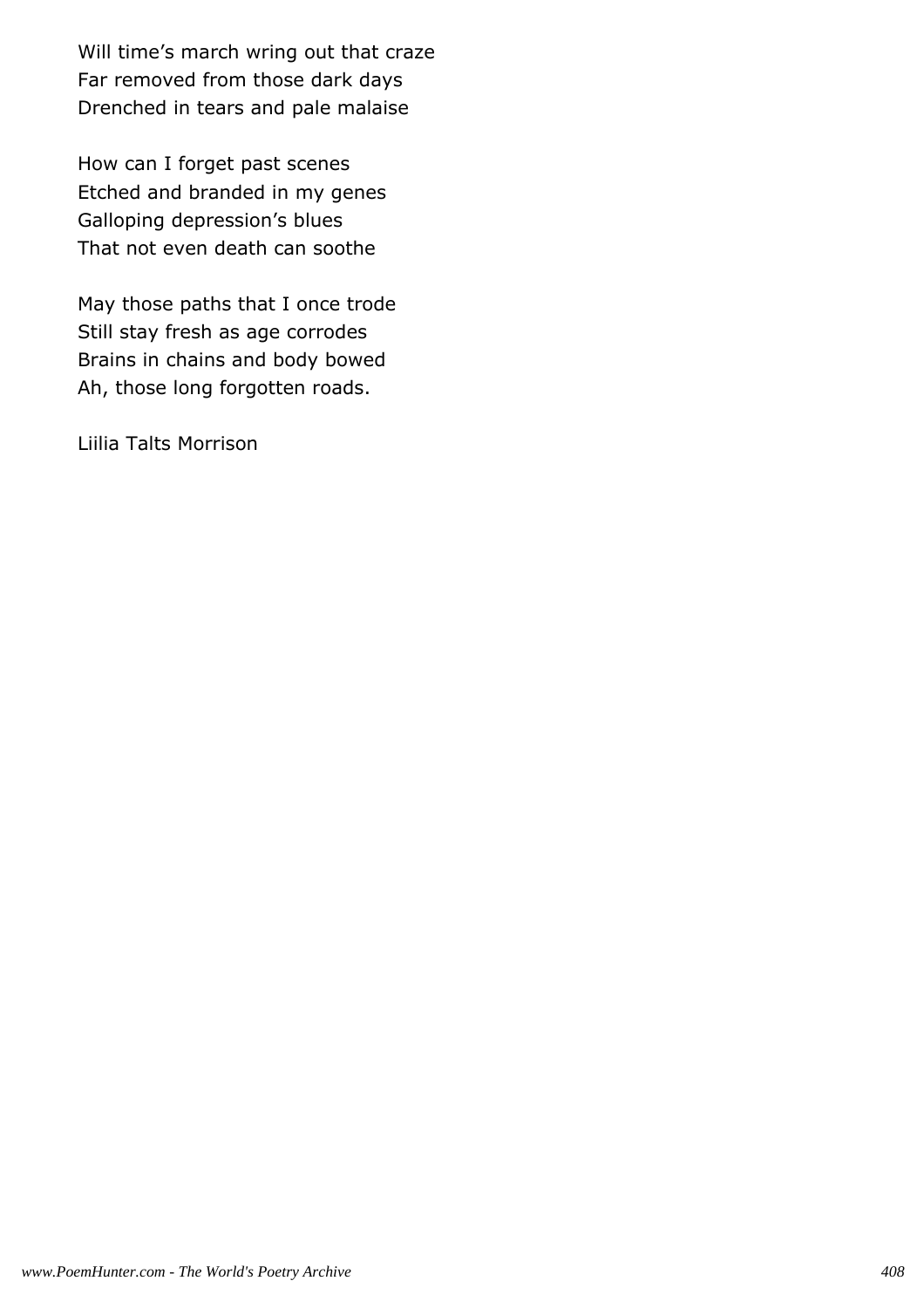Will time's march wring out that craze
Far removed from those dark days
Drenched in tears and pale malaise

How can I forget past scenes
Etched and branded in my genes
Galloping depression's blues
That not even death can soothe

May those paths that I once trode
Still stay fresh as age corrodes
Brains in chains and body bowed
Ah, those long forgotten roads.

Liilia Talts Morrison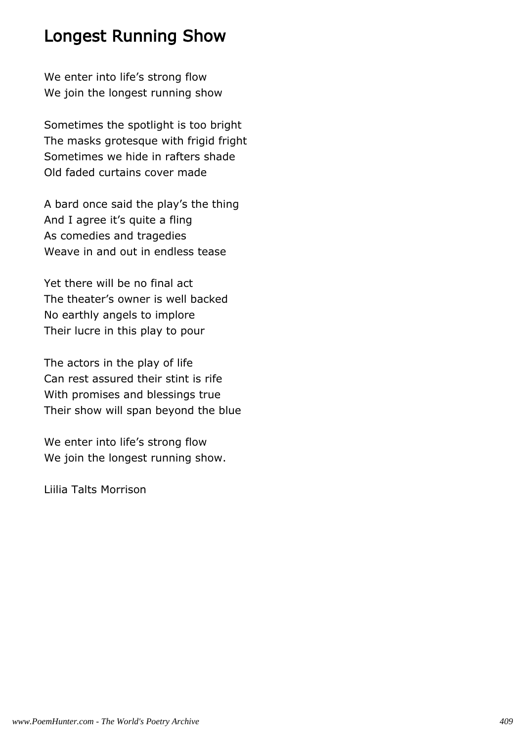# Longest Running Show

We enter into life's strong flow
We join the longest running show

Sometimes the spotlight is too bright
The masks grotesque with frigid fright
Sometimes we hide in rafters shade
Old faded curtains cover made

A bard once said the play's the thing
And I agree it's quite a fling
As comedies and tragedies
Weave in and out in endless tease

Yet there will be no final act
The theater's owner is well backed
No earthly angels to implore
Their lucre in this play to pour

The actors in the play of life
Can rest assured their stint is rife
With promises and blessings true
Their show will span beyond the blue

We enter into life's strong flow
We join the longest running show.

Liilia Talts Morrison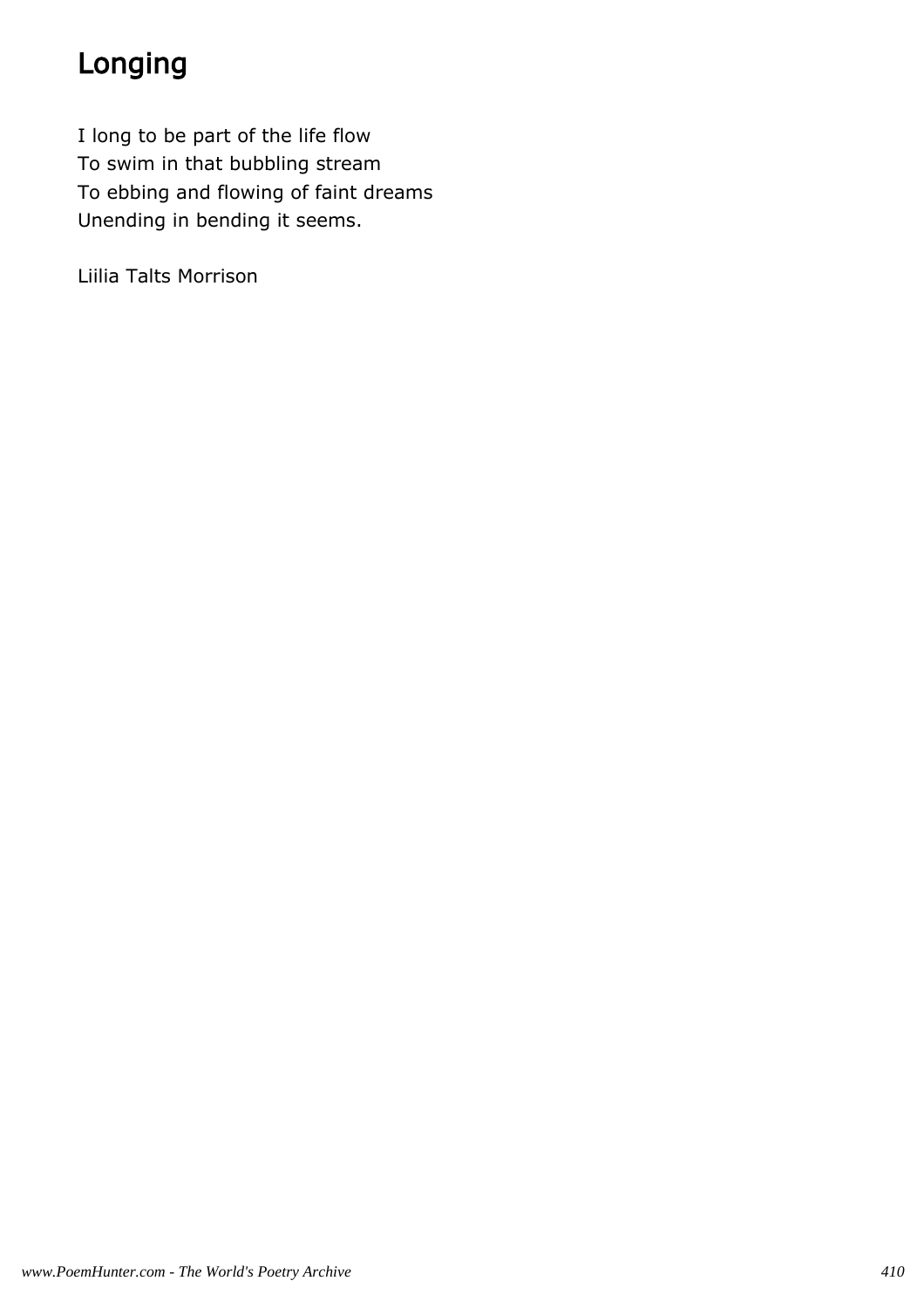# Longing

I long to be part of the life flow
To swim in that bubbling stream
To ebbing and flowing of faint dreams
Unending in bending it seems.

Liilia Talts Morrison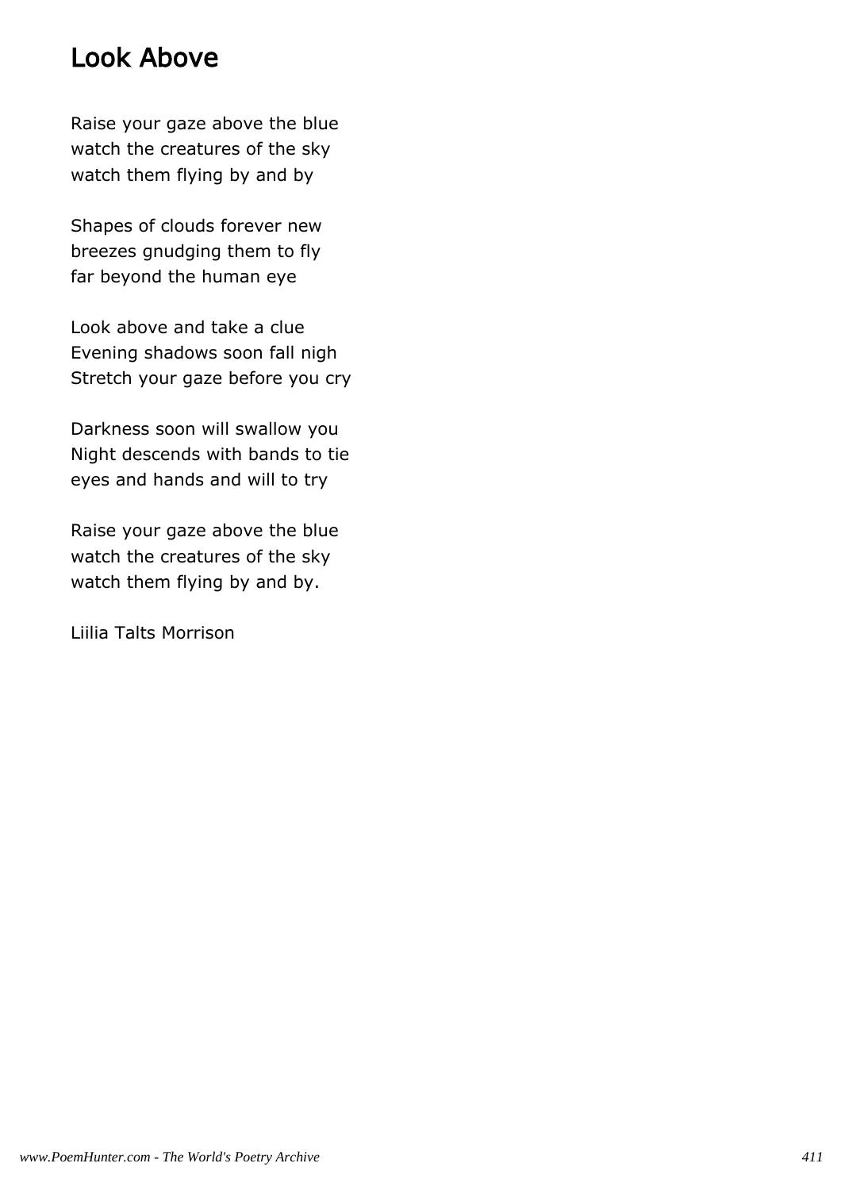# Look Above

Raise your gaze above the blue
watch the creatures of the sky
watch them flying by and by

Shapes of clouds forever new
breezes gnudging them to fly
far beyond the human eye

Look above and take a clue
Evening shadows soon fall nigh
Stretch your gaze before you cry

Darkness soon will swallow you
Night descends with bands to tie
eyes and hands and will to try

Raise your gaze above the blue
watch the creatures of the sky
watch them flying by and by.

Liilia Talts Morrison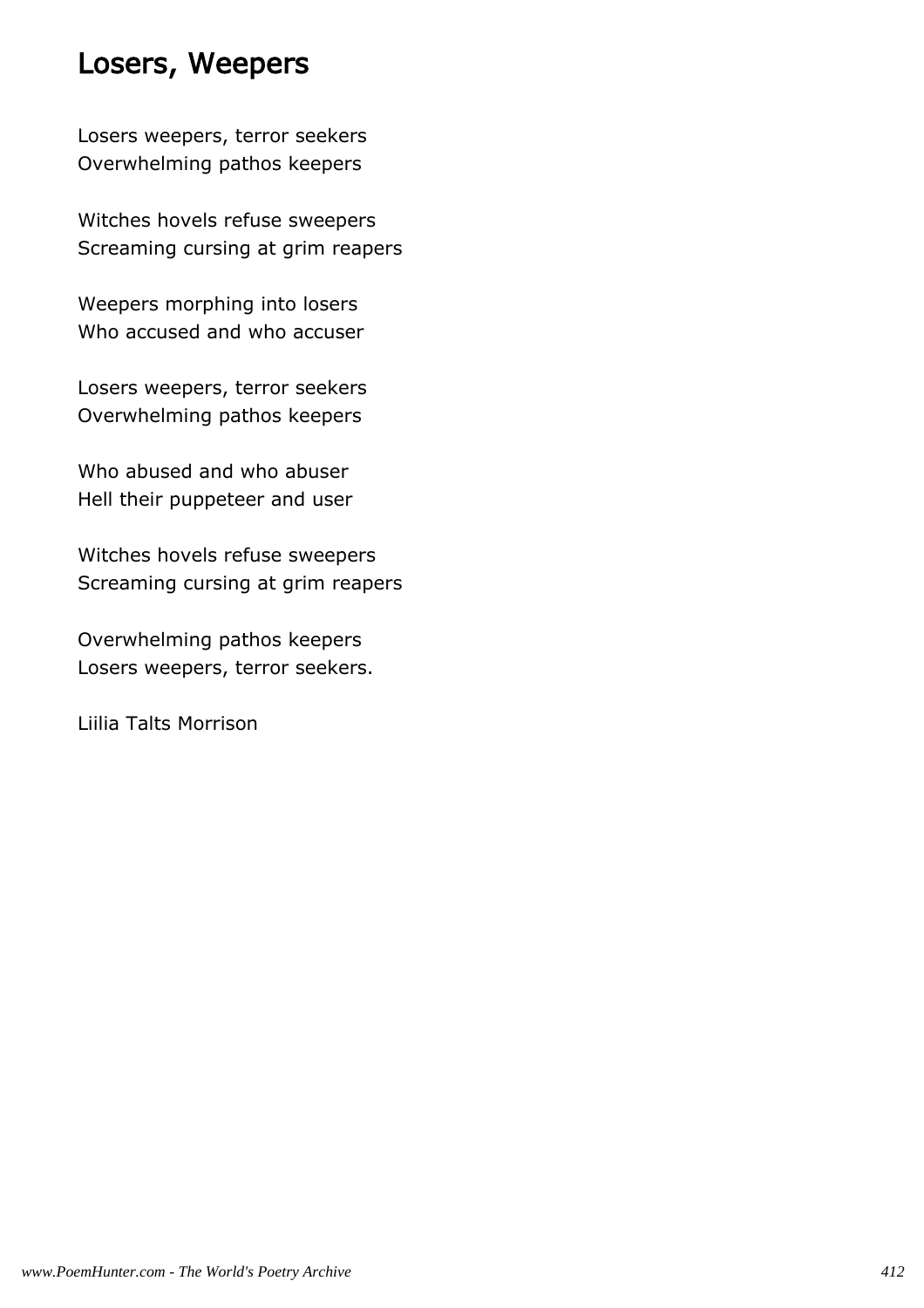## Losers, Weepers

Losers weepers, terror seekers
Overwhelming pathos keepers

Witches hovels refuse sweepers
Screaming cursing at grim reapers

Weepers morphing into losers
Who accused and who accuser

Losers weepers, terror seekers
Overwhelming pathos keepers

Who abused and who abuser
Hell their puppeteer and user

Witches hovels refuse sweepers
Screaming cursing at grim reapers

Overwhelming pathos keepers
Losers weepers, terror seekers.

Liilia Talts Morrison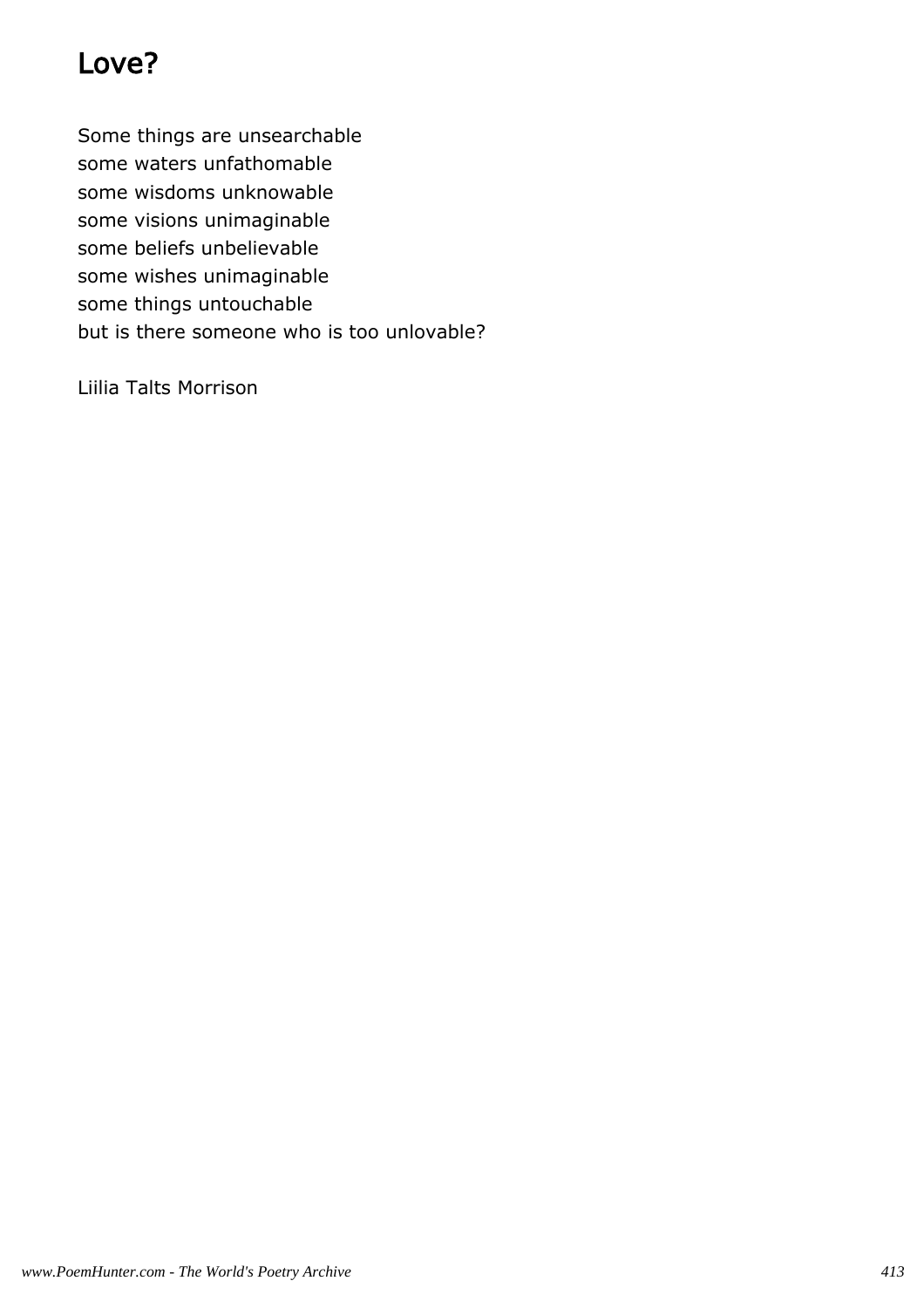# Love?

Some things are unsearchable
some waters unfathomable
some wisdoms unknowable
some visions unimaginable
some beliefs unbelievable
some wishes unimaginable
some things untouchable
but is there someone who is too unlovable?

Liilia Talts Morrison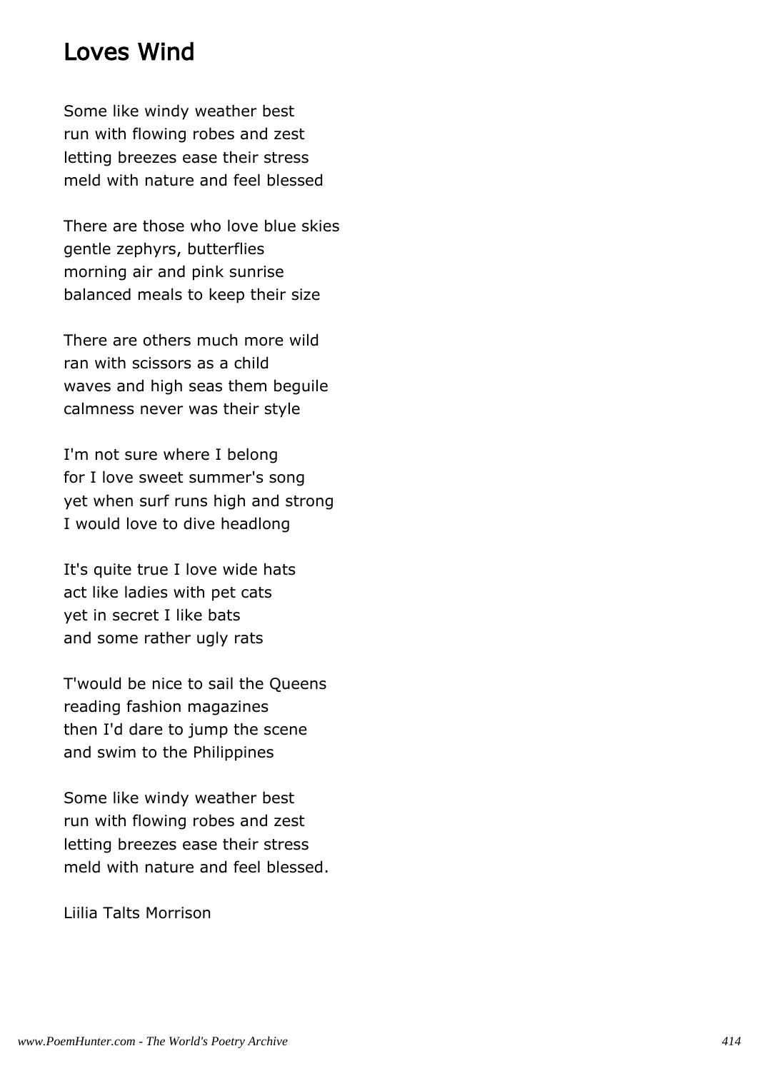# Loves Wind

Some like windy weather best
run with flowing robes and zest
letting breezes ease their stress
meld with nature and feel blessed

There are those who love blue skies
gentle zephyrs, butterflies
morning air and pink sunrise
balanced meals to keep their size

There are others much more wild
ran with scissors as a child
waves and high seas them beguile
calmness never was their style

I'm not sure where I belong
for I love sweet summer's song
yet when surf runs high and strong
I would love to dive headlong

It's quite true I love wide hats
act like ladies with pet cats
yet in secret I like bats
and some rather ugly rats

T'would be nice to sail the Queens
reading fashion magazines
then I'd dare to jump the scene
and swim to the Philippines

Some like windy weather best
run with flowing robes and zest
letting breezes ease their stress
meld with nature and feel blessed.

Liilia Talts Morrison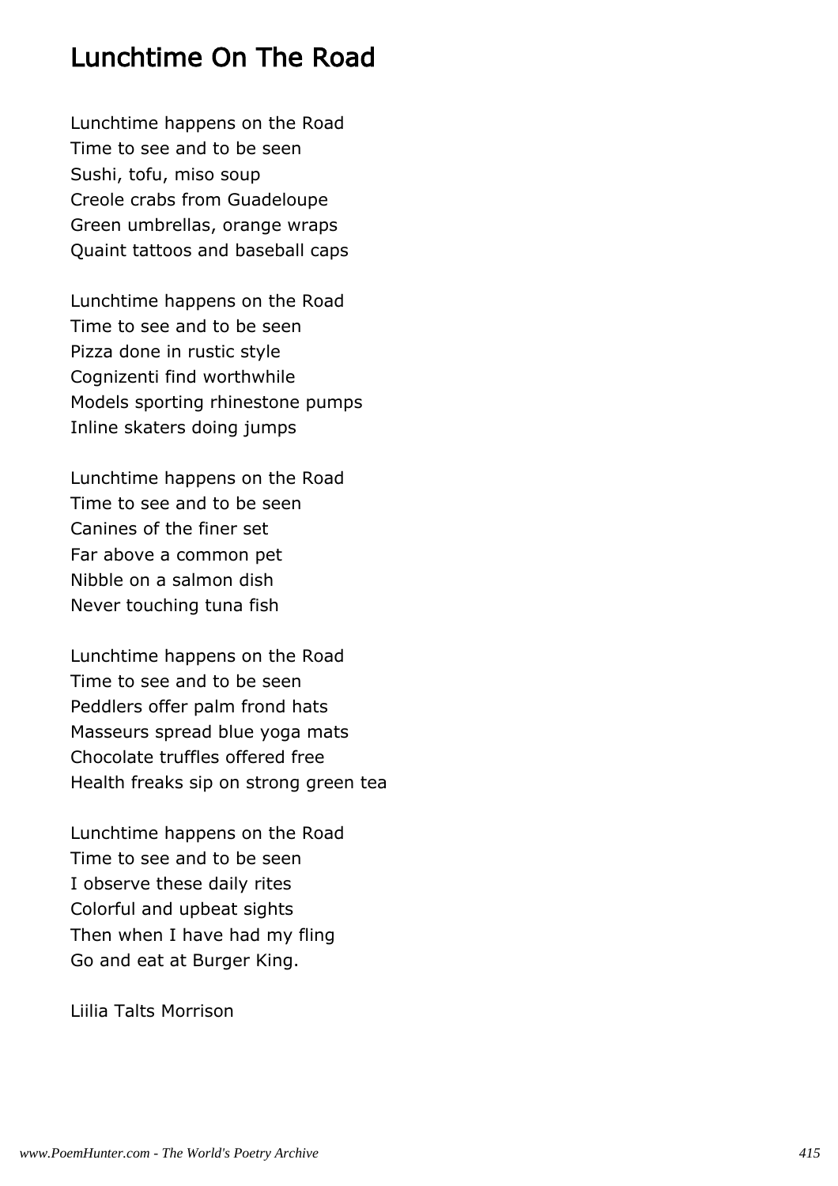# Lunchtime On The Road

Lunchtime happens on the Road
Time to see and to be seen
Sushi, tofu, miso soup
Creole crabs from Guadeloupe
Green umbrellas, orange wraps
Quaint tattoos and baseball caps

Lunchtime happens on the Road
Time to see and to be seen
Pizza done in rustic style
Cognizenti find worthwhile
Models sporting rhinestone pumps
Inline skaters doing jumps

Lunchtime happens on the Road
Time to see and to be seen
Canines of the finer set
Far above a common pet
Nibble on a salmon dish
Never touching tuna fish

Lunchtime happens on the Road
Time to see and to be seen
Peddlers offer palm frond hats
Masseurs spread blue yoga mats
Chocolate truffles offered free
Health freaks sip on strong green tea

Lunchtime happens on the Road
Time to see and to be seen
I observe these daily rites
Colorful and upbeat sights
Then when I have had my fling
Go and eat at Burger King.

Liilia Talts Morrison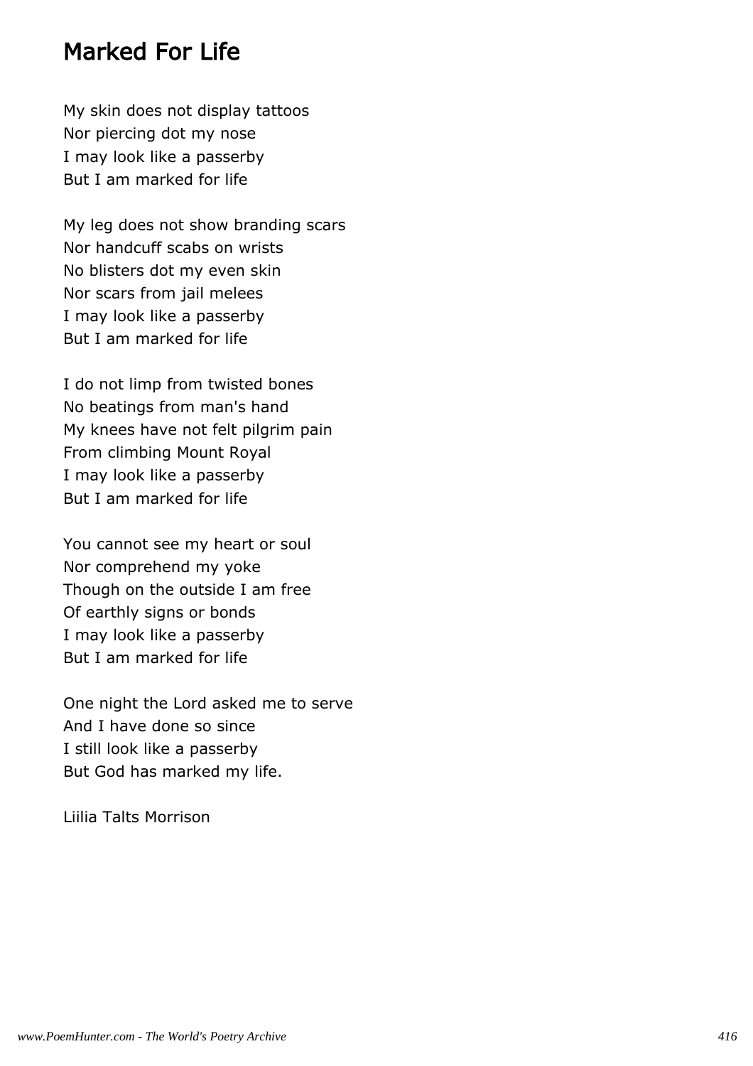# Marked For Life

My skin does not display tattoos  
Nor piercing dot my nose  
I may look like a passerby  
But I am marked for life

My leg does not show branding scars  
Nor handcuff scabs on wrists  
No blisters dot my even skin  
Nor scars from jail melees  
I may look like a passerby  
But I am marked for life

I do not limp from twisted bones  
No beatings from man's hand  
My knees have not felt pilgrim pain  
From climbing Mount Royal  
I may look like a passerby  
But I am marked for life

You cannot see my heart or soul  
Nor comprehend my yoke  
Though on the outside I am free  
Of earthly signs or bonds  
I may look like a passerby  
But I am marked for life

One night the Lord asked me to serve  
And I have done so since  
I still look like a passerby  
But God has marked my life.

Liilia Talts Morrison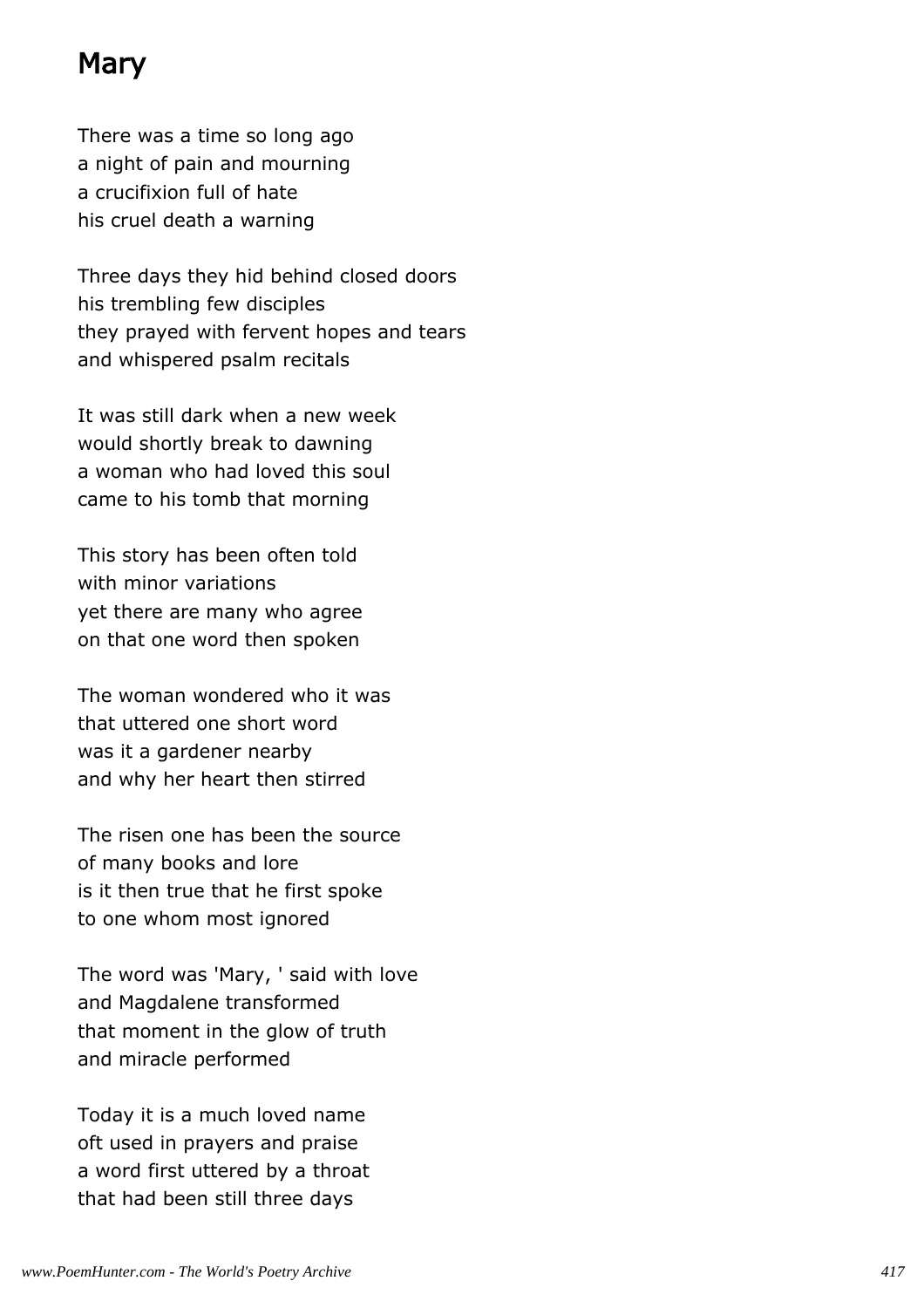# Mary

There was a time so long ago
a night of pain and mourning
a crucifixion full of hate
his cruel death a warning

Three days they hid behind closed doors
his trembling few disciples
they prayed with fervent hopes and tears
and whispered psalm recitals

It was still dark when a new week
would shortly break to dawning
a woman who had loved this soul
came to his tomb that morning

This story has been often told
with minor variations
yet there are many who agree
on that one word then spoken

The woman wondered who it was
that uttered one short word
was it a gardener nearby
and why her heart then stirred

The risen one has been the source
of many books and lore
is it then true that he first spoke
to one whom most ignored

The word was 'Mary, ' said with love
and Magdalene transformed
that moment in the glow of truth
and miracle performed

Today it is a much loved name
oft used in prayers and praise
a word first uttered by a throat
that had been still three days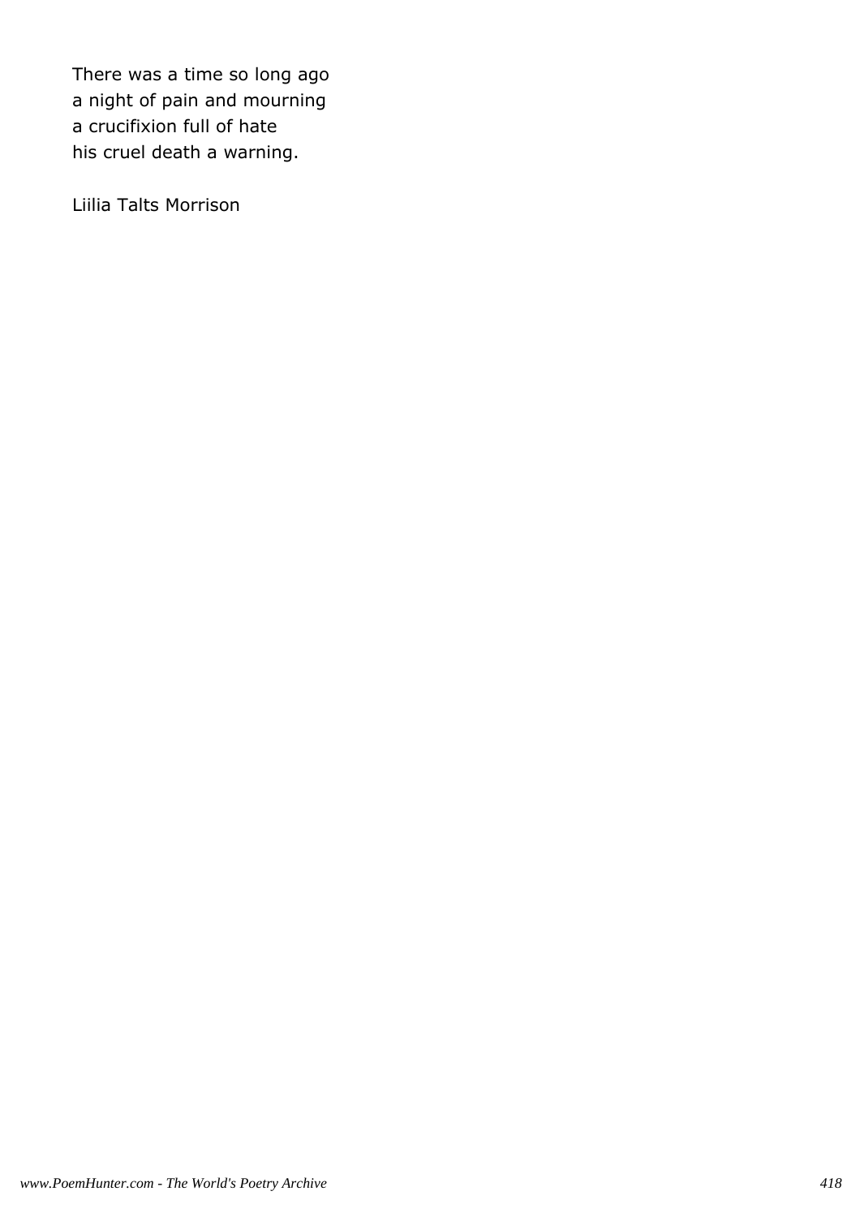There was a time so long ago  
a night of pain and mourning  
a crucifixion full of hate  
his cruel death a warning.

Liilia Talts Morrison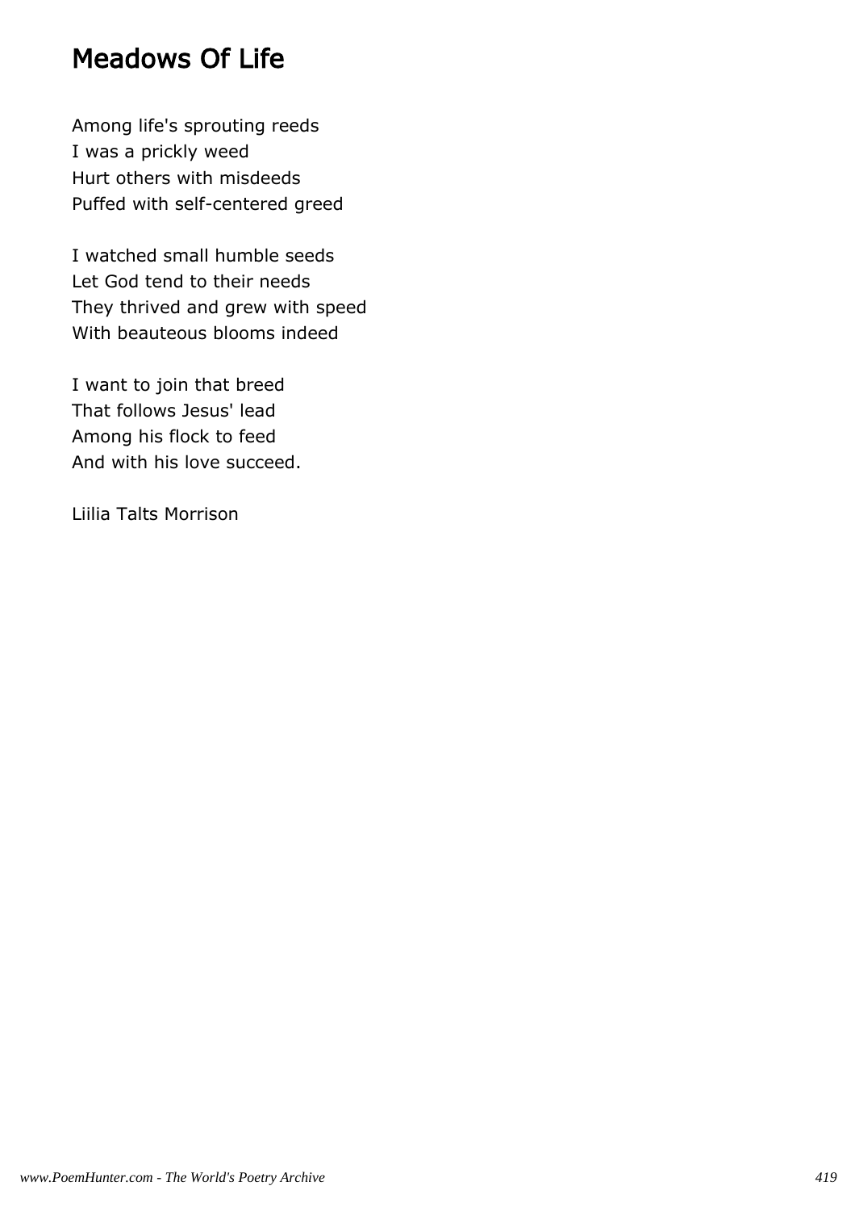# Meadows Of Life

Among life's sprouting reeds
I was a prickly weed
Hurt others with misdeeds
Puffed with self-centered greed

I watched small humble seeds
Let God tend to their needs
They thrived and grew with speed
With beauteous blooms indeed

I want to join that breed
That follows Jesus' lead
Among his flock to feed
And with his love succeed.

Liilia Talts Morrison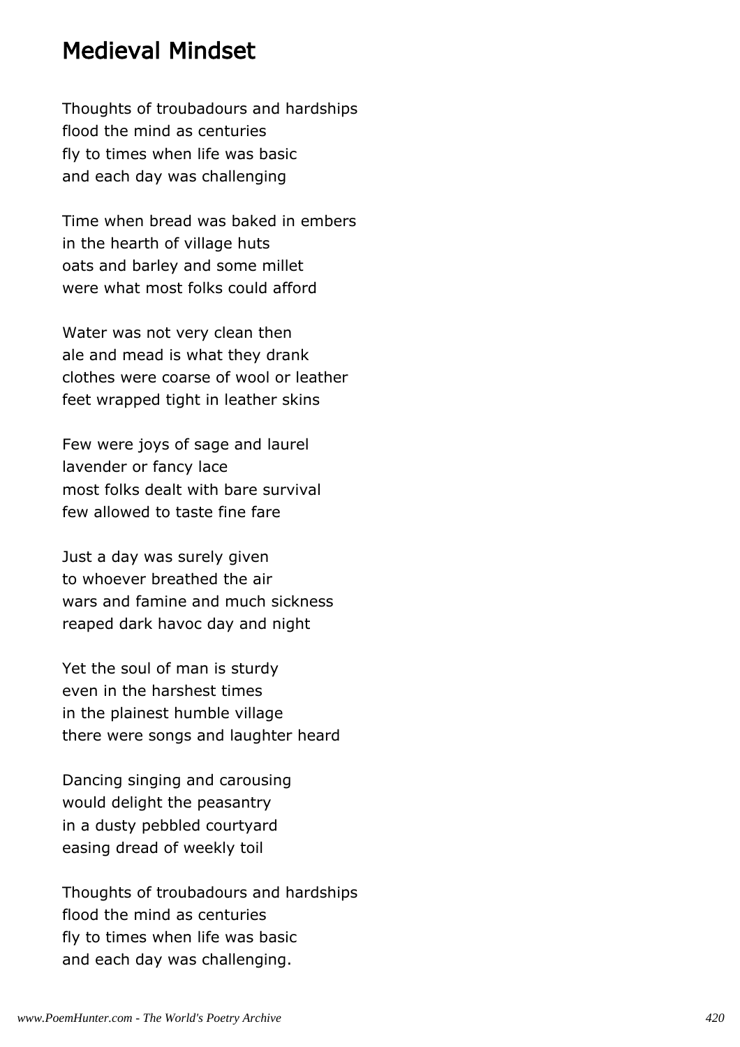## Medieval Mindset

Thoughts of troubadours and hardships
flood the mind as centuries
fly to times when life was basic
and each day was challenging

Time when bread was baked in embers
in the hearth of village huts
oats and barley and some millet
were what most folks could afford

Water was not very clean then
ale and mead is what they drank
clothes were coarse of wool or leather
feet wrapped tight in leather skins

Few were joys of sage and laurel
lavender or fancy lace
most folks dealt with bare survival
few allowed to taste fine fare

Just a day was surely given
to whoever breathed the air
wars and famine and much sickness
reaped dark havoc day and night

Yet the soul of man is sturdy
even in the harshest times
in the plainest humble village
there were songs and laughter heard

Dancing singing and carousing
would delight the peasantry
in a dusty pebbled courtyard
easing dread of weekly toil

Thoughts of troubadours and hardships
flood the mind as centuries
fly to times when life was basic
and each day was challenging.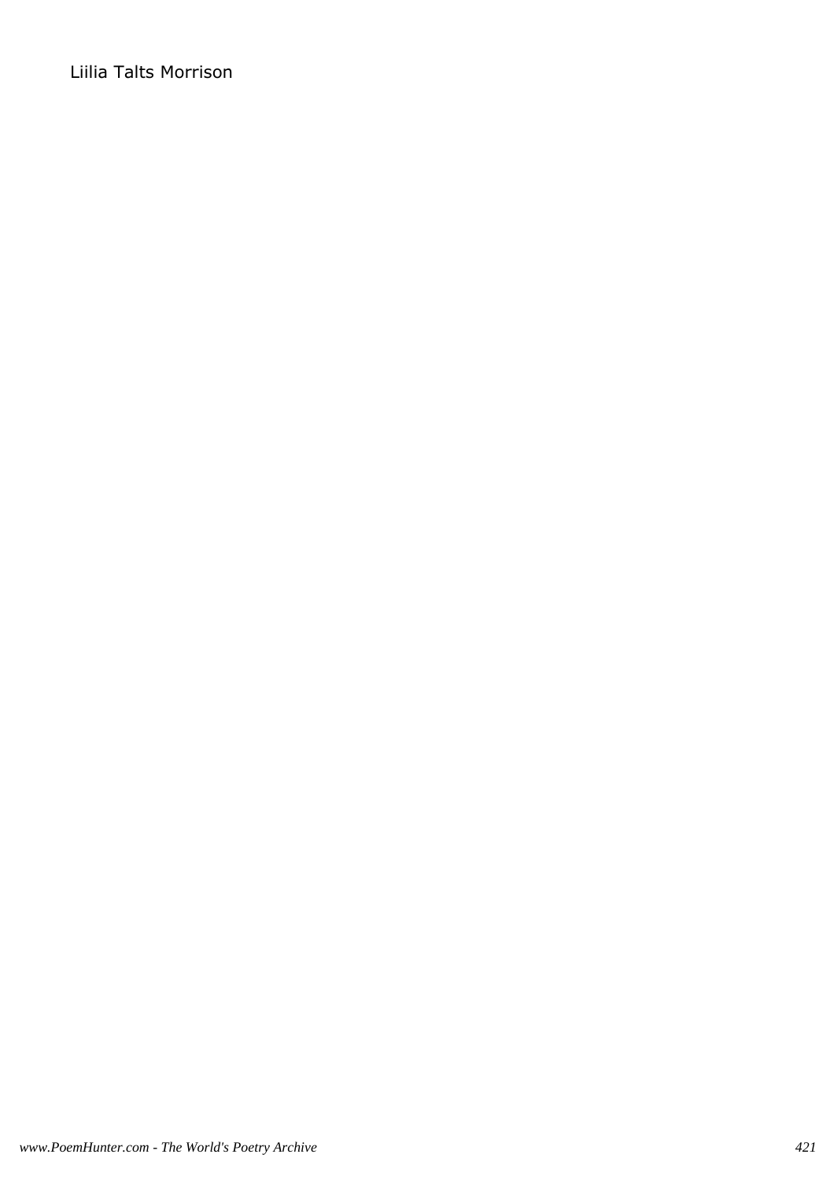Liilia Talts Morrison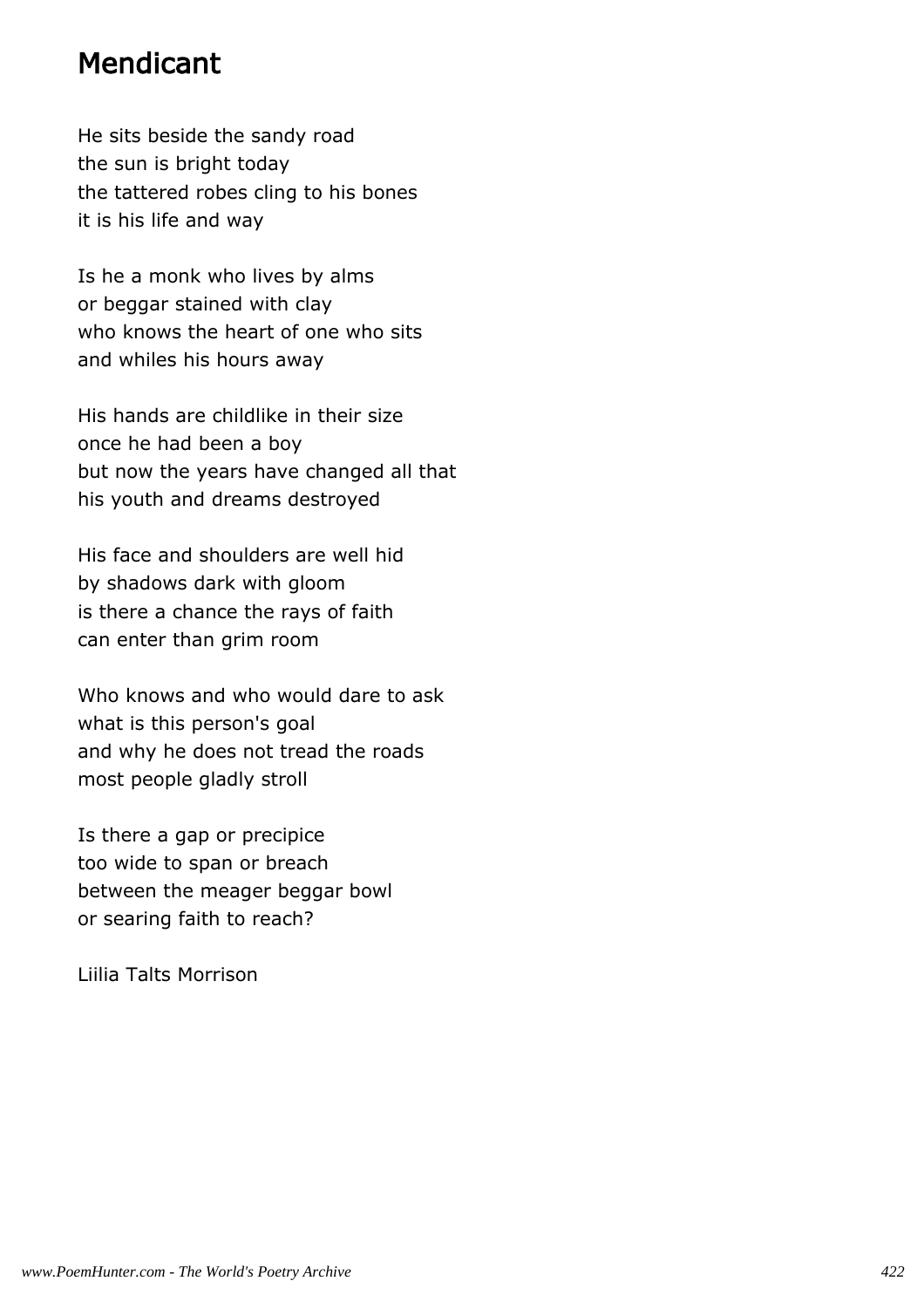# Mendicant

He sits beside the sandy road
the sun is bright today
the tattered robes cling to his bones
it is his life and way

Is he a monk who lives by alms
or beggar stained with clay
who knows the heart of one who sits
and whiles his hours away

His hands are childlike in their size
once he had been a boy
but now the years have changed all that
his youth and dreams destroyed

His face and shoulders are well hid
by shadows dark with gloom
is there a chance the rays of faith
can enter than grim room

Who knows and who would dare to ask
what is this person's goal
and why he does not tread the roads
most people gladly stroll

Is there a gap or precipice
too wide to span or breach
between the meager beggar bowl
or searing faith to reach?

Liilia Talts Morrison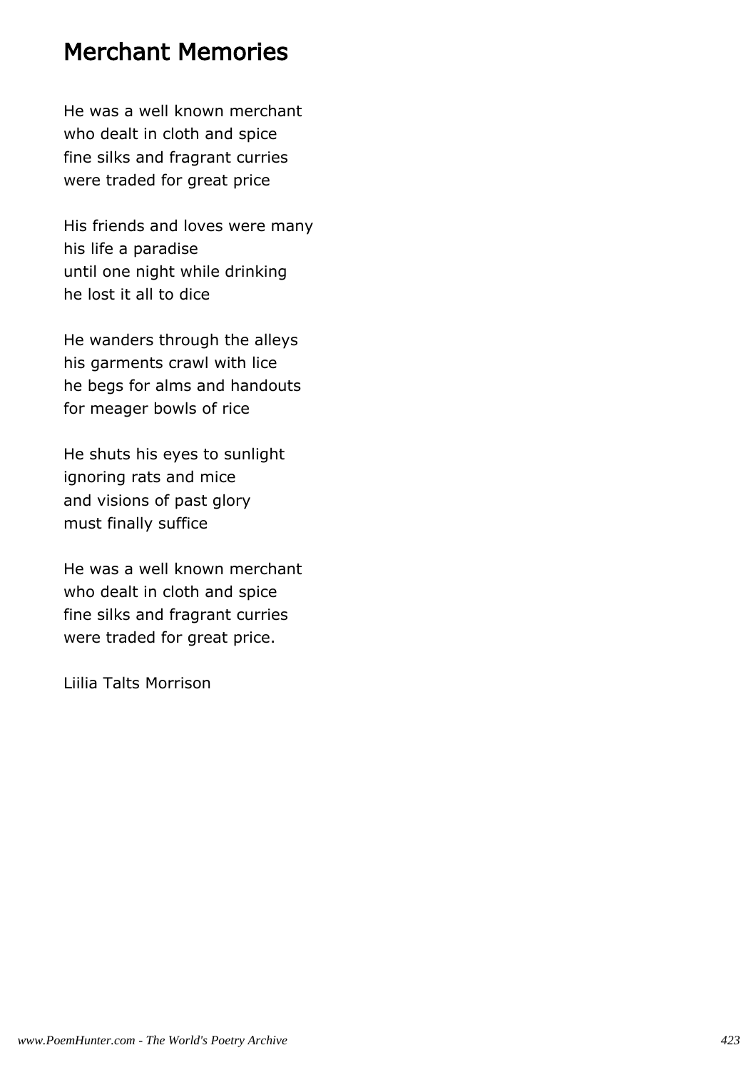## Merchant Memories

He was a well known merchant  
who dealt in cloth and spice  
fine silks and fragrant curries  
were traded for great price

His friends and loves were many  
his life a paradise  
until one night while drinking  
he lost it all to dice

He wanders through the alleys  
his garments crawl with lice  
he begs for alms and handouts  
for meager bowls of rice

He shuts his eyes to sunlight  
ignoring rats and mice  
and visions of past glory  
must finally suffice

He was a well known merchant  
who dealt in cloth and spice  
fine silks and fragrant curries  
were traded for great price.

Liilia Talts Morrison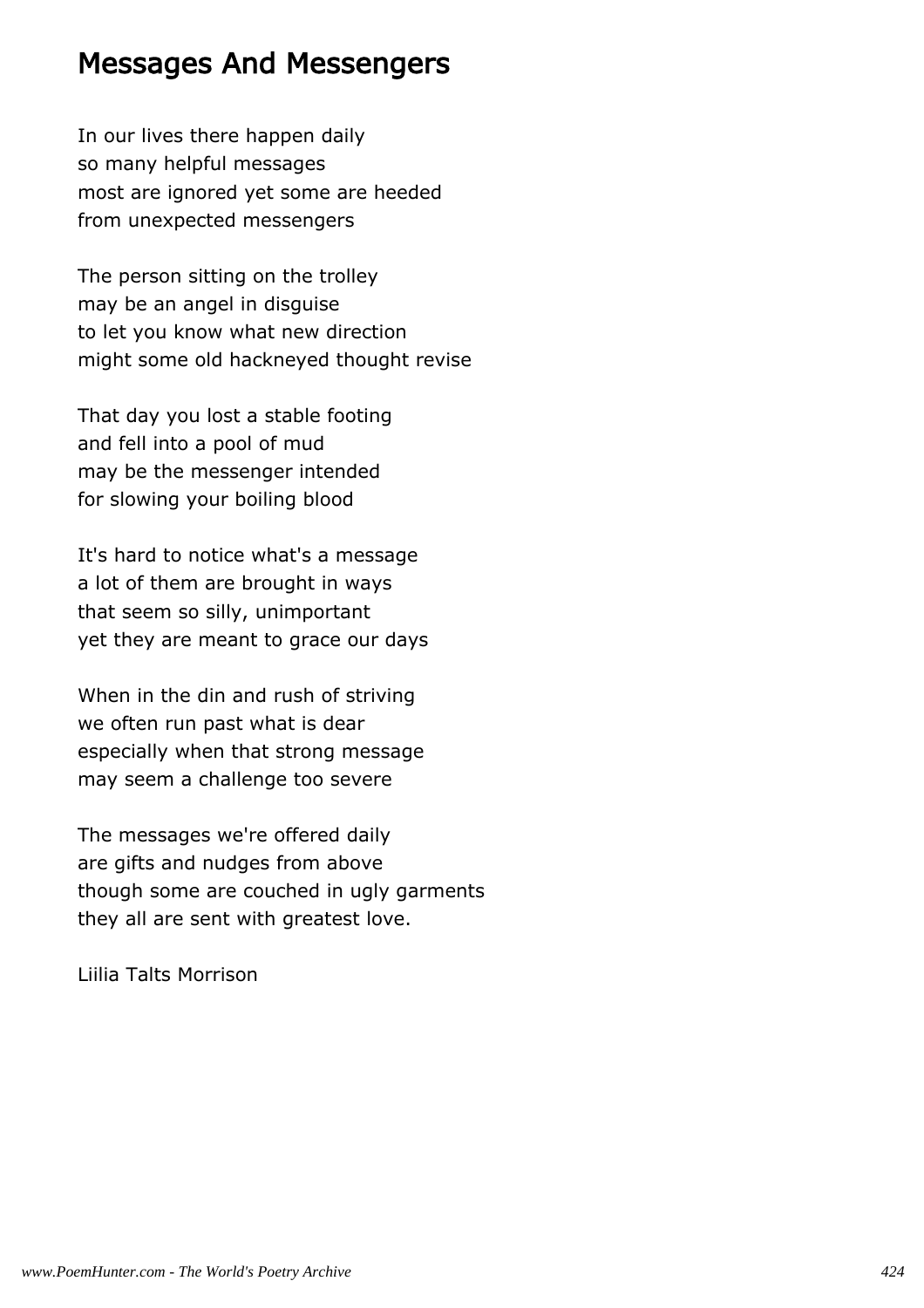## Messages And Messengers

In our lives there happen daily
so many helpful messages
most are ignored yet some are heeded
from unexpected messengers

The person sitting on the trolley
may be an angel in disguise
to let you know what new direction
might some old hackneyed thought revise

That day you lost a stable footing
and fell into a pool of mud
may be the messenger intended
for slowing your boiling blood

It's hard to notice what's a message
a lot of them are brought in ways
that seem so silly, unimportant
yet they are meant to grace our days

When in the din and rush of striving
we often run past what is dear
especially when that strong message
may seem a challenge too severe

The messages we're offered daily
are gifts and nudges from above
though some are couched in ugly garments
they all are sent with greatest love.

Liilia Talts Morrison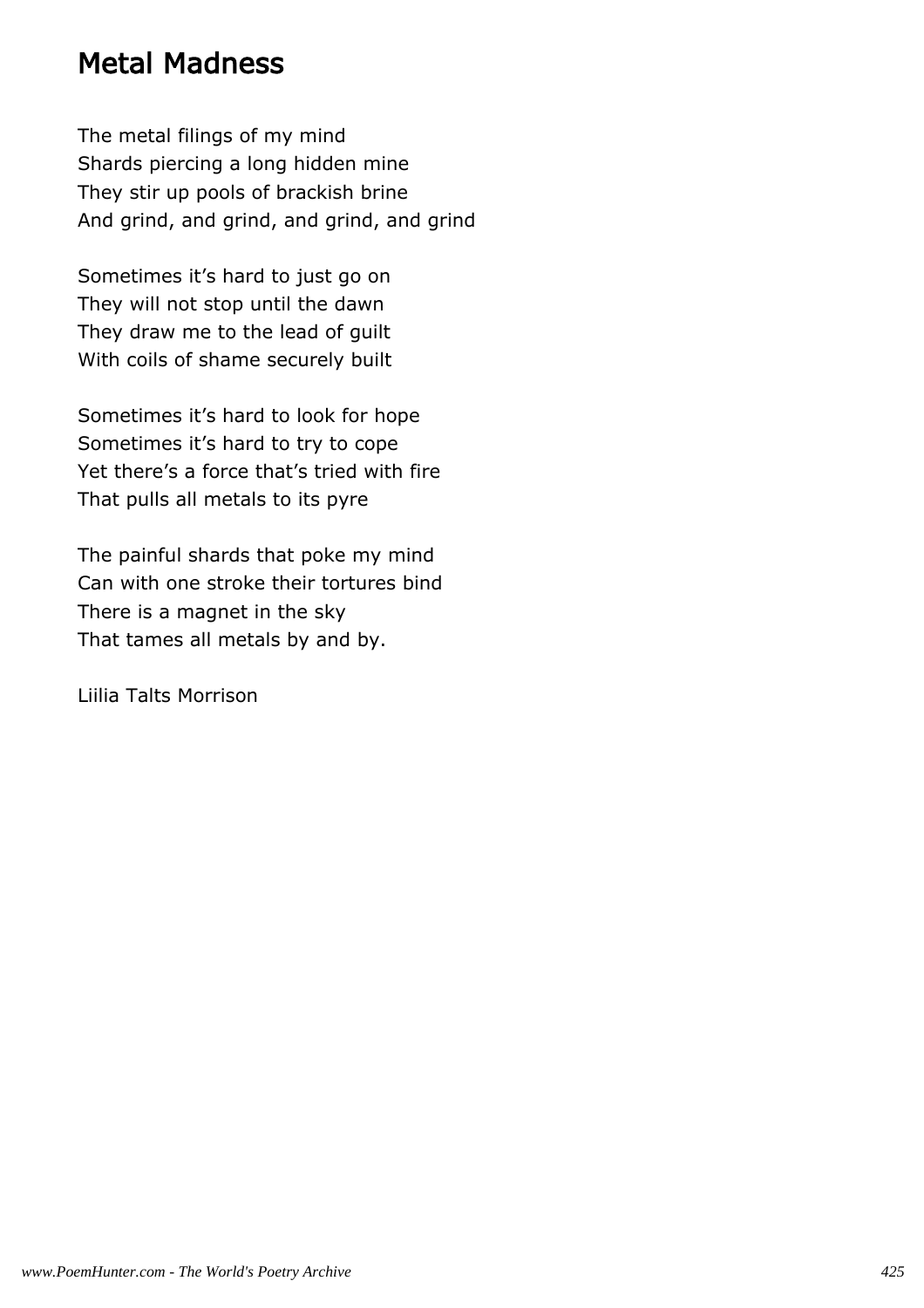## Metal Madness

The metal filings of my mind
Shards piercing a long hidden mine
They stir up pools of brackish brine
And grind, and grind, and grind, and grind

Sometimes it's hard to just go on
They will not stop until the dawn
They draw me to the lead of guilt
With coils of shame securely built

Sometimes it's hard to look for hope
Sometimes it's hard to try to cope
Yet there's a force that's tried with fire
That pulls all metals to its pyre

The painful shards that poke my mind
Can with one stroke their tortures bind
There is a magnet in the sky
That tames all metals by and by.

Liilia Talts Morrison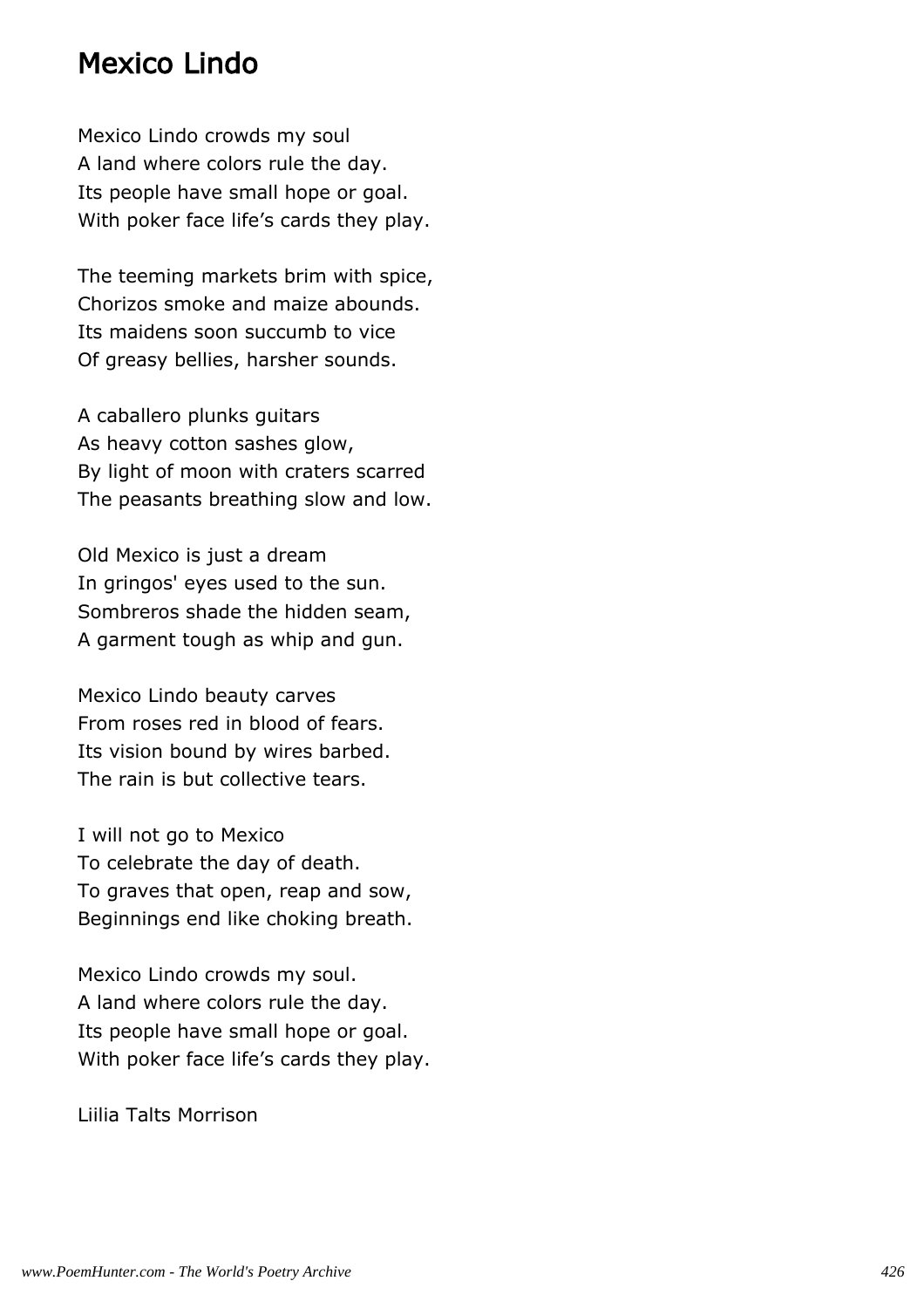# Mexico Lindo

Mexico Lindo crowds my soul
A land where colors rule the day.
Its people have small hope or goal.
With poker face life's cards they play.

The teeming markets brim with spice,
Chorizos smoke and maize abounds.
Its maidens soon succumb to vice
Of greasy bellies, harsher sounds.

A caballero plunks guitars
As heavy cotton sashes glow,
By light of moon with craters scarred
The peasants breathing slow and low.

Old Mexico is just a dream
In gringos' eyes used to the sun.
Sombreros shade the hidden seam,
A garment tough as whip and gun.

Mexico Lindo beauty carves
From roses red in blood of fears.
Its vision bound by wires barbed.
The rain is but collective tears.

I will not go to Mexico
To celebrate the day of death.
To graves that open, reap and sow,
Beginnings end like choking breath.

Mexico Lindo crowds my soul.
A land where colors rule the day.
Its people have small hope or goal.
With poker face life's cards they play.

Liilia Talts Morrison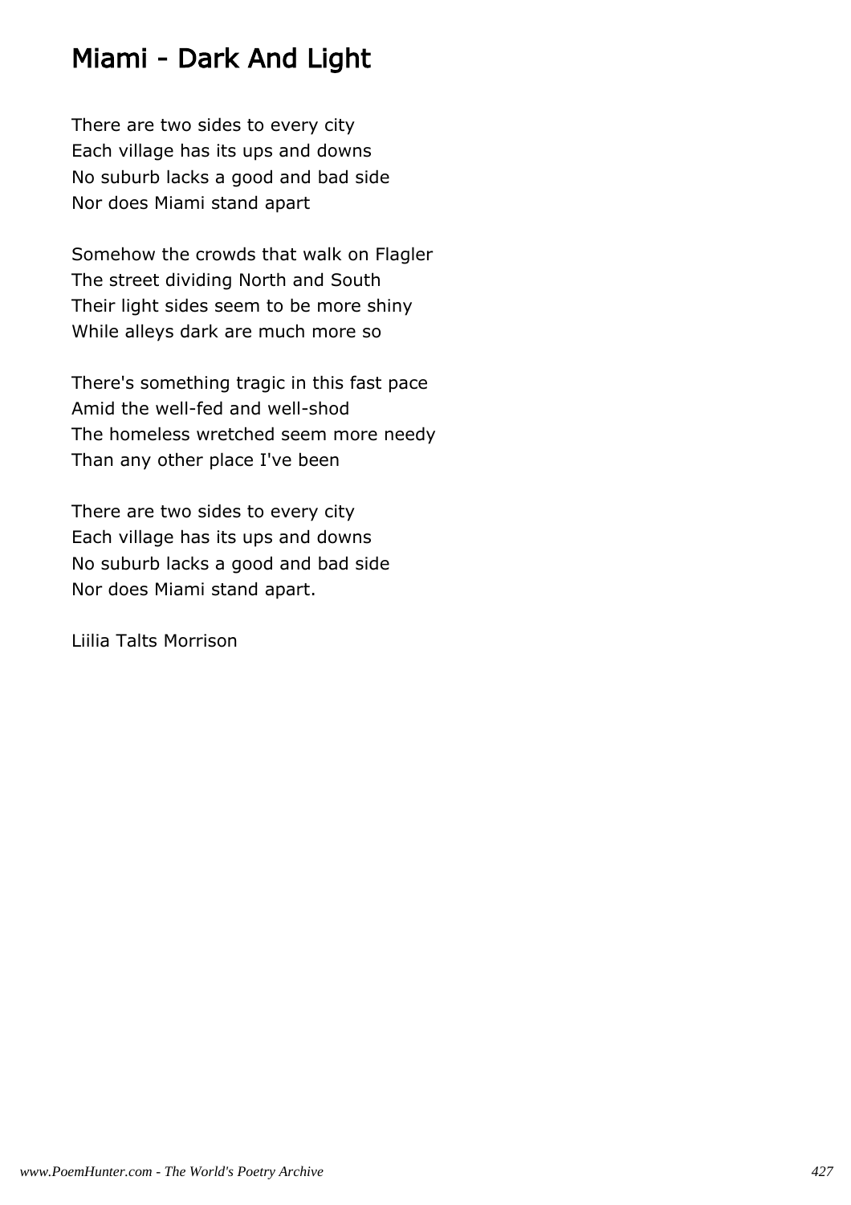# Miami - Dark And Light

There are two sides to every city
Each village has its ups and downs
No suburb lacks a good and bad side
Nor does Miami stand apart

Somehow the crowds that walk on Flagler
The street dividing North and South
Their light sides seem to be more shiny
While alleys dark are much more so

There's something tragic in this fast pace
Amid the well-fed and well-shod
The homeless wretched seem more needy
Than any other place I've been

There are two sides to every city
Each village has its ups and downs
No suburb lacks a good and bad side
Nor does Miami stand apart.

Liilia Talts Morrison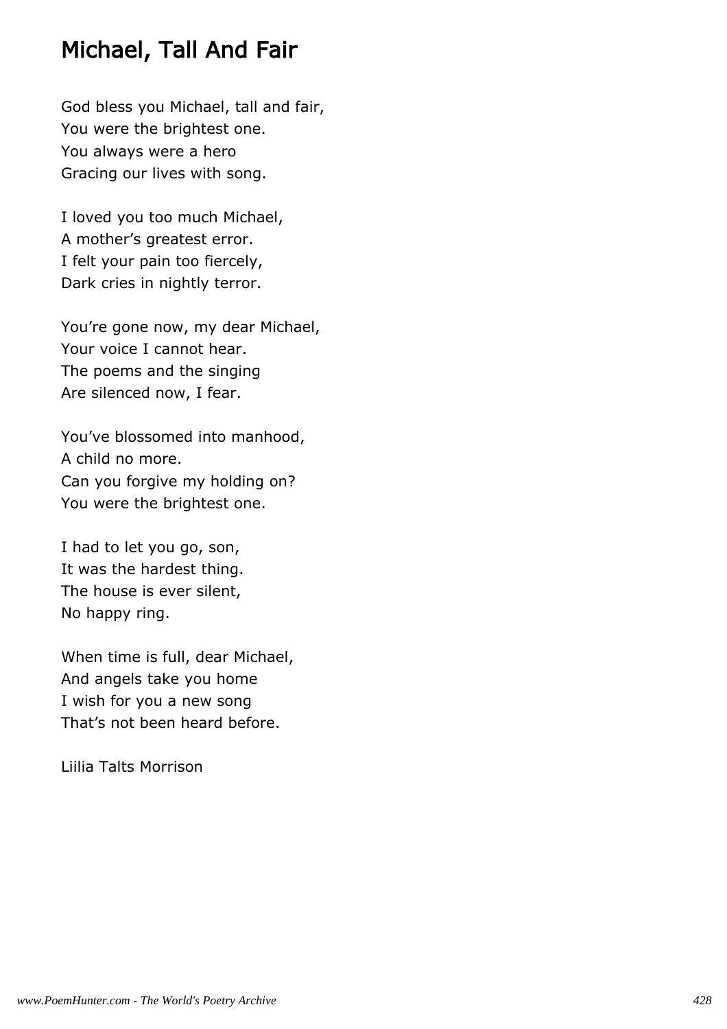# Michael, Tall And Fair

God bless you Michael, tall and fair,
You were the brightest one.
You always were a hero
Gracing our lives with song.

I loved you too much Michael,
A mother's greatest error.
I felt your pain too fiercely,
Dark cries in nightly terror.

You're gone now, my dear Michael,
Your voice I cannot hear.
The poems and the singing
Are silenced now, I fear.

You've blossomed into manhood,
A child no more.
Can you forgive my holding on?
You were the brightest one.

I had to let you go, son,
It was the hardest thing.
The house is ever silent,
No happy ring.

When time is full, dear Michael,
And angels take you home
I wish for you a new song
That's not been heard before.

Liilia Talts Morrison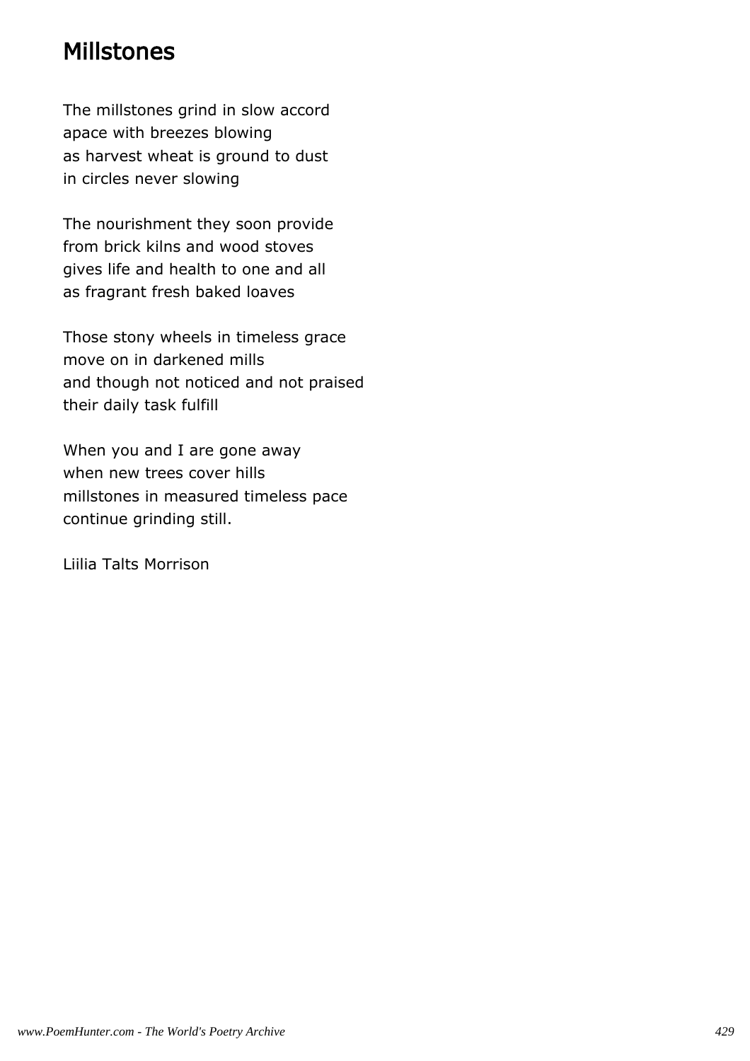# Millstones

The millstones grind in slow accord  
apace with breezes blowing  
as harvest wheat is ground to dust  
in circles never slowing

The nourishment they soon provide  
from brick kilns and wood stoves  
gives life and health to one and all  
as fragrant fresh baked loaves

Those stony wheels in timeless grace  
move on in darkened mills  
and though not noticed and not praised  
their daily task fulfill

When you and I are gone away  
when new trees cover hills  
millstones in measured timeless pace  
continue grinding still.

Liilia Talts Morrison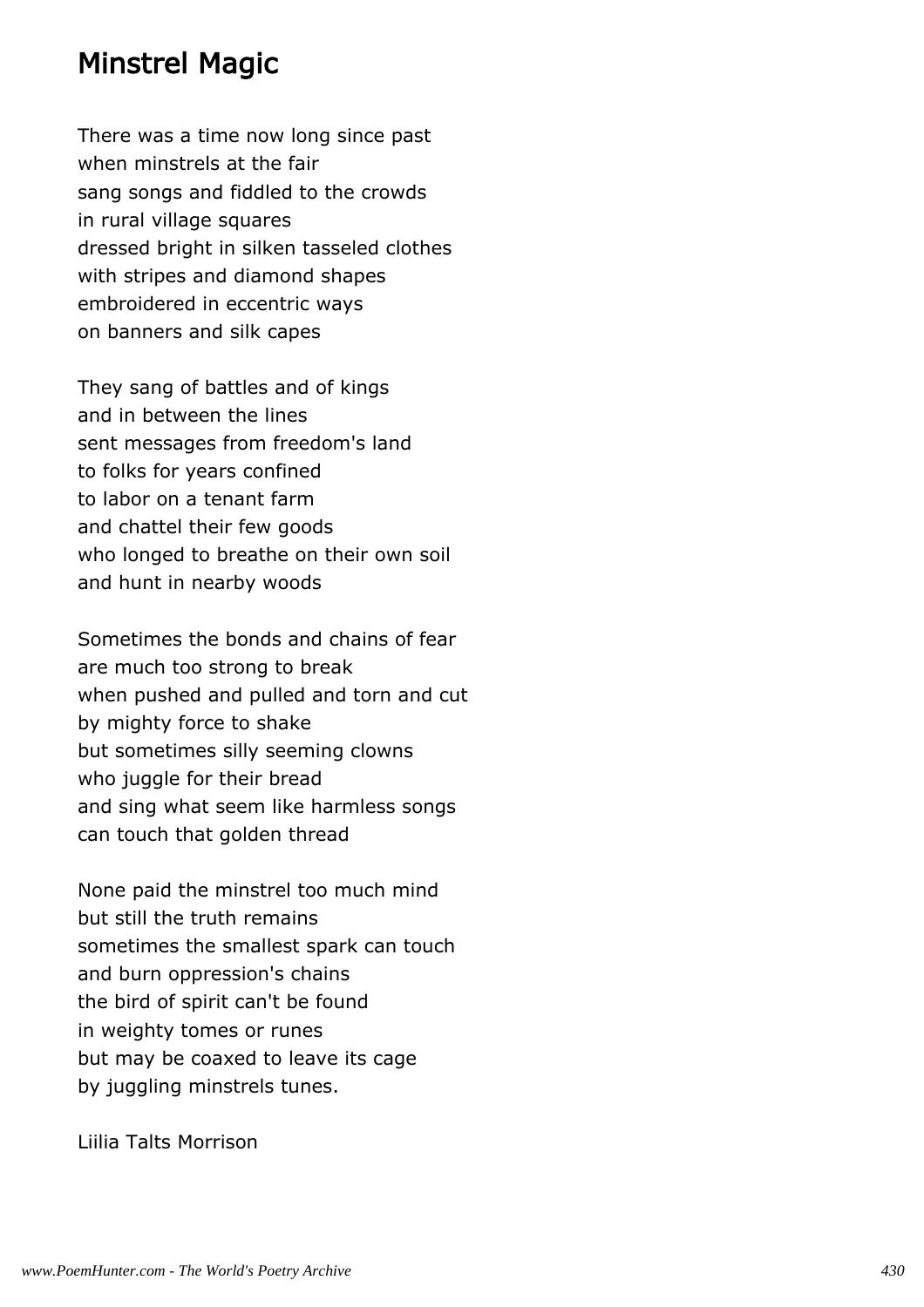# Minstrel Magic

There was a time now long since past
when minstrels at the fair
sang songs and fiddled to the crowds
in rural village squares
dressed bright in silken tasseled clothes
with stripes and diamond shapes
embroidered in eccentric ways
on banners and silk capes

They sang of battles and of kings
and in between the lines
sent messages from freedom's land
to folks for years confined
to labor on a tenant farm
and chattel their few goods
who longed to breathe on their own soil
and hunt in nearby woods

Sometimes the bonds and chains of fear
are much too strong to break
when pushed and pulled and torn and cut
by mighty force to shake
but sometimes silly seeming clowns
who juggle for their bread
and sing what seem like harmless songs
can touch that golden thread

None paid the minstrel too much mind
but still the truth remains
sometimes the smallest spark can touch
and burn oppression's chains
the bird of spirit can't be found
in weighty tomes or runes
but may be coaxed to leave its cage
by juggling minstrels tunes.

Liilia Talts Morrison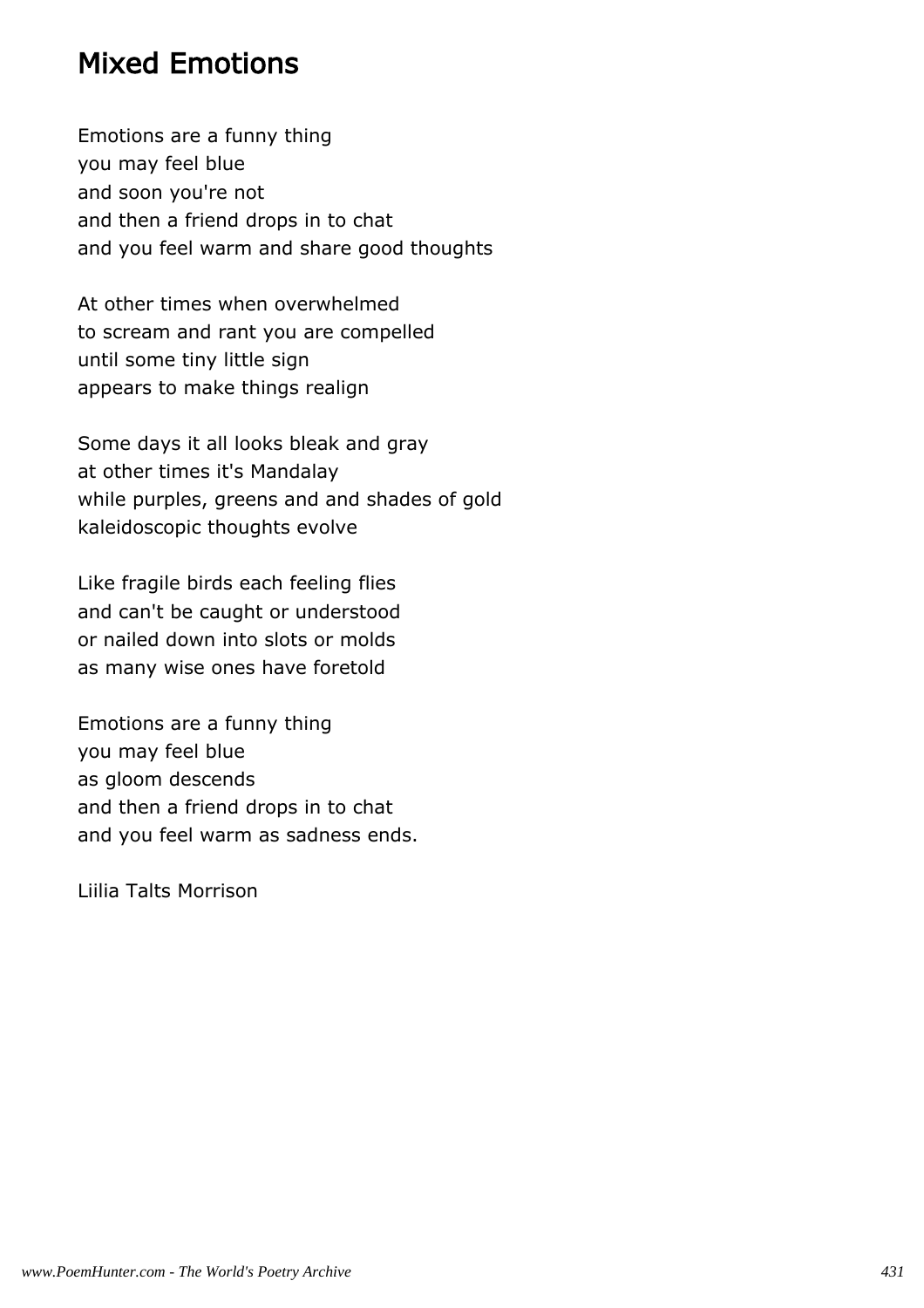## Mixed Emotions

Emotions are a funny thing
you may feel blue
and soon you're not
and then a friend drops in to chat
and you feel warm and share good thoughts

At other times when overwhelmed
to scream and rant you are compelled
until some tiny little sign
appears to make things realign

Some days it all looks bleak and gray
at other times it's Mandalay
while purples, greens and and shades of gold
kaleidoscopic thoughts evolve

Like fragile birds each feeling flies
and can't be caught or understood
or nailed down into slots or molds
as many wise ones have foretold

Emotions are a funny thing
you may feel blue
as gloom descends
and then a friend drops in to chat
and you feel warm as sadness ends.

Liilia Talts Morrison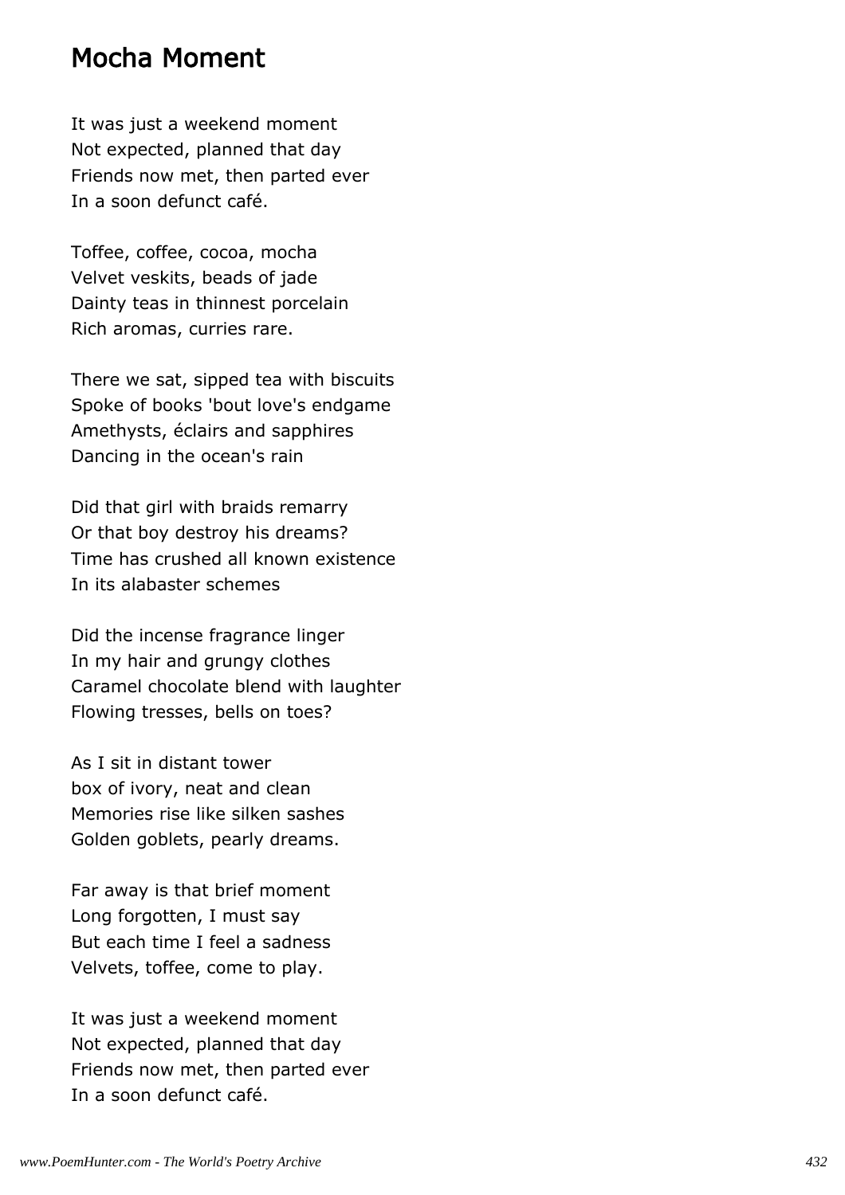## Mocha Moment

It was just a weekend moment
Not expected, planned that day
Friends now met, then parted ever
In a soon defunct café.

Toffee, coffee, cocoa, mocha
Velvet veskits, beads of jade
Dainty teas in thinnest porcelain
Rich aromas, curries rare.

There we sat, sipped tea with biscuits
Spoke of books 'bout love's endgame
Amethysts, éclairs and sapphires
Dancing in the ocean's rain

Did that girl with braids remarry
Or that boy destroy his dreams?
Time has crushed all known existence
In its alabaster schemes

Did the incense fragrance linger
In my hair and grungy clothes
Caramel chocolate blend with laughter
Flowing tresses, bells on toes?

As I sit in distant tower
box of ivory, neat and clean
Memories rise like silken sashes
Golden goblets, pearly dreams.

Far away is that brief moment
Long forgotten, I must say
But each time I feel a sadness
Velvets, toffee, come to play.

It was just a weekend moment
Not expected, planned that day
Friends now met, then parted ever
In a soon defunct café.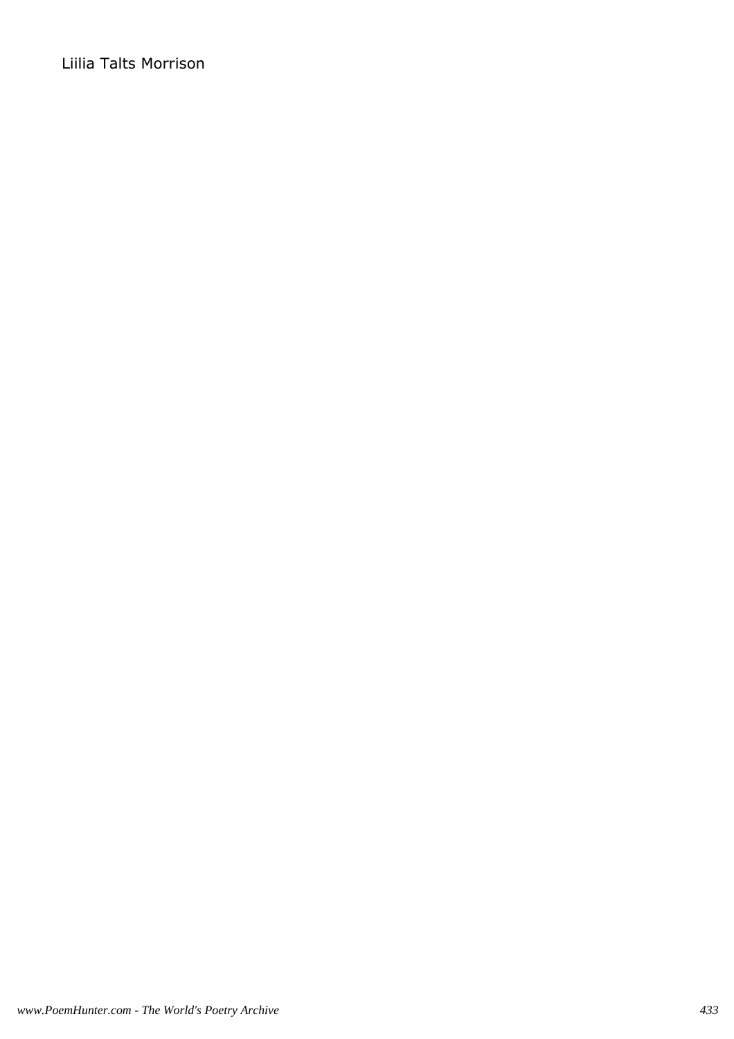Liilia Talts Morrison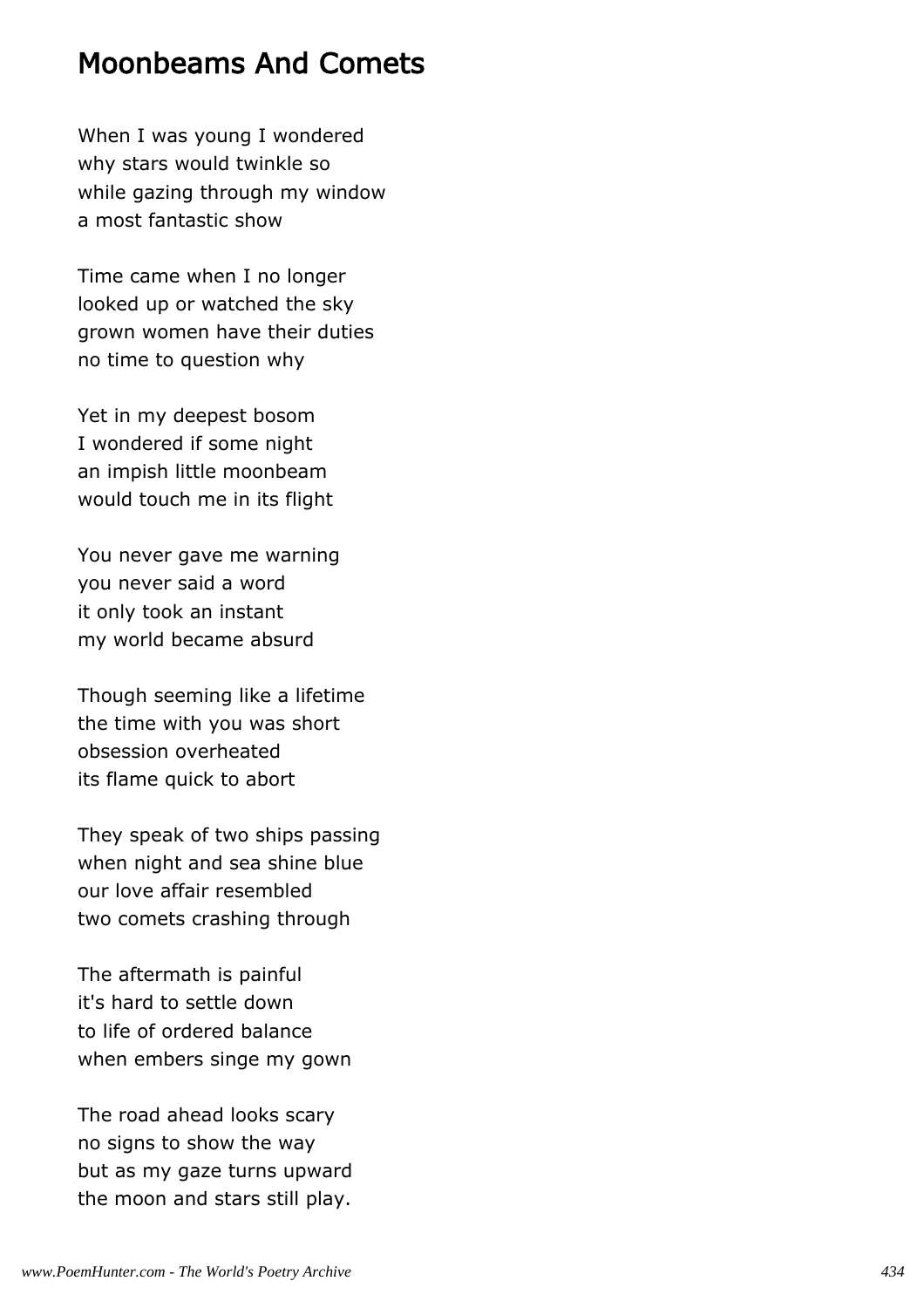## Moonbeams And Comets

When I was young I wondered
why stars would twinkle so
while gazing through my window
a most fantastic show

Time came when I no longer
looked up or watched the sky
grown women have their duties
no time to question why

Yet in my deepest bosom
I wondered if some night
an impish little moonbeam
would touch me in its flight

You never gave me warning
you never said a word
it only took an instant
my world became absurd

Though seeming like a lifetime
the time with you was short
obsession overheated
its flame quick to abort

They speak of two ships passing
when night and sea shine blue
our love affair resembled
two comets crashing through

The aftermath is painful
it's hard to settle down
to life of ordered balance
when embers singe my gown

The road ahead looks scary
no signs to show the way
but as my gaze turns upward
the moon and stars still play.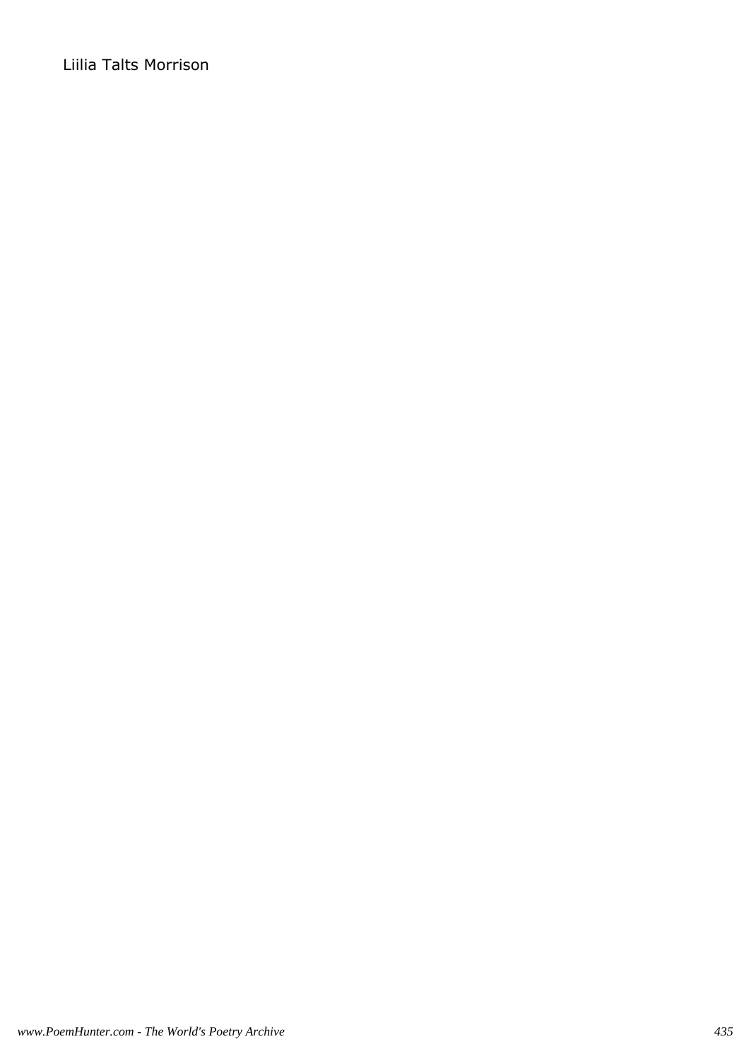Liilia Talts Morrison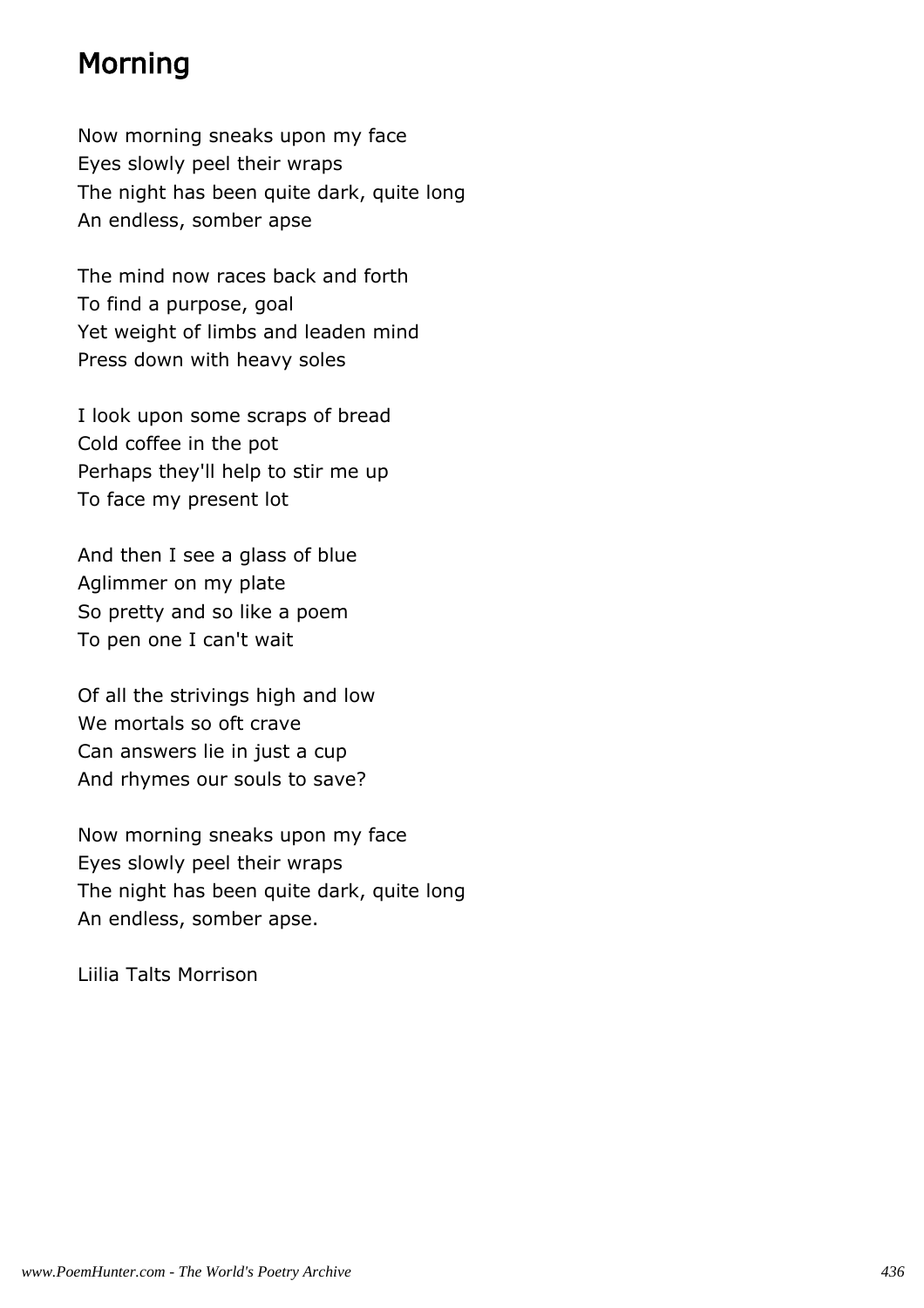# Morning

Now morning sneaks upon my face
Eyes slowly peel their wraps
The night has been quite dark, quite long
An endless, somber apse

The mind now races back and forth
To find a purpose, goal
Yet weight of limbs and leaden mind
Press down with heavy soles

I look upon some scraps of bread
Cold coffee in the pot
Perhaps they'll help to stir me up
To face my present lot

And then I see a glass of blue
Aglimmer on my plate
So pretty and so like a poem
To pen one I can't wait

Of all the strivings high and low
We mortals so oft crave
Can answers lie in just a cup
And rhymes our souls to save?

Now morning sneaks upon my face
Eyes slowly peel their wraps
The night has been quite dark, quite long
An endless, somber apse.

Liilia Talts Morrison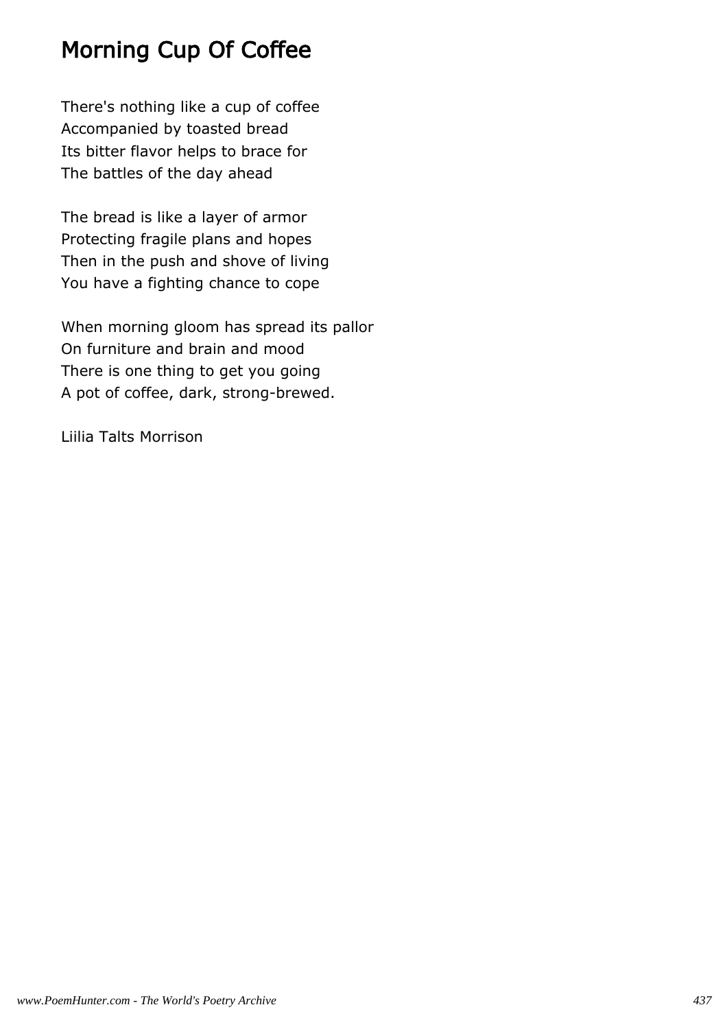# Morning Cup Of Coffee

There's nothing like a cup of coffee
Accompanied by toasted bread
Its bitter flavor helps to brace for
The battles of the day ahead

The bread is like a layer of armor
Protecting fragile plans and hopes
Then in the push and shove of living
You have a fighting chance to cope

When morning gloom has spread its pallor
On furniture and brain and mood
There is one thing to get you going
A pot of coffee, dark, strong-brewed.

Liilia Talts Morrison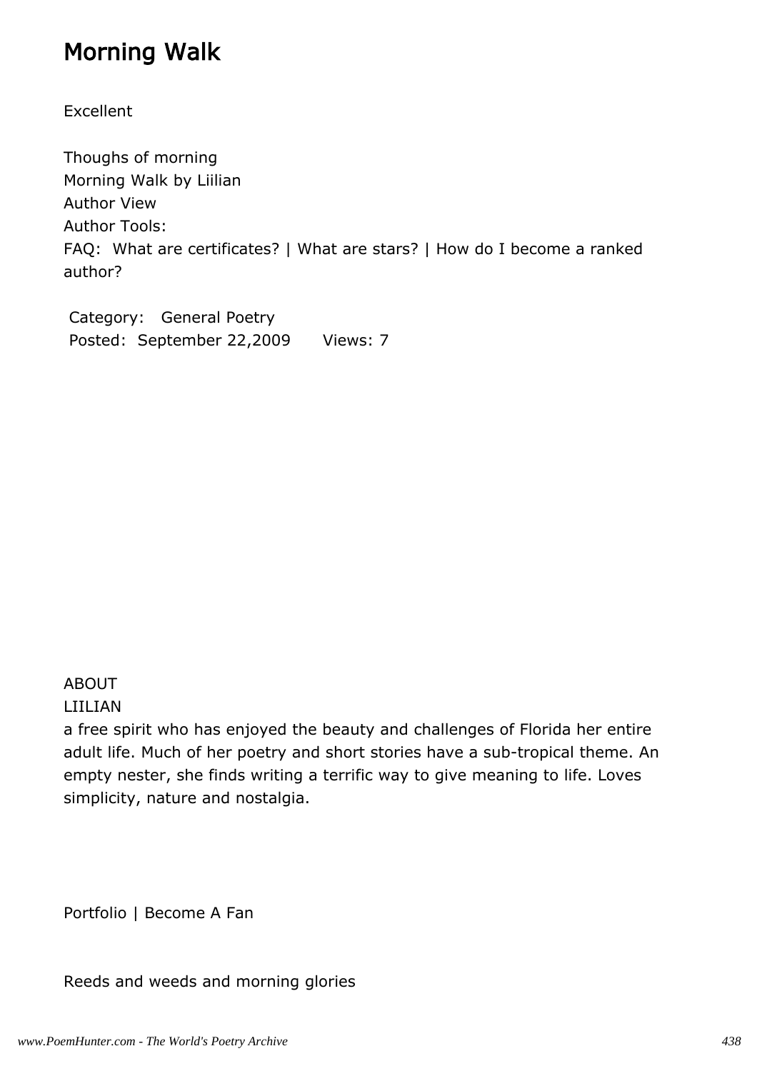# Morning Walk

Excellent

Thoughs of morning
Morning Walk by Liilian
Author View
Author Tools:
FAQ: What are certificates? | What are stars? | How do I become a ranked author?

Category: General Poetry
Posted: September 22,2009 Views: 7

ABOUT
LIILIAN
a free spirit who has enjoyed the beauty and challenges of Florida her entire adult life. Much of her poetry and short stories have a sub-tropical theme. An empty nester, she finds writing a terrific way to give meaning to life. Loves simplicity, nature and nostalgia.

Portfolio | Become A Fan

Reeds and weeds and morning glories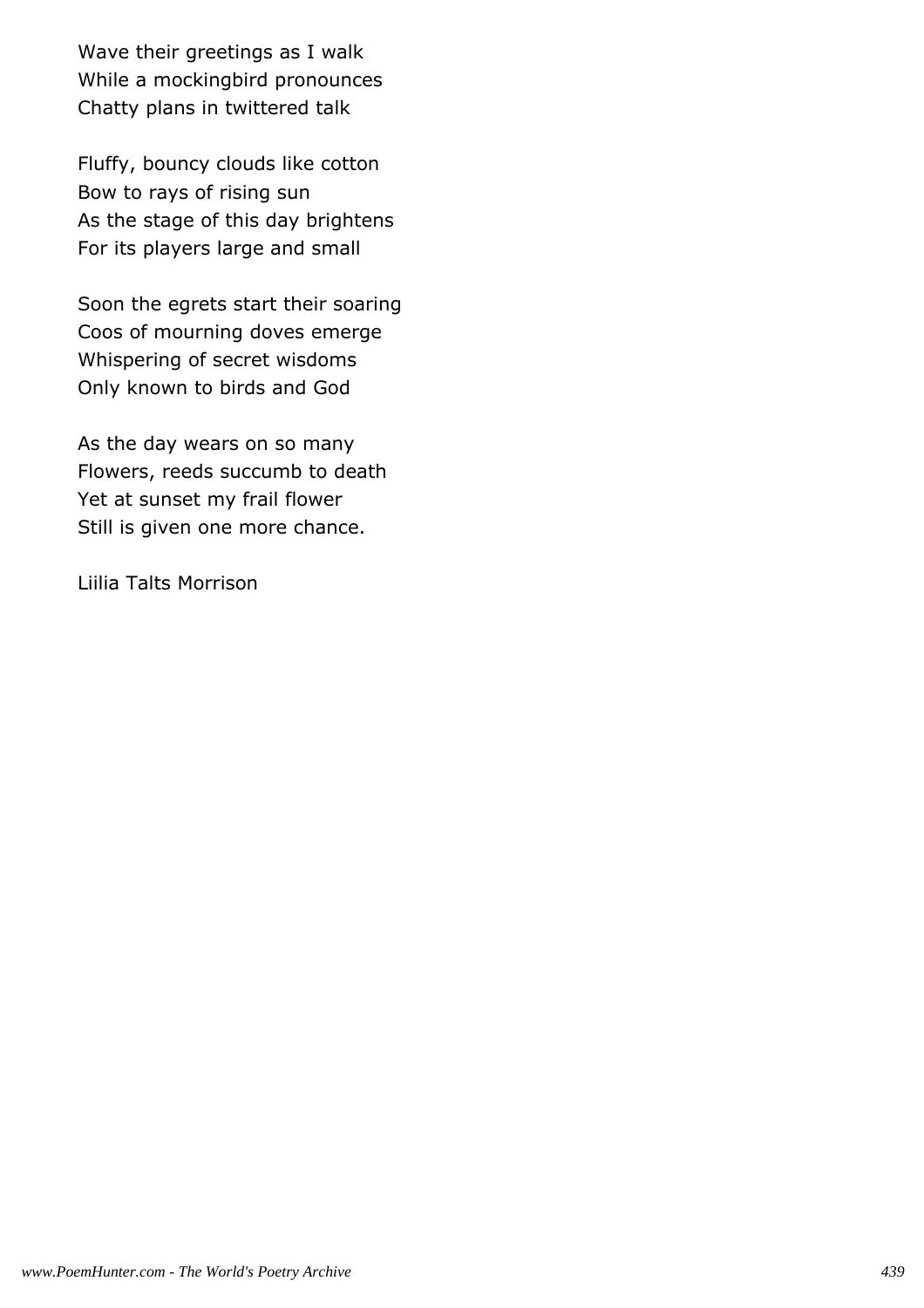Wave their greetings as I walk
While a mockingbird pronounces
Chatty plans in twittered talk

Fluffy, bouncy clouds like cotton
Bow to rays of rising sun
As the stage of this day brightens
For its players large and small

Soon the egrets start their soaring
Coos of mourning doves emerge
Whispering of secret wisdoms
Only known to birds and God

As the day wears on so many
Flowers, reeds succumb to death
Yet at sunset my frail flower
Still is given one more chance.

Liilia Talts Morrison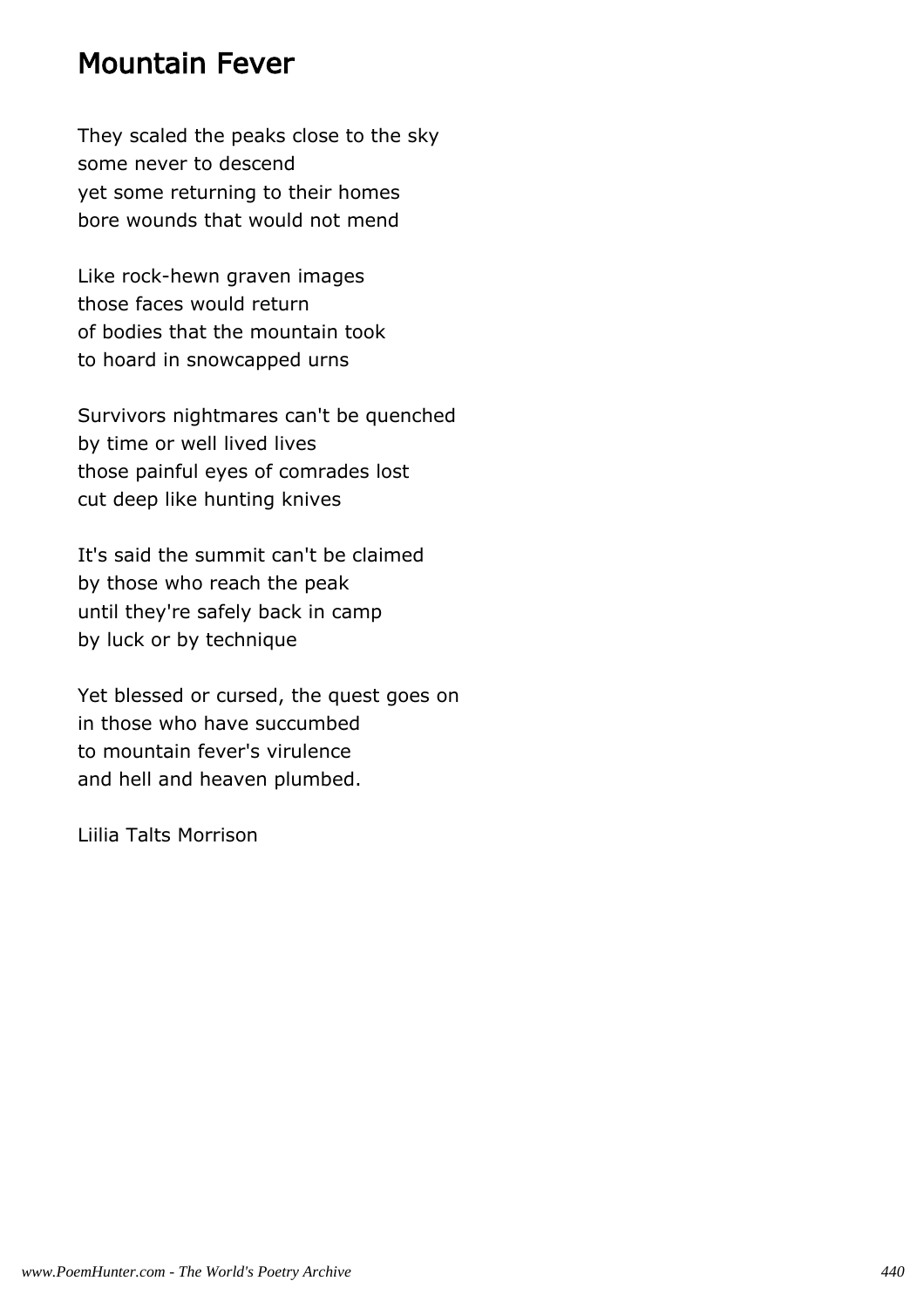# Mountain Fever

They scaled the peaks close to the sky
some never to descend
yet some returning to their homes
bore wounds that would not mend

Like rock-hewn graven images
those faces would return
of bodies that the mountain took
to hoard in snowcapped urns

Survivors nightmares can't be quenched
by time or well lived lives
those painful eyes of comrades lost
cut deep like hunting knives

It's said the summit can't be claimed
by those who reach the peak
until they're safely back in camp
by luck or by technique

Yet blessed or cursed, the quest goes on
in those who have succumbed
to mountain fever's virulence
and hell and heaven plumbed.

Liilia Talts Morrison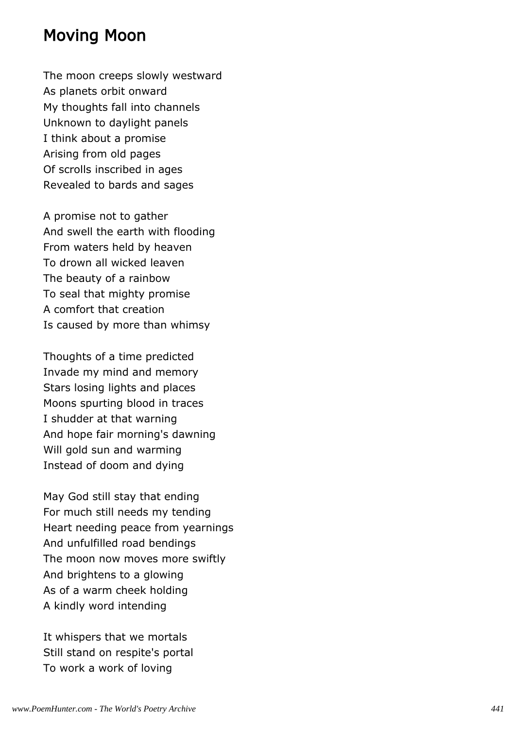## Moving Moon

The moon creeps slowly westward
As planets orbit onward
My thoughts fall into channels
Unknown to daylight panels
I think about a promise
Arising from old pages
Of scrolls inscribed in ages
Revealed to bards and sages

A promise not to gather
And swell the earth with flooding
From waters held by heaven
To drown all wicked leaven
The beauty of a rainbow
To seal that mighty promise
A comfort that creation
Is caused by more than whimsy

Thoughts of a time predicted
Invade my mind and memory
Stars losing lights and places
Moons spurting blood in traces
I shudder at that warning
And hope fair morning's dawning
Will gold sun and warming
Instead of doom and dying

May God still stay that ending
For much still needs my tending
Heart needing peace from yearnings
And unfulfilled road bendings
The moon now moves more swiftly
And brightens to a glowing
As of a warm cheek holding
A kindly word intending

It whispers that we mortals
Still stand on respite's portal
To work a work of loving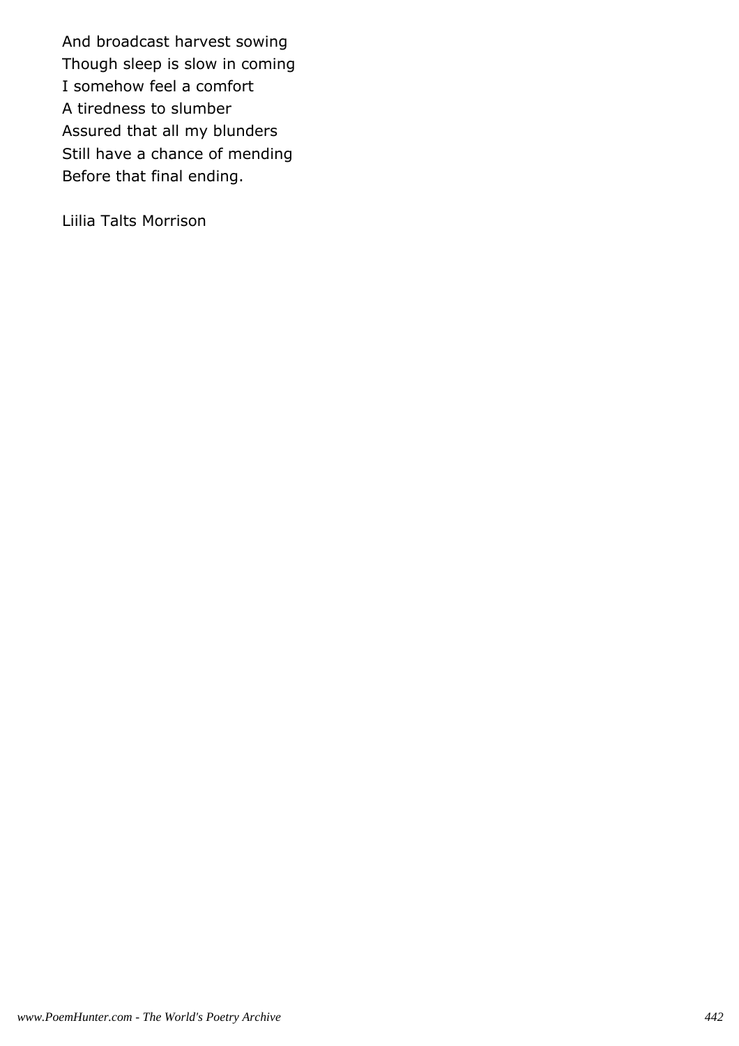And broadcast harvest sowing
Though sleep is slow in coming
I somehow feel a comfort
A tiredness to slumber
Assured that all my blunders
Still have a chance of mending
Before that final ending.

Liilia Talts Morrison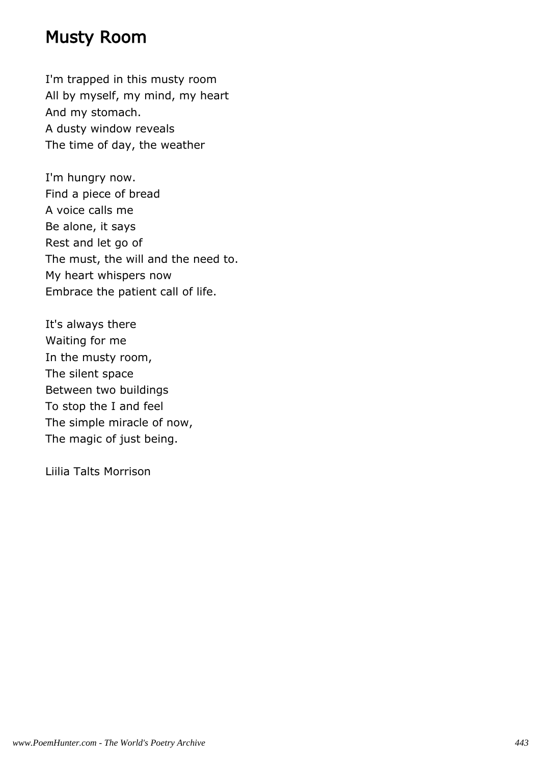# Musty Room

I'm trapped in this musty room
All by myself, my mind, my heart
And my stomach.
A dusty window reveals
The time of day, the weather

I'm hungry now.
Find a piece of bread
A voice calls me
Be alone, it says
Rest and let go of
The must, the will and the need to.
My heart whispers now
Embrace the patient call of life.

It's always there
Waiting for me
In the musty room,
The silent space
Between two buildings
To stop the I and feel
The simple miracle of now,
The magic of just being.

Liilia Talts Morrison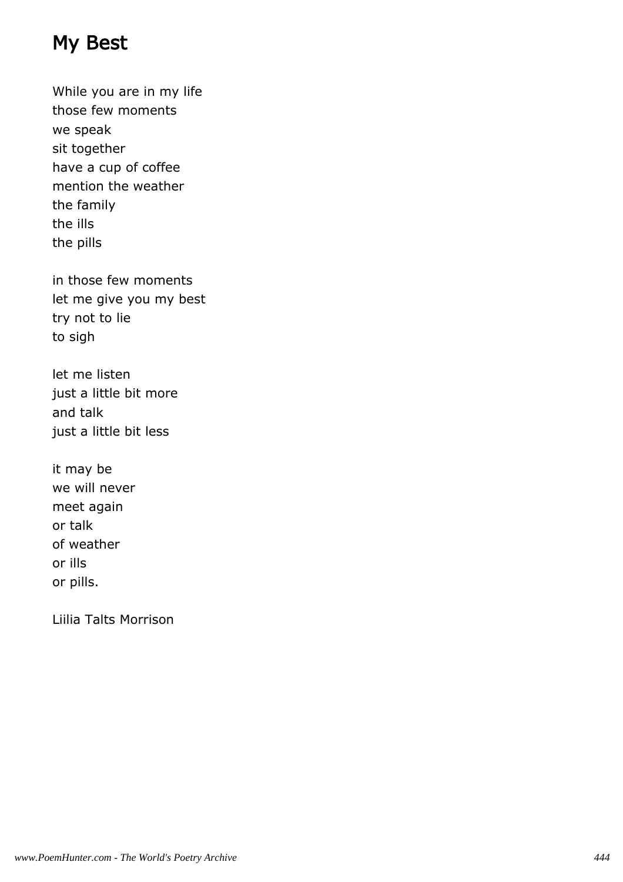# My Best

While you are in my life
those few moments
we speak
sit together
have a cup of coffee
mention the weather
the family
the ills
the pills

in those few moments
let me give you my best
try not to lie
to sigh

let me listen
just a little bit more
and talk
just a little bit less

it may be
we will never
meet again
or talk
of weather
or ills
or pills.

Liilia Talts Morrison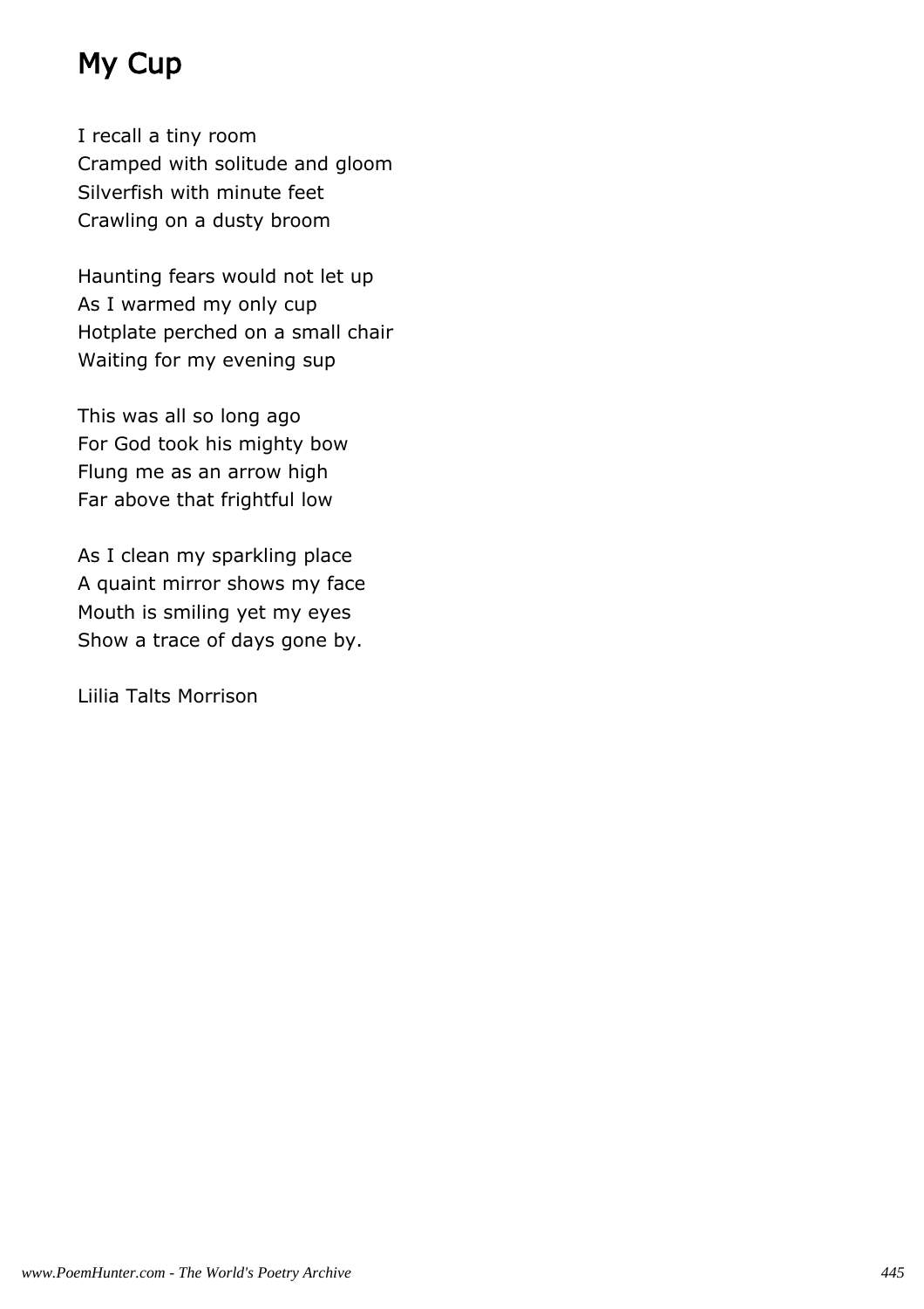# My Cup

I recall a tiny room
Cramped with solitude and gloom
Silverfish with minute feet
Crawling on a dusty broom

Haunting fears would not let up
As I warmed my only cup
Hotplate perched on a small chair
Waiting for my evening sup

This was all so long ago
For God took his mighty bow
Flung me as an arrow high
Far above that frightful low

As I clean my sparkling place
A quaint mirror shows my face
Mouth is smiling yet my eyes
Show a trace of days gone by.

Liilia Talts Morrison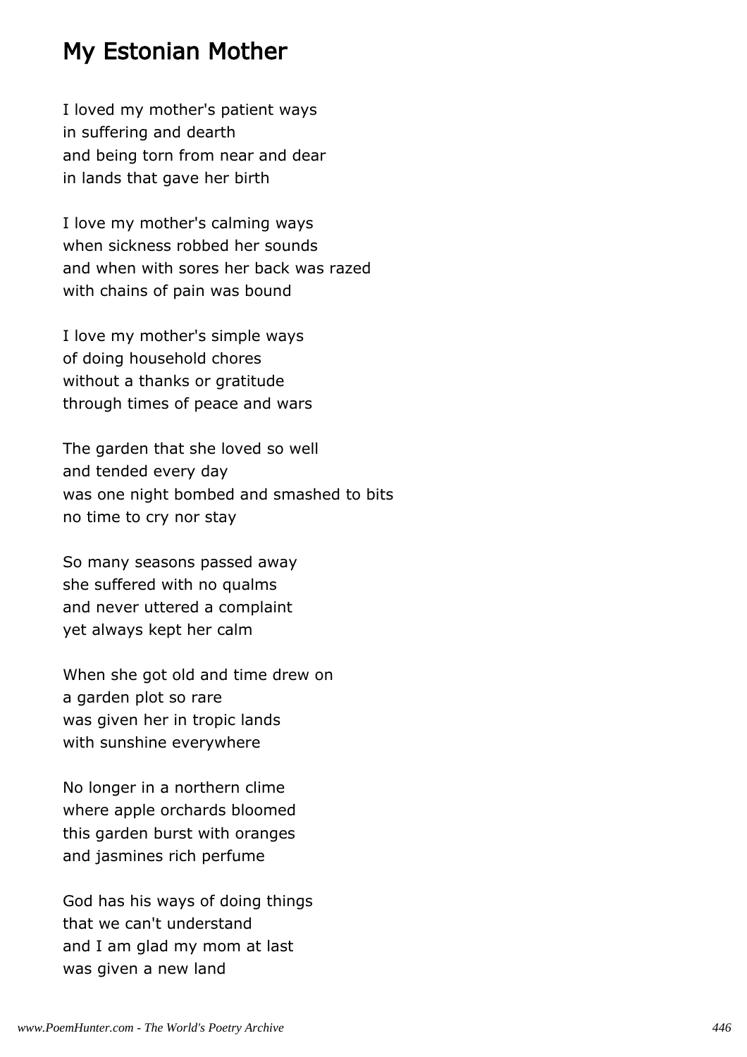# My Estonian Mother

I loved my mother's patient ways
in suffering and dearth
and being torn from near and dear
in lands that gave her birth

I love my mother's calming ways
when sickness robbed her sounds
and when with sores her back was razed
with chains of pain was bound

I love my mother's simple ways
of doing household chores
without a thanks or gratitude
through times of peace and wars

The garden that she loved so well
and tended every day
was one night bombed and smashed to bits
no time to cry nor stay

So many seasons passed away
she suffered with no qualms
and never uttered a complaint
yet always kept her calm

When she got old and time drew on
a garden plot so rare
was given her in tropic lands
with sunshine everywhere

No longer in a northern clime
where apple orchards bloomed
this garden burst with oranges
and jasmines rich perfume

God has his ways of doing things
that we can't understand
and I am glad my mom at last
was given a new land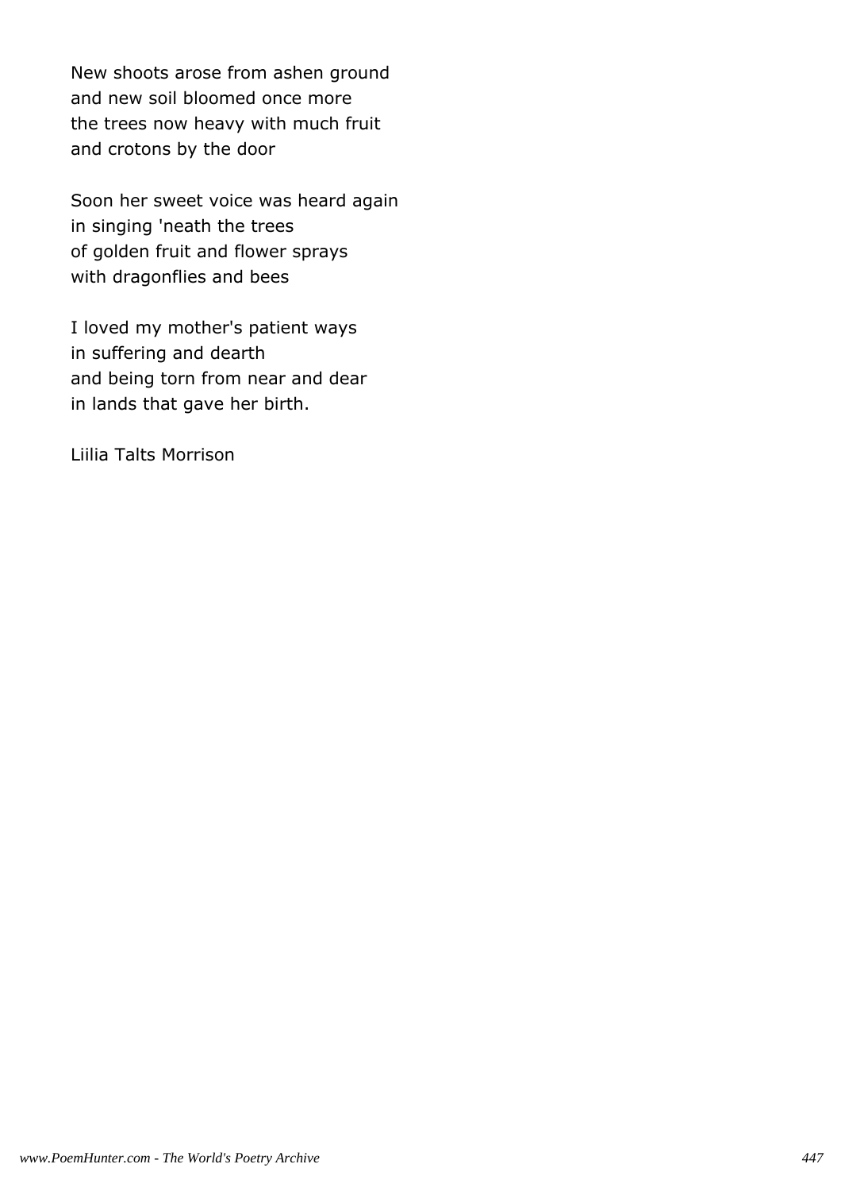New shoots arose from ashen ground
and new soil bloomed once more
the trees now heavy with much fruit
and crotons by the door

Soon her sweet voice was heard again
in singing 'neath the trees
of golden fruit and flower sprays
with dragonflies and bees

I loved my mother's patient ways
in suffering and dearth
and being torn from near and dear
in lands that gave her birth.

Liilia Talts Morrison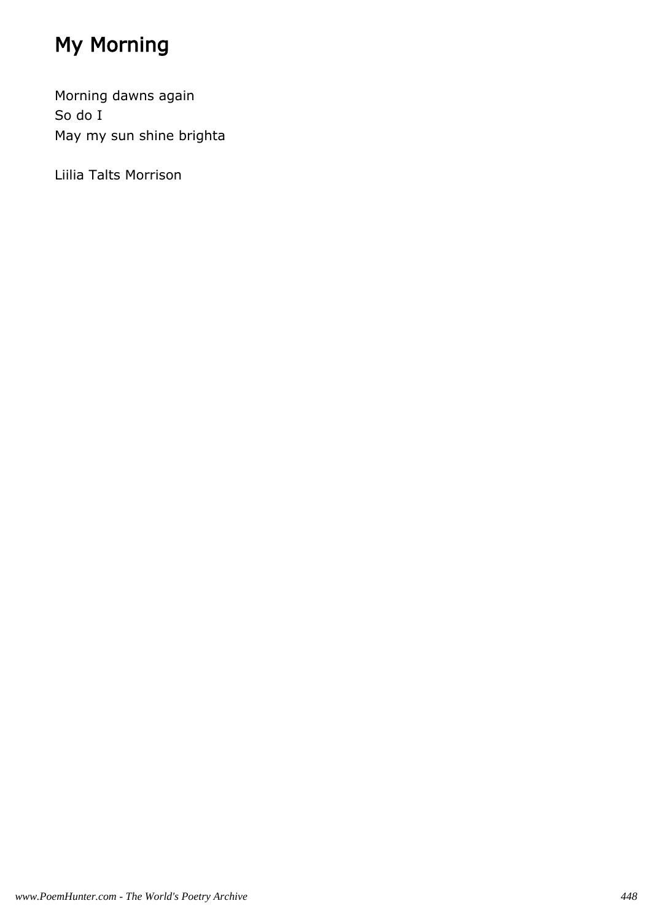# My Morning

Morning dawns again
So do I
May my sun shine brighta

Liilia Talts Morrison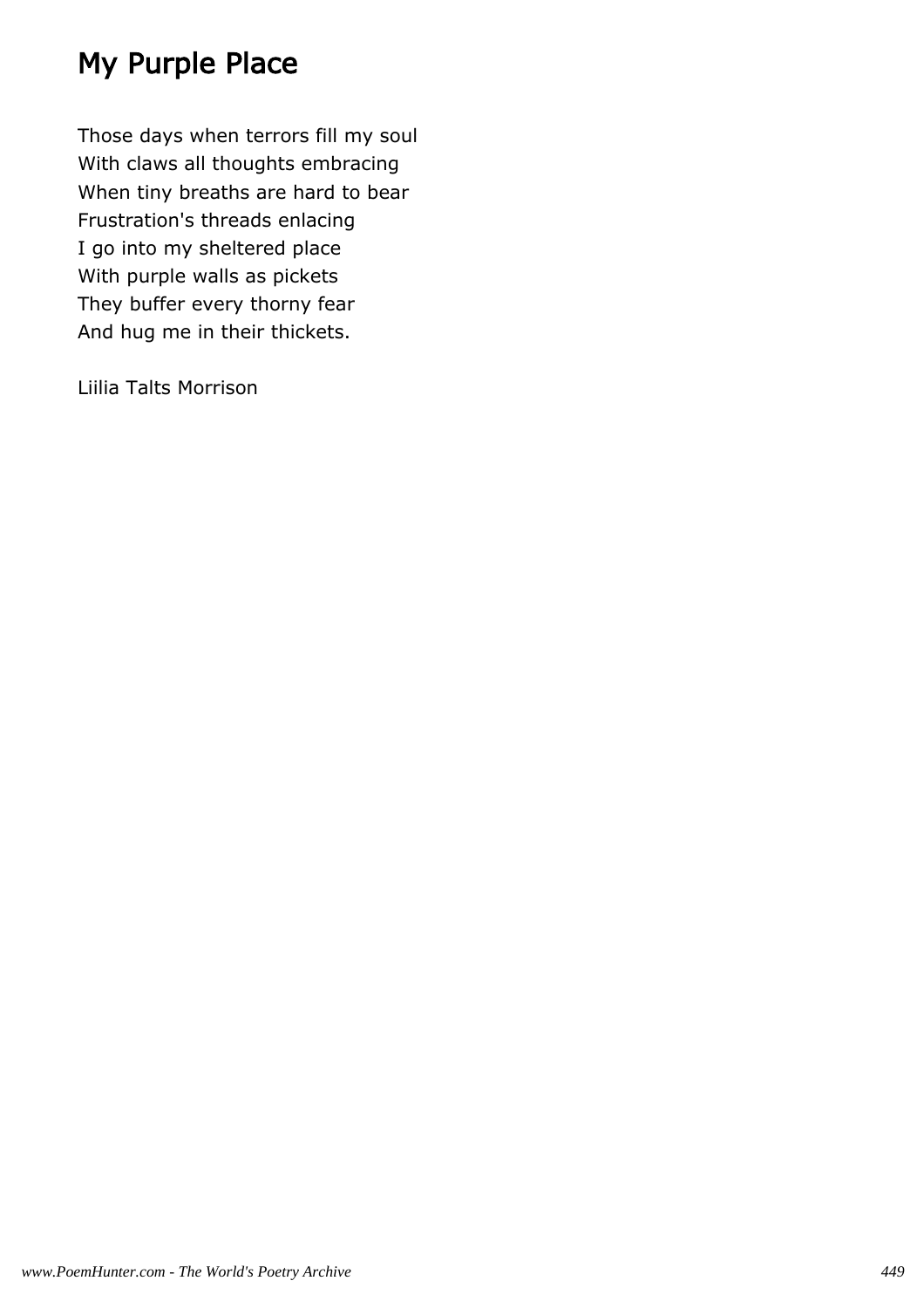# My Purple Place

Those days when terrors fill my soul  
With claws all thoughts embracing  
When tiny breaths are hard to bear  
Frustration's threads enlacing  
I go into my sheltered place  
With purple walls as pickets  
They buffer every thorny fear  
And hug me in their thickets.

Liilia Talts Morrison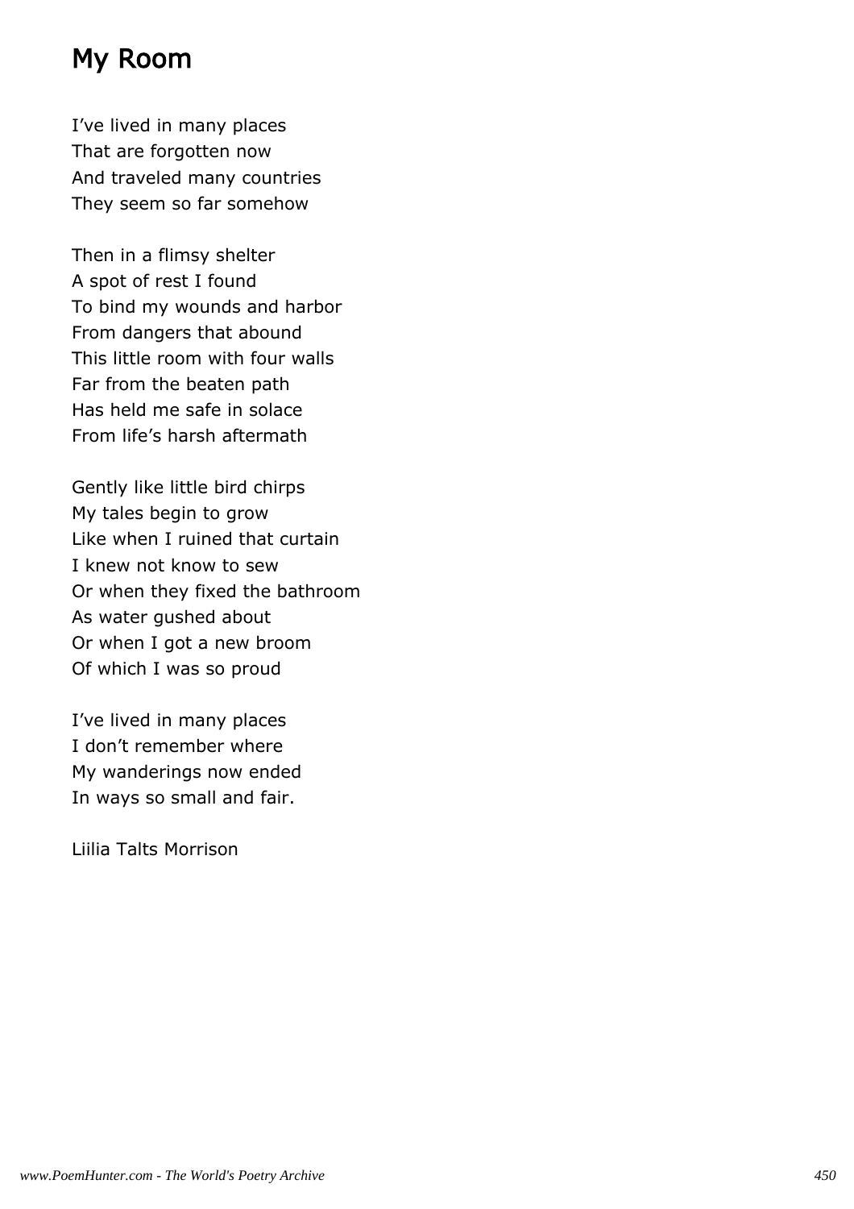# My Room

I've lived in many places
That are forgotten now
And traveled many countries
They seem so far somehow

Then in a flimsy shelter
A spot of rest I found
To bind my wounds and harbor
From dangers that abound
This little room with four walls
Far from the beaten path
Has held me safe in solace
From life's harsh aftermath

Gently like little bird chirps
My tales begin to grow
Like when I ruined that curtain
I knew not know to sew
Or when they fixed the bathroom
As water gushed about
Or when I got a new broom
Of which I was so proud

I've lived in many places
I don't remember where
My wanderings now ended
In ways so small and fair.

Liilia Talts Morrison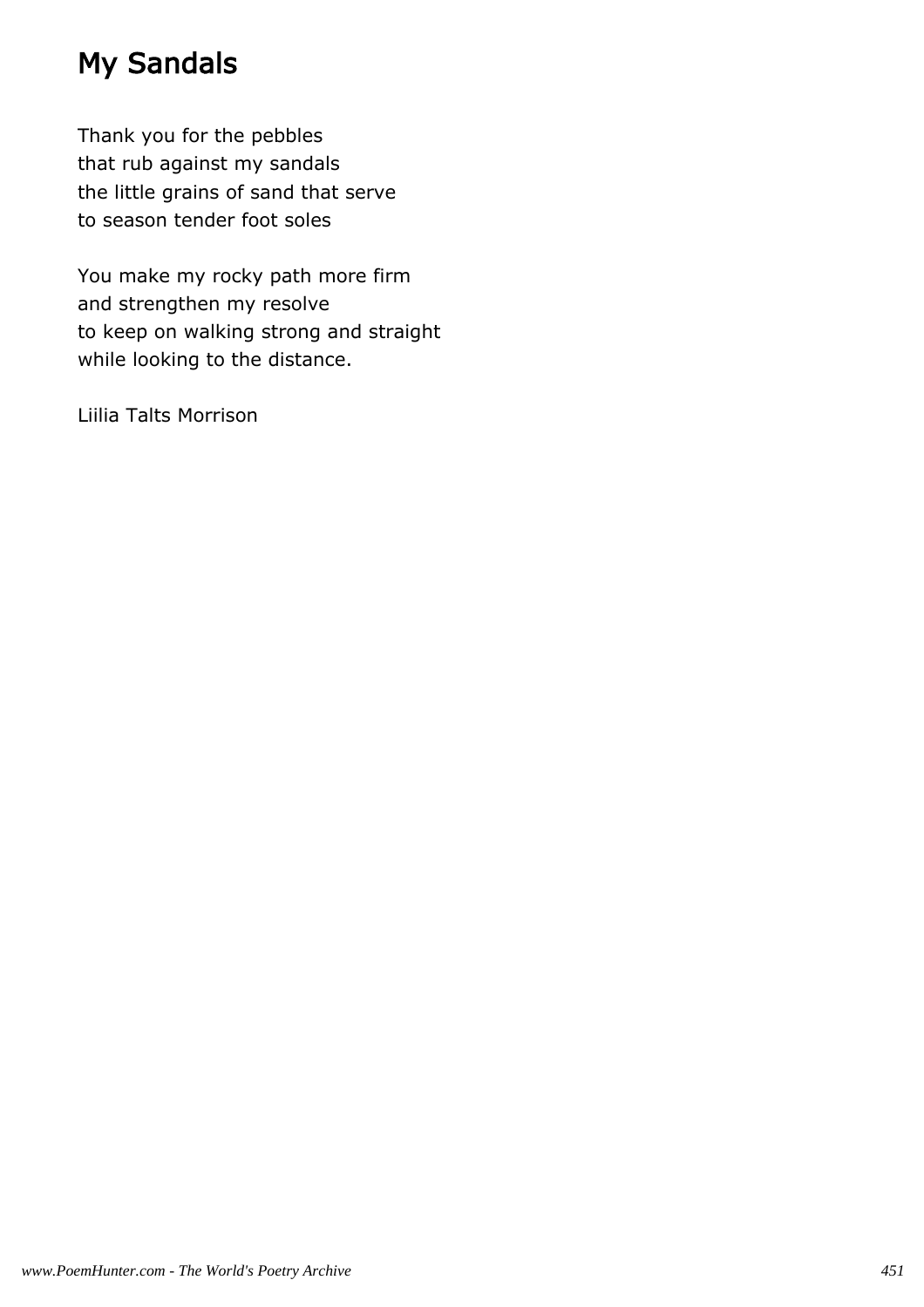# My Sandals

Thank you for the pebbles
that rub against my sandals
the little grains of sand that serve
to season tender foot soles

You make my rocky path more firm
and strengthen my resolve
to keep on walking strong and straight
while looking to the distance.

Liilia Talts Morrison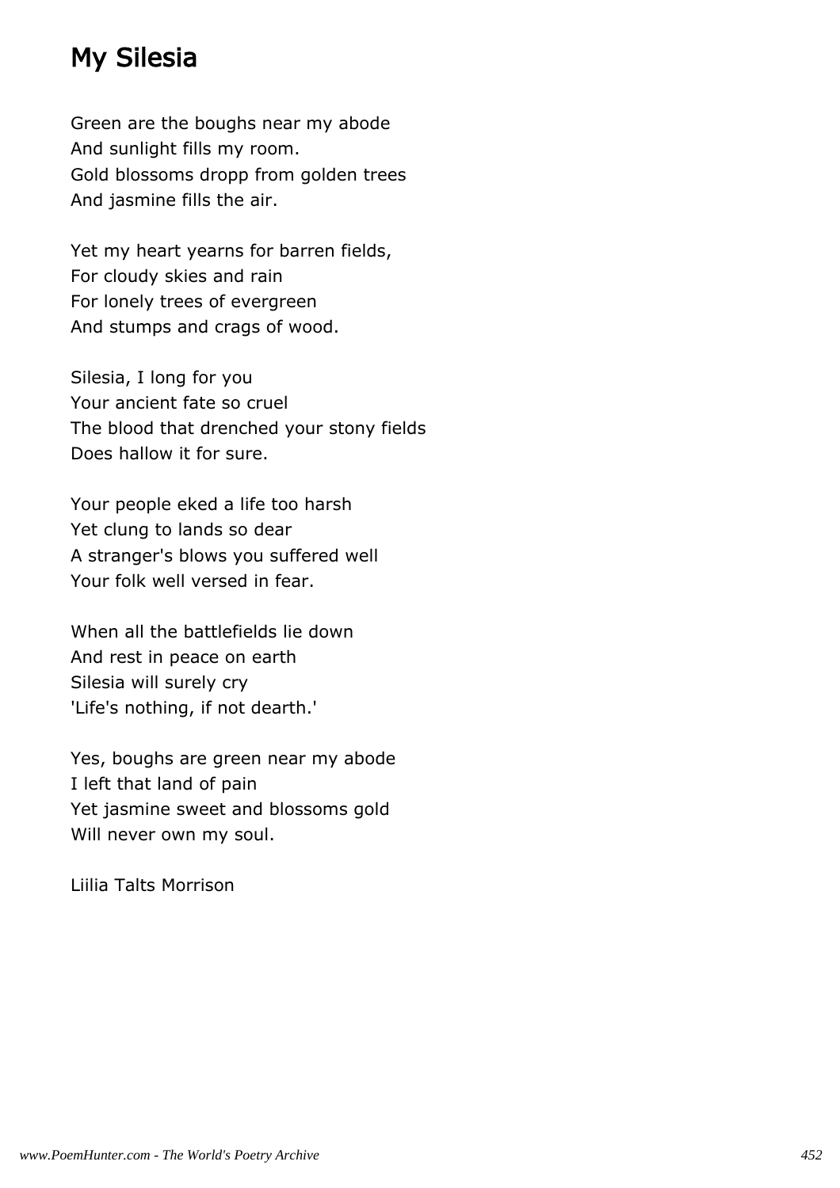# My Silesia

Green are the boughs near my abode  
And sunlight fills my room.  
Gold blossoms dropp from golden trees  
And jasmine fills the air.

Yet my heart yearns for barren fields,  
For cloudy skies and rain  
For lonely trees of evergreen  
And stumps and crags of wood.

Silesia, I long for you  
Your ancient fate so cruel  
The blood that drenched your stony fields  
Does hallow it for sure.

Your people eked a life too harsh  
Yet clung to lands so dear  
A stranger's blows you suffered well  
Your folk well versed in fear.

When all the battlefields lie down  
And rest in peace on earth  
Silesia will surely cry  
'Life's nothing, if not dearth.'

Yes, boughs are green near my abode  
I left that land of pain  
Yet jasmine sweet and blossoms gold  
Will never own my soul.

Liilia Talts Morrison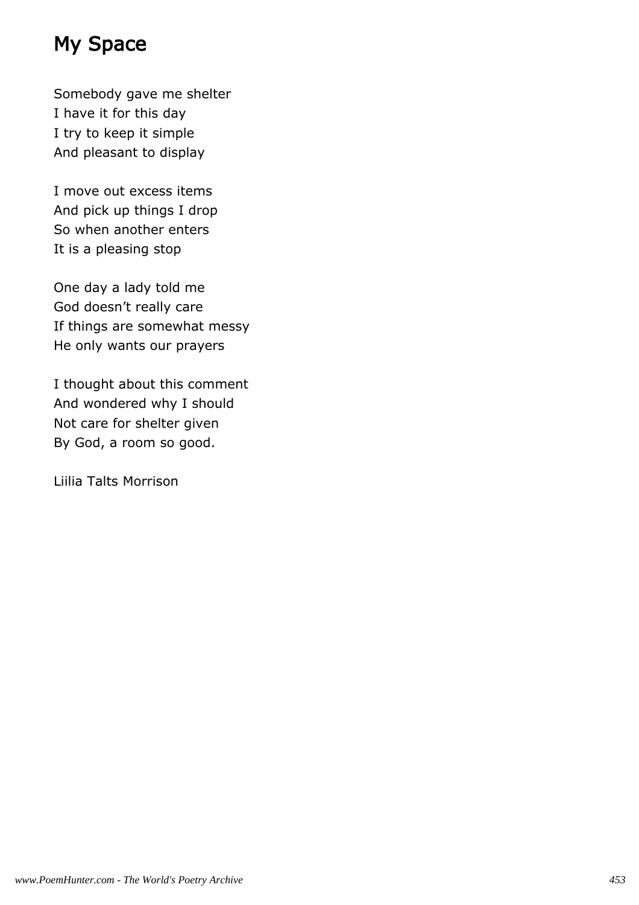# My Space

Somebody gave me shelter
I have it for this day
I try to keep it simple
And pleasant to display

I move out excess items
And pick up things I drop
So when another enters
It is a pleasing stop

One day a lady told me
God doesn't really care
If things are somewhat messy
He only wants our prayers

I thought about this comment
And wondered why I should
Not care for shelter given
By God, a room so good.

Liilia Talts Morrison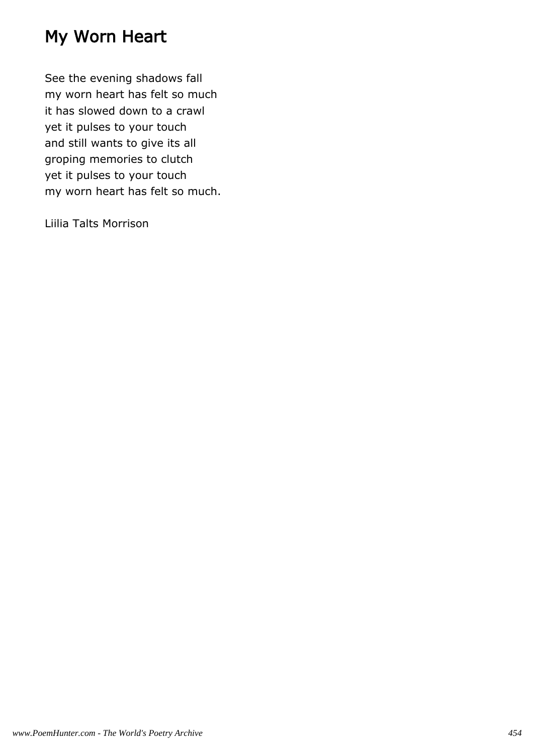# My Worn Heart

See the evening shadows fall  
my worn heart has felt so much  
it has slowed down to a crawl  
yet it pulses to your touch  
and still wants to give its all  
groping memories to clutch  
yet it pulses to your touch  
my worn heart has felt so much.

Liilia Talts Morrison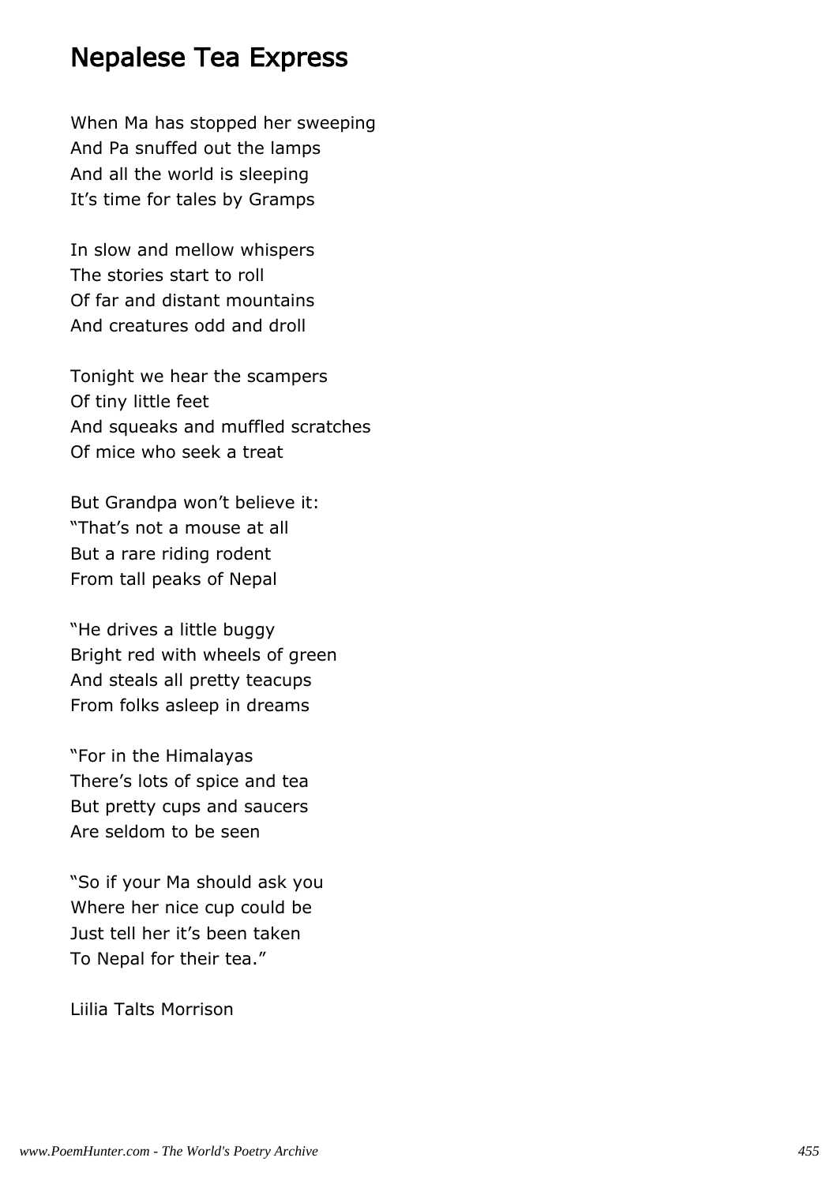# Nepalese Tea Express

When Ma has stopped her sweeping
And Pa snuffed out the lamps
And all the world is sleeping
It's time for tales by Gramps

In slow and mellow whispers
The stories start to roll
Of far and distant mountains
And creatures odd and droll

Tonight we hear the scampers
Of tiny little feet
And squeaks and muffled scratches
Of mice who seek a treat

But Grandpa won't believe it:
"That's not a mouse at all
But a rare riding rodent
From tall peaks of Nepal

"He drives a little buggy
Bright red with wheels of green
And steals all pretty teacups
From folks asleep in dreams

"For in the Himalayas
There's lots of spice and tea
But pretty cups and saucers
Are seldom to be seen

"So if your Ma should ask you
Where her nice cup could be
Just tell her it's been taken
To Nepal for their tea."

Liilia Talts Morrison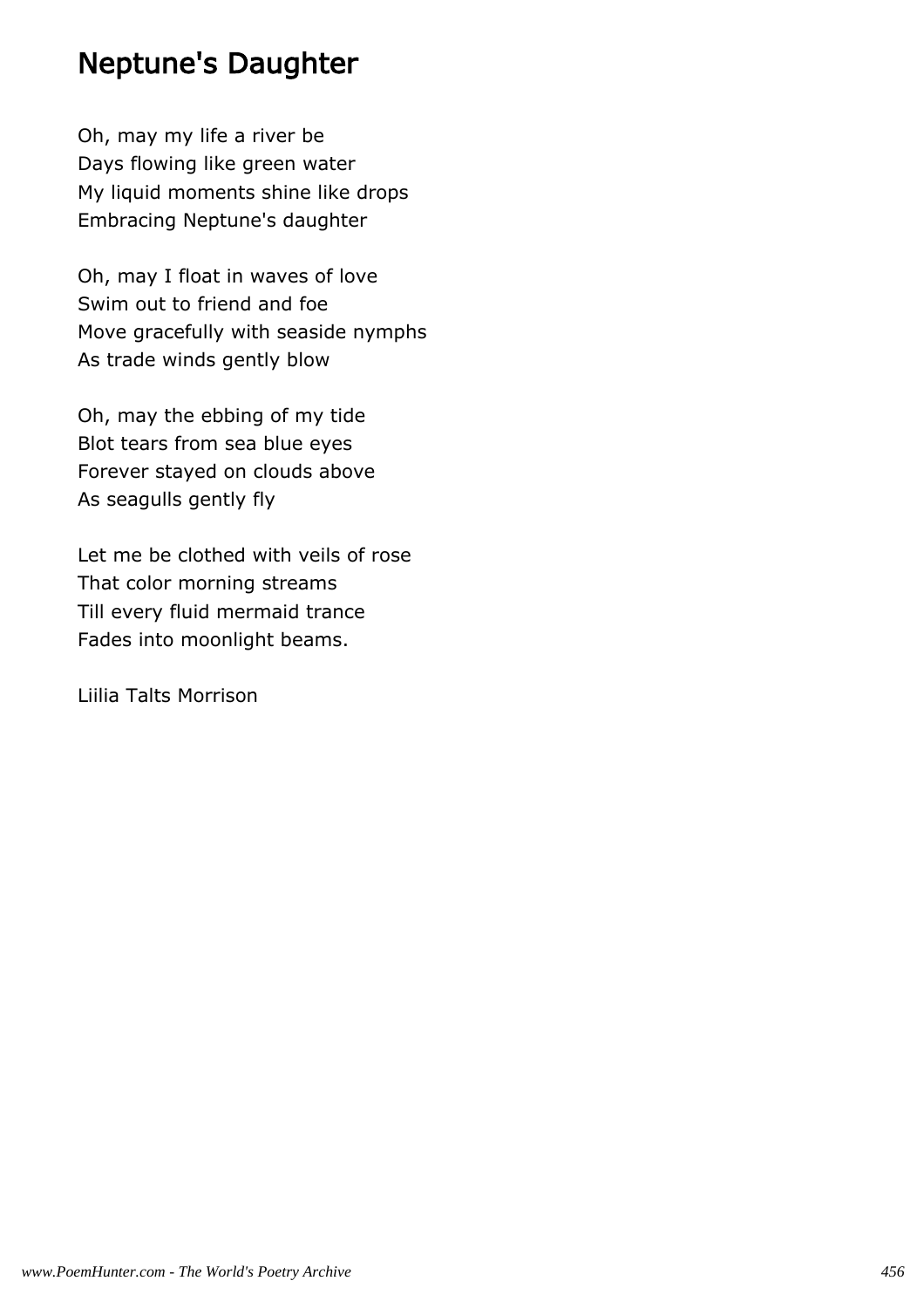# Neptune's Daughter

Oh, may my life a river be
Days flowing like green water
My liquid moments shine like drops
Embracing Neptune's daughter

Oh, may I float in waves of love
Swim out to friend and foe
Move gracefully with seaside nymphs
As trade winds gently blow

Oh, may the ebbing of my tide
Blot tears from sea blue eyes
Forever stayed on clouds above
As seagulls gently fly

Let me be clothed with veils of rose
That color morning streams
Till every fluid mermaid trance
Fades into moonlight beams.

Liilia Talts Morrison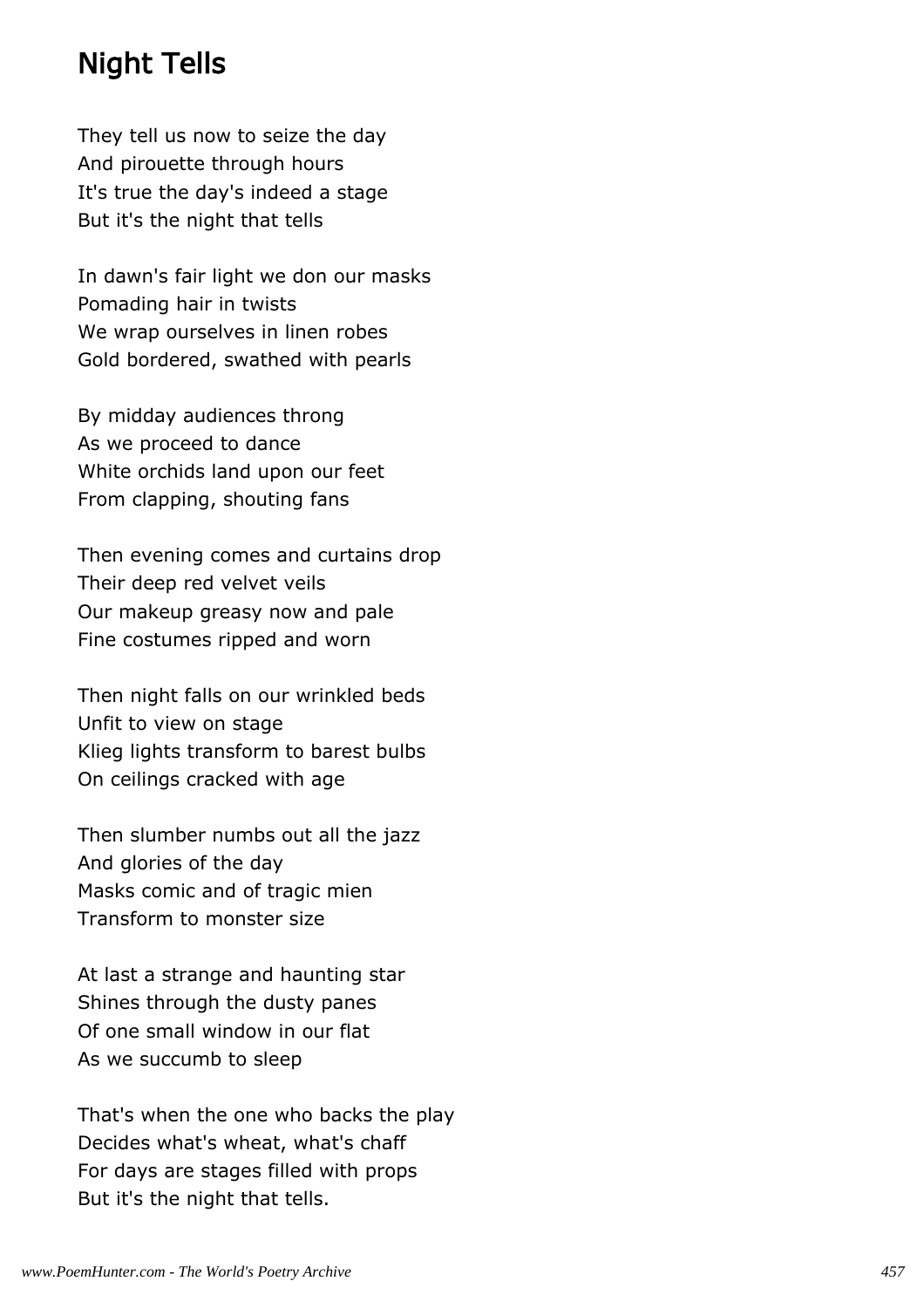# Night Tells

They tell us now to seize the day
And pirouette through hours
It's true the day's indeed a stage
But it's the night that tells

In dawn's fair light we don our masks
Pomading hair in twists
We wrap ourselves in linen robes
Gold bordered, swathed with pearls

By midday audiences throng
As we proceed to dance
White orchids land upon our feet
From clapping, shouting fans

Then evening comes and curtains drop
Their deep red velvet veils
Our makeup greasy now and pale
Fine costumes ripped and worn

Then night falls on our wrinkled beds
Unfit to view on stage
Klieg lights transform to barest bulbs
On ceilings cracked with age

Then slumber numbs out all the jazz
And glories of the day
Masks comic and of tragic mien
Transform to monster size

At last a strange and haunting star
Shines through the dusty panes
Of one small window in our flat
As we succumb to sleep

That's when the one who backs the play
Decides what's wheat, what's chaff
For days are stages filled with props
But it's the night that tells.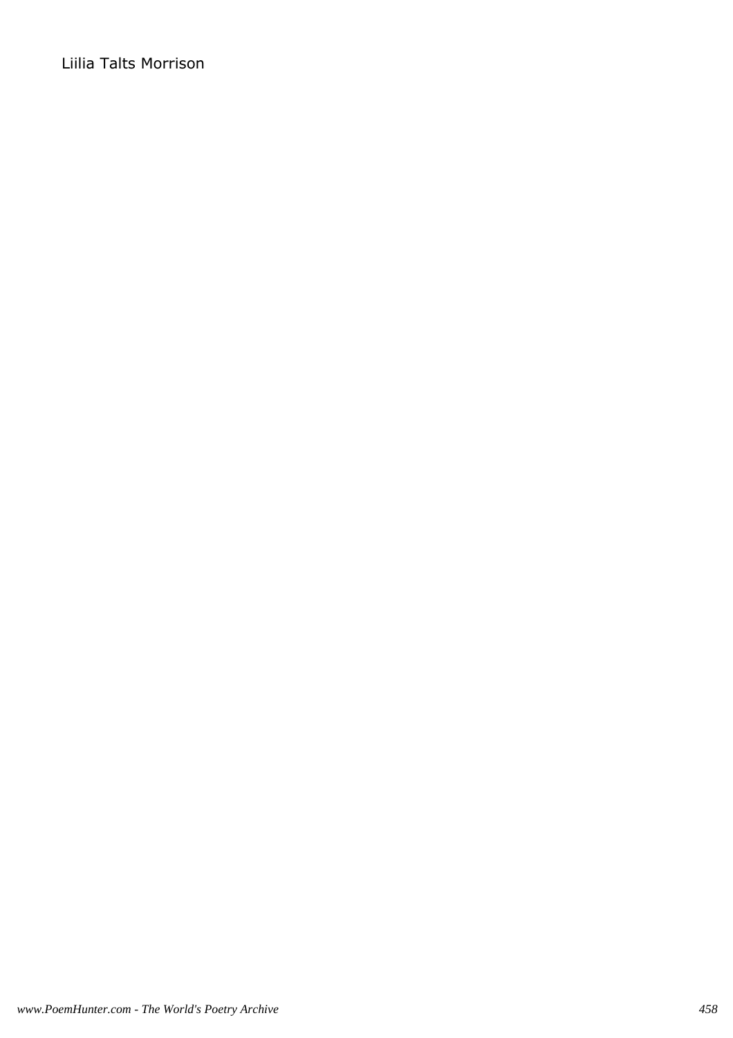Liilia Talts Morrison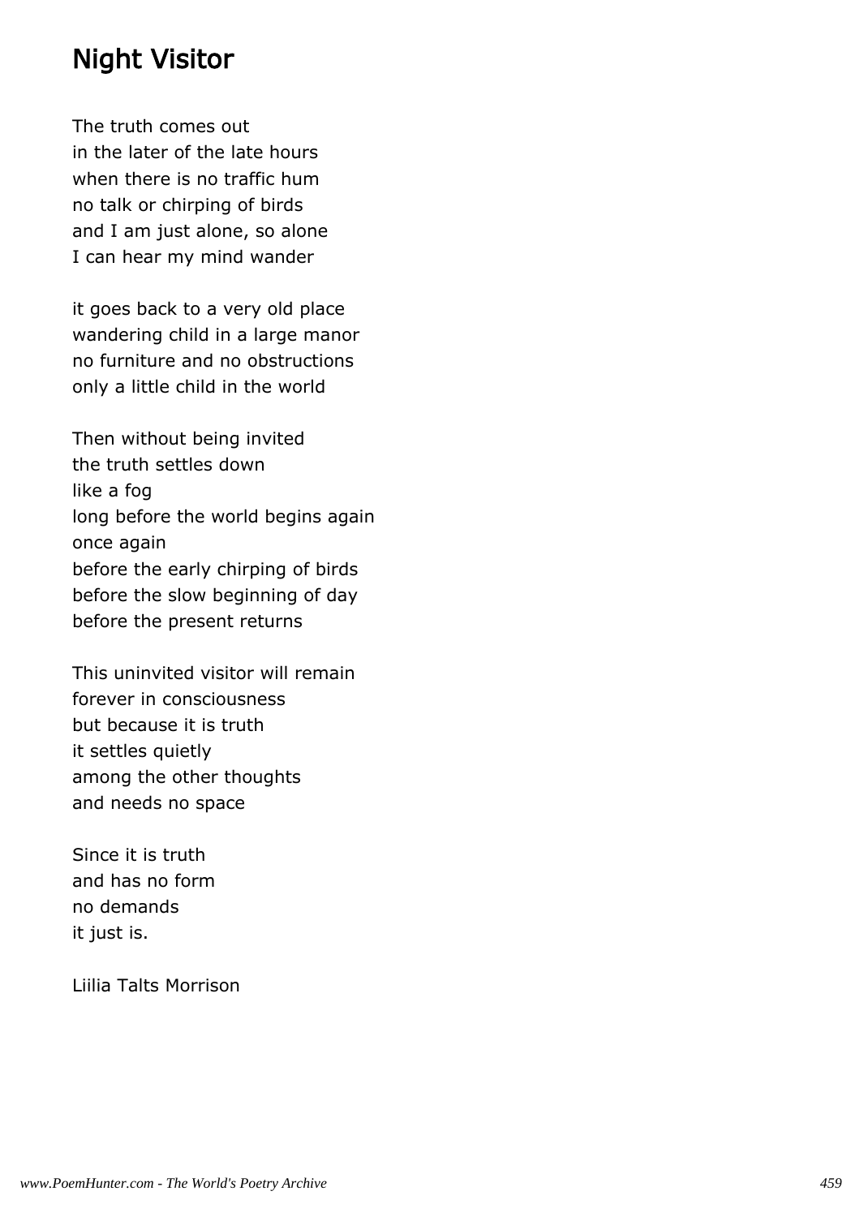# Night Visitor

The truth comes out
in the later of the late hours
when there is no traffic hum
no talk or chirping of birds
and I am just alone, so alone
I can hear my mind wander

it goes back to a very old place
wandering child in a large manor
no furniture and no obstructions
only a little child in the world

Then without being invited
the truth settles down
like a fog
long before the world begins again
once again
before the early chirping of birds
before the slow beginning of day
before the present returns

This uninvited visitor will remain
forever in consciousness
but because it is truth
it settles quietly
among the other thoughts
and needs no space

Since it is truth
and has no form
no demands
it just is.

Liilia Talts Morrison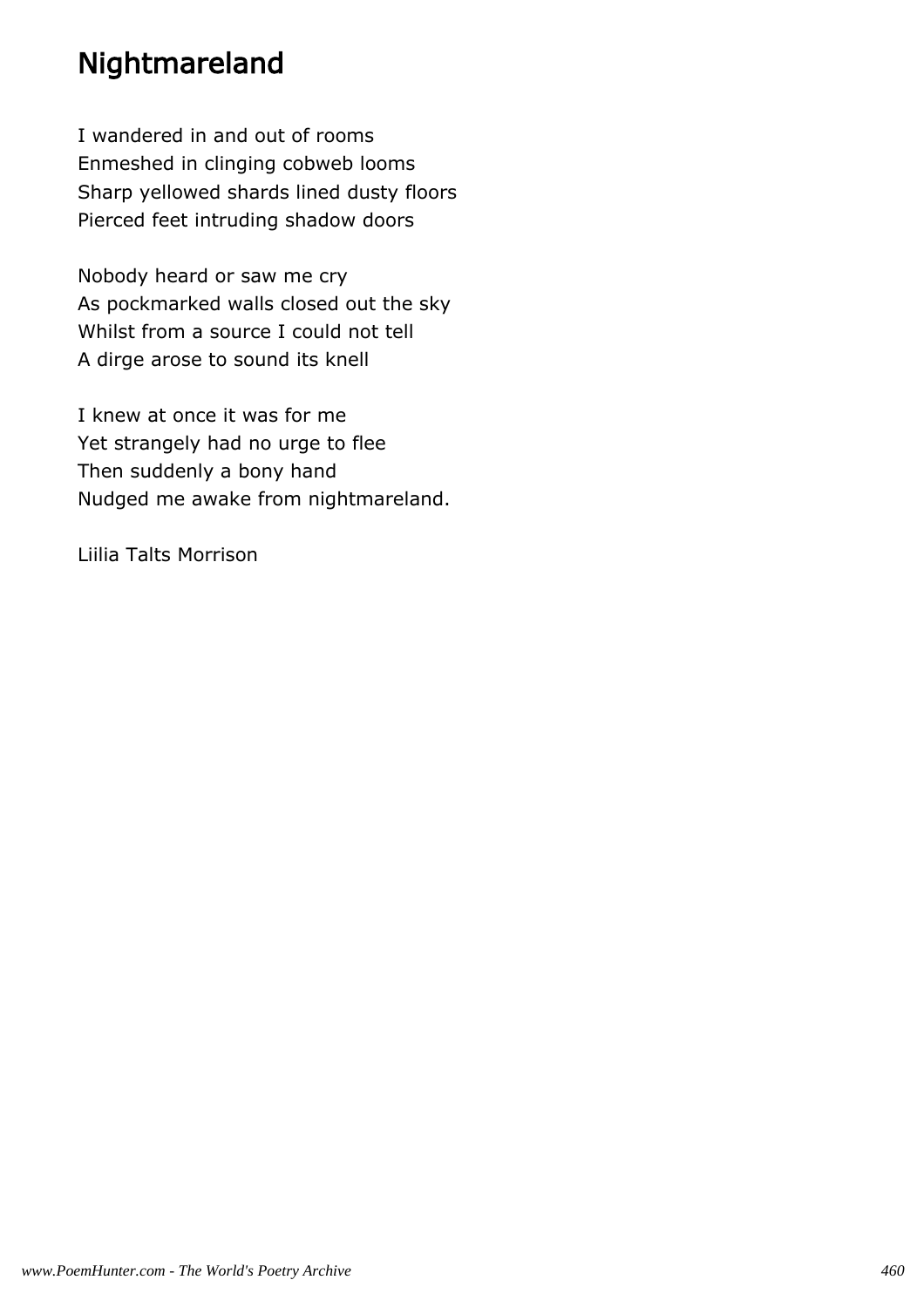## Nightmareland

I wandered in and out of rooms
Enmeshed in clinging cobweb looms
Sharp yellowed shards lined dusty floors
Pierced feet intruding shadow doors

Nobody heard or saw me cry
As pockmarked walls closed out the sky
Whilst from a source I could not tell
A dirge arose to sound its knell

I knew at once it was for me
Yet strangely had no urge to flee
Then suddenly a bony hand
Nudged me awake from nightmareland.

Liilia Talts Morrison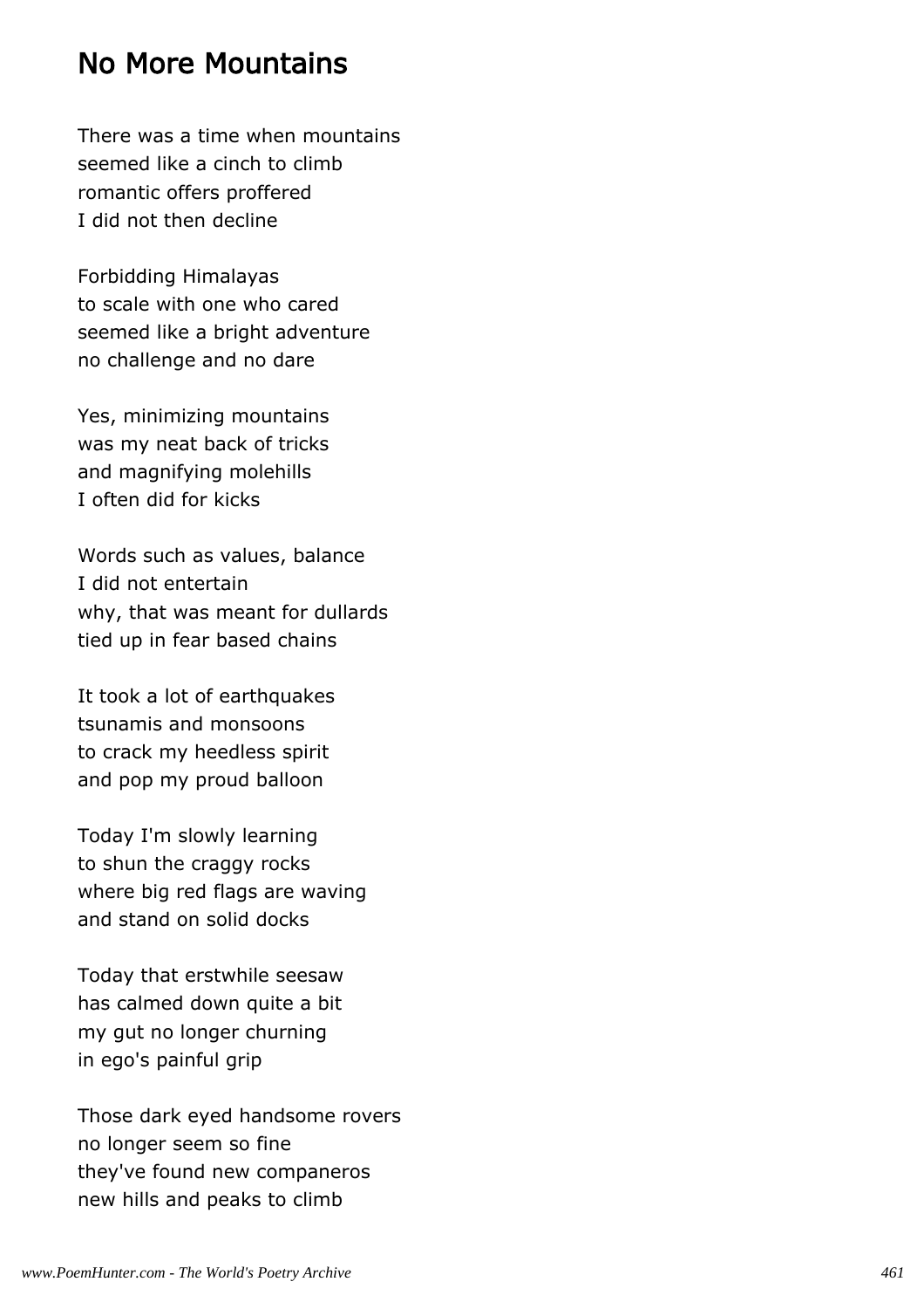# No More Mountains

There was a time when mountains
seemed like a cinch to climb
romantic offers proffered
I did not then decline

Forbidding Himalayas
to scale with one who cared
seemed like a bright adventure
no challenge and no dare

Yes, minimizing mountains
was my neat back of tricks
and magnifying molehills
I often did for kicks

Words such as values, balance
I did not entertain
why, that was meant for dullards
tied up in fear based chains

It took a lot of earthquakes
tsunamis and monsoons
to crack my heedless spirit
and pop my proud balloon

Today I'm slowly learning
to shun the craggy rocks
where big red flags are waving
and stand on solid docks

Today that erstwhile seesaw
has calmed down quite a bit
my gut no longer churning
in ego's painful grip

Those dark eyed handsome rovers
no longer seem so fine
they've found new companeros
new hills and peaks to climb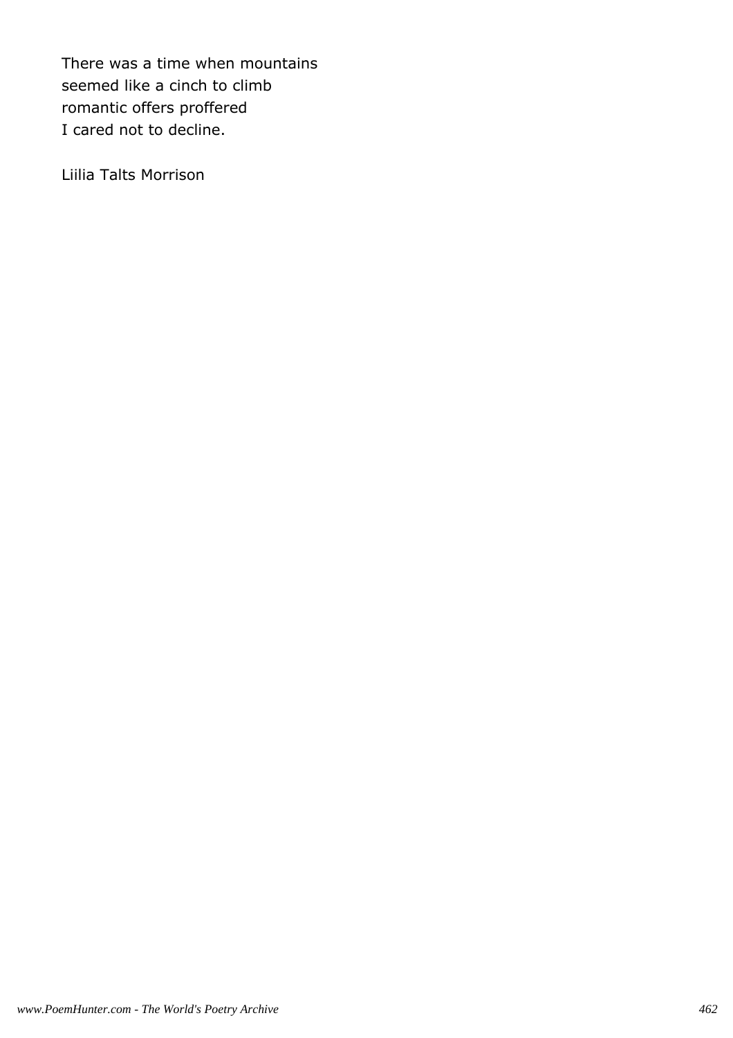There was a time when mountains
seemed like a cinch to climb
romantic offers proffered
I cared not to decline.

Liilia Talts Morrison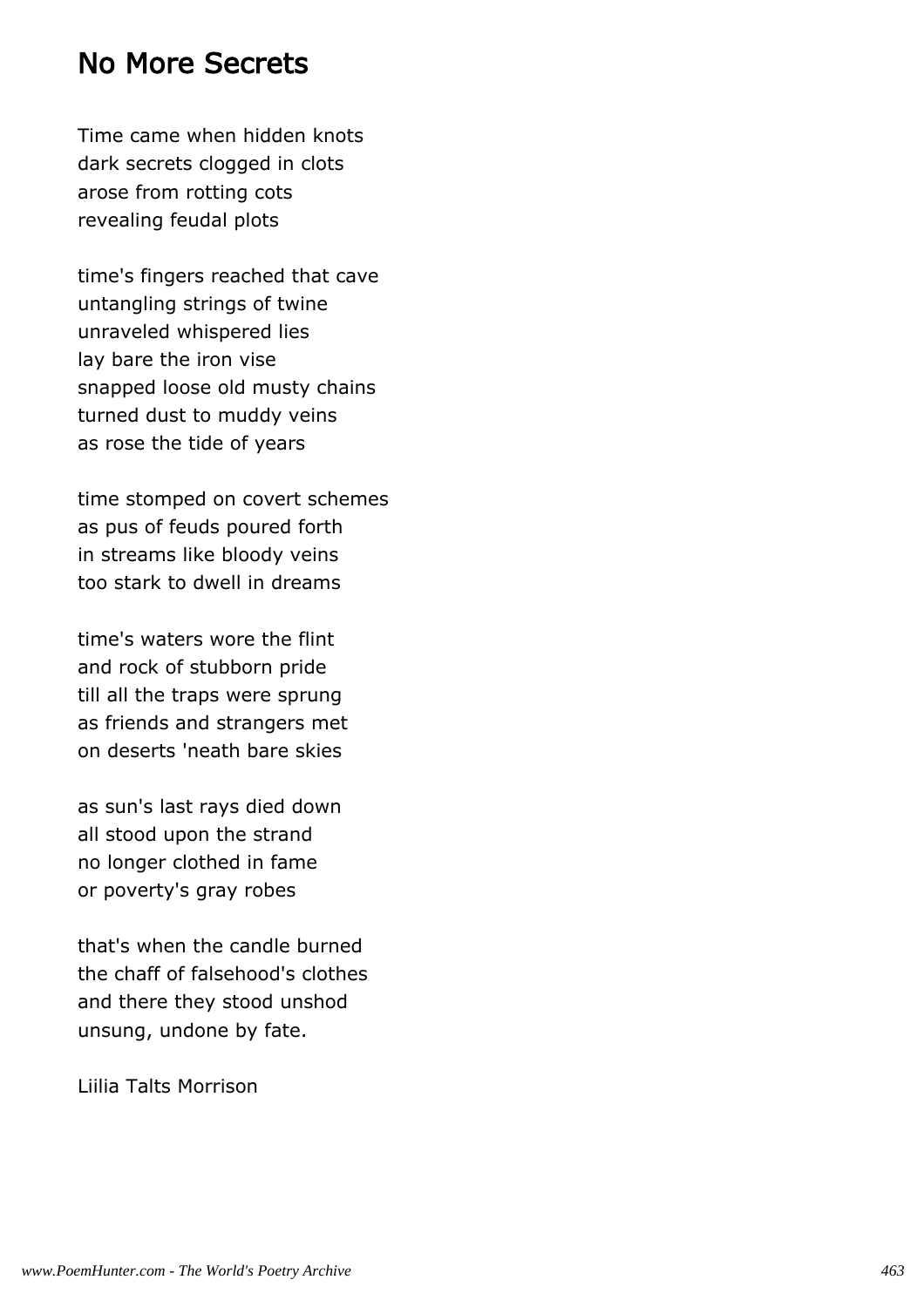## No More Secrets

Time came when hidden knots
dark secrets clogged in clots
arose from rotting cots
revealing feudal plots

time's fingers reached that cave
untangling strings of twine
unraveled whispered lies
lay bare the iron vise
snapped loose old musty chains
turned dust to muddy veins
as rose the tide of years

time stomped on covert schemes
as pus of feuds poured forth
in streams like bloody veins
too stark to dwell in dreams

time's waters wore the flint
and rock of stubborn pride
till all the traps were sprung
as friends and strangers met
on deserts 'neath bare skies

as sun's last rays died down
all stood upon the strand
no longer clothed in fame
or poverty's gray robes

that's when the candle burned
the chaff of falsehood's clothes
and there they stood unshod
unsung, undone by fate.

Liilia Talts Morrison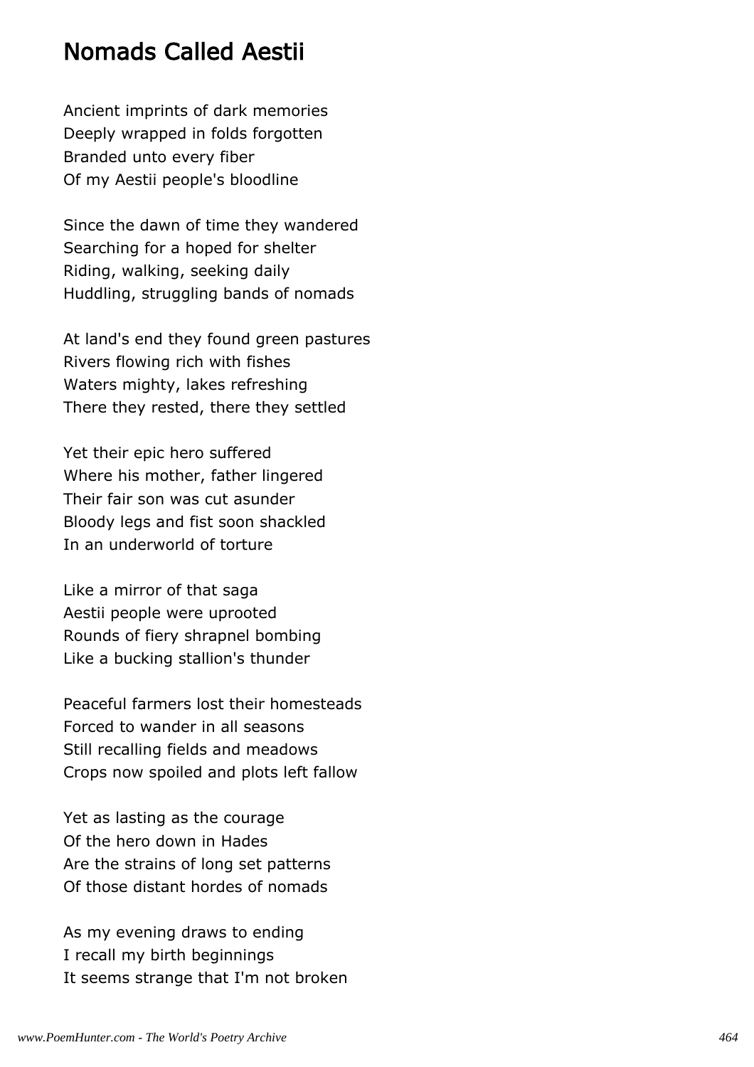# Nomads Called Aestii

Ancient imprints of dark memories  
Deeply wrapped in folds forgotten  
Branded unto every fiber  
Of my Aestii people's bloodline

Since the dawn of time they wandered  
Searching for a hoped for shelter  
Riding, walking, seeking daily  
Huddling, struggling bands of nomads

At land's end they found green pastures  
Rivers flowing rich with fishes  
Waters mighty, lakes refreshing  
There they rested, there they settled

Yet their epic hero suffered  
Where his mother, father lingered  
Their fair son was cut asunder  
Bloody legs and fist soon shackled  
In an underworld of torture

Like a mirror of that saga  
Aestii people were uprooted  
Rounds of fiery shrapnel bombing  
Like a bucking stallion's thunder

Peaceful farmers lost their homesteads  
Forced to wander in all seasons  
Still recalling fields and meadows  
Crops now spoiled and plots left fallow

Yet as lasting as the courage  
Of the hero down in Hades  
Are the strains of long set patterns  
Of those distant hordes of nomads

As my evening draws to ending  
I recall my birth beginnings  
It seems strange that I'm not broken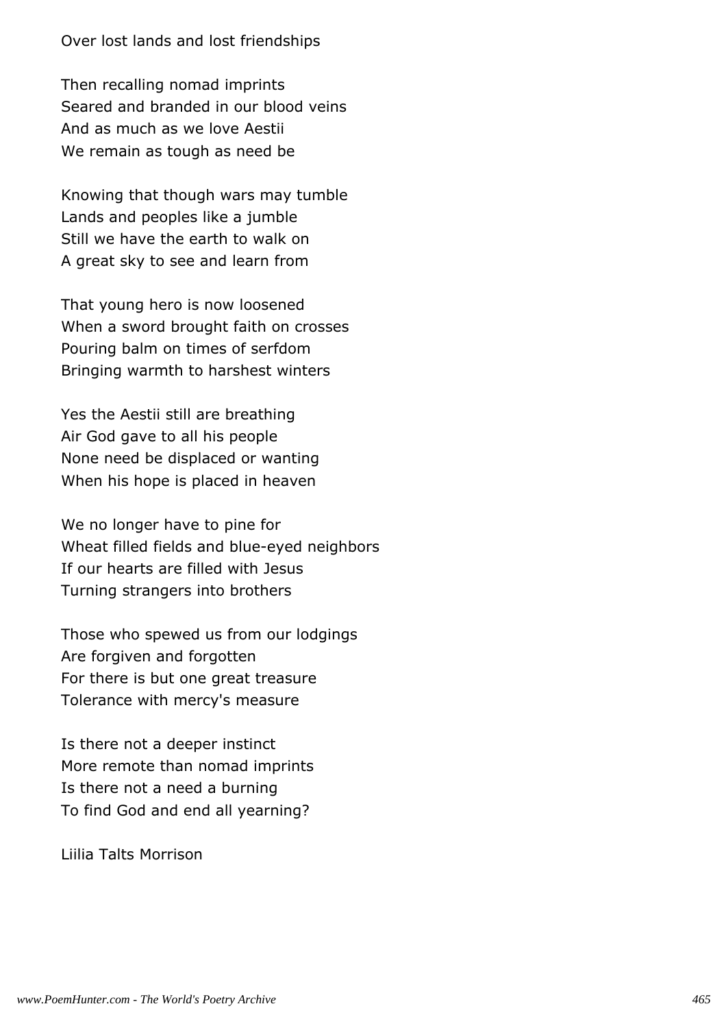Over lost lands and lost friendships

Then recalling nomad imprints
Seared and branded in our blood veins
And as much as we love Aestii
We remain as tough as need be

Knowing that though wars may tumble
Lands and peoples like a jumble
Still we have the earth to walk on
A great sky to see and learn from

That young hero is now loosened
When a sword brought faith on crosses
Pouring balm on times of serfdom
Bringing warmth to harshest winters

Yes the Aestii still are breathing
Air God gave to all his people
None need be displaced or wanting
When his hope is placed in heaven

We no longer have to pine for
Wheat filled fields and blue-eyed neighbors
If our hearts are filled with Jesus
Turning strangers into brothers

Those who spewed us from our lodgings
Are forgiven and forgotten
For there is but one great treasure
Tolerance with mercy's measure

Is there not a deeper instinct
More remote than nomad imprints
Is there not a need a burning
To find God and end all yearning?

Liilia Talts Morrison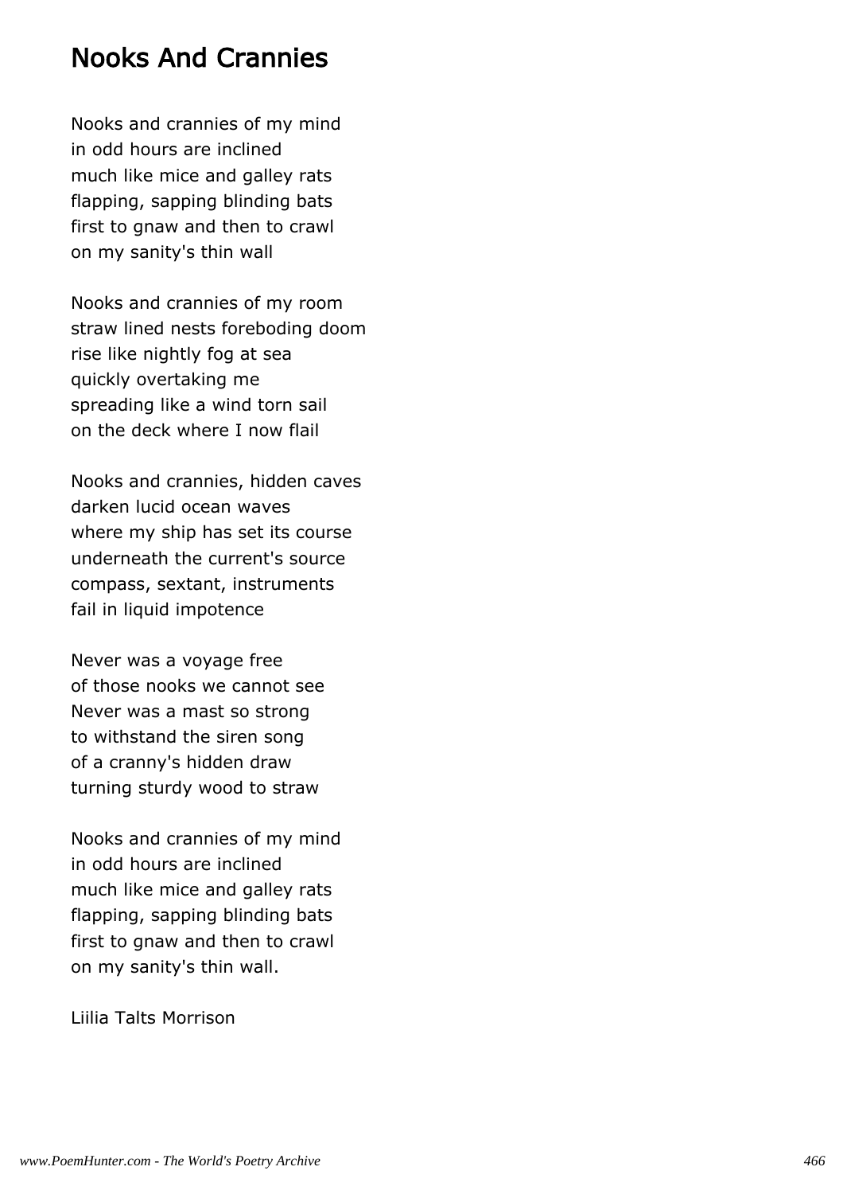# Nooks And Crannies

Nooks and crannies of my mind
in odd hours are inclined
much like mice and galley rats
flapping, sapping blinding bats
first to gnaw and then to crawl
on my sanity's thin wall

Nooks and crannies of my room
straw lined nests foreboding doom
rise like nightly fog at sea
quickly overtaking me
spreading like a wind torn sail
on the deck where I now flail

Nooks and crannies, hidden caves
darken lucid ocean waves
where my ship has set its course
underneath the current's source
compass, sextant, instruments
fail in liquid impotence

Never was a voyage free
of those nooks we cannot see
Never was a mast so strong
to withstand the siren song
of a cranny's hidden draw
turning sturdy wood to straw

Nooks and crannies of my mind
in odd hours are inclined
much like mice and galley rats
flapping, sapping blinding bats
first to gnaw and then to crawl
on my sanity's thin wall.

Liilia Talts Morrison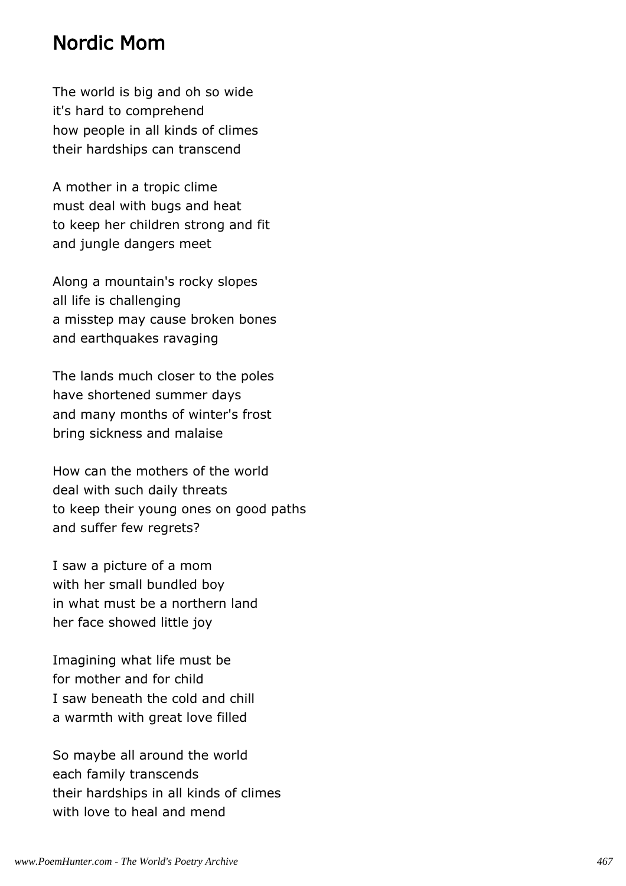# Nordic Mom

The world is big and oh so wide
it's hard to comprehend
how people in all kinds of climes
their hardships can transcend

A mother in a tropic clime
must deal with bugs and heat
to keep her children strong and fit
and jungle dangers meet

Along a mountain's rocky slopes
all life is challenging
a misstep may cause broken bones
and earthquakes ravaging

The lands much closer to the poles
have shortened summer days
and many months of winter's frost
bring sickness and malaise

How can the mothers of the world
deal with such daily threats
to keep their young ones on good paths
and suffer few regrets?

I saw a picture of a mom
with her small bundled boy
in what must be a northern land
her face showed little joy

Imagining what life must be
for mother and for child
I saw beneath the cold and chill
a warmth with great love filled

So maybe all around the world
each family transcends
their hardships in all kinds of climes
with love to heal and mend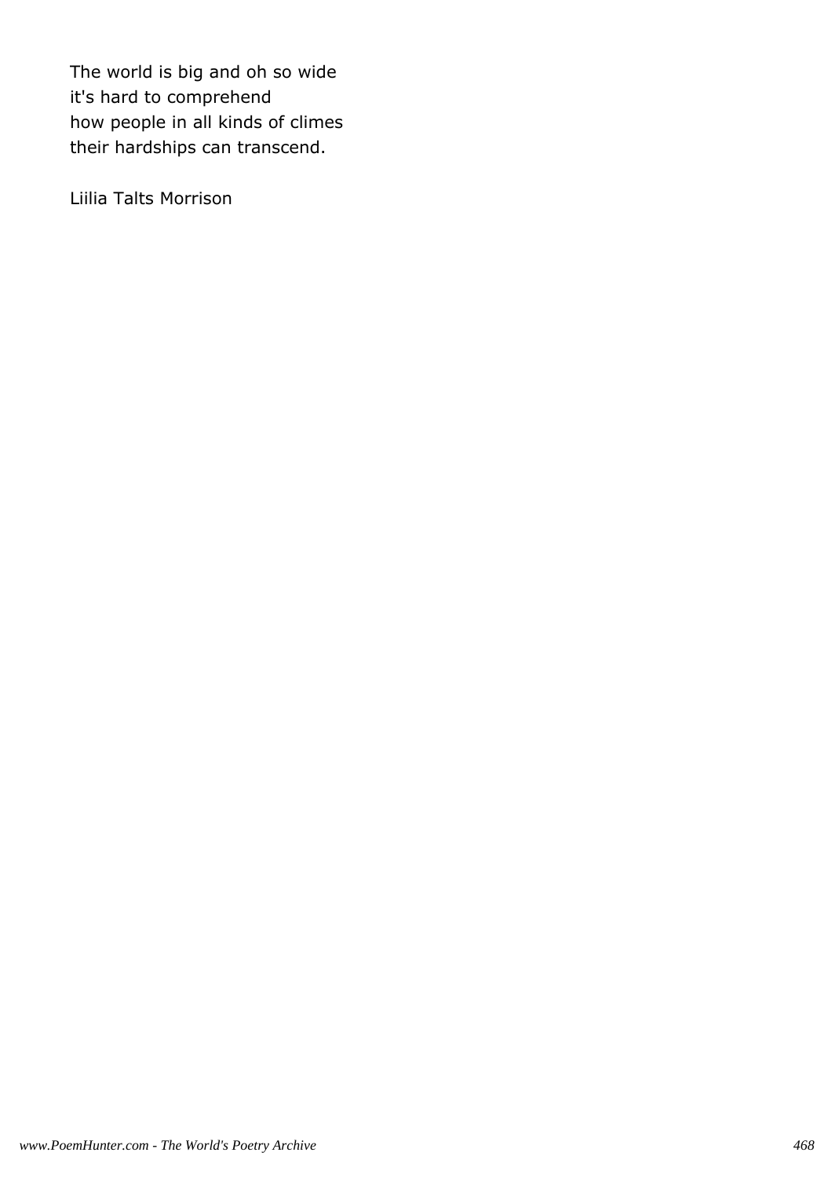The world is big and oh so wide
it's hard to comprehend
how people in all kinds of climes
their hardships can transcend.

Liilia Talts Morrison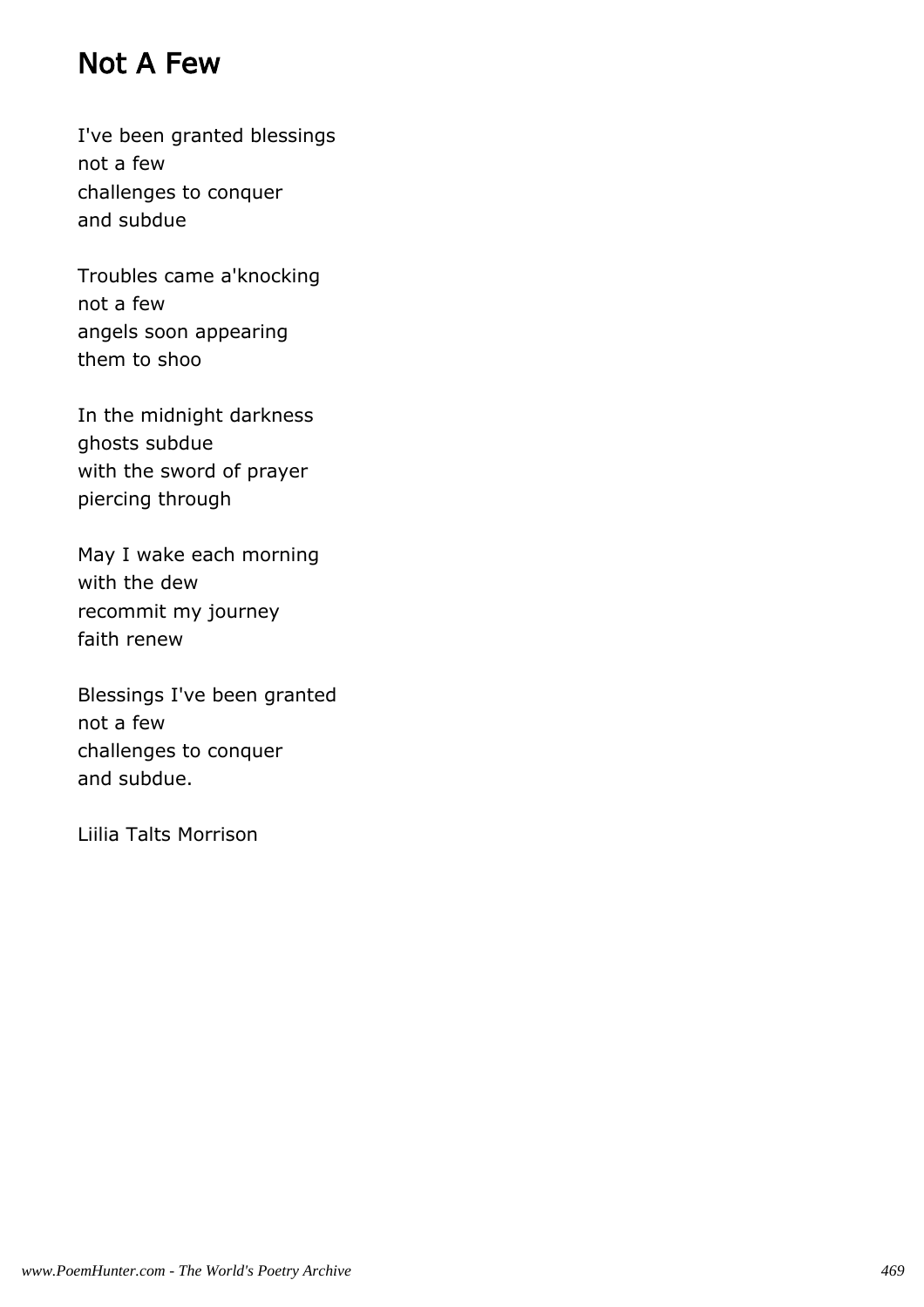# Not A Few

I've been granted blessings
not a few
challenges to conquer
and subdue

Troubles came a'knocking
not a few
angels soon appearing
them to shoo

In the midnight darkness
ghosts subdue
with the sword of prayer
piercing through

May I wake each morning
with the dew
recommit my journey
faith renew

Blessings I've been granted
not a few
challenges to conquer
and subdue.

Liilia Talts Morrison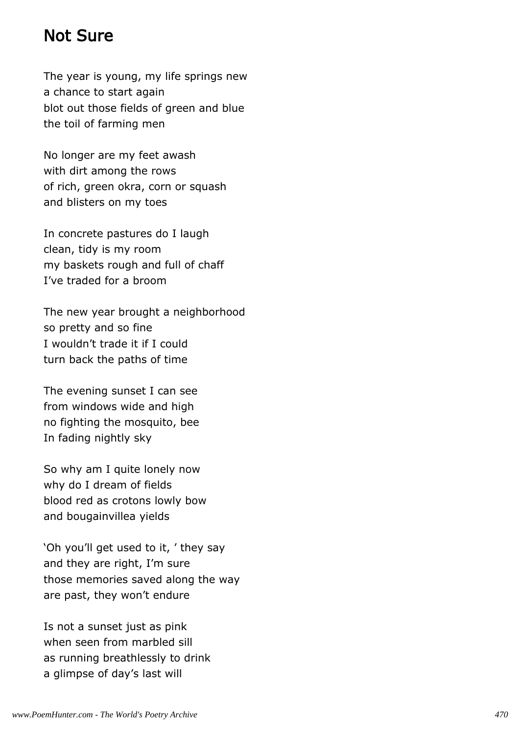# Not Sure

The year is young, my life springs new
a chance to start again
blot out those fields of green and blue
the toil of farming men

No longer are my feet awash
with dirt among the rows
of rich, green okra, corn or squash
and blisters on my toes

In concrete pastures do I laugh
clean, tidy is my room
my baskets rough and full of chaff
I've traded for a broom

The new year brought a neighborhood
so pretty and so fine
I wouldn't trade it if I could
turn back the paths of time

The evening sunset I can see
from windows wide and high
no fighting the mosquito, bee
In fading nightly sky

So why am I quite lonely now
why do I dream of fields
blood red as crotons lowly bow
and bougainvillea yields

'Oh you'll get used to it, ' they say
and they are right, I'm sure
those memories saved along the way
are past, they won't endure

Is not a sunset just as pink
when seen from marbled sill
as running breathlessly to drink
a glimpse of day's last will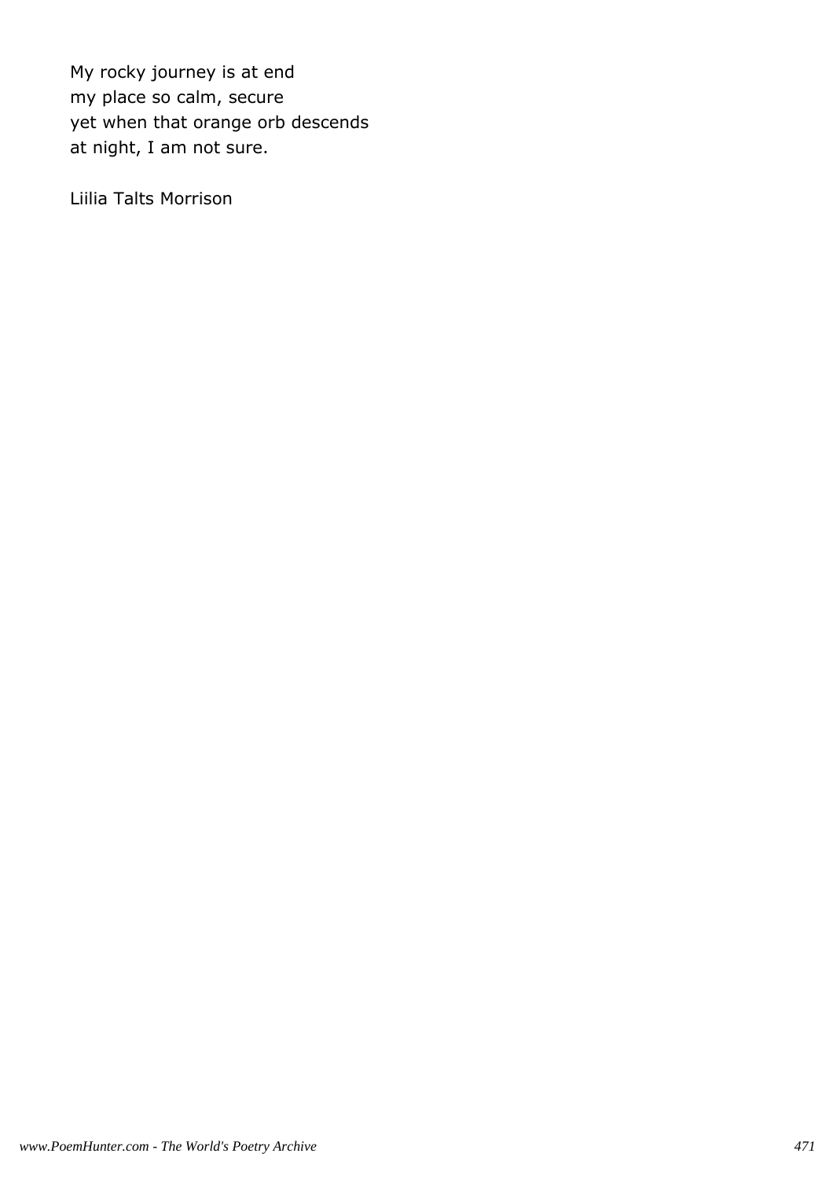My rocky journey is at end
my place so calm, secure
yet when that orange orb descends
at night, I am not sure.

Liilia Talts Morrison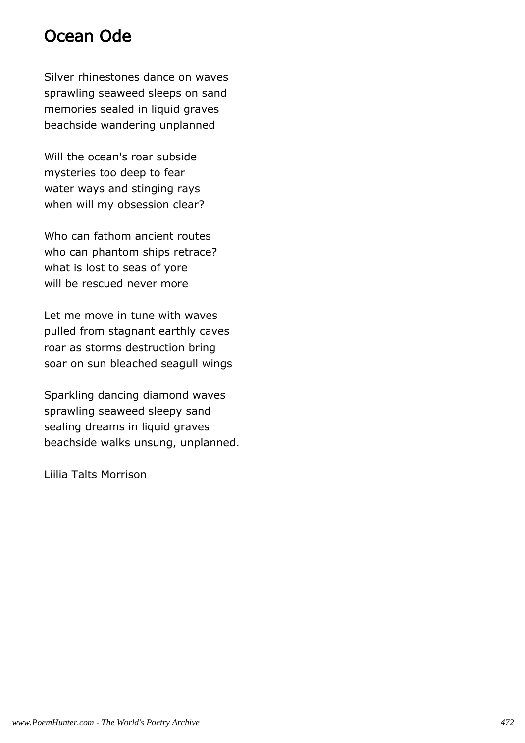# Ocean Ode

Silver rhinestones dance on waves
sprawling seaweed sleeps on sand
memories sealed in liquid graves
beachside wandering unplanned

Will the ocean's roar subside
mysteries too deep to fear
water ways and stinging rays
when will my obsession clear?

Who can fathom ancient routes
who can phantom ships retrace?
what is lost to seas of yore
will be rescued never more

Let me move in tune with waves
pulled from stagnant earthly caves
roar as storms destruction bring
soar on sun bleached seagull wings

Sparkling dancing diamond waves
sprawling seaweed sleepy sand
sealing dreams in liquid graves
beachside walks unsung, unplanned.

Liilia Talts Morrison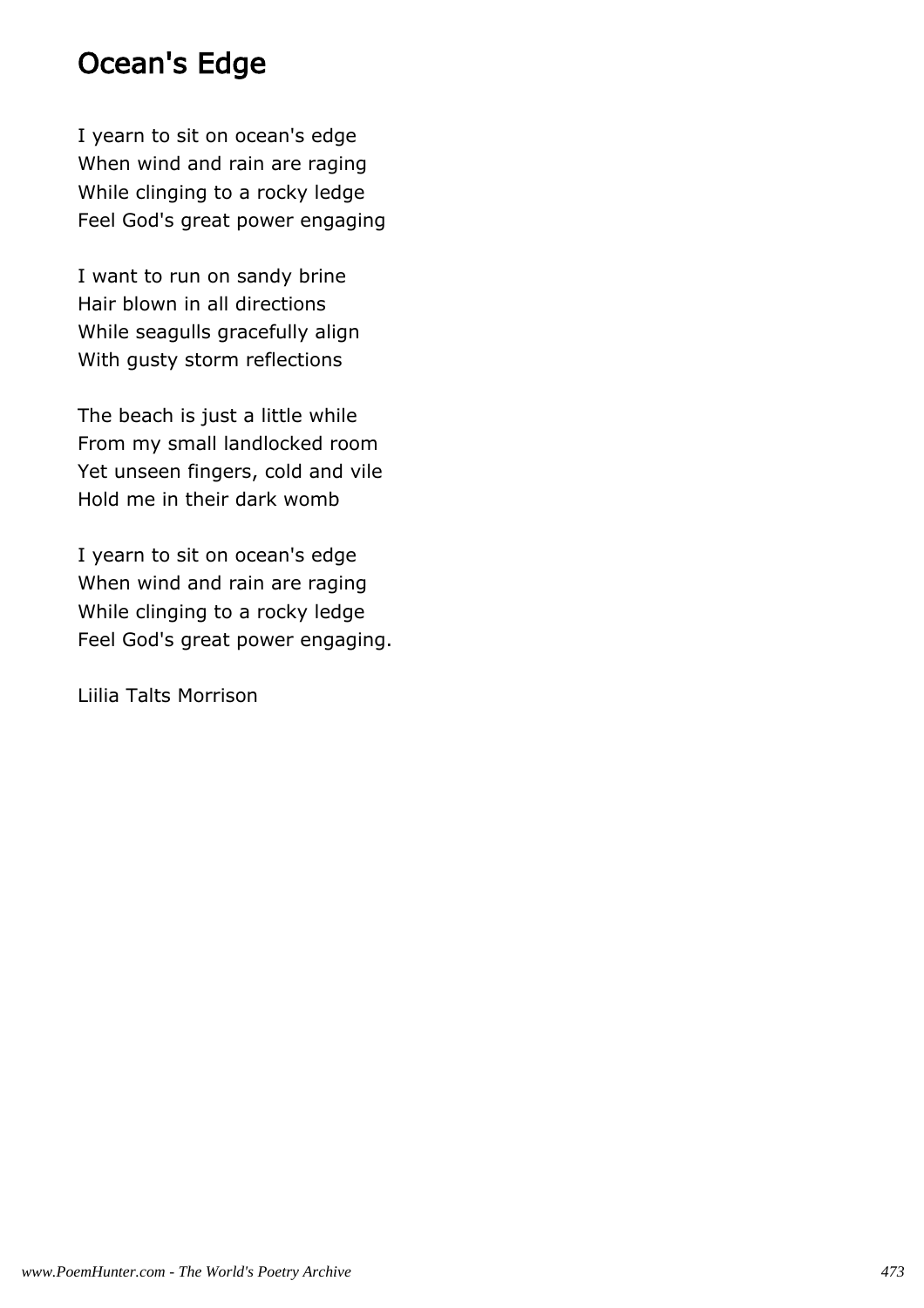# Ocean's Edge

I yearn to sit on ocean's edge
When wind and rain are raging
While clinging to a rocky ledge
Feel God's great power engaging

I want to run on sandy brine
Hair blown in all directions
While seagulls gracefully align
With gusty storm reflections

The beach is just a little while
From my small landlocked room
Yet unseen fingers, cold and vile
Hold me in their dark womb

I yearn to sit on ocean's edge
When wind and rain are raging
While clinging to a rocky ledge
Feel God's great power engaging.

Liilia Talts Morrison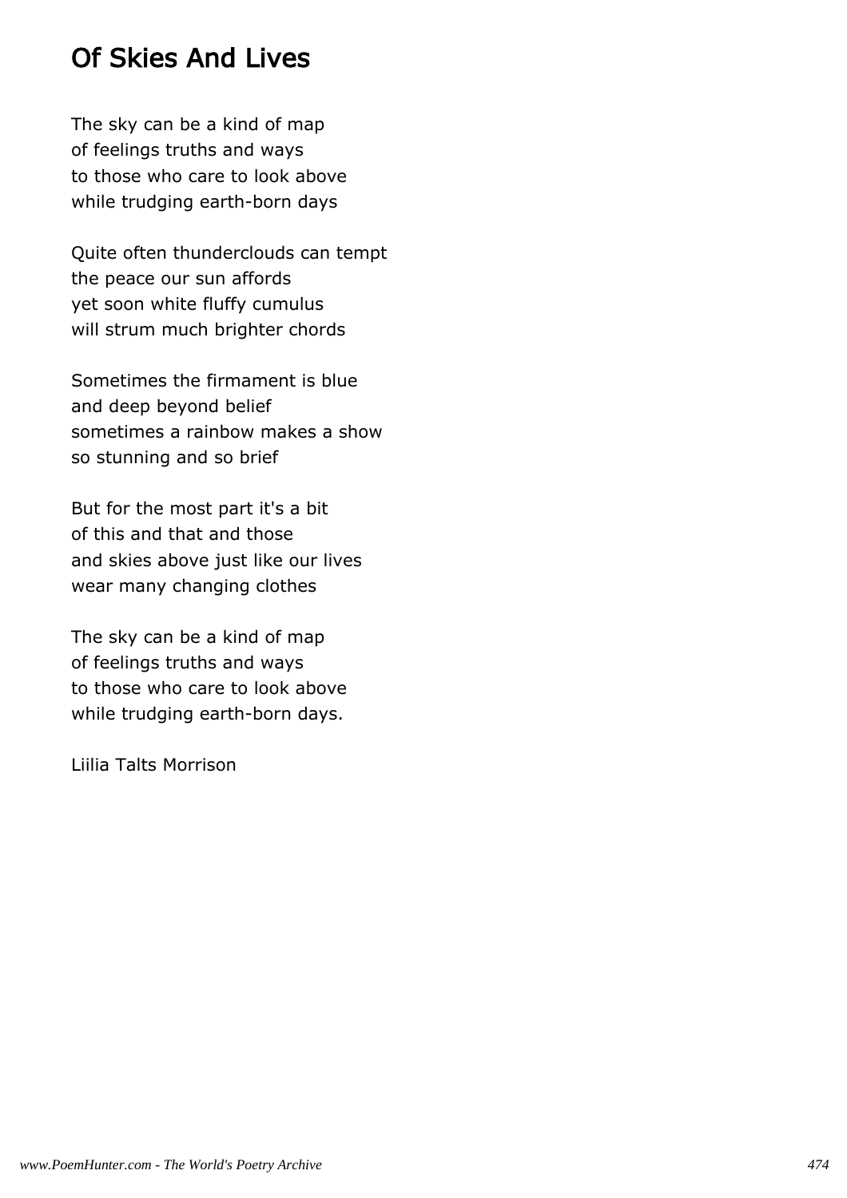# Of Skies And Lives

The sky can be a kind of map
of feelings truths and ways
to those who care to look above
while trudging earth-born days

Quite often thunderclouds can tempt
the peace our sun affords
yet soon white fluffy cumulus
will strum much brighter chords

Sometimes the firmament is blue
and deep beyond belief
sometimes a rainbow makes a show
so stunning and so brief

But for the most part it's a bit
of this and that and those
and skies above just like our lives
wear many changing clothes

The sky can be a kind of map
of feelings truths and ways
to those who care to look above
while trudging earth-born days.

Liilia Talts Morrison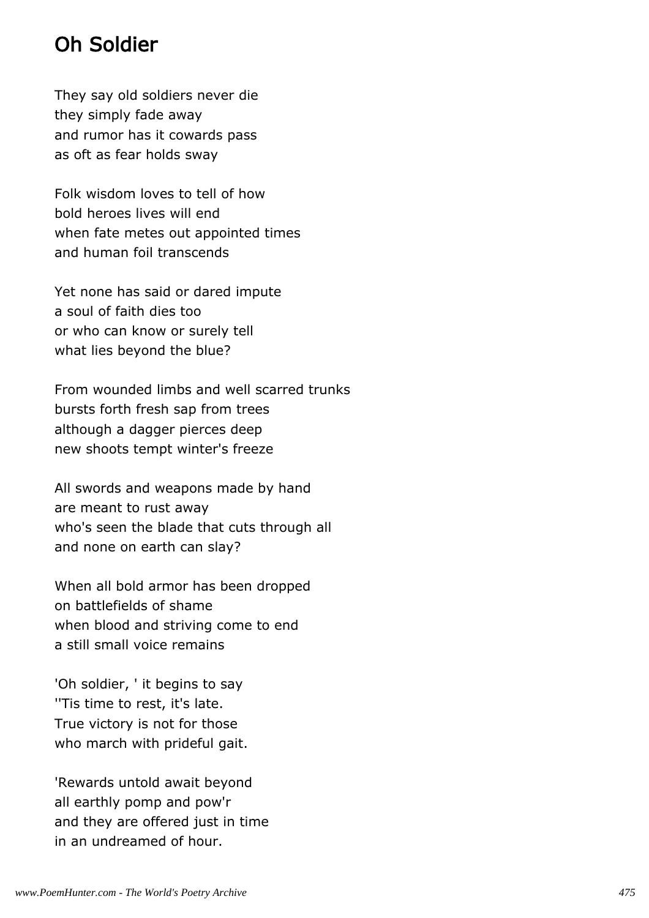## Oh Soldier

They say old soldiers never die
they simply fade away
and rumor has it cowards pass
as oft as fear holds sway

Folk wisdom loves to tell of how
bold heroes lives will end
when fate metes out appointed times
and human foil transcends

Yet none has said or dared impute
a soul of faith dies too
or who can know or surely tell
what lies beyond the blue?

From wounded limbs and well scarred trunks
bursts forth fresh sap from trees
although a dagger pierces deep
new shoots tempt winter's freeze

All swords and weapons made by hand
are meant to rust away
who's seen the blade that cuts through all
and none on earth can slay?

When all bold armor has been dropped
on battlefields of shame
when blood and striving come to end
a still small voice remains

'Oh soldier, ' it begins to say
''Tis time to rest, it's late.
True victory is not for those
who march with prideful gait.

'Rewards untold await beyond
all earthly pomp and pow'r
and they are offered just in time
in an undreamed of hour.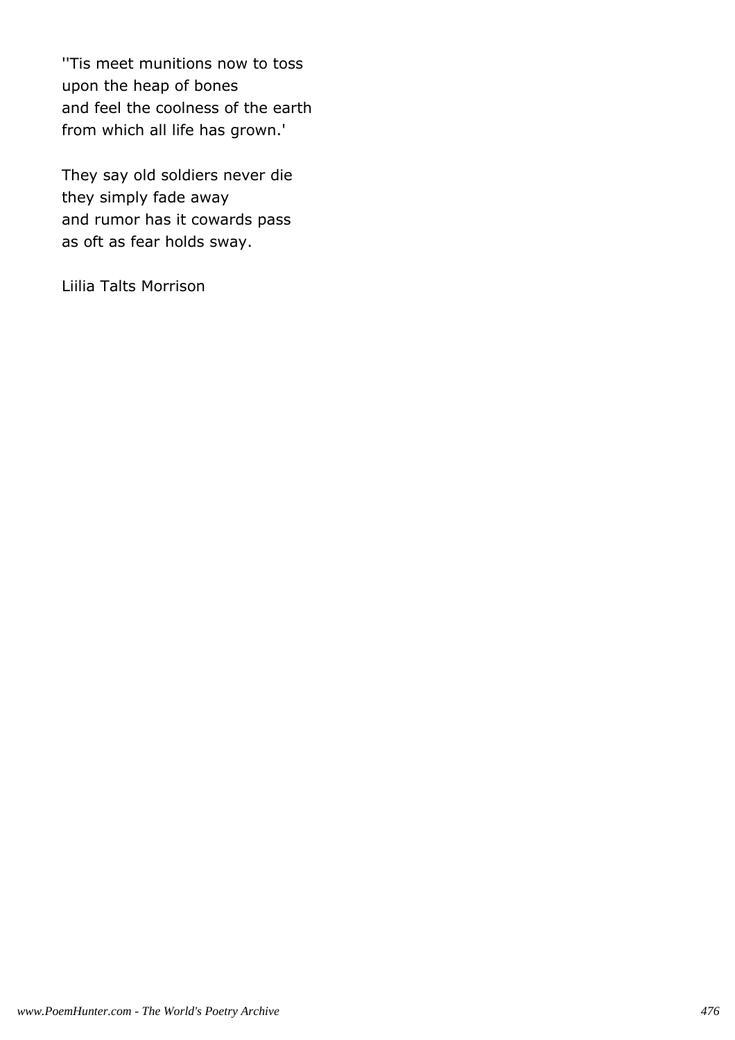''Tis meet munitions now to toss
upon the heap of bones
and feel the coolness of the earth
from which all life has grown.'

They say old soldiers never die
they simply fade away
and rumor has it cowards pass
as oft as fear holds sway.

Liilia Talts Morrison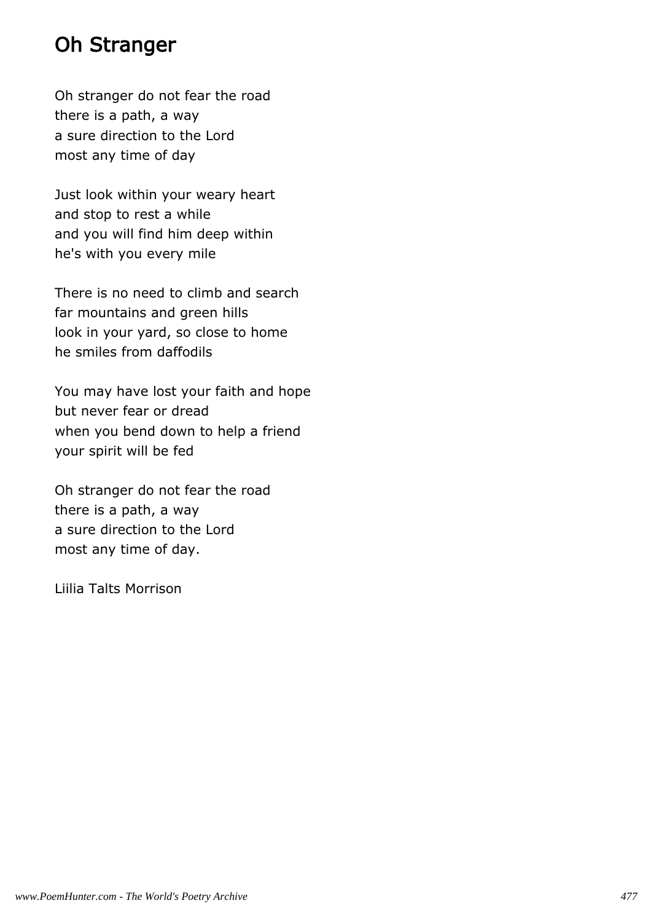# Oh Stranger

Oh stranger do not fear the road
there is a path, a way
a sure direction to the Lord
most any time of day

Just look within your weary heart
and stop to rest a while
and you will find him deep within
he's with you every mile

There is no need to climb and search
far mountains and green hills
look in your yard, so close to home
he smiles from daffodils

You may have lost your faith and hope
but never fear or dread
when you bend down to help a friend
your spirit will be fed

Oh stranger do not fear the road
there is a path, a way
a sure direction to the Lord
most any time of day.

Liilia Talts Morrison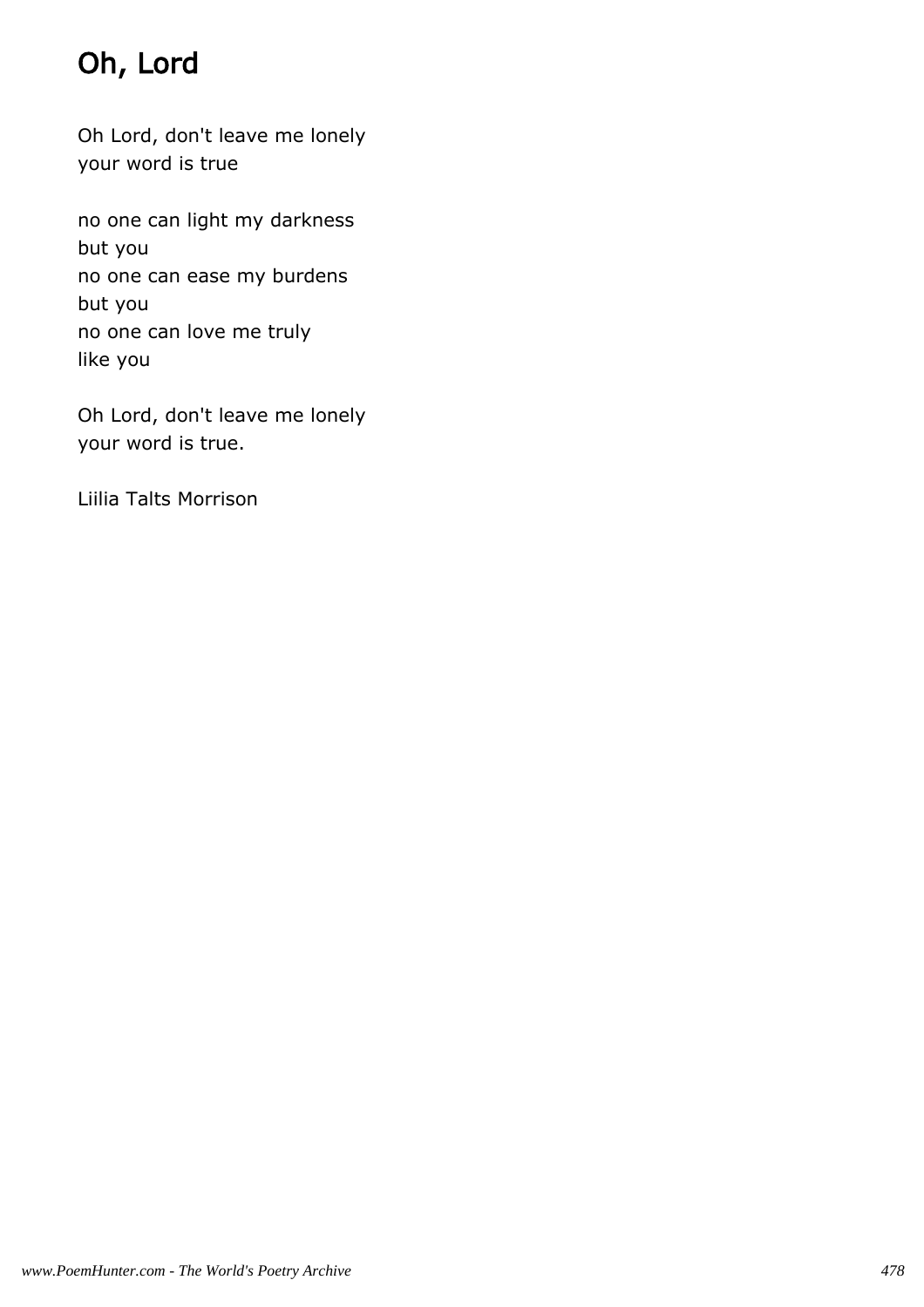# Oh, Lord

Oh Lord, don't leave me lonely
your word is true

no one can light my darkness
but you
no one can ease my burdens
but you
no one can love me truly
like you

Oh Lord, don't leave me lonely
your word is true.

Liilia Talts Morrison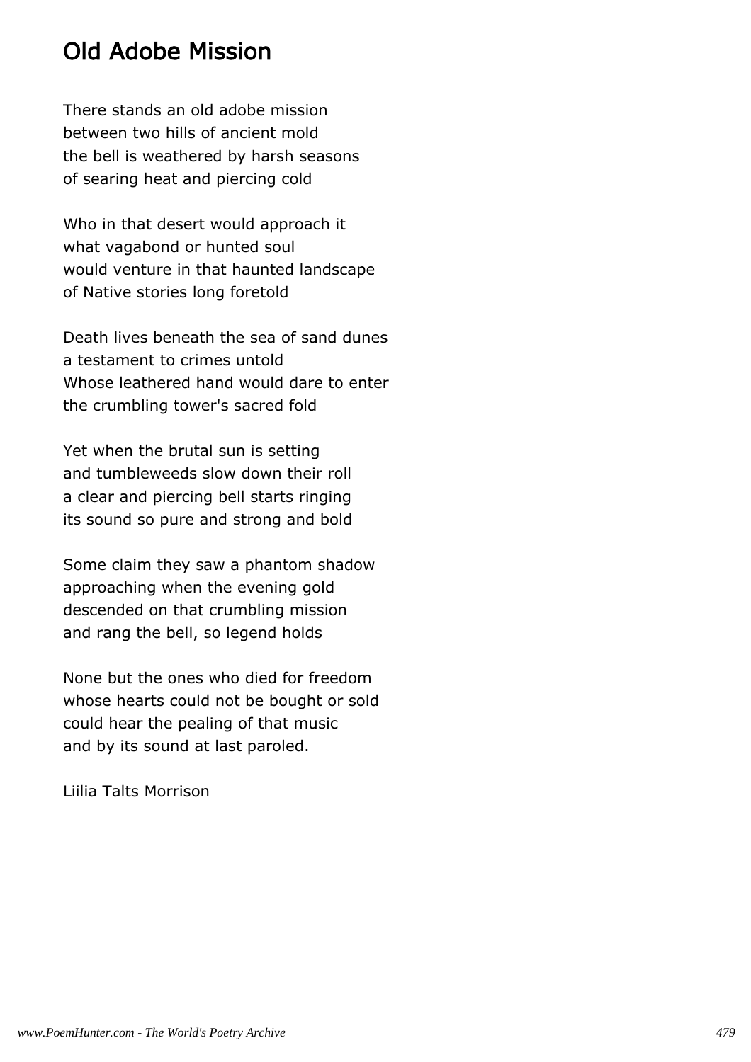# Old Adobe Mission

There stands an old adobe mission
between two hills of ancient mold
the bell is weathered by harsh seasons
of searing heat and piercing cold

Who in that desert would approach it
what vagabond or hunted soul
would venture in that haunted landscape
of Native stories long foretold

Death lives beneath the sea of sand dunes
a testament to crimes untold
Whose leathered hand would dare to enter
the crumbling tower's sacred fold

Yet when the brutal sun is setting
and tumbleweeds slow down their roll
a clear and piercing bell starts ringing
its sound so pure and strong and bold

Some claim they saw a phantom shadow
approaching when the evening gold
descended on that crumbling mission
and rang the bell, so legend holds

None but the ones who died for freedom
whose hearts could not be bought or sold
could hear the pealing of that music
and by its sound at last paroled.

Liilia Talts Morrison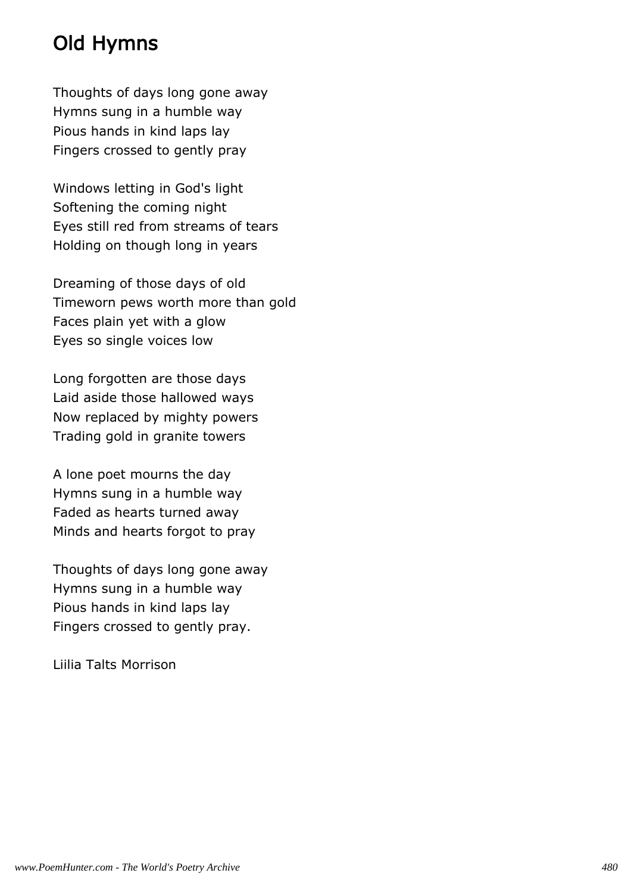# Old Hymns

Thoughts of days long gone away
Hymns sung in a humble way
Pious hands in kind laps lay
Fingers crossed to gently pray

Windows letting in God's light
Softening the coming night
Eyes still red from streams of tears
Holding on though long in years

Dreaming of those days of old
Timeworn pews worth more than gold
Faces plain yet with a glow
Eyes so single voices low

Long forgotten are those days
Laid aside those hallowed ways
Now replaced by mighty powers
Trading gold in granite towers

A lone poet mourns the day
Hymns sung in a humble way
Faded as hearts turned away
Minds and hearts forgot to pray

Thoughts of days long gone away
Hymns sung in a humble way
Pious hands in kind laps lay
Fingers crossed to gently pray.

Liilia Talts Morrison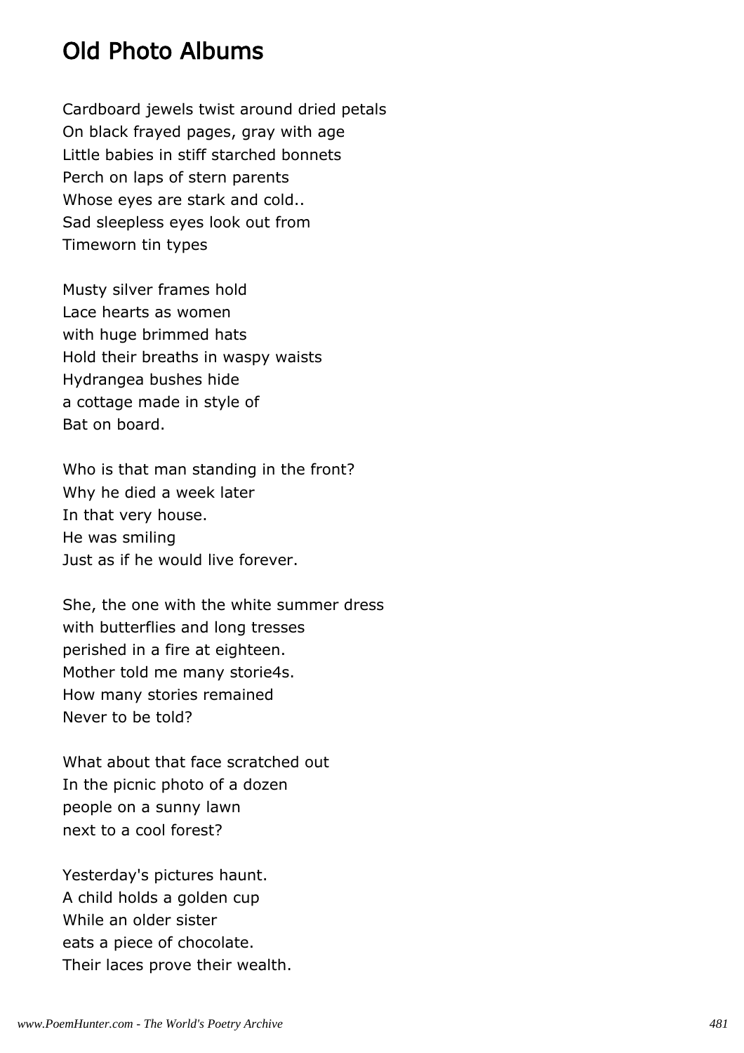## Old Photo Albums

Cardboard jewels twist around dried petals
On black frayed pages, gray with age
Little babies in stiff starched bonnets
Perch on laps of stern parents
Whose eyes are stark and cold..
Sad sleepless eyes look out from
Timeworn tin types

Musty silver frames hold
Lace hearts as women
with huge brimmed hats
Hold their breaths in waspy waists
Hydrangea bushes hide
a cottage made in style of
Bat on board.

Who is that man standing in the front?
Why he died a week later
In that very house.
He was smiling
Just as if he would live forever.

She, the one with the white summer dress
with butterflies and long tresses
perished in a fire at eighteen.
Mother told me many storie4s.
How many stories remained
Never to be told?

What about that face scratched out
In the picnic photo of a dozen
people on a sunny lawn
next to a cool forest?

Yesterday's pictures haunt.
A child holds a golden cup
While an older sister
eats a piece of chocolate.
Their laces prove their wealth.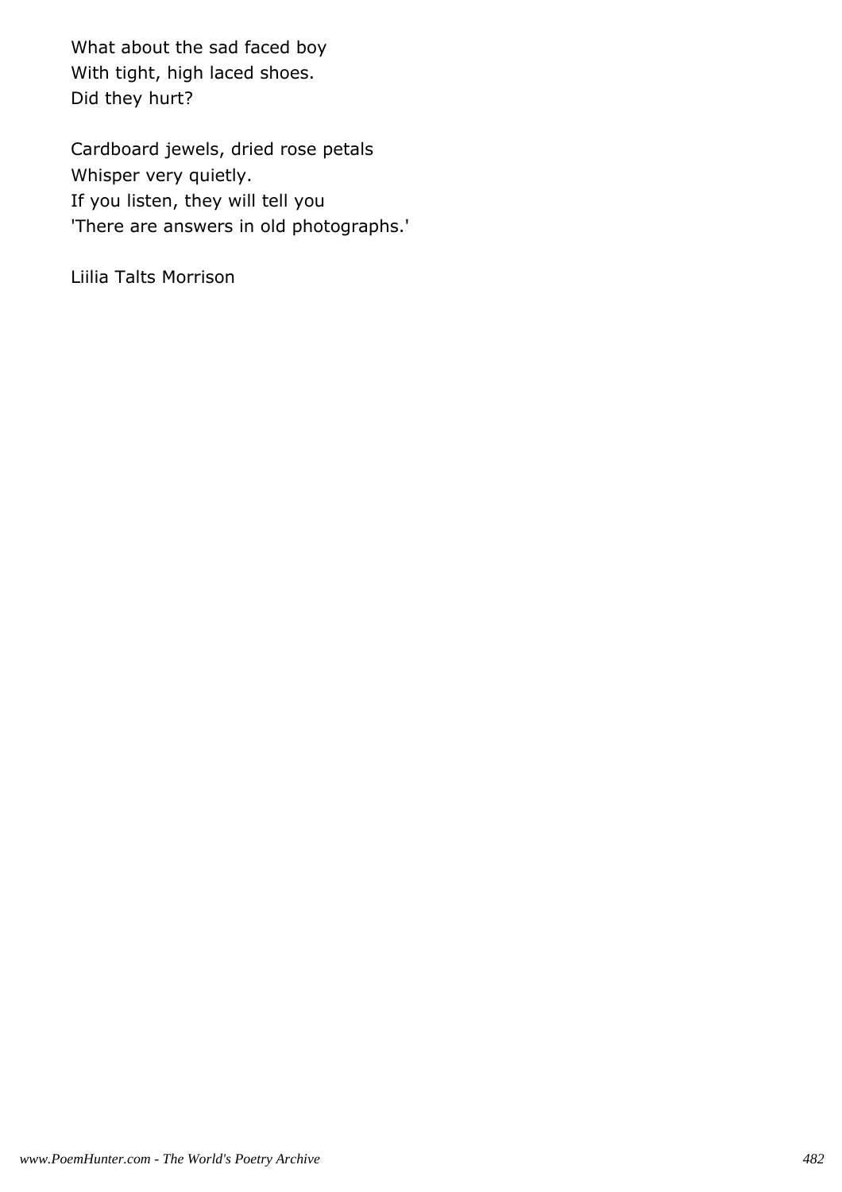What about the sad faced boy
With tight, high laced shoes.
Did they hurt?

Cardboard jewels, dried rose petals
Whisper very quietly.
If you listen, they will tell you
'There are answers in old photographs.'

Liilia Talts Morrison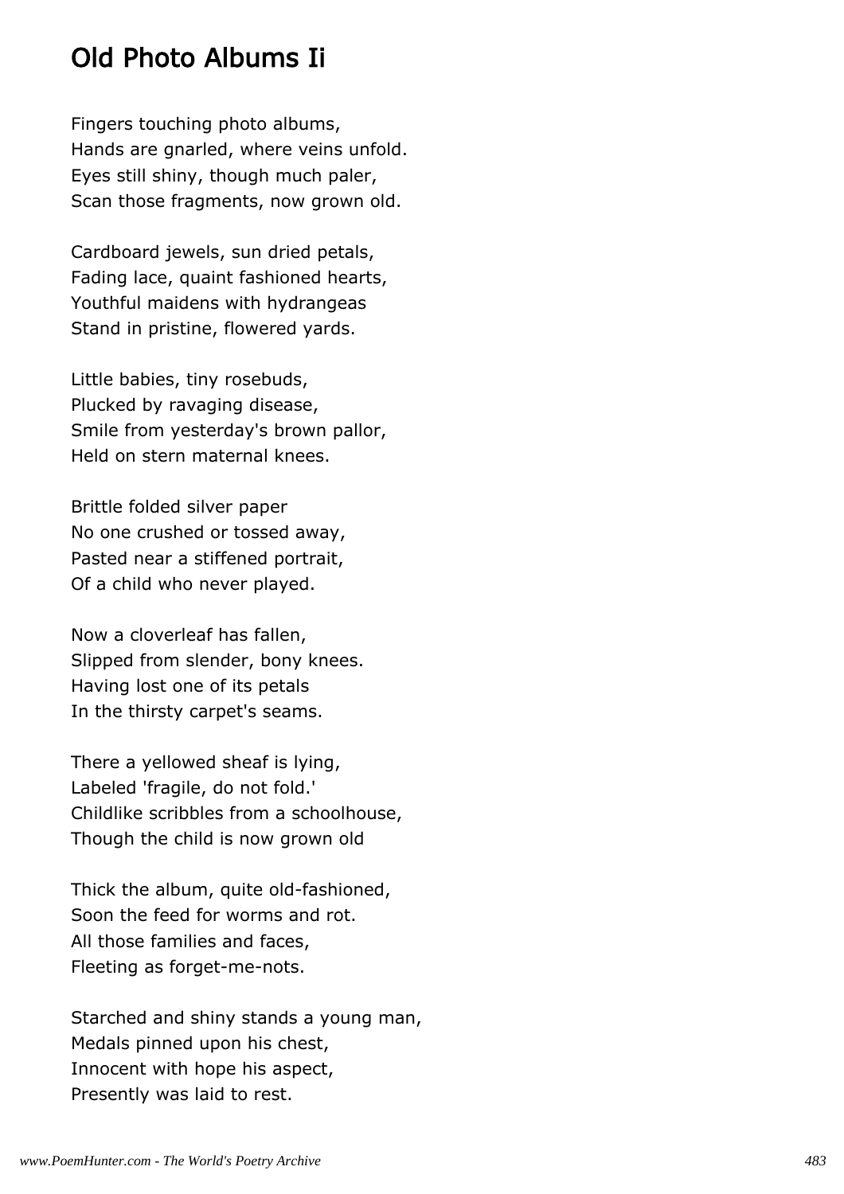# Old Photo Albums Ii

Fingers touching photo albums,
Hands are gnarled, where veins unfold.
Eyes still shiny, though much paler,
Scan those fragments, now grown old.

Cardboard jewels, sun dried petals,
Fading lace, quaint fashioned hearts,
Youthful maidens with hydrangeas
Stand in pristine, flowered yards.

Little babies, tiny rosebuds,
Plucked by ravaging disease,
Smile from yesterday's brown pallor,
Held on stern maternal knees.

Brittle folded silver paper
No one crushed or tossed away,
Pasted near a stiffened portrait,
Of a child who never played.

Now a cloverleaf has fallen,
Slipped from slender, bony knees.
Having lost one of its petals
In the thirsty carpet's seams.

There a yellowed sheaf is lying,
Labeled 'fragile, do not fold.'
Childlike scribbles from a schoolhouse,
Though the child is now grown old

Thick the album, quite old-fashioned,
Soon the feed for worms and rot.
All those families and faces,
Fleeting as forget-me-nots.

Starched and shiny stands a young man,
Medals pinned upon his chest,
Innocent with hope his aspect,
Presently was laid to rest.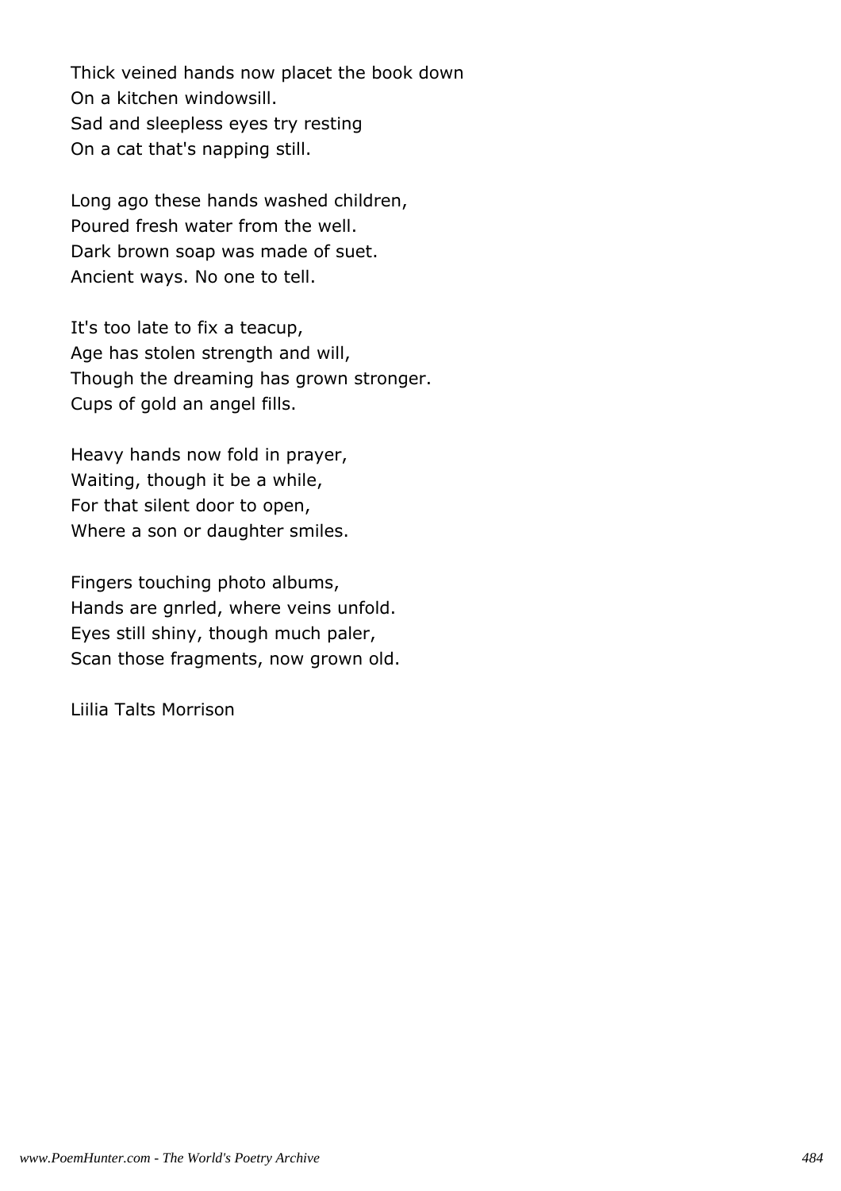Thick veined hands now placet the book down
On a kitchen windowsill.
Sad and sleepless eyes try resting
On a cat that's napping still.

Long ago these hands washed children,
Poured fresh water from the well.
Dark brown soap was made of suet.
Ancient ways. No one to tell.

It's too late to fix a teacup,
Age has stolen strength and will,
Though the dreaming has grown stronger.
Cups of gold an angel fills.

Heavy hands now fold in prayer,
Waiting, though it be a while,
For that silent door to open,
Where a son or daughter smiles.

Fingers touching photo albums,
Hands are gnrled, where veins unfold.
Eyes still shiny, though much paler,
Scan those fragments, now grown old.

Liilia Talts Morrison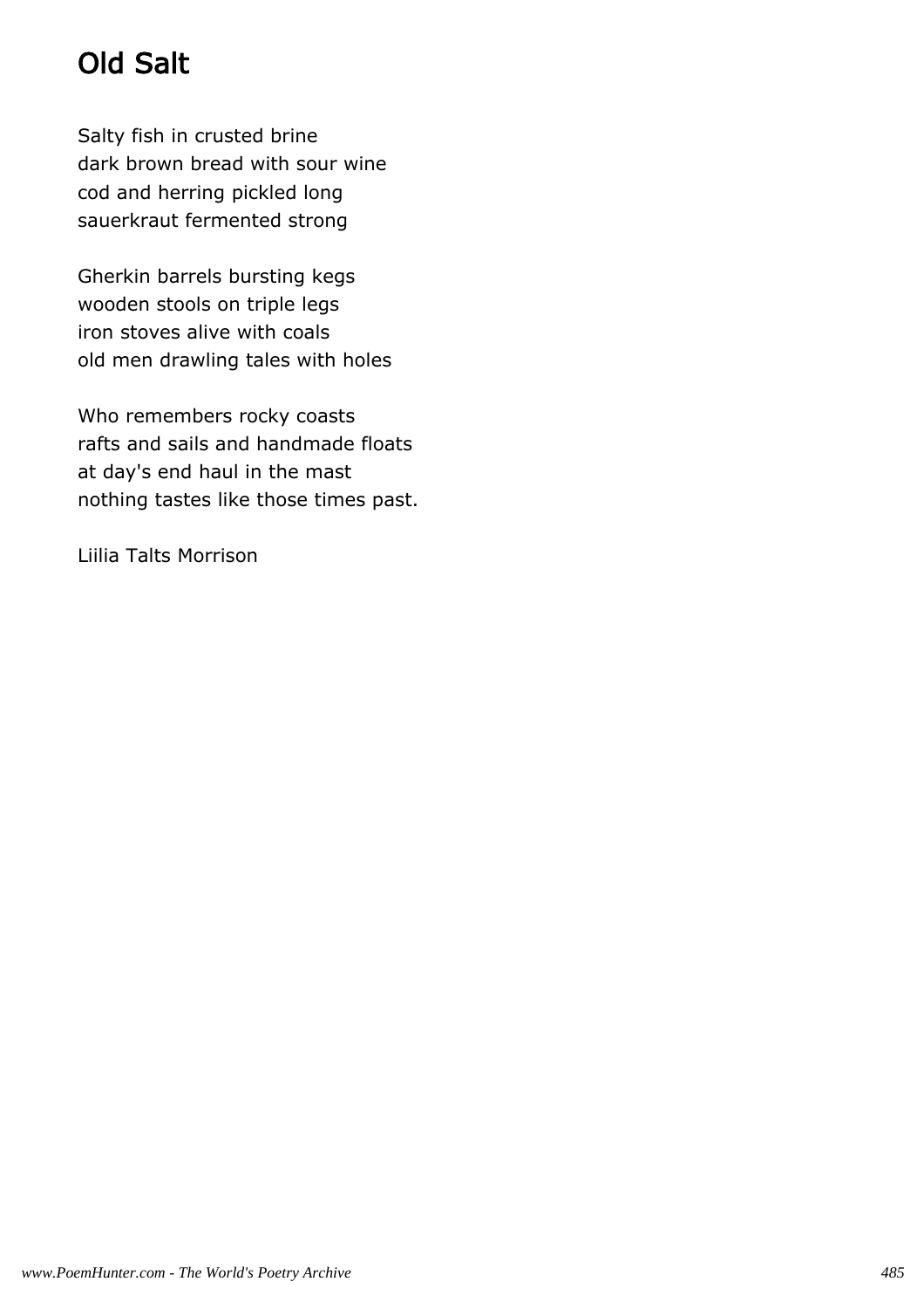# Old Salt

Salty fish in crusted brine
dark brown bread with sour wine
cod and herring pickled long
sauerkraut fermented strong

Gherkin barrels bursting kegs
wooden stools on triple legs
iron stoves alive with coals
old men drawling tales with holes

Who remembers rocky coasts
rafts and sails and handmade floats
at day's end haul in the mast
nothing tastes like those times past.

Liilia Talts Morrison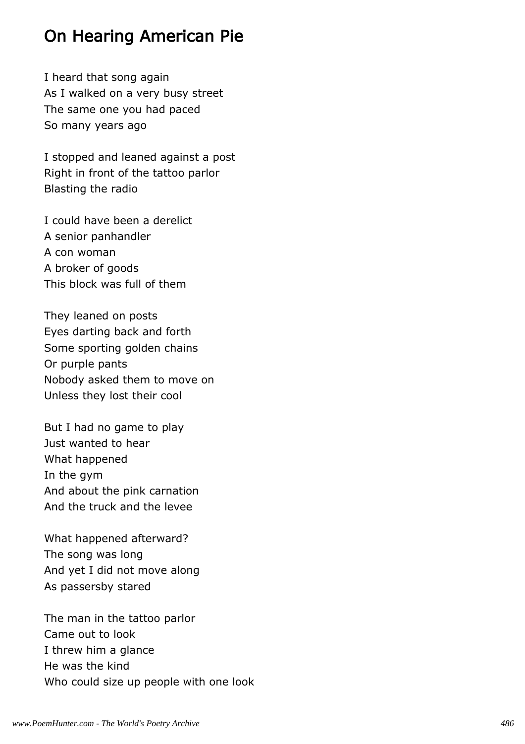## On Hearing American Pie

I heard that song again
As I walked on a very busy street
The same one you had paced
So many years ago

I stopped and leaned against a post
Right in front of the tattoo parlor
Blasting the radio

I could have been a derelict
A senior panhandler
A con woman
A broker of goods
This block was full of them

They leaned on posts
Eyes darting back and forth
Some sporting golden chains
Or purple pants
Nobody asked them to move on
Unless they lost their cool

But I had no game to play
Just wanted to hear
What happened
In the gym
And about the pink carnation
And the truck and the levee

What happened afterward?
The song was long
And yet I did not move along
As passersby stared

The man in the tattoo parlor
Came out to look
I threw him a glance
He was the kind
Who could size up people with one look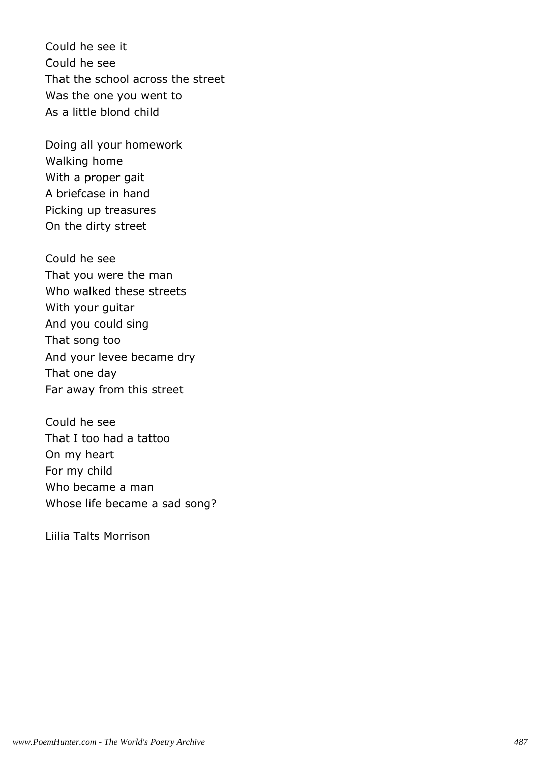Could he see it
Could he see
That the school across the street
Was the one you went to
As a little blond child

Doing all your homework
Walking home
With a proper gait
A briefcase in hand
Picking up treasures
On the dirty street

Could he see
That you were the man
Who walked these streets
With your guitar
And you could sing
That song too
And your levee became dry
That one day
Far away from this street

Could he see
That I too had a tattoo
On my heart
For my child
Who became a man
Whose life became a sad song?

Liilia Talts Morrison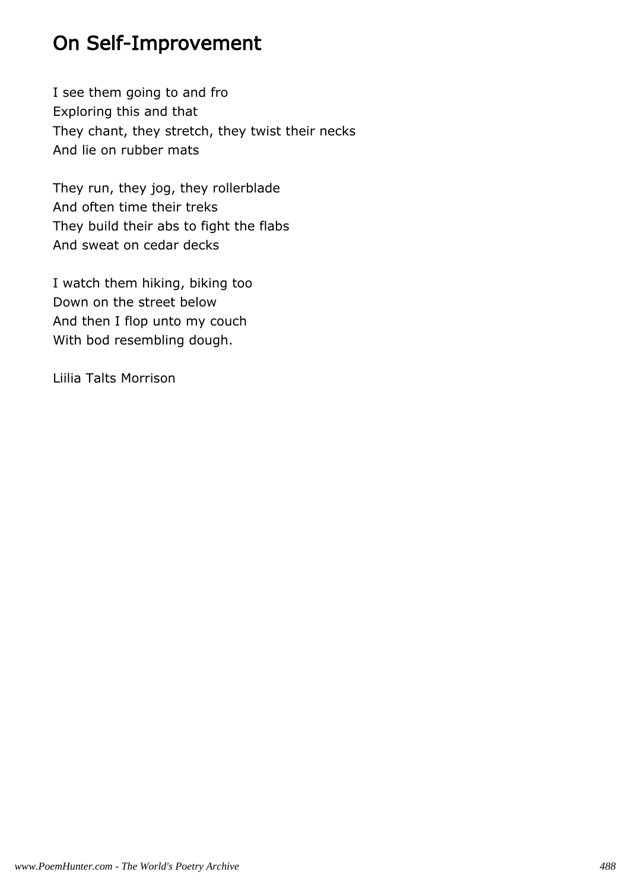## On Self-Improvement

I see them going to and fro
Exploring this and that
They chant, they stretch, they twist their necks
And lie on rubber mats

They run, they jog, they rollerblade
And often time their treks
They build their abs to fight the flabs
And sweat on cedar decks

I watch them hiking, biking too
Down on the street below
And then I flop unto my couch
With bod resembling dough.

Liilia Talts Morrison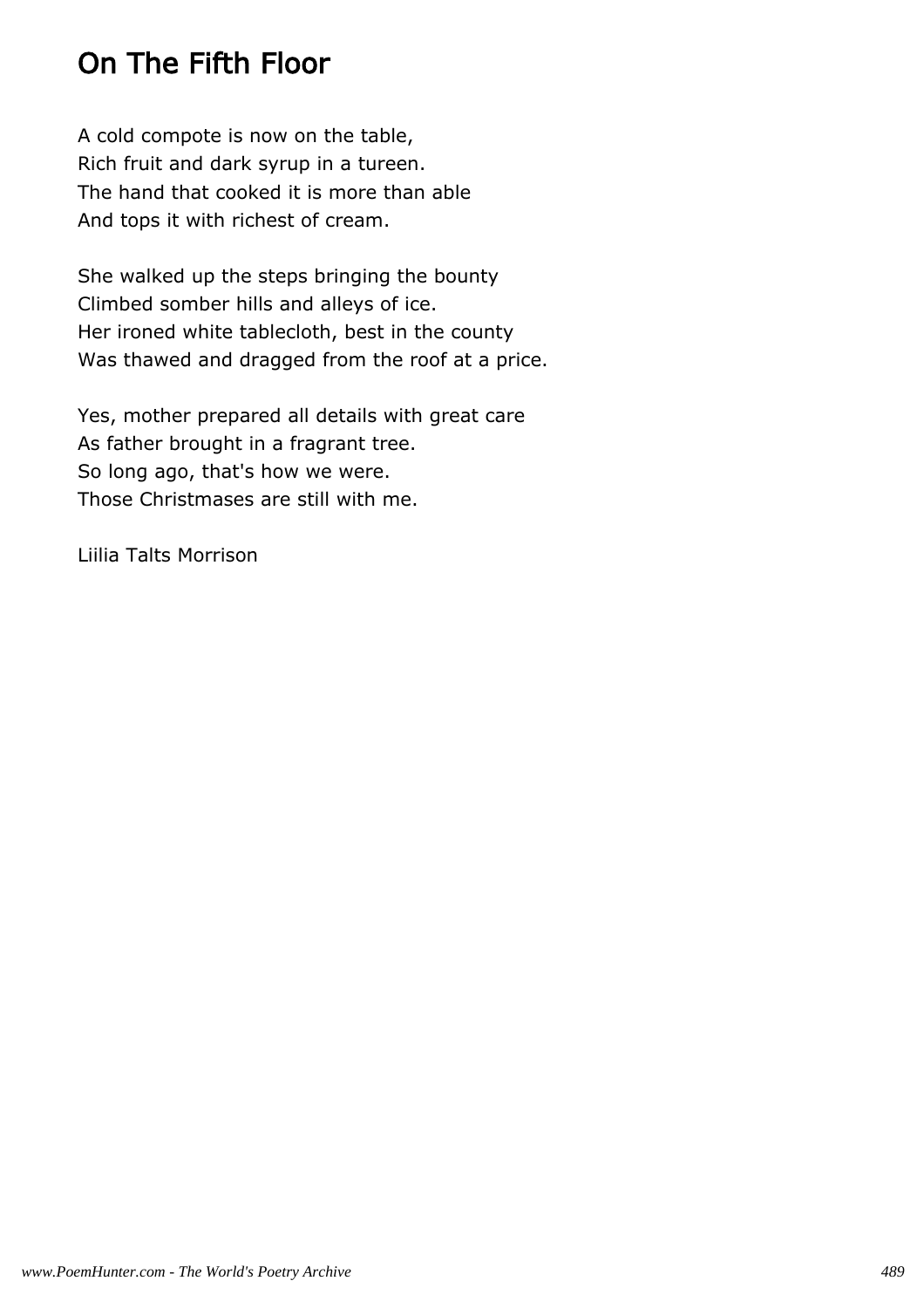# On The Fifth Floor

A cold compote is now on the table,  
Rich fruit and dark syrup in a tureen.  
The hand that cooked it is more than able  
And tops it with richest of cream.

She walked up the steps bringing the bounty  
Climbed somber hills and alleys of ice.  
Her ironed white tablecloth, best in the county  
Was thawed and dragged from the roof at a price.

Yes, mother prepared all details with great care  
As father brought in a fragrant tree.  
So long ago, that's how we were.  
Those Christmases are still with me.

Liilia Talts Morrison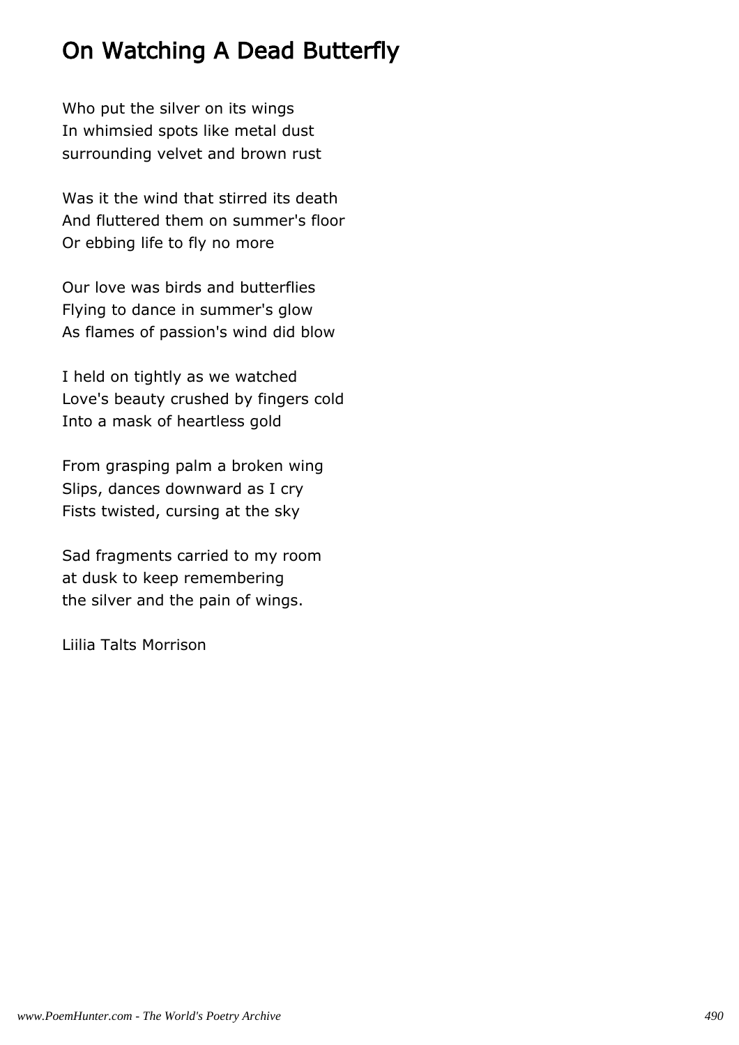# On Watching A Dead Butterfly

Who put the silver on its wings
In whimsied spots like metal dust
surrounding velvet and brown rust

Was it the wind that stirred its death
And fluttered them on summer's floor
Or ebbing life to fly no more

Our love was birds and butterflies
Flying to dance in summer's glow
As flames of passion's wind did blow

I held on tightly as we watched
Love's beauty crushed by fingers cold
Into a mask of heartless gold

From grasping palm a broken wing
Slips, dances downward as I cry
Fists twisted, cursing at the sky

Sad fragments carried to my room
at dusk to keep remembering
the silver and the pain of wings.

Liilia Talts Morrison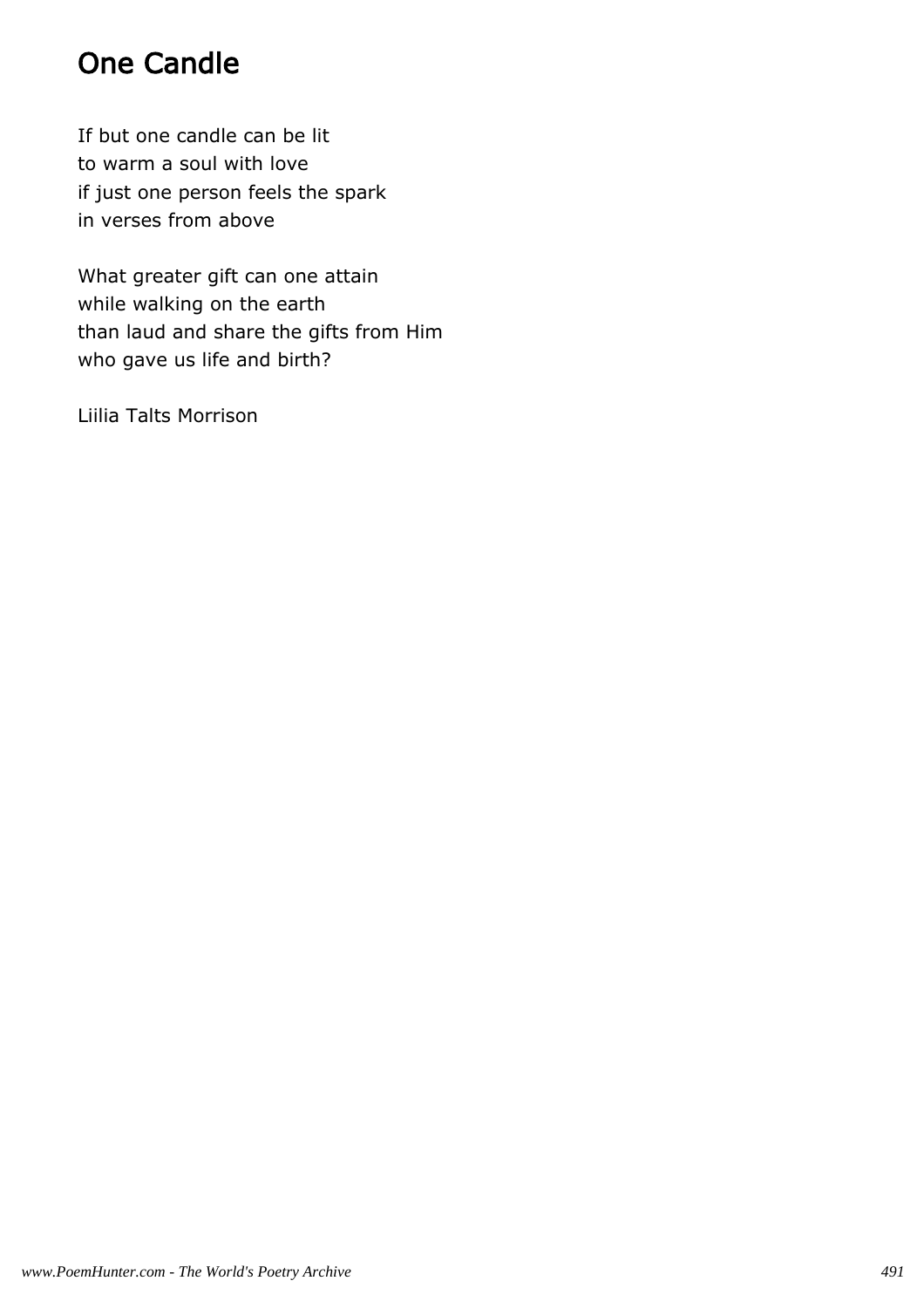# One Candle

If but one candle can be lit
to warm a soul with love
if just one person feels the spark
in verses from above

What greater gift can one attain
while walking on the earth
than laud and share the gifts from Him
who gave us life and birth?

Liilia Talts Morrison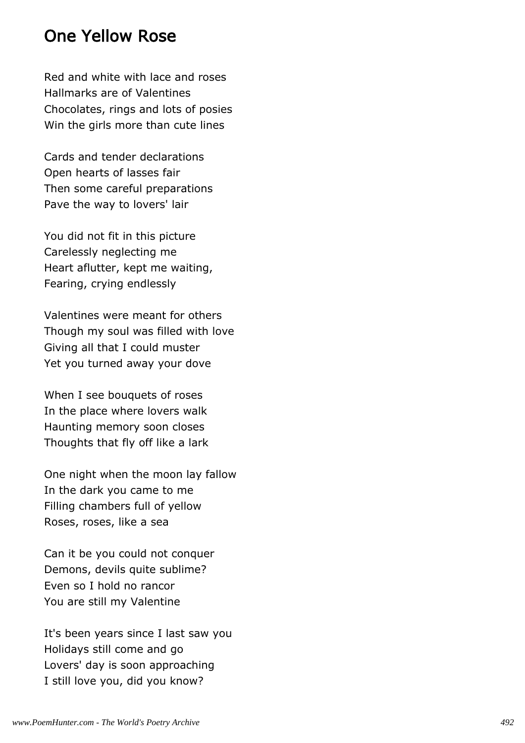# One Yellow Rose

Red and white with lace and roses
Hallmarks are of Valentines
Chocolates, rings and lots of posies
Win the girls more than cute lines

Cards and tender declarations
Open hearts of lasses fair
Then some careful preparations
Pave the way to lovers' lair

You did not fit in this picture
Carelessly neglecting me
Heart aflutter, kept me waiting,
Fearing, crying endlessly

Valentines were meant for others
Though my soul was filled with love
Giving all that I could muster
Yet you turned away your dove

When I see bouquets of roses
In the place where lovers walk
Haunting memory soon closes
Thoughts that fly off like a lark

One night when the moon lay fallow
In the dark you came to me
Filling chambers full of yellow
Roses, roses, like a sea

Can it be you could not conquer
Demons, devils quite sublime?
Even so I hold no rancor
You are still my Valentine

It's been years since I last saw you
Holidays still come and go
Lovers' day is soon approaching
I still love you, did you know?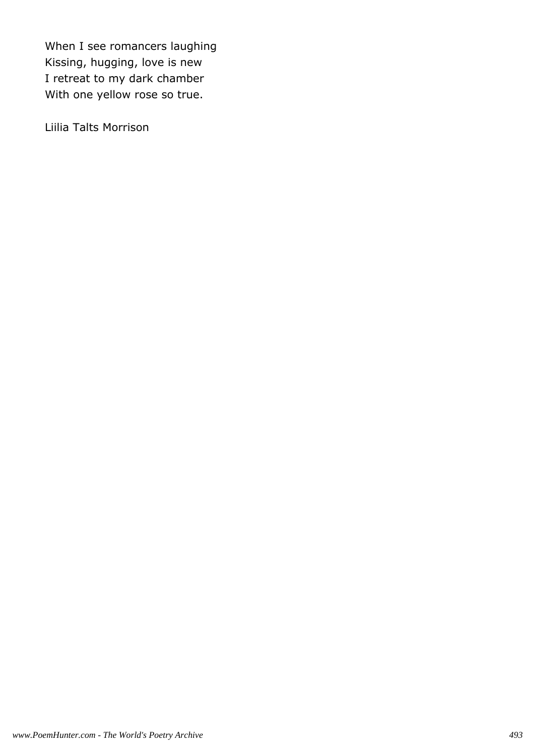When I see romancers laughing
Kissing, hugging, love is new
I retreat to my dark chamber
With one yellow rose so true.

Liilia Talts Morrison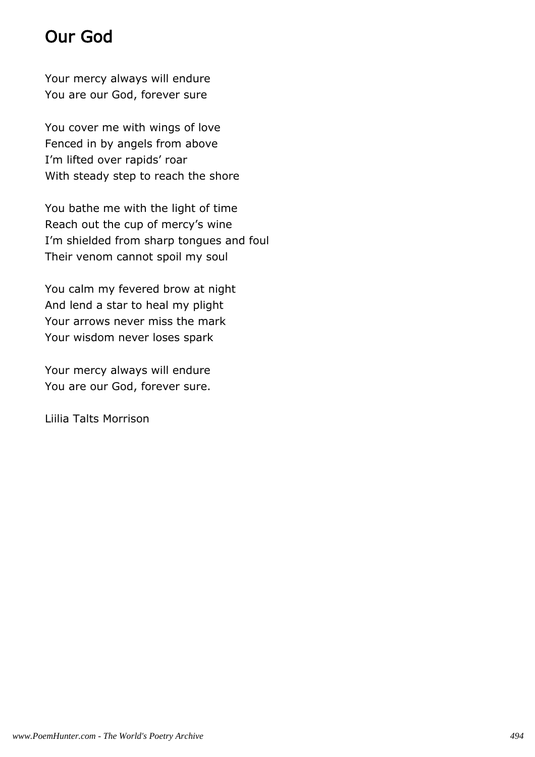# Our God

Your mercy always will endure
You are our God, forever sure

You cover me with wings of love
Fenced in by angels from above
I'm lifted over rapids' roar
With steady step to reach the shore

You bathe me with the light of time
Reach out the cup of mercy's wine
I'm shielded from sharp tongues and foul
Their venom cannot spoil my soul

You calm my fevered brow at night
And lend a star to heal my plight
Your arrows never miss the mark
Your wisdom never loses spark

Your mercy always will endure
You are our God, forever sure.

Liilia Talts Morrison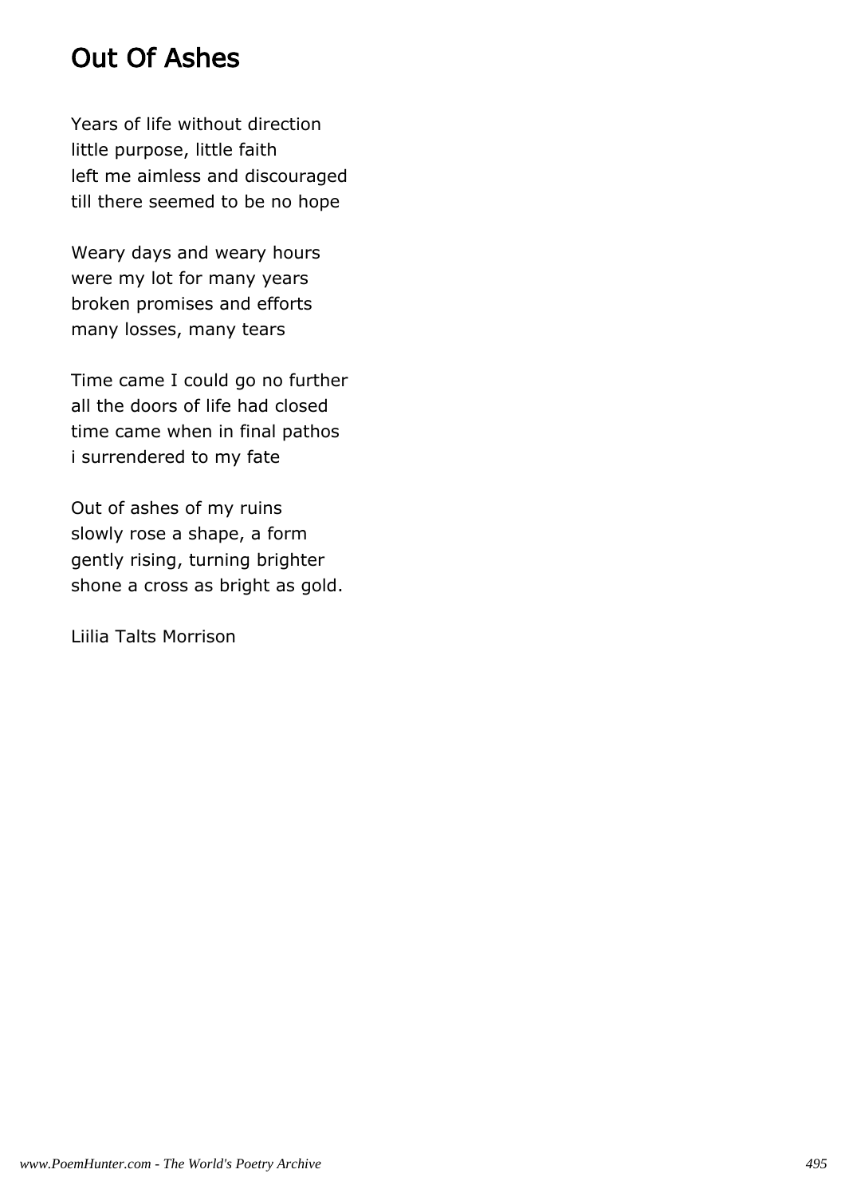# Out Of Ashes

Years of life without direction
little purpose, little faith
left me aimless and discouraged
till there seemed to be no hope

Weary days and weary hours
were my lot for many years
broken promises and efforts
many losses, many tears

Time came I could go no further
all the doors of life had closed
time came when in final pathos
i surrendered to my fate

Out of ashes of my ruins
slowly rose a shape, a form
gently rising, turning brighter
shone a cross as bright as gold.

Liilia Talts Morrison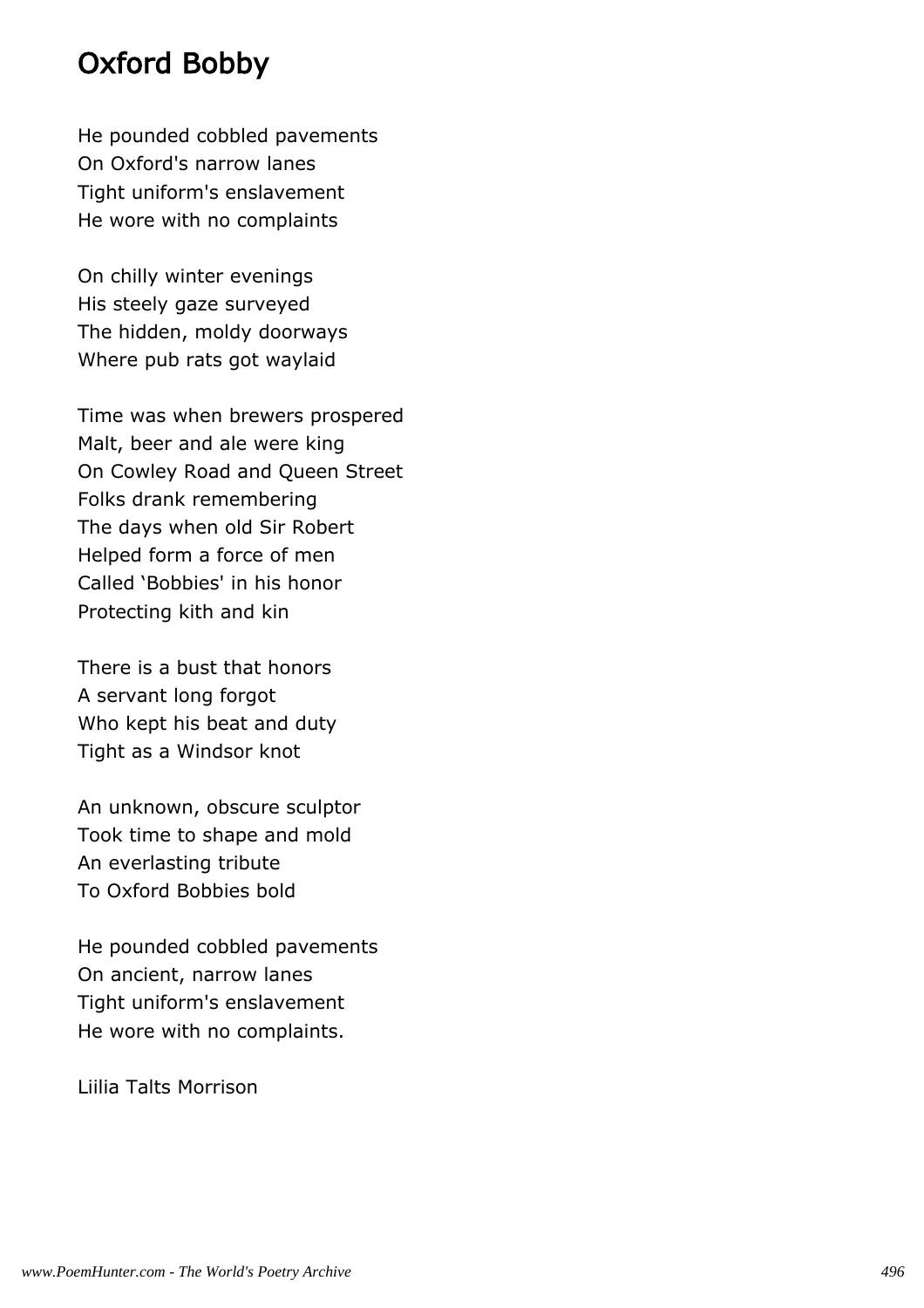# Oxford Bobby

He pounded cobbled pavements
On Oxford's narrow lanes
Tight uniform's enslavement
He wore with no complaints

On chilly winter evenings
His steely gaze surveyed
The hidden, moldy doorways
Where pub rats got waylaid

Time was when brewers prospered
Malt, beer and ale were king
On Cowley Road and Queen Street
Folks drank remembering
The days when old Sir Robert
Helped form a force of men
Called 'Bobbies' in his honor
Protecting kith and kin

There is a bust that honors
A servant long forgot
Who kept his beat and duty
Tight as a Windsor knot

An unknown, obscure sculptor
Took time to shape and mold
An everlasting tribute
To Oxford Bobbies bold

He pounded cobbled pavements
On ancient, narrow lanes
Tight uniform's enslavement
He wore with no complaints.

Liilia Talts Morrison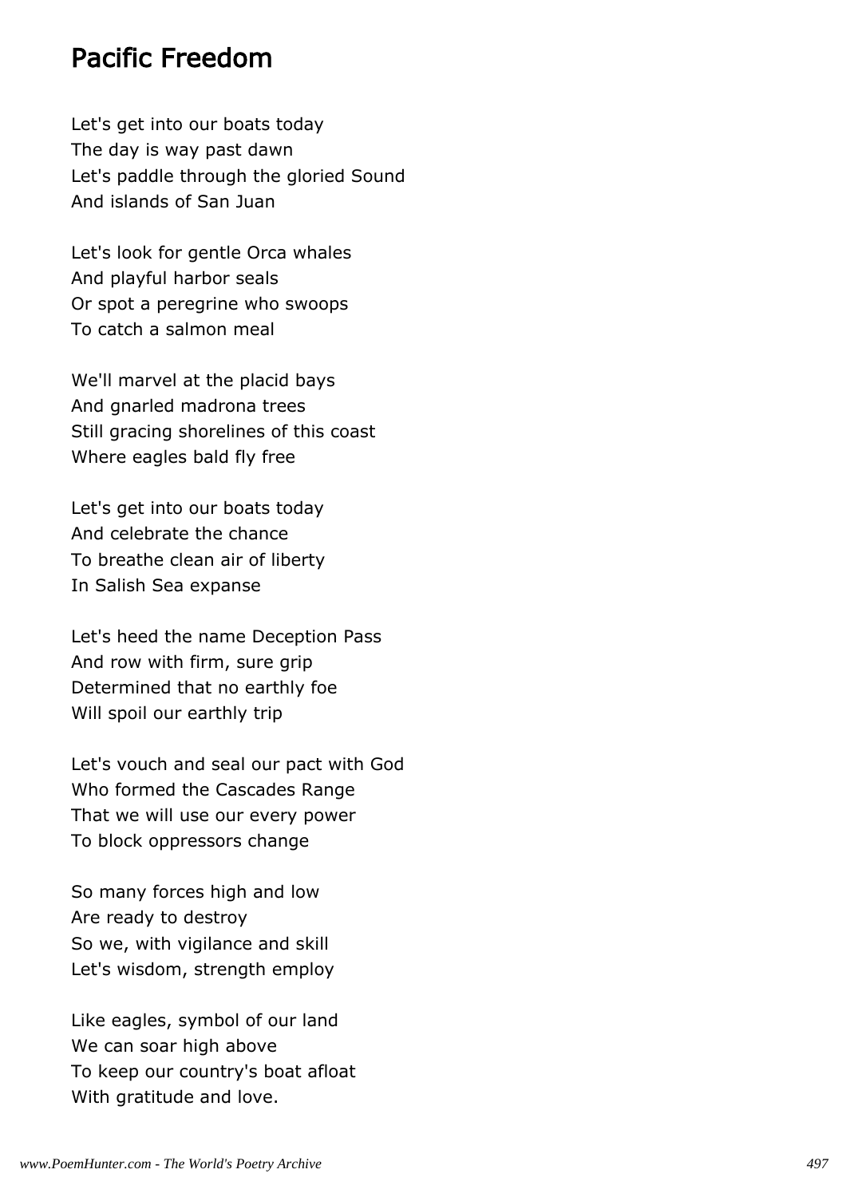# Pacific Freedom

Let's get into our boats today
The day is way past dawn
Let's paddle through the gloried Sound
And islands of San Juan

Let's look for gentle Orca whales
And playful harbor seals
Or spot a peregrine who swoops
To catch a salmon meal

We'll marvel at the placid bays
And gnarled madrona trees
Still gracing shorelines of this coast
Where eagles bald fly free

Let's get into our boats today
And celebrate the chance
To breathe clean air of liberty
In Salish Sea expanse

Let's heed the name Deception Pass
And row with firm, sure grip
Determined that no earthly foe
Will spoil our earthly trip

Let's vouch and seal our pact with God
Who formed the Cascades Range
That we will use our every power
To block oppressors change

So many forces high and low
Are ready to destroy
So we, with vigilance and skill
Let's wisdom, strength employ

Like eagles, symbol of our land
We can soar high above
To keep our country's boat afloat
With gratitude and love.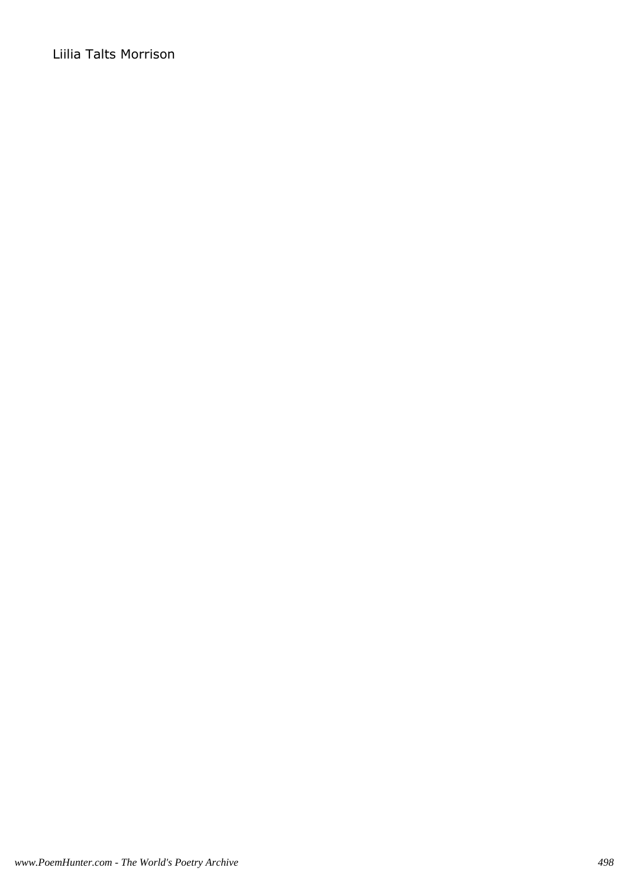Liilia Talts Morrison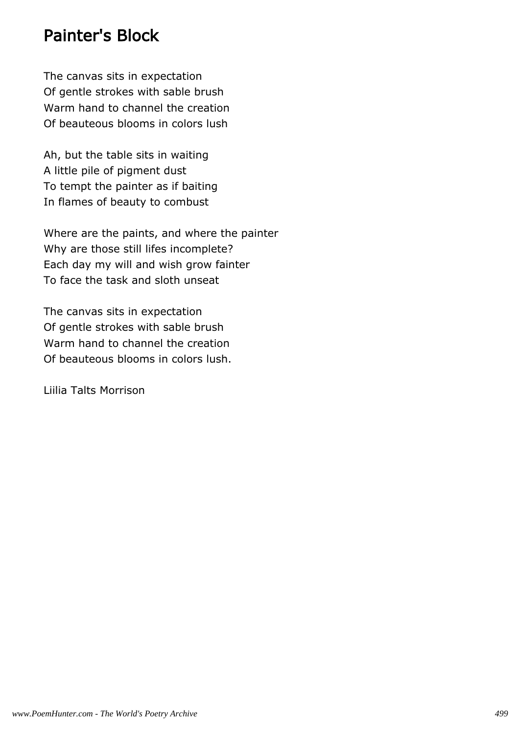# Painter's Block

The canvas sits in expectation
Of gentle strokes with sable brush
Warm hand to channel the creation
Of beauteous blooms in colors lush

Ah, but the table sits in waiting
A little pile of pigment dust
To tempt the painter as if baiting
In flames of beauty to combust

Where are the paints, and where the painter
Why are those still lifes incomplete?
Each day my will and wish grow fainter
To face the task and sloth unseat

The canvas sits in expectation
Of gentle strokes with sable brush
Warm hand to channel the creation
Of beauteous blooms in colors lush.

Liilia Talts Morrison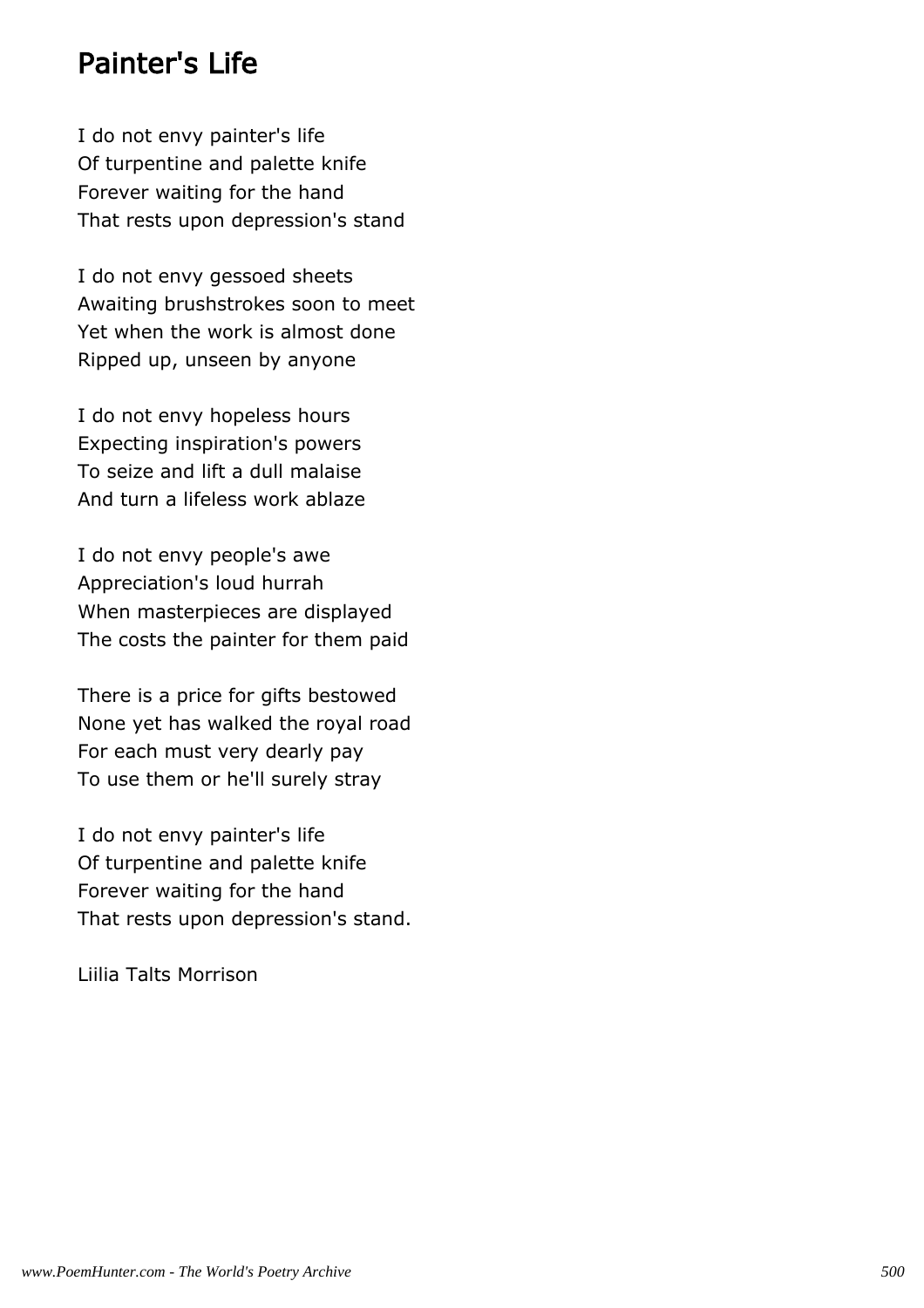# Painter's Life

I do not envy painter's life
Of turpentine and palette knife
Forever waiting for the hand
That rests upon depression's stand

I do not envy gessoed sheets
Awaiting brushstrokes soon to meet
Yet when the work is almost done
Ripped up, unseen by anyone

I do not envy hopeless hours
Expecting inspiration's powers
To seize and lift a dull malaise
And turn a lifeless work ablaze

I do not envy people's awe
Appreciation's loud hurrah
When masterpieces are displayed
The costs the painter for them paid

There is a price for gifts bestowed
None yet has walked the royal road
For each must very dearly pay
To use them or he'll surely stray

I do not envy painter's life
Of turpentine and palette knife
Forever waiting for the hand
That rests upon depression's stand.

Liilia Talts Morrison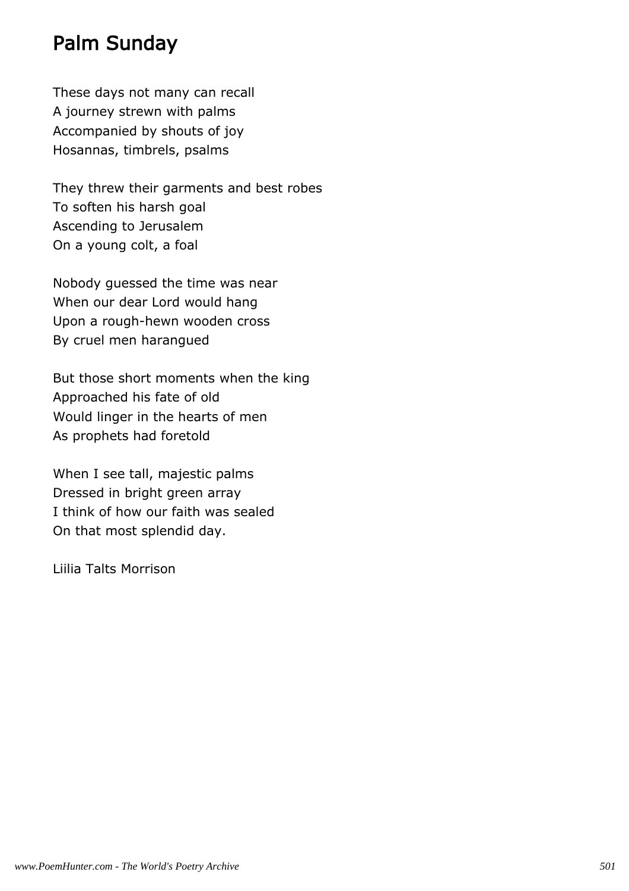# Palm Sunday

These days not many can recall
A journey strewn with palms
Accompanied by shouts of joy
Hosannas, timbrels, psalms

They threw their garments and best robes
To soften his harsh goal
Ascending to Jerusalem
On a young colt, a foal

Nobody guessed the time was near
When our dear Lord would hang
Upon a rough-hewn wooden cross
By cruel men harangued

But those short moments when the king
Approached his fate of old
Would linger in the hearts of men
As prophets had foretold

When I see tall, majestic palms
Dressed in bright green array
I think of how our faith was sealed
On that most splendid day.

Liilia Talts Morrison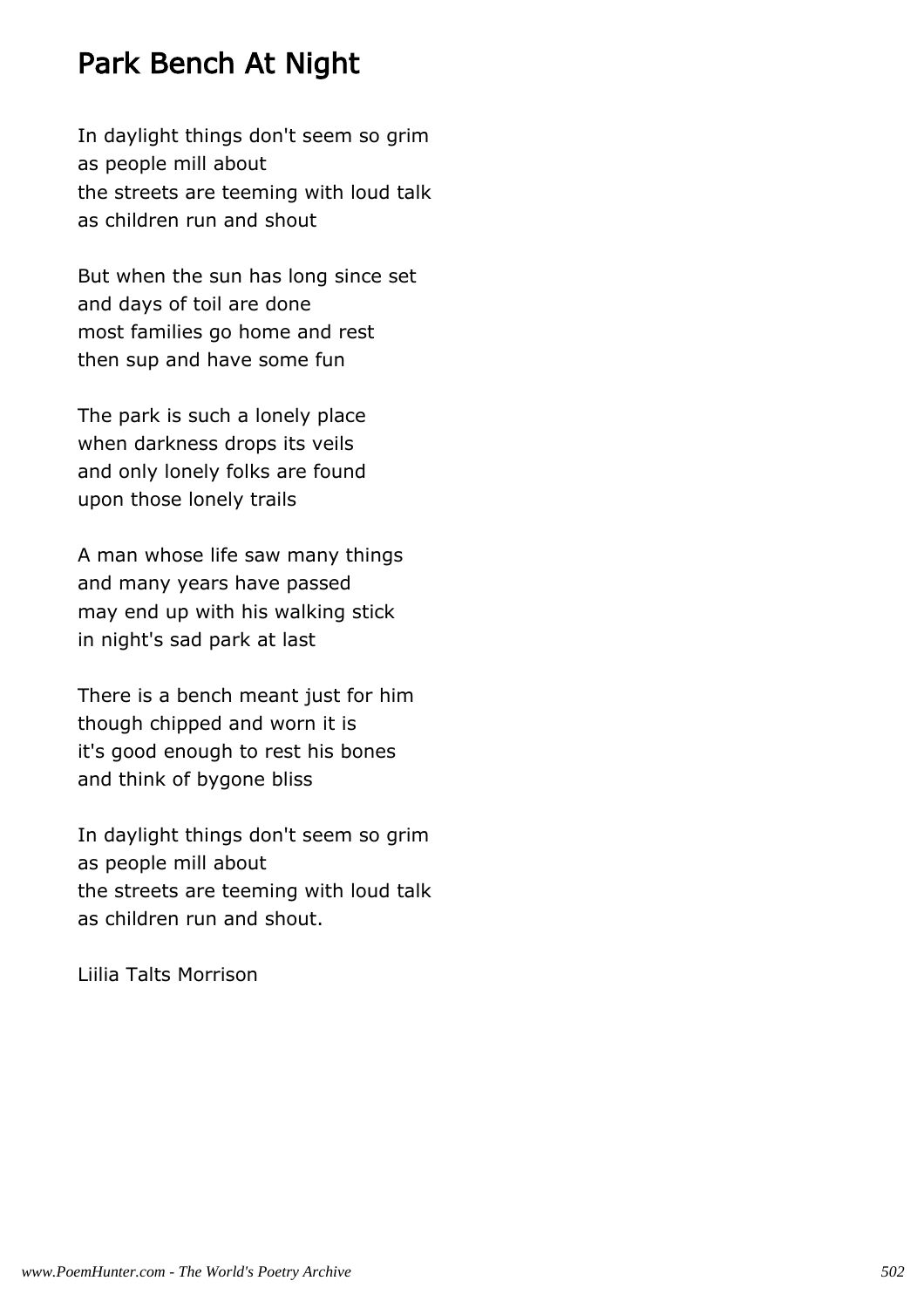# Park Bench At Night

In daylight things don't seem so grim
as people mill about
the streets are teeming with loud talk
as children run and shout

But when the sun has long since set
and days of toil are done
most families go home and rest
then sup and have some fun

The park is such a lonely place
when darkness drops its veils
and only lonely folks are found
upon those lonely trails

A man whose life saw many things
and many years have passed
may end up with his walking stick
in night's sad park at last

There is a bench meant just for him
though chipped and worn it is
it's good enough to rest his bones
and think of bygone bliss

In daylight things don't seem so grim
as people mill about
the streets are teeming with loud talk
as children run and shout.

Liilia Talts Morrison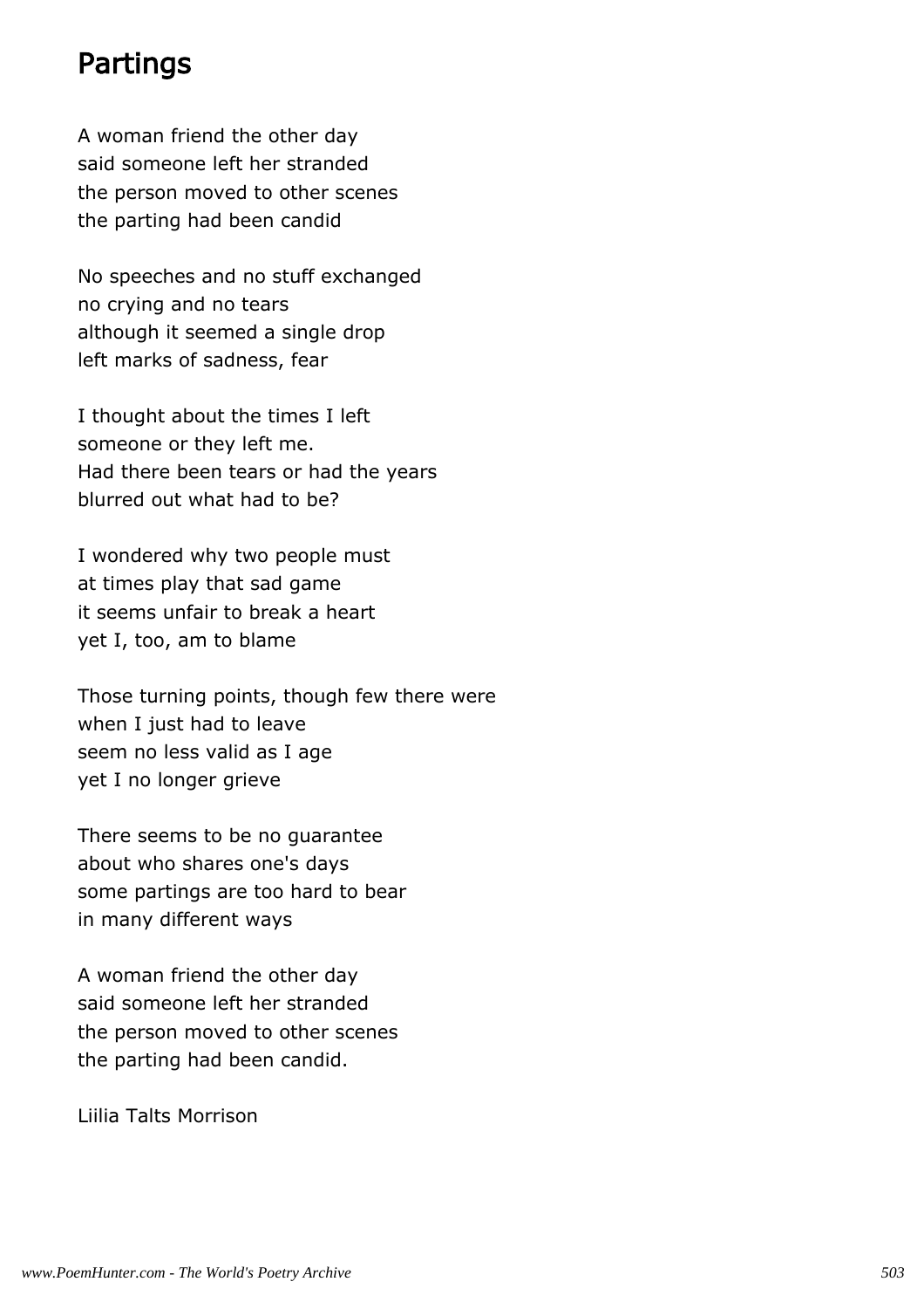# Partings

A woman friend the other day
said someone left her stranded
the person moved to other scenes
the parting had been candid

No speeches and no stuff exchanged
no crying and no tears
although it seemed a single drop
left marks of sadness, fear

I thought about the times I left
someone or they left me.
Had there been tears or had the years
blurred out what had to be?

I wondered why two people must
at times play that sad game
it seems unfair to break a heart
yet I, too, am to blame

Those turning points, though few there were
when I just had to leave
seem no less valid as I age
yet I no longer grieve

There seems to be no guarantee
about who shares one's days
some partings are too hard to bear
in many different ways

A woman friend the other day
said someone left her stranded
the person moved to other scenes
the parting had been candid.

Liilia Talts Morrison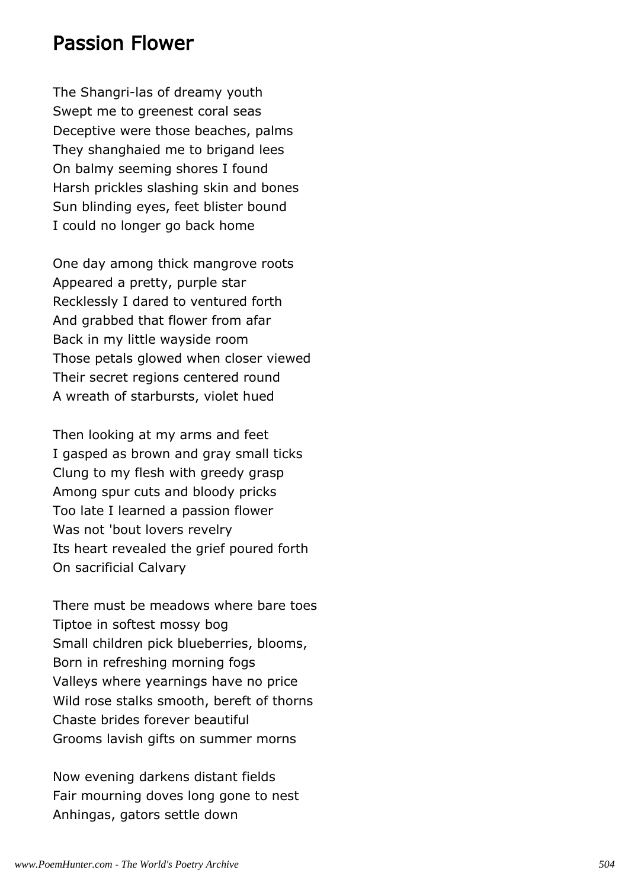# Passion Flower

The Shangri-las of dreamy youth
Swept me to greenest coral seas
Deceptive were those beaches, palms
They shanghaied me to brigand lees
On balmy seeming shores I found
Harsh prickles slashing skin and bones
Sun blinding eyes, feet blister bound
I could no longer go back home

One day among thick mangrove roots
Appeared a pretty, purple star
Recklessly I dared to ventured forth
And grabbed that flower from afar
Back in my little wayside room
Those petals glowed when closer viewed
Their secret regions centered round
A wreath of starbursts, violet hued

Then looking at my arms and feet
I gasped as brown and gray small ticks
Clung to my flesh with greedy grasp
Among spur cuts and bloody pricks
Too late I learned a passion flower
Was not 'bout lovers revelry
Its heart revealed the grief poured forth
On sacrificial Calvary

There must be meadows where bare toes
Tiptoe in softest mossy bog
Small children pick blueberries, blooms,
Born in refreshing morning fogs
Valleys where yearnings have no price
Wild rose stalks smooth, bereft of thorns
Chaste brides forever beautiful
Grooms lavish gifts on summer morns

Now evening darkens distant fields
Fair mourning doves long gone to nest
Anhingas, gators settle down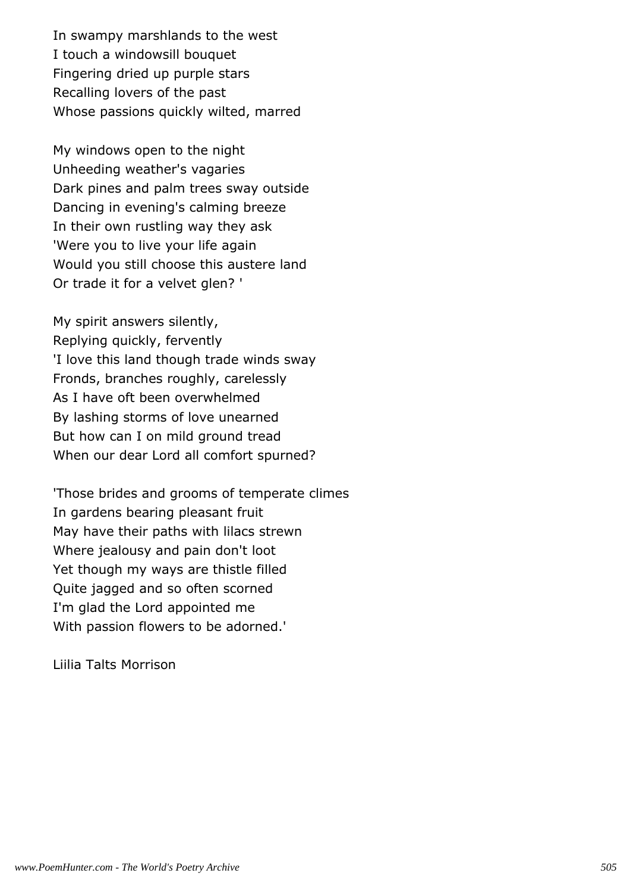In swampy marshlands to the west
I touch a windowsill bouquet
Fingering dried up purple stars
Recalling lovers of the past
Whose passions quickly wilted, marred

My windows open to the night
Unheeding weather's vagaries
Dark pines and palm trees sway outside
Dancing in evening's calming breeze
In their own rustling way they ask
'Were you to live your life again
Would you still choose this austere land
Or trade it for a velvet glen? '

My spirit answers silently,
Replying quickly, fervently
'I love this land though trade winds sway
Fronds, branches roughly, carelessly
As I have oft been overwhelmed
By lashing storms of love unearned
But how can I on mild ground tread
When our dear Lord all comfort spurned?

'Those brides and grooms of temperate climes
In gardens bearing pleasant fruit
May have their paths with lilacs strewn
Where jealousy and pain don't loot
Yet though my ways are thistle filled
Quite jagged and so often scorned
I'm glad the Lord appointed me
With passion flowers to be adorned.'

Liilia Talts Morrison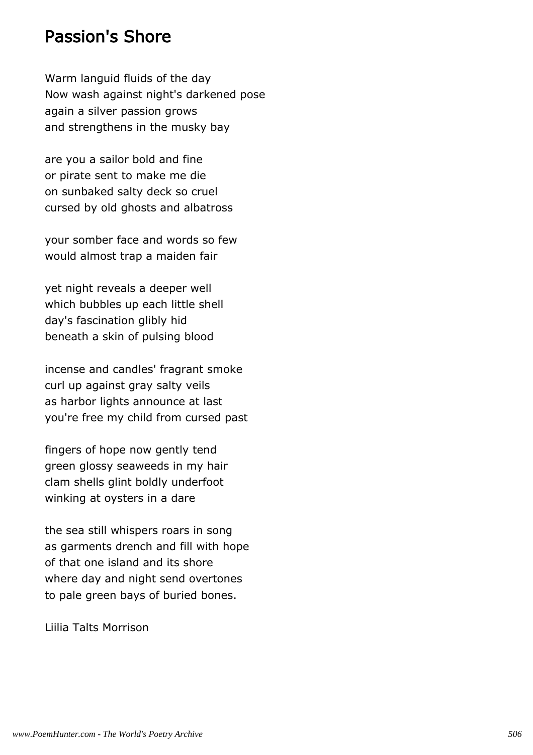## Passion's Shore

Warm languid fluids of the day  
Now wash against night's darkened pose  
again a silver passion grows  
and strengthens in the musky bay

are you a sailor bold and fine  
or pirate sent to make me die  
on sunbaked salty deck so cruel  
cursed by old ghosts and albatross

your somber face and words so few  
would almost trap a maiden fair

yet night reveals a deeper well  
which bubbles up each little shell  
day's fascination glibly hid  
beneath a skin of pulsing blood

incense and candles' fragrant smoke  
curl up against gray salty veils  
as harbor lights announce at last  
you're free my child from cursed past

fingers of hope now gently tend  
green glossy seaweeds in my hair  
clam shells glint boldly underfoot  
winking at oysters in a dare

the sea still whispers roars in song  
as garments drench and fill with hope  
of that one island and its shore  
where day and night send overtones  
to pale green bays of buried bones.

Liilia Talts Morrison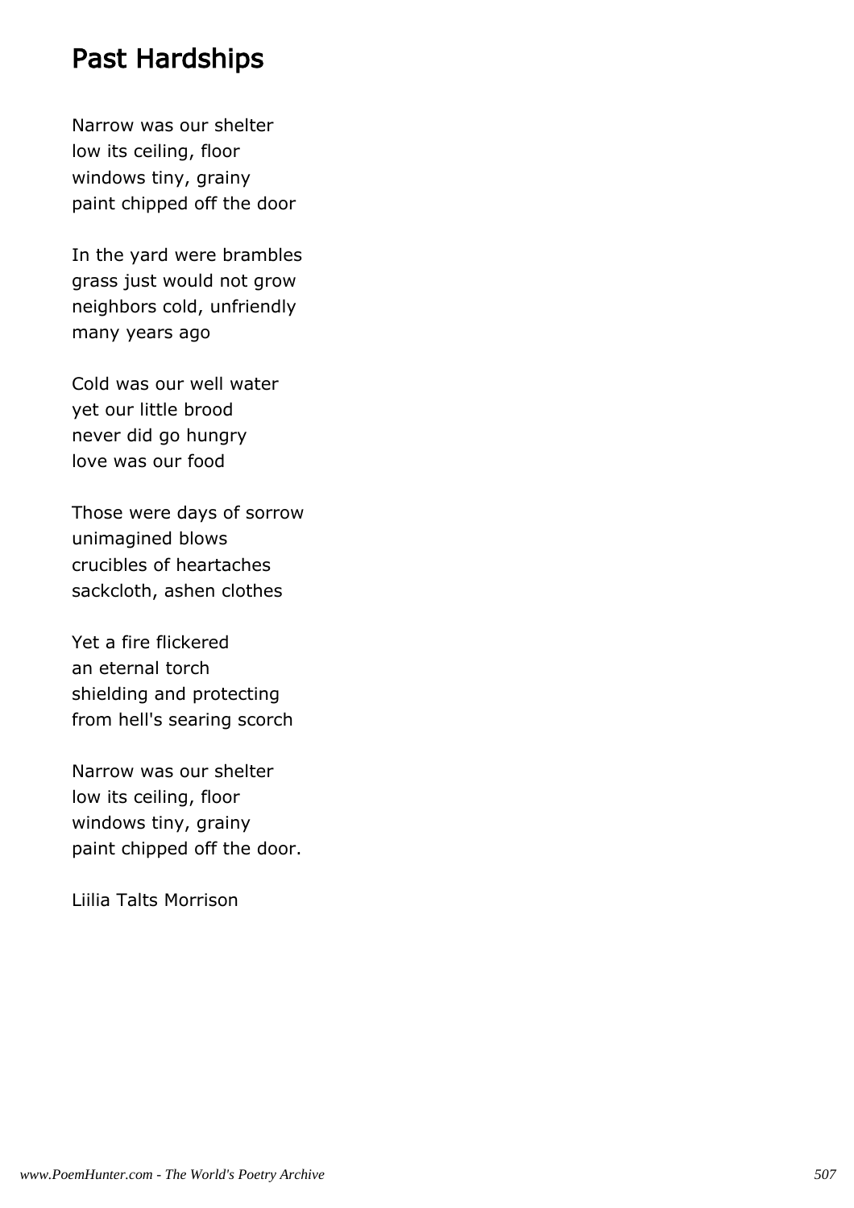## Past Hardships

Narrow was our shelter
low its ceiling, floor
windows tiny, grainy
paint chipped off the door

In the yard were brambles
grass just would not grow
neighbors cold, unfriendly
many years ago

Cold was our well water
yet our little brood
never did go hungry
love was our food

Those were days of sorrow
unimagined blows
crucibles of heartaches
sackcloth, ashen clothes

Yet a fire flickered
an eternal torch
shielding and protecting
from hell's searing scorch

Narrow was our shelter
low its ceiling, floor
windows tiny, grainy
paint chipped off the door.

Liilia Talts Morrison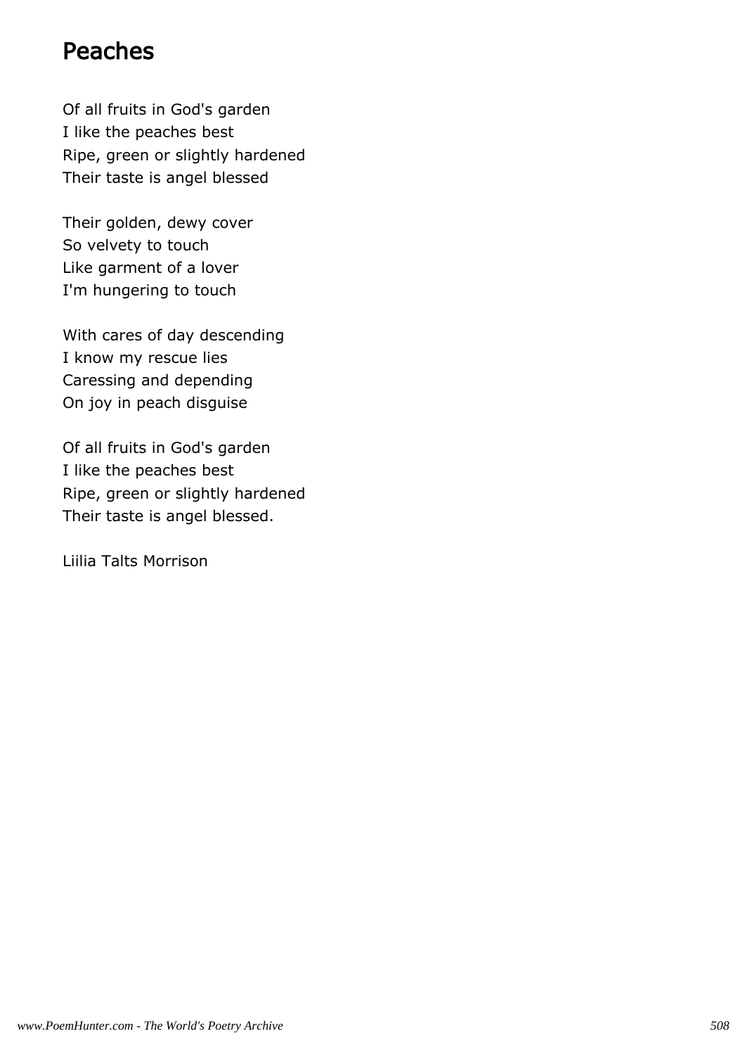## Peaches

Of all fruits in God's garden
I like the peaches best
Ripe, green or slightly hardened
Their taste is angel blessed

Their golden, dewy cover
So velvety to touch
Like garment of a lover
I'm hungering to touch

With cares of day descending
I know my rescue lies
Caressing and depending
On joy in peach disguise

Of all fruits in God's garden
I like the peaches best
Ripe, green or slightly hardened
Their taste is angel blessed.

Liilia Talts Morrison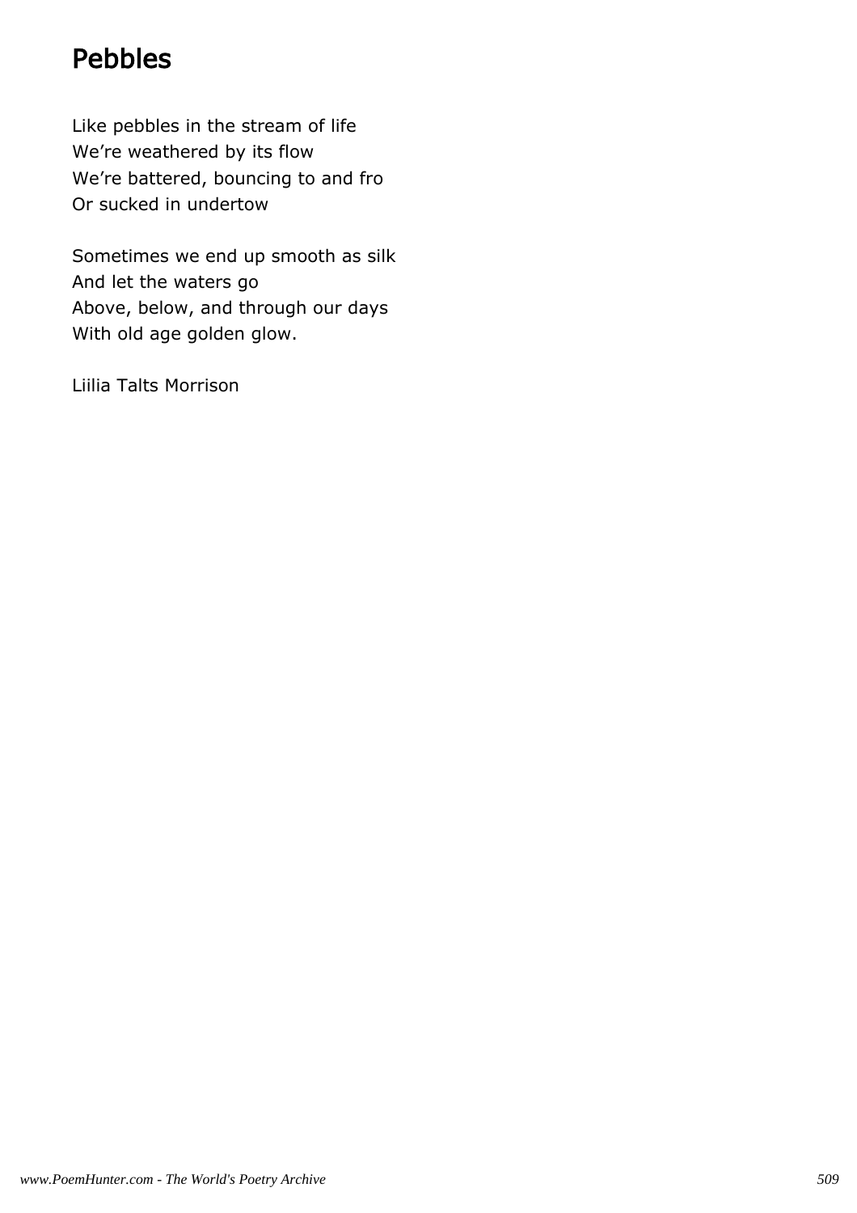# Pebbles

Like pebbles in the stream of life
We’re weathered by its flow
We’re battered, bouncing to and fro
Or sucked in undertow

Sometimes we end up smooth as silk
And let the waters go
Above, below, and through our days
With old age golden glow.

Liilia Talts Morrison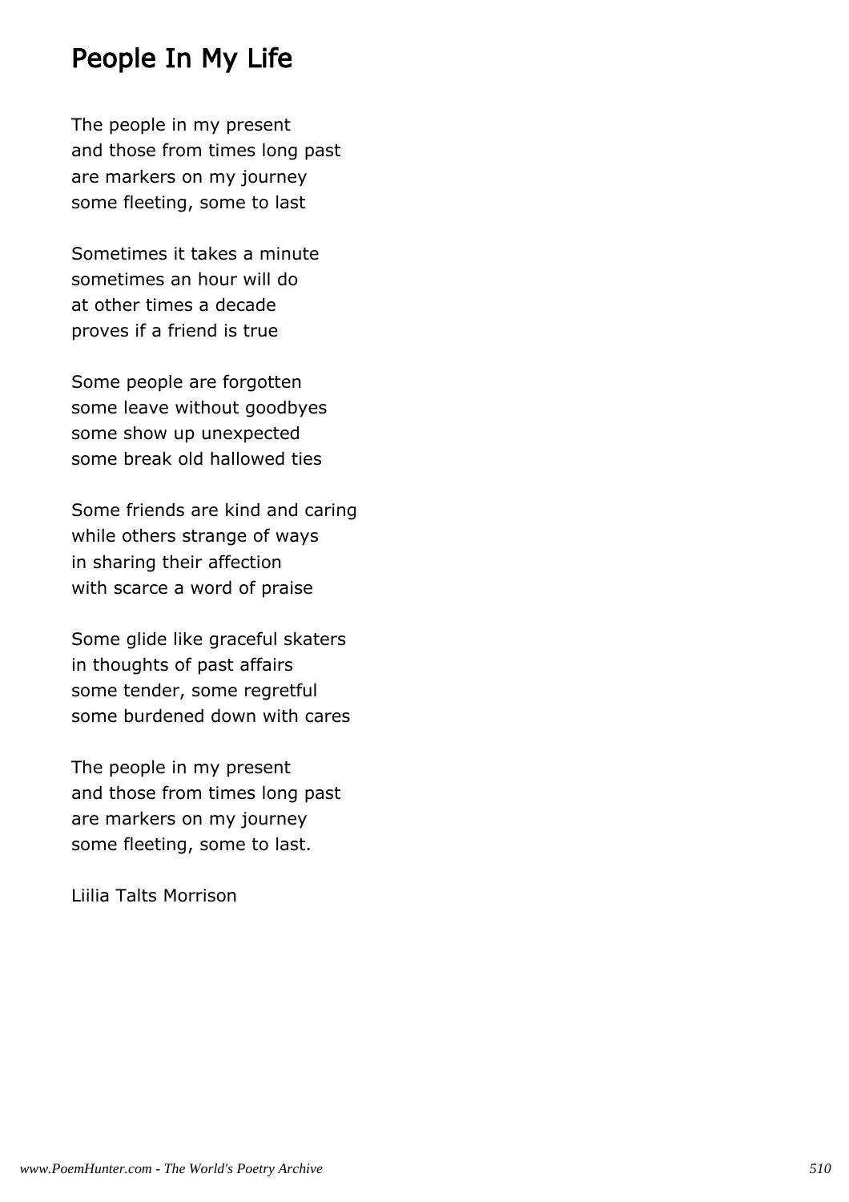## People In My Life

The people in my present
and those from times long past
are markers on my journey
some fleeting, some to last

Sometimes it takes a minute
sometimes an hour will do
at other times a decade
proves if a friend is true

Some people are forgotten
some leave without goodbyes
some show up unexpected
some break old hallowed ties

Some friends are kind and caring
while others strange of ways
in sharing their affection
with scarce a word of praise

Some glide like graceful skaters
in thoughts of past affairs
some tender, some regretful
some burdened down with cares

The people in my present
and those from times long past
are markers on my journey
some fleeting, some to last.

Liilia Talts Morrison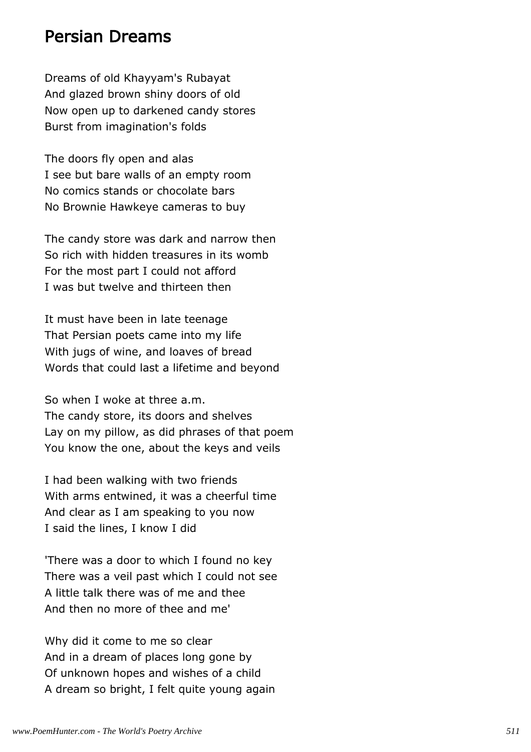# Persian Dreams

Dreams of old Khayyam's Rubayat
And glazed brown shiny doors of old
Now open up to darkened candy stores
Burst from imagination's folds

The doors fly open and alas
I see but bare walls of an empty room
No comics stands or chocolate bars
No Brownie Hawkeye cameras to buy

The candy store was dark and narrow then
So rich with hidden treasures in its womb
For the most part I could not afford
I was but twelve and thirteen then

It must have been in late teenage
That Persian poets came into my life
With jugs of wine, and loaves of bread
Words that could last a lifetime and beyond

So when I woke at three a.m.
The candy store, its doors and shelves
Lay on my pillow, as did phrases of that poem
You know the one, about the keys and veils

I had been walking with two friends
With arms entwined, it was a cheerful time
And clear as I am speaking to you now
I said the lines, I know I did

'There was a door to which I found no key
There was a veil past which I could not see
A little talk there was of me and thee
And then no more of thee and me'

Why did it come to me so clear
And in a dream of places long gone by
Of unknown hopes and wishes of a child
A dream so bright, I felt quite young again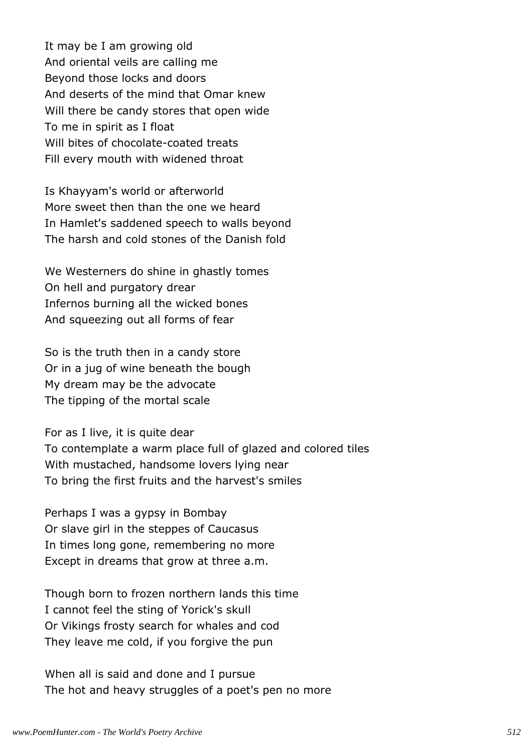It may be I am growing old
And oriental veils are calling me
Beyond those locks and doors
And deserts of the mind that Omar knew
Will there be candy stores that open wide
To me in spirit as I float
Will bites of chocolate-coated treats
Fill every mouth with widened throat

Is Khayyam's world or afterworld
More sweet then than the one we heard
In Hamlet's saddened speech to walls beyond
The harsh and cold stones of the Danish fold

We Westerners do shine in ghastly tomes
On hell and purgatory drear
Infernos burning all the wicked bones
And squeezing out all forms of fear

So is the truth then in a candy store
Or in a jug of wine beneath the bough
My dream may be the advocate
The tipping of the mortal scale

For as I live, it is quite dear
To contemplate a warm place full of glazed and colored tiles
With mustached, handsome lovers lying near
To bring the first fruits and the harvest's smiles

Perhaps I was a gypsy in Bombay
Or slave girl in the steppes of Caucasus
In times long gone, remembering no more
Except in dreams that grow at three a.m.

Though born to frozen northern lands this time
I cannot feel the sting of Yorick's skull
Or Vikings frosty search for whales and cod
They leave me cold, if you forgive the pun

When all is said and done and I pursue
The hot and heavy struggles of a poet's pen no more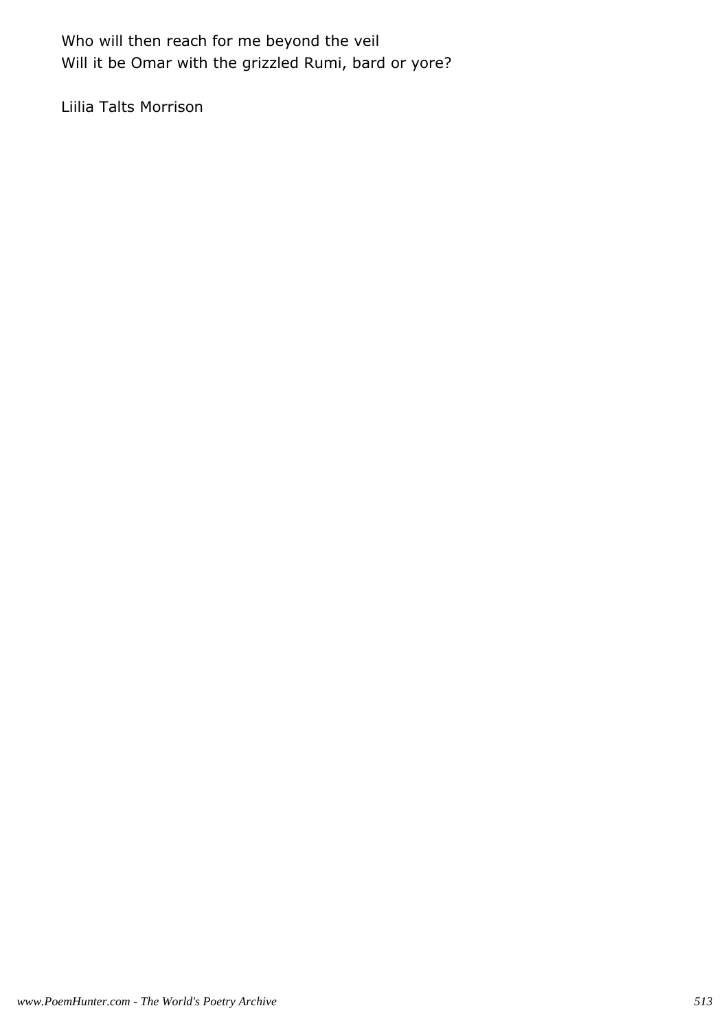Who will then reach for me beyond the veil
Will it be Omar with the grizzled Rumi, bard or yore?

Liilia Talts Morrison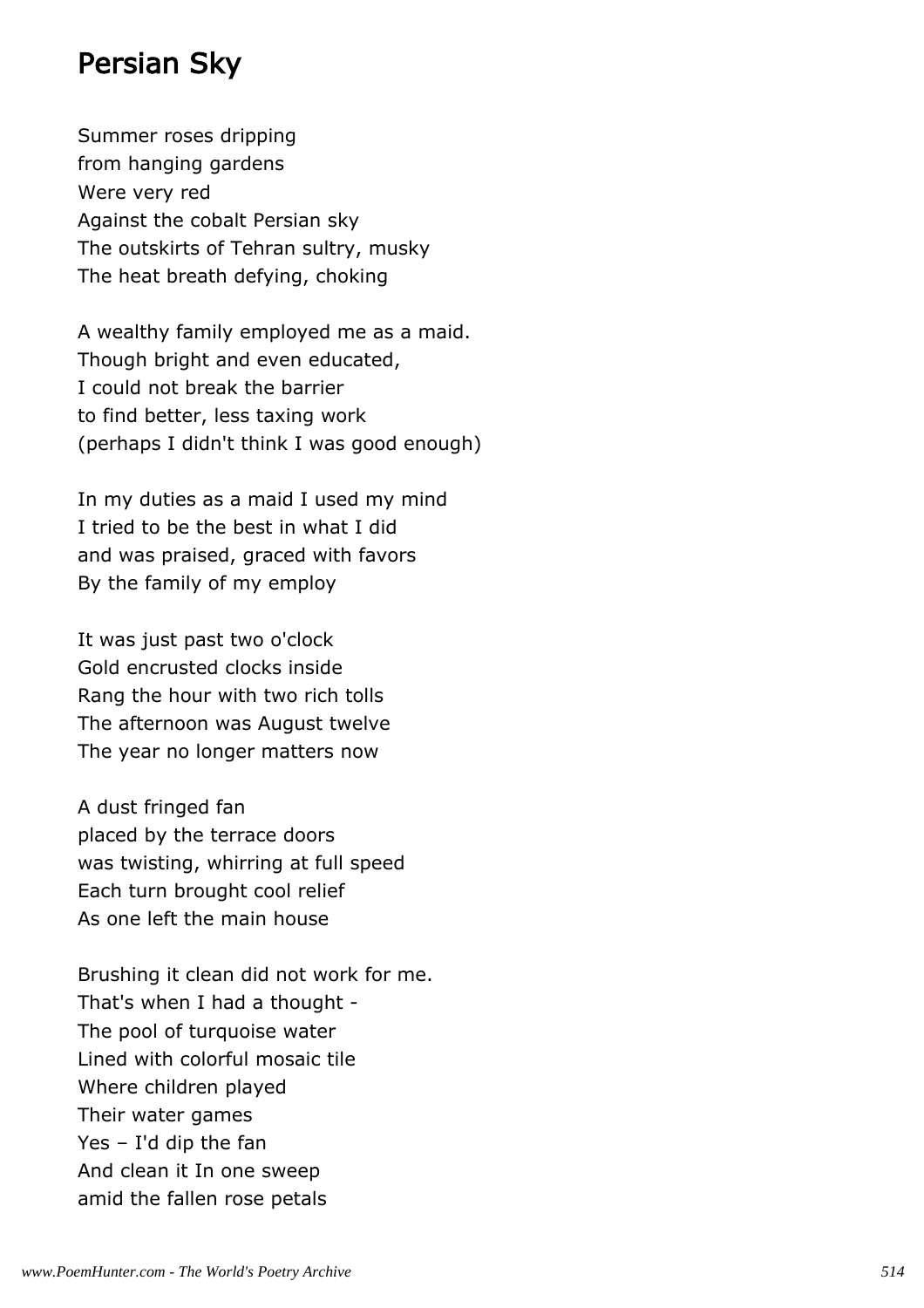# Persian Sky

Summer roses dripping
from hanging gardens
Were very red
Against the cobalt Persian sky
The outskirts of Tehran sultry, musky
The heat breath defying, choking

A wealthy family employed me as a maid.
Though bright and even educated,
I could not break the barrier
to find better, less taxing work
(perhaps I didn't think I was good enough)

In my duties as a maid I used my mind
I tried to be the best in what I did
and was praised, graced with favors
By the family of my employ

It was just past two o'clock
Gold encrusted clocks inside
Rang the hour with two rich tolls
The afternoon was August twelve
The year no longer matters now

A dust fringed fan
placed by the terrace doors
was twisting, whirring at full speed
Each turn brought cool relief
As one left the main house

Brushing it clean did not work for me.
That's when I had a thought -
The pool of turquoise water
Lined with colorful mosaic tile
Where children played
Their water games
Yes – I'd dip the fan
And clean it In one sweep
amid the fallen rose petals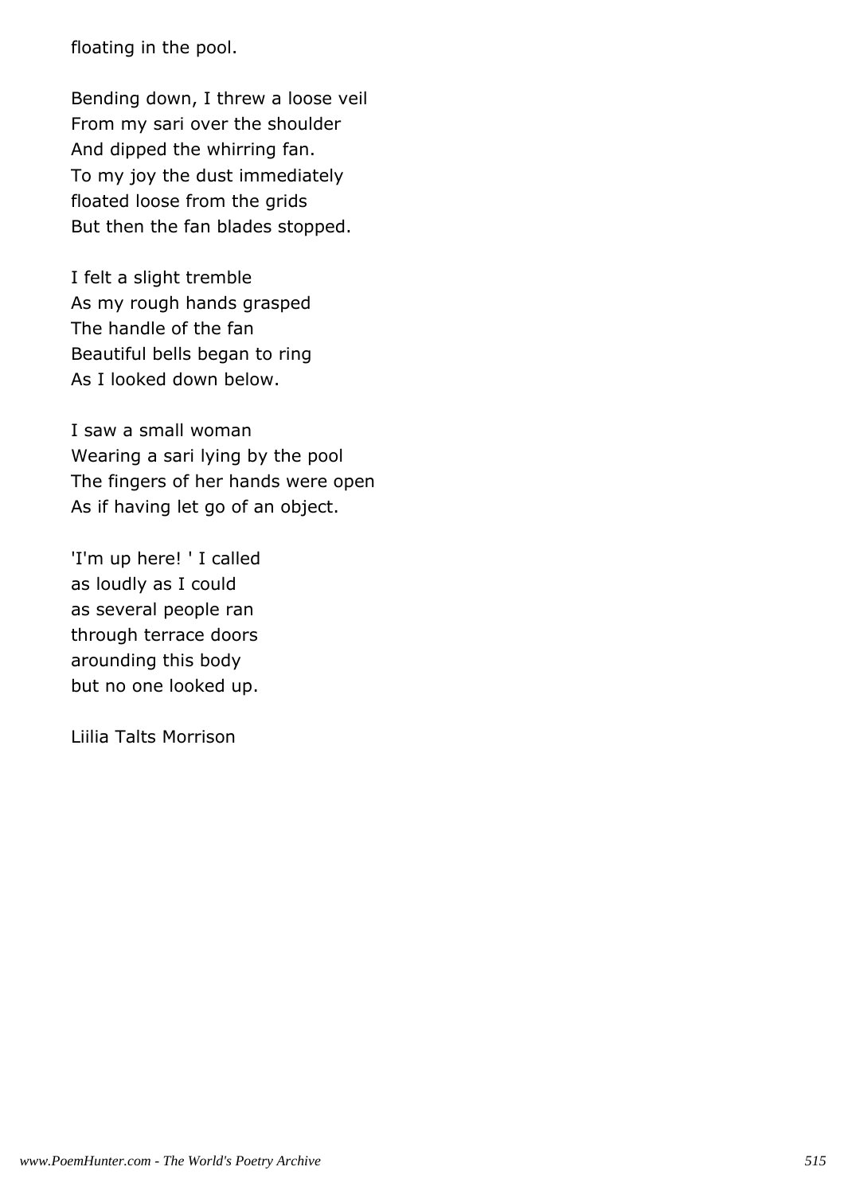floating in the pool.

Bending down, I threw a loose veil  
From my sari over the shoulder  
And dipped the whirring fan.  
To my joy the dust immediately  
floated loose from the grids  
But then the fan blades stopped.

I felt a slight tremble  
As my rough hands grasped  
The handle of the fan  
Beautiful bells began to ring  
As I looked down below.

I saw a small woman  
Wearing a sari lying by the pool  
The fingers of her hands were open  
As if having let go of an object.

'I'm up here! ' I called  
as loudly as I could  
as several people ran  
through terrace doors  
arounding this body  
but no one looked up.

Liilia Talts Morrison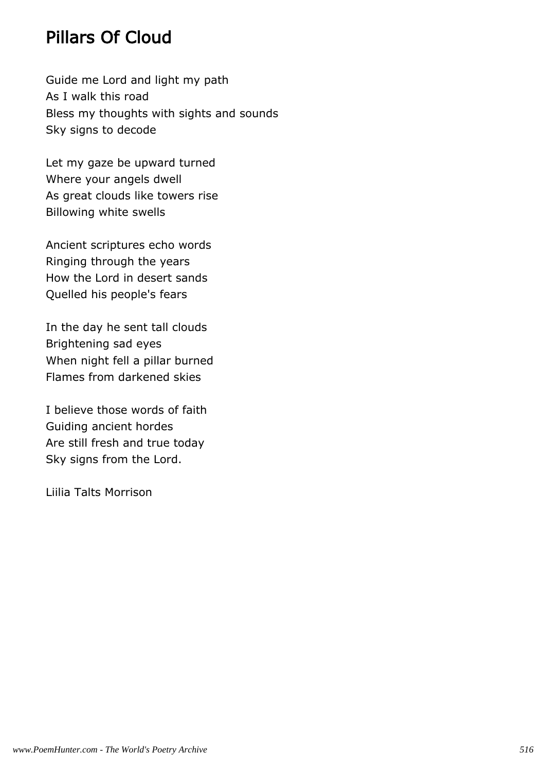# Pillars Of Cloud

Guide me Lord and light my path
As I walk this road
Bless my thoughts with sights and sounds
Sky signs to decode

Let my gaze be upward turned
Where your angels dwell
As great clouds like towers rise
Billowing white swells

Ancient scriptures echo words
Ringing through the years
How the Lord in desert sands
Quelled his people's fears

In the day he sent tall clouds
Brightening sad eyes
When night fell a pillar burned
Flames from darkened skies

I believe those words of faith
Guiding ancient hordes
Are still fresh and true today
Sky signs from the Lord.

Liilia Talts Morrison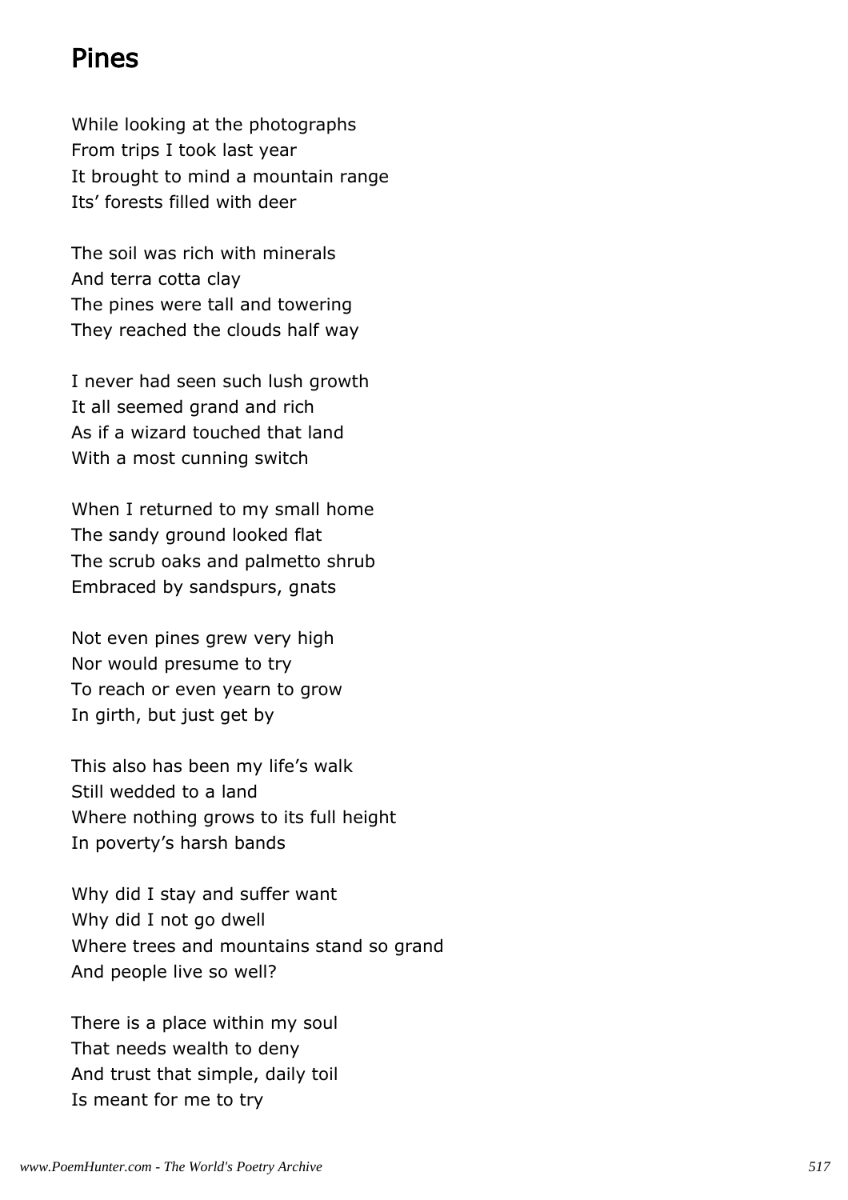# Pines

While looking at the photographs
From trips I took last year
It brought to mind a mountain range
Its' forests filled with deer

The soil was rich with minerals
And terra cotta clay
The pines were tall and towering
They reached the clouds half way

I never had seen such lush growth
It all seemed grand and rich
As if a wizard touched that land
With a most cunning switch

When I returned to my small home
The sandy ground looked flat
The scrub oaks and palmetto shrub
Embraced by sandspurs, gnats

Not even pines grew very high
Nor would presume to try
To reach or even yearn to grow
In girth, but just get by

This also has been my life's walk
Still wedded to a land
Where nothing grows to its full height
In poverty's harsh bands

Why did I stay and suffer want
Why did I not go dwell
Where trees and mountains stand so grand
And people live so well?

There is a place within my soul
That needs wealth to deny
And trust that simple, daily toil
Is meant for me to try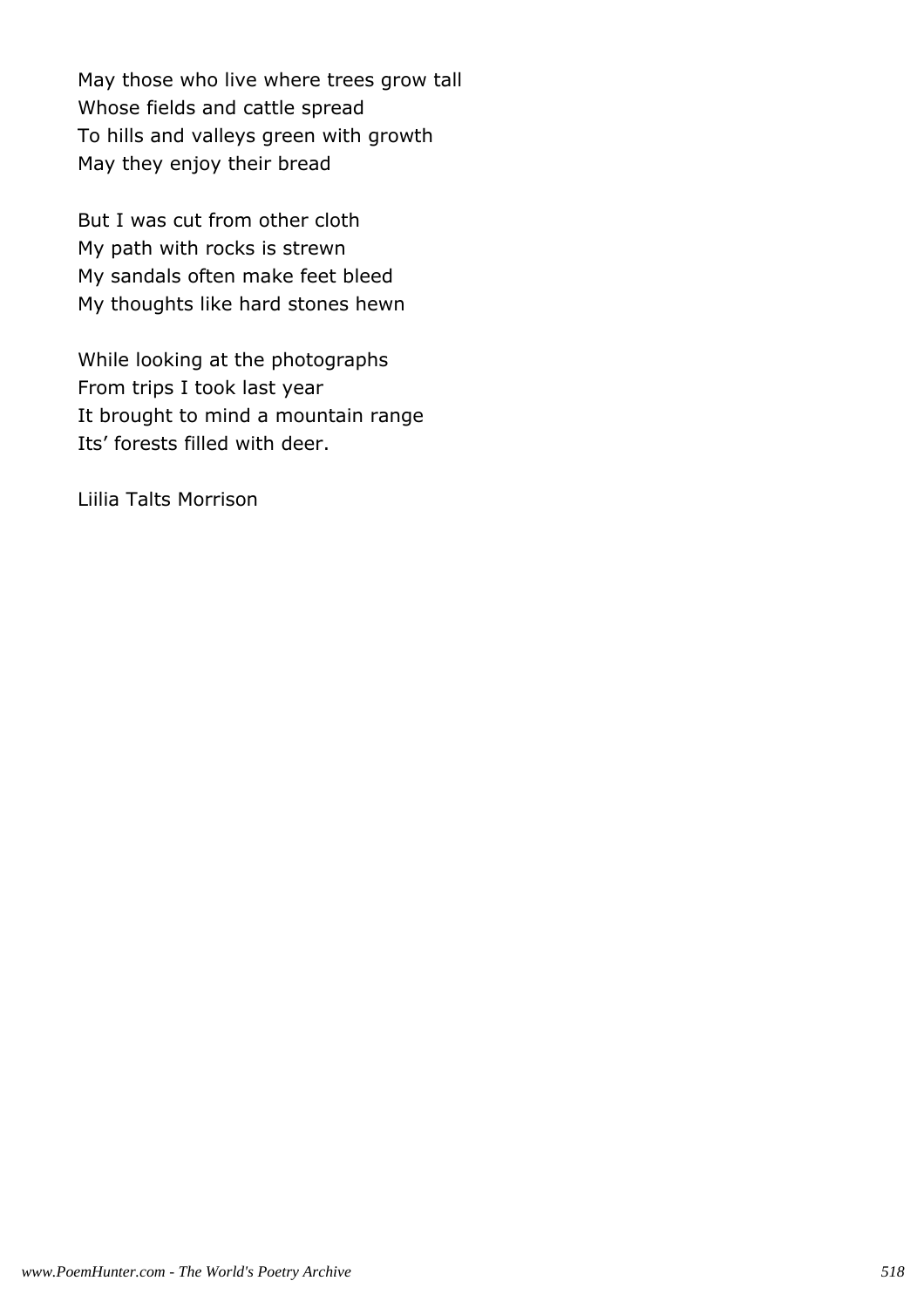May those who live where trees grow tall
Whose fields and cattle spread
To hills and valleys green with growth
May they enjoy their bread

But I was cut from other cloth
My path with rocks is strewn
My sandals often make feet bleed
My thoughts like hard stones hewn

While looking at the photographs
From trips I took last year
It brought to mind a mountain range
Its' forests filled with deer.

Liilia Talts Morrison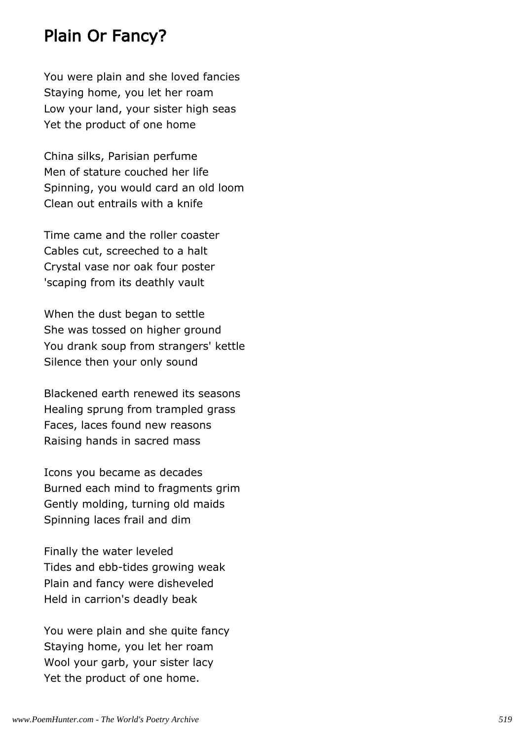## Plain Or Fancy?

You were plain and she loved fancies
Staying home, you let her roam
Low your land, your sister high seas
Yet the product of one home

China silks, Parisian perfume
Men of stature couched her life
Spinning, you would card an old loom
Clean out entrails with a knife

Time came and the roller coaster
Cables cut, screeched to a halt
Crystal vase nor oak four poster
'scaping from its deathly vault

When the dust began to settle
She was tossed on higher ground
You drank soup from strangers' kettle
Silence then your only sound

Blackened earth renewed its seasons
Healing sprung from trampled grass
Faces, laces found new reasons
Raising hands in sacred mass

Icons you became as decades
Burned each mind to fragments grim
Gently molding, turning old maids
Spinning laces frail and dim

Finally the water leveled
Tides and ebb-tides growing weak
Plain and fancy were disheveled
Held in carrion's deadly beak

You were plain and she quite fancy
Staying home, you let her roam
Wool your garb, your sister lacy
Yet the product of one home.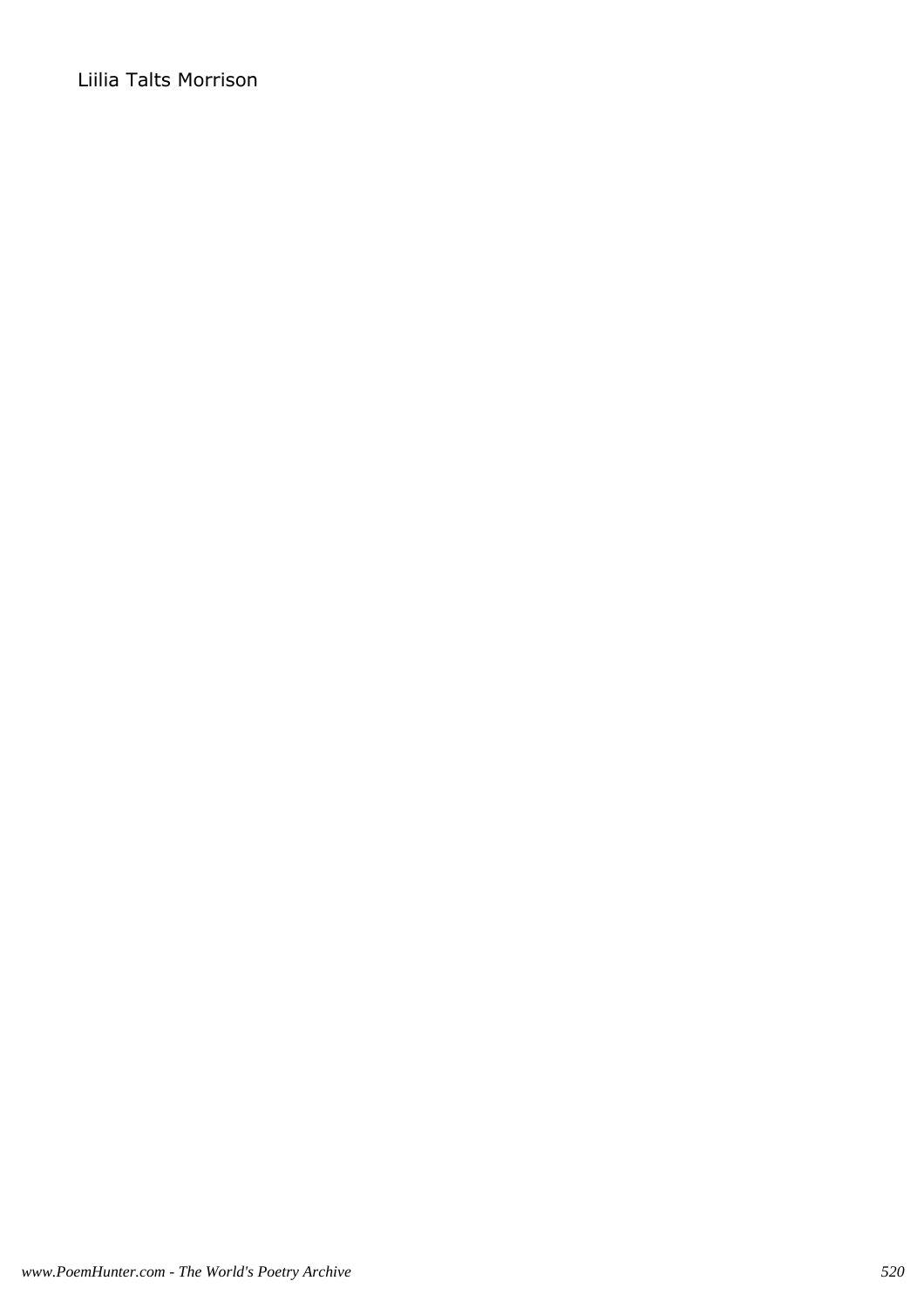Liilia Talts Morrison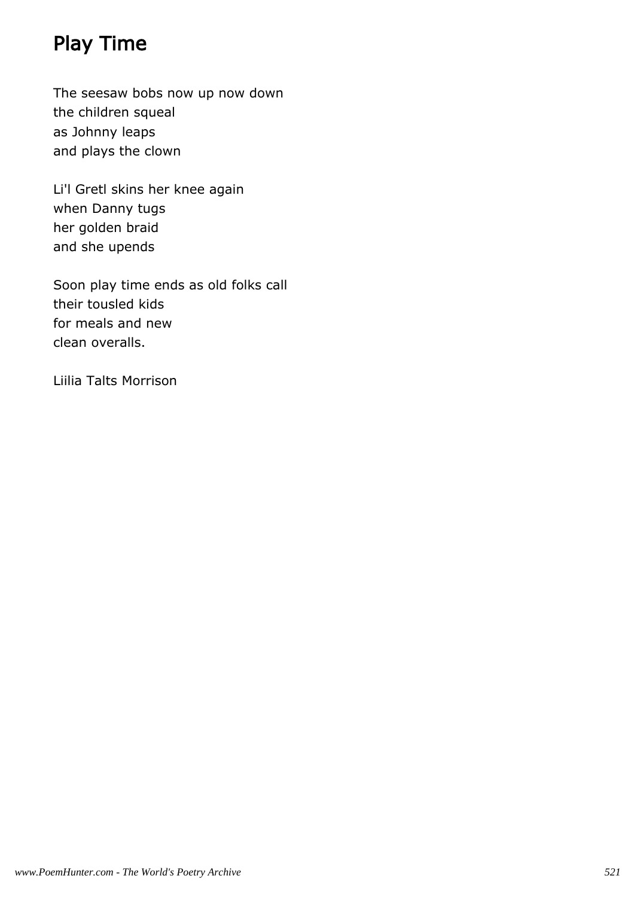## Play Time

The seesaw bobs now up now down
the children squeal
as Johnny leaps
and plays the clown

Li'l Gretl skins her knee again
when Danny tugs
her golden braid
and she upends

Soon play time ends as old folks call
their tousled kids
for meals and new
clean overalls.

Liilia Talts Morrison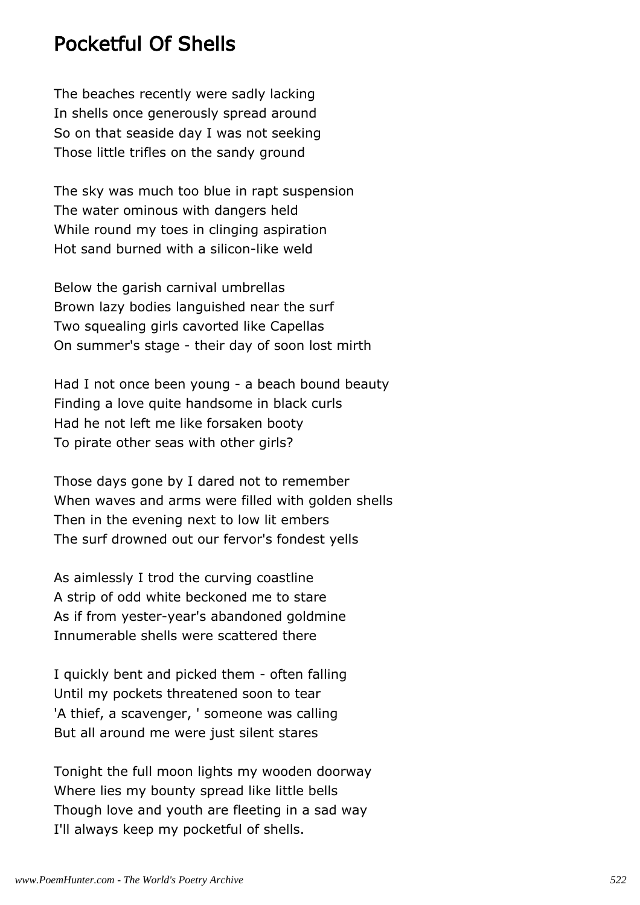# Pocketful Of Shells

The beaches recently were sadly lacking
In shells once generously spread around
So on that seaside day I was not seeking
Those little trifles on the sandy ground

The sky was much too blue in rapt suspension
The water ominous with dangers held
While round my toes in clinging aspiration
Hot sand burned with a silicon-like weld

Below the garish carnival umbrellas
Brown lazy bodies languished near the surf
Two squealing girls cavorted like Capellas
On summer's stage - their day of soon lost mirth

Had I not once been young - a beach bound beauty
Finding a love quite handsome in black curls
Had he not left me like forsaken booty
To pirate other seas with other girls?

Those days gone by I dared not to remember
When waves and arms were filled with golden shells
Then in the evening next to low lit embers
The surf drowned out our fervor's fondest yells

As aimlessly I trod the curving coastline
A strip of odd white beckoned me to stare
As if from yester-year's abandoned goldmine
Innumerable shells were scattered there

I quickly bent and picked them - often falling
Until my pockets threatened soon to tear
'A thief, a scavenger, ' someone was calling
But all around me were just silent stares

Tonight the full moon lights my wooden doorway
Where lies my bounty spread like little bells
Though love and youth are fleeting in a sad way
I'll always keep my pocketful of shells.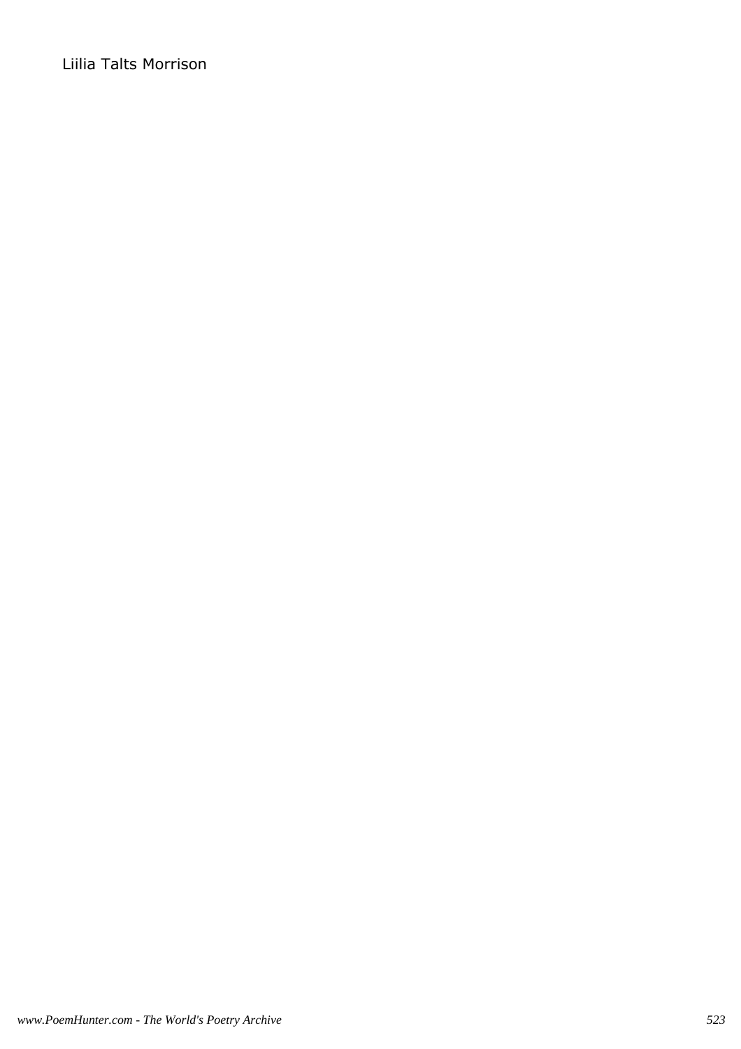Liilia Talts Morrison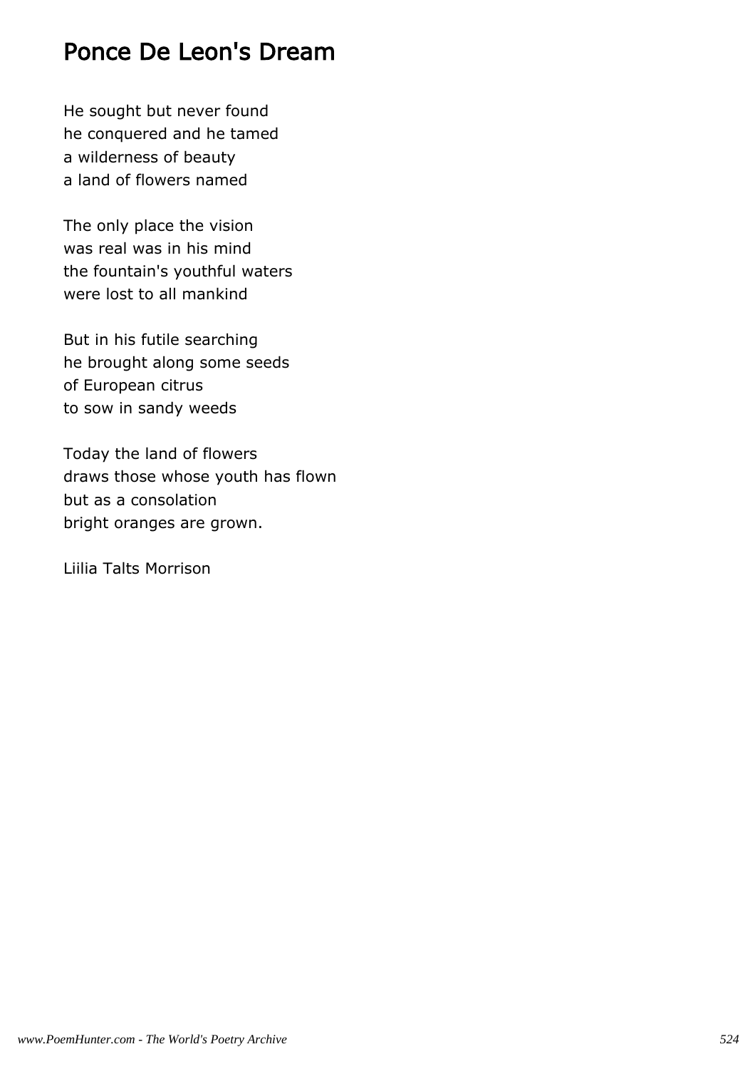# Ponce De Leon's Dream

He sought but never found
he conquered and he tamed
a wilderness of beauty
a land of flowers named

The only place the vision
was real was in his mind
the fountain's youthful waters
were lost to all mankind

But in his futile searching
he brought along some seeds
of European citrus
to sow in sandy weeds

Today the land of flowers
draws those whose youth has flown
but as a consolation
bright oranges are grown.

Liilia Talts Morrison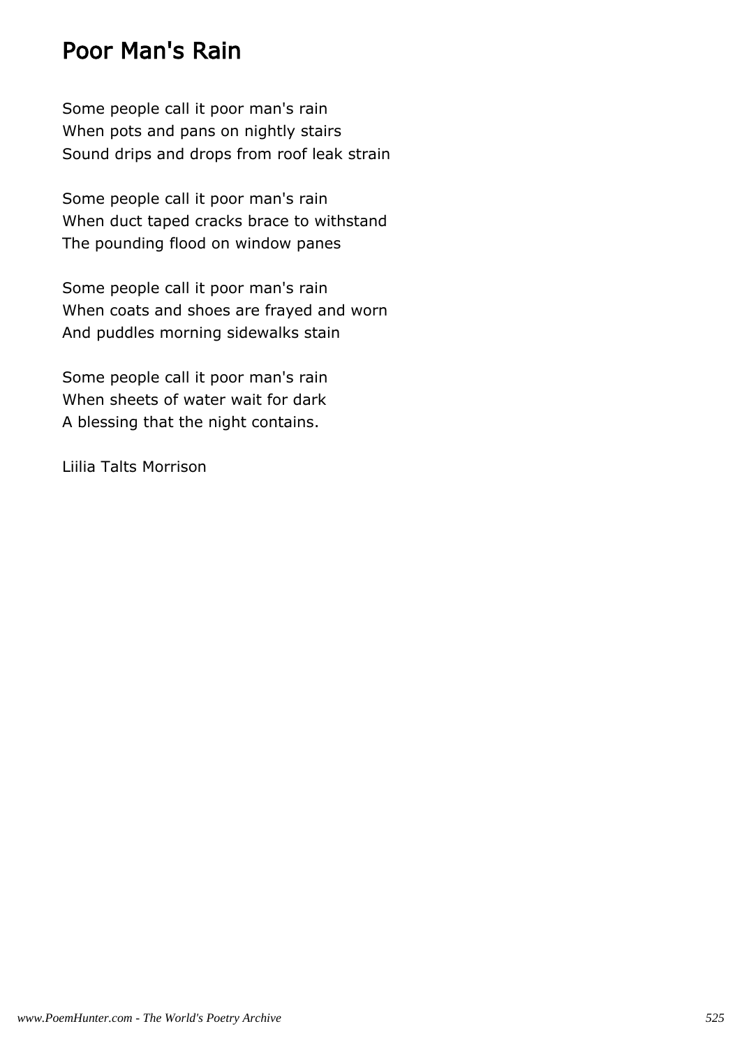# Poor Man's Rain

Some people call it poor man's rain
When pots and pans on nightly stairs
Sound drips and drops from roof leak strain

Some people call it poor man's rain
When duct taped cracks brace to withstand
The pounding flood on window panes

Some people call it poor man's rain
When coats and shoes are frayed and worn
And puddles morning sidewalks stain

Some people call it poor man's rain
When sheets of water wait for dark
A blessing that the night contains.

Liilia Talts Morrison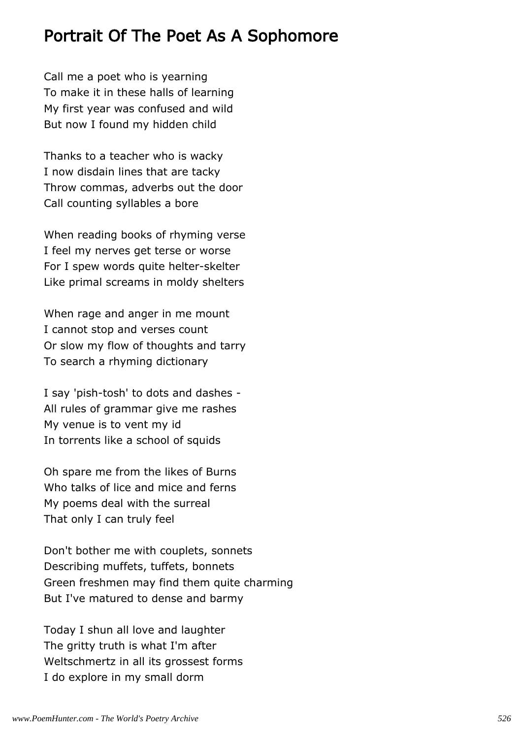## Portrait Of The Poet As A Sophomore

Call me a poet who is yearning
To make it in these halls of learning
My first year was confused and wild
But now I found my hidden child

Thanks to a teacher who is wacky
I now disdain lines that are tacky
Throw commas, adverbs out the door
Call counting syllables a bore

When reading books of rhyming verse
I feel my nerves get terse or worse
For I spew words quite helter-skelter
Like primal screams in moldy shelters

When rage and anger in me mount
I cannot stop and verses count
Or slow my flow of thoughts and tarry
To search a rhyming dictionary

I say 'pish-tosh' to dots and dashes -
All rules of grammar give me rashes
My venue is to vent my id
In torrents like a school of squids

Oh spare me from the likes of Burns
Who talks of lice and mice and ferns
My poems deal with the surreal
That only I can truly feel

Don't bother me with couplets, sonnets
Describing muffets, tuffets, bonnets
Green freshmen may find them quite charming
But I've matured to dense and barmy

Today I shun all love and laughter
The gritty truth is what I'm after
Weltschmertz in all its grossest forms
I do explore in my small dorm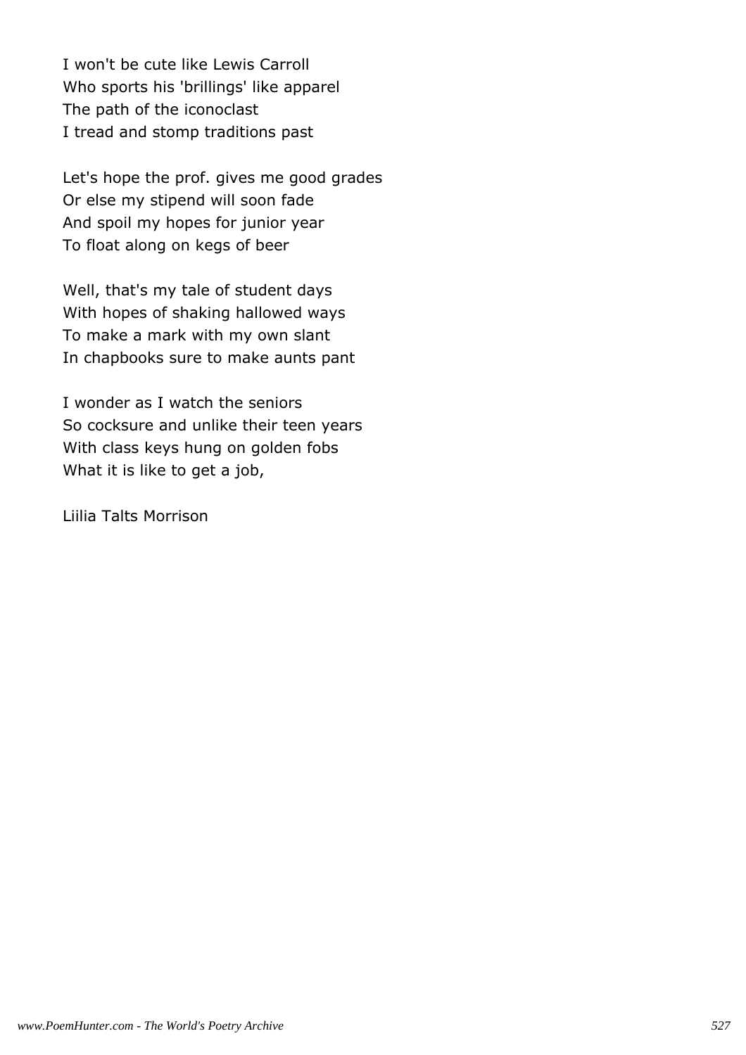I won't be cute like Lewis Carroll
Who sports his 'brillings' like apparel
The path of the iconoclast
I tread and stomp traditions past

Let's hope the prof. gives me good grades
Or else my stipend will soon fade
And spoil my hopes for junior year
To float along on kegs of beer

Well, that's my tale of student days
With hopes of shaking hallowed ways
To make a mark with my own slant
In chapbooks sure to make aunts pant

I wonder as I watch the seniors
So cocksure and unlike their teen years
With class keys hung on golden fobs
What it is like to get a job,

Liilia Talts Morrison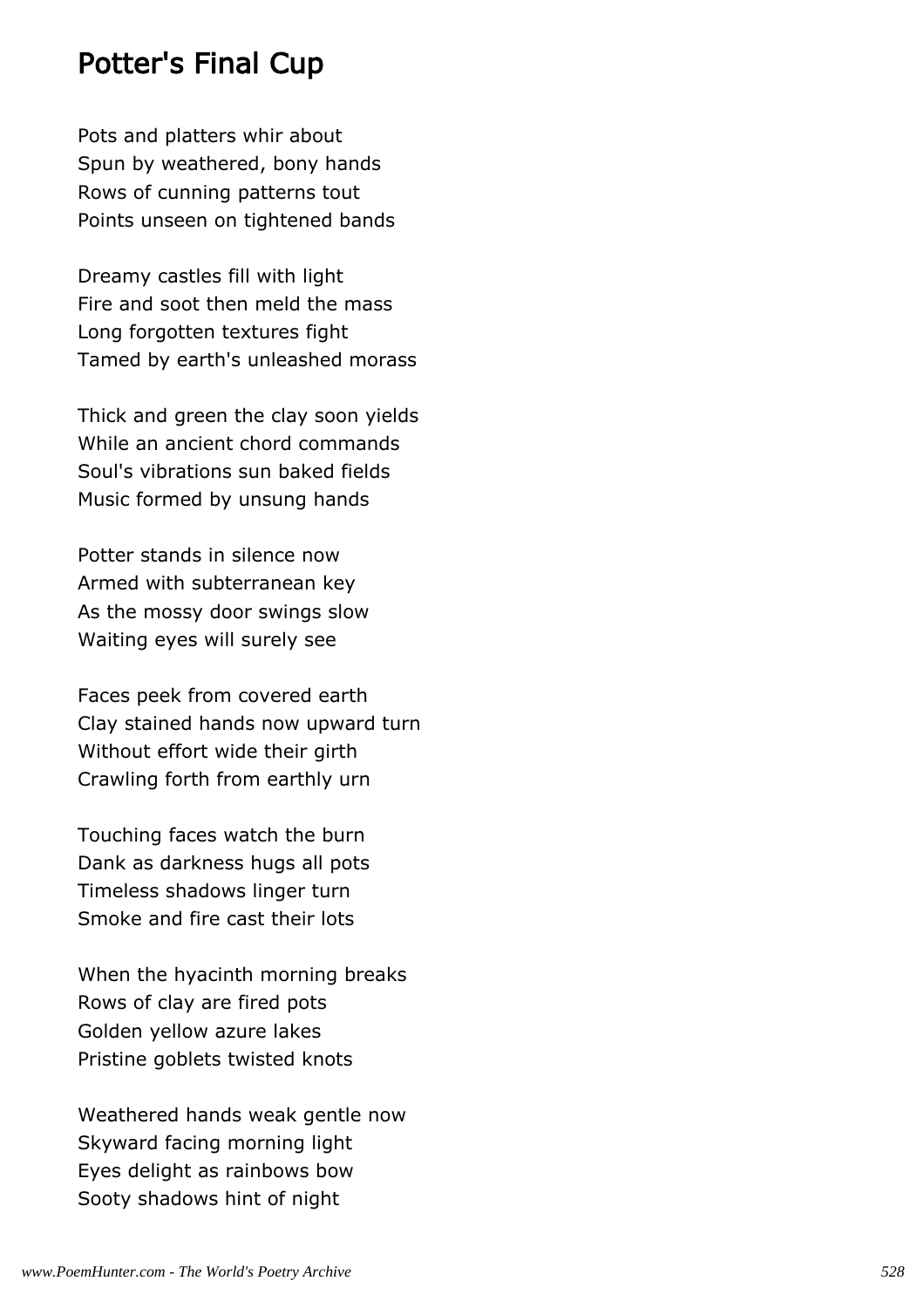# Potter's Final Cup

Pots and platters whir about
Spun by weathered, bony hands
Rows of cunning patterns tout
Points unseen on tightened bands

Dreamy castles fill with light
Fire and soot then meld the mass
Long forgotten textures fight
Tamed by earth's unleashed morass

Thick and green the clay soon yields
While an ancient chord commands
Soul's vibrations sun baked fields
Music formed by unsung hands

Potter stands in silence now
Armed with subterranean key
As the mossy door swings slow
Waiting eyes will surely see

Faces peek from covered earth
Clay stained hands now upward turn
Without effort wide their girth
Crawling forth from earthly urn

Touching faces watch the burn
Dank as darkness hugs all pots
Timeless shadows linger turn
Smoke and fire cast their lots

When the hyacinth morning breaks
Rows of clay are fired pots
Golden yellow azure lakes
Pristine goblets twisted knots

Weathered hands weak gentle now
Skyward facing morning light
Eyes delight as rainbows bow
Sooty shadows hint of night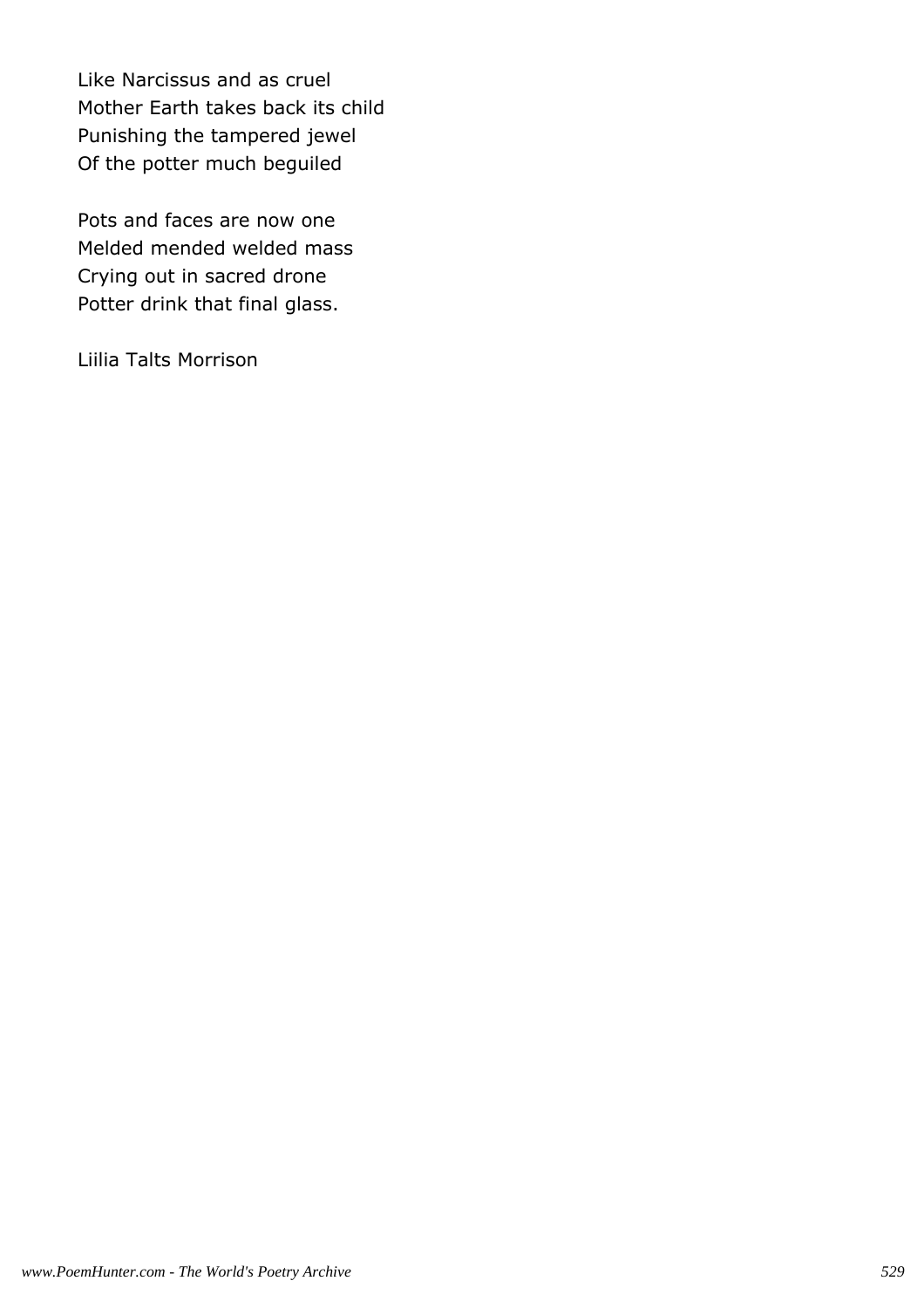Like Narcissus and as cruel
Mother Earth takes back its child
Punishing the tampered jewel
Of the potter much beguiled

Pots and faces are now one
Melded mended welded mass
Crying out in sacred drone
Potter drink that final glass.

Liilia Talts Morrison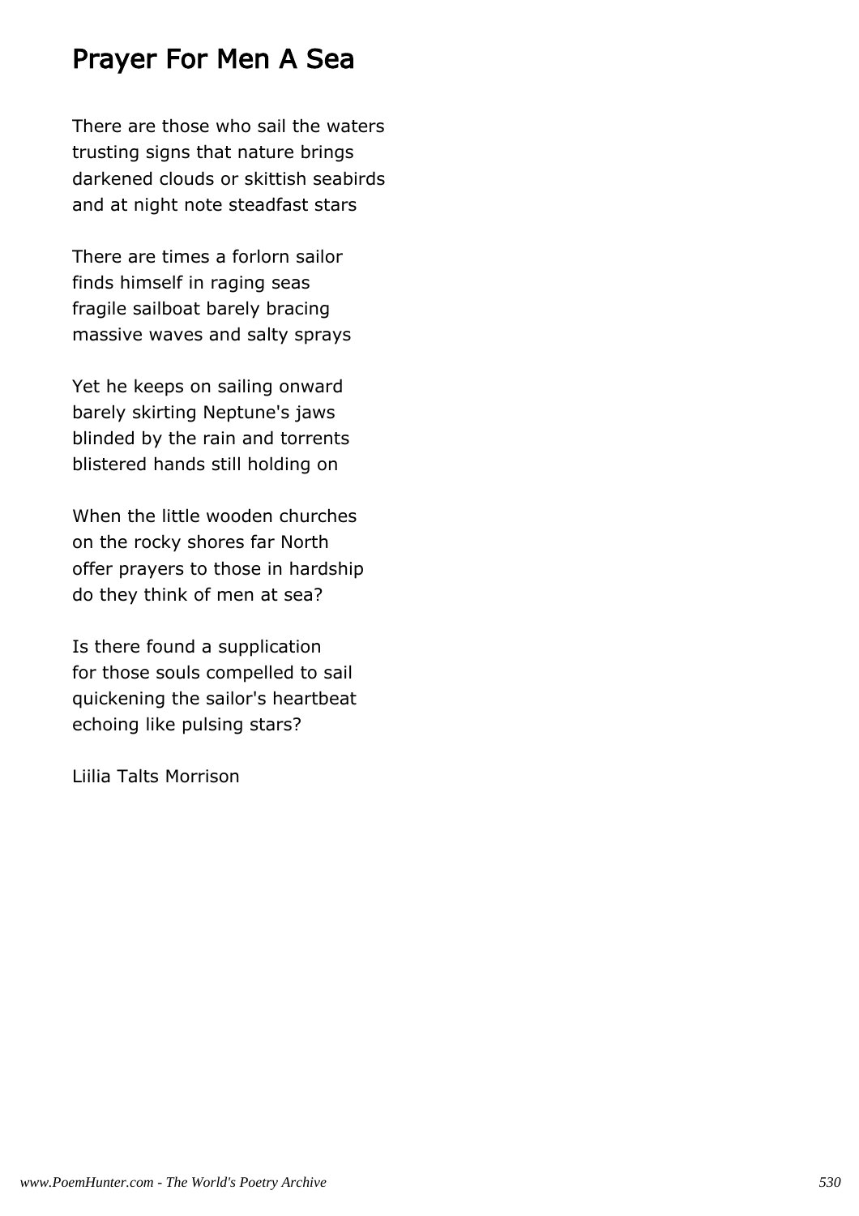# Prayer For Men A Sea

There are those who sail the waters
trusting signs that nature brings
darkened clouds or skittish seabirds
and at night note steadfast stars

There are times a forlorn sailor
finds himself in raging seas
fragile sailboat barely bracing
massive waves and salty sprays

Yet he keeps on sailing onward
barely skirting Neptune's jaws
blinded by the rain and torrents
blistered hands still holding on

When the little wooden churches
on the rocky shores far North
offer prayers to those in hardship
do they think of men at sea?

Is there found a supplication
for those souls compelled to sail
quickening the sailor's heartbeat
echoing like pulsing stars?

Liilia Talts Morrison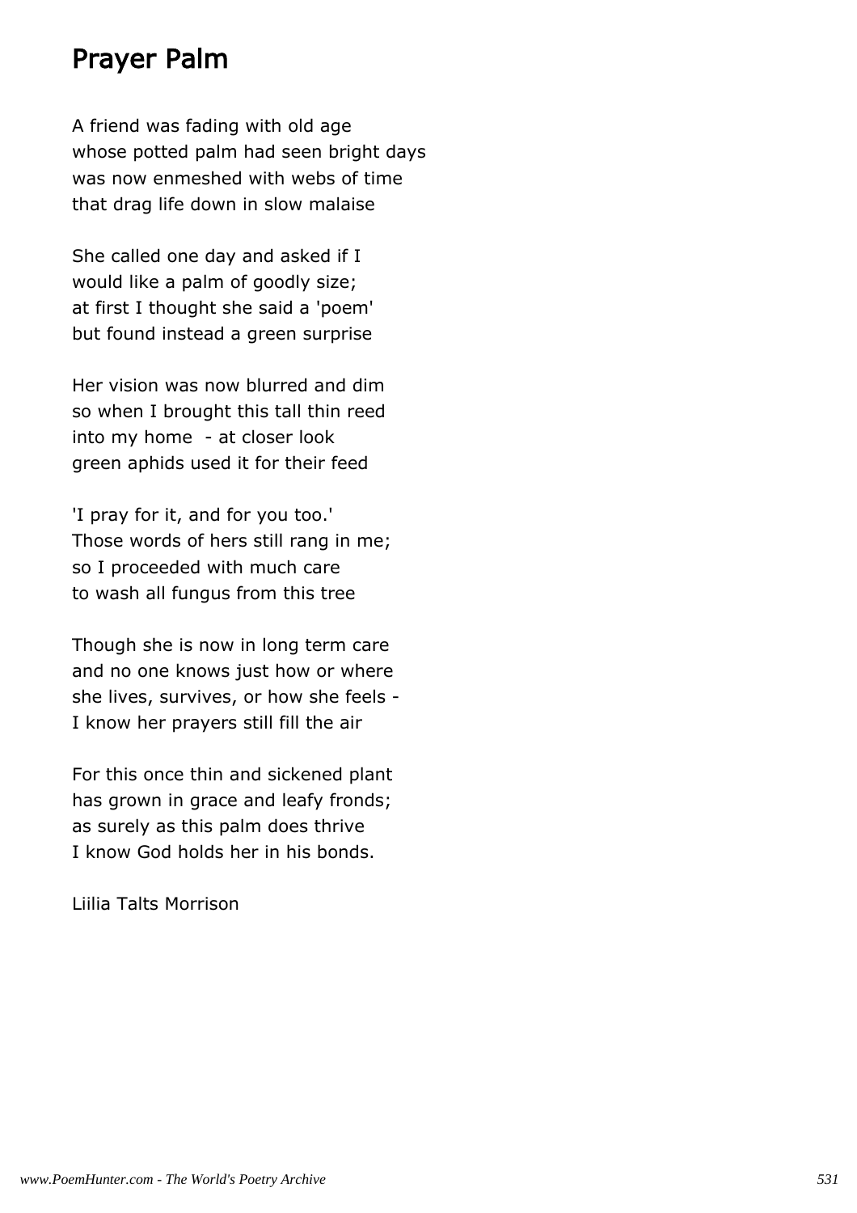# Prayer Palm

A friend was fading with old age
whose potted palm had seen bright days
was now enmeshed with webs of time
that drag life down in slow malaise

She called one day and asked if I
would like a palm of goodly size;
at first I thought she said a 'poem'
but found instead a green surprise

Her vision was now blurred and dim
so when I brought this tall thin reed
into my home  - at closer look
green aphids used it for their feed

'I pray for it, and for you too.'
Those words of hers still rang in me;
so I proceeded with much care
to wash all fungus from this tree

Though she is now in long term care
and no one knows just how or where
she lives, survives, or how she feels -
I know her prayers still fill the air

For this once thin and sickened plant
has grown in grace and leafy fronds;
as surely as this palm does thrive
I know God holds her in his bonds.

Liilia Talts Morrison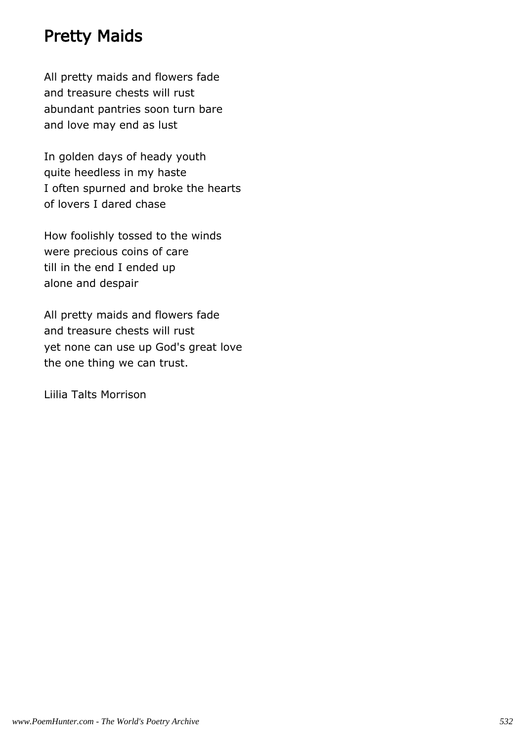# Pretty Maids

All pretty maids and flowers fade
and treasure chests will rust
abundant pantries soon turn bare
and love may end as lust

In golden days of heady youth
quite heedless in my haste
I often spurned and broke the hearts
of lovers I dared chase

How foolishly tossed to the winds
were precious coins of care
till in the end I ended up
alone and despair

All pretty maids and flowers fade
and treasure chests will rust
yet none can use up God's great love
the one thing we can trust.

Liilia Talts Morrison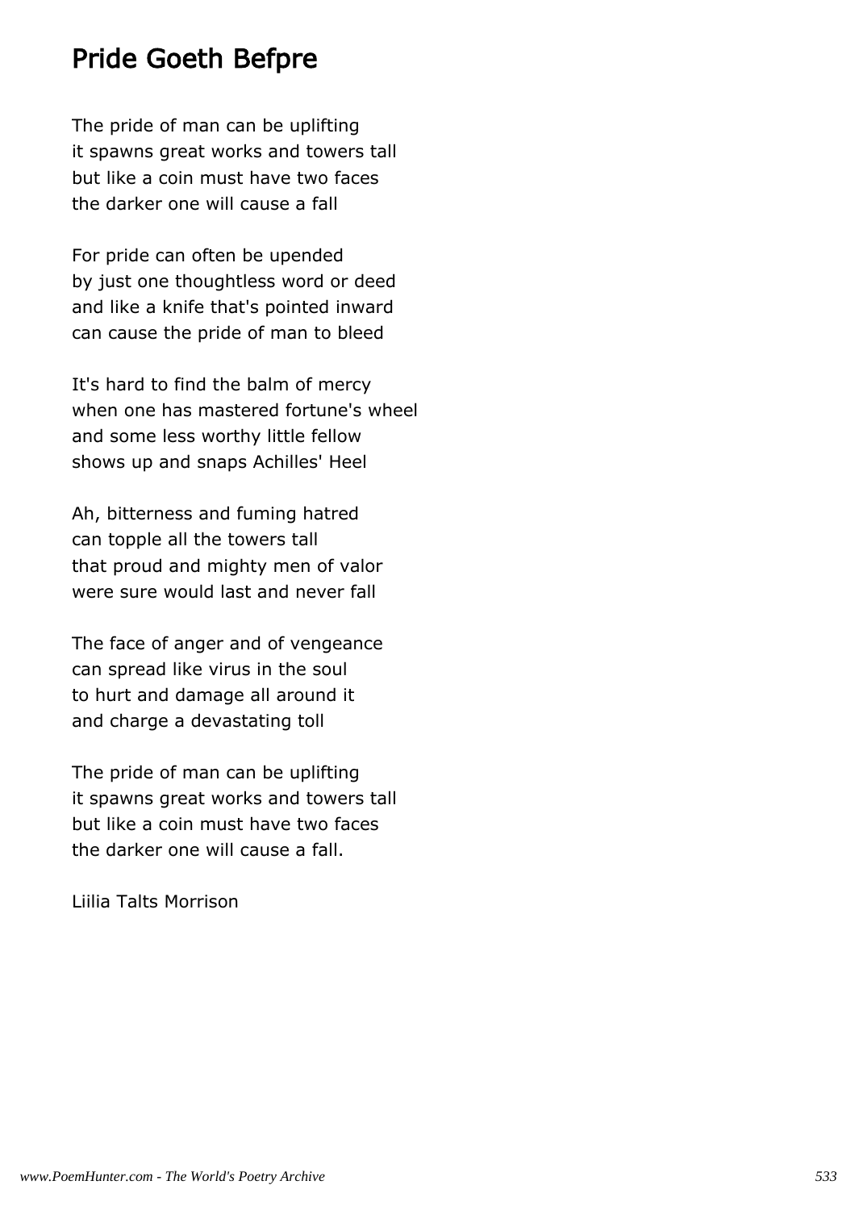## Pride Goeth Befpre

The pride of man can be uplifting
it spawns great works and towers tall
but like a coin must have two faces
the darker one will cause a fall

For pride can often be upended
by just one thoughtless word or deed
and like a knife that's pointed inward
can cause the pride of man to bleed

It's hard to find the balm of mercy
when one has mastered fortune's wheel
and some less worthy little fellow
shows up and snaps Achilles' Heel

Ah, bitterness and fuming hatred
can topple all the towers tall
that proud and mighty men of valor
were sure would last and never fall

The face of anger and of vengeance
can spread like virus in the soul
to hurt and damage all around it
and charge a devastating toll

The pride of man can be uplifting
it spawns great works and towers tall
but like a coin must have two faces
the darker one will cause a fall.

Liilia Talts Morrison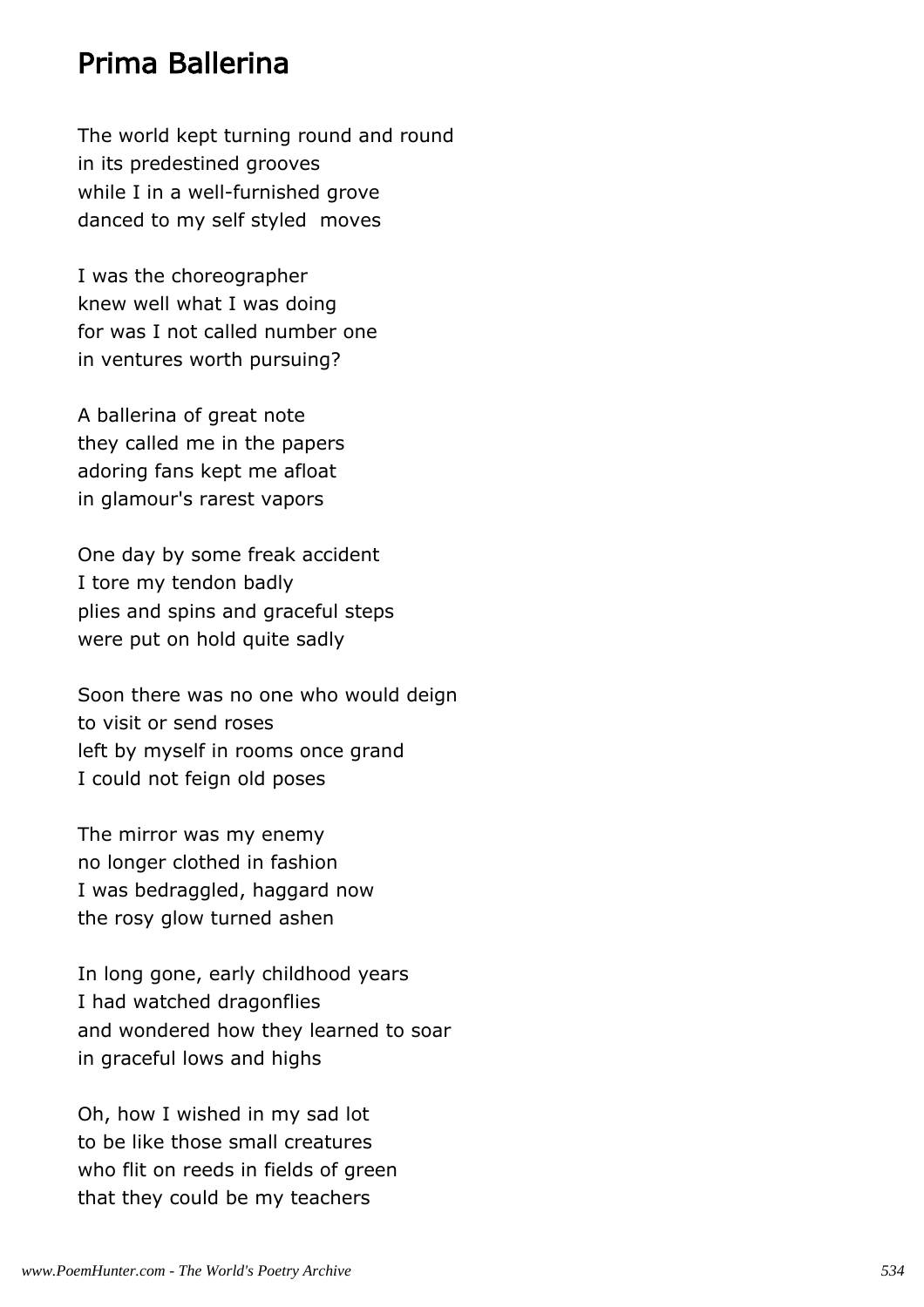# Prima Ballerina

The world kept turning round and round
in its predestined grooves
while I in a well-furnished grove
danced to my self styled  moves

I was the choreographer
knew well what I was doing
for was I not called number one
in ventures worth pursuing?

A ballerina of great note
they called me in the papers
adoring fans kept me afloat
in glamour's rarest vapors

One day by some freak accident
I tore my tendon badly
plies and spins and graceful steps
were put on hold quite sadly

Soon there was no one who would deign
to visit or send roses
left by myself in rooms once grand
I could not feign old poses

The mirror was my enemy
no longer clothed in fashion
I was bedraggled, haggard now
the rosy glow turned ashen

In long gone, early childhood years
I had watched dragonflies
and wondered how they learned to soar
in graceful lows and highs

Oh, how I wished in my sad lot
to be like those small creatures
who flit on reeds in fields of green
that they could be my teachers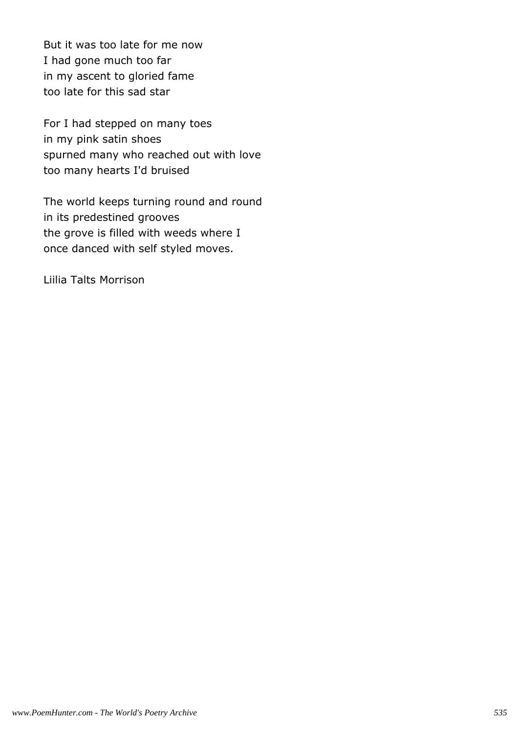But it was too late for me now
I had gone much too far
in my ascent to gloried fame
too late for this sad star

For I had stepped on many toes
in my pink satin shoes
spurned many who reached out with love
too many hearts I'd bruised

The world keeps turning round and round
in its predestined grooves
the grove is filled with weeds where I
once danced with self styled moves.

Liilia Talts Morrison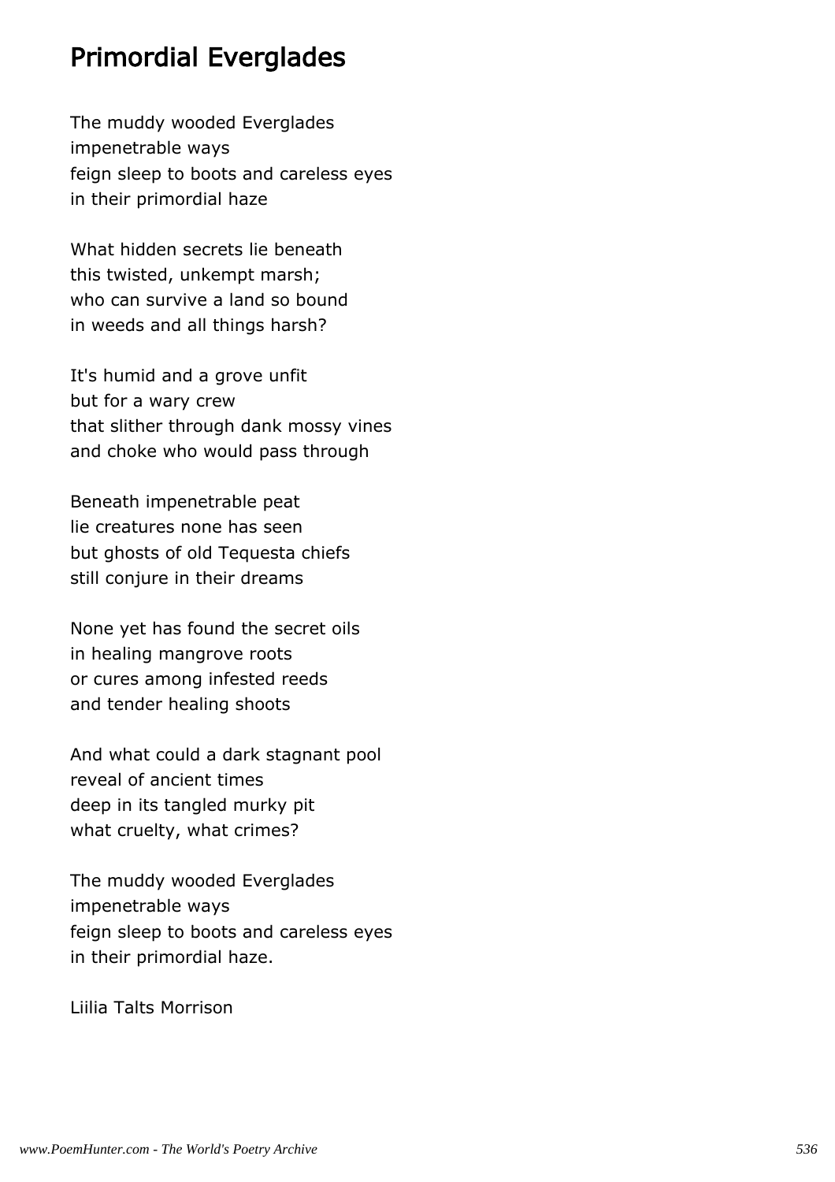## Primordial Everglades

The muddy wooded Everglades
impenetrable ways
feign sleep to boots and careless eyes
in their primordial haze

What hidden secrets lie beneath
this twisted, unkempt marsh;
who can survive a land so bound
in weeds and all things harsh?

It's humid and a grove unfit
but for a wary crew
that slither through dank mossy vines
and choke who would pass through

Beneath impenetrable peat
lie creatures none has seen
but ghosts of old Tequesta chiefs
still conjure in their dreams

None yet has found the secret oils
in healing mangrove roots
or cures among infested reeds
and tender healing shoots

And what could a dark stagnant pool
reveal of ancient times
deep in its tangled murky pit
what cruelty, what crimes?

The muddy wooded Everglades
impenetrable ways
feign sleep to boots and careless eyes
in their primordial haze.

Liilia Talts Morrison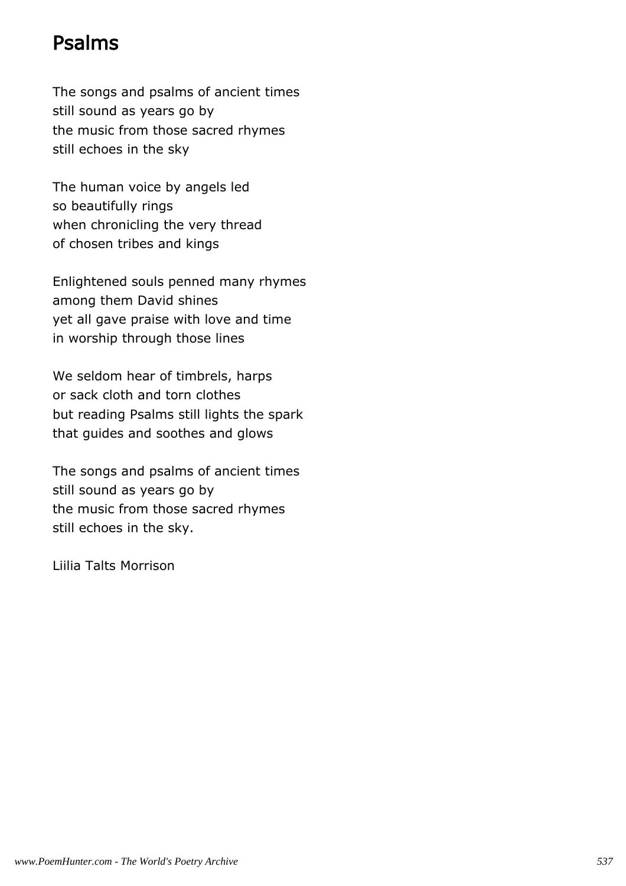# Psalms

The songs and psalms of ancient times
still sound as years go by
the music from those sacred rhymes
still echoes in the sky

The human voice by angels led
so beautifully rings
when chronicling the very thread
of chosen tribes and kings

Enlightened souls penned many rhymes
among them David shines
yet all gave praise with love and time
in worship through those lines

We seldom hear of timbrels, harps
or sack cloth and torn clothes
but reading Psalms still lights the spark
that guides and soothes and glows

The songs and psalms of ancient times
still sound as years go by
the music from those sacred rhymes
still echoes in the sky.

Liilia Talts Morrison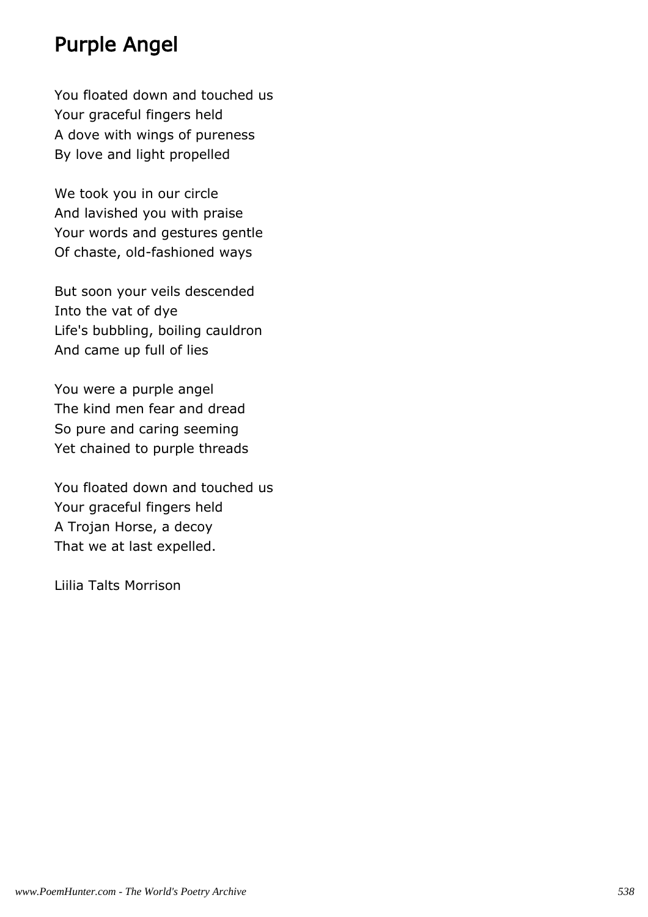# Purple Angel

You floated down and touched us
Your graceful fingers held
A dove with wings of pureness
By love and light propelled

We took you in our circle
And lavished you with praise
Your words and gestures gentle
Of chaste, old-fashioned ways

But soon your veils descended
Into the vat of dye
Life's bubbling, boiling cauldron
And came up full of lies

You were a purple angel
The kind men fear and dread
So pure and caring seeming
Yet chained to purple threads

You floated down and touched us
Your graceful fingers held
A Trojan Horse, a decoy
That we at last expelled.

Liilia Talts Morrison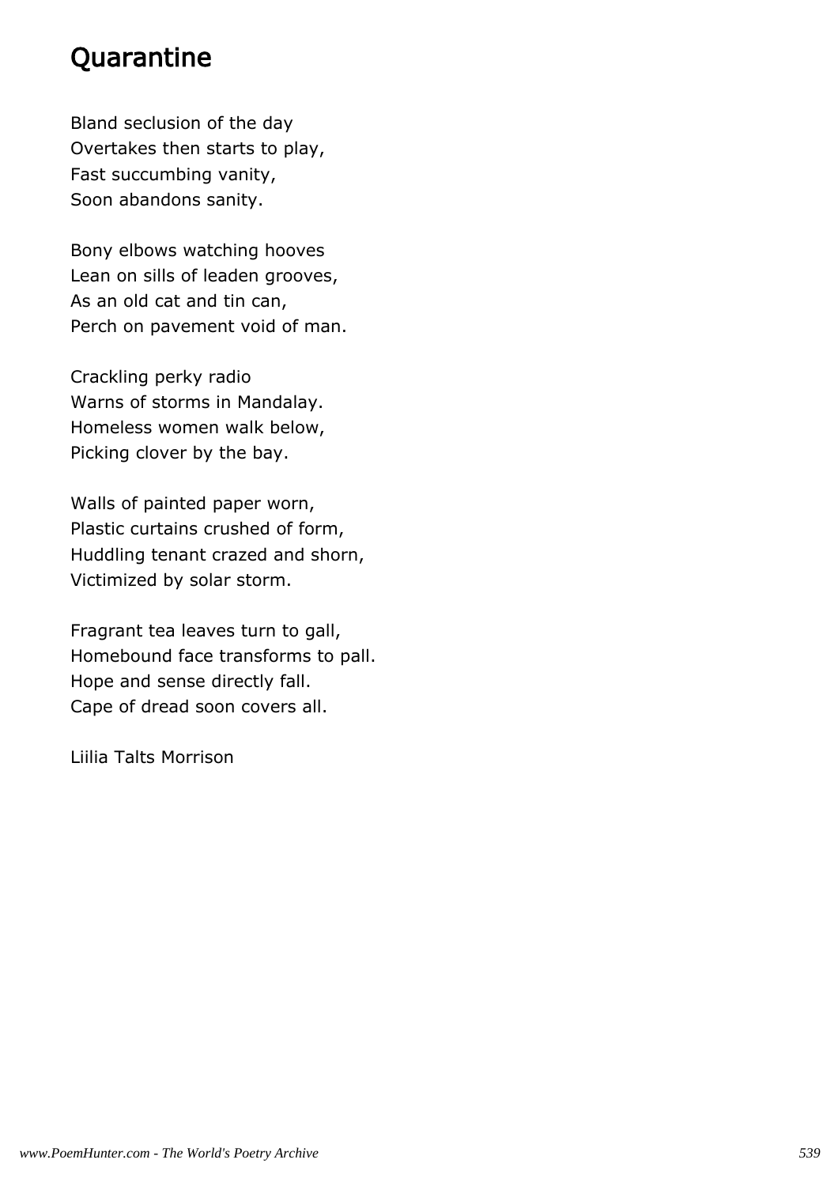# Quarantine

Bland seclusion of the day
Overtakes then starts to play,
Fast succumbing vanity,
Soon abandons sanity.

Bony elbows watching hooves
Lean on sills of leaden grooves,
As an old cat and tin can,
Perch on pavement void of man.

Crackling perky radio
Warns of storms in Mandalay.
Homeless women walk below,
Picking clover by the bay.

Walls of painted paper worn,
Plastic curtains crushed of form,
Huddling tenant crazed and shorn,
Victimized by solar storm.

Fragrant tea leaves turn to gall,
Homebound face transforms to pall.
Hope and sense directly fall.
Cape of dread soon covers all.

Liilia Talts Morrison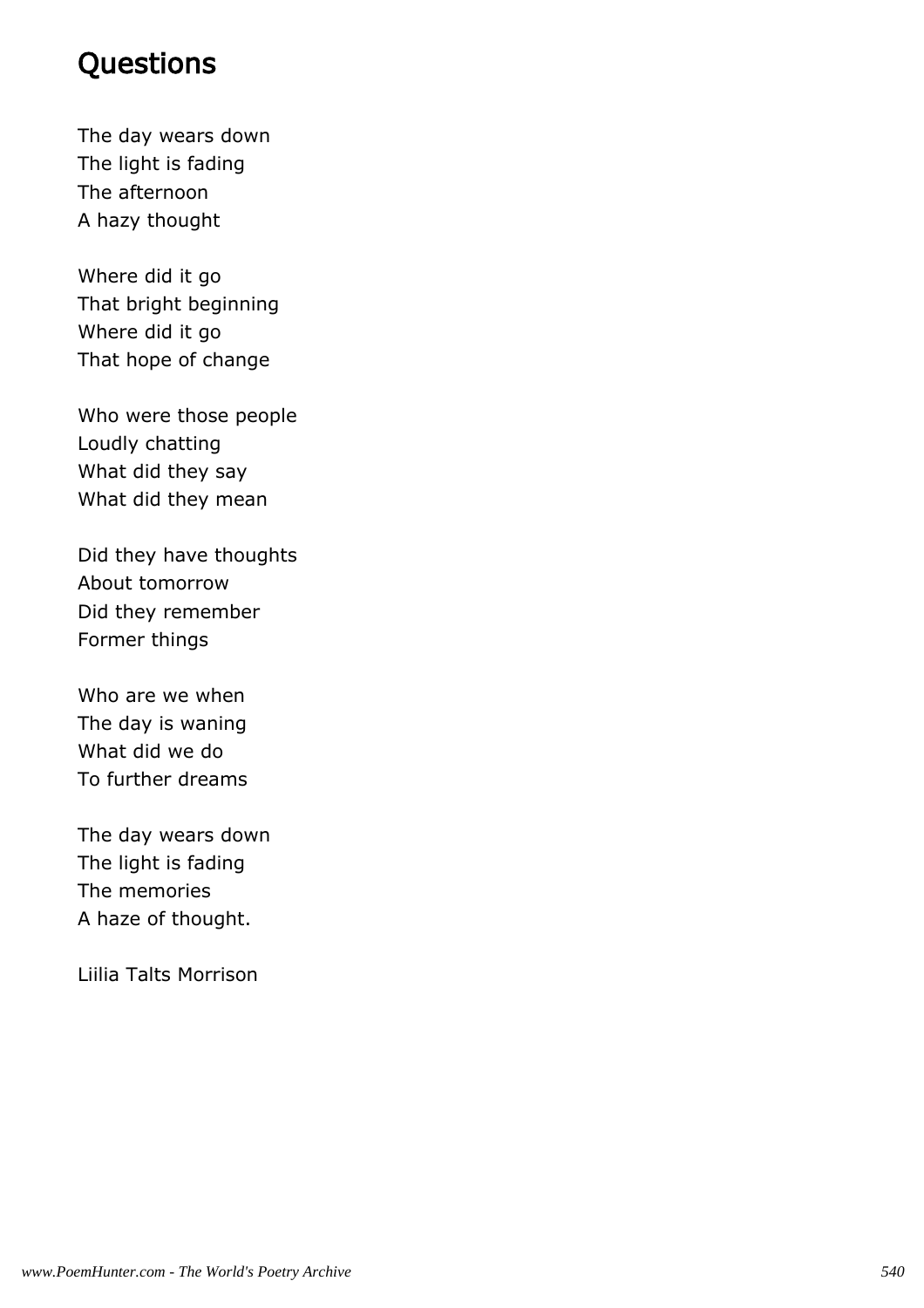# Questions

The day wears down
The light is fading
The afternoon
A hazy thought

Where did it go
That bright beginning
Where did it go
That hope of change

Who were those people
Loudly chatting
What did they say
What did they mean

Did they have thoughts
About tomorrow
Did they remember
Former things

Who are we when
The day is waning
What did we do
To further dreams

The day wears down
The light is fading
The memories
A haze of thought.

Liilia Talts Morrison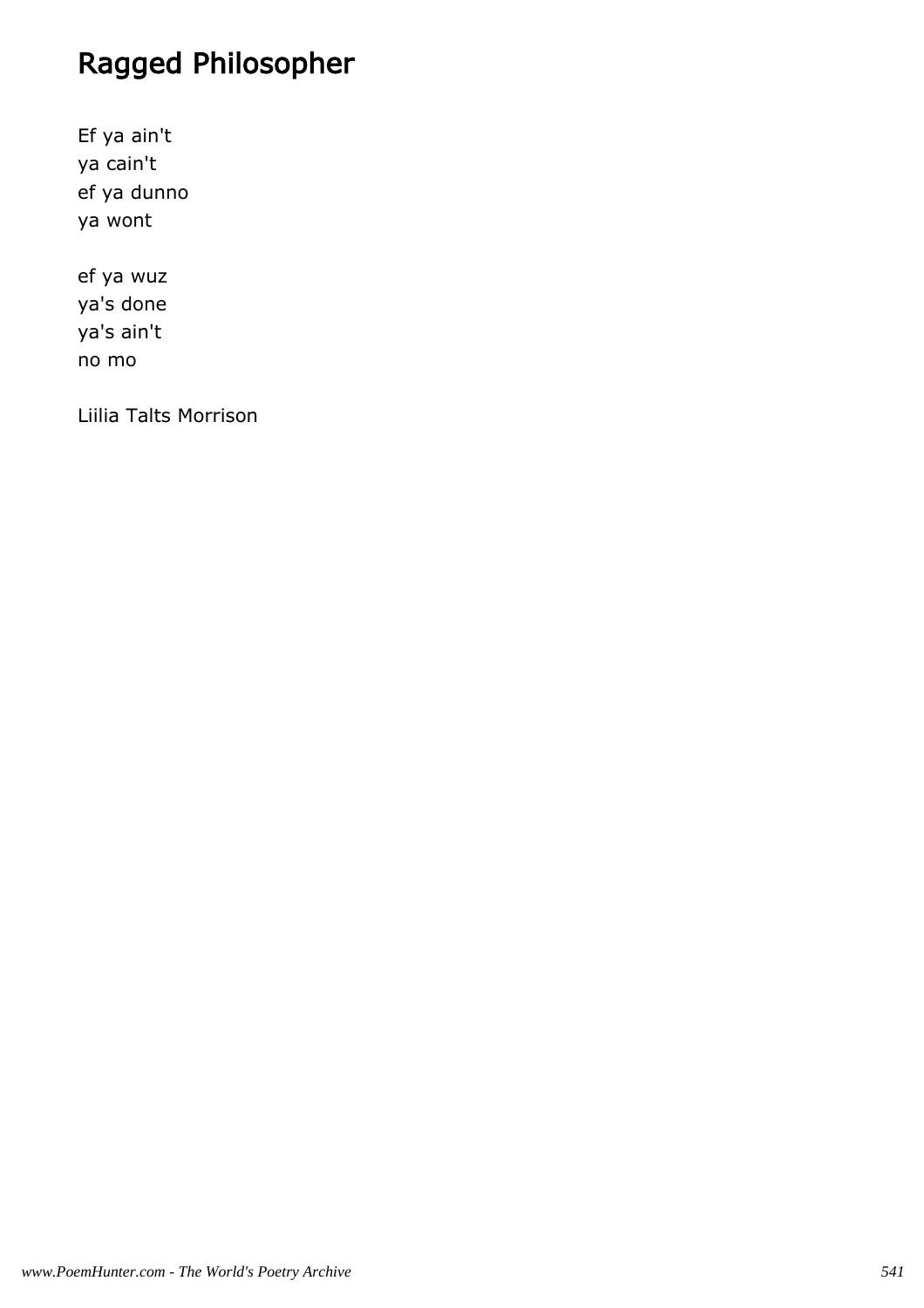# Ragged Philosopher

Ef ya ain't
ya cain't
ef ya dunno
ya wont

ef ya wuz
ya's done
ya's ain't
no mo

Liilia Talts Morrison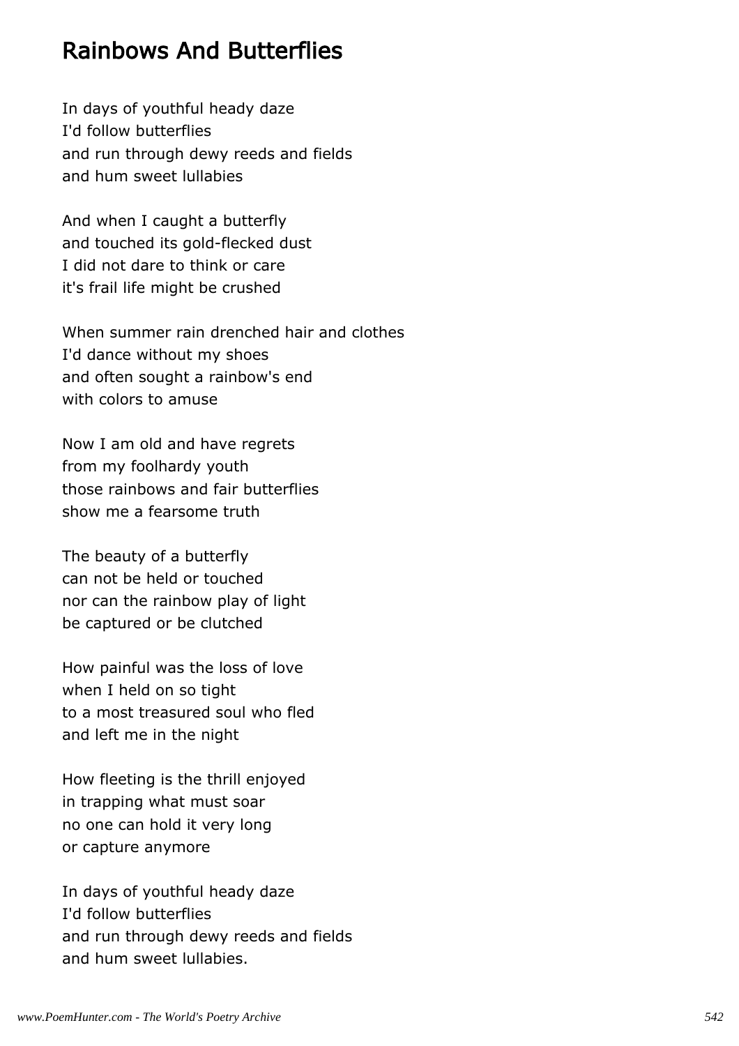# Rainbows And Butterflies

In days of youthful heady daze
I'd follow butterflies
and run through dewy reeds and fields
and hum sweet lullabies

And when I caught a butterfly
and touched its gold-flecked dust
I did not dare to think or care
it's frail life might be crushed

When summer rain drenched hair and clothes
I'd dance without my shoes
and often sought a rainbow's end
with colors to amuse

Now I am old and have regrets
from my foolhardy youth
those rainbows and fair butterflies
show me a fearsome truth

The beauty of a butterfly
can not be held or touched
nor can the rainbow play of light
be captured or be clutched

How painful was the loss of love
when I held on so tight
to a most treasured soul who fled
and left me in the night

How fleeting is the thrill enjoyed
in trapping what must soar
no one can hold it very long
or capture anymore

In days of youthful heady daze
I'd follow butterflies
and run through dewy reeds and fields
and hum sweet lullabies.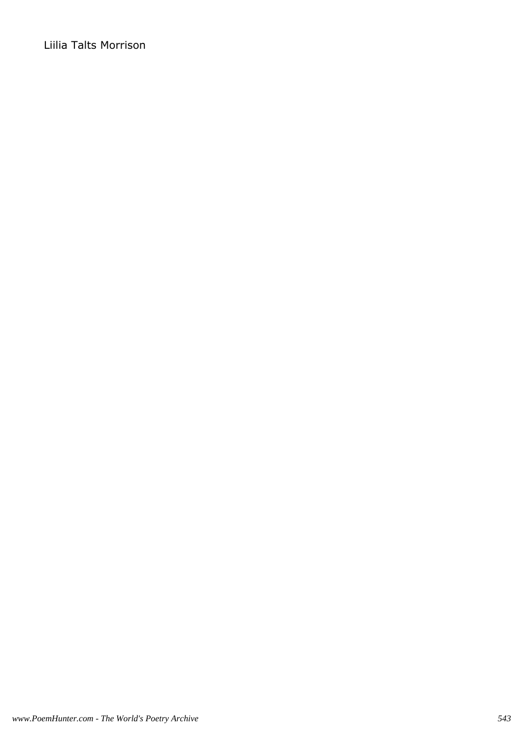Liilia Talts Morrison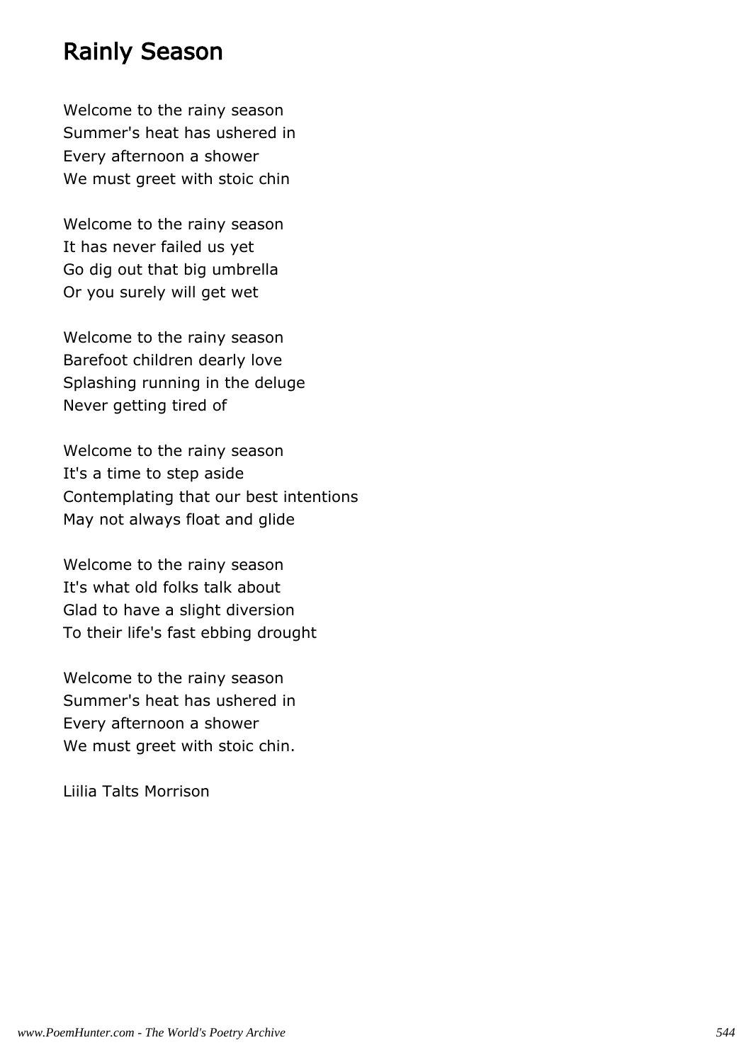## Rainly Season

Welcome to the rainy season
Summer's heat has ushered in
Every afternoon a shower
We must greet with stoic chin

Welcome to the rainy season
It has never failed us yet
Go dig out that big umbrella
Or you surely will get wet

Welcome to the rainy season
Barefoot children dearly love
Splashing running in the deluge
Never getting tired of

Welcome to the rainy season
It's a time to step aside
Contemplating that our best intentions
May not always float and glide

Welcome to the rainy season
It's what old folks talk about
Glad to have a slight diversion
To their life's fast ebbing drought

Welcome to the rainy season
Summer's heat has ushered in
Every afternoon a shower
We must greet with stoic chin.

Liilia Talts Morrison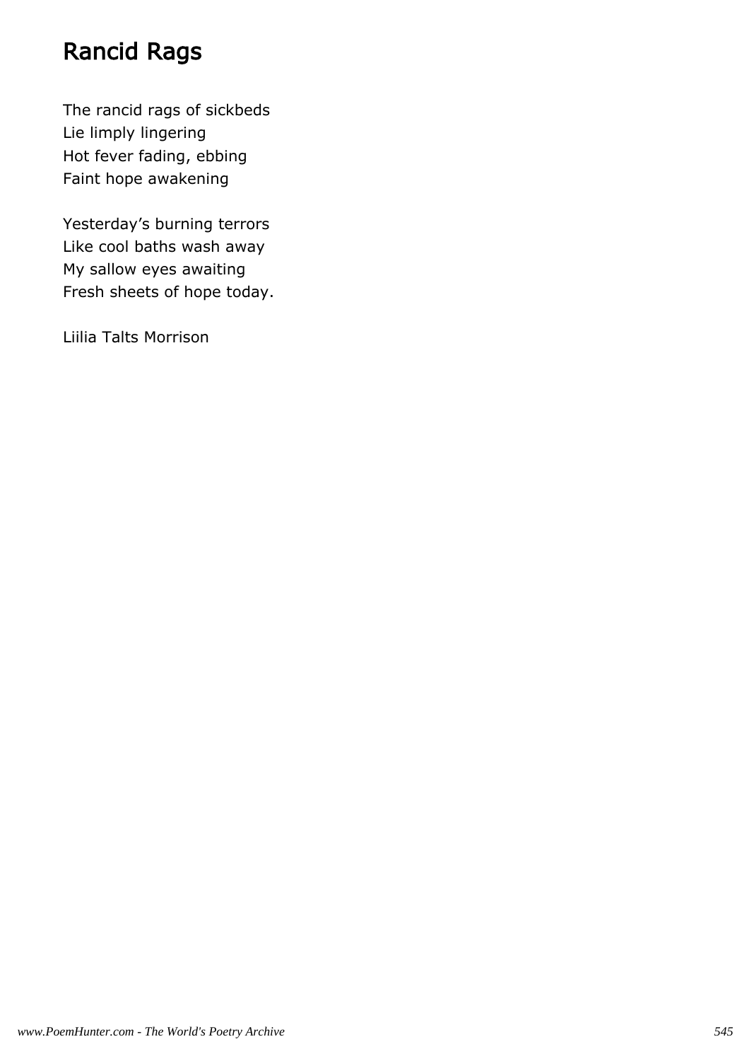# Rancid Rags

The rancid rags of sickbeds
Lie limply lingering
Hot fever fading, ebbing
Faint hope awakening

Yesterday's burning terrors
Like cool baths wash away
My sallow eyes awaiting
Fresh sheets of hope today.

Liilia Talts Morrison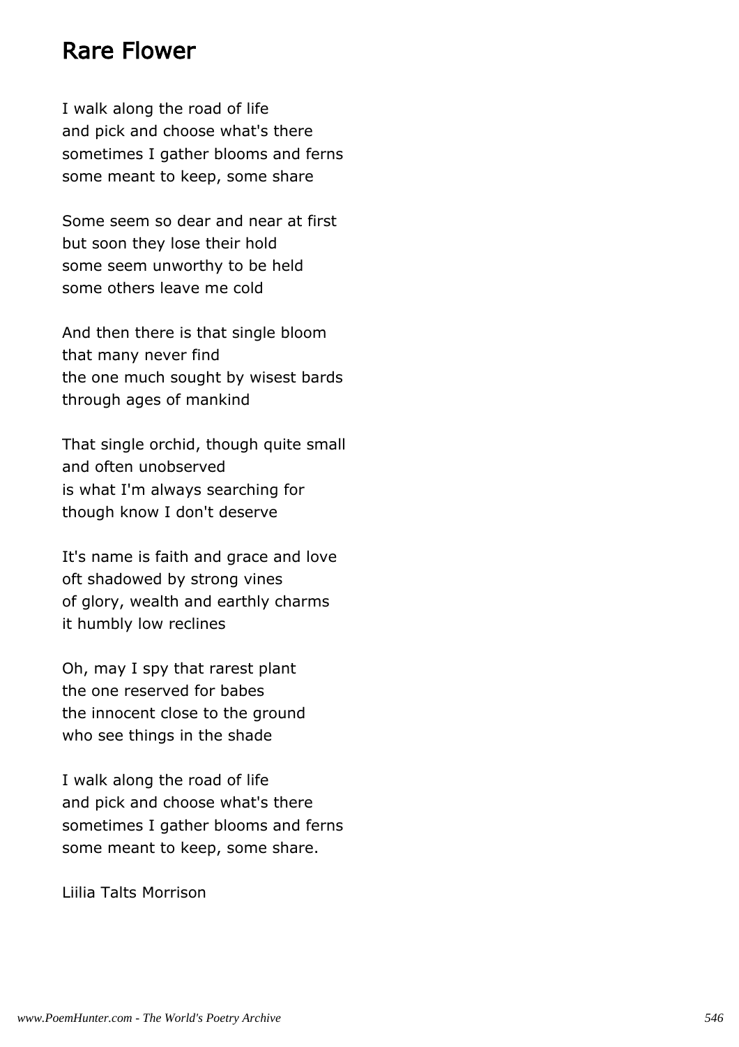# Rare Flower

I walk along the road of life
and pick and choose what's there
sometimes I gather blooms and ferns
some meant to keep, some share

Some seem so dear and near at first
but soon they lose their hold
some seem unworthy to be held
some others leave me cold

And then there is that single bloom
that many never find
the one much sought by wisest bards
through ages of mankind

That single orchid, though quite small
and often unobserved
is what I'm always searching for
though know I don't deserve

It's name is faith and grace and love
oft shadowed by strong vines
of glory, wealth and earthly charms
it humbly low reclines

Oh, may I spy that rarest plant
the one reserved for babes
the innocent close to the ground
who see things in the shade

I walk along the road of life
and pick and choose what's there
sometimes I gather blooms and ferns
some meant to keep, some share.

Liilia Talts Morrison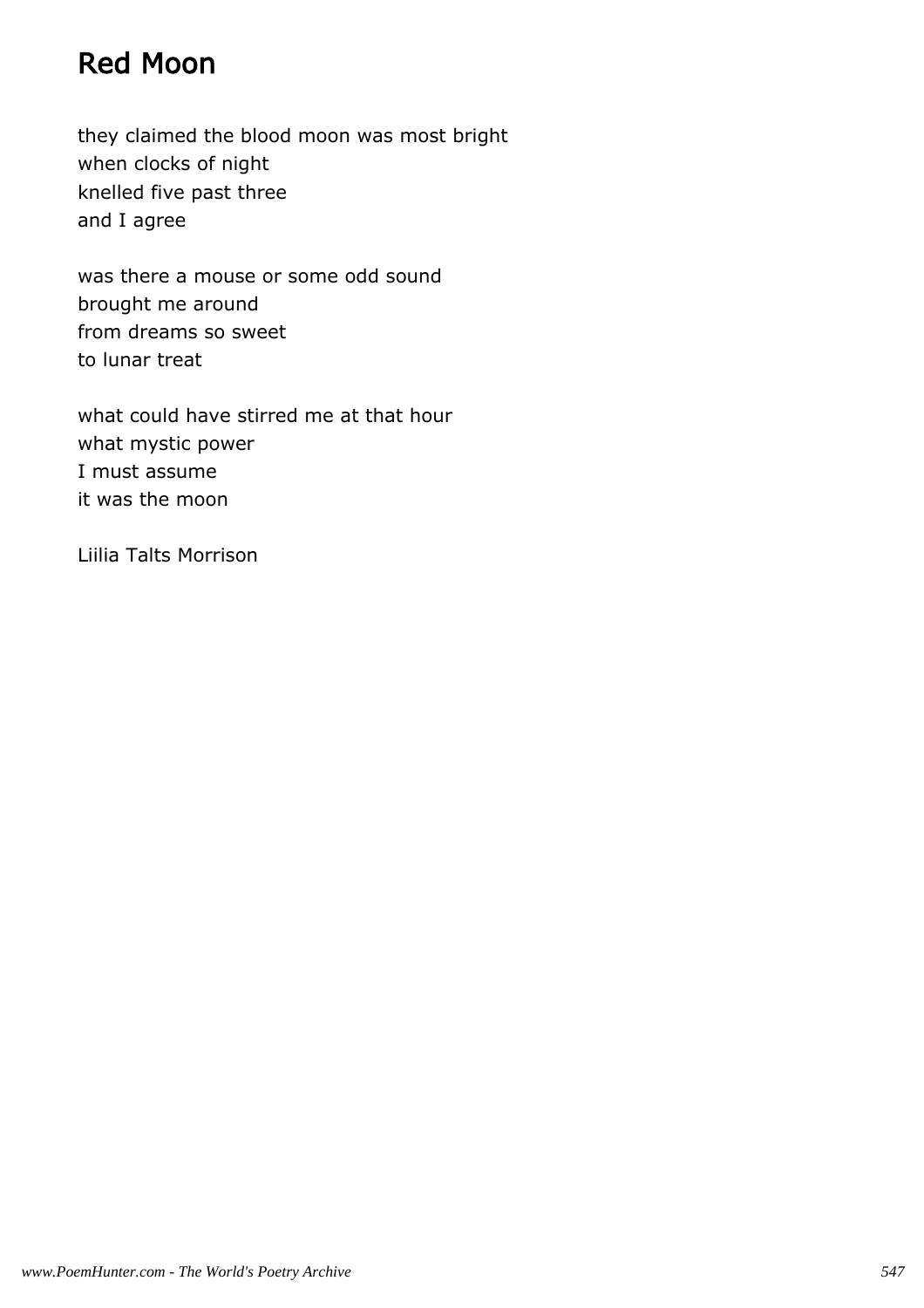# Red Moon

they claimed the blood moon was most bright
when clocks of night
knelled five past three
and I agree

was there a mouse or some odd sound
brought me around
from dreams so sweet
to lunar treat

what could have stirred me at that hour
what mystic power
I must assume
it was the moon

Liilia Talts Morrison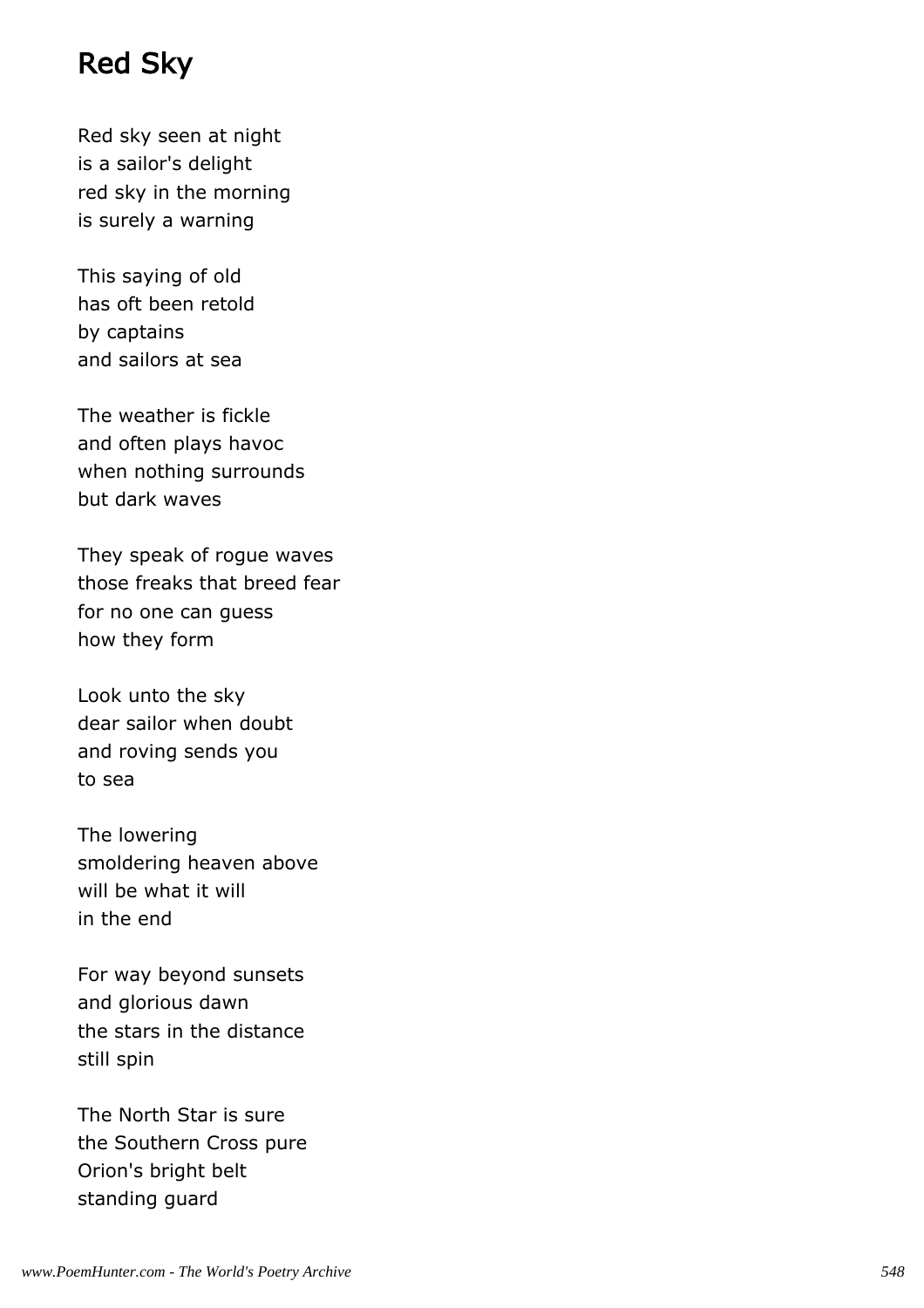# Red Sky

Red sky seen at night
is a sailor's delight
red sky in the morning
is surely a warning

This saying of old
has oft been retold
by captains
and sailors at sea

The weather is fickle
and often plays havoc
when nothing surrounds
but dark waves

They speak of rogue waves
those freaks that breed fear
for no one can guess
how they form

Look unto the sky
dear sailor when doubt
and roving sends you
to sea

The lowering
smoldering heaven above
will be what it will
in the end

For way beyond sunsets
and glorious dawn
the stars in the distance
still spin

The North Star is sure
the Southern Cross pure
Orion's bright belt
standing guard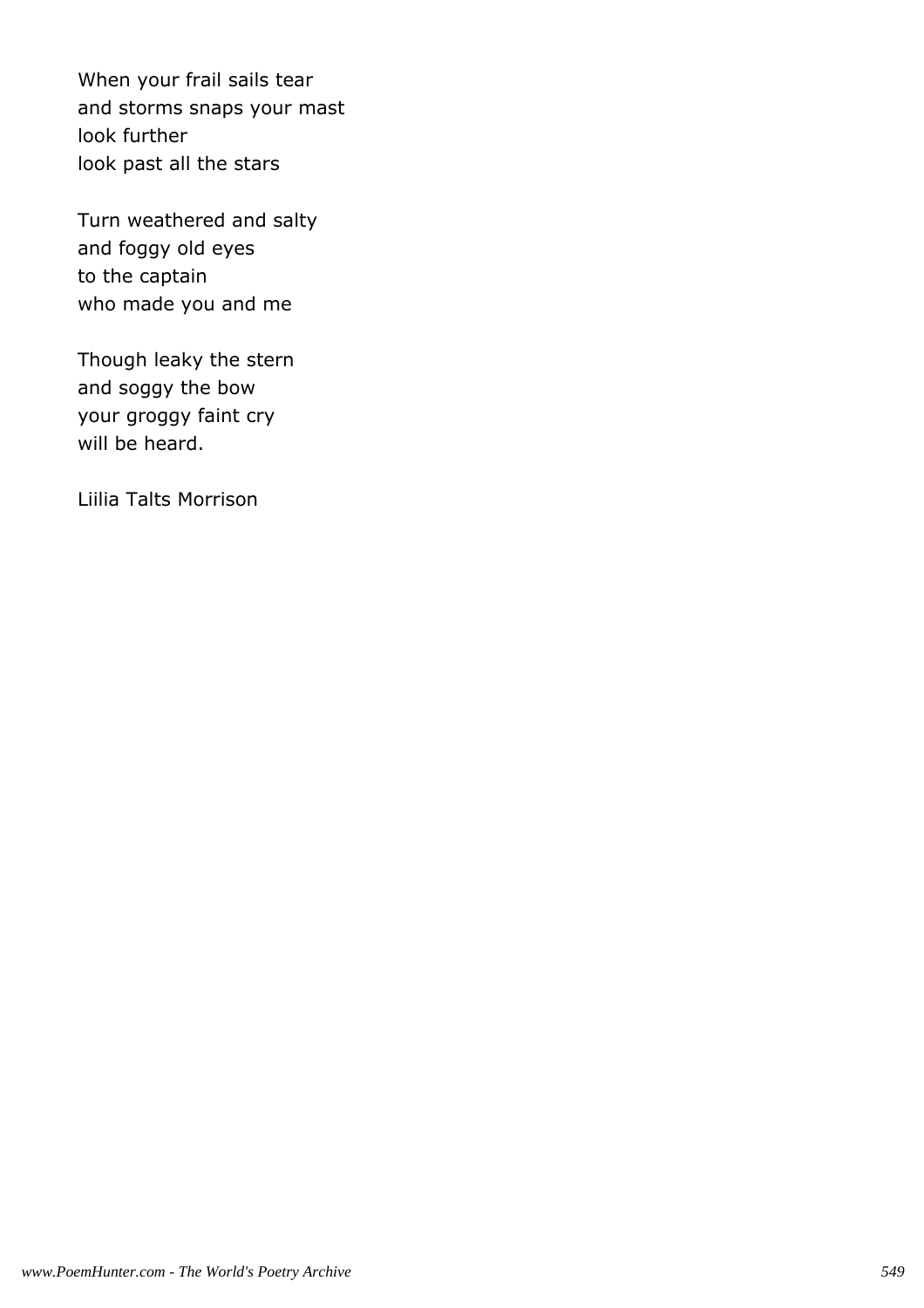When your frail sails tear
and storms snaps your mast
look further
look past all the stars

Turn weathered and salty
and foggy old eyes
to the captain
who made you and me

Though leaky the stern
and soggy the bow
your groggy faint cry
will be heard.

Liilia Talts Morrison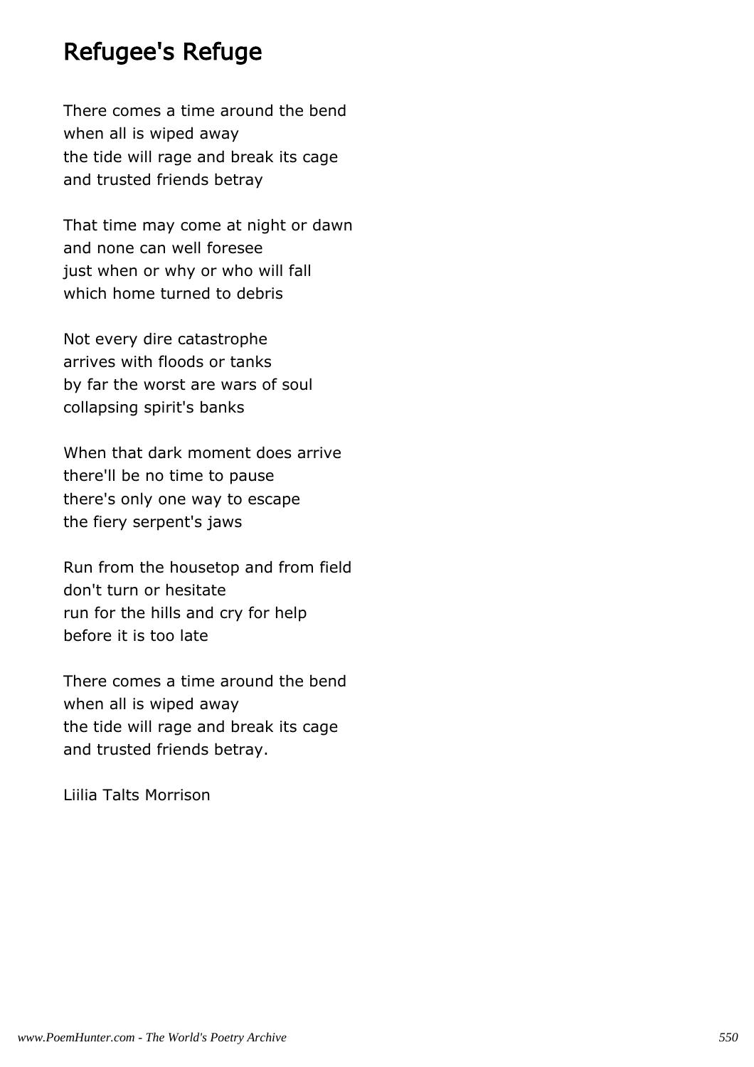# Refugee's Refuge

There comes a time around the bend
when all is wiped away
the tide will rage and break its cage
and trusted friends betray

That time may come at night or dawn
and none can well foresee
just when or why or who will fall
which home turned to debris

Not every dire catastrophe
arrives with floods or tanks
by far the worst are wars of soul
collapsing spirit's banks

When that dark moment does arrive
there'll be no time to pause
there's only one way to escape
the fiery serpent's jaws

Run from the housetop and from field
don't turn or hesitate
run for the hills and cry for help
before it is too late

There comes a time around the bend
when all is wiped away
the tide will rage and break its cage
and trusted friends betray.

Liilia Talts Morrison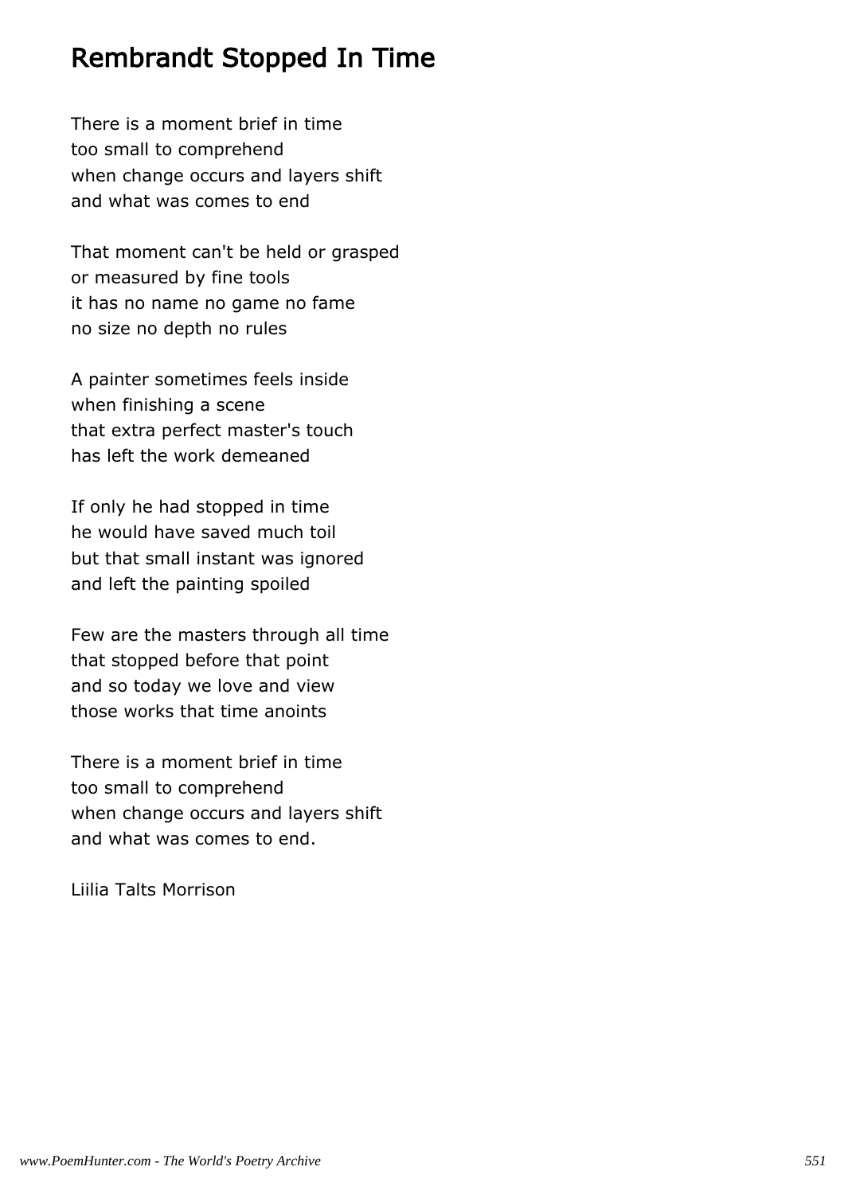# Rembrandt Stopped In Time

There is a moment brief in time
too small to comprehend
when change occurs and layers shift
and what was comes to end

That moment can't be held or grasped
or measured by fine tools
it has no name no game no fame
no size no depth no rules

A painter sometimes feels inside
when finishing a scene
that extra perfect master's touch
has left the work demeaned

If only he had stopped in time
he would have saved much toil
but that small instant was ignored
and left the painting spoiled

Few are the masters through all time
that stopped before that point
and so today we love and view
those works that time anoints

There is a moment brief in time
too small to comprehend
when change occurs and layers shift
and what was comes to end.

Liilia Talts Morrison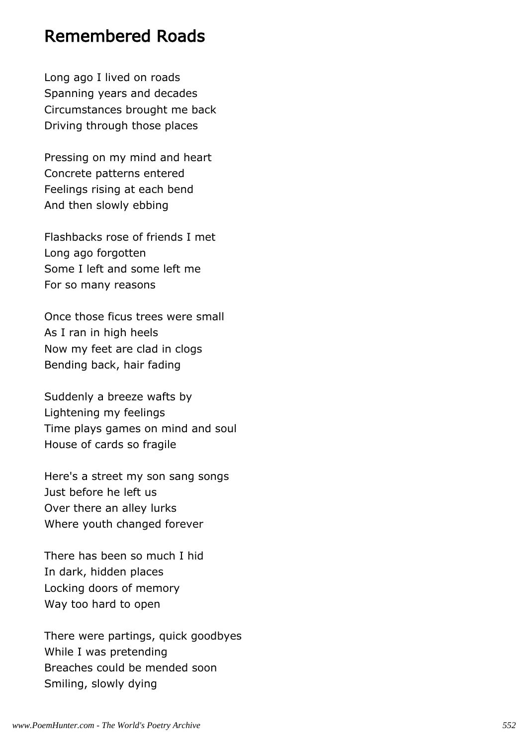## Remembered Roads

Long ago I lived on roads
Spanning years and decades
Circumstances brought me back
Driving through those places

Pressing on my mind and heart
Concrete patterns entered
Feelings rising at each bend
And then slowly ebbing

Flashbacks rose of friends I met
Long ago forgotten
Some I left and some left me
For so many reasons

Once those ficus trees were small
As I ran in high heels
Now my feet are clad in clogs
Bending back, hair fading

Suddenly a breeze wafts by
Lightening my feelings
Time plays games on mind and soul
House of cards so fragile

Here's a street my son sang songs
Just before he left us
Over there an alley lurks
Where youth changed forever

There has been so much I hid
In dark, hidden places
Locking doors of memory
Way too hard to open

There were partings, quick goodbyes
While I was pretending
Breaches could be mended soon
Smiling, slowly dying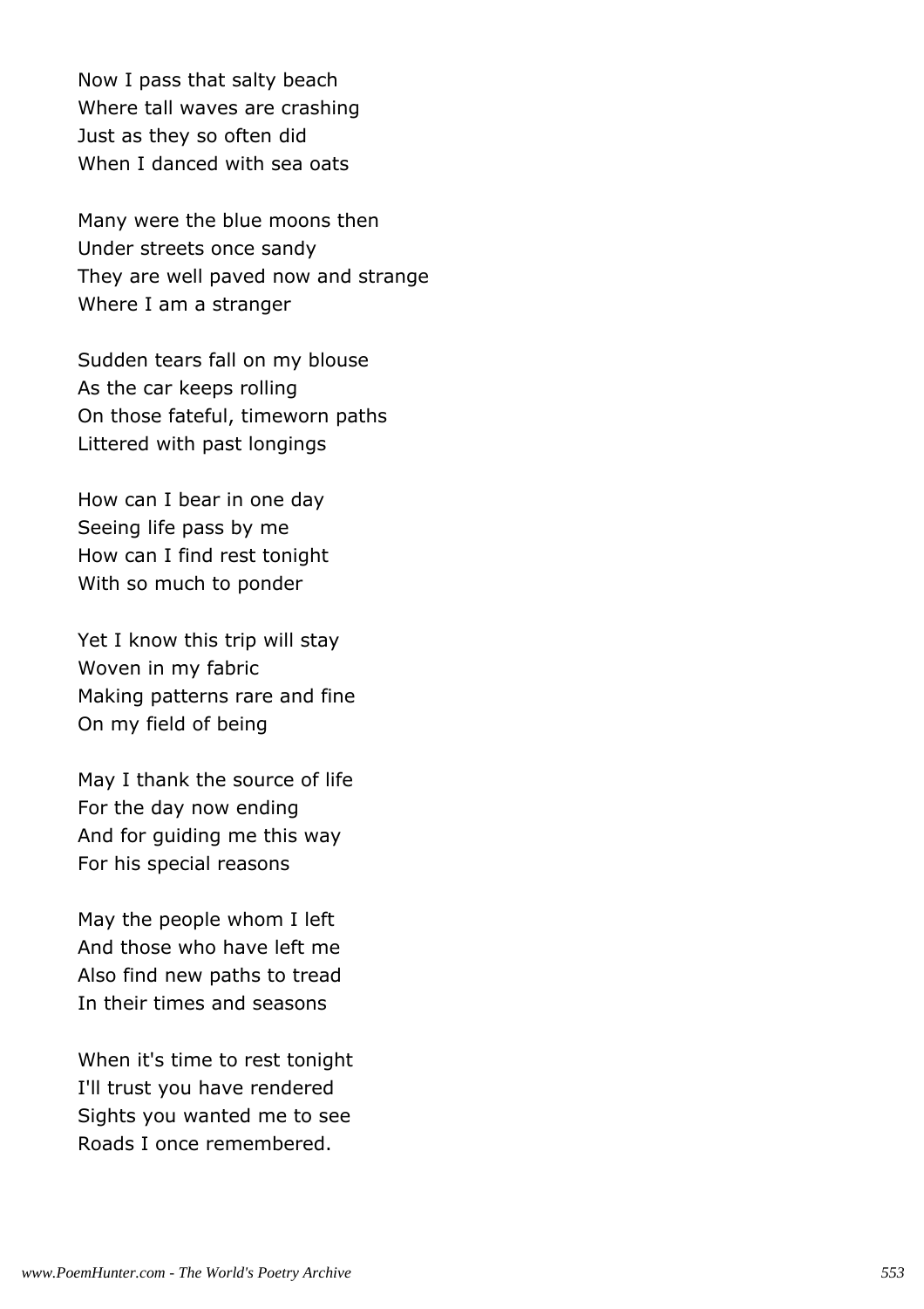Now I pass that salty beach  
Where tall waves are crashing  
Just as they so often did  
When I danced with sea oats

Many were the blue moons then  
Under streets once sandy  
They are well paved now and strange  
Where I am a stranger

Sudden tears fall on my blouse  
As the car keeps rolling  
On those fateful, timeworn paths  
Littered with past longings

How can I bear in one day  
Seeing life pass by me  
How can I find rest tonight  
With so much to ponder

Yet I know this trip will stay  
Woven in my fabric  
Making patterns rare and fine  
On my field of being

May I thank the source of life  
For the day now ending  
And for guiding me this way  
For his special reasons

May the people whom I left  
And those who have left me  
Also find new paths to tread  
In their times and seasons

When it's time to rest tonight  
I'll trust you have rendered  
Sights you wanted me to see  
Roads I once remembered.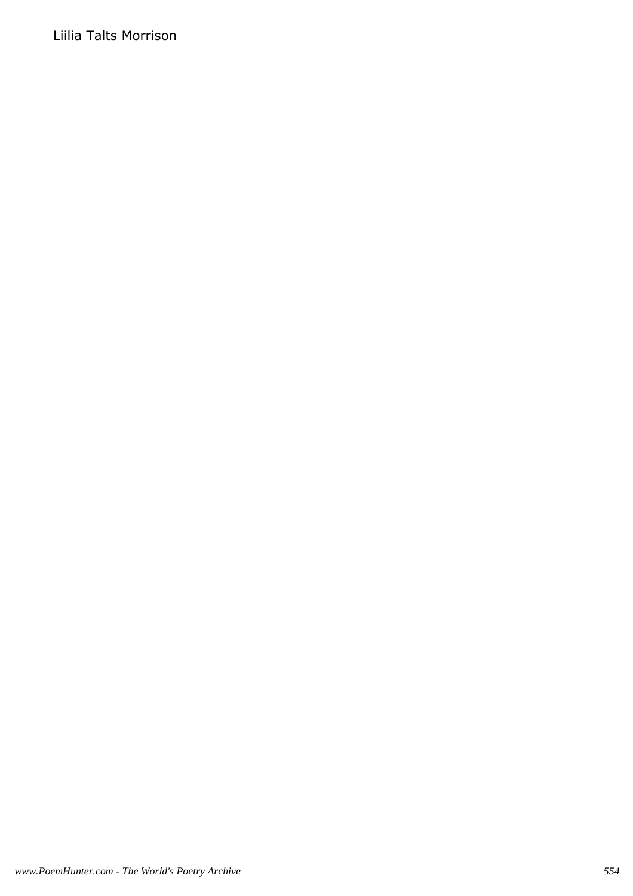Liilia Talts Morrison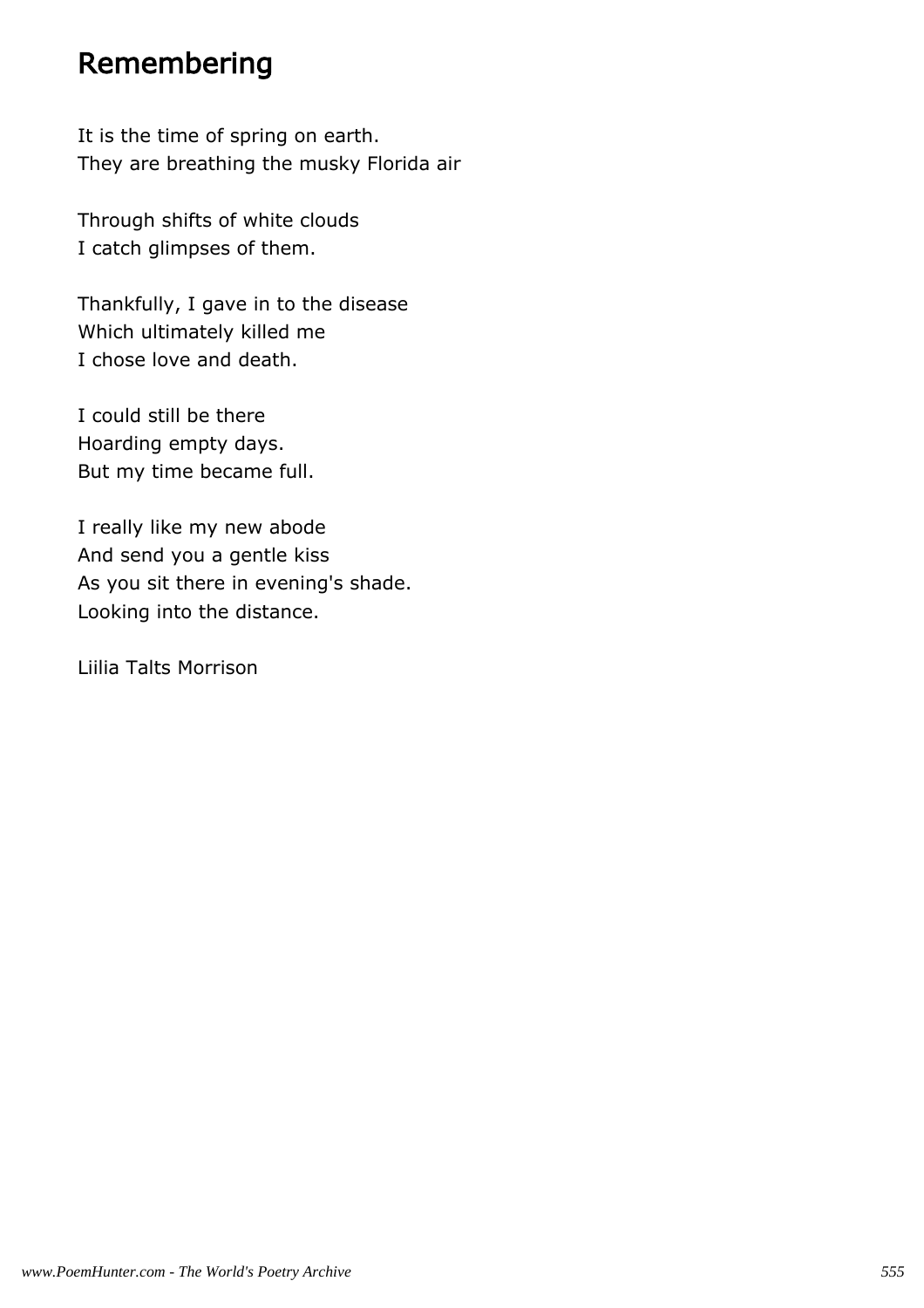# Remembering

It is the time of spring on earth.
They are breathing the musky Florida air

Through shifts of white clouds
I catch glimpses of them.

Thankfully, I gave in to the disease
Which ultimately killed me
I chose love and death.

I could still be there
Hoarding empty days.
But my time became full.

I really like my new abode
And send you a gentle kiss
As you sit there in evening's shade.
Looking into the distance.

Liilia Talts Morrison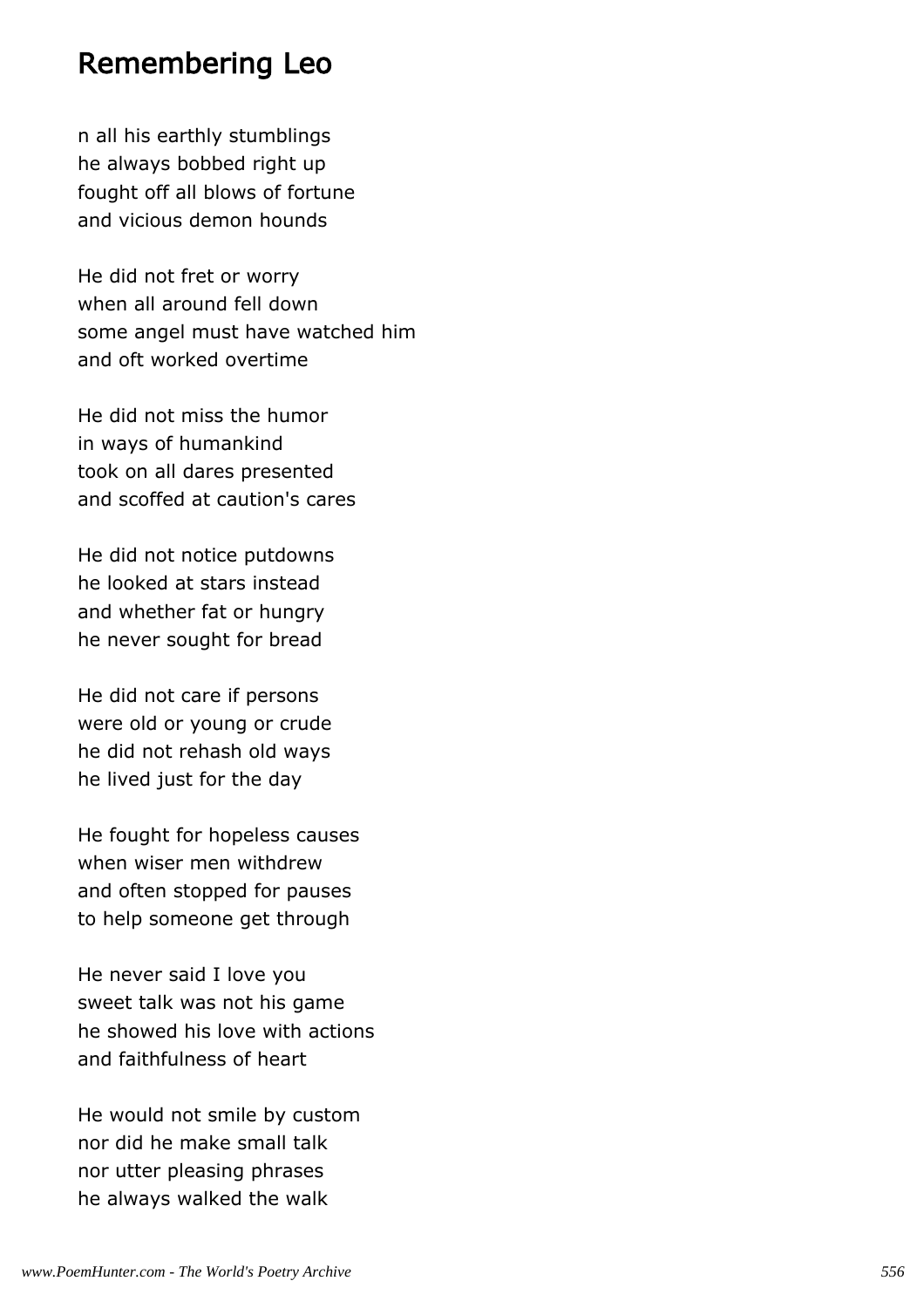# Remembering Leo

n all his earthly stumblings
he always bobbed right up
fought off all blows of fortune
and vicious demon hounds

He did not fret or worry
when all around fell down
some angel must have watched him
and oft worked overtime

He did not miss the humor
in ways of humankind
took on all dares presented
and scoffed at caution's cares

He did not notice putdowns
he looked at stars instead
and whether fat or hungry
he never sought for bread

He did not care if persons
were old or young or crude
he did not rehash old ways
he lived just for the day

He fought for hopeless causes
when wiser men withdrew
and often stopped for pauses
to help someone get through

He never said I love you
sweet talk was not his game
he showed his love with actions
and faithfulness of heart

He would not smile by custom
nor did he make small talk
nor utter pleasing phrases
he always walked the walk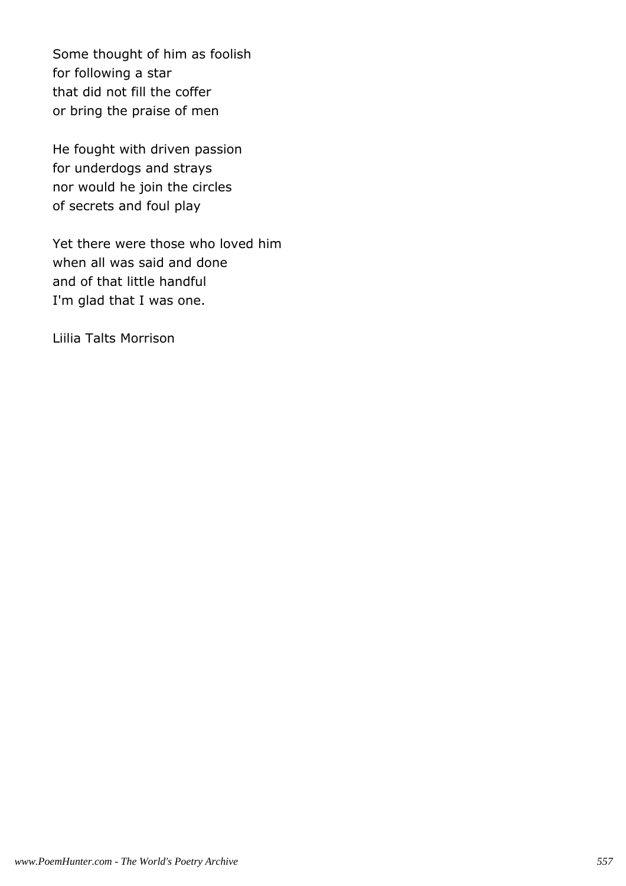Some thought of him as foolish
for following a star
that did not fill the coffer
or bring the praise of men

He fought with driven passion
for underdogs and strays
nor would he join the circles
of secrets and foul play

Yet there were those who loved him
when all was said and done
and of that little handful
I'm glad that I was one.

Liilia Talts Morrison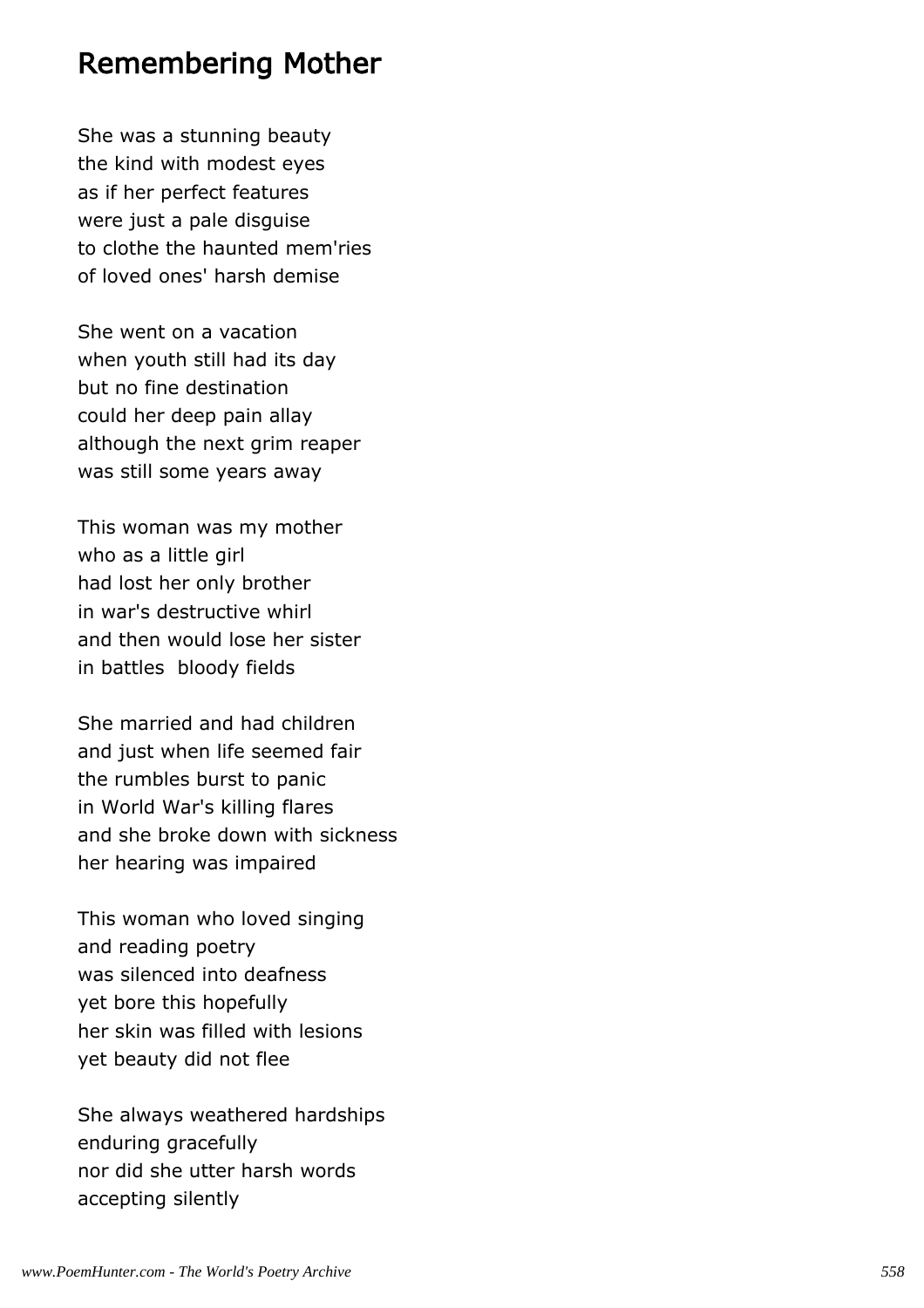# Remembering Mother

She was a stunning beauty
the kind with modest eyes
as if her perfect features
were just a pale disguise
to clothe the haunted mem'ries
of loved ones' harsh demise

She went on a vacation
when youth still had its day
but no fine destination
could her deep pain allay
although the next grim reaper
was still some years away

This woman was my mother
who as a little girl
had lost her only brother
in war's destructive whirl
and then would lose her sister
in battles  bloody fields

She married and had children
and just when life seemed fair
the rumbles burst to panic
in World War's killing flares
and she broke down with sickness
her hearing was impaired

This woman who loved singing
and reading poetry
was silenced into deafness
yet bore this hopefully
her skin was filled with lesions
yet beauty did not flee

She always weathered hardships
enduring gracefully
nor did she utter harsh words
accepting silently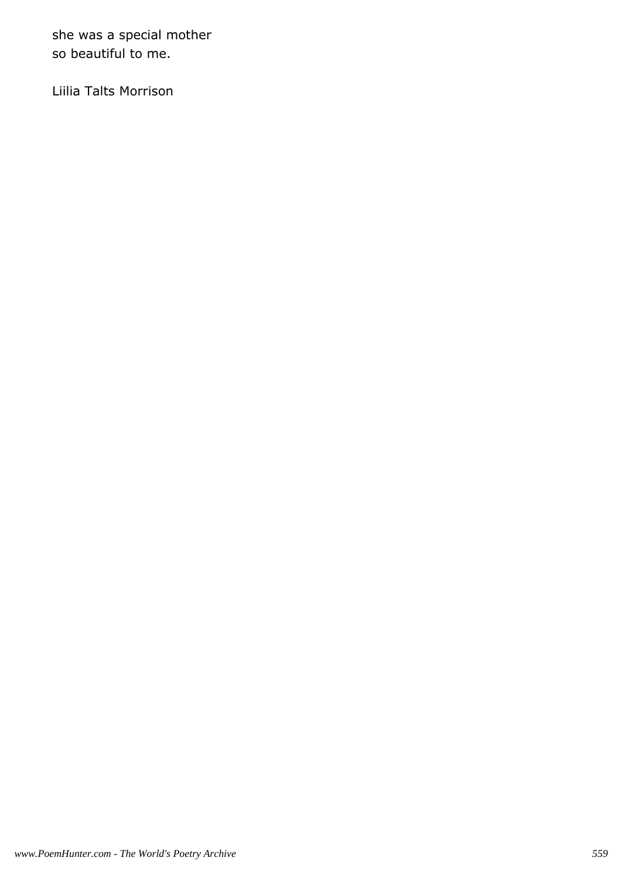she was a special mother
so beautiful to me.

Liilia Talts Morrison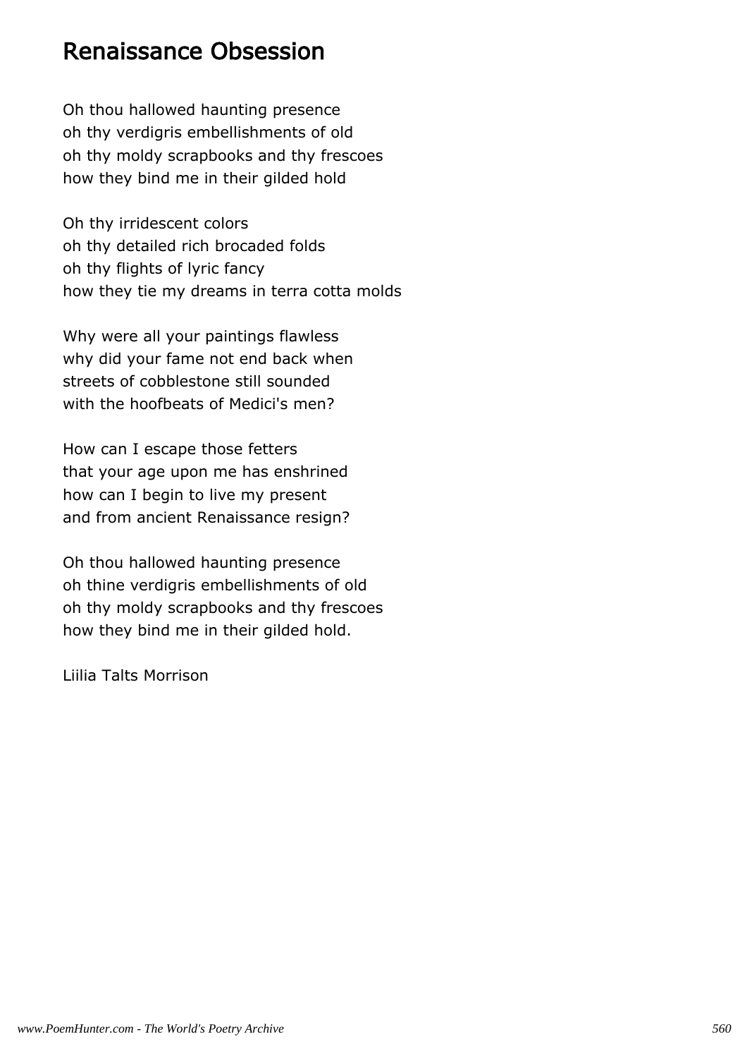## Renaissance Obsession

Oh thou hallowed haunting presence
oh thy verdigris embellishments of old
oh thy moldy scrapbooks and thy frescoes
how they bind me in their gilded hold

Oh thy irridescent colors
oh thy detailed rich brocaded folds
oh thy flights of lyric fancy
how they tie my dreams in terra cotta molds

Why were all your paintings flawless
why did your fame not end back when
streets of cobblestone still sounded
with the hoofbeats of Medici's men?

How can I escape those fetters
that your age upon me has enshrined
how can I begin to live my present
and from ancient Renaissance resign?

Oh thou hallowed haunting presence
oh thine verdigris embellishments of old
oh thy moldy scrapbooks and thy frescoes
how they bind me in their gilded hold.

Liilia Talts Morrison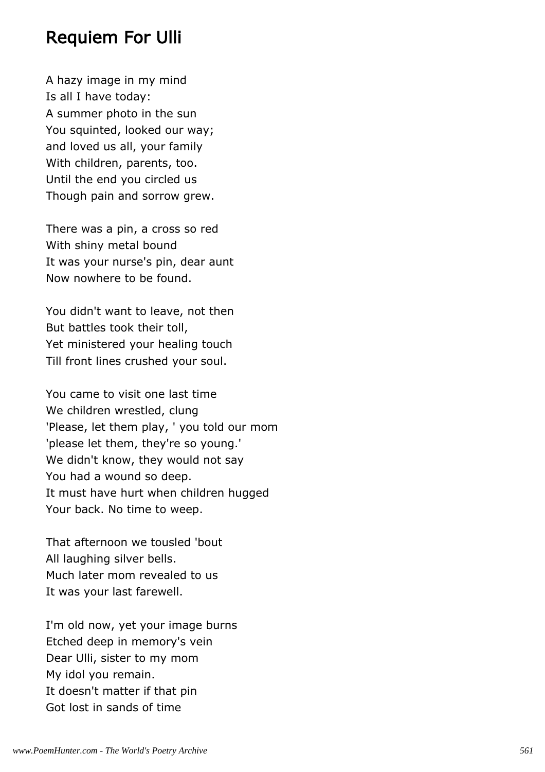# Requiem For Ulli

A hazy image in my mind
Is all I have today:
A summer photo in the sun
You squinted, looked our way;
and loved us all, your family
With children, parents, too.
Until the end you circled us
Though pain and sorrow grew.

There was a pin, a cross so red
With shiny metal bound
It was your nurse's pin, dear aunt
Now nowhere to be found.

You didn't want to leave, not then
But battles took their toll,
Yet ministered your healing touch
Till front lines crushed your soul.

You came to visit one last time
We children wrestled, clung
'Please, let them play, ' you told our mom
'please let them, they're so young.'
We didn't know, they would not say
You had a wound so deep.
It must have hurt when children hugged
Your back. No time to weep.

That afternoon we tousled 'bout
All laughing silver bells.
Much later mom revealed to us
It was your last farewell.

I'm old now, yet your image burns
Etched deep in memory's vein
Dear Ulli, sister to my mom
My idol you remain.
It doesn't matter if that pin
Got lost in sands of time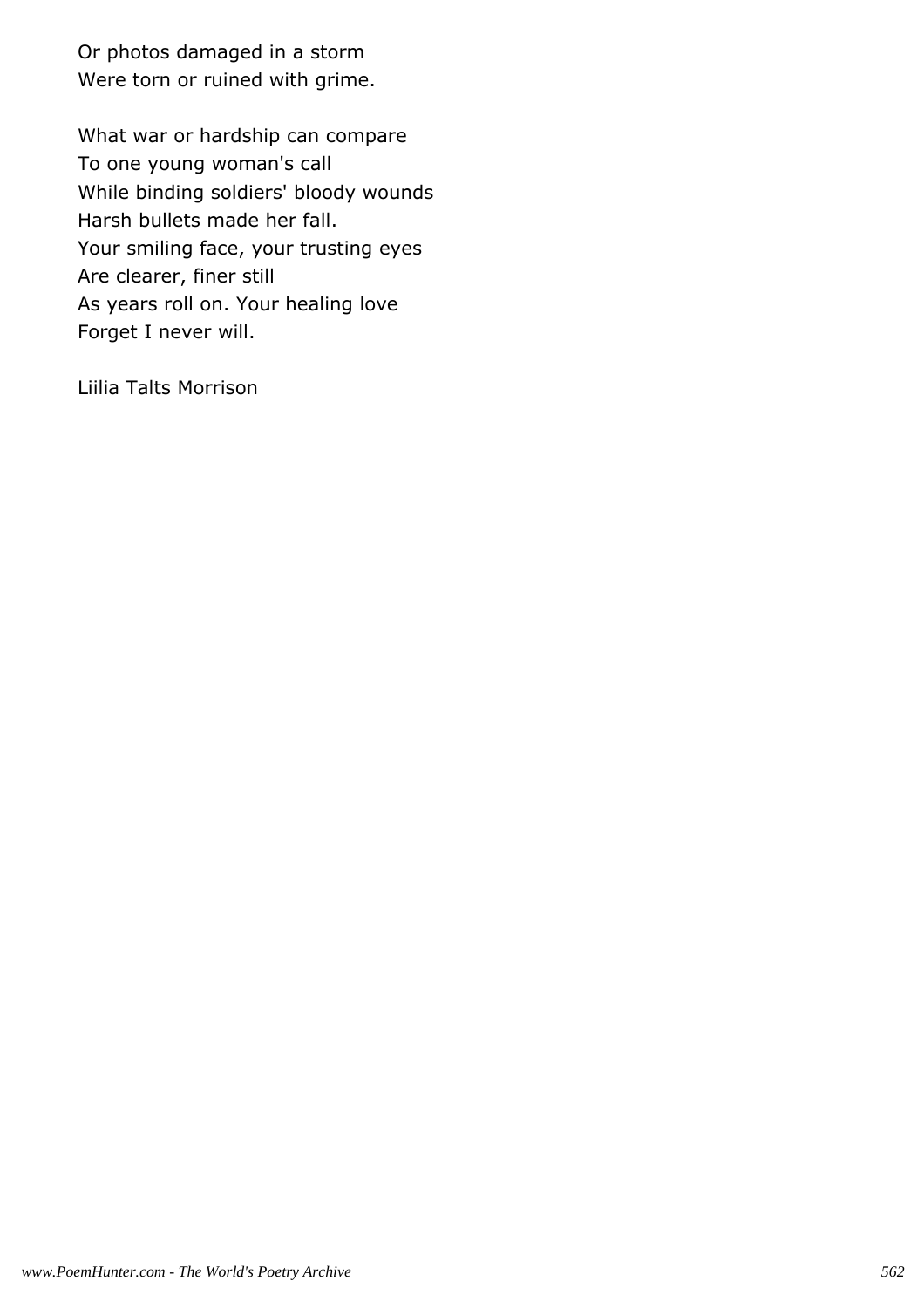Or photos damaged in a storm
Were torn or ruined with grime.

What war or hardship can compare
To one young woman's call
While binding soldiers' bloody wounds
Harsh bullets made her fall.
Your smiling face, your trusting eyes
Are clearer, finer still
As years roll on. Your healing love
Forget I never will.

Liilia Talts Morrison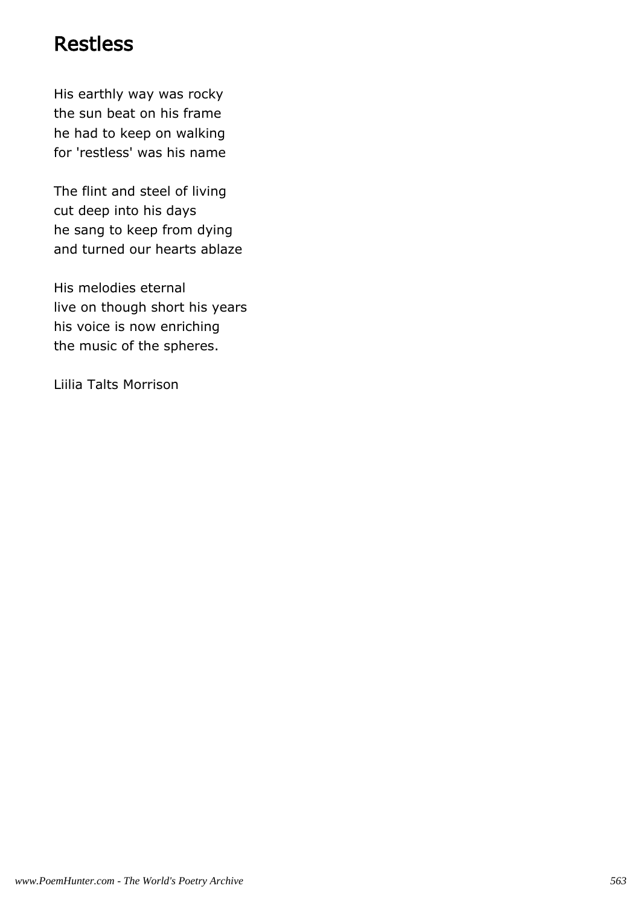# Restless

His earthly way was rocky
the sun beat on his frame
he had to keep on walking
for 'restless' was his name

The flint and steel of living
cut deep into his days
he sang to keep from dying
and turned our hearts ablaze

His melodies eternal
live on though short his years
his voice is now enriching
the music of the spheres.

Liilia Talts Morrison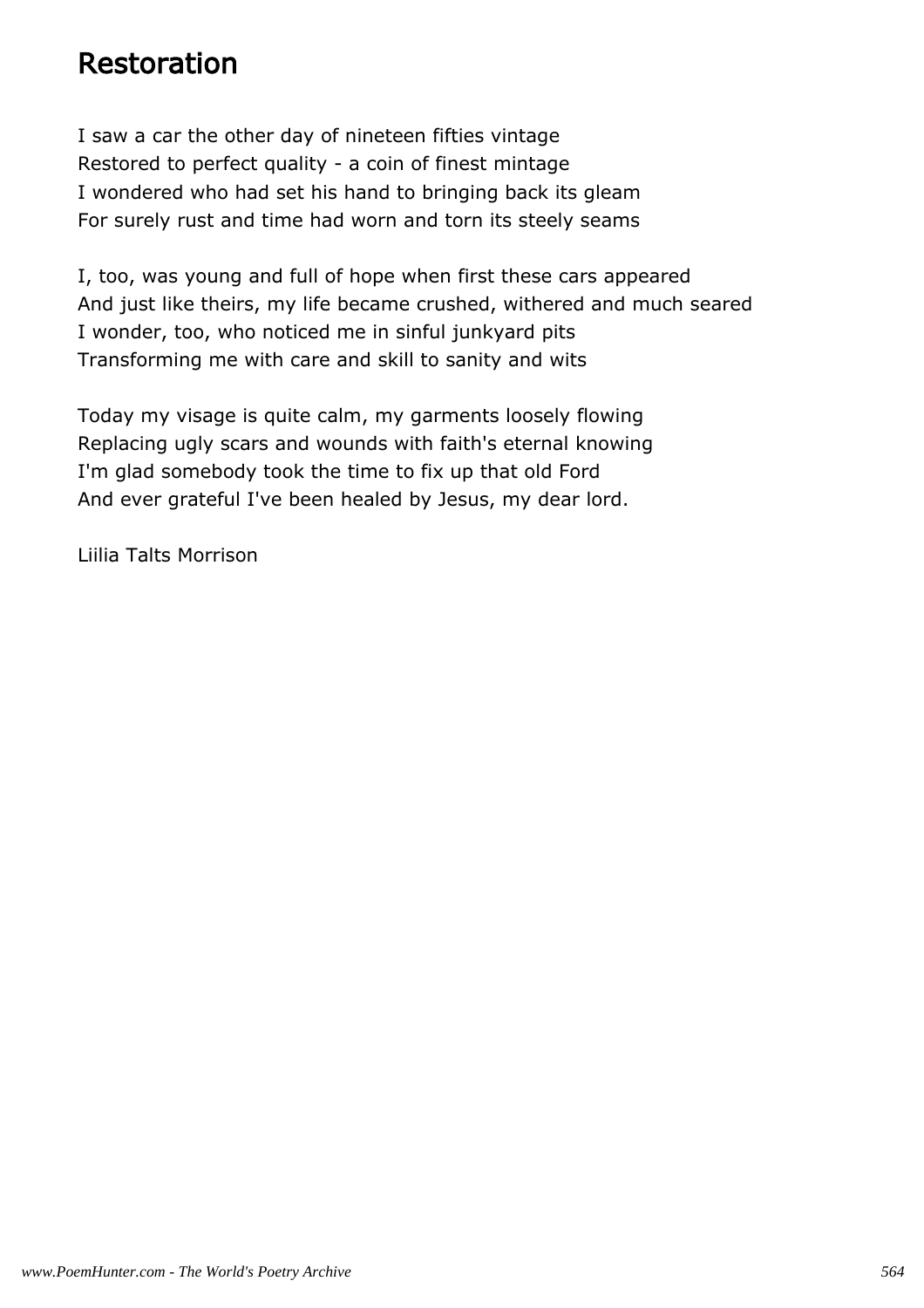## Restoration

I saw a car the other day of nineteen fifties vintage
Restored to perfect quality - a coin of finest mintage
I wondered who had set his hand to bringing back its gleam
For surely rust and time had worn and torn its steely seams

I, too, was young and full of hope when first these cars appeared
And just like theirs, my life became crushed, withered and much seared
I wonder, too, who noticed me in sinful junkyard pits
Transforming me with care and skill to sanity and wits

Today my visage is quite calm, my garments loosely flowing
Replacing ugly scars and wounds with faith's eternal knowing
I'm glad somebody took the time to fix up that old Ford
And ever grateful I've been healed by Jesus, my dear lord.

Liilia Talts Morrison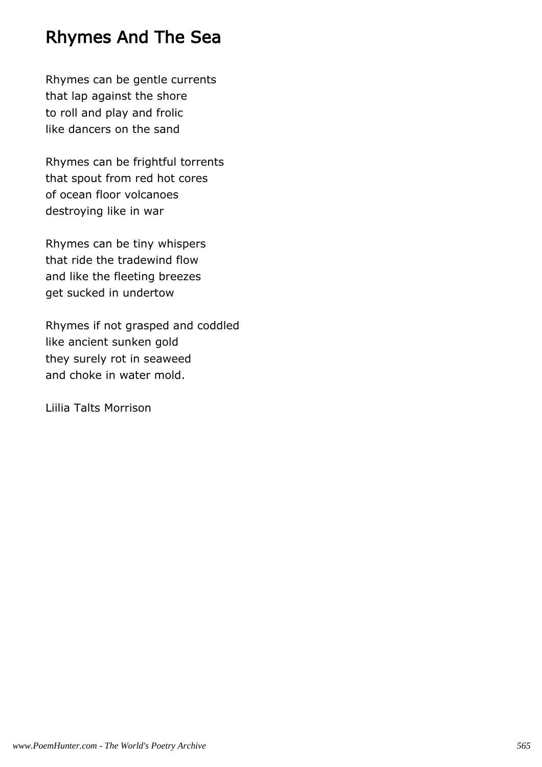# Rhymes And The Sea

Rhymes can be gentle currents
that lap against the shore
to roll and play and frolic
like dancers on the sand

Rhymes can be frightful torrents
that spout from red hot cores
of ocean floor volcanoes
destroying like in war

Rhymes can be tiny whispers
that ride the tradewind flow
and like the fleeting breezes
get sucked in undertow

Rhymes if not grasped and coddled
like ancient sunken gold
they surely rot in seaweed
and choke in water mold.

Liilia Talts Morrison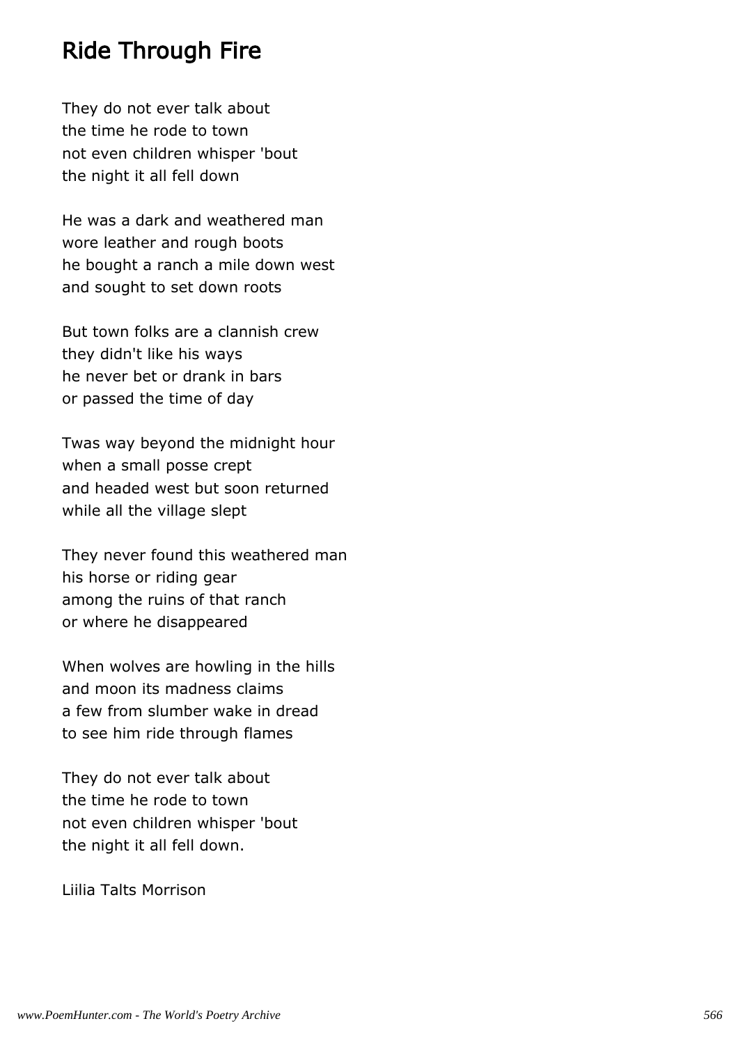## Ride Through Fire

They do not ever talk about
the time he rode to town
not even children whisper 'bout
the night it all fell down

He was a dark and weathered man
wore leather and rough boots
he bought a ranch a mile down west
and sought to set down roots

But town folks are a clannish crew
they didn't like his ways
he never bet or drank in bars
or passed the time of day

Twas way beyond the midnight hour
when a small posse crept
and headed west but soon returned
while all the village slept

They never found this weathered man
his horse or riding gear
among the ruins of that ranch
or where he disappeared

When wolves are howling in the hills
and moon its madness claims
a few from slumber wake in dread
to see him ride through flames

They do not ever talk about
the time he rode to town
not even children whisper 'bout
the night it all fell down.

Liilia Talts Morrison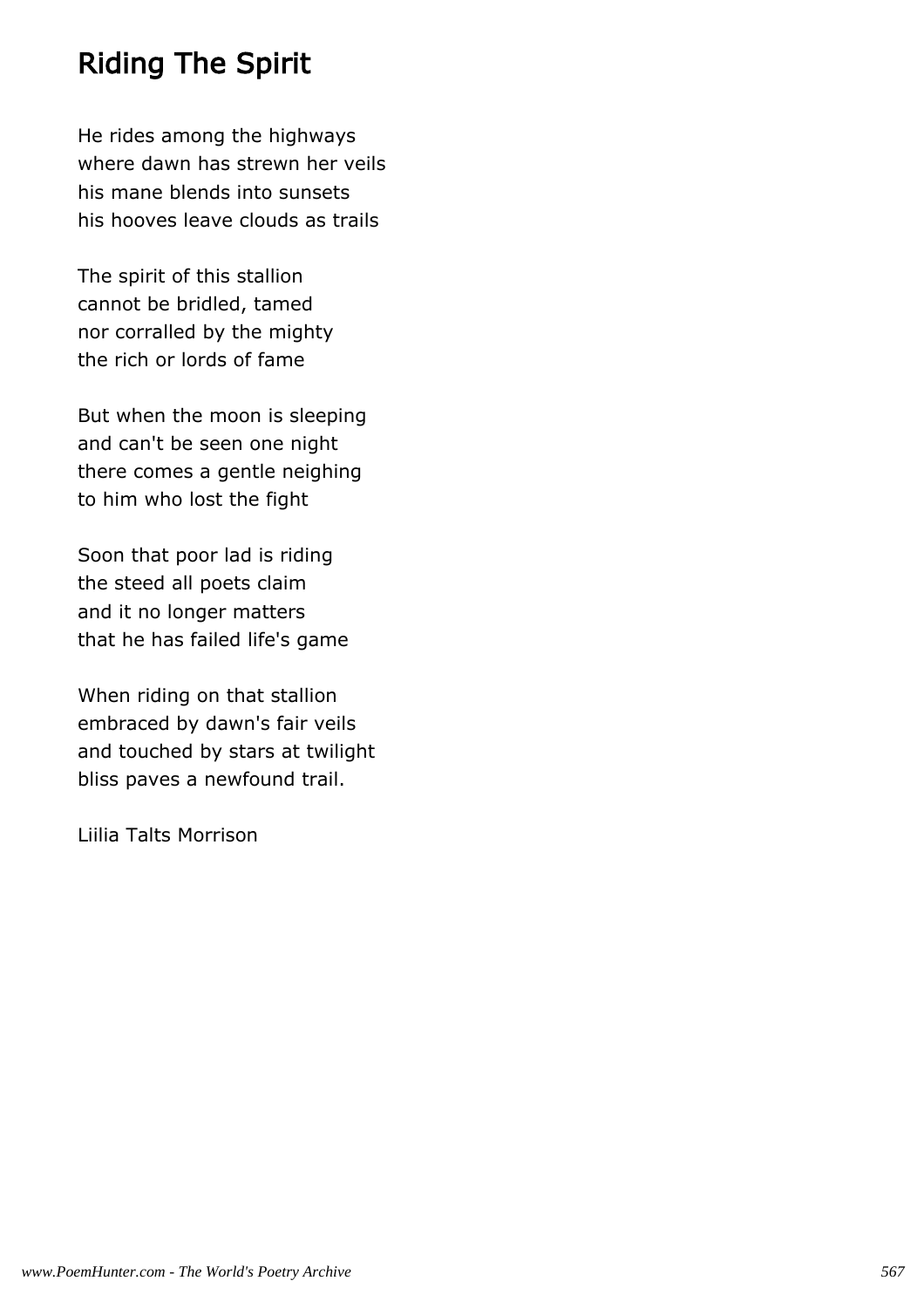## Riding The Spirit

He rides among the highways
where dawn has strewn her veils
his mane blends into sunsets
his hooves leave clouds as trails

The spirit of this stallion
cannot be bridled, tamed
nor corralled by the mighty
the rich or lords of fame

But when the moon is sleeping
and can't be seen one night
there comes a gentle neighing
to him who lost the fight

Soon that poor lad is riding
the steed all poets claim
and it no longer matters
that he has failed life's game

When riding on that stallion
embraced by dawn's fair veils
and touched by stars at twilight
bliss paves a newfound trail.

Liilia Talts Morrison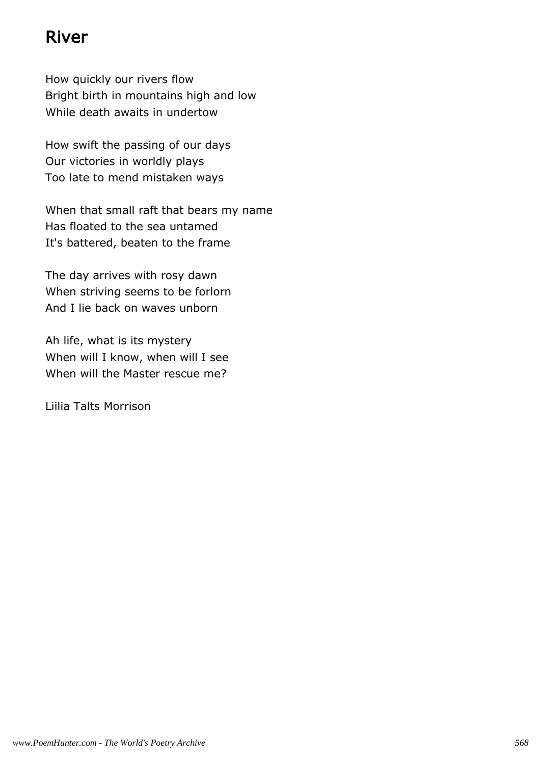# River

How quickly our rivers flow
Bright birth in mountains high and low
While death awaits in undertow

How swift the passing of our days
Our victories in worldly plays
Too late to mend mistaken ways

When that small raft that bears my name
Has floated to the sea untamed
It's battered, beaten to the frame

The day arrives with rosy dawn
When striving seems to be forlorn
And I lie back on waves unborn

Ah life, what is its mystery
When will I know, when will I see
When will the Master rescue me?

Liilia Talts Morrison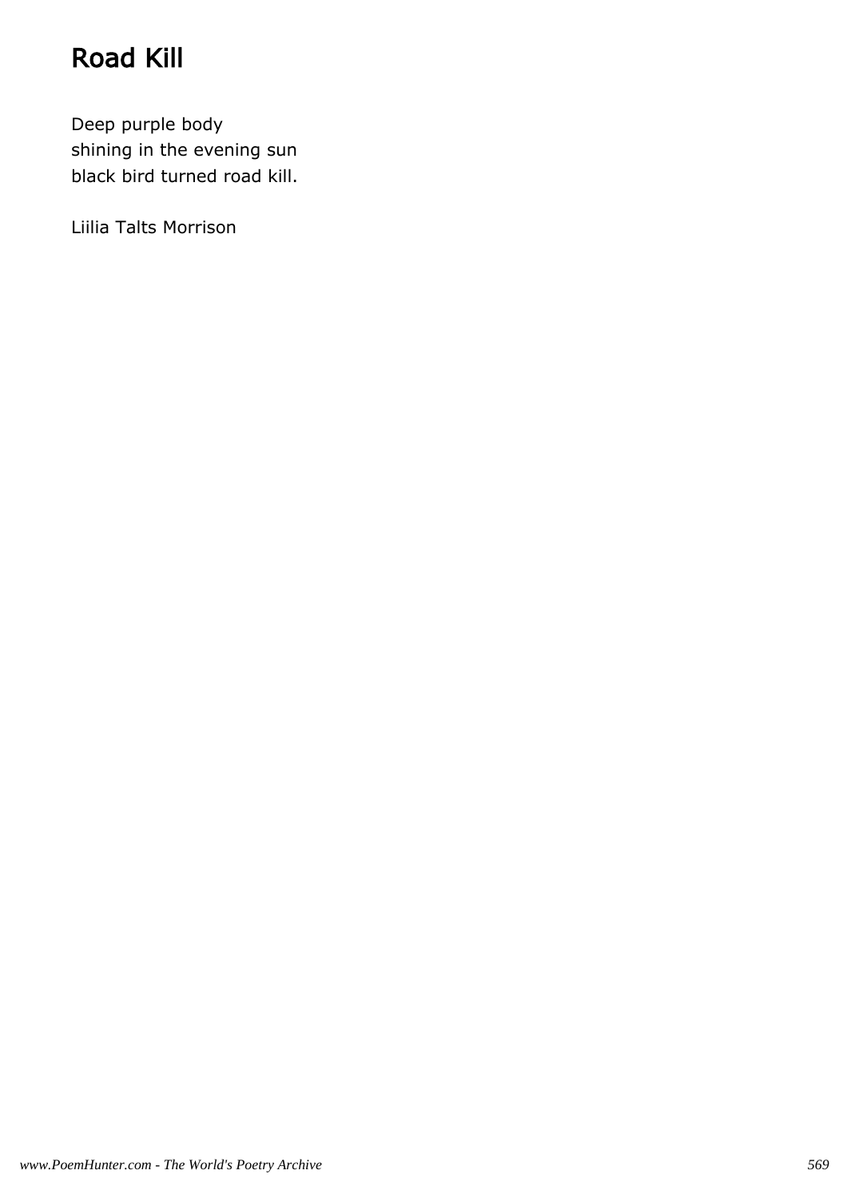# Road Kill

Deep purple body
shining in the evening sun
black bird turned road kill.

Liilia Talts Morrison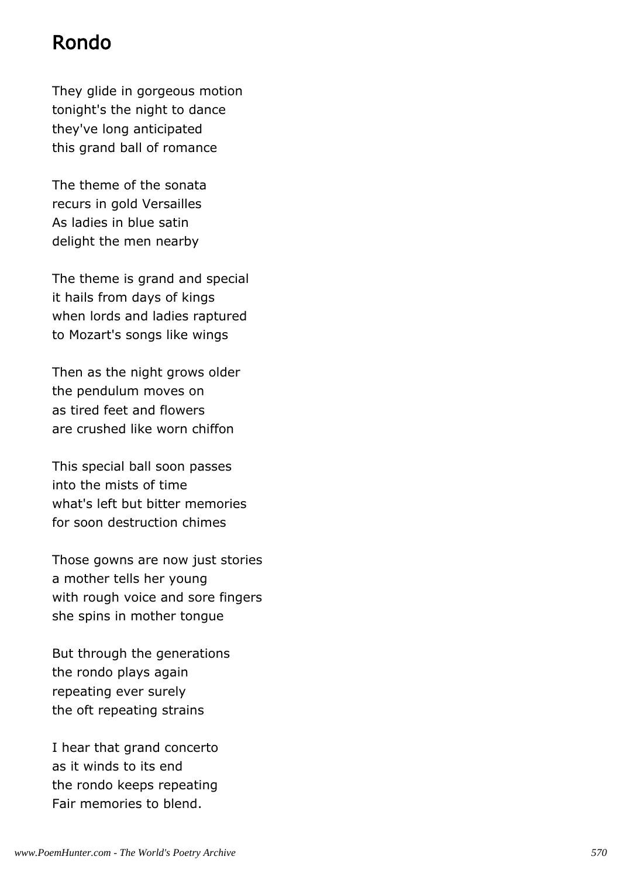# Rondo

They glide in gorgeous motion
tonight's the night to dance
they've long anticipated
this grand ball of romance

The theme of the sonata
recurs in gold Versailles
As ladies in blue satin
delight the men nearby

The theme is grand and special
it hails from days of kings
when lords and ladies raptured
to Mozart's songs like wings

Then as the night grows older
the pendulum moves on
as tired feet and flowers
are crushed like worn chiffon

This special ball soon passes
into the mists of time
what's left but bitter memories
for soon destruction chimes

Those gowns are now just stories
a mother tells her young
with rough voice and sore fingers
she spins in mother tongue

But through the generations
the rondo plays again
repeating ever surely
the oft repeating strains

I hear that grand concerto
as it winds to its end
the rondo keeps repeating
Fair memories to blend.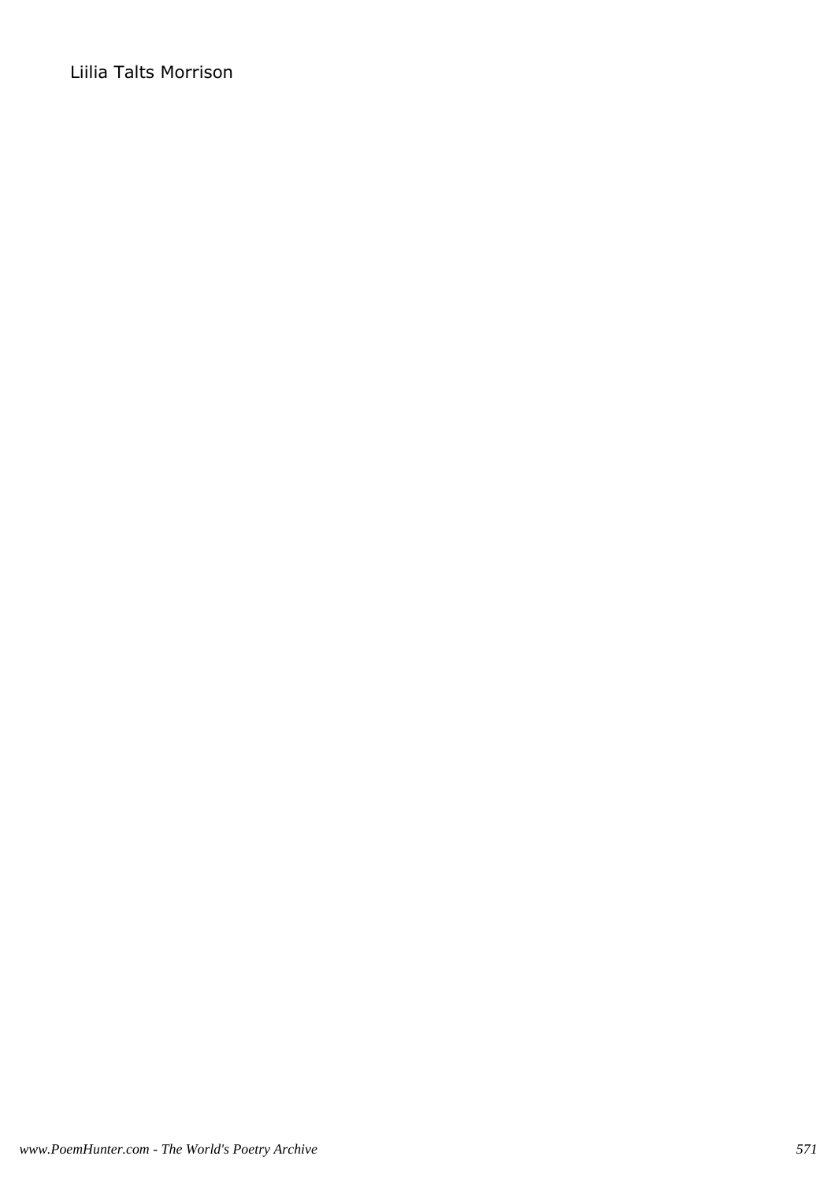Liilia Talts Morrison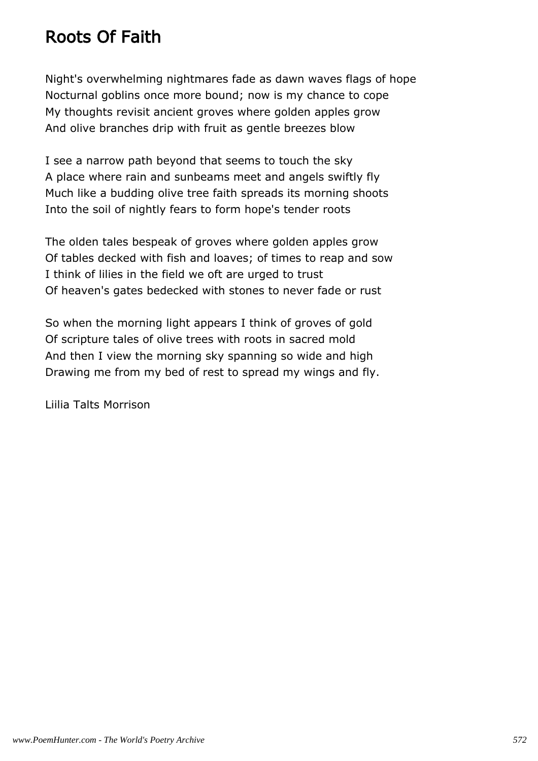# Roots Of Faith

Night's overwhelming nightmares fade as dawn waves flags of hope
Nocturnal goblins once more bound; now is my chance to cope
My thoughts revisit ancient groves where golden apples grow
And olive branches drip with fruit as gentle breezes blow

I see a narrow path beyond that seems to touch the sky
A place where rain and sunbeams meet and angels swiftly fly
Much like a budding olive tree faith spreads its morning shoots
Into the soil of nightly fears to form hope's tender roots

The olden tales bespeak of groves where golden apples grow
Of tables decked with fish and loaves; of times to reap and sow
I think of lilies in the field we oft are urged to trust
Of heaven's gates bedecked with stones to never fade or rust

So when the morning light appears I think of groves of gold
Of scripture tales of olive trees with roots in sacred mold
And then I view the morning sky spanning so wide and high
Drawing me from my bed of rest to spread my wings and fly.

Liilia Talts Morrison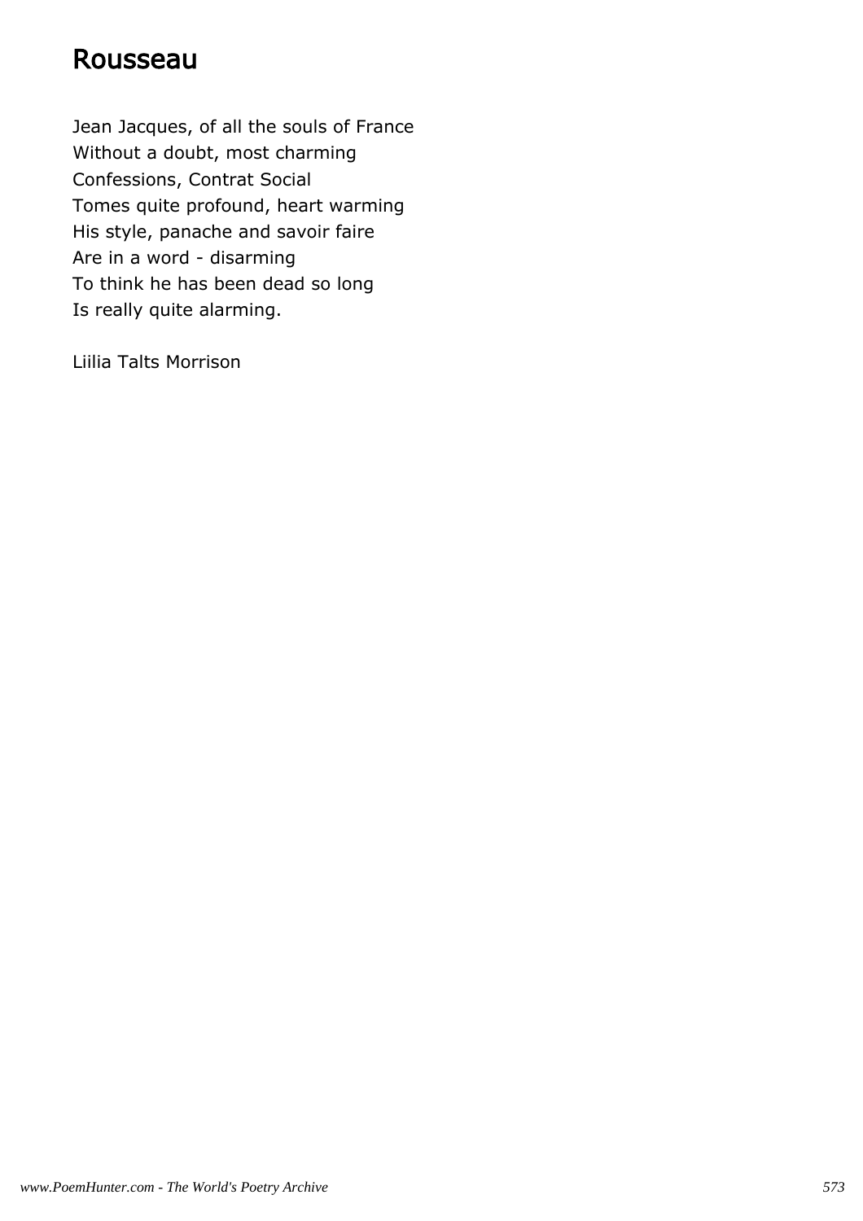# Rousseau

Jean Jacques, of all the souls of France
Without a doubt, most charming
Confessions, Contrat Social
Tomes quite profound, heart warming
His style, panache and savoir faire
Are in a word - disarming
To think he has been dead so long
Is really quite alarming.

Liilia Talts Morrison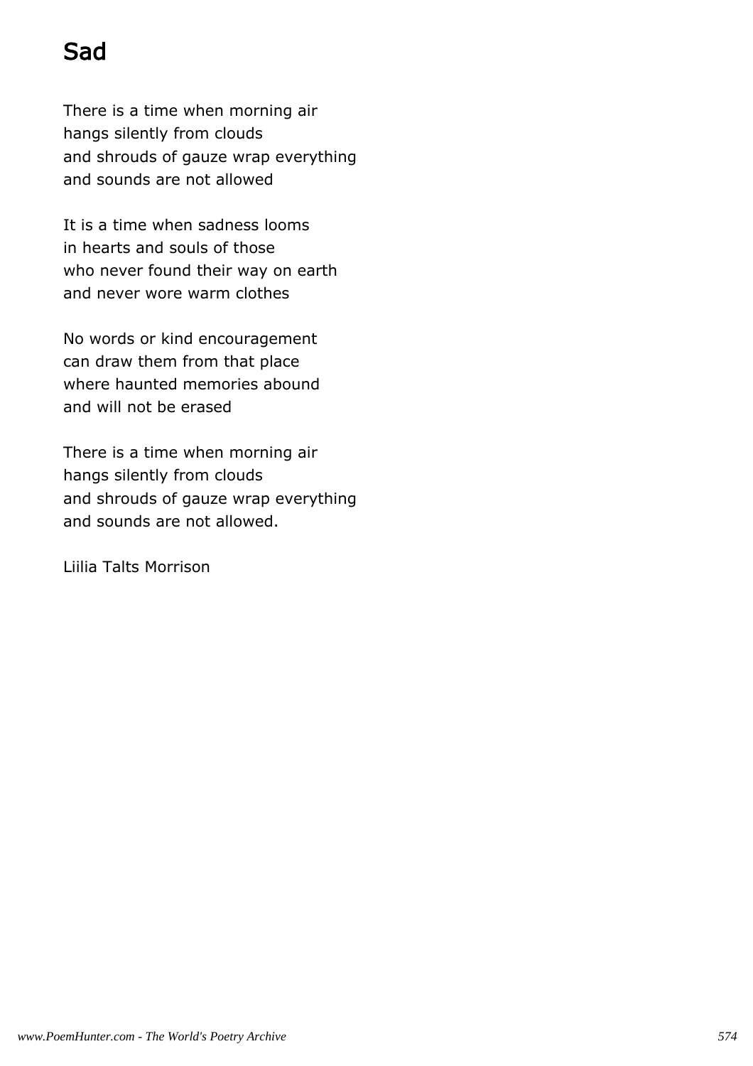# Sad

There is a time when morning air
hangs silently from clouds
and shrouds of gauze wrap everything
and sounds are not allowed

It is a time when sadness looms
in hearts and souls of those
who never found their way on earth
and never wore warm clothes

No words or kind encouragement
can draw them from that place
where haunted memories abound
and will not be erased

There is a time when morning air
hangs silently from clouds
and shrouds of gauze wrap everything
and sounds are not allowed.

Liilia Talts Morrison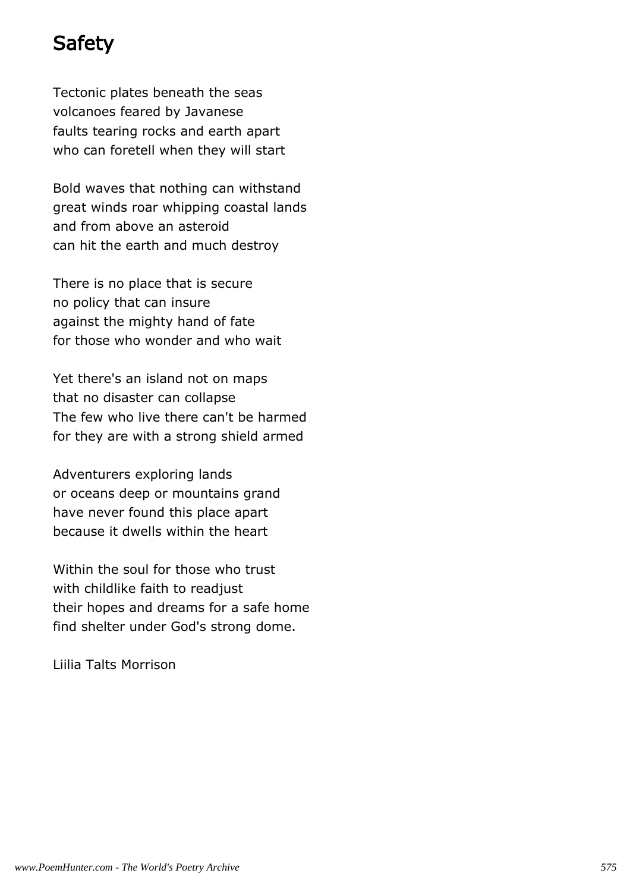## Safety

Tectonic plates beneath the seas
volcanoes feared by Javanese
faults tearing rocks and earth apart
who can foretell when they will start

Bold waves that nothing can withstand
great winds roar whipping coastal lands
and from above an asteroid
can hit the earth and much destroy

There is no place that is secure
no policy that can insure
against the mighty hand of fate
for those who wonder and who wait

Yet there's an island not on maps
that no disaster can collapse
The few who live there can't be harmed
for they are with a strong shield armed

Adventurers exploring lands
or oceans deep or mountains grand
have never found this place apart
because it dwells within the heart

Within the soul for those who trust
with childlike faith to readjust
their hopes and dreams for a safe home
find shelter under God's strong dome.

Liilia Talts Morrison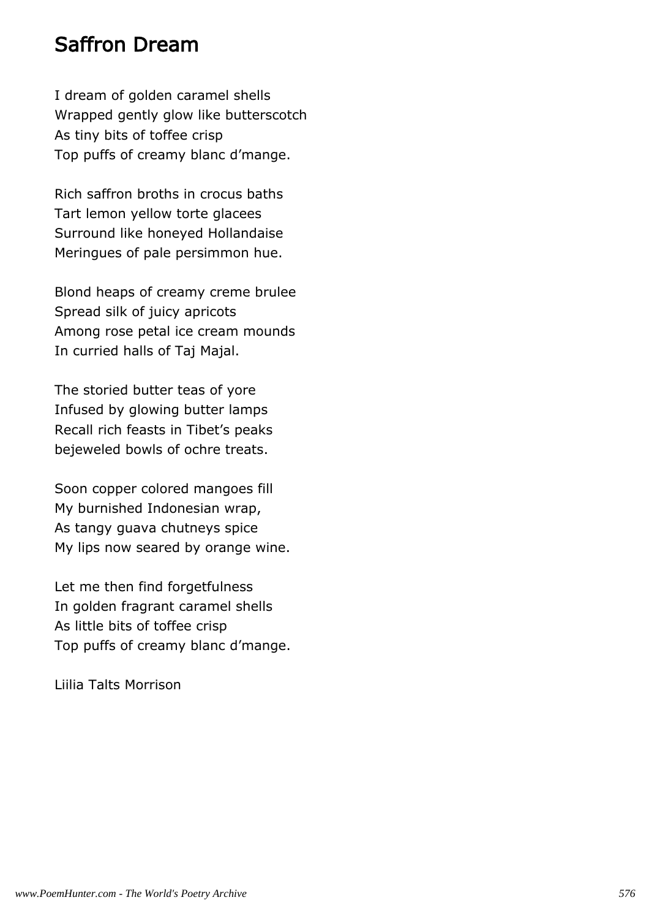# Saffron Dream

I dream of golden caramel shells
Wrapped gently glow like butterscotch
As tiny bits of toffee crisp
Top puffs of creamy blanc d'mange.

Rich saffron broths in crocus baths
Tart lemon yellow torte glacees
Surround like honeyed Hollandaise
Meringues of pale persimmon hue.

Blond heaps of creamy creme brulee
Spread silk of juicy apricots
Among rose petal ice cream mounds
In curried halls of Taj Majal.

The storied butter teas of yore
Infused by glowing butter lamps
Recall rich feasts in Tibet's peaks
bejeweled bowls of ochre treats.

Soon copper colored mangoes fill
My burnished Indonesian wrap,
As tangy guava chutneys spice
My lips now seared by orange wine.

Let me then find forgetfulness
In golden fragrant caramel shells
As little bits of toffee crisp
Top puffs of creamy blanc d'mange.

Liilia Talts Morrison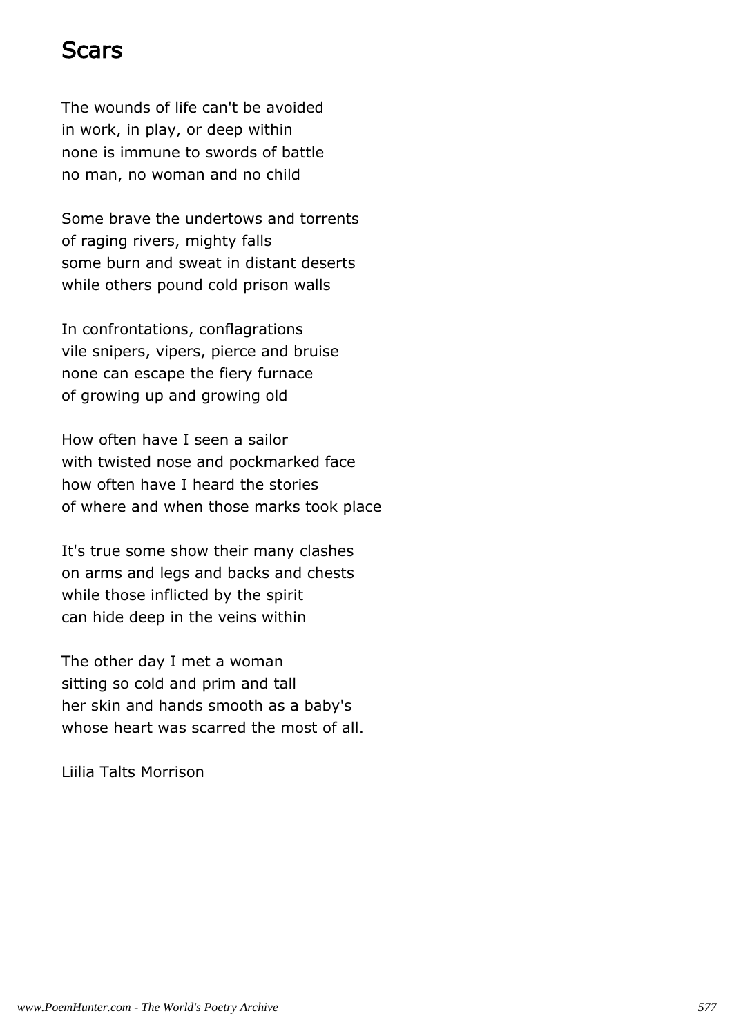# Scars

The wounds of life can't be avoided
in work, in play, or deep within
none is immune to swords of battle
no man, no woman and no child

Some brave the undertows and torrents
of raging rivers, mighty falls
some burn and sweat in distant deserts
while others pound cold prison walls

In confrontations, conflagrations
vile snipers, vipers, pierce and bruise
none can escape the fiery furnace
of growing up and growing old

How often have I seen a sailor
with twisted nose and pockmarked face
how often have I heard the stories
of where and when those marks took place

It's true some show their many clashes
on arms and legs and backs and chests
while those inflicted by the spirit
can hide deep in the veins within

The other day I met a woman
sitting so cold and prim and tall
her skin and hands smooth as a baby's
whose heart was scarred the most of all.

Liilia Talts Morrison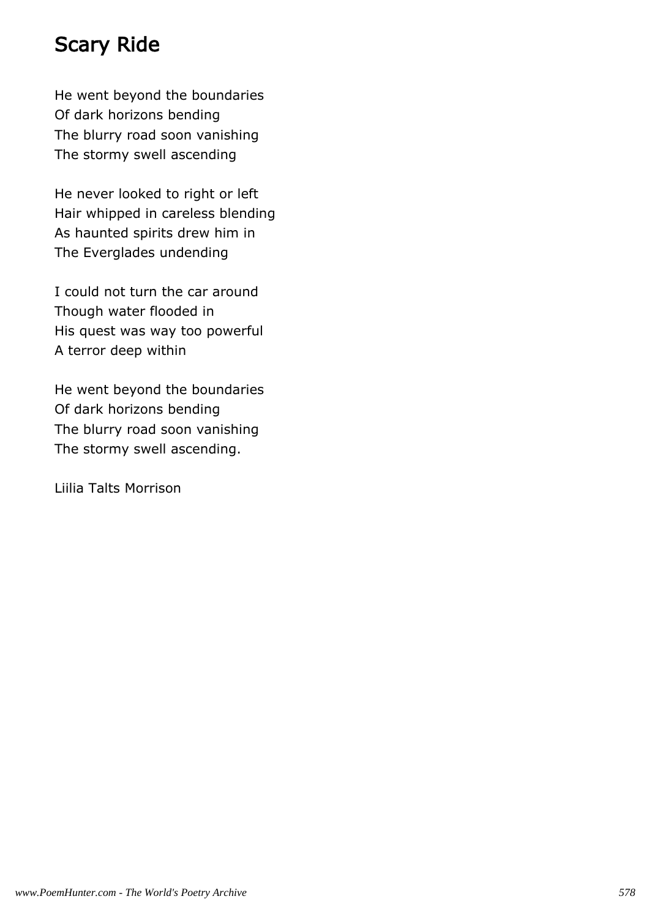# Scary Ride

He went beyond the boundaries
Of dark horizons bending
The blurry road soon vanishing
The stormy swell ascending

He never looked to right or left
Hair whipped in careless blending
As haunted spirits drew him in
The Everglades undending

I could not turn the car around
Though water flooded in
His quest was way too powerful
A terror deep within

He went beyond the boundaries
Of dark horizons bending
The blurry road soon vanishing
The stormy swell ascending.

Liilia Talts Morrison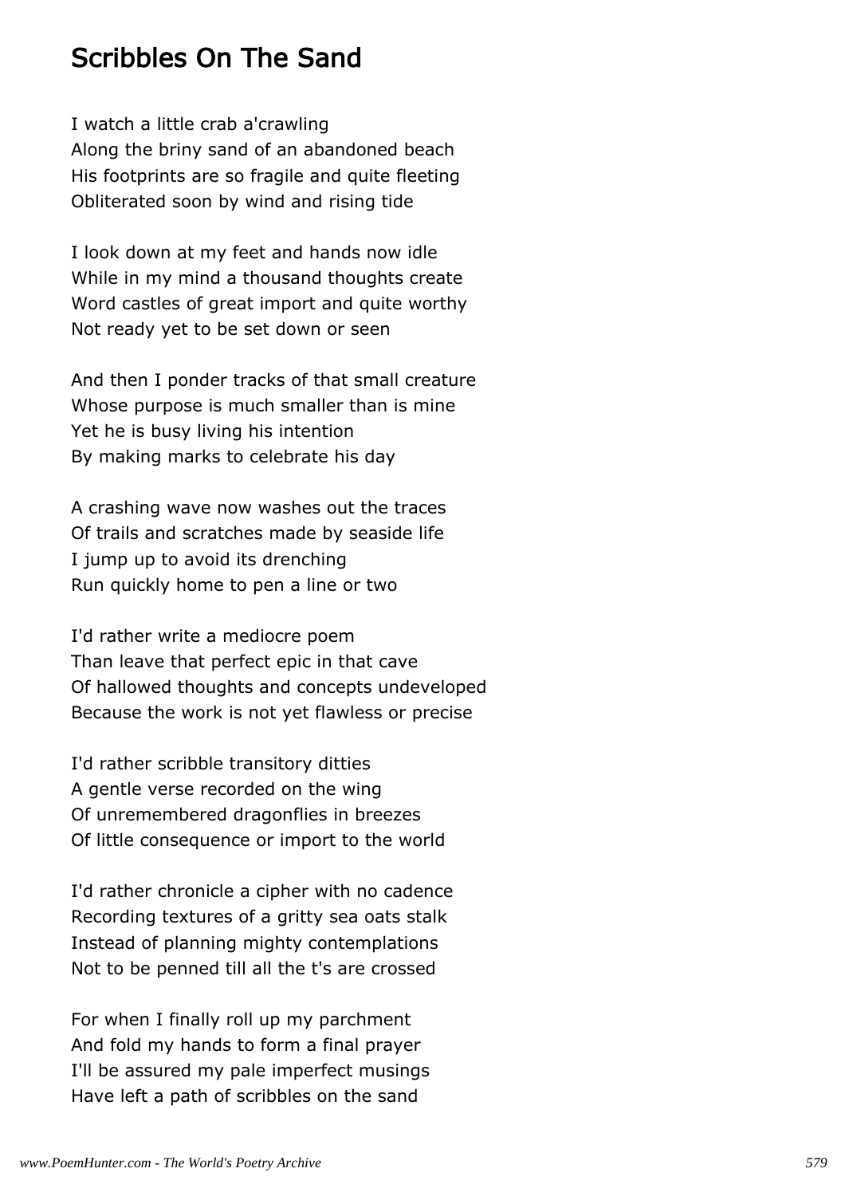# Scribbles On The Sand

I watch a little crab a'crawling
Along the briny sand of an abandoned beach
His footprints are so fragile and quite fleeting
Obliterated soon by wind and rising tide

I look down at my feet and hands now idle
While in my mind a thousand thoughts create
Word castles of great import and quite worthy
Not ready yet to be set down or seen

And then I ponder tracks of that small creature
Whose purpose is much smaller than is mine
Yet he is busy living his intention
By making marks to celebrate his day

A crashing wave now washes out the traces
Of trails and scratches made by seaside life
I jump up to avoid its drenching
Run quickly home to pen a line or two

I'd rather write a mediocre poem
Than leave that perfect epic in that cave
Of hallowed thoughts and concepts undeveloped
Because the work is not yet flawless or precise

I'd rather scribble transitory ditties
A gentle verse recorded on the wing
Of unremembered dragonflies in breezes
Of little consequence or import to the world

I'd rather chronicle a cipher with no cadence
Recording textures of a gritty sea oats stalk
Instead of planning mighty contemplations
Not to be penned till all the t's are crossed

For when I finally roll up my parchment
And fold my hands to form a final prayer
I'll be assured my pale imperfect musings
Have left a path of scribbles on the sand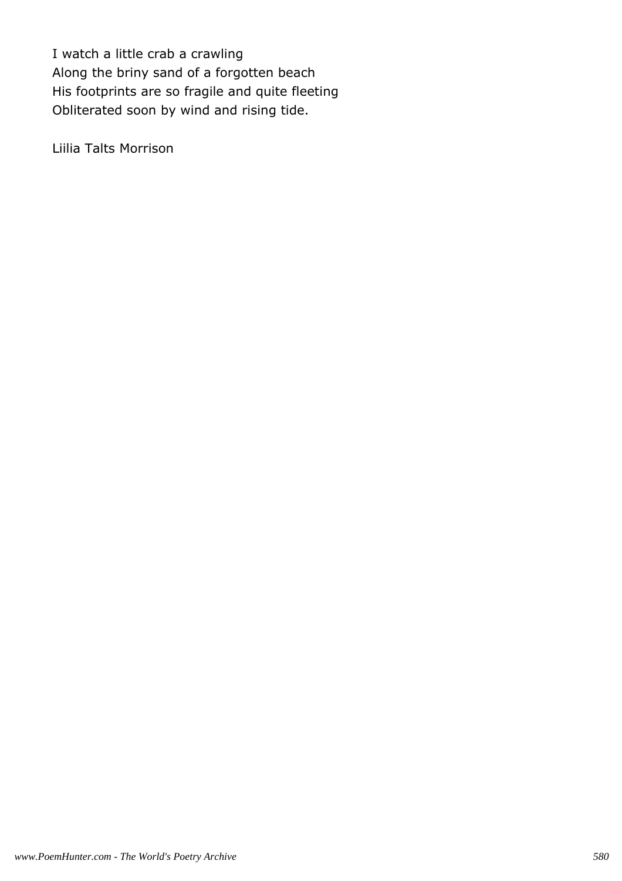I watch a little crab a crawling
Along the briny sand of a forgotten beach
His footprints are so fragile and quite fleeting
Obliterated soon by wind and rising tide.

Liilia Talts Morrison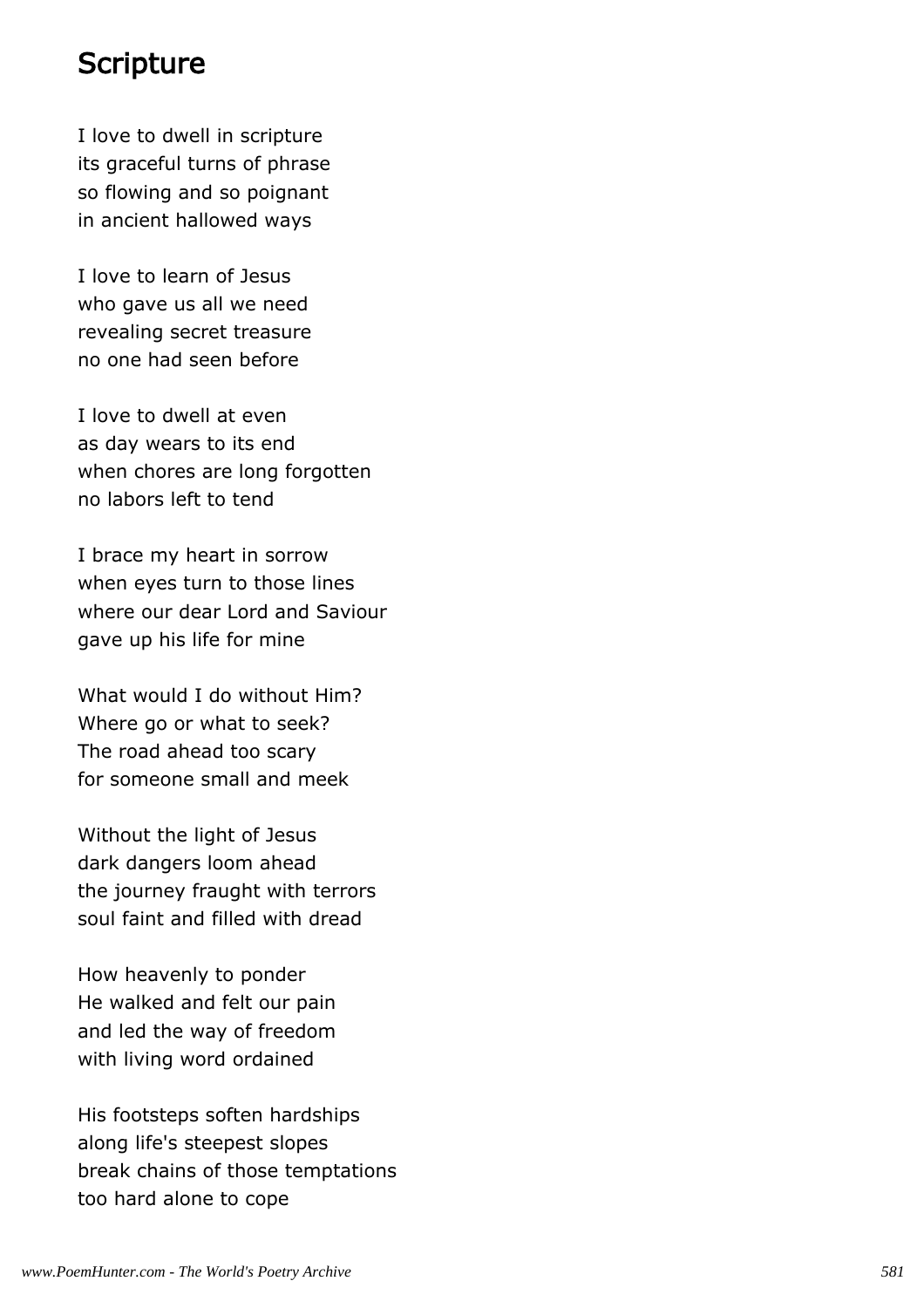## Scripture

I love to dwell in scripture  
its graceful turns of phrase  
so flowing and so poignant  
in ancient hallowed ways

I love to learn of Jesus  
who gave us all we need  
revealing secret treasure  
no one had seen before

I love to dwell at even  
as day wears to its end  
when chores are long forgotten  
no labors left to tend

I brace my heart in sorrow  
when eyes turn to those lines  
where our dear Lord and Saviour  
gave up his life for mine

What would I do without Him?  
Where go or what to seek?  
The road ahead too scary  
for someone small and meek

Without the light of Jesus  
dark dangers loom ahead  
the journey fraught with terrors  
soul faint and filled with dread

How heavenly to ponder  
He walked and felt our pain  
and led the way of freedom  
with living word ordained

His footsteps soften hardships  
along life's steepest slopes  
break chains of those temptations  
too hard alone to cope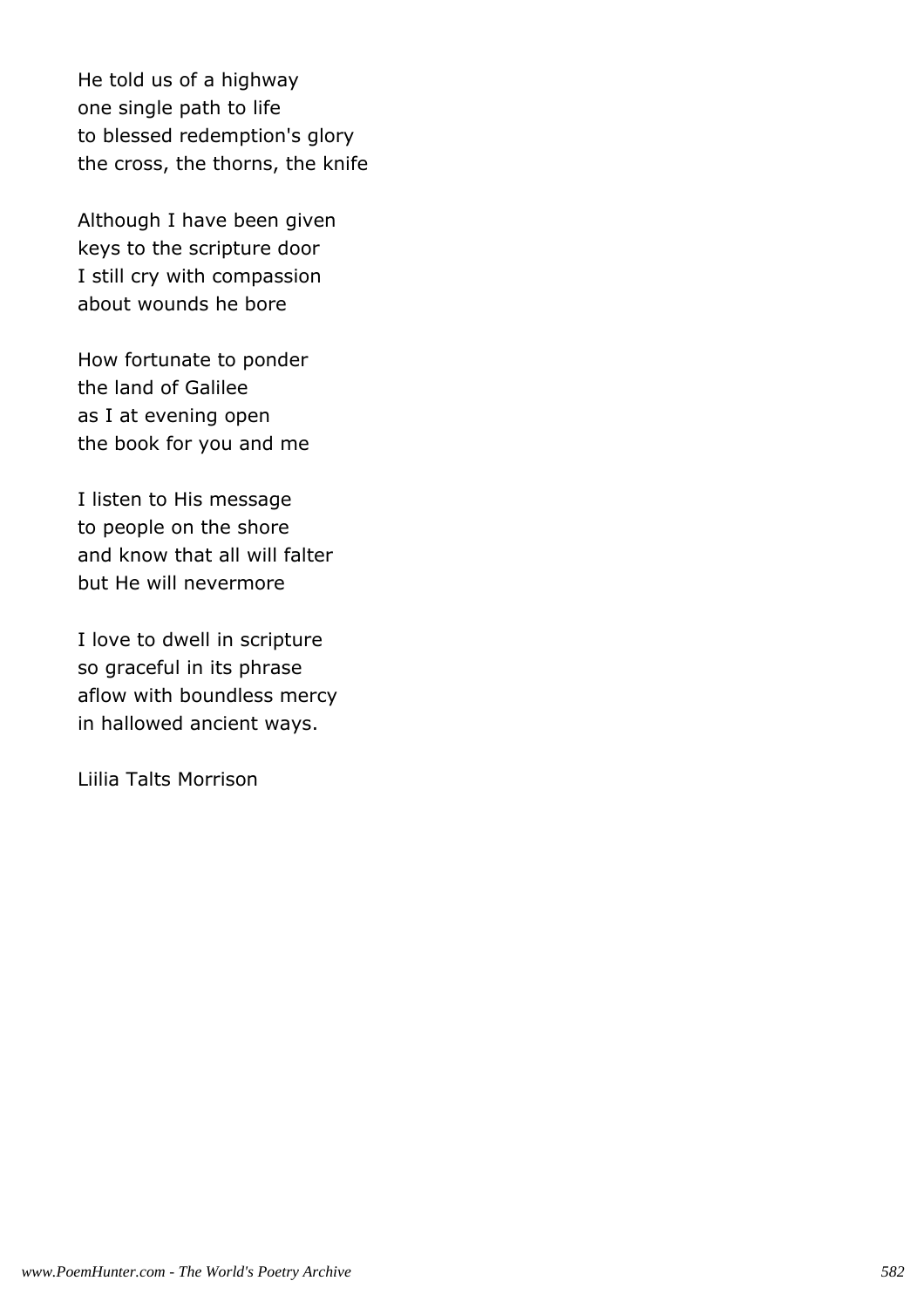He told us of a highway
one single path to life
to blessed redemption's glory
the cross, the thorns, the knife

Although I have been given
keys to the scripture door
I still cry with compassion
about wounds he bore

How fortunate to ponder
the land of Galilee
as I at evening open
the book for you and me

I listen to His message
to people on the shore
and know that all will falter
but He will nevermore

I love to dwell in scripture
so graceful in its phrase
aflow with boundless mercy
in hallowed ancient ways.

Liilia Talts Morrison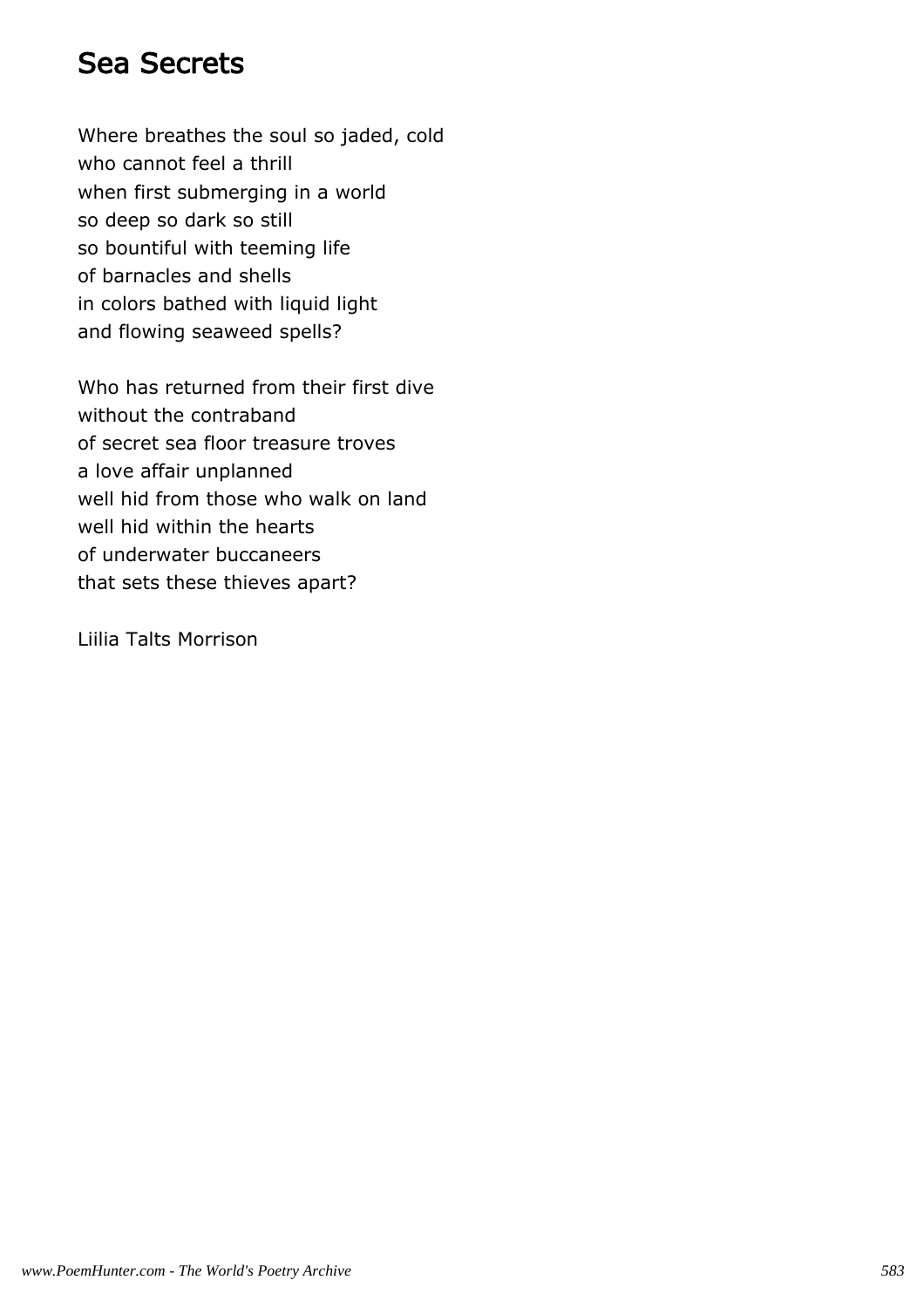# Sea Secrets

Where breathes the soul so jaded, cold
who cannot feel a thrill
when first submerging in a world
so deep so dark so still
so bountiful with teeming life
of barnacles and shells
in colors bathed with liquid light
and flowing seaweed spells?

Who has returned from their first dive
without the contraband
of secret sea floor treasure troves
a love affair unplanned
well hid from those who walk on land
well hid within the hearts
of underwater buccaneers
that sets these thieves apart?

Liilia Talts Morrison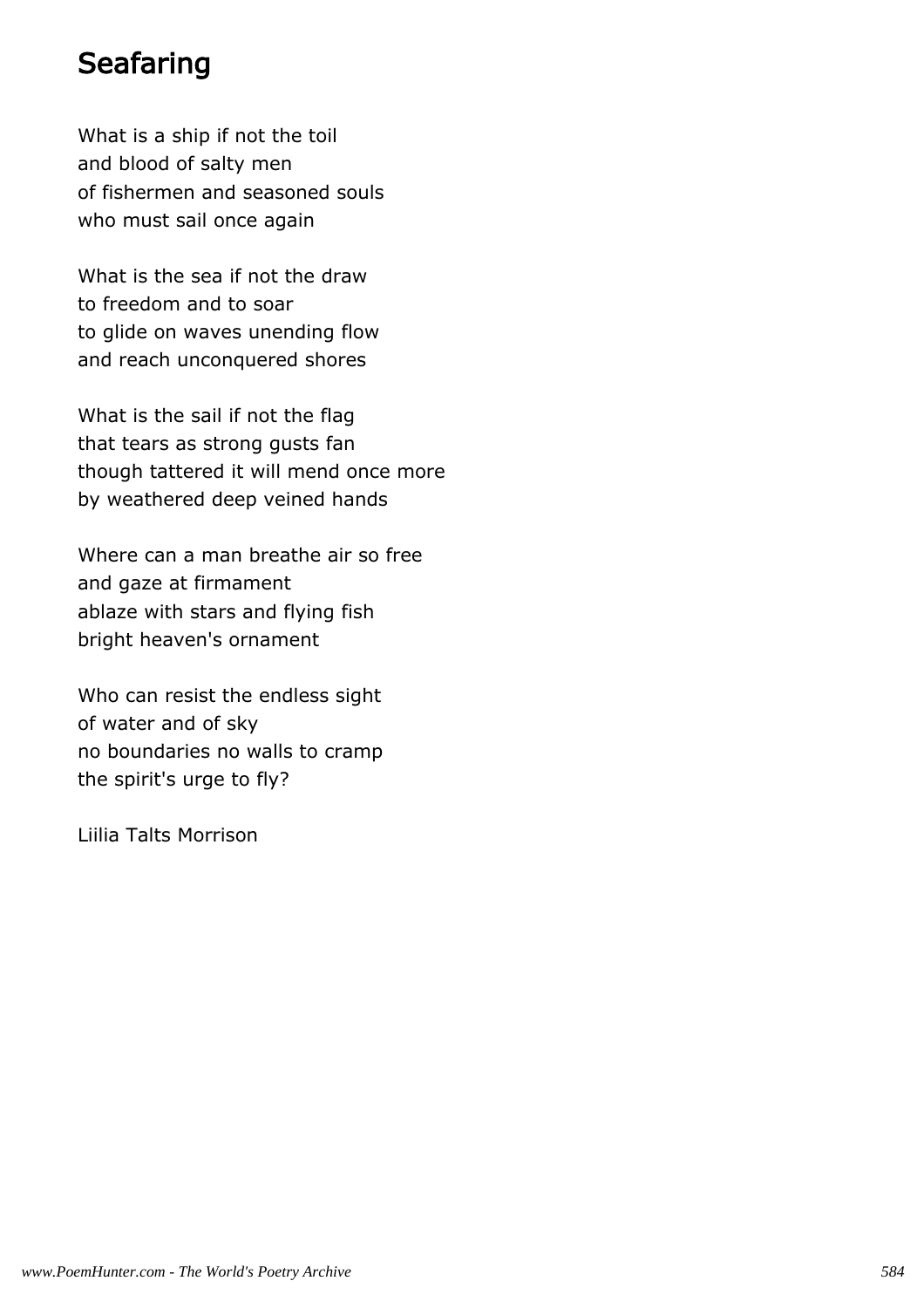# Seafaring

What is a ship if not the toil
and blood of salty men
of fishermen and seasoned souls
who must sail once again

What is the sea if not the draw
to freedom and to soar
to glide on waves unending flow
and reach unconquered shores

What is the sail if not the flag
that tears as strong gusts fan
though tattered it will mend once more
by weathered deep veined hands

Where can a man breathe air so free
and gaze at firmament
ablaze with stars and flying fish
bright heaven's ornament

Who can resist the endless sight
of water and of sky
no boundaries no walls to cramp
the spirit's urge to fly?

Liilia Talts Morrison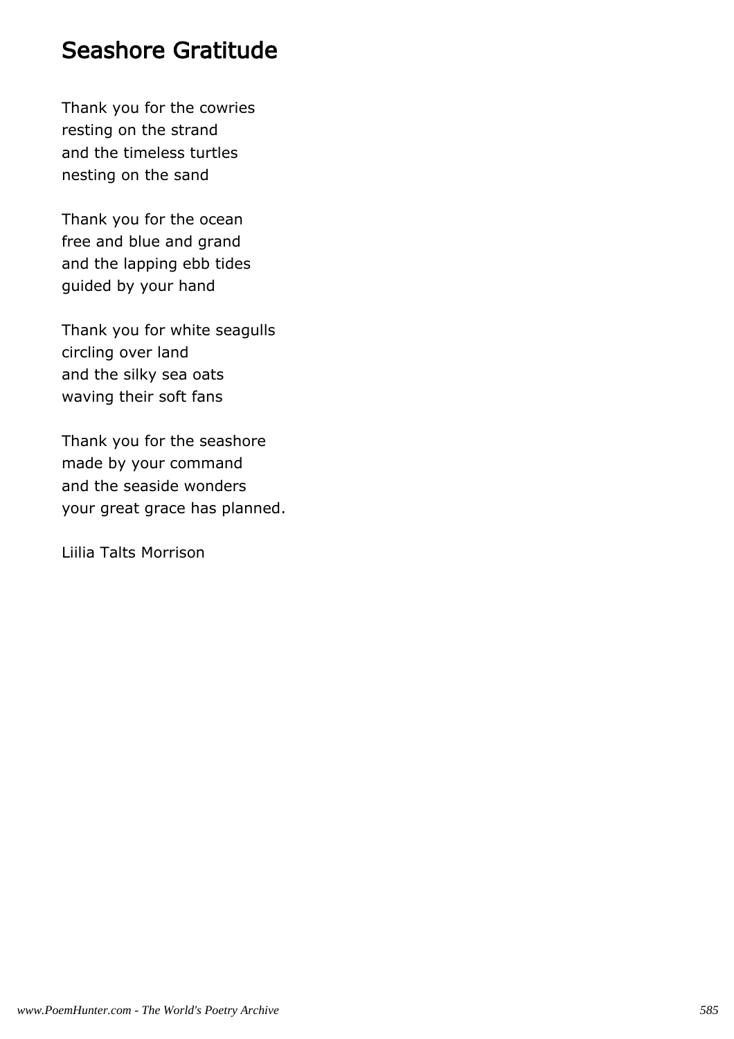# Seashore Gratitude

Thank you for the cowries  
resting on the strand  
and the timeless turtles  
nesting on the sand

Thank you for the ocean  
free and blue and grand  
and the lapping ebb tides  
guided by your hand

Thank you for white seagulls  
circling over land  
and the silky sea oats  
waving their soft fans

Thank you for the seashore  
made by your command  
and the seaside wonders  
your great grace has planned.

Liilia Talts Morrison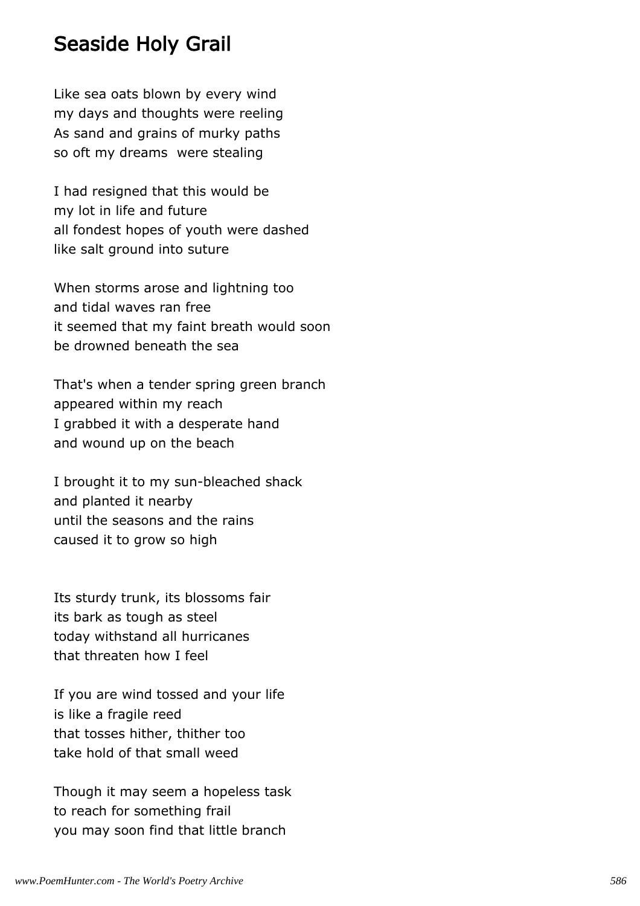# Seaside Holy Grail

Like sea oats blown by every wind
my days and thoughts were reeling
As sand and grains of murky paths
so oft my dreams were stealing

I had resigned that this would be
my lot in life and future
all fondest hopes of youth were dashed
like salt ground into suture

When storms arose and lightning too
and tidal waves ran free
it seemed that my faint breath would soon
be drowned beneath the sea

That's when a tender spring green branch
appeared within my reach
I grabbed it with a desperate hand
and wound up on the beach

I brought it to my sun-bleached shack
and planted it nearby
until the seasons and the rains
caused it to grow so high

Its sturdy trunk, its blossoms fair
its bark as tough as steel
today withstand all hurricanes
that threaten how I feel

If you are wind tossed and your life
is like a fragile reed
that tosses hither, thither too
take hold of that small weed

Though it may seem a hopeless task
to reach for something frail
you may soon find that little branch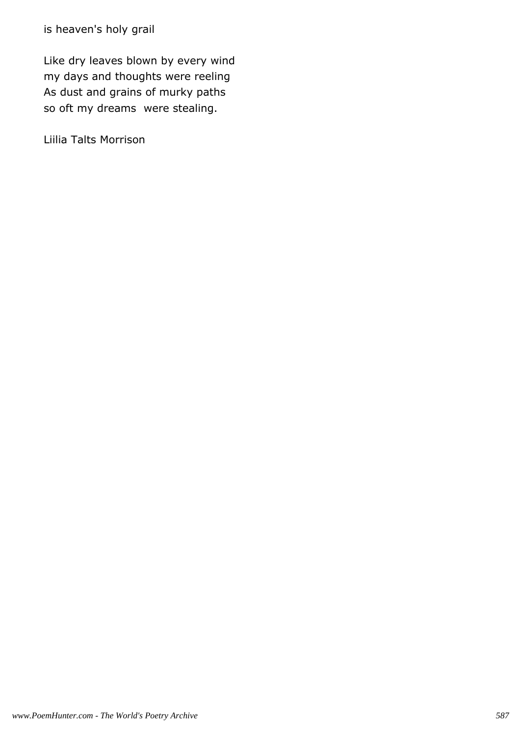is heaven's holy grail

Like dry leaves blown by every wind
my days and thoughts were reeling
As dust and grains of murky paths
so oft my dreams were stealing.

Liilia Talts Morrison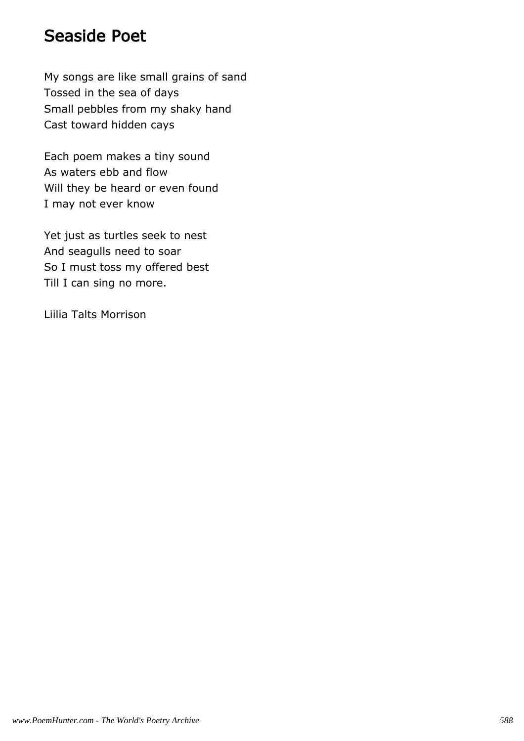# Seaside Poet

My songs are like small grains of sand
Tossed in the sea of days
Small pebbles from my shaky hand
Cast toward hidden cays

Each poem makes a tiny sound
As waters ebb and flow
Will they be heard or even found
I may not ever know

Yet just as turtles seek to nest
And seagulls need to soar
So I must toss my offered best
Till I can sing no more.

Liilia Talts Morrison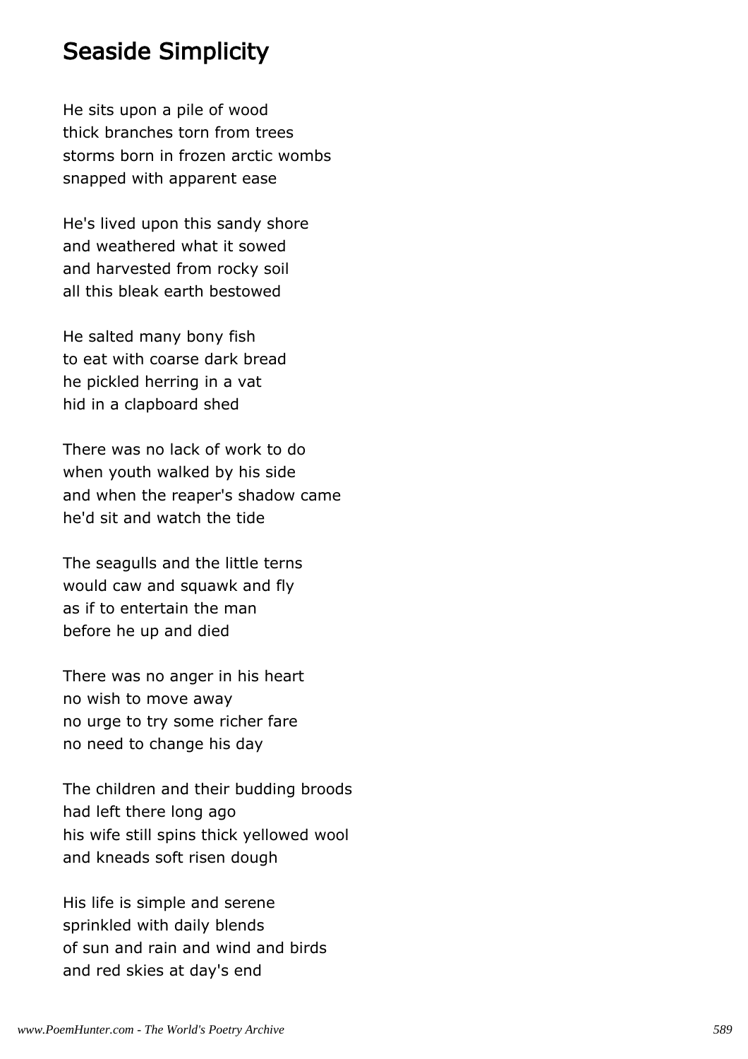## Seaside Simplicity

He sits upon a pile of wood
thick branches torn from trees
storms born in frozen arctic wombs
snapped with apparent ease

He's lived upon this sandy shore
and weathered what it sowed
and harvested from rocky soil
all this bleak earth bestowed

He salted many bony fish
to eat with coarse dark bread
he pickled herring in a vat
hid in a clapboard shed

There was no lack of work to do
when youth walked by his side
and when the reaper's shadow came
he'd sit and watch the tide

The seagulls and the little terns
would caw and squawk and fly
as if to entertain the man
before he up and died

There was no anger in his heart
no wish to move away
no urge to try some richer fare
no need to change his day

The children and their budding broods
had left there long ago
his wife still spins thick yellowed wool
and kneads soft risen dough

His life is simple and serene
sprinkled with daily blends
of sun and rain and wind and birds
and red skies at day's end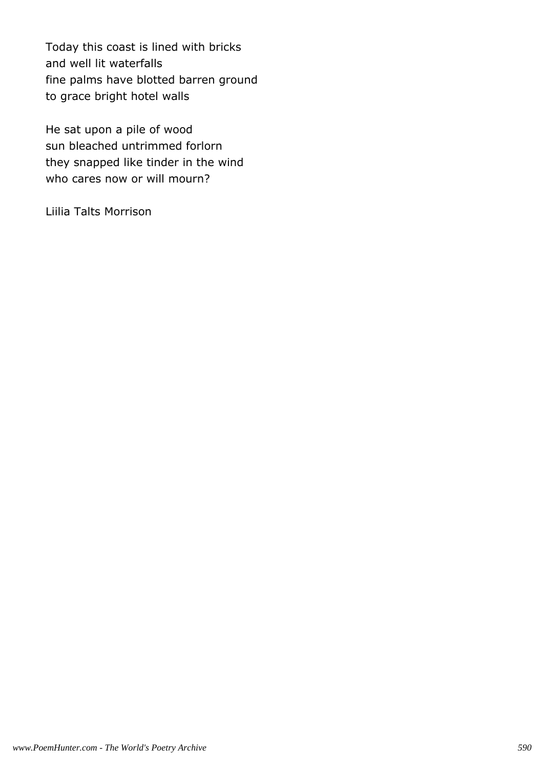Today this coast is lined with bricks
and well lit waterfalls
fine palms have blotted barren ground
to grace bright hotel walls

He sat upon a pile of wood
sun bleached untrimmed forlorn
they snapped like tinder in the wind
who cares now or will mourn?

Liilia Talts Morrison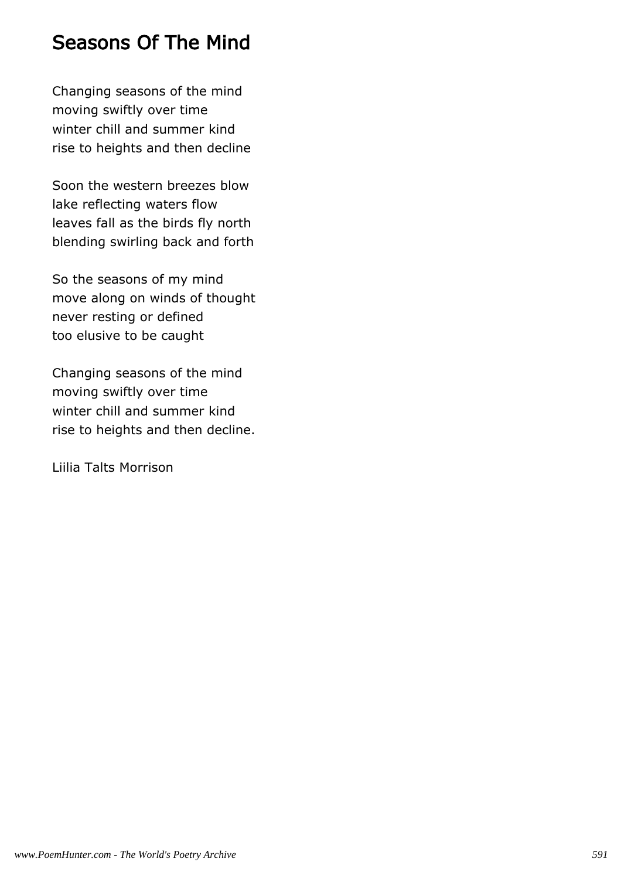# Seasons Of The Mind

Changing seasons of the mind
moving swiftly over time
winter chill and summer kind
rise to heights and then decline

Soon the western breezes blow
lake reflecting waters flow
leaves fall as the birds fly north
blending swirling back and forth

So the seasons of my mind
move along on winds of thought
never resting or defined
too elusive to be caught

Changing seasons of the mind
moving swiftly over time
winter chill and summer kind
rise to heights and then decline.

Liilia Talts Morrison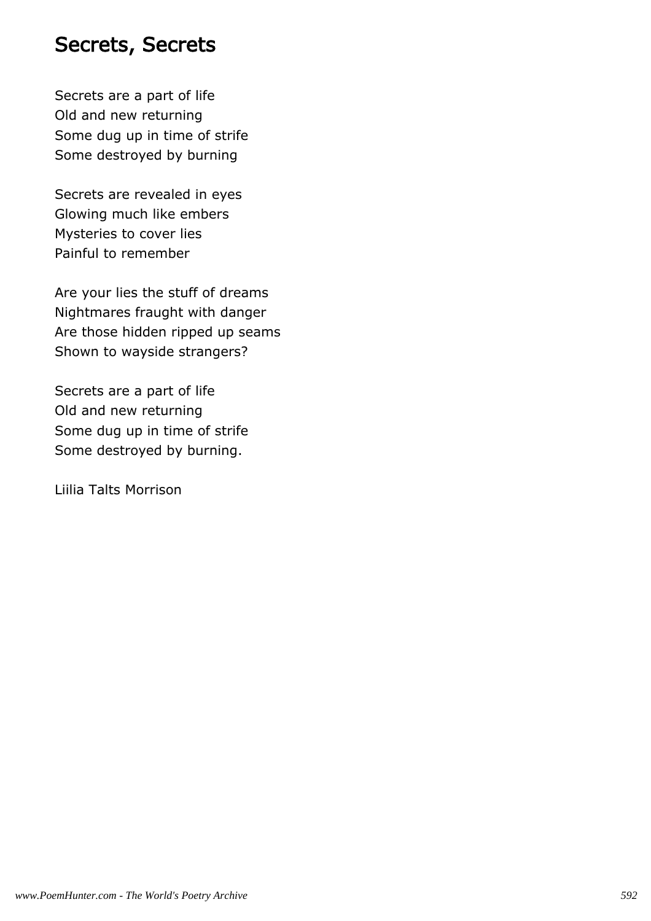## Secrets, Secrets

Secrets are a part of life
Old and new returning
Some dug up in time of strife
Some destroyed by burning

Secrets are revealed in eyes
Glowing much like embers
Mysteries to cover lies
Painful to remember

Are your lies the stuff of dreams
Nightmares fraught with danger
Are those hidden ripped up seams
Shown to wayside strangers?

Secrets are a part of life
Old and new returning
Some dug up in time of strife
Some destroyed by burning.

Liilia Talts Morrison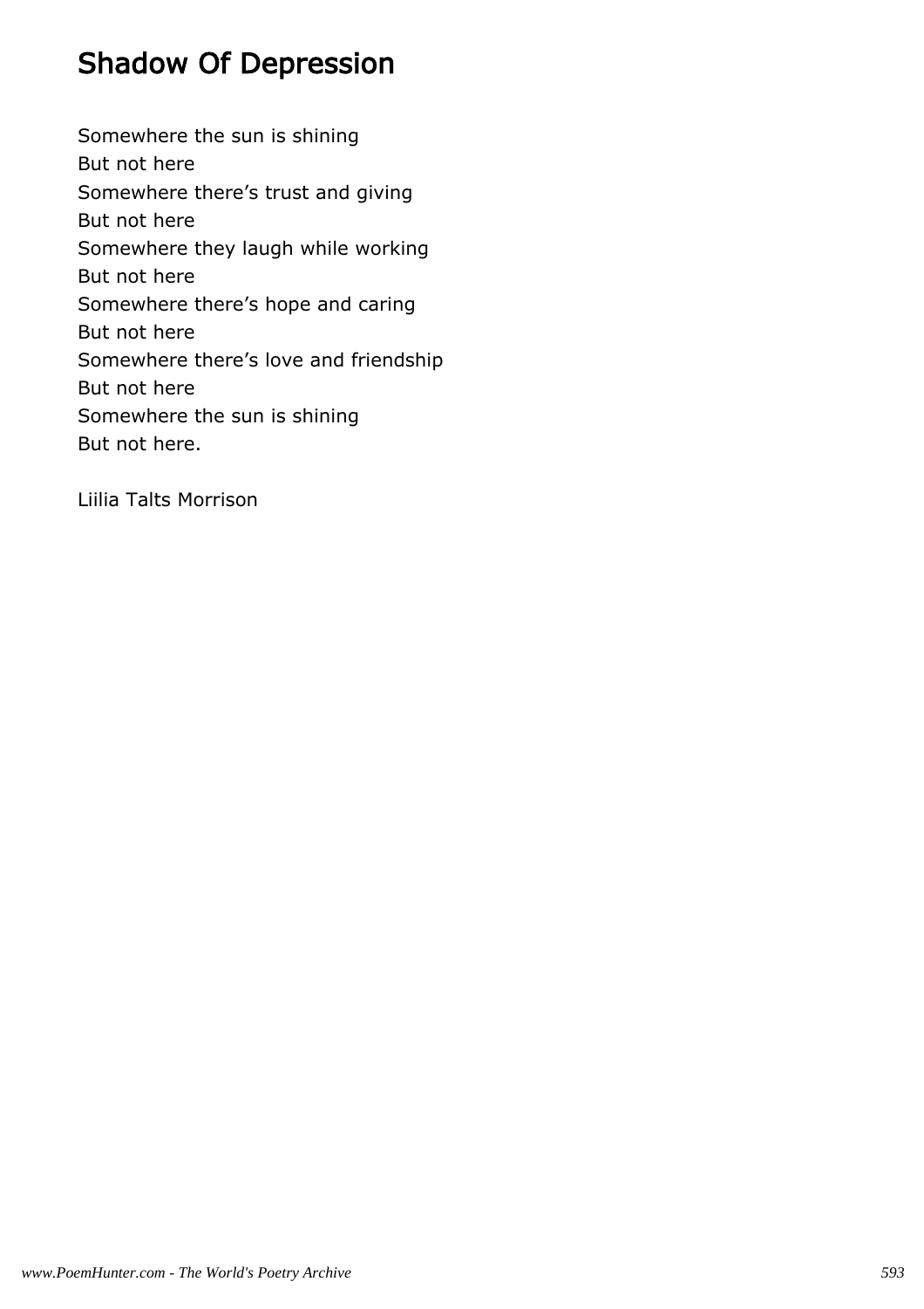# Shadow Of Depression

Somewhere the sun is shining
But not here
Somewhere there’s trust and giving
But not here
Somewhere they laugh while working
But not here
Somewhere there’s hope and caring
But not here
Somewhere there’s love and friendship
But not here
Somewhere the sun is shining
But not here.

Liilia Talts Morrison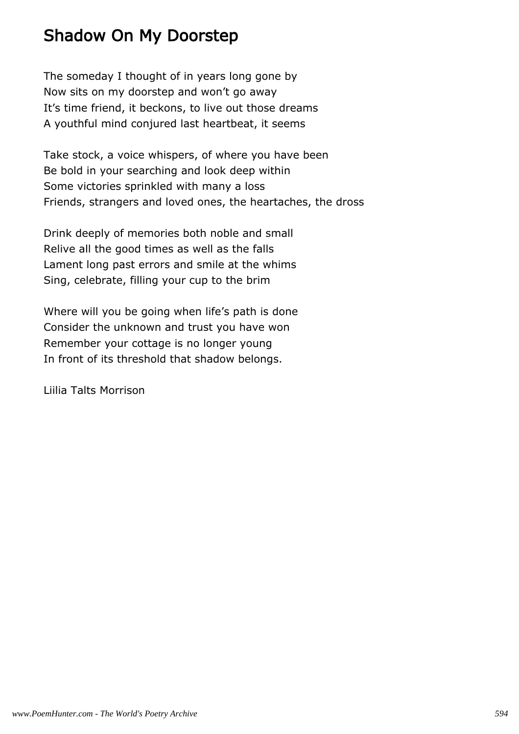# Shadow On My Doorstep

The someday I thought of in years long gone by
Now sits on my doorstep and won't go away
It's time friend, it beckons, to live out those dreams
A youthful mind conjured last heartbeat, it seems

Take stock, a voice whispers, of where you have been
Be bold in your searching and look deep within
Some victories sprinkled with many a loss
Friends, strangers and loved ones, the heartaches, the dross

Drink deeply of memories both noble and small
Relive all the good times as well as the falls
Lament long past errors and smile at the whims
Sing, celebrate, filling your cup to the brim

Where will you be going when life's path is done
Consider the unknown and trust you have won
Remember your cottage is no longer young
In front of its threshold that shadow belongs.

Liilia Talts Morrison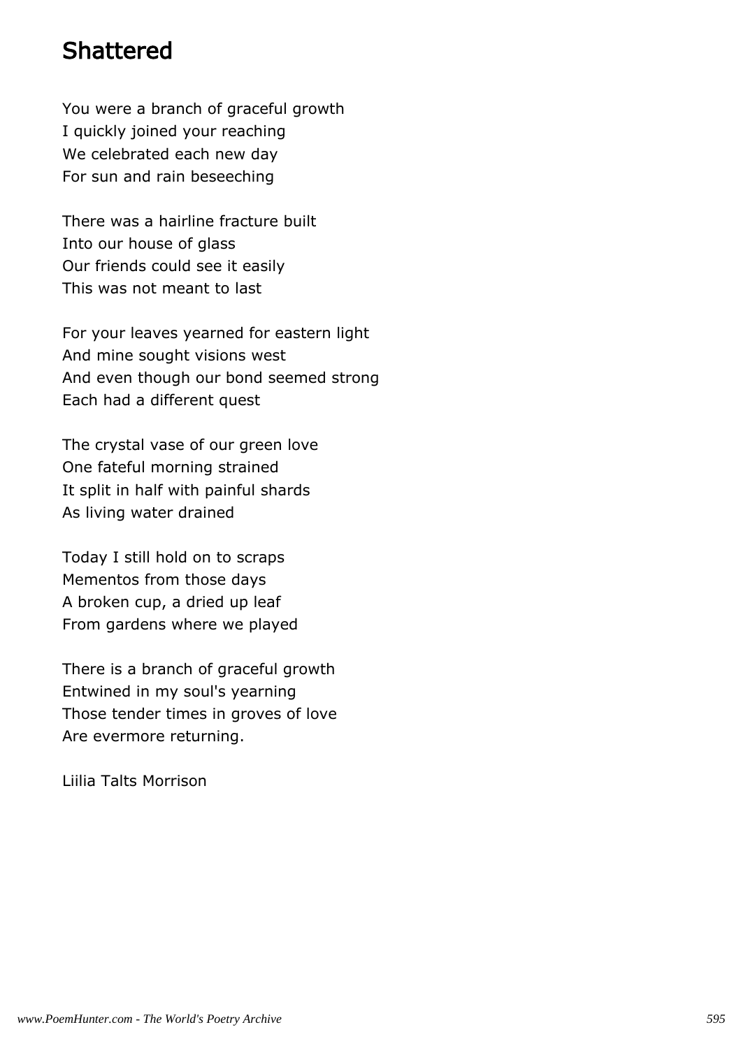# Shattered

You were a branch of graceful growth
I quickly joined your reaching
We celebrated each new day
For sun and rain beseeching

There was a hairline fracture built
Into our house of glass
Our friends could see it easily
This was not meant to last

For your leaves yearned for eastern light
And mine sought visions west
And even though our bond seemed strong
Each had a different quest

The crystal vase of our green love
One fateful morning strained
It split in half with painful shards
As living water drained

Today I still hold on to scraps
Mementos from those days
A broken cup, a dried up leaf
From gardens where we played

There is a branch of graceful growth
Entwined in my soul's yearning
Those tender times in groves of love
Are evermore returning.

Liilia Talts Morrison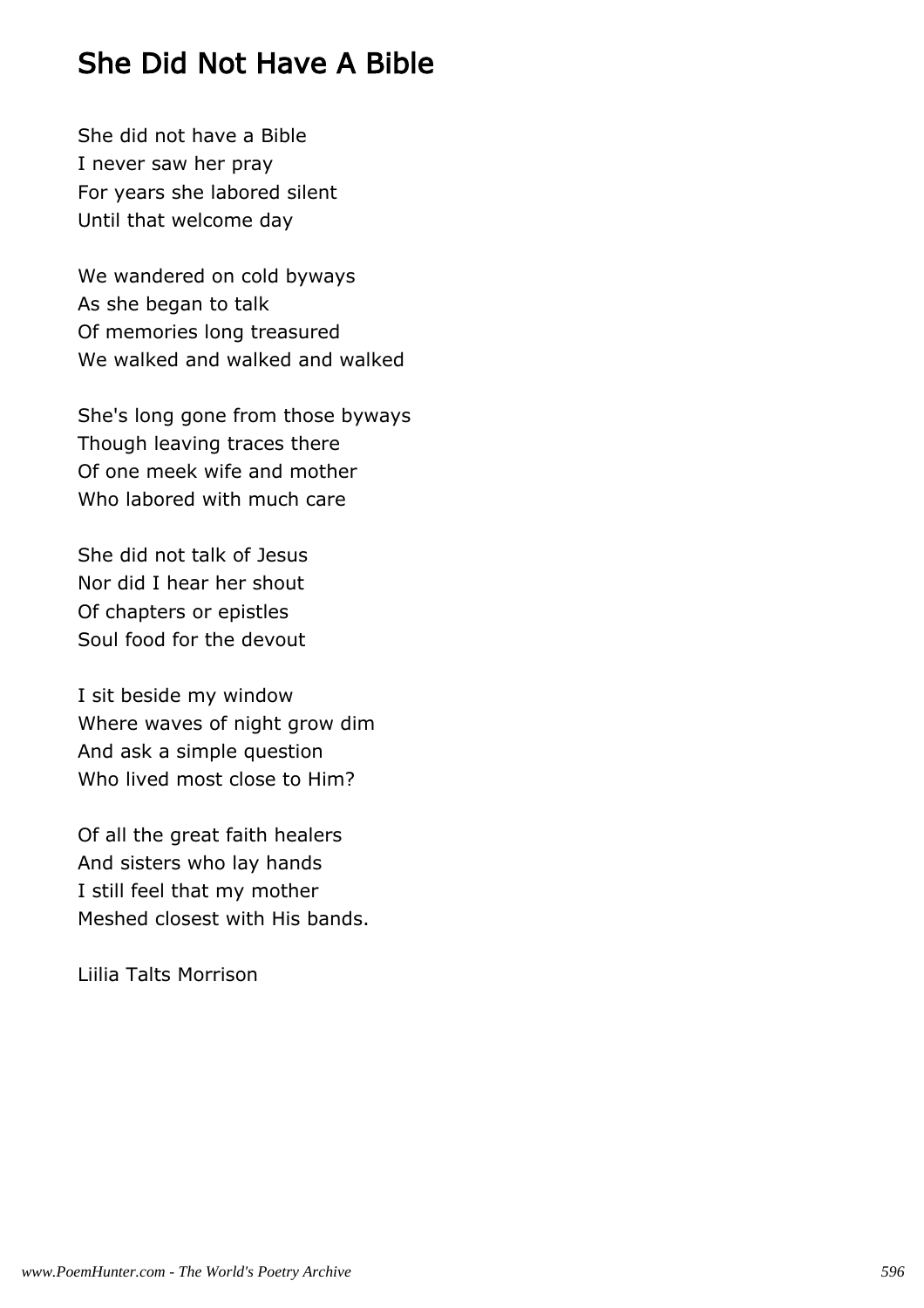# She Did Not Have A Bible

She did not have a Bible
I never saw her pray
For years she labored silent
Until that welcome day

We wandered on cold byways
As she began to talk
Of memories long treasured
We walked and walked and walked

She's long gone from those byways
Though leaving traces there
Of one meek wife and mother
Who labored with much care

She did not talk of Jesus
Nor did I hear her shout
Of chapters or epistles
Soul food for the devout

I sit beside my window
Where waves of night grow dim
And ask a simple question
Who lived most close to Him?

Of all the great faith healers
And sisters who lay hands
I still feel that my mother
Meshed closest with His bands.

Liilia Talts Morrison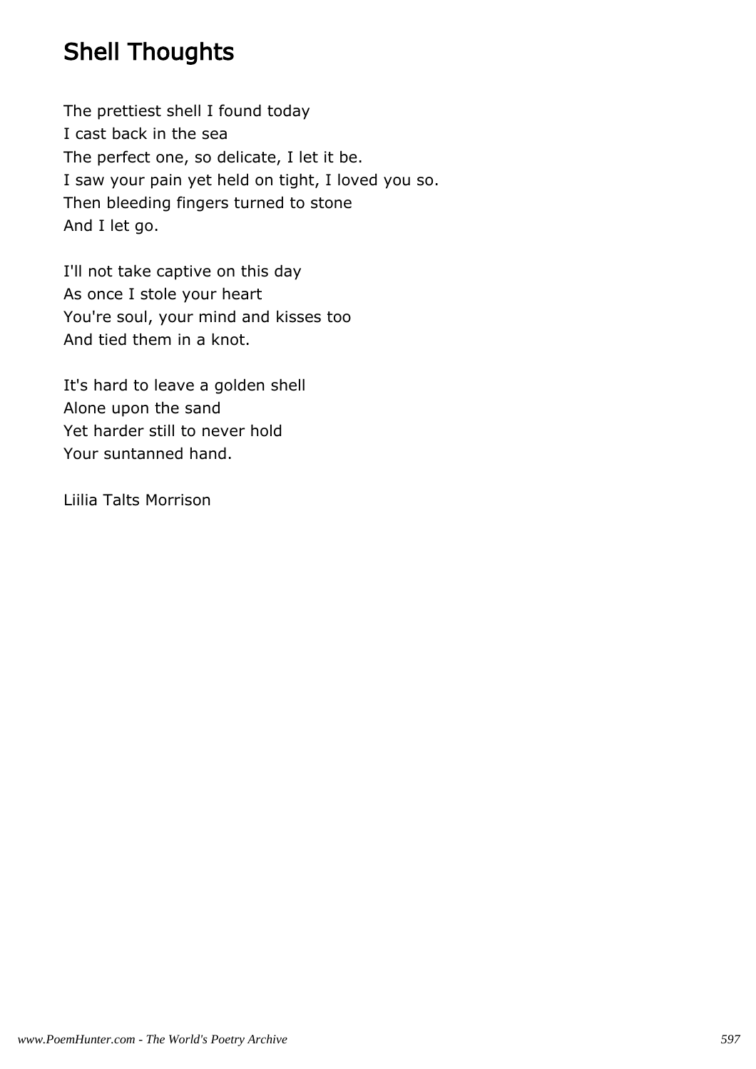# Shell Thoughts

The prettiest shell I found today  
I cast back in the sea  
The perfect one, so delicate, I let it be.  
I saw your pain yet held on tight, I loved you so.  
Then bleeding fingers turned to stone  
And I let go.

I'll not take captive on this day  
As once I stole your heart  
You're soul, your mind and kisses too  
And tied them in a knot.

It's hard to leave a golden shell  
Alone upon the sand  
Yet harder still to never hold  
Your suntanned hand.

Liilia Talts Morrison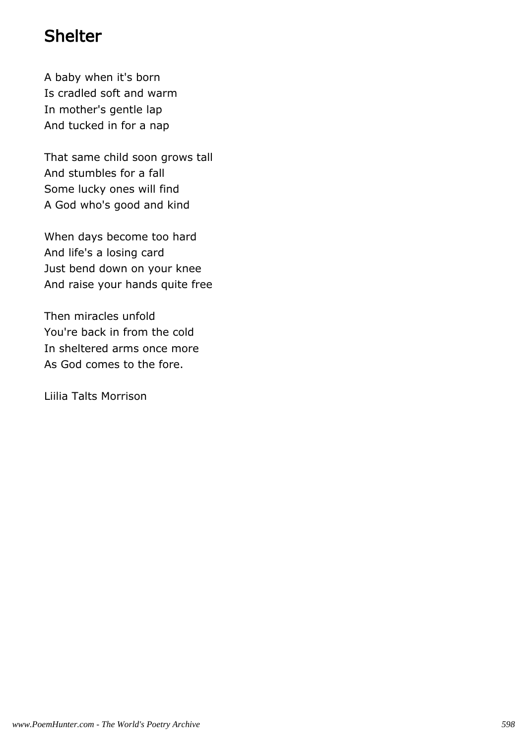# Shelter

A baby when it's born
Is cradled soft and warm
In mother's gentle lap
And tucked in for a nap

That same child soon grows tall
And stumbles for a fall
Some lucky ones will find
A God who's good and kind

When days become too hard
And life's a losing card
Just bend down on your knee
And raise your hands quite free

Then miracles unfold
You're back in from the cold
In sheltered arms once more
As God comes to the fore.

Liilia Talts Morrison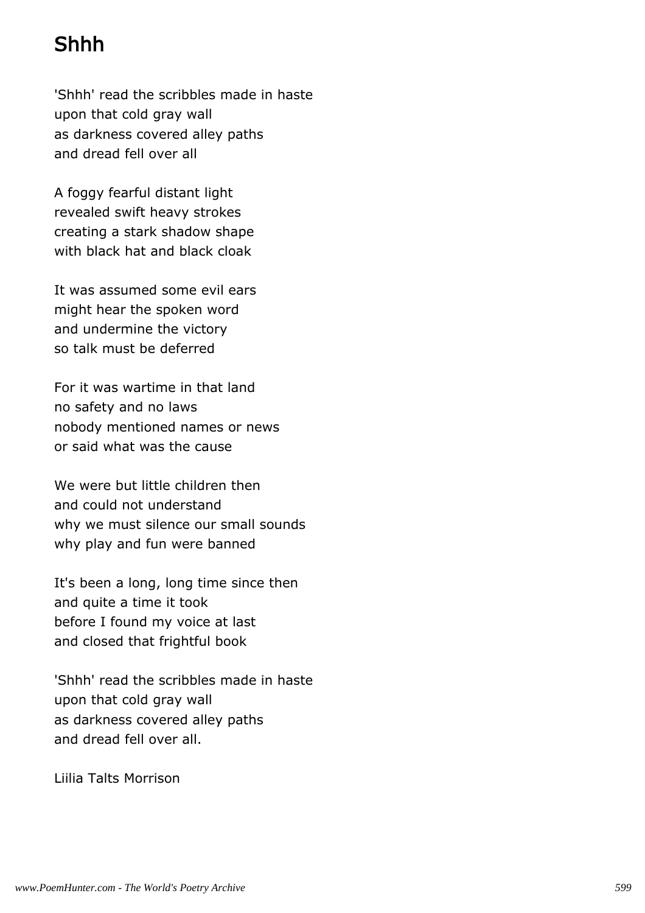# Shhh

'Shhh' read the scribbles made in haste
upon that cold gray wall
as darkness covered alley paths
and dread fell over all

A foggy fearful distant light
revealed swift heavy strokes
creating a stark shadow shape
with black hat and black cloak

It was assumed some evil ears
might hear the spoken word
and undermine the victory
so talk must be deferred

For it was wartime in that land
no safety and no laws
nobody mentioned names or news
or said what was the cause

We were but little children then
and could not understand
why we must silence our small sounds
why play and fun were banned

It's been a long, long time since then
and quite a time it took
before I found my voice at last
and closed that frightful book

'Shhh' read the scribbles made in haste
upon that cold gray wall
as darkness covered alley paths
and dread fell over all.

Liilia Talts Morrison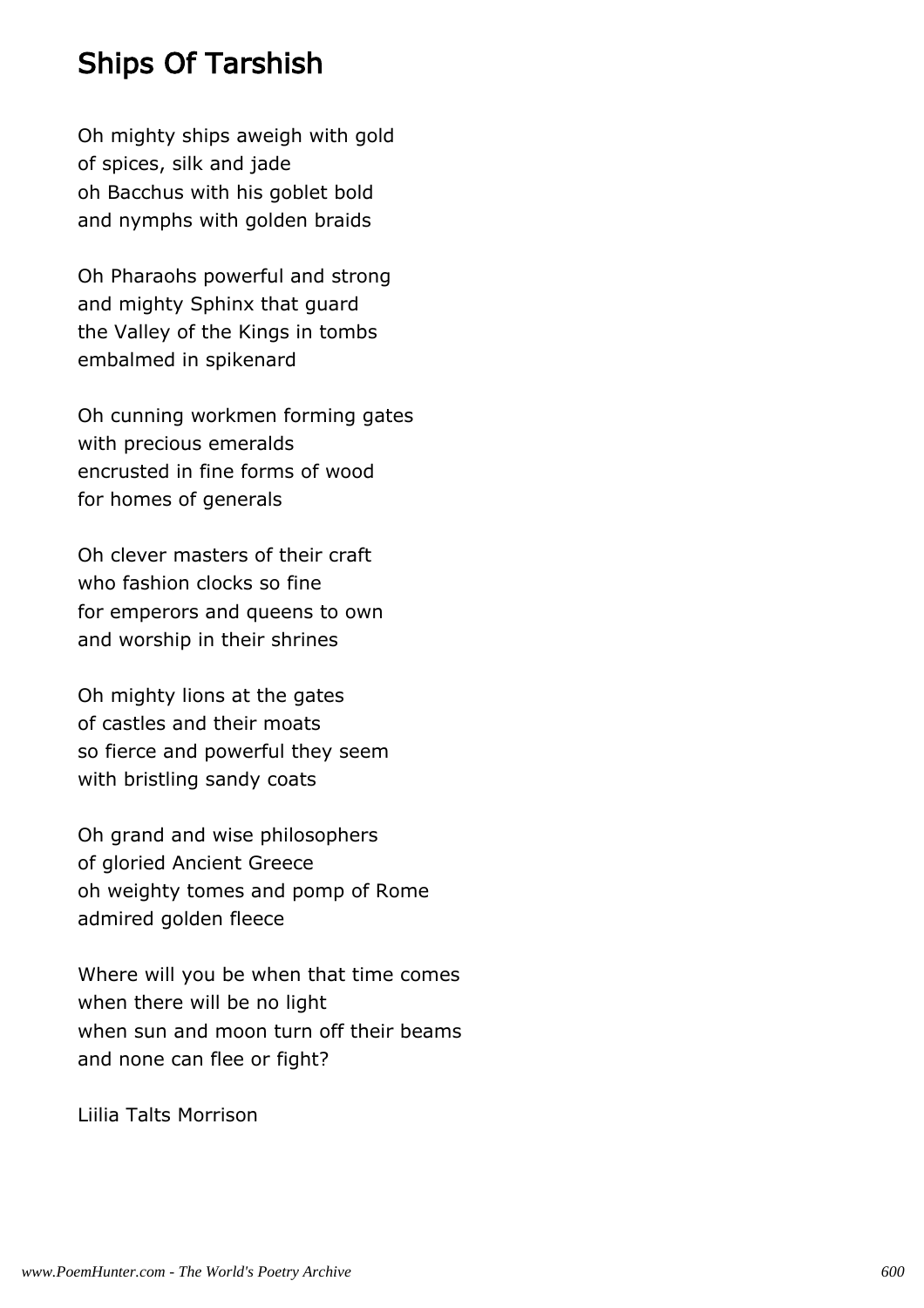# Ships Of Tarshish

Oh mighty ships aweigh with gold
of spices, silk and jade
oh Bacchus with his goblet bold
and nymphs with golden braids

Oh Pharaohs powerful and strong
and mighty Sphinx that guard
the Valley of the Kings in tombs
embalmed in spikenard

Oh cunning workmen forming gates
with precious emeralds
encrusted in fine forms of wood
for homes of generals

Oh clever masters of their craft
who fashion clocks so fine
for emperors and queens to own
and worship in their shrines

Oh mighty lions at the gates
of castles and their moats
so fierce and powerful they seem
with bristling sandy coats

Oh grand and wise philosophers
of gloried Ancient Greece
oh weighty tomes and pomp of Rome
admired golden fleece

Where will you be when that time comes
when there will be no light
when sun and moon turn off their beams
and none can flee or fight?

Liilia Talts Morrison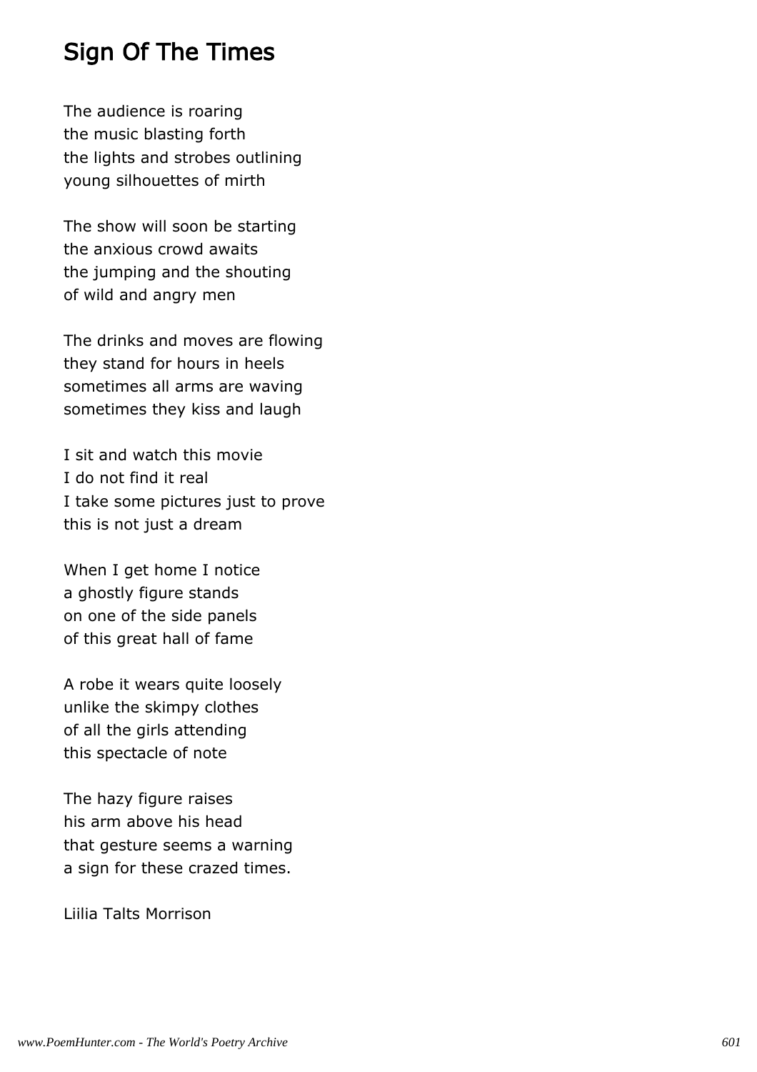## Sign Of The Times

The audience is roaring  
the music blasting forth  
the lights and strobes outlining  
young silhouettes of mirth

The show will soon be starting  
the anxious crowd awaits  
the jumping and the shouting  
of wild and angry men

The drinks and moves are flowing  
they stand for hours in heels  
sometimes all arms are waving  
sometimes they kiss and laugh

I sit and watch this movie  
I do not find it real  
I take some pictures just to prove  
this is not just a dream

When I get home I notice  
a ghostly figure stands  
on one of the side panels  
of this great hall of fame

A robe it wears quite loosely  
unlike the skimpy clothes  
of all the girls attending  
this spectacle of note

The hazy figure raises  
his arm above his head  
that gesture seems a warning  
a sign for these crazed times.

Liilia Talts Morrison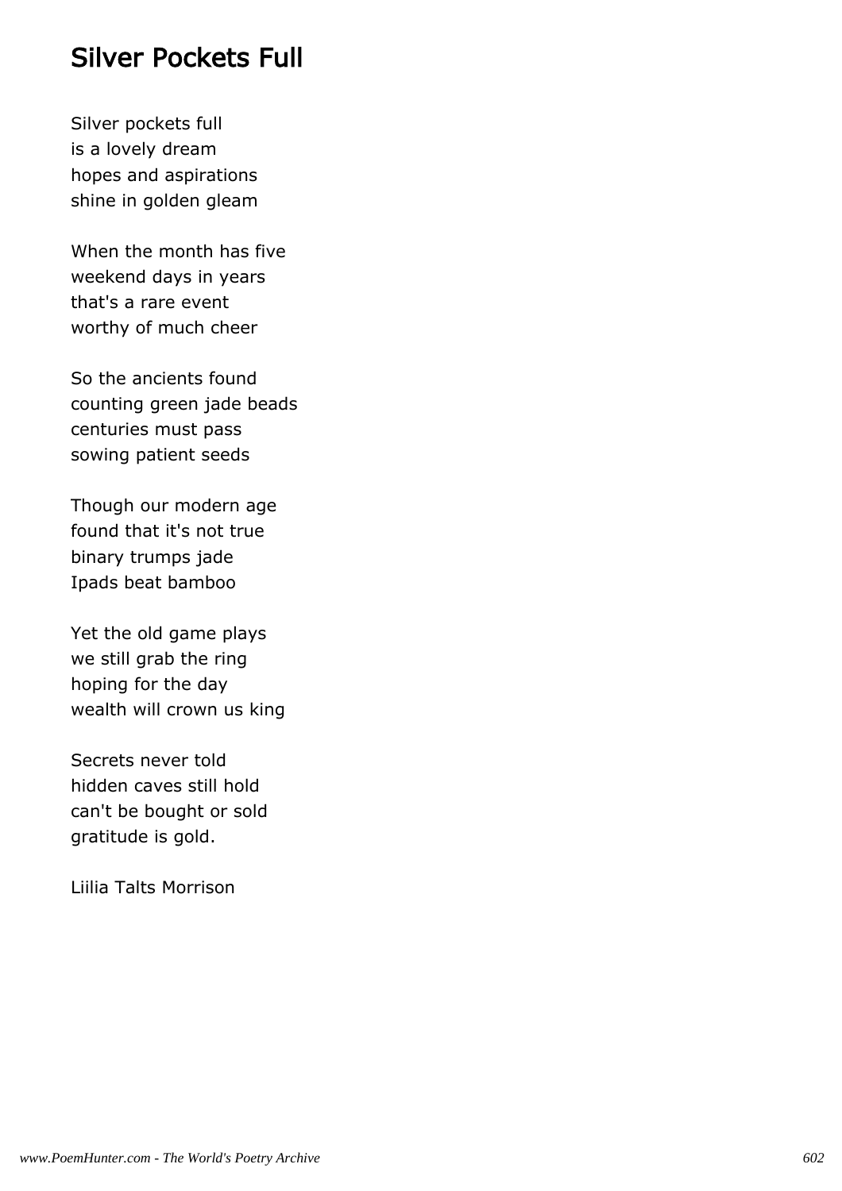# Silver Pockets Full

Silver pockets full
is a lovely dream
hopes and aspirations
shine in golden gleam

When the month has five
weekend days in years
that's a rare event
worthy of much cheer

So the ancients found
counting green jade beads
centuries must pass
sowing patient seeds

Though our modern age
found that it's not true
binary trumps jade
Ipads beat bamboo

Yet the old game plays
we still grab the ring
hoping for the day
wealth will crown us king

Secrets never told
hidden caves still hold
can't be bought or sold
gratitude is gold.

Liilia Talts Morrison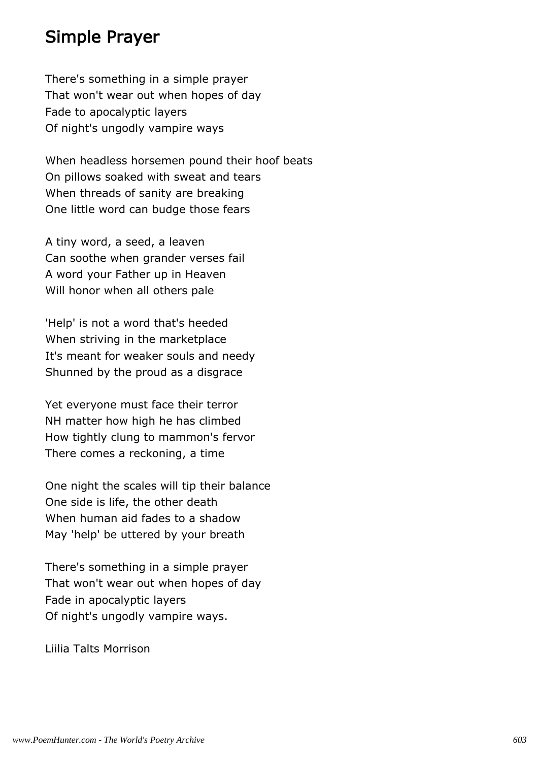# Simple Prayer

There's something in a simple prayer
That won't wear out when hopes of day
Fade to apocalyptic layers
Of night's ungodly vampire ways

When headless horsemen pound their hoof beats
On pillows soaked with sweat and tears
When threads of sanity are breaking
One little word can budge those fears

A tiny word, a seed, a leaven
Can soothe when grander verses fail
A word your Father up in Heaven
Will honor when all others pale

'Help' is not a word that's heeded
When striving in the marketplace
It's meant for weaker souls and needy
Shunned by the proud as a disgrace

Yet everyone must face their terror
NH matter how high he has climbed
How tightly clung to mammon's fervor
There comes a reckoning, a time

One night the scales will tip their balance
One side is life, the other death
When human aid fades to a shadow
May 'help' be uttered by your breath

There's something in a simple prayer
That won't wear out when hopes of day
Fade in apocalyptic layers
Of night's ungodly vampire ways.

Liilia Talts Morrison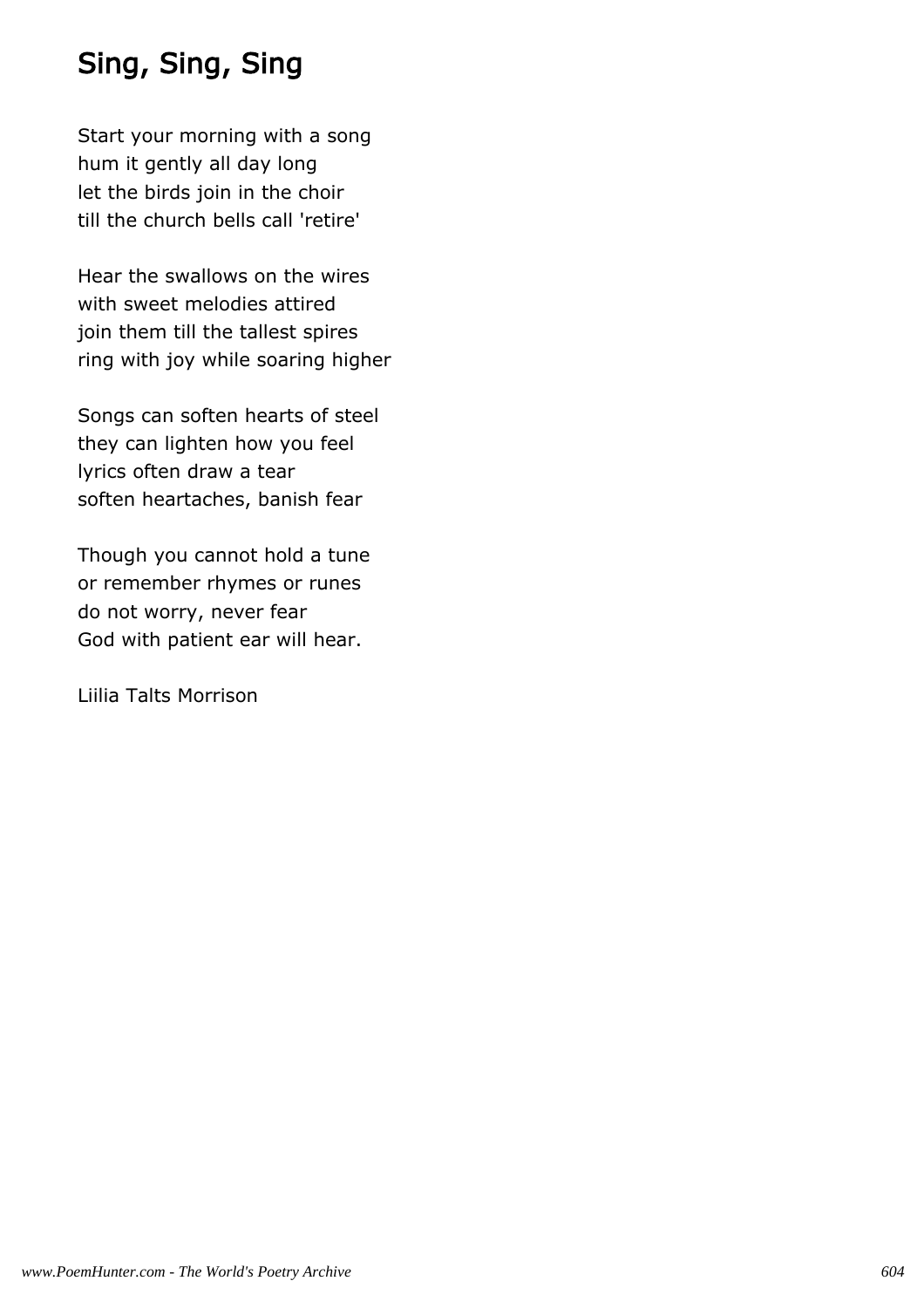# Sing, Sing, Sing

Start your morning with a song
hum it gently all day long
let the birds join in the choir
till the church bells call 'retire'

Hear the swallows on the wires
with sweet melodies attired
join them till the tallest spires
ring with joy while soaring higher

Songs can soften hearts of steel
they can lighten how you feel
lyrics often draw a tear
soften heartaches, banish fear

Though you cannot hold a tune
or remember rhymes or runes
do not worry, never fear
God with patient ear will hear.

Liilia Talts Morrison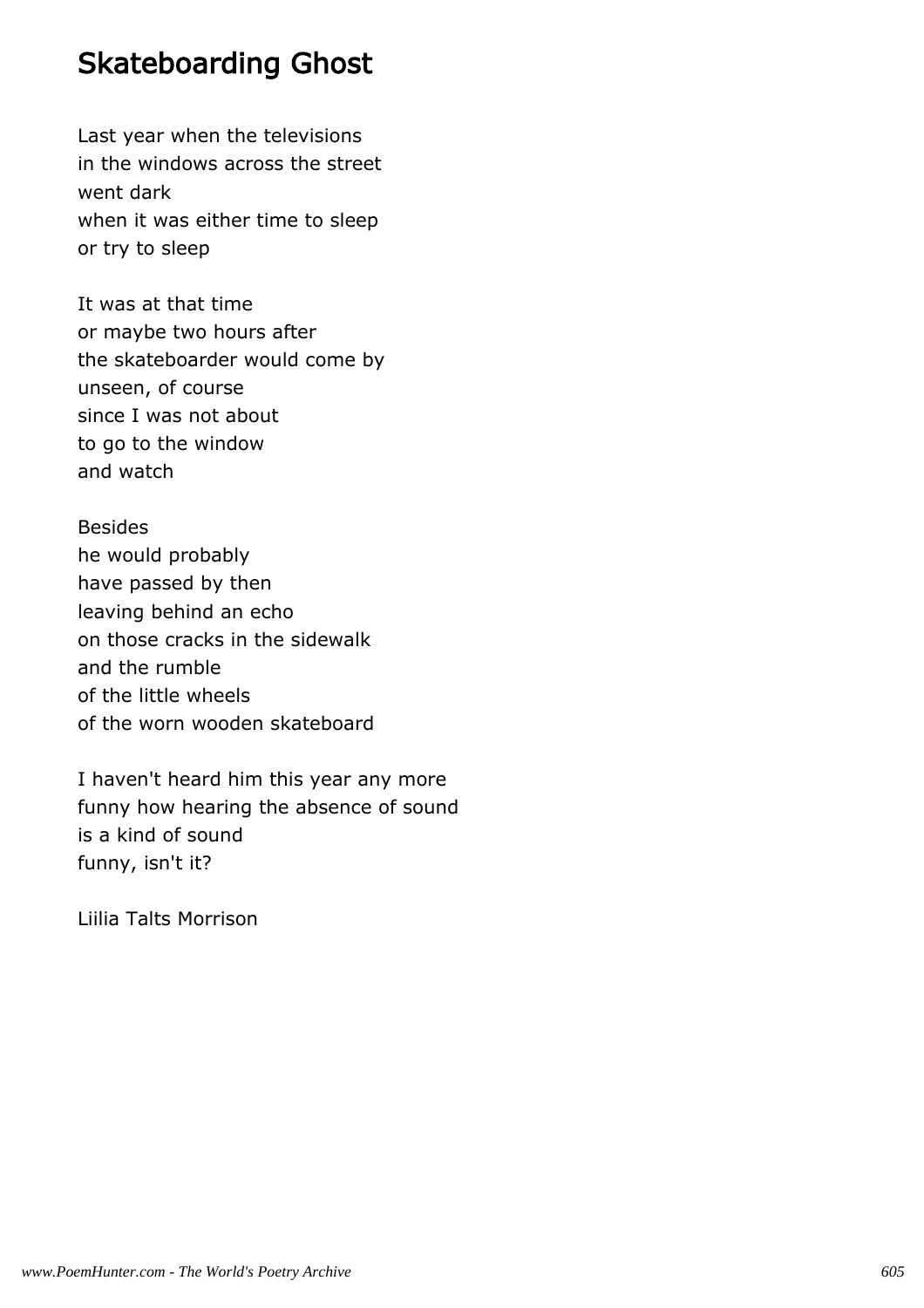# Skateboarding Ghost

Last year when the televisions
in the windows across the street
went dark
when it was either time to sleep
or try to sleep

It was at that time
or maybe two hours after
the skateboarder would come by
unseen, of course
since I was not about
to go to the window
and watch

Besides
he would probably
have passed by then
leaving behind an echo
on those cracks in the sidewalk
and the rumble
of the little wheels
of the worn wooden skateboard

I haven't heard him this year any more
funny how hearing the absence of sound
is a kind of sound
funny, isn't it?

Liilia Talts Morrison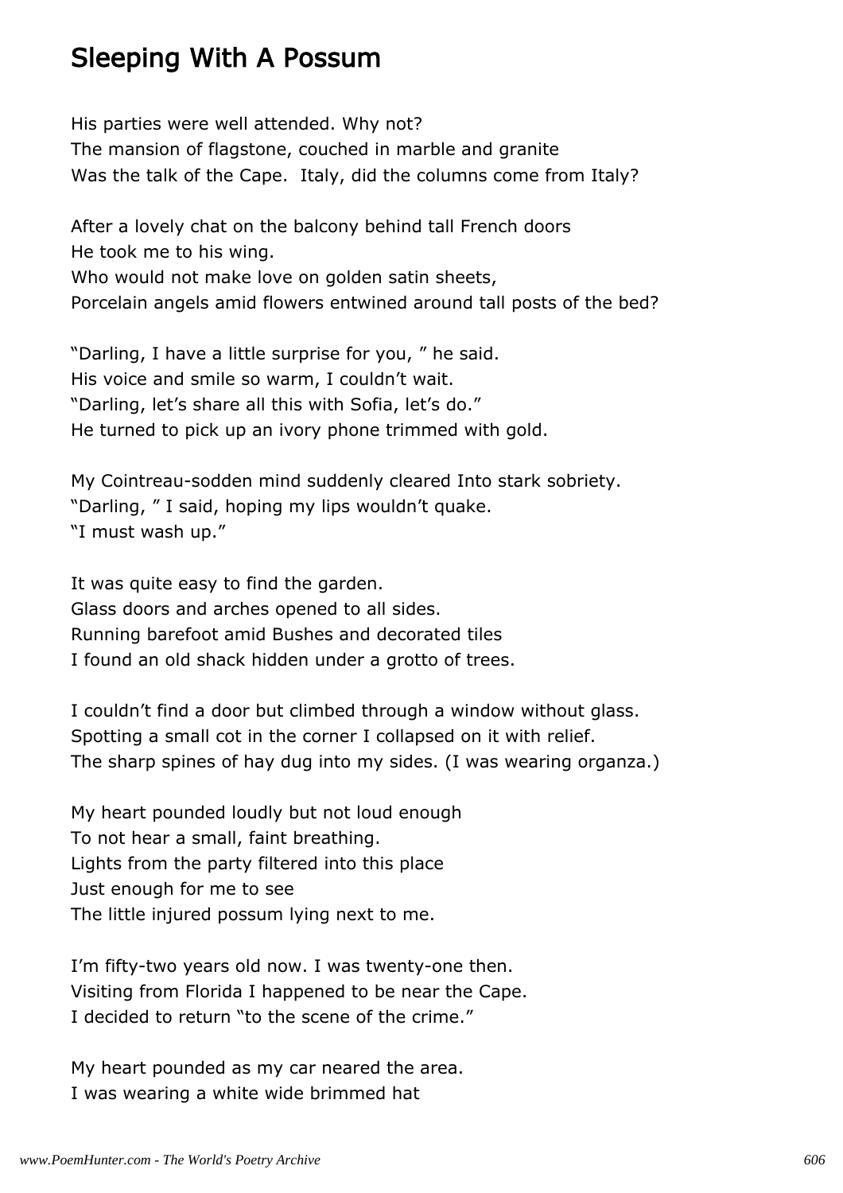## Sleeping With A Possum

His parties were well attended. Why not?
The mansion of flagstone, couched in marble and granite
Was the talk of the Cape.  Italy, did the columns come from Italy?

After a lovely chat on the balcony behind tall French doors
He took me to his wing.
Who would not make love on golden satin sheets,
Porcelain angels amid flowers entwined around tall posts of the bed?

“Darling, I have a little surprise for you, ” he said.
His voice and smile so warm, I couldn’t wait.
“Darling, let’s share all this with Sofia, let’s do.”
He turned to pick up an ivory phone trimmed with gold.

My Cointreau-sodden mind suddenly cleared Into stark sobriety.
“Darling, ” I said, hoping my lips wouldn’t quake.
“I must wash up.”

It was quite easy to find the garden.
Glass doors and arches opened to all sides.
Running barefoot amid Bushes and decorated tiles
I found an old shack hidden under a grotto of trees.

I couldn’t find a door but climbed through a window without glass.
Spotting a small cot in the corner I collapsed on it with relief.
The sharp spines of hay dug into my sides. (I was wearing organza.)

My heart pounded loudly but not loud enough
To not hear a small, faint breathing.
Lights from the party filtered into this place
Just enough for me to see
The little injured possum lying next to me.

I’m fifty-two years old now. I was twenty-one then.
Visiting from Florida I happened to be near the Cape.
I decided to return “to the scene of the crime.”

My heart pounded as my car neared the area.
I was wearing a white wide brimmed hat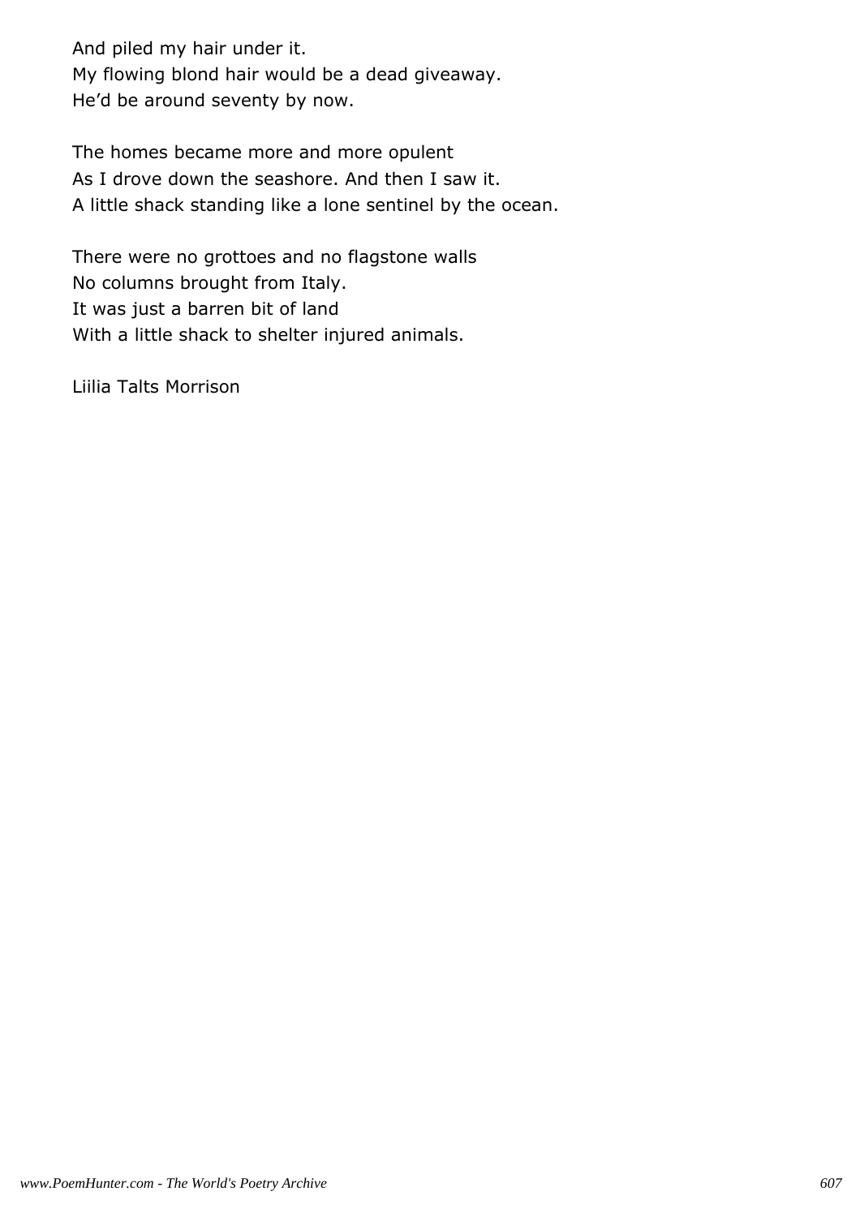And piled my hair under it.
My flowing blond hair would be a dead giveaway.
He'd be around seventy by now.

The homes became more and more opulent
As I drove down the seashore. And then I saw it.
A little shack standing like a lone sentinel by the ocean.

There were no grottoes and no flagstone walls
No columns brought from Italy.
It was just a barren bit of land
With a little shack to shelter injured animals.

Liilia Talts Morrison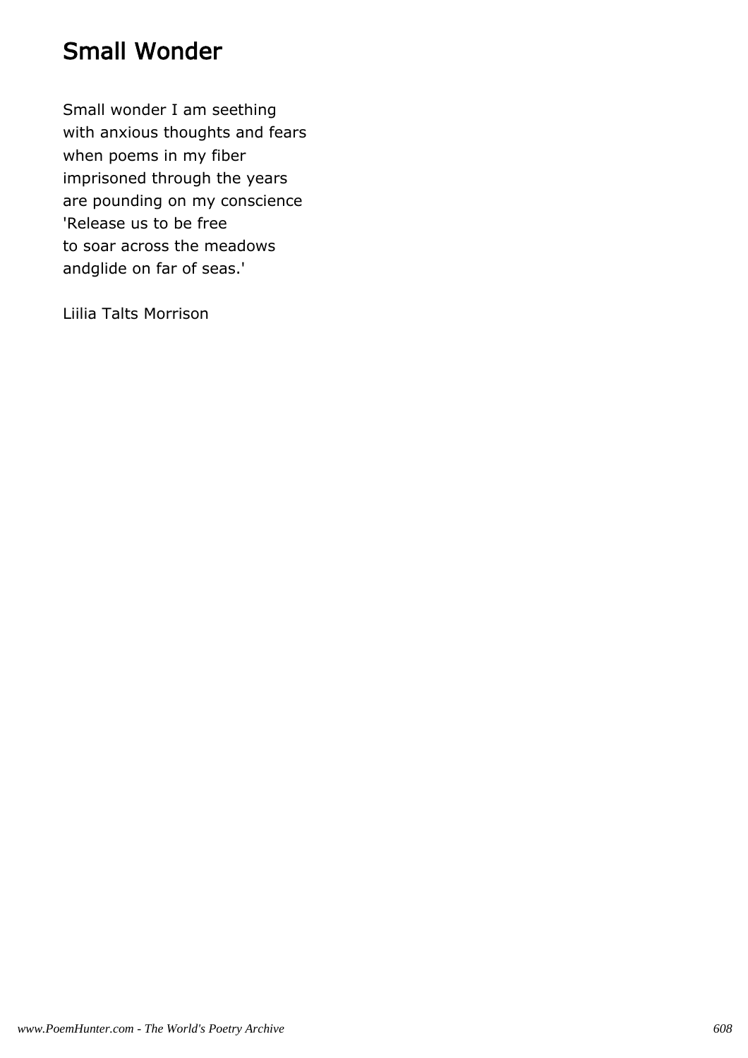# Small Wonder

Small wonder I am seething
with anxious thoughts and fears
when poems in my fiber
imprisoned through the years
are pounding on my conscience
'Release us to be free
to soar across the meadows
andglide on far of seas.'

Liilia Talts Morrison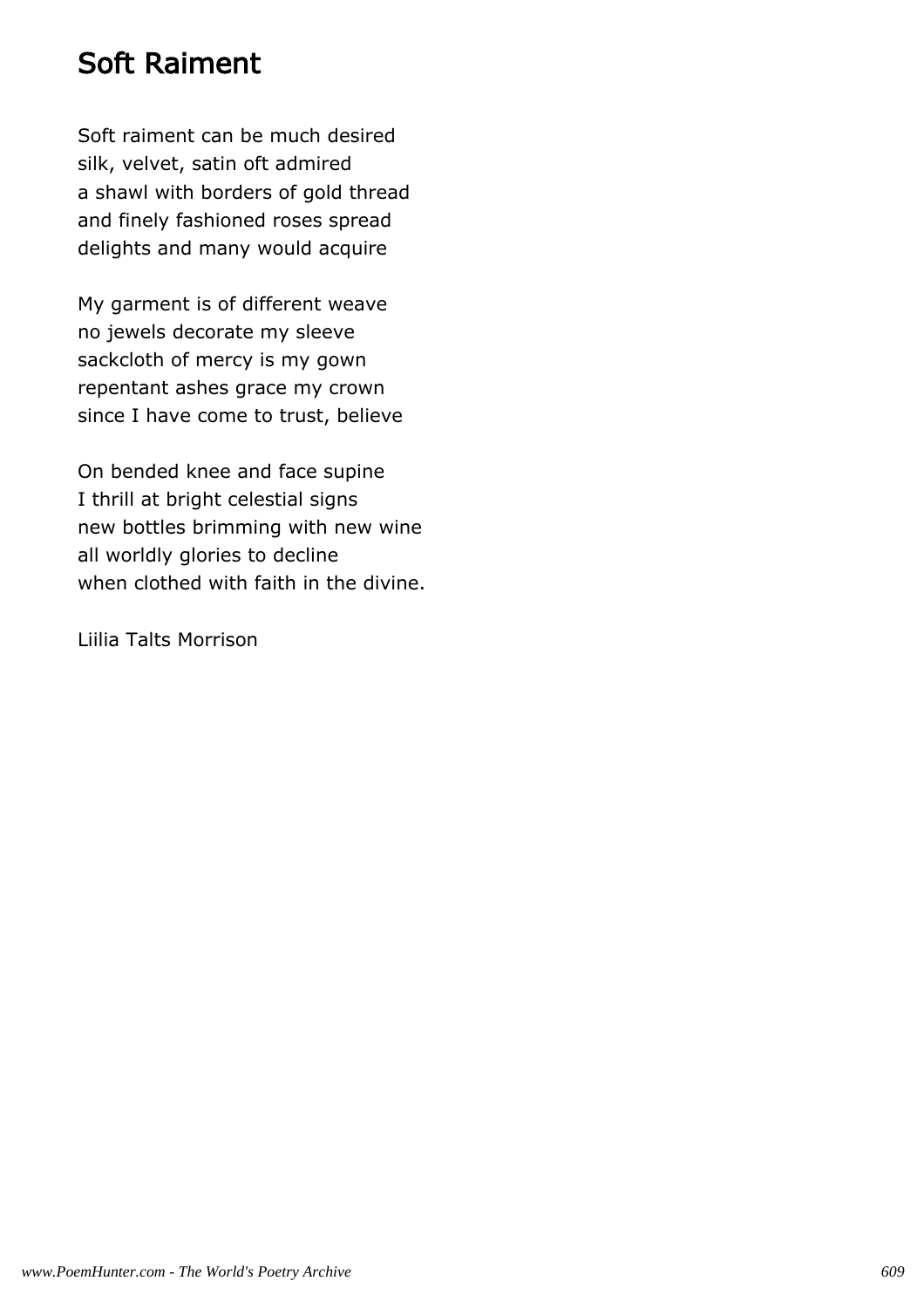# Soft Raiment

Soft raiment can be much desired
silk, velvet, satin oft admired
a shawl with borders of gold thread
and finely fashioned roses spread
delights and many would acquire

My garment is of different weave
no jewels decorate my sleeve
sackcloth of mercy is my gown
repentant ashes grace my crown
since I have come to trust, believe

On bended knee and face supine
I thrill at bright celestial signs
new bottles brimming with new wine
all worldly glories to decline
when clothed with faith in the divine.

Liilia Talts Morrison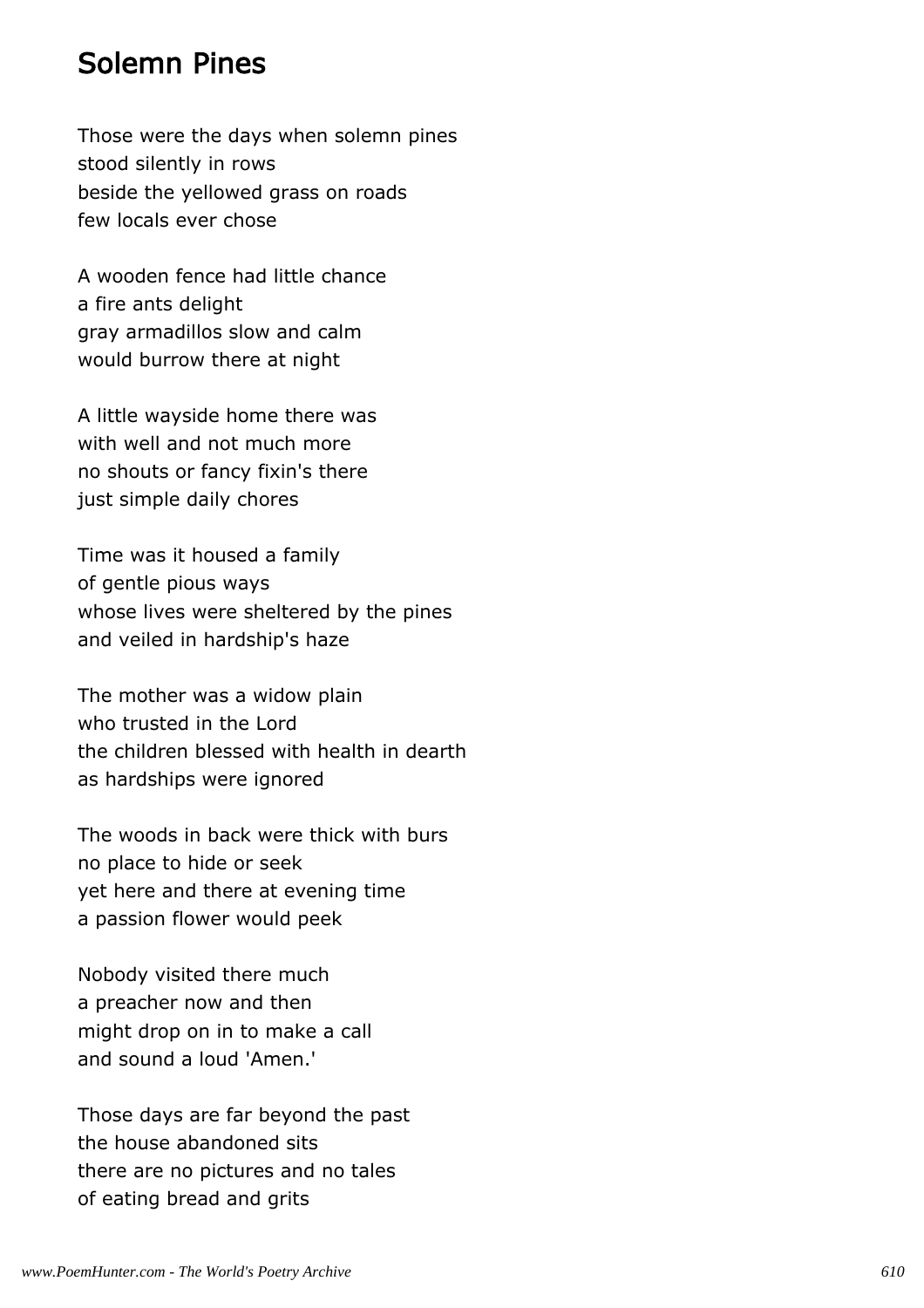## Solemn Pines

Those were the days when solemn pines
stood silently in rows
beside the yellowed grass on roads
few locals ever chose

A wooden fence had little chance
a fire ants delight
gray armadillos slow and calm
would burrow there at night

A little wayside home there was
with well and not much more
no shouts or fancy fixin's there
just simple daily chores

Time was it housed a family
of gentle pious ways
whose lives were sheltered by the pines
and veiled in hardship's haze

The mother was a widow plain
who trusted in the Lord
the children blessed with health in dearth
as hardships were ignored

The woods in back were thick with burs
no place to hide or seek
yet here and there at evening time
a passion flower would peek

Nobody visited there much
a preacher now and then
might drop on in to make a call
and sound a loud 'Amen.'

Those days are far beyond the past
the house abandoned sits
there are no pictures and no tales
of eating bread and grits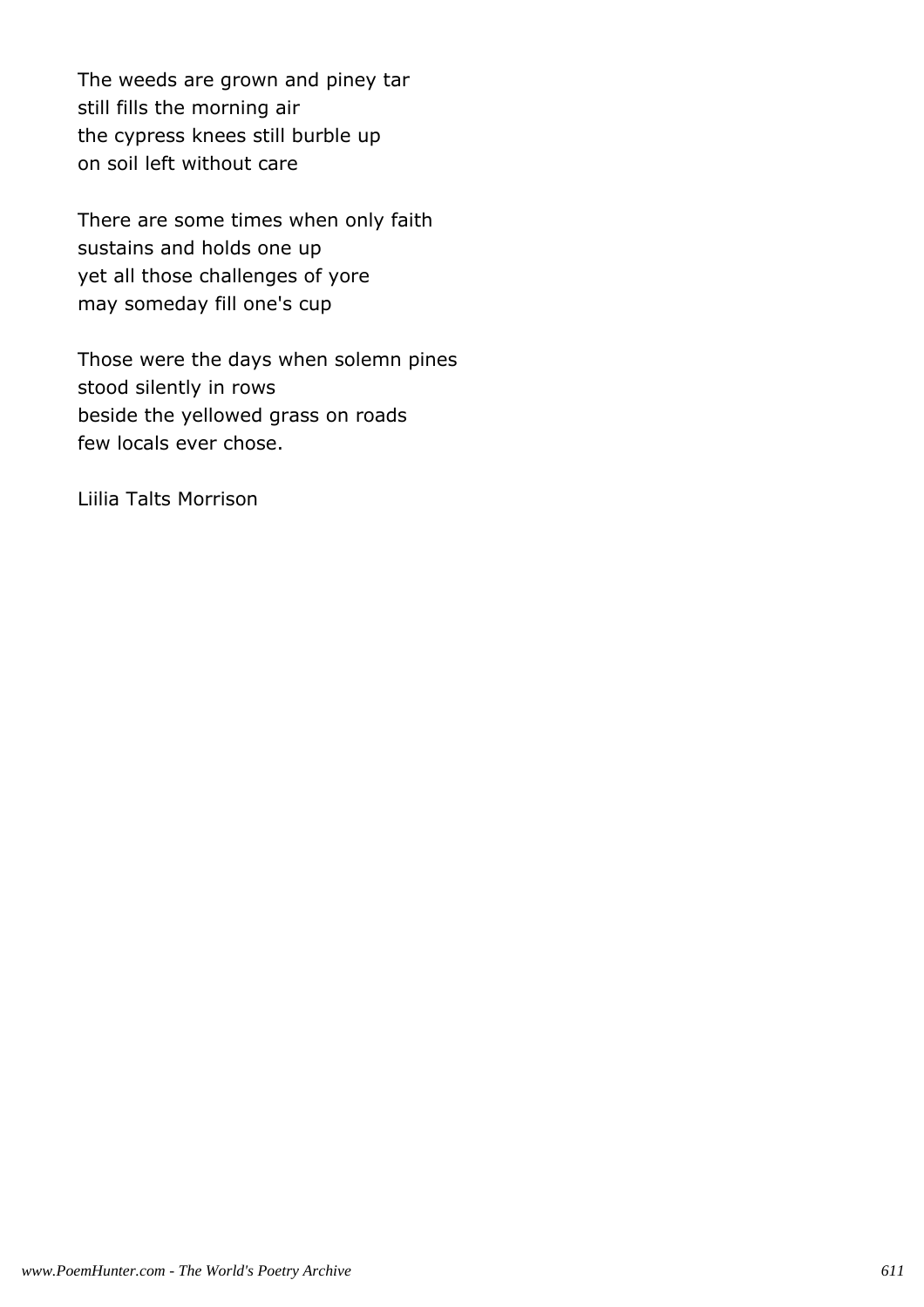The weeds are grown and piney tar
still fills the morning air
the cypress knees still burble up
on soil left without care

There are some times when only faith
sustains and holds one up
yet all those challenges of yore
may someday fill one's cup

Those were the days when solemn pines
stood silently in rows
beside the yellowed grass on roads
few locals ever chose.

Liilia Talts Morrison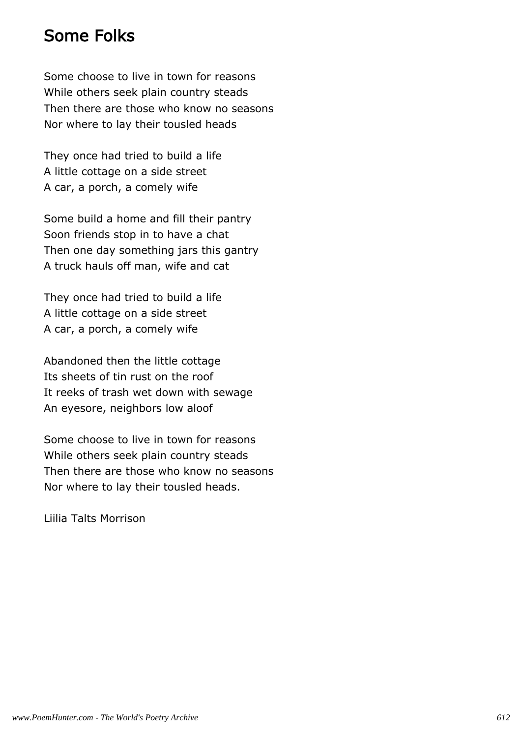# Some Folks

Some choose to live in town for reasons
While others seek plain country steads
Then there are those who know no seasons
Nor where to lay their tousled heads

They once had tried to build a life
A little cottage on a side street
A car, a porch, a comely wife

Some build a home and fill their pantry
Soon friends stop in to have a chat
Then one day something jars this gantry
A truck hauls off man, wife and cat

They once had tried to build a life
A little cottage on a side street
A car, a porch, a comely wife

Abandoned then the little cottage
Its sheets of tin rust on the roof
It reeks of trash wet down with sewage
An eyesore, neighbors low aloof

Some choose to live in town for reasons
While others seek plain country steads
Then there are those who know no seasons
Nor where to lay their tousled heads.

Liilia Talts Morrison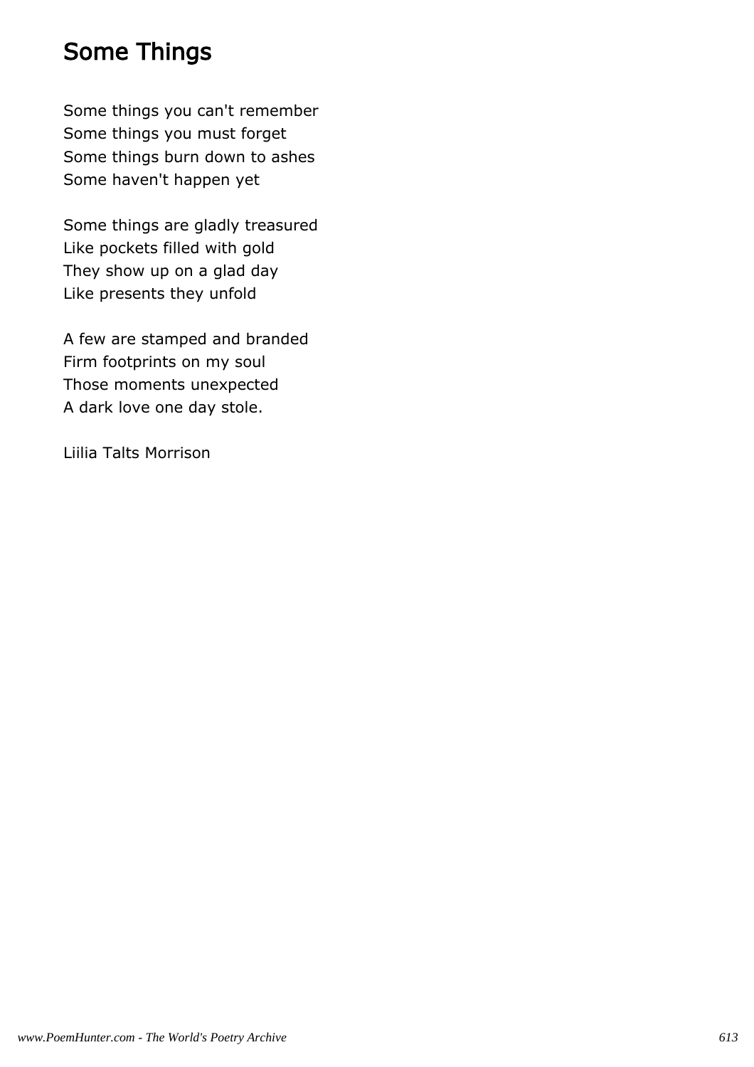# Some Things

Some things you can't remember
Some things you must forget
Some things burn down to ashes
Some haven't happen yet

Some things are gladly treasured
Like pockets filled with gold
They show up on a glad day
Like presents they unfold

A few are stamped and branded
Firm footprints on my soul
Those moments unexpected
A dark love one day stole.

Liilia Talts Morrison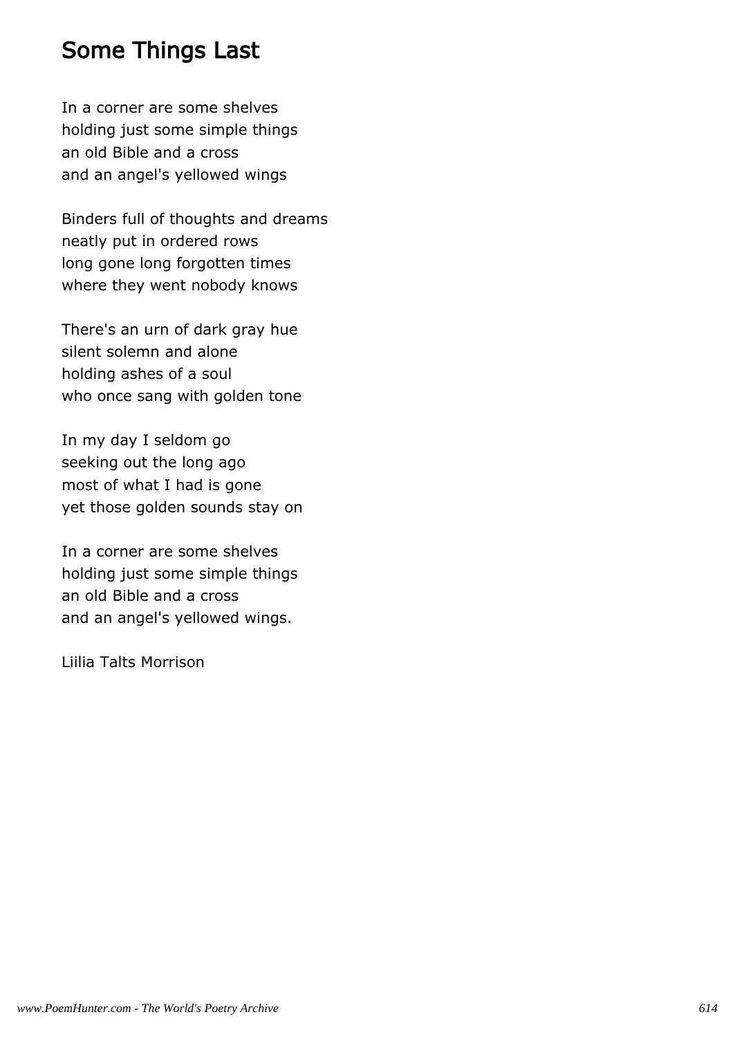# Some Things Last

In a corner are some shelves
holding just some simple things
an old Bible and a cross
and an angel's yellowed wings

Binders full of thoughts and dreams
neatly put in ordered rows
long gone long forgotten times
where they went nobody knows

There's an urn of dark gray hue
silent solemn and alone
holding ashes of a soul
who once sang with golden tone

In my day I seldom go
seeking out the long ago
most of what I had is gone
yet those golden sounds stay on

In a corner are some shelves
holding just some simple things
an old Bible and a cross
and an angel's yellowed wings.

Liilia Talts Morrison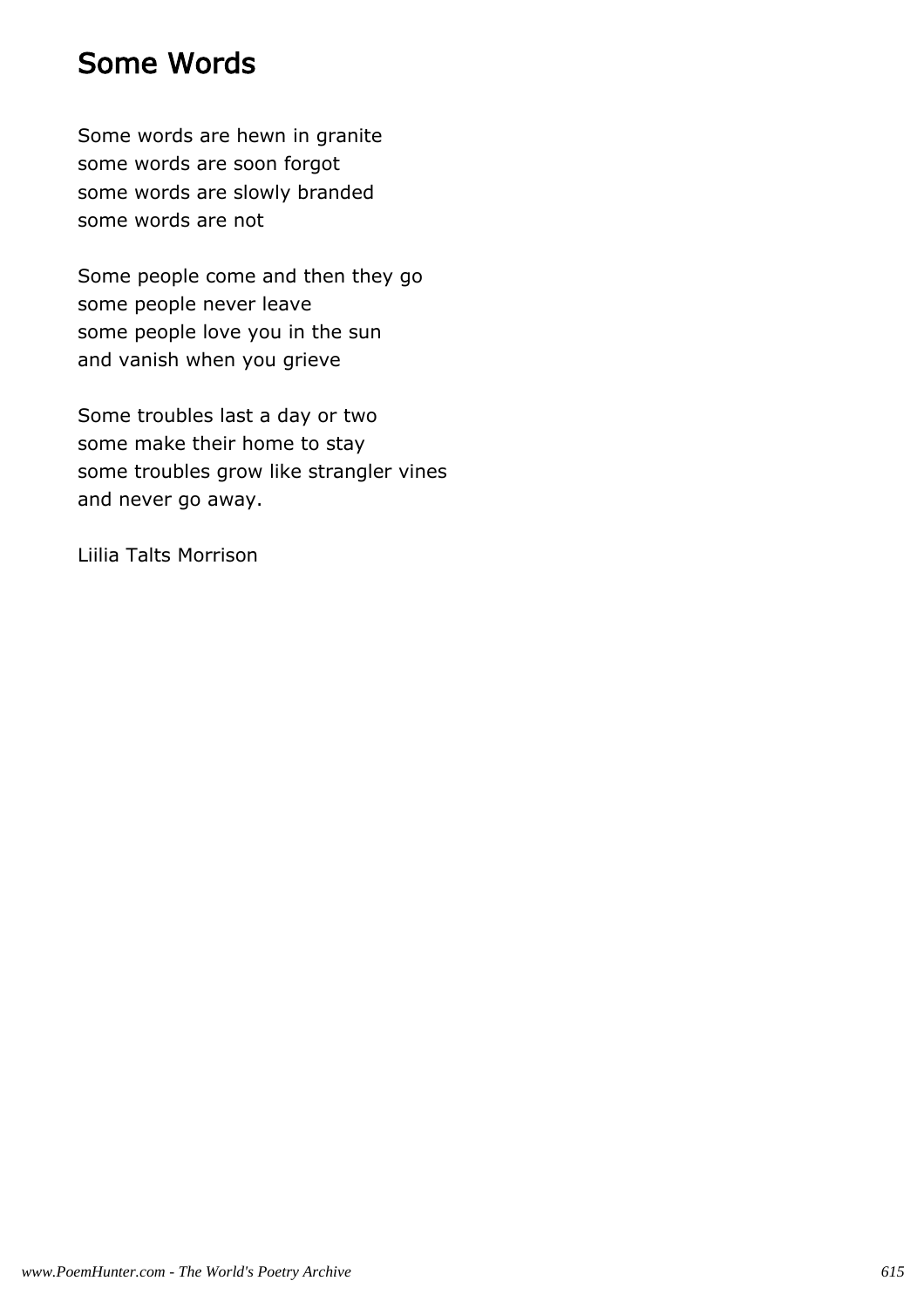# Some Words

Some words are hewn in granite
some words are soon forgot
some words are slowly branded
some words are not

Some people come and then they go
some people never leave
some people love you in the sun
and vanish when you grieve

Some troubles last a day or two
some make their home to stay
some troubles grow like strangler vines
and never go away.

Liilia Talts Morrison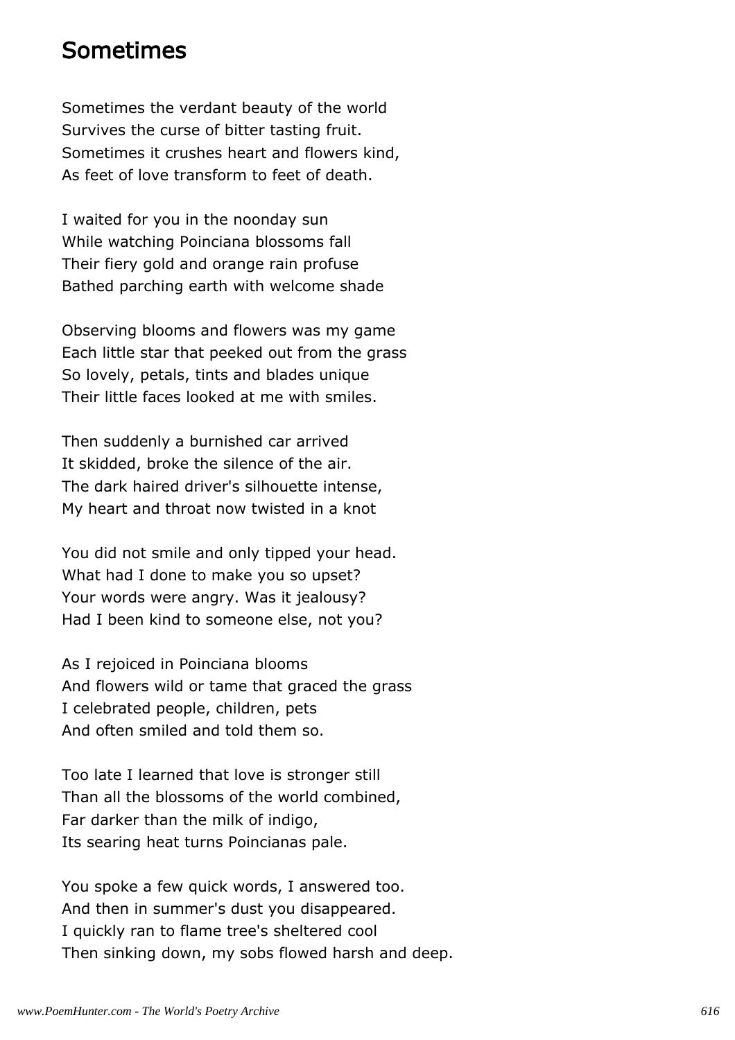# Sometimes

Sometimes the verdant beauty of the world
Survives the curse of bitter tasting fruit.
Sometimes it crushes heart and flowers kind,
As feet of love transform to feet of death.

I waited for you in the noonday sun
While watching Poinciana blossoms fall
Their fiery gold and orange rain profuse
Bathed parching earth with welcome shade

Observing blooms and flowers was my game
Each little star that peeked out from the grass
So lovely, petals, tints and blades unique
Their little faces looked at me with smiles.

Then suddenly a burnished car arrived
It skidded, broke the silence of the air.
The dark haired driver's silhouette intense,
My heart and throat now twisted in a knot

You did not smile and only tipped your head.
What had I done to make you so upset?
Your words were angry. Was it jealousy?
Had I been kind to someone else, not you?

As I rejoiced in Poinciana blooms
And flowers wild or tame that graced the grass
I celebrated people, children, pets
And often smiled and told them so.

Too late I learned that love is stronger still
Than all the blossoms of the world combined,
Far darker than the milk of indigo,
Its searing heat turns Poincianas pale.

You spoke a few quick words, I answered too.
And then in summer's dust you disappeared.
I quickly ran to flame tree's sheltered cool
Then sinking down, my sobs flowed harsh and deep.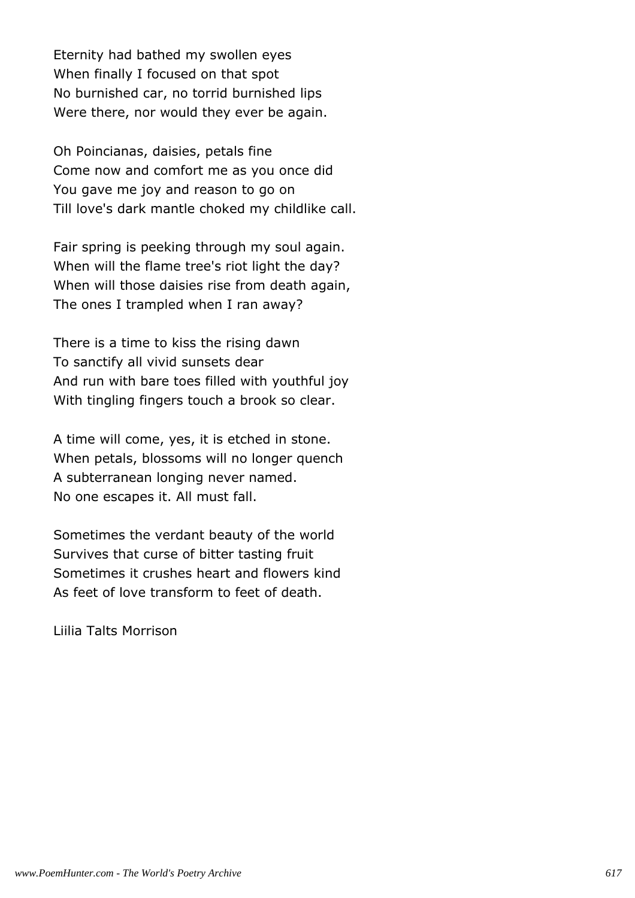Eternity had bathed my swollen eyes
When finally I focused on that spot
No burnished car, no torrid burnished lips
Were there, nor would they ever be again.

Oh Poincianas, daisies, petals fine
Come now and comfort me as you once did
You gave me joy and reason to go on
Till love's dark mantle choked my childlike call.

Fair spring is peeking through my soul again.
When will the flame tree's riot light the day?
When will those daisies rise from death again,
The ones I trampled when I ran away?

There is a time to kiss the rising dawn
To sanctify all vivid sunsets dear
And run with bare toes filled with youthful joy
With tingling fingers touch a brook so clear.

A time will come, yes, it is etched in stone.
When petals, blossoms will no longer quench
A subterranean longing never named.
No one escapes it. All must fall.

Sometimes the verdant beauty of the world
Survives that curse of bitter tasting fruit
Sometimes it crushes heart and flowers kind
As feet of love transform to feet of death.

Liilia Talts Morrison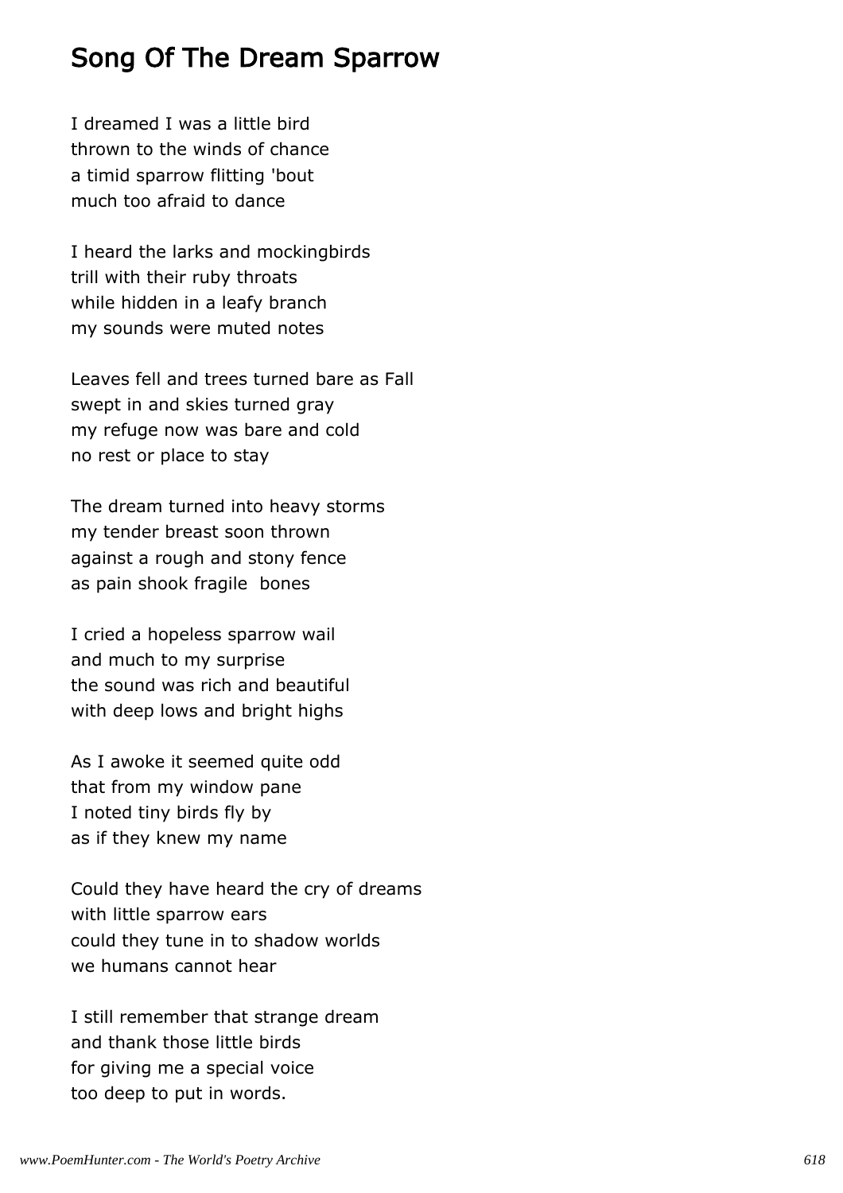# Song Of The Dream Sparrow

I dreamed I was a little bird
thrown to the winds of chance
a timid sparrow flitting 'bout
much too afraid to dance

I heard the larks and mockingbirds
trill with their ruby throats
while hidden in a leafy branch
my sounds were muted notes

Leaves fell and trees turned bare as Fall
swept in and skies turned gray
my refuge now was bare and cold
no rest or place to stay

The dream turned into heavy storms
my tender breast soon thrown
against a rough and stony fence
as pain shook fragile bones

I cried a hopeless sparrow wail
and much to my surprise
the sound was rich and beautiful
with deep lows and bright highs

As I awoke it seemed quite odd
that from my window pane
I noted tiny birds fly by
as if they knew my name

Could they have heard the cry of dreams
with little sparrow ears
could they tune in to shadow worlds
we humans cannot hear

I still remember that strange dream
and thank those little birds
for giving me a special voice
too deep to put in words.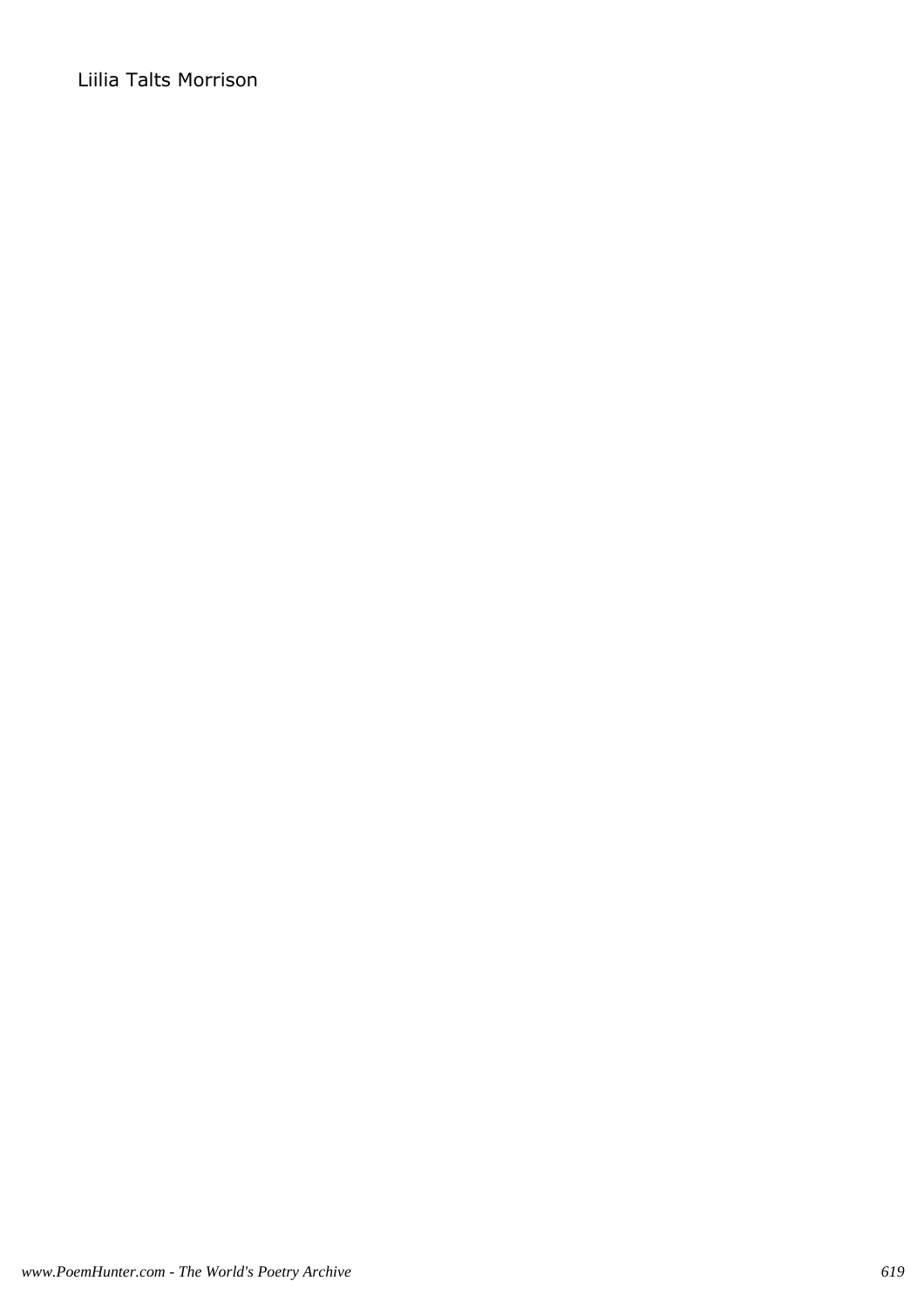Liilia Talts Morrison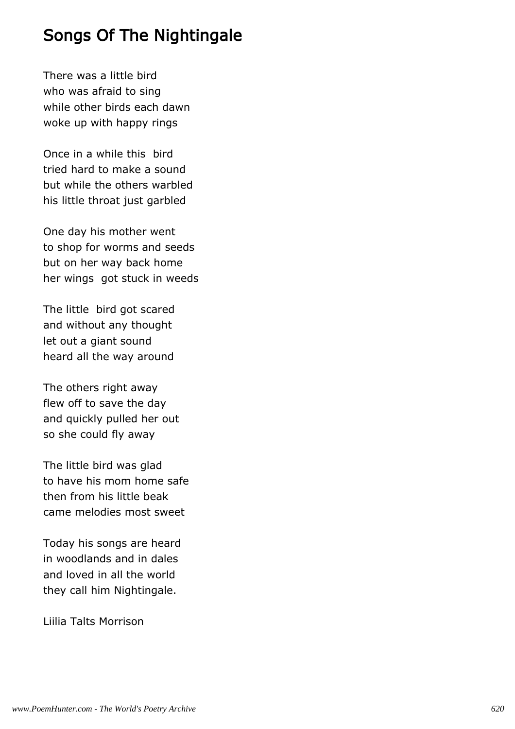# Songs Of The Nightingale

There was a little bird
who was afraid to sing
while other birds each dawn
woke up with happy rings

Once in a while this bird
tried hard to make a sound
but while the others warbled
his little throat just garbled

One day his mother went
to shop for worms and seeds
but on her way back home
her wings got stuck in weeds

The little bird got scared
and without any thought
let out a giant sound
heard all the way around

The others right away
flew off to save the day
and quickly pulled her out
so she could fly away

The little bird was glad
to have his mom home safe
then from his little beak
came melodies most sweet

Today his songs are heard
in woodlands and in dales
and loved in all the world
they call him Nightingale.

Liilia Talts Morrison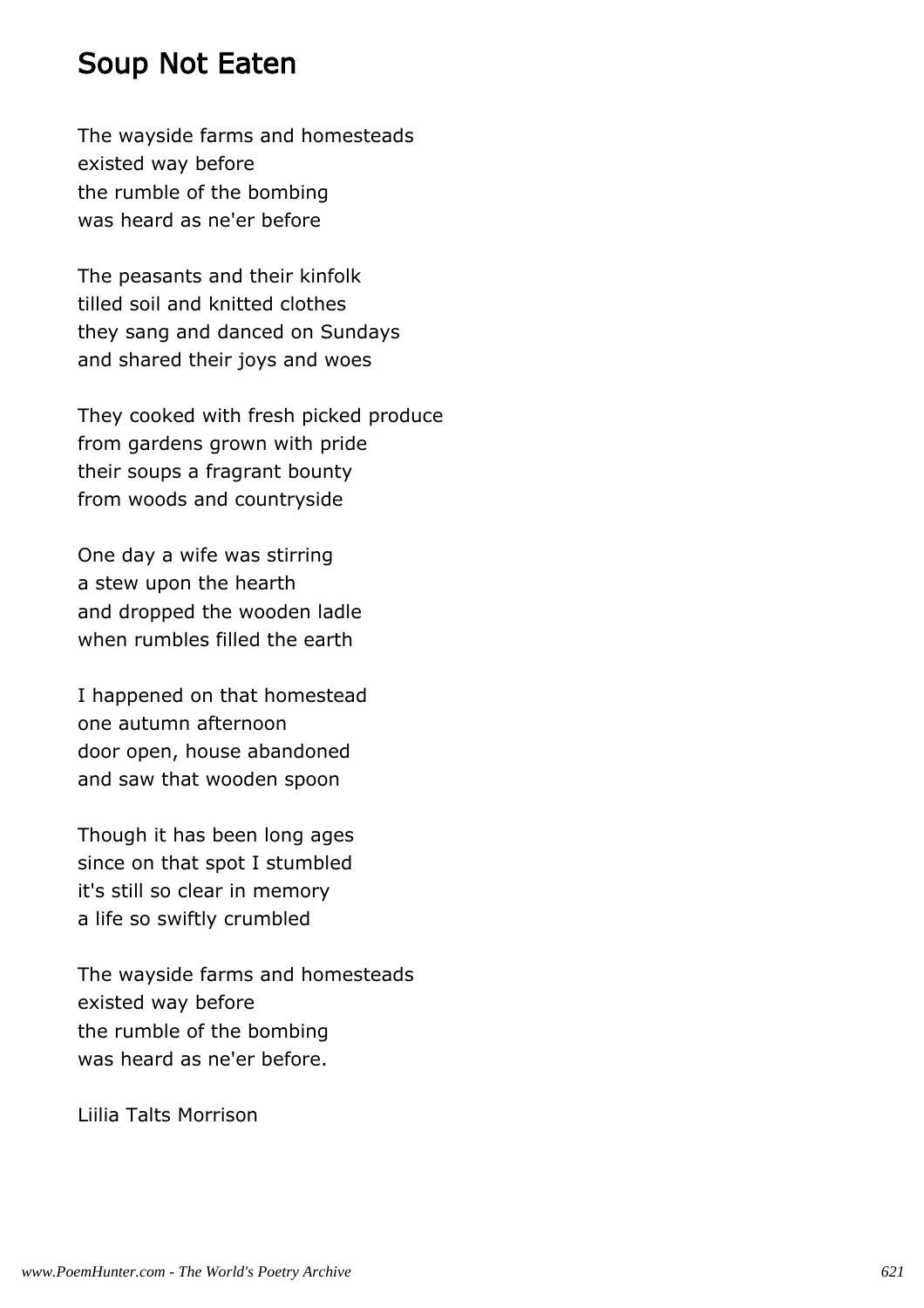# Soup Not Eaten

The wayside farms and homesteads  
existed way before  
the rumble of the bombing  
was heard as ne'er before

The peasants and their kinfolk  
tilled soil and knitted clothes  
they sang and danced on Sundays  
and shared their joys and woes

They cooked with fresh picked produce  
from gardens grown with pride  
their soups a fragrant bounty  
from woods and countryside

One day a wife was stirring  
a stew upon the hearth  
and dropped the wooden ladle  
when rumbles filled the earth

I happened on that homestead  
one autumn afternoon  
door open, house abandoned  
and saw that wooden spoon

Though it has been long ages  
since on that spot I stumbled  
it's still so clear in memory  
a life so swiftly crumbled

The wayside farms and homesteads  
existed way before  
the rumble of the bombing  
was heard as ne'er before.

Liilia Talts Morrison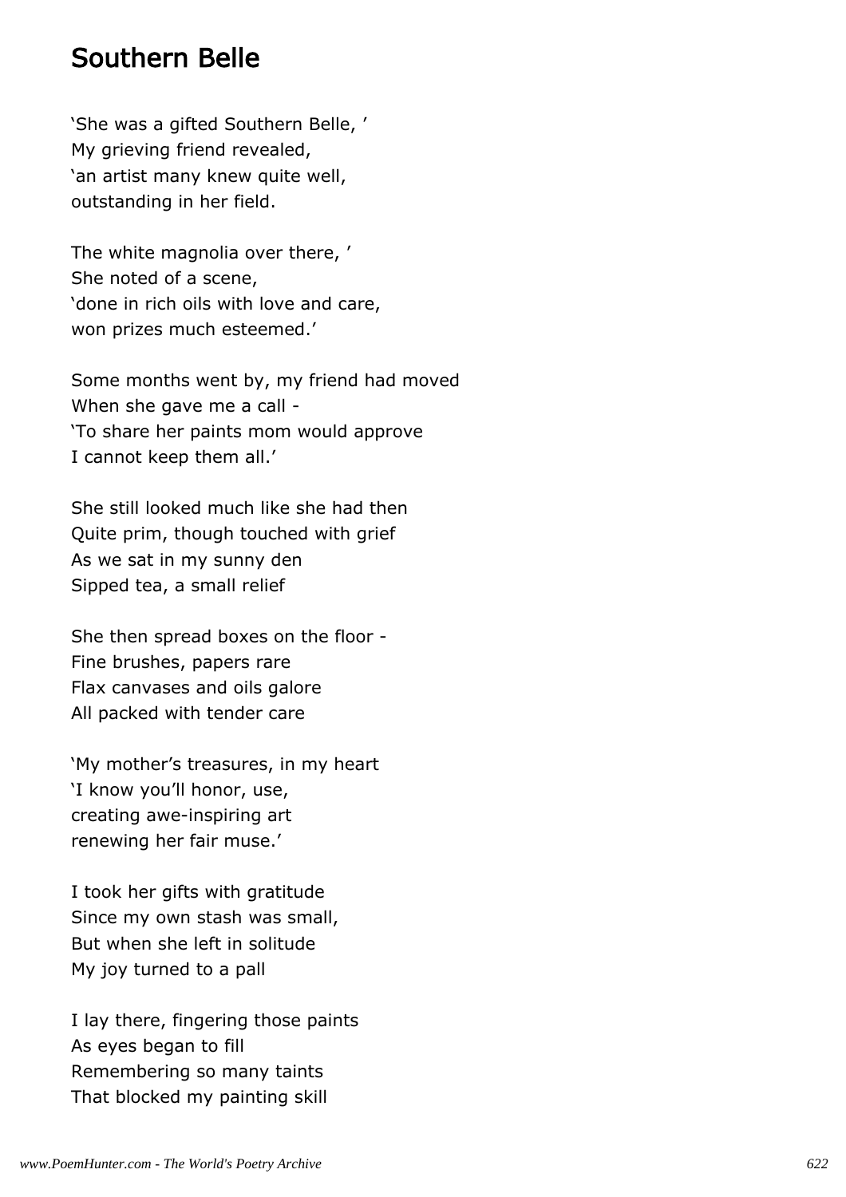# Southern Belle

'She was a gifted Southern Belle, '
My grieving friend revealed,
'an artist many knew quite well,
outstanding in her field.

The white magnolia over there, '
She noted of a scene,
'done in rich oils with love and care,
won prizes much esteemed.'

Some months went by, my friend had moved
When she gave me a call -
'To share her paints mom would approve
I cannot keep them all.'

She still looked much like she had then
Quite prim, though touched with grief
As we sat in my sunny den
Sipped tea, a small relief

She then spread boxes on the floor -
Fine brushes, papers rare
Flax canvases and oils galore
All packed with tender care

'My mother's treasures, in my heart
'I know you'll honor, use,
creating awe-inspiring art
renewing her fair muse.'

I took her gifts with gratitude
Since my own stash was small,
But when she left in solitude
My joy turned to a pall

I lay there, fingering those paints
As eyes began to fill
Remembering so many taints
That blocked my painting skill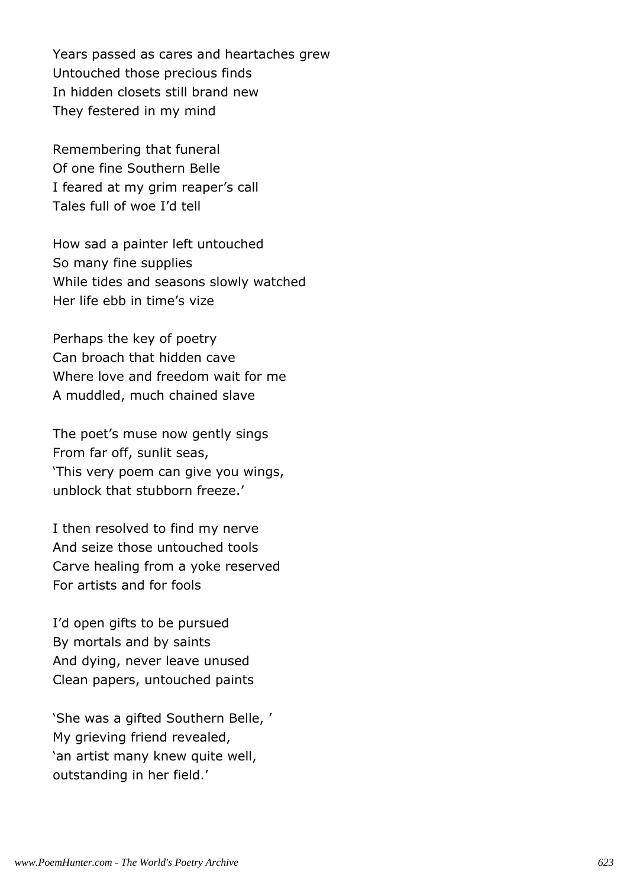Years passed as cares and heartaches grew
Untouched those precious finds
In hidden closets still brand new
They festered in my mind

Remembering that funeral
Of one fine Southern Belle
I feared at my grim reaper's call
Tales full of woe I'd tell

How sad a painter left untouched
So many fine supplies
While tides and seasons slowly watched
Her life ebb in time's vize

Perhaps the key of poetry
Can broach that hidden cave
Where love and freedom wait for me
A muddled, much chained slave

The poet's muse now gently sings
From far off, sunlit seas,
'This very poem can give you wings,
unblock that stubborn freeze.'

I then resolved to find my nerve
And seize those untouched tools
Carve healing from a yoke reserved
For artists and for fools

I'd open gifts to be pursued
By mortals and by saints
And dying, never leave unused
Clean papers, untouched paints

'She was a gifted Southern Belle, '
My grieving friend revealed,
'an artist many knew quite well,
outstanding in her field.'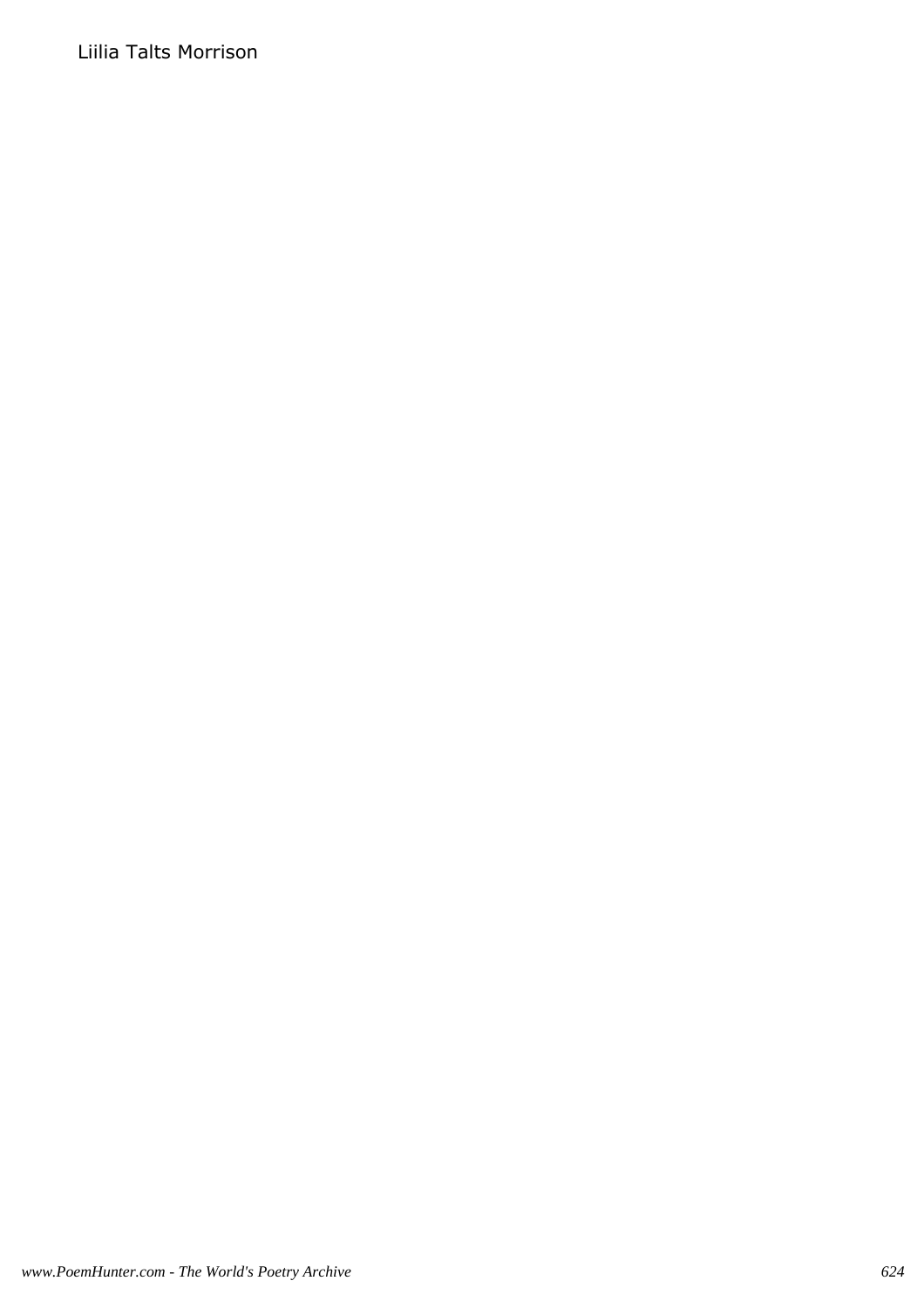Liilia Talts Morrison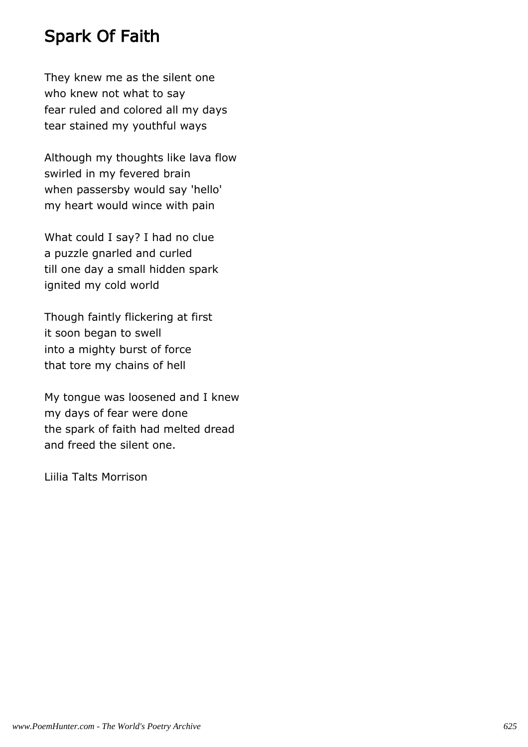# Spark Of Faith

They knew me as the silent one
who knew not what to say
fear ruled and colored all my days
tear stained my youthful ways

Although my thoughts like lava flow
swirled in my fevered brain
when passersby would say 'hello'
my heart would wince with pain

What could I say? I had no clue
a puzzle gnarled and curled
till one day a small hidden spark
ignited my cold world

Though faintly flickering at first
it soon began to swell
into a mighty burst of force
that tore my chains of hell

My tongue was loosened and I knew
my days of fear were done
the spark of faith had melted dread
and freed the silent one.

Liilia Talts Morrison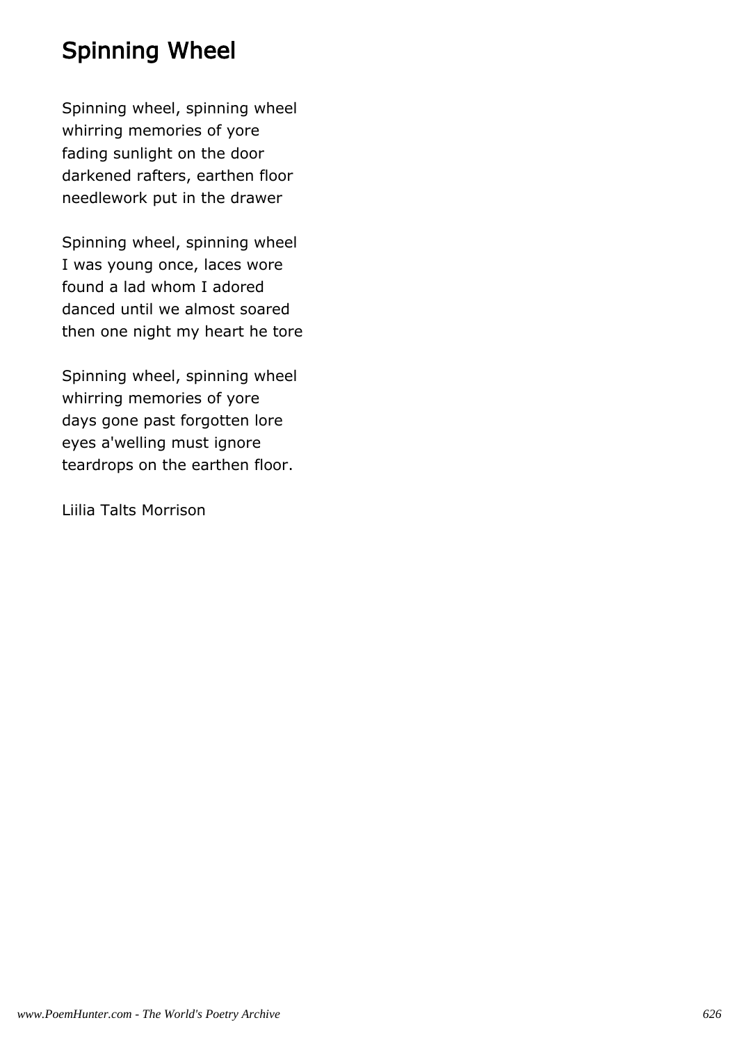## Spinning Wheel

Spinning wheel, spinning wheel
whirring memories of yore
fading sunlight on the door
darkened rafters, earthen floor
needlework put in the drawer

Spinning wheel, spinning wheel
I was young once, laces wore
found a lad whom I adored
danced until we almost soared
then one night my heart he tore

Spinning wheel, spinning wheel
whirring memories of yore
days gone past forgotten lore
eyes a'welling must ignore
teardrops on the earthen floor.

Liilia Talts Morrison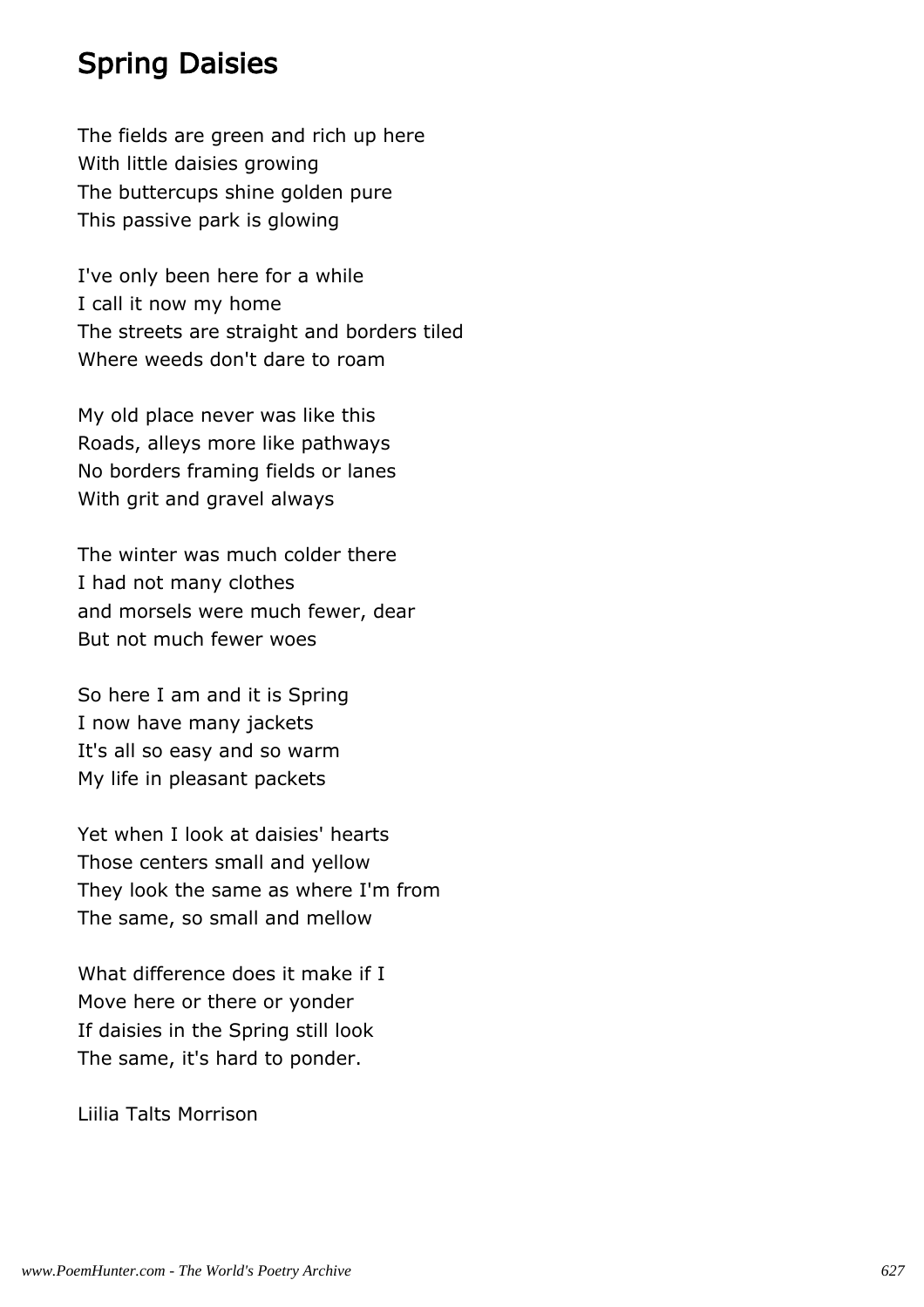# Spring Daisies

The fields are green and rich up here
With little daisies growing
The buttercups shine golden pure
This passive park is glowing

I've only been here for a while
I call it now my home
The streets are straight and borders tiled
Where weeds don't dare to roam

My old place never was like this
Roads, alleys more like pathways
No borders framing fields or lanes
With grit and gravel always

The winter was much colder there
I had not many clothes
and morsels were much fewer, dear
But not much fewer woes

So here I am and it is Spring
I now have many jackets
It's all so easy and so warm
My life in pleasant packets

Yet when I look at daisies' hearts
Those centers small and yellow
They look the same as where I'm from
The same, so small and mellow

What difference does it make if I
Move here or there or yonder
If daisies in the Spring still look
The same, it's hard to ponder.

Liilia Talts Morrison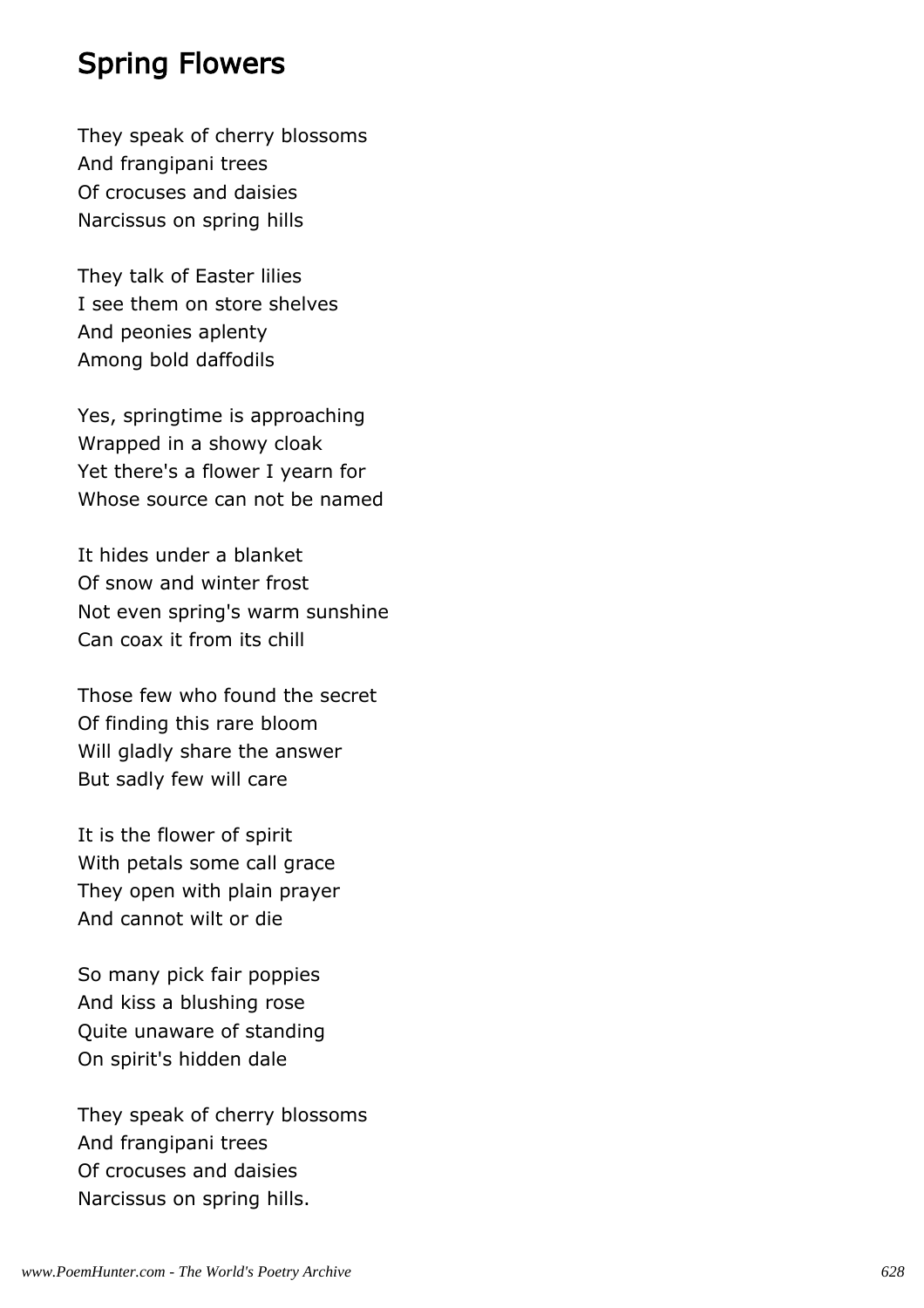## Spring Flowers

They speak of cherry blossoms
And frangipani trees
Of crocuses and daisies
Narcissus on spring hills

They talk of Easter lilies
I see them on store shelves
And peonies aplenty
Among bold daffodils

Yes, springtime is approaching
Wrapped in a showy cloak
Yet there's a flower I yearn for
Whose source can not be named

It hides under a blanket
Of snow and winter frost
Not even spring's warm sunshine
Can coax it from its chill

Those few who found the secret
Of finding this rare bloom
Will gladly share the answer
But sadly few will care

It is the flower of spirit
With petals some call grace
They open with plain prayer
And cannot wilt or die

So many pick fair poppies
And kiss a blushing rose
Quite unaware of standing
On spirit's hidden dale

They speak of cherry blossoms
And frangipani trees
Of crocuses and daisies
Narcissus on spring hills.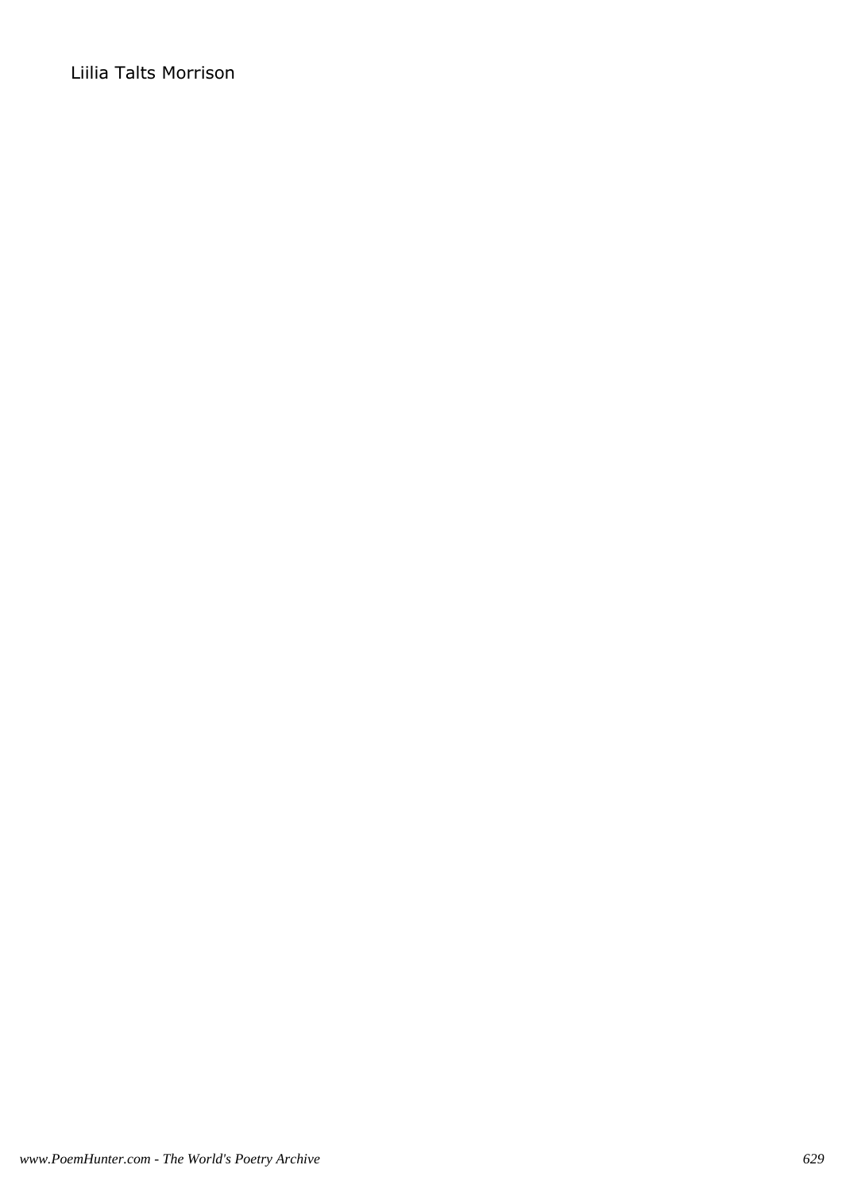Liilia Talts Morrison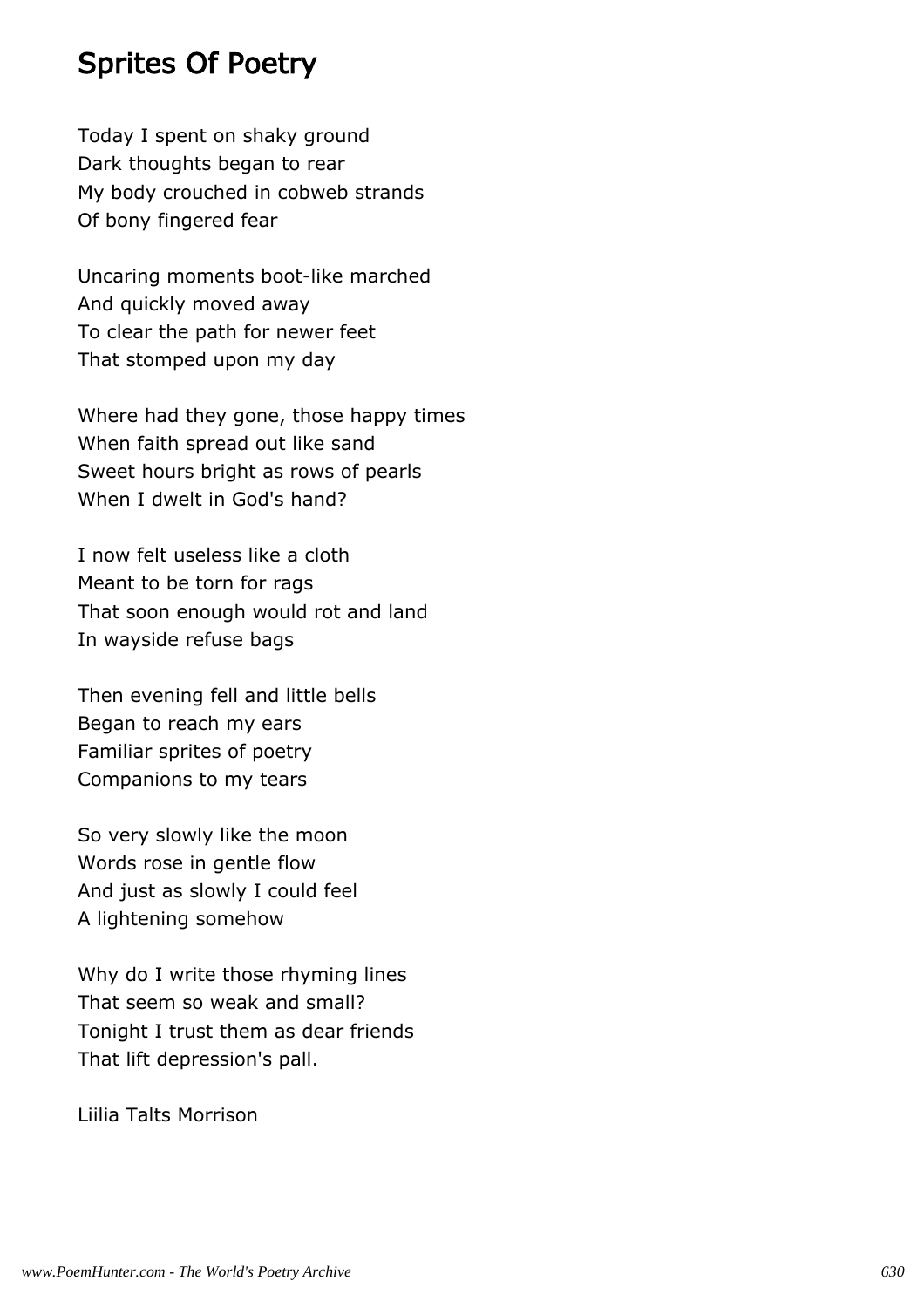## Sprites Of Poetry

Today I spent on shaky ground
Dark thoughts began to rear
My body crouched in cobweb strands
Of bony fingered fear

Uncaring moments boot-like marched
And quickly moved away
To clear the path for newer feet
That stomped upon my day

Where had they gone, those happy times
When faith spread out like sand
Sweet hours bright as rows of pearls
When I dwelt in God's hand?

I now felt useless like a cloth
Meant to be torn for rags
That soon enough would rot and land
In wayside refuse bags

Then evening fell and little bells
Began to reach my ears
Familiar sprites of poetry
Companions to my tears

So very slowly like the moon
Words rose in gentle flow
And just as slowly I could feel
A lightening somehow

Why do I write those rhyming lines
That seem so weak and small?
Tonight I trust them as dear friends
That lift depression's pall.

Liilia Talts Morrison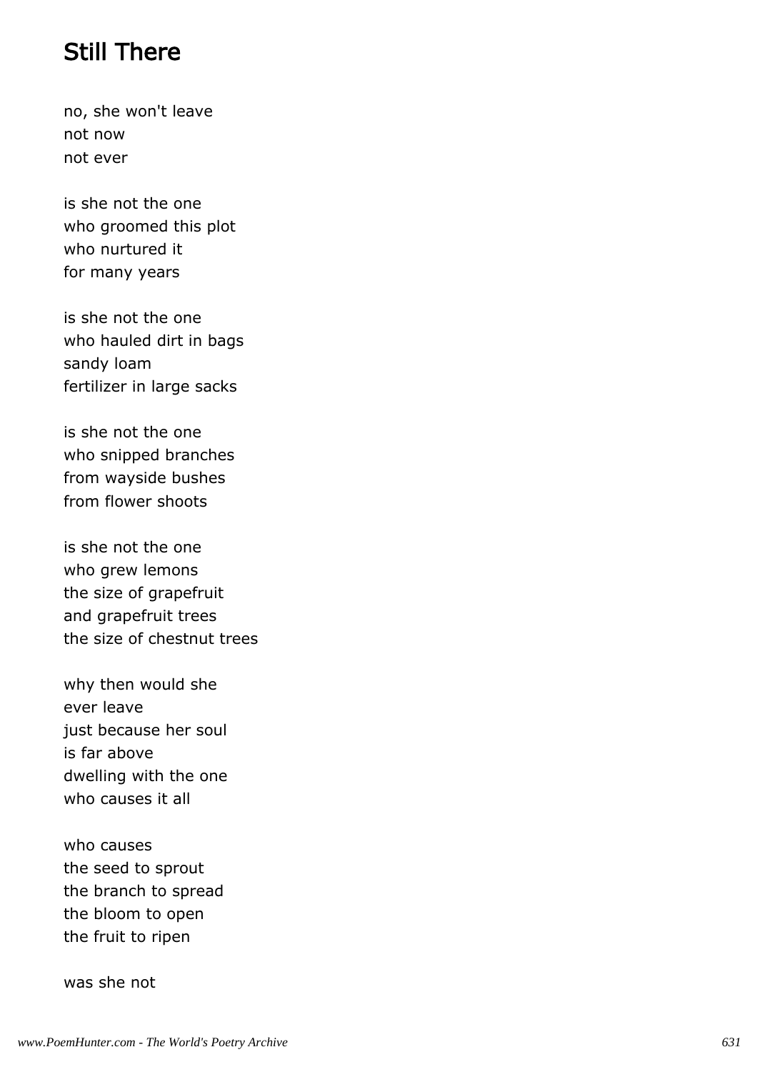## Still There

no, she won't leave  
not now  
not ever

is she not the one  
who groomed this plot  
who nurtured it  
for many years

is she not the one  
who hauled dirt in bags  
sandy loam  
fertilizer in large sacks

is she not the one  
who snipped branches  
from wayside bushes  
from flower shoots

is she not the one  
who grew lemons  
the size of grapefruit  
and grapefruit trees  
the size of chestnut trees

why then would she  
ever leave  
just because her soul  
is far above  
dwelling with the one  
who causes it all

who causes  
the seed to sprout  
the branch to spread  
the bloom to open  
the fruit to ripen

was she not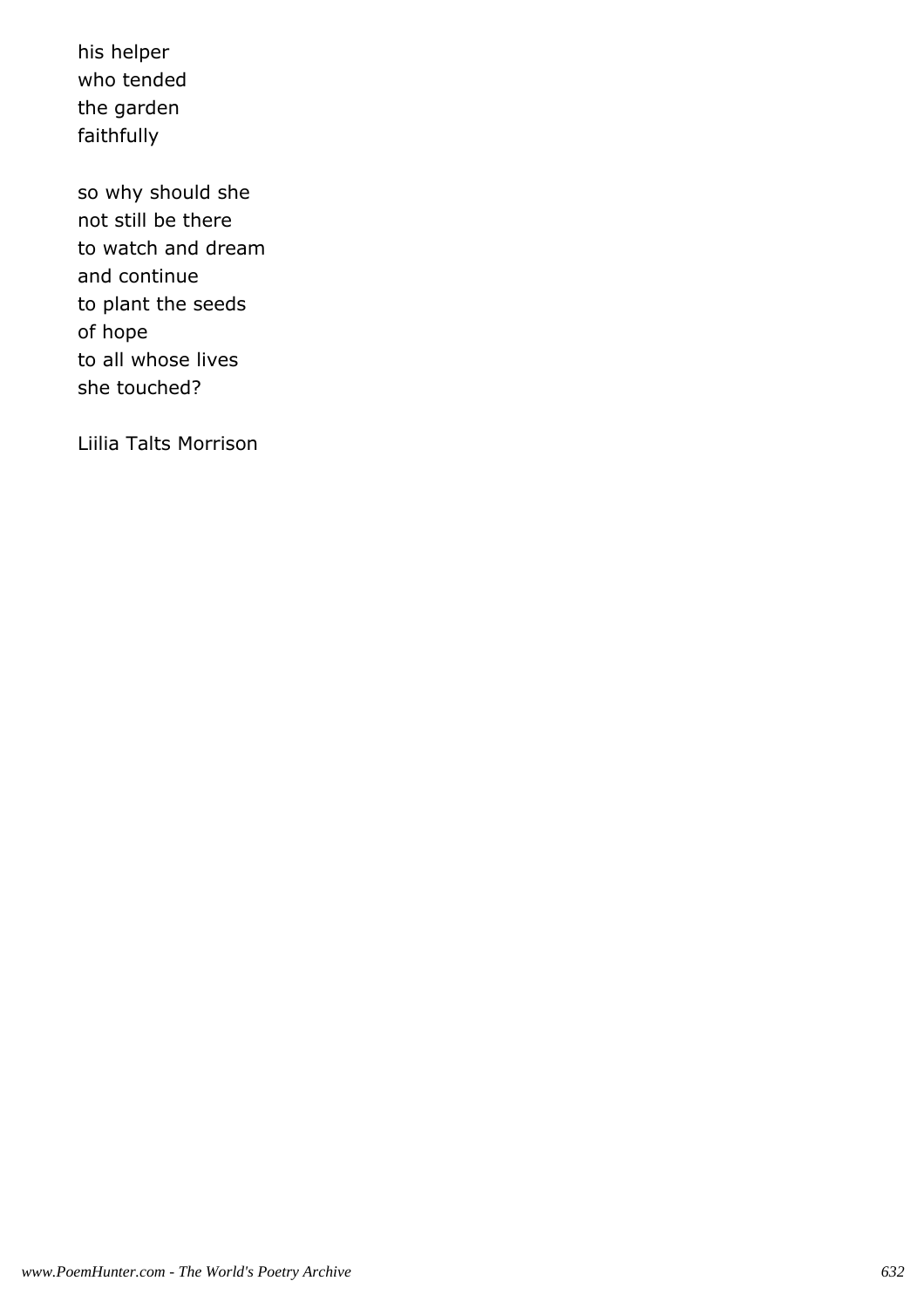his helper
who tended
the garden
faithfully

so why should she
not still be there
to watch and dream
and continue
to plant the seeds
of hope
to all whose lives
she touched?

Liilia Talts Morrison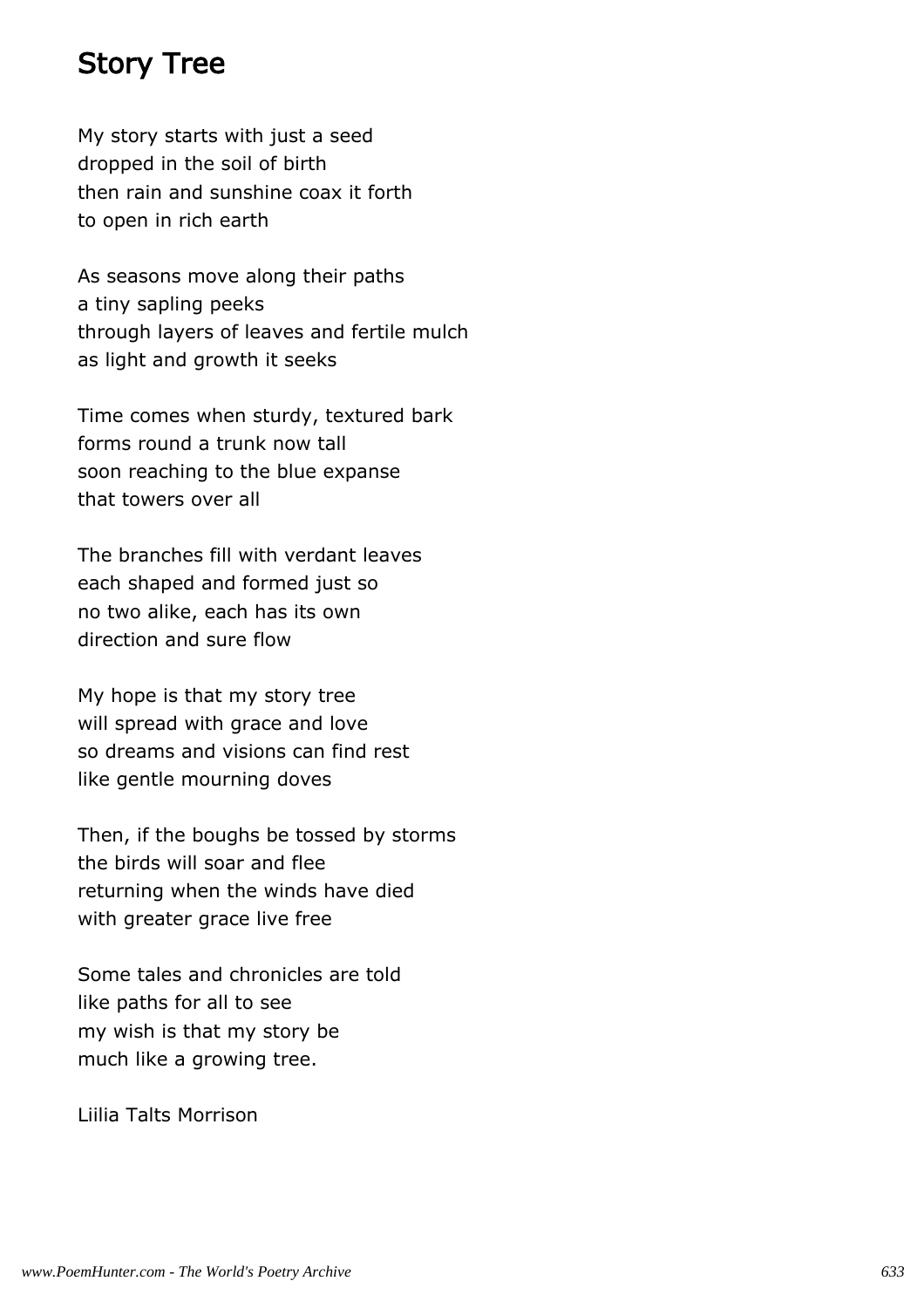# Story Tree

My story starts with just a seed
dropped in the soil of birth
then rain and sunshine coax it forth
to open in rich earth

As seasons move along their paths
a tiny sapling peeks
through layers of leaves and fertile mulch
as light and growth it seeks

Time comes when sturdy, textured bark
forms round a trunk now tall
soon reaching to the blue expanse
that towers over all

The branches fill with verdant leaves
each shaped and formed just so
no two alike, each has its own
direction and sure flow

My hope is that my story tree
will spread with grace and love
so dreams and visions can find rest
like gentle mourning doves

Then, if the boughs be tossed by storms
the birds will soar and flee
returning when the winds have died
with greater grace live free

Some tales and chronicles are told
like paths for all to see
my wish is that my story be
much like a growing tree.

Liilia Talts Morrison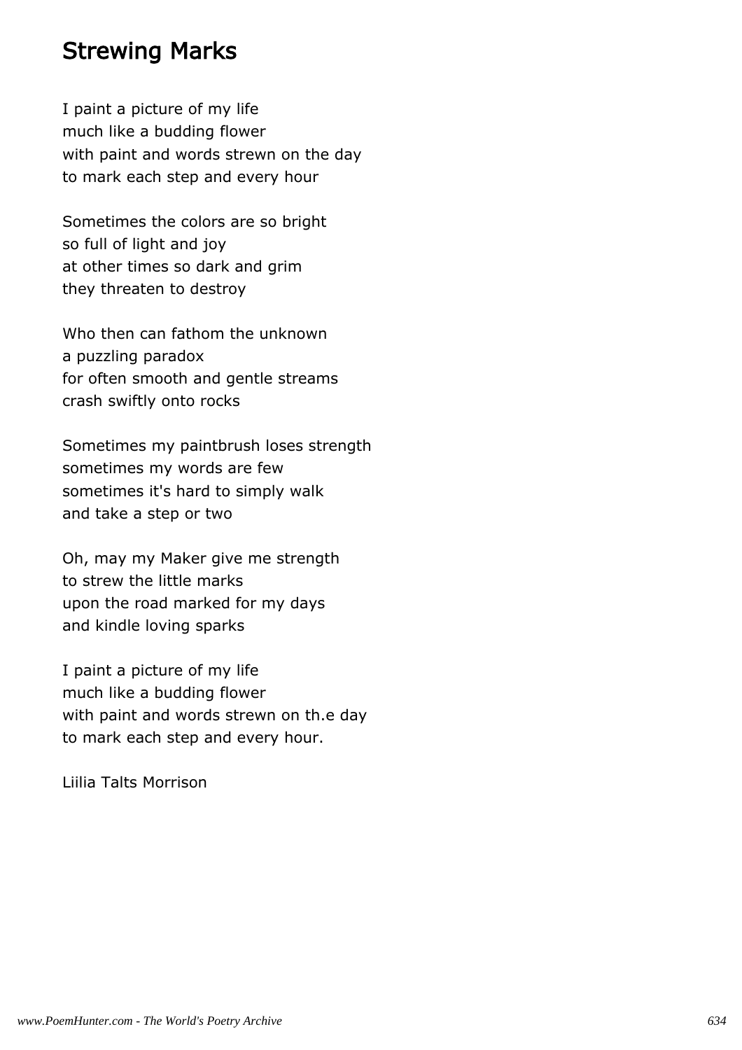## Strewing Marks

I paint a picture of my life
much like a budding flower
with paint and words strewn on the day
to mark each step and every hour

Sometimes the colors are so bright
so full of light and joy
at other times so dark and grim
they threaten to destroy

Who then can fathom the unknown
a puzzling paradox
for often smooth and gentle streams
crash swiftly onto rocks

Sometimes my paintbrush loses strength
sometimes my words are few
sometimes it's hard to simply walk
and take a step or two

Oh, may my Maker give me strength
to strew the little marks
upon the road marked for my days
and kindle loving sparks

I paint a picture of my life
much like a budding flower
with paint and words strewn on th.e day
to mark each step and every hour.

Liilia Talts Morrison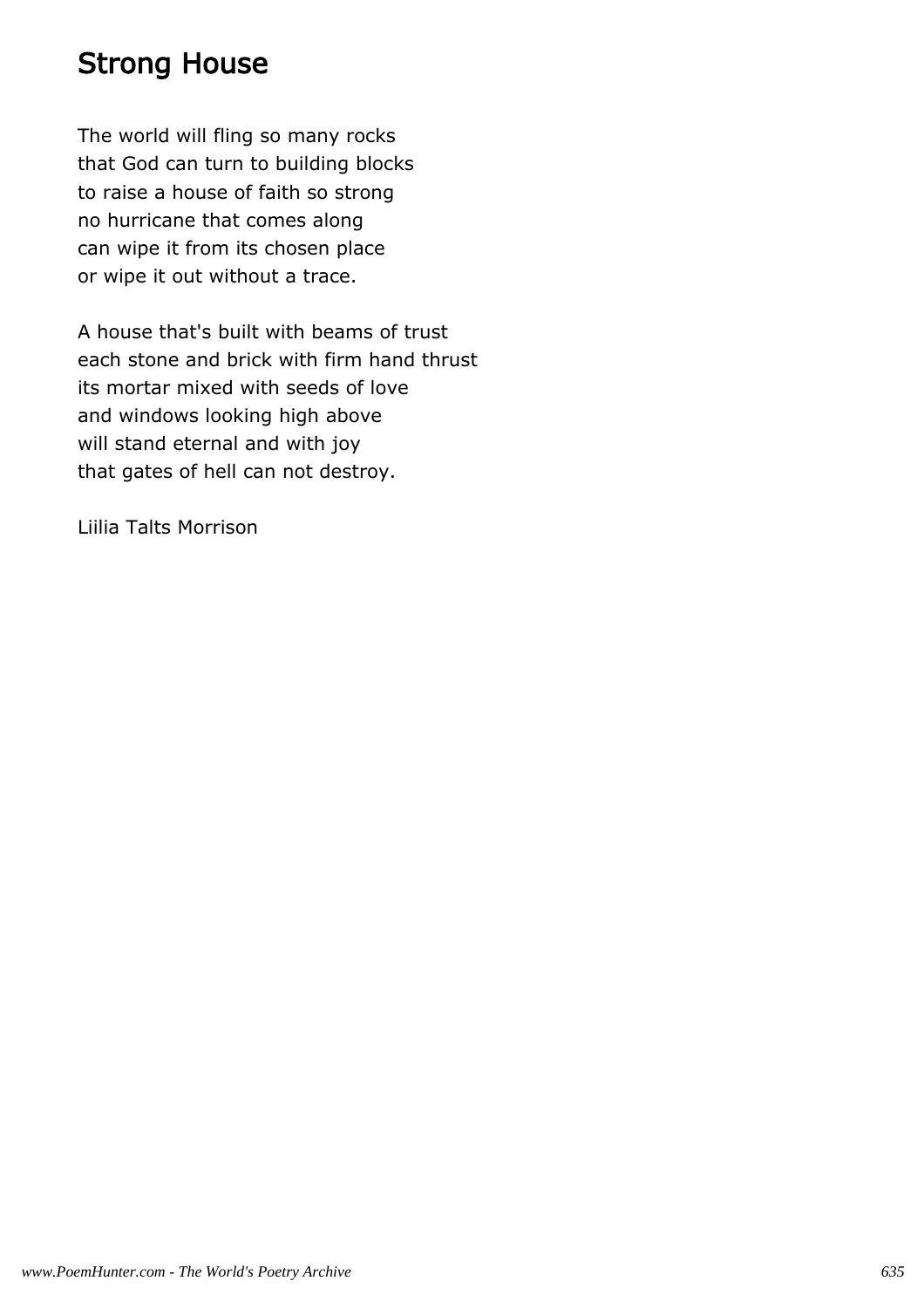# Strong House

The world will fling so many rocks
that God can turn to building blocks
to raise a house of faith so strong
no hurricane that comes along
can wipe it from its chosen place
or wipe it out without a trace.

A house that's built with beams of trust
each stone and brick with firm hand thrust
its mortar mixed with seeds of love
and windows looking high above
will stand eternal and with joy
that gates of hell can not destroy.

Liilia Talts Morrison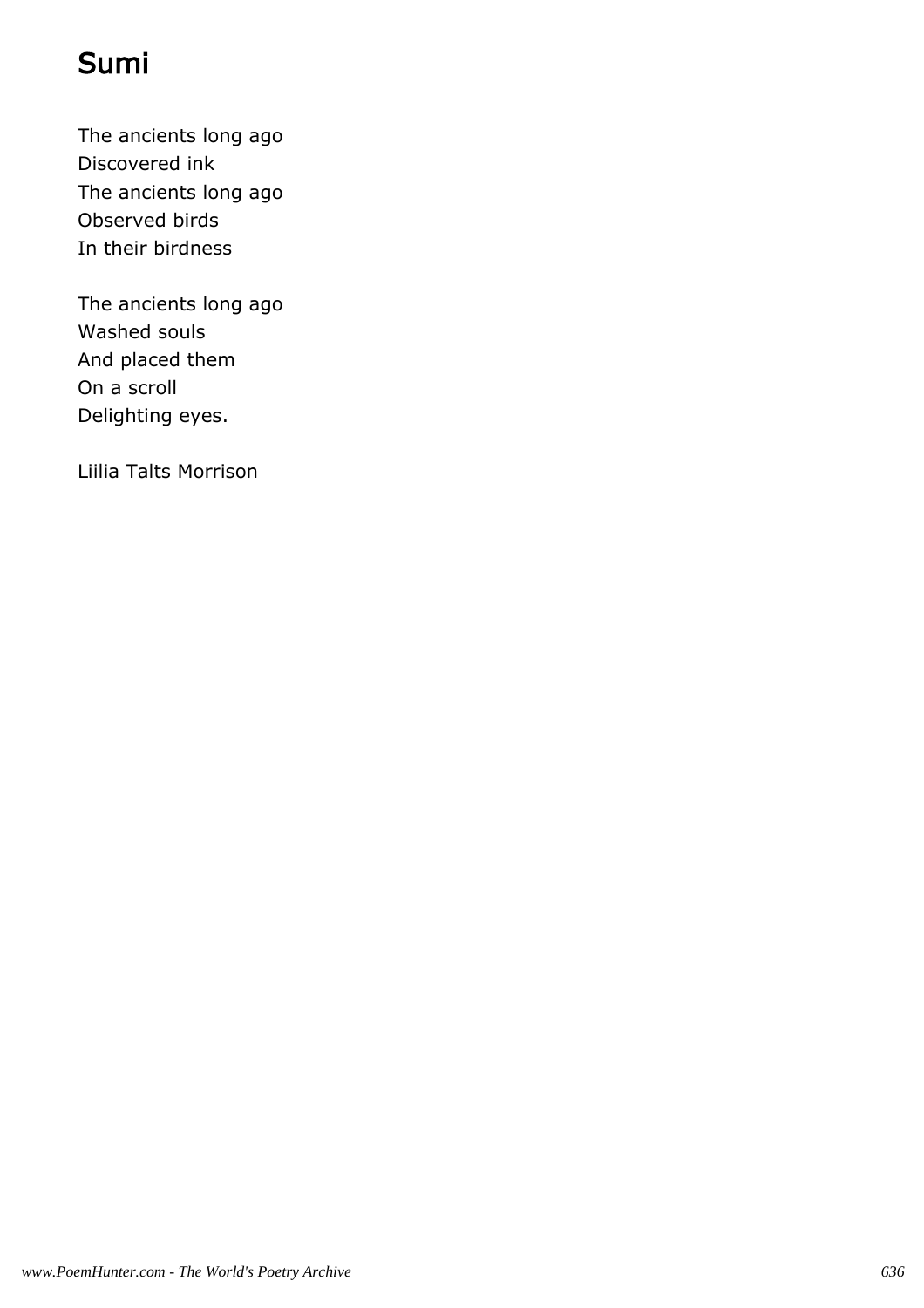# Sumi

The ancients long ago
Discovered ink
The ancients long ago
Observed birds
In their birdness

The ancients long ago
Washed souls
And placed them
On a scroll
Delighting eyes.

Liilia Talts Morrison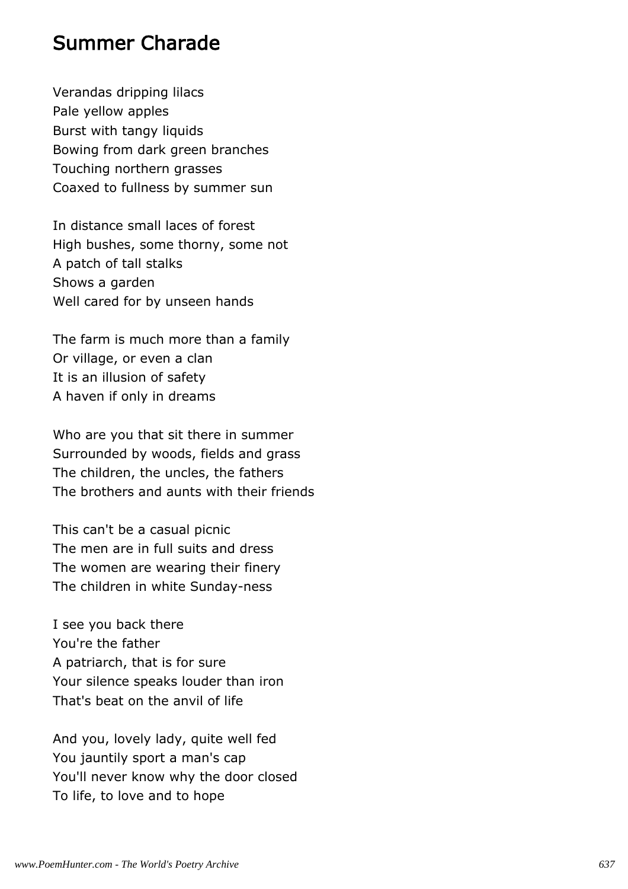# Summer Charade

Verandas dripping lilacs
Pale yellow apples
Burst with tangy liquids
Bowing from dark green branches
Touching northern grasses
Coaxed to fullness by summer sun

In distance small laces of forest
High bushes, some thorny, some not
A patch of tall stalks
Shows a garden
Well cared for by unseen hands

The farm is much more than a family
Or village, or even a clan
It is an illusion of safety
A haven if only in dreams

Who are you that sit there in summer
Surrounded by woods, fields and grass
The children, the uncles, the fathers
The brothers and aunts with their friends

This can't be a casual picnic
The men are in full suits and dress
The women are wearing their finery
The children in white Sunday-ness

I see you back there
You're the father
A patriarch, that is for sure
Your silence speaks louder than iron
That's beat on the anvil of life

And you, lovely lady, quite well fed
You jauntily sport a man's cap
You'll never know why the door closed
To life, to love and to hope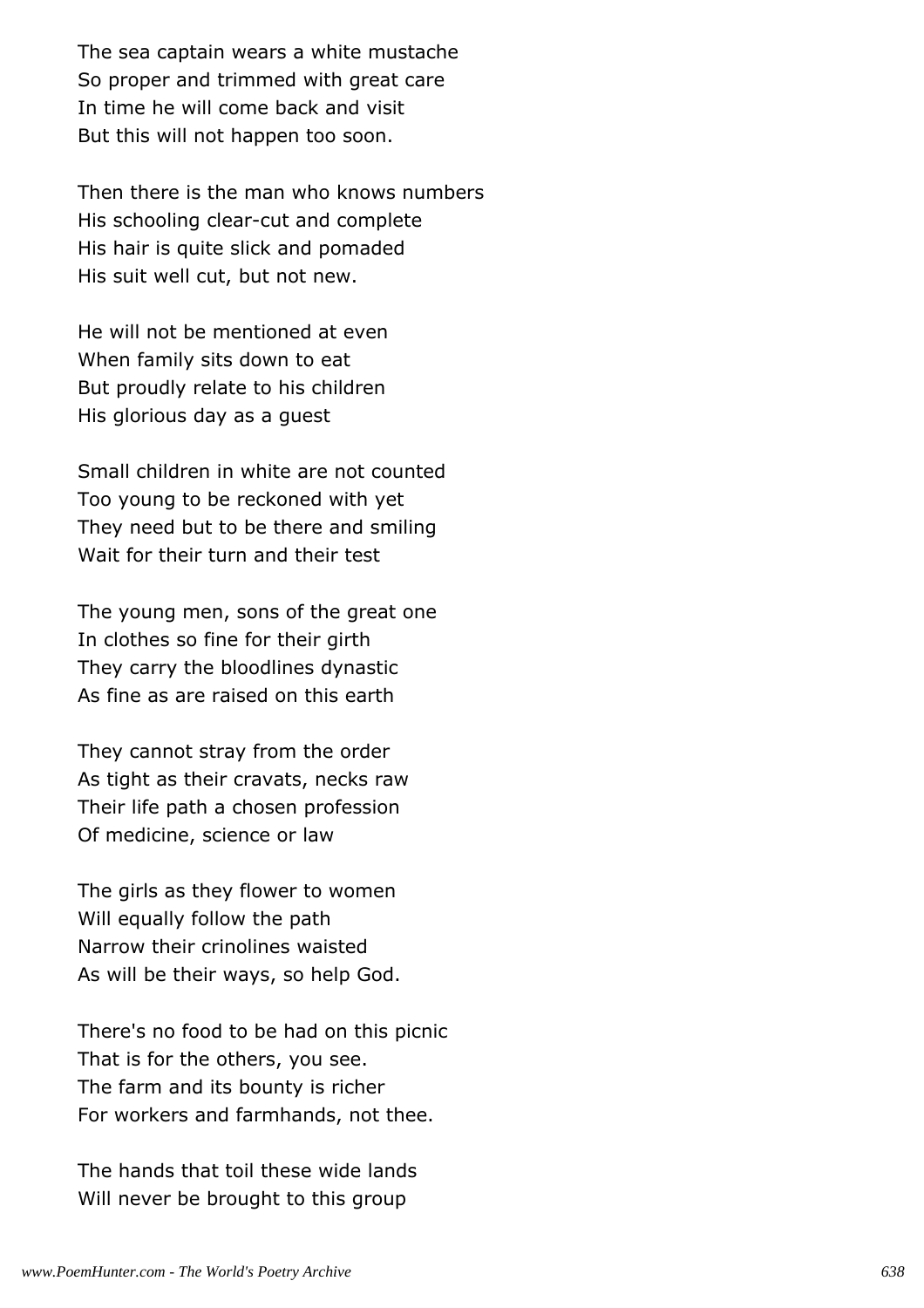The sea captain wears a white mustache
So proper and trimmed with great care
In time he will come back and visit
But this will not happen too soon.

Then there is the man who knows numbers
His schooling clear-cut and complete
His hair is quite slick and pomaded
His suit well cut, but not new.

He will not be mentioned at even
When family sits down to eat
But proudly relate to his children
His glorious day as a guest

Small children in white are not counted
Too young to be reckoned with yet
They need but to be there and smiling
Wait for their turn and their test

The young men, sons of the great one
In clothes so fine for their girth
They carry the bloodlines dynastic
As fine as are raised on this earth

They cannot stray from the order
As tight as their cravats, necks raw
Their life path a chosen profession
Of medicine, science or law

The girls as they flower to women
Will equally follow the path
Narrow their crinolines waisted
As will be their ways, so help God.

There's no food to be had on this picnic
That is for the others, you see.
The farm and its bounty is richer
For workers and farmhands, not thee.

The hands that toil these wide lands
Will never be brought to this group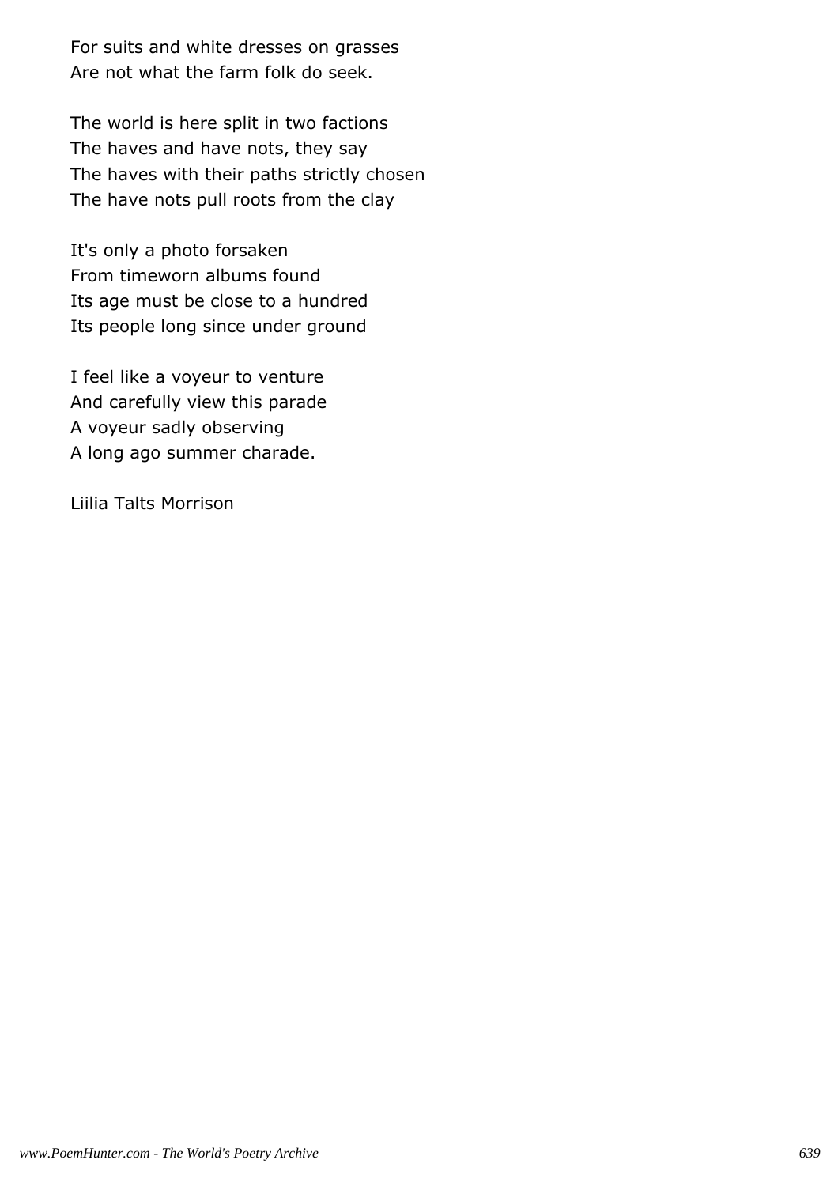For suits and white dresses on grasses
Are not what the farm folk do seek.

The world is here split in two factions
The haves and have nots, they say
The haves with their paths strictly chosen
The have nots pull roots from the clay

It's only a photo forsaken
From timeworn albums found
Its age must be close to a hundred
Its people long since under ground

I feel like a voyeur to venture
And carefully view this parade
A voyeur sadly observing
A long ago summer charade.

Liilia Talts Morrison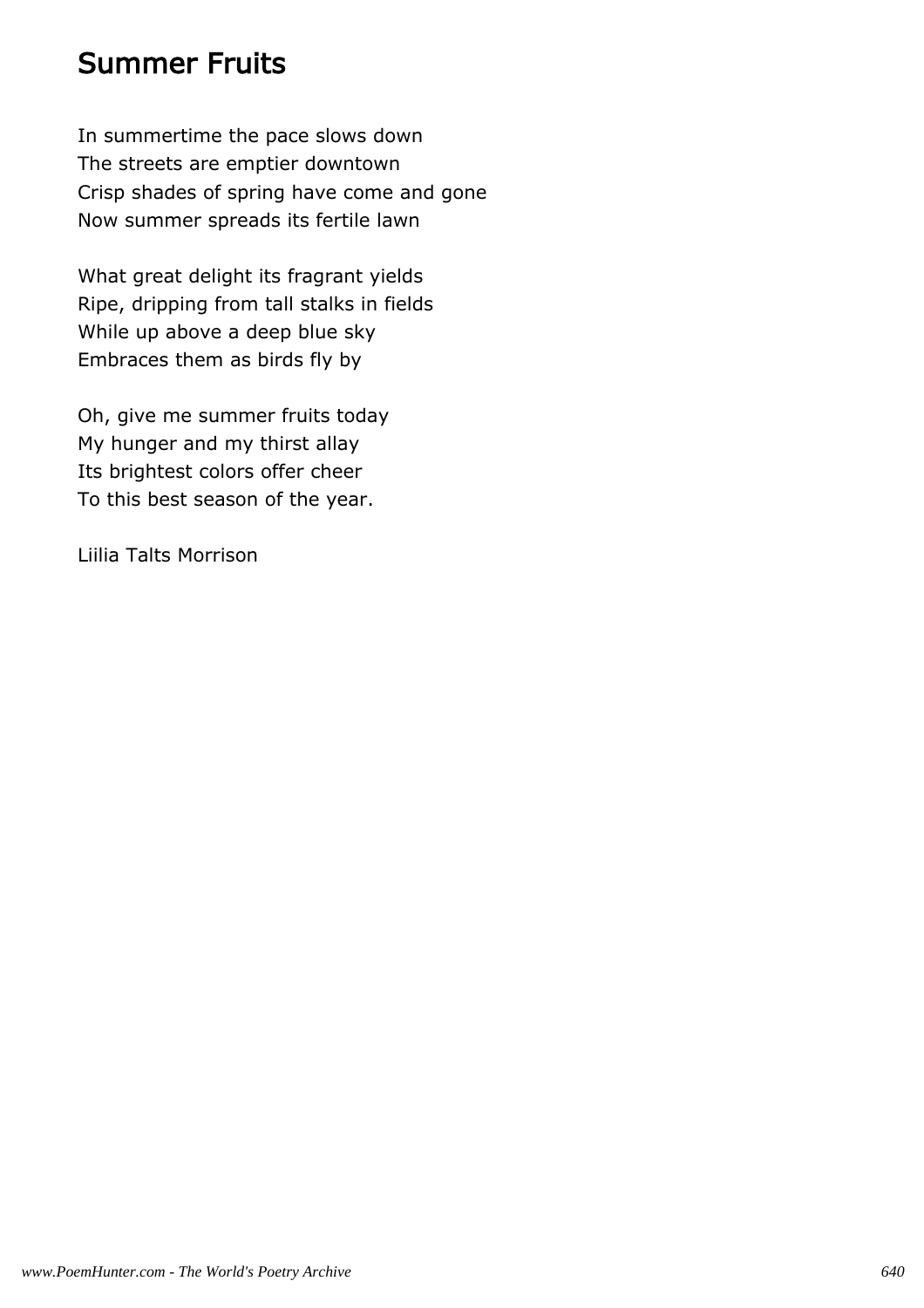# Summer Fruits

In summertime the pace slows down
The streets are emptier downtown
Crisp shades of spring have come and gone
Now summer spreads its fertile lawn

What great delight its fragrant yields
Ripe, dripping from tall stalks in fields
While up above a deep blue sky
Embraces them as birds fly by

Oh, give me summer fruits today
My hunger and my thirst allay
Its brightest colors offer cheer
To this best season of the year.

Liilia Talts Morrison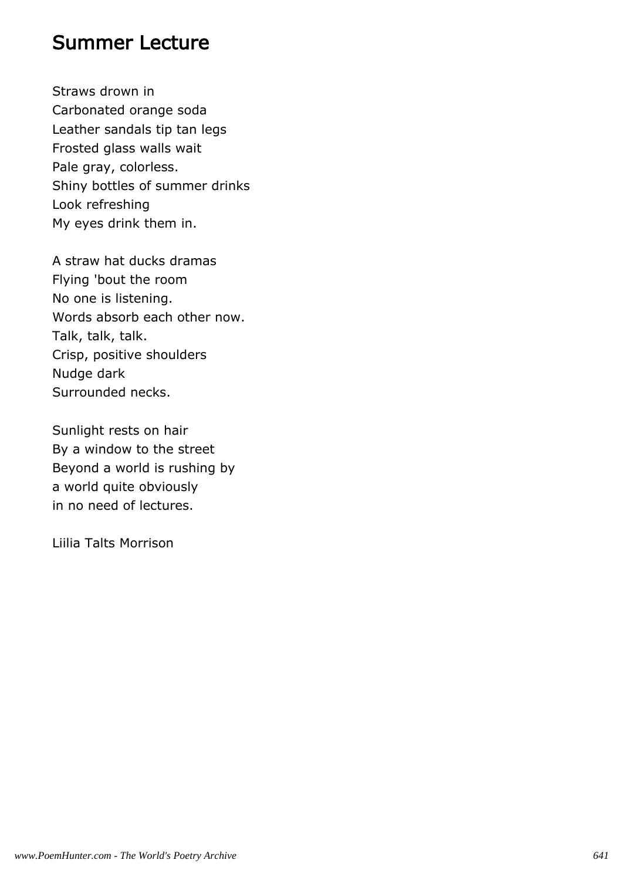# Summer Lecture

Straws drown in
Carbonated orange soda
Leather sandals tip tan legs
Frosted glass walls wait
Pale gray, colorless.
Shiny bottles of summer drinks
Look refreshing
My eyes drink them in.

A straw hat ducks dramas
Flying 'bout the room
No one is listening.
Words absorb each other now.
Talk, talk, talk.
Crisp, positive shoulders
Nudge dark
Surrounded necks.

Sunlight rests on hair
By a window to the street
Beyond a world is rushing by
a world quite obviously
in no need of lectures.

Liilia Talts Morrison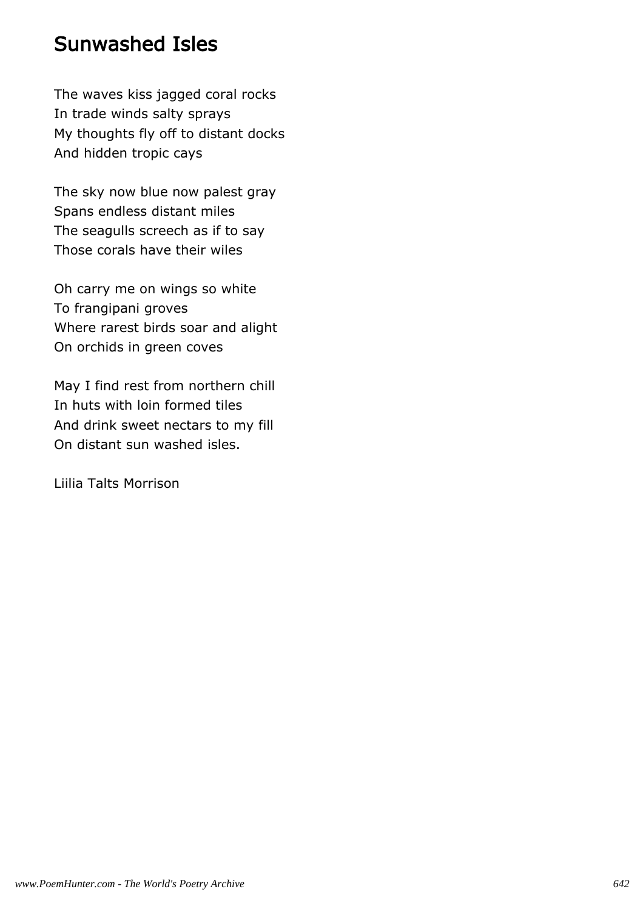# Sunwashed Isles

The waves kiss jagged coral rocks
In trade winds salty sprays
My thoughts fly off to distant docks
And hidden tropic cays

The sky now blue now palest gray
Spans endless distant miles
The seagulls screech as if to say
Those corals have their wiles

Oh carry me on wings so white
To frangipani groves
Where rarest birds soar and alight
On orchids in green coves

May I find rest from northern chill
In huts with loin formed tiles
And drink sweet nectars to my fill
On distant sun washed isles.

Liilia Talts Morrison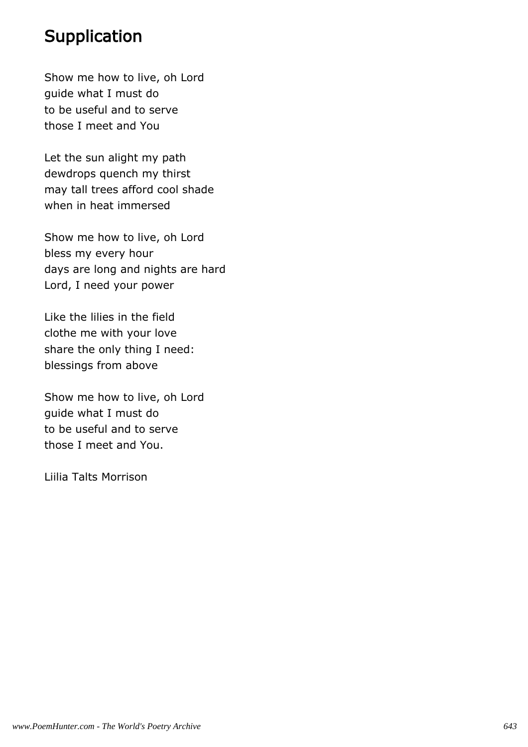# Supplication

Show me how to live, oh Lord
guide what I must do
to be useful and to serve
those I meet and You

Let the sun alight my path
dewdrops quench my thirst
may tall trees afford cool shade
when in heat immersed

Show me how to live, oh Lord
bless my every hour
days are long and nights are hard
Lord, I need your power

Like the lilies in the field
clothe me with your love
share the only thing I need:
blessings from above

Show me how to live, oh Lord
guide what I must do
to be useful and to serve
those I meet and You.

Liilia Talts Morrison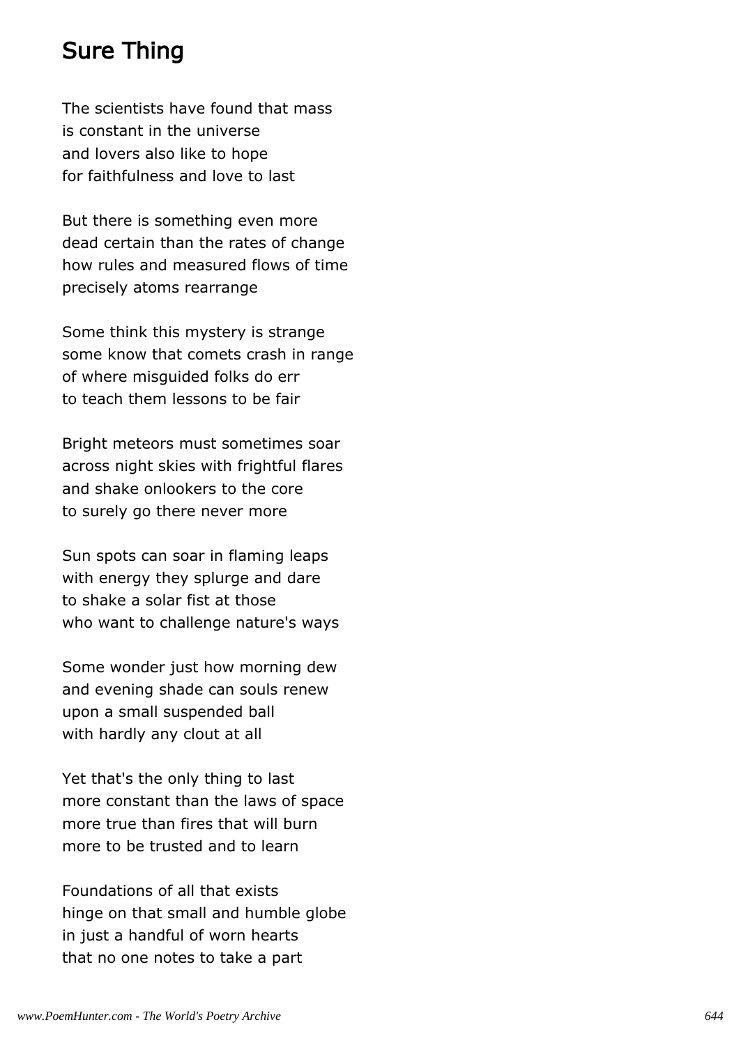# Sure Thing

The scientists have found that mass
is constant in the universe
and lovers also like to hope
for faithfulness and love to last

But there is something even more
dead certain than the rates of change
how rules and measured flows of time
precisely atoms rearrange

Some think this mystery is strange
some know that comets crash in range
of where misguided folks do err
to teach them lessons to be fair

Bright meteors must sometimes soar
across night skies with frightful flares
and shake onlookers to the core
to surely go there never more

Sun spots can soar in flaming leaps
with energy they splurge and dare
to shake a solar fist at those
who want to challenge nature's ways

Some wonder just how morning dew
and evening shade can souls renew
upon a small suspended ball
with hardly any clout at all

Yet that's the only thing to last
more constant than the laws of space
more true than fires that will burn
more to be trusted and to learn

Foundations of all that exists
hinge on that small and humble globe
in just a handful of worn hearts
that no one notes to take a part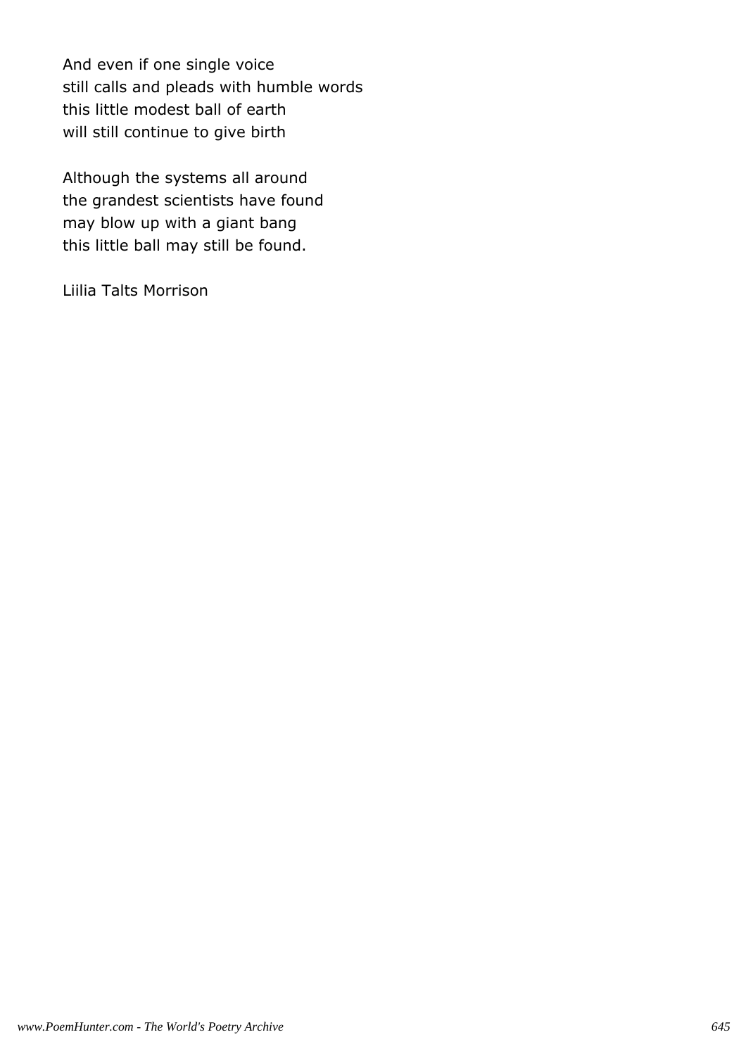And even if one single voice
still calls and pleads with humble words
this little modest ball of earth
will still continue to give birth

Although the systems all around
the grandest scientists have found
may blow up with a giant bang
this little ball may still be found.

Liilia Talts Morrison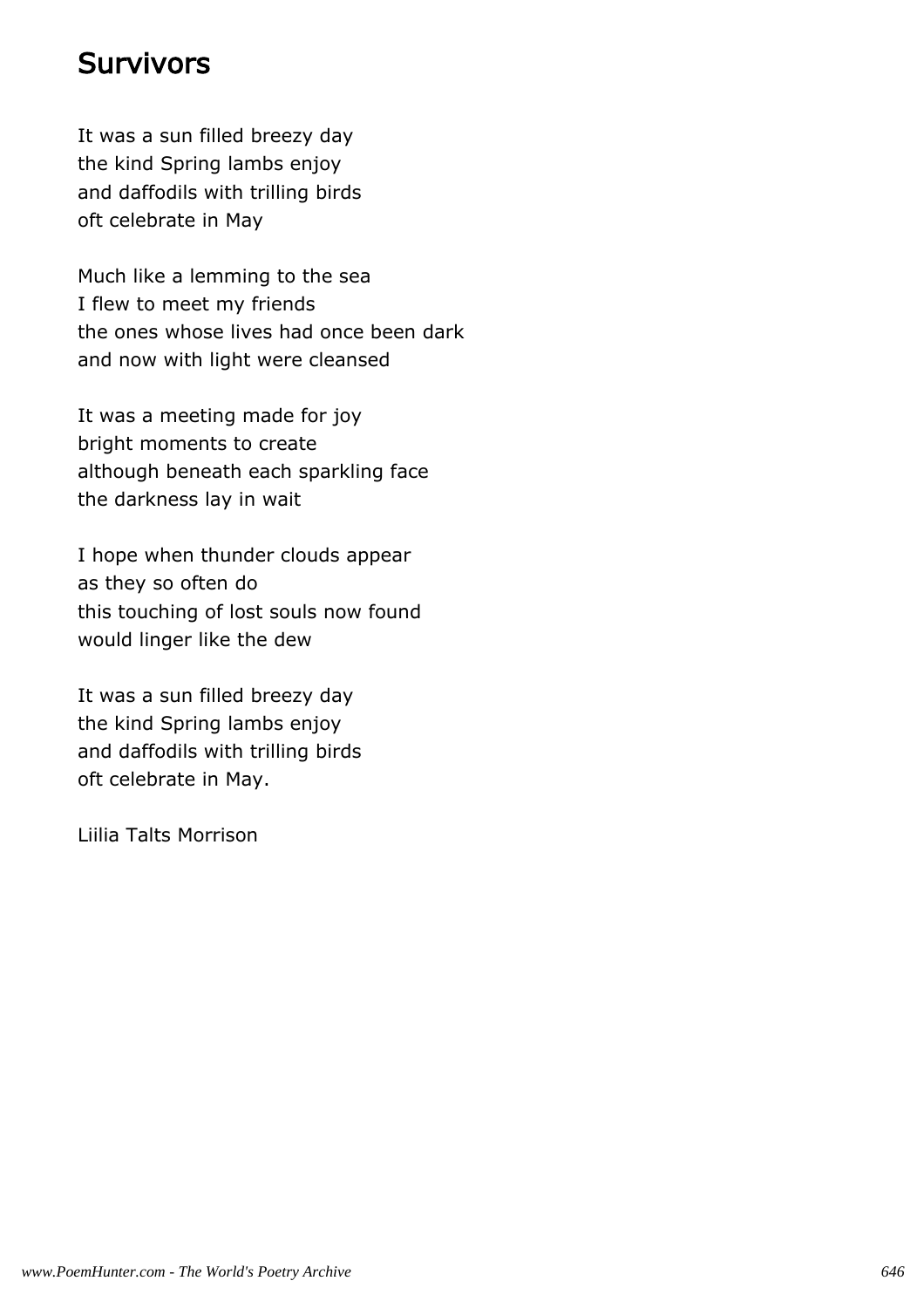# Survivors

It was a sun filled breezy day
the kind Spring lambs enjoy
and daffodils with trilling birds
oft celebrate in May

Much like a lemming to the sea
I flew to meet my friends
the ones whose lives had once been dark
and now with light were cleansed

It was a meeting made for joy
bright moments to create
although beneath each sparkling face
the darkness lay in wait

I hope when thunder clouds appear
as they so often do
this touching of lost souls now found
would linger like the dew

It was a sun filled breezy day
the kind Spring lambs enjoy
and daffodils with trilling birds
oft celebrate in May.

Liilia Talts Morrison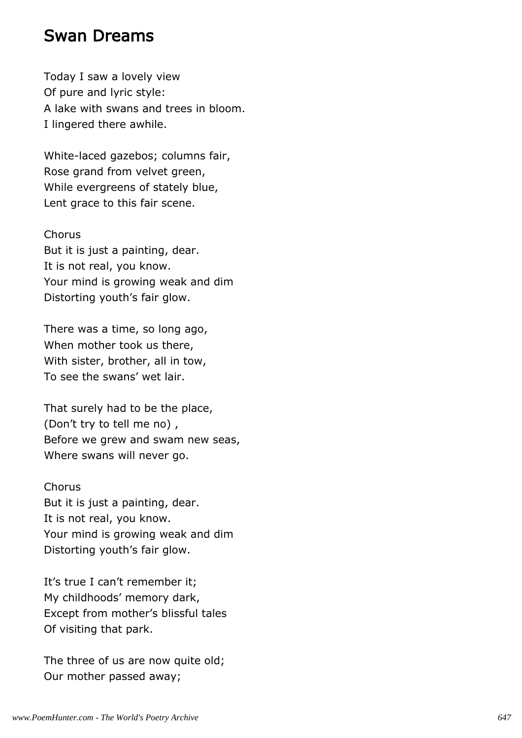## Swan Dreams

Today I saw a lovely view
Of pure and lyric style:
A lake with swans and trees in bloom.
I lingered there awhile.

White-laced gazebos; columns fair,
Rose grand from velvet green,
While evergreens of stately blue,
Lent grace to this fair scene.

Chorus
But it is just a painting, dear.
It is not real, you know.
Your mind is growing weak and dim
Distorting youth's fair glow.

There was a time, so long ago,
When mother took us there,
With sister, brother, all in tow,
To see the swans' wet lair.

That surely had to be the place,
(Don't try to tell me no) ,
Before we grew and swam new seas,
Where swans will never go.

Chorus
But it is just a painting, dear.
It is not real, you know.
Your mind is growing weak and dim
Distorting youth's fair glow.

It's true I can't remember it;
My childhoods' memory dark,
Except from mother's blissful tales
Of visiting that park.

The three of us are now quite old;
Our mother passed away;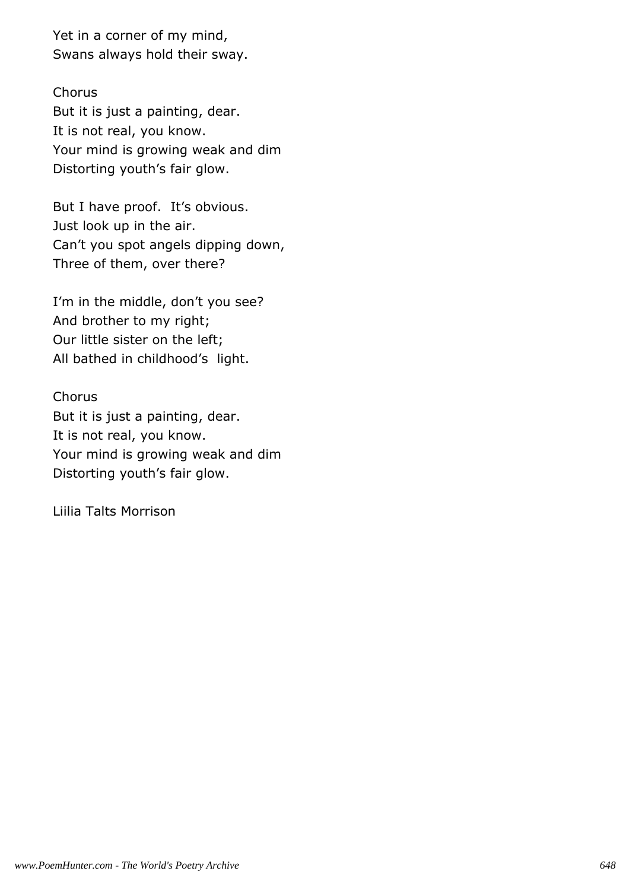Yet in a corner of my mind,
Swans always hold their sway.

Chorus
But it is just a painting, dear.
It is not real, you know.
Your mind is growing weak and dim
Distorting youth's fair glow.

But I have proof. It's obvious.
Just look up in the air.
Can't you spot angels dipping down,
Three of them, over there?

I'm in the middle, don't you see?
And brother to my right;
Our little sister on the left;
All bathed in childhood's light.

Chorus
But it is just a painting, dear.
It is not real, you know.
Your mind is growing weak and dim
Distorting youth's fair glow.

Liilia Talts Morrison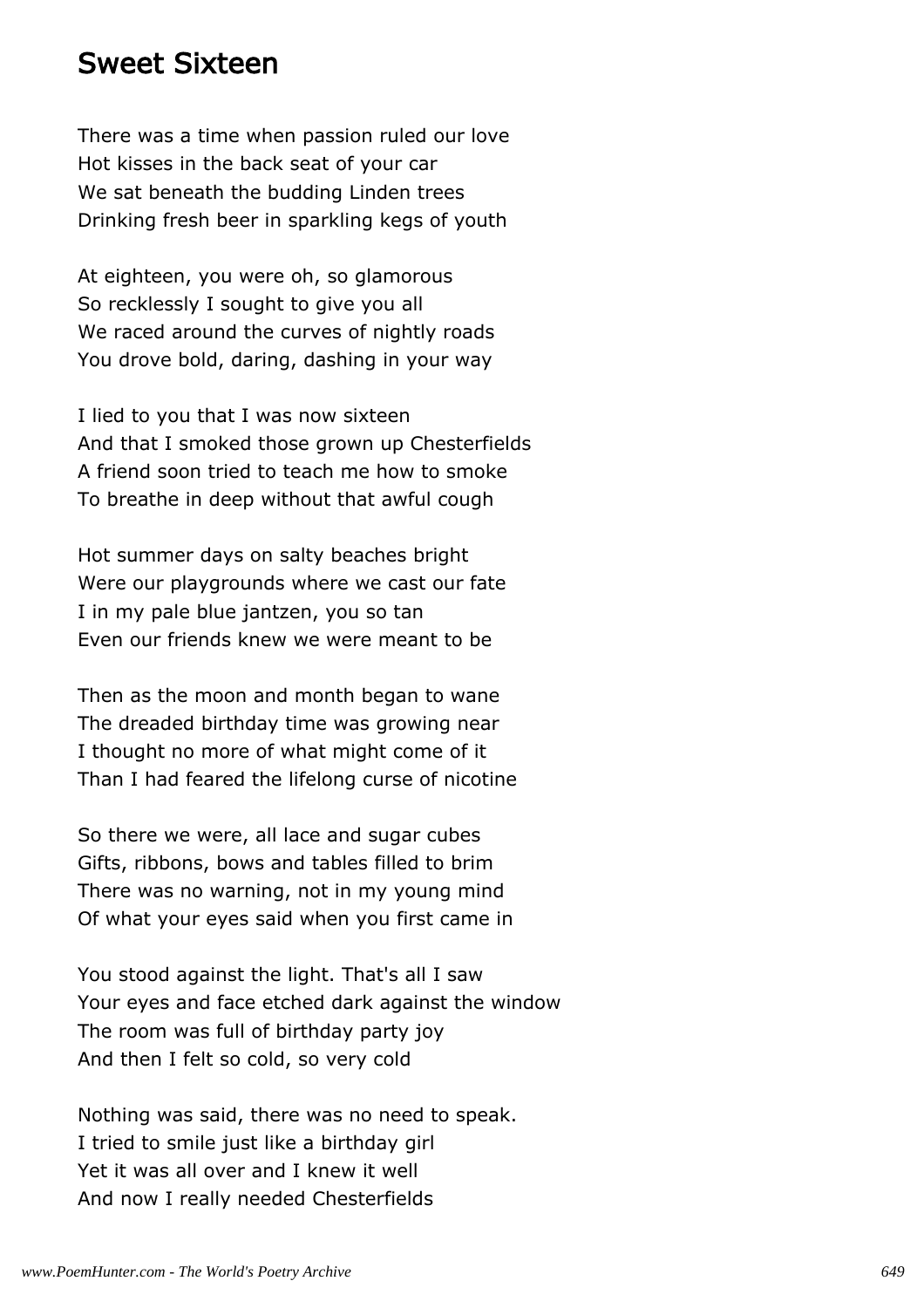# Sweet Sixteen

There was a time when passion ruled our love
Hot kisses in the back seat of your car
We sat beneath the budding Linden trees
Drinking fresh beer in sparkling kegs of youth

At eighteen, you were oh, so glamorous
So recklessly I sought to give you all
We raced around the curves of nightly roads
You drove bold, daring, dashing in your way

I lied to you that I was now sixteen
And that I smoked those grown up Chesterfields
A friend soon tried to teach me how to smoke
To breathe in deep without that awful cough

Hot summer days on salty beaches bright
Were our playgrounds where we cast our fate
I in my pale blue jantzen, you so tan
Even our friends knew we were meant to be

Then as the moon and month began to wane
The dreaded birthday time was growing near
I thought no more of what might come of it
Than I had feared the lifelong curse of nicotine

So there we were, all lace and sugar cubes
Gifts, ribbons, bows and tables filled to brim
There was no warning, not in my young mind
Of what your eyes said when you first came in

You stood against the light. That's all I saw
Your eyes and face etched dark against the window
The room was full of birthday party joy
And then I felt so cold, so very cold

Nothing was said, there was no need to speak.
I tried to smile just like a birthday girl
Yet it was all over and I knew it well
And now I really needed Chesterfields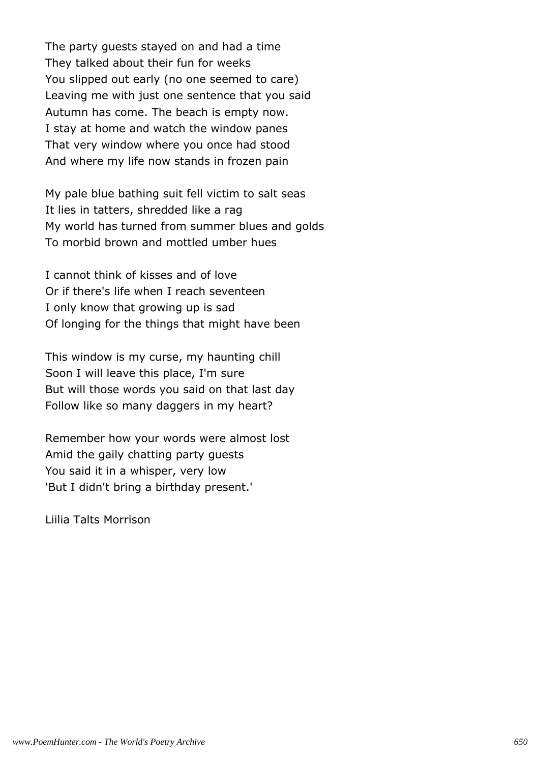The party guests stayed on and had a time
They talked about their fun for weeks
You slipped out early (no one seemed to care)
Leaving me with just one sentence that you said
Autumn has come. The beach is empty now.
I stay at home and watch the window panes
That very window where you once had stood
And where my life now stands in frozen pain

My pale blue bathing suit fell victim to salt seas
It lies in tatters, shredded like a rag
My world has turned from summer blues and golds
To morbid brown and mottled umber hues

I cannot think of kisses and of love
Or if there's life when I reach seventeen
I only know that growing up is sad
Of longing for the things that might have been

This window is my curse, my haunting chill
Soon I will leave this place, I'm sure
But will those words you said on that last day
Follow like so many daggers in my heart?

Remember how your words were almost lost
Amid the gaily chatting party guests
You said it in a whisper, very low
'But I didn't bring a birthday present.'

Liilia Talts Morrison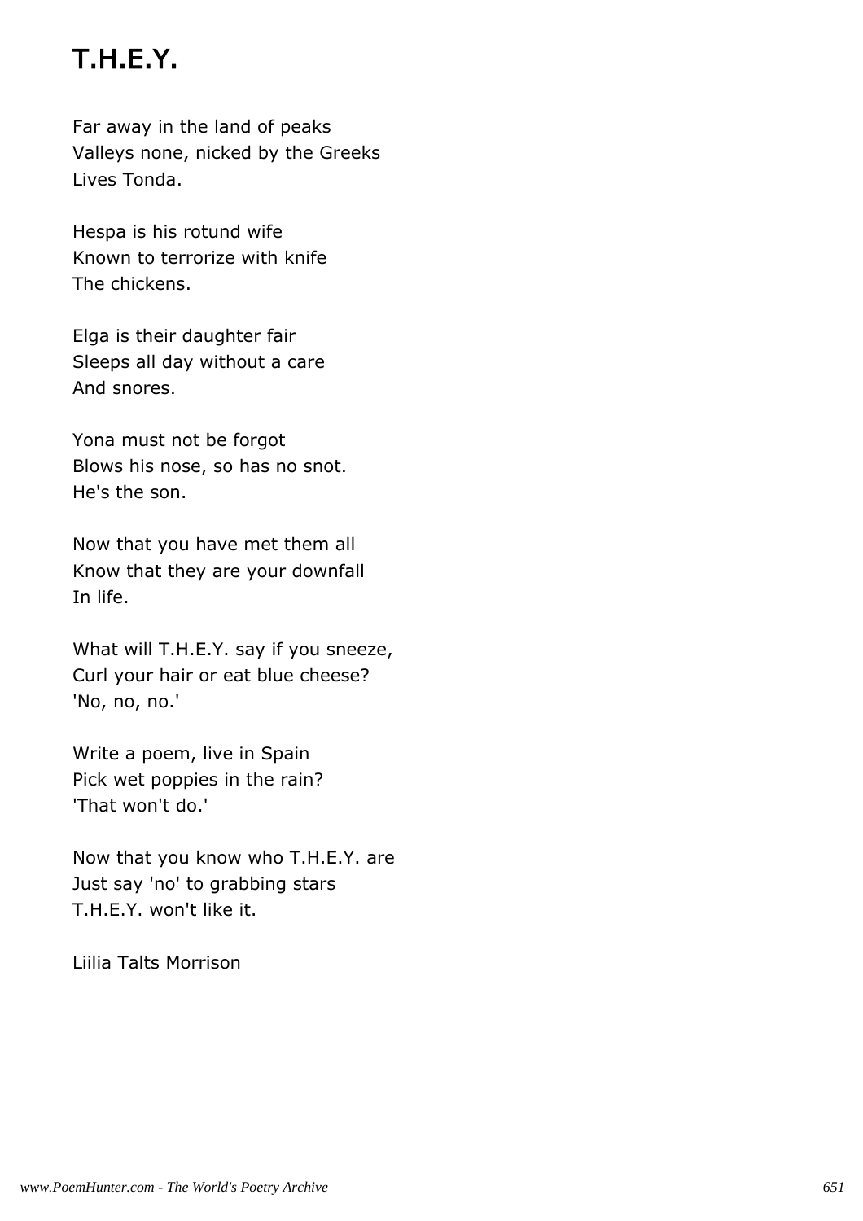# T.H.E.Y.

Far away in the land of peaks  
Valleys none, nicked by the Greeks  
Lives Tonda.

Hespa is his rotund wife  
Known to terrorize with knife  
The chickens.

Elga is their daughter fair  
Sleeps all day without a care  
And snores.

Yona must not be forgot  
Blows his nose, so has no snot.  
He's the son.

Now that you have met them all  
Know that they are your downfall  
In life.

What will T.H.E.Y. say if you sneeze,  
Curl your hair or eat blue cheese?  
'No, no, no.'

Write a poem, live in Spain  
Pick wet poppies in the rain?  
'That won't do.'

Now that you know who T.H.E.Y. are  
Just say 'no' to grabbing stars  
T.H.E.Y. won't like it.

Liilia Talts Morrison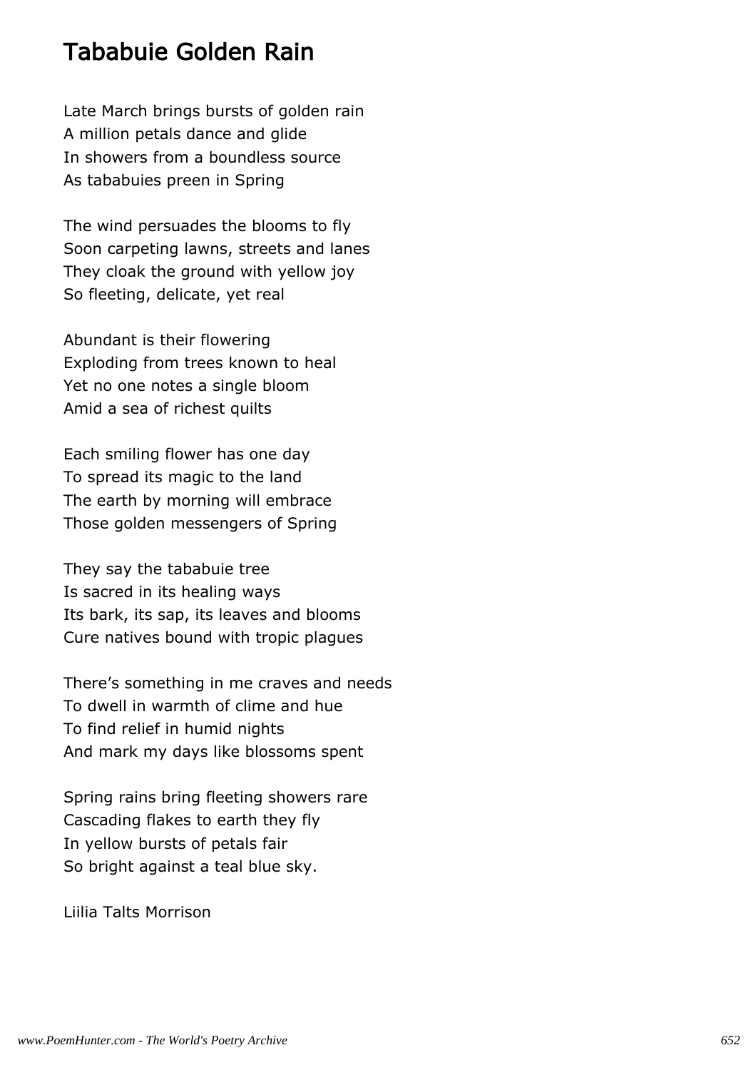# Tababuie Golden Rain

Late March brings bursts of golden rain
A million petals dance and glide
In showers from a boundless source
As tababuies preen in Spring

The wind persuades the blooms to fly
Soon carpeting lawns, streets and lanes
They cloak the ground with yellow joy
So fleeting, delicate, yet real

Abundant is their flowering
Exploding from trees known to heal
Yet no one notes a single bloom
Amid a sea of richest quilts

Each smiling flower has one day
To spread its magic to the land
The earth by morning will embrace
Those golden messengers of Spring

They say the tababuie tree
Is sacred in its healing ways
Its bark, its sap, its leaves and blooms
Cure natives bound with tropic plagues

There's something in me craves and needs
To dwell in warmth of clime and hue
To find relief in humid nights
And mark my days like blossoms spent

Spring rains bring fleeting showers rare
Cascading flakes to earth they fly
In yellow bursts of petals fair
So bright against a teal blue sky.

Liilia Talts Morrison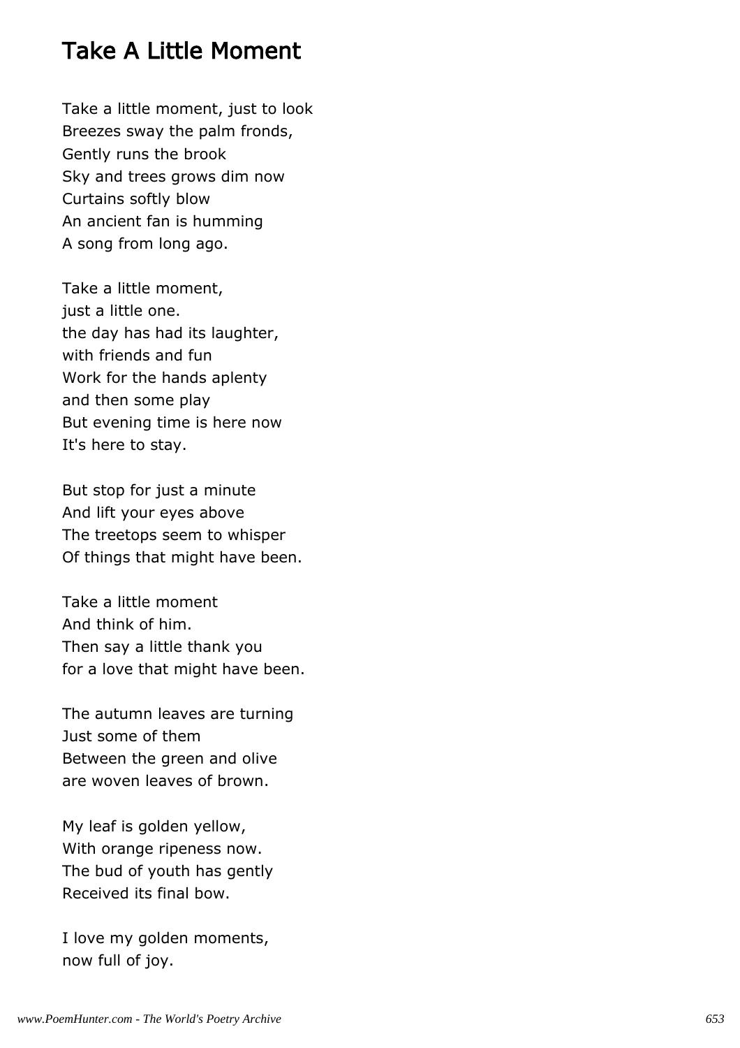## Take A Little Moment

Take a little moment, just to look  
Breezes sway the palm fronds,  
Gently runs the brook  
Sky and trees grows dim now  
Curtains softly blow  
An ancient fan is humming  
A song from long ago.

Take a little moment,  
just a little one.  
the day has had its laughter,  
with friends and fun  
Work for the hands aplenty  
and then some play  
But evening time is here now  
It's here to stay.

But stop for just a minute  
And lift your eyes above  
The treetops seem to whisper  
Of things that might have been.

Take a little moment  
And think of him.  
Then say a little thank you  
for a love that might have been.

The autumn leaves are turning  
Just some of them  
Between the green and olive  
are woven leaves of brown.

My leaf is golden yellow,  
With orange ripeness now.  
The bud of youth has gently  
Received its final bow.

I love my golden moments,  
now full of joy.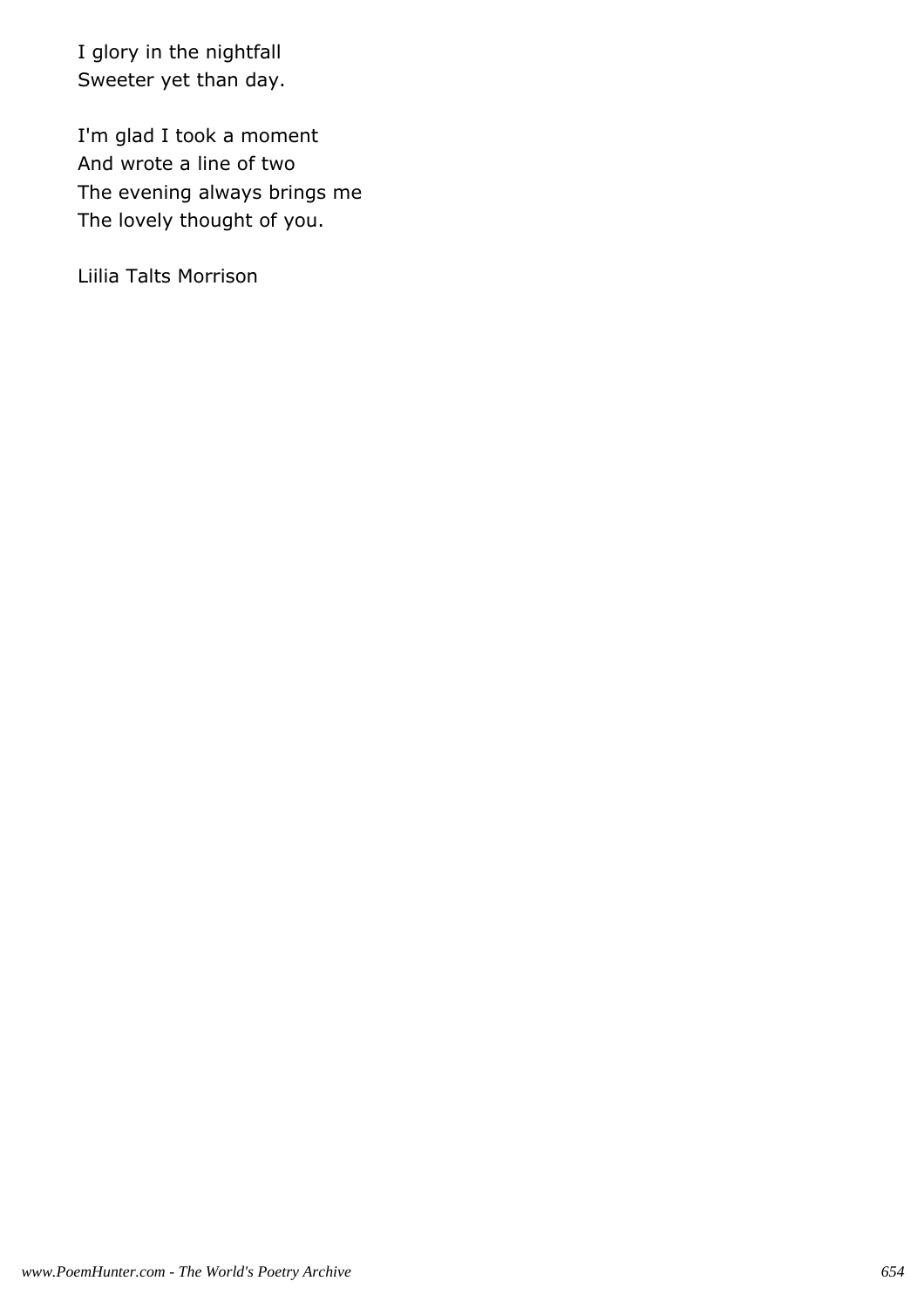I glory in the nightfall
Sweeter yet than day.

I'm glad I took a moment
And wrote a line of two
The evening always brings me
The lovely thought of you.

Liilia Talts Morrison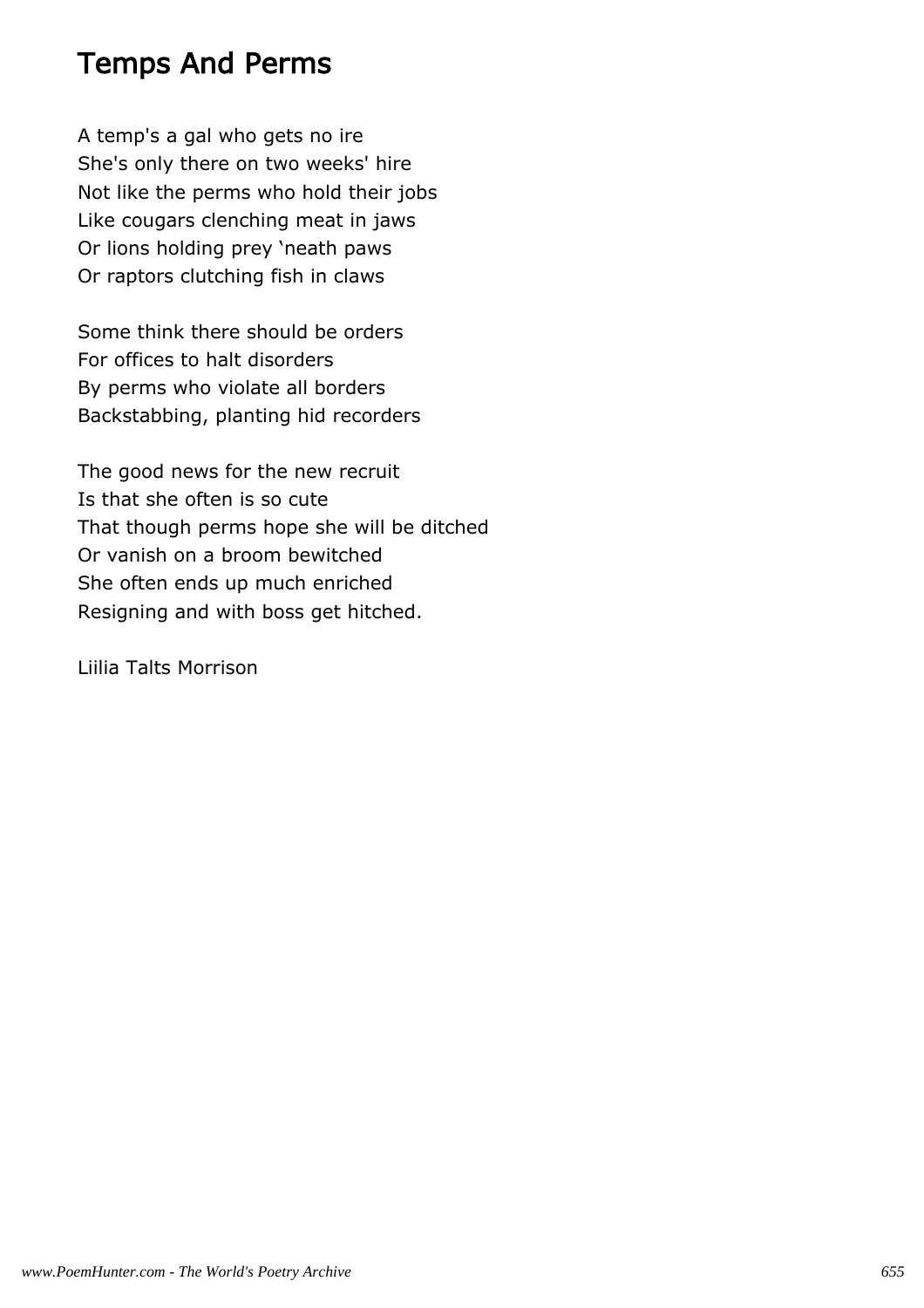# Temps And Perms

A temp's a gal who gets no ire
She's only there on two weeks' hire
Not like the perms who hold their jobs
Like cougars clenching meat in jaws
Or lions holding prey 'neath paws
Or raptors clutching fish in claws

Some think there should be orders
For offices to halt disorders
By perms who violate all borders
Backstabbing, planting hid recorders

The good news for the new recruit
Is that she often is so cute
That though perms hope she will be ditched
Or vanish on a broom bewitched
She often ends up much enriched
Resigning and with boss get hitched.

Liilia Talts Morrison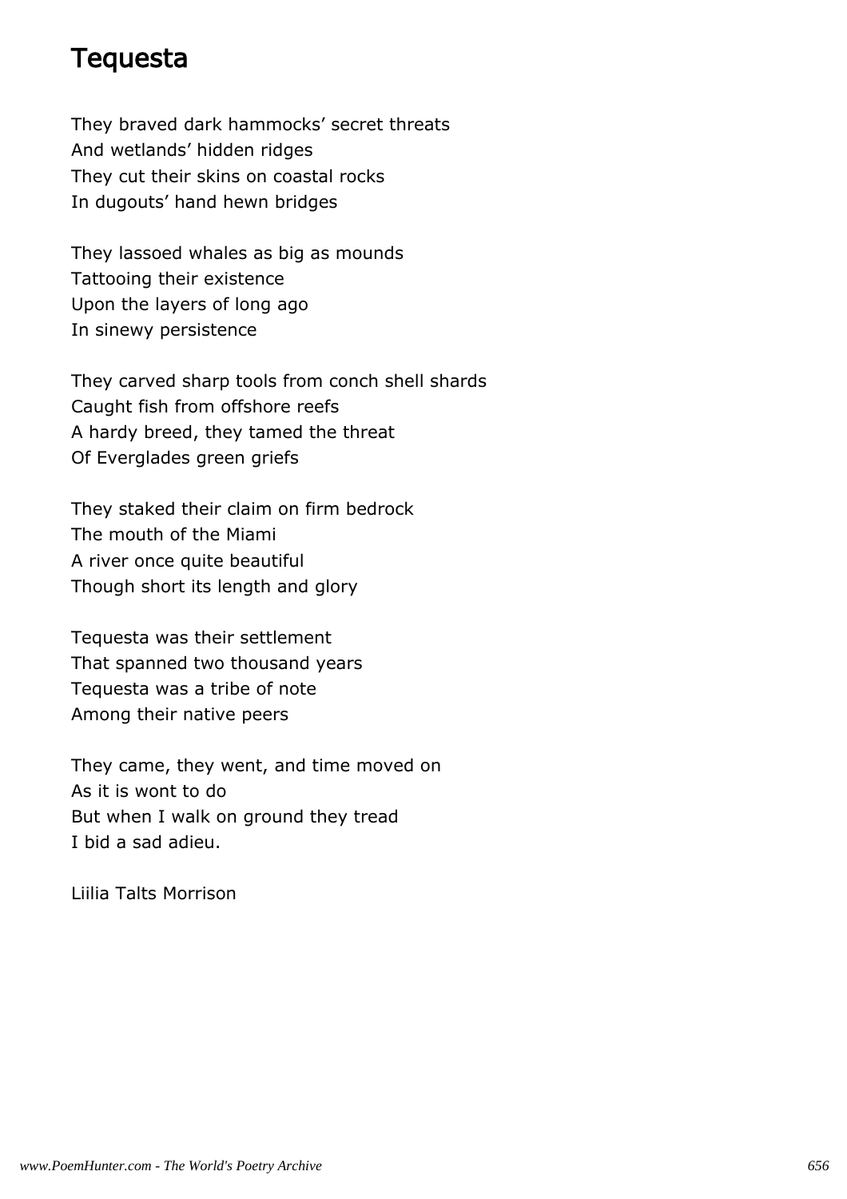# Tequesta

They braved dark hammocks' secret threats
And wetlands' hidden ridges
They cut their skins on coastal rocks
In dugouts' hand hewn bridges

They lassoed whales as big as mounds
Tattooing their existence
Upon the layers of long ago
In sinewy persistence

They carved sharp tools from conch shell shards
Caught fish from offshore reefs
A hardy breed, they tamed the threat
Of Everglades green griefs

They staked their claim on firm bedrock
The mouth of the Miami
A river once quite beautiful
Though short its length and glory

Tequesta was their settlement
That spanned two thousand years
Tequesta was a tribe of note
Among their native peers

They came, they went, and time moved on
As it is wont to do
But when I walk on ground they tread
I bid a sad adieu.

Liilia Talts Morrison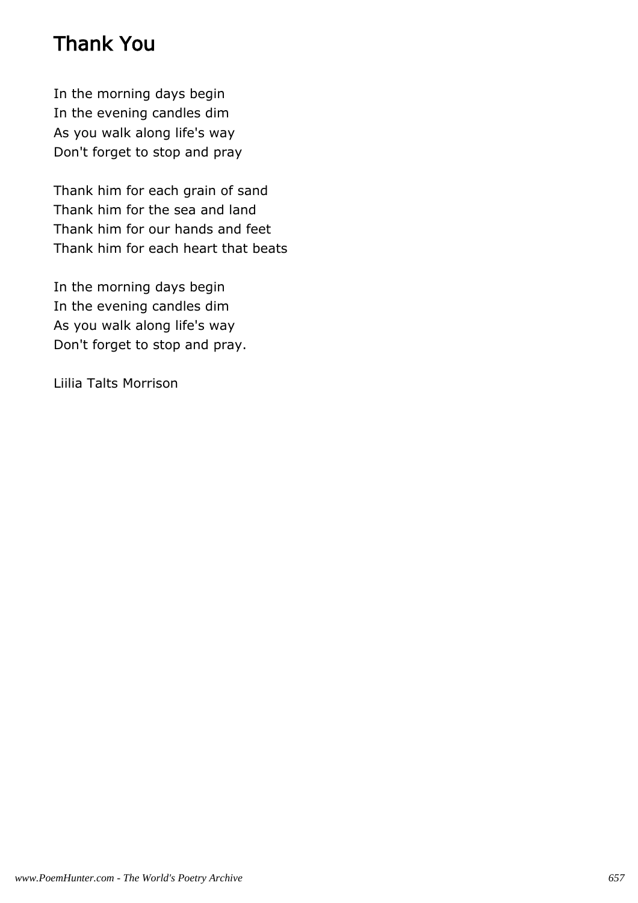# Thank You

In the morning days begin
In the evening candles dim
As you walk along life's way
Don't forget to stop and pray

Thank him for each grain of sand
Thank him for the sea and land
Thank him for our hands and feet
Thank him for each heart that beats

In the morning days begin
In the evening candles dim
As you walk along life's way
Don't forget to stop and pray.

Liilia Talts Morrison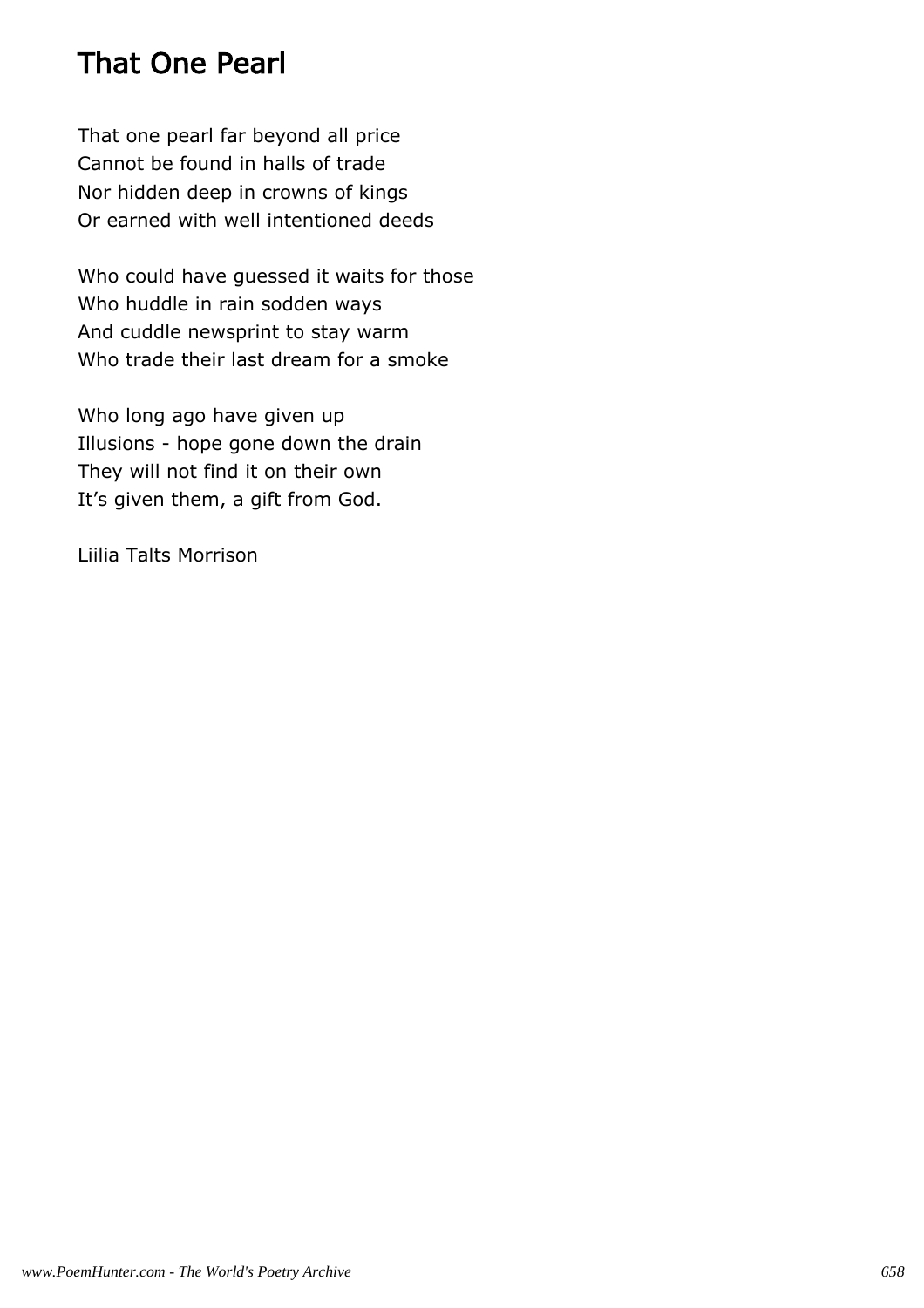# That One Pearl

That one pearl far beyond all price
Cannot be found in halls of trade
Nor hidden deep in crowns of kings
Or earned with well intentioned deeds

Who could have guessed it waits for those
Who huddle in rain sodden ways
And cuddle newsprint to stay warm
Who trade their last dream for a smoke

Who long ago have given up
Illusions - hope gone down the drain
They will not find it on their own
It's given them, a gift from God.

Liilia Talts Morrison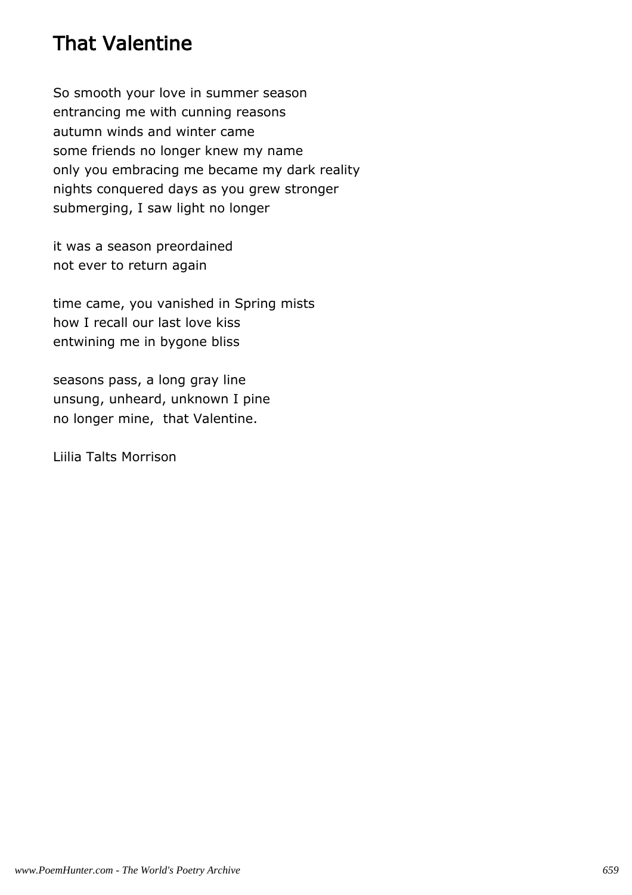# That Valentine

So smooth your love in summer season
entrancing me with cunning reasons
autumn winds and winter came
some friends no longer knew my name
only you embracing me became my dark reality
nights conquered days as you grew stronger
submerging, I saw light no longer

it was a season preordained
not ever to return again

time came, you vanished in Spring mists
how I recall our last love kiss
entwining me in bygone bliss

seasons pass, a long gray line
unsung, unheard, unknown I pine
no longer mine,  that Valentine.

Liilia Talts Morrison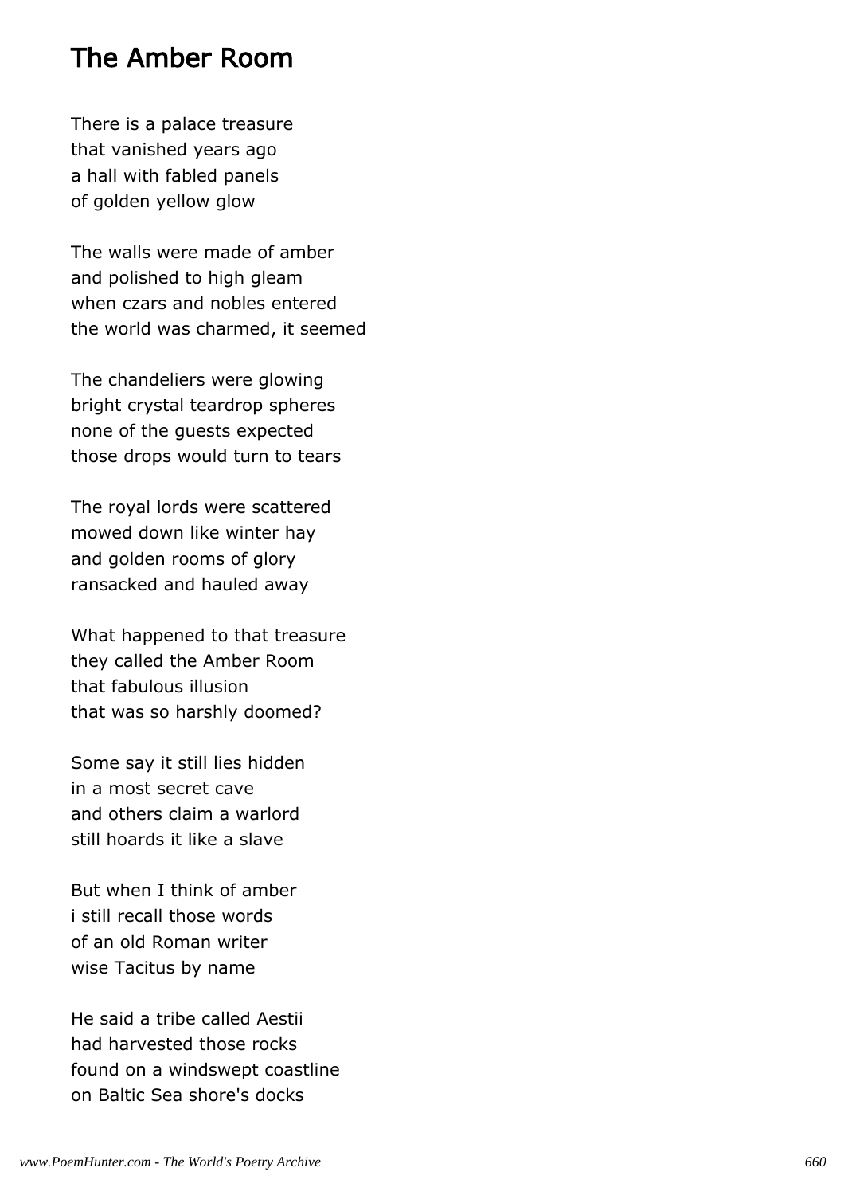# The Amber Room

There is a palace treasure
that vanished years ago
a hall with fabled panels
of golden yellow glow

The walls were made of amber
and polished to high gleam
when czars and nobles entered
the world was charmed, it seemed

The chandeliers were glowing
bright crystal teardrop spheres
none of the guests expected
those drops would turn to tears

The royal lords were scattered
mowed down like winter hay
and golden rooms of glory
ransacked and hauled away

What happened to that treasure
they called the Amber Room
that fabulous illusion
that was so harshly doomed?

Some say it still lies hidden
in a most secret cave
and others claim a warlord
still hoards it like a slave

But when I think of amber
i still recall those words
of an old Roman writer
wise Tacitus by name

He said a tribe called Aestii
had harvested those rocks
found on a windswept coastline
on Baltic Sea shore's docks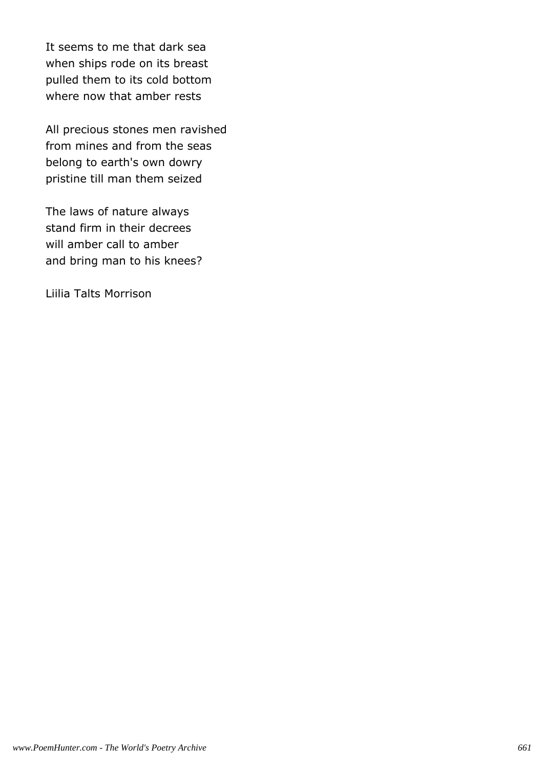It seems to me that dark sea
when ships rode on its breast
pulled them to its cold bottom
where now that amber rests

All precious stones men ravished
from mines and from the seas
belong to earth's own dowry
pristine till man them seized

The laws of nature always
stand firm in their decrees
will amber call to amber
and bring man to his knees?

Liilia Talts Morrison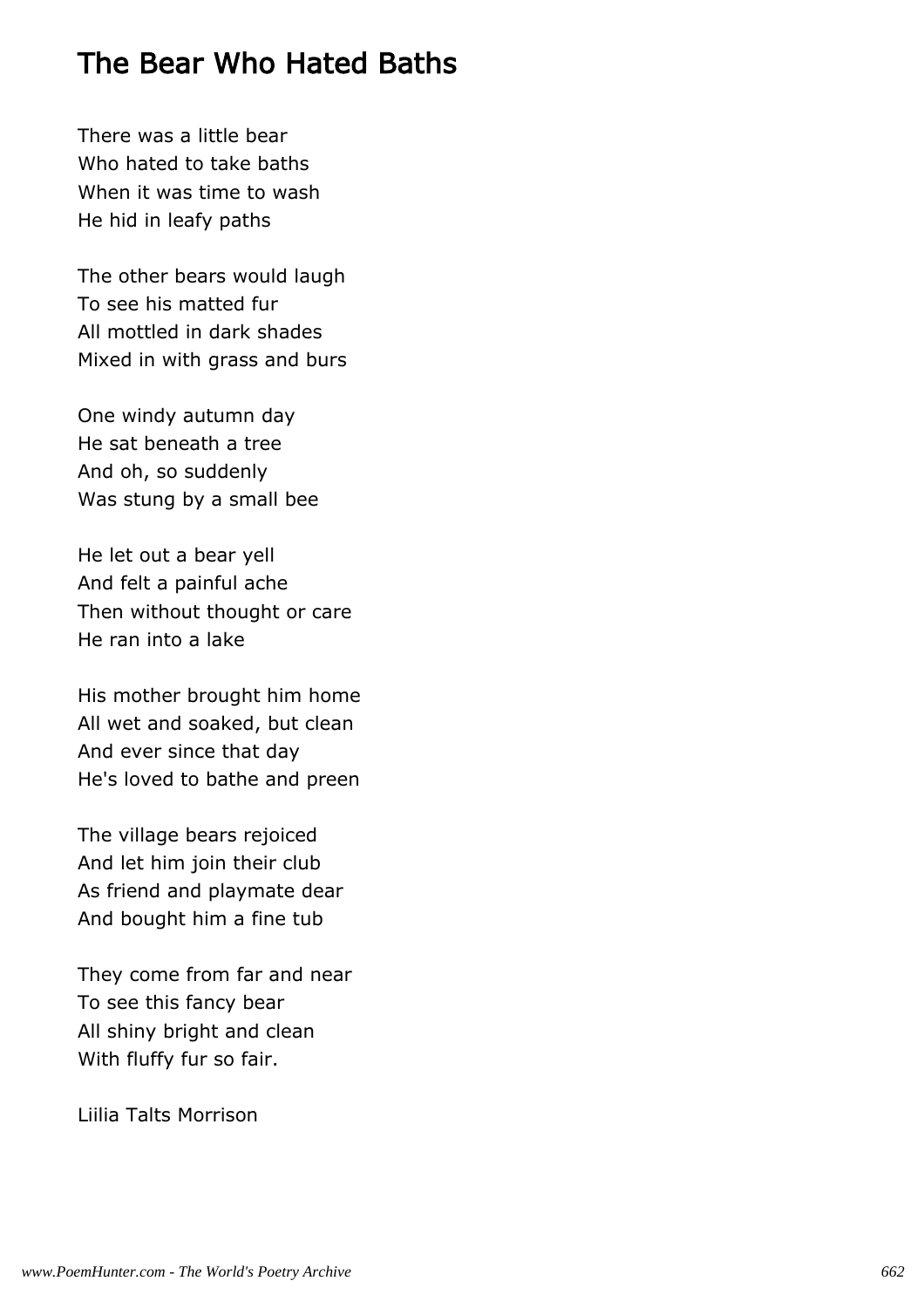# The Bear Who Hated Baths

There was a little bear
Who hated to take baths
When it was time to wash
He hid in leafy paths

The other bears would laugh
To see his matted fur
All mottled in dark shades
Mixed in with grass and burs

One windy autumn day
He sat beneath a tree
And oh, so suddenly
Was stung by a small bee

He let out a bear yell
And felt a painful ache
Then without thought or care
He ran into a lake

His mother brought him home
All wet and soaked, but clean
And ever since that day
He's loved to bathe and preen

The village bears rejoiced
And let him join their club
As friend and playmate dear
And bought him a fine tub

They come from far and near
To see this fancy bear
All shiny bright and clean
With fluffy fur so fair.

Liilia Talts Morrison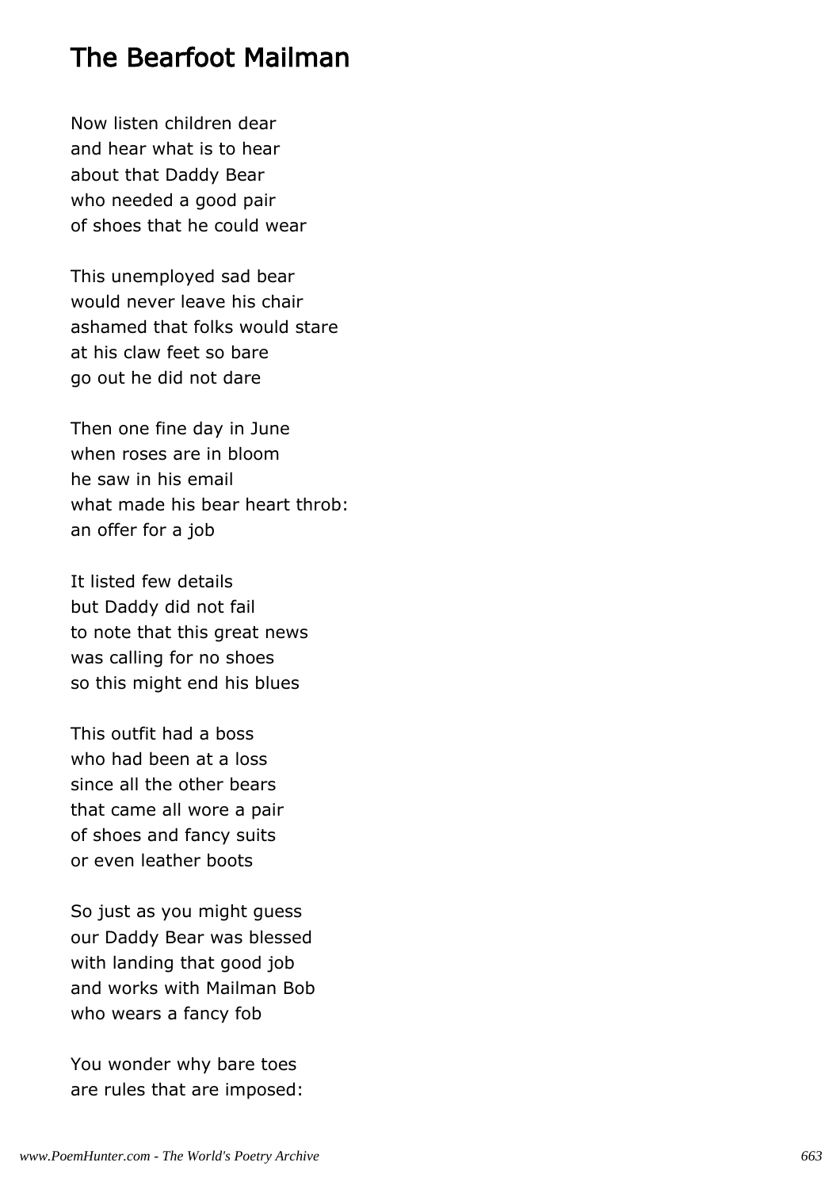# The Bearfoot Mailman

Now listen children dear
and hear what is to hear
about that Daddy Bear
who needed a good pair
of shoes that he could wear

This unemployed sad bear
would never leave his chair
ashamed that folks would stare
at his claw feet so bare
go out he did not dare

Then one fine day in June
when roses are in bloom
he saw in his email
what made his bear heart throb:
an offer for a job

It listed few details
but Daddy did not fail
to note that this great news
was calling for no shoes
so this might end his blues

This outfit had a boss
who had been at a loss
since all the other bears
that came all wore a pair
of shoes and fancy suits
or even leather boots

So just as you might guess
our Daddy Bear was blessed
with landing that good job
and works with Mailman Bob
who wears a fancy fob

You wonder why bare toes
are rules that are imposed: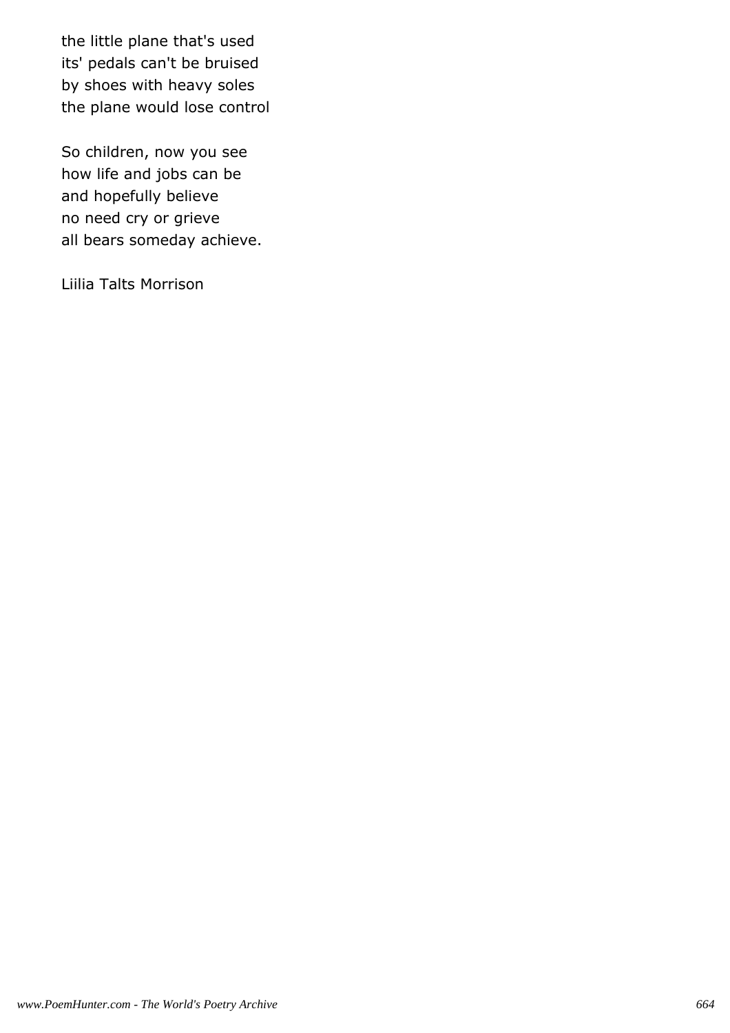the little plane that's used
its' pedals can't be bruised
by shoes with heavy soles
the plane would lose control

So children, now you see
how life and jobs can be
and hopefully believe
no need cry or grieve
all bears someday achieve.

Liilia Talts Morrison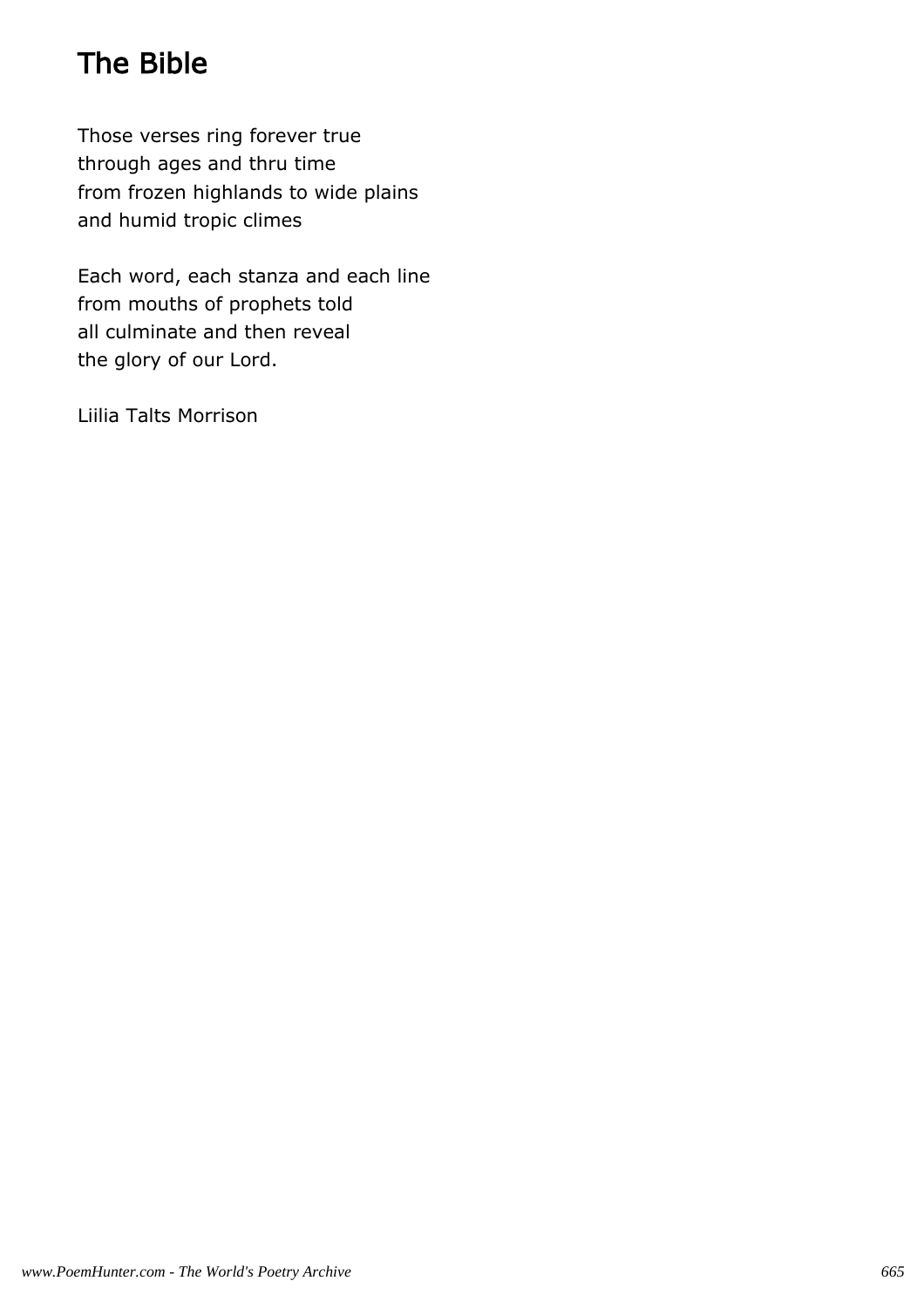# The Bible

Those verses ring forever true
through ages and thru time
from frozen highlands to wide plains
and humid tropic climes

Each word, each stanza and each line
from mouths of prophets told
all culminate and then reveal
the glory of our Lord.

Liilia Talts Morrison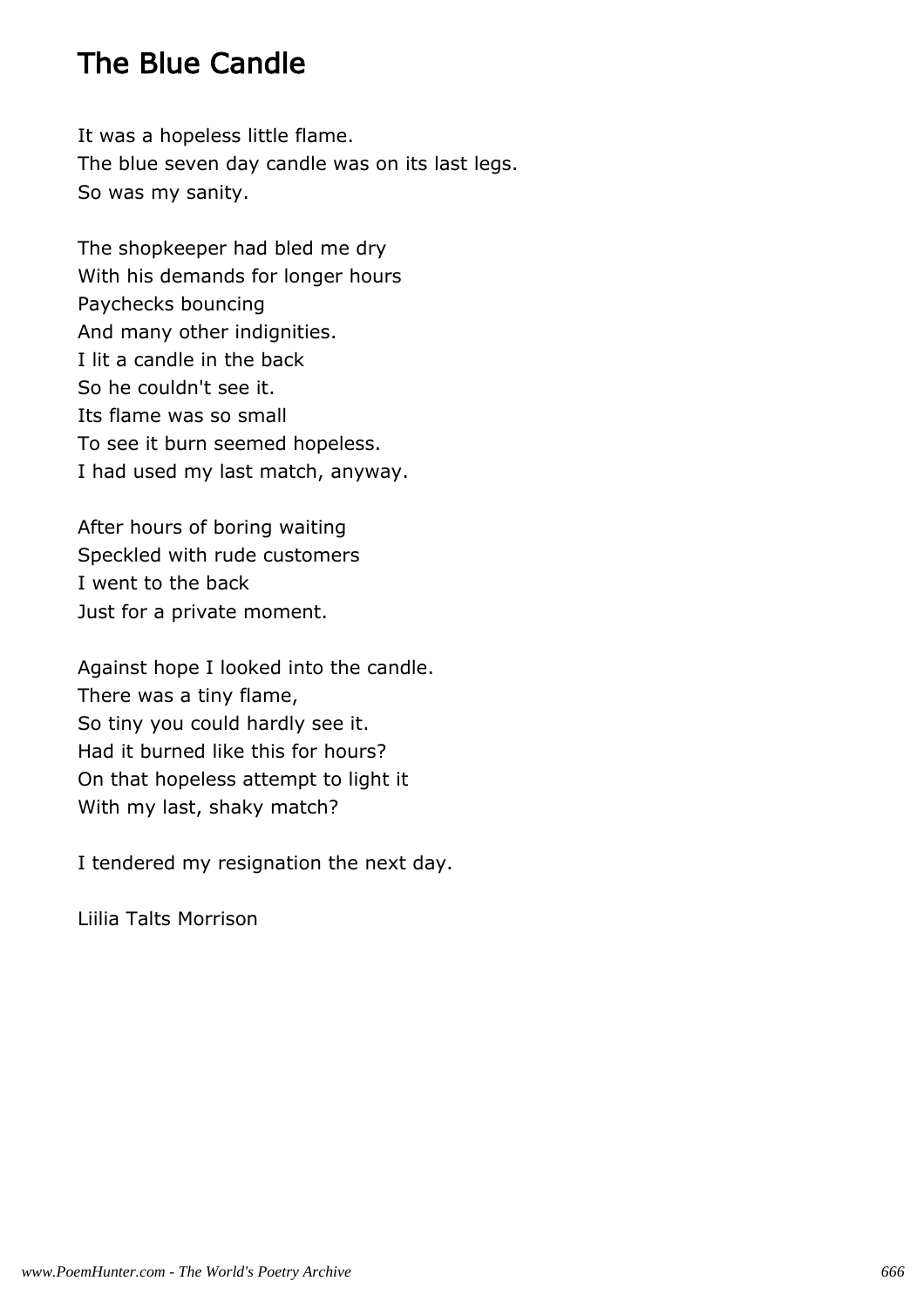# The Blue Candle

It was a hopeless little flame.
The blue seven day candle was on its last legs.
So was my sanity.

The shopkeeper had bled me dry
With his demands for longer hours
Paychecks bouncing
And many other indignities.
I lit a candle in the back
So he couldn't see it.
Its flame was so small
To see it burn seemed hopeless.
I had used my last match, anyway.

After hours of boring waiting
Speckled with rude customers
I went to the back
Just for a private moment.

Against hope I looked into the candle.
There was a tiny flame,
So tiny you could hardly see it.
Had it burned like this for hours?
On that hopeless attempt to light it
With my last, shaky match?

I tendered my resignation the next day.

Liilia Talts Morrison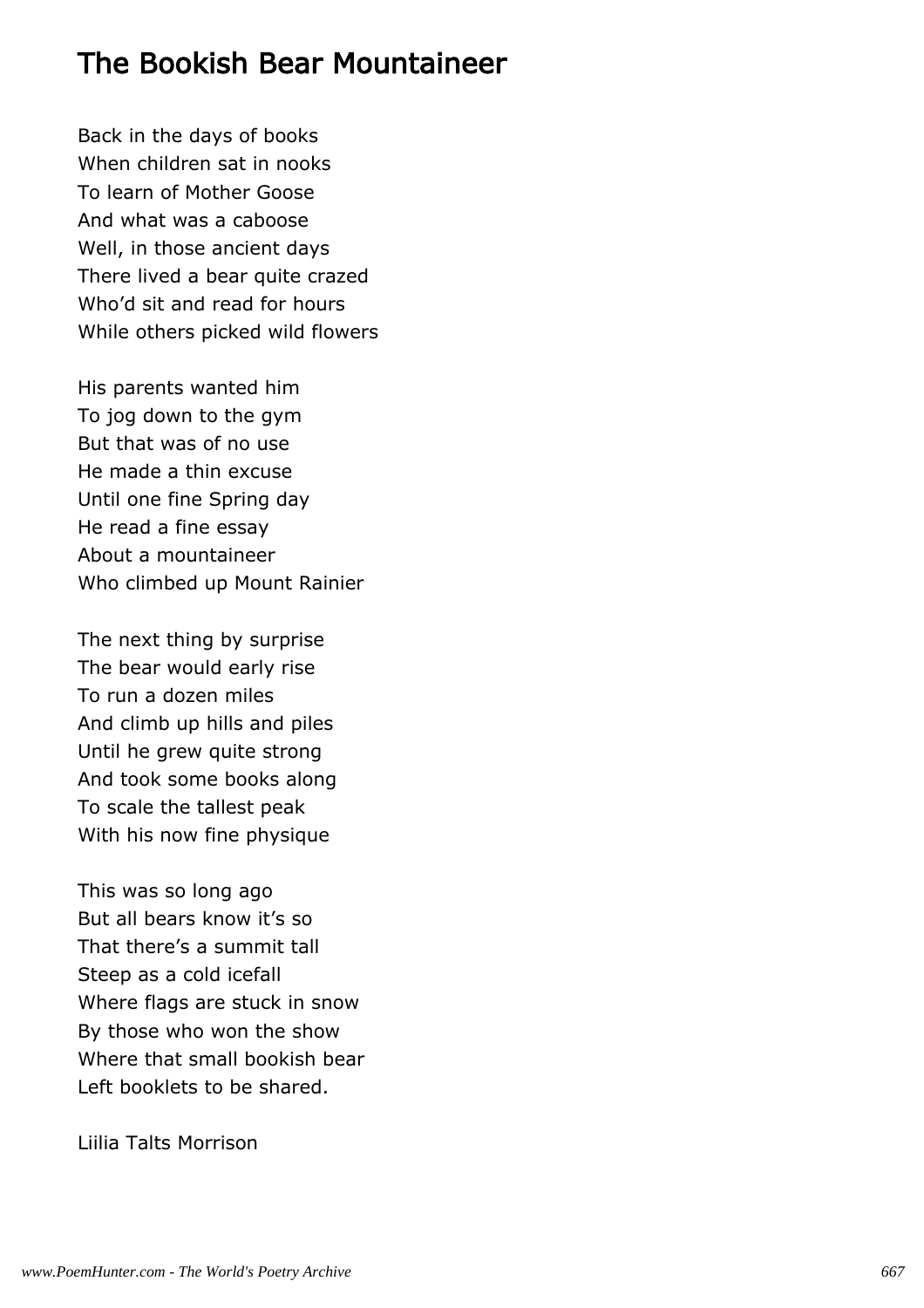# The Bookish Bear Mountaineer

Back in the days of books  
When children sat in nooks  
To learn of Mother Goose  
And what was a caboose  
Well, in those ancient days  
There lived a bear quite crazed  
Who'd sit and read for hours  
While others picked wild flowers

His parents wanted him  
To jog down to the gym  
But that was of no use  
He made a thin excuse  
Until one fine Spring day  
He read a fine essay  
About a mountaineer  
Who climbed up Mount Rainier

The next thing by surprise  
The bear would early rise  
To run a dozen miles  
And climb up hills and piles  
Until he grew quite strong  
And took some books along  
To scale the tallest peak  
With his now fine physique

This was so long ago  
But all bears know it's so  
That there's a summit tall  
Steep as a cold icefall  
Where flags are stuck in snow  
By those who won the show  
Where that small bookish bear  
Left booklets to be shared.

Liilia Talts Morrison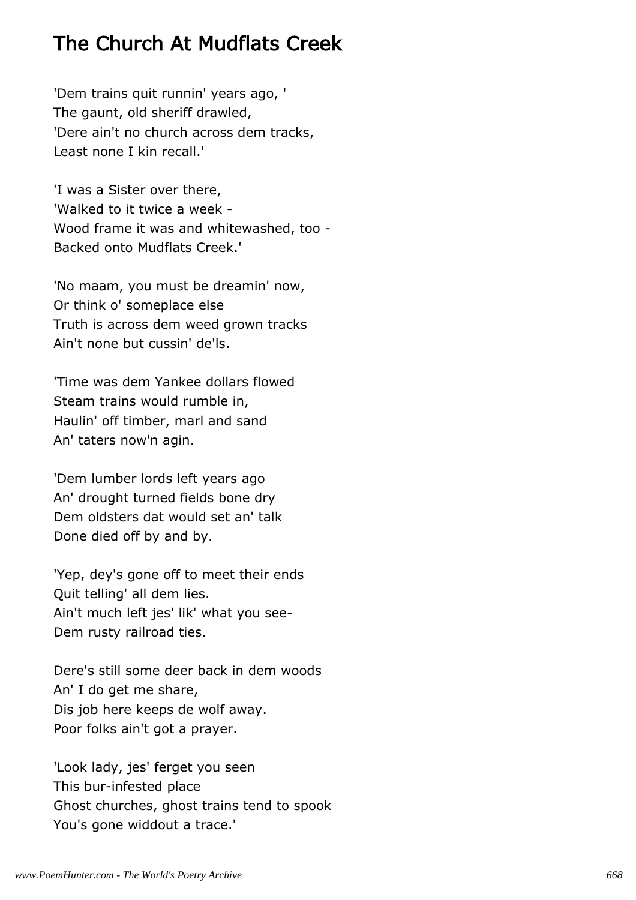# The Church At Mudflats Creek

'Dem trains quit runnin' years ago, '
The gaunt, old sheriff drawled,
'Dere ain't no church across dem tracks,
Least none I kin recall.'

'I was a Sister over there,
'Walked to it twice a week -
Wood frame it was and whitewashed, too -
Backed onto Mudflats Creek.'

'No maam, you must be dreamin' now,
Or think o' someplace else
Truth is across dem weed grown tracks
Ain't none but cussin' de'ls.

'Time was dem Yankee dollars flowed
Steam trains would rumble in,
Haulin' off timber, marl and sand
An' taters now'n agin.

'Dem lumber lords left years ago
An' drought turned fields bone dry
Dem oldsters dat would set an' talk
Done died off by and by.

'Yep, dey's gone off to meet their ends
Quit telling' all dem lies.
Ain't much left jes' lik' what you see-
Dem rusty railroad ties.

Dere's still some deer back in dem woods
An' I do get me share,
Dis job here keeps de wolf away.
Poor folks ain't got a prayer.

'Look lady, jes' ferget you seen
This bur-infested place
Ghost churches, ghost trains tend to spook
You's gone widdout a trace.'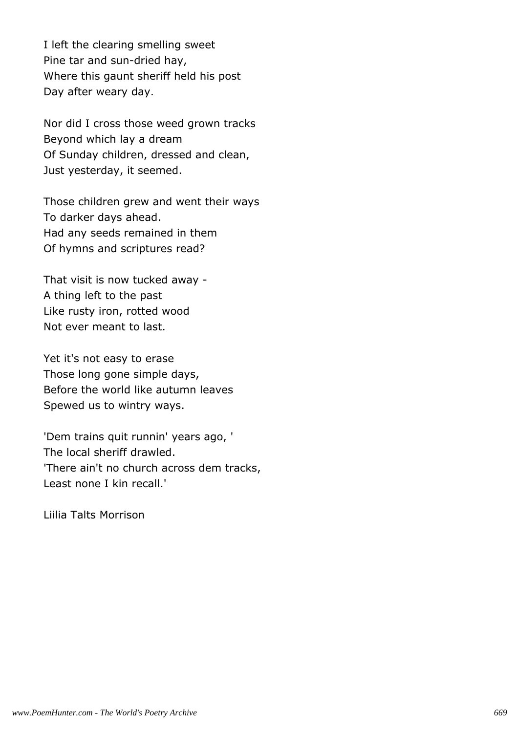I left the clearing smelling sweet
Pine tar and sun-dried hay,
Where this gaunt sheriff held his post
Day after weary day.

Nor did I cross those weed grown tracks
Beyond which lay a dream
Of Sunday children, dressed and clean,
Just yesterday, it seemed.

Those children grew and went their ways
To darker days ahead.
Had any seeds remained in them
Of hymns and scriptures read?

That visit is now tucked away -
A thing left to the past
Like rusty iron, rotted wood
Not ever meant to last.

Yet it's not easy to erase
Those long gone simple days,
Before the world like autumn leaves
Spewed us to wintry ways.

'Dem trains quit runnin' years ago, '
The local sheriff drawled.
'There ain't no church across dem tracks,
Least none I kin recall.'

Liilia Talts Morrison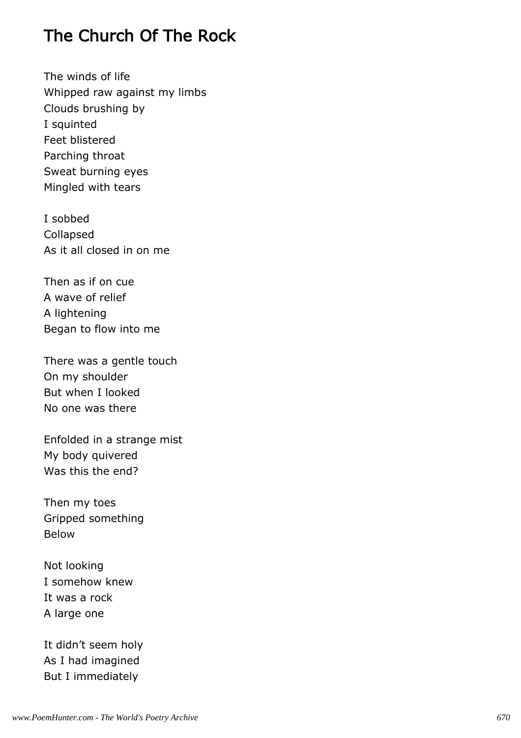# The Church Of The Rock

The winds of life
Whipped raw against my limbs
Clouds brushing by
I squinted
Feet blistered
Parching throat
Sweat burning eyes
Mingled with tears

I sobbed
Collapsed
As it all closed in on me

Then as if on cue
A wave of relief
A lightening
Began to flow into me

There was a gentle touch
On my shoulder
But when I looked
No one was there

Enfolded in a strange mist
My body quivered
Was this the end?

Then my toes
Gripped something
Below

Not looking
I somehow knew
It was a rock
A large one

It didn't seem holy
As I had imagined
But I immediately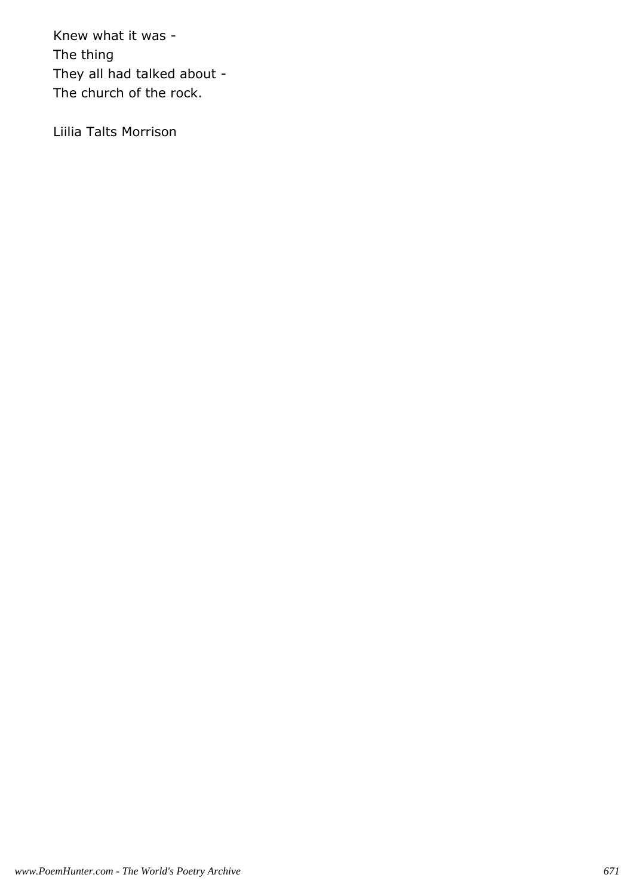Knew what it was -
The thing
They all had talked about -
The church of the rock.

Liilia Talts Morrison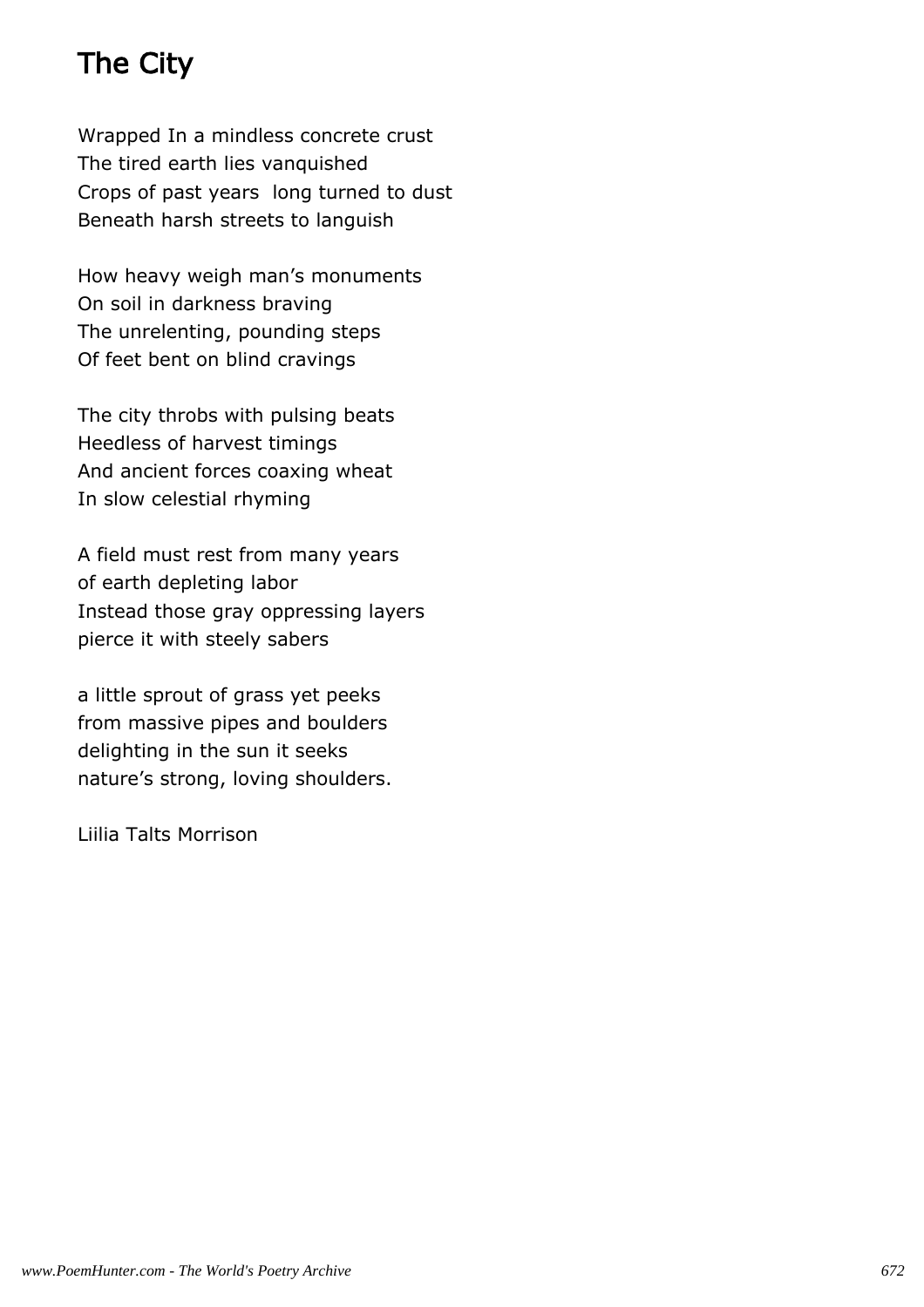# The City

Wrapped In a mindless concrete crust  
The tired earth lies vanquished  
Crops of past years  long turned to dust  
Beneath harsh streets to languish

How heavy weigh man's monuments  
On soil in darkness braving  
The unrelenting, pounding steps  
Of feet bent on blind cravings

The city throbs with pulsing beats  
Heedless of harvest timings  
And ancient forces coaxing wheat  
In slow celestial rhyming

A field must rest from many years  
of earth depleting labor  
Instead those gray oppressing layers  
pierce it with steely sabers

a little sprout of grass yet peeks  
from massive pipes and boulders  
delighting in the sun it seeks  
nature's strong, loving shoulders.

Liilia Talts Morrison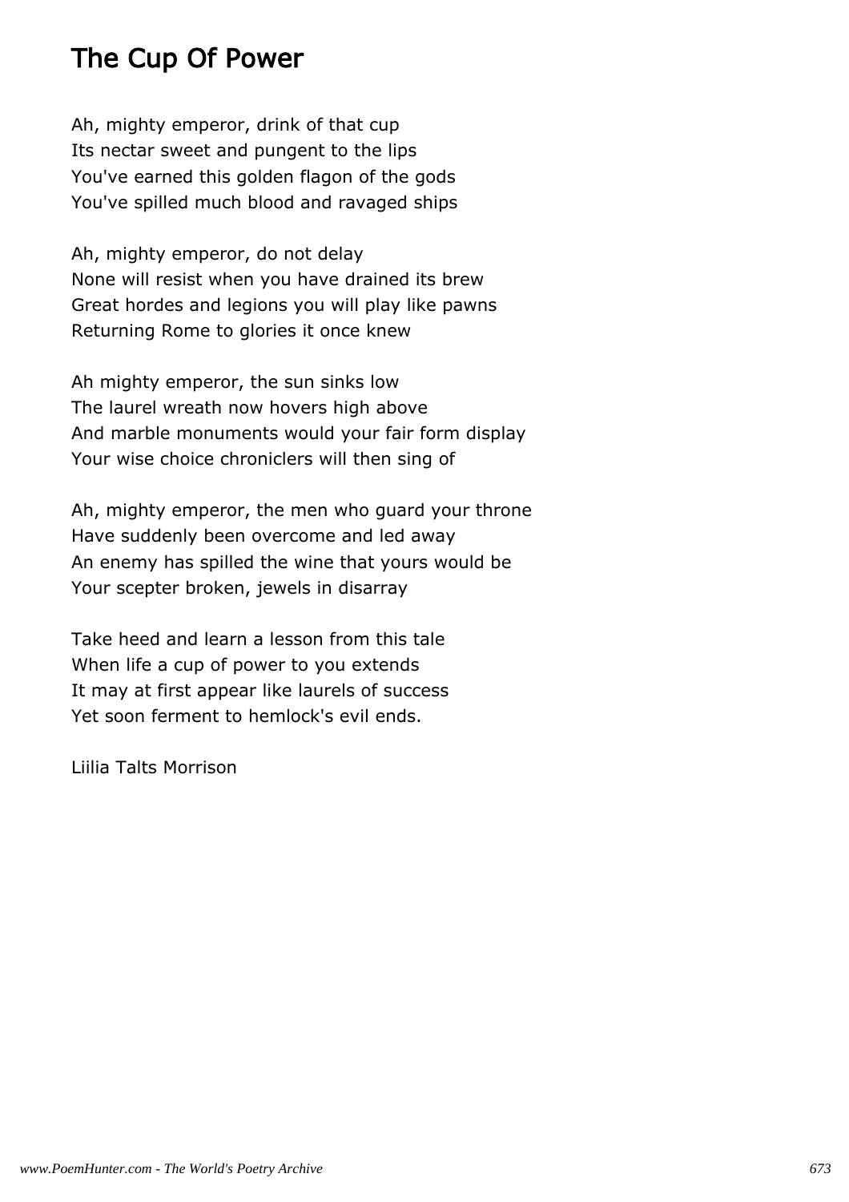# The Cup Of Power

Ah, mighty emperor, drink of that cup
Its nectar sweet and pungent to the lips
You've earned this golden flagon of the gods
You've spilled much blood and ravaged ships

Ah, mighty emperor, do not delay
None will resist when you have drained its brew
Great hordes and legions you will play like pawns
Returning Rome to glories it once knew

Ah mighty emperor, the sun sinks low
The laurel wreath now hovers high above
And marble monuments would your fair form display
Your wise choice chroniclers will then sing of

Ah, mighty emperor, the men who guard your throne
Have suddenly been overcome and led away
An enemy has spilled the wine that yours would be
Your scepter broken, jewels in disarray

Take heed and learn a lesson from this tale
When life a cup of power to you extends
It may at first appear like laurels of success
Yet soon ferment to hemlock's evil ends.

Liilia Talts Morrison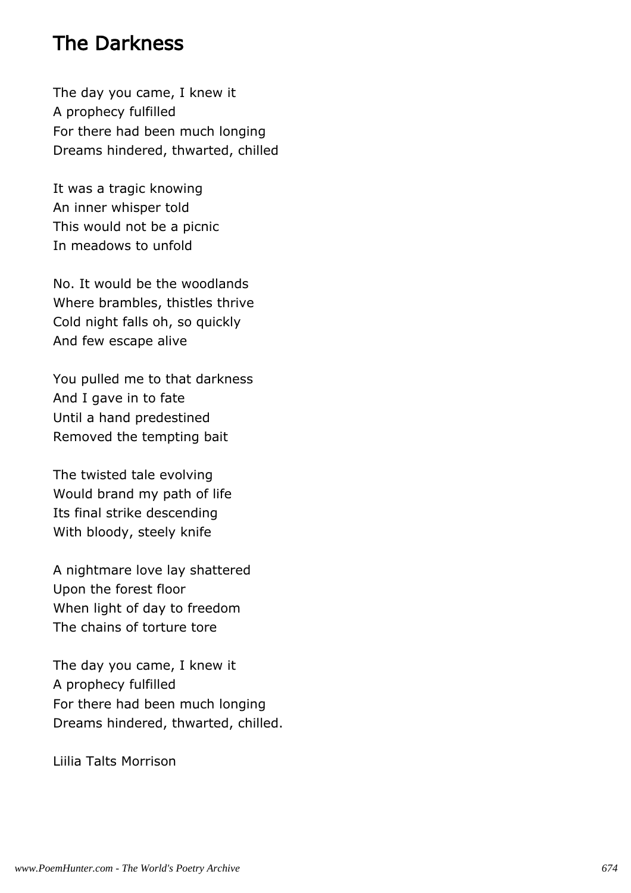# The Darkness

The day you came, I knew it
A prophecy fulfilled
For there had been much longing
Dreams hindered, thwarted, chilled

It was a tragic knowing
An inner whisper told
This would not be a picnic
In meadows to unfold

No. It would be the woodlands
Where brambles, thistles thrive
Cold night falls oh, so quickly
And few escape alive

You pulled me to that darkness
And I gave in to fate
Until a hand predestined
Removed the tempting bait

The twisted tale evolving
Would brand my path of life
Its final strike descending
With bloody, steely knife

A nightmare love lay shattered
Upon the forest floor
When light of day to freedom
The chains of torture tore

The day you came, I knew it
A prophecy fulfilled
For there had been much longing
Dreams hindered, thwarted, chilled.

Liilia Talts Morrison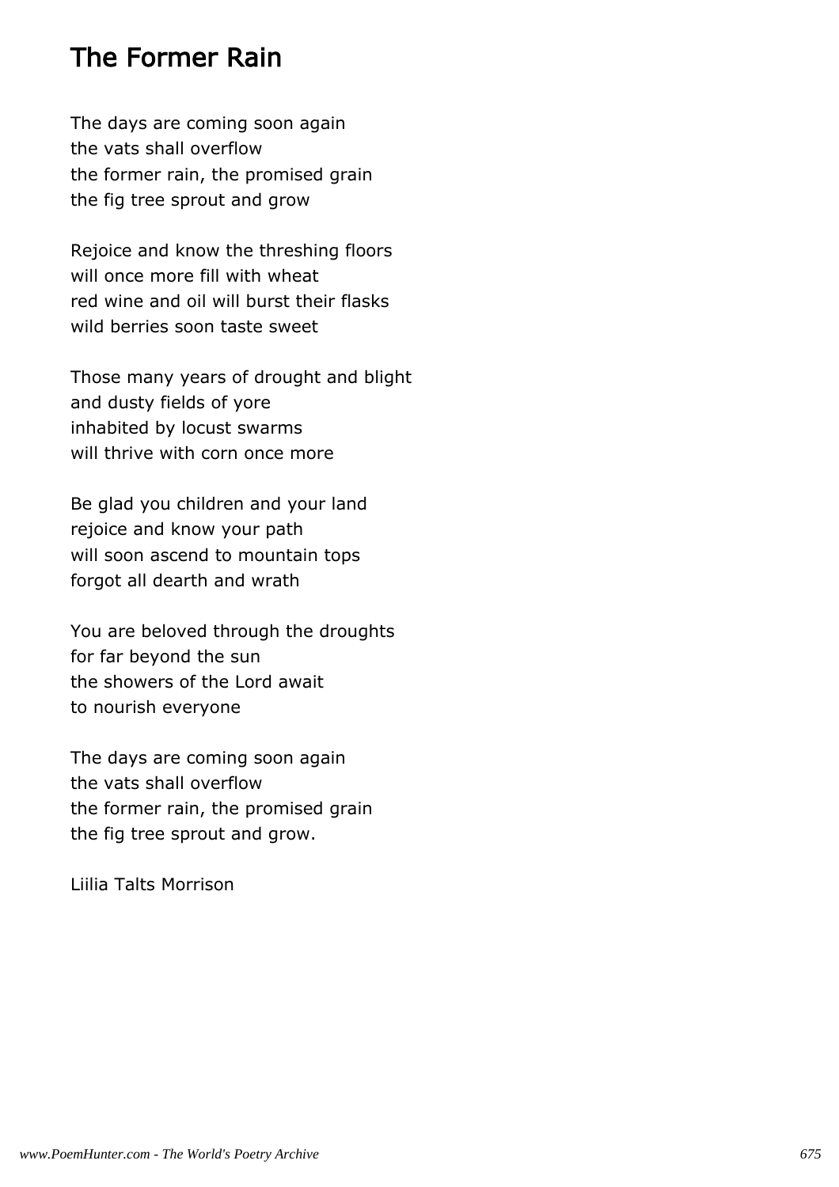## The Former Rain

The days are coming soon again
the vats shall overflow
the former rain, the promised grain
the fig tree sprout and grow

Rejoice and know the threshing floors
will once more fill with wheat
red wine and oil will burst their flasks
wild berries soon taste sweet

Those many years of drought and blight
and dusty fields of yore
inhabited by locust swarms
will thrive with corn once more

Be glad you children and your land
rejoice and know your path
will soon ascend to mountain tops
forgot all dearth and wrath

You are beloved through the droughts
for far beyond the sun
the showers of the Lord await
to nourish everyone

The days are coming soon again
the vats shall overflow
the former rain, the promised grain
the fig tree sprout and grow.

Liilia Talts Morrison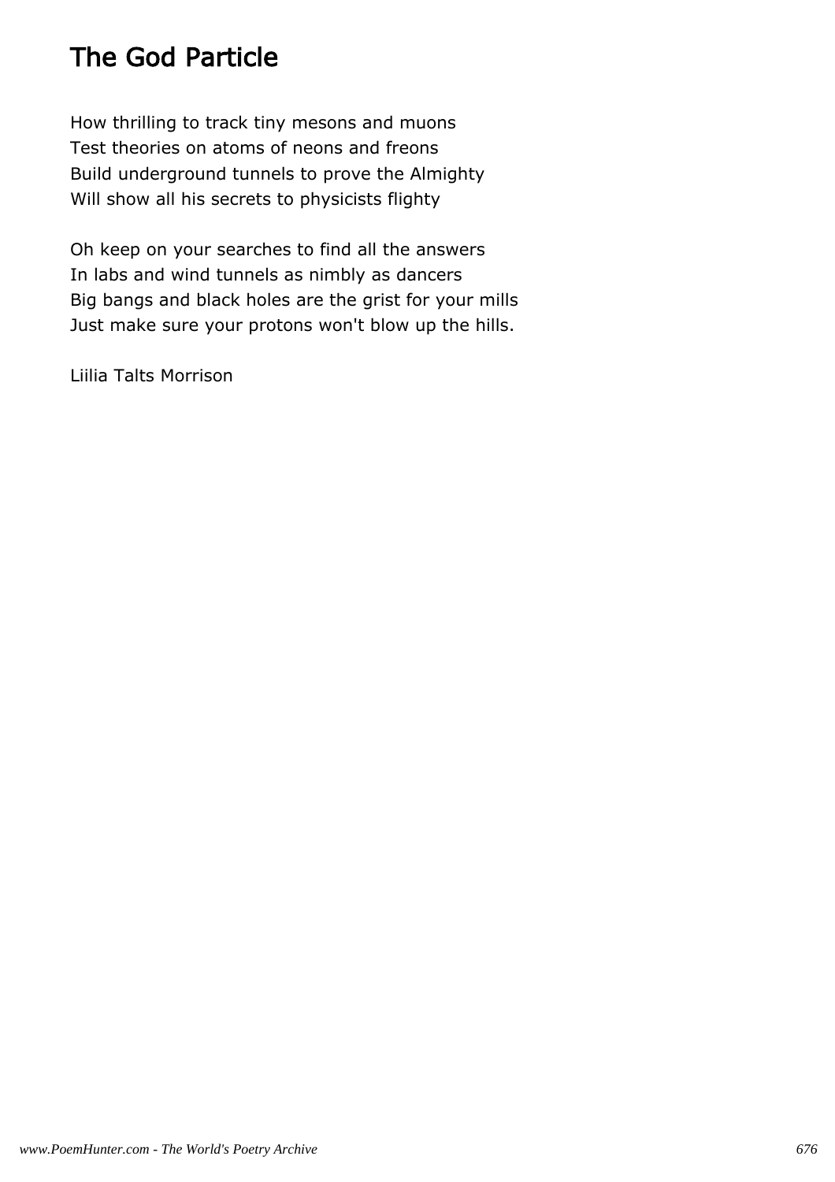# The God Particle

How thrilling to track tiny mesons and muons
Test theories on atoms of neons and freons
Build underground tunnels to prove the Almighty
Will show all his secrets to physicists flighty

Oh keep on your searches to find all the answers
In labs and wind tunnels as nimbly as dancers
Big bangs and black holes are the grist for your mills
Just make sure your protons won't blow up the hills.

Liilia Talts Morrison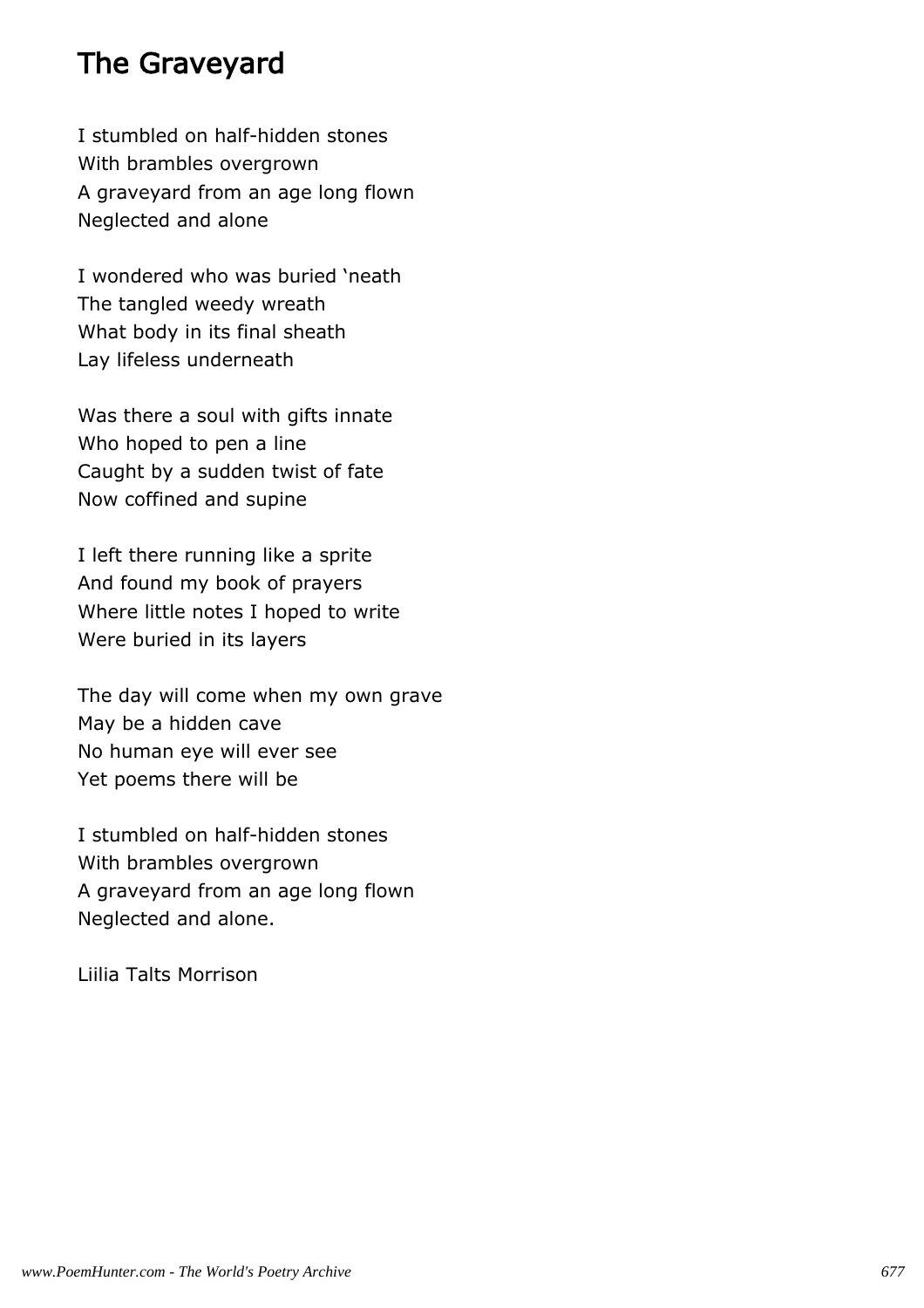# The Graveyard

I stumbled on half-hidden stones
With brambles overgrown
A graveyard from an age long flown
Neglected and alone

I wondered who was buried 'neath
The tangled weedy wreath
What body in its final sheath
Lay lifeless underneath

Was there a soul with gifts innate
Who hoped to pen a line
Caught by a sudden twist of fate
Now coffined and supine

I left there running like a sprite
And found my book of prayers
Where little notes I hoped to write
Were buried in its layers

The day will come when my own grave
May be a hidden cave
No human eye will ever see
Yet poems there will be

I stumbled on half-hidden stones
With brambles overgrown
A graveyard from an age long flown
Neglected and alone.

Liilia Talts Morrison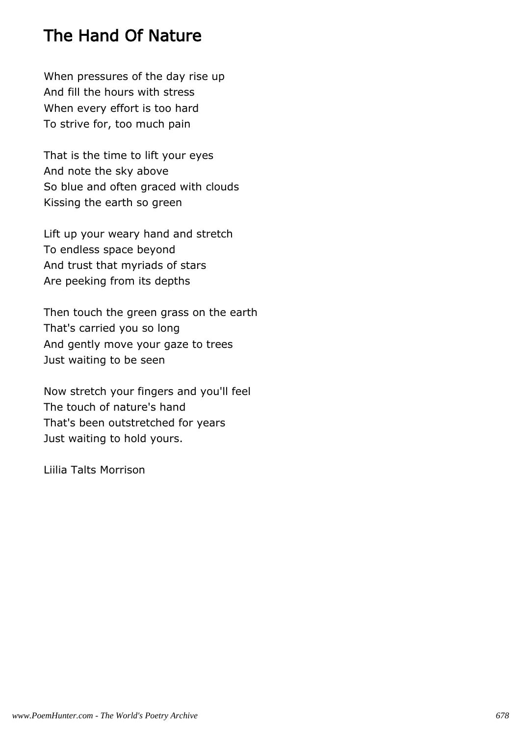# The Hand Of Nature

When pressures of the day rise up
And fill the hours with stress
When every effort is too hard
To strive for, too much pain

That is the time to lift your eyes
And note the sky above
So blue and often graced with clouds
Kissing the earth so green

Lift up your weary hand and stretch
To endless space beyond
And trust that myriads of stars
Are peeking from its depths

Then touch the green grass on the earth
That's carried you so long
And gently move your gaze to trees
Just waiting to be seen

Now stretch your fingers and you'll feel
The touch of nature's hand
That's been outstretched for years
Just waiting to hold yours.

Liilia Talts Morrison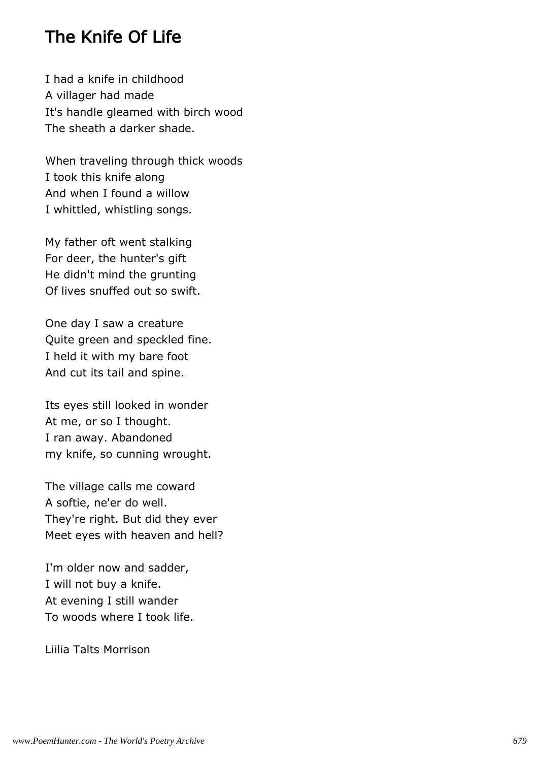# The Knife Of Life

I had a knife in childhood
A villager had made
It's handle gleamed with birch wood
The sheath a darker shade.

When traveling through thick woods
I took this knife along
And when I found a willow
I whittled, whistling songs.

My father oft went stalking
For deer, the hunter's gift
He didn't mind the grunting
Of lives snuffed out so swift.

One day I saw a creature
Quite green and speckled fine.
I held it with my bare foot
And cut its tail and spine.

Its eyes still looked in wonder
At me, or so I thought.
I ran away. Abandoned
my knife, so cunning wrought.

The village calls me coward
A softie, ne'er do well.
They're right. But did they ever
Meet eyes with heaven and hell?

I'm older now and sadder,
I will not buy a knife.
At evening I still wander
To woods where I took life.

Liilia Talts Morrison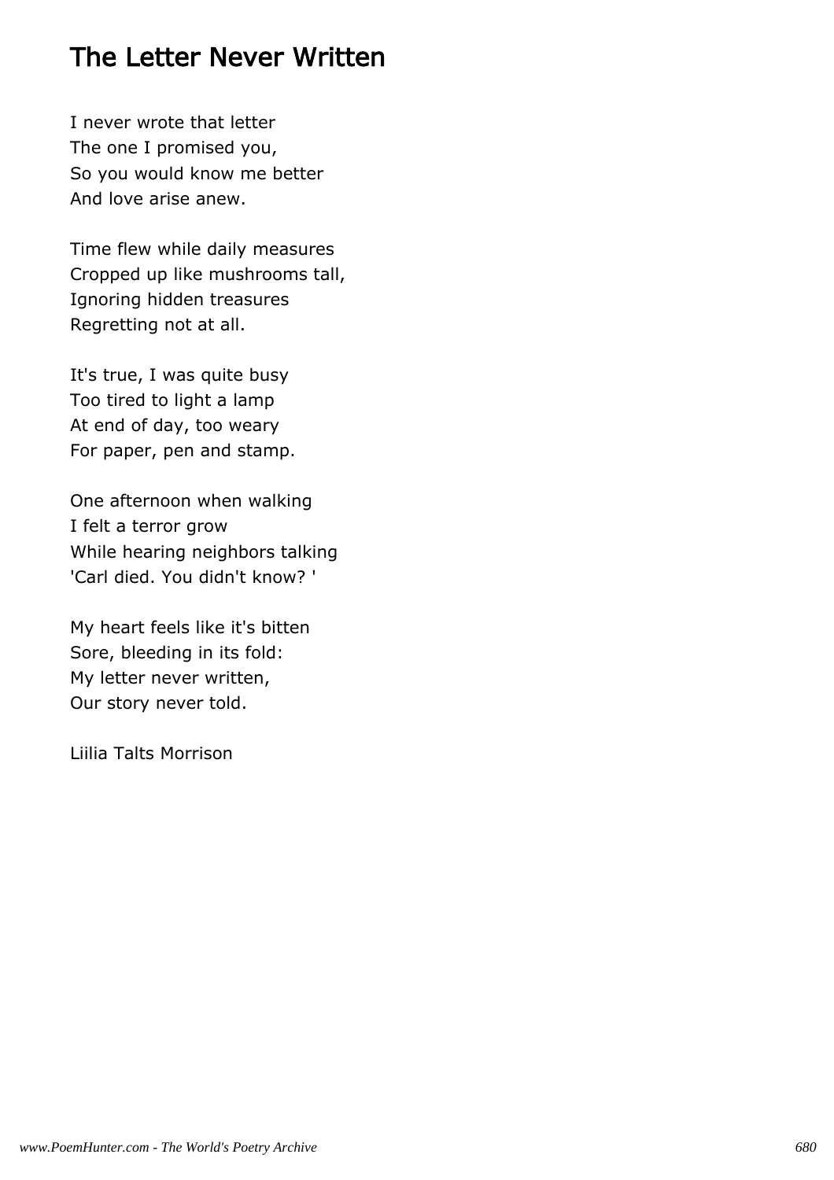# The Letter Never Written

I never wrote that letter
The one I promised you,
So you would know me better
And love arise anew.

Time flew while daily measures
Cropped up like mushrooms tall,
Ignoring hidden treasures
Regretting not at all.

It's true, I was quite busy
Too tired to light a lamp
At end of day, too weary
For paper, pen and stamp.

One afternoon when walking
I felt a terror grow
While hearing neighbors talking
'Carl died. You didn't know? '

My heart feels like it's bitten
Sore, bleeding in its fold:
My letter never written,
Our story never told.

Liilia Talts Morrison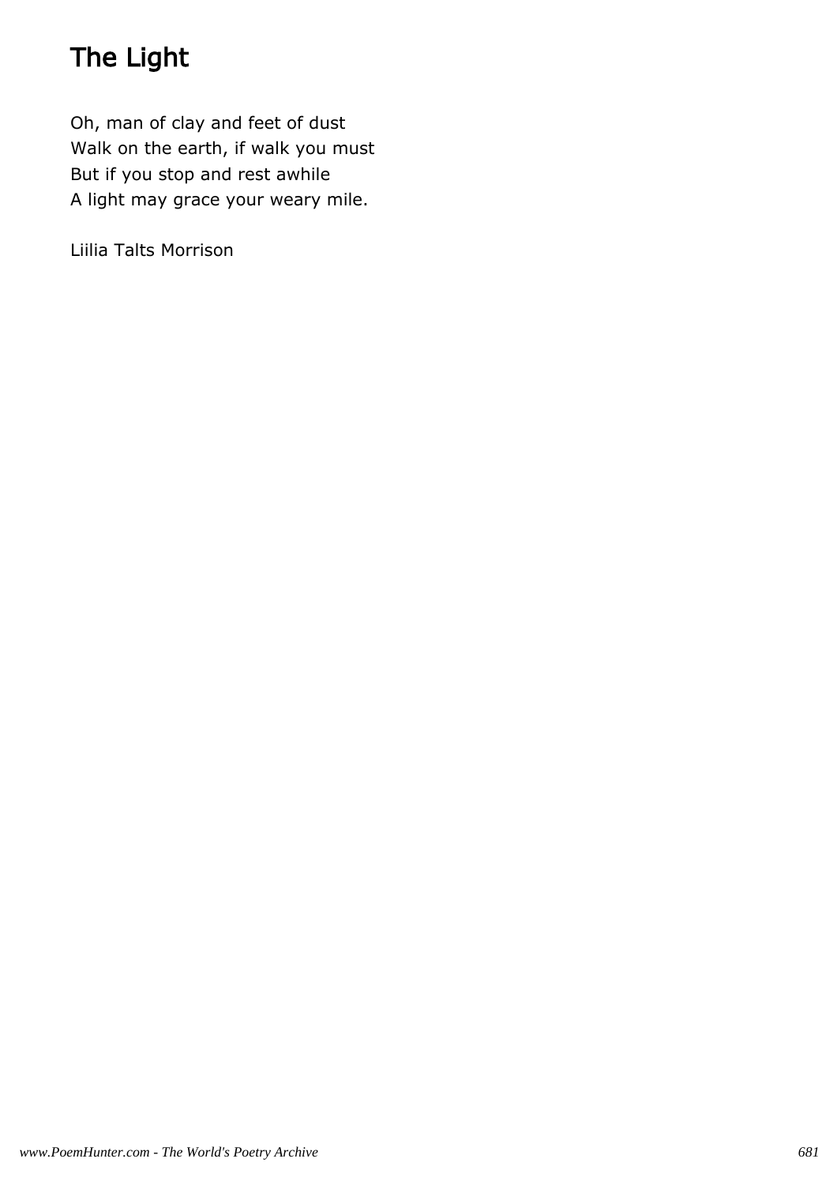# The Light

Oh, man of clay and feet of dust
Walk on the earth, if walk you must
But if you stop and rest awhile
A light may grace your weary mile.

Liilia Talts Morrison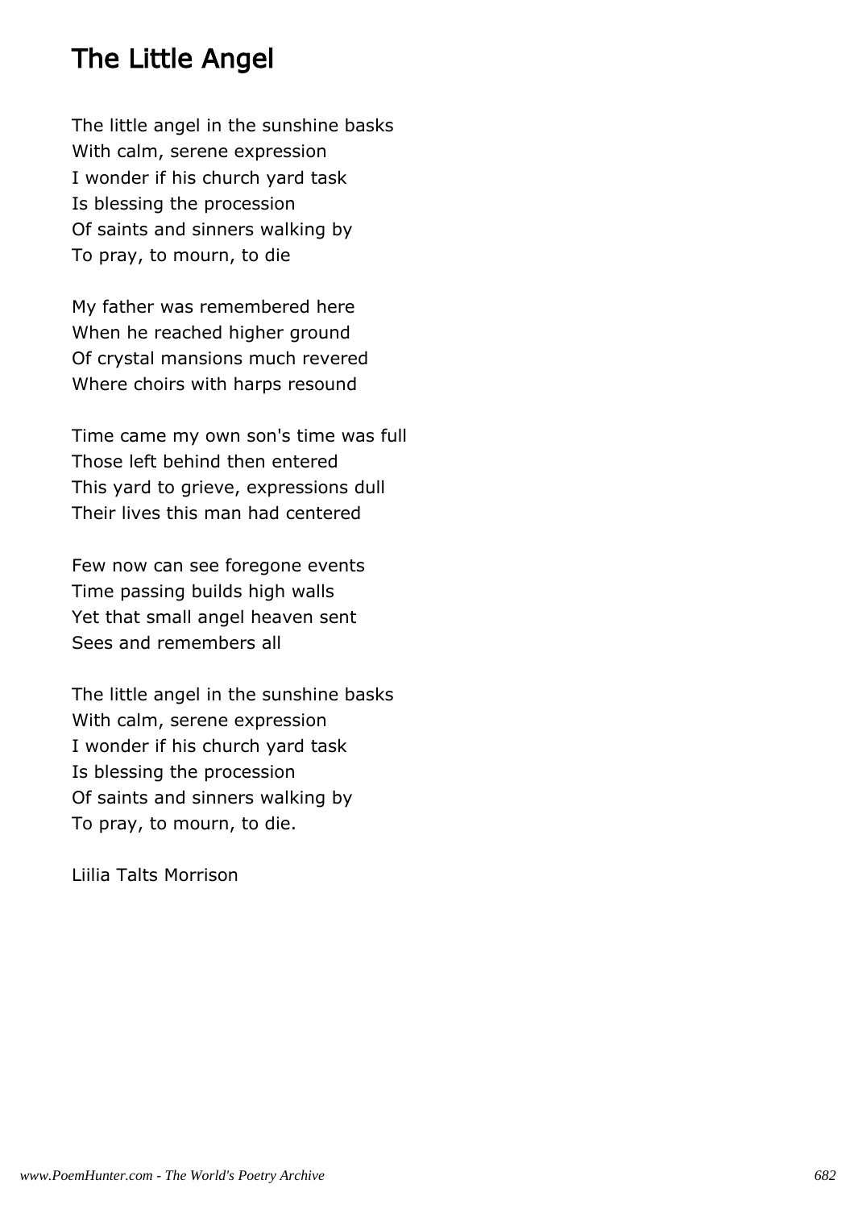# The Little Angel

The little angel in the sunshine basks
With calm, serene expression
I wonder if his church yard task
Is blessing the procession
Of saints and sinners walking by
To pray, to mourn, to die

My father was remembered here
When he reached higher ground
Of crystal mansions much revered
Where choirs with harps resound

Time came my own son's time was full
Those left behind then entered
This yard to grieve, expressions dull
Their lives this man had centered

Few now can see foregone events
Time passing builds high walls
Yet that small angel heaven sent
Sees and remembers all

The little angel in the sunshine basks
With calm, serene expression
I wonder if his church yard task
Is blessing the procession
Of saints and sinners walking by
To pray, to mourn, to die.

Liilia Talts Morrison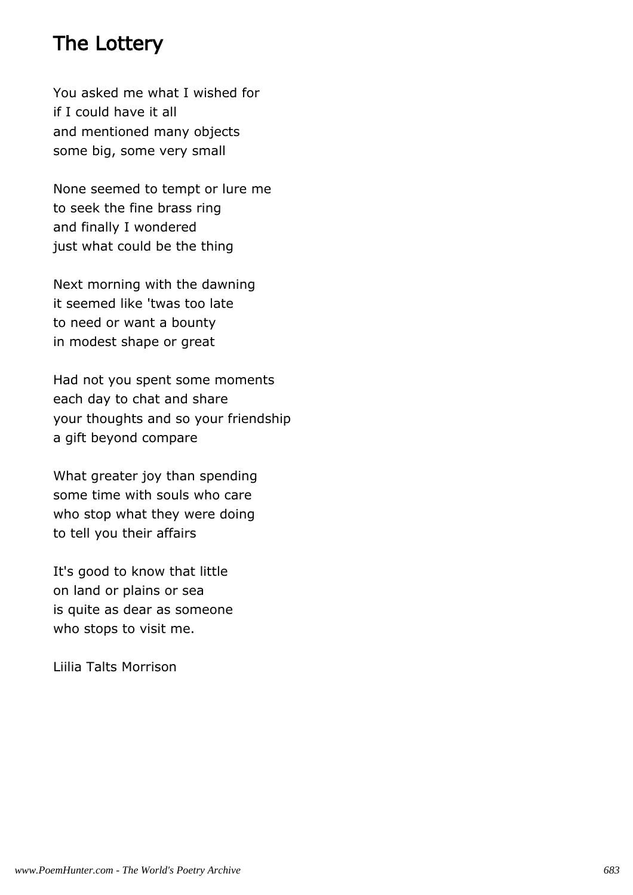# The Lottery

You asked me what I wished for
if I could have it all
and mentioned many objects
some big, some very small

None seemed to tempt or lure me
to seek the fine brass ring
and finally I wondered
just what could be the thing

Next morning with the dawning
it seemed like 'twas too late
to need or want a bounty
in modest shape or great

Had not you spent some moments
each day to chat and share
your thoughts and so your friendship
a gift beyond compare

What greater joy than spending
some time with souls who care
who stop what they were doing
to tell you their affairs

It's good to know that little
on land or plains or sea
is quite as dear as someone
who stops to visit me.

Liilia Talts Morrison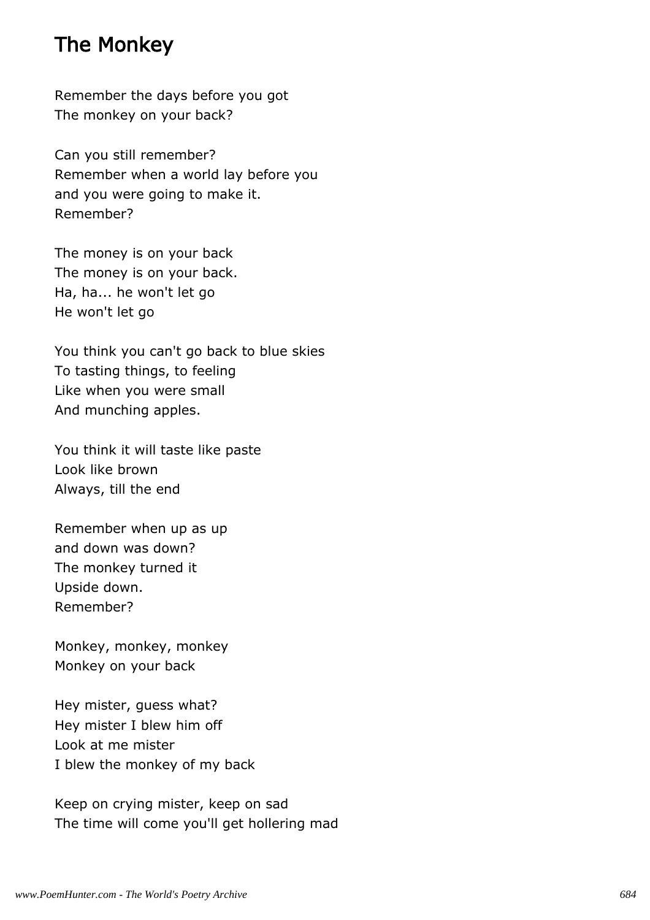# The Monkey

Remember the days before you got
The monkey on your back?

Can you still remember?
Remember when a world lay before you
and you were going to make it.
Remember?

The money is on your back
The money is on your back.
Ha, ha... he won't let go
He won't let go

You think you can't go back to blue skies
To tasting things, to feeling
Like when you were small
And munching apples.

You think it will taste like paste
Look like brown
Always, till the end

Remember when up as up
and down was down?
The monkey turned it
Upside down.
Remember?

Monkey, monkey, monkey
Monkey on your back

Hey mister, guess what?
Hey mister I blew him off
Look at me mister
I blew the monkey of my back

Keep on crying mister, keep on sad
The time will come you'll get hollering mad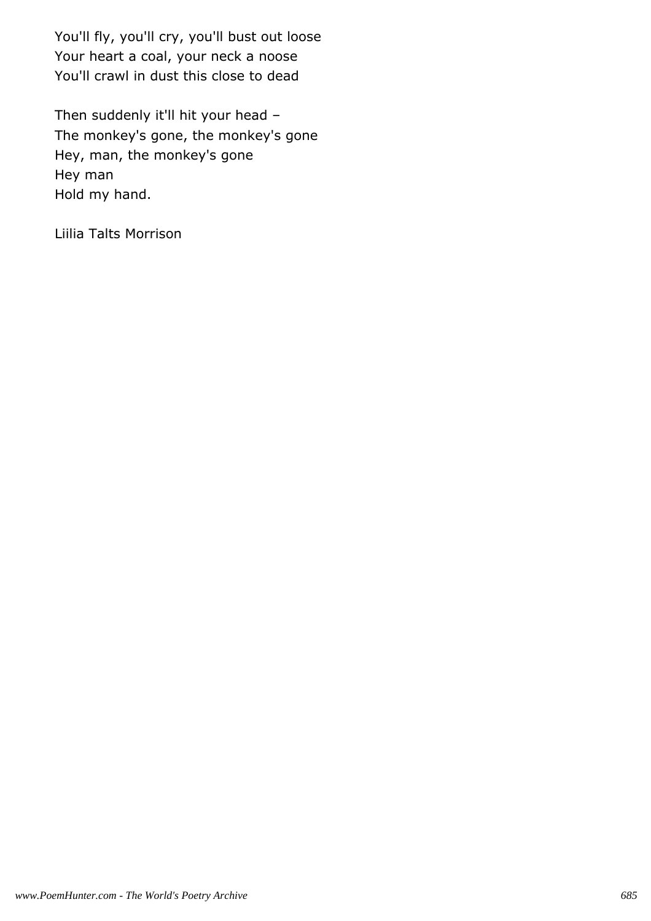You'll fly, you'll cry, you'll bust out loose
Your heart a coal, your neck a noose
You'll crawl in dust this close to dead

Then suddenly it'll hit your head –
The monkey's gone, the monkey's gone
Hey, man, the monkey's gone
Hey man
Hold my hand.

Liilia Talts Morrison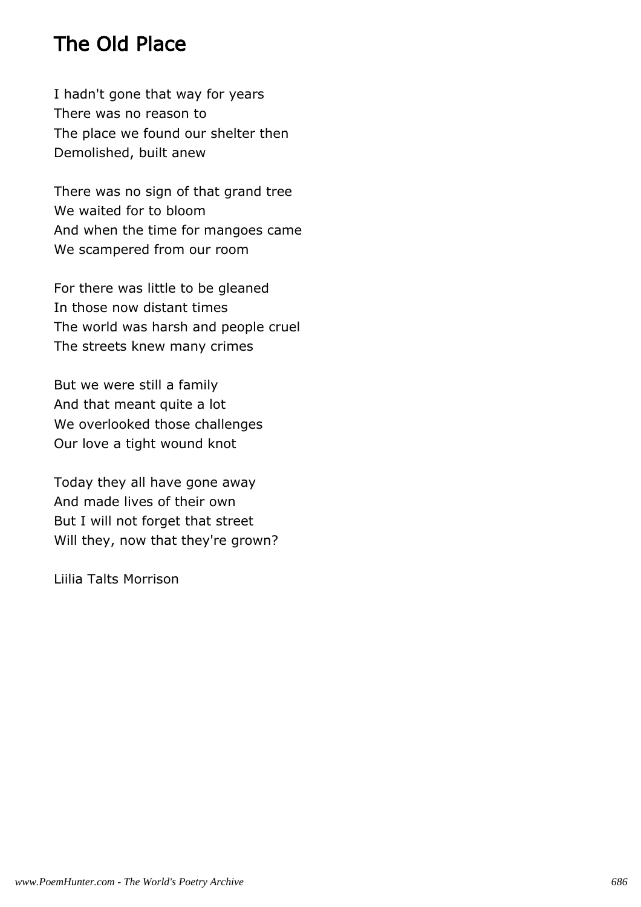# The Old Place

I hadn't gone that way for years  
There was no reason to  
The place we found our shelter then  
Demolished, built anew

There was no sign of that grand tree  
We waited for to bloom  
And when the time for mangoes came  
We scampered from our room

For there was little to be gleaned  
In those now distant times  
The world was harsh and people cruel  
The streets knew many crimes

But we were still a family  
And that meant quite a lot  
We overlooked those challenges  
Our love a tight wound knot

Today they all have gone away  
And made lives of their own  
But I will not forget that street  
Will they, now that they're grown?

Liilia Talts Morrison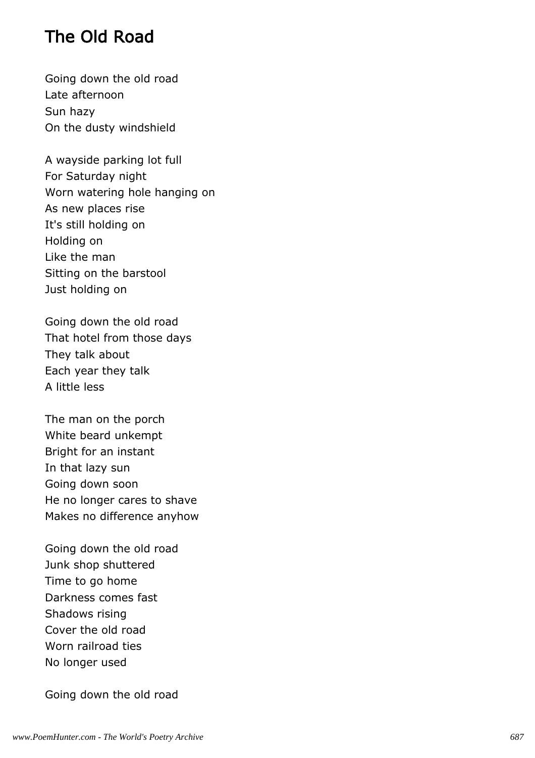## The Old Road

Going down the old road
Late afternoon
Sun hazy
On the dusty windshield

A wayside parking lot full
For Saturday night
Worn watering hole hanging on
As new places rise
It's still holding on
Holding on
Like the man
Sitting on the barstool
Just holding on

Going down the old road
That hotel from those days
They talk about
Each year they talk
A little less

The man on the porch
White beard unkempt
Bright for an instant
In that lazy sun
Going down soon
He no longer cares to shave
Makes no difference anyhow

Going down the old road
Junk shop shuttered
Time to go home
Darkness comes fast
Shadows rising
Cover the old road
Worn railroad ties
No longer used

Going down the old road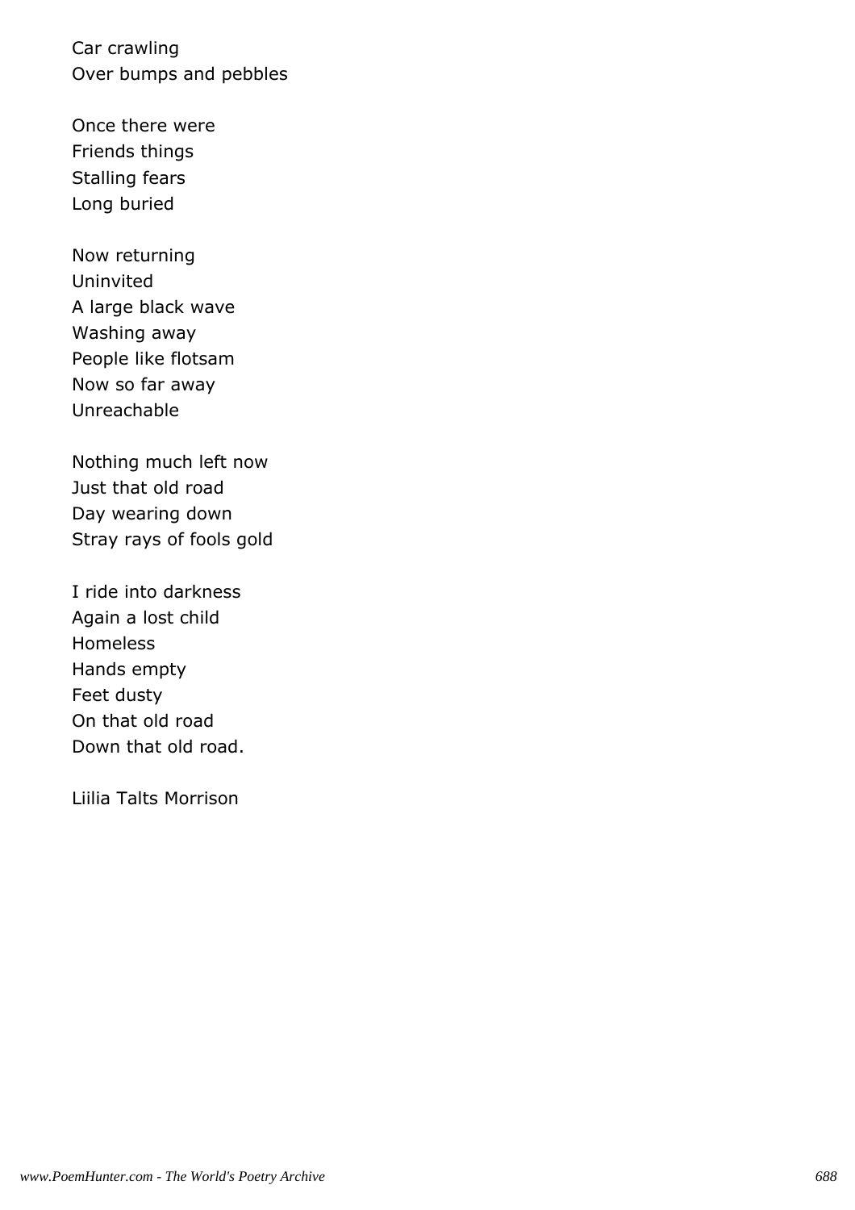Car crawling
Over bumps and pebbles

Once there were
Friends things
Stalling fears
Long buried

Now returning
Uninvited
A large black wave
Washing away
People like flotsam
Now so far away
Unreachable

Nothing much left now
Just that old road
Day wearing down
Stray rays of fools gold

I ride into darkness
Again a lost child
Homeless
Hands empty
Feet dusty
On that old road
Down that old road.

Liilia Talts Morrison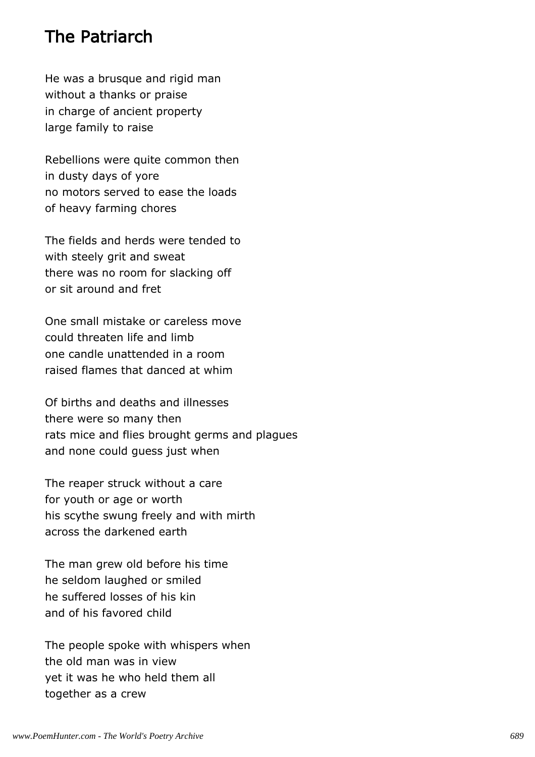# The Patriarch

He was a brusque and rigid man
without a thanks or praise
in charge of ancient property
large family to raise

Rebellions were quite common then
in dusty days of yore
no motors served to ease the loads
of heavy farming chores

The fields and herds were tended to
with steely grit and sweat
there was no room for slacking off
or sit around and fret

One small mistake or careless move
could threaten life and limb
one candle unattended in a room
raised flames that danced at whim

Of births and deaths and illnesses
there were so many then
rats mice and flies brought germs and plagues
and none could guess just when

The reaper struck without a care
for youth or age or worth
his scythe swung freely and with mirth
across the darkened earth

The man grew old before his time
he seldom laughed or smiled
he suffered losses of his kin
and of his favored child

The people spoke with whispers when
the old man was in view
yet it was he who held them all
together as a crew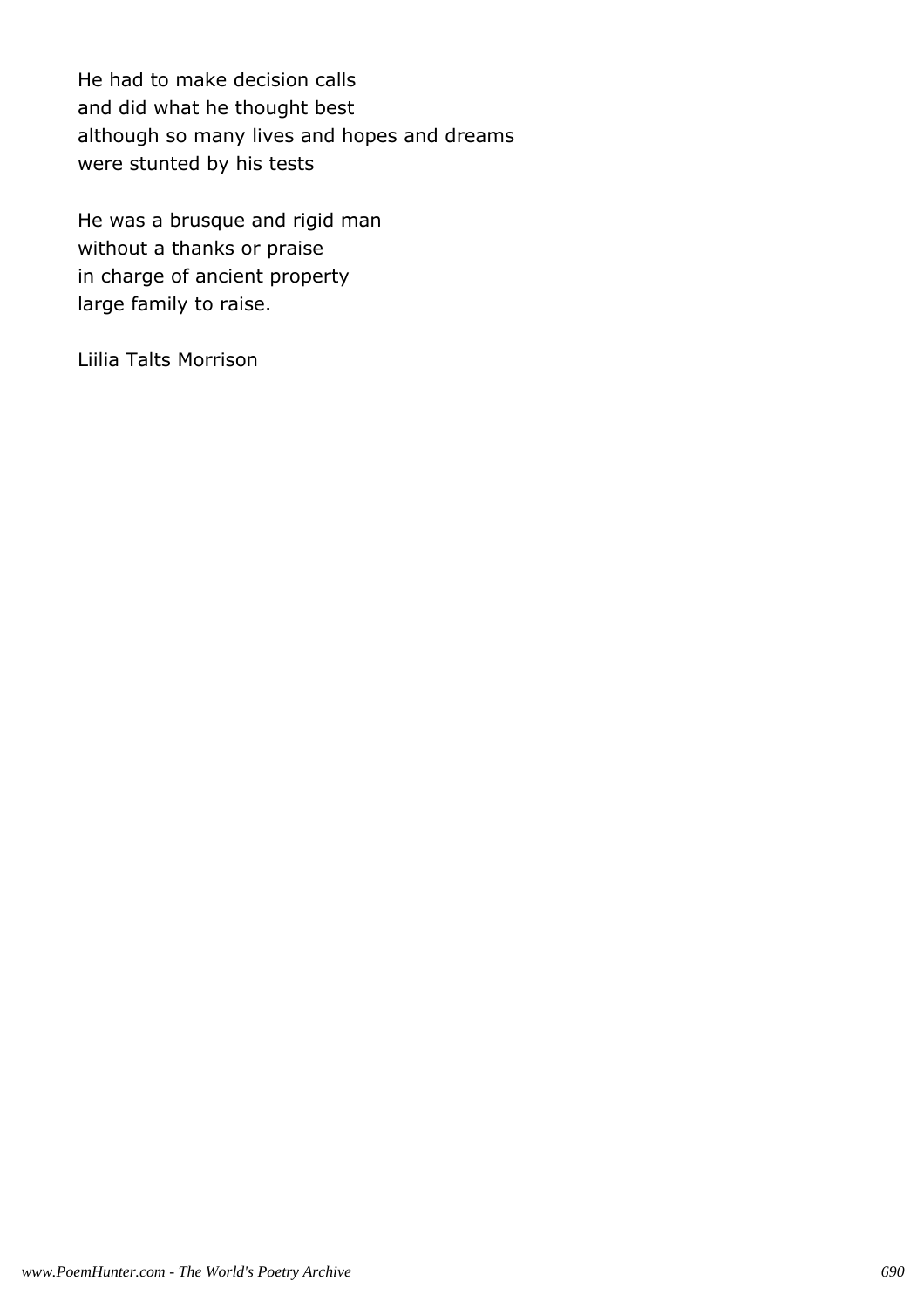He had to make decision calls
and did what he thought best
although so many lives and hopes and dreams
were stunted by his tests

He was a brusque and rigid man
without a thanks or praise
in charge of ancient property
large family to raise.

Liilia Talts Morrison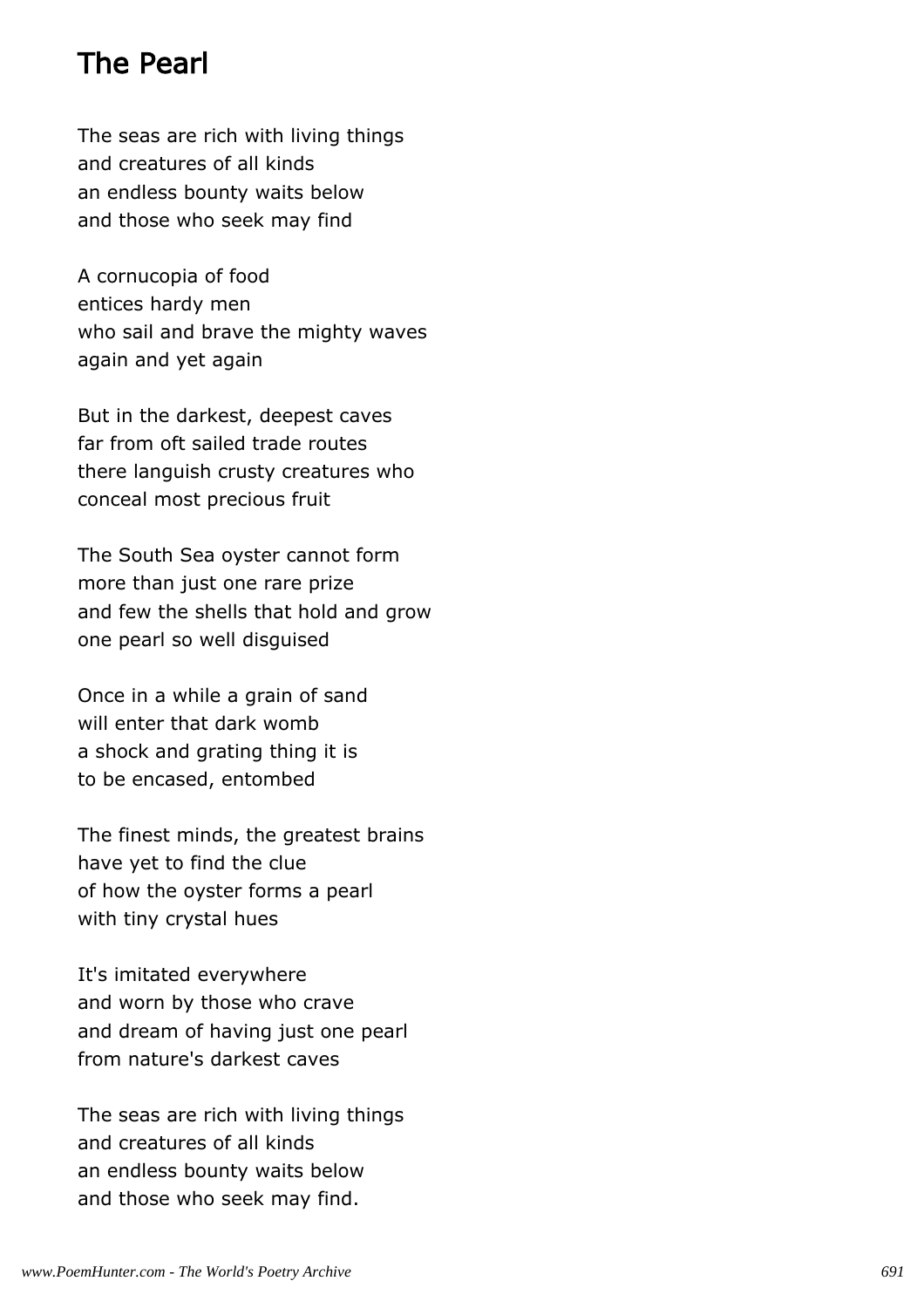# The Pearl

The seas are rich with living things
and creatures of all kinds
an endless bounty waits below
and those who seek may find

A cornucopia of food
entices hardy men
who sail and brave the mighty waves
again and yet again

But in the darkest, deepest caves
far from oft sailed trade routes
there languish crusty creatures who
conceal most precious fruit

The South Sea oyster cannot form
more than just one rare prize
and few the shells that hold and grow
one pearl so well disguised

Once in a while a grain of sand
will enter that dark womb
a shock and grating thing it is
to be encased, entombed

The finest minds, the greatest brains
have yet to find the clue
of how the oyster forms a pearl
with tiny crystal hues

It's imitated everywhere
and worn by those who crave
and dream of having just one pearl
from nature's darkest caves

The seas are rich with living things
and creatures of all kinds
an endless bounty waits below
and those who seek may find.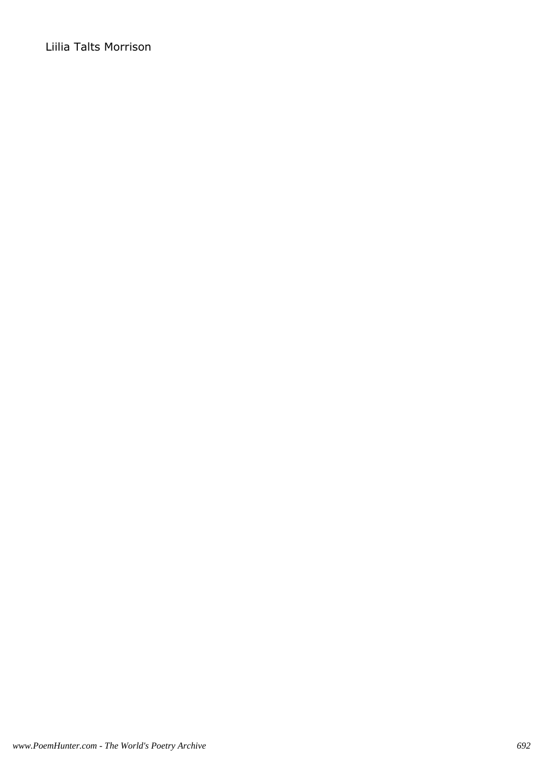Liilia Talts Morrison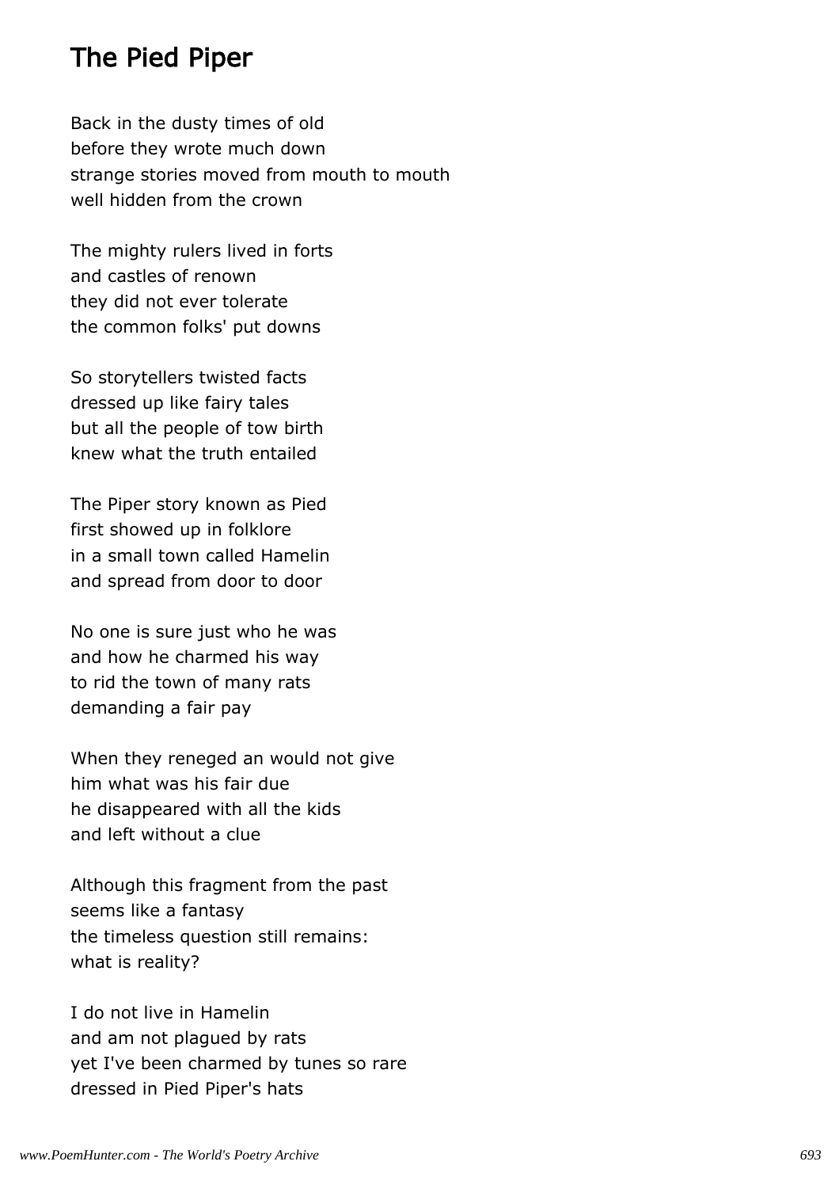# The Pied Piper

Back in the dusty times of old
before they wrote much down
strange stories moved from mouth to mouth
well hidden from the crown

The mighty rulers lived in forts
and castles of renown
they did not ever tolerate
the common folks' put downs

So storytellers twisted facts
dressed up like fairy tales
but all the people of tow birth
knew what the truth entailed

The Piper story known as Pied
first showed up in folklore
in a small town called Hamelin
and spread from door to door

No one is sure just who he was
and how he charmed his way
to rid the town of many rats
demanding a fair pay

When they reneged an would not give
him what was his fair due
he disappeared with all the kids
and left without a clue

Although this fragment from the past
seems like a fantasy
the timeless question still remains:
what is reality?

I do not live in Hamelin
and am not plagued by rats
yet I've been charmed by tunes so rare
dressed in Pied Piper's hats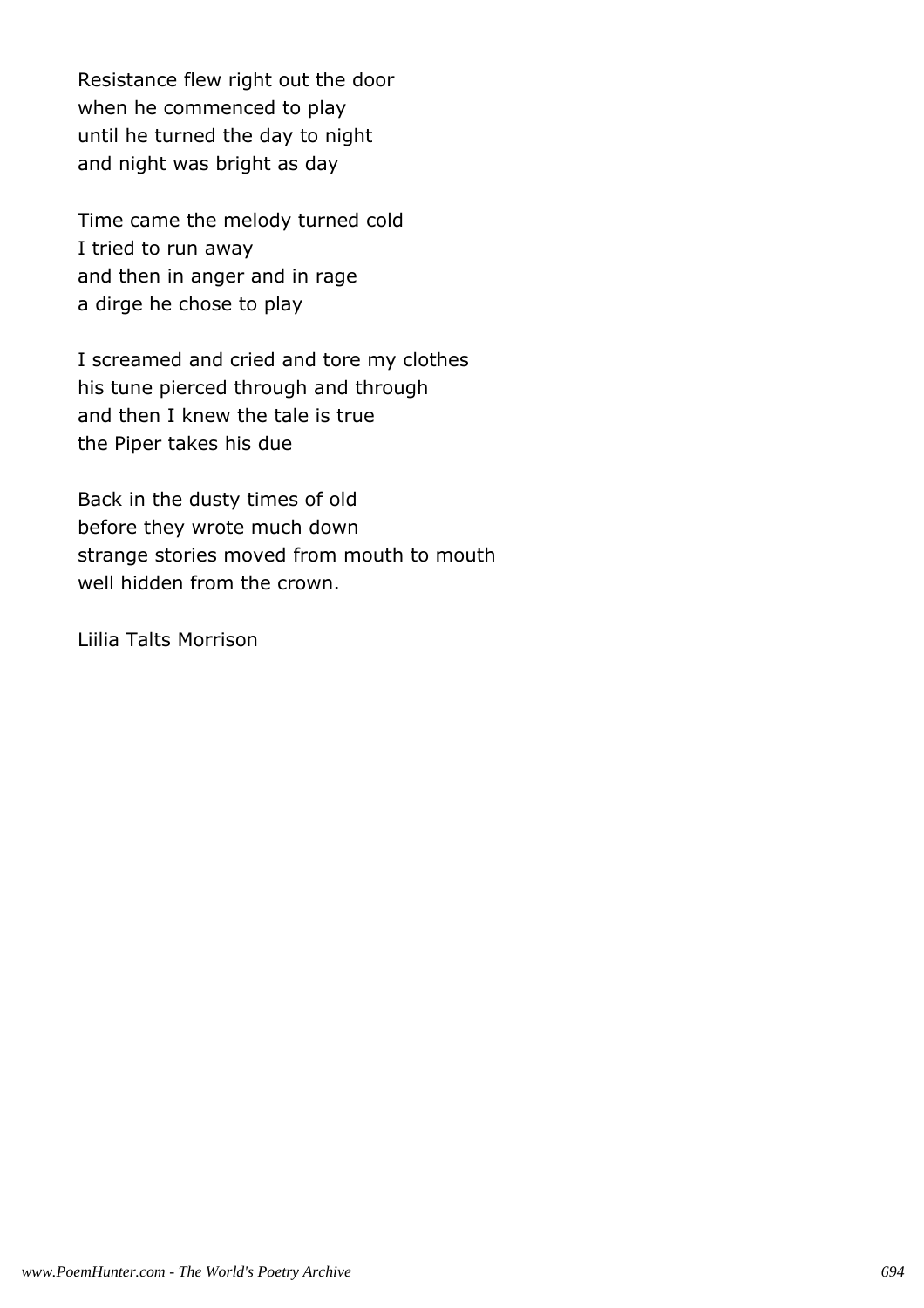Resistance flew right out the door
when he commenced to play
until he turned the day to night
and night was bright as day

Time came the melody turned cold
I tried to run away
and then in anger and in rage
a dirge he chose to play

I screamed and cried and tore my clothes
his tune pierced through and through
and then I knew the tale is true
the Piper takes his due

Back in the dusty times of old
before they wrote much down
strange stories moved from mouth to mouth
well hidden from the crown.

Liilia Talts Morrison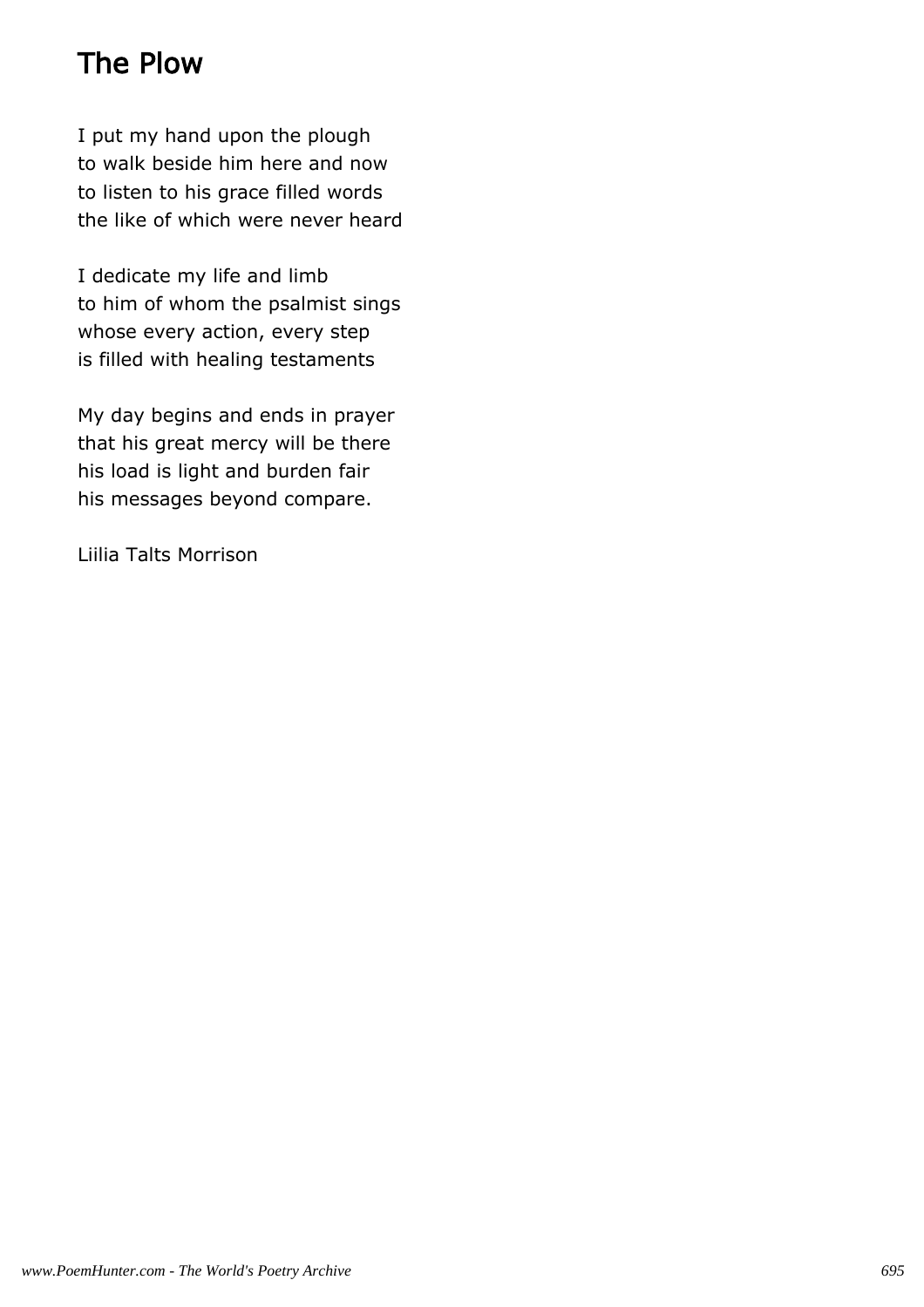# The Plow

I put my hand upon the plough
to walk beside him here and now
to listen to his grace filled words
the like of which were never heard

I dedicate my life and limb
to him of whom the psalmist sings
whose every action, every step
is filled with healing testaments

My day begins and ends in prayer
that his great mercy will be there
his load is light and burden fair
his messages beyond compare.

Liilia Talts Morrison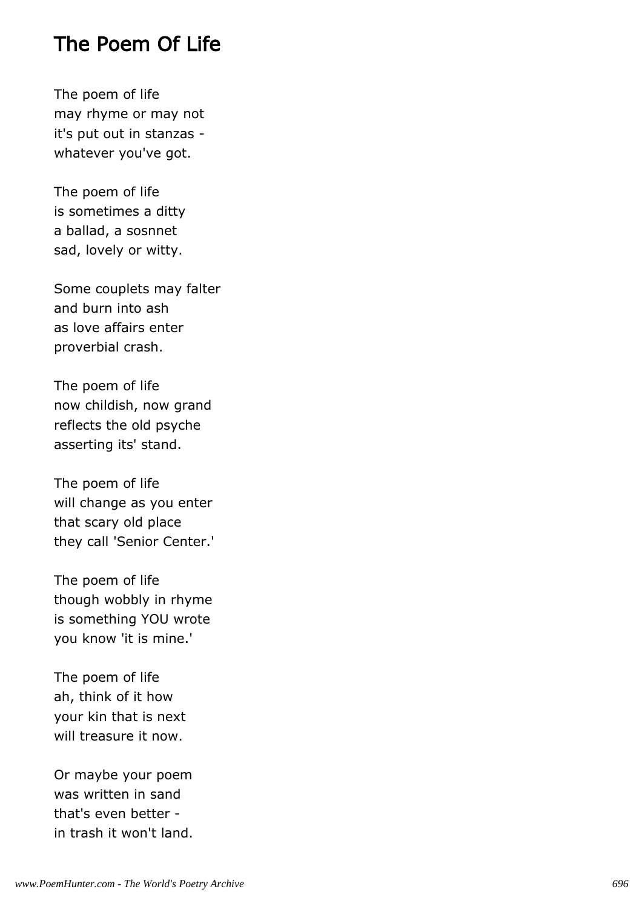# The Poem Of Life

The poem of life
may rhyme or may not
it's put out in stanzas -
whatever you've got.

The poem of life
is sometimes a ditty
a ballad, a sosnnet
sad, lovely or witty.

Some couplets may falter
and burn into ash
as love affairs enter
proverbial crash.

The poem of life
now childish, now grand
reflects the old psyche
asserting its' stand.

The poem of life
will change as you enter
that scary old place
they call 'Senior Center.'

The poem of life
though wobbly in rhyme
is something YOU wrote
you know 'it is mine.'

The poem of life
ah, think of it how
your kin that is next
will treasure it now.

Or maybe your poem
was written in sand
that's even better -
in trash it won't land.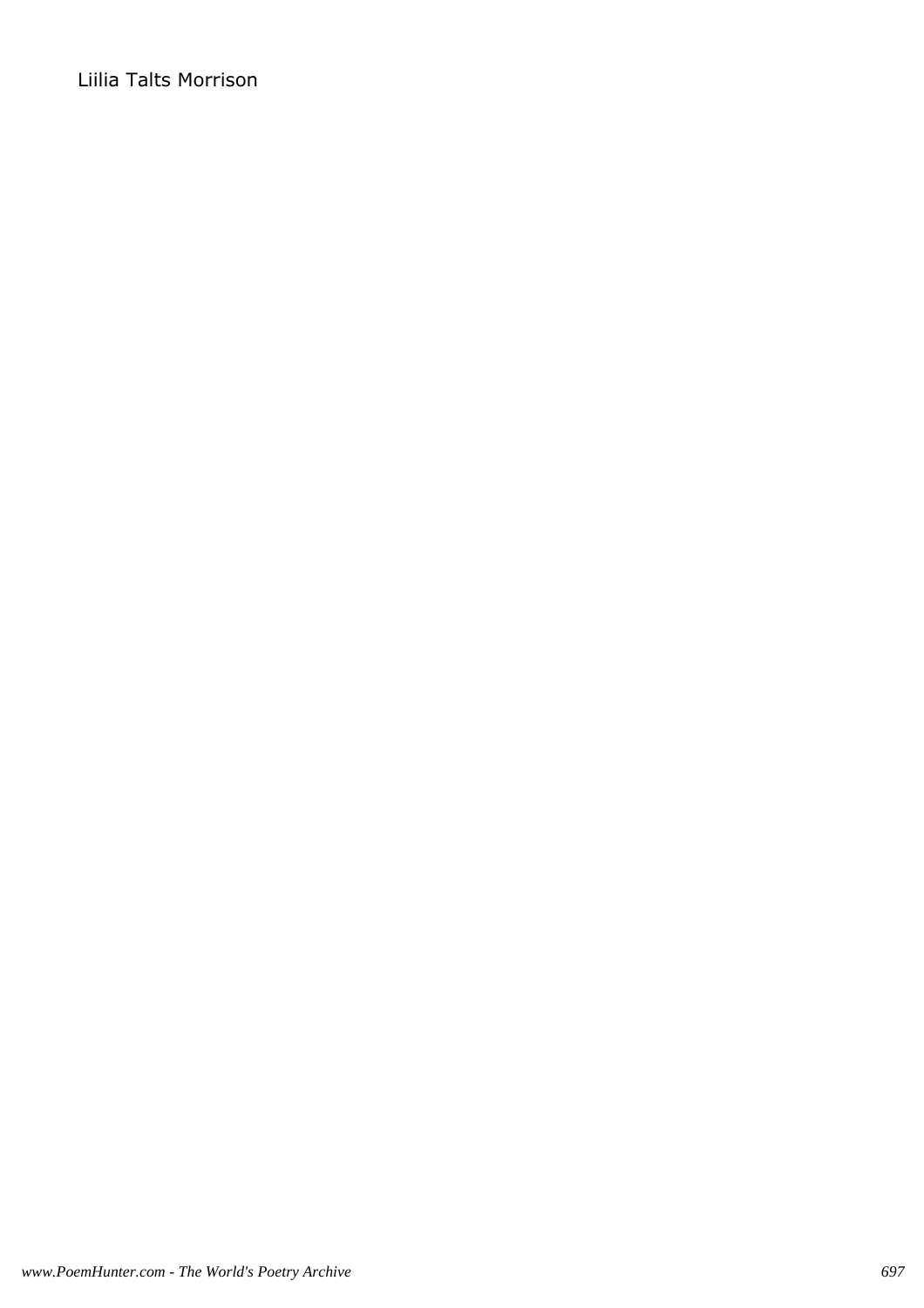Liilia Talts Morrison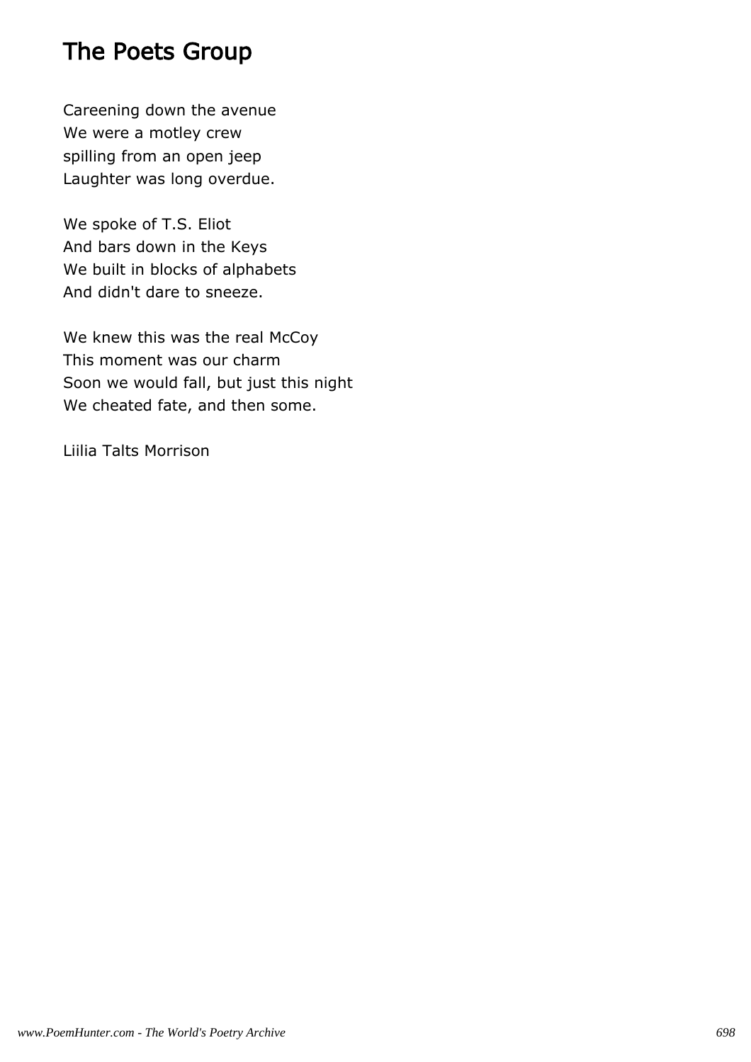# The Poets Group

Careening down the avenue
We were a motley crew
spilling from an open jeep
Laughter was long overdue.

We spoke of T.S. Eliot
And bars down in the Keys
We built in blocks of alphabets
And didn't dare to sneeze.

We knew this was the real McCoy
This moment was our charm
Soon we would fall, but just this night
We cheated fate, and then some.

Liilia Talts Morrison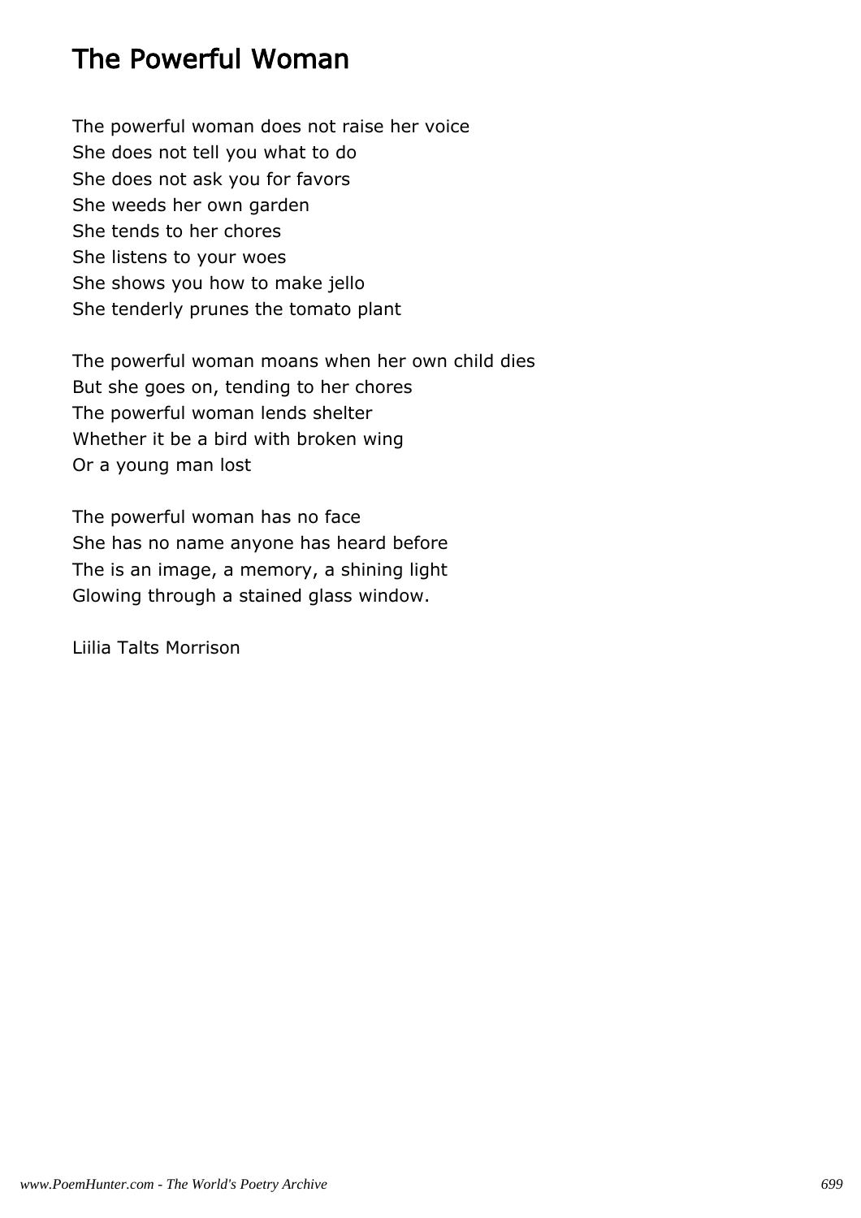# The Powerful Woman

The powerful woman does not raise her voice
She does not tell you what to do
She does not ask you for favors
She weeds her own garden
She tends to her chores
She listens to your woes
She shows you how to make jello
She tenderly prunes the tomato plant

The powerful woman moans when her own child dies
But she goes on, tending to her chores
The powerful woman lends shelter
Whether it be a bird with broken wing
Or a young man lost

The powerful woman has no face
She has no name anyone has heard before
The is an image, a memory, a shining light
Glowing through a stained glass window.

Liilia Talts Morrison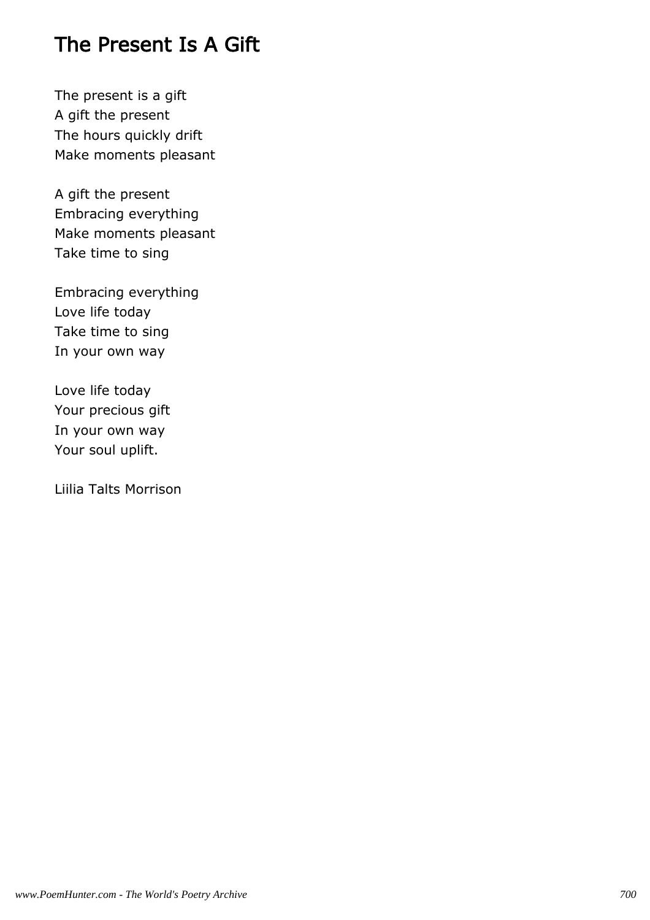# The Present Is A Gift

The present is a gift
A gift the present
The hours quickly drift
Make moments pleasant

A gift the present
Embracing everything
Make moments pleasant
Take time to sing

Embracing everything
Love life today
Take time to sing
In your own way

Love life today
Your precious gift
In your own way
Your soul uplift.

Liilia Talts Morrison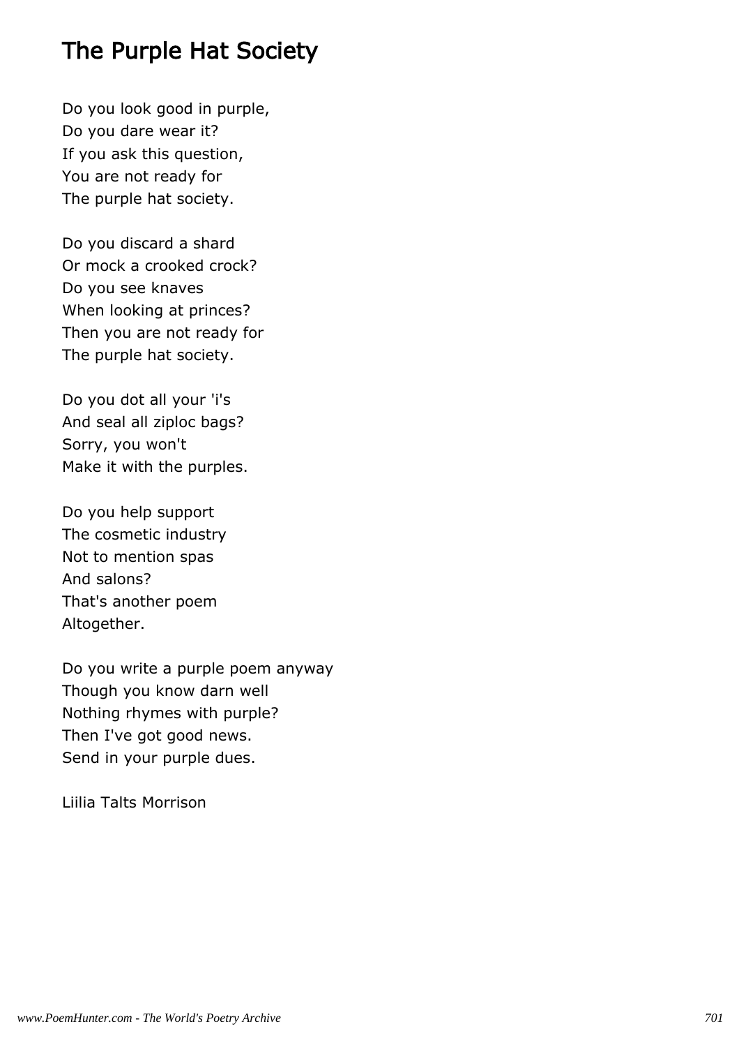# The Purple Hat Society

Do you look good in purple,  
Do you dare wear it?  
If you ask this question,  
You are not ready for  
The purple hat society.

Do you discard a shard  
Or mock a crooked crock?  
Do you see knaves  
When looking at princes?  
Then you are not ready for  
The purple hat society.

Do you dot all your 'i's  
And seal all ziploc bags?  
Sorry, you won't  
Make it with the purples.

Do you help support  
The cosmetic industry  
Not to mention spas  
And salons?  
That's another poem  
Altogether.

Do you write a purple poem anyway  
Though you know darn well  
Nothing rhymes with purple?  
Then I've got good news.  
Send in your purple dues.

Liilia Talts Morrison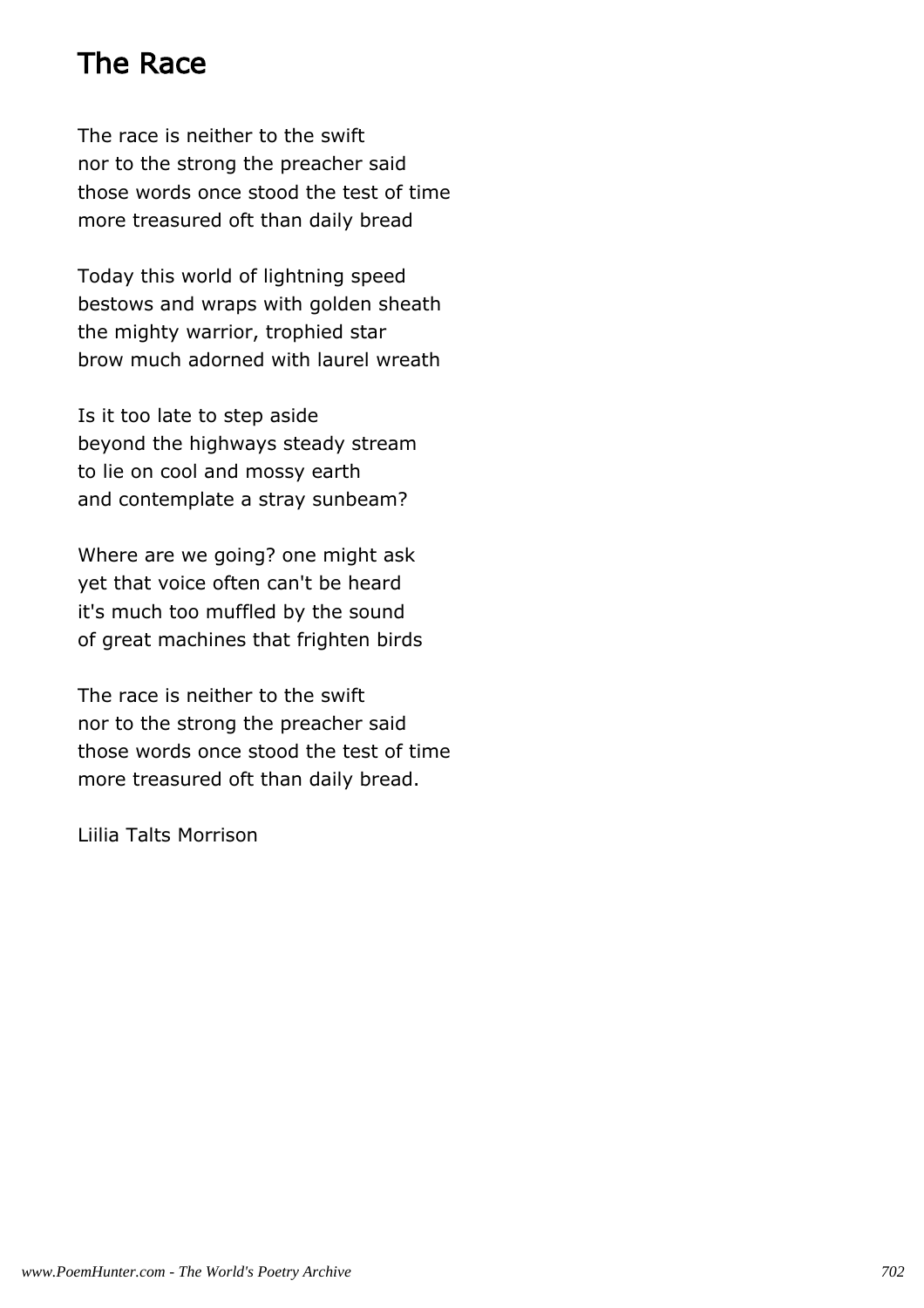# The Race

The race is neither to the swift
nor to the strong the preacher said
those words once stood the test of time
more treasured oft than daily bread

Today this world of lightning speed
bestows and wraps with golden sheath
the mighty warrior, trophied star
brow much adorned with laurel wreath

Is it too late to step aside
beyond the highways steady stream
to lie on cool and mossy earth
and contemplate a stray sunbeam?

Where are we going? one might ask
yet that voice often can't be heard
it's much too muffled by the sound
of great machines that frighten birds

The race is neither to the swift
nor to the strong the preacher said
those words once stood the test of time
more treasured oft than daily bread.

Liilia Talts Morrison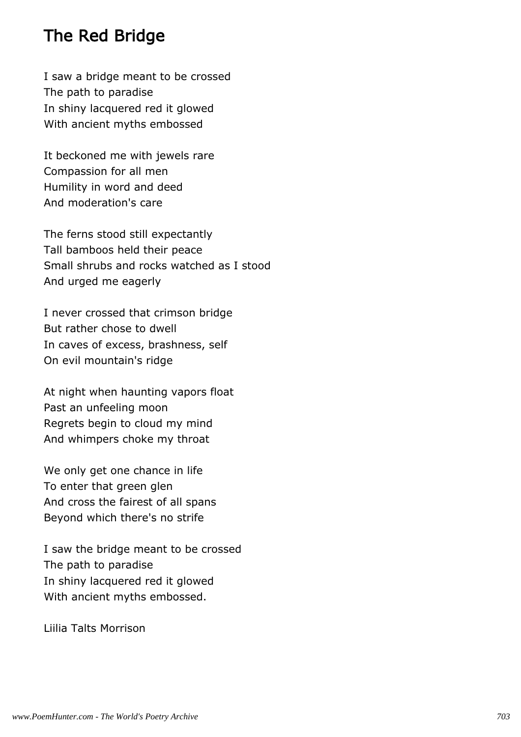# The Red Bridge

I saw a bridge meant to be crossed
The path to paradise
In shiny lacquered red it glowed
With ancient myths embossed

It beckoned me with jewels rare
Compassion for all men
Humility in word and deed
And moderation's care

The ferns stood still expectantly
Tall bamboos held their peace
Small shrubs and rocks watched as I stood
And urged me eagerly

I never crossed that crimson bridge
But rather chose to dwell
In caves of excess, brashness, self
On evil mountain's ridge

At night when haunting vapors float
Past an unfeeling moon
Regrets begin to cloud my mind
And whimpers choke my throat

We only get one chance in life
To enter that green glen
And cross the fairest of all spans
Beyond which there's no strife

I saw the bridge meant to be crossed
The path to paradise
In shiny lacquered red it glowed
With ancient myths embossed.

Liilia Talts Morrison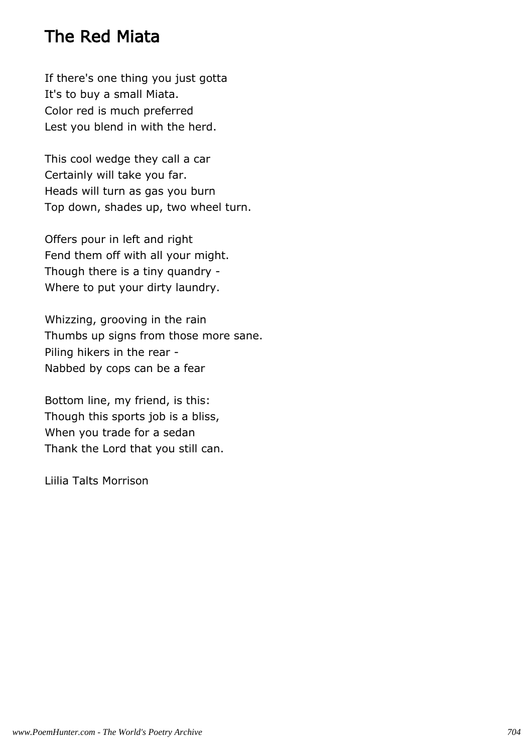## The Red Miata

If there's one thing you just gotta
It's to buy a small Miata.
Color red is much preferred
Lest you blend in with the herd.

This cool wedge they call a car
Certainly will take you far.
Heads will turn as gas you burn
Top down, shades up, two wheel turn.

Offers pour in left and right
Fend them off with all your might.
Though there is a tiny quandry -
Where to put your dirty laundry.

Whizzing, grooving in the rain
Thumbs up signs from those more sane.
Piling hikers in the rear -
Nabbed by cops can be a fear

Bottom line, my friend, is this:
Though this sports job is a bliss,
When you trade for a sedan
Thank the Lord that you still can.

Liilia Talts Morrison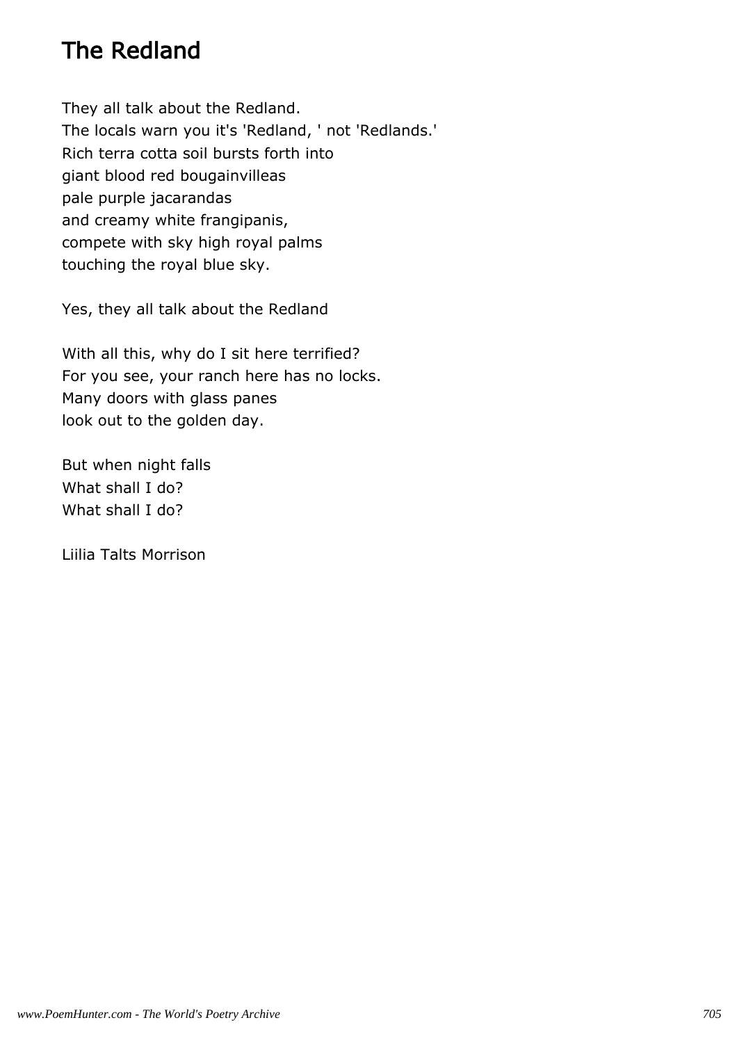# The Redland

They all talk about the Redland.
The locals warn you it's 'Redland, ' not 'Redlands.'
Rich terra cotta soil bursts forth into
giant blood red bougainvilleas
pale purple jacarandas
and creamy white frangipanis,
compete with sky high royal palms
touching the royal blue sky.

Yes, they all talk about the Redland

With all this, why do I sit here terrified?
For you see, your ranch here has no locks.
Many doors with glass panes
look out to the golden day.

But when night falls
What shall I do?
What shall I do?

Liilia Talts Morrison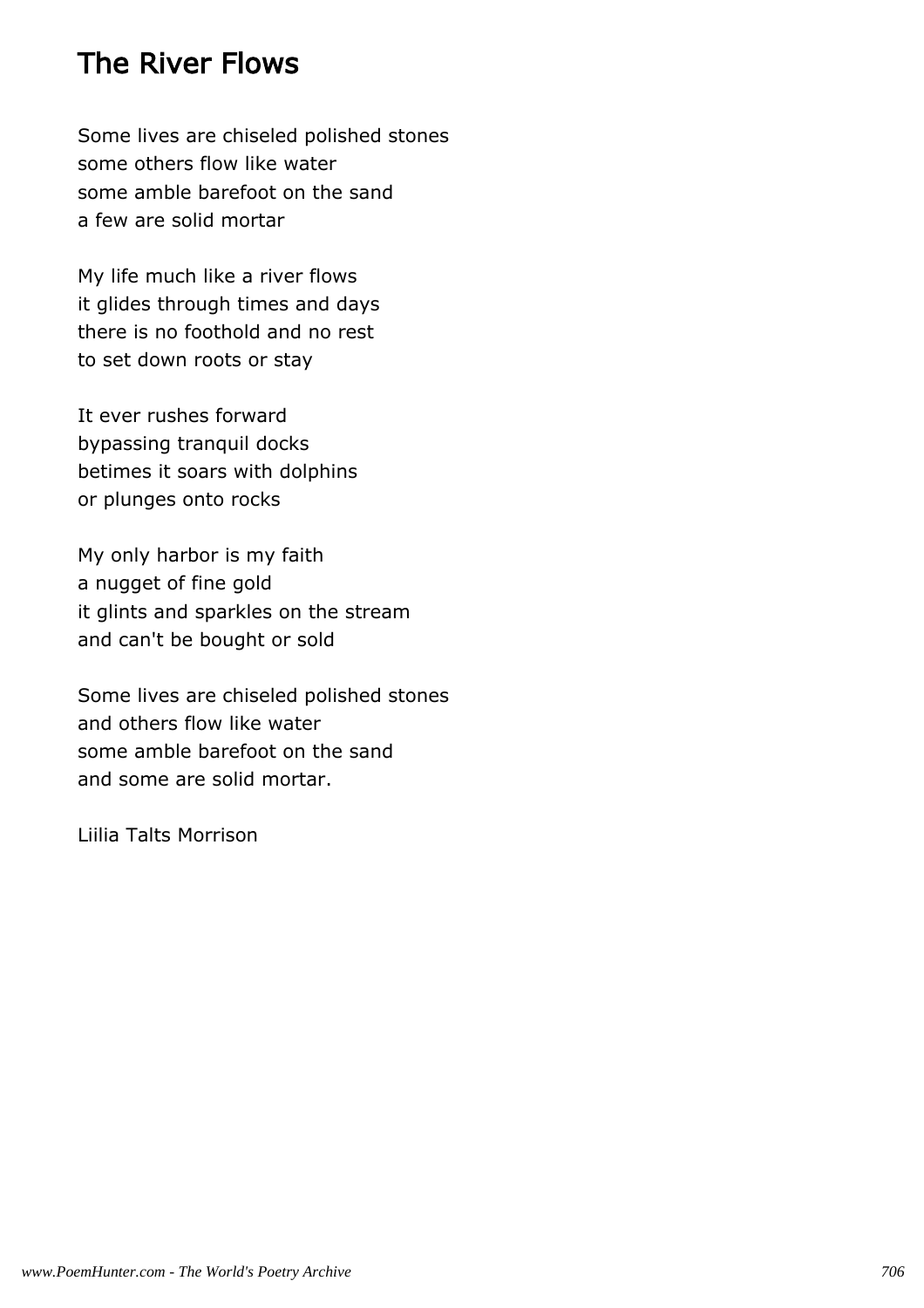# The River Flows

Some lives are chiseled polished stones
some others flow like water
some amble barefoot on the sand
a few are solid mortar

My life much like a river flows
it glides through times and days
there is no foothold and no rest
to set down roots or stay

It ever rushes forward
bypassing tranquil docks
betimes it soars with dolphins
or plunges onto rocks

My only harbor is my faith
a nugget of fine gold
it glints and sparkles on the stream
and can't be bought or sold

Some lives are chiseled polished stones
and others flow like water
some amble barefoot on the sand
and some are solid mortar.

Liilia Talts Morrison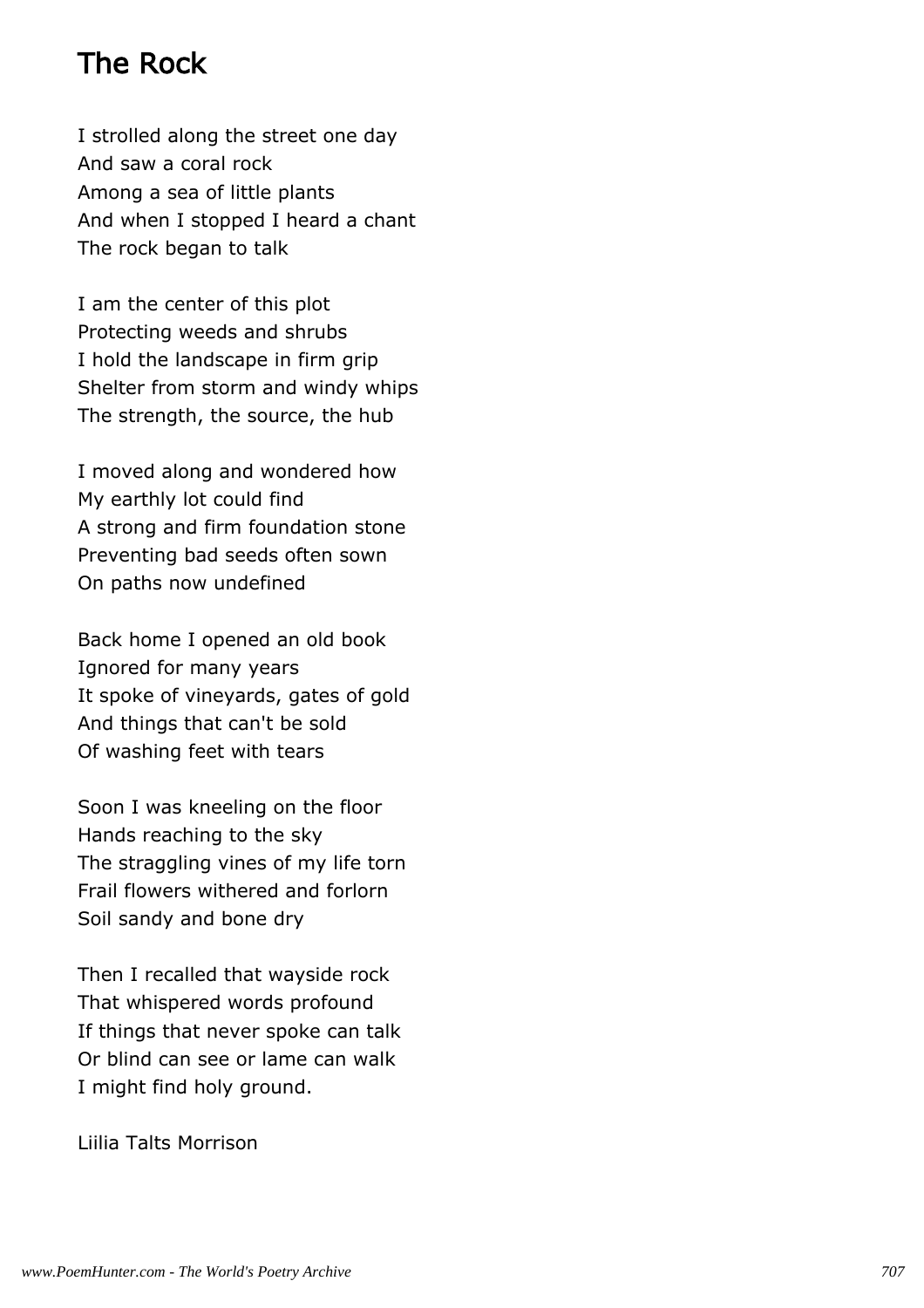# The Rock

I strolled along the street one day
And saw a coral rock
Among a sea of little plants
And when I stopped I heard a chant
The rock began to talk

I am the center of this plot
Protecting weeds and shrubs
I hold the landscape in firm grip
Shelter from storm and windy whips
The strength, the source, the hub

I moved along and wondered how
My earthly lot could find
A strong and firm foundation stone
Preventing bad seeds often sown
On paths now undefined

Back home I opened an old book
Ignored for many years
It spoke of vineyards, gates of gold
And things that can't be sold
Of washing feet with tears

Soon I was kneeling on the floor
Hands reaching to the sky
The straggling vines of my life torn
Frail flowers withered and forlorn
Soil sandy and bone dry

Then I recalled that wayside rock
That whispered words profound
If things that never spoke can talk
Or blind can see or lame can walk
I might find holy ground.

Liilia Talts Morrison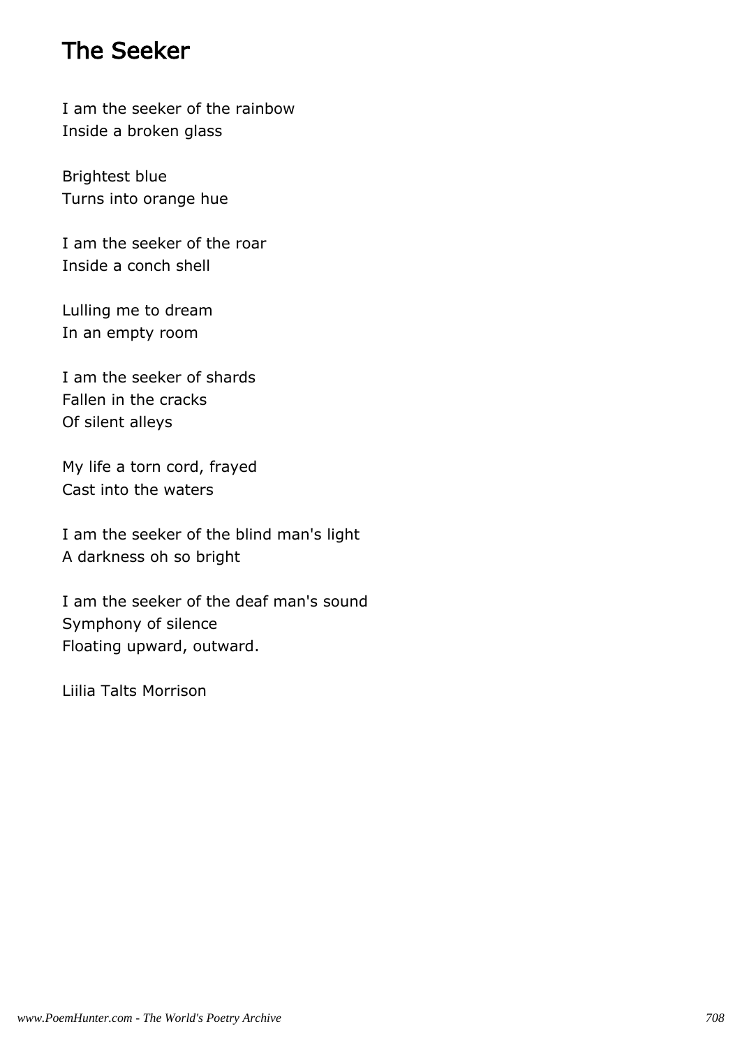# The Seeker

I am the seeker of the rainbow
Inside a broken glass

Brightest blue
Turns into orange hue

I am the seeker of the roar
Inside a conch shell

Lulling me to dream
In an empty room

I am the seeker of shards
Fallen in the cracks
Of silent alleys

My life a torn cord, frayed
Cast into the waters

I am the seeker of the blind man's light
A darkness oh so bright

I am the seeker of the deaf man's sound
Symphony of silence
Floating upward, outward.

Liilia Talts Morrison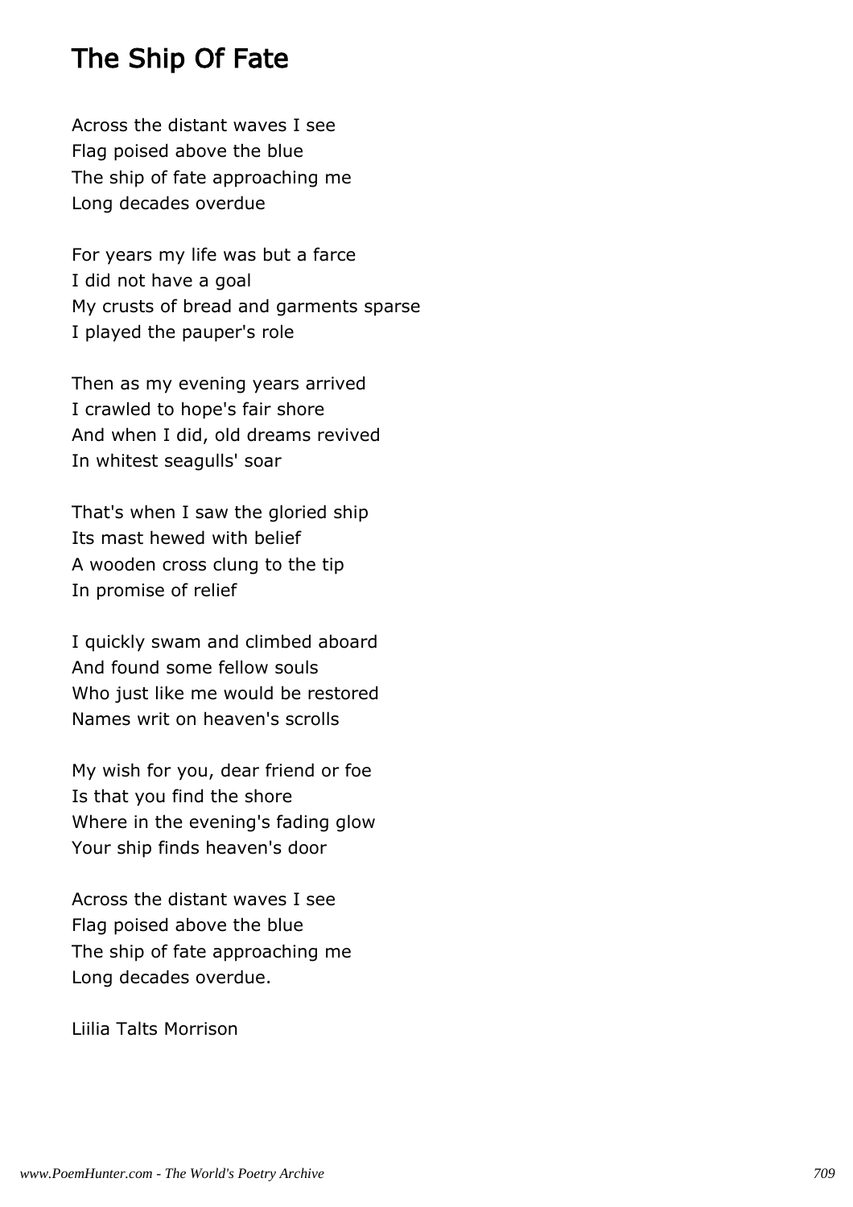## The Ship Of Fate

Across the distant waves I see
Flag poised above the blue
The ship of fate approaching me
Long decades overdue

For years my life was but a farce
I did not have a goal
My crusts of bread and garments sparse
I played the pauper's role

Then as my evening years arrived
I crawled to hope's fair shore
And when I did, old dreams revived
In whitest seagulls' soar

That's when I saw the gloried ship
Its mast hewed with belief
A wooden cross clung to the tip
In promise of relief

I quickly swam and climbed aboard
And found some fellow souls
Who just like me would be restored
Names writ on heaven's scrolls

My wish for you, dear friend or foe
Is that you find the shore
Where in the evening's fading glow
Your ship finds heaven's door

Across the distant waves I see
Flag poised above the blue
The ship of fate approaching me
Long decades overdue.

Liilia Talts Morrison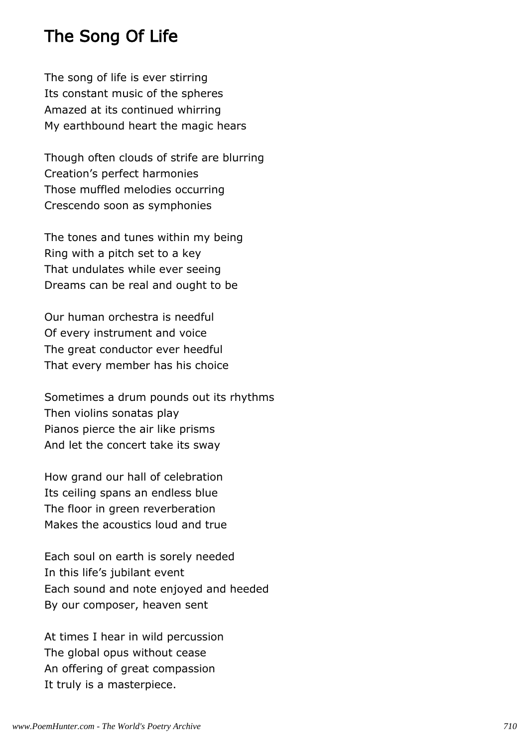# The Song Of Life

The song of life is ever stirring
Its constant music of the spheres
Amazed at its continued whirring
My earthbound heart the magic hears

Though often clouds of strife are blurring
Creation's perfect harmonies
Those muffled melodies occurring
Crescendo soon as symphonies

The tones and tunes within my being
Ring with a pitch set to a key
That undulates while ever seeing
Dreams can be real and ought to be

Our human orchestra is needful
Of every instrument and voice
The great conductor ever heedful
That every member has his choice

Sometimes a drum pounds out its rhythms
Then violins sonatas play
Pianos pierce the air like prisms
And let the concert take its sway

How grand our hall of celebration
Its ceiling spans an endless blue
The floor in green reverberation
Makes the acoustics loud and true

Each soul on earth is sorely needed
In this life's jubilant event
Each sound and note enjoyed and heeded
By our composer, heaven sent

At times I hear in wild percussion
The global opus without cease
An offering of great compassion
It truly is a masterpiece.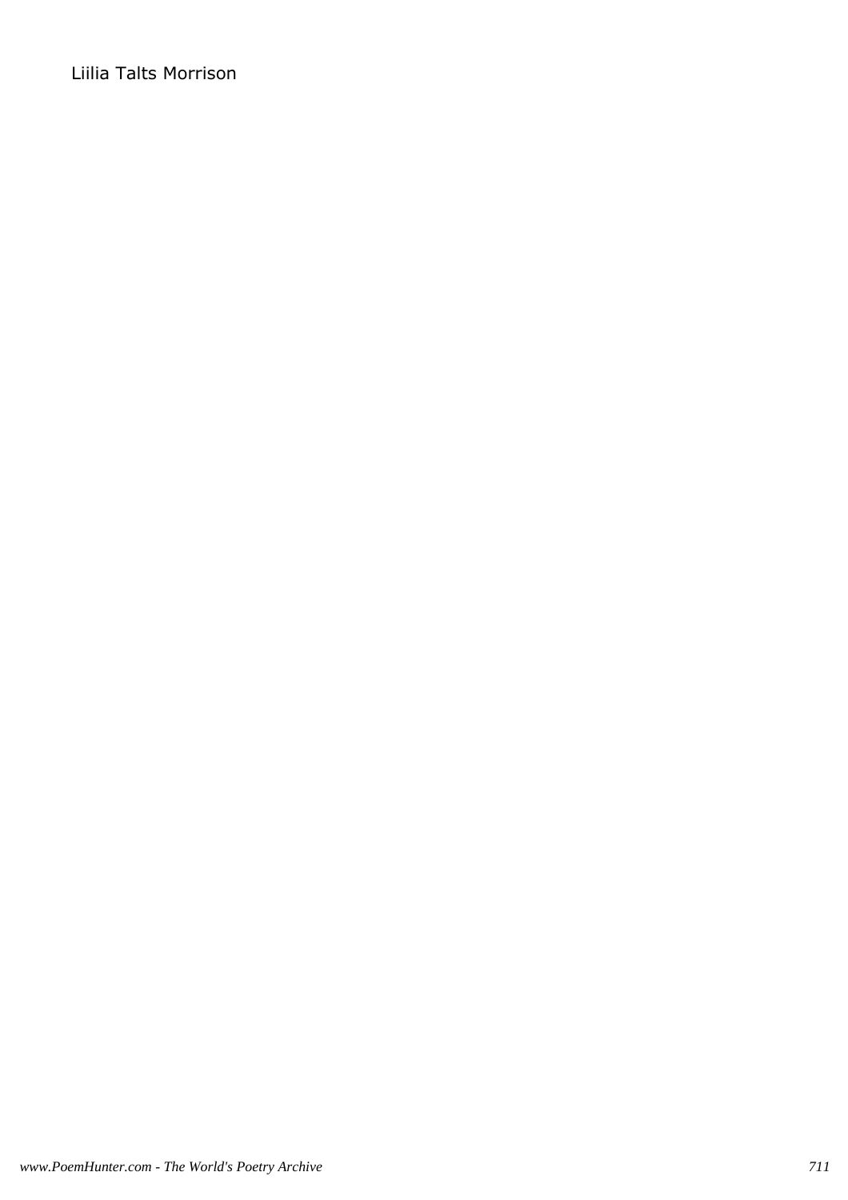Liilia Talts Morrison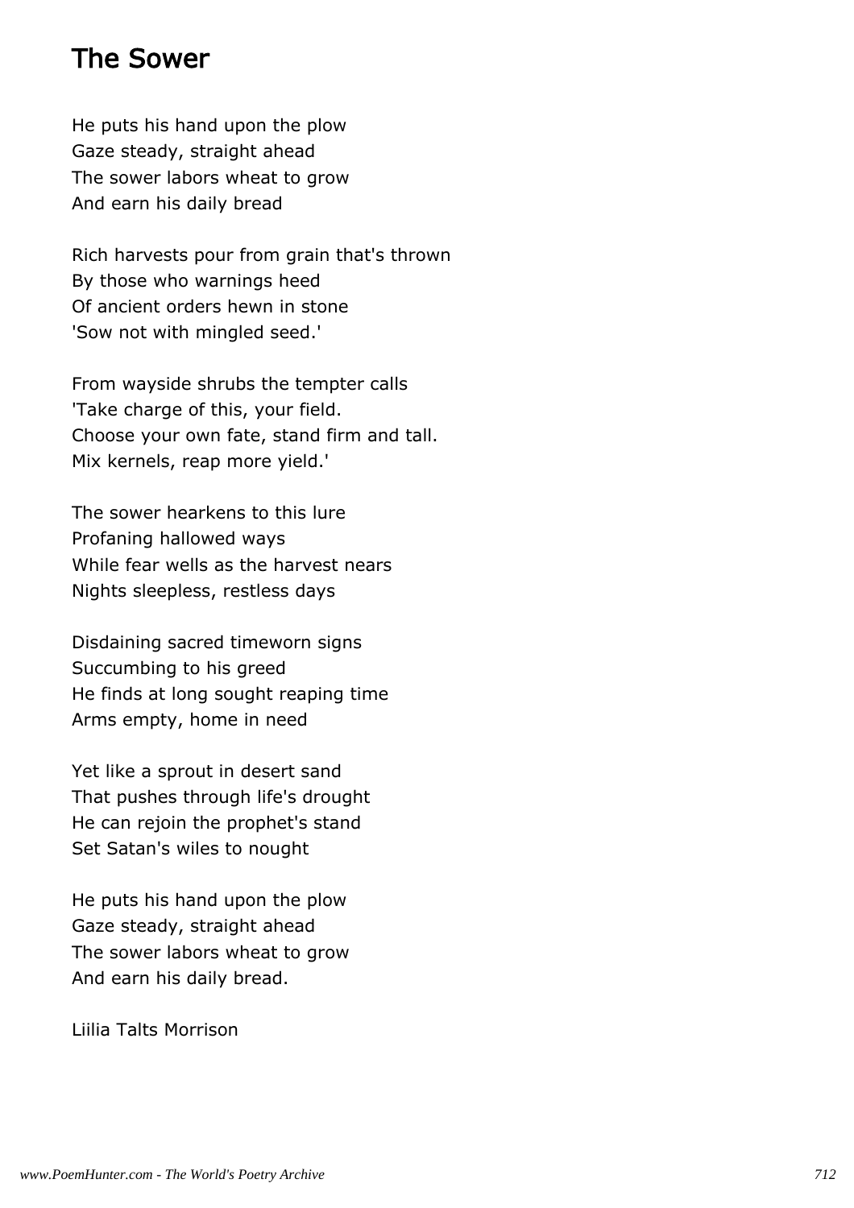# The Sower

He puts his hand upon the plow
Gaze steady, straight ahead
The sower labors wheat to grow
And earn his daily bread

Rich harvests pour from grain that's thrown
By those who warnings heed
Of ancient orders hewn in stone
'Sow not with mingled seed.'

From wayside shrubs the tempter calls
'Take charge of this, your field.
Choose your own fate, stand firm and tall.
Mix kernels, reap more yield.'

The sower hearkens to this lure
Profaning hallowed ways
While fear wells as the harvest nears
Nights sleepless, restless days

Disdaining sacred timeworn signs
Succumbing to his greed
He finds at long sought reaping time
Arms empty, home in need

Yet like a sprout in desert sand
That pushes through life's drought
He can rejoin the prophet's stand
Set Satan's wiles to nought

He puts his hand upon the plow
Gaze steady, straight ahead
The sower labors wheat to grow
And earn his daily bread.

Liilia Talts Morrison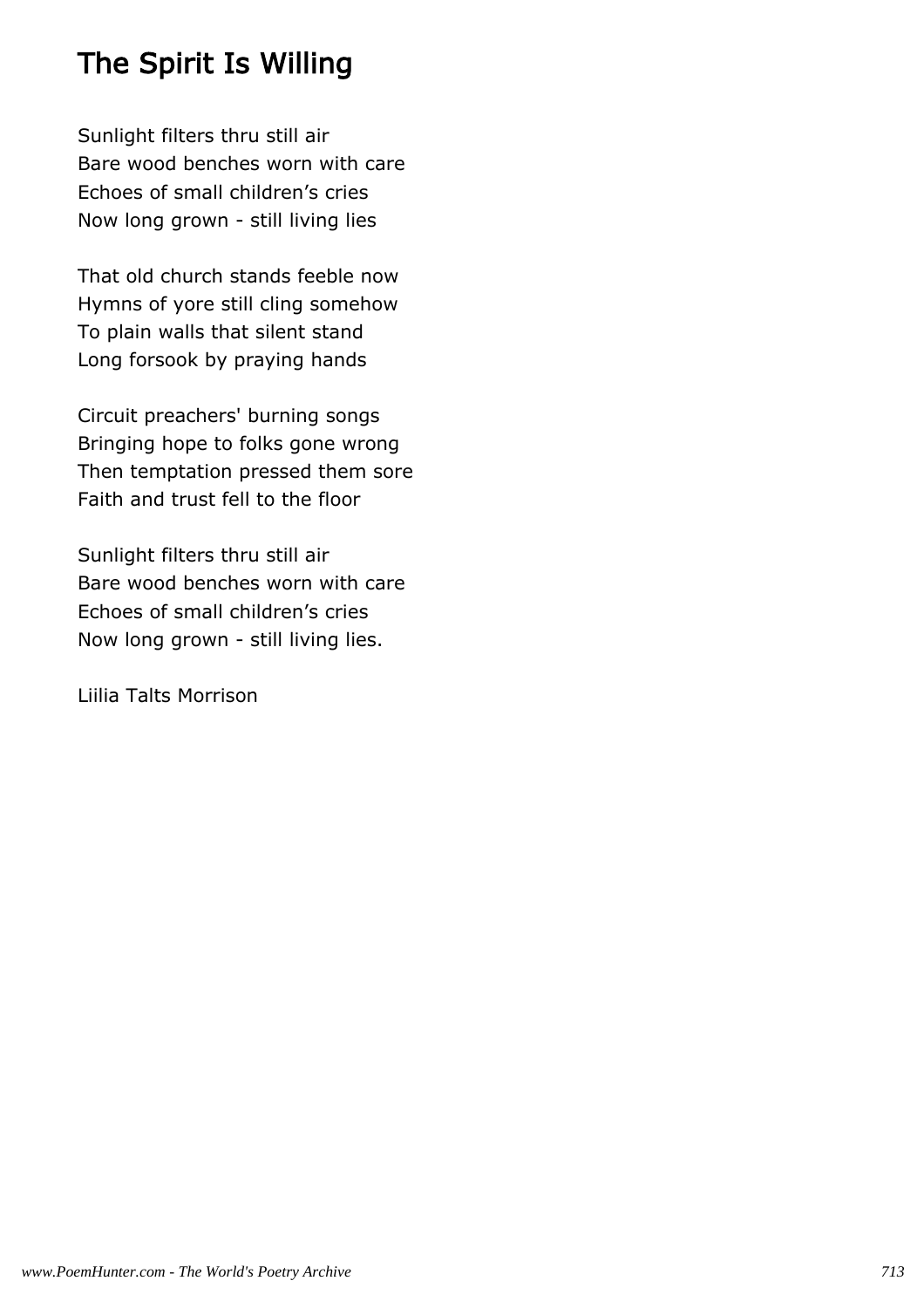# The Spirit Is Willing

Sunlight filters thru still air
Bare wood benches worn with care
Echoes of small children’s cries
Now long grown - still living lies

That old church stands feeble now
Hymns of yore still cling somehow
To plain walls that silent stand
Long forsook by praying hands

Circuit preachers' burning songs
Bringing hope to folks gone wrong
Then temptation pressed them sore
Faith and trust fell to the floor

Sunlight filters thru still air
Bare wood benches worn with care
Echoes of small children’s cries
Now long grown - still living lies.

Liilia Talts Morrison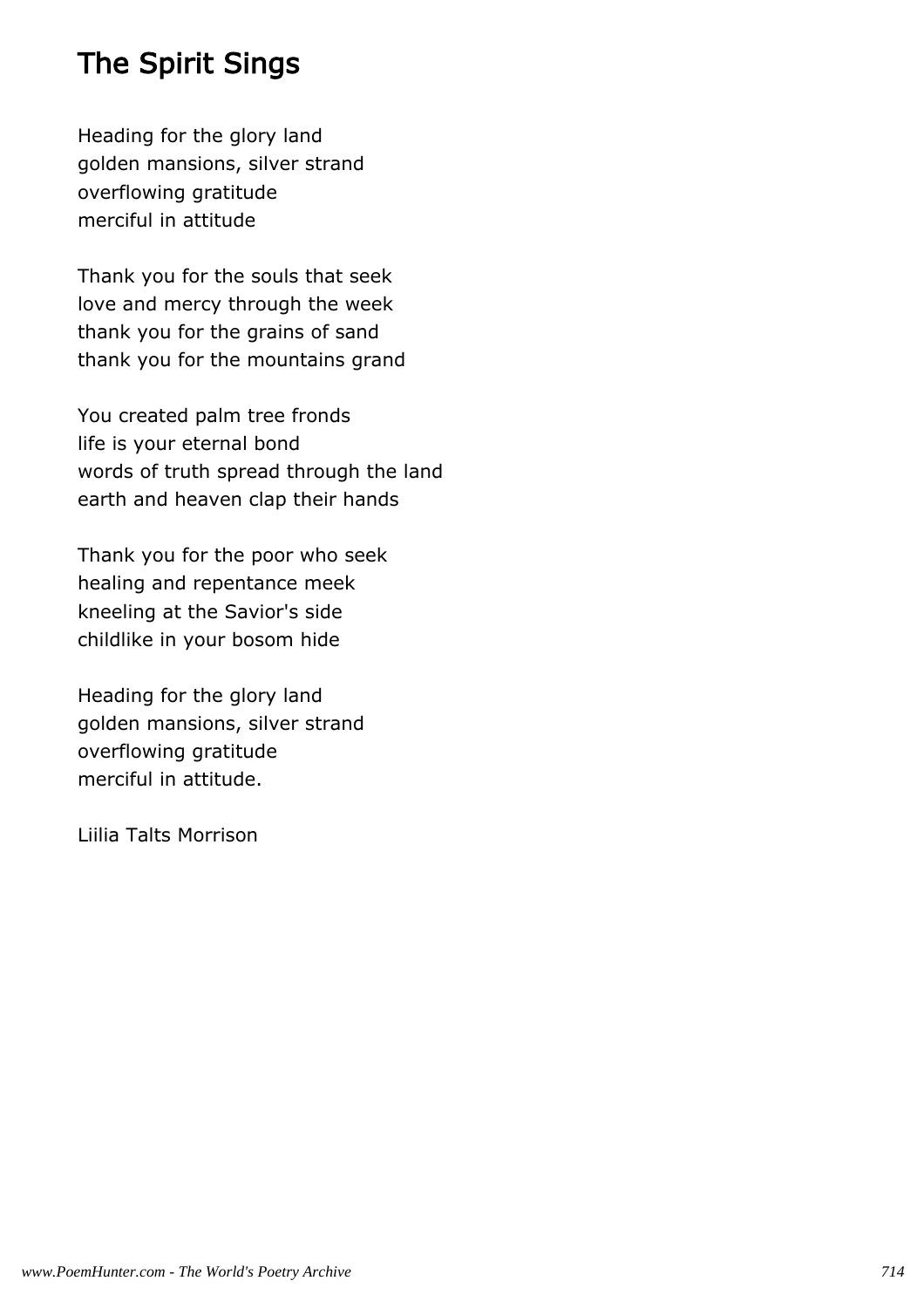## The Spirit Sings

Heading for the glory land
golden mansions, silver strand
overflowing gratitude
merciful in attitude

Thank you for the souls that seek
love and mercy through the week
thank you for the grains of sand
thank you for the mountains grand

You created palm tree fronds
life is your eternal bond
words of truth spread through the land
earth and heaven clap their hands

Thank you for the poor who seek
healing and repentance meek
kneeling at the Savior's side
childlike in your bosom hide

Heading for the glory land
golden mansions, silver strand
overflowing gratitude
merciful in attitude.

Liilia Talts Morrison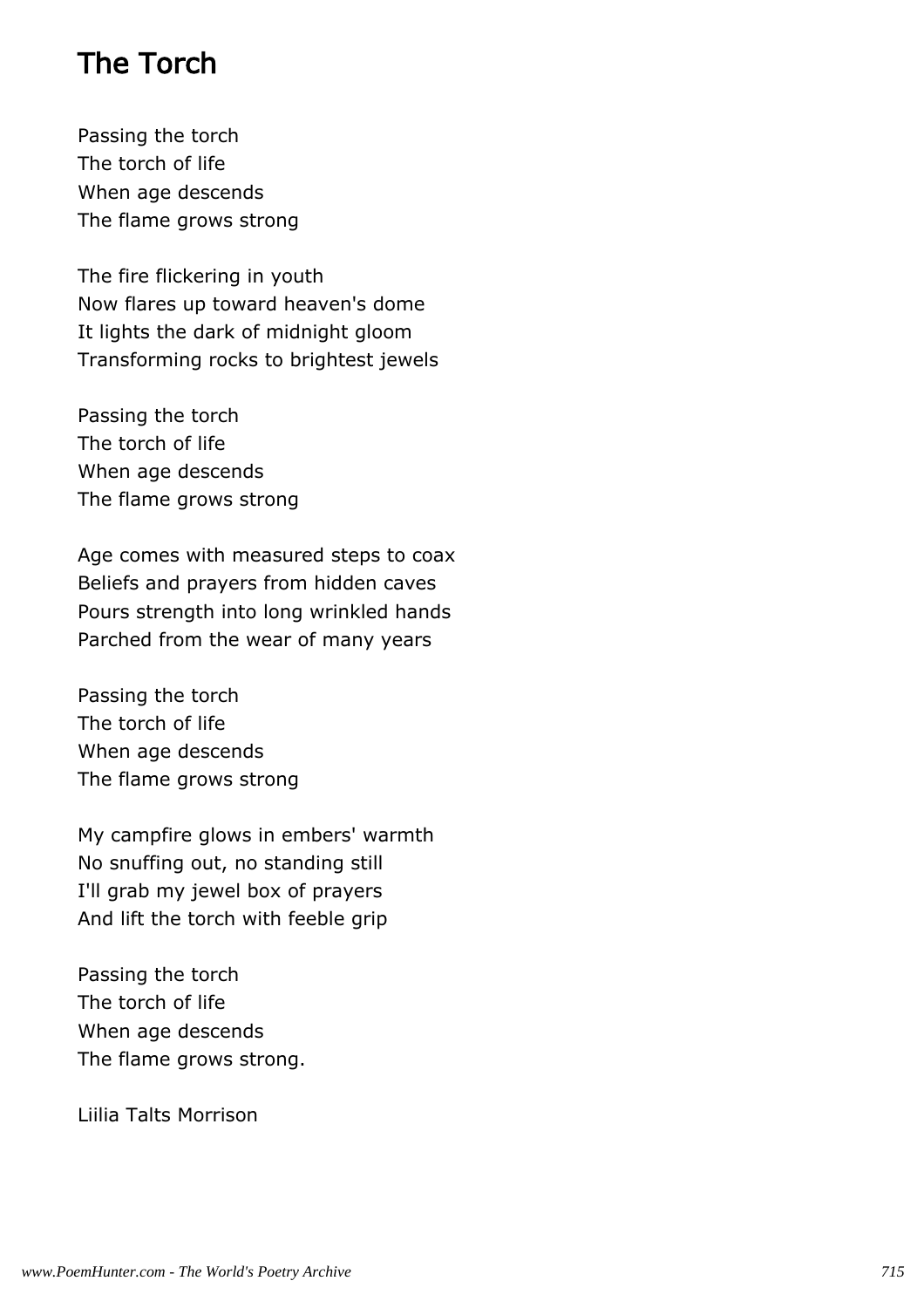# The Torch

Passing the torch
The torch of life
When age descends
The flame grows strong

The fire flickering in youth
Now flares up toward heaven's dome
It lights the dark of midnight gloom
Transforming rocks to brightest jewels

Passing the torch
The torch of life
When age descends
The flame grows strong

Age comes with measured steps to coax
Beliefs and prayers from hidden caves
Pours strength into long wrinkled hands
Parched from the wear of many years

Passing the torch
The torch of life
When age descends
The flame grows strong

My campfire glows in embers' warmth
No snuffing out, no standing still
I'll grab my jewel box of prayers
And lift the torch with feeble grip

Passing the torch
The torch of life
When age descends
The flame grows strong.

Liilia Talts Morrison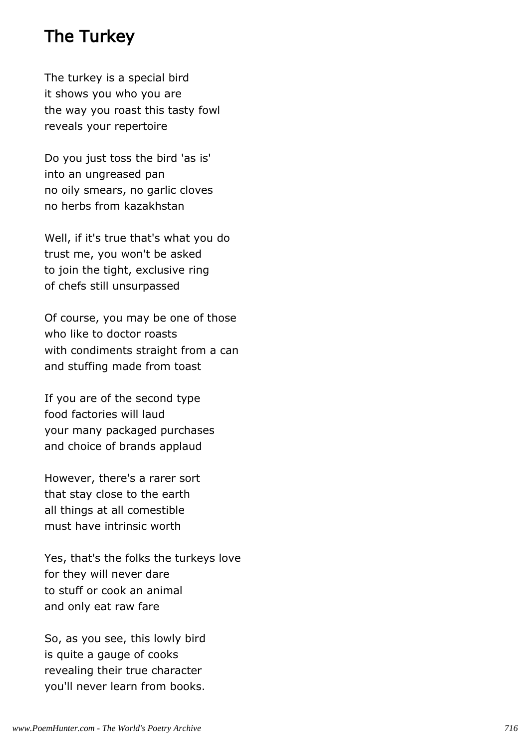## The Turkey

The turkey is a special bird
it shows you who you are
the way you roast this tasty fowl
reveals your repertoire

Do you just toss the bird 'as is'
into an ungreased pan
no oily smears, no garlic cloves
no herbs from kazakhstan

Well, if it's true that's what you do
trust me, you won't be asked
to join the tight, exclusive ring
of chefs still unsurpassed

Of course, you may be one of those
who like to doctor roasts
with condiments straight from a can
and stuffing made from toast

If you are of the second type
food factories will laud
your many packaged purchases
and choice of brands applaud

However, there's a rarer sort
that stay close to the earth
all things at all comestible
must have intrinsic worth

Yes, that's the folks the turkeys love
for they will never dare
to stuff or cook an animal
and only eat raw fare

So, as you see, this lowly bird
is quite a gauge of cooks
revealing their true character
you'll never learn from books.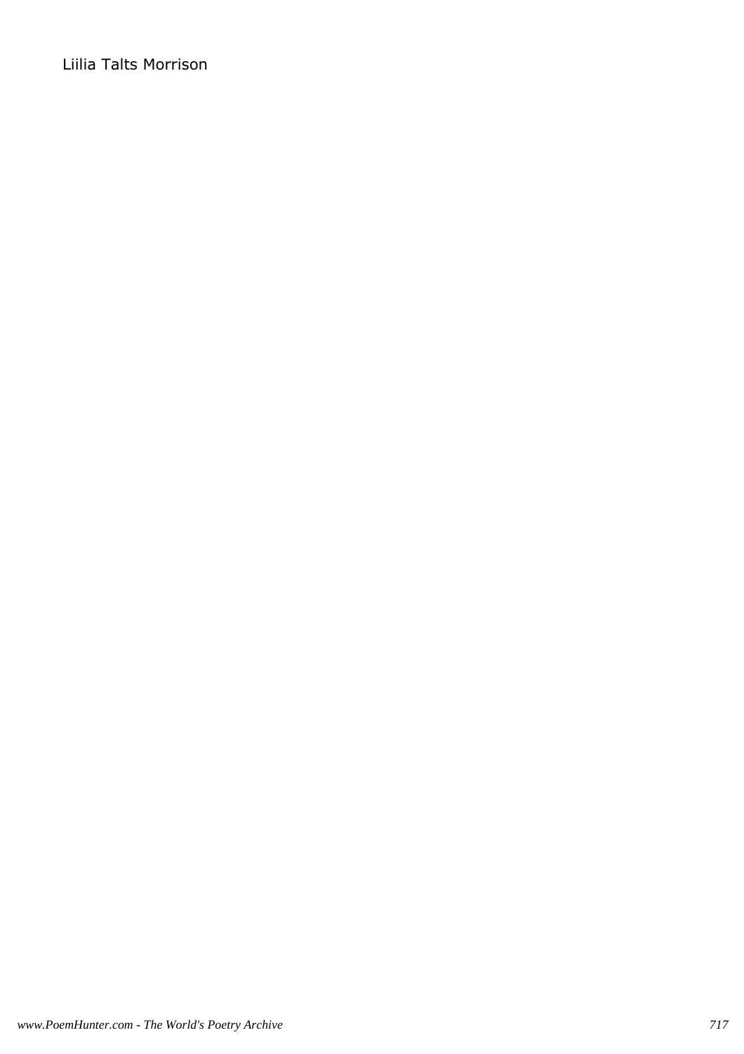Liilia Talts Morrison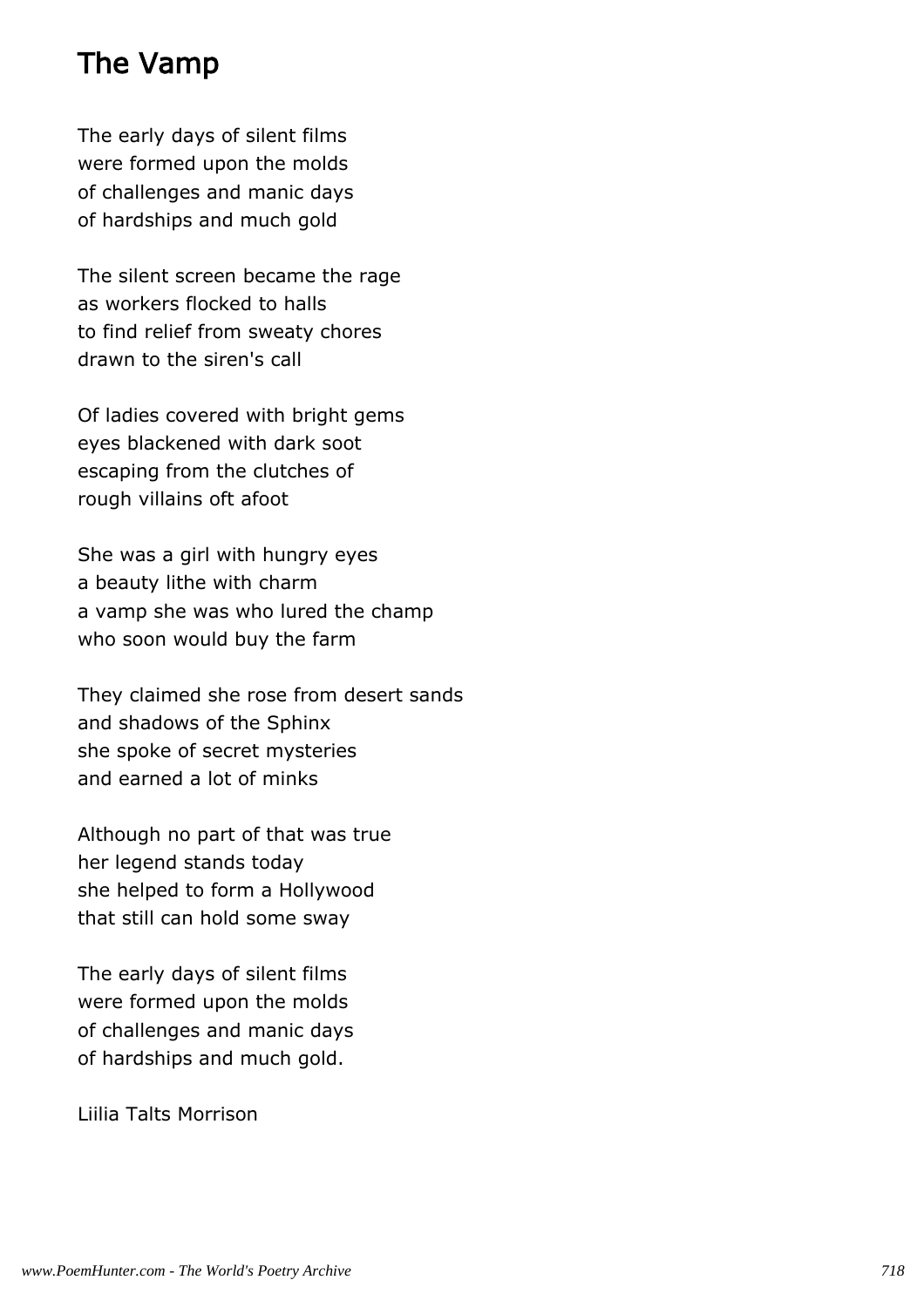# The Vamp

The early days of silent films
were formed upon the molds
of challenges and manic days
of hardships and much gold

The silent screen became the rage
as workers flocked to halls
to find relief from sweaty chores
drawn to the siren's call

Of ladies covered with bright gems
eyes blackened with dark soot
escaping from the clutches of
rough villains oft afoot

She was a girl with hungry eyes
a beauty lithe with charm
a vamp she was who lured the champ
who soon would buy the farm

They claimed she rose from desert sands
and shadows of the Sphinx
she spoke of secret mysteries
and earned a lot of minks

Although no part of that was true
her legend stands today
she helped to form a Hollywood
that still can hold some sway

The early days of silent films
were formed upon the molds
of challenges and manic days
of hardships and much gold.

Liilia Talts Morrison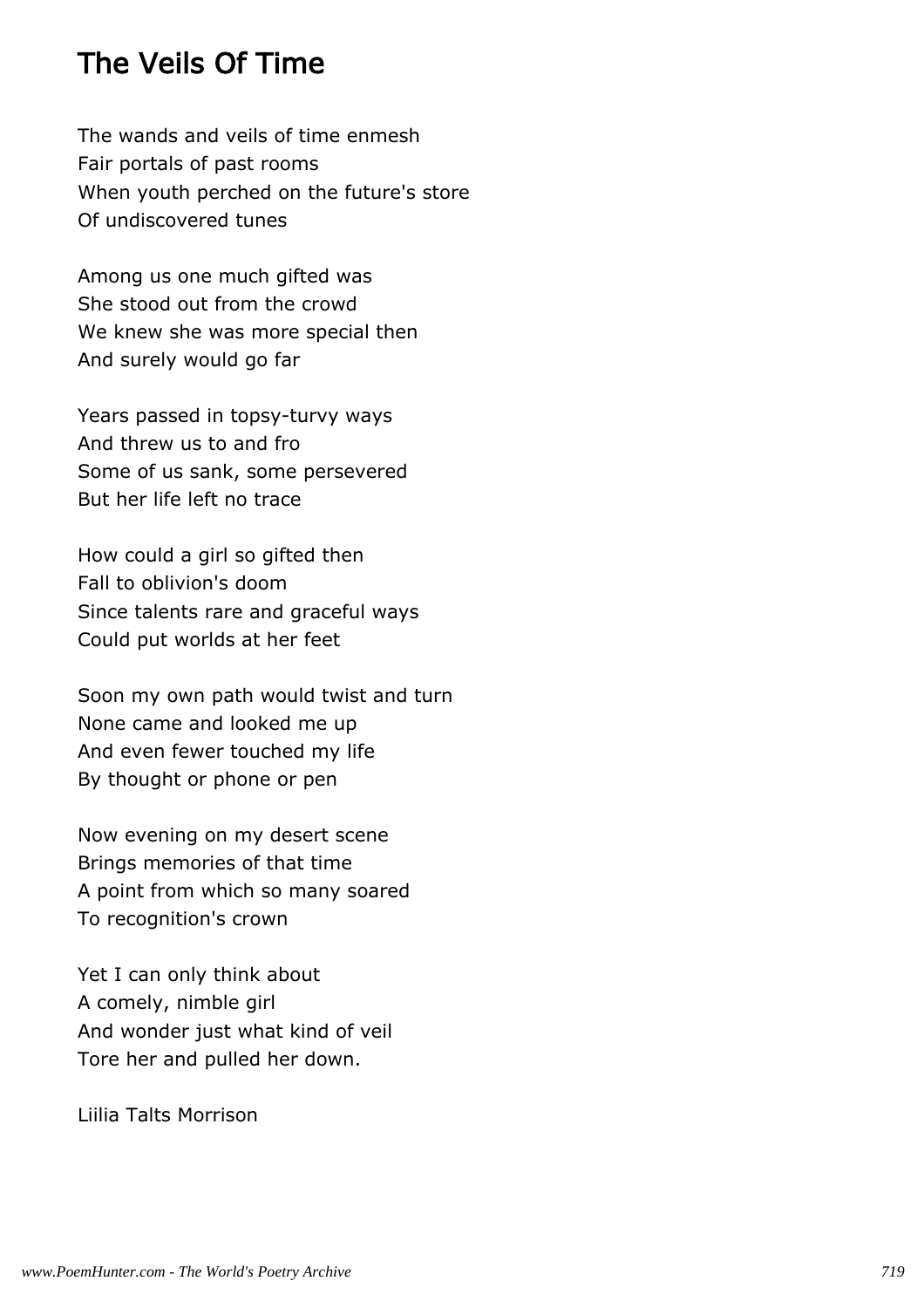# The Veils Of Time

The wands and veils of time enmesh
Fair portals of past rooms
When youth perched on the future's store
Of undiscovered tunes

Among us one much gifted was
She stood out from the crowd
We knew she was more special then
And surely would go far

Years passed in topsy-turvy ways
And threw us to and fro
Some of us sank, some persevered
But her life left no trace

How could a girl so gifted then
Fall to oblivion's doom
Since talents rare and graceful ways
Could put worlds at her feet

Soon my own path would twist and turn
None came and looked me up
And even fewer touched my life
By thought or phone or pen

Now evening on my desert scene
Brings memories of that time
A point from which so many soared
To recognition's crown

Yet I can only think about
A comely, nimble girl
And wonder just what kind of veil
Tore her and pulled her down.

Liilia Talts Morrison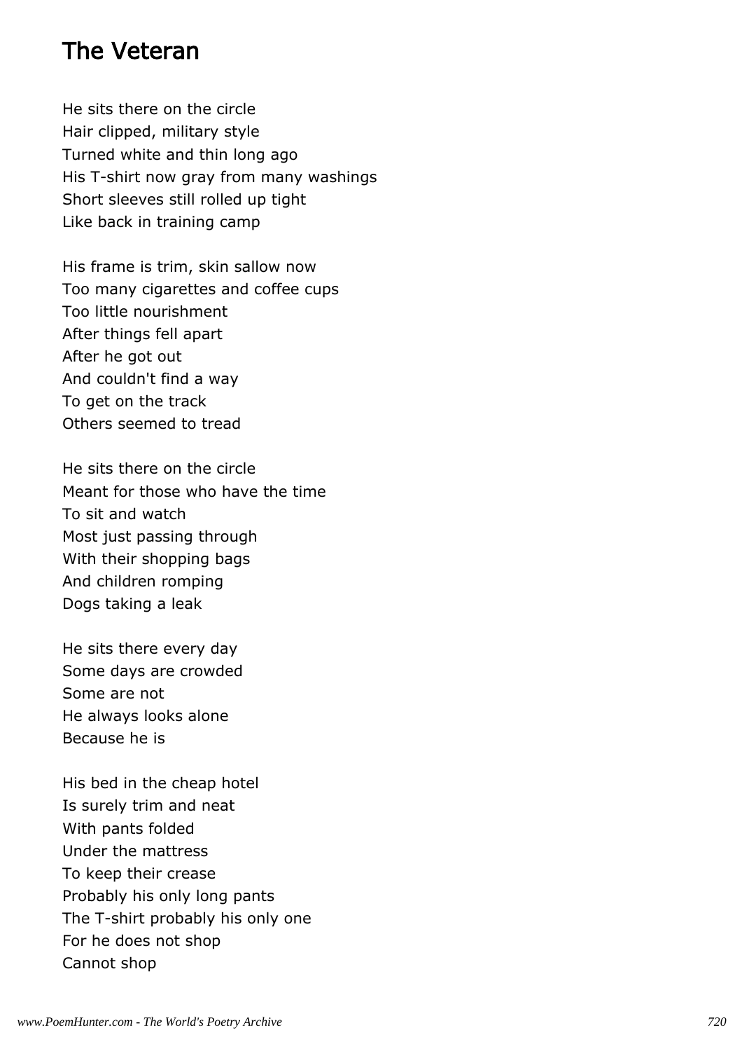# The Veteran

He sits there on the circle
Hair clipped, military style
Turned white and thin long ago
His T-shirt now gray from many washings
Short sleeves still rolled up tight
Like back in training camp

His frame is trim, skin sallow now
Too many cigarettes and coffee cups
Too little nourishment
After things fell apart
After he got out
And couldn't find a way
To get on the track
Others seemed to tread

He sits there on the circle
Meant for those who have the time
To sit and watch
Most just passing through
With their shopping bags
And children romping
Dogs taking a leak

He sits there every day
Some days are crowded
Some are not
He always looks alone
Because he is

His bed in the cheap hotel
Is surely trim and neat
With pants folded
Under the mattress
To keep their crease
Probably his only long pants
The T-shirt probably his only one
For he does not shop
Cannot shop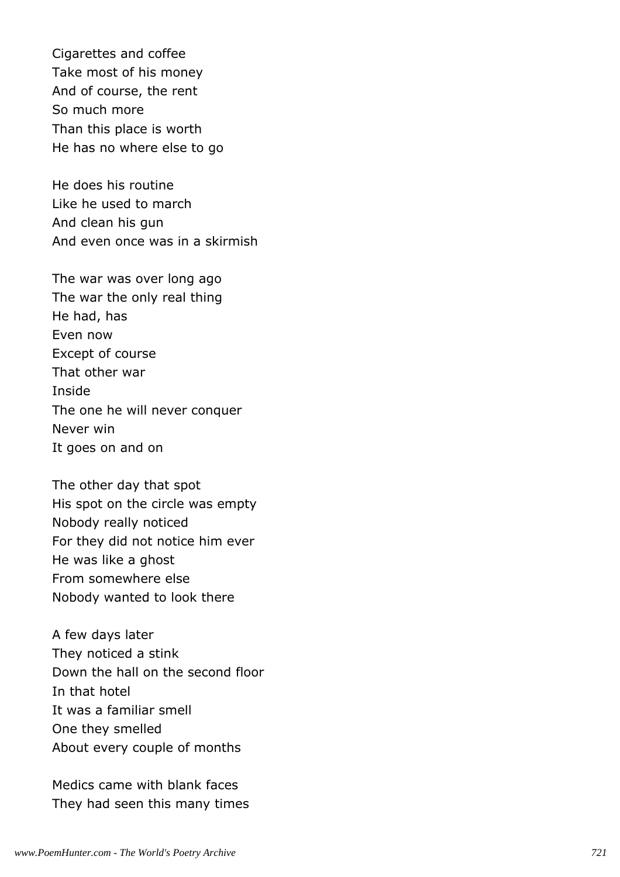Cigarettes and coffee
Take most of his money
And of course, the rent
So much more
Than this place is worth
He has no where else to go

He does his routine
Like he used to march
And clean his gun
And even once was in a skirmish

The war was over long ago
The war the only real thing
He had, has
Even now
Except of course
That other war
Inside
The one he will never conquer
Never win
It goes on and on

The other day that spot
His spot on the circle was empty
Nobody really noticed
For they did not notice him ever
He was like a ghost
From somewhere else
Nobody wanted to look there

A few days later
They noticed a stink
Down the hall on the second floor
In that hotel
It was a familiar smell
One they smelled
About every couple of months

Medics came with blank faces
They had seen this many times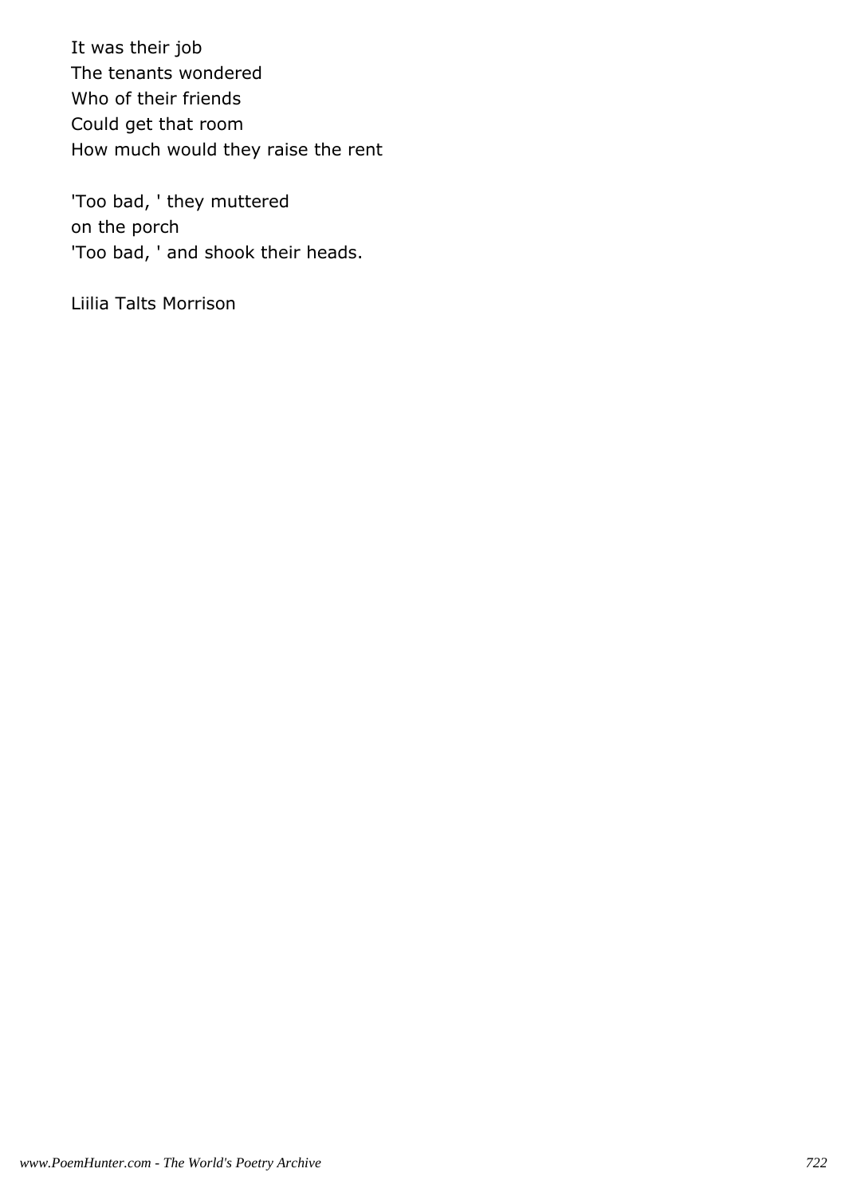It was their job  
The tenants wondered  
Who of their friends  
Could get that room  
How much would they raise the rent

'Too bad, ' they muttered  
on the porch  
'Too bad, ' and shook their heads.

Liilia Talts Morrison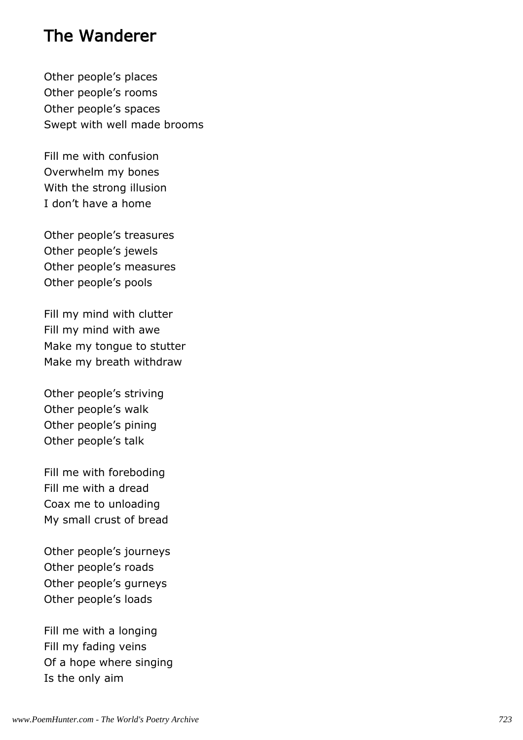## The Wanderer

Other people's places
Other people's rooms
Other people's spaces
Swept with well made brooms

Fill me with confusion
Overwhelm my bones
With the strong illusion
I don't have a home

Other people's treasures
Other people's jewels
Other people's measures
Other people's pools

Fill my mind with clutter
Fill my mind with awe
Make my tongue to stutter
Make my breath withdraw

Other people's striving
Other people's walk
Other people's pining
Other people's talk

Fill me with foreboding
Fill me with a dread
Coax me to unloading
My small crust of bread

Other people's journeys
Other people's roads
Other people's gurneys
Other people's loads

Fill me with a longing
Fill my fading veins
Of a hope where singing
Is the only aim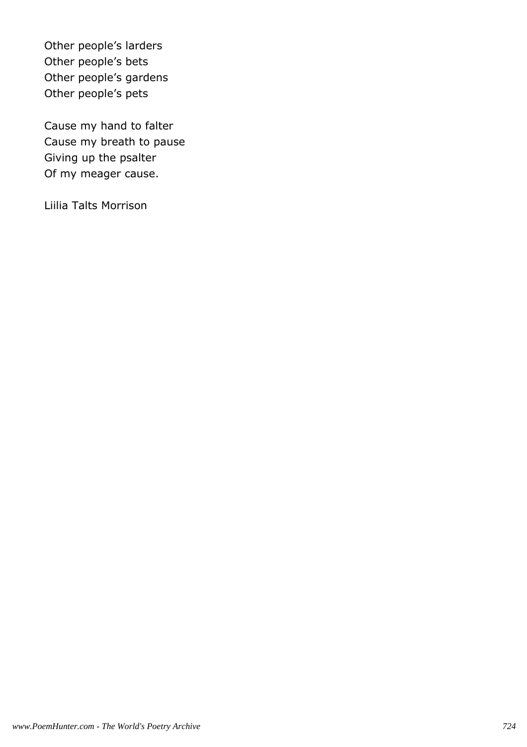Other people’s larders
Other people’s bets
Other people’s gardens
Other people’s pets

Cause my hand to falter
Cause my breath to pause
Giving up the psalter
Of my meager cause.

Liilia Talts Morrison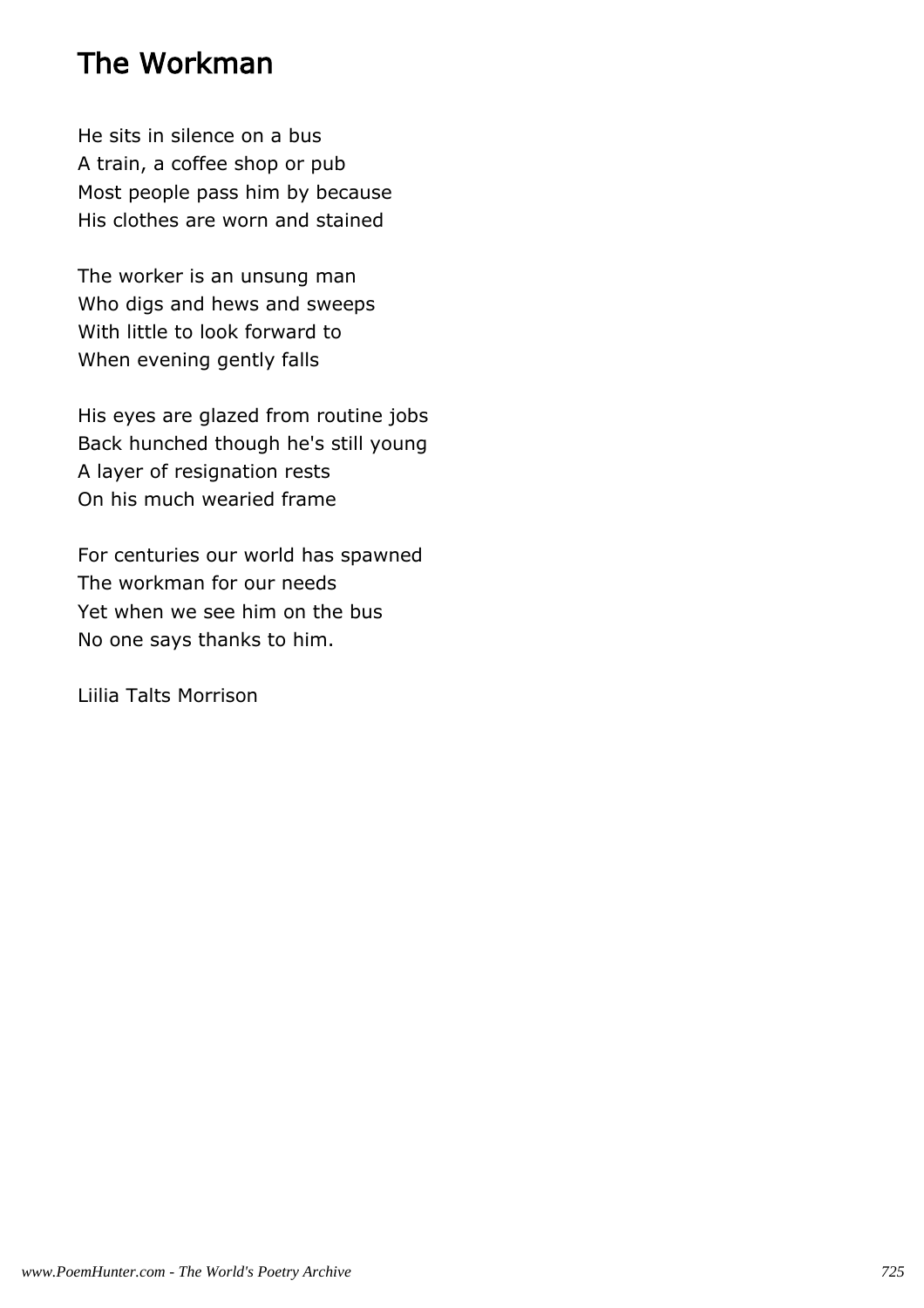# The Workman

He sits in silence on a bus
A train, a coffee shop or pub
Most people pass him by because
His clothes are worn and stained

The worker is an unsung man
Who digs and hews and sweeps
With little to look forward to
When evening gently falls

His eyes are glazed from routine jobs
Back hunched though he's still young
A layer of resignation rests
On his much wearied frame

For centuries our world has spawned
The workman for our needs
Yet when we see him on the bus
No one says thanks to him.

Liilia Talts Morrison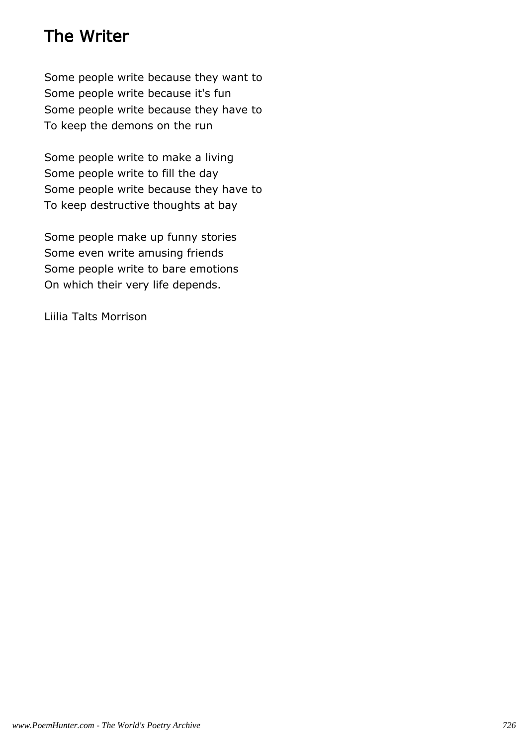# The Writer

Some people write because they want to
Some people write because it's fun
Some people write because they have to
To keep the demons on the run

Some people write to make a living
Some people write to fill the day
Some people write because they have to
To keep destructive thoughts at bay

Some people make up funny stories
Some even write amusing friends
Some people write to bare emotions
On which their very life depends.

Liilia Talts Morrison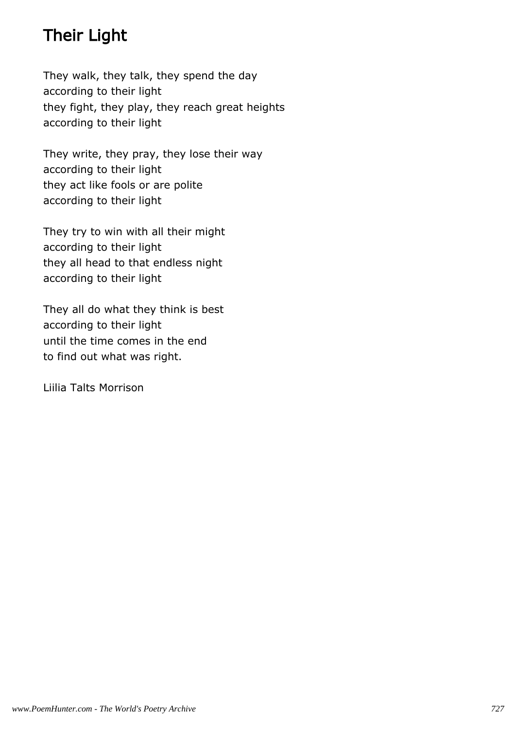# Their Light

They walk, they talk, they spend the day
according to their light
they fight, they play, they reach great heights
according to their light

They write, they pray, they lose their way
according to their light
they act like fools or are polite
according to their light

They try to win with all their might
according to their light
they all head to that endless night
according to their light

They all do what they think is best
according to their light
until the time comes in the end
to find out what was right.

Liilia Talts Morrison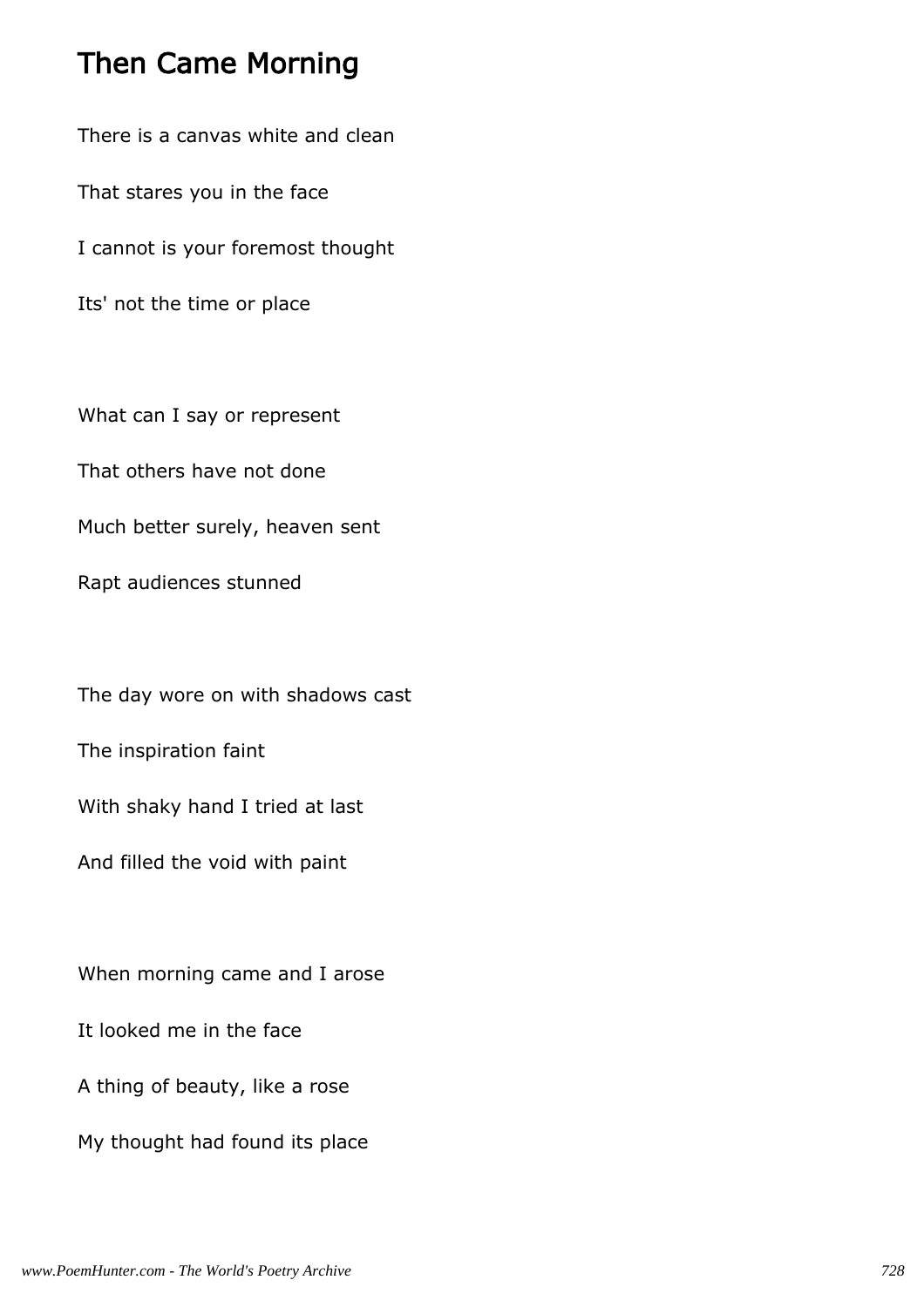# Then Came Morning

There is a canvas white and clean
That stares you in the face
I cannot is your foremost thought
Its' not the time or place

What can I say or represent
That others have not done
Much better surely, heaven sent
Rapt audiences stunned

The day wore on with shadows cast
The inspiration faint
With shaky hand I tried at last
And filled the void with paint

When morning came and I arose
It looked me in the face
A thing of beauty, like a rose
My thought had found its place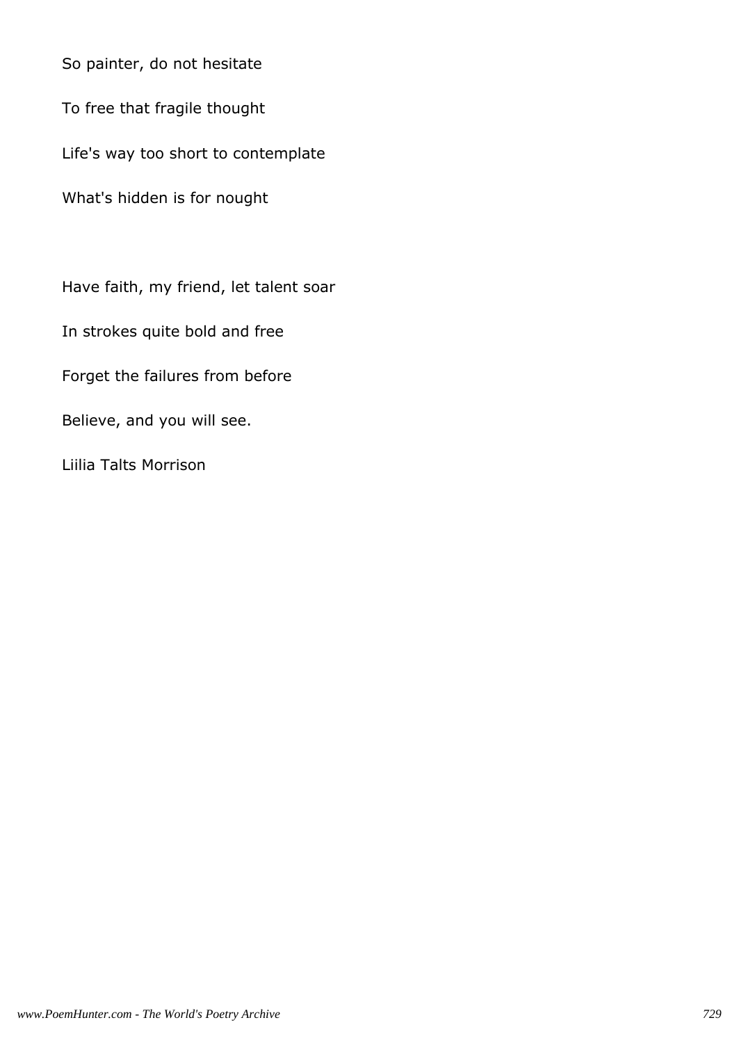So painter, do not hesitate

To free that fragile thought

Life's way too short to contemplate

What's hidden is for nought

Have faith, my friend, let talent soar

In strokes quite bold and free

Forget the failures from before

Believe, and you will see.

Liilia Talts Morrison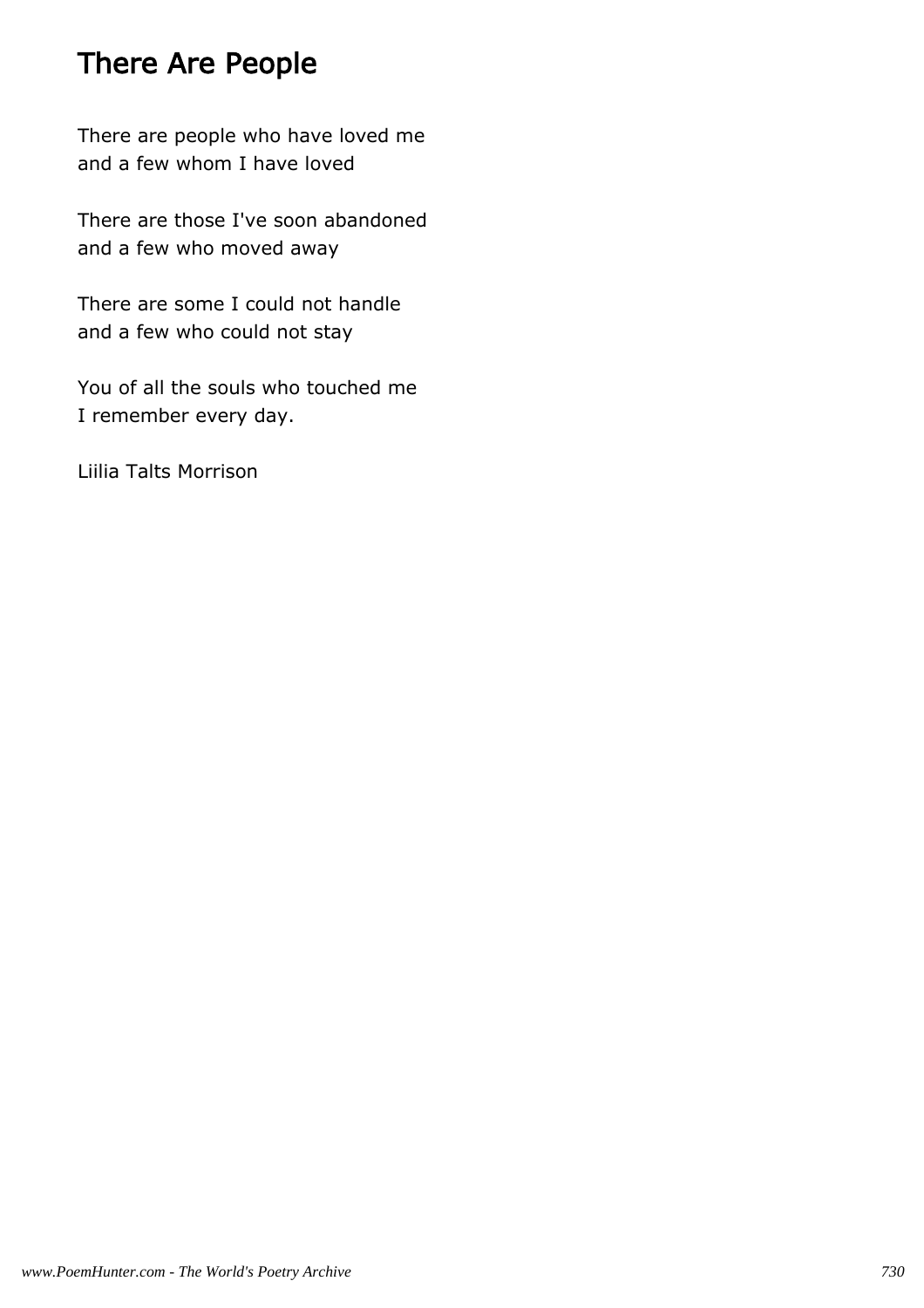# There Are People

There are people who have loved me
and a few whom I have loved

There are those I've soon abandoned
and a few who moved away

There are some I could not handle
and a few who could not stay

You of all the souls who touched me
I remember every day.

Liilia Talts Morrison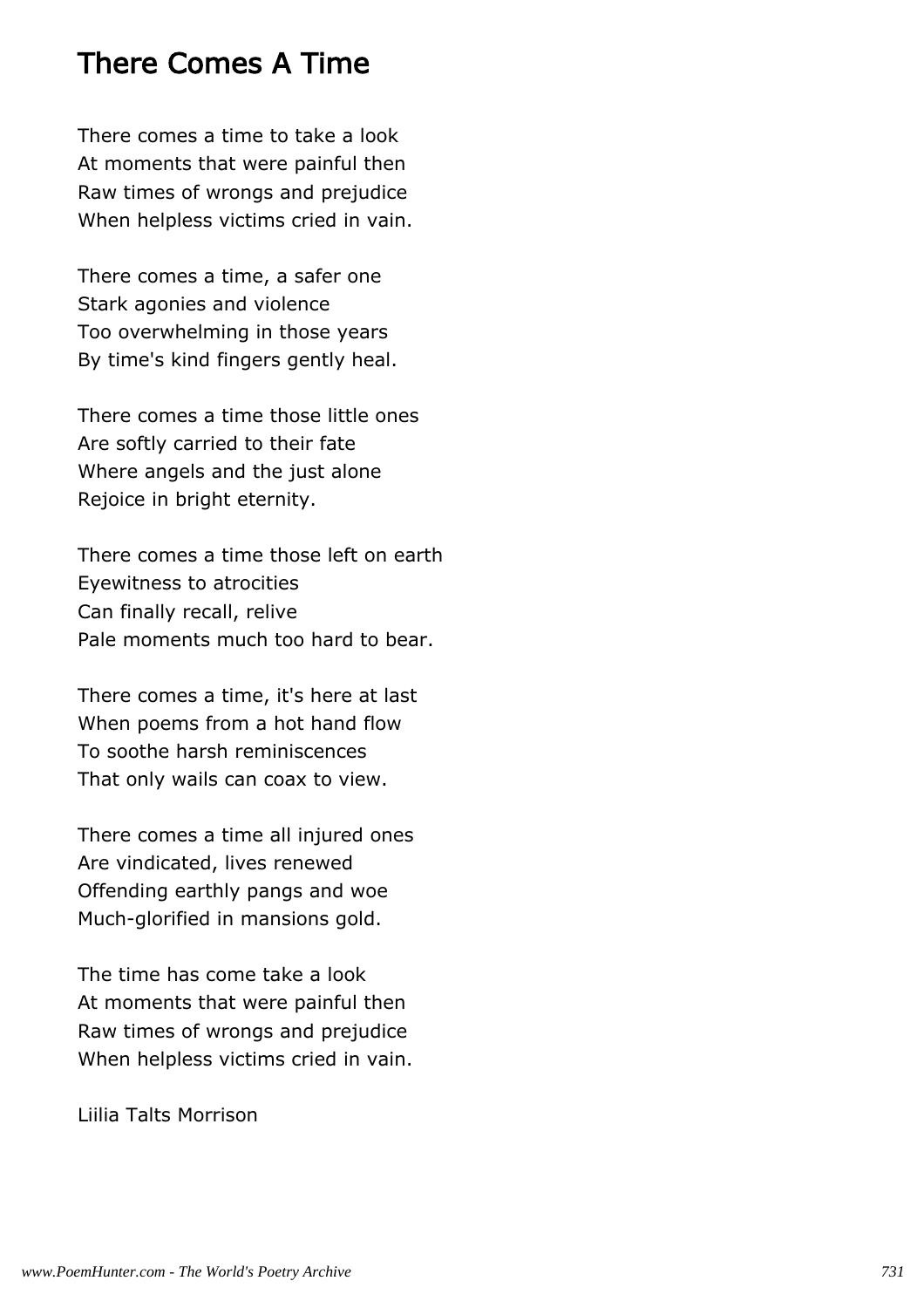# There Comes A Time

There comes a time to take a look
At moments that were painful then
Raw times of wrongs and prejudice
When helpless victims cried in vain.

There comes a time, a safer one
Stark agonies and violence
Too overwhelming in those years
By time's kind fingers gently heal.

There comes a time those little ones
Are softly carried to their fate
Where angels and the just alone
Rejoice in bright eternity.

There comes a time those left on earth
Eyewitness to atrocities
Can finally recall, relive
Pale moments much too hard to bear.

There comes a time, it's here at last
When poems from a hot hand flow
To soothe harsh reminiscences
That only wails can coax to view.

There comes a time all injured ones
Are vindicated, lives renewed
Offending earthly pangs and woe
Much-glorified in mansions gold.

The time has come take a look
At moments that were painful then
Raw times of wrongs and prejudice
When helpless victims cried in vain.

Liilia Talts Morrison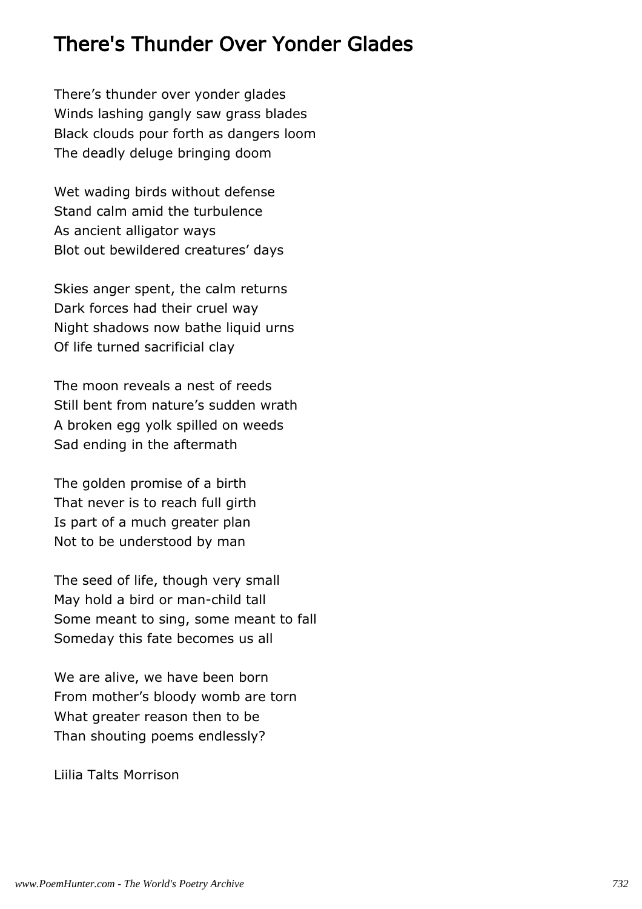# There's Thunder Over Yonder Glades

There's thunder over yonder glades  
Winds lashing gangly saw grass blades  
Black clouds pour forth as dangers loom  
The deadly deluge bringing doom

Wet wading birds without defense  
Stand calm amid the turbulence  
As ancient alligator ways  
Blot out bewildered creatures' days

Skies anger spent, the calm returns  
Dark forces had their cruel way  
Night shadows now bathe liquid urns  
Of life turned sacrificial clay

The moon reveals a nest of reeds  
Still bent from nature's sudden wrath  
A broken egg yolk spilled on weeds  
Sad ending in the aftermath

The golden promise of a birth  
That never is to reach full girth  
Is part of a much greater plan  
Not to be understood by man

The seed of life, though very small  
May hold a bird or man-child tall  
Some meant to sing, some meant to fall  
Someday this fate becomes us all

We are alive, we have been born  
From mother's bloody womb are torn  
What greater reason then to be  
Than shouting poems endlessly?

Liilia Talts Morrison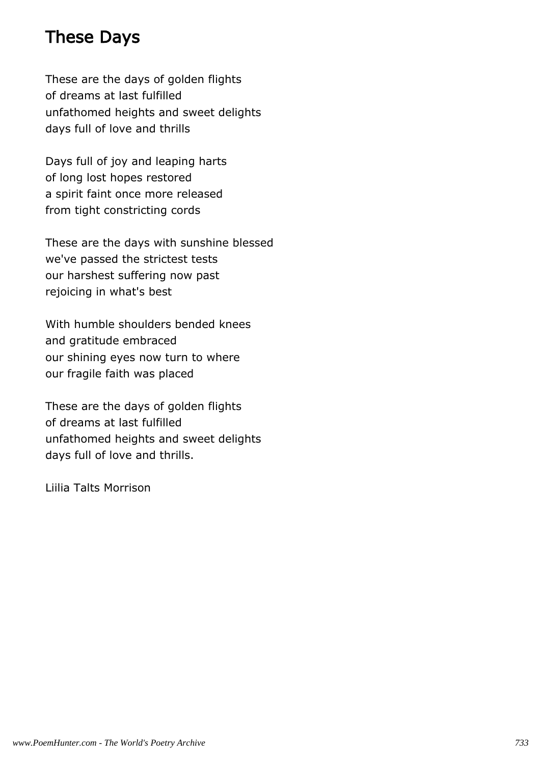# These Days

These are the days of golden flights
of dreams at last fulfilled
unfathomed heights and sweet delights
days full of love and thrills

Days full of joy and leaping harts
of long lost hopes restored
a spirit faint once more released
from tight constricting cords

These are the days with sunshine blessed
we've passed the strictest tests
our harshest suffering now past
rejoicing in what's best

With humble shoulders bended knees
and gratitude embraced
our shining eyes now turn to where
our fragile faith was placed

These are the days of golden flights
of dreams at last fulfilled
unfathomed heights and sweet delights
days full of love and thrills.

Liilia Talts Morrison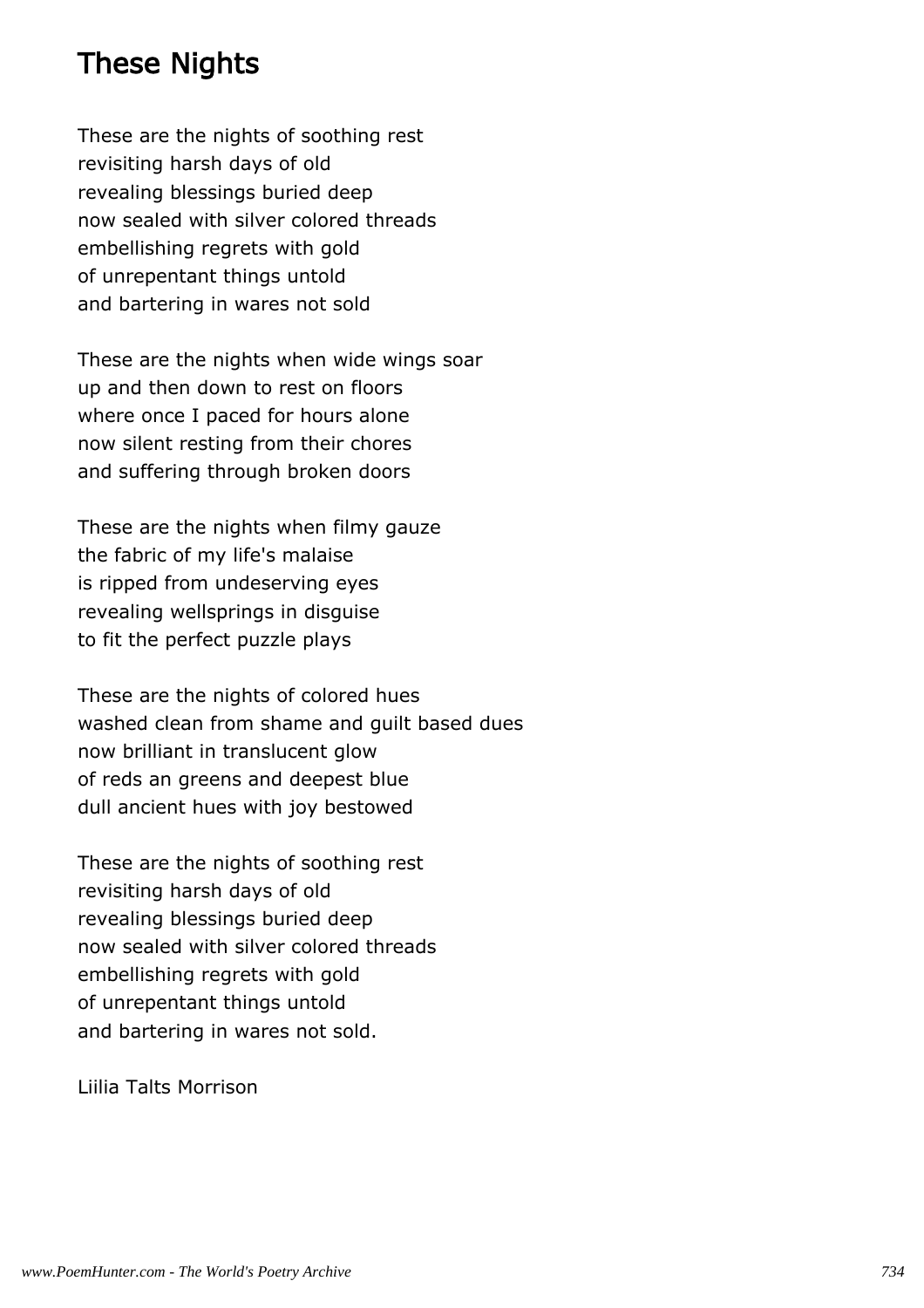# These Nights

These are the nights of soothing rest
revisiting harsh days of old
revealing blessings buried deep
now sealed with silver colored threads
embellishing regrets with gold
of unrepentant things untold
and bartering in wares not sold

These are the nights when wide wings soar
up and then down to rest on floors
where once I paced for hours alone
now silent resting from their chores
and suffering through broken doors

These are the nights when filmy gauze
the fabric of my life's malaise
is ripped from undeserving eyes
revealing wellsprings in disguise
to fit the perfect puzzle plays

These are the nights of colored hues
washed clean from shame and guilt based dues
now brilliant in translucent glow
of reds an greens and deepest blue
dull ancient hues with joy bestowed

These are the nights of soothing rest
revisiting harsh days of old
revealing blessings buried deep
now sealed with silver colored threads
embellishing regrets with gold
of unrepentant things untold
and bartering in wares not sold.

Liilia Talts Morrison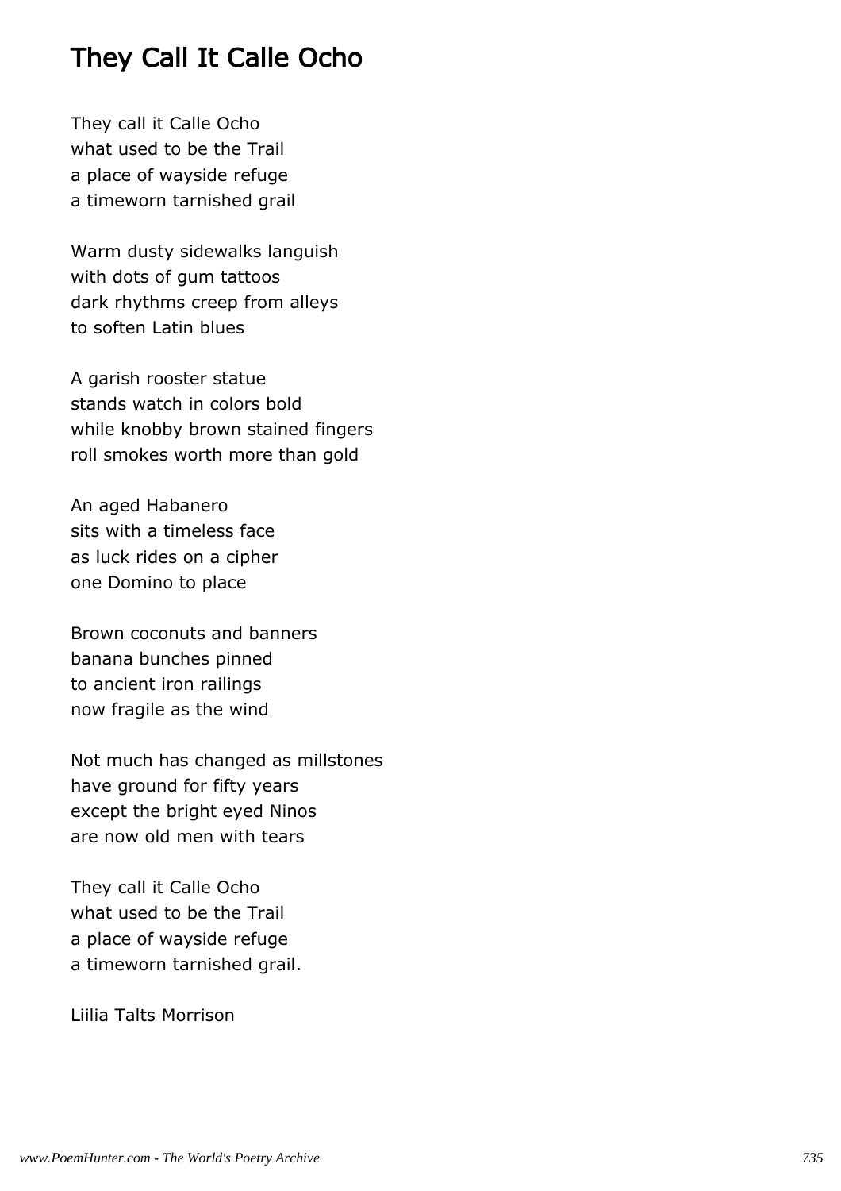# They Call It Calle Ocho

They call it Calle Ocho
what used to be the Trail
a place of wayside refuge
a timeworn tarnished grail

Warm dusty sidewalks languish
with dots of gum tattoos
dark rhythms creep from alleys
to soften Latin blues

A garish rooster statue
stands watch in colors bold
while knobby brown stained fingers
roll smokes worth more than gold

An aged Habanero
sits with a timeless face
as luck rides on a cipher
one Domino to place

Brown coconuts and banners
banana bunches pinned
to ancient iron railings
now fragile as the wind

Not much has changed as millstones
have ground for fifty years
except the bright eyed Ninos
are now old men with tears

They call it Calle Ocho
what used to be the Trail
a place of wayside refuge
a timeworn tarnished grail.

Liilia Talts Morrison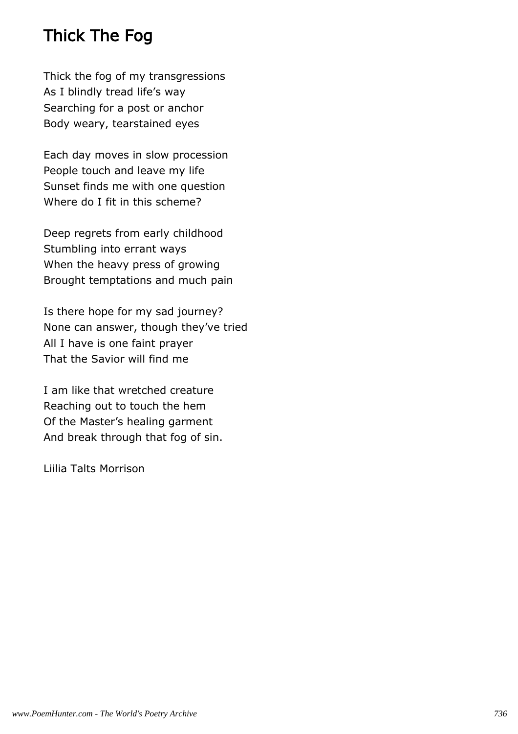# Thick The Fog

Thick the fog of my transgressions
As I blindly tread life's way
Searching for a post or anchor
Body weary, tearstained eyes

Each day moves in slow procession
People touch and leave my life
Sunset finds me with one question
Where do I fit in this scheme?

Deep regrets from early childhood
Stumbling into errant ways
When the heavy press of growing
Brought temptations and much pain

Is there hope for my sad journey?
None can answer, though they've tried
All I have is one faint prayer
That the Savior will find me

I am like that wretched creature
Reaching out to touch the hem
Of the Master's healing garment
And break through that fog of sin.

Liilia Talts Morrison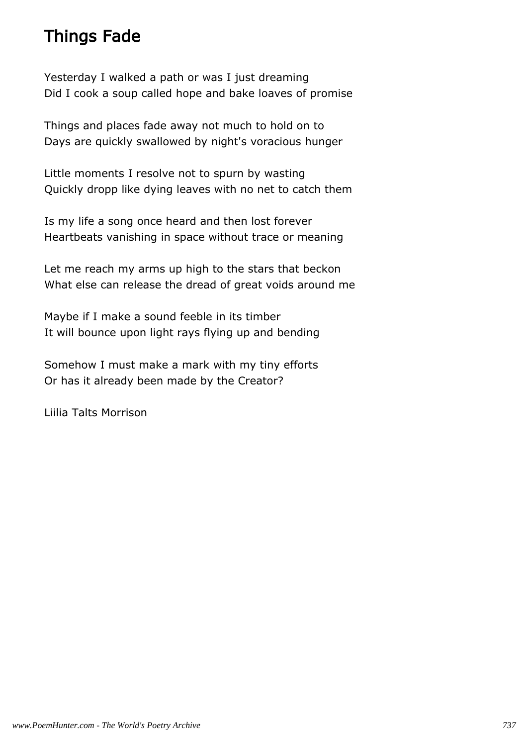# Things Fade

Yesterday I walked a path or was I just dreaming
Did I cook a soup called hope and bake loaves of promise

Things and places fade away not much to hold on to
Days are quickly swallowed by night's voracious hunger

Little moments I resolve not to spurn by wasting
Quickly dropp like dying leaves with no net to catch them

Is my life a song once heard and then lost forever
Heartbeats vanishing in space without trace or meaning

Let me reach my arms up high to the stars that beckon
What else can release the dread of great voids around me

Maybe if I make a sound feeble in its timber
It will bounce upon light rays flying up and bending

Somehow I must make a mark with my tiny efforts
Or has it already been made by the Creator?

Liilia Talts Morrison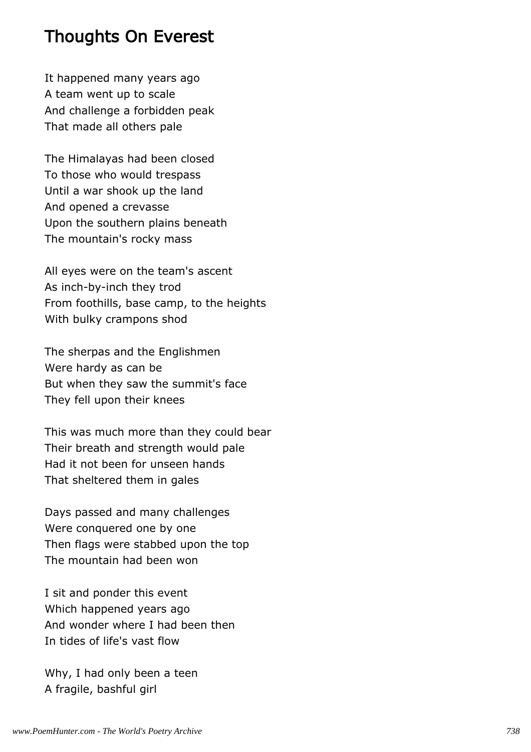# Thoughts On Everest

It happened many years ago
A team went up to scale
And challenge a forbidden peak
That made all others pale

The Himalayas had been closed
To those who would trespass
Until a war shook up the land
And opened a crevasse
Upon the southern plains beneath
The mountain's rocky mass

All eyes were on the team's ascent
As inch-by-inch they trod
From foothills, base camp, to the heights
With bulky crampons shod

The sherpas and the Englishmen
Were hardy as can be
But when they saw the summit's face
They fell upon their knees

This was much more than they could bear
Their breath and strength would pale
Had it not been for unseen hands
That sheltered them in gales

Days passed and many challenges
Were conquered one by one
Then flags were stabbed upon the top
The mountain had been won

I sit and ponder this event
Which happened years ago
And wonder where I had been then
In tides of life's vast flow

Why, I had only been a teen
A fragile, bashful girl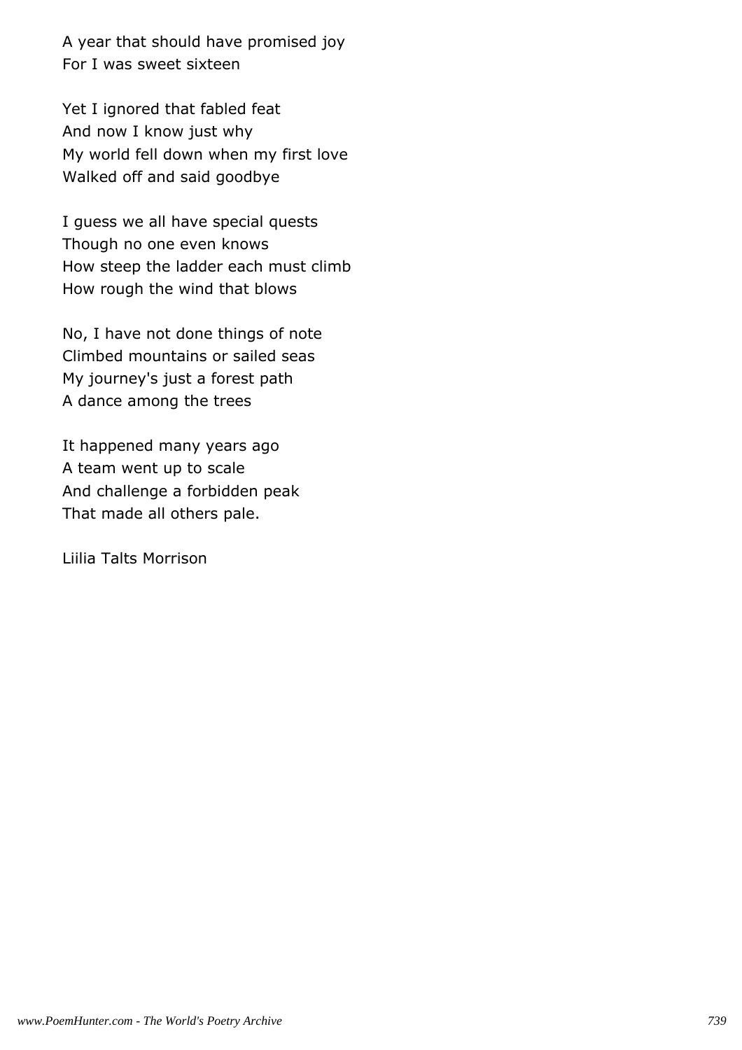A year that should have promised joy
For I was sweet sixteen

Yet I ignored that fabled feat
And now I know just why
My world fell down when my first love
Walked off and said goodbye

I guess we all have special quests
Though no one even knows
How steep the ladder each must climb
How rough the wind that blows

No, I have not done things of note
Climbed mountains or sailed seas
My journey's just a forest path
A dance among the trees

It happened many years ago
A team went up to scale
And challenge a forbidden peak
That made all others pale.

Liilia Talts Morrison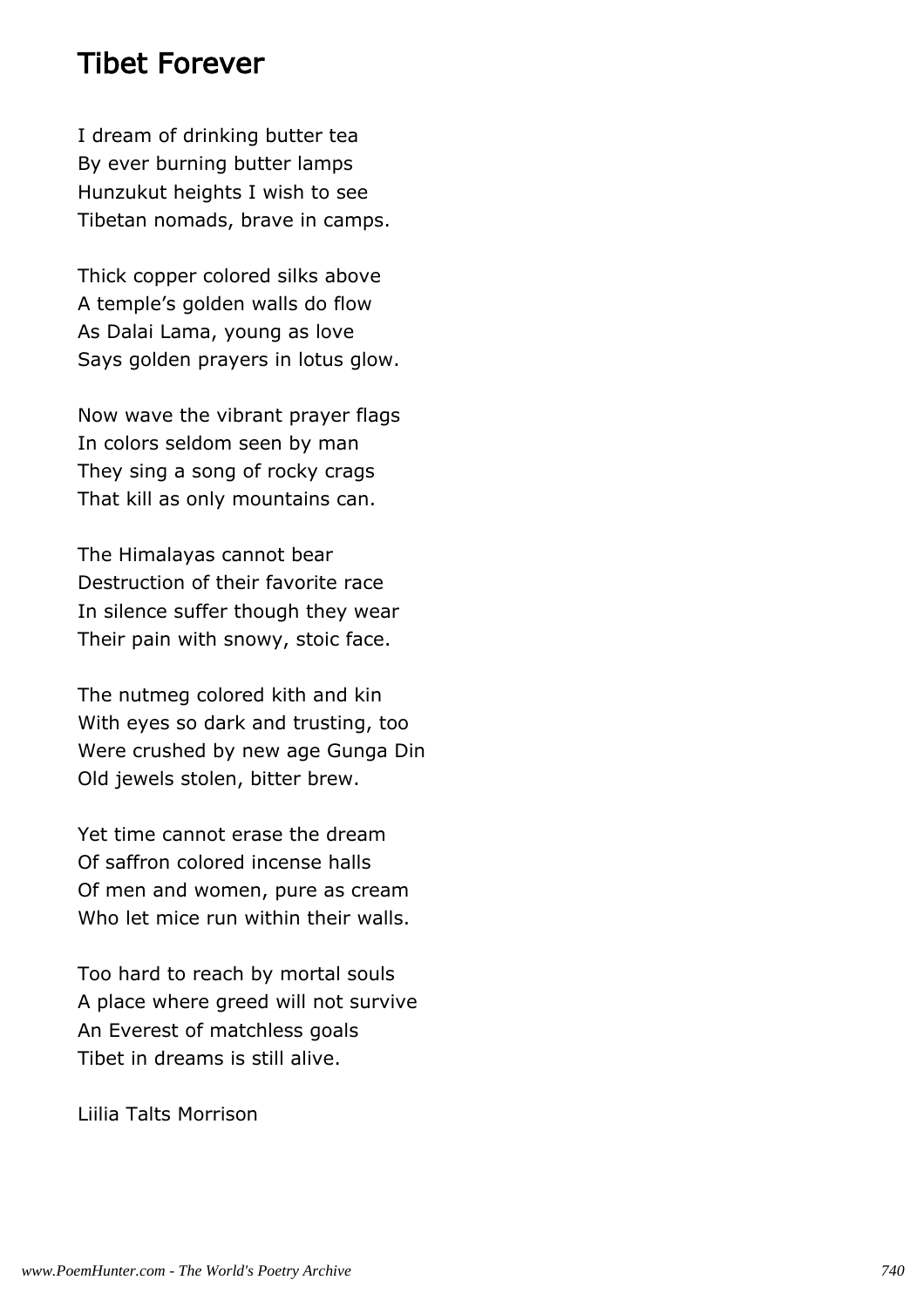# Tibet Forever

I dream of drinking butter tea
By ever burning butter lamps
Hunzukut heights I wish to see
Tibetan nomads, brave in camps.

Thick copper colored silks above
A temple's golden walls do flow
As Dalai Lama, young as love
Says golden prayers in lotus glow.

Now wave the vibrant prayer flags
In colors seldom seen by man
They sing a song of rocky crags
That kill as only mountains can.

The Himalayas cannot bear
Destruction of their favorite race
In silence suffer though they wear
Their pain with snowy, stoic face.

The nutmeg colored kith and kin
With eyes so dark and trusting, too
Were crushed by new age Gunga Din
Old jewels stolen, bitter brew.

Yet time cannot erase the dream
Of saffron colored incense halls
Of men and women, pure as cream
Who let mice run within their walls.

Too hard to reach by mortal souls
A place where greed will not survive
An Everest of matchless goals
Tibet in dreams is still alive.

Liilia Talts Morrison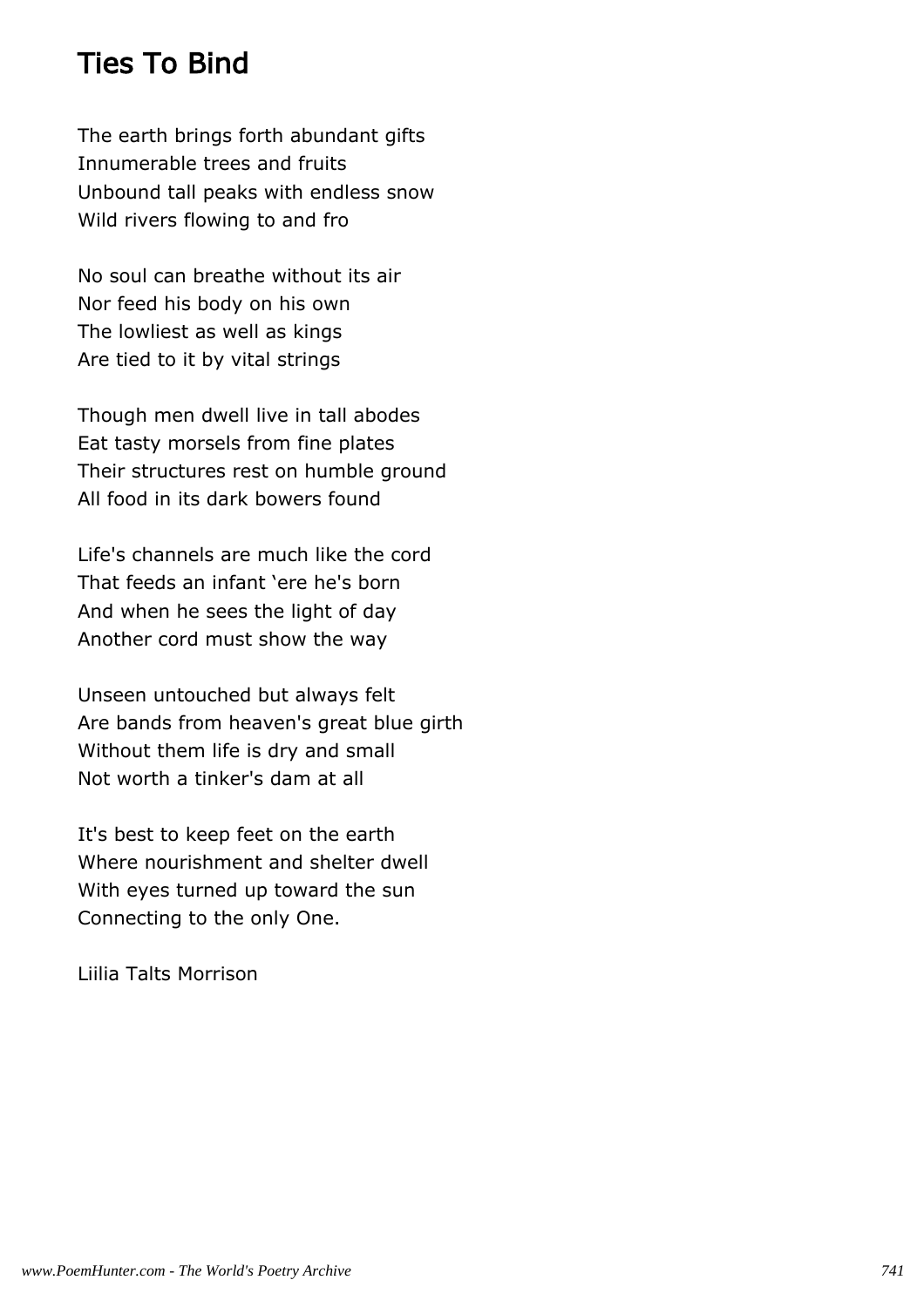# Ties To Bind

The earth brings forth abundant gifts
Innumerable trees and fruits
Unbound tall peaks with endless snow
Wild rivers flowing to and fro

No soul can breathe without its air
Nor feed his body on his own
The lowliest as well as kings
Are tied to it by vital strings

Though men dwell live in tall abodes
Eat tasty morsels from fine plates
Their structures rest on humble ground
All food in its dark bowers found

Life's channels are much like the cord
That feeds an infant 'ere he's born
And when he sees the light of day
Another cord must show the way

Unseen untouched but always felt
Are bands from heaven's great blue girth
Without them life is dry and small
Not worth a tinker's dam at all

It's best to keep feet on the earth
Where nourishment and shelter dwell
With eyes turned up toward the sun
Connecting to the only One.

Liilia Talts Morrison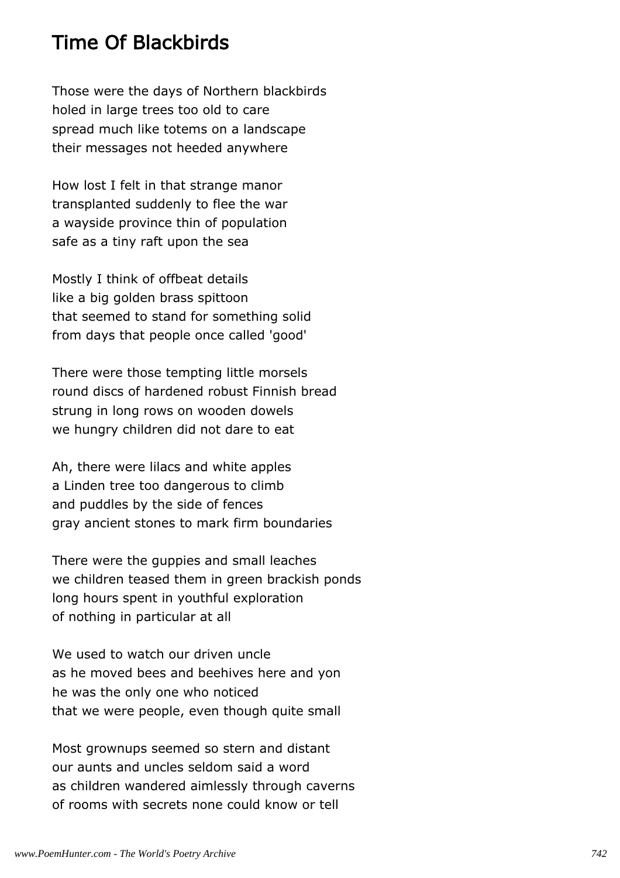# Time Of Blackbirds

Those were the days of Northern blackbirds
holed in large trees too old to care
spread much like totems on a landscape
their messages not heeded anywhere

How lost I felt in that strange manor
transplanted suddenly to flee the war
a wayside province thin of population
safe as a tiny raft upon the sea

Mostly I think of offbeat details
like a big golden brass spittoon
that seemed to stand for something solid
from days that people once called 'good'

There were those tempting little morsels
round discs of hardened robust Finnish bread
strung in long rows on wooden dowels
we hungry children did not dare to eat

Ah, there were lilacs and white apples
a Linden tree too dangerous to climb
and puddles by the side of fences
gray ancient stones to mark firm boundaries

There were the guppies and small leaches
we children teased them in green brackish ponds
long hours spent in youthful exploration
of nothing in particular at all

We used to watch our driven uncle
as he moved bees and beehives here and yon
he was the only one who noticed
that we were people, even though quite small

Most grownups seemed so stern and distant
our aunts and uncles seldom said a word
as children wandered aimlessly through caverns
of rooms with secrets none could know or tell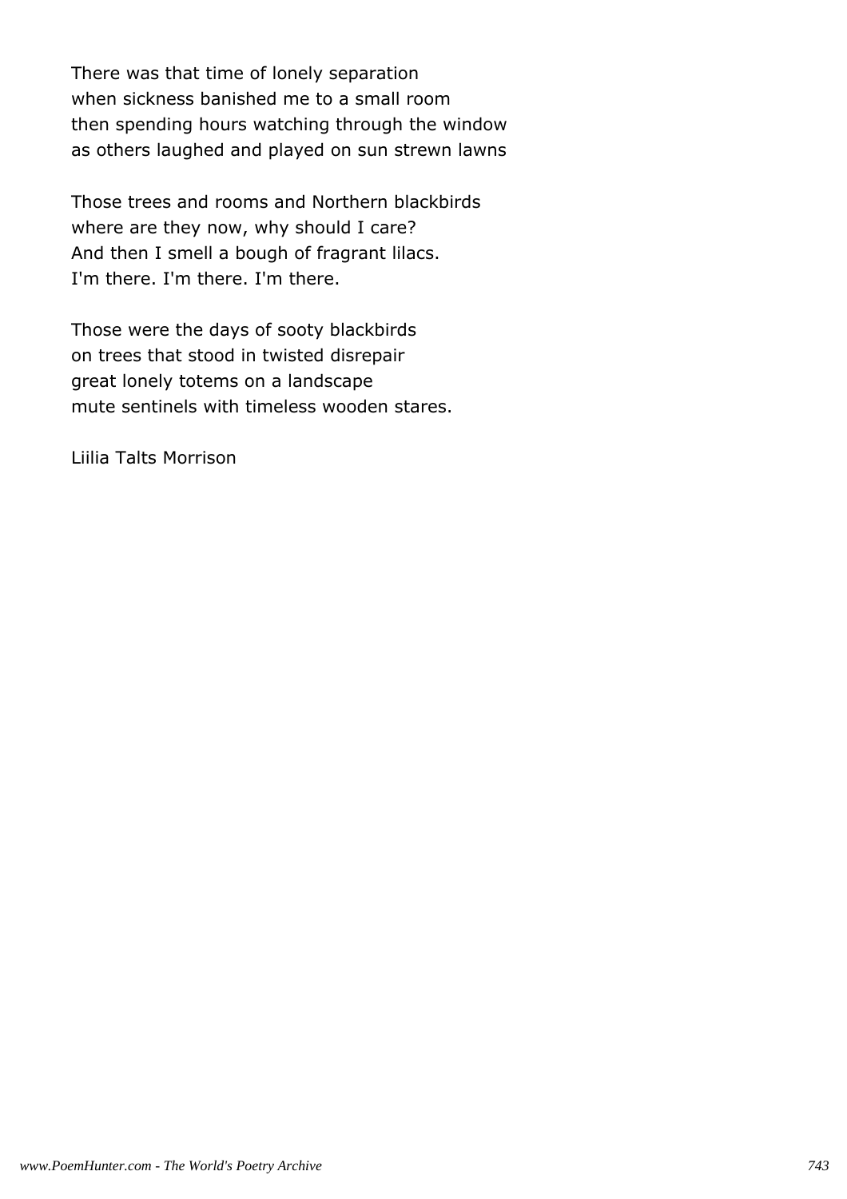There was that time of lonely separation
when sickness banished me to a small room
then spending hours watching through the window
as others laughed and played on sun strewn lawns

Those trees and rooms and Northern blackbirds
where are they now, why should I care?
And then I smell a bough of fragrant lilacs.
I'm there. I'm there. I'm there.

Those were the days of sooty blackbirds
on trees that stood in twisted disrepair
great lonely totems on a landscape
mute sentinels with timeless wooden stares.

Liilia Talts Morrison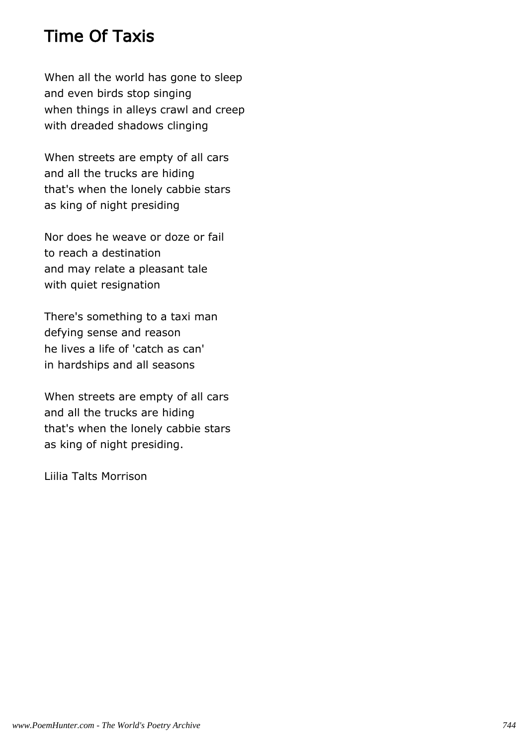# Time Of Taxis

When all the world has gone to sleep
and even birds stop singing
when things in alleys crawl and creep
with dreaded shadows clinging

When streets are empty of all cars
and all the trucks are hiding
that's when the lonely cabbie stars
as king of night presiding

Nor does he weave or doze or fail
to reach a destination
and may relate a pleasant tale
with quiet resignation

There's something to a taxi man
defying sense and reason
he lives a life of 'catch as can'
in hardships and all seasons

When streets are empty of all cars
and all the trucks are hiding
that's when the lonely cabbie stars
as king of night presiding.

Liilia Talts Morrison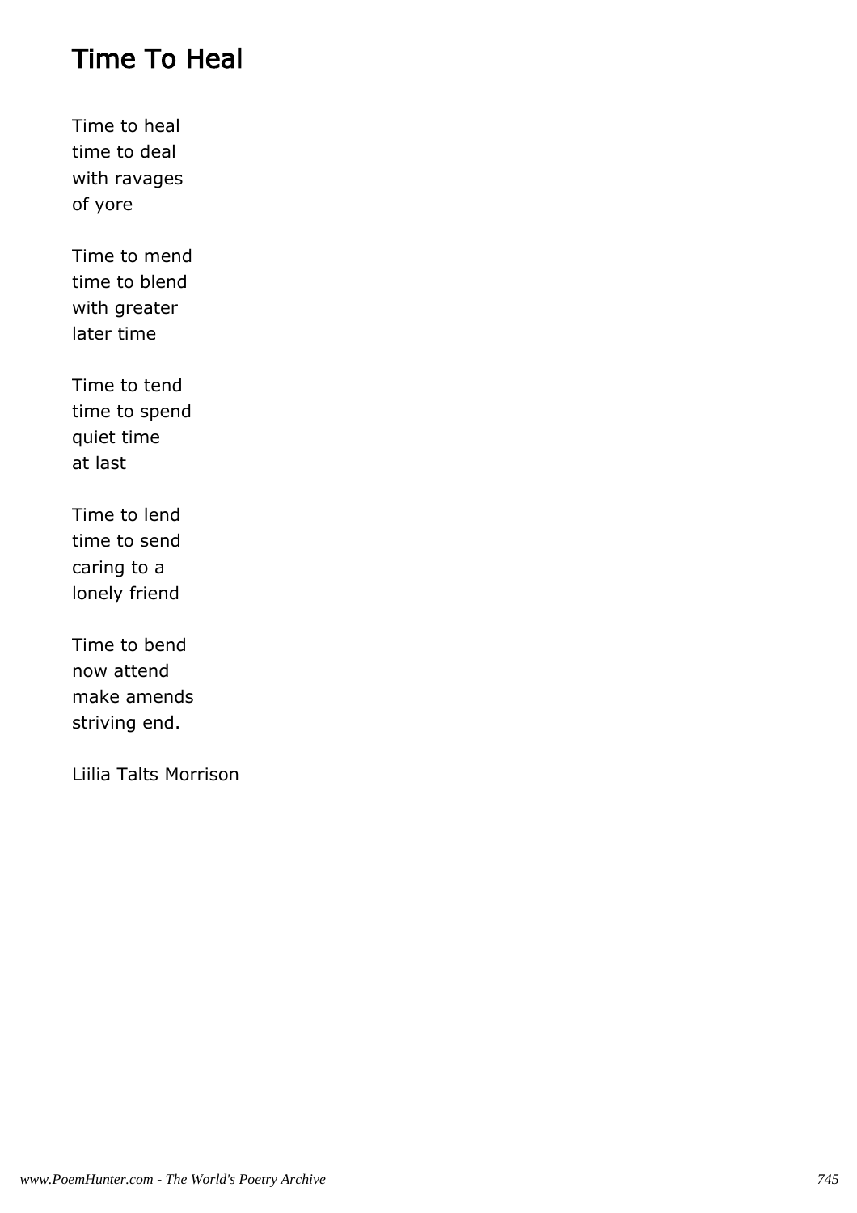# Time To Heal

Time to heal
time to deal
with ravages
of yore

Time to mend
time to blend
with greater
later time

Time to tend
time to spend
quiet time
at last

Time to lend
time to send
caring to a
lonely friend

Time to bend
now attend
make amends
striving end.

Liilia Talts Morrison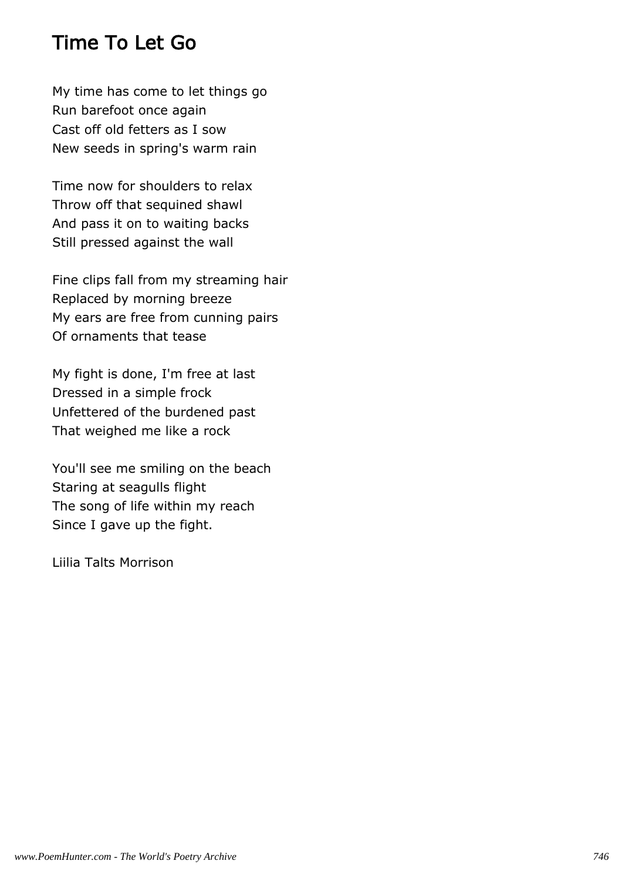## Time To Let Go

My time has come to let things go  
Run barefoot once again  
Cast off old fetters as I sow  
New seeds in spring's warm rain

Time now for shoulders to relax  
Throw off that sequined shawl  
And pass it on to waiting backs  
Still pressed against the wall

Fine clips fall from my streaming hair  
Replaced by morning breeze  
My ears are free from cunning pairs  
Of ornaments that tease

My fight is done, I'm free at last  
Dressed in a simple frock  
Unfettered of the burdened past  
That weighed me like a rock

You'll see me smiling on the beach  
Staring at seagulls flight  
The song of life within my reach  
Since I gave up the fight.

Liilia Talts Morrison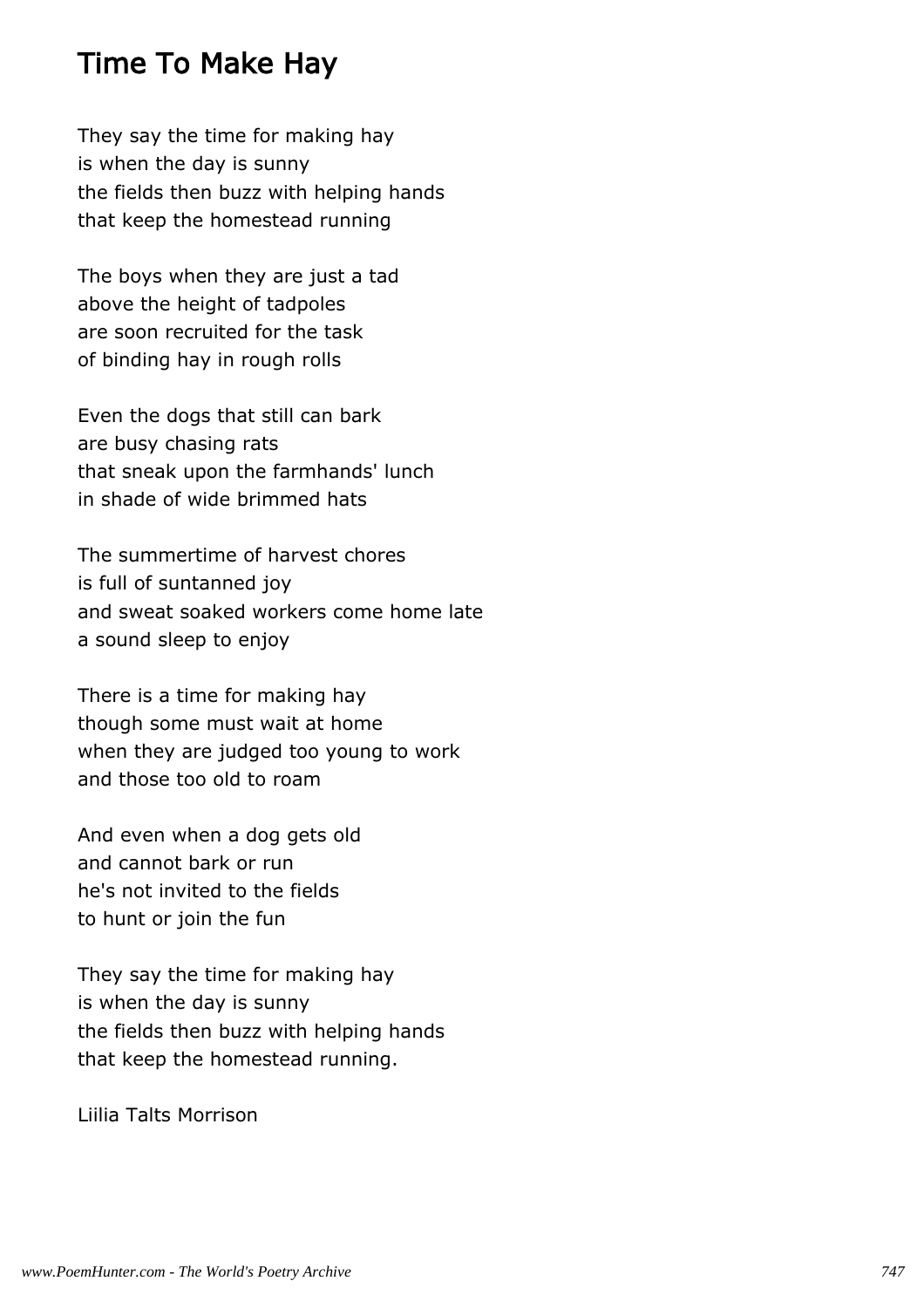# Time To Make Hay

They say the time for making hay
is when the day is sunny
the fields then buzz with helping hands
that keep the homestead running

The boys when they are just a tad
above the height of tadpoles
are soon recruited for the task
of binding hay in rough rolls

Even the dogs that still can bark
are busy chasing rats
that sneak upon the farmhands' lunch
in shade of wide brimmed hats

The summertime of harvest chores
is full of suntanned joy
and sweat soaked workers come home late
a sound sleep to enjoy

There is a time for making hay
though some must wait at home
when they are judged too young to work
and those too old to roam

And even when a dog gets old
and cannot bark or run
he's not invited to the fields
to hunt or join the fun

They say the time for making hay
is when the day is sunny
the fields then buzz with helping hands
that keep the homestead running.

Liilia Talts Morrison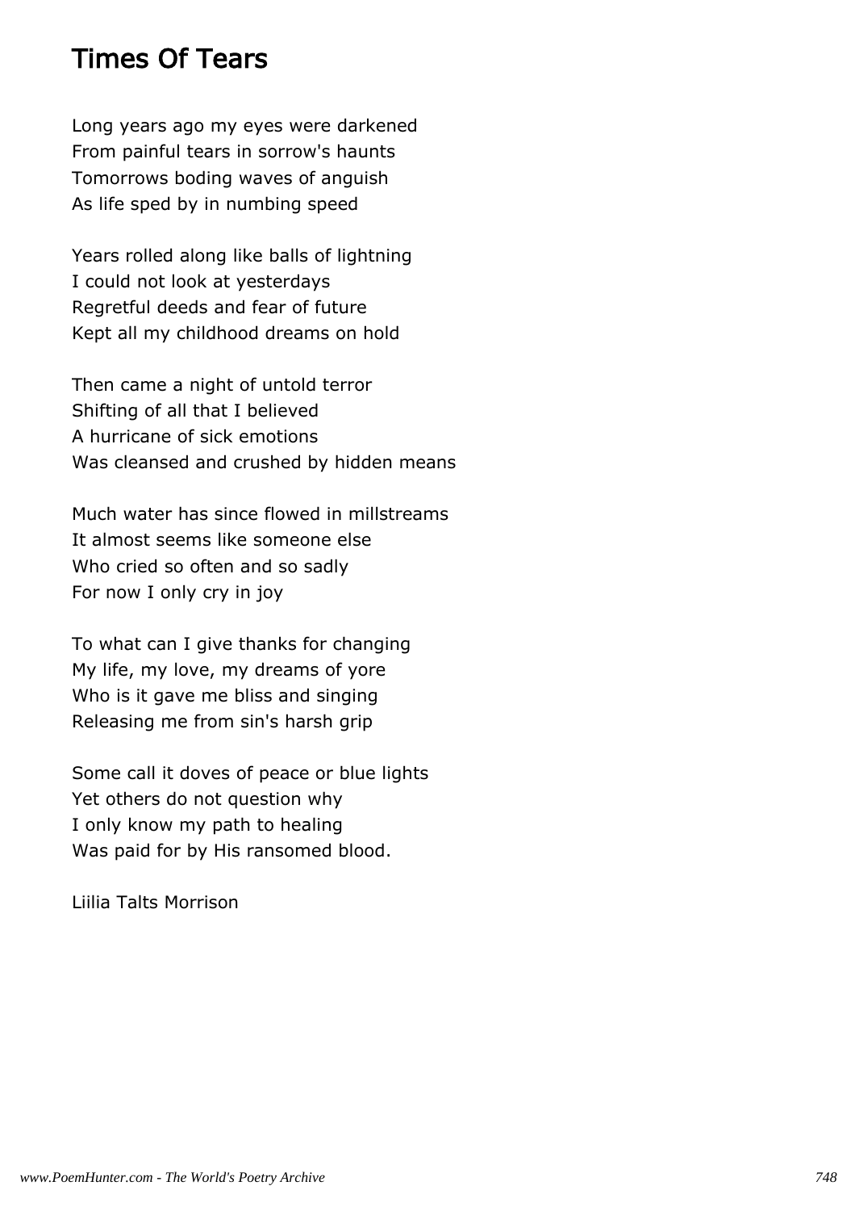# Times Of Tears

Long years ago my eyes were darkened
From painful tears in sorrow's haunts
Tomorrows boding waves of anguish
As life sped by in numbing speed

Years rolled along like balls of lightning
I could not look at yesterdays
Regretful deeds and fear of future
Kept all my childhood dreams on hold

Then came a night of untold terror
Shifting of all that I believed
A hurricane of sick emotions
Was cleansed and crushed by hidden means

Much water has since flowed in millstreams
It almost seems like someone else
Who cried so often and so sadly
For now I only cry in joy

To what can I give thanks for changing
My life, my love, my dreams of yore
Who is it gave me bliss and singing
Releasing me from sin's harsh grip

Some call it doves of peace or blue lights
Yet others do not question why
I only know my path to healing
Was paid for by His ransomed blood.

Liilia Talts Morrison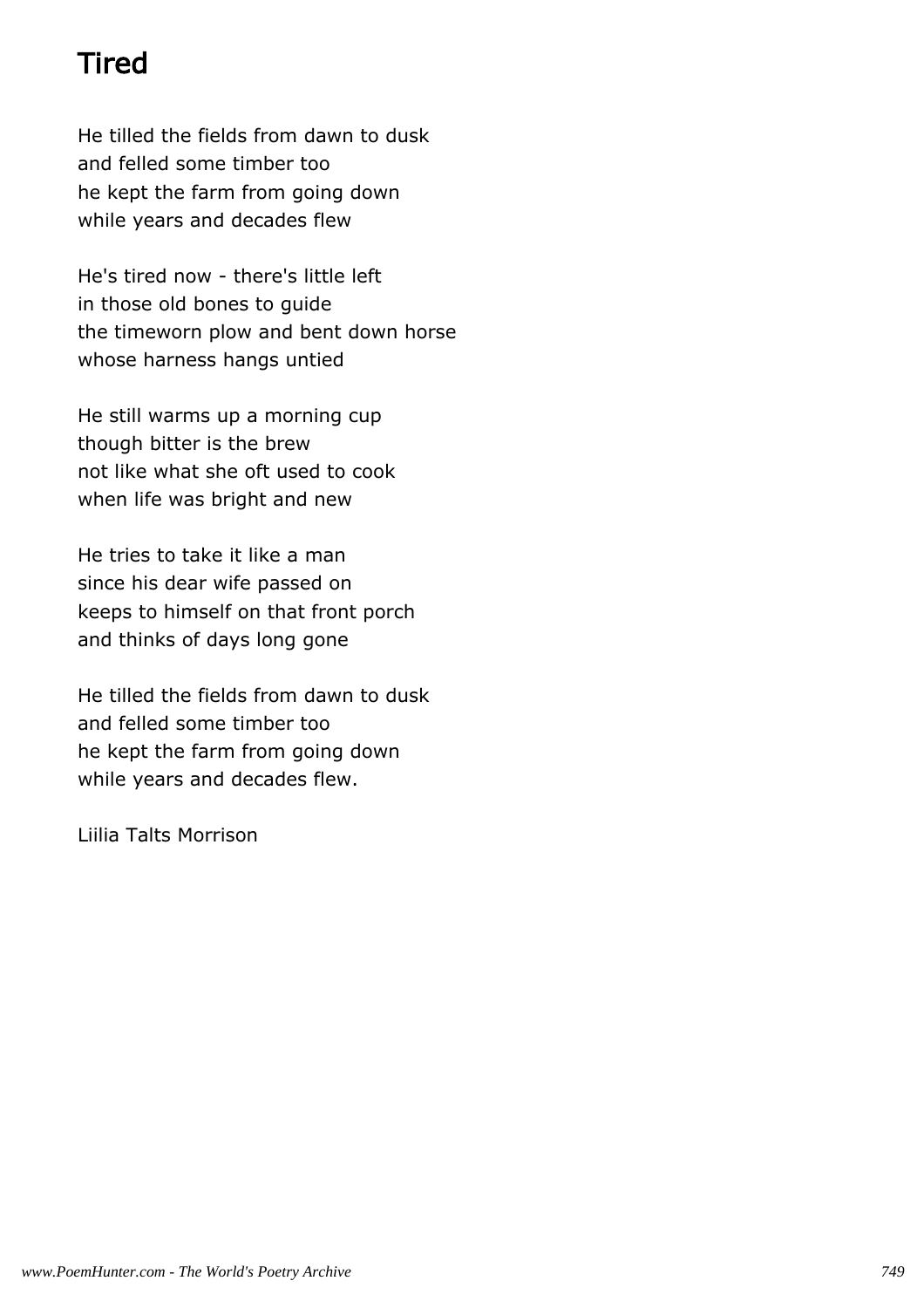# Tired

He tilled the fields from dawn to dusk
and felled some timber too
he kept the farm from going down
while years and decades flew

He's tired now - there's little left
in those old bones to guide
the timeworn plow and bent down horse
whose harness hangs untied

He still warms up a morning cup
though bitter is the brew
not like what she oft used to cook
when life was bright and new

He tries to take it like a man
since his dear wife passed on
keeps to himself on that front porch
and thinks of days long gone

He tilled the fields from dawn to dusk
and felled some timber too
he kept the farm from going down
while years and decades flew.

Liilia Talts Morrison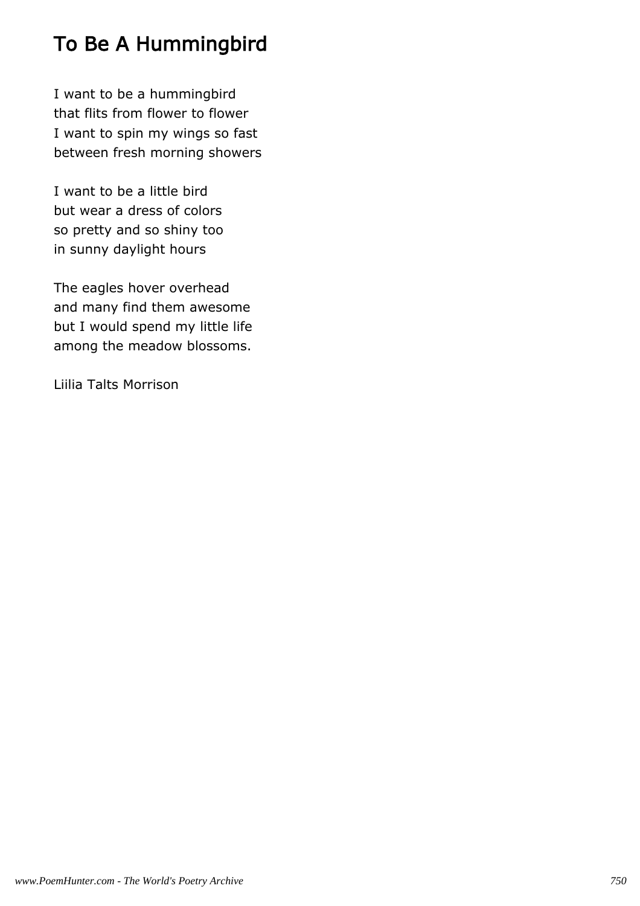# To Be A Hummingbird

I want to be a hummingbird
that flits from flower to flower
I want to spin my wings so fast
between fresh morning showers

I want to be a little bird
but wear a dress of colors
so pretty and so shiny too
in sunny daylight hours

The eagles hover overhead
and many find them awesome
but I would spend my little life
among the meadow blossoms.

Liilia Talts Morrison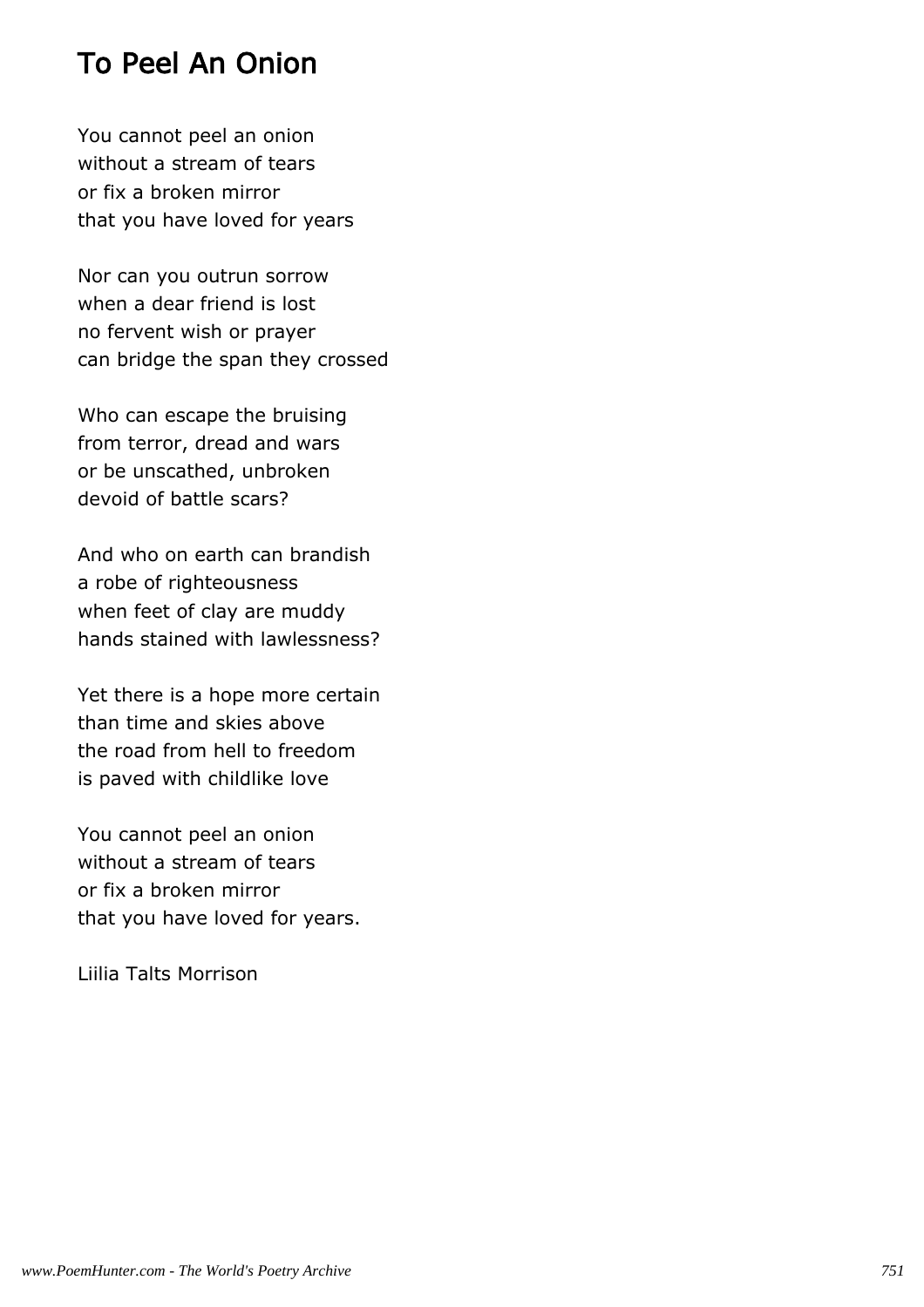## To Peel An Onion

You cannot peel an onion
without a stream of tears
or fix a broken mirror
that you have loved for years

Nor can you outrun sorrow
when a dear friend is lost
no fervent wish or prayer
can bridge the span they crossed

Who can escape the bruising
from terror, dread and wars
or be unscathed, unbroken
devoid of battle scars?

And who on earth can brandish
a robe of righteousness
when feet of clay are muddy
hands stained with lawlessness?

Yet there is a hope more certain
than time and skies above
the road from hell to freedom
is paved with childlike love

You cannot peel an onion
without a stream of tears
or fix a broken mirror
that you have loved for years.

Liilia Talts Morrison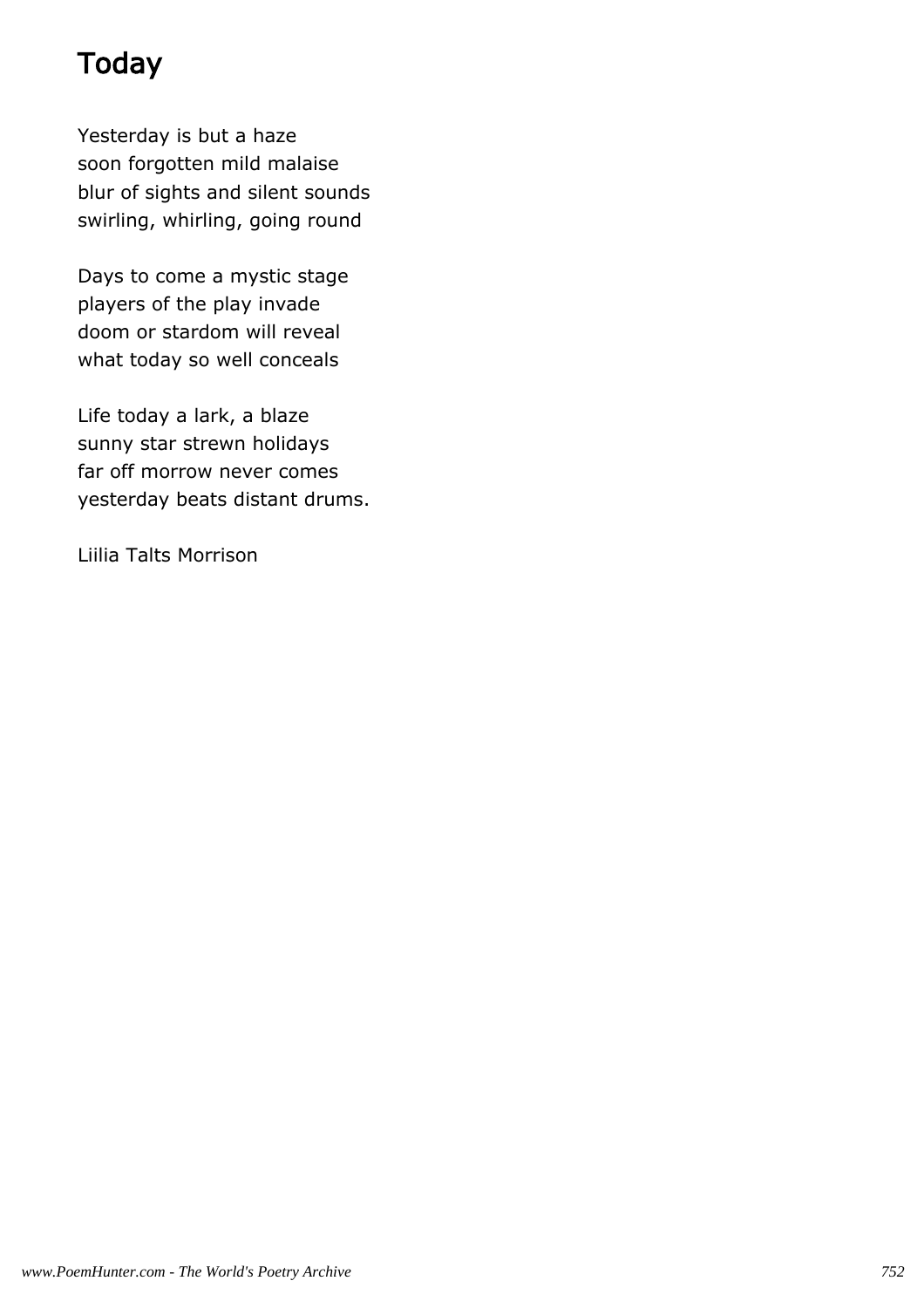# Today

Yesterday is but a haze
soon forgotten mild malaise
blur of sights and silent sounds
swirling, whirling, going round

Days to come a mystic stage
players of the play invade
doom or stardom will reveal
what today so well conceals

Life today a lark, a blaze
sunny star strewn holidays
far off morrow never comes
yesterday beats distant drums.

Liilia Talts Morrison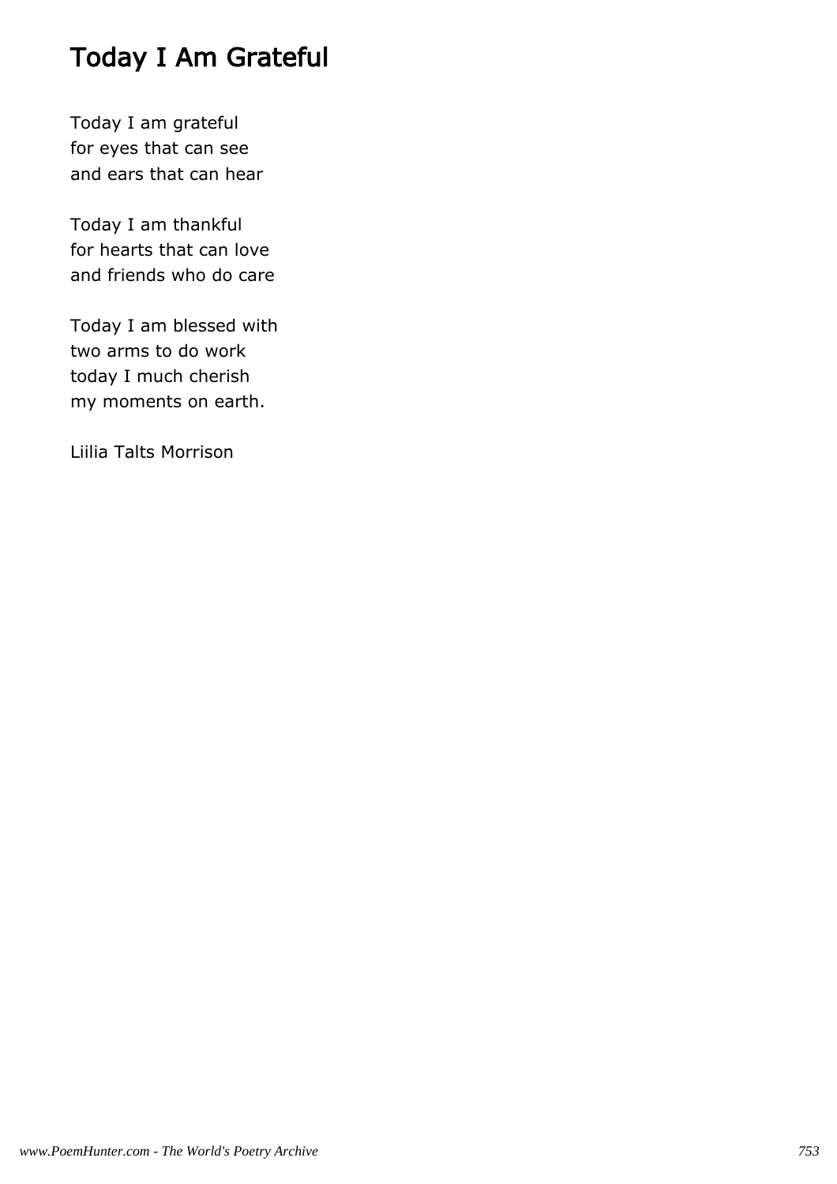# Today I Am Grateful

Today I am grateful
for eyes that can see
and ears that can hear

Today I am thankful
for hearts that can love
and friends who do care

Today I am blessed with
two arms to do work
today I much cherish
my moments on earth.

Liilia Talts Morrison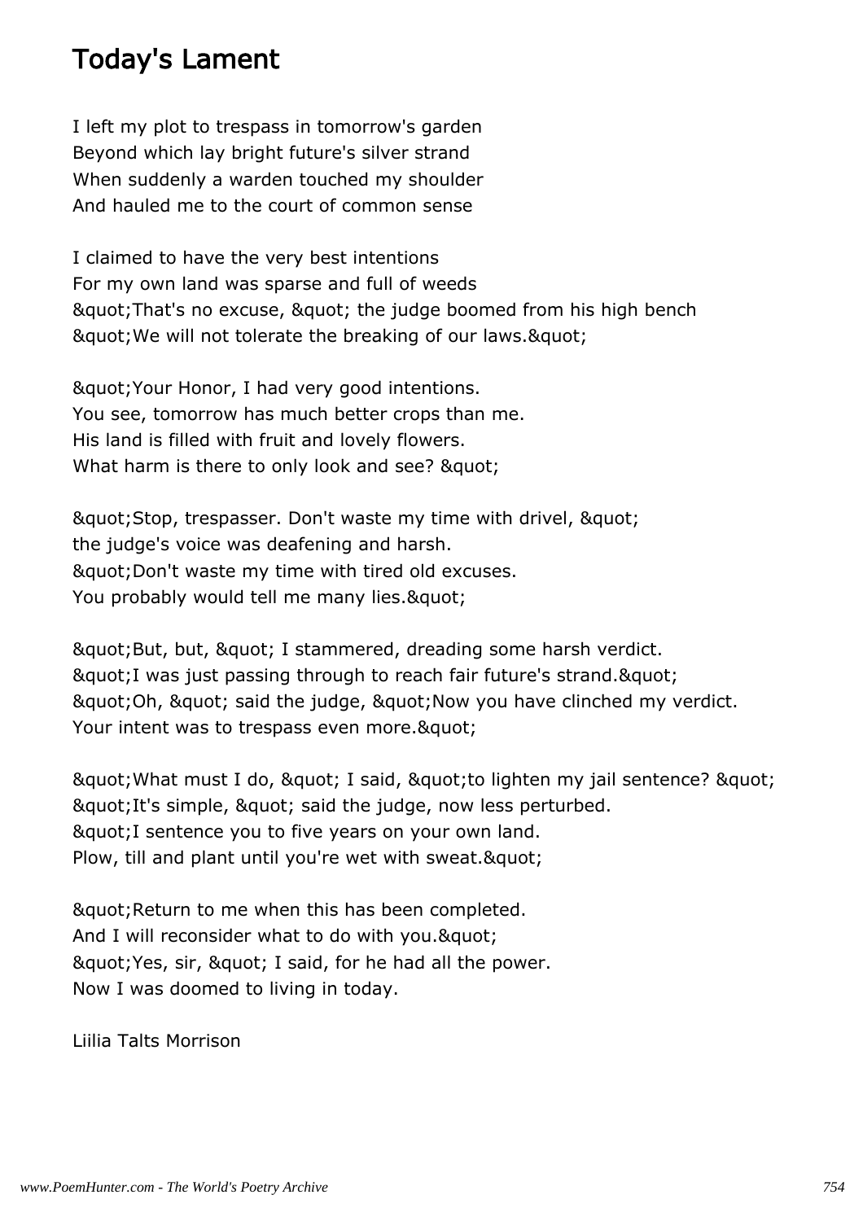# Today's Lament

I left my plot to trespass in tomorrow's garden
Beyond which lay bright future's silver strand
When suddenly a warden touched my shoulder
And hauled me to the court of common sense

I claimed to have the very best intentions
For my own land was sparse and full of weeds
&quot;That's no excuse, &quot; the judge boomed from his high bench
&quot;We will not tolerate the breaking of our laws.&quot;

&quot;Your Honor, I had very good intentions.
You see, tomorrow has much better crops than me.
His land is filled with fruit and lovely flowers.
What harm is there to only look and see? &quot;

&quot;Stop, trespasser. Don't waste my time with drivel, &quot;
the judge's voice was deafening and harsh.
&quot;Don't waste my time with tired old excuses.
You probably would tell me many lies.&quot;

&quot;But, but, &quot; I stammered, dreading some harsh verdict.
&quot;I was just passing through to reach fair future's strand.&quot;
&quot;Oh, &quot; said the judge, &quot;Now you have clinched my verdict.
Your intent was to trespass even more.&quot;

&quot;What must I do, &quot; I said, &quot;to lighten my jail sentence? &quot;
&quot;It's simple, &quot; said the judge, now less perturbed.
&quot;I sentence you to five years on your own land.
Plow, till and plant until you're wet with sweat.&quot;

&quot;Return to me when this has been completed.
And I will reconsider what to do with you.&quot;
&quot;Yes, sir, &quot; I said, for he had all the power.
Now I was doomed to living in today.

Liilia Talts Morrison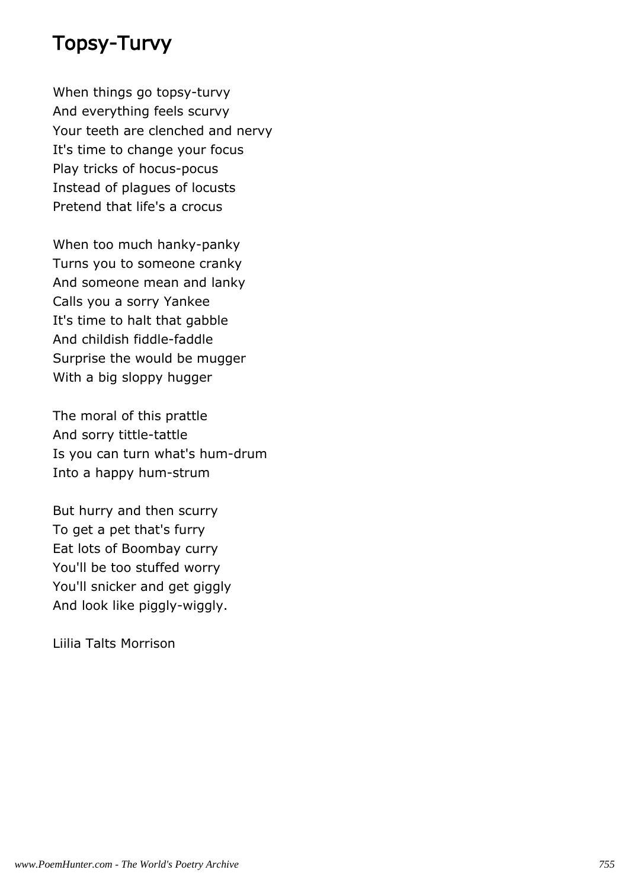# Topsy-Turvy

When things go topsy-turvy
And everything feels scurvy
Your teeth are clenched and nervy
It's time to change your focus
Play tricks of hocus-pocus
Instead of plagues of locusts
Pretend that life's a crocus

When too much hanky-panky
Turns you to someone cranky
And someone mean and lanky
Calls you a sorry Yankee
It's time to halt that gabble
And childish fiddle-faddle
Surprise the would be mugger
With a big sloppy hugger

The moral of this prattle
And sorry tittle-tattle
Is you can turn what's hum-drum
Into a happy hum-strum

But hurry and then scurry
To get a pet that's furry
Eat lots of Boombay curry
You'll be too stuffed worry
You'll snicker and get giggly
And look like piggly-wiggly.

Liilia Talts Morrison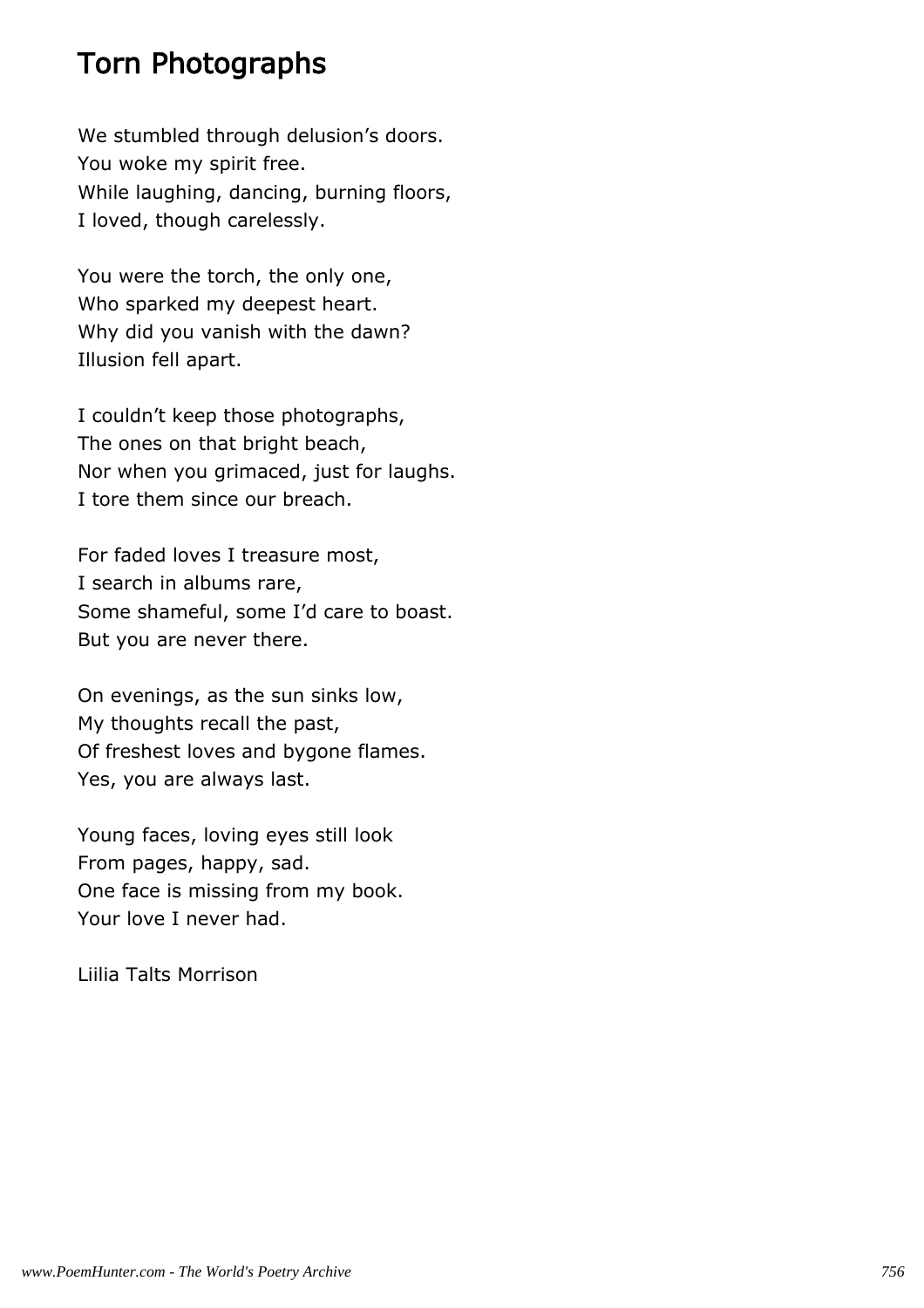## Torn Photographs

We stumbled through delusion’s doors.  
You woke my spirit free.  
While laughing, dancing, burning floors,  
I loved, though carelessly.

You were the torch, the only one,  
Who sparked my deepest heart.  
Why did you vanish with the dawn?  
Illusion fell apart.

I couldn’t keep those photographs,  
The ones on that bright beach,  
Nor when you grimaced, just for laughs.  
I tore them since our breach.

For faded loves I treasure most,  
I search in albums rare,  
Some shameful, some I’d care to boast.  
But you are never there.

On evenings, as the sun sinks low,  
My thoughts recall the past,  
Of freshest loves and bygone flames.  
Yes, you are always last.

Young faces, loving eyes still look  
From pages, happy, sad.  
One face is missing from my book.  
Your love I never had.

Liilia Talts Morrison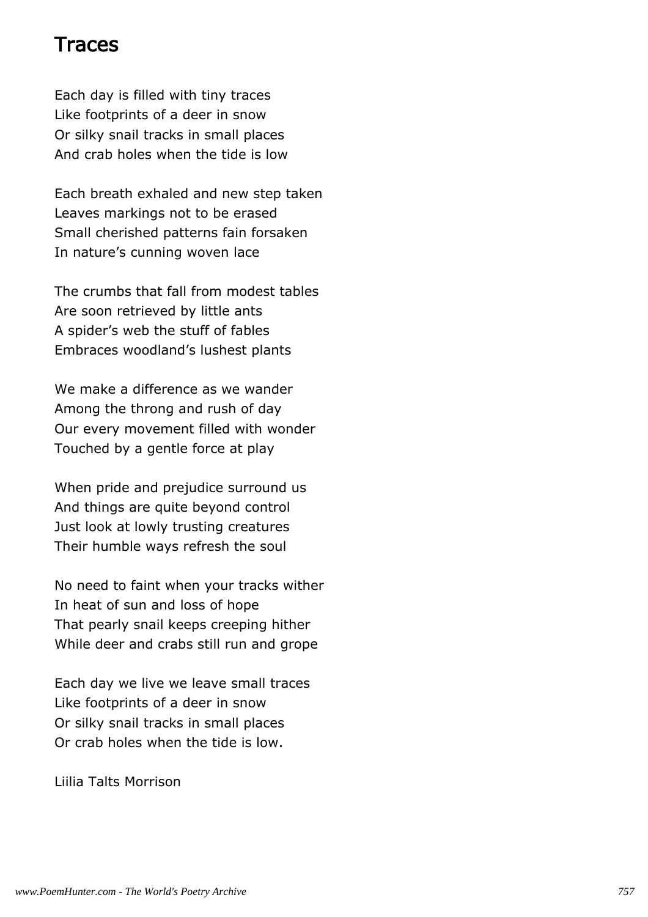# Traces

Each day is filled with tiny traces
Like footprints of a deer in snow
Or silky snail tracks in small places
And crab holes when the tide is low

Each breath exhaled and new step taken
Leaves markings not to be erased
Small cherished patterns fain forsaken
In nature's cunning woven lace

The crumbs that fall from modest tables
Are soon retrieved by little ants
A spider's web the stuff of fables
Embraces woodland's lushest plants

We make a difference as we wander
Among the throng and rush of day
Our every movement filled with wonder
Touched by a gentle force at play

When pride and prejudice surround us
And things are quite beyond control
Just look at lowly trusting creatures
Their humble ways refresh the soul

No need to faint when your tracks wither
In heat of sun and loss of hope
That pearly snail keeps creeping hither
While deer and crabs still run and grope

Each day we live we leave small traces
Like footprints of a deer in snow
Or silky snail tracks in small places
Or crab holes when the tide is low.

Liilia Talts Morrison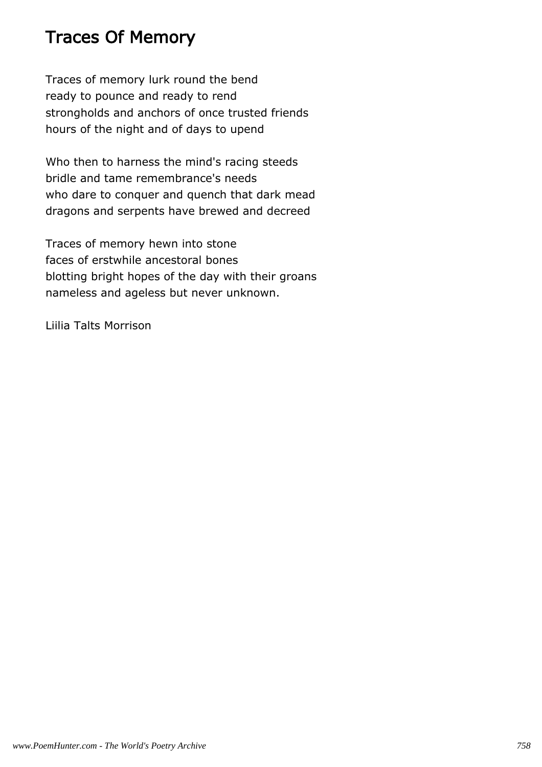# Traces Of Memory

Traces of memory lurk round the bend
ready to pounce and ready to rend
strongholds and anchors of once trusted friends
hours of the night and of days to upend

Who then to harness the mind's racing steeds
bridle and tame remembrance's needs
who dare to conquer and quench that dark mead
dragons and serpents have brewed and decreed

Traces of memory hewn into stone
faces of erstwhile ancestoral bones
blotting bright hopes of the day with their groans
nameless and ageless but never unknown.

Liilia Talts Morrison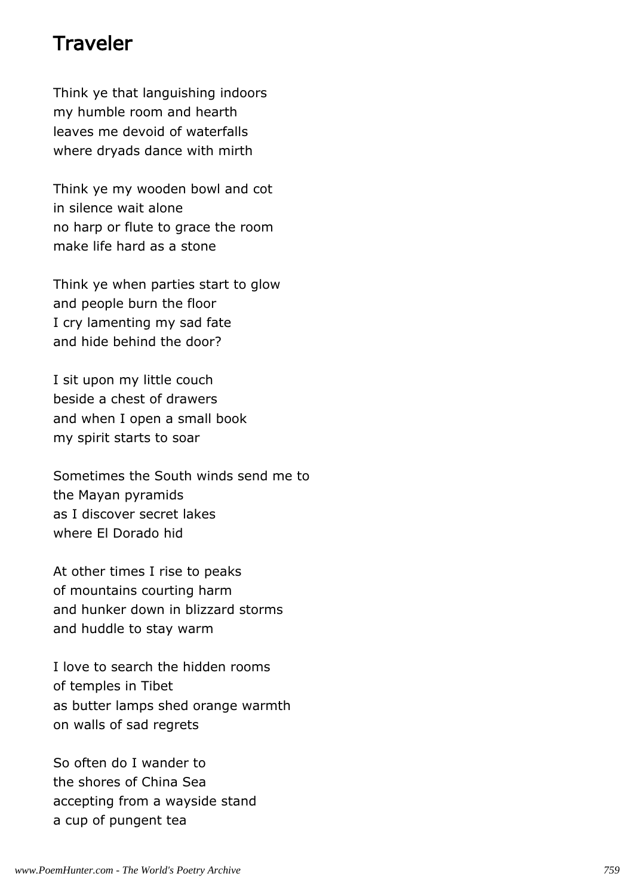# Traveler

Think ye that languishing indoors  
my humble room and hearth  
leaves me devoid of waterfalls  
where dryads dance with mirth

Think ye my wooden bowl and cot  
in silence wait alone  
no harp or flute to grace the room  
make life hard as a stone

Think ye when parties start to glow  
and people burn the floor  
I cry lamenting my sad fate  
and hide behind the door?

I sit upon my little couch  
beside a chest of drawers  
and when I open a small book  
my spirit starts to soar

Sometimes the South winds send me to  
the Mayan pyramids  
as I discover secret lakes  
where El Dorado hid

At other times I rise to peaks  
of mountains courting harm  
and hunker down in blizzard storms  
and huddle to stay warm

I love to search the hidden rooms  
of temples in Tibet  
as butter lamps shed orange warmth  
on walls of sad regrets

So often do I wander to  
the shores of China Sea  
accepting from a wayside stand  
a cup of pungent tea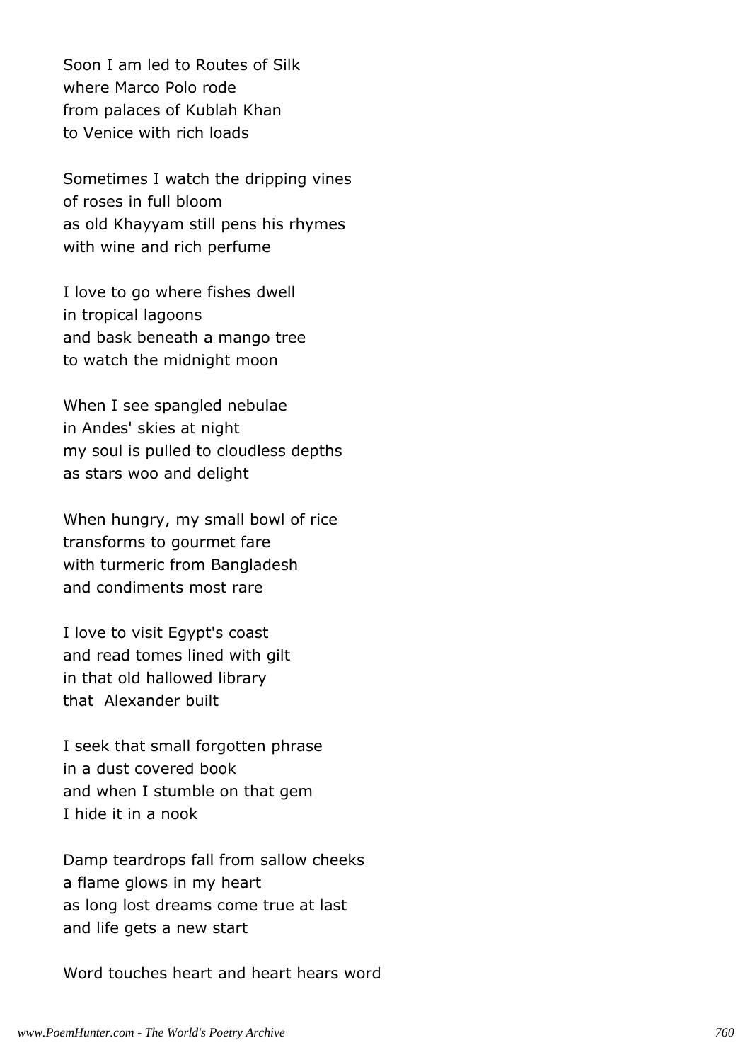Soon I am led to Routes of Silk
where Marco Polo rode
from palaces of Kublah Khan
to Venice with rich loads

Sometimes I watch the dripping vines
of roses in full bloom
as old Khayyam still pens his rhymes
with wine and rich perfume

I love to go where fishes dwell
in tropical lagoons
and bask beneath a mango tree
to watch the midnight moon

When I see spangled nebulae
in Andes' skies at night
my soul is pulled to cloudless depths
as stars woo and delight

When hungry, my small bowl of rice
transforms to gourmet fare
with turmeric from Bangladesh
and condiments most rare

I love to visit Egypt's coast
and read tomes lined with gilt
in that old hallowed library
that  Alexander built

I seek that small forgotten phrase
in a dust covered book
and when I stumble on that gem
I hide it in a nook

Damp teardrops fall from sallow cheeks
a flame glows in my heart
as long lost dreams come true at last
and life gets a new start

Word touches heart and heart hears word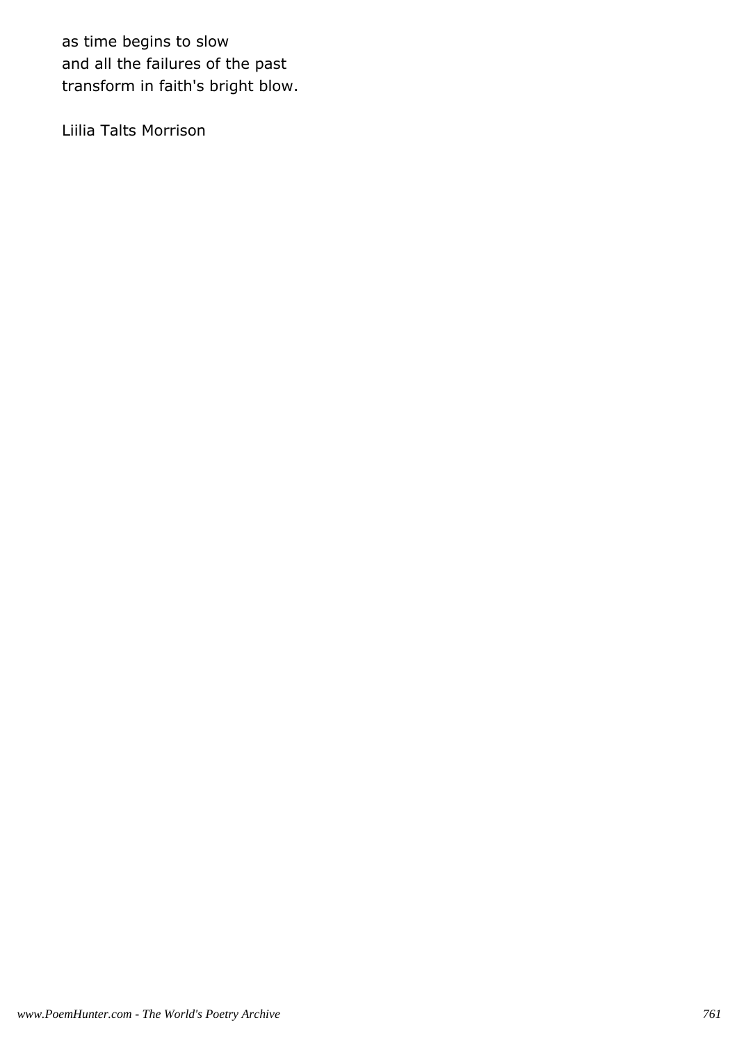as time begins to slow
and all the failures of the past
transform in faith's bright blow.

Liilia Talts Morrison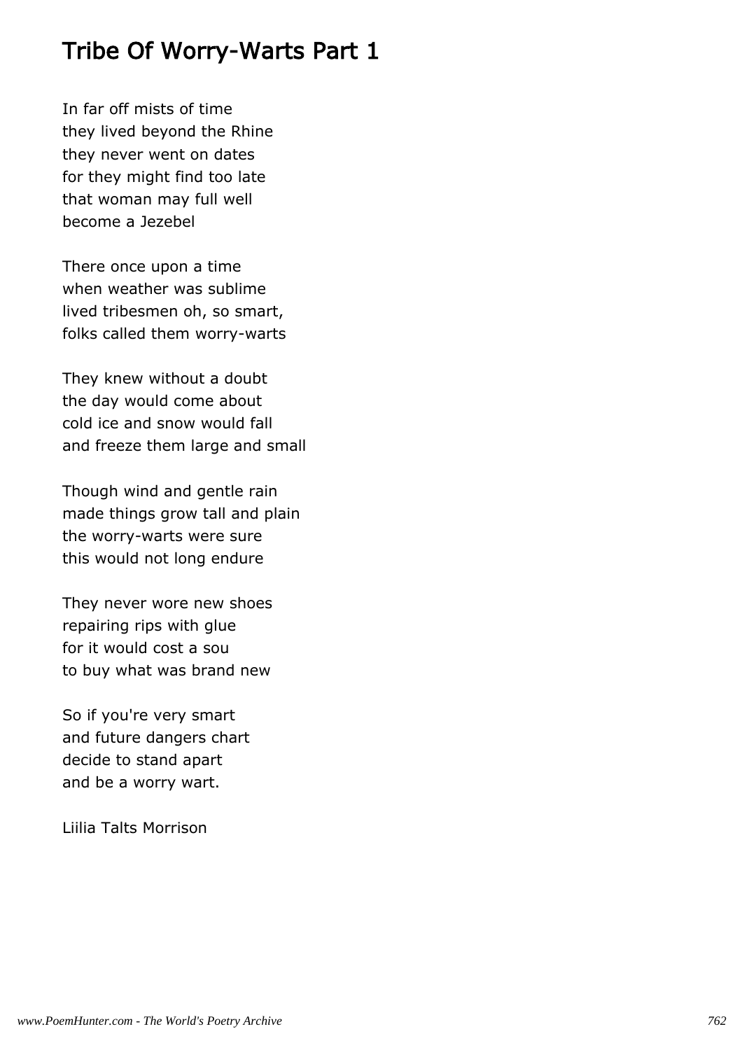# Tribe Of Worry-Warts Part 1

In far off mists of time
they lived beyond the Rhine
they never went on dates
for they might find too late
that woman may full well
become a Jezebel

There once upon a time
when weather was sublime
lived tribesmen oh, so smart,
folks called them worry-warts

They knew without a doubt
the day would come about
cold ice and snow would fall
and freeze them large and small

Though wind and gentle rain
made things grow tall and plain
the worry-warts were sure
this would not long endure

They never wore new shoes
repairing rips with glue
for it would cost a sou
to buy what was brand new

So if you're very smart
and future dangers chart
decide to stand apart
and be a worry wart.

Liilia Talts Morrison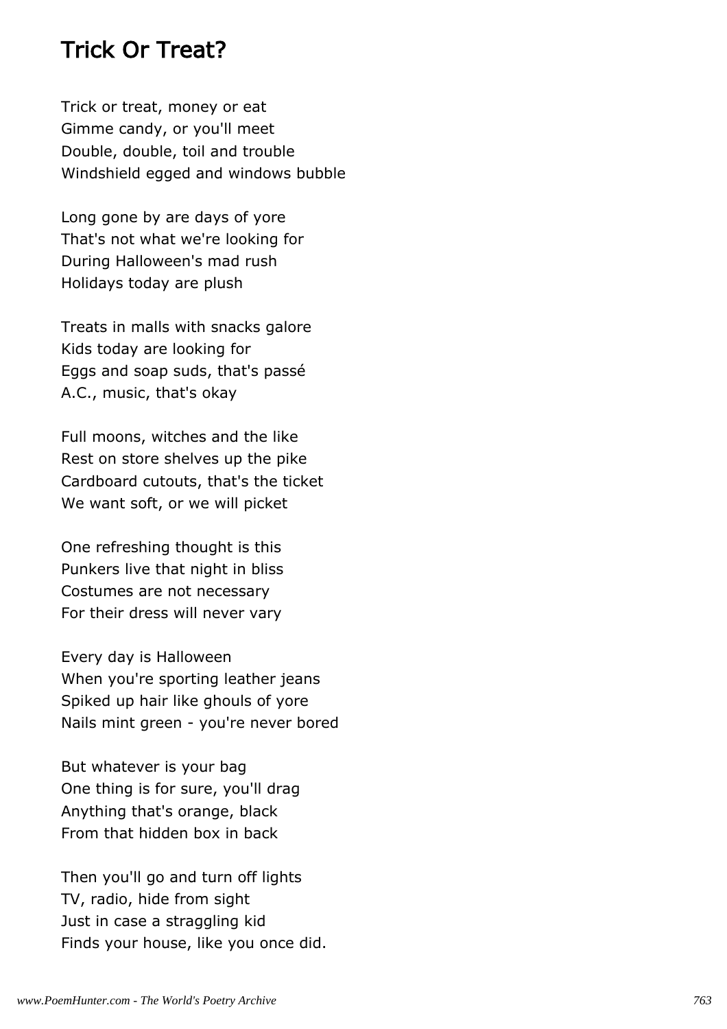# Trick Or Treat?

Trick or treat, money or eat
Gimme candy, or you'll meet
Double, double, toil and trouble
Windshield egged and windows bubble

Long gone by are days of yore
That's not what we're looking for
During Halloween's mad rush
Holidays today are plush

Treats in malls with snacks galore
Kids today are looking for
Eggs and soap suds, that's passé
A.C., music, that's okay

Full moons, witches and the like
Rest on store shelves up the pike
Cardboard cutouts, that's the ticket
We want soft, or we will picket

One refreshing thought is this
Punkers live that night in bliss
Costumes are not necessary
For their dress will never vary

Every day is Halloween
When you're sporting leather jeans
Spiked up hair like ghouls of yore
Nails mint green - you're never bored

But whatever is your bag
One thing is for sure, you'll drag
Anything that's orange, black
From that hidden box in back

Then you'll go and turn off lights
TV, radio, hide from sight
Just in case a straggling kid
Finds your house, like you once did.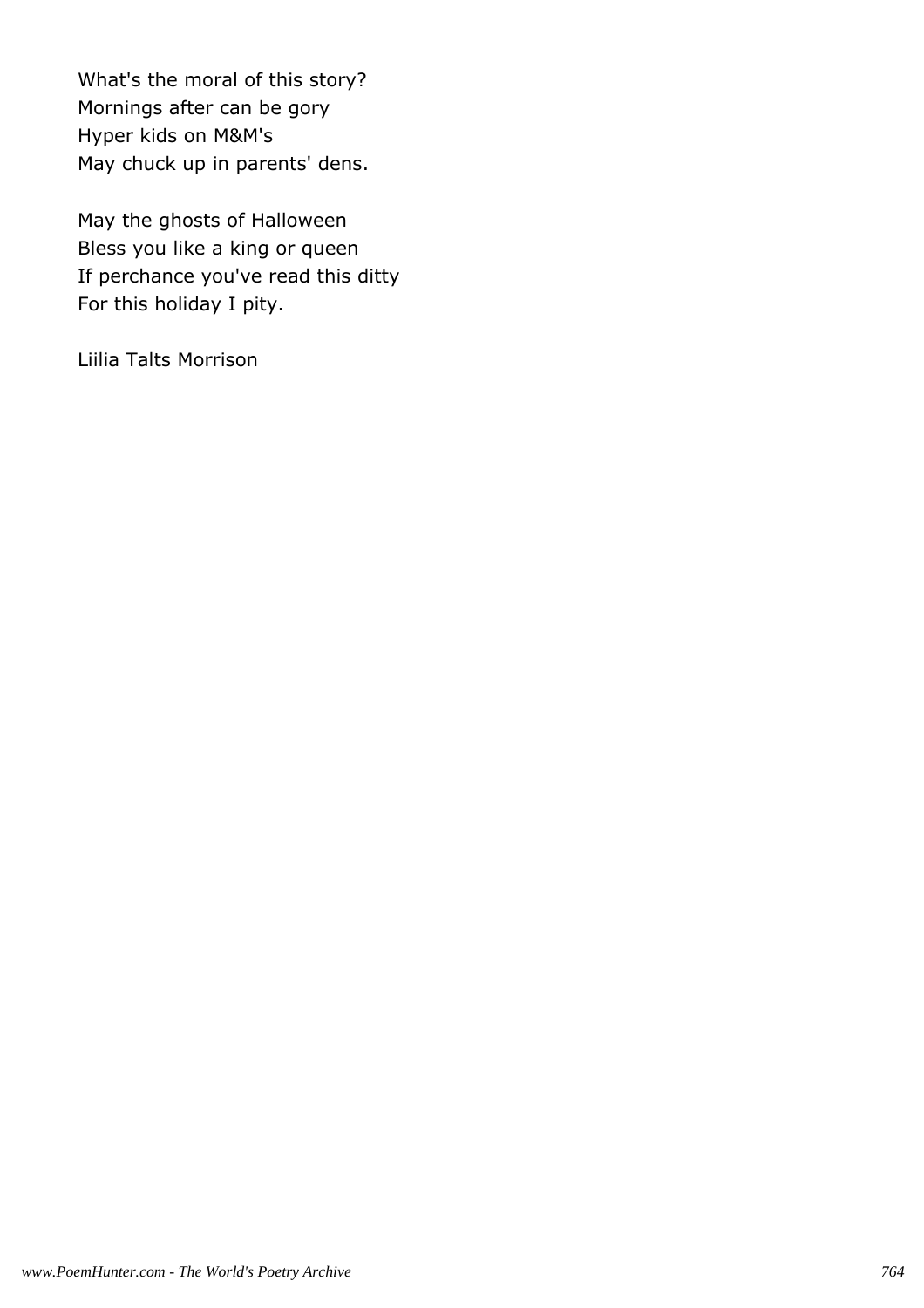What's the moral of this story?
Mornings after can be gory
Hyper kids on M&M's
May chuck up in parents' dens.

May the ghosts of Halloween
Bless you like a king or queen
If perchance you've read this ditty
For this holiday I pity.

Liilia Talts Morrison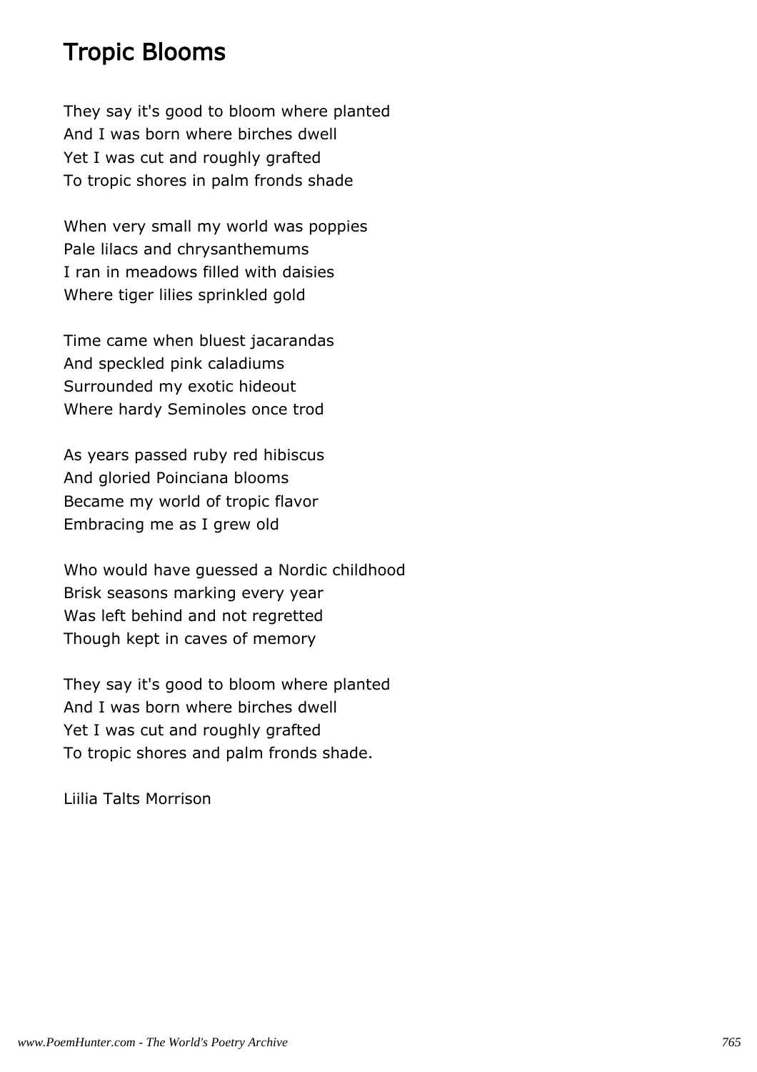# Tropic Blooms

They say it's good to bloom where planted
And I was born where birches dwell
Yet I was cut and roughly grafted
To tropic shores in palm fronds shade

When very small my world was poppies
Pale lilacs and chrysanthemums
I ran in meadows filled with daisies
Where tiger lilies sprinkled gold

Time came when bluest jacarandas
And speckled pink caladiums
Surrounded my exotic hideout
Where hardy Seminoles once trod

As years passed ruby red hibiscus
And gloried Poinciana blooms
Became my world of tropic flavor
Embracing me as I grew old

Who would have guessed a Nordic childhood
Brisk seasons marking every year
Was left behind and not regretted
Though kept in caves of memory

They say it's good to bloom where planted
And I was born where birches dwell
Yet I was cut and roughly grafted
To tropic shores and palm fronds shade.

Liilia Talts Morrison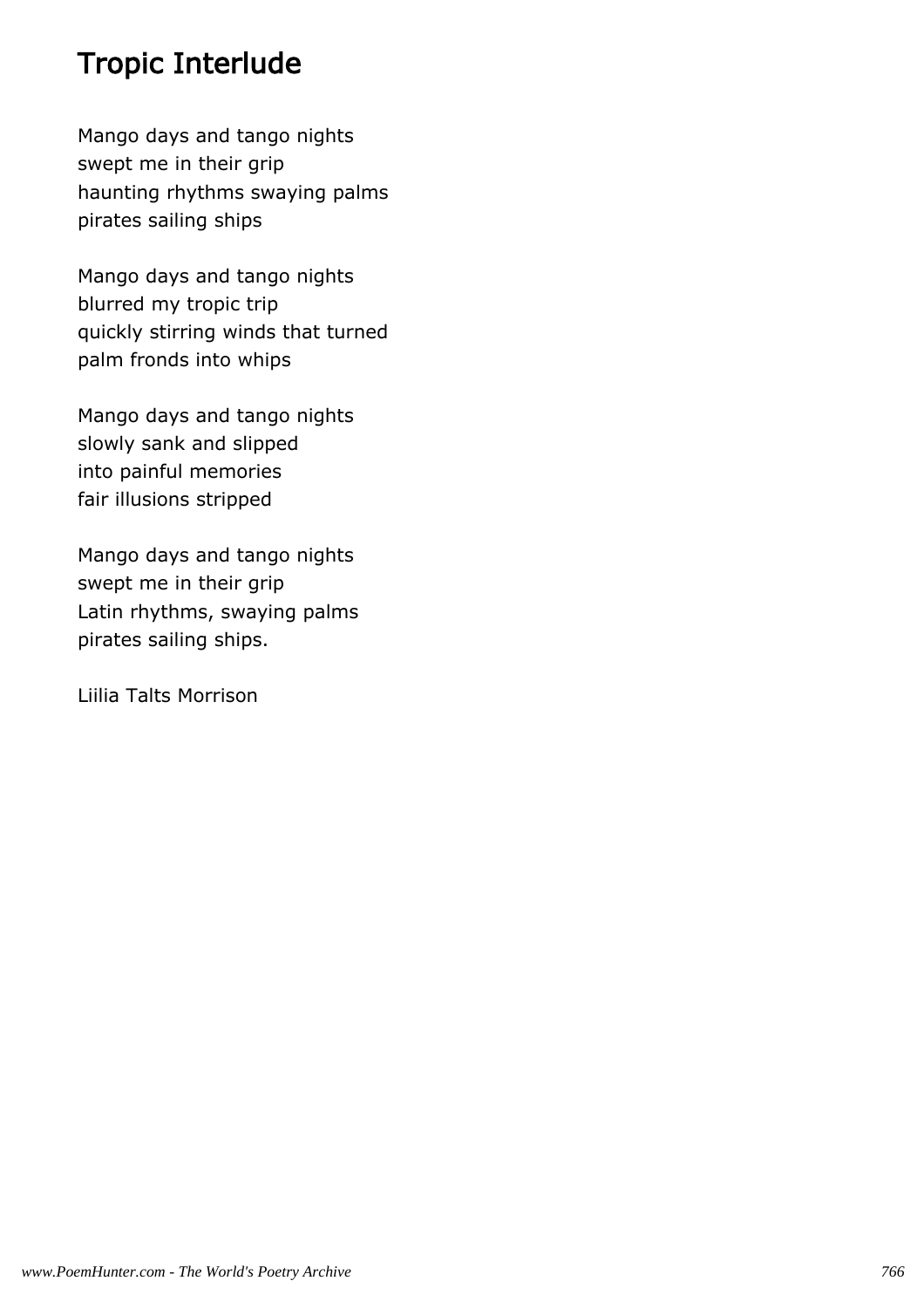# Tropic Interlude

Mango days and tango nights
swept me in their grip
haunting rhythms swaying palms
pirates sailing ships

Mango days and tango nights
blurred my tropic trip
quickly stirring winds that turned
palm fronds into whips

Mango days and tango nights
slowly sank and slipped
into painful memories
fair illusions stripped

Mango days and tango nights
swept me in their grip
Latin rhythms, swaying palms
pirates sailing ships.

Liilia Talts Morrison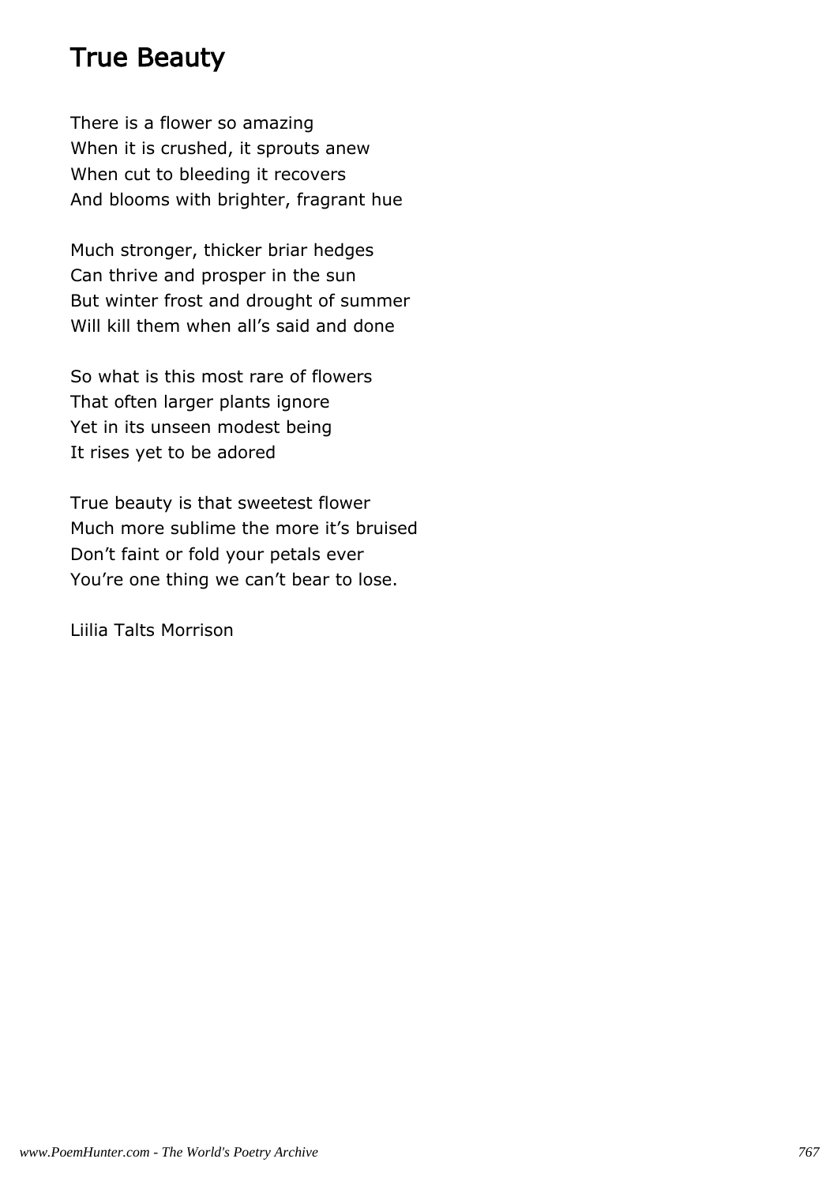# True Beauty

There is a flower so amazing
When it is crushed, it sprouts anew
When cut to bleeding it recovers
And blooms with brighter, fragrant hue

Much stronger, thicker briar hedges
Can thrive and prosper in the sun
But winter frost and drought of summer
Will kill them when all's said and done

So what is this most rare of flowers
That often larger plants ignore
Yet in its unseen modest being
It rises yet to be adored

True beauty is that sweetest flower
Much more sublime the more it's bruised
Don't faint or fold your petals ever
You're one thing we can't bear to lose.

Liilia Talts Morrison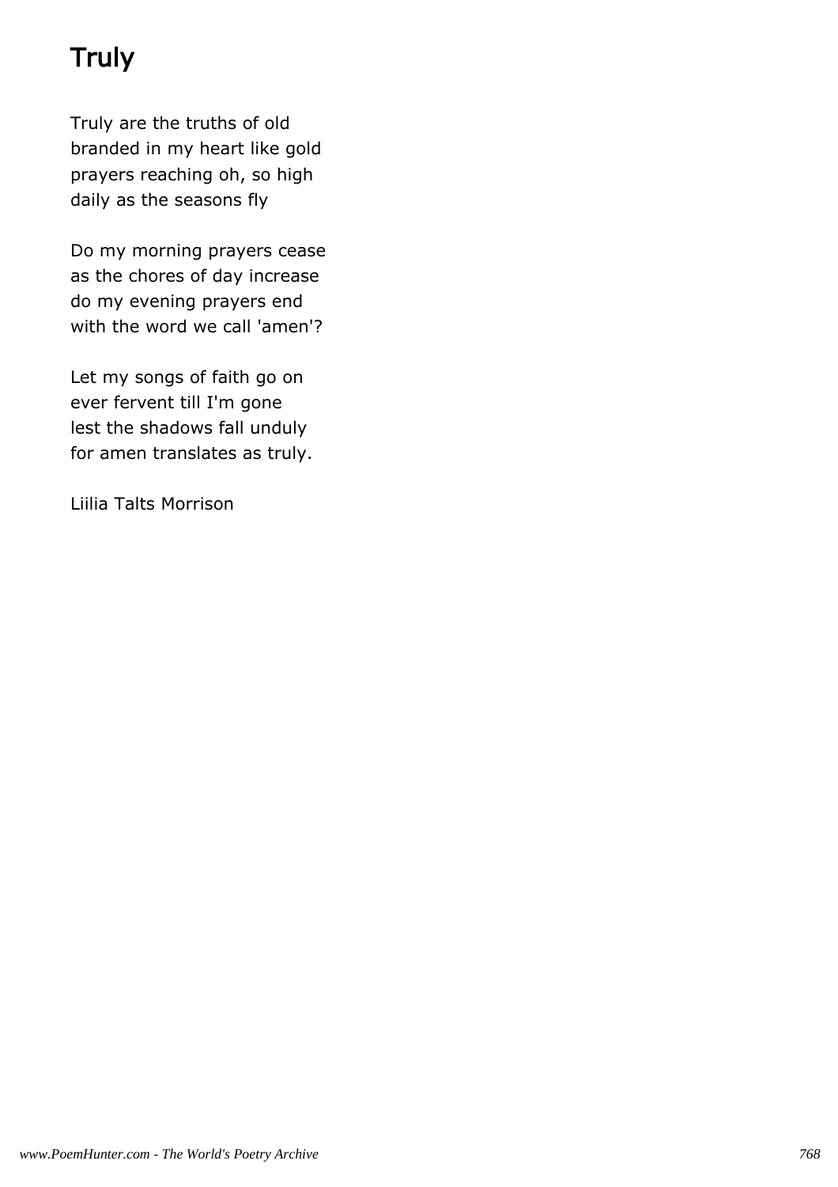# Truly

Truly are the truths of old
branded in my heart like gold
prayers reaching oh, so high
daily as the seasons fly

Do my morning prayers cease
as the chores of day increase
do my evening prayers end
with the word we call 'amen'?

Let my songs of faith go on
ever fervent till I'm gone
lest the shadows fall unduly
for amen translates as truly.

Liilia Talts Morrison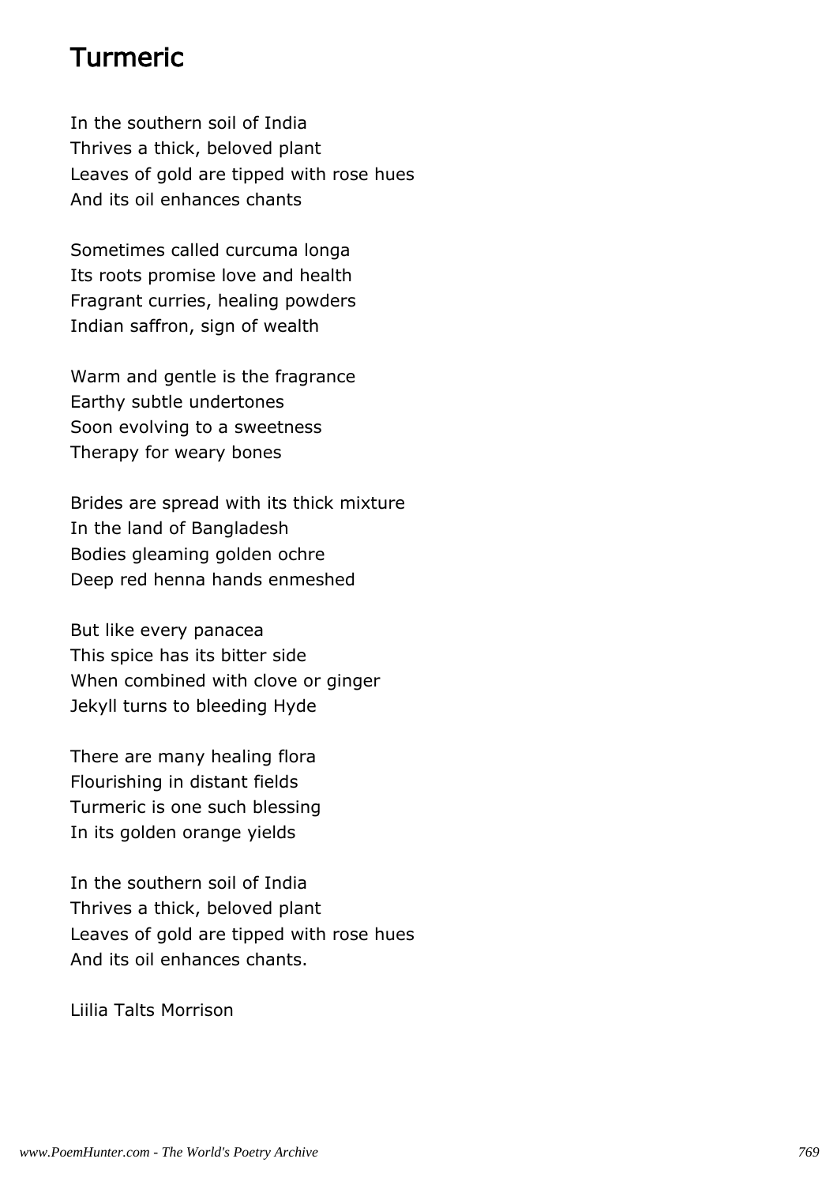# Turmeric

In the southern soil of India
Thrives a thick, beloved plant
Leaves of gold are tipped with rose hues
And its oil enhances chants

Sometimes called curcuma longa
Its roots promise love and health
Fragrant curries, healing powders
Indian saffron, sign of wealth

Warm and gentle is the fragrance
Earthy subtle undertones
Soon evolving to a sweetness
Therapy for weary bones

Brides are spread with its thick mixture
In the land of Bangladesh
Bodies gleaming golden ochre
Deep red henna hands enmeshed

But like every panacea
This spice has its bitter side
When combined with clove or ginger
Jekyll turns to bleeding Hyde

There are many healing flora
Flourishing in distant fields
Turmeric is one such blessing
In its golden orange yields

In the southern soil of India
Thrives a thick, beloved plant
Leaves of gold are tipped with rose hues
And its oil enhances chants.

Liilia Talts Morrison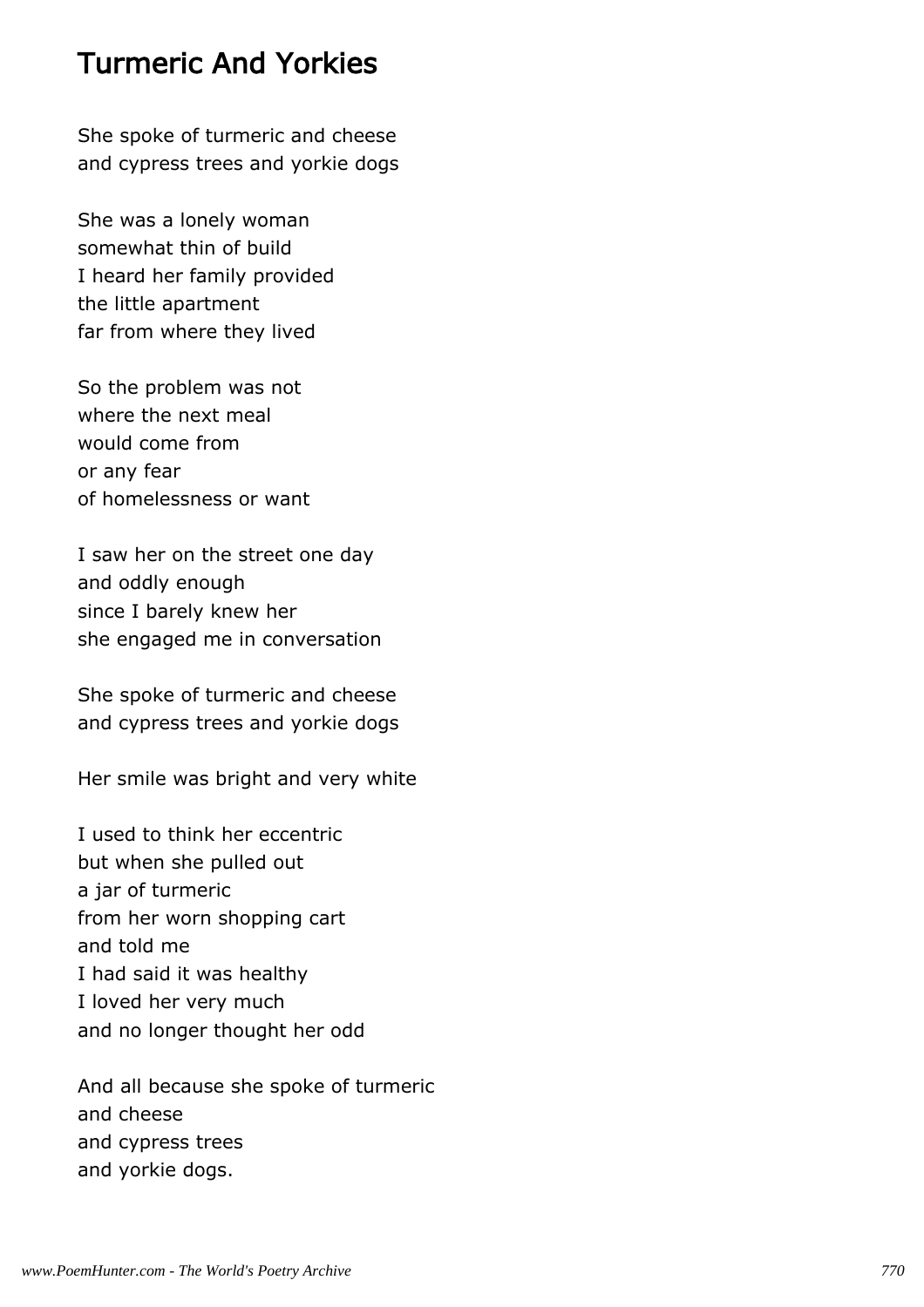# Turmeric And Yorkies

She spoke of turmeric and cheese
and cypress trees and yorkie dogs

She was a lonely woman
somewhat thin of build
I heard her family provided
the little apartment
far from where they lived

So the problem was not
where the next meal
would come from
or any fear
of homelessness or want

I saw her on the street one day
and oddly enough
since I barely knew her
she engaged me in conversation

She spoke of turmeric and cheese
and cypress trees and yorkie dogs

Her smile was bright and very white

I used to think her eccentric
but when she pulled out
a jar of turmeric
from her worn shopping cart
and told me
I had said it was healthy
I loved her very much
and no longer thought her odd

And all because she spoke of turmeric
and cheese
and cypress trees
and yorkie dogs.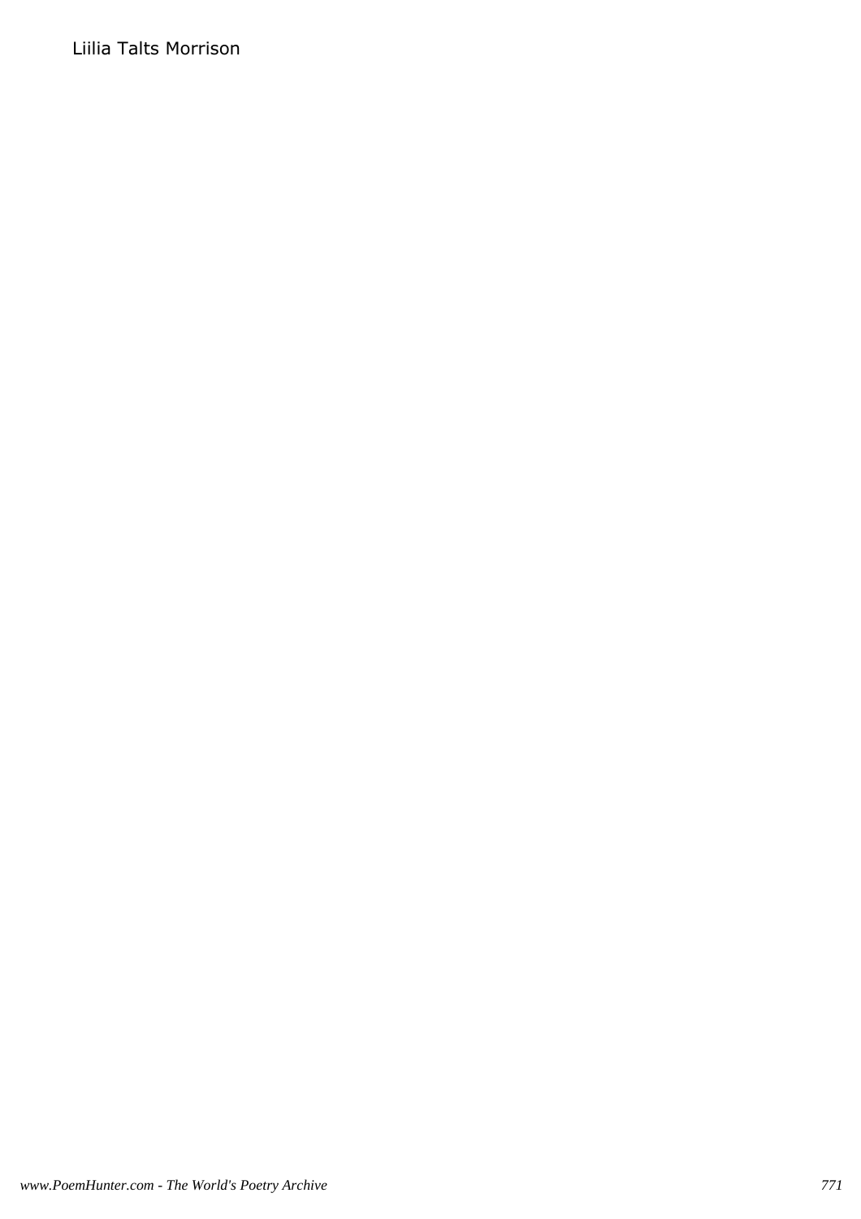Liilia Talts Morrison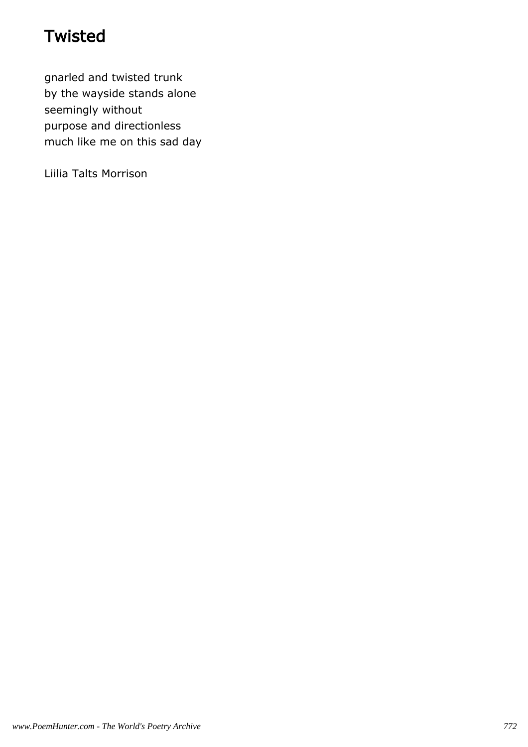# Twisted

gnarled and twisted trunk
by the wayside stands alone
seemingly without
purpose and directionless
much like me on this sad day

Liilia Talts Morrison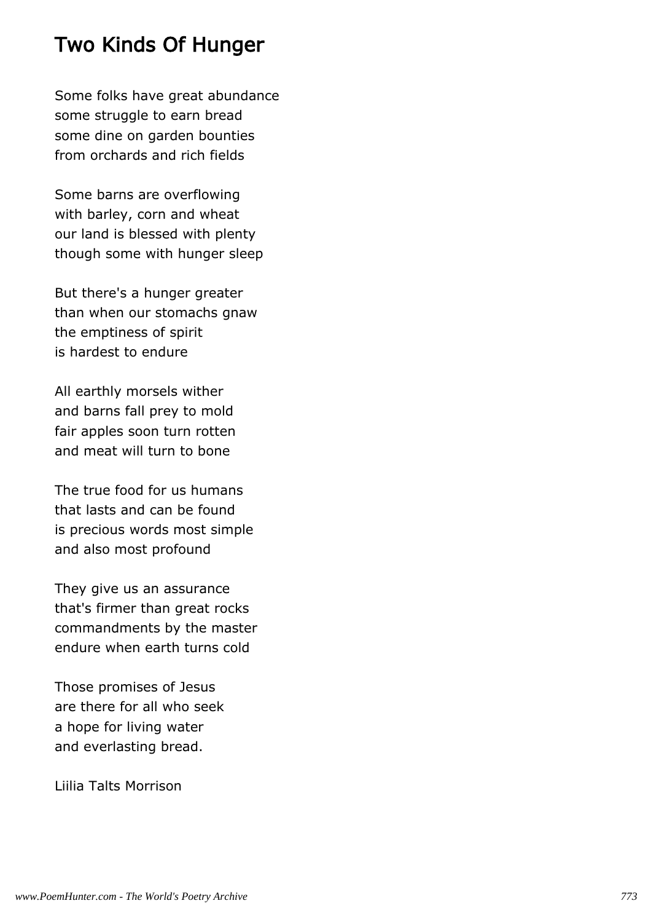# Two Kinds Of Hunger

Some folks have great abundance
some struggle to earn bread
some dine on garden bounties
from orchards and rich fields

Some barns are overflowing
with barley, corn and wheat
our land is blessed with plenty
though some with hunger sleep

But there's a hunger greater
than when our stomachs gnaw
the emptiness of spirit
is hardest to endure

All earthly morsels wither
and barns fall prey to mold
fair apples soon turn rotten
and meat will turn to bone

The true food for us humans
that lasts and can be found
is precious words most simple
and also most profound

They give us an assurance
that's firmer than great rocks
commandments by the master
endure when earth turns cold

Those promises of Jesus
are there for all who seek
a hope for living water
and everlasting bread.

Liilia Talts Morrison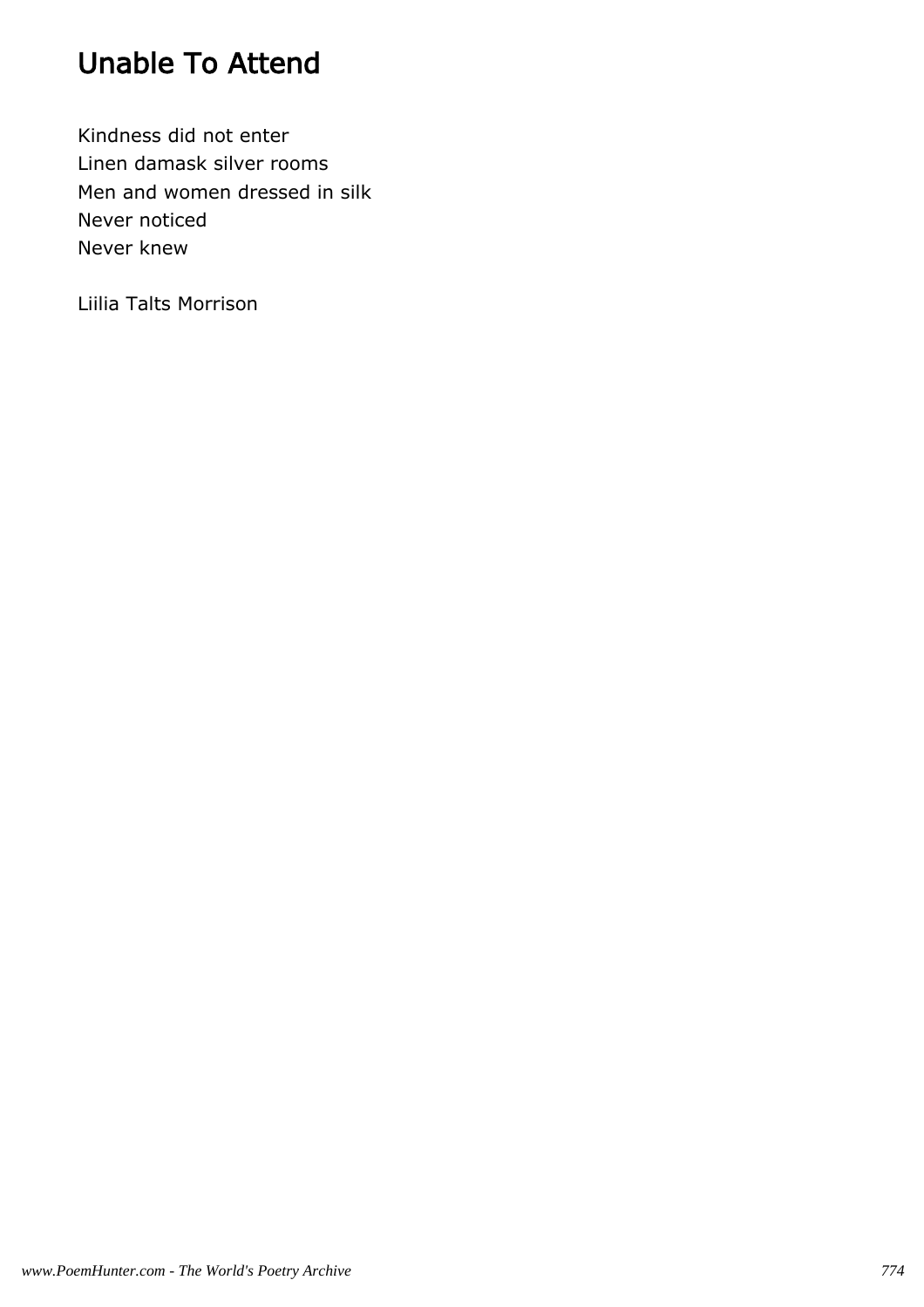# Unable To Attend

Kindness did not enter
Linen damask silver rooms
Men and women dressed in silk
Never noticed
Never knew

Liilia Talts Morrison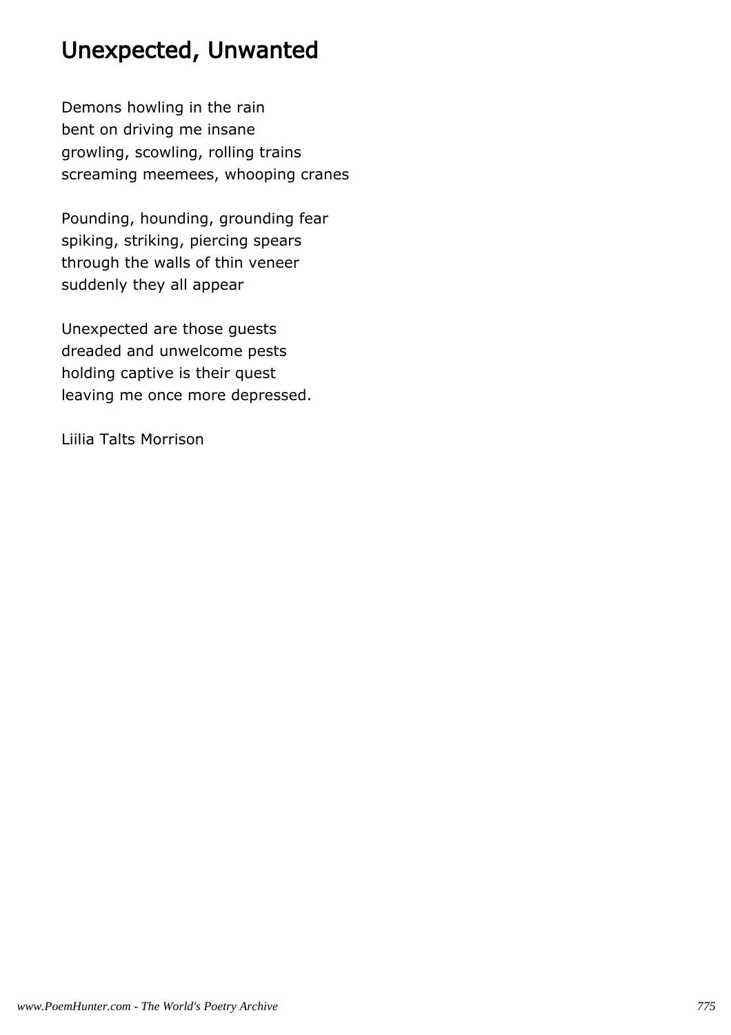# Unexpected, Unwanted

Demons howling in the rain
bent on driving me insane
growling, scowling, rolling trains
screaming meemees, whooping cranes

Pounding, hounding, grounding fear
spiking, striking, piercing spears
through the walls of thin veneer
suddenly they all appear

Unexpected are those guests
dreaded and unwelcome pests
holding captive is their quest
leaving me once more depressed.

Liilia Talts Morrison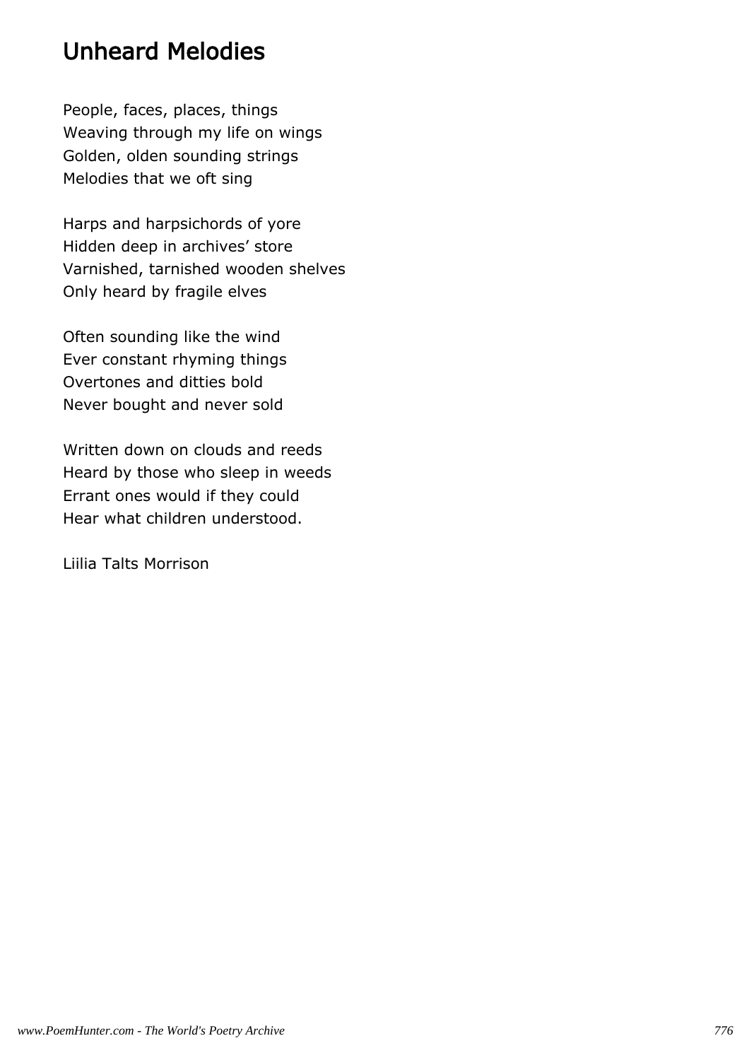# Unheard Melodies

People, faces, places, things
Weaving through my life on wings
Golden, olden sounding strings
Melodies that we oft sing

Harps and harpsichords of yore
Hidden deep in archives' store
Varnished, tarnished wooden shelves
Only heard by fragile elves

Often sounding like the wind
Ever constant rhyming things
Overtones and ditties bold
Never bought and never sold

Written down on clouds and reeds
Heard by those who sleep in weeds
Errant ones would if they could
Hear what children understood.

Liilia Talts Morrison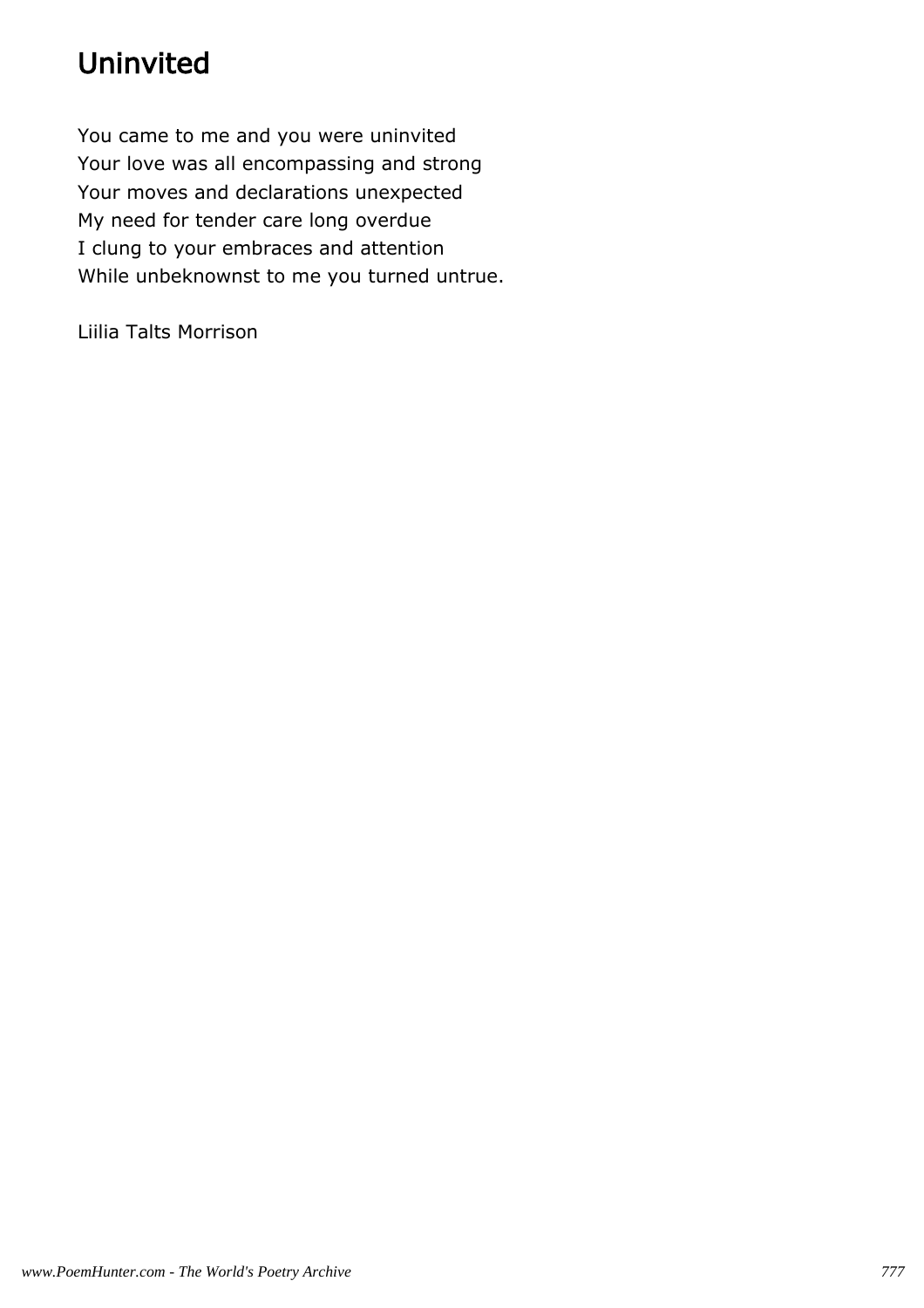# Uninvited

You came to me and you were uninvited
Your love was all encompassing and strong
Your moves and declarations unexpected
My need for tender care long overdue
I clung to your embraces and attention
While unbeknownst to me you turned untrue.

Liilia Talts Morrison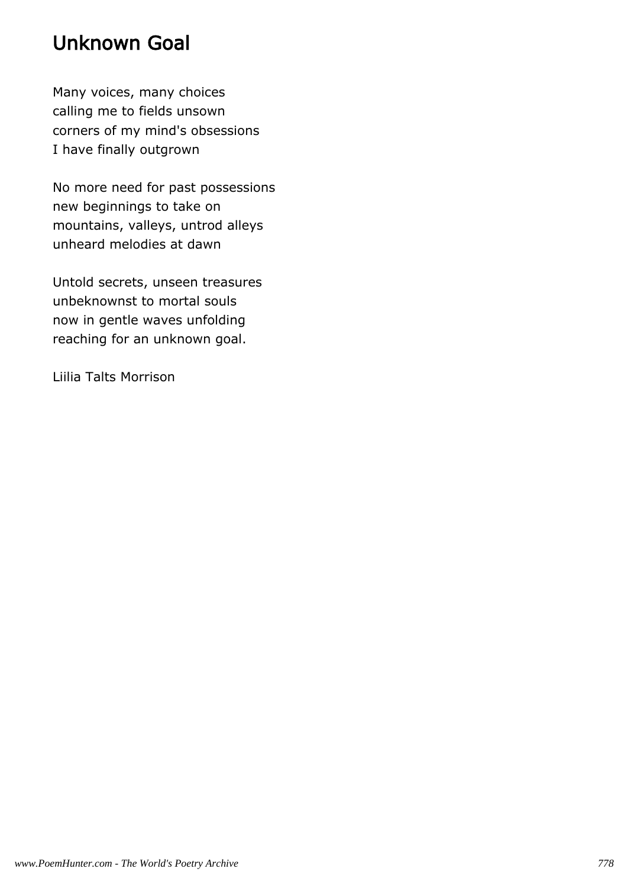# Unknown Goal

Many voices, many choices
calling me to fields unsown
corners of my mind's obsessions
I have finally outgrown

No more need for past possessions
new beginnings to take on
mountains, valleys, untrod alleys
unheard melodies at dawn

Untold secrets, unseen treasures
unbeknownst to mortal souls
now in gentle waves unfolding
reaching for an unknown goal.

Liilia Talts Morrison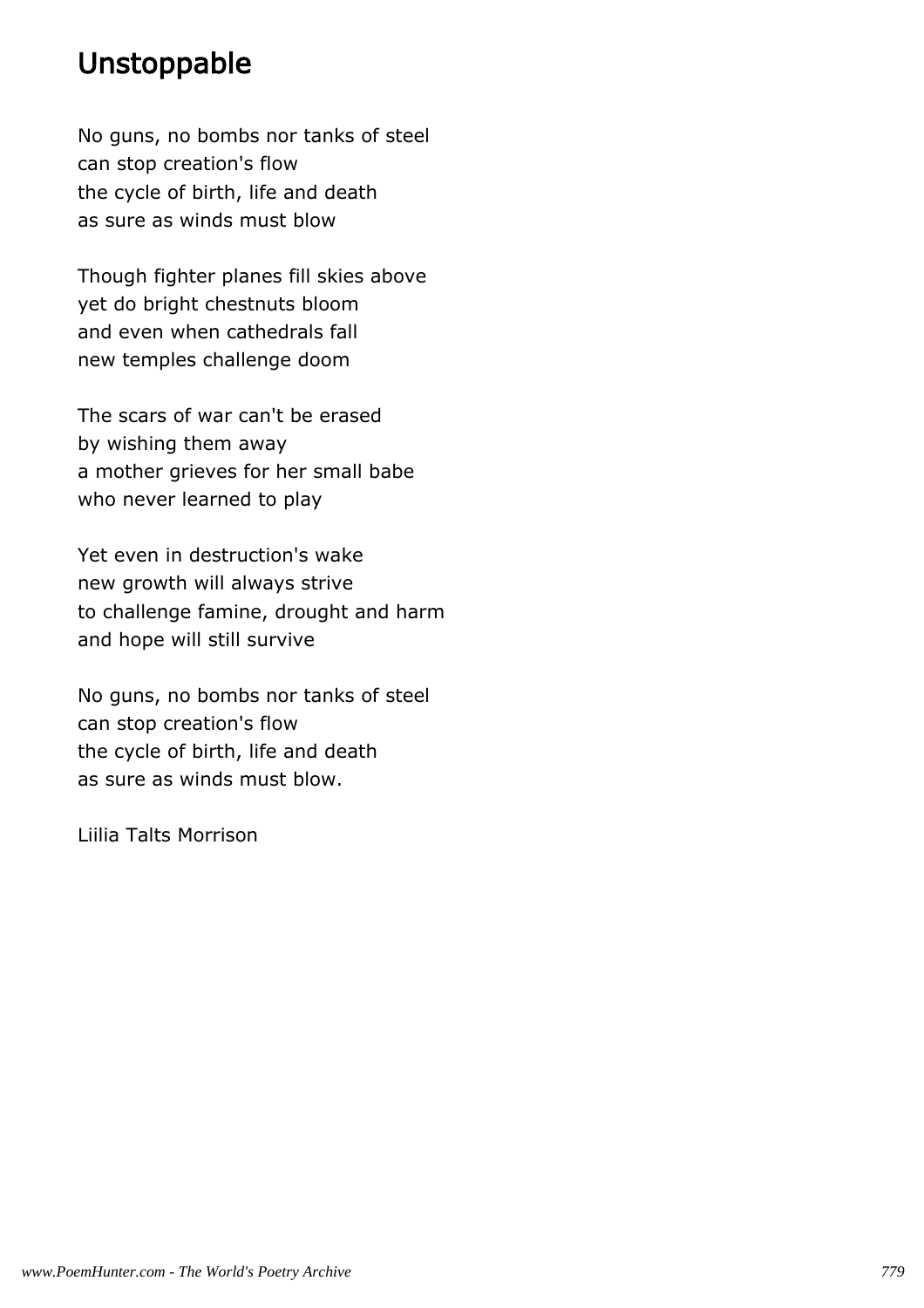# Unstoppable

No guns, no bombs nor tanks of steel
can stop creation's flow
the cycle of birth, life and death
as sure as winds must blow

Though fighter planes fill skies above
yet do bright chestnuts bloom
and even when cathedrals fall
new temples challenge doom

The scars of war can't be erased
by wishing them away
a mother grieves for her small babe
who never learned to play

Yet even in destruction's wake
new growth will always strive
to challenge famine, drought and harm
and hope will still survive

No guns, no bombs nor tanks of steel
can stop creation's flow
the cycle of birth, life and death
as sure as winds must blow.

Liilia Talts Morrison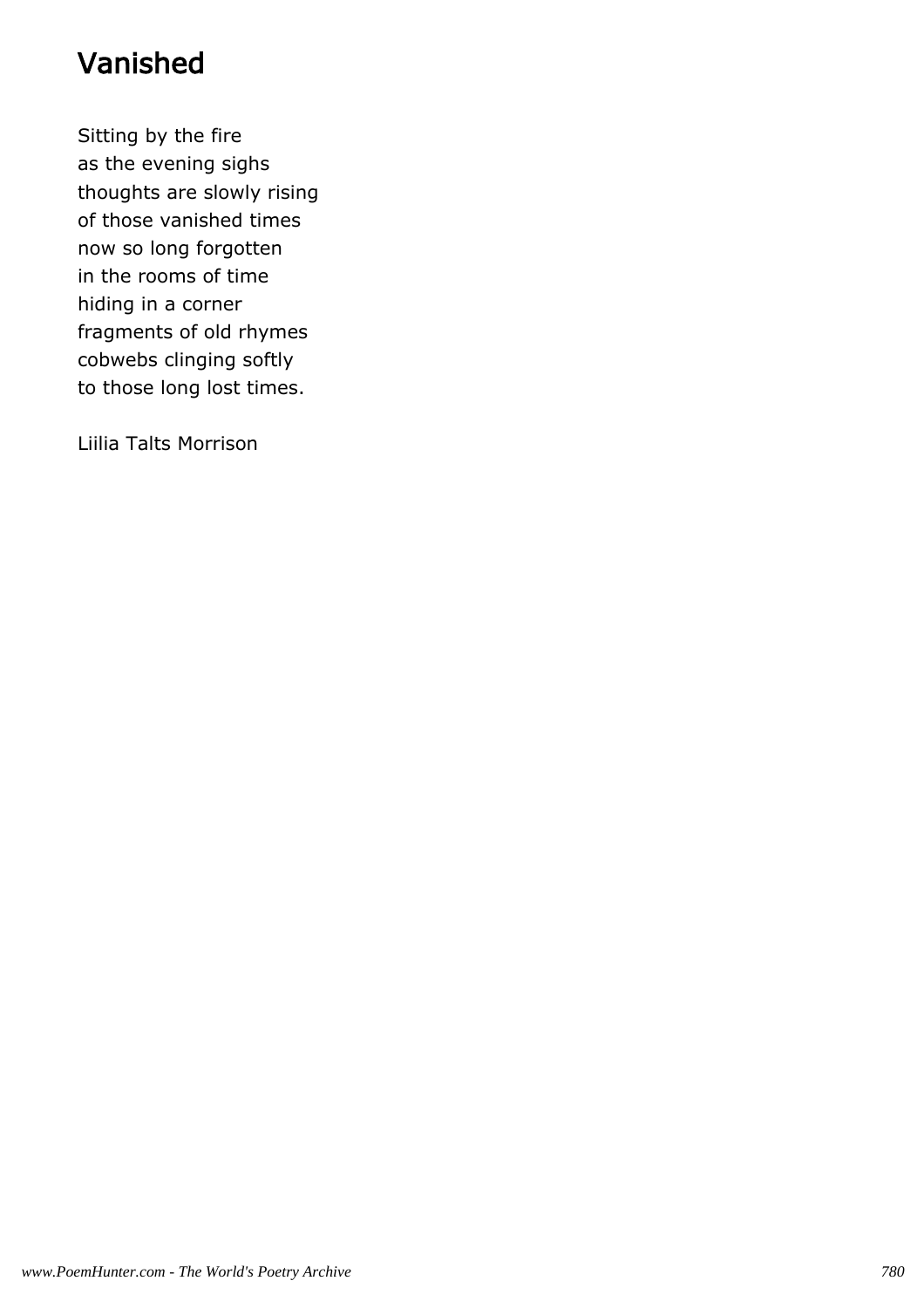# Vanished

Sitting by the fire  
as the evening sighs  
thoughts are slowly rising  
of those vanished times  
now so long forgotten  
in the rooms of time  
hiding in a corner  
fragments of old rhymes  
cobwebs clinging softly  
to those long lost times.

Liilia Talts Morrison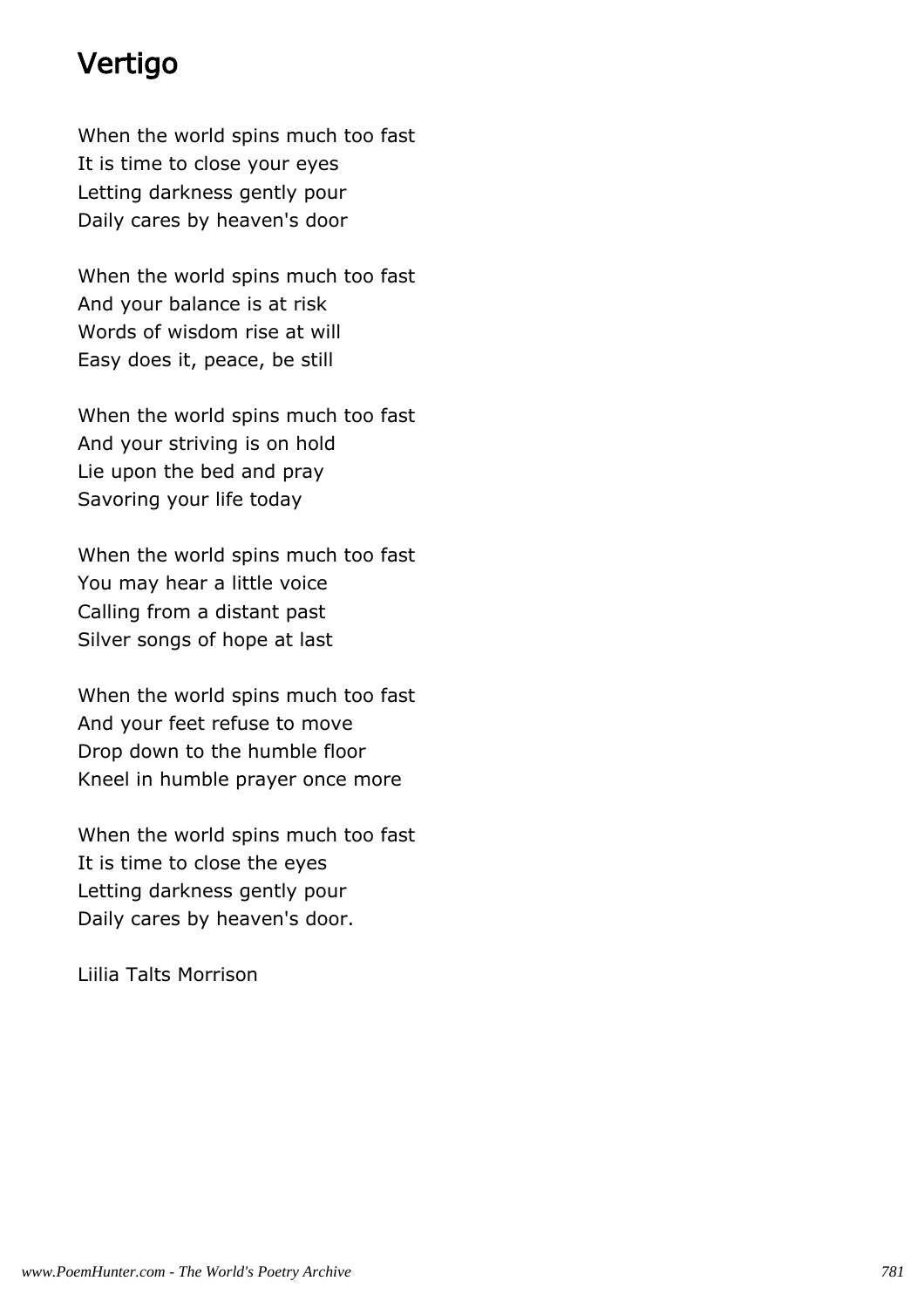# Vertigo

When the world spins much too fast  
It is time to close your eyes  
Letting darkness gently pour  
Daily cares by heaven's door

When the world spins much too fast  
And your balance is at risk  
Words of wisdom rise at will  
Easy does it, peace, be still

When the world spins much too fast  
And your striving is on hold  
Lie upon the bed and pray  
Savoring your life today

When the world spins much too fast  
You may hear a little voice  
Calling from a distant past  
Silver songs of hope at last

When the world spins much too fast  
And your feet refuse to move  
Drop down to the humble floor  
Kneel in humble prayer once more

When the world spins much too fast  
It is time to close the eyes  
Letting darkness gently pour  
Daily cares by heaven's door.

Liilia Talts Morrison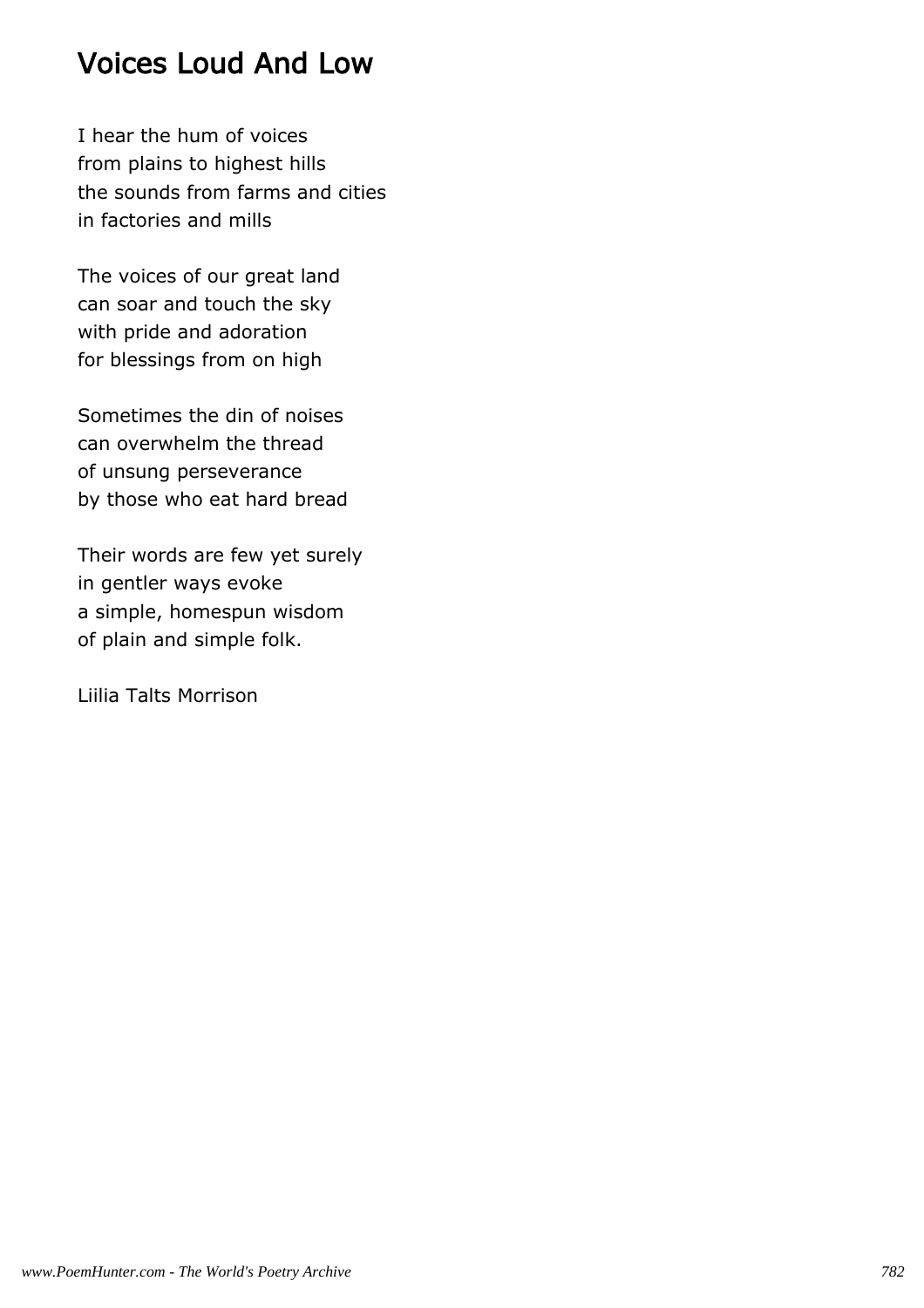# Voices Loud And Low

I hear the hum of voices
from plains to highest hills
the sounds from farms and cities
in factories and mills

The voices of our great land
can soar and touch the sky
with pride and adoration
for blessings from on high

Sometimes the din of noises
can overwhelm the thread
of unsung perseverance
by those who eat hard bread

Their words are few yet surely
in gentler ways evoke
a simple, homespun wisdom
of plain and simple folk.

Liilia Talts Morrison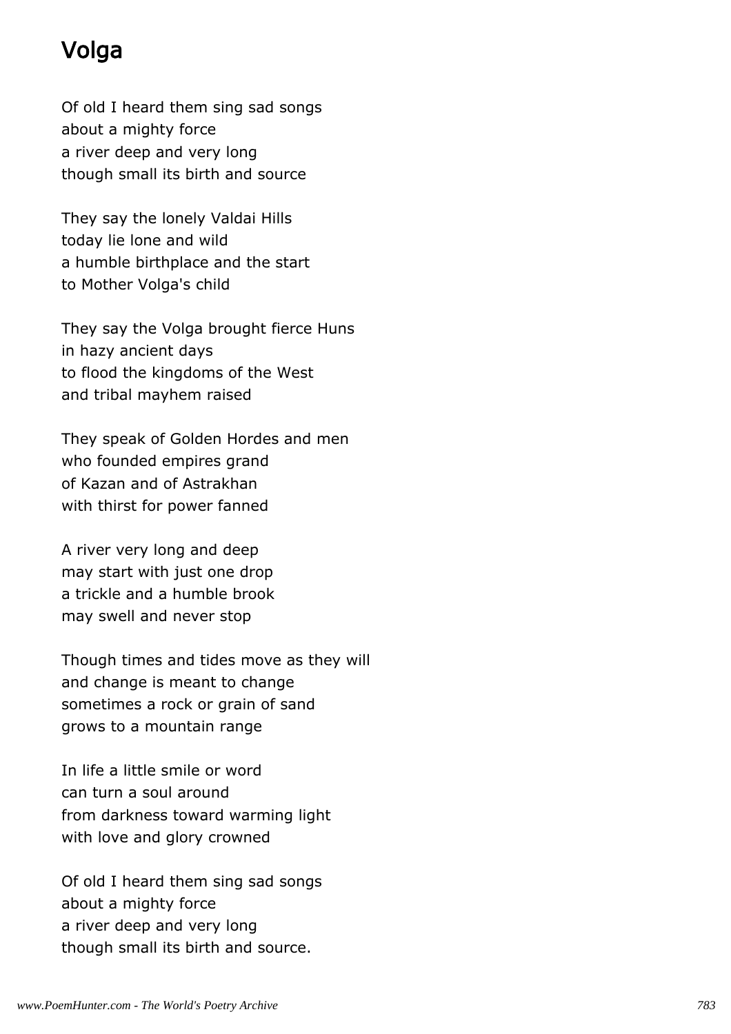# Volga

Of old I heard them sing sad songs
about a mighty force
a river deep and very long
though small its birth and source

They say the lonely Valdai Hills
today lie lone and wild
a humble birthplace and the start
to Mother Volga's child

They say the Volga brought fierce Huns
in hazy ancient days
to flood the kingdoms of the West
and tribal mayhem raised

They speak of Golden Hordes and men
who founded empires grand
of Kazan and of Astrakhan
with thirst for power fanned

A river very long and deep
may start with just one drop
a trickle and a humble brook
may swell and never stop

Though times and tides move as they will
and change is meant to change
sometimes a rock or grain of sand
grows to a mountain range

In life a little smile or word
can turn a soul around
from darkness toward warming light
with love and glory crowned

Of old I heard them sing sad songs
about a mighty force
a river deep and very long
though small its birth and source.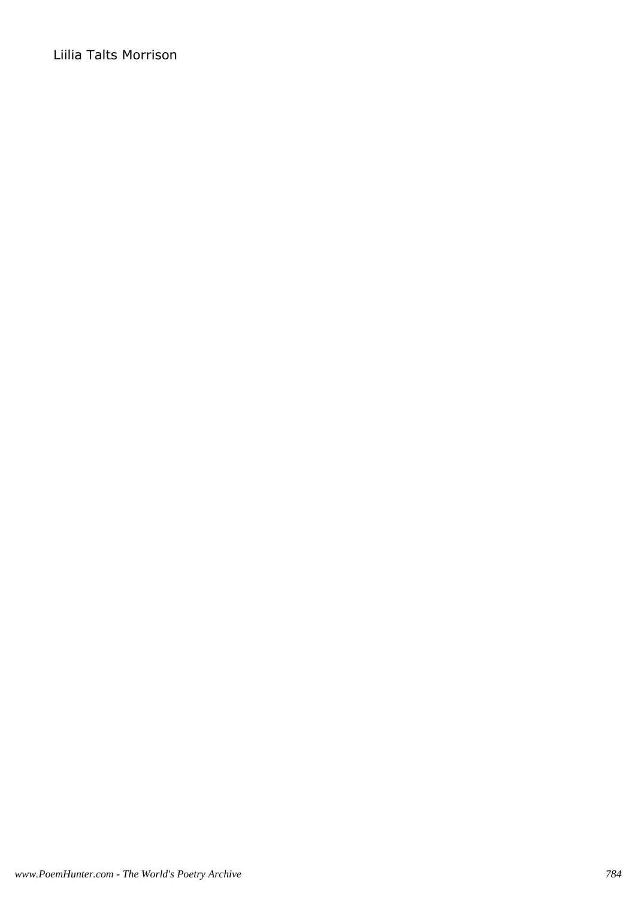Liilia Talts Morrison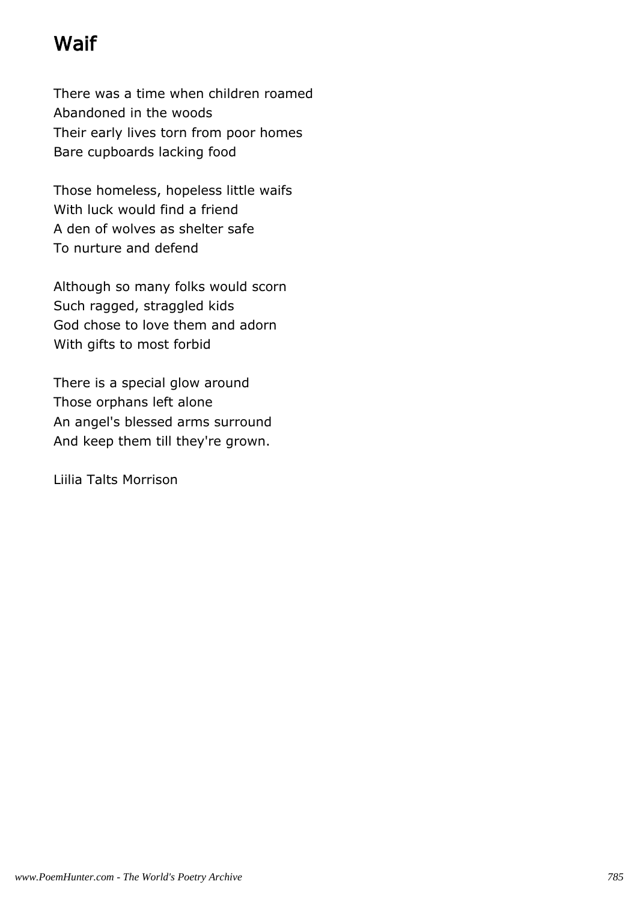# Waif

There was a time when children roamed
Abandoned in the woods
Their early lives torn from poor homes
Bare cupboards lacking food

Those homeless, hopeless little waifs
With luck would find a friend
A den of wolves as shelter safe
To nurture and defend

Although so many folks would scorn
Such ragged, straggled kids
God chose to love them and adorn
With gifts to most forbid

There is a special glow around
Those orphans left alone
An angel's blessed arms surround
And keep them till they're grown.

Liilia Talts Morrison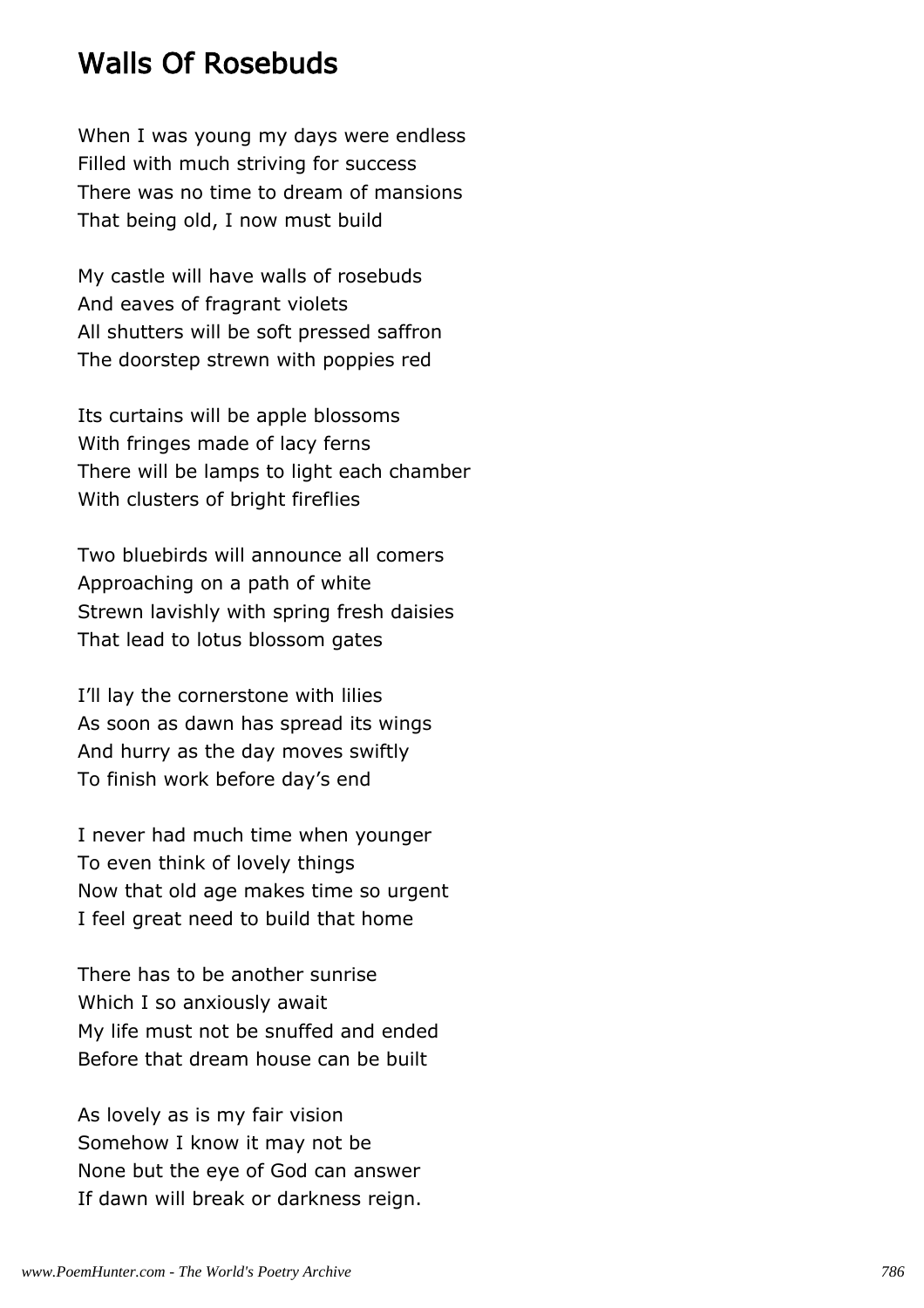# Walls Of Rosebuds

When I was young my days were endless
Filled with much striving for success
There was no time to dream of mansions
That being old, I now must build

My castle will have walls of rosebuds
And eaves of fragrant violets
All shutters will be soft pressed saffron
The doorstep strewn with poppies red

Its curtains will be apple blossoms
With fringes made of lacy ferns
There will be lamps to light each chamber
With clusters of bright fireflies

Two bluebirds will announce all comers
Approaching on a path of white
Strewn lavishly with spring fresh daisies
That lead to lotus blossom gates

I'll lay the cornerstone with lilies
As soon as dawn has spread its wings
And hurry as the day moves swiftly
To finish work before day's end

I never had much time when younger
To even think of lovely things
Now that old age makes time so urgent
I feel great need to build that home

There has to be another sunrise
Which I so anxiously await
My life must not be snuffed and ended
Before that dream house can be built

As lovely as is my fair vision
Somehow I know it may not be
None but the eye of God can answer
If dawn will break or darkness reign.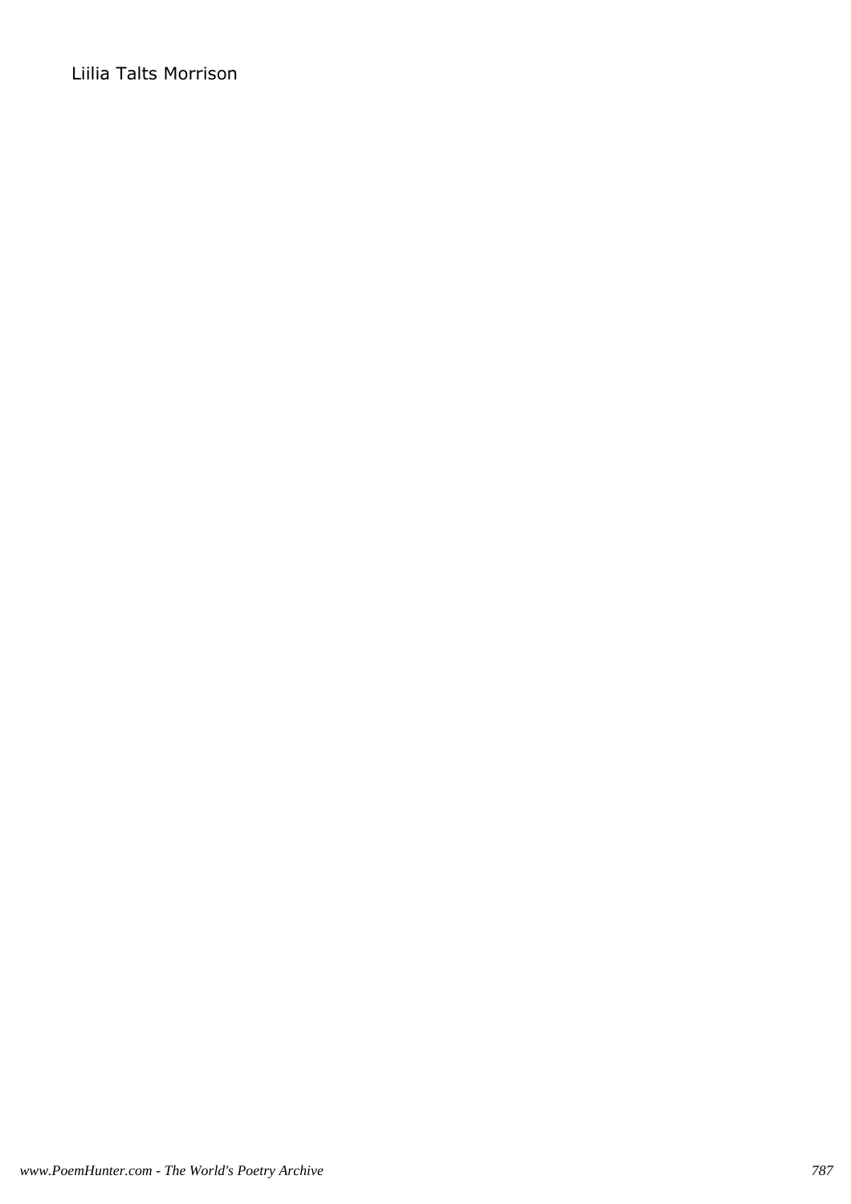Liilia Talts Morrison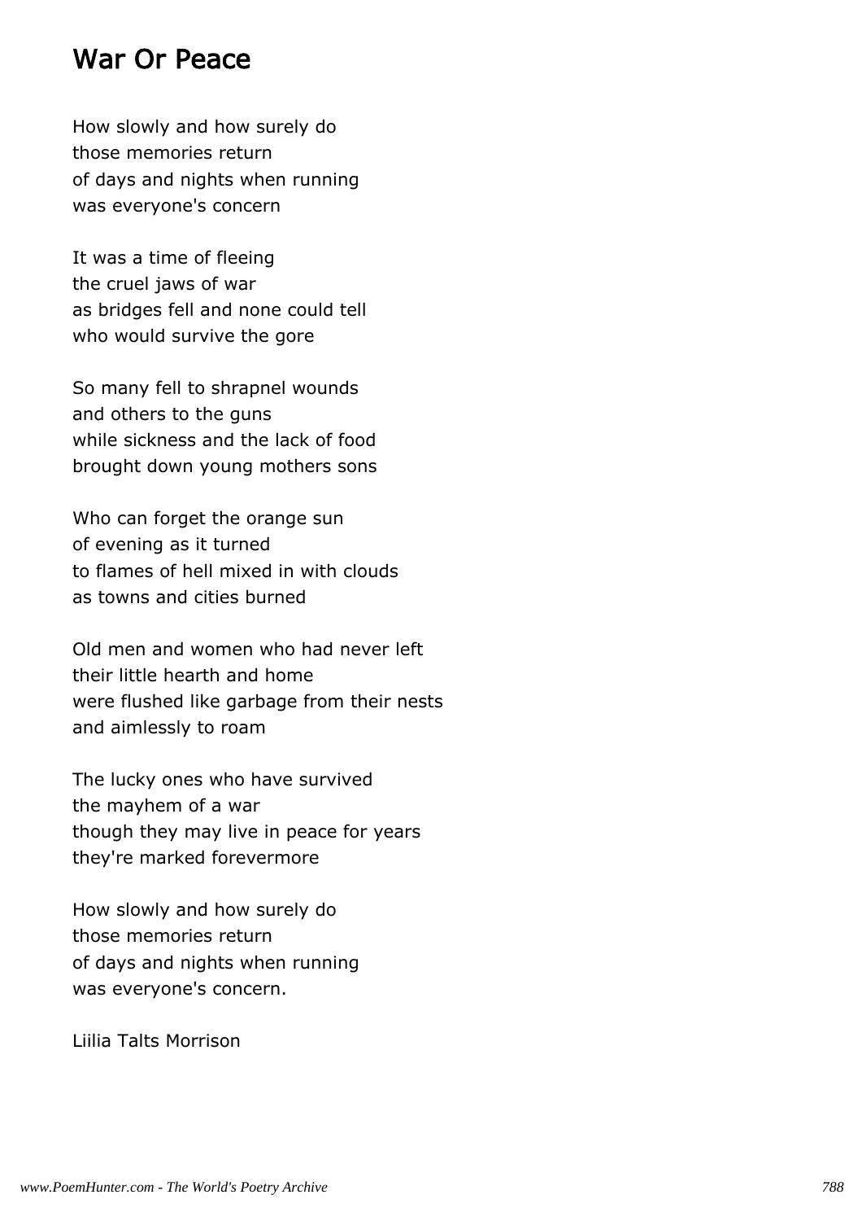# War Or Peace

How slowly and how surely do
those memories return
of days and nights when running
was everyone's concern

It was a time of fleeing
the cruel jaws of war
as bridges fell and none could tell
who would survive the gore

So many fell to shrapnel wounds
and others to the guns
while sickness and the lack of food
brought down young mothers sons

Who can forget the orange sun
of evening as it turned
to flames of hell mixed in with clouds
as towns and cities burned

Old men and women who had never left
their little hearth and home
were flushed like garbage from their nests
and aimlessly to roam

The lucky ones who have survived
the mayhem of a war
though they may live in peace for years
they're marked forevermore

How slowly and how surely do
those memories return
of days and nights when running
was everyone's concern.

Liilia Talts Morrison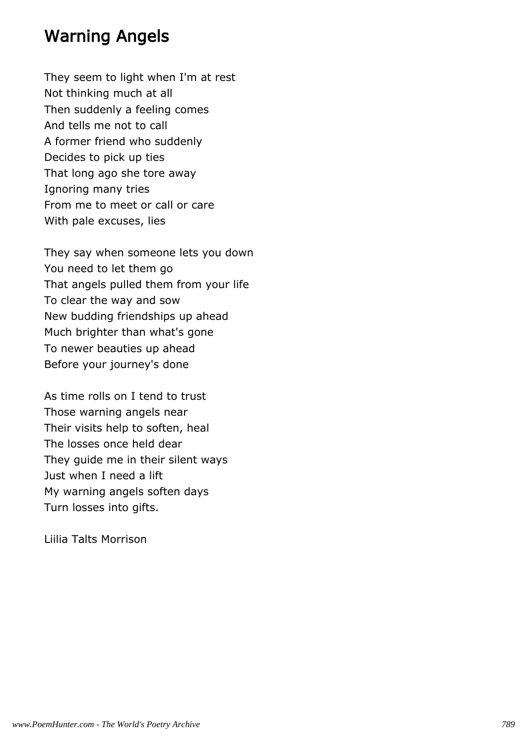# Warning Angels

They seem to light when I'm at rest
Not thinking much at all
Then suddenly a feeling comes
And tells me not to call
A former friend who suddenly
Decides to pick up ties
That long ago she tore away
Ignoring many tries
From me to meet or call or care
With pale excuses, lies

They say when someone lets you down
You need to let them go
That angels pulled them from your life
To clear the way and sow
New budding friendships up ahead
Much brighter than what's gone
To newer beauties up ahead
Before your journey's done

As time rolls on I tend to trust
Those warning angels near
Their visits help to soften, heal
The losses once held dear
They guide me in their silent ways
Just when I need a lift
My warning angels soften days
Turn losses into gifts.

Liilia Talts Morrison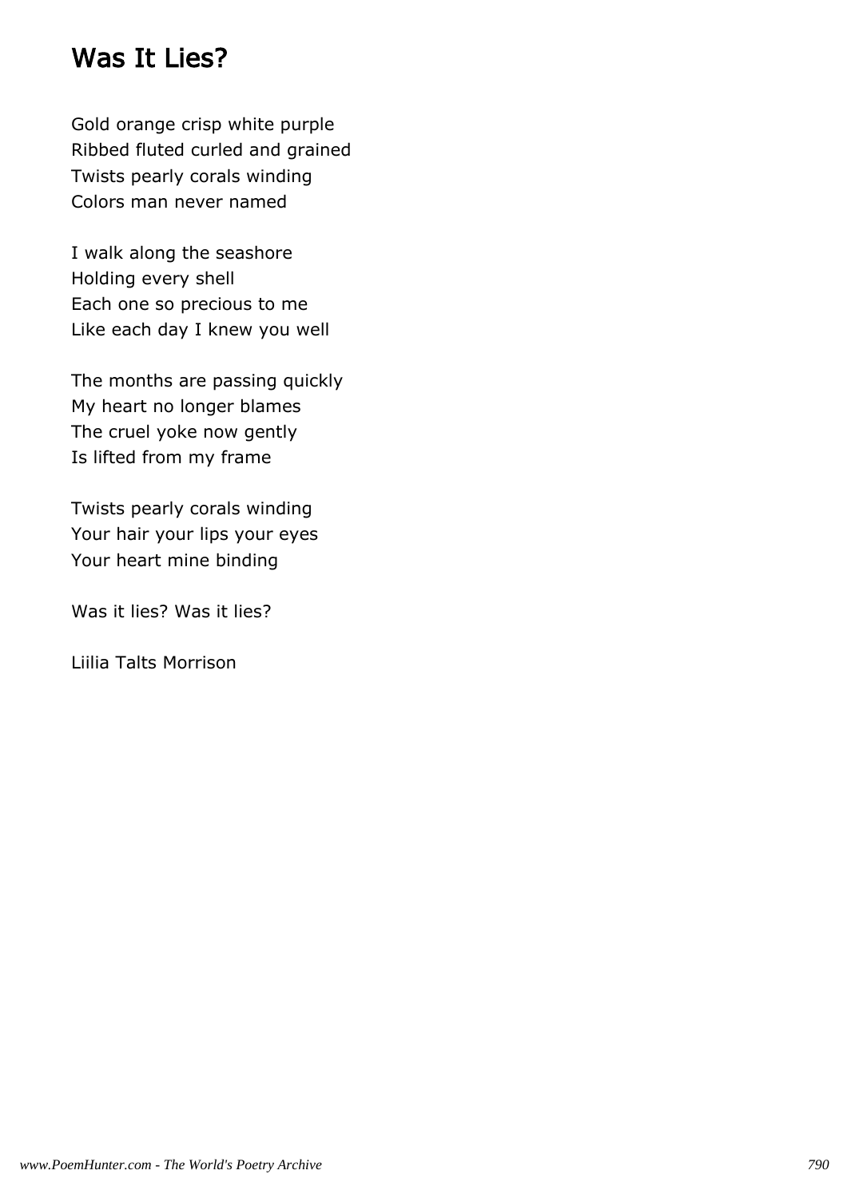# Was It Lies?

Gold orange crisp white purple  
Ribbed fluted curled and grained  
Twists pearly corals winding  
Colors man never named

I walk along the seashore  
Holding every shell  
Each one so precious to me  
Like each day I knew you well

The months are passing quickly  
My heart no longer blames  
The cruel yoke now gently  
Is lifted from my frame

Twists pearly corals winding  
Your hair your lips your eyes  
Your heart mine binding

Was it lies? Was it lies?

Liilia Talts Morrison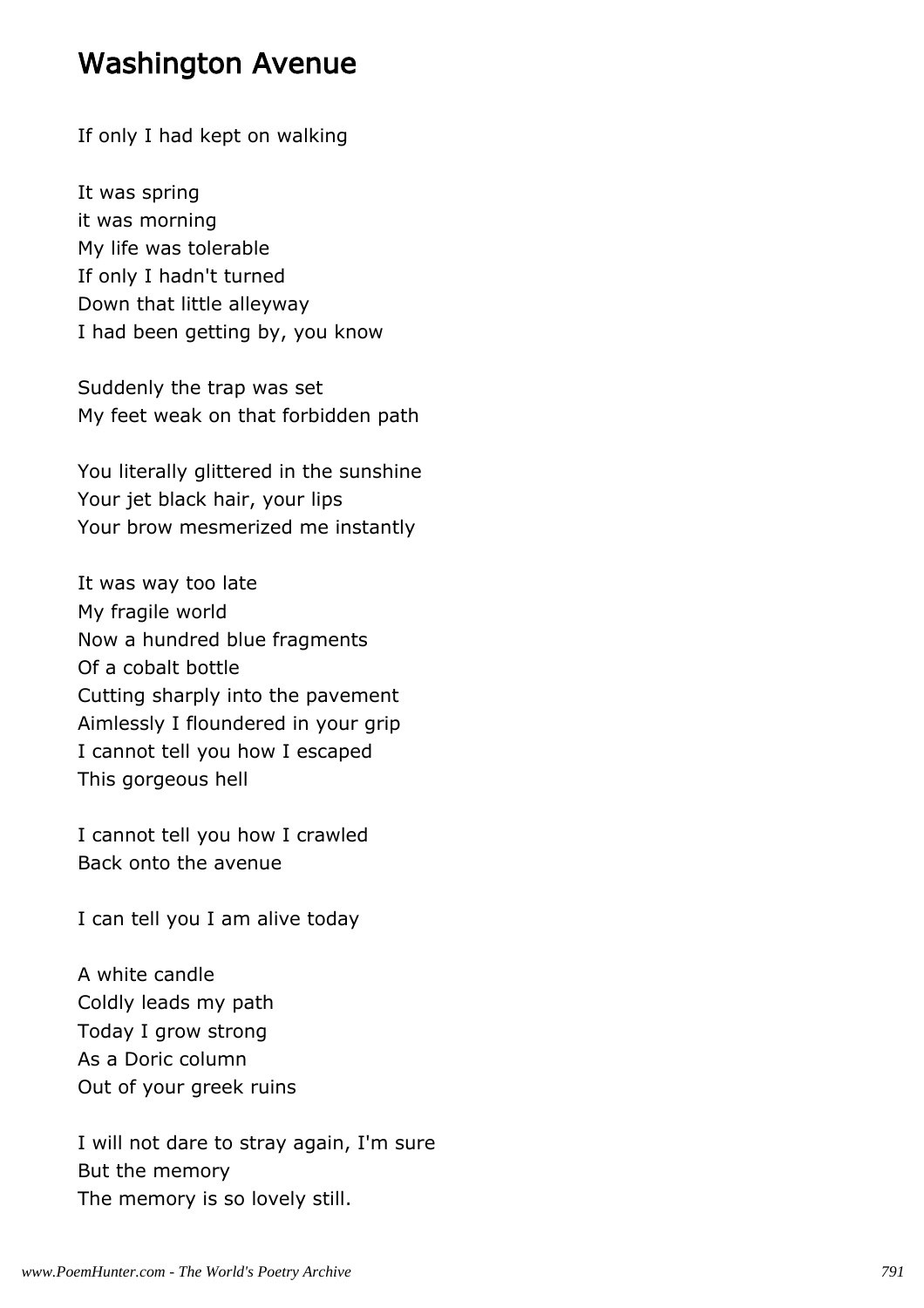## Washington Avenue

If only I had kept on walking

It was spring  
it was morning  
My life was tolerable  
If only I hadn't turned  
Down that little alleyway  
I had been getting by, you know

Suddenly the trap was set  
My feet weak on that forbidden path

You literally glittered in the sunshine  
Your jet black hair, your lips  
Your brow mesmerized me instantly

It was way too late  
My fragile world  
Now a hundred blue fragments  
Of a cobalt bottle  
Cutting sharply into the pavement  
Aimlessly I floundered in your grip  
I cannot tell you how I escaped  
This gorgeous hell

I cannot tell you how I crawled  
Back onto the avenue

I can tell you I am alive today

A white candle  
Coldly leads my path  
Today I grow strong  
As a Doric column  
Out of your greek ruins

I will not dare to stray again, I'm sure  
But the memory  
The memory is so lovely still.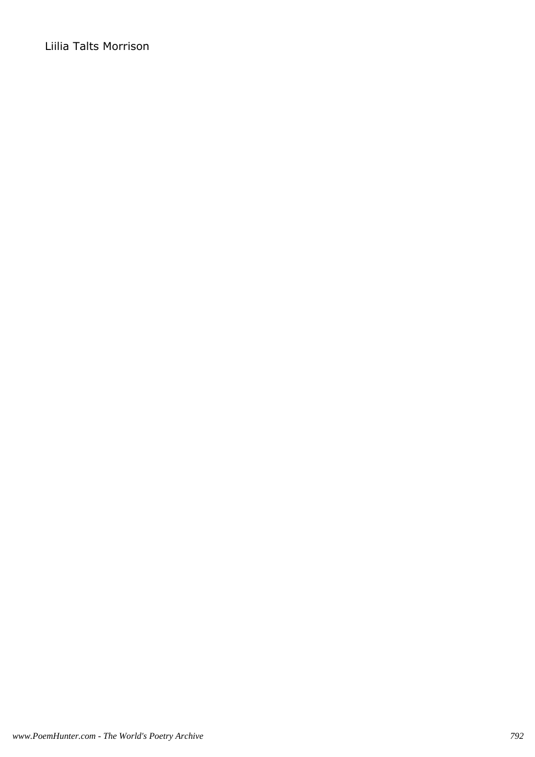Liilia Talts Morrison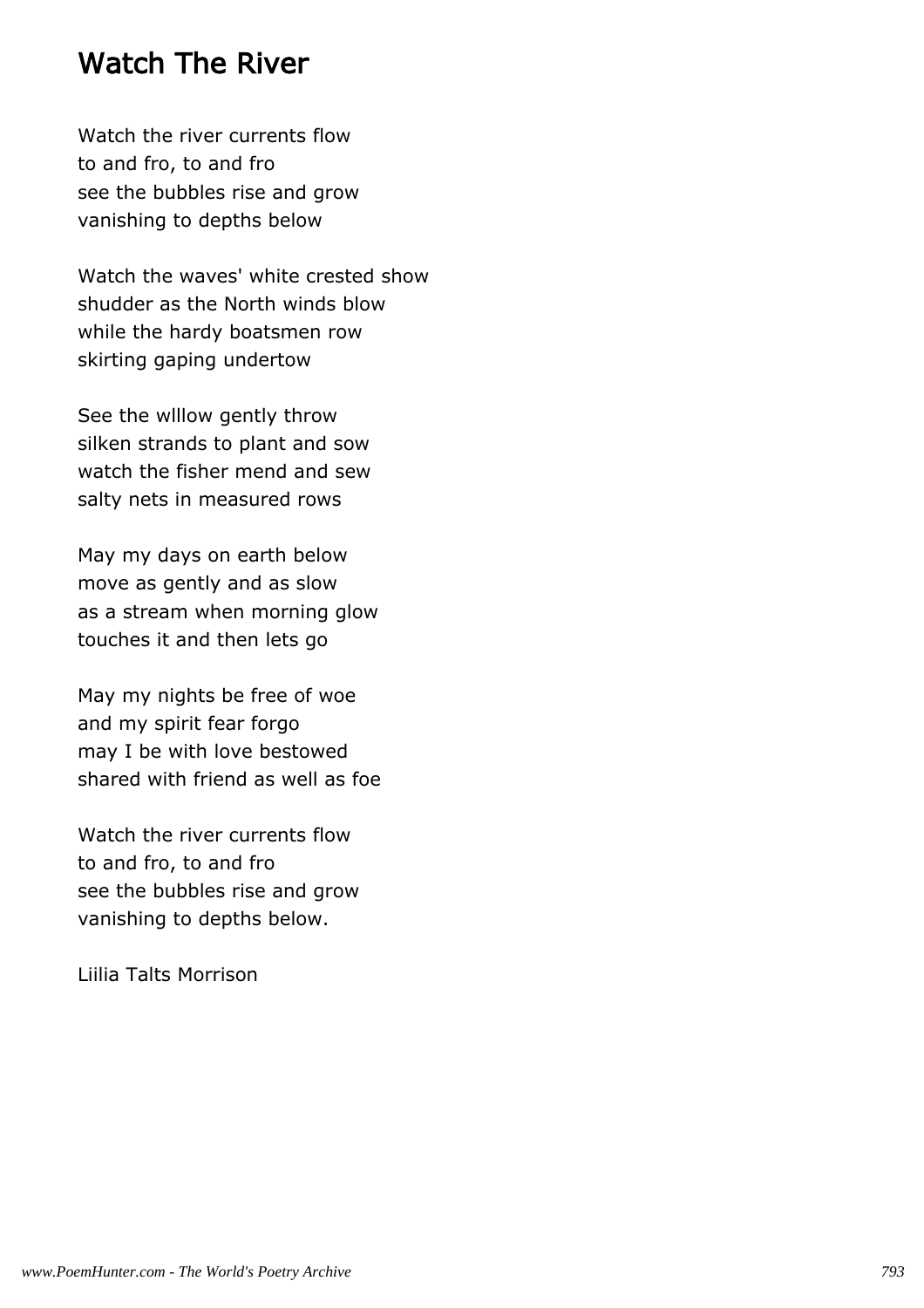# Watch The River

Watch the river currents flow
to and fro, to and fro
see the bubbles rise and grow
vanishing to depths below

Watch the waves' white crested show
shudder as the North winds blow
while the hardy boatsmen row
skirting gaping undertow

See the wlllow gently throw
silken strands to plant and sow
watch the fisher mend and sew
salty nets in measured rows

May my days on earth below
move as gently and as slow
as a stream when morning glow
touches it and then lets go

May my nights be free of woe
and my spirit fear forgo
may I be with love bestowed
shared with friend as well as foe

Watch the river currents flow
to and fro, to and fro
see the bubbles rise and grow
vanishing to depths below.

Liilia Talts Morrison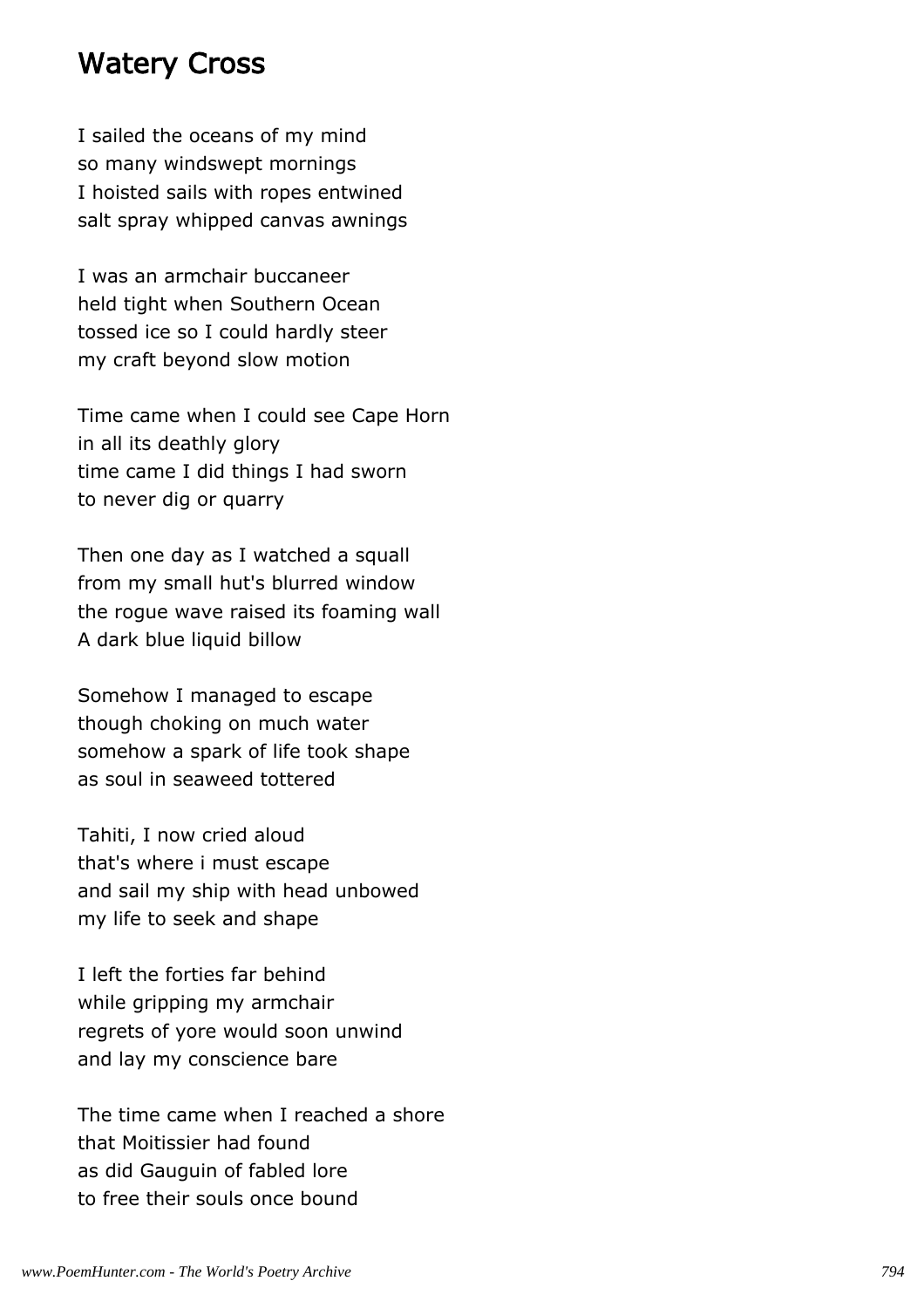## Watery Cross

I sailed the oceans of my mind  
so many windswept mornings  
I hoisted sails with ropes entwined  
salt spray whipped canvas awnings

I was an armchair buccaneer  
held tight when Southern Ocean  
tossed ice so I could hardly steer  
my craft beyond slow motion

Time came when I could see Cape Horn  
in all its deathly glory  
time came I did things I had sworn  
to never dig or quarry

Then one day as I watched a squall  
from my small hut's blurred window  
the rogue wave raised its foaming wall  
A dark blue liquid billow

Somehow I managed to escape  
though choking on much water  
somehow a spark of life took shape  
as soul in seaweed tottered

Tahiti, I now cried aloud  
that's where i must escape  
and sail my ship with head unbowed  
my life to seek and shape

I left the forties far behind  
while gripping my armchair  
regrets of yore would soon unwind  
and lay my conscience bare

The time came when I reached a shore  
that Moitissier had found  
as did Gauguin of fabled lore  
to free their souls once bound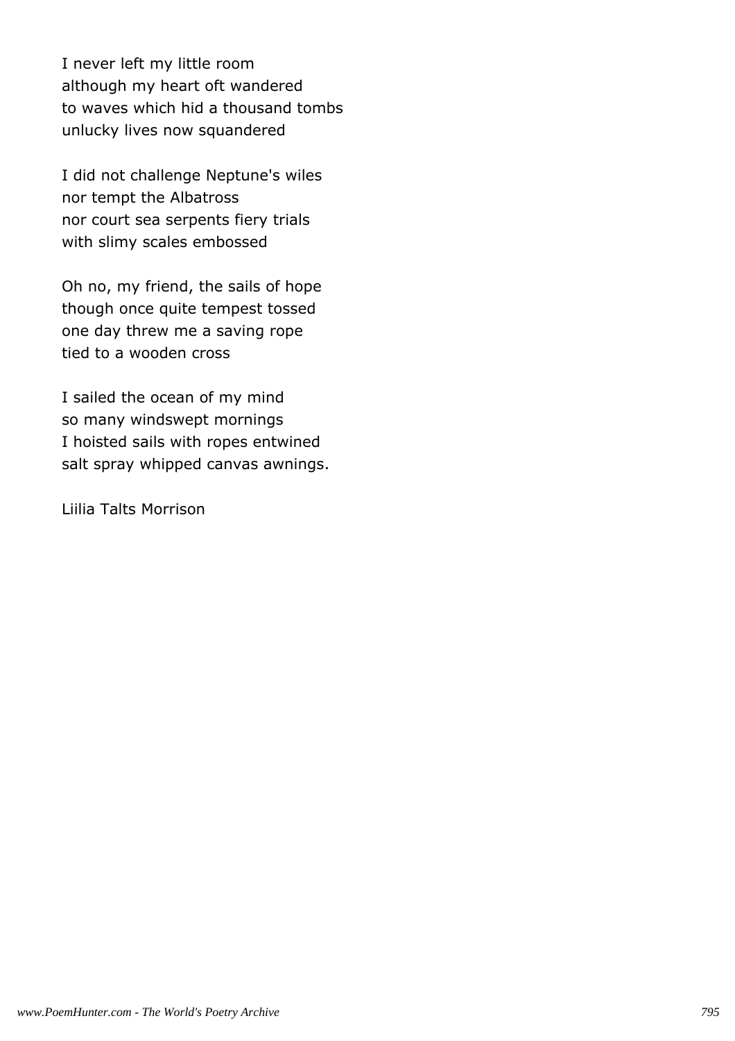I never left my little room
although my heart oft wandered
to waves which hid a thousand tombs
unlucky lives now squandered

I did not challenge Neptune's wiles
nor tempt the Albatross
nor court sea serpents fiery trials
with slimy scales embossed

Oh no, my friend, the sails of hope
though once quite tempest tossed
one day threw me a saving rope
tied to a wooden cross

I sailed the ocean of my mind
so many windswept mornings
I hoisted sails with ropes entwined
salt spray whipped canvas awnings.

Liilia Talts Morrison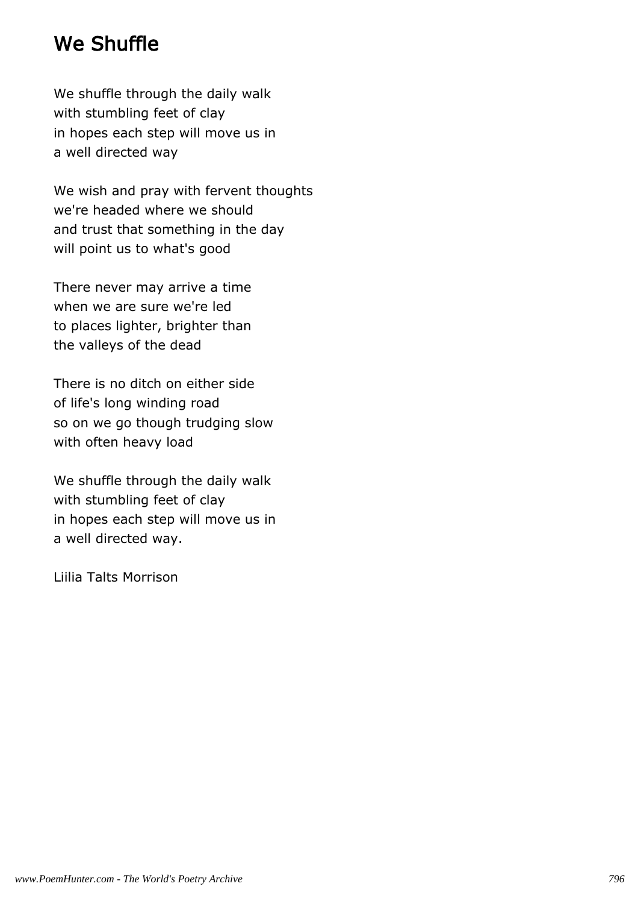# We Shuffle

We shuffle through the daily walk  
with stumbling feet of clay  
in hopes each step will move us in  
a well directed way

We wish and pray with fervent thoughts  
we're headed where we should  
and trust that something in the day  
will point us to what's good

There never may arrive a time  
when we are sure we're led  
to places lighter, brighter than  
the valleys of the dead

There is no ditch on either side  
of life's long winding road  
so on we go though trudging slow  
with often heavy load

We shuffle through the daily walk  
with stumbling feet of clay  
in hopes each step will move us in  
a well directed way.

Liilia Talts Morrison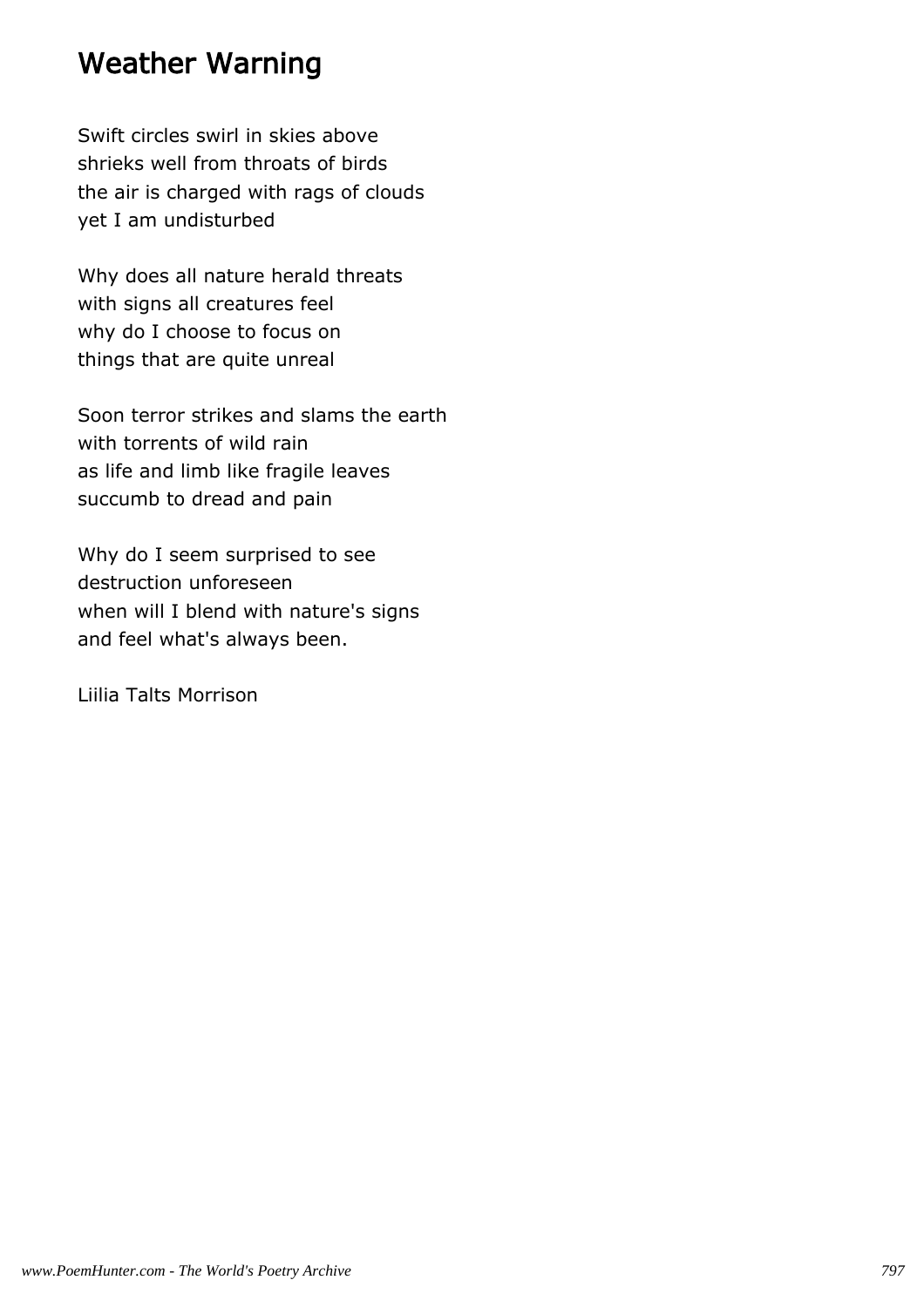# Weather Warning

Swift circles swirl in skies above
shrieks well from throats of birds
the air is charged with rags of clouds
yet I am undisturbed

Why does all nature herald threats
with signs all creatures feel
why do I choose to focus on
things that are quite unreal

Soon terror strikes and slams the earth
with torrents of wild rain
as life and limb like fragile leaves
succumb to dread and pain

Why do I seem surprised to see
destruction unforeseen
when will I blend with nature's signs
and feel what's always been.

Liilia Talts Morrison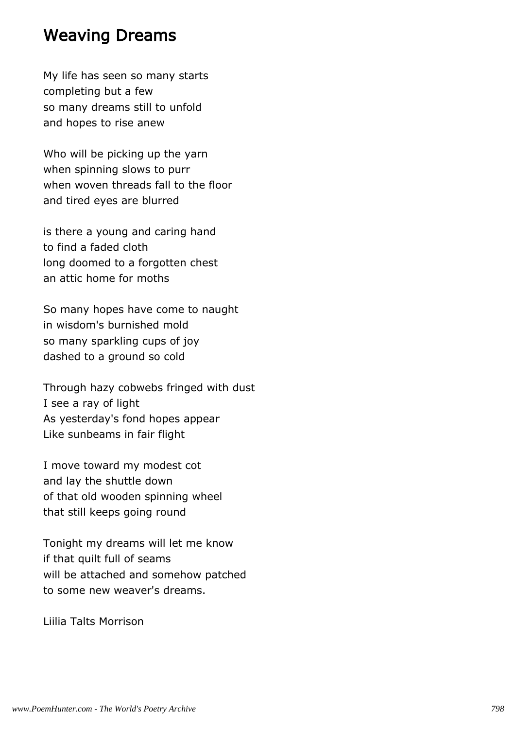# Weaving Dreams

My life has seen so many starts
completing but a few
so many dreams still to unfold
and hopes to rise anew

Who will be picking up the yarn
when spinning slows to purr
when woven threads fall to the floor
and tired eyes are blurred

is there a young and caring hand
to find a faded cloth
long doomed to a forgotten chest
an attic home for moths

So many hopes have come to naught
in wisdom's burnished mold
so many sparkling cups of joy
dashed to a ground so cold

Through hazy cobwebs fringed with dust
I see a ray of light
As yesterday's fond hopes appear
Like sunbeams in fair flight

I move toward my modest cot
and lay the shuttle down
of that old wooden spinning wheel
that still keeps going round

Tonight my dreams will let me know
if that quilt full of seams
will be attached and somehow patched
to some new weaver's dreams.

Liilia Talts Morrison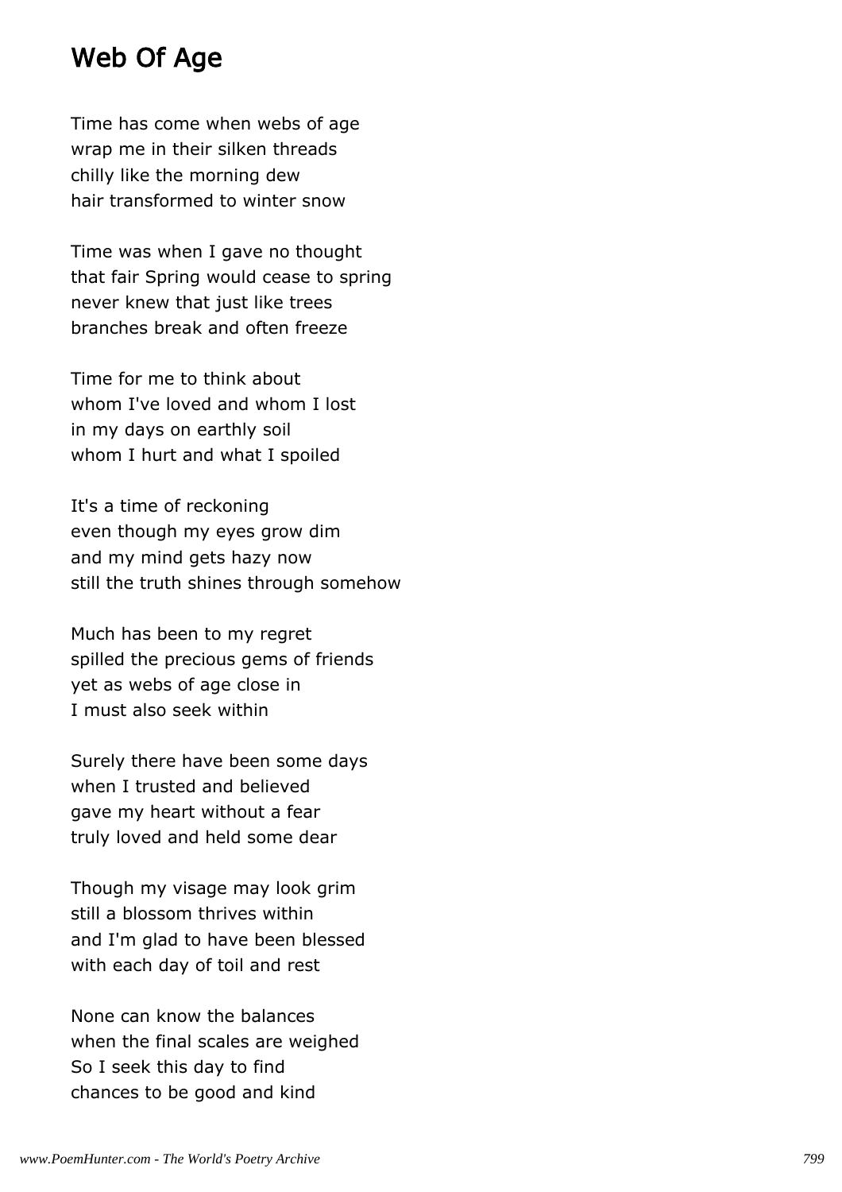## Web Of Age

Time has come when webs of age
wrap me in their silken threads
chilly like the morning dew
hair transformed to winter snow

Time was when I gave no thought
that fair Spring would cease to spring
never knew that just like trees
branches break and often freeze

Time for me to think about
whom I've loved and whom I lost
in my days on earthly soil
whom I hurt and what I spoiled

It's a time of reckoning
even though my eyes grow dim
and my mind gets hazy now
still the truth shines through somehow

Much has been to my regret
spilled the precious gems of friends
yet as webs of age close in
I must also seek within

Surely there have been some days
when I trusted and believed
gave my heart without a fear
truly loved and held some dear

Though my visage may look grim
still a blossom thrives within
and I'm glad to have been blessed
with each day of toil and rest

None can know the balances
when the final scales are weighed
So I seek this day to find
chances to be good and kind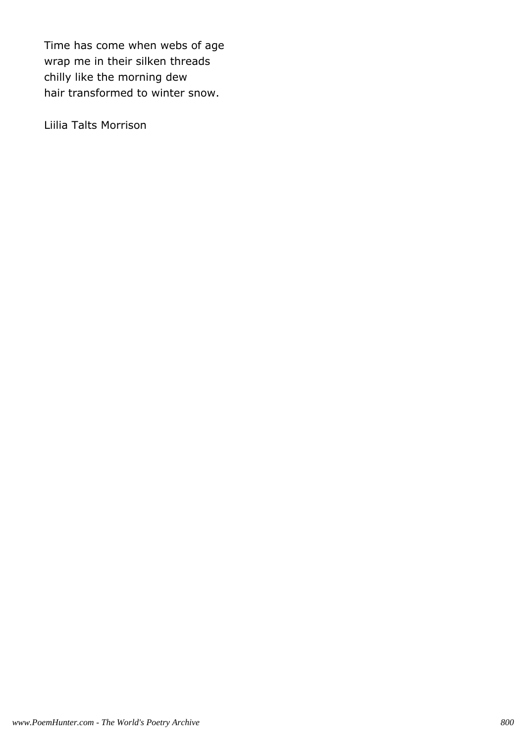Time has come when webs of age  
wrap me in their silken threads  
chilly like the morning dew  
hair transformed to winter snow.

Liilia Talts Morrison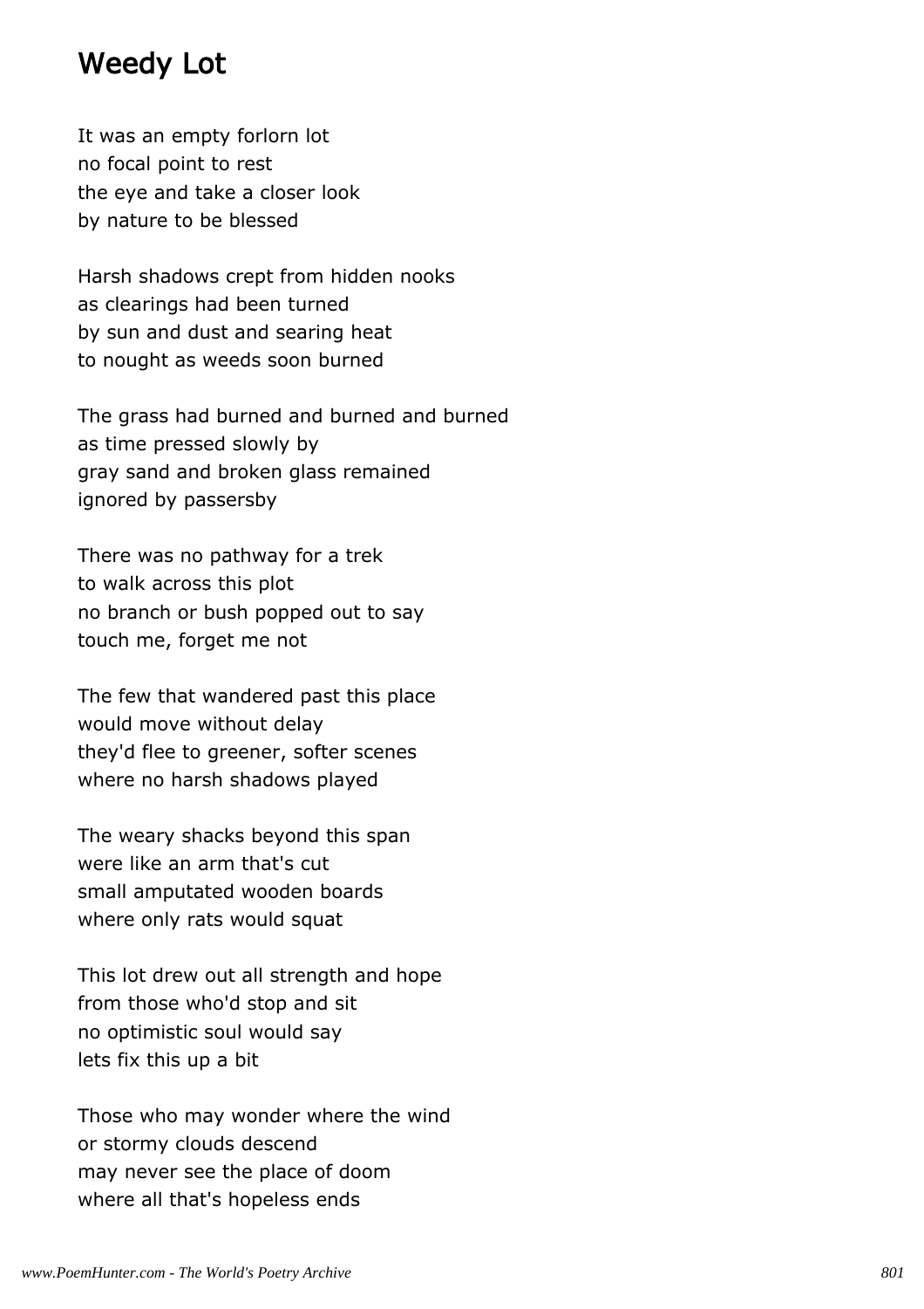# Weedy Lot

It was an empty forlorn lot
no focal point to rest
the eye and take a closer look
by nature to be blessed

Harsh shadows crept from hidden nooks
as clearings had been turned
by sun and dust and searing heat
to nought as weeds soon burned

The grass had burned and burned and burned
as time pressed slowly by
gray sand and broken glass remained
ignored by passersby

There was no pathway for a trek
to walk across this plot
no branch or bush popped out to say
touch me, forget me not

The few that wandered past this place
would move without delay
they'd flee to greener, softer scenes
where no harsh shadows played

The weary shacks beyond this span
were like an arm that's cut
small amputated wooden boards
where only rats would squat

This lot drew out all strength and hope
from those who'd stop and sit
no optimistic soul would say
lets fix this up a bit

Those who may wonder where the wind
or stormy clouds descend
may never see the place of doom
where all that's hopeless ends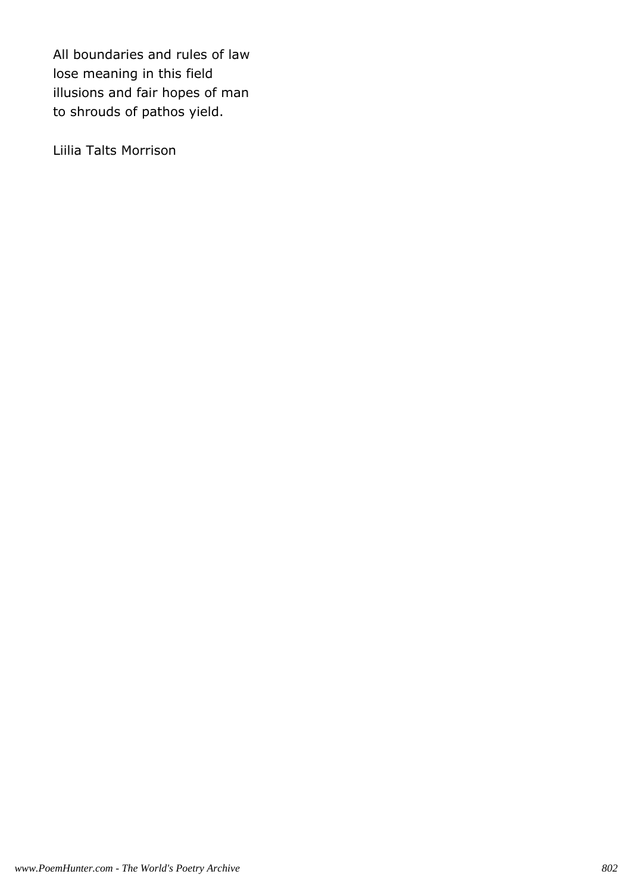All boundaries and rules of law
lose meaning in this field
illusions and fair hopes of man
to shrouds of pathos yield.

Liilia Talts Morrison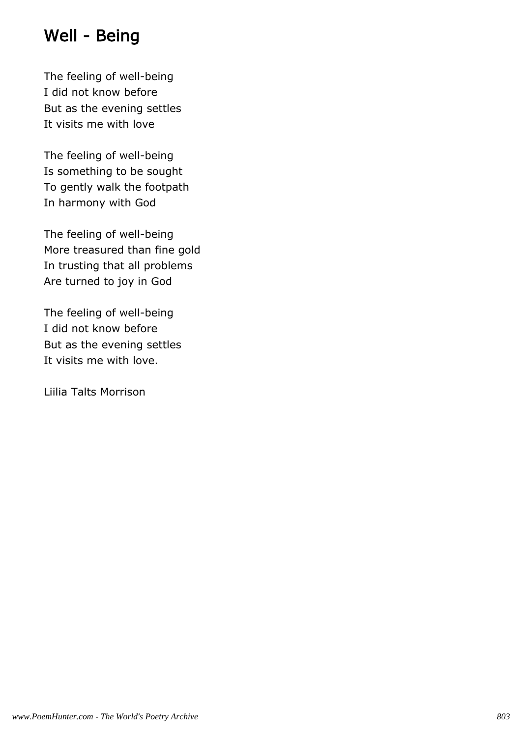# Well - Being

The feeling of well-being
I did not know before
But as the evening settles
It visits me with love

The feeling of well-being
Is something to be sought
To gently walk the footpath
In harmony with God

The feeling of well-being
More treasured than fine gold
In trusting that all problems
Are turned to joy in God

The feeling of well-being
I did not know before
But as the evening settles
It visits me with love.

Liilia Talts Morrison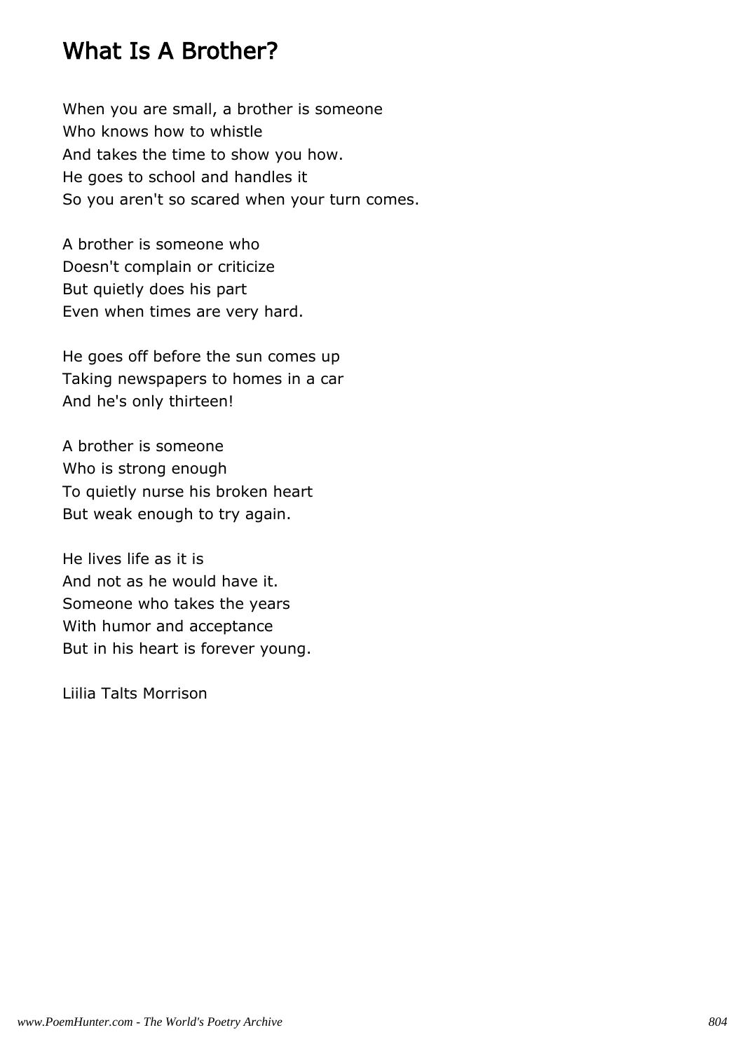# What Is A Brother?

When you are small, a brother is someone  
Who knows how to whistle  
And takes the time to show you how.  
He goes to school and handles it  
So you aren't so scared when your turn comes.

A brother is someone who  
Doesn't complain or criticize  
But quietly does his part  
Even when times are very hard.

He goes off before the sun comes up  
Taking newspapers to homes in a car  
And he's only thirteen!

A brother is someone  
Who is strong enough  
To quietly nurse his broken heart  
But weak enough to try again.

He lives life as it is  
And not as he would have it.  
Someone who takes the years  
With humor and acceptance  
But in his heart is forever young.

Liilia Talts Morrison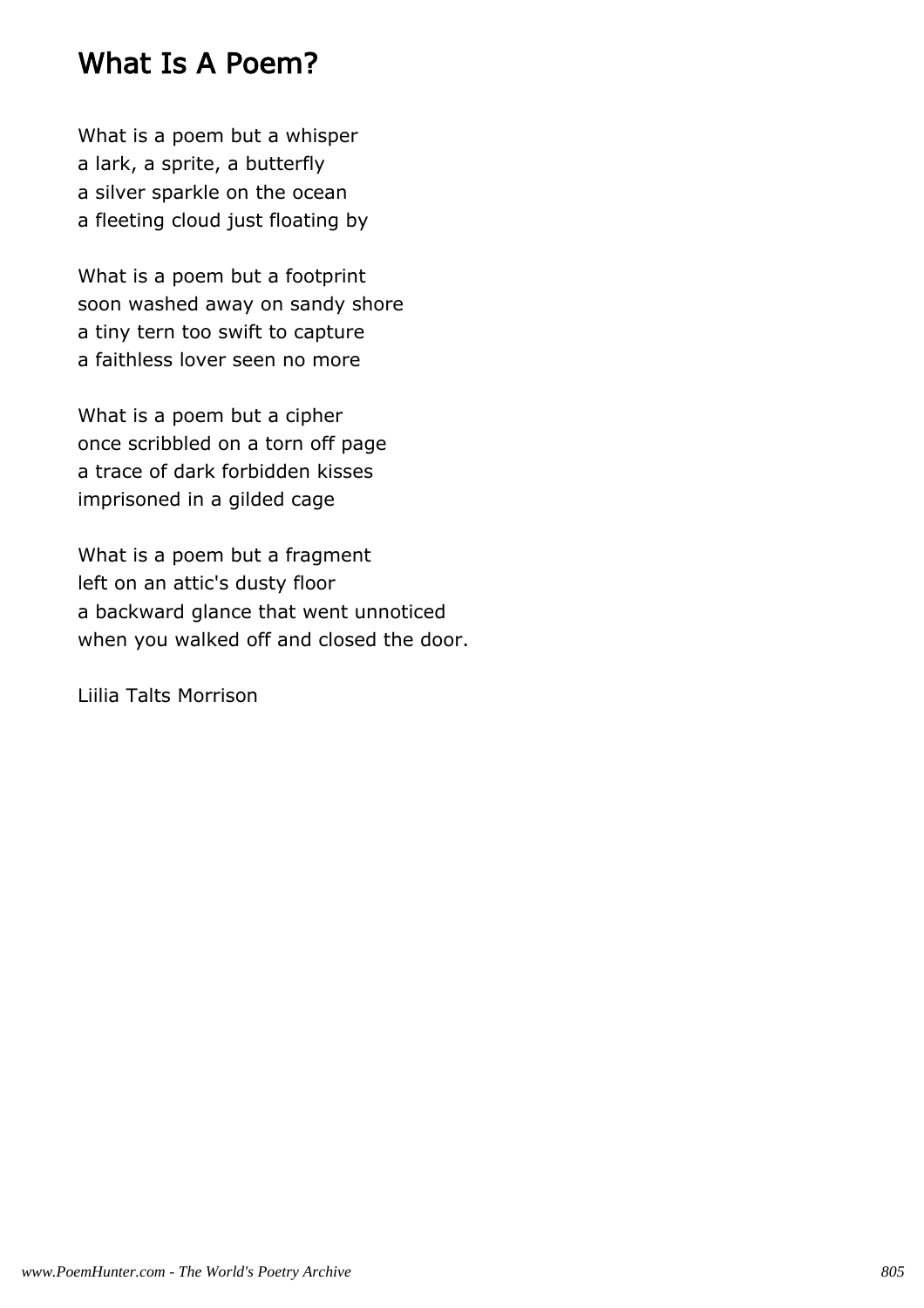# What Is A Poem?

What is a poem but a whisper
a lark, a sprite, a butterfly
a silver sparkle on the ocean
a fleeting cloud just floating by

What is a poem but a footprint
soon washed away on sandy shore
a tiny tern too swift to capture
a faithless lover seen no more

What is a poem but a cipher
once scribbled on a torn off page
a trace of dark forbidden kisses
imprisoned in a gilded cage

What is a poem but a fragment
left on an attic's dusty floor
a backward glance that went unnoticed
when you walked off and closed the door.

Liilia Talts Morrison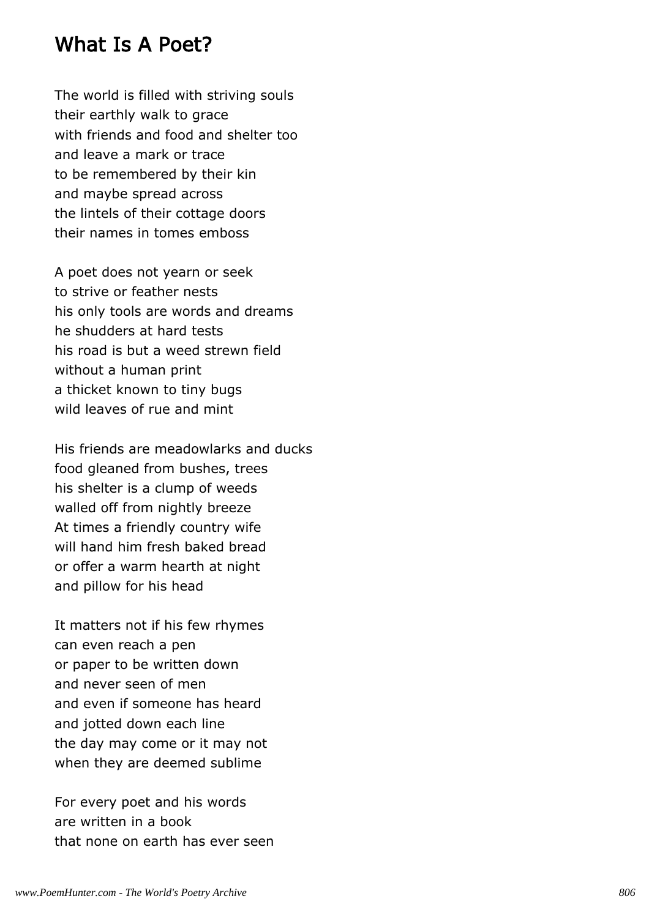## What Is A Poet?

The world is filled with striving souls  
their earthly walk to grace  
with friends and food and shelter too  
and leave a mark or trace  
to be remembered by their kin  
and maybe spread across  
the lintels of their cottage doors  
their names in tomes emboss

A poet does not yearn or seek  
to strive or feather nests  
his only tools are words and dreams  
he shudders at hard tests  
his road is but a weed strewn field  
without a human print  
a thicket known to tiny bugs  
wild leaves of rue and mint

His friends are meadowlarks and ducks  
food gleaned from bushes, trees  
his shelter is a clump of weeds  
walled off from nightly breeze  
At times a friendly country wife  
will hand him fresh baked bread  
or offer a warm hearth at night  
and pillow for his head

It matters not if his few rhymes  
can even reach a pen  
or paper to be written down  
and never seen of men  
and even if someone has heard  
and jotted down each line  
the day may come or it may not  
when they are deemed sublime

For every poet and his words  
are written in a book  
that none on earth has ever seen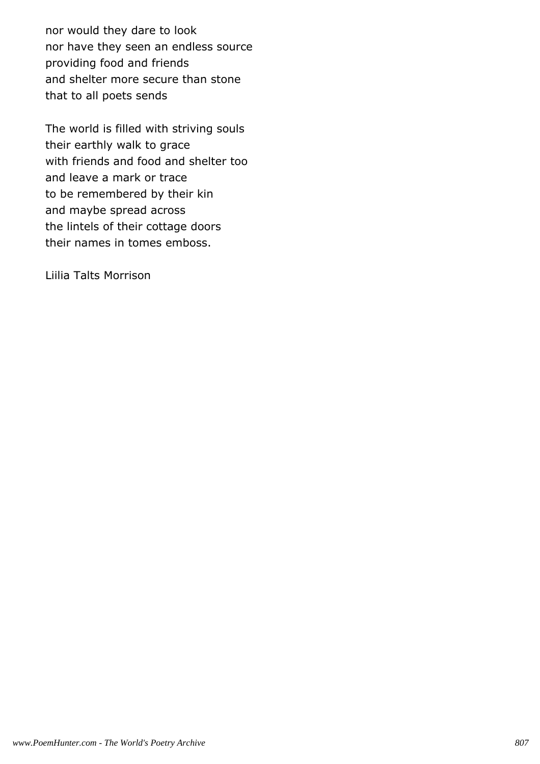nor would they dare to look
nor have they seen an endless source
providing food and friends
and shelter more secure than stone
that to all poets sends

The world is filled with striving souls
their earthly walk to grace
with friends and food and shelter too
and leave a mark or trace
to be remembered by their kin
and maybe spread across
the lintels of their cottage doors
their names in tomes emboss.

Liilia Talts Morrison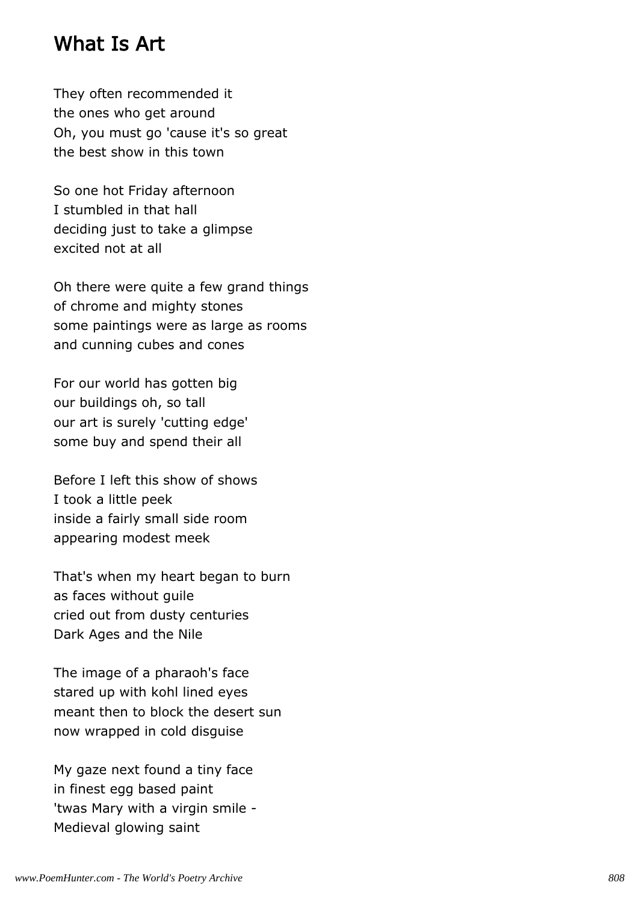# What Is Art

They often recommended it
the ones who get around
Oh, you must go 'cause it's so great
the best show in this town

So one hot Friday afternoon
I stumbled in that hall
deciding just to take a glimpse
excited not at all

Oh there were quite a few grand things
of chrome and mighty stones
some paintings were as large as rooms
and cunning cubes and cones

For our world has gotten big
our buildings oh, so tall
our art is surely 'cutting edge'
some buy and spend their all

Before I left this show of shows
I took a little peek
inside a fairly small side room
appearing modest meek

That's when my heart began to burn
as faces without guile
cried out from dusty centuries
Dark Ages and the Nile

The image of a pharaoh's face
stared up with kohl lined eyes
meant then to block the desert sun
now wrapped in cold disguise

My gaze next found a tiny face
in finest egg based paint
'twas Mary with a virgin smile -
Medieval glowing saint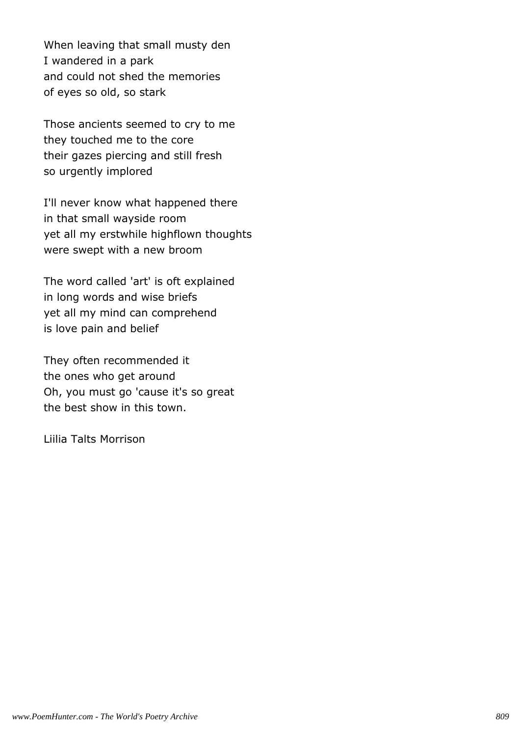When leaving that small musty den
I wandered in a park
and could not shed the memories
of eyes so old, so stark

Those ancients seemed to cry to me
they touched me to the core
their gazes piercing and still fresh
so urgently implored

I'll never know what happened there
in that small wayside room
yet all my erstwhile highflown thoughts
were swept with a new broom

The word called 'art' is oft explained
in long words and wise briefs
yet all my mind can comprehend
is love pain and belief

They often recommended it
the ones who get around
Oh, you must go 'cause it's so great
the best show in this town.

Liilia Talts Morrison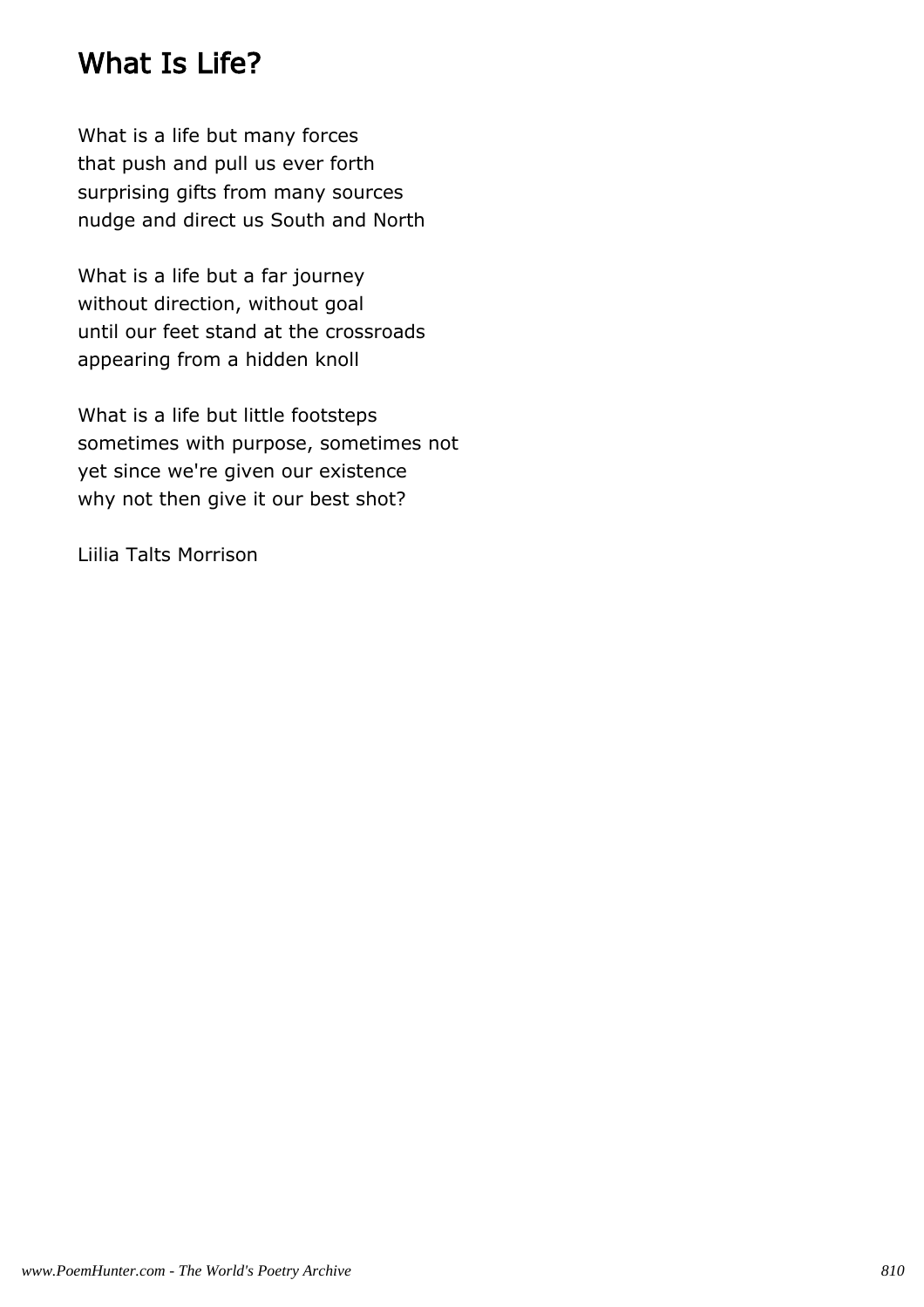# What Is Life?

What is a life but many forces
that push and pull us ever forth
surprising gifts from many sources
nudge and direct us South and North

What is a life but a far journey
without direction, without goal
until our feet stand at the crossroads
appearing from a hidden knoll

What is a life but little footsteps
sometimes with purpose, sometimes not
yet since we're given our existence
why not then give it our best shot?

Liilia Talts Morrison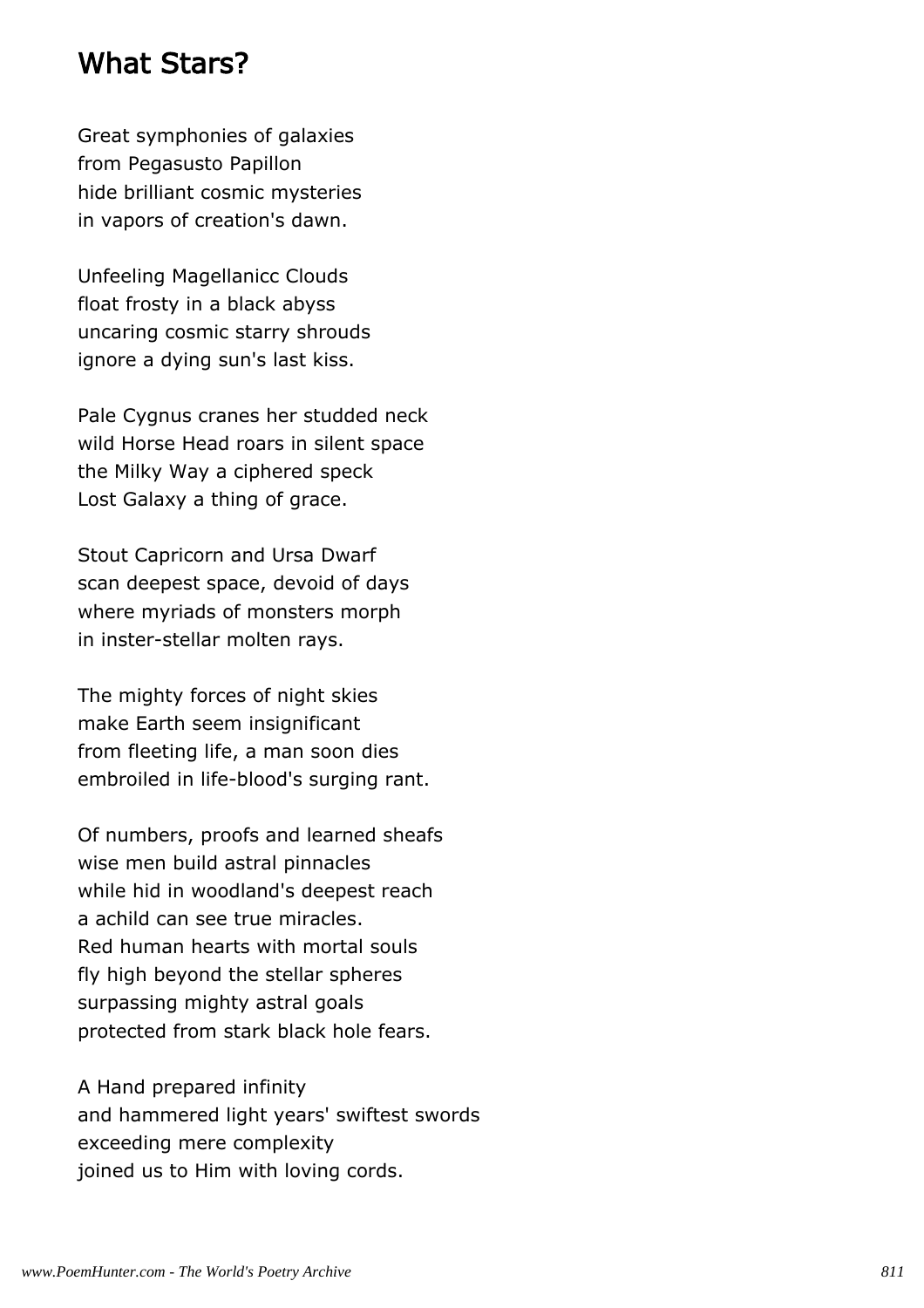## What Stars?

Great symphonies of galaxies
from Pegasusto Papillon
hide brilliant cosmic mysteries
in vapors of creation's dawn.

Unfeeling Magellanicc Clouds
float frosty in a black abyss
uncaring cosmic starry shrouds
ignore a dying sun's last kiss.

Pale Cygnus cranes her studded neck
wild Horse Head roars in silent space
the Milky Way a ciphered speck
Lost Galaxy a thing of grace.

Stout Capricorn and Ursa Dwarf
scan deepest space, devoid of days
where myriads of monsters morph
in inster-stellar molten rays.

The mighty forces of night skies
make Earth seem insignificant
from fleeting life, a man soon dies
embroiled in life-blood's surging rant.

Of numbers, proofs and learned sheafs
wise men build astral pinnacles
while hid in woodland's deepest reach
a achild can see true miracles.
Red human hearts with mortal souls
fly high beyond the stellar spheres
surpassing mighty astral goals
protected from stark black hole fears.

A Hand prepared infinity
and hammered light years' swiftest swords
exceeding mere complexity
joined us to Him with loving cords.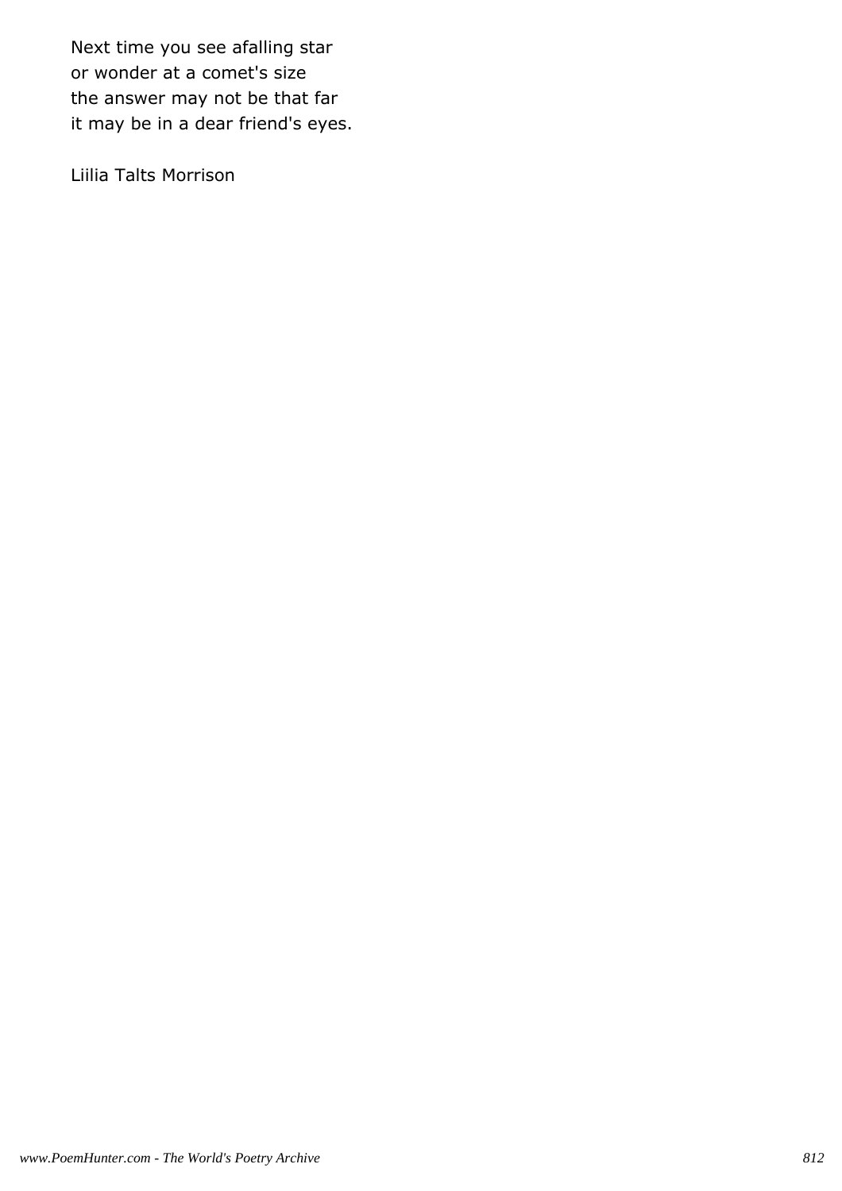Next time you see afalling star
or wonder at a comet's size
the answer may not be that far
it may be in a dear friend's eyes.

Liilia Talts Morrison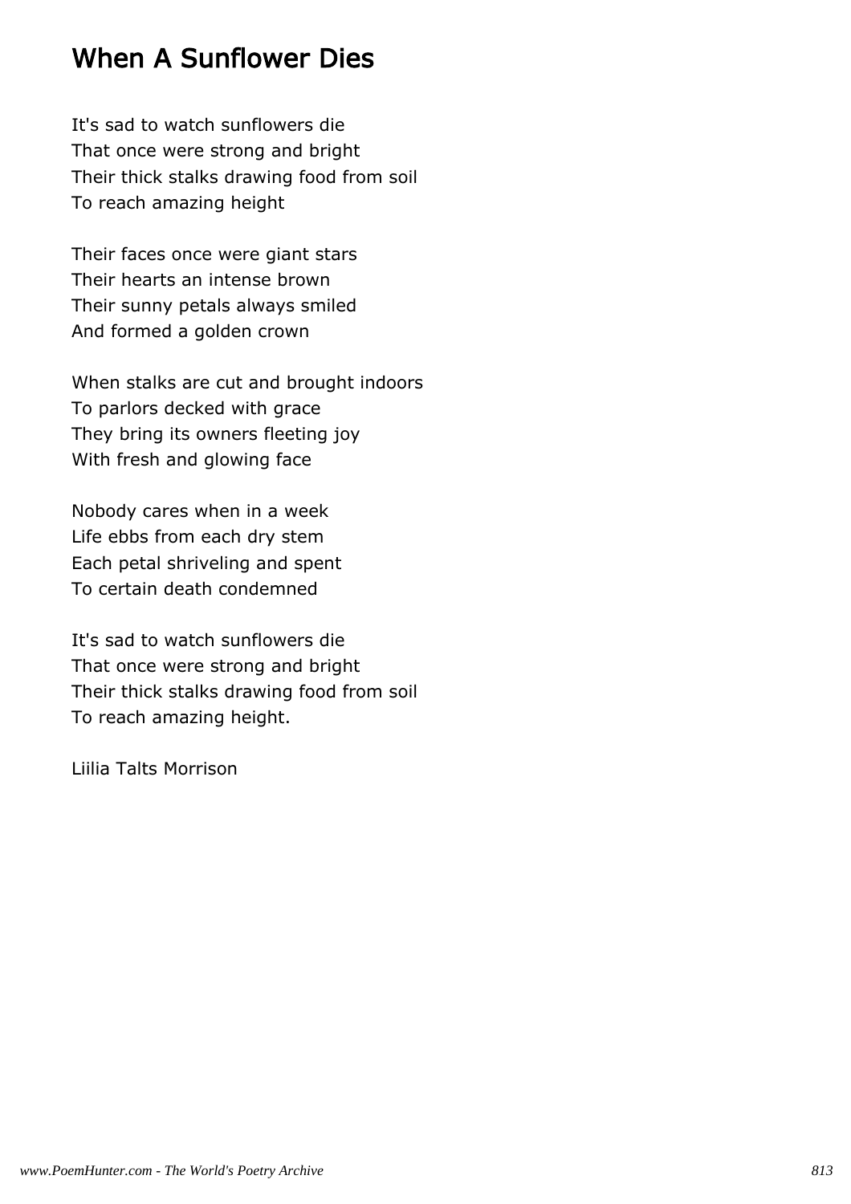# When A Sunflower Dies

It's sad to watch sunflowers die
That once were strong and bright
Their thick stalks drawing food from soil
To reach amazing height

Their faces once were giant stars
Their hearts an intense brown
Their sunny petals always smiled
And formed a golden crown

When stalks are cut and brought indoors
To parlors decked with grace
They bring its owners fleeting joy
With fresh and glowing face

Nobody cares when in a week
Life ebbs from each dry stem
Each petal shriveling and spent
To certain death condemned

It's sad to watch sunflowers die
That once were strong and bright
Their thick stalks drawing food from soil
To reach amazing height.

Liilia Talts Morrison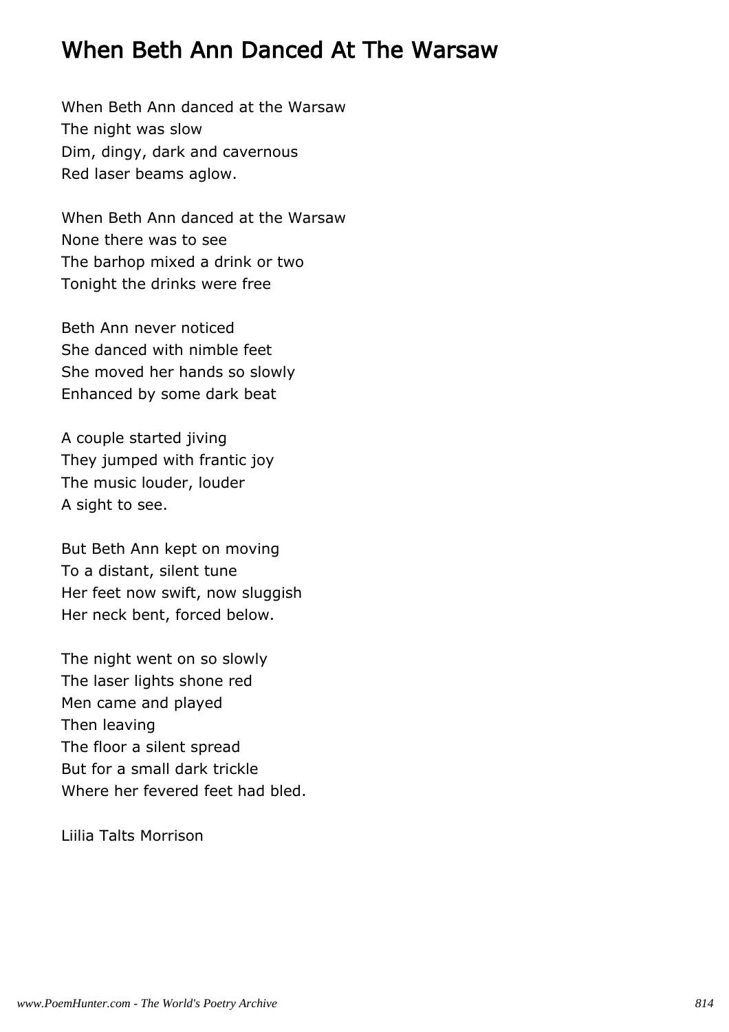# When Beth Ann Danced At The Warsaw

When Beth Ann danced at the Warsaw
The night was slow
Dim, dingy, dark and cavernous
Red laser beams aglow.

When Beth Ann danced at the Warsaw
None there was to see
The barhop mixed a drink or two
Tonight the drinks were free

Beth Ann never noticed
She danced with nimble feet
She moved her hands so slowly
Enhanced by some dark beat

A couple started jiving
They jumped with frantic joy
The music louder, louder
A sight to see.

But Beth Ann kept on moving
To a distant, silent tune
Her feet now swift, now sluggish
Her neck bent, forced below.

The night went on so slowly
The laser lights shone red
Men came and played
Then leaving
The floor a silent spread
But for a small dark trickle
Where her fevered feet had bled.

Liilia Talts Morrison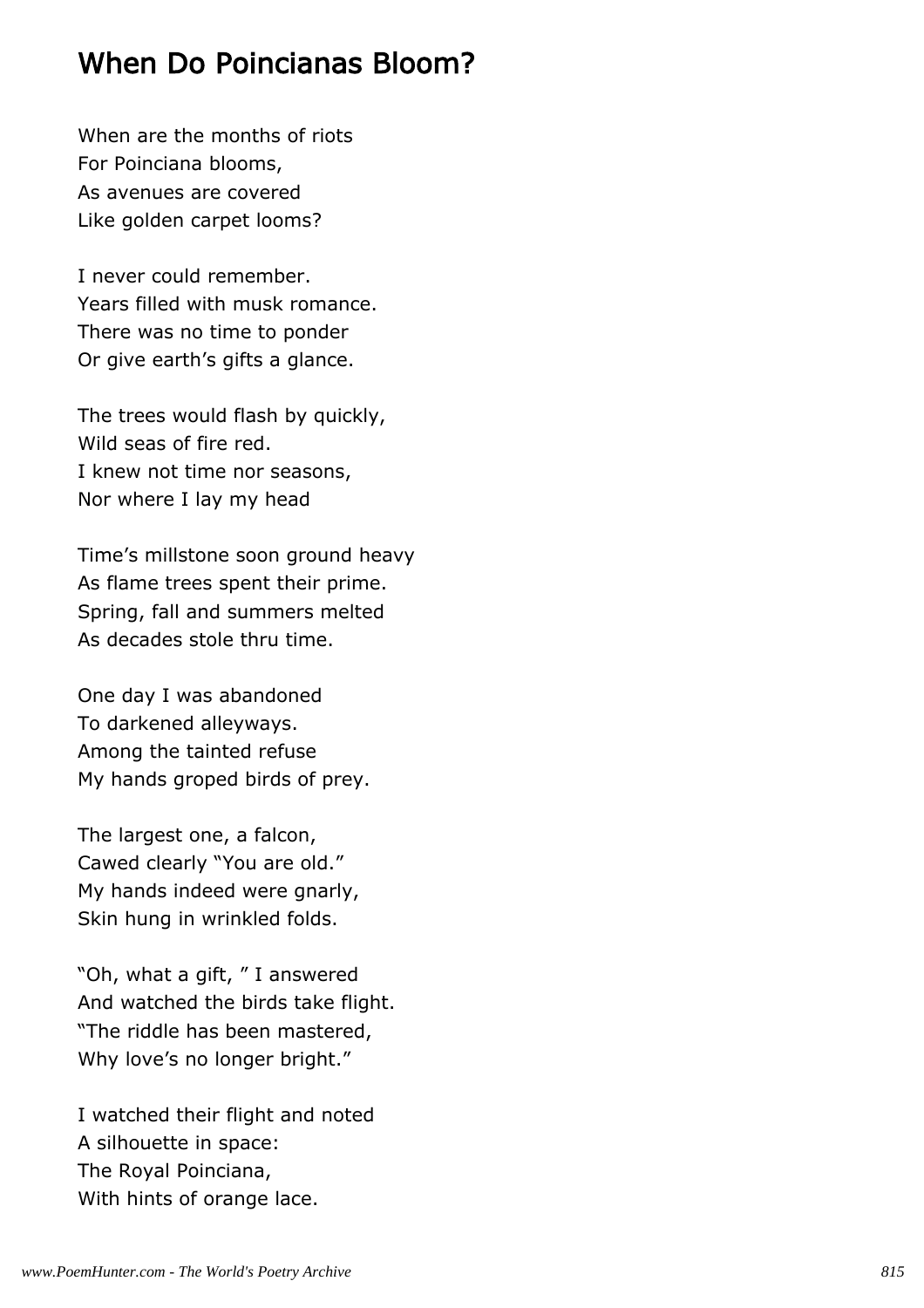# When Do Poincianas Bloom?

When are the months of riots
For Poinciana blooms,
As avenues are covered
Like golden carpet looms?

I never could remember.
Years filled with musk romance.
There was no time to ponder
Or give earth's gifts a glance.

The trees would flash by quickly,
Wild seas of fire red.
I knew not time nor seasons,
Nor where I lay my head

Time's millstone soon ground heavy
As flame trees spent their prime.
Spring, fall and summers melted
As decades stole thru time.

One day I was abandoned
To darkened alleyways.
Among the tainted refuse
My hands groped birds of prey.

The largest one, a falcon,
Cawed clearly "You are old."
My hands indeed were gnarly,
Skin hung in wrinkled folds.

"Oh, what a gift, " I answered
And watched the birds take flight.
"The riddle has been mastered,
Why love's no longer bright."

I watched their flight and noted
A silhouette in space:
The Royal Poinciana,
With hints of orange lace.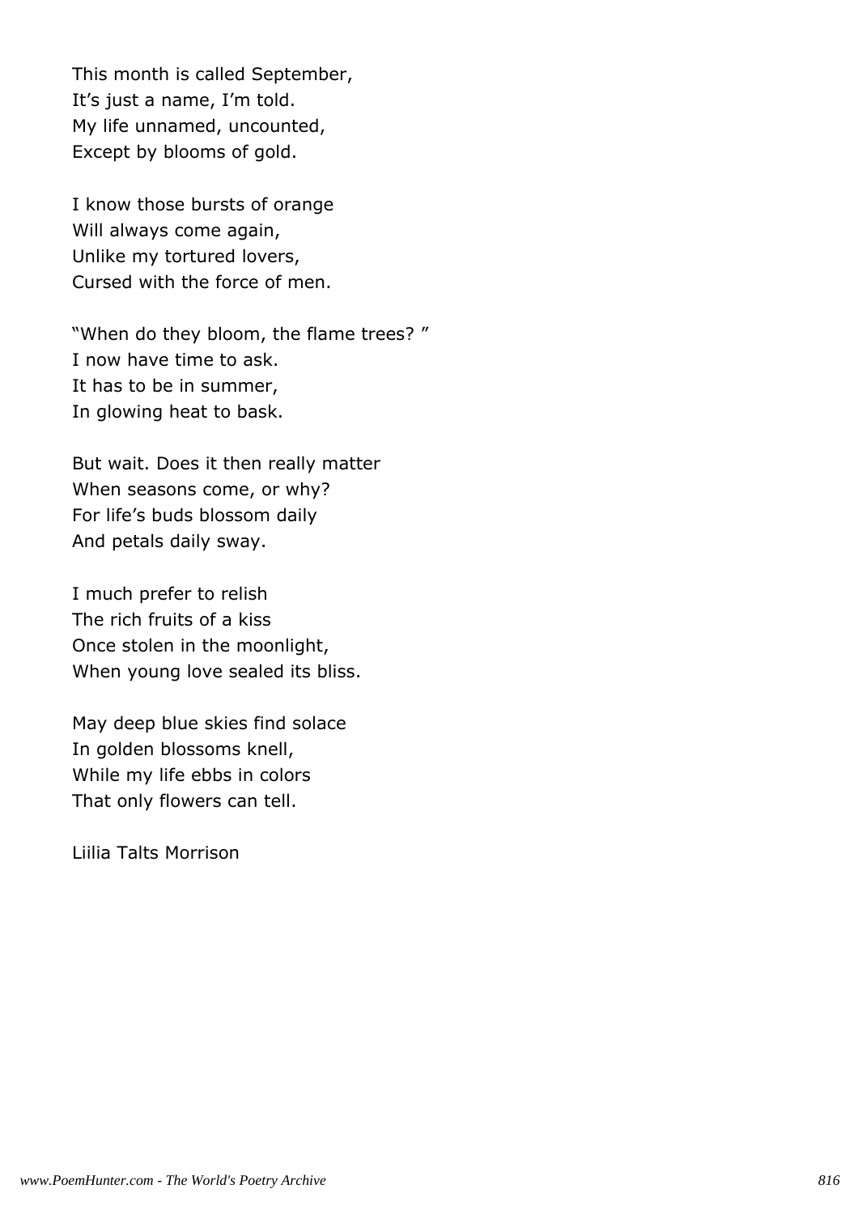This month is called September,
It's just a name, I'm told.
My life unnamed, uncounted,
Except by blooms of gold.

I know those bursts of orange
Will always come again,
Unlike my tortured lovers,
Cursed with the force of men.

"When do they bloom, the flame trees? "
I now have time to ask.
It has to be in summer,
In glowing heat to bask.

But wait. Does it then really matter
When seasons come, or why?
For life's buds blossom daily
And petals daily sway.

I much prefer to relish
The rich fruits of a kiss
Once stolen in the moonlight,
When young love sealed its bliss.

May deep blue skies find solace
In golden blossoms knell,
While my life ebbs in colors
That only flowers can tell.

Liilia Talts Morrison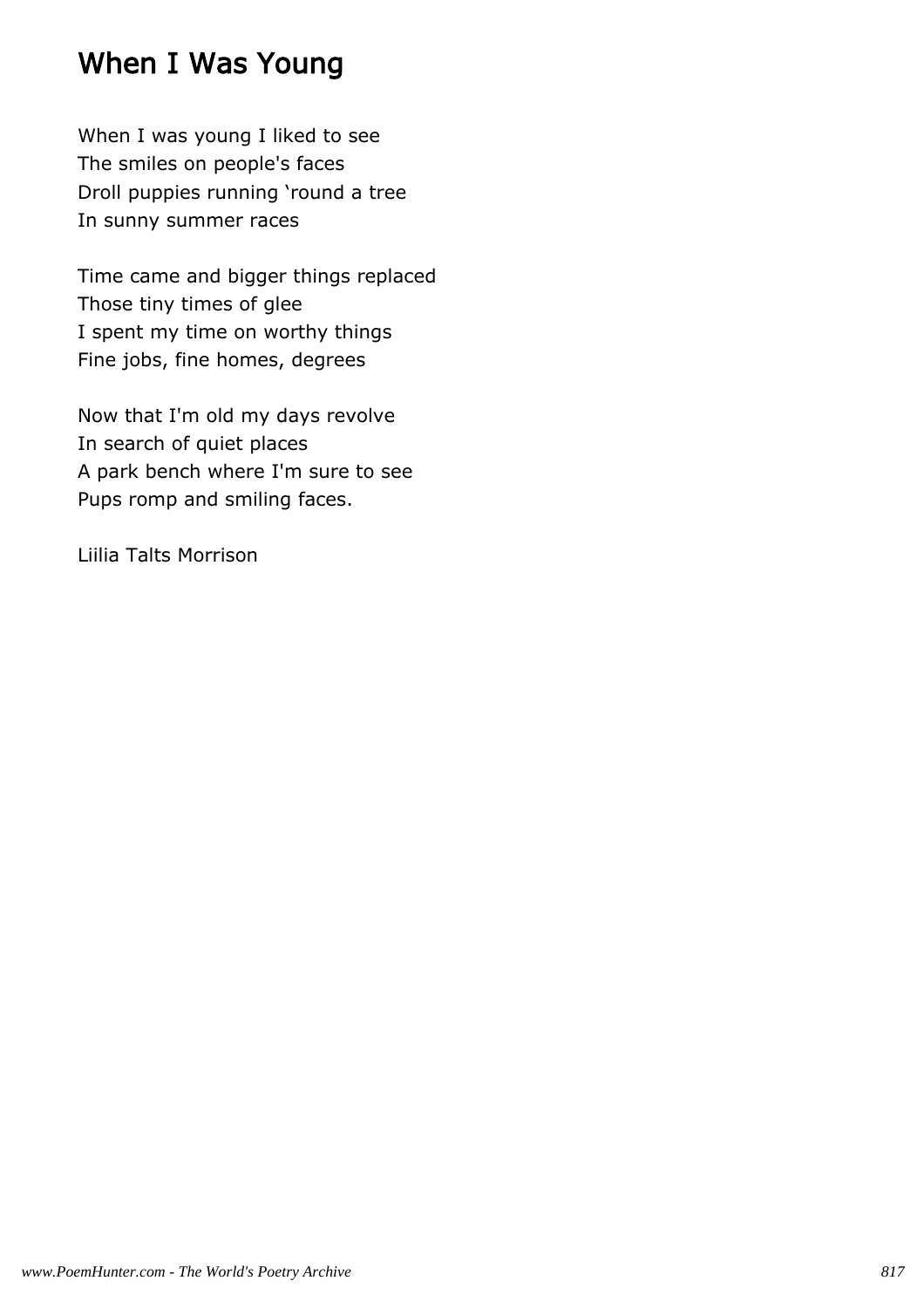# When I Was Young

When I was young I liked to see
The smiles on people's faces
Droll puppies running 'round a tree
In sunny summer races

Time came and bigger things replaced
Those tiny times of glee
I spent my time on worthy things
Fine jobs, fine homes, degrees

Now that I'm old my days revolve
In search of quiet places
A park bench where I'm sure to see
Pups romp and smiling faces.

Liilia Talts Morrison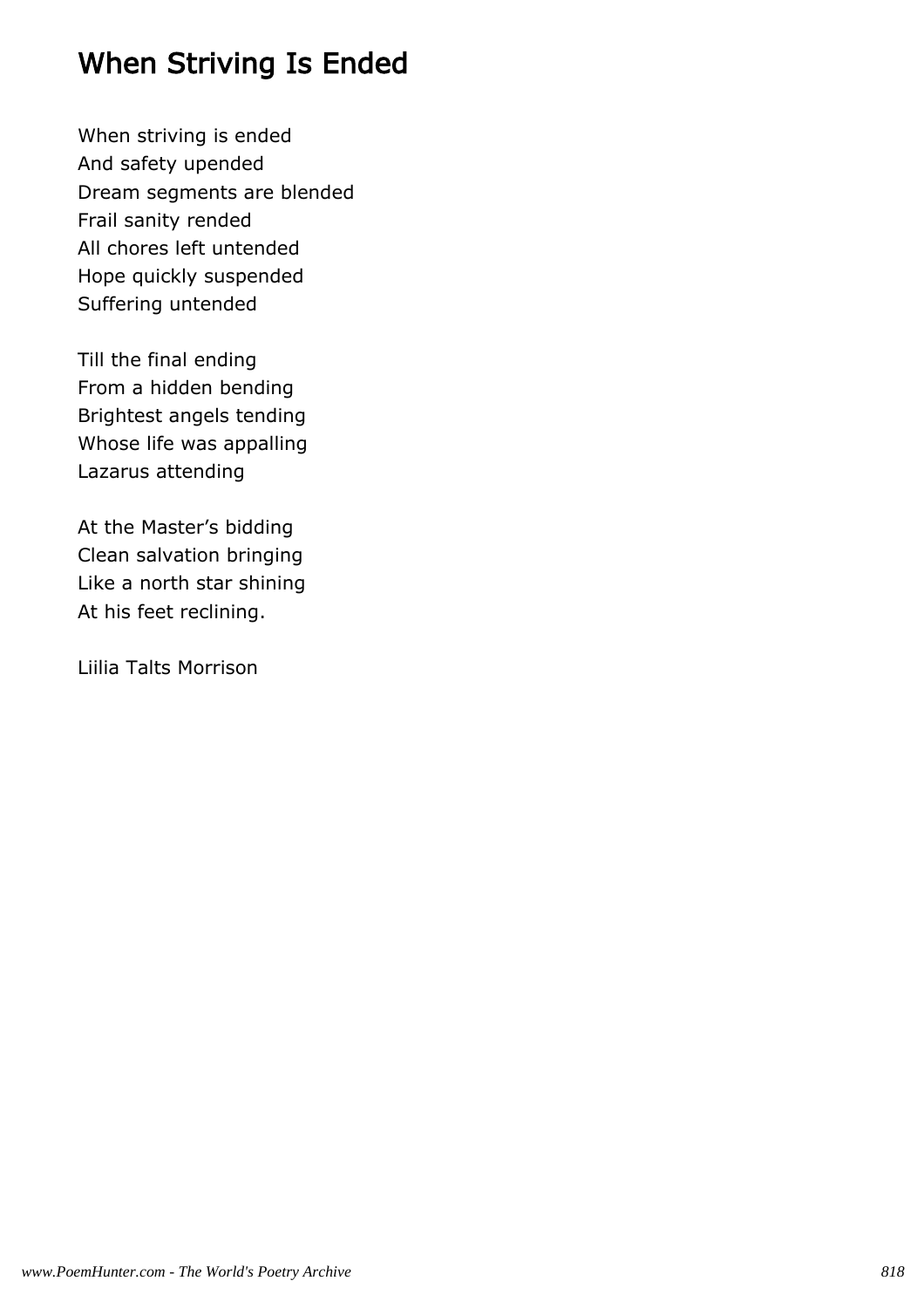# When Striving Is Ended

When striving is ended
And safety upended
Dream segments are blended
Frail sanity rended
All chores left untended
Hope quickly suspended
Suffering untended

Till the final ending
From a hidden bending
Brightest angels tending
Whose life was appalling
Lazarus attending

At the Master's bidding
Clean salvation bringing
Like a north star shining
At his feet reclining.

Liilia Talts Morrison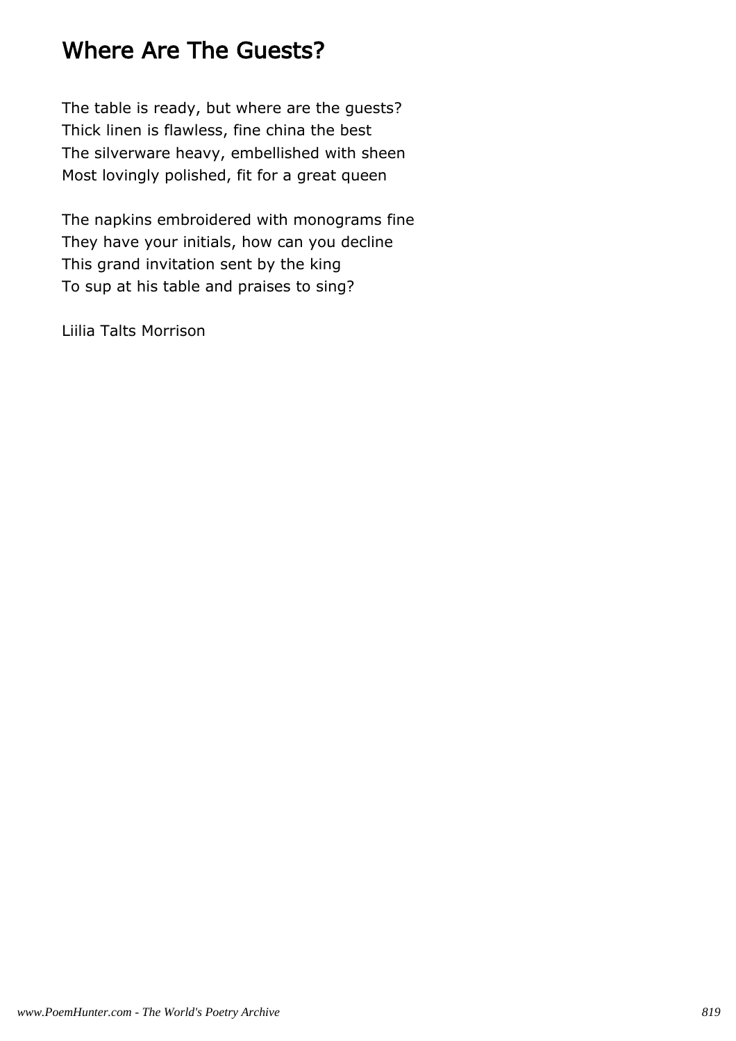# Where Are The Guests?

The table is ready, but where are the guests?
Thick linen is flawless, fine china the best
The silverware heavy, embellished with sheen
Most lovingly polished, fit for a great queen

The napkins embroidered with monograms fine
They have your initials, how can you decline
This grand invitation sent by the king
To sup at his table and praises to sing?

Liilia Talts Morrison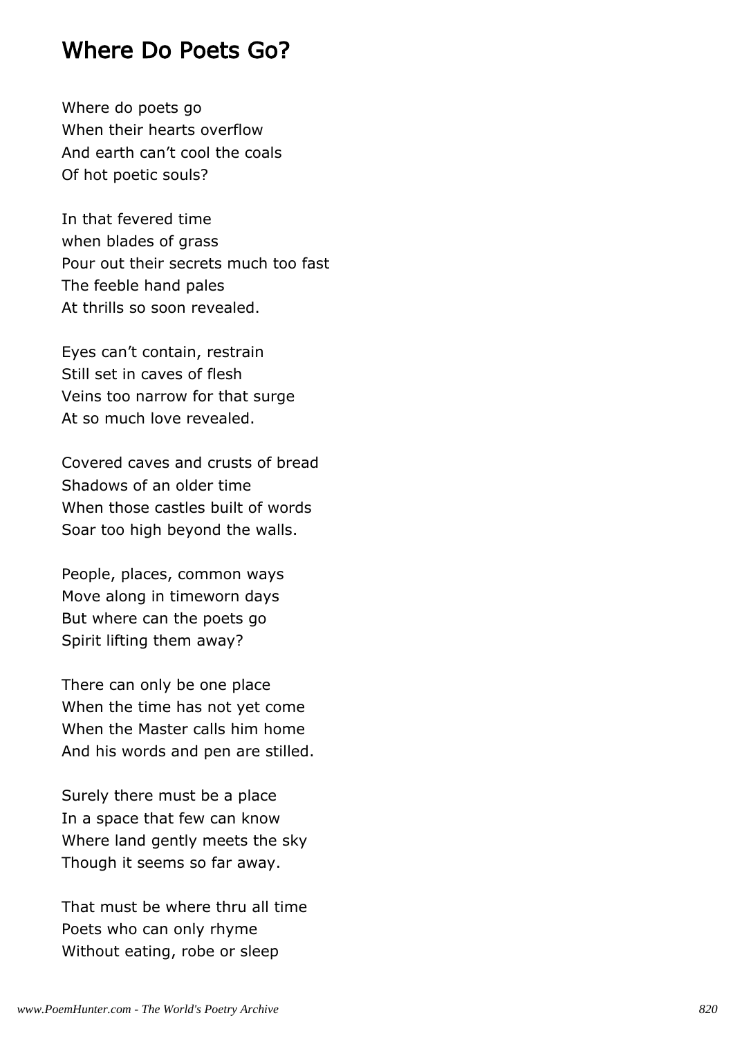# Where Do Poets Go?

Where do poets go  
When their hearts overflow  
And earth can't cool the coals  
Of hot poetic souls?

In that fevered time  
when blades of grass  
Pour out their secrets much too fast  
The feeble hand pales  
At thrills so soon revealed.

Eyes can't contain, restrain  
Still set in caves of flesh  
Veins too narrow for that surge  
At so much love revealed.

Covered caves and crusts of bread  
Shadows of an older time  
When those castles built of words  
Soar too high beyond the walls.

People, places, common ways  
Move along in timeworn days  
But where can the poets go  
Spirit lifting them away?

There can only be one place  
When the time has not yet come  
When the Master calls him home  
And his words and pen are stilled.

Surely there must be a place  
In a space that few can know  
Where land gently meets the sky  
Though it seems so far away.

That must be where thru all time  
Poets who can only rhyme  
Without eating, robe or sleep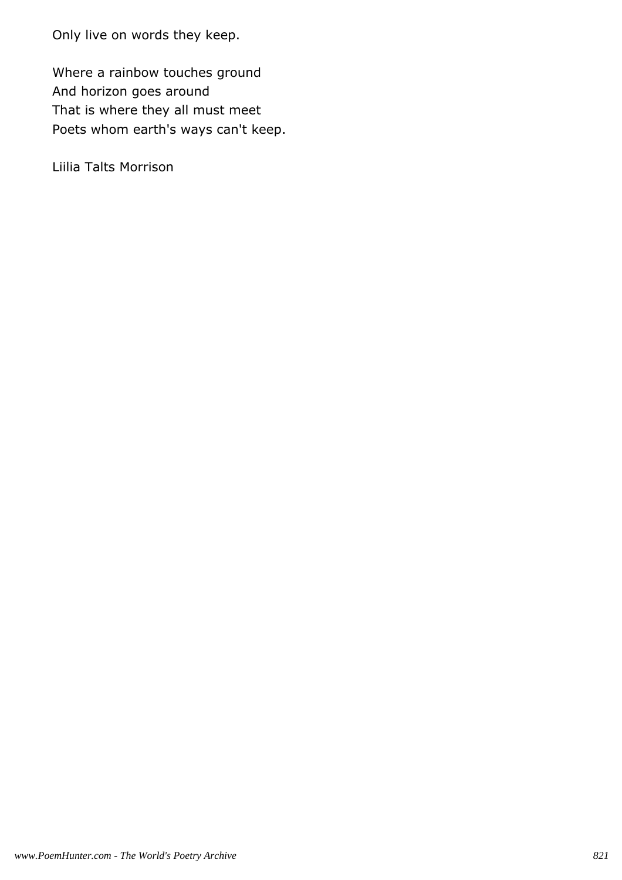Only live on words they keep.

Where a rainbow touches ground
And horizon goes around
That is where they all must meet
Poets whom earth's ways can't keep.

Liilia Talts Morrison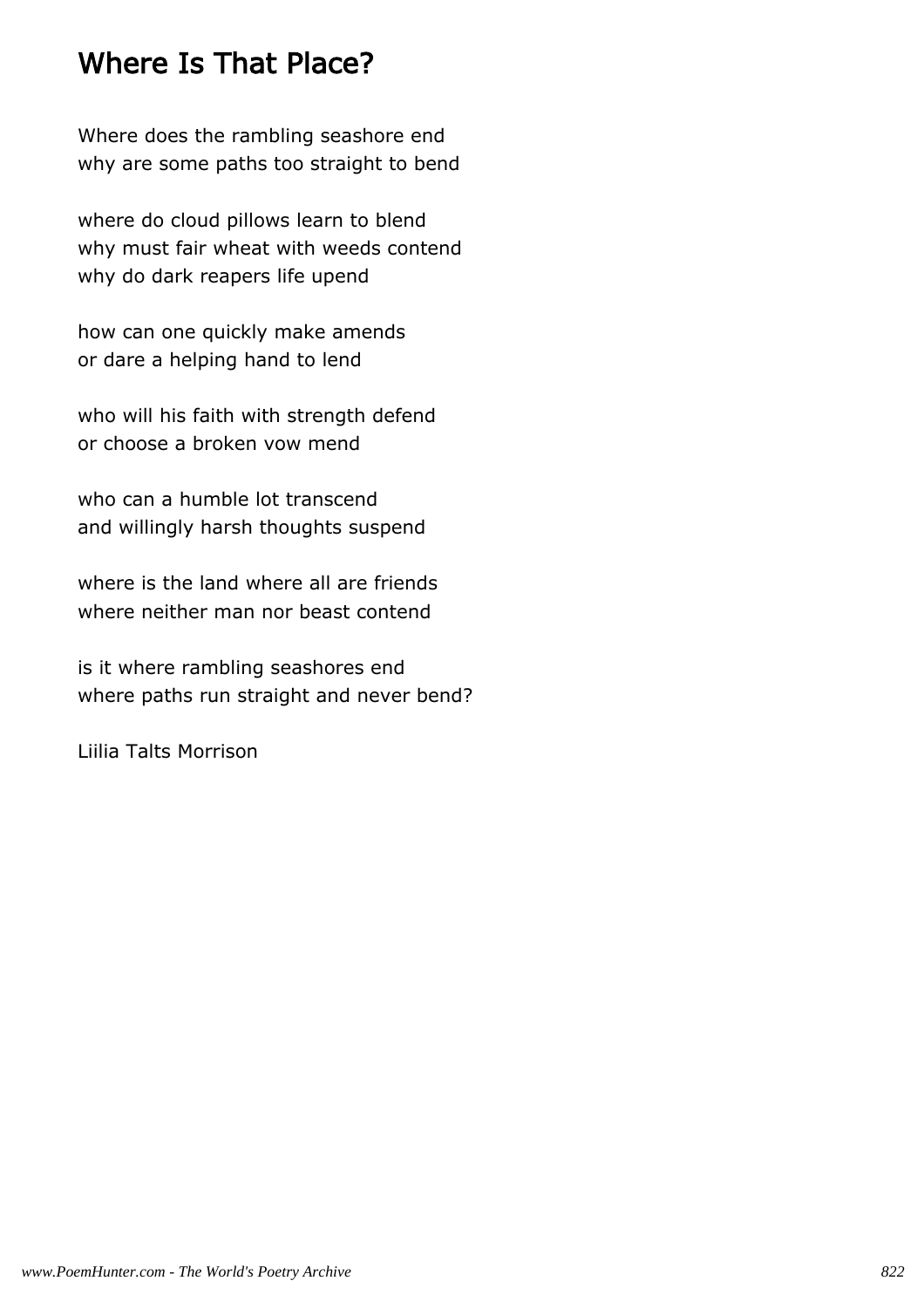## Where Is That Place?

Where does the rambling seashore end
why are some paths too straight to bend

where do cloud pillows learn to blend
why must fair wheat with weeds contend
why do dark reapers life upend

how can one quickly make amends
or dare a helping hand to lend

who will his faith with strength defend
or choose a broken vow mend

who can a humble lot transcend
and willingly harsh thoughts suspend

where is the land where all are friends
where neither man nor beast contend

is it where rambling seashores end
where paths run straight and never bend?

Liilia Talts Morrison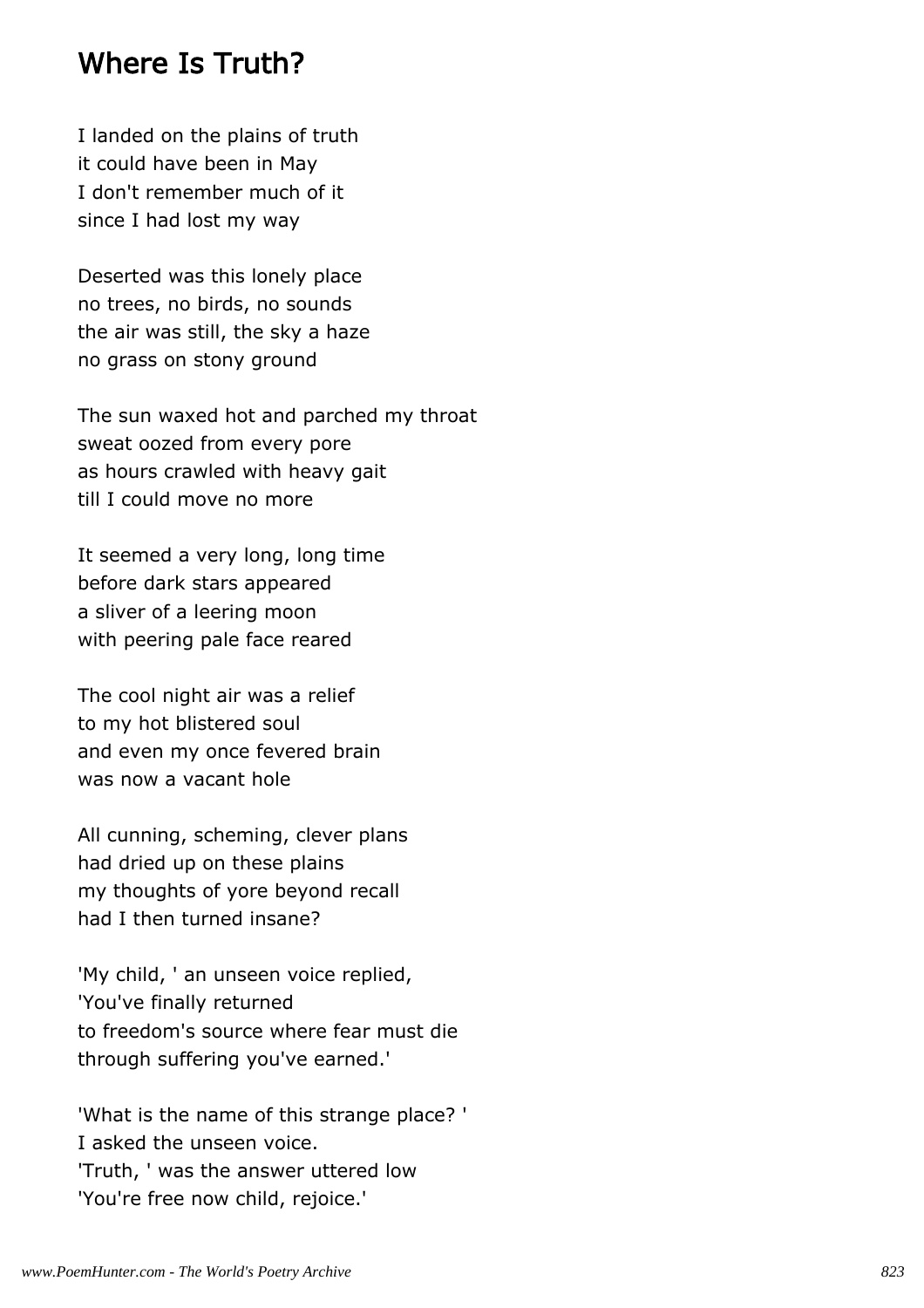## Where Is Truth?

I landed on the plains of truth
it could have been in May
I don't remember much of it
since I had lost my way

Deserted was this lonely place
no trees, no birds, no sounds
the air was still, the sky a haze
no grass on stony ground

The sun waxed hot and parched my throat
sweat oozed from every pore
as hours crawled with heavy gait
till I could move no more

It seemed a very long, long time
before dark stars appeared
a sliver of a leering moon
with peering pale face reared

The cool night air was a relief
to my hot blistered soul
and even my once fevered brain
was now a vacant hole

All cunning, scheming, clever plans
had dried up on these plains
my thoughts of yore beyond recall
had I then turned insane?

'My child, ' an unseen voice replied,
'You've finally returned
to freedom's source where fear must die
through suffering you've earned.'

'What is the name of this strange place? '
I asked the unseen voice.
'Truth, ' was the answer uttered low
'You're free now child, rejoice.'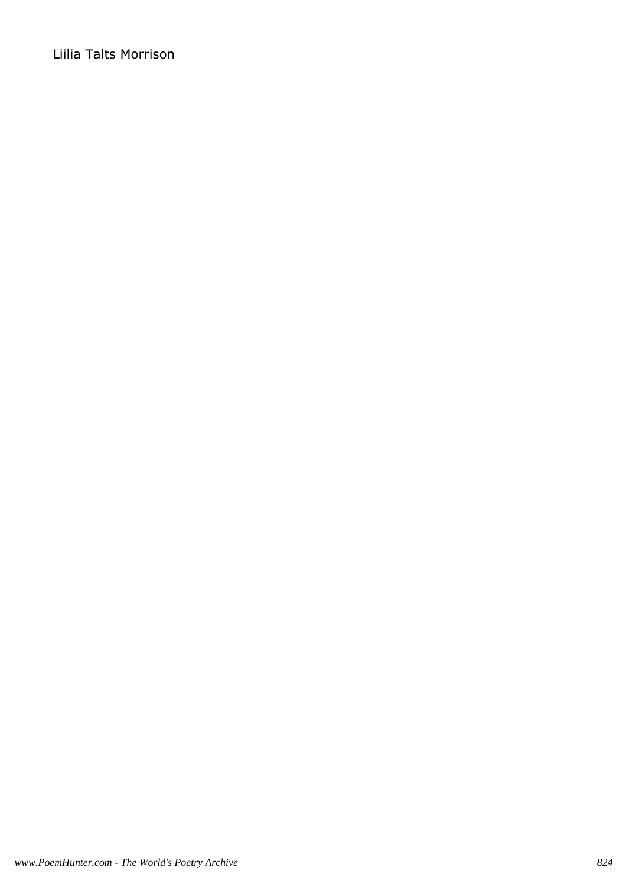Liilia Talts Morrison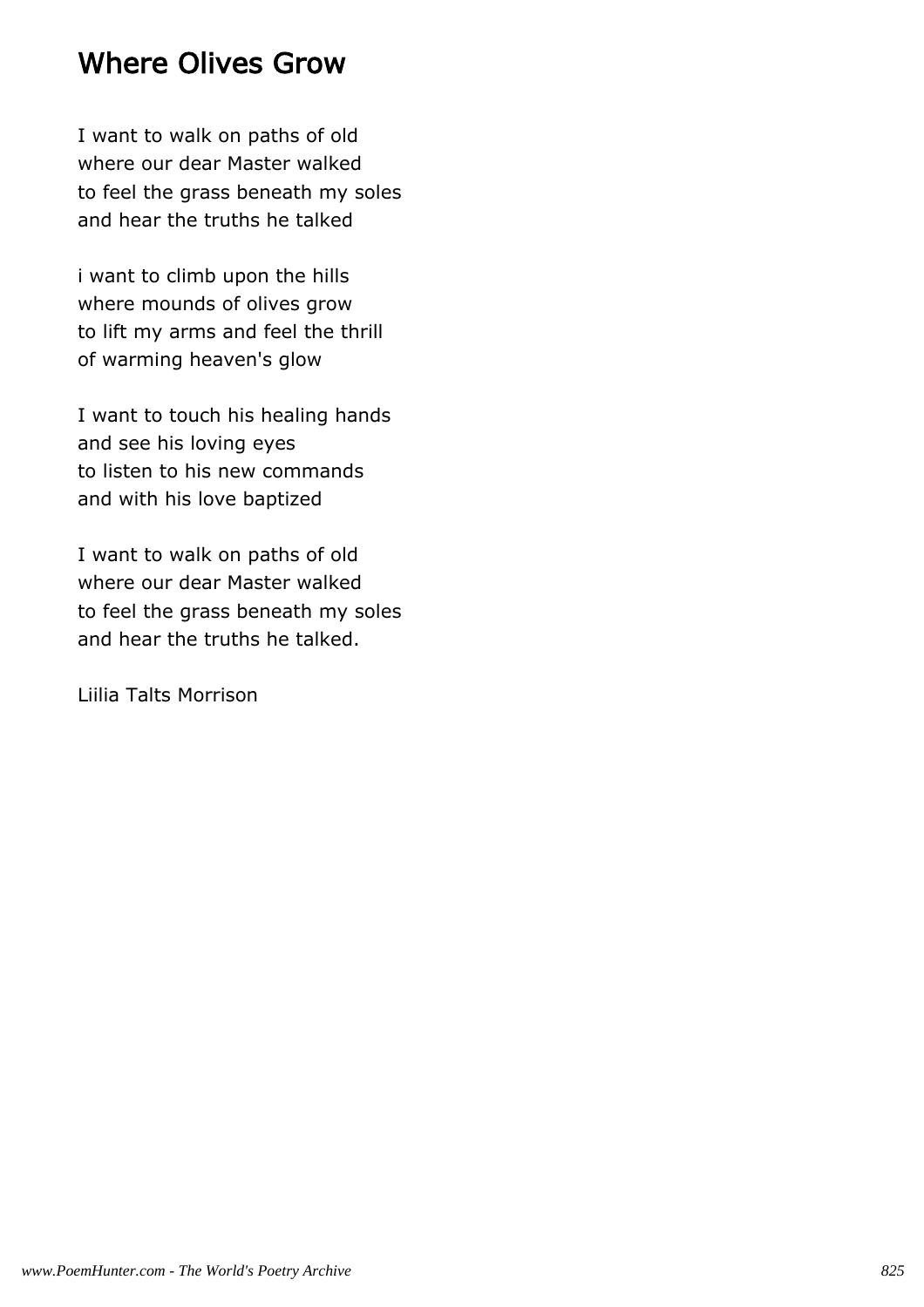# Where Olives Grow

I want to walk on paths of old
where our dear Master walked
to feel the grass beneath my soles
and hear the truths he talked

i want to climb upon the hills
where mounds of olives grow
to lift my arms and feel the thrill
of warming heaven's glow

I want to touch his healing hands
and see his loving eyes
to listen to his new commands
and with his love baptized

I want to walk on paths of old
where our dear Master walked
to feel the grass beneath my soles
and hear the truths he talked.

Liilia Talts Morrison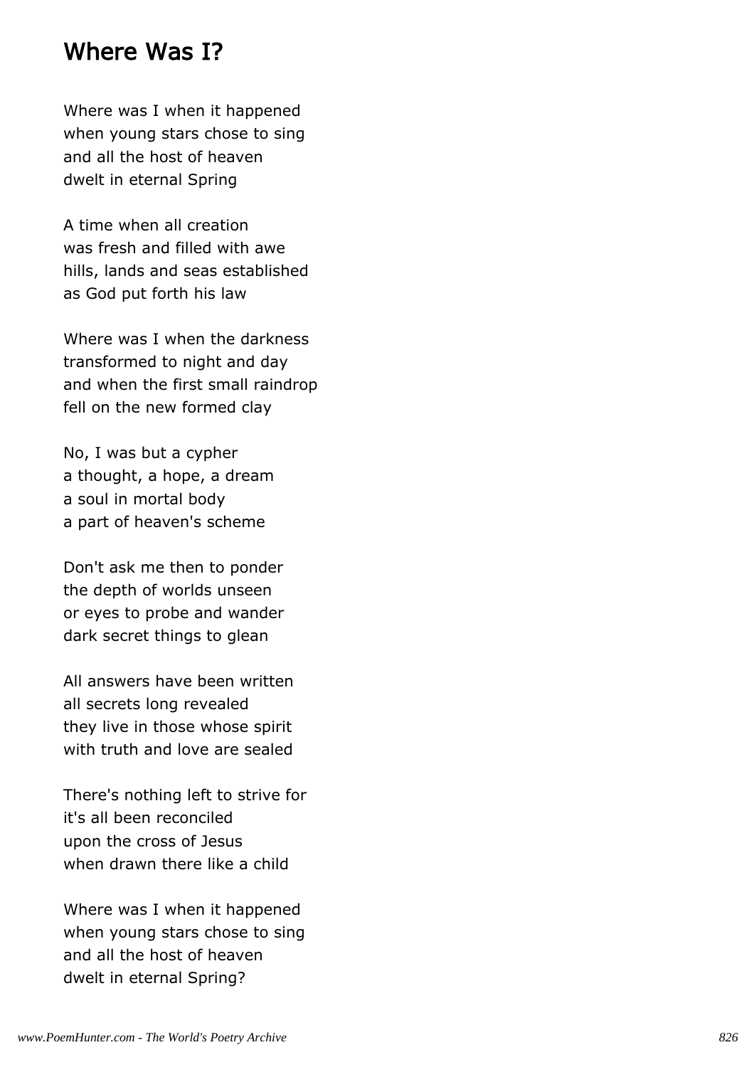## Where Was I?

Where was I when it happened
when young stars chose to sing
and all the host of heaven
dwelt in eternal Spring

A time when all creation
was fresh and filled with awe
hills, lands and seas established
as God put forth his law

Where was I when the darkness
transformed to night and day
and when the first small raindrop
fell on the new formed clay

No, I was but a cypher
a thought, a hope, a dream
a soul in mortal body
a part of heaven's scheme

Don't ask me then to ponder
the depth of worlds unseen
or eyes to probe and wander
dark secret things to glean

All answers have been written
all secrets long revealed
they live in those whose spirit
with truth and love are sealed

There's nothing left to strive for
it's all been reconciled
upon the cross of Jesus
when drawn there like a child

Where was I when it happened
when young stars chose to sing
and all the host of heaven
dwelt in eternal Spring?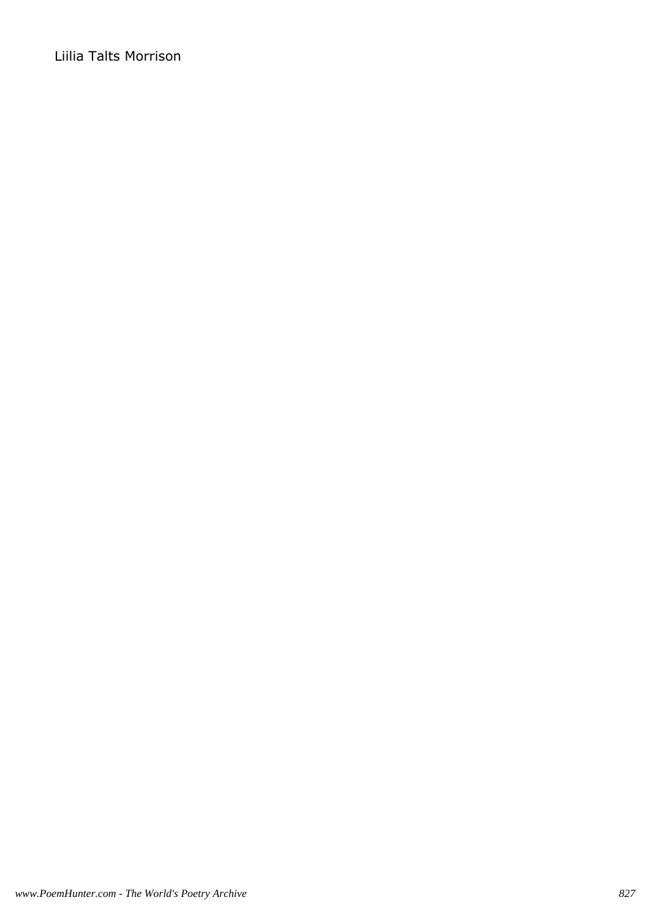Liilia Talts Morrison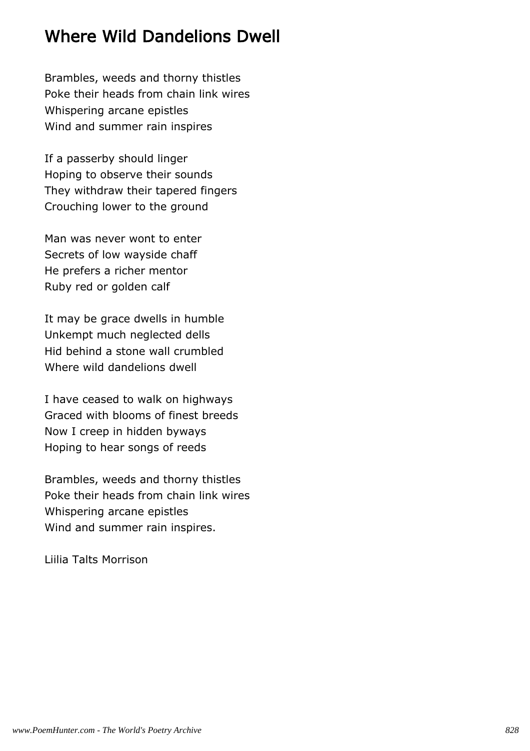## Where Wild Dandelions Dwell

Brambles, weeds and thorny thistles
Poke their heads from chain link wires
Whispering arcane epistles
Wind and summer rain inspires

If a passerby should linger
Hoping to observe their sounds
They withdraw their tapered fingers
Crouching lower to the ground

Man was never wont to enter
Secrets of low wayside chaff
He prefers a richer mentor
Ruby red or golden calf

It may be grace dwells in humble
Unkempt much neglected dells
Hid behind a stone wall crumbled
Where wild dandelions dwell

I have ceased to walk on highways
Graced with blooms of finest breeds
Now I creep in hidden byways
Hoping to hear songs of reeds

Brambles, weeds and thorny thistles
Poke their heads from chain link wires
Whispering arcane epistles
Wind and summer rain inspires.

Liilia Talts Morrison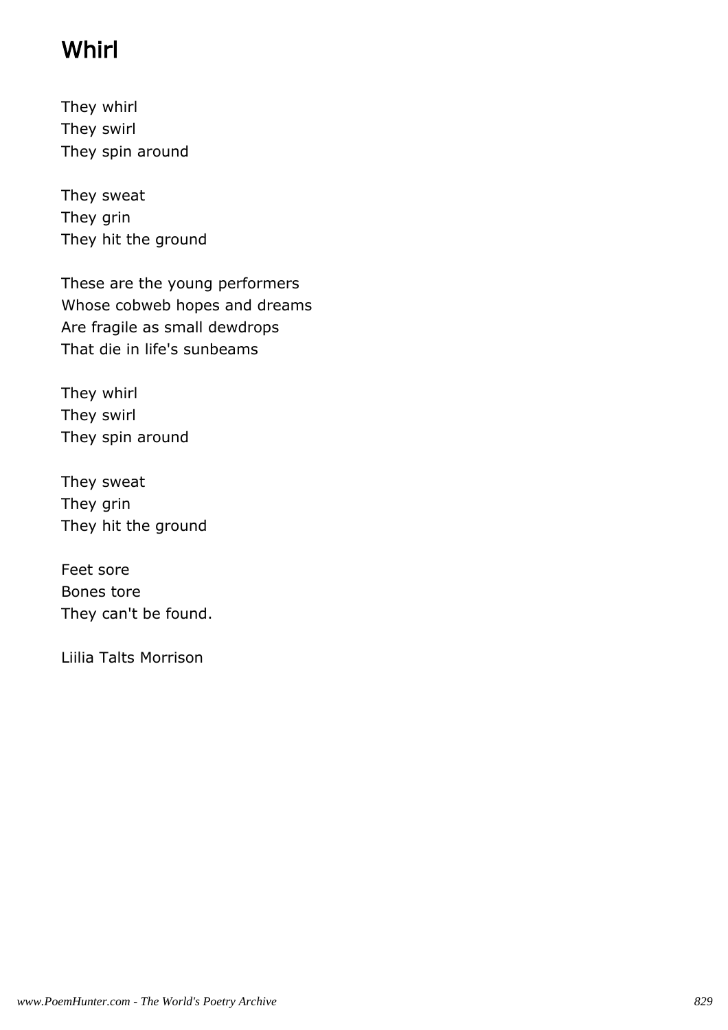# Whirl

They whirl
They swirl
They spin around

They sweat
They grin
They hit the ground

These are the young performers
Whose cobweb hopes and dreams
Are fragile as small dewdrops
That die in life's sunbeams

They whirl
They swirl
They spin around

They sweat
They grin
They hit the ground

Feet sore
Bones tore
They can't be found.

Liilia Talts Morrison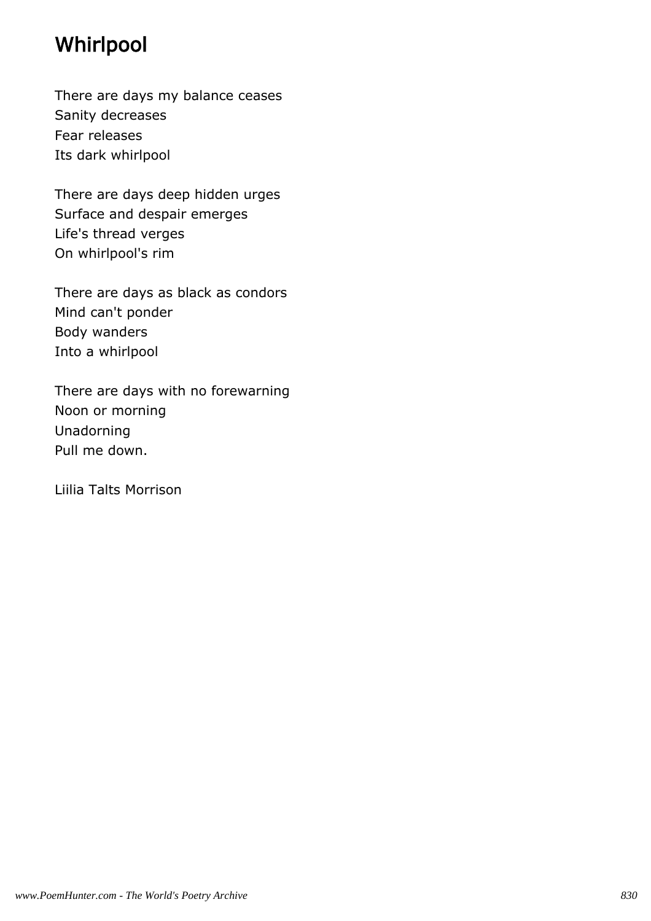# Whirlpool

There are days my balance ceases  
Sanity decreases  
Fear releases  
Its dark whirlpool

There are days deep hidden urges  
Surface and despair emerges  
Life's thread verges  
On whirlpool's rim

There are days as black as condors  
Mind can't ponder  
Body wanders  
Into a whirlpool

There are days with no forewarning  
Noon or morning  
Unadorning  
Pull me down.

Liilia Talts Morrison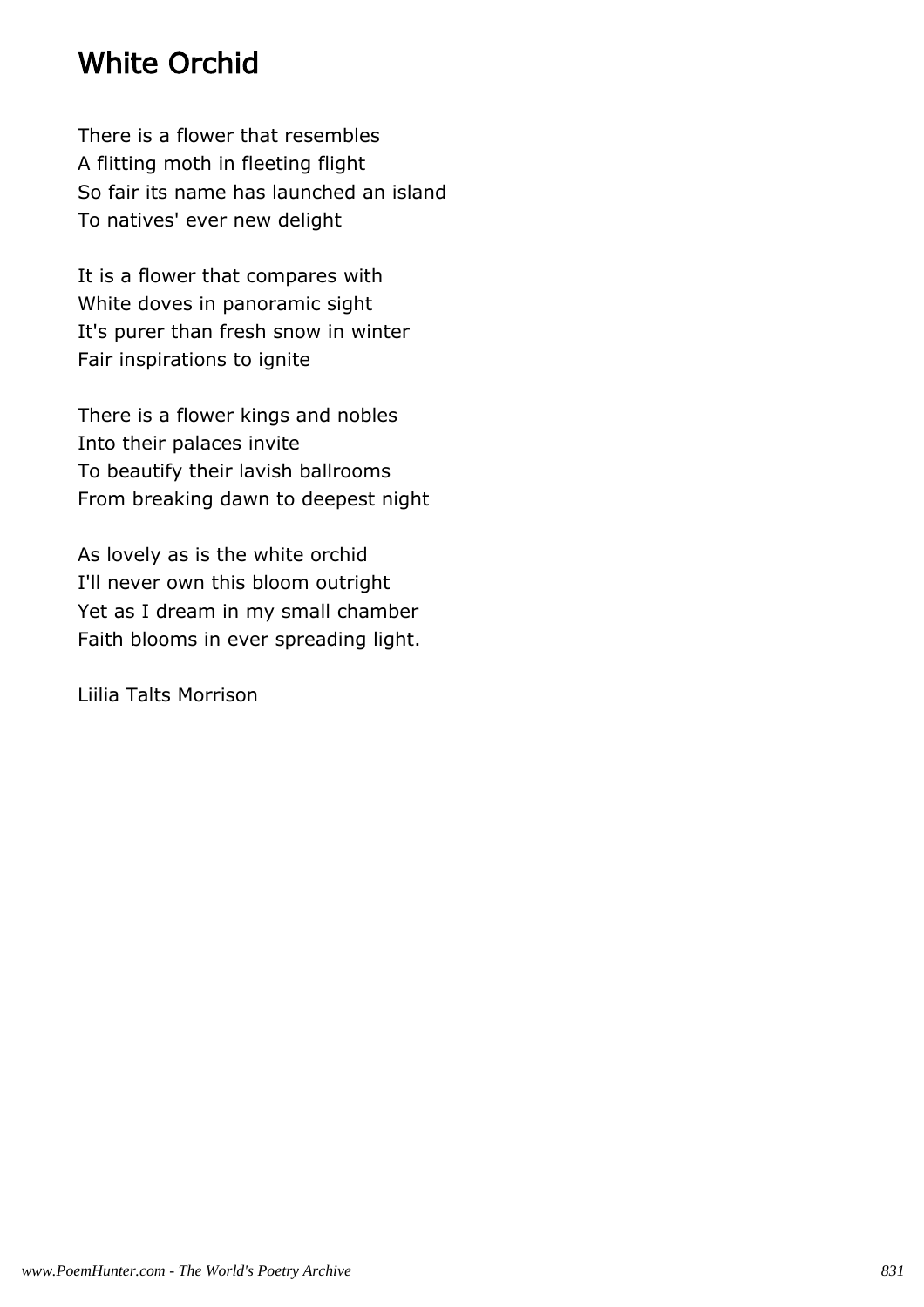# White Orchid

There is a flower that resembles
A flitting moth in fleeting flight
So fair its name has launched an island
To natives' ever new delight

It is a flower that compares with
White doves in panoramic sight
It's purer than fresh snow in winter
Fair inspirations to ignite

There is a flower kings and nobles
Into their palaces invite
To beautify their lavish ballrooms
From breaking dawn to deepest night

As lovely as is the white orchid
I'll never own this bloom outright
Yet as I dream in my small chamber
Faith blooms in ever spreading light.

Liilia Talts Morrison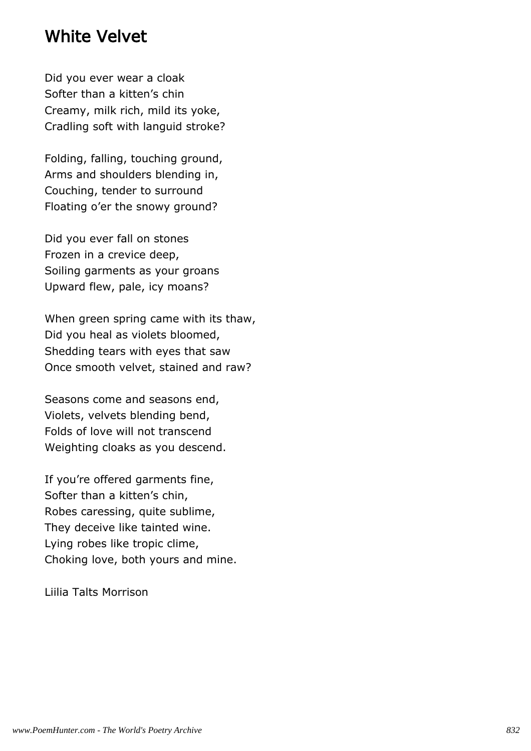# White Velvet

Did you ever wear a cloak
Softer than a kitten's chin
Creamy, milk rich, mild its yoke,
Cradling soft with languid stroke?

Folding, falling, touching ground,
Arms and shoulders blending in,
Couching, tender to surround
Floating o'er the snowy ground?

Did you ever fall on stones
Frozen in a crevice deep,
Soiling garments as your groans
Upward flew, pale, icy moans?

When green spring came with its thaw,
Did you heal as violets bloomed,
Shedding tears with eyes that saw
Once smooth velvet, stained and raw?

Seasons come and seasons end,
Violets, velvets blending bend,
Folds of love will not transcend
Weighting cloaks as you descend.

If you're offered garments fine,
Softer than a kitten's chin,
Robes caressing, quite sublime,
They deceive like tainted wine.
Lying robes like tropic clime,
Choking love, both yours and mine.

Liilia Talts Morrison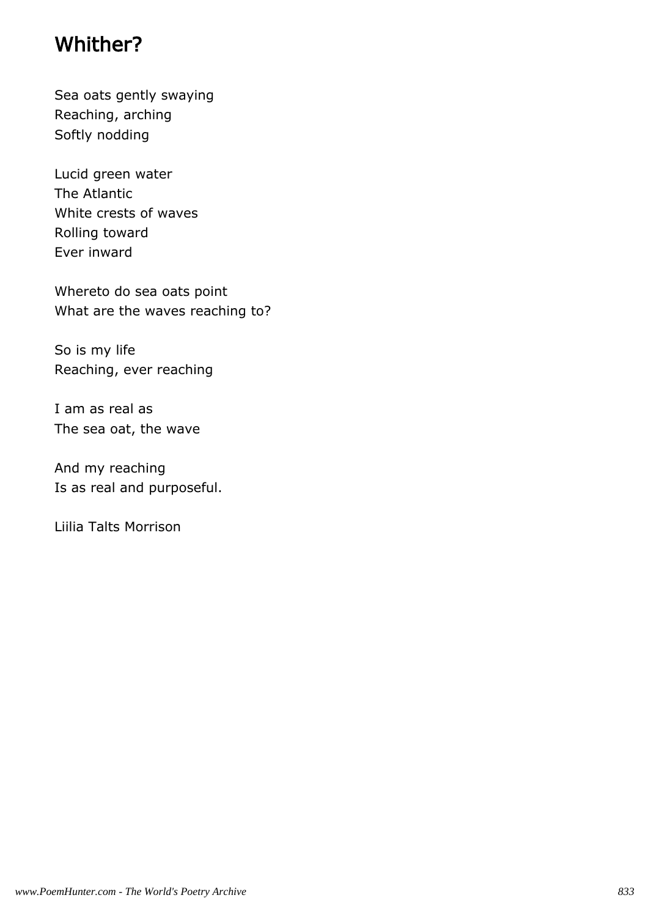## Whither?

Sea oats gently swaying
Reaching, arching
Softly nodding

Lucid green water
The Atlantic
White crests of waves
Rolling toward
Ever inward

Whereto do sea oats point
What are the waves reaching to?

So is my life
Reaching, ever reaching

I am as real as
The sea oat, the wave

And my reaching
Is as real and purposeful.

Liilia Talts Morrison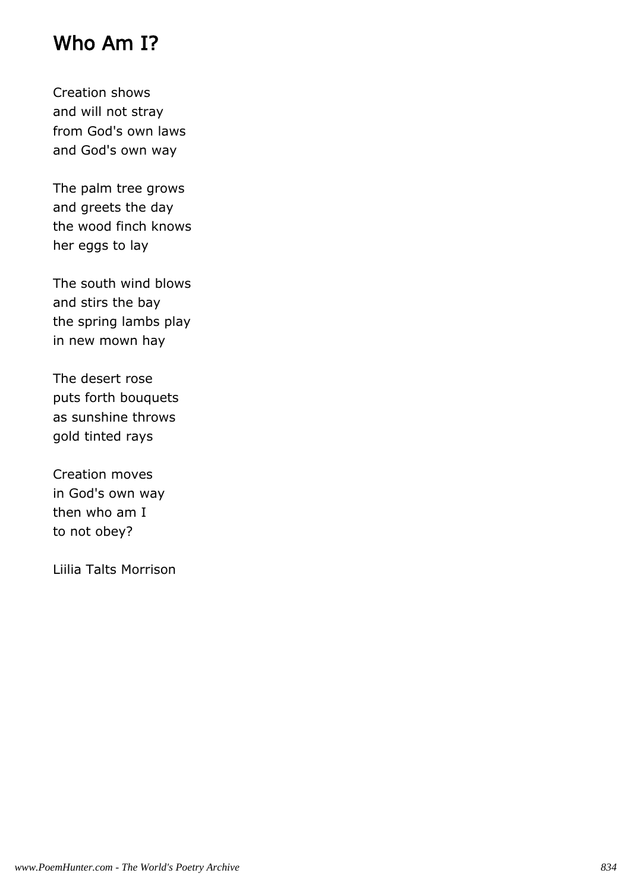# Who Am I?

Creation shows
and will not stray
from God's own laws
and God's own way

The palm tree grows
and greets the day
the wood finch knows
her eggs to lay

The south wind blows
and stirs the bay
the spring lambs play
in new mown hay

The desert rose
puts forth bouquets
as sunshine throws
gold tinted rays

Creation moves
in God's own way
then who am I
to not obey?

Liilia Talts Morrison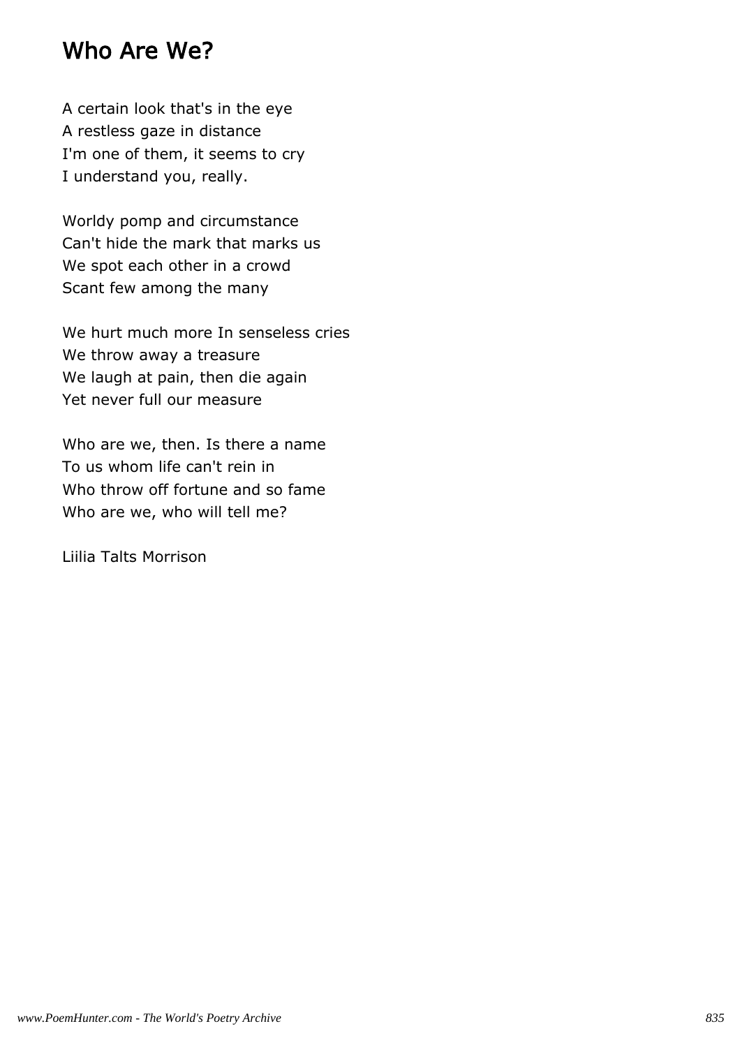# Who Are We?

A certain look that's in the eye
A restless gaze in distance
I'm one of them, it seems to cry
I understand you, really.

Worldy pomp and circumstance
Can't hide the mark that marks us
We spot each other in a crowd
Scant few among the many

We hurt much more In senseless cries
We throw away a treasure
We laugh at pain, then die again
Yet never full our measure

Who are we, then. Is there a name
To us whom life can't rein in
Who throw off fortune and so fame
Who are we, who will tell me?

Liilia Talts Morrison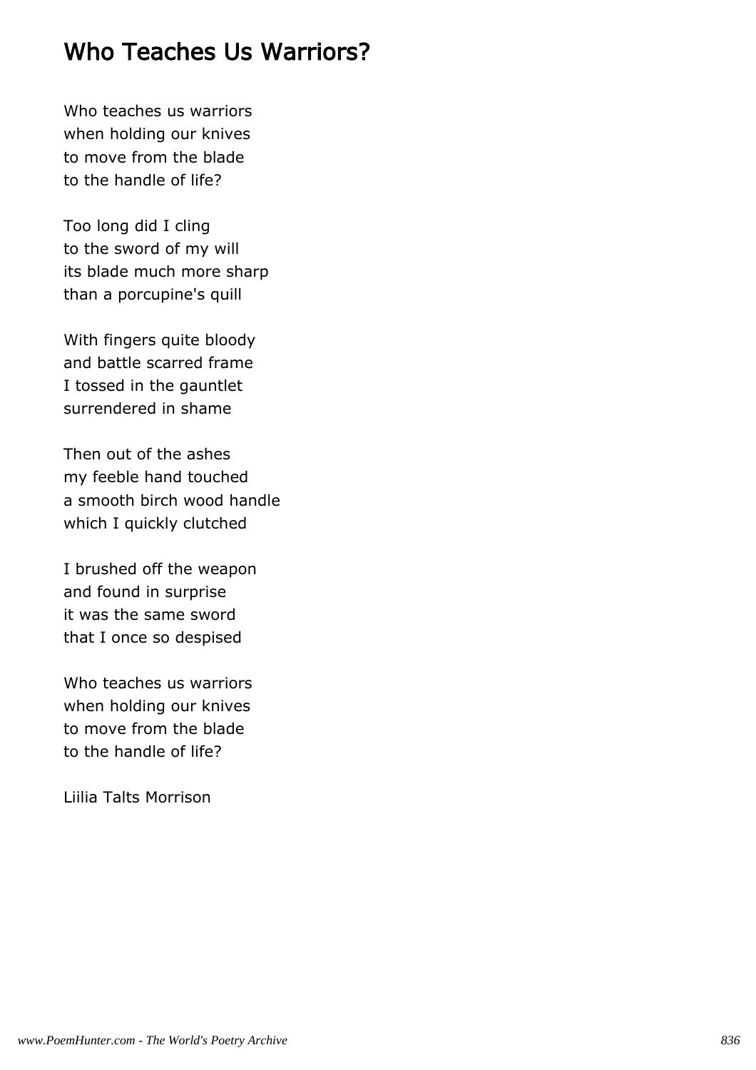# Who Teaches Us Warriors?

Who teaches us warriors
when holding our knives
to move from the blade
to the handle of life?

Too long did I cling
to the sword of my will
its blade much more sharp
than a porcupine's quill

With fingers quite bloody
and battle scarred frame
I tossed in the gauntlet
surrendered in shame

Then out of the ashes
my feeble hand touched
a smooth birch wood handle
which I quickly clutched

I brushed off the weapon
and found in surprise
it was the same sword
that I once so despised

Who teaches us warriors
when holding our knives
to move from the blade
to the handle of life?

Liilia Talts Morrison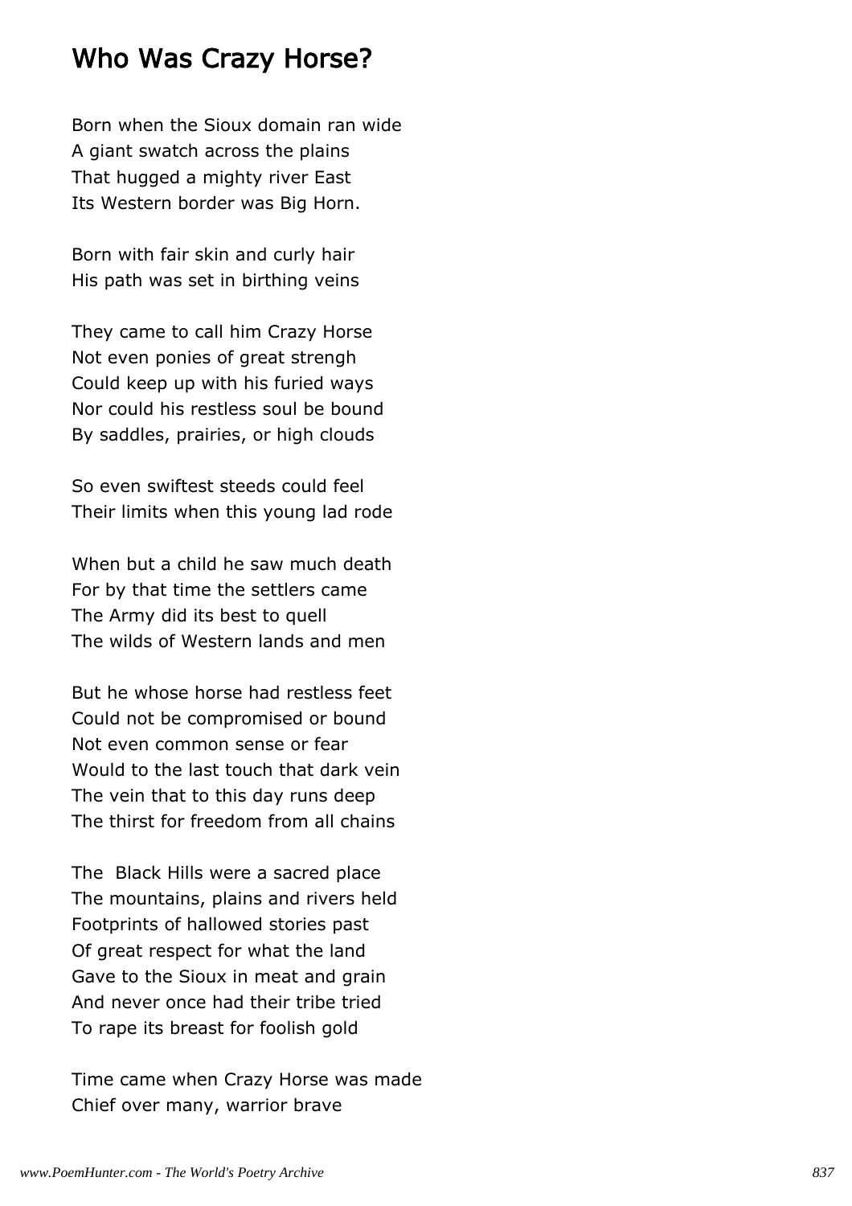# Who Was Crazy Horse?

Born when the Sioux domain ran wide
A giant swatch across the plains
That hugged a mighty river East
Its Western border was Big Horn.

Born with fair skin and curly hair
His path was set in birthing veins

They came to call him Crazy Horse
Not even ponies of great strengh
Could keep up with his furied ways
Nor could his restless soul be bound
By saddles, prairies, or high clouds

So even swiftest steeds could feel
Their limits when this young lad rode

When but a child he saw much death
For by that time the settlers came
The Army did its best to quell
The wilds of Western lands and men

But he whose horse had restless feet
Could not be compromised or bound
Not even common sense or fear
Would to the last touch that dark vein
The vein that to this day runs deep
The thirst for freedom from all chains

The Black Hills were a sacred place
The mountains, plains and rivers held
Footprints of hallowed stories past
Of great respect for what the land
Gave to the Sioux in meat and grain
And never once had their tribe tried
To rape its breast for foolish gold

Time came when Crazy Horse was made
Chief over many, warrior brave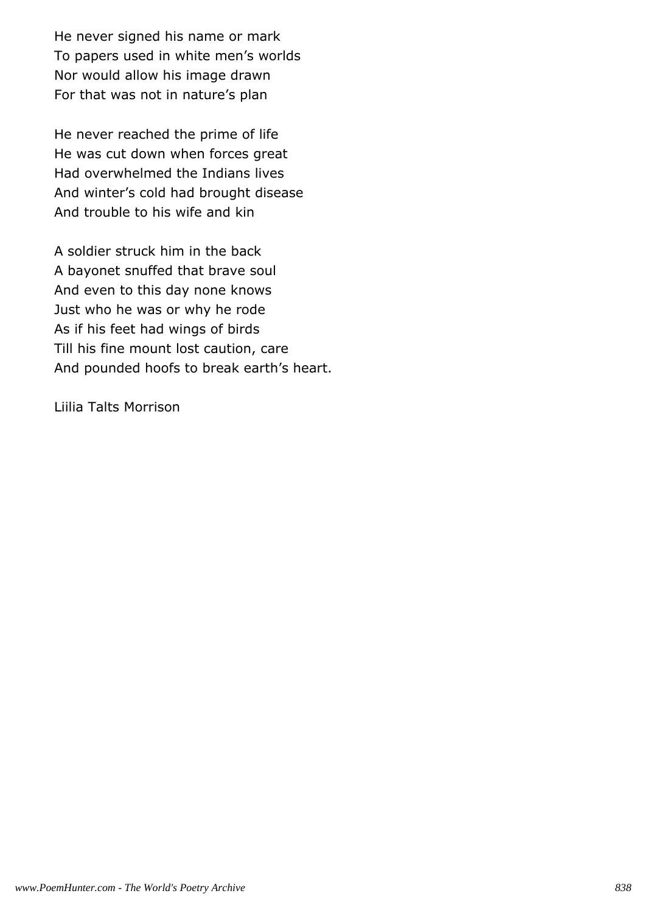He never signed his name or mark
To papers used in white men's worlds
Nor would allow his image drawn
For that was not in nature's plan

He never reached the prime of life
He was cut down when forces great
Had overwhelmed the Indians lives
And winter's cold had brought disease
And trouble to his wife and kin

A soldier struck him in the back
A bayonet snuffed that brave soul
And even to this day none knows
Just who he was or why he rode
As if his feet had wings of birds
Till his fine mount lost caution, care
And pounded hoofs to break earth's heart.

Liilia Talts Morrison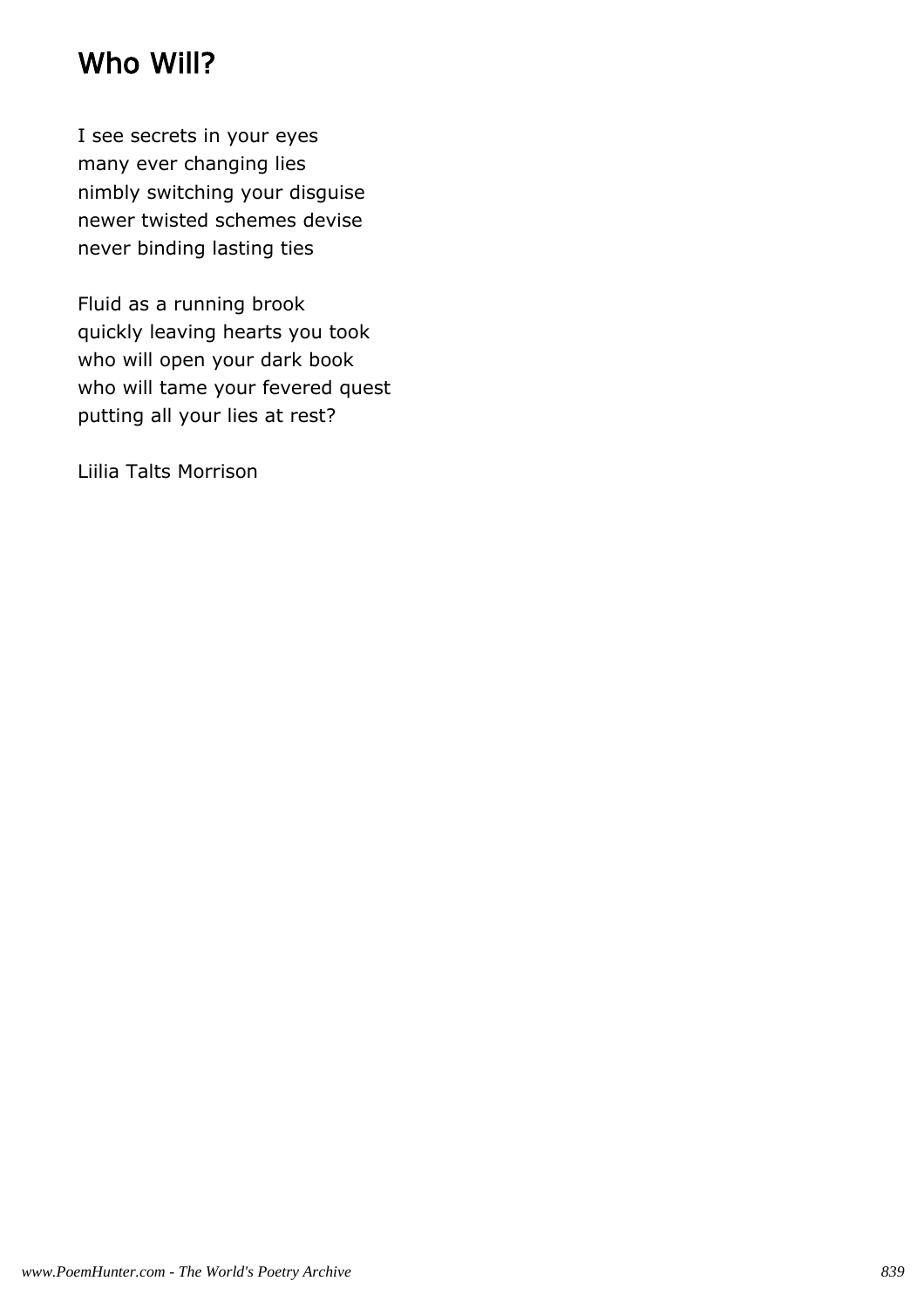# Who Will?

I see secrets in your eyes
many ever changing lies
nimbly switching your disguise
newer twisted schemes devise
never binding lasting ties

Fluid as a running brook
quickly leaving hearts you took
who will open your dark book
who will tame your fevered quest
putting all your lies at rest?

Liilia Talts Morrison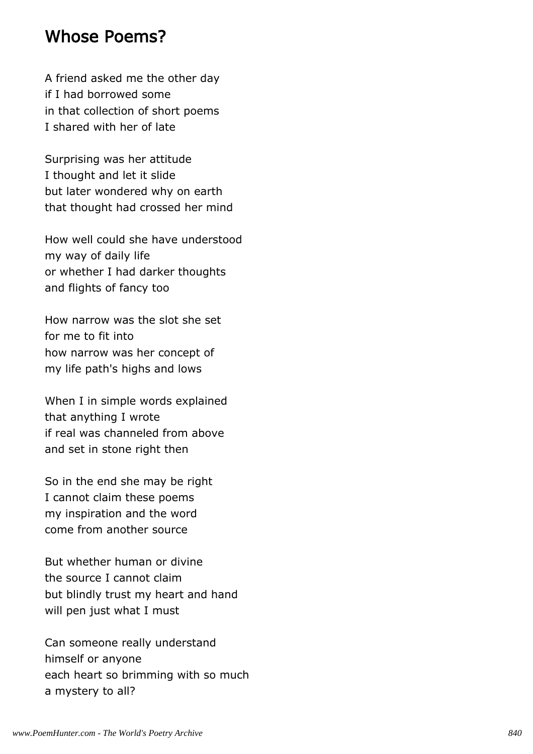## Whose Poems?

A friend asked me the other day
if I had borrowed some
in that collection of short poems
I shared with her of late

Surprising was her attitude
I thought and let it slide
but later wondered why on earth
that thought had crossed her mind

How well could she have understood
my way of daily life
or whether I had darker thoughts
and flights of fancy too

How narrow was the slot she set
for me to fit into
how narrow was her concept of
my life path's highs and lows

When I in simple words explained
that anything I wrote
if real was channeled from above
and set in stone right then

So in the end she may be right
I cannot claim these poems
my inspiration and the word
come from another source

But whether human or divine
the source I cannot claim
but blindly trust my heart and hand
will pen just what I must

Can someone really understand
himself or anyone
each heart so brimming with so much
a mystery to all?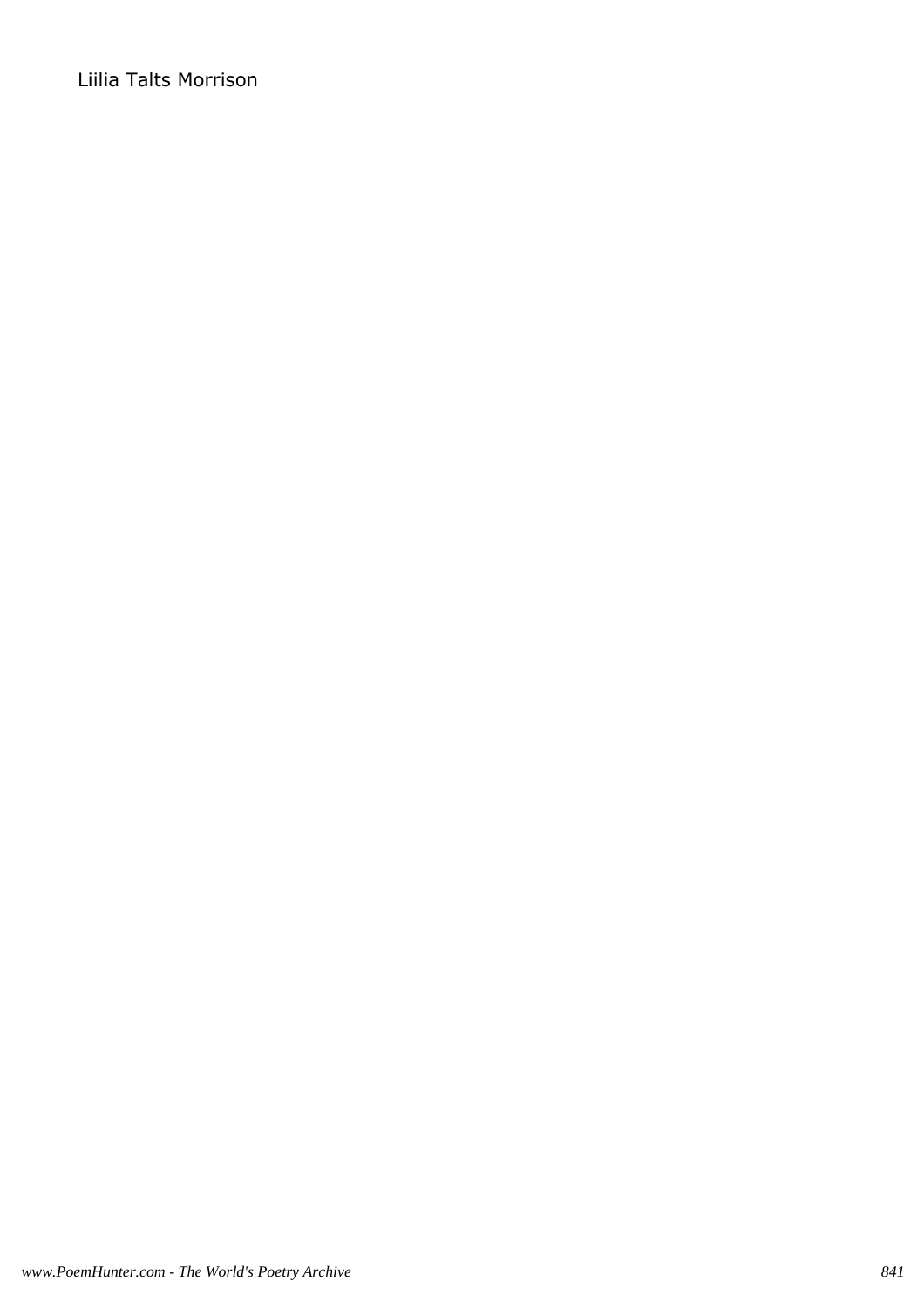Liilia Talts Morrison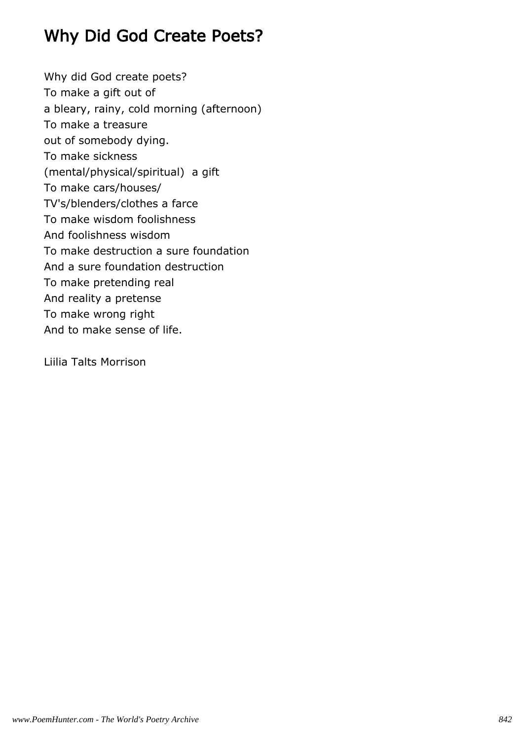# Why Did God Create Poets?

Why did God create poets?  
To make a gift out of  
a bleary, rainy, cold morning (afternoon)  
To make a treasure  
out of somebody dying.  
To make sickness  
(mental/physical/spiritual)  a gift  
To make cars/houses/  
TV's/blenders/clothes a farce  
To make wisdom foolishness  
And foolishness wisdom  
To make destruction a sure foundation  
And a sure foundation destruction  
To make pretending real  
And reality a pretense  
To make wrong right  
And to make sense of life.

Liilia Talts Morrison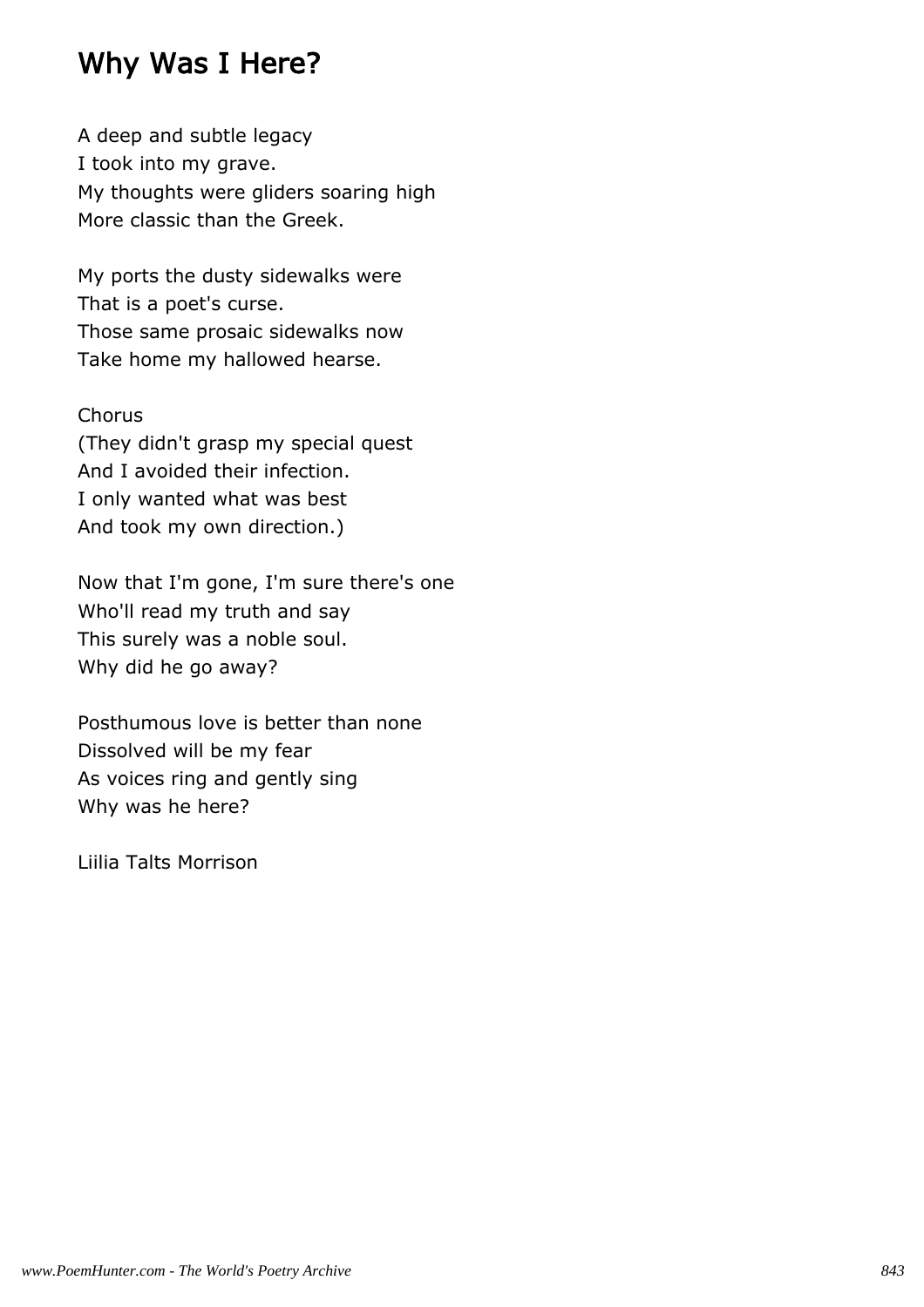# Why Was I Here?

A deep and subtle legacy
I took into my grave.
My thoughts were gliders soaring high
More classic than the Greek.

My ports the dusty sidewalks were
That is a poet's curse.
Those same prosaic sidewalks now
Take home my hallowed hearse.

Chorus
(They didn't grasp my special quest
And I avoided their infection.
I only wanted what was best
And took my own direction.)

Now that I'm gone, I'm sure there's one
Who'll read my truth and say
This surely was a noble soul.
Why did he go away?

Posthumous love is better than none
Dissolved will be my fear
As voices ring and gently sing
Why was he here?

Liilia Talts Morrison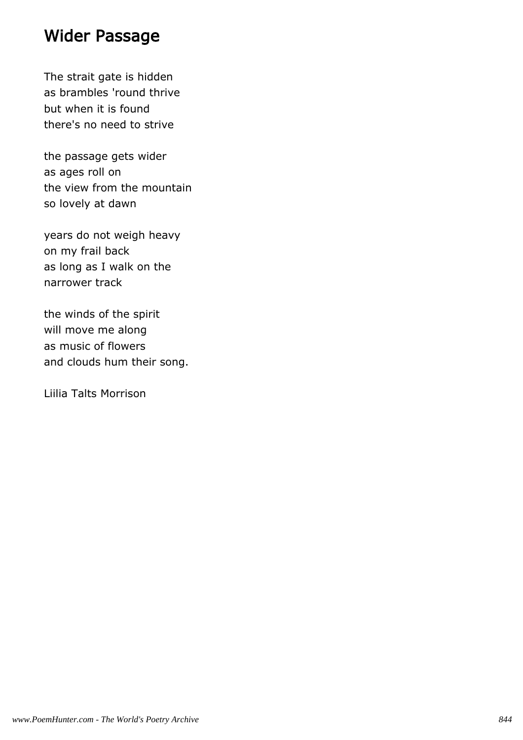# Wider Passage

The strait gate is hidden
as brambles 'round thrive
but when it is found
there's no need to strive

the passage gets wider
as ages roll on
the view from the mountain
so lovely at dawn

years do not weigh heavy
on my frail back
as long as I walk on the
narrower track

the winds of the spirit
will move me along
as music of flowers
and clouds hum their song.

Liilia Talts Morrison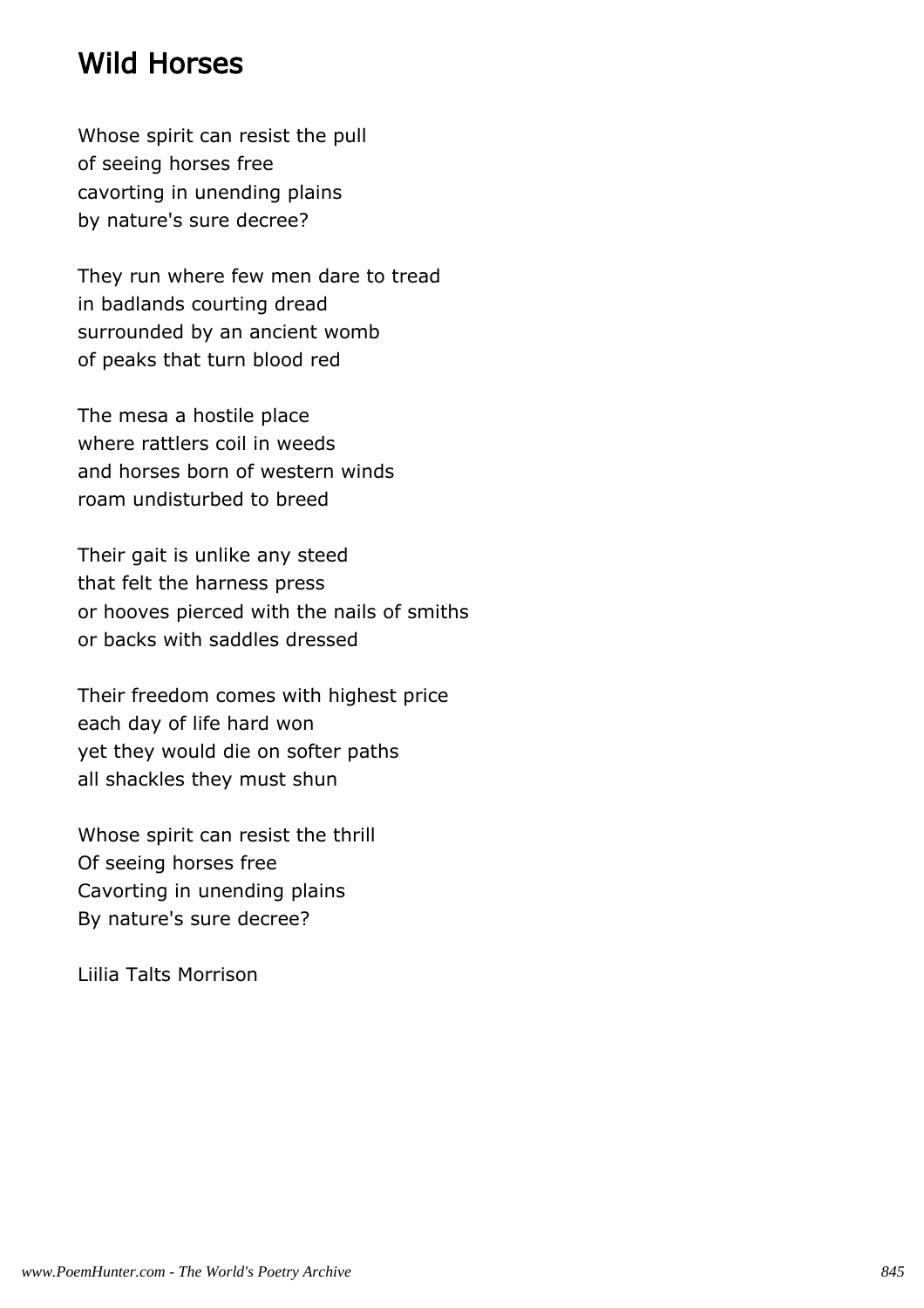# Wild Horses

Whose spirit can resist the pull
of seeing horses free
cavorting in unending plains
by nature's sure decree?

They run where few men dare to tread
in badlands courting dread
surrounded by an ancient womb
of peaks that turn blood red

The mesa a hostile place
where rattlers coil in weeds
and horses born of western winds
roam undisturbed to breed

Their gait is unlike any steed
that felt the harness press
or hooves pierced with the nails of smiths
or backs with saddles dressed

Their freedom comes with highest price
each day of life hard won
yet they would die on softer paths
all shackles they must shun

Whose spirit can resist the thrill
Of seeing horses free
Cavorting in unending plains
By nature's sure decree?

Liilia Talts Morrison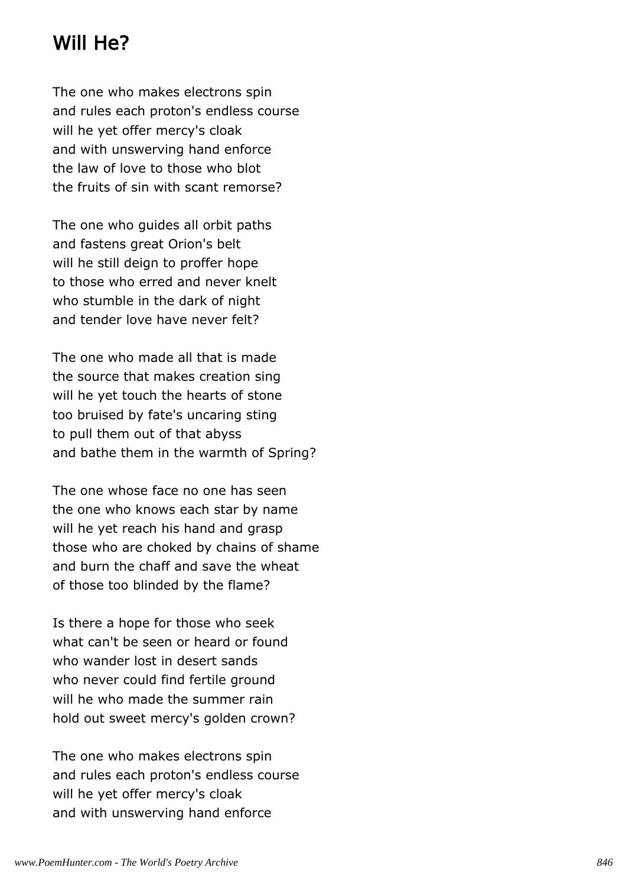## Will He?

The one who makes electrons spin
and rules each proton's endless course
will he yet offer mercy's cloak
and with unswerving hand enforce
the law of love to those who blot
the fruits of sin with scant remorse?

The one who guides all orbit paths
and fastens great Orion's belt
will he still deign to proffer hope
to those who erred and never knelt
who stumble in the dark of night
and tender love have never felt?

The one who made all that is made
the source that makes creation sing
will he yet touch the hearts of stone
too bruised by fate's uncaring sting
to pull them out of that abyss
and bathe them in the warmth of Spring?

The one whose face no one has seen
the one who knows each star by name
will he yet reach his hand and grasp
those who are choked by chains of shame
and burn the chaff and save the wheat
of those too blinded by the flame?

Is there a hope for those who seek
what can't be seen or heard or found
who wander lost in desert sands
who never could find fertile ground
will he who made the summer rain
hold out sweet mercy's golden crown?

The one who makes electrons spin
and rules each proton's endless course
will he yet offer mercy's cloak
and with unswerving hand enforce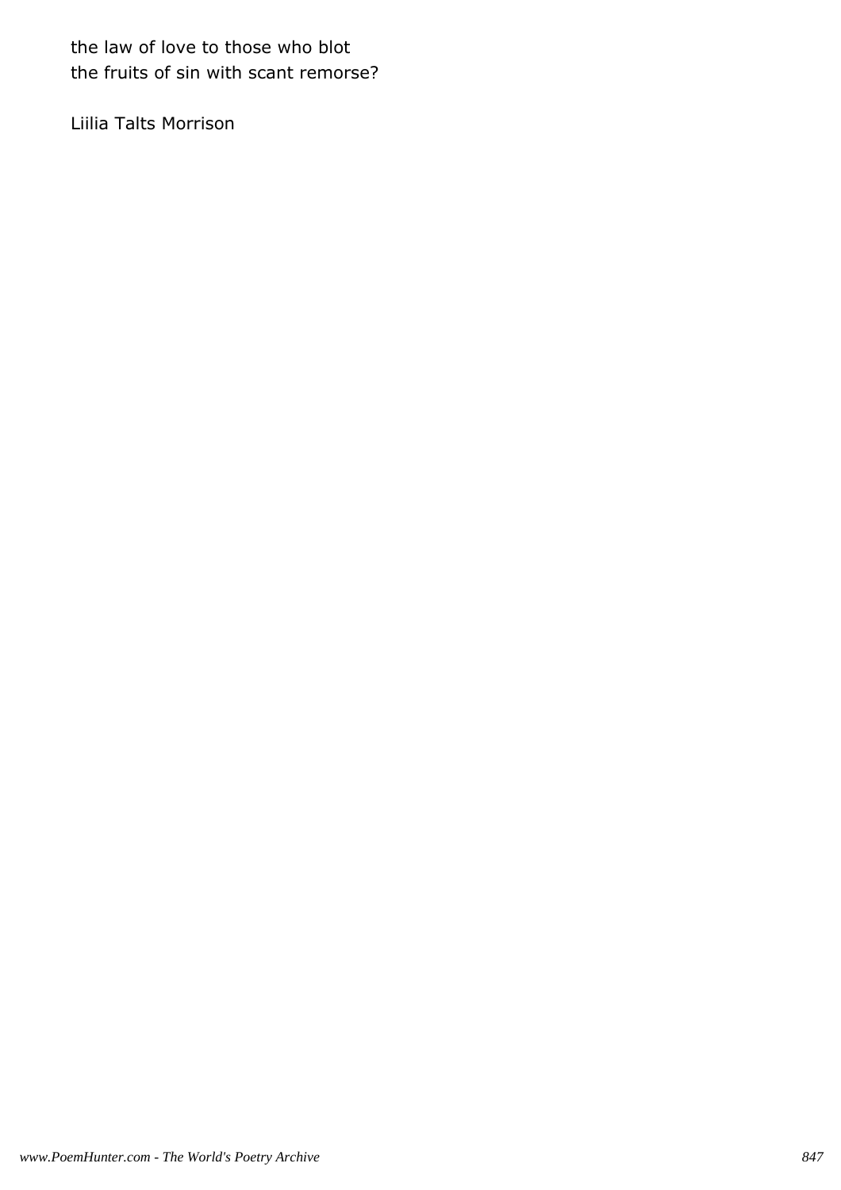the law of love to those who blot
the fruits of sin with scant remorse?

Liilia Talts Morrison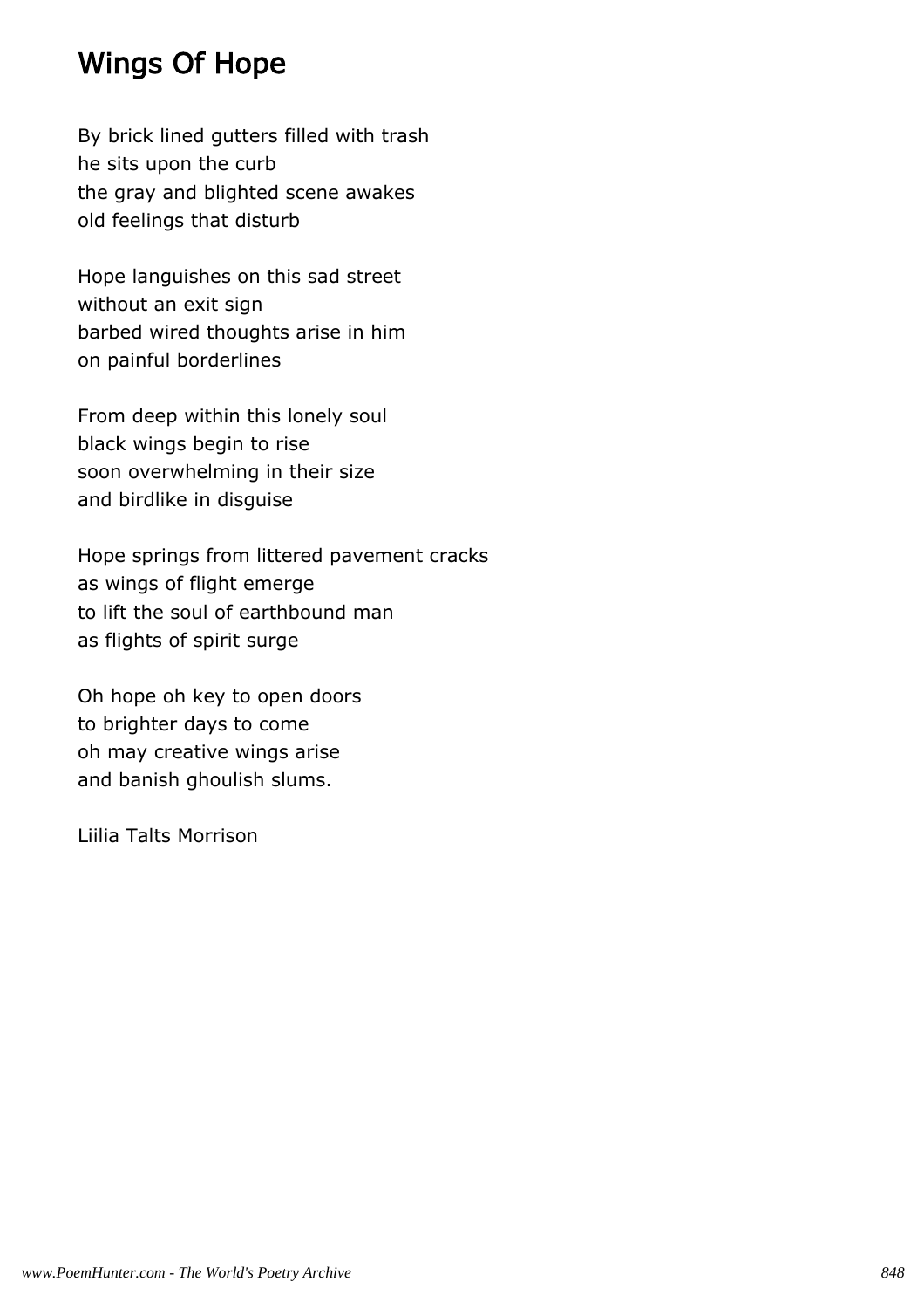# Wings Of Hope

By brick lined gutters filled with trash
he sits upon the curb
the gray and blighted scene awakes
old feelings that disturb

Hope languishes on this sad street
without an exit sign
barbed wired thoughts arise in him
on painful borderlines

From deep within this lonely soul
black wings begin to rise
soon overwhelming in their size
and birdlike in disguise

Hope springs from littered pavement cracks
as wings of flight emerge
to lift the soul of earthbound man
as flights of spirit surge

Oh hope oh key to open doors
to brighter days to come
oh may creative wings arise
and banish ghoulish slums.

Liilia Talts Morrison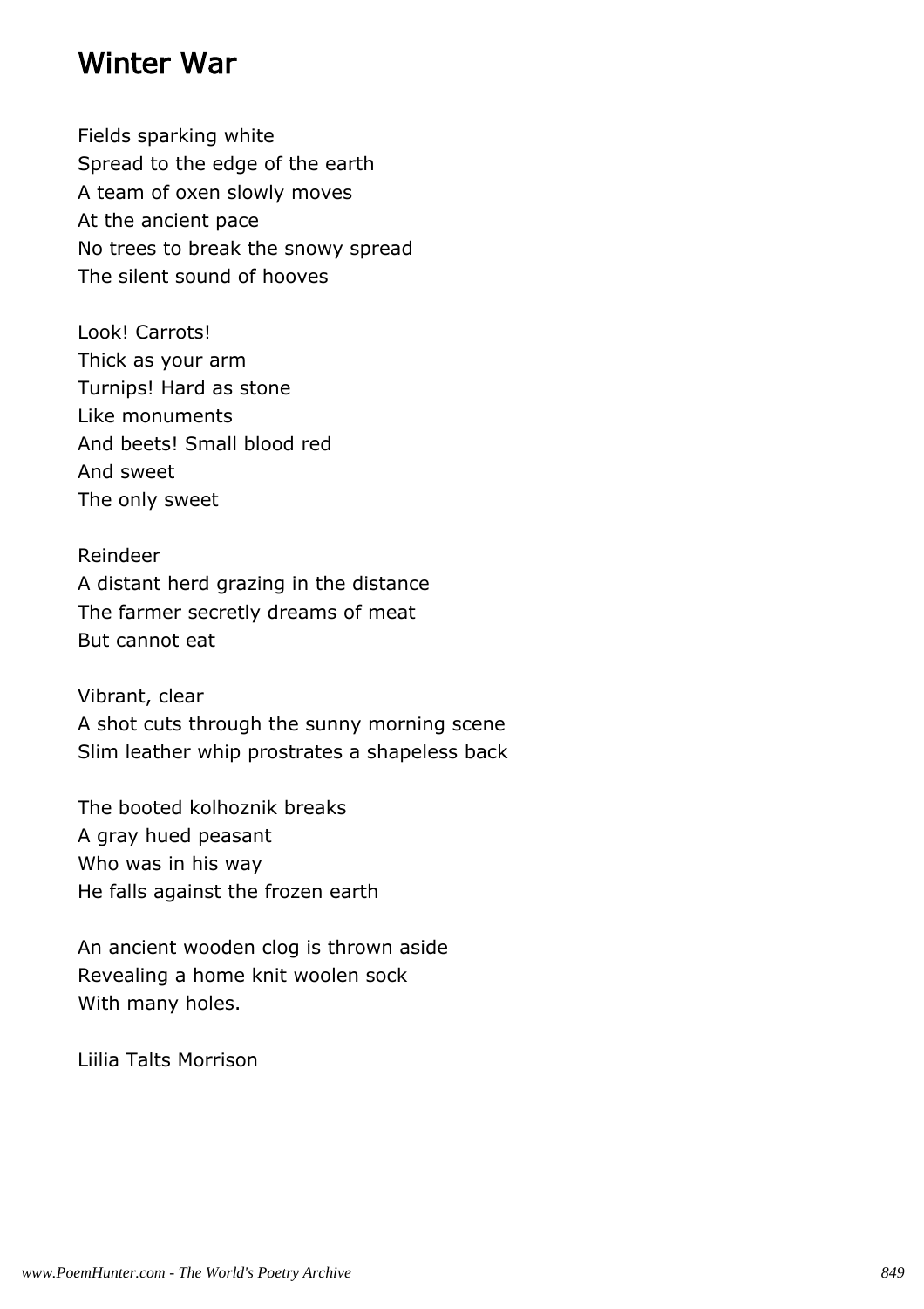# Winter War

Fields sparking white
Spread to the edge of the earth
A team of oxen slowly moves
At the ancient pace
No trees to break the snowy spread
The silent sound of hooves

Look! Carrots!
Thick as your arm
Turnips! Hard as stone
Like monuments
And beets! Small blood red
And sweet
The only sweet

Reindeer
A distant herd grazing in the distance
The farmer secretly dreams of meat
But cannot eat

Vibrant, clear
A shot cuts through the sunny morning scene
Slim leather whip prostrates a shapeless back

The booted kolhoznik breaks
A gray hued peasant
Who was in his way
He falls against the frozen earth

An ancient wooden clog is thrown aside
Revealing a home knit woolen sock
With many holes.

Liilia Talts Morrison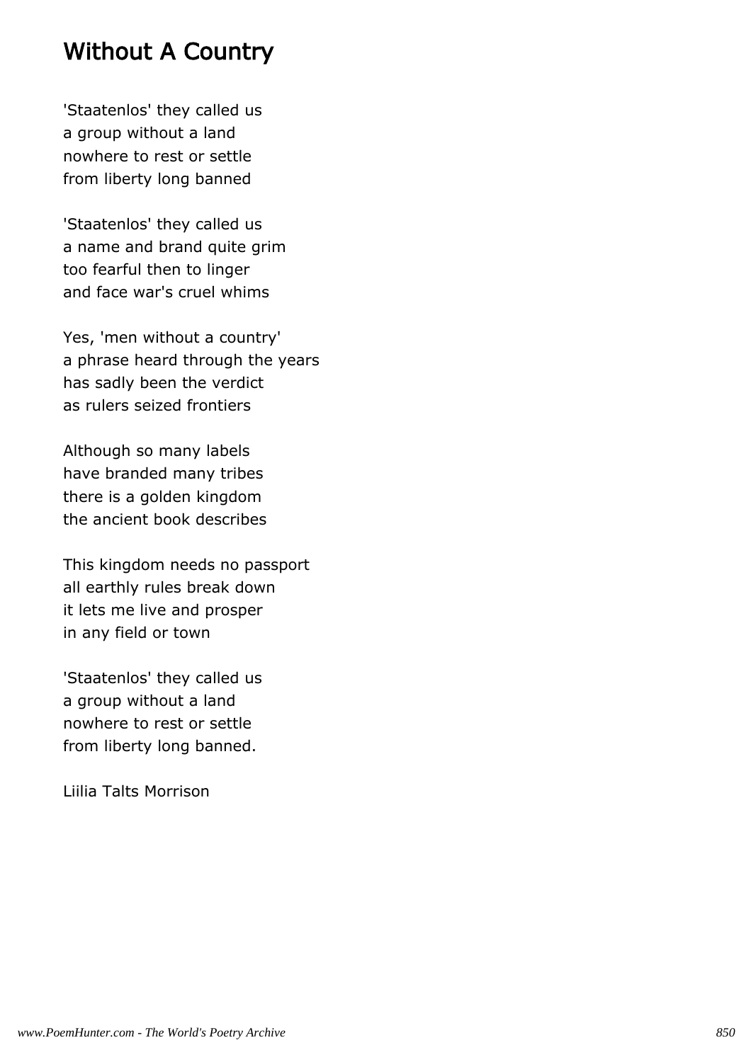# Without A Country

'Staatenlos' they called us
a group without a land
nowhere to rest or settle
from liberty long banned

'Staatenlos' they called us
a name and brand quite grim
too fearful then to linger
and face war's cruel whims

Yes, 'men without a country'
a phrase heard through the years
has sadly been the verdict
as rulers seized frontiers

Although so many labels
have branded many tribes
there is a golden kingdom
the ancient book describes

This kingdom needs no passport
all earthly rules break down
it lets me live and prosper
in any field or town

'Staatenlos' they called us
a group without a land
nowhere to rest or settle
from liberty long banned.

Liilia Talts Morrison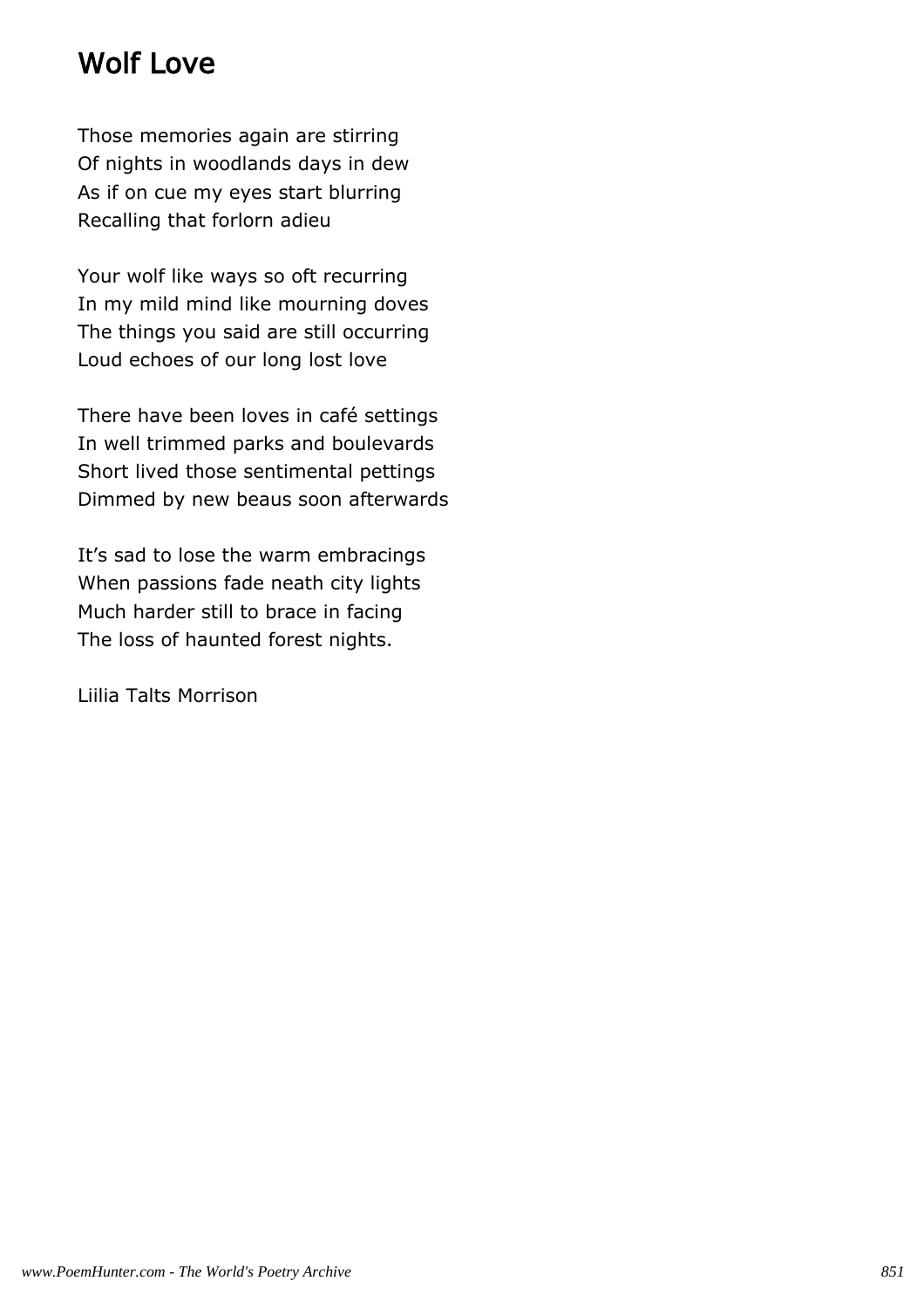# Wolf Love

Those memories again are stirring
Of nights in woodlands days in dew
As if on cue my eyes start blurring
Recalling that forlorn adieu

Your wolf like ways so oft recurring
In my mild mind like mourning doves
The things you said are still occurring
Loud echoes of our long lost love

There have been loves in café settings
In well trimmed parks and boulevards
Short lived those sentimental pettings
Dimmed by new beaus soon afterwards

It's sad to lose the warm embracings
When passions fade neath city lights
Much harder still to brace in facing
The loss of haunted forest nights.

Liilia Talts Morrison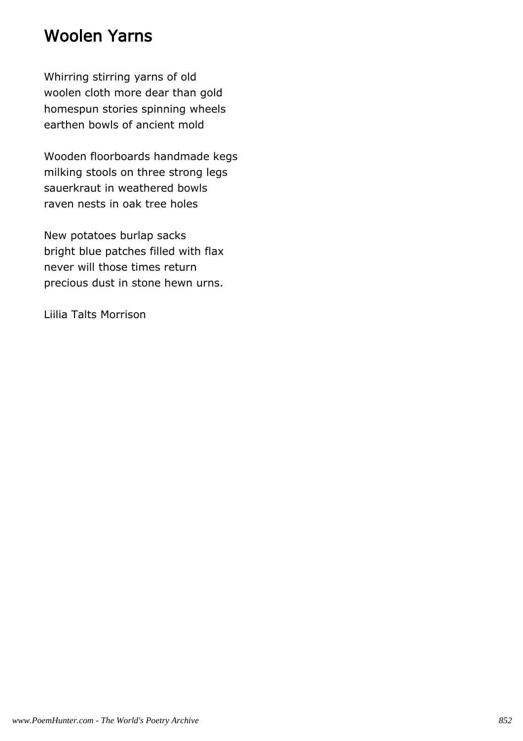## Woolen Yarns

Whirring stirring yarns of old
woolen cloth more dear than gold
homespun stories spinning wheels
earthen bowls of ancient mold

Wooden floorboards handmade kegs
milking stools on three strong legs
sauerkraut in weathered bowls
raven nests in oak tree holes

New potatoes burlap sacks
bright blue patches filled with flax
never will those times return
precious dust in stone hewn urns.

Liilia Talts Morrison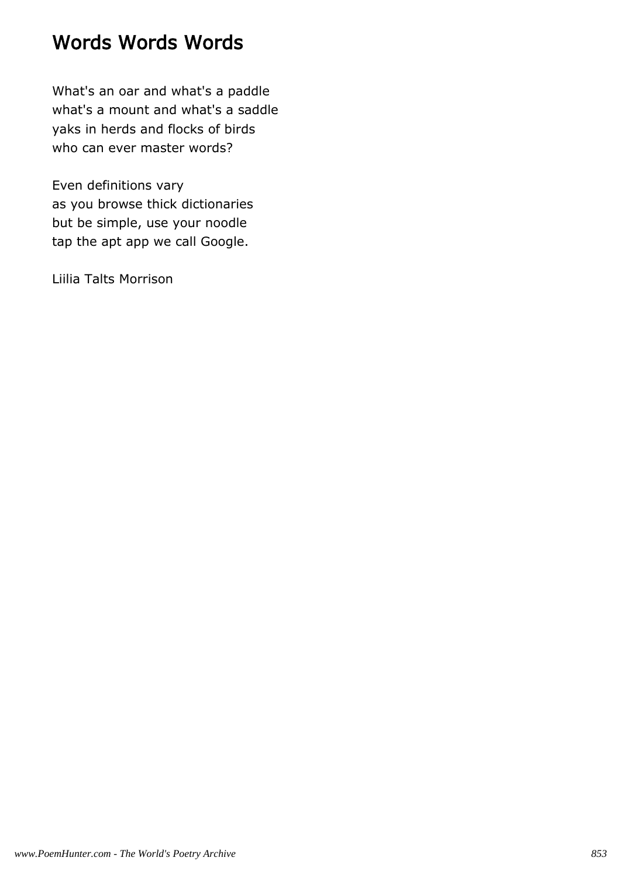# Words Words Words

What's an oar and what's a paddle  
what's a mount and what's a saddle  
yaks in herds and flocks of birds  
who can ever master words?

Even definitions vary  
as you browse thick dictionaries  
but be simple, use your noodle  
tap the apt app we call Google.

Liilia Talts Morrison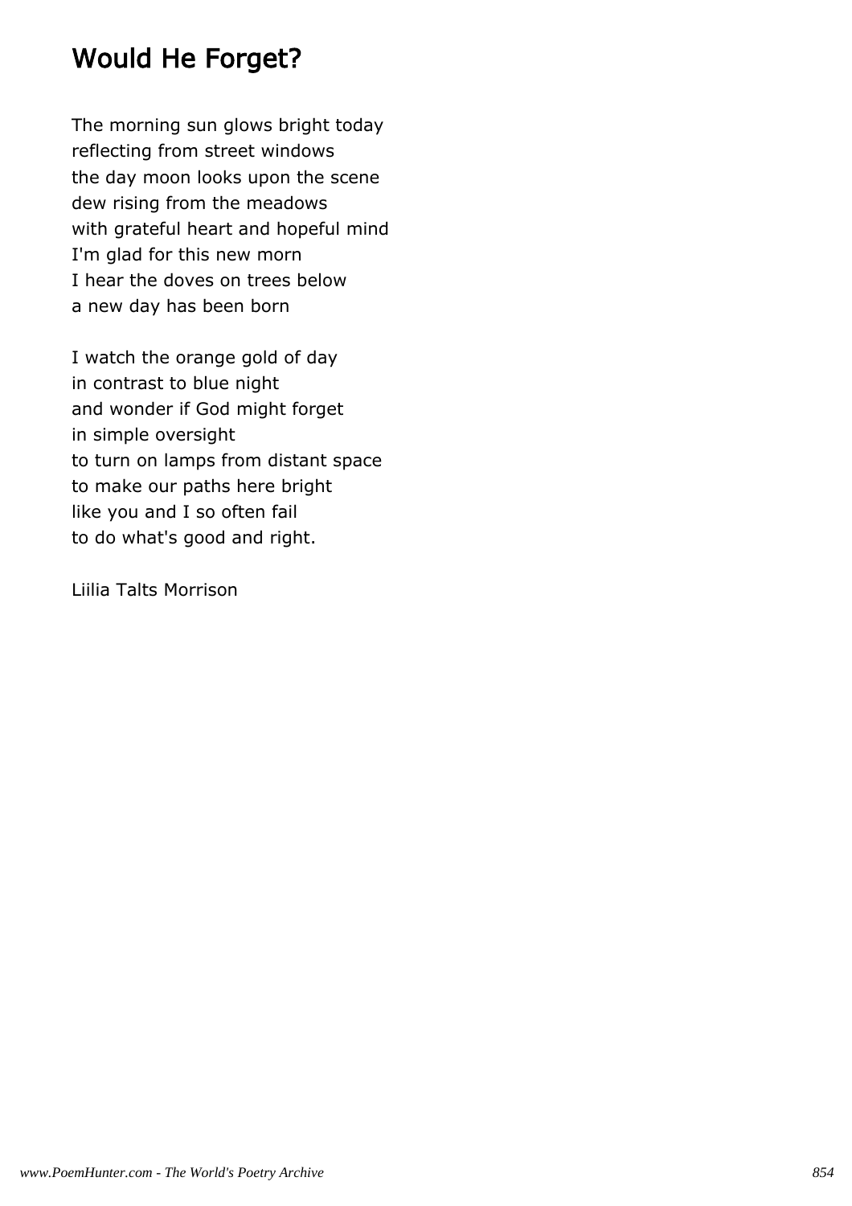# Would He Forget?

The morning sun glows bright today
reflecting from street windows
the day moon looks upon the scene
dew rising from the meadows
with grateful heart and hopeful mind
I'm glad for this new morn
I hear the doves on trees below
a new day has been born

I watch the orange gold of day
in contrast to blue night
and wonder if God might forget
in simple oversight
to turn on lamps from distant space
to make our paths here bright
like you and I so often fail
to do what's good and right.

Liilia Talts Morrison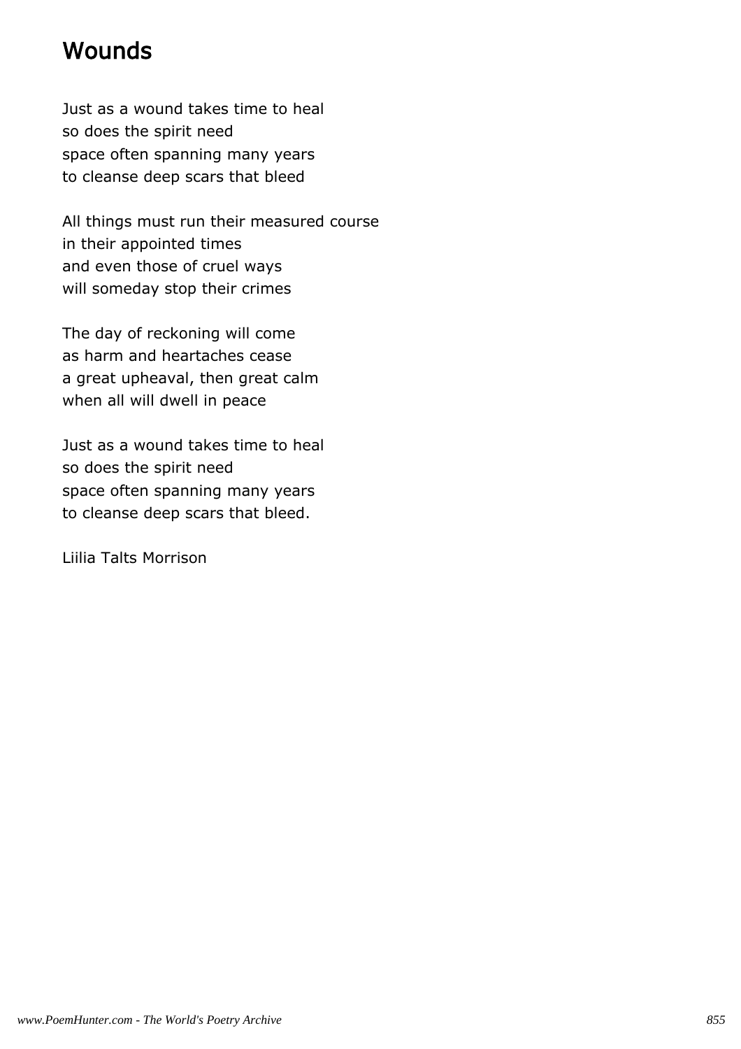# Wounds

Just as a wound takes time to heal
so does the spirit need
space often spanning many years
to cleanse deep scars that bleed

All things must run their measured course
in their appointed times
and even those of cruel ways
will someday stop their crimes

The day of reckoning will come
as harm and heartaches cease
a great upheaval, then great calm
when all will dwell in peace

Just as a wound takes time to heal
so does the spirit need
space often spanning many years
to cleanse deep scars that bleed.

Liilia Talts Morrison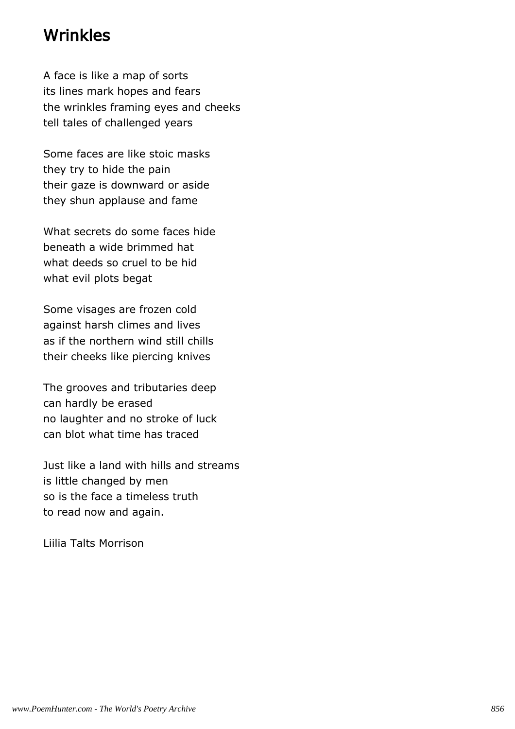# Wrinkles

A face is like a map of sorts
its lines mark hopes and fears
the wrinkles framing eyes and cheeks
tell tales of challenged years

Some faces are like stoic masks
they try to hide the pain
their gaze is downward or aside
they shun applause and fame

What secrets do some faces hide
beneath a wide brimmed hat
what deeds so cruel to be hid
what evil plots begat

Some visages are frozen cold
against harsh climes and lives
as if the northern wind still chills
their cheeks like piercing knives

The grooves and tributaries deep
can hardly be erased
no laughter and no stroke of luck
can blot what time has traced

Just like a land with hills and streams
is little changed by men
so is the face a timeless truth
to read now and again.

Liilia Talts Morrison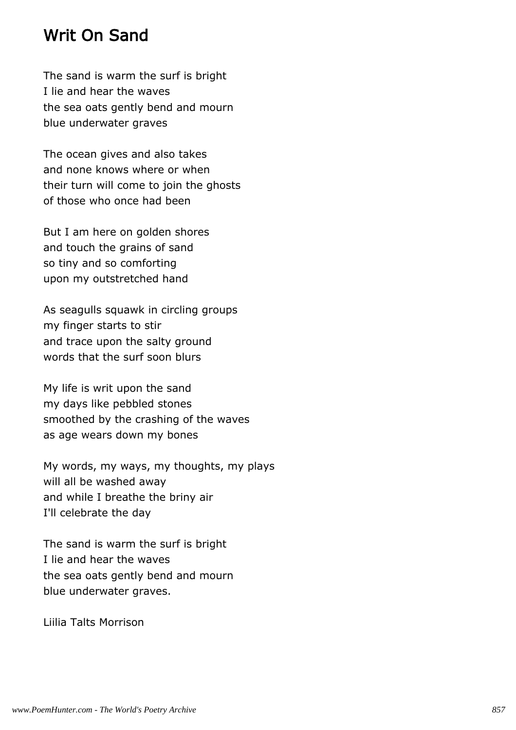# Writ On Sand

The sand is warm the surf is bright
I lie and hear the waves
the sea oats gently bend and mourn
blue underwater graves

The ocean gives and also takes
and none knows where or when
their turn will come to join the ghosts
of those who once had been

But I am here on golden shores
and touch the grains of sand
so tiny and so comforting
upon my outstretched hand

As seagulls squawk in circling groups
my finger starts to stir
and trace upon the salty ground
words that the surf soon blurs

My life is writ upon the sand
my days like pebbled stones
smoothed by the crashing of the waves
as age wears down my bones

My words, my ways, my thoughts, my plays
will all be washed away
and while I breathe the briny air
I'll celebrate the day

The sand is warm the surf is bright
I lie and hear the waves
the sea oats gently bend and mourn
blue underwater graves.

Liilia Talts Morrison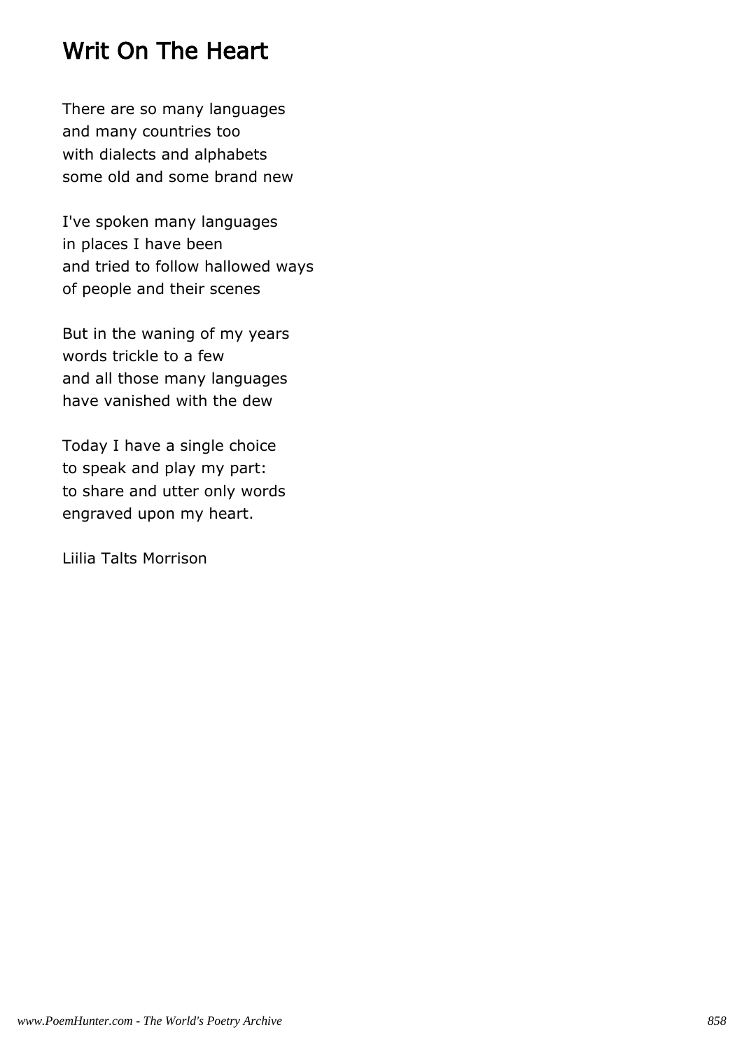# Writ On The Heart

There are so many languages
and many countries too
with dialects and alphabets
some old and some brand new

I've spoken many languages
in places I have been
and tried to follow hallowed ways
of people and their scenes

But in the waning of my years
words trickle to a few
and all those many languages
have vanished with the dew

Today I have a single choice
to speak and play my part:
to share and utter only words
engraved upon my heart.

Liilia Talts Morrison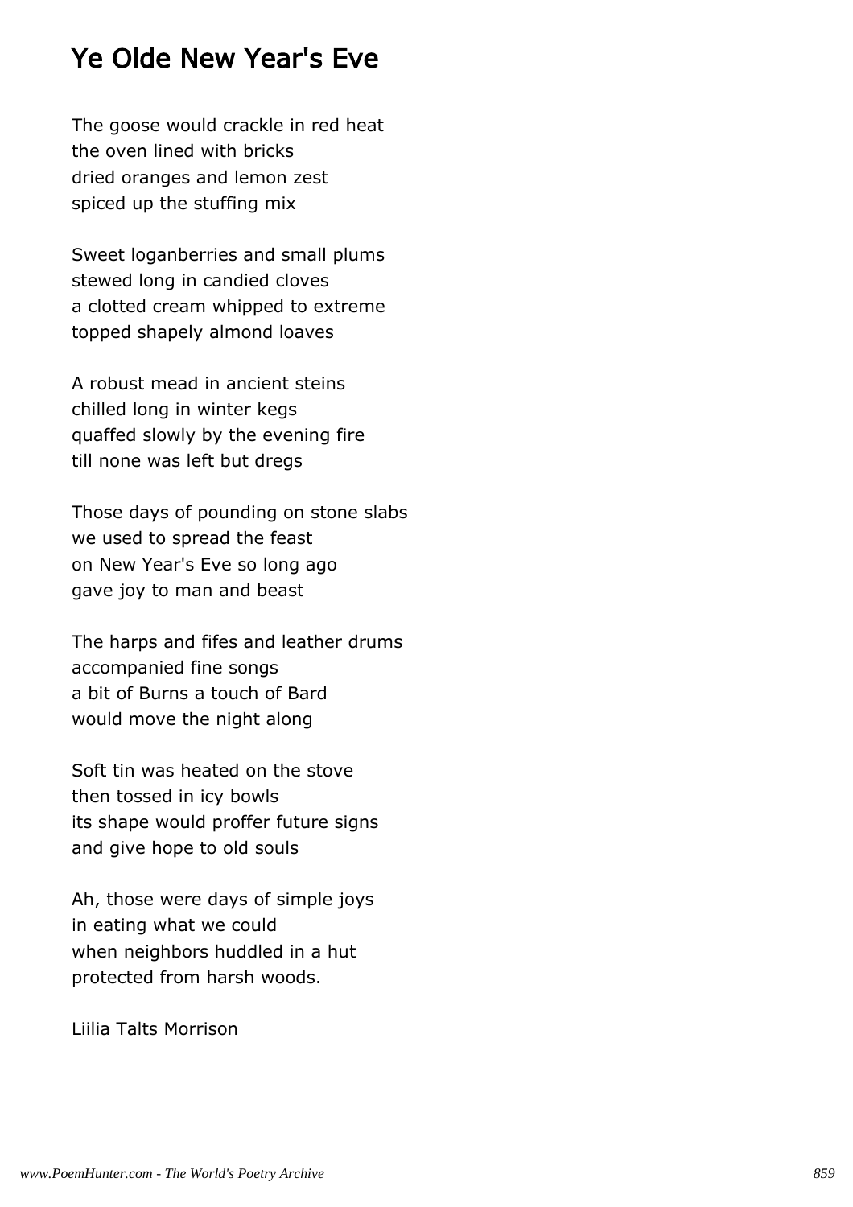# Ye Olde New Year's Eve

The goose would crackle in red heat
the oven lined with bricks
dried oranges and lemon zest
spiced up the stuffing mix

Sweet loganberries and small plums
stewed long in candied cloves
a clotted cream whipped to extreme
topped shapely almond loaves

A robust mead in ancient steins
chilled long in winter kegs
quaffed slowly by the evening fire
till none was left but dregs

Those days of pounding on stone slabs
we used to spread the feast
on New Year's Eve so long ago
gave joy to man and beast

The harps and fifes and leather drums
accompanied fine songs
a bit of Burns a touch of Bard
would move the night along

Soft tin was heated on the stove
then tossed in icy bowls
its shape would proffer future signs
and give hope to old souls

Ah, those were days of simple joys
in eating what we could
when neighbors huddled in a hut
protected from harsh woods.

Liilia Talts Morrison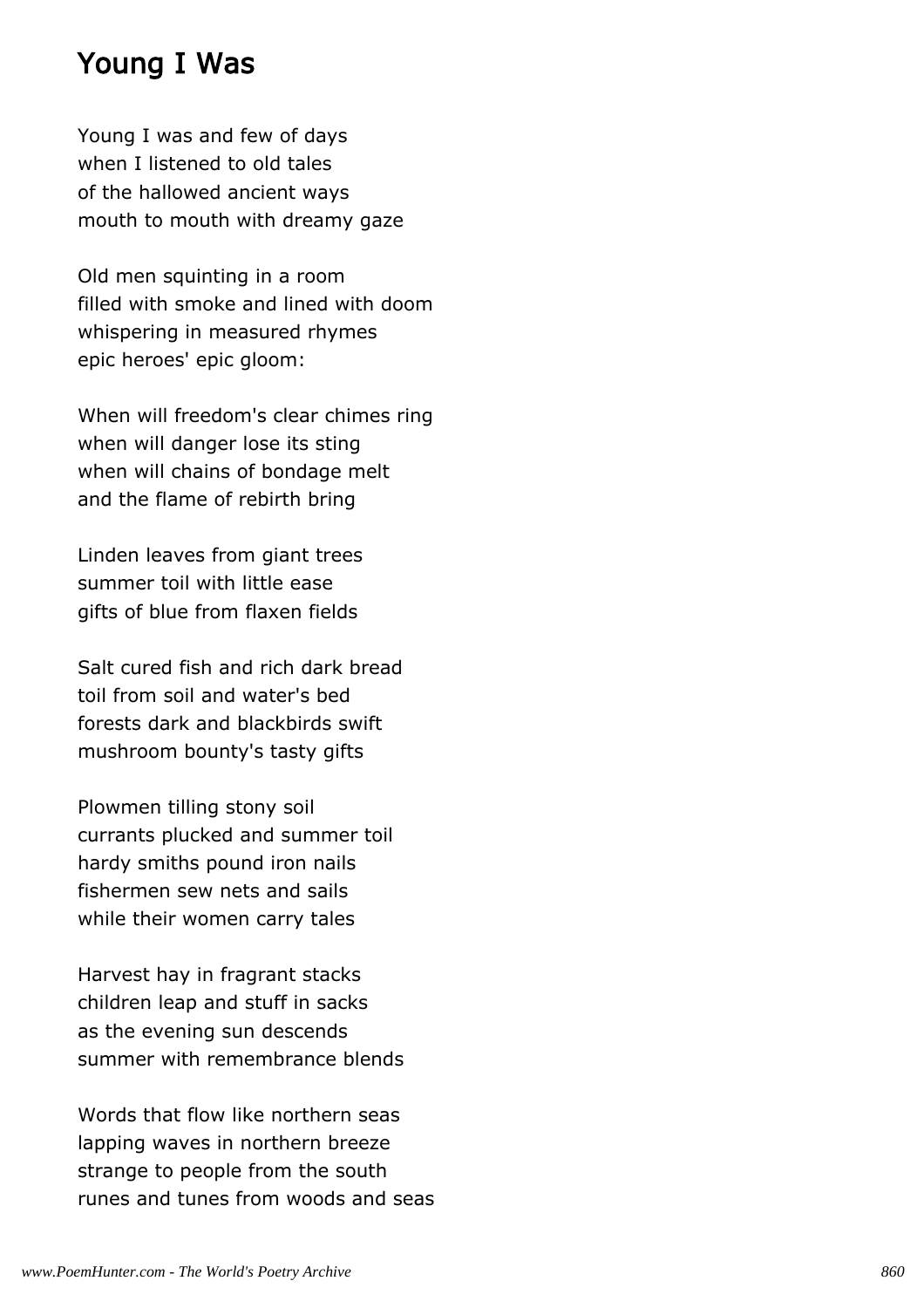# Young I Was

Young I was and few of days
when I listened to old tales
of the hallowed ancient ways
mouth to mouth with dreamy gaze

Old men squinting in a room
filled with smoke and lined with doom
whispering in measured rhymes
epic heroes' epic gloom:

When will freedom's clear chimes ring
when will danger lose its sting
when will chains of bondage melt
and the flame of rebirth bring

Linden leaves from giant trees
summer toil with little ease
gifts of blue from flaxen fields

Salt cured fish and rich dark bread
toil from soil and water's bed
forests dark and blackbirds swift
mushroom bounty's tasty gifts

Plowmen tilling stony soil
currants plucked and summer toil
hardy smiths pound iron nails
fishermen sew nets and sails
while their women carry tales

Harvest hay in fragrant stacks
children leap and stuff in sacks
as the evening sun descends
summer with remembrance blends

Words that flow like northern seas
lapping waves in northern breeze
strange to people from the south
runes and tunes from woods and seas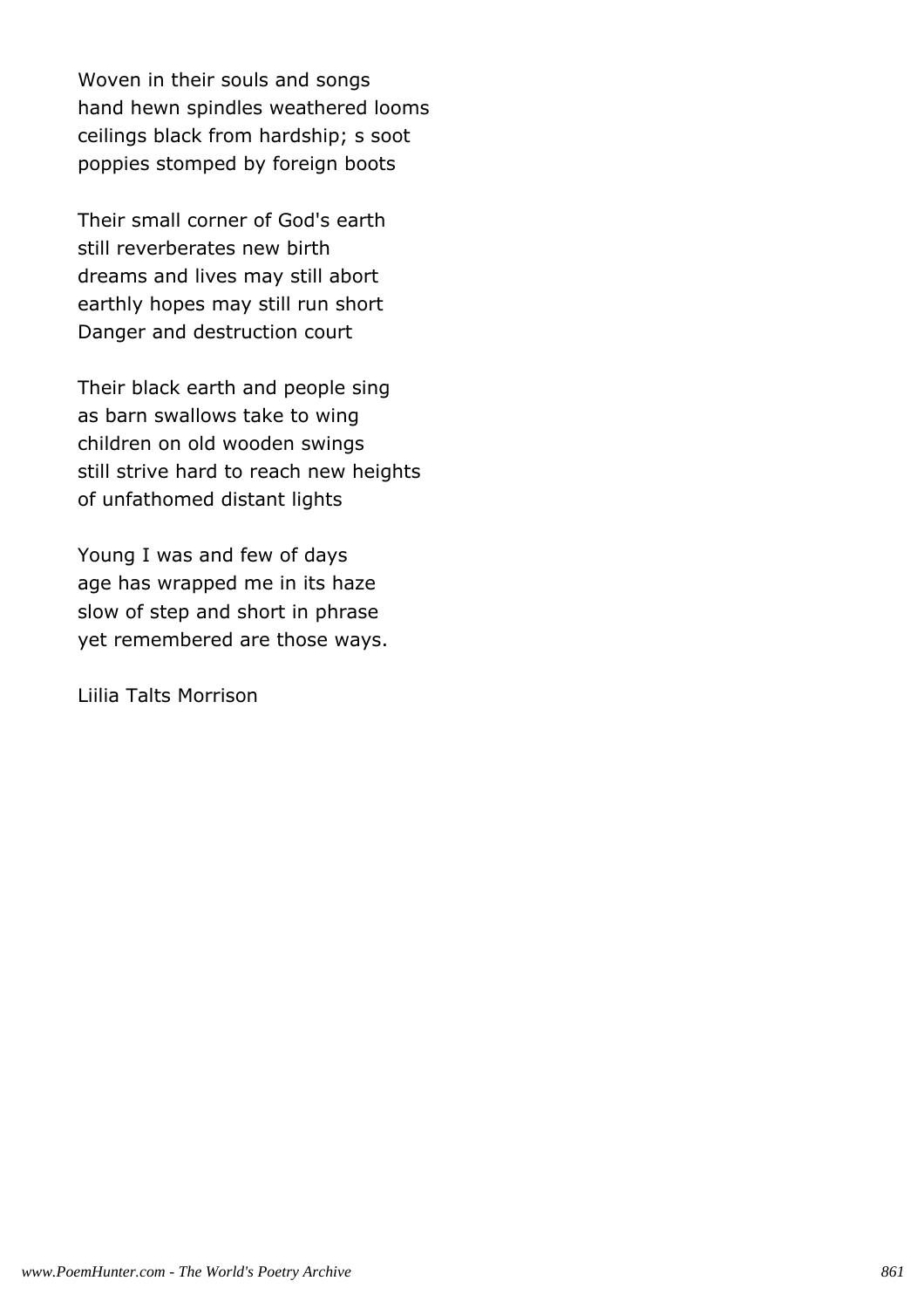Woven in their souls and songs
hand hewn spindles weathered looms
ceilings black from hardship; s soot
poppies stomped by foreign boots

Their small corner of God's earth
still reverberates new birth
dreams and lives may still abort
earthly hopes may still run short
Danger and destruction court

Their black earth and people sing
as barn swallows take to wing
children on old wooden swings
still strive hard to reach new heights
of unfathomed distant lights

Young I was and few of days
age has wrapped me in its haze
slow of step and short in phrase
yet remembered are those ways.

Liilia Talts Morrison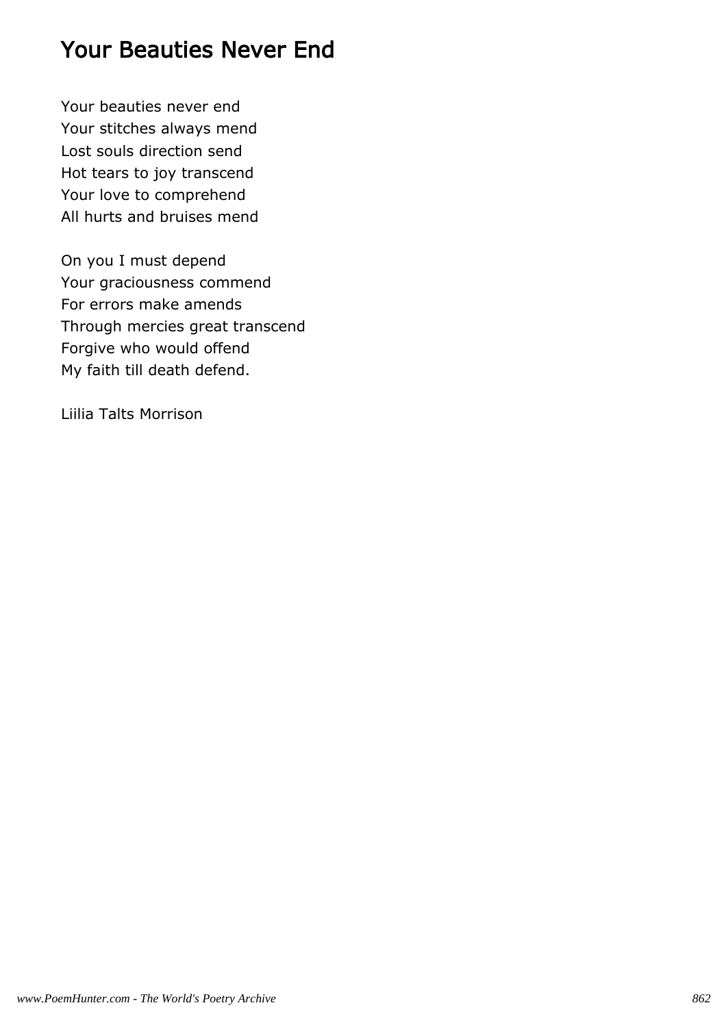# Your Beauties Never End

Your beauties never end  
Your stitches always mend  
Lost souls direction send  
Hot tears to joy transcend  
Your love to comprehend  
All hurts and bruises mend

On you I must depend  
Your graciousness commend  
For errors make amends  
Through mercies great transcend  
Forgive who would offend  
My faith till death defend.

Liilia Talts Morrison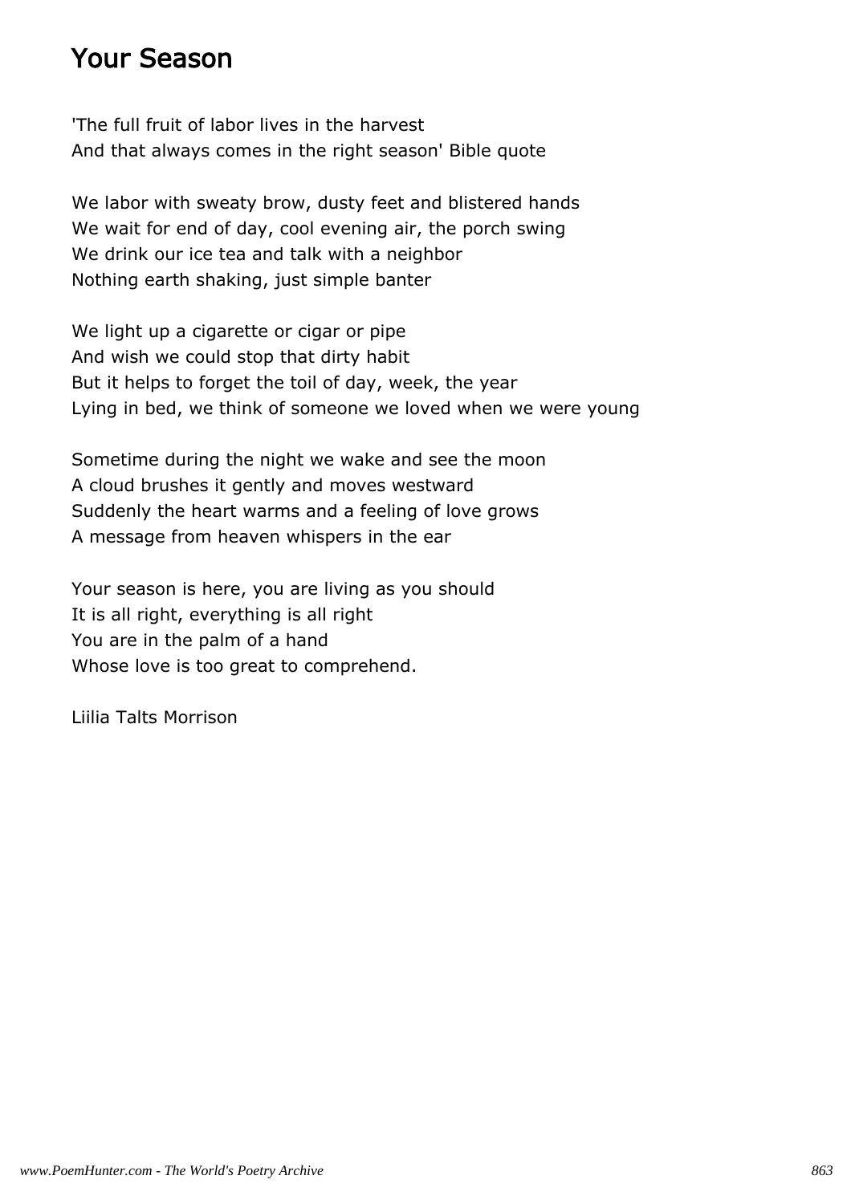# Your Season

'The full fruit of labor lives in the harvest  
And that always comes in the right season' Bible quote

We labor with sweaty brow, dusty feet and blistered hands  
We wait for end of day, cool evening air, the porch swing  
We drink our ice tea and talk with a neighbor  
Nothing earth shaking, just simple banter

We light up a cigarette or cigar or pipe  
And wish we could stop that dirty habit  
But it helps to forget the toil of day, week, the year  
Lying in bed, we think of someone we loved when we were young

Sometime during the night we wake and see the moon  
A cloud brushes it gently and moves westward  
Suddenly the heart warms and a feeling of love grows  
A message from heaven whispers in the ear

Your season is here, you are living as you should  
It is all right, everything is all right  
You are in the palm of a hand  
Whose love is too great to comprehend.

Liilia Talts Morrison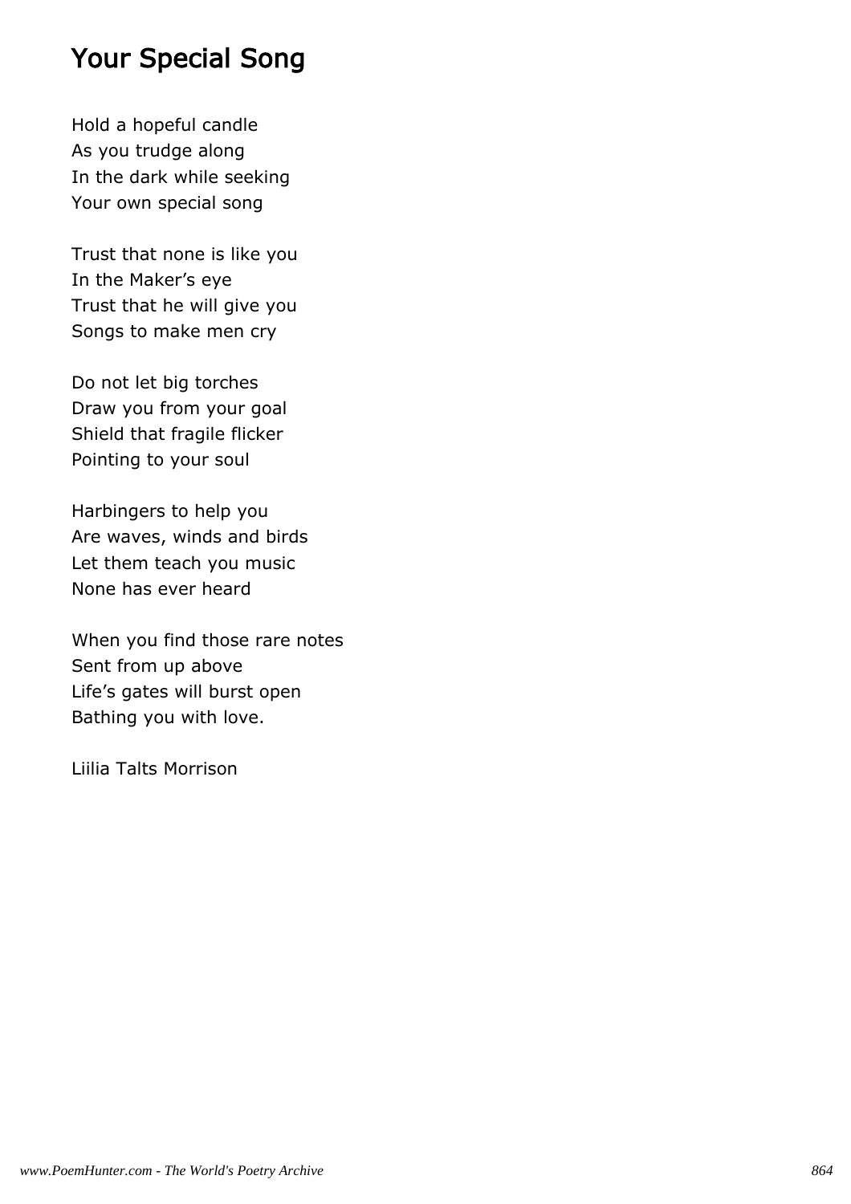# Your Special Song

Hold a hopeful candle
As you trudge along
In the dark while seeking
Your own special song

Trust that none is like you
In the Maker's eye
Trust that he will give you
Songs to make men cry

Do not let big torches
Draw you from your goal
Shield that fragile flicker
Pointing to your soul

Harbingers to help you
Are waves, winds and birds
Let them teach you music
None has ever heard

When you find those rare notes
Sent from up above
Life's gates will burst open
Bathing you with love.

Liilia Talts Morrison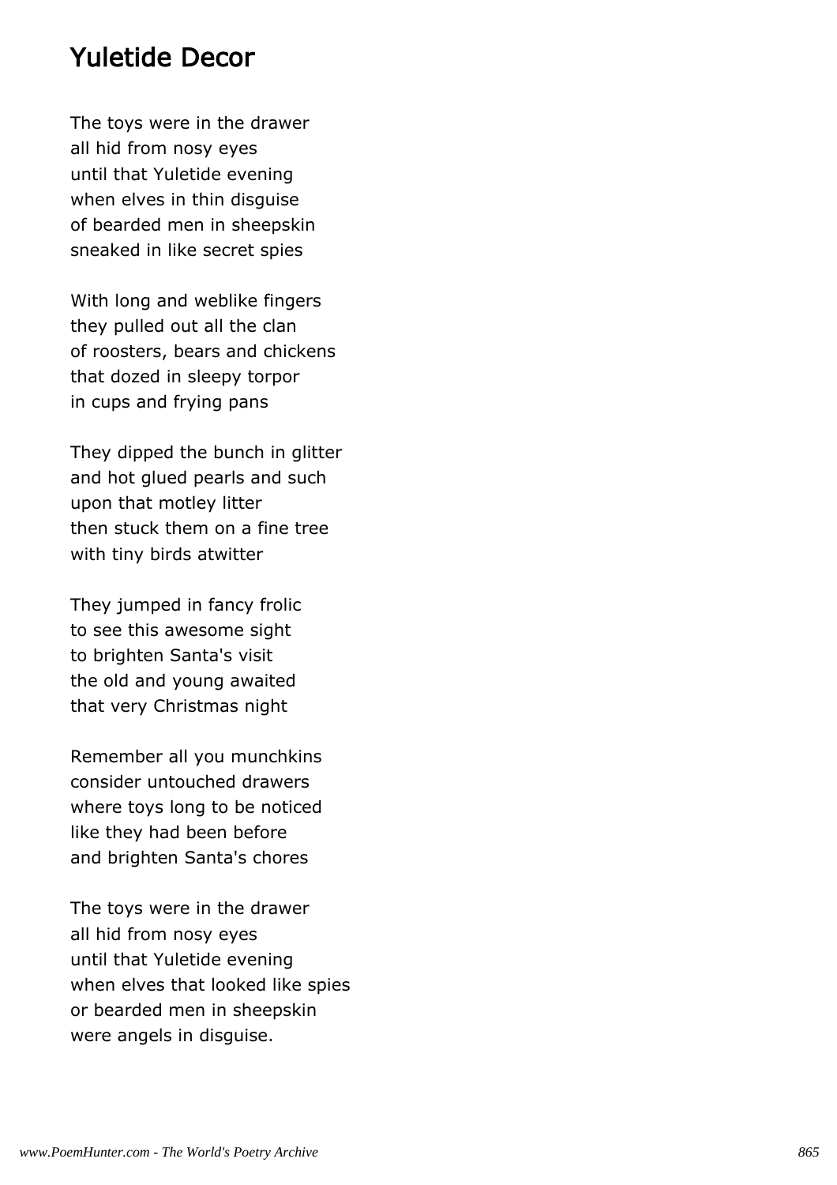## Yuletide Decor

The toys were in the drawer
all hid from nosy eyes
until that Yuletide evening
when elves in thin disguise
of bearded men in sheepskin
sneaked in like secret spies

With long and weblike fingers
they pulled out all the clan
of roosters, bears and chickens
that dozed in sleepy torpor
in cups and frying pans

They dipped the bunch in glitter
and hot glued pearls and such
upon that motley litter
then stuck them on a fine tree
with tiny birds atwitter

They jumped in fancy frolic
to see this awesome sight
to brighten Santa's visit
the old and young awaited
that very Christmas night

Remember all you munchkins
consider untouched drawers
where toys long to be noticed
like they had been before
and brighten Santa's chores

The toys were in the drawer
all hid from nosy eyes
until that Yuletide evening
when elves that looked like spies
or bearded men in sheepskin
were angels in disguise.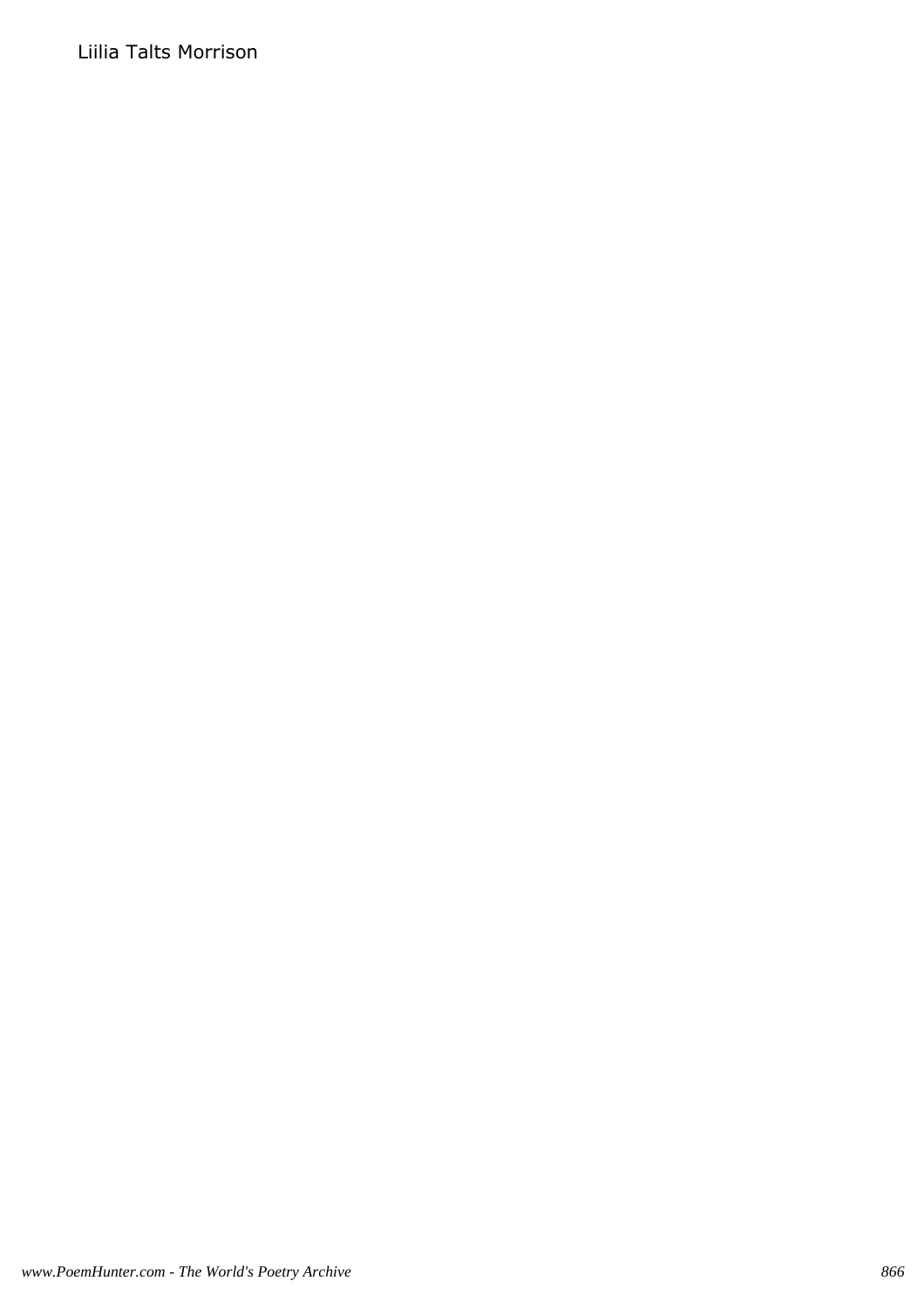Liilia Talts Morrison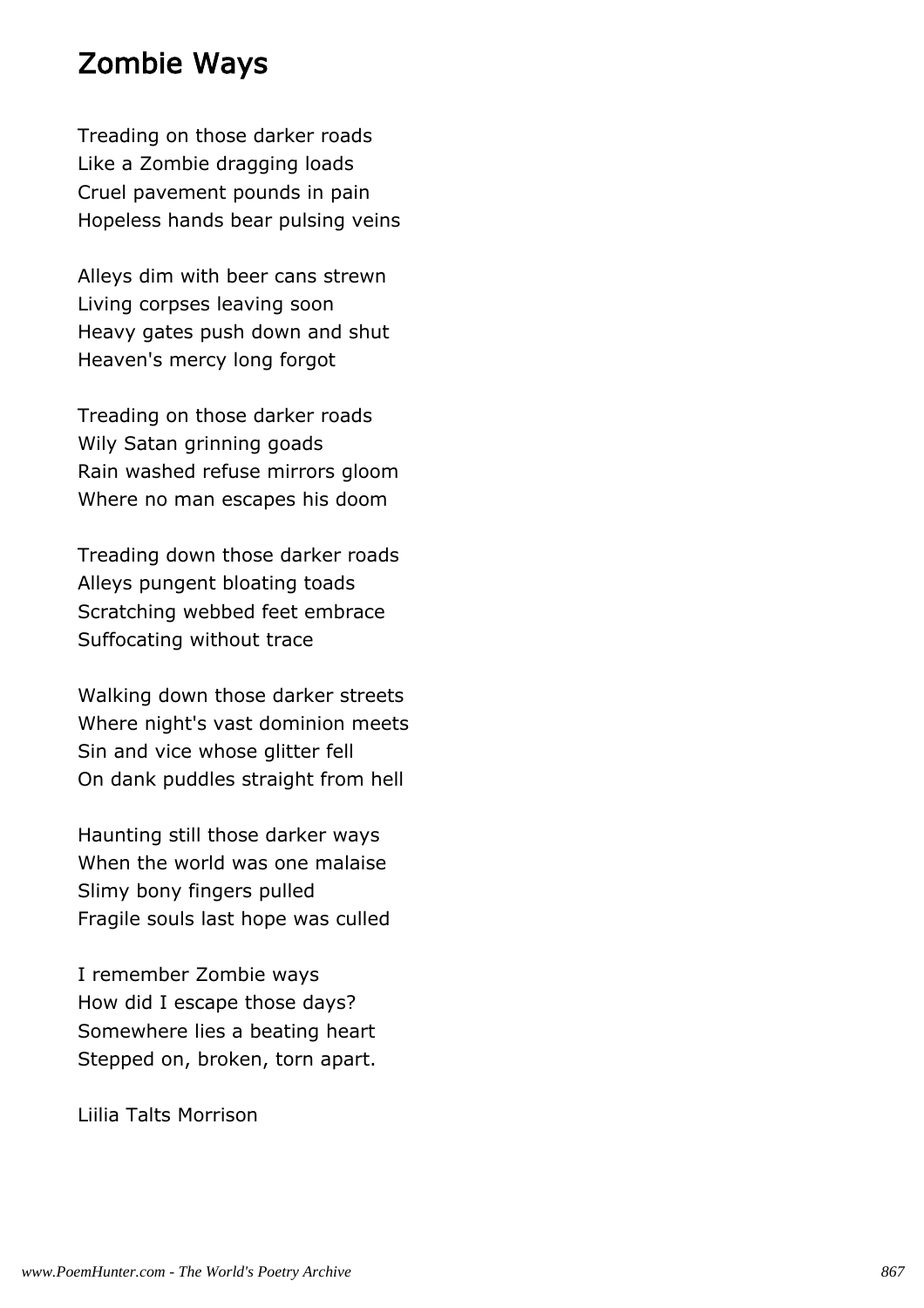# Zombie Ways

Treading on those darker roads
Like a Zombie dragging loads
Cruel pavement pounds in pain
Hopeless hands bear pulsing veins

Alleys dim with beer cans strewn
Living corpses leaving soon
Heavy gates push down and shut
Heaven's mercy long forgot

Treading on those darker roads
Wily Satan grinning goads
Rain washed refuse mirrors gloom
Where no man escapes his doom

Treading down those darker roads
Alleys pungent bloating toads
Scratching webbed feet embrace
Suffocating without trace

Walking down those darker streets
Where night's vast dominion meets
Sin and vice whose glitter fell
On dank puddles straight from hell

Haunting still those darker ways
When the world was one malaise
Slimy bony fingers pulled
Fragile souls last hope was culled

I remember Zombie ways
How did I escape those days?
Somewhere lies a beating heart
Stepped on, broken, torn apart.

Liilia Talts Morrison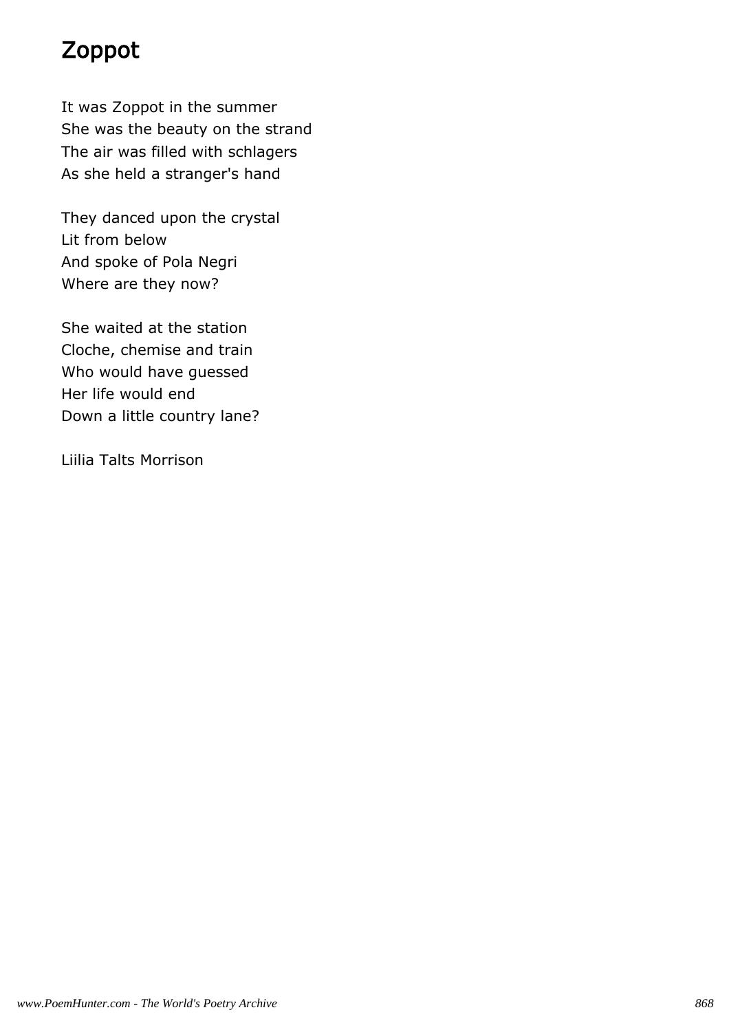# Zoppot

It was Zoppot in the summer
She was the beauty on the strand
The air was filled with schlagers
As she held a stranger's hand

They danced upon the crystal
Lit from below
And spoke of Pola Negri
Where are they now?

She waited at the station
Cloche, chemise and train
Who would have guessed
Her life would end
Down a little country lane?

Liilia Talts Morrison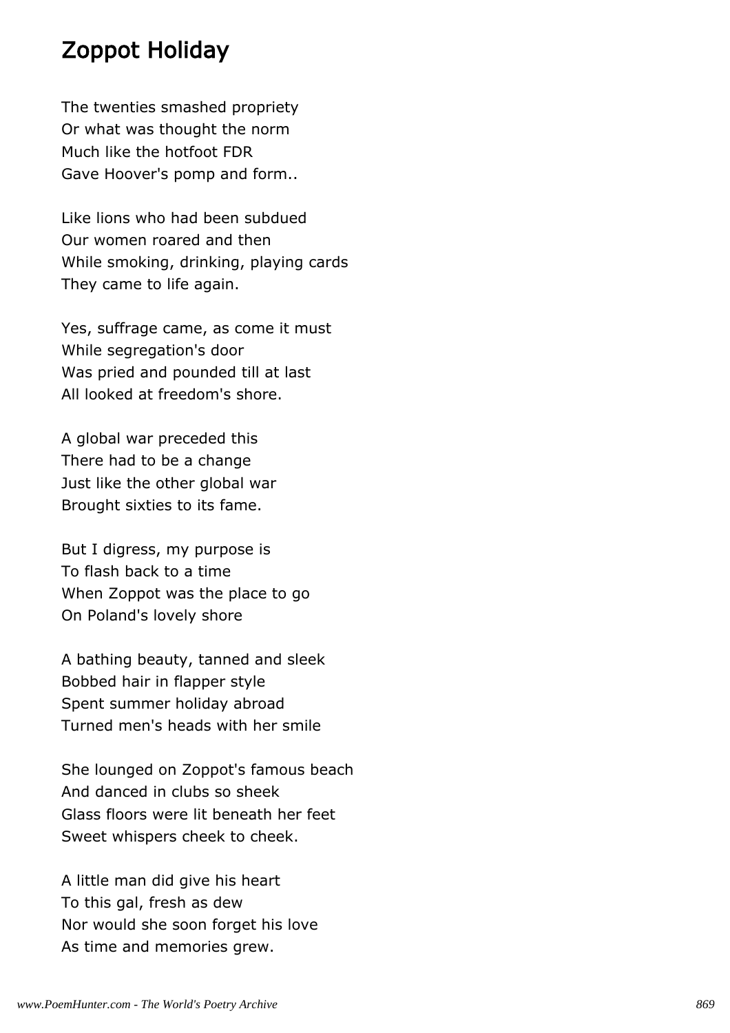# Zoppot Holiday

The twenties smashed propriety
Or what was thought the norm
Much like the hotfoot FDR
Gave Hoover's pomp and form..

Like lions who had been subdued
Our women roared and then
While smoking, drinking, playing cards
They came to life again.

Yes, suffrage came, as come it must
While segregation's door
Was pried and pounded till at last
All looked at freedom's shore.

A global war preceded this
There had to be a change
Just like the other global war
Brought sixties to its fame.

But I digress, my purpose is
To flash back to a time
When Zoppot was the place to go
On Poland's lovely shore

A bathing beauty, tanned and sleek
Bobbed hair in flapper style
Spent summer holiday abroad
Turned men's heads with her smile

She lounged on Zoppot's famous beach
And danced in clubs so sheek
Glass floors were lit beneath her feet
Sweet whispers cheek to cheek.

A little man did give his heart
To this gal, fresh as dew
Nor would she soon forget his love
As time and memories grew.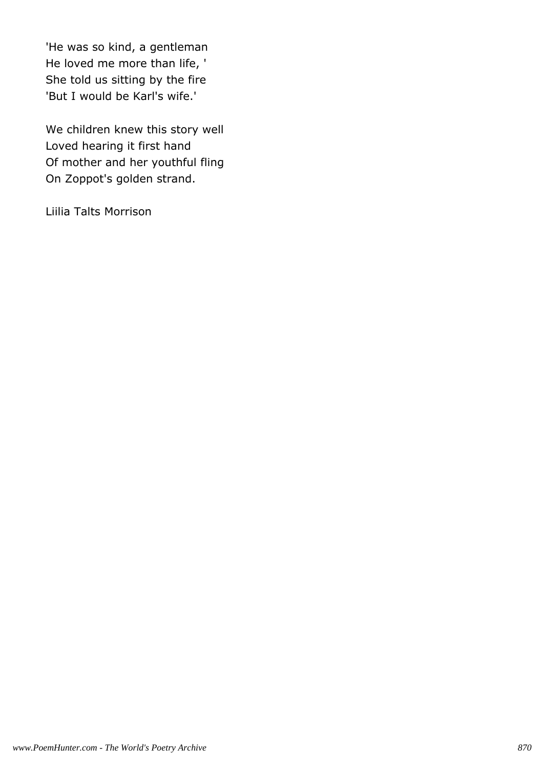'He was so kind, a gentleman
He loved me more than life, '
She told us sitting by the fire
'But I would be Karl's wife.'

We children knew this story well
Loved hearing it first hand
Of mother and her youthful fling
On Zoppot's golden strand.

Liilia Talts Morrison